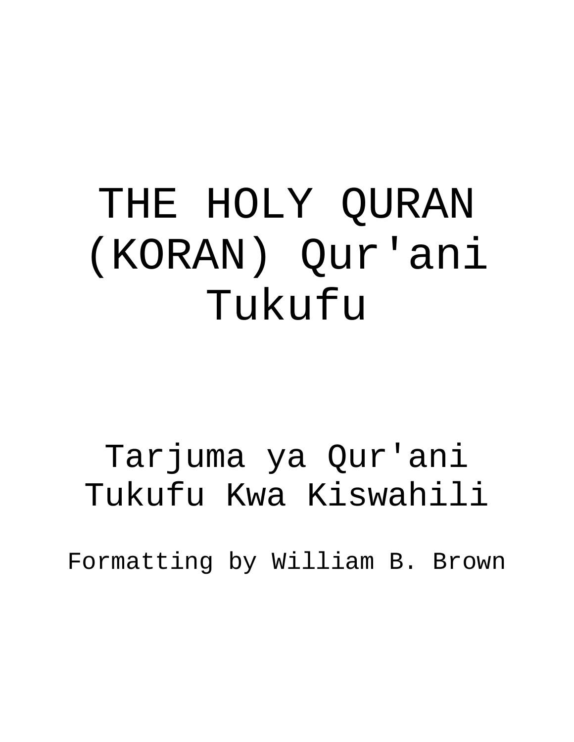# THE HOLY QURAN (KORAN) Qur'ani Tukufu

## Tarjuma ya Qur'ani Tukufu Kwa Kiswahili

Formatting by William B. Brown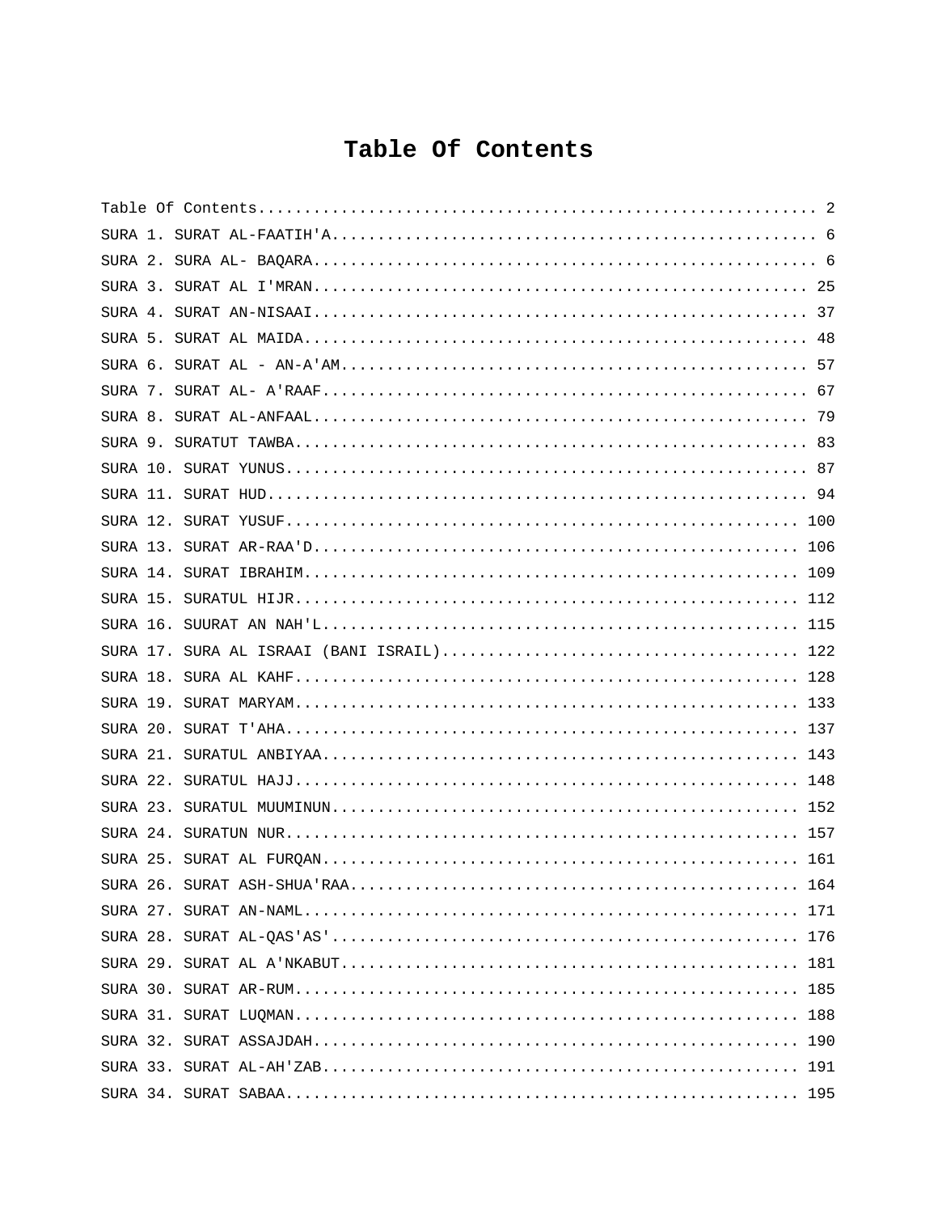# Table Of Contents

Table Of Contents........................................................................ 2
SURA 1. SURAT AL-FAATIH'A................................................................ 6
SURA 2. SURA AL- BAQARA.................................................................. 6
SURA 3. SURAT AL I'MRAN................................................................. 25
SURA 4. SURAT AN-NISAAI................................................................. 37
SURA 5. SURAT AL MAIDA.................................................................. 48
SURA 6. SURAT AL - AN-A'AM.............................................................. 57
SURA 7. SURAT AL- A'RAAF................................................................ 67
SURA 8. SURAT AL-ANFAAL................................................................. 79
SURA 9. SURATUT TAWBA................................................................... 83
SURA 10. SURAT YUNUS.................................................................... 87
SURA 11. SURAT HUD...................................................................... 94
SURA 12. SURAT YUSUF................................................................... 100
SURA 13. SURAT AR-RAA'D................................................................ 106
SURA 14. SURAT IBRAHIM................................................................. 109
SURA 15. SURATUL HIJR.................................................................. 112
SURA 16. SUURAT AN NAH'L............................................................... 115
SURA 17. SURA AL ISRAAI (BANI ISRAIL).................................................. 122
SURA 18. SURA AL KAHF.................................................................. 128
SURA 19. SURAT MARYAM.................................................................. 133
SURA 20. SURAT T'AHA................................................................... 137
SURA 21. SURATUL ANBIYAA................................................................ 143
SURA 22. SURATUL HAJJ.................................................................. 148
SURA 23. SURATUL MUUMINUN.............................................................. 152
SURA 24. SURATUN NUR................................................................... 157
SURA 25. SURAT AL FURQAN................................................................ 161
SURA 26. SURAT ASH-SHUA'RAA............................................................. 164
SURA 27. SURAT AN-NAML.................................................................. 171
SURA 28. SURAT AL-QAS'AS'............................................................... 176
SURA 29. SURAT AL A'NKABUT.............................................................. 181
SURA 30. SURAT AR-RUM................................................................... 185
SURA 31. SURAT LUQMAN................................................................... 188
SURA 32. SURAT ASSAJDAH................................................................. 190
SURA 33. SURAT AL-AH'ZAB................................................................ 191
SURA 34. SURAT SABAA.................................................................... 195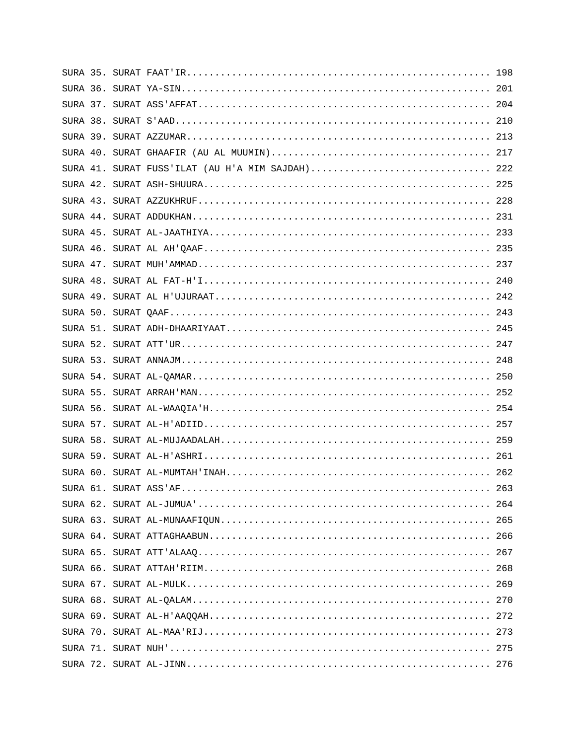SURA 35. SURAT FAAT'IR.................................................... 198
SURA 36. SURAT YA-SIN...................................................... 201
SURA 37. SURAT ASS'AFFAT................................................... 204
SURA 38. SURAT S'AAD....................................................... 210
SURA 39. SURAT AZZUMAR..................................................... 213
SURA 40. SURAT GHAAFIR (AU AL MUUMIN)...................................... 217
SURA 41. SURAT FUSS'ILAT (AU H'A MIM SAJDAH)............................... 222
SURA 42. SURAT ASH-SHUURA................................................... 225
SURA 43. SURAT AZZUKHRUF.................................................... 228
SURA 44. SURAT ADDUKHAN..................................................... 231
SURA 45. SURAT AL-JAATHIYA.................................................. 233
SURA 46. SURAT AL AH'QAAF................................................... 235
SURA 47. SURAT MUH'AMMAD.................................................... 237
SURA 48. SURAT AL FAT-H'I................................................... 240
SURA 49. SURAT AL H'UJURAAT................................................. 242
SURA 50. SURAT QAAF........................................................ 243
SURA 51. SURAT ADH-DHAARIYAAT............................................... 245
SURA 52. SURAT ATT'UR...................................................... 247
SURA 53. SURAT ANNAJM...................................................... 248
SURA 54. SURAT AL-QAMAR.................................................... 250
SURA 55. SURAT ARRAH'MAN.................................................... 252
SURA 56. SURAT AL-WAAQIA'H.................................................. 254
SURA 57. SURAT AL-H'ADIID................................................... 257
SURA 58. SURAT AL-MUJAADALAH................................................ 259
SURA 59. SURAT AL-H'ASHRI................................................... 261
SURA 60. SURAT AL-MUMTAH'INAH................................................ 262
SURA 61. SURAT ASS'AF....................................................... 263
SURA 62. SURAT AL-JUMUA'..................................................... 264
SURA 63. SURAT AL-MUNAAFIQUN................................................. 265
SURA 64. SURAT ATTAGHAABUN................................................... 266
SURA 65. SURAT ATT'ALAAQ..................................................... 267
SURA 66. SURAT ATTAH'RIIM.................................................... 268
SURA 67. SURAT AL-MULK...................................................... 269
SURA 68. SURAT AL-QALAM..................................................... 270
SURA 69. SURAT AL-H'AAQQAH................................................... 272
SURA 70. SURAT AL-MAA'RIJ.................................................... 273
SURA 71. SURAT NUH'......................................................... 275
SURA 72. SURAT AL-JINN...................................................... 276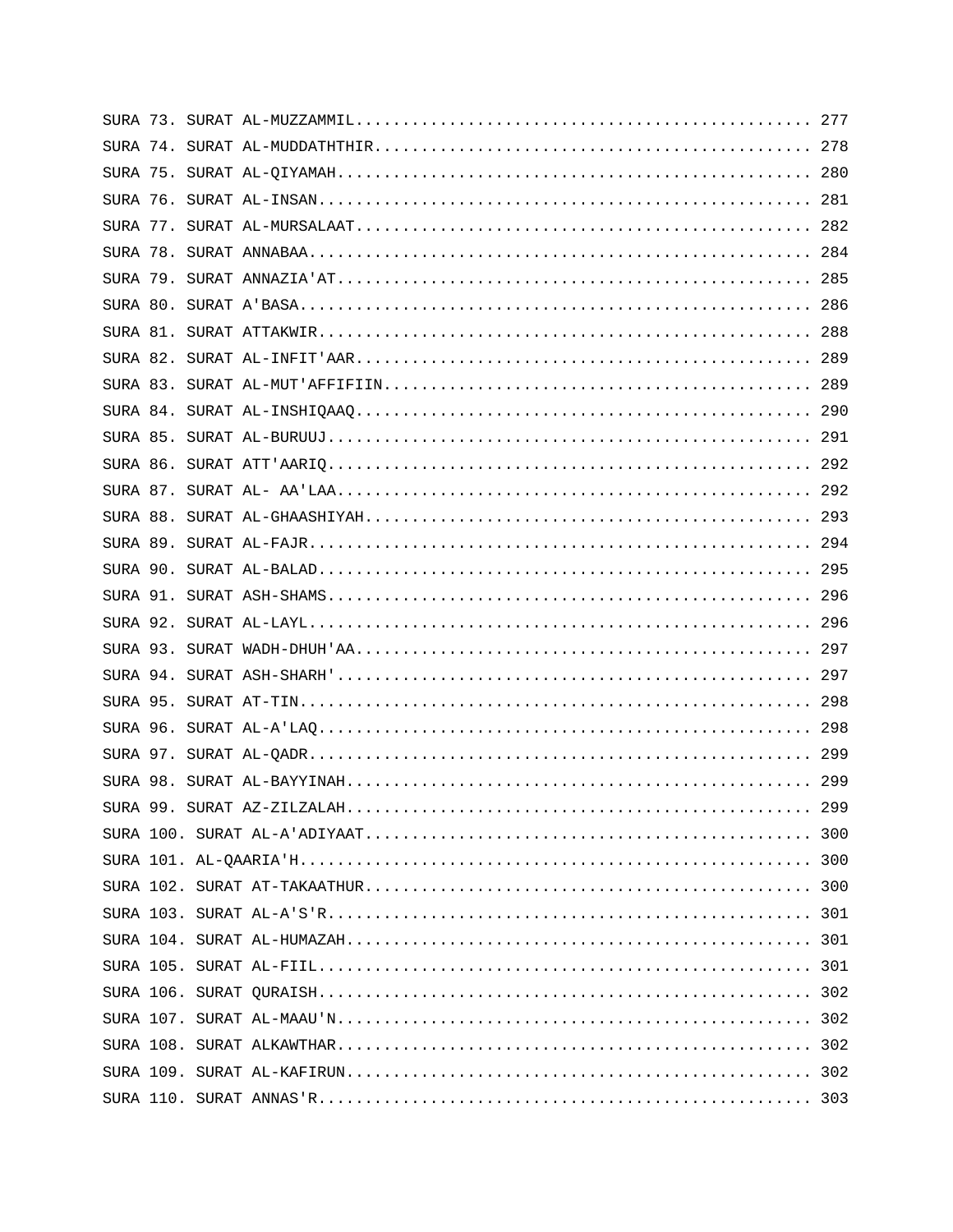SURA 73. SURAT AL-MUZZAMMIL................................................ 277
SURA 74. SURAT AL-MUDDATHTHIR.............................................. 278
SURA 75. SURAT AL-QIYAMAH.................................................. 280
SURA 76. SURAT AL-INSAN.................................................... 281
SURA 77. SURAT AL-MURSALAAT................................................ 282
SURA 78. SURAT ANNABAA..................................................... 284
SURA 79. SURAT ANNAZIA'AT.................................................. 285
SURA 80. SURAT A'BASA...................................................... 286
SURA 81. SURAT ATTAKWIR.................................................... 288
SURA 82. SURAT AL-INFIT'AAR................................................ 289
SURA 83. SURAT AL-MUT'AFFIFIIN............................................. 289
SURA 84. SURAT AL-INSHIQAAQ................................................ 290
SURA 85. SURAT AL-BURUUJ................................................... 291
SURA 86. SURAT ATT'AARIQ................................................... 292
SURA 87. SURAT AL- AA'LAA.................................................. 292
SURA 88. SURAT AL-GHAASHIYAH............................................... 293
SURA 89. SURAT AL-FAJR..................................................... 294
SURA 90. SURAT AL-BALAD.................................................... 295
SURA 91. SURAT ASH-SHAMS................................................... 296
SURA 92. SURAT AL-LAYL..................................................... 296
SURA 93. SURAT WADH-DHUH'AA................................................ 297
SURA 94. SURAT ASH-SHARH'................................................... 297
SURA 95. SURAT AT-TIN...................................................... 298
SURA 96. SURAT AL-A'LAQ.................................................... 298
SURA 97. SURAT AL-QADR..................................................... 299
SURA 98. SURAT AL-BAYYINAH................................................. 299
SURA 99. SURAT AZ-ZILZALAH................................................. 299
SURA 100. SURAT AL-A'ADIYAAT............................................... 300
SURA 101. AL-QAARIA'H....................................................... 300
SURA 102. SURAT AT-TAKAATHUR............................................... 300
SURA 103. SURAT AL-A'S'R................................................... 301
SURA 104. SURAT AL-HUMAZAH................................................. 301
SURA 105. SURAT AL-FIIL.................................................... 301
SURA 106. SURAT QURAISH.................................................... 302
SURA 107. SURAT AL-MAAU'N.................................................. 302
SURA 108. SURAT ALKAWTHAR.................................................. 302
SURA 109. SURAT AL-KAFIRUN................................................. 302
SURA 110. SURAT ANNAS'R..................................................... 303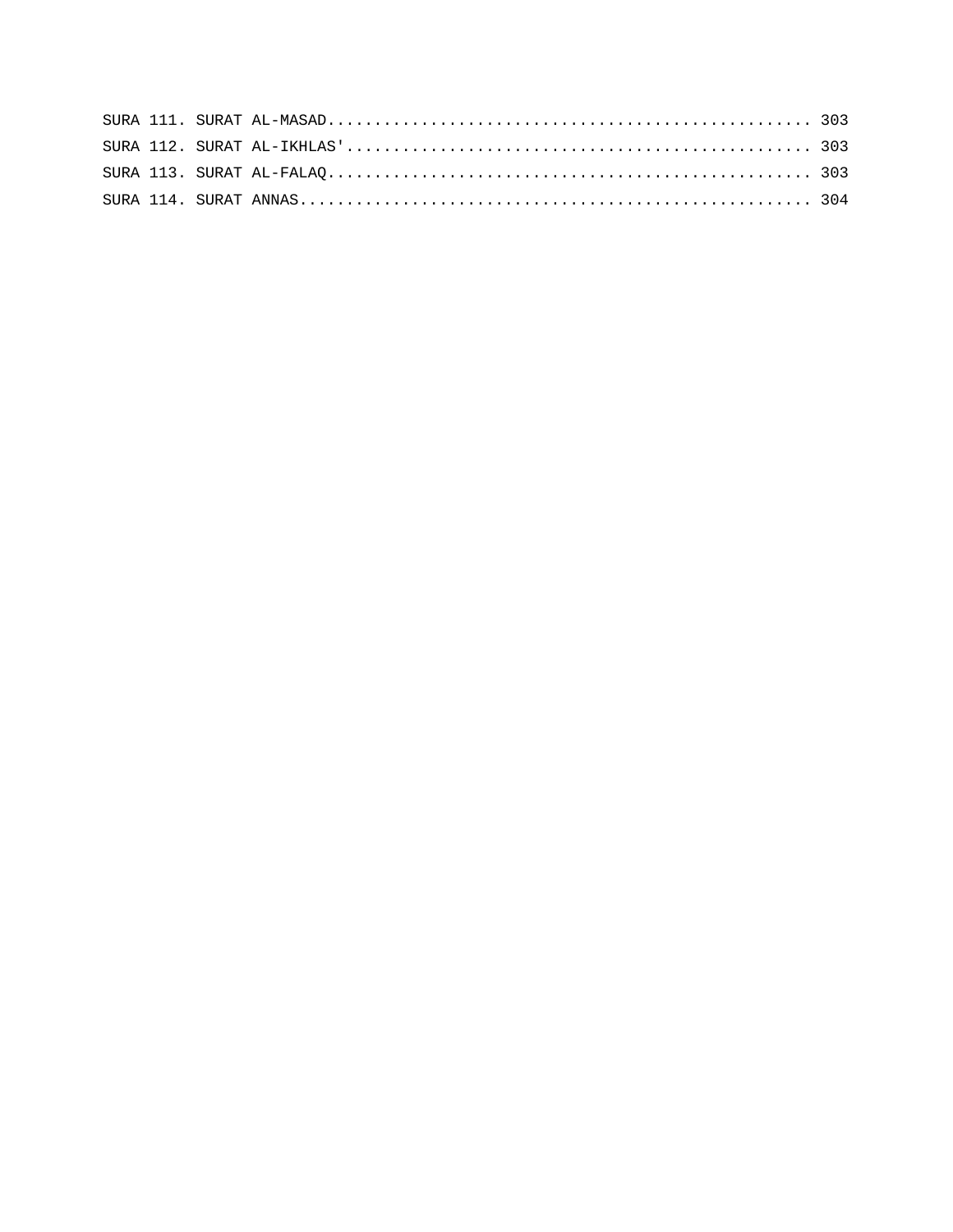SURA 111. SURAT AL-MASAD.................................................. 303
SURA 112. SURAT AL-IKHLAS'................................................ 303
SURA 113. SURAT AL-FALAQ.................................................. 303
SURA 114. SURAT ANNAS..................................................... 304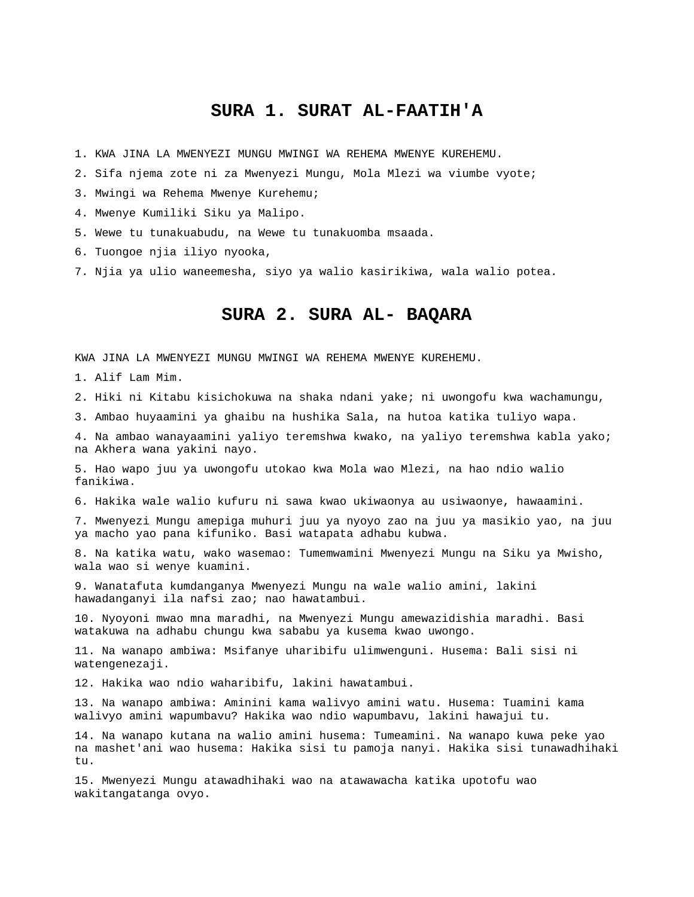## SURA 1. SURAT AL-FAATIH'A

1. KWA JINA LA MWENYEZI MUNGU MWINGI WA REHEMA MWENYE KUREHEMU.
2. Sifa njema zote ni za Mwenyezi Mungu, Mola Mlezi wa viumbe vyote;
3. Mwingi wa Rehema Mwenye Kurehemu;
4. Mwenye Kumiliki Siku ya Malipo.
5. Wewe tu tunakuabudu, na Wewe tu tunakuomba msaada.
6. Tuongoe njia iliyo nyooka,
7. Njia ya ulio waneemesha, siyo ya walio kasirikiwa, wala walio potea.

## SURA 2. SURA AL- BAQARA

KWA JINA LA MWENYEZI MUNGU MWINGI WA REHEMA MWENYE KUREHEMU.

1. Alif Lam Mim.
2. Hiki ni Kitabu kisichokuwa na shaka ndani yake; ni uwongofu kwa wachamungu,
3. Ambao huyaamini ya ghaibu na hushika Sala, na hutoa katika tuliyo wapa.
4. Na ambao wanayaamini yaliyo teremshwa kwako, na yaliyo teremshwa kabla yako; na Akhera wana yakini nayo.
5. Hao wapo juu ya uwongofu utokao kwa Mola wao Mlezi, na hao ndio walio fanikiwa.
6. Hakika wale walio kufuru ni sawa kwao ukiwaonya au usiwaonye, hawaamini.
7. Mwenyezi Mungu amepiga muhuri juu ya nyoyo zao na juu ya masikio yao, na juu ya macho yao pana kifuniko. Basi watapata adhabu kubwa.
8. Na katika watu, wako wasemao: Tumemwamini Mwenyezi Mungu na Siku ya Mwisho, wala wao si wenye kuamini.
9. Wanatafuta kumdanganya Mwenyezi Mungu na wale walio amini, lakini hawadanganyi ila nafsi zao; nao hawatambui.
10. Nyoyoni mwao mna maradhi, na Mwenyezi Mungu amewazidishia maradhi. Basi watakuwa na adhabu chungu kwa sababu ya kusema kwao uwongo.
11. Na wanapo ambiwa: Msifanye uharibifu ulimwenguni. Husema: Bali sisi ni watengenezaji.
12. Hakika wao ndio waharibifu, lakini hawatambui.
13. Na wanapo ambiwa: Aminini kama walivyo amini watu. Husema: Tuamini kama walivyo amini wapumbavu? Hakika wao ndio wapumbavu, lakini hawajui tu.
14. Na wanapo kutana na walio amini husema: Tumeamini. Na wanapo kuwa peke yao na mashet'ani wao husema: Hakika sisi tu pamoja nanyi. Hakika sisi tunawadhihaki tu.
15. Mwenyezi Mungu atawadhihaki wao na atawawacha katika upotofu wao wakitangatanga ovyo.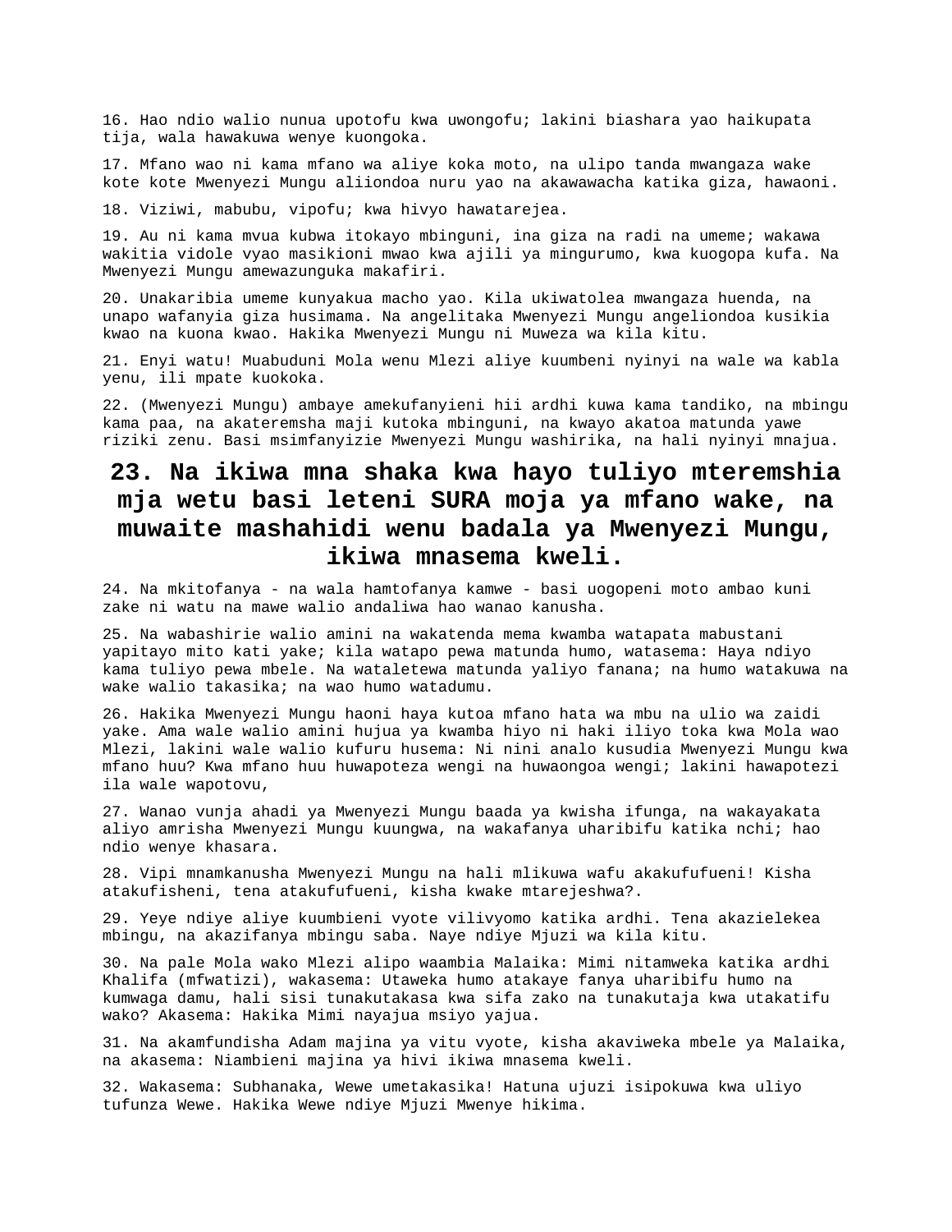16. Hao ndio walio nunua upotofu kwa uwongofu; lakini biashara yao haikupata tija, wala hawakuwa wenye kuongoka.

17. Mfano wao ni kama mfano wa aliye koka moto, na ulipo tanda mwangaza wake kote kote Mwenyezi Mungu aliiondoa nuru yao na akawawacha katika giza, hawaoni.

18. Viziwi, mabubu, vipofu; kwa hivyo hawatarejea.

19. Au ni kama mvua kubwa itokayo mbinguni, ina giza na radi na umeme; wakawa wakitia vidole vyao masikioni mwao kwa ajili ya mingurumo, kwa kuogopa kufa. Na Mwenyezi Mungu amewazunguka makafiri.

20. Unakaribia umeme kunyakua macho yao. Kila ukiwatolea mwangaza huenda, na unapo wafanyia giza husimama. Na angelitaka Mwenyezi Mungu angeliondoa kusikia kwao na kuona kwao. Hakika Mwenyezi Mungu ni Muweza wa kila kitu.

21. Enyi watu! Muabuduni Mola wenu Mlezi aliye kuumbeni nyinyi na wale wa kabla yenu, ili mpate kuokoka.

22. (Mwenyezi Mungu) ambaye amekufanyieni hii ardhi kuwa kama tandiko, na mbingu kama paa, na akateremsha maji kutoka mbinguni, na kwayo akatoa matunda yawe riziki zenu. Basi msimfanyizie Mwenyezi Mungu washirika, na hali nyinyi mnajua.

## 23. Na ikiwa mna shaka kwa hayo tuliyo mteremshia mja wetu basi leteni SURA moja ya mfano wake, na muwaite mashahidi wenu badala ya Mwenyezi Mungu, ikiwa mnasema kweli.

24. Na mkitofanya - na wala hamtofanya kamwe - basi uogopeni moto ambao kuni zake ni watu na mawe walio andaliwa hao wanao kanusha.

25. Na wabashirie walio amini na wakatenda mema kwamba watapata mabustani yapitayo mito kati yake; kila watapo pewa matunda humo, watasema: Haya ndiyo kama tuliyo pewa mbele. Na wataletewa matunda yaliyo fanana; na humo watakuwa na wake walio takasika; na wao humo watadumu.

26. Hakika Mwenyezi Mungu haoni haya kutoa mfano hata wa mbu na ulio wa zaidi yake. Ama wale walio amini hujua ya kwamba hiyo ni haki iliyo toka kwa Mola wao Mlezi, lakini wale walio kufuru husema: Ni nini analo kusudia Mwenyezi Mungu kwa mfano huu? Kwa mfano huu huwapoteza wengi na huwaongoa wengi; lakini hawapotezi ila wale wapotovu,

27. Wanao vunja ahadi ya Mwenyezi Mungu baada ya kwisha ifunga, na wakayakata aliyo amrisha Mwenyezi Mungu kuungwa, na wakafanya uharibifu katika nchi; hao ndio wenye khasara.

28. Vipi mnamkanusha Mwenyezi Mungu na hali mlikuwa wafu akakufufueni! Kisha atakufisheni, tena atakufufueni, kisha kwake mtarejeshwa?.

29. Yeye ndiye aliye kuumbieni vyote vilivyomo katika ardhi. Tena akazielekea mbingu, na akazifanya mbingu saba. Naye ndiye Mjuzi wa kila kitu.

30. Na pale Mola wako Mlezi alipo waambia Malaika: Mimi nitamweka katika ardhi Khalifa (mfwatizi), wakasema: Utaweka humo atakaye fanya uharibifu humo na kumwaga damu, hali sisi tunakutakasa kwa sifa zako na tunakutaja kwa utakatifu wako? Akasema: Hakika Mimi nayajua msiyo yajua.

31. Na akamfundisha Adam majina ya vitu vyote, kisha akaviweka mbele ya Malaika, na akasema: Niambieni majina ya hivi ikiwa mnasema kweli.

32. Wakasema: Subhanaka, Wewe umetakasika! Hatuna ujuzi isipokuwa kwa uliyo tufunza Wewe. Hakika Wewe ndiye Mjuzi Mwenye hikima.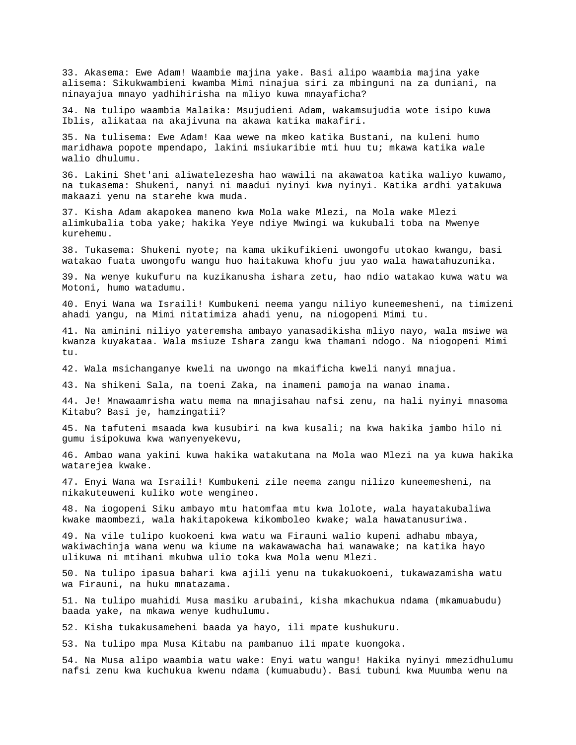33. Akasema: Ewe Adam! Waambie majina yake. Basi alipo waambia majina yake alisema: Sikukwambieni kwamba Mimi ninajua siri za mbinguni na za duniani, na ninayajua mnayo yadhihirisha na mliyo kuwa mnayaficha?

34. Na tulipo waambia Malaika: Msujudieni Adam, wakamsujudia wote isipo kuwa Iblis, alikataa na akajivuna na akawa katika makafiri.

35. Na tulisema: Ewe Adam! Kaa wewe na mkeo katika Bustani, na kuleni humo maridhawa popote mpendapo, lakini msiukaribie mti huu tu; mkawa katika wale walio dhulumu.

36. Lakini Shet'ani aliwatelezesha hao wawili na akawatoa katika waliyo kuwamo, na tukasema: Shukeni, nanyi ni maadui nyinyi kwa nyinyi. Katika ardhi yatakuwa makaazi yenu na starehe kwa muda.

37. Kisha Adam akapokea maneno kwa Mola wake Mlezi, na Mola wake Mlezi alimkubalia toba yake; hakika Yeye ndiye Mwingi wa kukubali toba na Mwenye kurehemu.

38. Tukasema: Shukeni nyote; na kama ukikufikieni uwongofu utokao kwangu, basi watakao fuata uwongofu wangu huo haitakuwa khofu juu yao wala hawatahuzunika.

39. Na wenye kukufuru na kuzikanusha ishara zetu, hao ndio watakao kuwa watu wa Motoni, humo watadumu.

40. Enyi Wana wa Israili! Kumbukeni neema yangu niliyo kuneemesheni, na timizeni ahadi yangu, na Mimi nitatimiza ahadi yenu, na niogopeni Mimi tu.

41. Na aminini niliyo yateremsha ambayo yanasadikisha mliyo nayo, wala msiwe wa kwanza kuyakataa. Wala msiuze Ishara zangu kwa thamani ndogo. Na niogopeni Mimi tu.

42. Wala msichanganye kweli na uwongo na mkaificha kweli nanyi mnajua.

43. Na shikeni Sala, na toeni Zaka, na inameni pamoja na wanao inama.

44. Je! Mnawaamrisha watu mema na mnajisahau nafsi zenu, na hali nyinyi mnasoma Kitabu? Basi je, hamzingatii?

45. Na tafuteni msaada kwa kusubiri na kwa kusali; na kwa hakika jambo hilo ni gumu isipokuwa kwa wanyenyekevu,

46. Ambao wana yakini kuwa hakika watakutana na Mola wao Mlezi na ya kuwa hakika watarejea kwake.

47. Enyi Wana wa Israili! Kumbukeni zile neema zangu nilizo kuneemesheni, na nikakuteuweni kuliko wote wengineo.

48. Na iogopeni Siku ambayo mtu hatomfaa mtu kwa lolote, wala hayatakubaliwa kwake maombezi, wala hakitapokewa kikomboleo kwake; wala hawatanusuriwa.

49. Na vile tulipo kuokoeni kwa watu wa Firauni walio kupeni adhabu mbaya, wakiwachinja wana wenu wa kiume na wakawawacha hai wanawake; na katika hayo ulikuwa ni mtihani mkubwa ulio toka kwa Mola wenu Mlezi.

50. Na tulipo ipasua bahari kwa ajili yenu na tukakuokoeni, tukawazamisha watu wa Firauni, na huku mnatazama.

51. Na tulipo muahidi Musa masiku arubaini, kisha mkachukua ndama (mkamuabudu) baada yake, na mkawa wenye kudhulumu.

52. Kisha tukakusameheni baada ya hayo, ili mpate kushukuru.

53. Na tulipo mpa Musa Kitabu na pambanuo ili mpate kuongoka.

54. Na Musa alipo waambia watu wake: Enyi watu wangu! Hakika nyinyi mmezidhulumu nafsi zenu kwa kuchukua kwenu ndama (kumuabudu). Basi tubuni kwa Muumba wenu na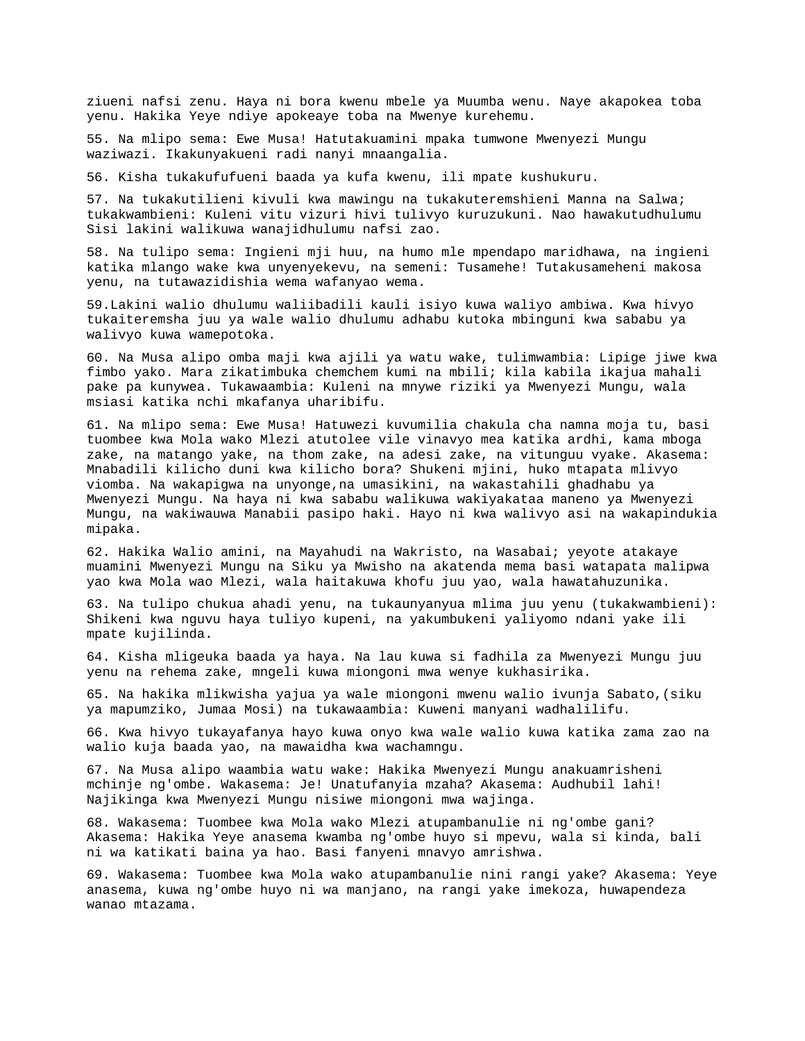ziueni nafsi zenu. Haya ni bora kwenu mbele ya Muumba wenu. Naye akapokea toba yenu. Hakika Yeye ndiye apokeaye toba na Mwenye kurehemu.

55. Na mlipo sema: Ewe Musa! Hatutakuamini mpaka tumwone Mwenyezi Mungu waziwazi. Ikakunyakueni radi nanyi mnaangalia.

56. Kisha tukakufufueni baada ya kufa kwenu, ili mpate kushukuru.

57. Na tukakutilieni kivuli kwa mawingu na tukakuteremshieni Manna na Salwa; tukakwambieni: Kuleni vitu vizuri hivi tulivyo kuruzukuni. Nao hawakutudhulumu Sisi lakini walikuwa wanajidhulumu nafsi zao.

58. Na tulipo sema: Ingieni mji huu, na humo mle mpendapo maridhawa, na ingieni katika mlango wake kwa unyenyekevu, na semeni: Tusamehe! Tutakusameheni makosa yenu, na tutawazidishia wema wafanyao wema.

59.Lakini walio dhulumu waliibadili kauli isiyo kuwa waliyo ambiwa. Kwa hivyo tukaiteremsha juu ya wale walio dhulumu adhabu kutoka mbinguni kwa sababu ya walivyo kuwa wamepotoka.

60. Na Musa alipo omba maji kwa ajili ya watu wake, tulimwambia: Lipige jiwe kwa fimbo yako. Mara zikatimbuka chemchem kumi na mbili; kila kabila ikajua mahali pake pa kunywea. Tukawaambia: Kuleni na mnywe riziki ya Mwenyezi Mungu, wala msiasi katika nchi mkafanya uharibifu.

61. Na mlipo sema: Ewe Musa! Hatuwezi kuvumilia chakula cha namna moja tu, basi tuombee kwa Mola wako Mlezi atutolee vile vinavyo mea katika ardhi, kama mboga zake, na matango yake, na thom zake, na adesi zake, na vitunguu vyake. Akasema: Mnabadili kilicho duni kwa kilicho bora? Shukeni mjini, huko mtapata mlivyo viomba. Na wakapigwa na unyonge,na umasikini, na wakastahili ghadhabu ya Mwenyezi Mungu. Na haya ni kwa sababu walikuwa wakiyakataa maneno ya Mwenyezi Mungu, na wakiwauwa Manabii pasipo haki. Hayo ni kwa walivyo asi na wakapindukia mipaka.

62. Hakika Walio amini, na Mayahudi na Wakristo, na Wasabai; yeyote atakaye muamini Mwenyezi Mungu na Siku ya Mwisho na akatenda mema basi watapata malipwa yao kwa Mola wao Mlezi, wala haitakuwa khofu juu yao, wala hawatahuzunika.

63. Na tulipo chukua ahadi yenu, na tukaunyanyua mlima juu yenu (tukakwambieni): Shikeni kwa nguvu haya tuliyo kupeni, na yakumbukeni yaliyomo ndani yake ili mpate kujilinda.

64. Kisha mligeuka baada ya haya. Na lau kuwa si fadhila za Mwenyezi Mungu juu yenu na rehema zake, mngeli kuwa miongoni mwa wenye kukhasirika.

65. Na hakika mlikwisha yajua ya wale miongoni mwenu walio ivunja Sabato,(siku ya mapumziko, Jumaa Mosi) na tukawaambia: Kuweni manyani wadhalilifu.

66. Kwa hivyo tukayafanya hayo kuwa onyo kwa wale walio kuwa katika zama zao na walio kuja baada yao, na mawaidha kwa wachamngu.

67. Na Musa alipo waambia watu wake: Hakika Mwenyezi Mungu anakuamrisheni mchinje ng'ombe. Wakasema: Je! Unatufanyia mzaha? Akasema: Audhubil lahi! Najikinga kwa Mwenyezi Mungu nisiwe miongoni mwa wajinga.

68. Wakasema: Tuombee kwa Mola wako Mlezi atupambanulie ni ng'ombe gani? Akasema: Hakika Yeye anasema kwamba ng'ombe huyo si mpevu, wala si kinda, bali ni wa katikati baina ya hao. Basi fanyeni mnavyo amrishwa.

69. Wakasema: Tuombee kwa Mola wako atupambanulie nini rangi yake? Akasema: Yeye anasema, kuwa ng'ombe huyo ni wa manjano, na rangi yake imekoza, huwapendeza wanao mtazama.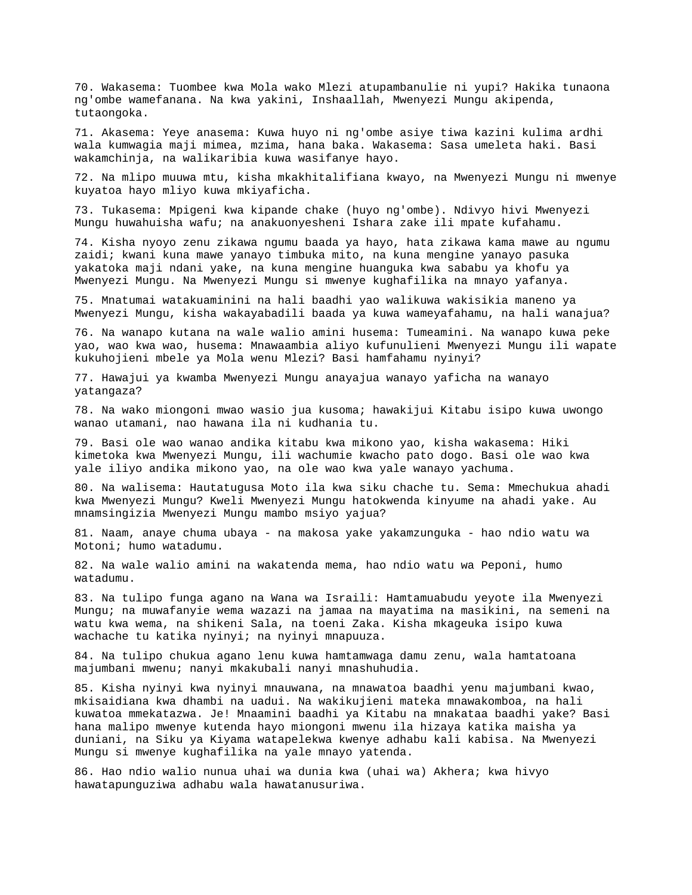70. Wakasema: Tuombee kwa Mola wako Mlezi atupambanulie ni yupi? Hakika tunaona ng'ombe wamefanana. Na kwa yakini, Inshaallah, Mwenyezi Mungu akipenda, tutaongoka.

71. Akasema: Yeye anasema: Kuwa huyo ni ng'ombe asiye tiwa kazini kulima ardhi wala kumwagia maji mimea, mzima, hana baka. Wakasema: Sasa umeleta haki. Basi wakamchinja, na walikaribia kuwa wasifanye hayo.

72. Na mlipo muuwa mtu, kisha mkakhitalifiana kwayo, na Mwenyezi Mungu ni mwenye kuyatoa hayo mliyo kuwa mkiyaficha.

73. Tukasema: Mpigeni kwa kipande chake (huyo ng'ombe). Ndivyo hivi Mwenyezi Mungu huwahuisha wafu; na anakuonyesheni Ishara zake ili mpate kufahamu.

74. Kisha nyoyo zenu zikawa ngumu baada ya hayo, hata zikawa kama mawe au ngumu zaidi; kwani kuna mawe yanayo timbuka mito, na kuna mengine yanayo pasuka yakatoka maji ndani yake, na kuna mengine huanguka kwa sababu ya khofu ya Mwenyezi Mungu. Na Mwenyezi Mungu si mwenye kughafilika na mnayo yafanya.

75. Mnatumai watakuaminini na hali baadhi yao walikuwa wakisikia maneno ya Mwenyezi Mungu, kisha wakayabadili baada ya kuwa wameyafahamu, na hali wanajua?

76. Na wanapo kutana na wale walio amini husema: Tumeamini. Na wanapo kuwa peke yao, wao kwa wao, husema: Mnawaambia aliyo kufunulieni Mwenyezi Mungu ili wapate kukuhojieni mbele ya Mola wenu Mlezi? Basi hamfahamu nyinyi?

77. Hawajui ya kwamba Mwenyezi Mungu anayajua wanayo yaficha na wanayo yatangaza?

78. Na wako miongoni mwao wasio jua kusoma; hawakijui Kitabu isipo kuwa uwongo wanao utamani, nao hawana ila ni kudhania tu.

79. Basi ole wao wanao andika kitabu kwa mikono yao, kisha wakasema: Hiki kimetoka kwa Mwenyezi Mungu, ili wachumie kwacho pato dogo. Basi ole wao kwa yale iliyo andika mikono yao, na ole wao kwa yale wanayo yachuma.

80. Na walisema: Hautatugusa Moto ila kwa siku chache tu. Sema: Mmechukua ahadi kwa Mwenyezi Mungu? Kweli Mwenyezi Mungu hatokwenda kinyume na ahadi yake. Au mnamsingizia Mwenyezi Mungu mambo msiyo yajua?

81. Naam, anaye chuma ubaya - na makosa yake yakamzunguka - hao ndio watu wa Motoni; humo watadumu.

82. Na wale walio amini na wakatenda mema, hao ndio watu wa Peponi, humo watadumu.

83. Na tulipo funga agano na Wana wa Israili: Hamtamuabudu yeyote ila Mwenyezi Mungu; na muwafanyie wema wazazi na jamaa na mayatima na masikini, na semeni na watu kwa wema, na shikeni Sala, na toeni Zaka. Kisha mkageuka isipo kuwa wachache tu katika nyinyi; na nyinyi mnapuuza.

84. Na tulipo chukua agano lenu kuwa hamtamwaga damu zenu, wala hamtatoana majumbani mwenu; nanyi mkakubali nanyi mnashuhudia.

85. Kisha nyinyi kwa nyinyi mnauwana, na mnawatoa baadhi yenu majumbani kwao, mkisaidiana kwa dhambi na uadui. Na wakikujieni mateka mnawakomboa, na hali kuwatoa mmekatazwa. Je! Mnaamini baadhi ya Kitabu na mnakataa baadhi yake? Basi hana malipo mwenye kutenda hayo miongoni mwenu ila hizaya katika maisha ya duniani, na Siku ya Kiyama watapelekwa kwenye adhabu kali kabisa. Na Mwenyezi Mungu si mwenye kughafilika na yale mnayo yatenda.

86. Hao ndio walio nunua uhai wa dunia kwa (uhai wa) Akhera; kwa hivyo hawatapunguziwa adhabu wala hawatanusuriwa.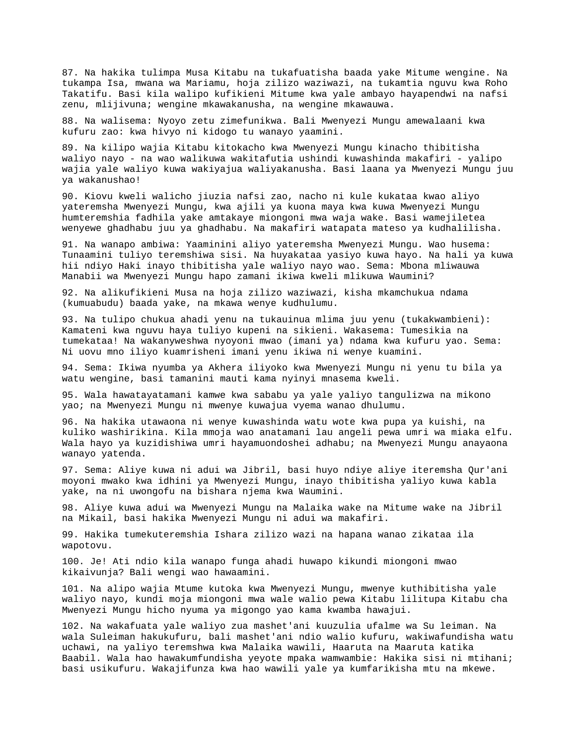87. Na hakika tulimpa Musa Kitabu na tukafuatisha baada yake Mitume wengine. Na tukampa Isa, mwana wa Mariamu, hoja zilizo waziwazi, na tukamtia nguvu kwa Roho Takatifu. Basi kila walipo kufikieni Mitume kwa yale ambayo hayapendwi na nafsi zenu, mlijivuna; wengine mkawakanusha, na wengine mkawauwa.

88. Na walisema: Nyoyo zetu zimefunikwa. Bali Mwenyezi Mungu amewalaani kwa kufuru zao: kwa hivyo ni kidogo tu wanayo yaamini.

89. Na kilipo wajia Kitabu kitokacho kwa Mwenyezi Mungu kinacho thibitisha waliyo nayo - na wao walikuwa wakitafutia ushindi kuwashinda makafiri - yalipo wajia yale waliyo kuwa wakiyajua waliyakanusha. Basi laana ya Mwenyezi Mungu juu ya wakanushao!

90. Kiovu kweli walicho jiuzia nafsi zao, nacho ni kule kukataa kwao aliyo yateremsha Mwenyezi Mungu, kwa ajili ya kuona maya kwa kuwa Mwenyezi Mungu humteremshia fadhila yake amtakaye miongoni mwa waja wake. Basi wamejiletea wenyewe ghadhabu juu ya ghadhabu. Na makafiri watapata mateso ya kudhalilisha.

91. Na wanapo ambiwa: Yaaminini aliyo yateremsha Mwenyezi Mungu. Wao husema: Tunaamini tuliyo teremshiwa sisi. Na huyakataa yasiyo kuwa hayo. Na hali ya kuwa hii ndiyo Haki inayo thibitisha yale waliyo nayo wao. Sema: Mbona mliwauwa Manabii wa Mwenyezi Mungu hapo zamani ikiwa kweli mlikuwa Waumini?

92. Na alikufikieni Musa na hoja zilizo waziwazi, kisha mkamchukua ndama (kumuabudu) baada yake, na mkawa wenye kudhulumu.

93. Na tulipo chukua ahadi yenu na tukauinua mlima juu yenu (tukakwambieni): Kamateni kwa nguvu haya tuliyo kupeni na sikieni. Wakasema: Tumesikia na tumekataa! Na wakanyweshwa nyoyoni mwao (imani ya) ndama kwa kufuru yao. Sema: Ni uovu mno iliyo kuamrisheni imani yenu ikiwa ni wenye kuamini.

94. Sema: Ikiwa nyumba ya Akhera iliyoko kwa Mwenyezi Mungu ni yenu tu bila ya watu wengine, basi tamanini mauti kama nyinyi mnasema kweli.

95. Wala hawatayatamani kamwe kwa sababu ya yale yaliyo tangulizwa na mikono yao; na Mwenyezi Mungu ni mwenye kuwajua vyema wanao dhulumu.

96. Na hakika utawaona ni wenye kuwashinda watu wote kwa pupa ya kuishi, na kuliko washirikina. Kila mmoja wao anatamani lau angeli pewa umri wa miaka elfu. Wala hayo ya kuzidishiwa umri hayamuondoshei adhabu; na Mwenyezi Mungu anayaona wanayo yatenda.

97. Sema: Aliye kuwa ni adui wa Jibril, basi huyo ndiye aliye iteremsha Qur'ani moyoni mwako kwa idhini ya Mwenyezi Mungu, inayo thibitisha yaliyo kuwa kabla yake, na ni uwongofu na bishara njema kwa Waumini.

98. Aliye kuwa adui wa Mwenyezi Mungu na Malaika wake na Mitume wake na Jibril na Mikail, basi hakika Mwenyezi Mungu ni adui wa makafiri.

99. Hakika tumekuteremshia Ishara zilizo wazi na hapana wanao zikataa ila wapotovu.

100. Je! Ati ndio kila wanapo funga ahadi huwapo kikundi miongoni mwao kikaivunja? Bali wengi wao hawaamini.

101. Na alipo wajia Mtume kutoka kwa Mwenyezi Mungu, mwenye kuthibitisha yale waliyo nayo, kundi moja miongoni mwa wale walio pewa Kitabu lilitupa Kitabu cha Mwenyezi Mungu hicho nyuma ya migongo yao kama kwamba hawajui.

102. Na wakafuata yale waliyo zua mashet'ani kuuzulia ufalme wa Su leiman. Na wala Suleiman hakukufuru, bali mashet'ani ndio walio kufuru, wakiwafundisha watu uchawi, na yaliyo teremshwa kwa Malaika wawili, Haaruta na Maaruta katika Baabil. Wala hao hawakumfundisha yeyote mpaka wamwambie: Hakika sisi ni mtihani; basi usikufuru. Wakajifunza kwa hao wawili yale ya kumfarikisha mtu na mkewe.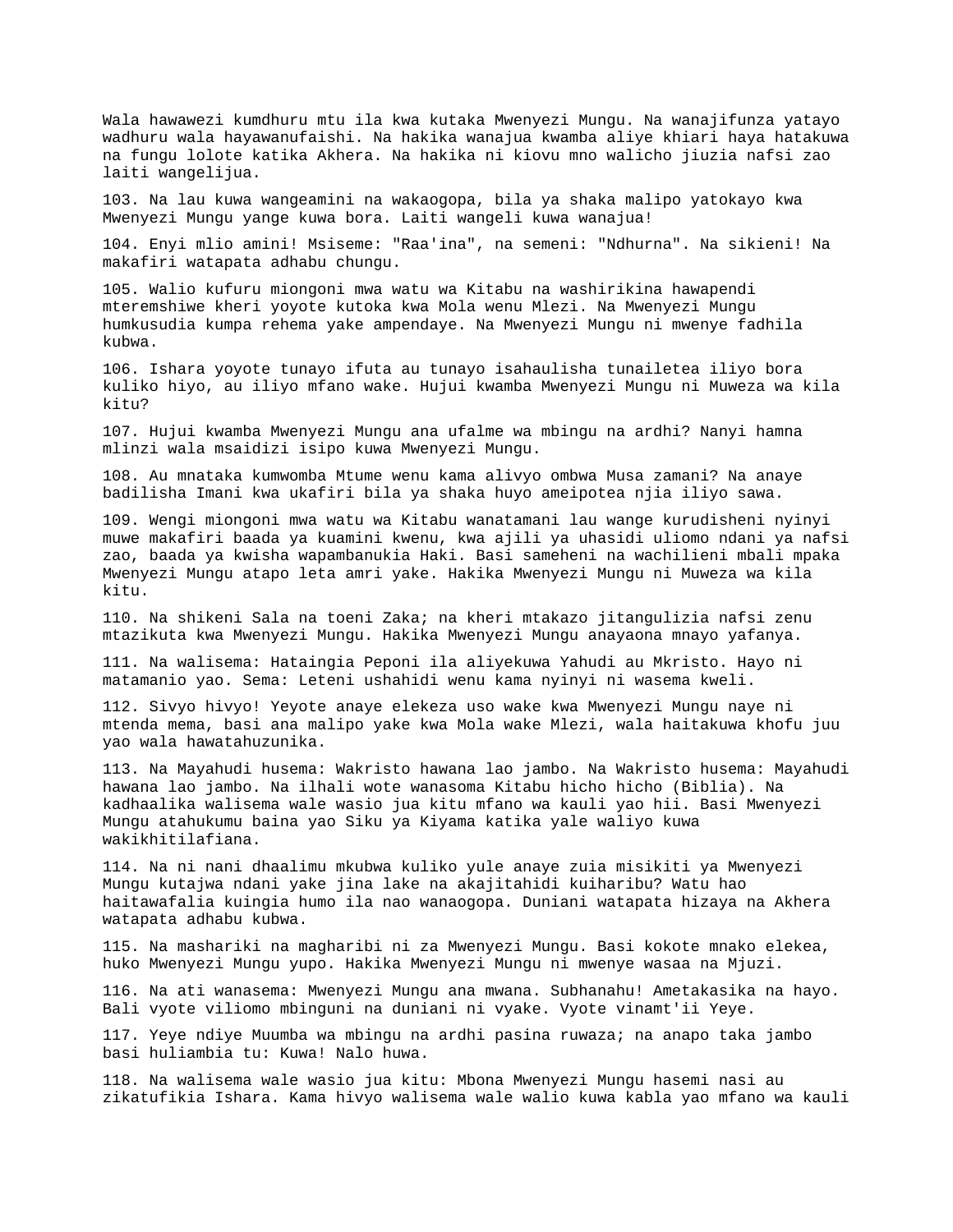Wala hawawezi kumdhuru mtu ila kwa kutaka Mwenyezi Mungu. Na wanajifunza yatayo wadhuru wala hayawanufaishi. Na hakika wanajua kwamba aliye khiari haya hatakuwa na fungu lolote katika Akhera. Na hakika ni kiovu mno walicho jiuzia nafsi zao laiti wangelijua.

103. Na lau kuwa wangeamini na wakaogopa, bila ya shaka malipo yatokayo kwa Mwenyezi Mungu yange kuwa bora. Laiti wangeli kuwa wanajua!

104. Enyi mlio amini! Msiseme: "Raa'ina", na semeni: "Ndhurna". Na sikieni! Na makafiri watapata adhabu chungu.

105. Walio kufuru miongoni mwa watu wa Kitabu na washirikina hawapendi mteremshiwe kheri yoyote kutoka kwa Mola wenu Mlezi. Na Mwenyezi Mungu humkusudia kumpa rehema yake ampendaye. Na Mwenyezi Mungu ni mwenye fadhila kubwa.

106. Ishara yoyote tunayo ifuta au tunayo isahaulisha tunailetea iliyo bora kuliko hiyo, au iliyo mfano wake. Hujui kwamba Mwenyezi Mungu ni Muweza wa kila kitu?

107. Hujui kwamba Mwenyezi Mungu ana ufalme wa mbingu na ardhi? Nanyi hamna mlinzi wala msaidizi isipo kuwa Mwenyezi Mungu.

108. Au mnataka kumwomba Mtume wenu kama alivyo ombwa Musa zamani? Na anaye badilisha Imani kwa ukafiri bila ya shaka huyo ameipotea njia iliyo sawa.

109. Wengi miongoni mwa watu wa Kitabu wanatamani lau wange kurudisheni nyinyi muwe makafiri baada ya kuamini kwenu, kwa ajili ya uhasidi uliomo ndani ya nafsi zao, baada ya kwisha wapambanukia Haki. Basi sameheni na wachilieni mbali mpaka Mwenyezi Mungu atapo leta amri yake. Hakika Mwenyezi Mungu ni Muweza wa kila kitu.

110. Na shikeni Sala na toeni Zaka; na kheri mtakazo jitangulizia nafsi zenu mtazikuta kwa Mwenyezi Mungu. Hakika Mwenyezi Mungu anayaona mnayo yafanya.

111. Na walisema: Hataingia Peponi ila aliyekuwa Yahudi au Mkristo. Hayo ni matamanio yao. Sema: Leteni ushahidi wenu kama nyinyi ni wasema kweli.

112. Sivyo hivyo! Yeyote anaye elekeza uso wake kwa Mwenyezi Mungu naye ni mtenda mema, basi ana malipo yake kwa Mola wake Mlezi, wala haitakuwa khofu juu yao wala hawatahuzunika.

113. Na Mayahudi husema: Wakristo hawana lao jambo. Na Wakristo husema: Mayahudi hawana lao jambo. Na ilhali wote wanasoma Kitabu hicho hicho (Biblia). Na kadhaalika walisema wale wasio jua kitu mfano wa kauli yao hii. Basi Mwenyezi Mungu atahukumu baina yao Siku ya Kiyama katika yale waliyo kuwa wakikhitilafiana.

114. Na ni nani dhaalimu mkubwa kuliko yule anaye zuia misikiti ya Mwenyezi Mungu kutajwa ndani yake jina lake na akajitahidi kuiharibu? Watu hao haitawafalia kuingia humo ila nao wanaogopa. Duniani watapata hizaya na Akhera watapata adhabu kubwa.

115. Na mashariki na magharibi ni za Mwenyezi Mungu. Basi kokote mnako elekea, huko Mwenyezi Mungu yupo. Hakika Mwenyezi Mungu ni mwenye wasaa na Mjuzi.

116. Na ati wanasema: Mwenyezi Mungu ana mwana. Subhanahu! Ametakasika na hayo. Bali vyote viliomo mbinguni na duniani ni vyake. Vyote vinamt'ii Yeye.

117. Yeye ndiye Muumba wa mbingu na ardhi pasina ruwaza; na anapo taka jambo basi huliambia tu: Kuwa! Nalo huwa.

118. Na walisema wale wasio jua kitu: Mbona Mwenyezi Mungu hasemi nasi au zikatufikia Ishara. Kama hivyo walisema wale walio kuwa kabla yao mfano wa kauli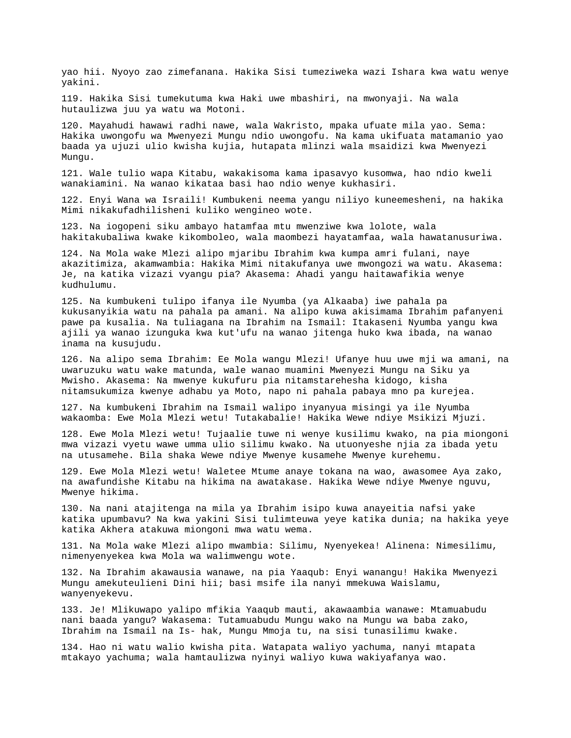yao hii. Nyoyo zao zimefanana. Hakika Sisi tumeziweka wazi Ishara kwa watu wenye yakini.

119. Hakika Sisi tumekutuma kwa Haki uwe mbashiri, na mwonyaji. Na wala hutaulizwa juu ya watu wa Motoni.

120. Mayahudi hawawi radhi nawe, wala Wakristo, mpaka ufuate mila yao. Sema: Hakika uwongofu wa Mwenyezi Mungu ndio uwongofu. Na kama ukifuata matamanio yao baada ya ujuzi ulio kwisha kujia, hutapata mlinzi wala msaidizi kwa Mwenyezi Mungu.

121. Wale tulio wapa Kitabu, wakakisoma kama ipasavyo kusomwa, hao ndio kweli wanakiamini. Na wanao kikataa basi hao ndio wenye kukhasiri.

122. Enyi Wana wa Israili! Kumbukeni neema yangu niliyo kuneemesheni, na hakika Mimi nikakufadhilisheni kuliko wengineo wote.

123. Na iogopeni siku ambayo hatamfaa mtu mwenziwe kwa lolote, wala hakitakubaliwa kwake kikomboleo, wala maombezi hayatamfaa, wala hawatanusuriwa.

124. Na Mola wake Mlezi alipo mjaribu Ibrahim kwa kumpa amri fulani, naye akazitimiza, akamwambia: Hakika Mimi nitakufanya uwe mwongozi wa watu. Akasema: Je, na katika vizazi vyangu pia? Akasema: Ahadi yangu haitawafikia wenye kudhulumu.

125. Na kumbukeni tulipo ifanya ile Nyumba (ya Alkaaba) iwe pahala pa kukusanyikia watu na pahala pa amani. Na alipo kuwa akisimama Ibrahim pafanyeni pawe pa kusalia. Na tuliagana na Ibrahim na Ismail: Itakaseni Nyumba yangu kwa ajili ya wanao izunguka kwa kut'ufu na wanao jitenga huko kwa ibada, na wanao inama na kusujudu.

126. Na alipo sema Ibrahim: Ee Mola wangu Mlezi! Ufanye huu uwe mji wa amani, na uwaruzuku watu wake matunda, wale wanao muamini Mwenyezi Mungu na Siku ya Mwisho. Akasema: Na mwenye kukufuru pia nitamstarehesha kidogo, kisha nitamsukumiza kwenye adhabu ya Moto, napo ni pahala pabaya mno pa kurejea.

127. Na kumbukeni Ibrahim na Ismail walipo inyanyua misingi ya ile Nyumba wakaomba: Ewe Mola Mlezi wetu! Tutakabalie! Hakika Wewe ndiye Msikizi Mjuzi.

128. Ewe Mola Mlezi wetu! Tujaalie tuwe ni wenye kusilimu kwako, na pia miongoni mwa vizazi vyetu wawe umma ulio silimu kwako. Na utuonyeshe njia za ibada yetu na utusamehe. Bila shaka Wewe ndiye Mwenye kusamehe Mwenye kurehemu.

129. Ewe Mola Mlezi wetu! Waletee Mtume anaye tokana na wao, awasomee Aya zako, na awafundishe Kitabu na hikima na awatakase. Hakika Wewe ndiye Mwenye nguvu, Mwenye hikima.

130. Na nani atajitenga na mila ya Ibrahim isipo kuwa anayeitia nafsi yake katika upumbavu? Na kwa yakini Sisi tulimteuwa yeye katika dunia; na hakika yeye katika Akhera atakuwa miongoni mwa watu wema.

131. Na Mola wake Mlezi alipo mwambia: Silimu, Nyenyekea! Alinena: Nimesilimu, nimenyenyekea kwa Mola wa walimwengu wote.

132. Na Ibrahim akawausia wanawe, na pia Yaaqub: Enyi wanangu! Hakika Mwenyezi Mungu amekuteulieni Dini hii; basi msife ila nanyi mmekuwa Waislamu, wanyenyekevu.

133. Je! Mlikuwapo yalipo mfikia Yaaqub mauti, akawaambia wanawe: Mtamuabudu nani baada yangu? Wakasema: Tutamuabudu Mungu wako na Mungu wa baba zako, Ibrahim na Ismail na Is- hak, Mungu Mmoja tu, na sisi tunasilimu kwake.

134. Hao ni watu walio kwisha pita. Watapata waliyo yachuma, nanyi mtapata mtakayo yachuma; wala hamtaulizwa nyinyi waliyo kuwa wakiyafanya wao.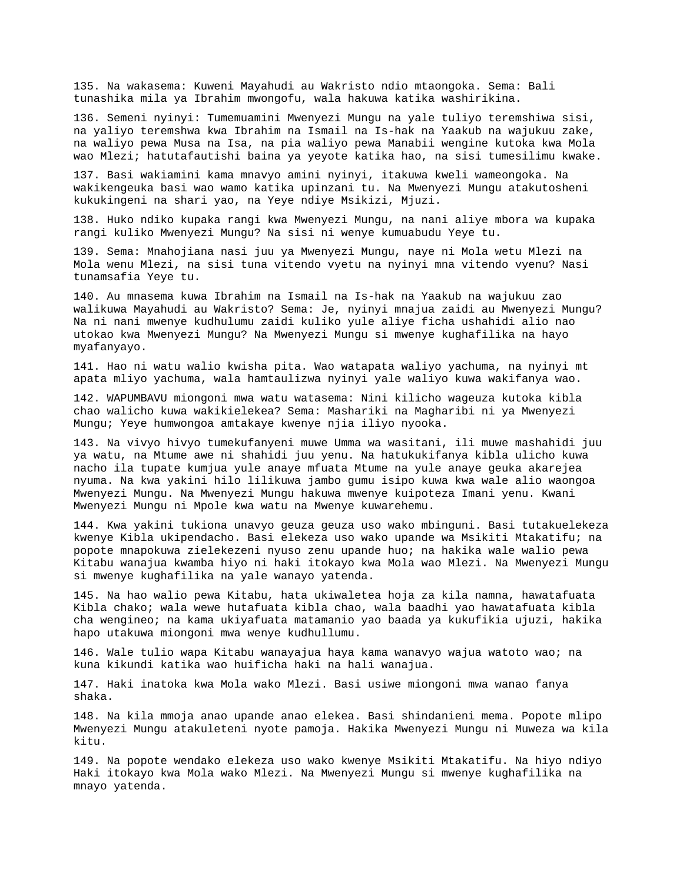135. Na wakasema: Kuweni Mayahudi au Wakristo ndio mtaongoka. Sema: Bali tunashika mila ya Ibrahim mwongofu, wala hakuwa katika washirikina.

136. Semeni nyinyi: Tumemuamini Mwenyezi Mungu na yale tuliyo teremshiwa sisi, na yaliyo teremshwa kwa Ibrahim na Ismail na Is-hak na Yaakub na wajukuu zake, na waliyo pewa Musa na Isa, na pia waliyo pewa Manabii wengine kutoka kwa Mola wao Mlezi; hatutafautishi baina ya yeyote katika hao, na sisi tumesilimu kwake.

137. Basi wakiamini kama mnavyo amini nyinyi, itakuwa kweli wameongoka. Na wakikengeuka basi wao wamo katika upinzani tu. Na Mwenyezi Mungu atakutosheni kukukingeni na shari yao, na Yeye ndiye Msikizi, Mjuzi.

138. Huko ndiko kupaka rangi kwa Mwenyezi Mungu, na nani aliye mbora wa kupaka rangi kuliko Mwenyezi Mungu? Na sisi ni wenye kumuabudu Yeye tu.

139. Sema: Mnahojiana nasi juu ya Mwenyezi Mungu, naye ni Mola wetu Mlezi na Mola wenu Mlezi, na sisi tuna vitendo vyetu na nyinyi mna vitendo vyenu? Nasi tunamsafia Yeye tu.

140. Au mnasema kuwa Ibrahim na Ismail na Is-hak na Yaakub na wajukuu zao walikuwa Mayahudi au Wakristo? Sema: Je, nyinyi mnajua zaidi au Mwenyezi Mungu? Na ni nani mwenye kudhulumu zaidi kuliko yule aliye ficha ushahidi alio nao utokao kwa Mwenyezi Mungu? Na Mwenyezi Mungu si mwenye kughafilika na hayo myafanyayo.

141. Hao ni watu walio kwisha pita. Wao watapata waliyo yachuma, na nyinyi mt apata mliyo yachuma, wala hamtaulizwa nyinyi yale waliyo kuwa wakifanya wao.

142. WAPUMBAVU miongoni mwa watu watasema: Nini kilicho wageuza kutoka kibla chao walicho kuwa wakikielekea? Sema: Mashariki na Magharibi ni ya Mwenyezi Mungu; Yeye humwongoa amtakaye kwenye njia iliyo nyooka.

143. Na vivyo hivyo tumekufanyeni muwe Umma wa wasitani, ili muwe mashahidi juu ya watu, na Mtume awe ni shahidi juu yenu. Na hatukukifanya kibla ulicho kuwa nacho ila tupate kumjua yule anaye mfuata Mtume na yule anaye geuka akarejea nyuma. Na kwa yakini hilo lilikuwa jambo gumu isipo kuwa kwa wale alio waongoa Mwenyezi Mungu. Na Mwenyezi Mungu hakuwa mwenye kuipoteza Imani yenu. Kwani Mwenyezi Mungu ni Mpole kwa watu na Mwenye kuwarehemu.

144. Kwa yakini tukiona unavyo geuza geuza uso wako mbinguni. Basi tutakuelekeza kwenye Kibla ukipendacho. Basi elekeza uso wako upande wa Msikiti Mtakatifu; na popote mnapokuwa zielekezeni nyuso zenu upande huo; na hakika wale walio pewa Kitabu wanajua kwamba hiyo ni haki itokayo kwa Mola wao Mlezi. Na Mwenyezi Mungu si mwenye kughafilika na yale wanayo yatenda.

145. Na hao walio pewa Kitabu, hata ukiwaletea hoja za kila namna, hawatafuata Kibla chako; wala wewe hutafuata kibla chao, wala baadhi yao hawatafuata kibla cha wengineo; na kama ukiyafuata matamanio yao baada ya kukufikia ujuzi, hakika hapo utakuwa miongoni mwa wenye kudhullumu.

146. Wale tulio wapa Kitabu wanayajua haya kama wanavyo wajua watoto wao; na kuna kikundi katika wao huificha haki na hali wanajua.

147. Haki inatoka kwa Mola wako Mlezi. Basi usiwe miongoni mwa wanao fanya shaka.

148. Na kila mmoja anao upande anao elekea. Basi shindanieni mema. Popote mlipo Mwenyezi Mungu atakuleteni nyote pamoja. Hakika Mwenyezi Mungu ni Muweza wa kila kitu.

149. Na popote wendako elekeza uso wako kwenye Msikiti Mtakatifu. Na hiyo ndiyo Haki itokayo kwa Mola wako Mlezi. Na Mwenyezi Mungu si mwenye kughafilika na mnayo yatenda.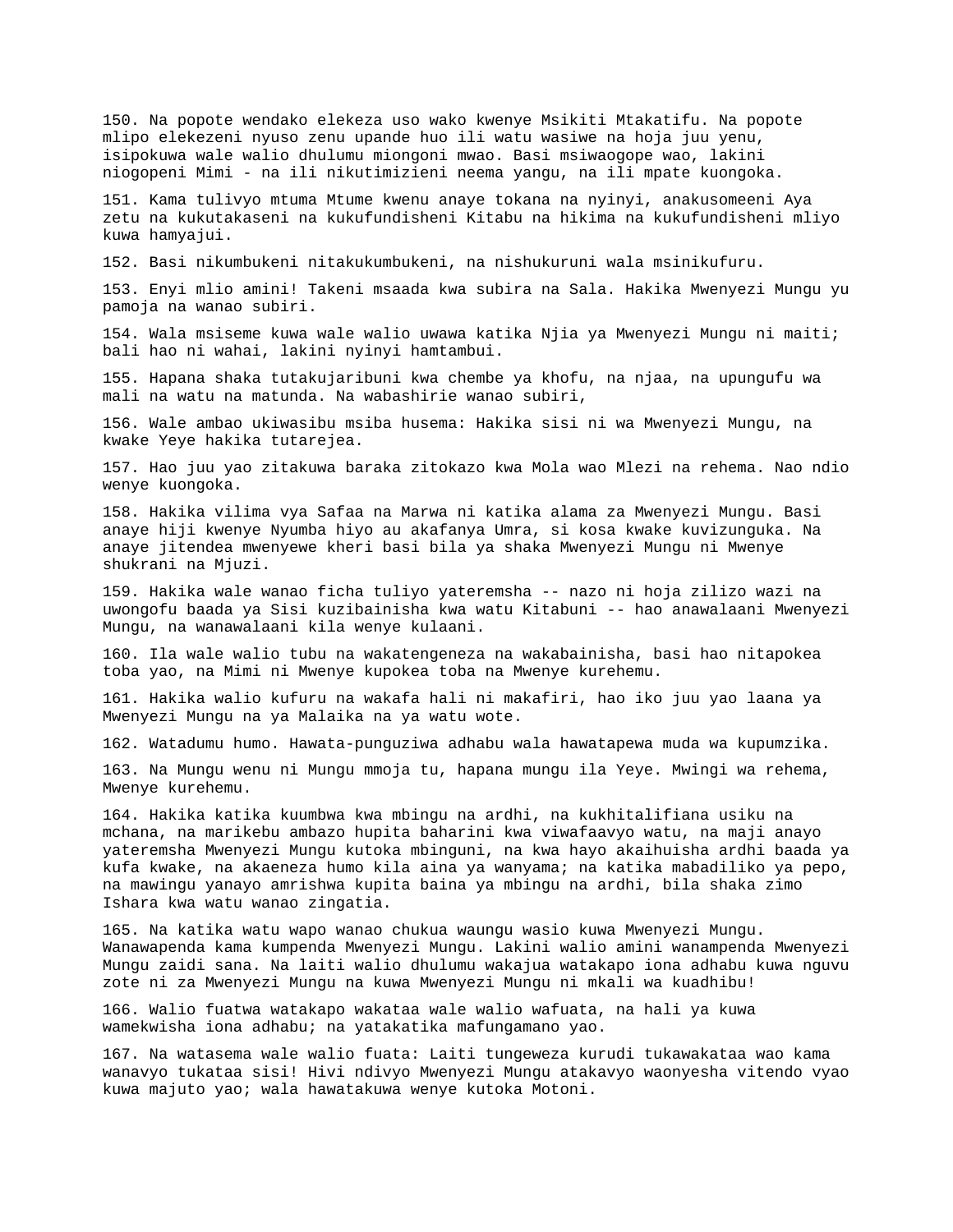150. Na popote wendako elekeza uso wako kwenye Msikiti Mtakatifu. Na popote mlipo elekezeni nyuso zenu upande huo ili watu wasiwe na hoja juu yenu, isipokuwa wale walio dhulumu miongoni mwao. Basi msiwaogope wao, lakini niogopeni Mimi - na ili nikutimizieni neema yangu, na ili mpate kuongoka.

151. Kama tulivyo mtuma Mtume kwenu anaye tokana na nyinyi, anakusomeeni Aya zetu na kukutakaseni na kukufundisheni Kitabu na hikima na kukufundisheni mliyo kuwa hamyajui.

152. Basi nikumbukeni nitakukumbukeni, na nishukuruni wala msinikufuru.

153. Enyi mlio amini! Takeni msaada kwa subira na Sala. Hakika Mwenyezi Mungu yu pamoja na wanao subiri.

154. Wala msiseme kuwa wale walio uawa katika Njia ya Mwenyezi Mungu ni maiti; bali hao ni wahai, lakini nyinyi hamtambui.

155. Hapana shaka tutakujaribuni kwa chembe ya khofu, na njaa, na upungufu wa mali na watu na matunda. Na wabashirie wanao subiri,

156. Wale ambao ukiwasibu msiba husema: Hakika sisi ni wa Mwenyezi Mungu, na kwake Yeye hakika tutarejea.

157. Hao juu yao zitakuwa baraka zitokazo kwa Mola wao Mlezi na rehema. Nao ndio wenye kuongoka.

158. Hakika vilima vya Safaa na Marwa ni katika alama za Mwenyezi Mungu. Basi anaye hiji kwenye Nyumba hiyo au akafanya Umra, si kosa kwake kuvizunguka. Na anaye jitendea mwenyewe kheri basi bila ya shaka Mwenyezi Mungu ni Mwenye shukrani na Mjuzi.

159. Hakika wale wanao ficha tuliyo yateremsha -- nazo ni hoja zilizo wazi na uwongofu baada ya Sisi kuzibainisha kwa watu Kitabuni -- hao anawalaani Mwenyezi Mungu, na wanawalaani kila wenye kulaani.

160. Ila wale walio tubu na wakatengeneza na wakabainisha, basi hao nitapokea toba yao, na Mimi ni Mwenye kupokea toba na Mwenye kurehemu.

161. Hakika walio kufuru na wakafa hali ni makafiri, hao iko juu yao laana ya Mwenyezi Mungu na ya Malaika na ya watu wote.

162. Watadumu humo. Hawata-punguziwa adhabu wala hawatapewa muda wa kupumzika.

163. Na Mungu wenu ni Mungu mmoja tu, hapana mungu ila Yeye. Mwingi wa rehema, Mwenye kurehemu.

164. Hakika katika kuumbwa kwa mbingu na ardhi, na kukhitalifiana usiku na mchana, na marikebu ambazo hupita baharini kwa viwafaavyo watu, na maji anayo yateremsha Mwenyezi Mungu kutoka mbinguni, na kwa hayo akaihuisha ardhi baada ya kufa kwake, na akaeneza humo kila aina ya wanyama; na katika mabadiliko ya pepo, na mawingu yanayo amrishwa kupita baina ya mbingu na ardhi, bila shaka zimo Ishara kwa watu wanao zingatia.

165. Na katika watu wapo wanao chukua waungu wasio kuwa Mwenyezi Mungu. Wanawapenda kama kumpenda Mwenyezi Mungu. Lakini walio amini wanampenda Mwenyezi Mungu zaidi sana. Na laiti walio dhulumu wakajua watakapo iona adhabu kuwa nguvu zote ni za Mwenyezi Mungu na kuwa Mwenyezi Mungu ni mkali wa kuadhibu!

166. Walio fuatwa watakapo wakataa wale walio wafuata, na hali ya kuwa wamekwisha iona adhabu; na yatakatika mafungamano yao.

167. Na watasema wale walio fuata: Laiti tungeweza kurudi tukawakataa wao kama wanavyo tukataa sisi! Hivi ndivyo Mwenyezi Mungu atakavyo waonyesha vitendo vyao kuwa majuto yao; wala hawatakuwa wenye kutoka Motoni.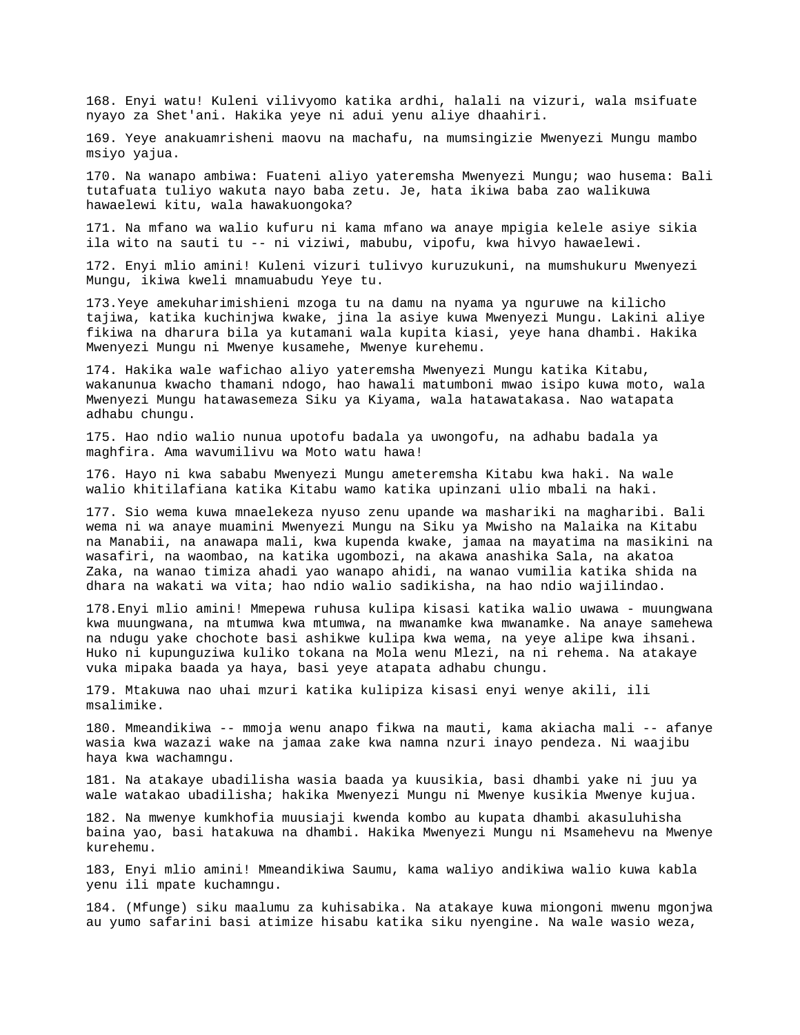168. Enyi watu! Kuleni vilivyomo katika ardhi, halali na vizuri, wala msifuate nyayo za Shet'ani. Hakika yeye ni adui yenu aliye dhaahiri.

169. Yeye anakuamrisheni maovu na machafu, na mumsingizie Mwenyezi Mungu mambo msiyo yajua.

170. Na wanapo ambiwa: Fuateni aliyo yateremsha Mwenyezi Mungu; wao husema: Bali tutafuata tuliyo wakuta nayo baba zetu. Je, hata ikiwa baba zao walikuwa hawaelewi kitu, wala hawakuongoka?

171. Na mfano wa walio kufuru ni kama mfano wa anaye mpigia kelele asiye sikia ila wito na sauti tu -- ni viziwi, mabubu, vipofu, kwa hivyo hawaelewi.

172. Enyi mlio amini! Kuleni vizuri tulivyo kuruzukuni, na mumshukuru Mwenyezi Mungu, ikiwa kweli mnamuabudu Yeye tu.

173.Yeye amekuharimishieni mzoga tu na damu na nyama ya nguruwe na kilicho tajiwa, katika kuchinjwa kwake, jina la asiye kuwa Mwenyezi Mungu. Lakini aliye fikiwa na dharura bila ya kutamani wala kupita kiasi, yeye hana dhambi. Hakika Mwenyezi Mungu ni Mwenye kusamehe, Mwenye kurehemu.

174. Hakika wale wafichao aliyo yateremsha Mwenyezi Mungu katika Kitabu, wakanunua kwacho thamani ndogo, hao hawali matumboni mwao isipo kuwa moto, wala Mwenyezi Mungu hatawasemeza Siku ya Kiyama, wala hatawatakasa. Nao watapata adhabu chungu.

175. Hao ndio walio nunua upotofu badala ya uwongofu, na adhabu badala ya maghfira. Ama wavumilivu wa Moto watu hawa!

176. Hayo ni kwa sababu Mwenyezi Mungu ameteremsha Kitabu kwa haki. Na wale walio khitilafiana katika Kitabu wamo katika upinzani ulio mbali na haki.

177. Sio wema kuwa mnaelekeza nyuso zenu upande wa mashariki na magharibi. Bali wema ni wa anaye muamini Mwenyezi Mungu na Siku ya Mwisho na Malaika na Kitabu na Manabii, na anawapa mali, kwa kupenda kwake, jamaa na mayatima na masikini na wasafiri, na waombao, na katika ugombozi, na akawa anashika Sala, na akatoa Zaka, na wanao timiza ahadi yao wanapo ahidi, na wanao vumilia katika shida na dhara na wakati wa vita; hao ndio walio sadikisha, na hao ndio wajilindao.

178.Enyi mlio amini! Mmepewa ruhusa kulipa kisasi katika walio uwawa - muungwana kwa muungwana, na mtumwa kwa mtumwa, na mwanamke kwa mwanamke. Na anaye samehewa na ndugu yake chochote basi ashikwe kulipa kwa wema, na yeye alipe kwa ihsani. Huko ni kupunguziwa kuliko tokana na Mola wenu Mlezi, na ni rehema. Na atakaye vuka mipaka baada ya haya, basi yeye atapata adhabu chungu.

179. Mtakuwa nao uhai mzuri katika kulipiza kisasi enyi wenye akili, ili msalimike.

180. Mmeandikiwa -- mmoja wenu anapo fikwa na mauti, kama akiacha mali -- afanye wasia kwa wazazi wake na jamaa zake kwa namna nzuri inayo pendeza. Ni waajibu haya kwa wachamngu.

181. Na atakaye ubadilisha wasia baada ya kuusikia, basi dhambi yake ni juu ya wale watakao ubadilisha; hakika Mwenyezi Mungu ni Mwenye kusikia Mwenye kujua.

182. Na mwenye kumkhofia muusiaji kwenda kombo au kupata dhambi akasuluhisha baina yao, basi hatakuwa na dhambi. Hakika Mwenyezi Mungu ni Msamehevu na Mwenye kurehemu.

183, Enyi mlio amini! Mmeandikiwa Saumu, kama waliyo andikiwa walio kuwa kabla yenu ili mpate kuchamngu.

184. (Mfunge) siku maalumu za kuhisabika. Na atakaye kuwa miongoni mwenu mgonjwa au yumo safarini basi atimize hisabu katika siku nyengine. Na wale wasio weza,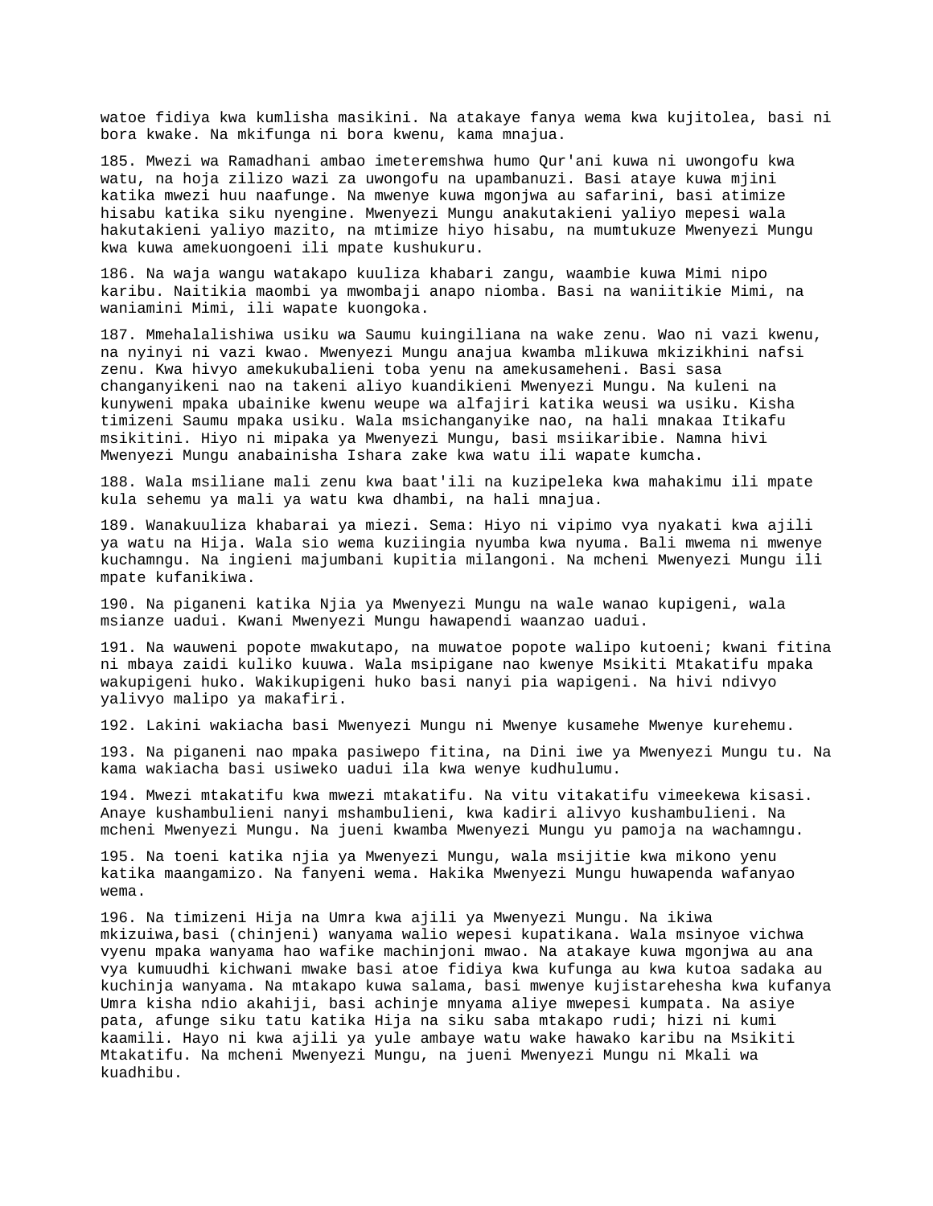watoe fidiya kwa kumlisha masikini. Na atakaye fanya wema kwa kujitolea, basi ni bora kwake. Na mkifunga ni bora kwenu, kama mnajua.

185. Mwezi wa Ramadhani ambao imeteremshwa humo Qur'ani kuwa ni uwongofu kwa watu, na hoja zilizo wazi za uwongofu na upambanuzi. Basi ataye kuwa mjini katika mwezi huu naafunge. Na mwenye kuwa mgonjwa au safarini, basi atimize hisabu katika siku nyengine. Mwenyezi Mungu anakutakieni yaliyo mepesi wala hakutakieni yaliyo mazito, na mtimize hiyo hisabu, na mumtukuze Mwenyezi Mungu kwa kuwa amekuongoeni ili mpate kushukuru.

186. Na waja wangu watakapo kuuliza khabari zangu, waambie kuwa Mimi nipo karibu. Naitikia maombi ya mwombaji anapo niomba. Basi na waniitikie Mimi, na waniamini Mimi, ili wapate kuongoka.

187. Mmehalalishiwa usiku wa Saumu kuingiliana na wake zenu. Wao ni vazi kwenu, na nyinyi ni vazi kwao. Mwenyezi Mungu anajua kwamba mlikuwa mkizikhini nafsi zenu. Kwa hivyo amekukubalieni toba yenu na amekusameheni. Basi sasa changanyikeni nao na takeni aliyo kuandikieni Mwenyezi Mungu. Na kuleni na kunyweni mpaka ubainike kwenu weupe wa alfajiri katika weusi wa usiku. Kisha timizeni Saumu mpaka usiku. Wala msichanganyike nao, na hali mnakaa Itikafu msikitini. Hiyo ni mipaka ya Mwenyezi Mungu, basi msiikaribie. Namna hivi Mwenyezi Mungu anabainisha Ishara zake kwa watu ili wapate kumcha.

188. Wala msiliane mali zenu kwa baat'ili na kuzipeleka kwa mahakimu ili mpate kula sehemu ya mali ya watu kwa dhambi, na hali mnajua.

189. Wanakuuliza khabarai ya miezi. Sema: Hiyo ni vipimo vya nyakati kwa ajili ya watu na Hija. Wala sio wema kuziingia nyumba kwa nyuma. Bali mwema ni mwenye kuchamngu. Na ingieni majumbani kupitia milangoni. Na mcheni Mwenyezi Mungu ili mpate kufanikiwa.

190. Na piganeni katika Njia ya Mwenyezi Mungu na wale wanao kupigeni, wala msianze uadui. Kwani Mwenyezi Mungu hawapendi waanzao uadui.

191. Na wauweni popote mwakutapo, na muwatoe popote walipo kutoeni; kwani fitina ni mbaya zaidi kuliko kuuwa. Wala msipigane nao kwenye Msikiti Mtakatifu mpaka wakupigeni huko. Wakikupigeni huko basi nanyi pia wapigeni. Na hivi ndivyo yalivyo malipo ya makafiri.

192. Lakini wakiacha basi Mwenyezi Mungu ni Mwenye kusamehe Mwenye kurehemu.

193. Na piganeni nao mpaka pasiwepo fitina, na Dini iwe ya Mwenyezi Mungu tu. Na kama wakiacha basi usiweko uadui ila kwa wenye kudhulumu.

194. Mwezi mtakatifu kwa mwezi mtakatifu. Na vitu vitakatifu vimeekewa kisasi. Anaye kushambulieni nanyi mshambulieni, kwa kadiri alivyo kushambulieni. Na mcheni Mwenyezi Mungu. Na jueni kwamba Mwenyezi Mungu yu pamoja na wachamngu.

195. Na toeni katika njia ya Mwenyezi Mungu, wala msijitie kwa mikono yenu katika maangamizo. Na fanyeni wema. Hakika Mwenyezi Mungu huwapenda wafanyao wema.

196. Na timizeni Hija na Umra kwa ajili ya Mwenyezi Mungu. Na ikiwa mkizuiwa,basi (chinjeni) wanyama walio wepesi kupatikana. Wala msinyoe vichwa vyenu mpaka wanyama hao wafike machinjoni mwao. Na atakaye kuwa mgonjwa au ana vya kumuudhi kichwani mwake basi atoe fidiya kwa kufunga au kwa kutoa sadaka au kuchinja wanyama. Na mtakapo kuwa salama, basi mwenye kujistarehesha kwa kufanya Umra kisha ndio akahiji, basi achinje mnyama aliye mwepesi kumpata. Na asiye pata, afunge siku tatu katika Hija na siku saba mtakapo rudi; hizi ni kumi kaamili. Hayo ni kwa ajili ya yule ambaye watu wake hawako karibu na Msikiti Mtakatifu. Na mcheni Mwenyezi Mungu, na jueni Mwenyezi Mungu ni Mkali wa kuadhibu.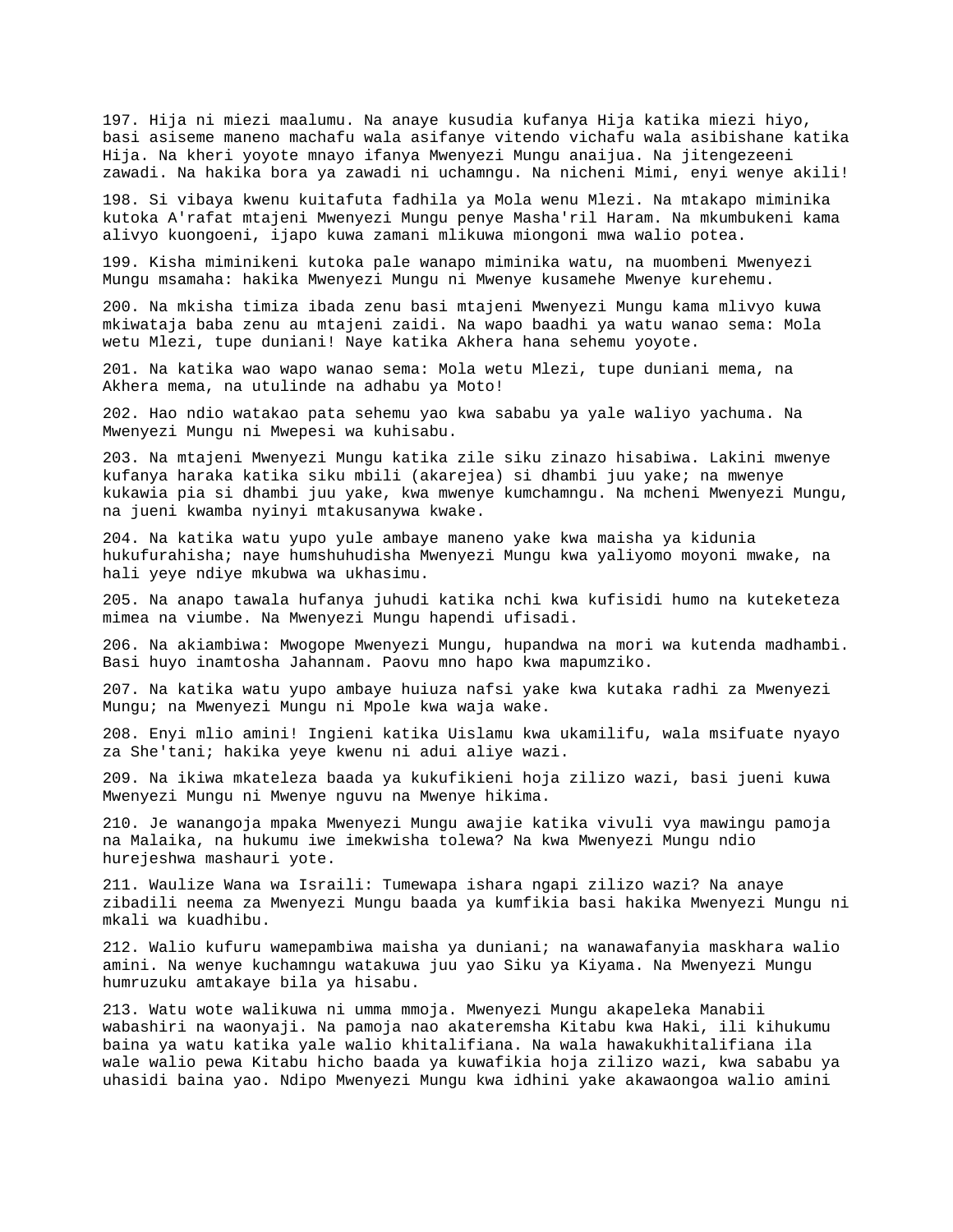197. Hija ni miezi maalumu. Na anaye kusudia kufanya Hija katika miezi hiyo, basi asiseme maneno machafu wala asifanye vitendo vichafu wala asibishane katika Hija. Na kheri yoyote mnayo ifanya Mwenyezi Mungu anaijua. Na jitengezeeni zawadi. Na hakika bora ya zawadi ni uchamngu. Na nicheni Mimi, enyi wenye akili!

198. Si vibaya kwenu kuitafuta fadhila ya Mola wenu Mlezi. Na mtakapo miminika kutoka A'rafat mtajeni Mwenyezi Mungu penye Masha'ril Haram. Na mkumbukeni kama alivyo kuongoeni, ijapo kuwa zamani mlikuwa miongoni mwa walio potea.

199. Kisha miminikeni kutoka pale wanapo miminika watu, na muombeni Mwenyezi Mungu msamaha: hakika Mwenyezi Mungu ni Mwenye kusamehe Mwenye kurehemu.

200. Na mkisha timiza ibada zenu basi mtajeni Mwenyezi Mungu kama mlivyo kuwa mkiwataja baba zenu au mtajeni zaidi. Na wapo baadhi ya watu wanao sema: Mola wetu Mlezi, tupe duniani! Naye katika Akhera hana sehemu yoyote.

201. Na katika wao wapo wanao sema: Mola wetu Mlezi, tupe duniani mema, na Akhera mema, na utulinde na adhabu ya Moto!

202. Hao ndio watakao pata sehemu yao kwa sababu ya yale waliyo yachuma. Na Mwenyezi Mungu ni Mwepesi wa kuhisabu.

203. Na mtajeni Mwenyezi Mungu katika zile siku zinazo hisabiwa. Lakini mwenye kufanya haraka katika siku mbili (akarejea) si dhambi juu yake; na mwenye kukawia pia si dhambi juu yake, kwa mwenye kumchamngu. Na mcheni Mwenyezi Mungu, na jueni kwamba nyinyi mtakusanywa kwake.

204. Na katika watu yupo yule ambaye maneno yake kwa maisha ya kidunia hukufurahisha; naye humshuhudisha Mwenyezi Mungu kwa yaliyomo moyoni mwake, na hali yeye ndiye mkubwa wa ukhasimu.

205. Na anapo tawala hufanya juhudi katika nchi kwa kufisidi humo na kuteketeza mimea na viumbe. Na Mwenyezi Mungu hapendi ufisadi.

206. Na akiambiwa: Mwogope Mwenyezi Mungu, hupandwa na mori wa kutenda madhambi. Basi huyo inamtosha Jahannam. Paovu mno hapo kwa mapumziko.

207. Na katika watu yupo ambaye huiuza nafsi yake kwa kutaka radhi za Mwenyezi Mungu; na Mwenyezi Mungu ni Mpole kwa waja wake.

208. Enyi mlio amini! Ingieni katika Uislamu kwa ukamilifu, wala msifuate nyayo za She'tani; hakika yeye kwenu ni adui aliye wazi.

209. Na ikiwa mkateleza baada ya kukufikieni hoja zilizo wazi, basi jueni kuwa Mwenyezi Mungu ni Mwenye nguvu na Mwenye hikima.

210. Je wanangoja mpaka Mwenyezi Mungu awajie katika vivuli vya mawingu pamoja na Malaika, na hukumu iwe imekwisha tolewa? Na kwa Mwenyezi Mungu ndio hurejeshwa mashauri yote.

211. Waulize Wana wa Israili: Tumewapa ishara ngapi zilizo wazi? Na anaye zibadili neema za Mwenyezi Mungu baada ya kumfikia basi hakika Mwenyezi Mungu ni mkali wa kuadhibu.

212. Walio kufuru wamepambiwa maisha ya duniani; na wanawafanyia maskhara walio amini. Na wenye kuchamngu watakuwa juu yao Siku ya Kiyama. Na Mwenyezi Mungu humruzuku amtakaye bila ya hisabu.

213. Watu wote walikuwa ni umma mmoja. Mwenyezi Mungu akapeleka Manabii wabashiri na waonyaji. Na pamoja nao akateremsha Kitabu kwa Haki, ili kihukumu baina ya watu katika yale walio khitalifiana. Na wala hawakukhitalifiana ila wale walio pewa Kitabu hicho baada ya kuwafikia hoja zilizo wazi, kwa sababu ya uhasidi baina yao. Ndipo Mwenyezi Mungu kwa idhini yake akawaongoa walio amini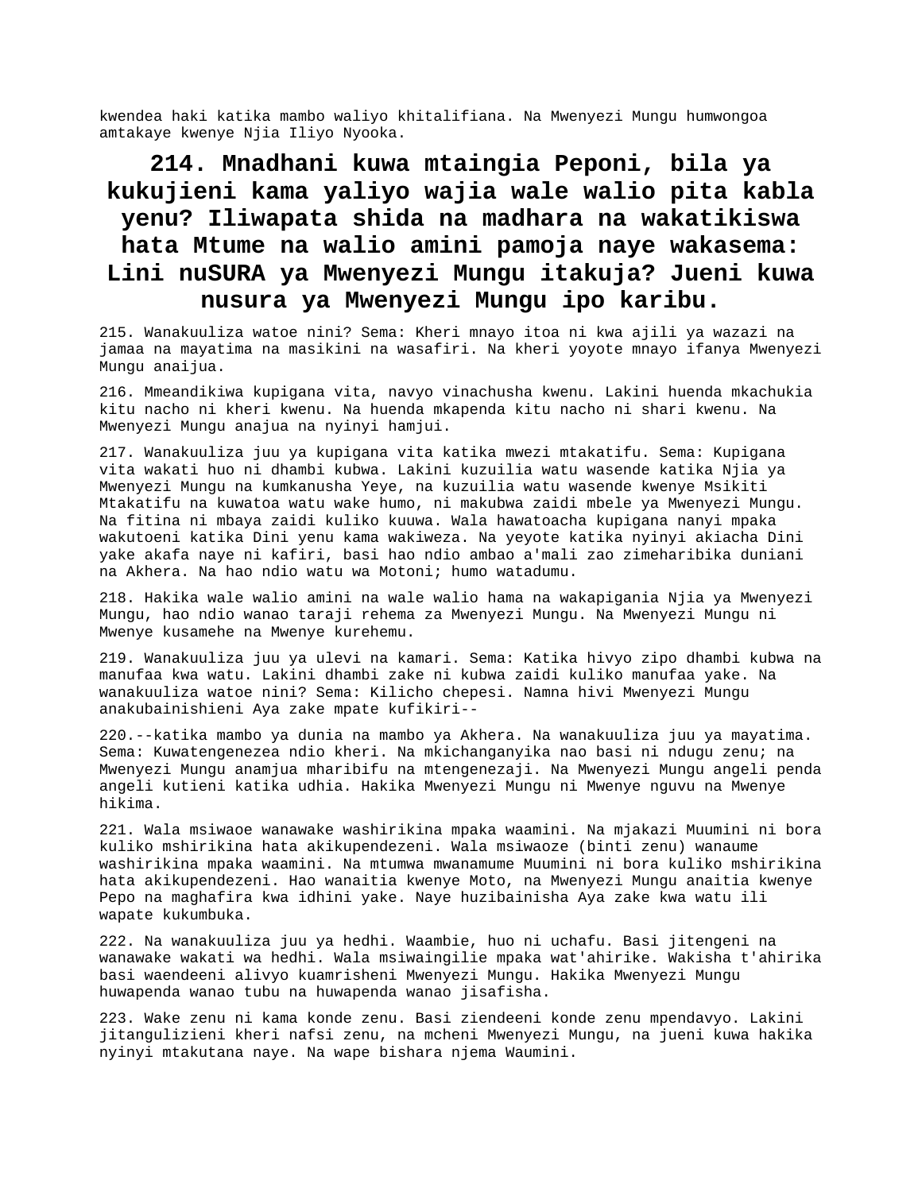kwendea haki katika mambo waliyo khitalifiana. Na Mwenyezi Mungu humwongoa amtakaye kwenye Njia Iliyo Nyooka.

## 214. Mnadhani kuwa mtaingia Peponi, bila ya kukujieni kama yaliyo wajia wale walio pita kabla yenu? Iliwapata shida na madhara na wakatikiswa hata Mtume na walio amini pamoja naye wakasema: Lini nuSURA ya Mwenyezi Mungu itakuja? Jueni kuwa nusura ya Mwenyezi Mungu ipo karibu.

215. Wanakuuliza watoe nini? Sema: Kheri mnayo itoa ni kwa ajili ya wazazi na jamaa na mayatima na masikini na wasafiri. Na kheri yoyote mnayo ifanya Mwenyezi Mungu anaijua.

216. Mmeandikiwa kupigana vita, navyo vinachusha kwenu. Lakini huenda mkachukia kitu nacho ni kheri kwenu. Na huenda mkapenda kitu nacho ni shari kwenu. Na Mwenyezi Mungu anajua na nyinyi hamjui.

217. Wanakuuliza juu ya kupigana vita katika mwezi mtakatifu. Sema: Kupigana vita wakati huo ni dhambi kubwa. Lakini kuzuilia watu wasende katika Njia ya Mwenyezi Mungu na kumkanusha Yeye, na kuzuilia watu wasende kwenye Msikiti Mtakatifu na kuwatoa watu wake humo, ni makubwa zaidi mbele ya Mwenyezi Mungu. Na fitina ni mbaya zaidi kuliko kuuwa. Wala hawatoacha kupigana nanyi mpaka wakutoeni katika Dini yenu kama wakiweza. Na yeyote katika nyinyi akiacha Dini yake akafa naye ni kafiri, basi hao ndio ambao a'mali zao zimeharibika duniani na Akhera. Na hao ndio watu wa Motoni; humo watadumu.

218. Hakika wale walio amini na wale walio hama na wakapigania Njia ya Mwenyezi Mungu, hao ndio wanao taraji rehema za Mwenyezi Mungu. Na Mwenyezi Mungu ni Mwenye kusamehe na Mwenye kurehemu.

219. Wanakuuliza juu ya ulevi na kamari. Sema: Katika hivyo zipo dhambi kubwa na manufaa kwa watu. Lakini dhambi zake ni kubwa zaidi kuliko manufaa yake. Na wanakuuliza watoe nini? Sema: Kilicho chepesi. Namna hivi Mwenyezi Mungu anakubainishieni Aya zake mpate kufikiri--

220.--katika mambo ya dunia na mambo ya Akhera. Na wanakuuliza juu ya mayatima. Sema: Kuwatengenezea ndio kheri. Na mkichanganyika nao basi ni ndugu zenu; na Mwenyezi Mungu anamjua mharibifu na mtengenezaji. Na Mwenyezi Mungu angeli penda angeli kutieni katika udhia. Hakika Mwenyezi Mungu ni Mwenye nguvu na Mwenye hikima.

221. Wala msiwaoe wanawake washirikina mpaka waamini. Na mjakazi Muumini ni bora kuliko mshirikina hata akikupendezeni. Wala msiwaoze (binti zenu) wanaume washirikina mpaka waamini. Na mtumwa mwanamume Muumini ni bora kuliko mshirikina hata akikupendezeni. Hao wanaitia kwenye Moto, na Mwenyezi Mungu anaitia kwenye Pepo na maghafira kwa idhini yake. Naye huzibainisha Aya zake kwa watu ili wapate kukumbuka.

222. Na wanakuuliza juu ya hedhi. Waambie, huo ni uchafu. Basi jitengeni na wanawake wakati wa hedhi. Wala msiwaingilie mpaka wat'ahirike. Wakisha t'ahirika basi waendeeni alivyo kuamrisheni Mwenyezi Mungu. Hakika Mwenyezi Mungu huwapenda wanao tubu na huwapenda wanao jisafisha.

223. Wake zenu ni kama konde zenu. Basi ziendeeni konde zenu mpendavyo. Lakini jitangulizieni kheri nafsi zenu, na mcheni Mwenyezi Mungu, na jueni kuwa hakika nyinyi mtakutana naye. Na wape bishara njema Waumini.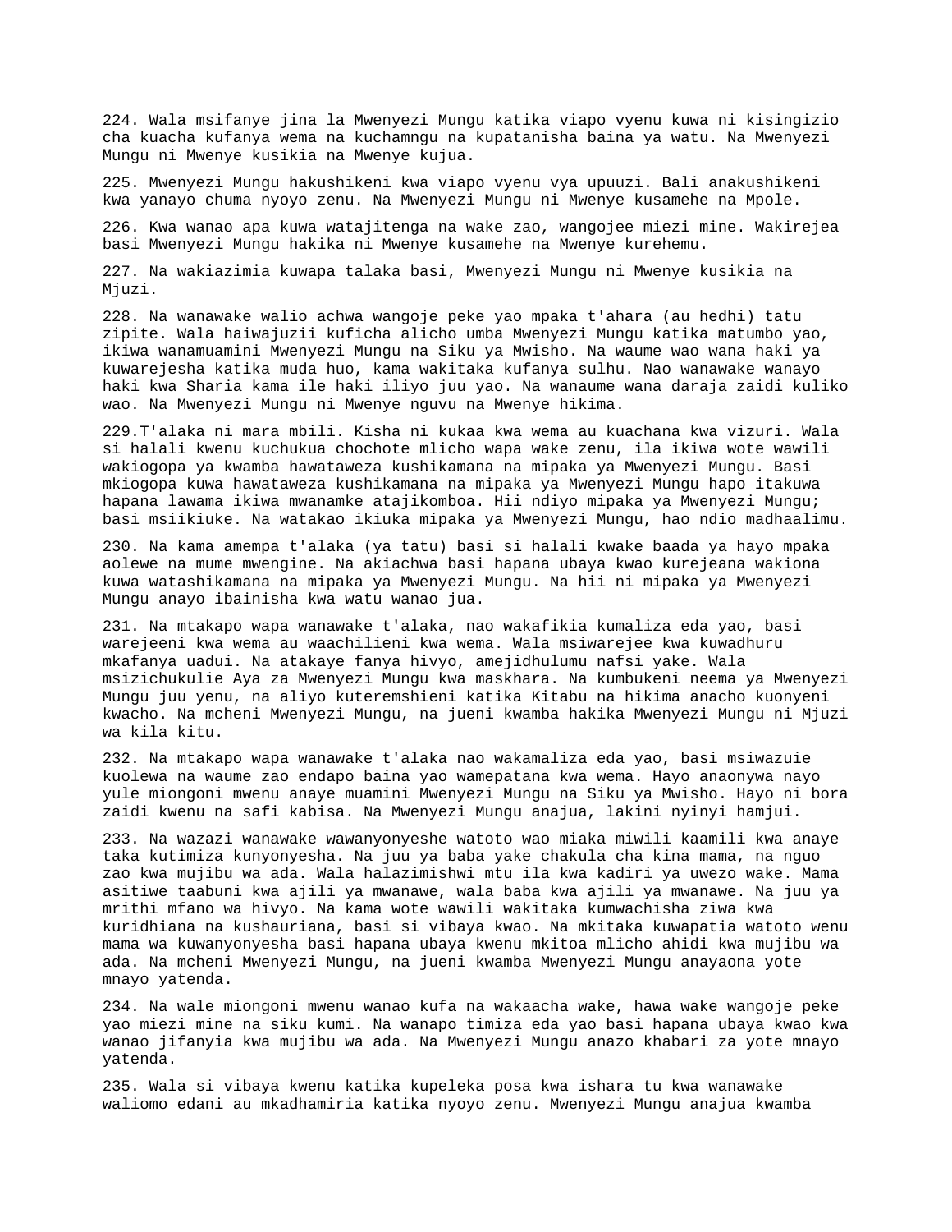224. Wala msifanye jina la Mwenyezi Mungu katika viapo vyenu kuwa ni kisingizio cha kuacha kufanya wema na kuchamngu na kupatanisha baina ya watu. Na Mwenyezi Mungu ni Mwenye kusikia na Mwenye kujua.

225. Mwenyezi Mungu hakushikeni kwa viapo vyenu vya upuuzi. Bali anakushikeni kwa yanayo chuma nyoyo zenu. Na Mwenyezi Mungu ni Mwenye kusamehe na Mpole.

226. Kwa wanao apa kuwa watajitenga na wake zao, wangojee miezi mine. Wakirejea basi Mwenyezi Mungu hakika ni Mwenye kusamehe na Mwenye kurehemu.

227. Na wakiazimia kuwapa talaka basi, Mwenyezi Mungu ni Mwenye kusikia na Mjuzi.

228. Na wanawake walio achwa wangoje peke yao mpaka t'ahara (au hedhi) tatu zipite. Wala haiwajuzii kuficha alicho umba Mwenyezi Mungu katika matumbo yao, ikiwa wanamuamini Mwenyezi Mungu na Siku ya Mwisho. Na waume wao wana haki ya kuwarejesha katika muda huo, kama wakitaka kufanya sulhu. Nao wanawake wanayo haki kwa Sharia kama ile haki iliyo juu yao. Na wanaume wana daraja zaidi kuliko wao. Na Mwenyezi Mungu ni Mwenye nguvu na Mwenye hikima.

229.T'alaka ni mara mbili. Kisha ni kukaa kwa wema au kuachana kwa vizuri. Wala si halali kwenu kuchukua chochote mlicho wapa wake zenu, ila ikiwa wote wawili wakiogopa ya kwamba hawataweza kushikamana na mipaka ya Mwenyezi Mungu. Basi mkiogopa kuwa hawataweza kushikamana na mipaka ya Mwenyezi Mungu hapo itakuwa hapana lawama ikiwa mwanamke atajikomboa. Hii ndiyo mipaka ya Mwenyezi Mungu; basi msiikiuke. Na watakao ikiuka mipaka ya Mwenyezi Mungu, hao ndio madhaalimu.

230. Na kama amempa t'alaka (ya tatu) basi si halali kwake baada ya hayo mpaka aolewe na mume mwengine. Na akiachwa basi hapana ubaya kwao kurejeana wakiona kuwa watashikamana na mipaka ya Mwenyezi Mungu. Na hii ni mipaka ya Mwenyezi Mungu anayo ibainisha kwa watu wanao jua.

231. Na mtakapo wapa wanawake t'alaka, nao wakafikia kumaliza eda yao, basi warejeeni kwa wema au waachilieni kwa wema. Wala msiwarejee kwa kuwadhuru mkafanya uadui. Na atakaye fanya hivyo, amejidhulumu nafsi yake. Wala msizichukulie Aya za Mwenyezi Mungu kwa maskhara. Na kumbukeni neema ya Mwenyezi Mungu juu yenu, na aliyo kuteremshieni katika Kitabu na hikima anacho kuonyeni kwacho. Na mcheni Mwenyezi Mungu, na jueni kwamba hakika Mwenyezi Mungu ni Mjuzi wa kila kitu.

232. Na mtakapo wapa wanawake t'alaka nao wakamaliza eda yao, basi msiwazuie kuolewa na waume zao endapo baina yao wamepatana kwa wema. Hayo anaonywa nayo yule miongoni mwenu anaye muamini Mwenyezi Mungu na Siku ya Mwisho. Hayo ni bora zaidi kwenu na safi kabisa. Na Mwenyezi Mungu anajua, lakini nyinyi hamjui.

233. Na wazazi wanawake wawanyonyeshe watoto wao miaka miwili kaamili kwa anaye taka kutimiza kunyonyesha. Na juu ya baba yake chakula cha kina mama, na nguo zao kwa mujibu wa ada. Wala halazimishwi mtu ila kwa kadiri ya uwezo wake. Mama asitiwe taabuni kwa ajili ya mwanawe, wala baba kwa ajili ya mwanawe. Na juu ya mrithi mfano wa hivyo. Na kama wote wawili wakitaka kumwachisha ziwa kwa kuridhiana na kushauriana, basi si vibaya kwao. Na mkitaka kuwapatia watoto wenu mama wa kuwanyonyesha basi hapana ubaya kwenu mkitoa mlicho ahidi kwa mujibu wa ada. Na mcheni Mwenyezi Mungu, na jueni kwamba Mwenyezi Mungu anayaona yote mnayo yatenda.

234. Na wale miongoni mwenu wanao kufa na wakaacha wake, hawa wake wangoje peke yao miezi mine na siku kumi. Na wanapo timiza eda yao basi hapana ubaya kwao kwa wanao jifanyia kwa mujibu wa ada. Na Mwenyezi Mungu anazo khabari za yote mnayo yatenda.

235. Wala si vibaya kwenu katika kupeleka posa kwa ishara tu kwa wanawake waliomo edani au mkadhamiria katika nyoyo zenu. Mwenyezi Mungu anajua kwamba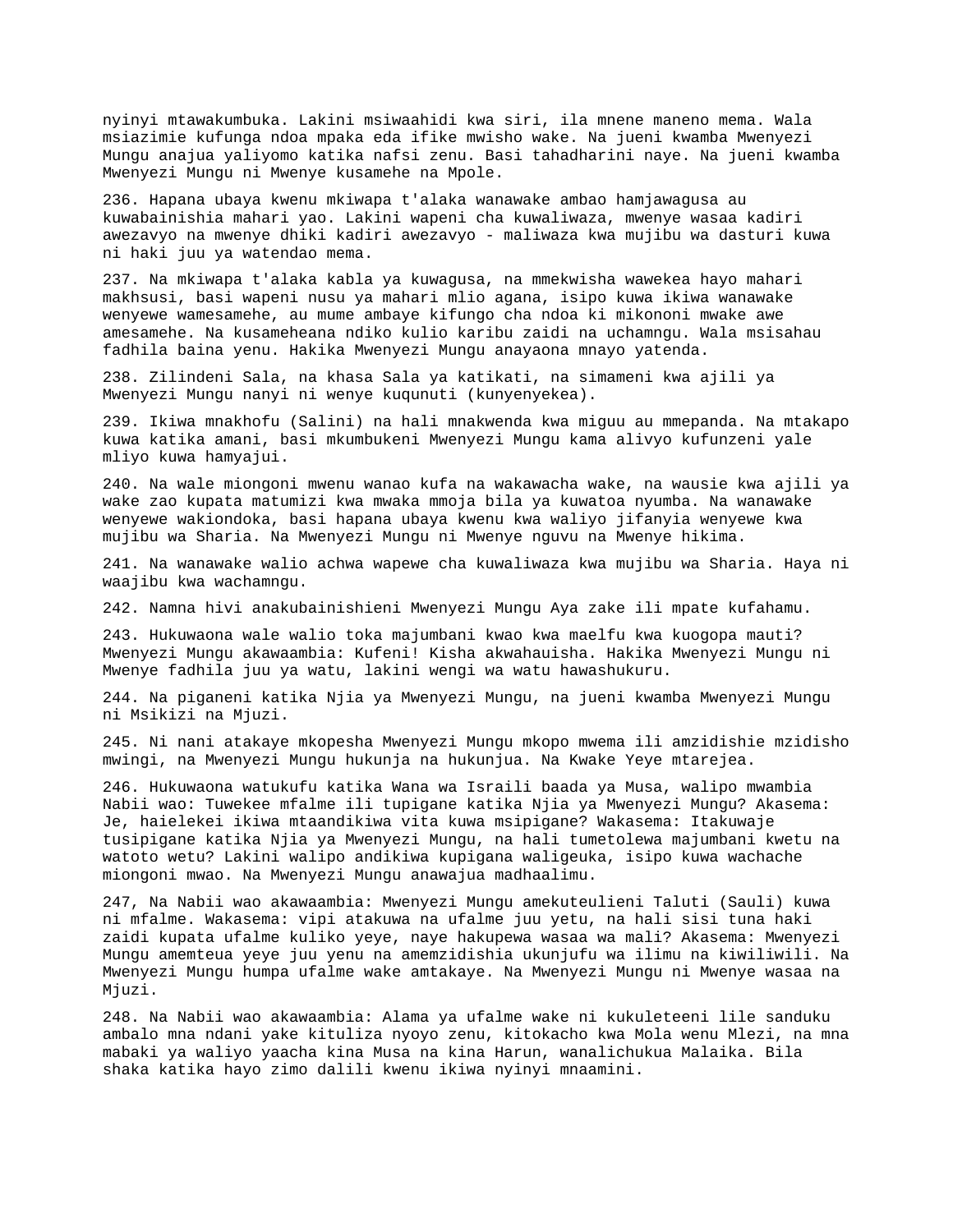nyinyi mtawakumbuka. Lakini msiwaahidi kwa siri, ila mnene maneno mema. Wala msiazimie kufunga ndoa mpaka eda ifike mwisho wake. Na jueni kwamba Mwenyezi Mungu anajua yaliyomo katika nafsi zenu. Basi tahadharini naye. Na jueni kwamba Mwenyezi Mungu ni Mwenye kusamehe na Mpole.

236. Hapana ubaya kwenu mkiwapa t'alaka wanawake ambao hamjawagusa au kuwabainishia mahari yao. Lakini wapeni cha kuwaliwaza, mwenye wasaa kadiri awezavyo na mwenye dhiki kadiri awezavyo - maliwaza kwa mujibu wa dasturi kuwa ni haki juu ya watendao mema.

237. Na mkiwapa t'alaka kabla ya kuwagusa, na mmekwisha wawekea hayo mahari makhsusi, basi wapeni nusu ya mahari mlio agana, isipo kuwa ikiwa wanawake wenyewe wamesamehe, au mume ambaye kifungo cha ndoa ki mikononi mwake awe amesamehe. Na kusameheana ndiko kulio karibu zaidi na uchamngu. Wala msisahau fadhila baina yenu. Hakika Mwenyezi Mungu anayaona mnayo yatenda.

238. Zilindeni Sala, na khasa Sala ya katikati, na simameni kwa ajili ya Mwenyezi Mungu nanyi ni wenye kuqunuti (kunyenyekea).

239. Ikiwa mnakhofu (Salini) na hali mnakwenda kwa miguu au mmepanda. Na mtakapo kuwa katika amani, basi mkumbukeni Mwenyezi Mungu kama alivyo kufunzeni yale mliyo kuwa hamyajui.

240. Na wale miongoni mwenu wanao kufa na wakawacha wake, na wausie kwa ajili ya wake zao kupata matumizi kwa mwaka mmoja bila ya kuwatoa nyumba. Na wanawake wenyewe wakiondoka, basi hapana ubaya kwenu kwa waliyo jifanyia wenyewe kwa mujibu wa Sharia. Na Mwenyezi Mungu ni Mwenye nguvu na Mwenye hikima.

241. Na wanawake walio achwa wapewe cha kuwaliwaza kwa mujibu wa Sharia. Haya ni waajibu kwa wachamngu.

242. Namna hivi anakubainishieni Mwenyezi Mungu Aya zake ili mpate kufahamu.

243. Hukuwaona wale walio toka majumbani kwao kwa maelfu kwa kuogopa mauti? Mwenyezi Mungu akawaambia: Kufeni! Kisha akwahauisha. Hakika Mwenyezi Mungu ni Mwenye fadhila juu ya watu, lakini wengi wa watu hawashukuru.

244. Na piganeni katika Njia ya Mwenyezi Mungu, na jueni kwamba Mwenyezi Mungu ni Msikizi na Mjuzi.

245. Ni nani atakaye mkopesha Mwenyezi Mungu mkopo mwema ili amzidishie mzidisho mwingi, na Mwenyezi Mungu hukunja na hukunjua. Na Kwake Yeye mtarejea.

246. Hukuwaona watukufu katika Wana wa Israili baada ya Musa, walipo mwambia Nabii wao: Tuwekee mfalme ili tupigane katika Njia ya Mwenyezi Mungu? Akasema: Je, haielekei ikiwa mtaandikiwa vita kuwa msipigane? Wakasema: Itakuwaje tusipigane katika Njia ya Mwenyezi Mungu, na hali tumetolewa majumbani kwetu na watoto wetu? Lakini walipo andikiwa kupigana waligeuka, isipo kuwa wachache miongoni mwao. Na Mwenyezi Mungu anawajua madhaalimu.

247, Na Nabii wao akawaambia: Mwenyezi Mungu amekuteulieni Taluti (Sauli) kuwa ni mfalme. Wakasema: vipi atakuwa na ufalme juu yetu, na hali sisi tuna haki zaidi kupata ufalme kuliko yeye, naye hakupewa wasaa wa mali? Akasema: Mwenyezi Mungu amemteua yeye juu yenu na amemzidishia ukunjufu wa ilimu na kiwiliwili. Na Mwenyezi Mungu humpa ufalme wake amtakaye. Na Mwenyezi Mungu ni Mwenye wasaa na Mjuzi.

248. Na Nabii wao akawaambia: Alama ya ufalme wake ni kukuleteeni lile sanduku ambalo mna ndani yake kituliza nyoyo zenu, kitokacho kwa Mola wenu Mlezi, na mna mabaki ya waliyo yaacha kina Musa na kina Harun, wanalichukua Malaika. Bila shaka katika hayo zimo dalili kwenu ikiwa nyinyi mnaamini.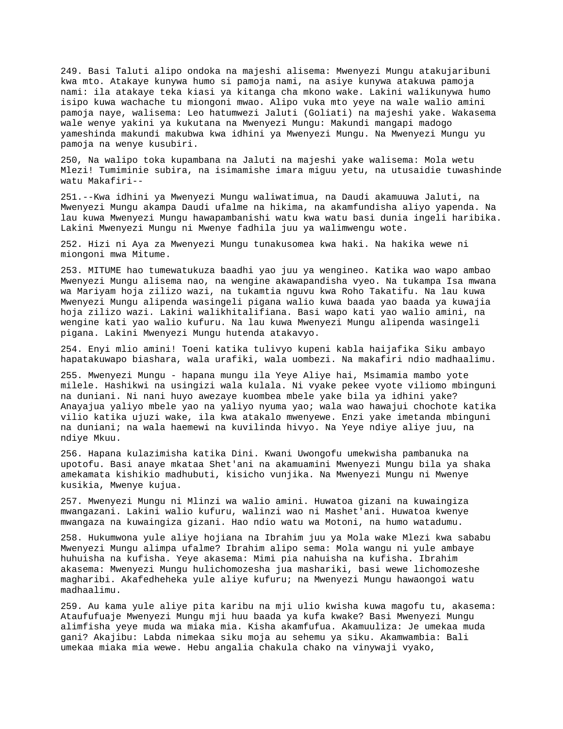249. Basi Taluti alipo ondoka na majeshi alisema: Mwenyezi Mungu atakujaribuni kwa mto. Atakaye kunywa humo si pamoja nami, na asiye kunywa atakuwa pamoja nami: ila atakaye teka kiasi ya kitanga cha mkono wake. Lakini walikunywa humo isipo kuwa wachache tu miongoni mwao. Alipo vuka mto yeye na wale walio amini pamoja naye, walisema: Leo hatumwezi Jaluti (Goliati) na majeshi yake. Wakasema wale wenye yakini ya kukutana na Mwenyezi Mungu: Makundi mangapi madogo yameshinda makundi makubwa kwa idhini ya Mwenyezi Mungu. Na Mwenyezi Mungu yu pamoja na wenye kusubiri.

250, Na walipo toka kupambana na Jaluti na majeshi yake walisema: Mola wetu Mlezi! Tumiminie subira, na isimamishe imara miguu yetu, na utusaidie tuwashinde watu Makafiri--

251.--Kwa idhini ya Mwenyezi Mungu waliwatimua, na Daudi akamuuwa Jaluti, na Mwenyezi Mungu akampa Daudi ufalme na hikima, na akamfundisha aliyo yapenda. Na lau kuwa Mwenyezi Mungu hawapambanishi watu kwa watu basi dunia ingeli haribika. Lakini Mwenyezi Mungu ni Mwenye fadhila juu ya walimwengu wote.

252. Hizi ni Aya za Mwenyezi Mungu tunakusomea kwa haki. Na hakika wewe ni miongoni mwa Mitume.

253. MITUME hao tumewatukuza baadhi yao juu ya wengineo. Katika wao wapo ambao Mwenyezi Mungu alisema nao, na wengine akawapandisha vyeo. Na tukampa Isa mwana wa Mariyam hoja zilizo wazi, na tukamtia nguvu kwa Roho Takatifu. Na lau kuwa Mwenyezi Mungu alipenda wasingeli pigana walio kuwa baada yao baada ya kuwajia hoja zilizo wazi. Lakini walikhitalifiana. Basi wapo kati yao walio amini, na wengine kati yao walio kufuru. Na lau kuwa Mwenyezi Mungu alipenda wasingeli pigana. Lakini Mwenyezi Mungu hutenda atakavyo.

254. Enyi mlio amini! Toeni katika tulivyo kupeni kabla haijafika Siku ambayo hapatakuwapo biashara, wala urafiki, wala uombezi. Na makafiri ndio madhaalimu.

255. Mwenyezi Mungu - hapana mungu ila Yeye Aliye hai, Msimamia mambo yote milele. Hashikwi na usingizi wala kulala. Ni vyake pekee vyote viliomo mbinguni na duniani. Ni nani huyo awezaye kuombea mbele yake bila ya idhini yake? Anayajua yaliyo mbele yao na yaliyo nyuma yao; wala wao hawajui chochote katika vilio katika ujuzi wake, ila kwa atakalo mwenyewe. Enzi yake imetanda mbinguni na duniani; na wala haemewi na kuvilinda hivyo. Na Yeye ndiye aliye juu, na ndiye Mkuu.

256. Hapana kulazimisha katika Dini. Kwani Uwongofu umekwisha pambanuka na upotofu. Basi anaye mkataa Shet'ani na akamuamini Mwenyezi Mungu bila ya shaka amekamata kishikio madhubuti, kisicho vunjika. Na Mwenyezi Mungu ni Mwenye kusikia, Mwenye kujua.

257. Mwenyezi Mungu ni Mlinzi wa walio amini. Huwatoa gizani na kuwaingiza mwangazani. Lakini walio kufuru, walinzi wao ni Mashet'ani. Huwatoa kwenye mwangaza na kuwaingiza gizani. Hao ndio watu wa Motoni, na humo watadumu.

258. Hukumwona yule aliye hojiana na Ibrahim juu ya Mola wake Mlezi kwa sababu Mwenyezi Mungu alimpa ufalme? Ibrahim alipo sema: Mola wangu ni yule ambaye huhuisha na kufisha. Yeye akasema: Mimi pia nahuisha na kufisha. Ibrahim akasema: Mwenyezi Mungu hulichomozesha jua mashariki, basi wewe lichomozeshe magharibi. Akafedheheka yule aliye kufuru; na Mwenyezi Mungu hawaongoi watu madhaalimu.

259. Au kama yule aliye pita karibu na mji ulio kwisha kuwa magofu tu, akasema: Ataufufuaje Mwenyezi Mungu mji huu baada ya kufa kwake? Basi Mwenyezi Mungu alimfisha yeye muda wa miaka mia. Kisha akamfufua. Akamuuliza: Je umekaa muda gani? Akajibu: Labda nimekaa siku moja au sehemu ya siku. Akamwambia: Bali umekaa miaka mia wewe. Hebu angalia chakula chako na vinywaji vyako,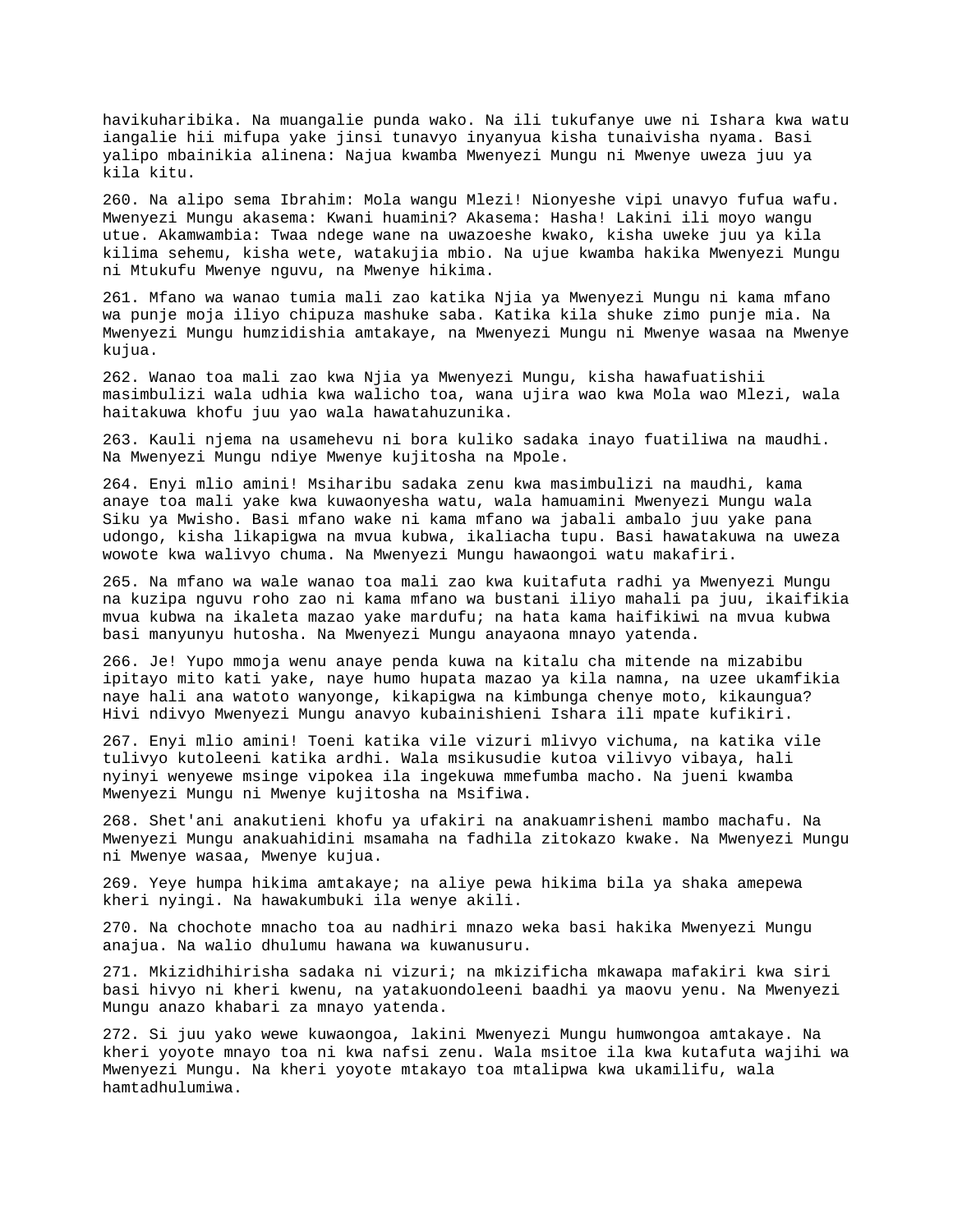havikuharibika. Na muangalie punda wako. Na ili tukufanye uwe ni Ishara kwa watu iangalie hii mifupa yake jinsi tunavyo inyanyua kisha tunaivisha nyama. Basi yalipo mbainikia alinena: Najua kwamba Mwenyezi Mungu ni Mwenye uweza juu ya kila kitu.

260. Na alipo sema Ibrahim: Mola wangu Mlezi! Nionyeshe vipi unavyo fufua wafu. Mwenyezi Mungu akasema: Kwani huamini? Akasema: Hasha! Lakini ili moyo wangu utue. Akamwambia: Twaa ndege wane na uwazoeshe kwako, kisha uweke juu ya kila kilima sehemu, kisha wete, watakujia mbio. Na ujue kwamba hakika Mwenyezi Mungu ni Mtukufu Mwenye nguvu, na Mwenye hikima.

261. Mfano wa wanao tumia mali zao katika Njia ya Mwenyezi Mungu ni kama mfano wa punje moja iliyo chipuza mashuke saba. Katika kila shuke zimo punje mia. Na Mwenyezi Mungu humzidishia amtakaye, na Mwenyezi Mungu ni Mwenye wasaa na Mwenye kujua.

262. Wanao toa mali zao kwa Njia ya Mwenyezi Mungu, kisha hawafuatishii masimbulizi wala udhia kwa walicho toa, wana ujira wao kwa Mola wao Mlezi, wala haitakuwa khofu juu yao wala hawatahuzunika.

263. Kauli njema na usamehevu ni bora kuliko sadaka inayo fuatiliwa na maudhi. Na Mwenyezi Mungu ndiye Mwenye kujitosha na Mpole.

264. Enyi mlio amini! Msiharibu sadaka zenu kwa masimbulizi na maudhi, kama anaye toa mali yake kwa kuwaonyesha watu, wala hamuamini Mwenyezi Mungu wala Siku ya Mwisho. Basi mfano wake ni kama mfano wa jabali ambalo juu yake pana udongo, kisha likapigwa na mvua kubwa, ikaliacha tupu. Basi hawatakuwa na uweza wowote kwa walivyo chuma. Na Mwenyezi Mungu hawaongoi watu makafiri.

265. Na mfano wa wale wanao toa mali zao kwa kuitafuta radhi ya Mwenyezi Mungu na kuzipa nguvu roho zao ni kama mfano wa bustani iliyo mahali pa juu, ikaifikia mvua kubwa na ikaleta mazao yake mardufu; na hata kama haifikiwi na mvua kubwa basi manyunyu hutosha. Na Mwenyezi Mungu anayaona mnayo yatenda.

266. Je! Yupo mmoja wenu anaye penda kuwa na kitalu cha mitende na mizabibu ipitayo mito kati yake, naye humo hupata mazao ya kila namna, na uzee ukamfikia naye hali ana watoto wanyonge, kikapigwa na kimbunga chenye moto, kikaungua? Hivi ndivyo Mwenyezi Mungu anavyo kubainishieni Ishara ili mpate kufikiri.

267. Enyi mlio amini! Toeni katika vile vizuri mlivyo vichuma, na katika vile tulivyo kutoleeni katika ardhi. Wala msikusudie kutoa vilivyo vibaya, hali nyinyi wenyewe msinge vipokea ila ingekuwa mmefumba macho. Na jueni kwamba Mwenyezi Mungu ni Mwenye kujitosha na Msifiwa.

268. Shet'ani anakutieni khofu ya ufakiri na anakuamrisheni mambo machafu. Na Mwenyezi Mungu anakuahidini msamaha na fadhila zitokazo kwake. Na Mwenyezi Mungu ni Mwenye wasaa, Mwenye kujua.

269. Yeye humpa hikima amtakaye; na aliye pewa hikima bila ya shaka amepewa kheri nyingi. Na hawakumbuki ila wenye akili.

270. Na chochote mnacho toa au nadhiri mnazo weka basi hakika Mwenyezi Mungu anajua. Na walio dhulumu hawana wa kuwanusuru.

271. Mkizidhihirisha sadaka ni vizuri; na mkizificha mkawapa mafakiri kwa siri basi hivyo ni kheri kwenu, na yatakuondoleeni baadhi ya maovu yenu. Na Mwenyezi Mungu anazo khabari za mnayo yatenda.

272. Si juu yako wewe kuwaongoa, lakini Mwenyezi Mungu humwongoa amtakaye. Na kheri yoyote mnayo toa ni kwa nafsi zenu. Wala msitoe ila kwa kutafuta wajihi wa Mwenyezi Mungu. Na kheri yoyote mtakayo toa mtalipwa kwa ukamilifu, wala hamtadhulumiwa.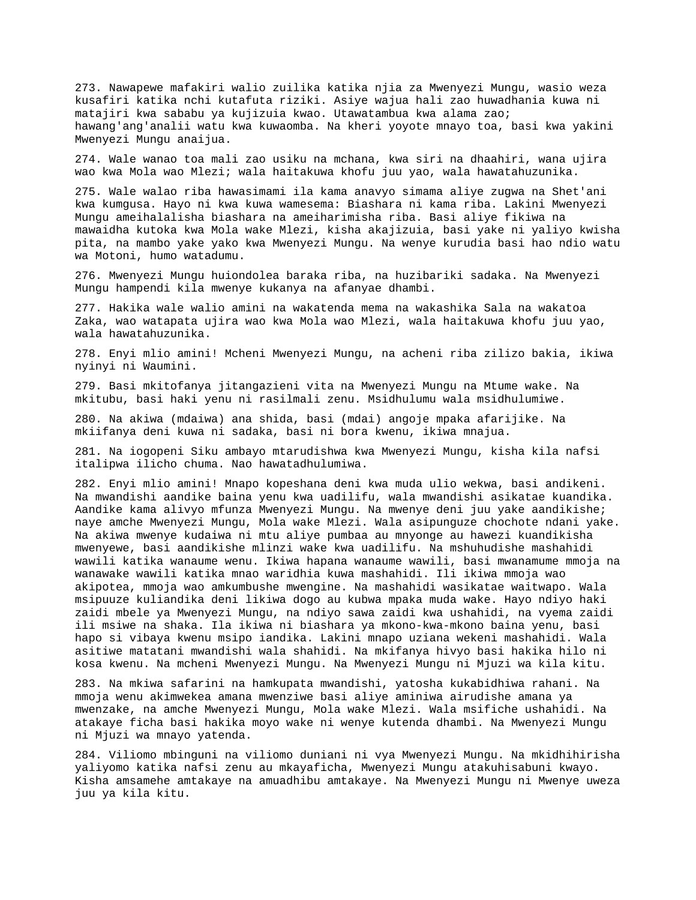273. Nawapewe mafakiri walio zuilika katika njia za Mwenyezi Mungu, wasio weza kusafiri katika nchi kutafuta riziki. Asiye wajua hali zao huwadhania kuwa ni matajiri kwa sababu ya kujizuia kwao. Utawatambua kwa alama zao; hawang'ang'analii watu kwa kuwaomba. Na kheri yoyote mnayo toa, basi kwa yakini Mwenyezi Mungu anaijua.

274. Wale wanao toa mali zao usiku na mchana, kwa siri na dhaahiri, wana ujira wao kwa Mola wao Mlezi; wala haitakuwa khofu juu yao, wala hawatahuzunika.

275. Wale walao riba hawasimami ila kama anavyo simama aliye zugwa na Shet'ani kwa kumgusa. Hayo ni kwa kuwa wamesema: Biashara ni kama riba. Lakini Mwenyezi Mungu ameihalalisha biashara na ameiharimisha riba. Basi aliye fikiwa na mawaidha kutoka kwa Mola wake Mlezi, kisha akajizuia, basi yake ni yaliyo kwisha pita, na mambo yake yako kwa Mwenyezi Mungu. Na wenye kurudia basi hao ndio watu wa Motoni, humo watadumu.

276. Mwenyezi Mungu huiondolea baraka riba, na huzibariki sadaka. Na Mwenyezi Mungu hampendi kila mwenye kukanya na afanyae dhambi.

277. Hakika wale walio amini na wakatenda mema na wakashika Sala na wakatoa Zaka, wao watapata ujira wao kwa Mola wao Mlezi, wala haitakuwa khofu juu yao, wala hawatahuzunika.

278. Enyi mlio amini! Mcheni Mwenyezi Mungu, na acheni riba zilizo bakia, ikiwa nyinyi ni Waumini.

279. Basi mkitofanya jitangazieni vita na Mwenyezi Mungu na Mtume wake. Na mkitubu, basi haki yenu ni rasilmali zenu. Msidhulumu wala msidhulumiwe.

280. Na akiwa (mdaiwa) ana shida, basi (mdai) angoje mpaka afarijike. Na mkiifanya deni kuwa ni sadaka, basi ni bora kwenu, ikiwa mnajua.

281. Na iogopeni Siku ambayo mtarudishwa kwa Mwenyezi Mungu, kisha kila nafsi italipwa ilicho chuma. Nao hawatadhulumiwa.

282. Enyi mlio amini! Mnapo kopeshana deni kwa muda ulio wekwa, basi andikeni. Na mwandishi aandike baina yenu kwa uadilifu, wala mwandishi asikatae kuandika. Aandike kama alivyo mfunza Mwenyezi Mungu. Na mwenye deni juu yake aandikishe; naye amche Mwenyezi Mungu, Mola wake Mlezi. Wala asipunguze chochote ndani yake. Na akiwa mwenye kudaiwa ni mtu aliye pumbaa au mnyonge au hawezi kuandikisha mwenyewe, basi aandikishe mlinzi wake kwa uadilifu. Na mshuhudishe mashahidi wawili katika wanaume wenu. Ikiwa hapana wanaume wawili, basi mwanamume mmoja na wanawake wawili katika mnao waridhia kuwa mashahidi. Ili ikiwa mmoja wao akipotea, mmoja wao amkumbushe mwengine. Na mashahidi wasikatae waitwapo. Wala msipuuze kuliandika deni likiwa dogo au kubwa mpaka muda wake. Hayo ndiyo haki zaidi mbele ya Mwenyezi Mungu, na ndiyo sawa zaidi kwa ushahidi, na vyema zaidi ili msiwe na shaka. Ila ikiwa ni biashara ya mkono-kwa-mkono baina yenu, basi hapo si vibaya kwenu msipo iandika. Lakini mnapo uziana wekeni mashahidi. Wala asitiwe matatani mwandishi wala shahidi. Na mkifanya hivyo basi hakika hilo ni kosa kwenu. Na mcheni Mwenyezi Mungu. Na Mwenyezi Mungu ni Mjuzi wa kila kitu.

283. Na mkiwa safarini na hamkupata mwandishi, yatosha kukabidhiwa rahani. Na mmoja wenu akimwekea amana mwenziwe basi aliye aminiwa airudishe amana ya mwenzake, na amche Mwenyezi Mungu, Mola wake Mlezi. Wala msifiche ushahidi. Na atakaye ficha basi hakika moyo wake ni wenye kutenda dhambi. Na Mwenyezi Mungu ni Mjuzi wa mnayo yatenda.

284. Viliomo mbinguni na viliomo duniani ni vya Mwenyezi Mungu. Na mkidhihirisha yaliyomo katika nafsi zenu au mkayaficha, Mwenyezi Mungu atakuhisabuni kwayo. Kisha amsamehe amtakaye na amuadhibu amtakaye. Na Mwenyezi Mungu ni Mwenye uweza juu ya kila kitu.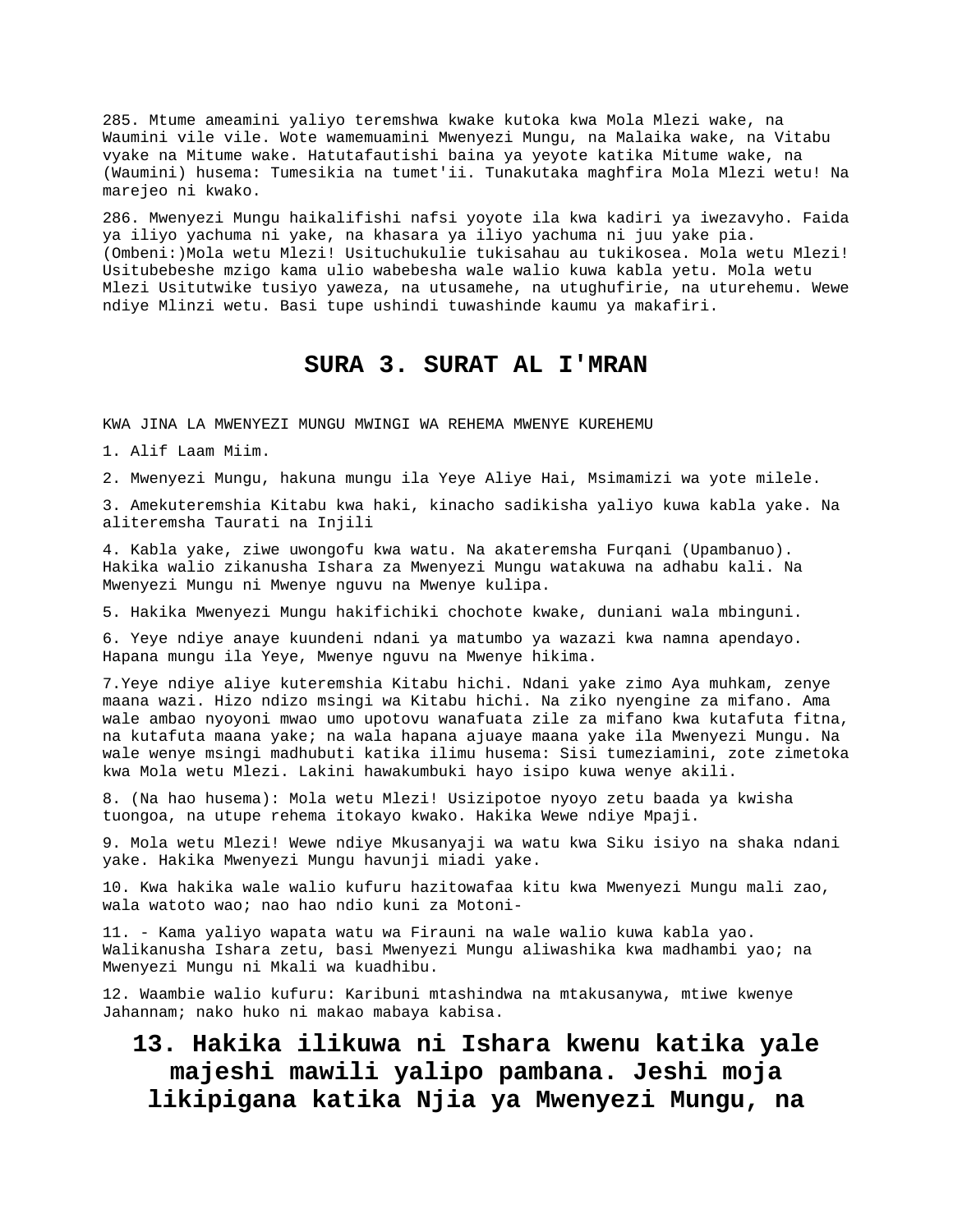285. Mtume ameamini yaliyo teremshwa kwake kutoka kwa Mola Mlezi wake, na Waumini vile vile. Wote wamemuamini Mwenyezi Mungu, na Malaika wake, na Vitabu vyake na Mitume wake. Hatutafautishi baina ya yeyote katika Mitume wake, na (Waumini) husema: Tumesikia na tumet'ii. Tunakutaka maghfira Mola Mlezi wetu! Na marejeo ni kwako.

286. Mwenyezi Mungu haikalifishi nafsi yoyote ila kwa kadiri ya iwezavyho. Faida ya iliyo yachuma ni yake, na khasara ya iliyo yachuma ni juu yake pia. (Ombeni:)Mola wetu Mlezi! Usituchukulie tukisahau au tukikosea. Mola wetu Mlezi! Usitubebeshe mzigo kama ulio wabebesha wale walio kuwa kabla yetu. Mola wetu Mlezi Usitutwike tusiyo yaweza, na utusamehe, na utughufirie, na uturehemu. Wewe ndiye Mlinzi wetu. Basi tupe ushindi tuwashinde kaumu ya makafiri.

## SURA 3. SURAT AL I'MRAN

KWA JINA LA MWENYEZI MUNGU MWINGI WA REHEMA MWENYE KUREHEMU

1. Alif Laam Miim.

2. Mwenyezi Mungu, hakuna mungu ila Yeye Aliye Hai, Msimamizi wa yote milele.

3. Amekuteremshia Kitabu kwa haki, kinacho sadikisha yaliyo kuwa kabla yake. Na aliteremsha Taurati na Injili

4. Kabla yake, ziwe uwongofu kwa watu. Na akateremsha Furqani (Upambanuo). Hakika walio zikanusha Ishara za Mwenyezi Mungu watakuwa na adhabu kali. Na Mwenyezi Mungu ni Mwenye nguvu na Mwenye kulipa.

5. Hakika Mwenyezi Mungu hakifichiki chochote kwake, duniani wala mbinguni.

6. Yeye ndiye anaye kuundeni ndani ya matumbo ya wazazi kwa namna apendayo. Hapana mungu ila Yeye, Mwenye nguvu na Mwenye hikima.

7.Yeye ndiye aliye kuteremshia Kitabu hichi. Ndani yake zimo Aya muhkam, zenye maana wazi. Hizo ndizo msingi wa Kitabu hichi. Na ziko nyengine za mifano. Ama wale ambao nyoyoni mwao umo upotovu wanafuata zile za mifano kwa kutafuta fitna, na kutafuta maana yake; na wala hapana ajuaye maana yake ila Mwenyezi Mungu. Na wale wenye msingi madhubuti katika ilimu husema: Sisi tumeziamini, zote zimetoka kwa Mola wetu Mlezi. Lakini hawakumbuki hayo isipo kuwa wenye akili.

8. (Na hao husema): Mola wetu Mlezi! Usizipotoe nyoyo zetu baada ya kwisha tuongoa, na utupe rehema itokayo kwako. Hakika Wewe ndiye Mpaji.

9. Mola wetu Mlezi! Wewe ndiye Mkusanyaji wa watu kwa Siku isiyo na shaka ndani yake. Hakika Mwenyezi Mungu havunji miadi yake.

10. Kwa hakika wale walio kufuru hazitowafaa kitu kwa Mwenyezi Mungu mali zao, wala watoto wao; nao hao ndio kuni za Motoni-

11. - Kama yaliyo wapata watu wa Firauni na wale walio kuwa kabla yao. Walikanusha Ishara zetu, basi Mwenyezi Mungu aliwashika kwa madhambi yao; na Mwenyezi Mungu ni Mkali wa kuadhibu.

12. Waambie walio kufuru: Karibuni mtashindwa na mtakusanywa, mtiwe kwenye Jahannam; nako huko ni makao mabaya kabisa.

**13. Hakika ilikuwa ni Ishara kwenu katika yale majeshi mawili yalipo pambana. Jeshi moja likipigana katika Njia ya Mwenyezi Mungu, na**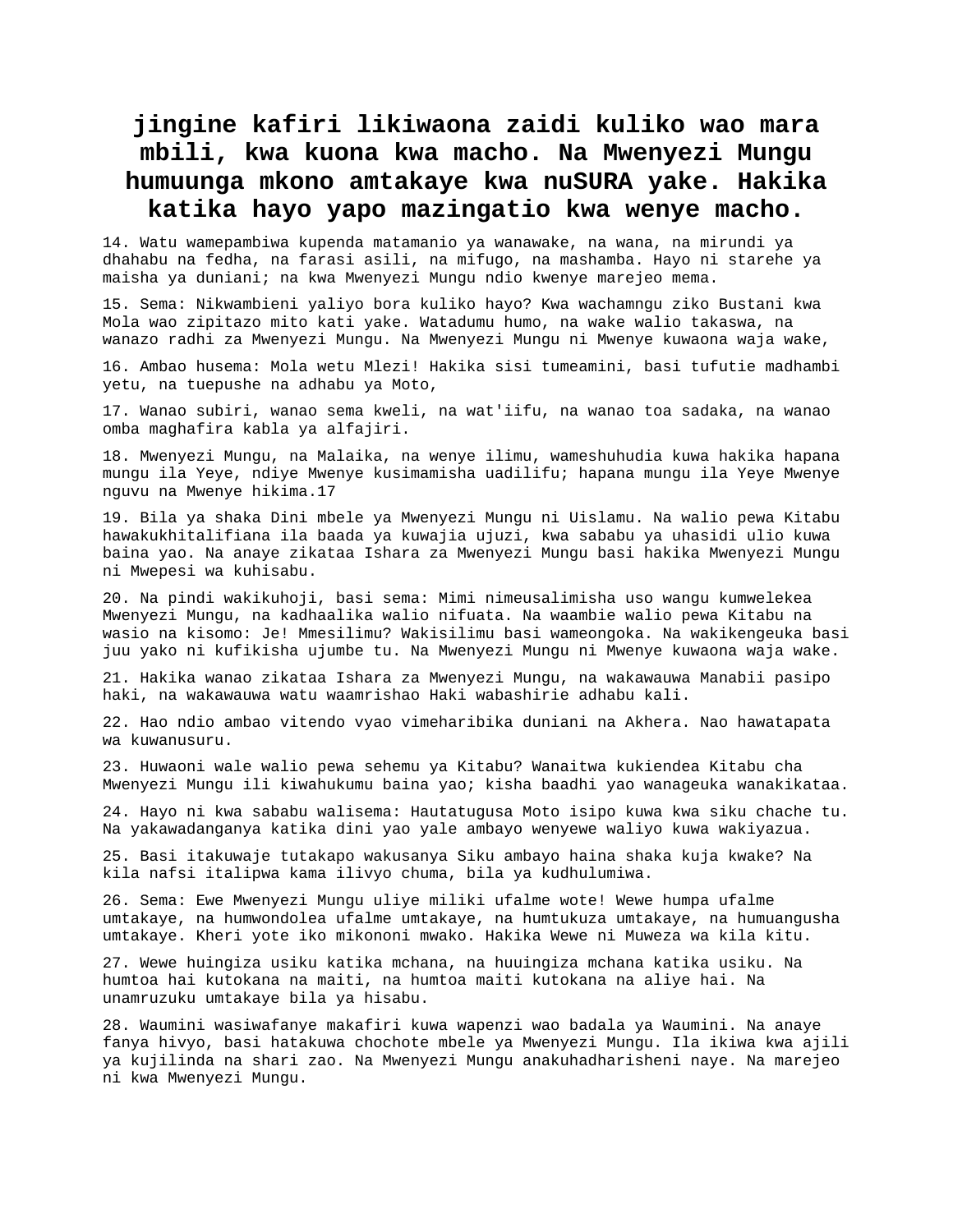# jingine kafiri likiwaona zaidi kuliko wao mara mbili, kwa kuona kwa macho. Na Mwenyezi Mungu humuunga mkono amtakaye kwa nuSURA yake. Hakika katika hayo yapo mazingatio kwa wenye macho.

14. Watu wamepambiwa kupenda matamanio ya wanawake, na wana, na mirundi ya dhahabu na fedha, na farasi asili, na mifugo, na mashamba. Hayo ni starehe ya maisha ya duniani; na kwa Mwenyezi Mungu ndio kwenye marejeo mema.

15. Sema: Nikwambieni yaliyo bora kuliko hayo? Kwa wachamngu ziko Bustani kwa Mola wao zipitazo mito kati yake. Watadumu humo, na wake walio takaswa, na wanazo radhi za Mwenyezi Mungu. Na Mwenyezi Mungu ni Mwenye kuwaona waja wake,

16. Ambao husema: Mola wetu Mlezi! Hakika sisi tumeamini, basi tufutie madhambi yetu, na tuepushe na adhabu ya Moto,

17. Wanao subiri, wanao sema kweli, na wat'iifu, na wanao toa sadaka, na wanao omba maghafira kabla ya alfajiri.

18. Mwenyezi Mungu, na Malaika, na wenye ilimu, wameshuhudia kuwa hakika hapana mungu ila Yeye, ndiye Mwenye kusimamisha uadilifu; hapana mungu ila Yeye Mwenye nguvu na Mwenye hikima.17

19. Bila ya shaka Dini mbele ya Mwenyezi Mungu ni Uislamu. Na walio pewa Kitabu hawakukhitalifiana ila baada ya kuwajia ujuzi, kwa sababu ya uhasidi ulio kuwa baina yao. Na anaye zikataa Ishara za Mwenyezi Mungu basi hakika Mwenyezi Mungu ni Mwepesi wa kuhisabu.

20. Na pindi wakikuhoji, basi sema: Mimi nimeusalimisha uso wangu kumwelekea Mwenyezi Mungu, na kadhaalika walio nifuata. Na waambie walio pewa Kitabu na wasio na kisomo: Je! Mmesilimu? Wakisilimu basi wameongoka. Na wakikengeuka basi juu yako ni kufikisha ujumbe tu. Na Mwenyezi Mungu ni Mwenye kuwaona waja wake.

21. Hakika wanao zikataa Ishara za Mwenyezi Mungu, na wakawauwa Manabii pasipo haki, na wakawauwa watu waamrishao Haki wabashirie adhabu kali.

22. Hao ndio ambao vitendo vyao vimeharibika duniani na Akhera. Nao hawatapata wa kuwanusuru.

23. Huwaoni wale walio pewa sehemu ya Kitabu? Wanaitwa kukiendea Kitabu cha Mwenyezi Mungu ili kiwahukumu baina yao; kisha baadhi yao wanageuka wanakikataa.

24. Hayo ni kwa sababu walisema: Hautatugusa Moto isipo kuwa kwa siku chache tu. Na yakawadanganya katika dini yao yale ambayo wenyewe waliyo kuwa wakiyazua.

25. Basi itakuwaje tutakapo wakusanya Siku ambayo haina shaka kuja kwake? Na kila nafsi italipwa kama ilivyo chuma, bila ya kudhulumiwa.

26. Sema: Ewe Mwenyezi Mungu uliye miliki ufalme wote! Wewe humpa ufalme umtakaye, na humwondolea ufalme umtakaye, na humtukuza umtakaye, na humuangusha umtakaye. Kheri yote iko mikononi mwako. Hakika Wewe ni Muweza wa kila kitu.

27. Wewe huingiza usiku katika mchana, na huuingiza mchana katika usiku. Na humtoa hai kutokana na maiti, na humtoa maiti kutokana na aliye hai. Na unamruzuku umtakaye bila ya hisabu.

28. Waumini wasiwafanye makafiri kuwa wapenzi wao badala ya Waumini. Na anaye fanya hivyo, basi hatakuwa chochote mbele ya Mwenyezi Mungu. Ila ikiwa kwa ajili ya kujilinda na shari zao. Na Mwenyezi Mungu anakuhadharisheni naye. Na marejeo ni kwa Mwenyezi Mungu.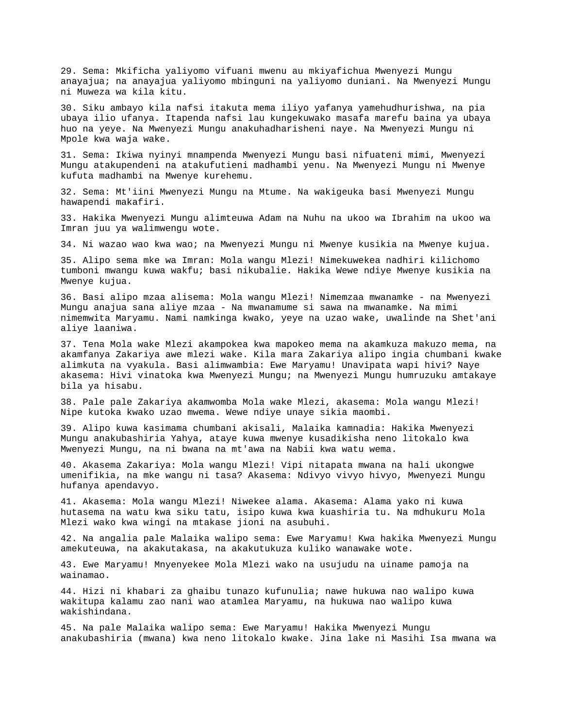29. Sema: Mkificha yaliyomo vifuani mwenu au mkiyafichua Mwenyezi Mungu anayajua; na anayajua yaliyomo mbinguni na yaliyomo duniani. Na Mwenyezi Mungu ni Muweza wa kila kitu.

30. Siku ambayo kila nafsi itakuta mema iliyo yafanya yamehudhurishwa, na pia ubaya ilio ufanya. Itapenda nafsi lau kungekuwako masafa marefu baina ya ubaya huo na yeye. Na Mwenyezi Mungu anakuhadharisheni naye. Na Mwenyezi Mungu ni Mpole kwa waja wake.

31. Sema: Ikiwa nyinyi mnampenda Mwenyezi Mungu basi nifuateni mimi, Mwenyezi Mungu atakupendeni na atakufutieni madhambi yenu. Na Mwenyezi Mungu ni Mwenye kufuta madhambi na Mwenye kurehemu.

32. Sema: Mt'iini Mwenyezi Mungu na Mtume. Na wakigeuka basi Mwenyezi Mungu hawapendi makafiri.

33. Hakika Mwenyezi Mungu alimteuwa Adam na Nuhu na ukoo wa Ibrahim na ukoo wa Imran juu ya walimwengu wote.

34. Ni wazao wao kwa wao; na Mwenyezi Mungu ni Mwenye kusikia na Mwenye kujua.

35. Alipo sema mke wa Imran: Mola wangu Mlezi! Nimekuwekea nadhiri kilichomo tumboni mwangu kuwa wakfu; basi nikubalie. Hakika Wewe ndiye Mwenye kusikia na Mwenye kujua.

36. Basi alipo mzaa alisema: Mola wangu Mlezi! Nimemzaa mwanamke - na Mwenyezi Mungu anajua sana aliye mzaa - Na mwanamume si sawa na mwanamke. Na mimi nimemwita Maryamu. Nami namkinga kwako, yeye na uzao wake, uwalinde na Shet'ani aliye laaniwa.

37. Tena Mola wake Mlezi akampokea kwa mapokeo mema na akamkuza makuzo mema, na akamfanya Zakariya awe mlezi wake. Kila mara Zakariya alipo ingia chumbani kwake alimkuta na vyakula. Basi alimwambia: Ewe Maryamu! Unavipata wapi hivi? Naye akasema: Hivi vinatoka kwa Mwenyezi Mungu; na Mwenyezi Mungu humruzuku amtakaye bila ya hisabu.

38. Pale pale Zakariya akamwomba Mola wake Mlezi, akasema: Mola wangu Mlezi! Nipe kutoka kwako uzao mwema. Wewe ndiye unaye sikia maombi.

39. Alipo kuwa kasimama chumbani akisali, Malaika kamnadia: Hakika Mwenyezi Mungu anakubashiria Yahya, ataye kuwa mwenye kusadikisha neno litokalo kwa Mwenyezi Mungu, na ni bwana na mt'awa na Nabii kwa watu wema.

40. Akasema Zakariya: Mola wangu Mlezi! Vipi nitapata mwana na hali ukongwe umenifikia, na mke wangu ni tasa? Akasema: Ndivyo vivyo hivyo, Mwenyezi Mungu hufanya apendavyo.

41. Akasema: Mola wangu Mlezi! Niwekee alama. Akasema: Alama yako ni kuwa hutasema na watu kwa siku tatu, isipo kuwa kwa kuashiria tu. Na mdhukuru Mola Mlezi wako kwa wingi na mtakase jioni na asubuhi.

42. Na angalia pale Malaika walipo sema: Ewe Maryamu! Kwa hakika Mwenyezi Mungu amekuteuwa, na akakutakasa, na akakutukuza kuliko wanawake wote.

43. Ewe Maryamu! Mnyenyekee Mola Mlezi wako na usujudu na uiname pamoja na wainamao.

44. Hizi ni khabari za ghaibu tunazo kufunulia; nawe hukuwa nao walipo kuwa wakitupa kalamu zao nani wao atamlea Maryamu, na hukuwa nao walipo kuwa wakishindana.

45. Na pale Malaika walipo sema: Ewe Maryamu! Hakika Mwenyezi Mungu anakubashiria (mwana) kwa neno litokalo kwake. Jina lake ni Masihi Isa mwana wa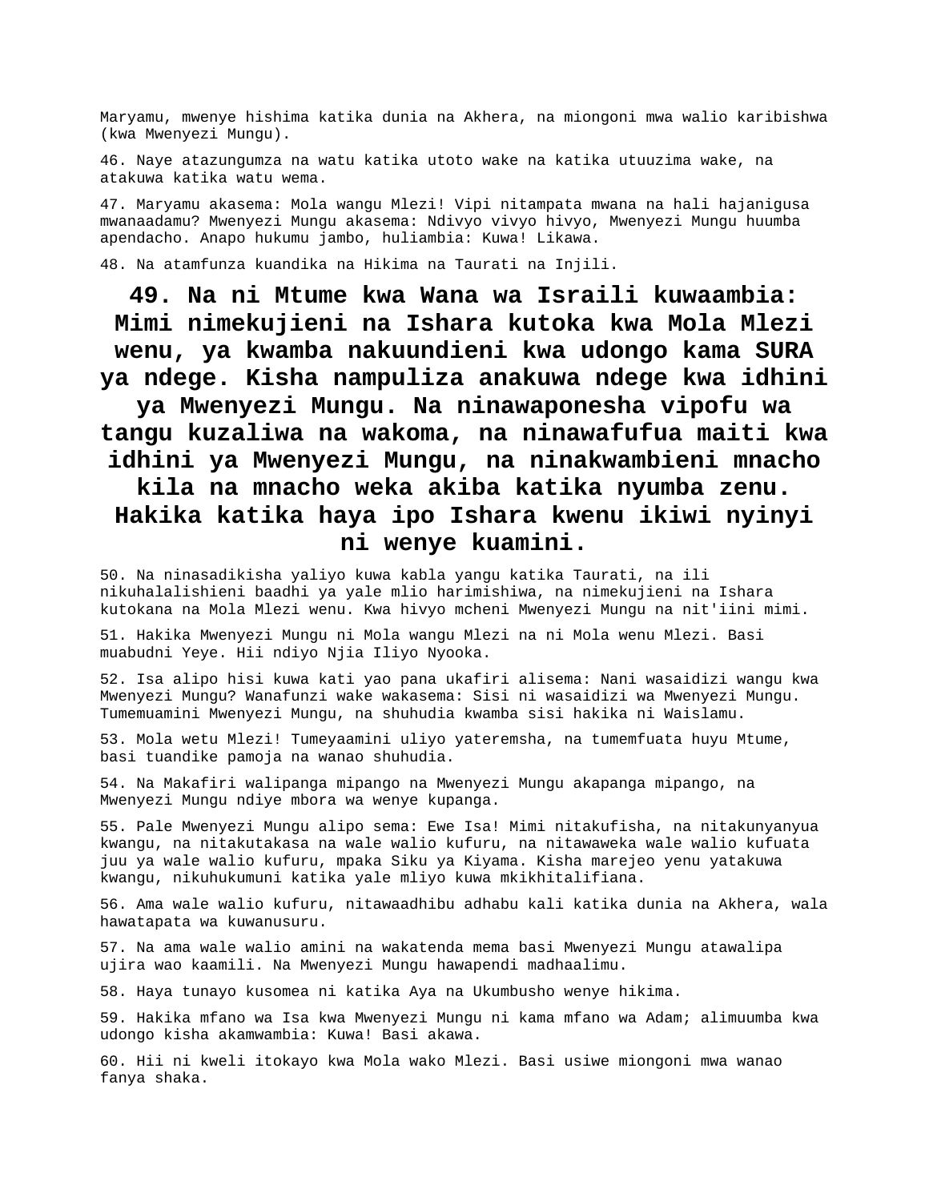Maryamu, mwenye hishima katika dunia na Akhera, na miongoni mwa walio karibishwa (kwa Mwenyezi Mungu).

46. Naye atazungumza na watu katika utoto wake na katika utuuzima wake, na atakuwa katika watu wema.

47. Maryamu akasema: Mola wangu Mlezi! Vipi nitampata mwana na hali hajanigusa mwanaadamu? Mwenyezi Mungu akasema: Ndivyo vivyo hivyo, Mwenyezi Mungu huumba apendacho. Anapo hukumu jambo, huliambia: Kuwa! Likawa.

48. Na atamfunza kuandika na Hikima na Taurati na Injili.

**49. Na ni Mtume kwa Wana wa Israili kuwaambia: Mimi nimekujieni na Ishara kutoka kwa Mola Mlezi wenu, ya kwamba nakuundieni kwa udongo kama SURA ya ndege. Kisha nampuliza anakuwa ndege kwa idhini ya Mwenyezi Mungu. Na ninawaponesha vipofu wa tangu kuzaliwa na wakoma, na ninawafufua maiti kwa idhini ya Mwenyezi Mungu, na ninakwambieni mnacho kila na mnacho weka akiba katika nyumba zenu. Hakika katika haya ipo Ishara kwenu ikiwi nyinyi ni wenye kuamini.**

50. Na ninasadikisha yaliyo kuwa kabla yangu katika Taurati, na ili nikuhalalishieni baadhi ya yale mlio harimishiwa, na nimekujieni na Ishara kutokana na Mola Mlezi wenu. Kwa hivyo mcheni Mwenyezi Mungu na nit'iini mimi.

51. Hakika Mwenyezi Mungu ni Mola wangu Mlezi na ni Mola wenu Mlezi. Basi muabudni Yeye. Hii ndiyo Njia Iliyo Nyooka.

52. Isa alipo hisi kuwa kati yao pana ukafiri alisema: Nani wasaidizi wangu kwa Mwenyezi Mungu? Wanafunzi wake wakasema: Sisi ni wasaidizi wa Mwenyezi Mungu. Tumemuamini Mwenyezi Mungu, na shuhudia kwamba sisi hakika ni Waislamu.

53. Mola wetu Mlezi! Tumeyaamini uliyo yateremsha, na tumemfuata huyu Mtume, basi tuandike pamoja na wanao shuhudia.

54. Na Makafiri walipanga mipango na Mwenyezi Mungu akapanga mipango, na Mwenyezi Mungu ndiye mbora wa wenye kupanga.

55. Pale Mwenyezi Mungu alipo sema: Ewe Isa! Mimi nitakufisha, na nitakunyanyua kwangu, na nitakutakasa na wale walio kufuru, na nitawaweka wale walio kufuata juu ya wale walio kufuru, mpaka Siku ya Kiyama. Kisha marejeo yenu yatakuwa kwangu, nikuhukumuni katika yale mliyo kuwa mkikhitalifiana.

56. Ama wale walio kufuru, nitawaadhibu adhabu kali katika dunia na Akhera, wala hawatapata wa kuwanusuru.

57. Na ama wale walio amini na wakatenda mema basi Mwenyezi Mungu atawalipa ujira wao kaamili. Na Mwenyezi Mungu hawapendi madhaalimu.

58. Haya tunayo kusomea ni katika Aya na Ukumbusho wenye hikima.

59. Hakika mfano wa Isa kwa Mwenyezi Mungu ni kama mfano wa Adam; alimuumba kwa udongo kisha akamwambia: Kuwa! Basi akawa.

60. Hii ni kweli itokayo kwa Mola wako Mlezi. Basi usiwe miongoni mwa wanao fanya shaka.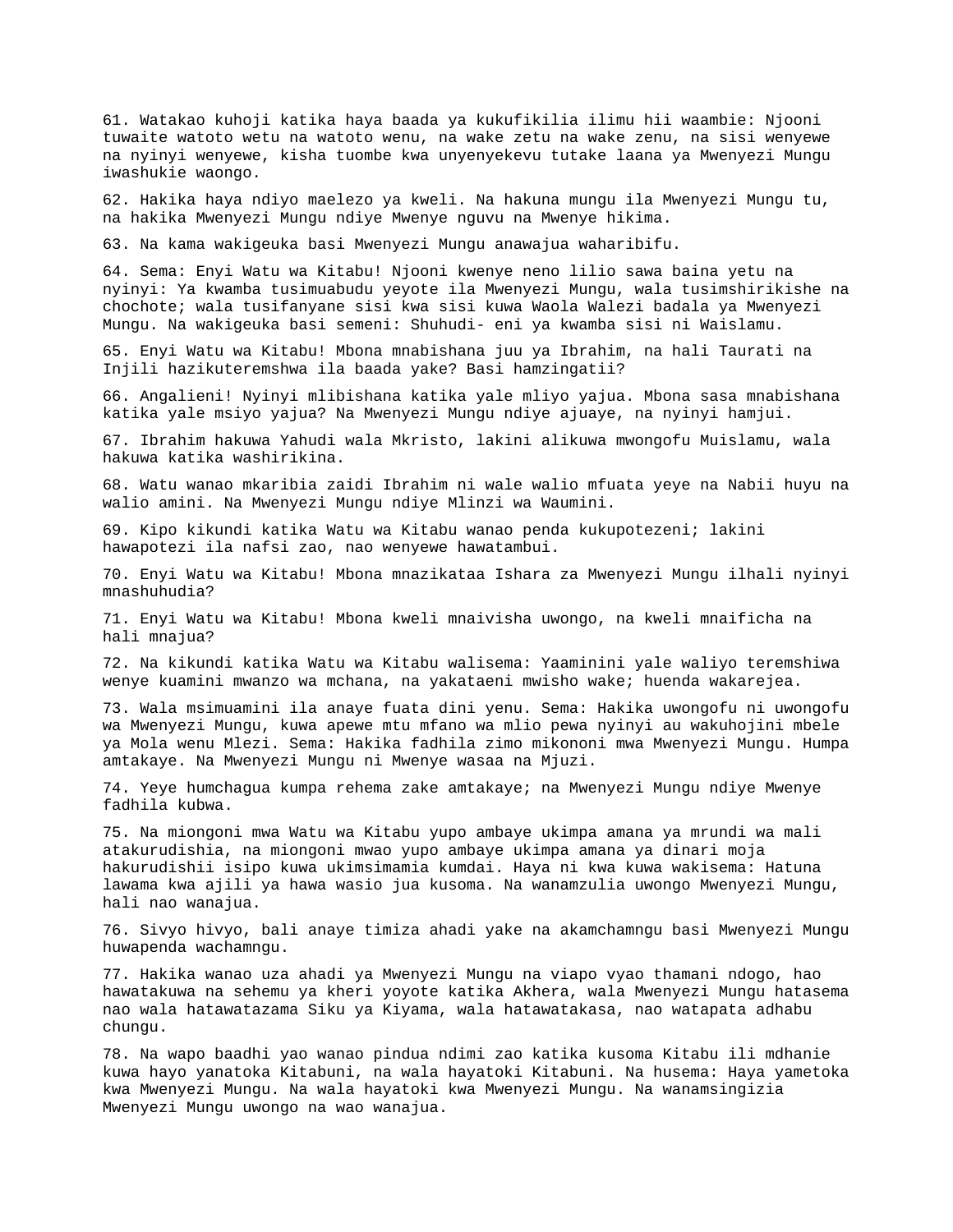61. Watakao kuhoji katika haya baada ya kukufikilia ilimu hii waambie: Njooni tuwaite watoto wetu na watoto wenu, na wake zetu na wake zenu, na sisi wenyewe na nyinyi wenyewe, kisha tuombe kwa unyenyekevu tutake laana ya Mwenyezi Mungu iwashukie waongo.

62. Hakika haya ndiyo maelezo ya kweli. Na hakuna mungu ila Mwenyezi Mungu tu, na hakika Mwenyezi Mungu ndiye Mwenye nguvu na Mwenye hikima.

63. Na kama wakigeuka basi Mwenyezi Mungu anawajua waharibifu.

64. Sema: Enyi Watu wa Kitabu! Njooni kwenye neno lilio sawa baina yetu na nyinyi: Ya kwamba tusimuabudu yeyote ila Mwenyezi Mungu, wala tusimshirikishe na chochote; wala tusifanyane sisi kwa sisi kuwa Waola Walezi badala ya Mwenyezi Mungu. Na wakigeuka basi semeni: Shuhudi- eni ya kwamba sisi ni Waislamu.

65. Enyi Watu wa Kitabu! Mbona mnabishana juu ya Ibrahim, na hali Taurati na Injili hazikuteremshwa ila baada yake? Basi hamzingatii?

66. Angalieni! Nyinyi mlibishana katika yale mliyo yajua. Mbona sasa mnabishana katika yale msiyo yajua? Na Mwenyezi Mungu ndiye ajuaye, na nyinyi hamjui.

67. Ibrahim hakuwa Yahudi wala Mkristo, lakini alikuwa mwongofu Muislamu, wala hakuwa katika washirikina.

68. Watu wanao mkaribia zaidi Ibrahim ni wale walio mfuata yeye na Nabii huyu na walio amini. Na Mwenyezi Mungu ndiye Mlinzi wa Waumini.

69. Kipo kikundi katika Watu wa Kitabu wanao penda kukupotezeni; lakini hawapotezi ila nafsi zao, nao wenyewe hawatambui.

70. Enyi Watu wa Kitabu! Mbona mnazikataa Ishara za Mwenyezi Mungu ilhali nyinyi mnashuhudia?

71. Enyi Watu wa Kitabu! Mbona kweli mnaivisha uwongo, na kweli mnaificha na hali mnajua?

72. Na kikundi katika Watu wa Kitabu walisema: Yaaminini yale waliyo teremshiwa wenye kuamini mwanzo wa mchana, na yakataeni mwisho wake; huenda wakarejea.

73. Wala msimuamini ila anaye fuata dini yenu. Sema: Hakika uwongofu ni uwongofu wa Mwenyezi Mungu, kuwa apewe mtu mfano wa mlio pewa nyinyi au wakuhojini mbele ya Mola wenu Mlezi. Sema: Hakika fadhila zimo mikononi mwa Mwenyezi Mungu. Humpa amtakaye. Na Mwenyezi Mungu ni Mwenye wasaa na Mjuzi.

74. Yeye humchagua kumpa rehema zake amtakaye; na Mwenyezi Mungu ndiye Mwenye fadhila kubwa.

75. Na miongoni mwa Watu wa Kitabu yupo ambaye ukimpa amana ya mrundi wa mali atakurudishia, na miongoni mwao yupo ambaye ukimpa amana ya dinari moja hakurudishii isipo kuwa ukimsimamia kumdai. Haya ni kwa kuwa wakisema: Hatuna lawama kwa ajili ya hawa wasio jua kusoma. Na wanamzulia uwongo Mwenyezi Mungu, hali nao wanajua.

76. Sivyo hivyo, bali anaye timiza ahadi yake na akamchamngu basi Mwenyezi Mungu huwapenda wachamngu.

77. Hakika wanao uza ahadi ya Mwenyezi Mungu na viapo vyao thamani ndogo, hao hawatakuwa na sehemu ya kheri yoyote katika Akhera, wala Mwenyezi Mungu hatasema nao wala hatawatazama Siku ya Kiyama, wala hatawatakasa, nao watapata adhabu chungu.

78. Na wapo baadhi yao wanao pindua ndimi zao katika kusoma Kitabu ili mdhanie kuwa hayo yanatoka Kitabuni, na wala hayatoki Kitabuni. Na husema: Haya yametoka kwa Mwenyezi Mungu. Na wala hayatoki kwa Mwenyezi Mungu. Na wanamsingizia Mwenyezi Mungu uwongo na wao wanajua.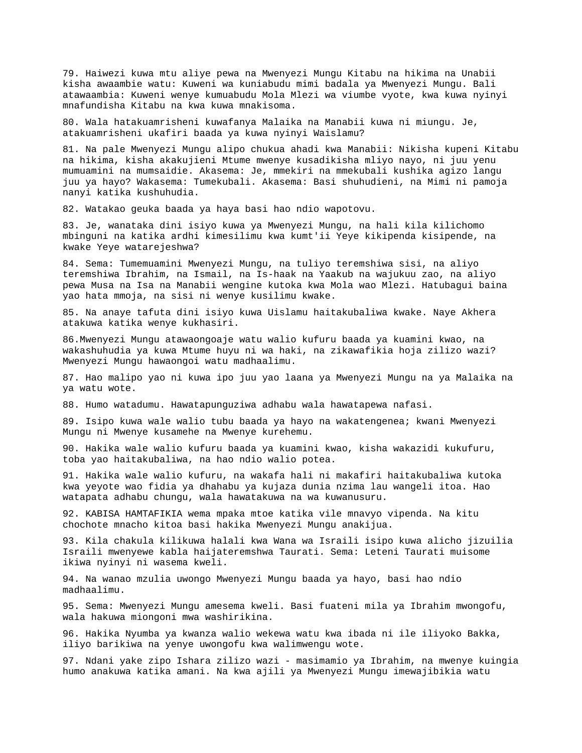79. Haiwezi kuwa mtu aliye pewa na Mwenyezi Mungu Kitabu na hikima na Unabii kisha awaambie watu: Kuweni wa kuniabudu mimi badala ya Mwenyezi Mungu. Bali atawaambia: Kuweni wenye kumuabudu Mola Mlezi wa viumbe vyote, kwa kuwa nyinyi mnafundisha Kitabu na kwa kuwa mnakisoma.

80. Wala hatakuamrisheni kuwafanya Malaika na Manabii kuwa ni miungu. Je, atakuamrisheni ukafiri baada ya kuwa nyinyi Waislamu?

81. Na pale Mwenyezi Mungu alipo chukua ahadi kwa Manabii: Nikisha kupeni Kitabu na hikima, kisha akakujieni Mtume mwenye kusadikisha mliyo nayo, ni juu yenu mumuamini na mumsaidie. Akasema: Je, mmekiri na mmekubali kushika agizo langu juu ya hayo? Wakasema: Tumekubali. Akasema: Basi shuhudieni, na Mimi ni pamoja nanyi katika kushuhudia.

82. Watakao geuka baada ya haya basi hao ndio wapotovu.

83. Je, wanataka dini isiyo kuwa ya Mwenyezi Mungu, na hali kila kilichomo mbinguni na katika ardhi kimesilimu kwa kumt'ii Yeye kikipenda kisipende, na kwake Yeye watarejeshwa?

84. Sema: Tumemuamini Mwenyezi Mungu, na tuliyo teremshiwa sisi, na aliyo teremshiwa Ibrahim, na Ismail, na Is-haak na Yaakub na wajukuu zao, na aliyo pewa Musa na Isa na Manabii wengine kutoka kwa Mola wao Mlezi. Hatubagui baina yao hata mmoja, na sisi ni wenye kusilimu kwake.

85. Na anaye tafuta dini isiyo kuwa Uislamu haitakubaliwa kwake. Naye Akhera atakuwa katika wenye kukhasiri.

86.Mwenyezi Mungu atawaongoaje watu walio kufuru baada ya kuamini kwao, na wakashuhudia ya kuwa Mtume huyu ni wa haki, na zikawafikia hoja zilizo wazi? Mwenyezi Mungu hawaongoi watu madhaalimu.

87. Hao malipo yao ni kuwa ipo juu yao laana ya Mwenyezi Mungu na ya Malaika na ya watu wote.

88. Humo watadumu. Hawatapunguziwa adhabu wala hawatapewa nafasi.

89. Isipo kuwa wale walio tubu baada ya hayo na wakatengenea; kwani Mwenyezi Mungu ni Mwenye kusamehe na Mwenye kurehemu.

90. Hakika wale walio kufuru baada ya kuamini kwao, kisha wakazidi kukufuru, toba yao haitakubaliwa, na hao ndio walio potea.

91. Hakika wale walio kufuru, na wakafa hali ni makafiri haitakubaliwa kutoka kwa yeyote wao fidia ya dhahabu ya kujaza dunia nzima lau wangeli itoa. Hao watapata adhabu chungu, wala hawatakuwa na wa kuwanusuru.

92. KABISA HAMTAFIKIA wema mpaka mtoe katika vile mnavyo vipenda. Na kitu chochote mnacho kitoa basi hakika Mwenyezi Mungu anakijua.

93. Kila chakula kilikuwa halali kwa Wana wa Israili isipo kuwa alicho jizuilia Israili mwenyewe kabla haijateremshwa Taurati. Sema: Leteni Taurati muisome ikiwa nyinyi ni wasema kweli.

94. Na wanao mzulia uwongo Mwenyezi Mungu baada ya hayo, basi hao ndio madhaalimu.

95. Sema: Mwenyezi Mungu amesema kweli. Basi fuateni mila ya Ibrahim mwongofu, wala hakuwa miongoni mwa washirikina.

96. Hakika Nyumba ya kwanza walio wekewa watu kwa ibada ni ile iliyoko Bakka, iliyo barikiwa na yenye uwongofu kwa walimwengu wote.

97. Ndani yake zipo Ishara zilizo wazi - masimamio ya Ibrahim, na mwenye kuingia humo anakuwa katika amani. Na kwa ajili ya Mwenyezi Mungu imewajibikia watu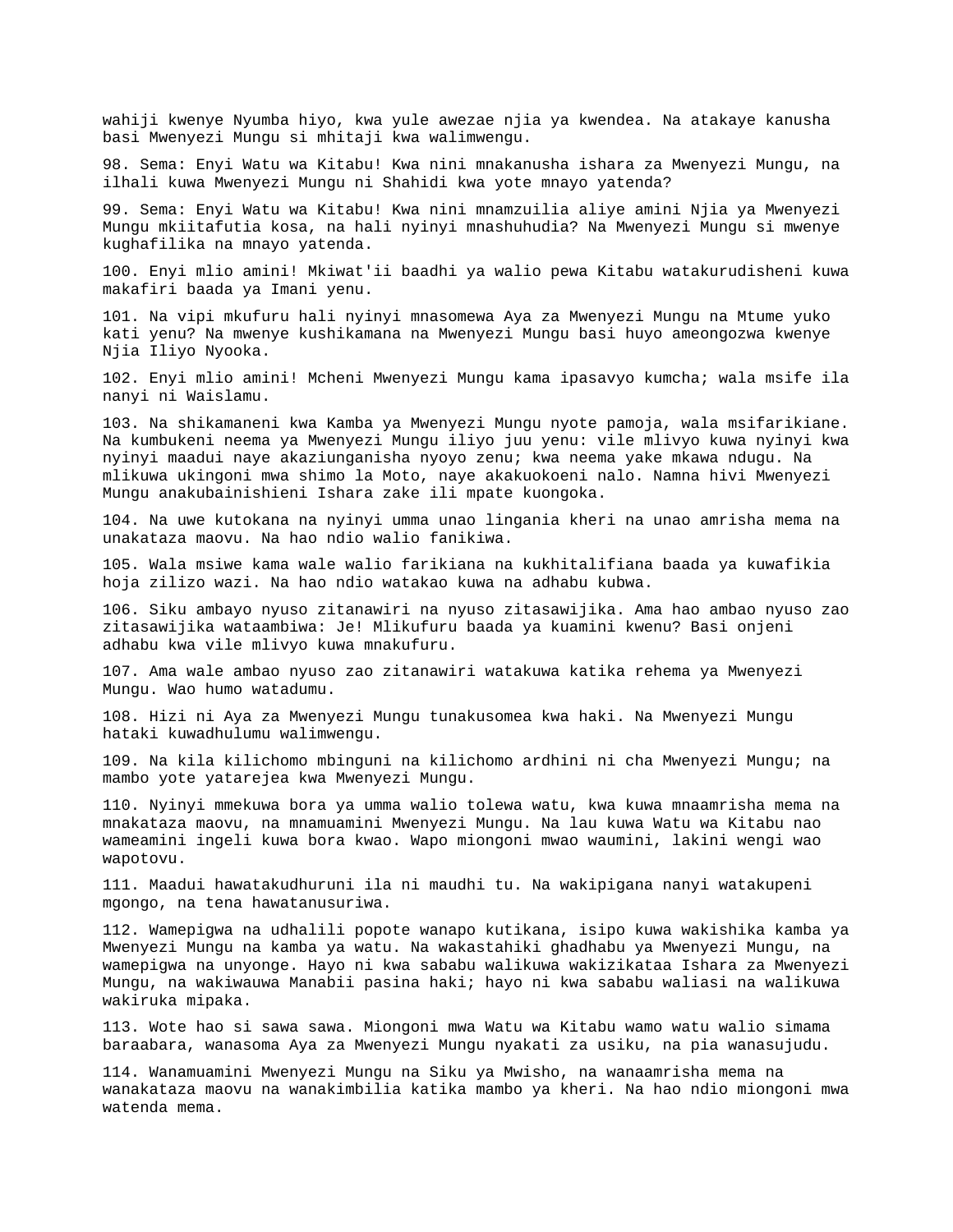wahiji kwenye Nyumba hiyo, kwa yule awezae njia ya kwendea. Na atakaye kanusha basi Mwenyezi Mungu si mhitaji kwa walimwengu.

98. Sema: Enyi Watu wa Kitabu! Kwa nini mnakanusha ishara za Mwenyezi Mungu, na ilhali kuwa Mwenyezi Mungu ni Shahidi kwa yote mnayo yatenda?

99. Sema: Enyi Watu wa Kitabu! Kwa nini mnamzuilia aliye amini Njia ya Mwenyezi Mungu mkiitafutia kosa, na hali nyinyi mnashuhudia? Na Mwenyezi Mungu si mwenye kughafilika na mnayo yatenda.

100. Enyi mlio amini! Mkiwat'ii baadhi ya walio pewa Kitabu watakurudisheni kuwa makafiri baada ya Imani yenu.

101. Na vipi mkufuru hali nyinyi mnasomewa Aya za Mwenyezi Mungu na Mtume yuko kati yenu? Na mwenye kushikamana na Mwenyezi Mungu basi huyo ameongozwa kwenye Njia Iliyo Nyooka.

102. Enyi mlio amini! Mcheni Mwenyezi Mungu kama ipasavyo kumcha; wala msife ila nanyi ni Waislamu.

103. Na shikamaneni kwa Kamba ya Mwenyezi Mungu nyote pamoja, wala msifarikiane. Na kumbukeni neema ya Mwenyezi Mungu iliyo juu yenu: vile mlivyo kuwa nyinyi kwa nyinyi maadui naye akaziunganisha nyoyo zenu; kwa neema yake mkawa ndugu. Na mlikuwa ukingoni mwa shimo la Moto, naye akakuokoeni nalo. Namna hivi Mwenyezi Mungu anakubainishieni Ishara zake ili mpate kuongoka.

104. Na uwe kutokana na nyinyi umma unao lingania kheri na unao amrisha mema na unakataza maovu. Na hao ndio walio fanikiwa.

105. Wala msiwe kama wale walio farikiana na kukhitalifiana baada ya kuwafikia hoja zilizo wazi. Na hao ndio watakao kuwa na adhabu kubwa.

106. Siku ambayo nyuso zitanawiri na nyuso zitasawijika. Ama hao ambao nyuso zao zitasawijika wataambiwa: Je! Mlikufuru baada ya kuamini kwenu? Basi onjeni adhabu kwa vile mlivyo kuwa mnakufuru.

107. Ama wale ambao nyuso zao zitanawiri watakuwa katika rehema ya Mwenyezi Mungu. Wao humo watadumu.

108. Hizi ni Aya za Mwenyezi Mungu tunakusomea kwa haki. Na Mwenyezi Mungu hataki kuwadhulumu walimwengu.

109. Na kila kilichomo mbinguni na kilichomo ardhini ni cha Mwenyezi Mungu; na mambo yote yatarejea kwa Mwenyezi Mungu.

110. Nyinyi mmekuwa bora ya umma walio tolewa watu, kwa kuwa mnaamrisha mema na mnakataza maovu, na mnamuamini Mwenyezi Mungu. Na lau kuwa Watu wa Kitabu nao wameamini ingeli kuwa bora kwao. Wapo miongoni mwao waumini, lakini wengi wao wapotovu.

111. Maadui hawatakudhuruni ila ni maudhi tu. Na wakipigana nanyi watakupeni mgongo, na tena hawatanusuriwa.

112. Wamepigwa na udhalili popote wanapo kutikana, isipo kuwa wakishika kamba ya Mwenyezi Mungu na kamba ya watu. Na wakastahiki ghadhabu ya Mwenyezi Mungu, na wamepigwa na unyonge. Hayo ni kwa sababu walikuwa wakizikataa Ishara za Mwenyezi Mungu, na wakiwauwa Manabii pasina haki; hayo ni kwa sababu waliasi na walikuwa wakiruka mipaka.

113. Wote hao si sawa sawa. Miongoni mwa Watu wa Kitabu wamo watu walio simama baraabara, wanasoma Aya za Mwenyezi Mungu nyakati za usiku, na pia wanasujudu.

114. Wanamuamini Mwenyezi Mungu na Siku ya Mwisho, na wanaamrisha mema na wanakataza maovu na wanakimbilia katika mambo ya kheri. Na hao ndio miongoni mwa watenda mema.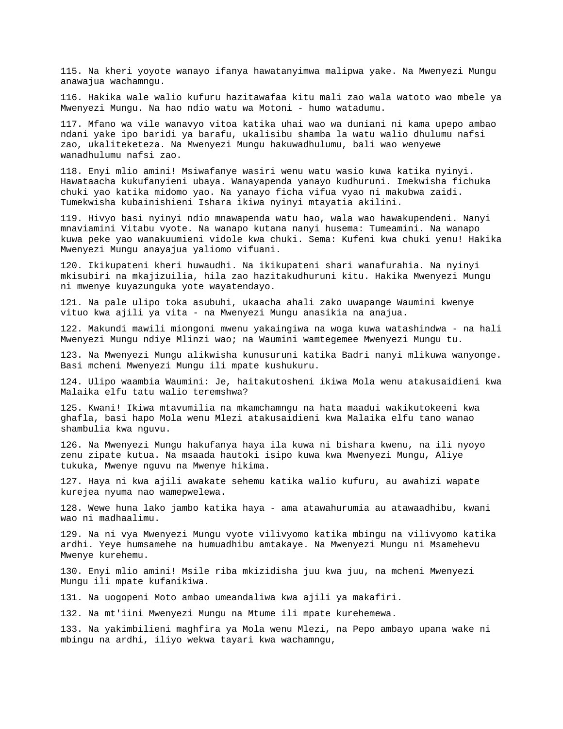115. Na kheri yoyote wanayo ifanya hawatanyimwa malipwa yake. Na Mwenyezi Mungu anawajua wachamngu.

116. Hakika wale walio kufuru hazitawafaa kitu mali zao wala watoto wao mbele ya Mwenyezi Mungu. Na hao ndio watu wa Motoni - humo watadumu.

117. Mfano wa vile wanavyo vitoa katika uhai wao wa duniani ni kama upepo ambao ndani yake ipo baridi ya barafu, ukalisibu shamba la watu walio dhulumu nafsi zao, ukaliteketeza. Na Mwenyezi Mungu hakuwadhulumu, bali wao wenyewe wanadhulumu nafsi zao.

118. Enyi mlio amini! Msiwafanye wasiri wenu watu wasio kuwa katika nyinyi. Hawataacha kukufanyieni ubaya. Wanayapenda yanayo kudhuruni. Imekwisha fichuka chuki yao katika midomo yao. Na yanayo ficha vifua vyao ni makubwa zaidi. Tumekwisha kubainishieni Ishara ikiwa nyinyi mtayatia akilini.

119. Hivyo basi nyinyi ndio mnawapenda watu hao, wala wao hawakupendeni. Nanyi mnaviamini Vitabu vyote. Na wanapo kutana nanyi husema: Tumeamini. Na wanapo kuwa peke yao wanakuumieni vidole kwa chuki. Sema: Kufeni kwa chuki yenu! Hakika Mwenyezi Mungu anayajua yaliomo vifuani.

120. Ikikupateni kheri huwaudhi. Na ikikupateni shari wanafurahia. Na nyinyi mkisubiri na mkajizuilia, hila zao hazitakudhuruni kitu. Hakika Mwenyezi Mungu ni mwenye kuyazunguka yote wayatendayo.

121. Na pale ulipo toka asubuhi, ukaacha ahali zako uwapange Waumini kwenye vituo kwa ajili ya vita - na Mwenyezi Mungu anasikia na anajua.

122. Makundi mawili miongoni mwenu yakaingiwa na woga kuwa watashindwa - na hali Mwenyezi Mungu ndiye Mlinzi wao; na Waumini wamtegemee Mwenyezi Mungu tu.

123. Na Mwenyezi Mungu alikwisha kunusuruni katika Badri nanyi mlikuwa wanyonge. Basi mcheni Mwenyezi Mungu ili mpate kushukuru.

124. Ulipo waambia Waumini: Je, haitakutosheni ikiwa Mola wenu atakusaidieni kwa Malaika elfu tatu walio teremshwa?

125. Kwani! Ikiwa mtavumilia na mkamchamngu na hata maadui wakikutokeeni kwa ghafla, basi hapo Mola wenu Mlezi atakusaidieni kwa Malaika elfu tano wanao shambulia kwa nguvu.

126. Na Mwenyezi Mungu hakufanya haya ila kuwa ni bishara kwenu, na ili nyoyo zenu zipate kutua. Na msaada hautoki isipo kuwa kwa Mwenyezi Mungu, Aliye tukuka, Mwenye nguvu na Mwenye hikima.

127. Haya ni kwa ajili awakate sehemu katika walio kufuru, au awahizi wapate kurejea nyuma nao wamepwelewa.

128. Wewe huna lako jambo katika haya - ama atawahurumia au atawaadhibu, kwani wao ni madhaalimu.

129. Na ni vya Mwenyezi Mungu vyote vilivyomo katika mbingu na vilivyomo katika ardhi. Yeye humsamehe na humuadhibu amtakaye. Na Mwenyezi Mungu ni Msamehevu Mwenye kurehemu.

130. Enyi mlio amini! Msile riba mkizidisha juu kwa juu, na mcheni Mwenyezi Mungu ili mpate kufanikiwa.

131. Na uogopeni Moto ambao umeandaliwa kwa ajili ya makafiri.

132. Na mt'iini Mwenyezi Mungu na Mtume ili mpate kurehemewa.

133. Na yakimbilieni maghfira ya Mola wenu Mlezi, na Pepo ambayo upana wake ni mbingu na ardhi, iliyo wekwa tayari kwa wachamngu,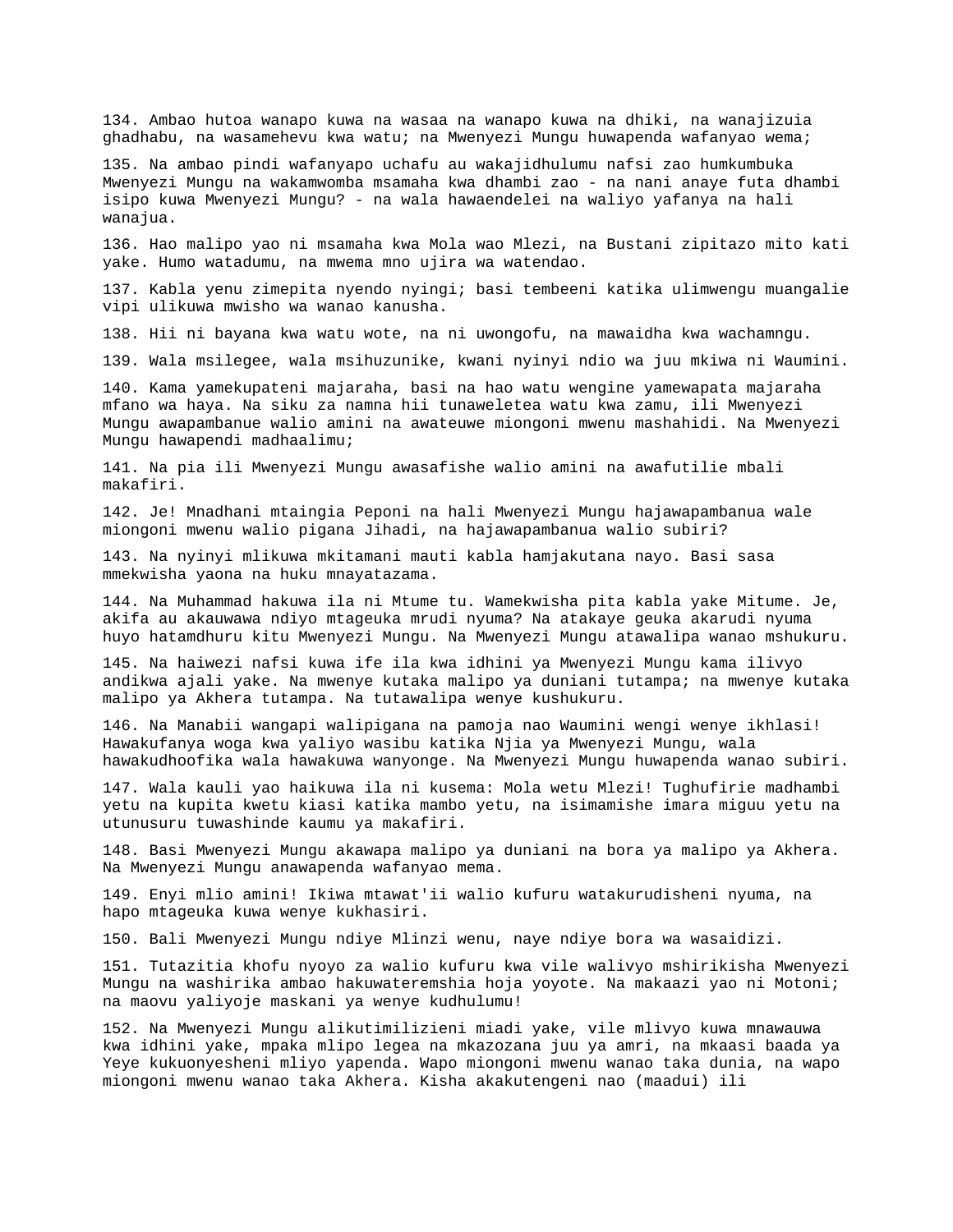134. Ambao hutoa wanapo kuwa na wasaa na wanapo kuwa na dhiki, na wanajizuia ghadhabu, na wasamehevu kwa watu; na Mwenyezi Mungu huwapenda wafanyao wema;

135. Na ambao pindi wafanyapo uchafu au wakajidhulumu nafsi zao humkumbuka Mwenyezi Mungu na wakamwomba msamaha kwa dhambi zao - na nani anaye futa dhambi isipo kuwa Mwenyezi Mungu? - na wala hawaendelei na waliyo yafanya na hali wanajua.

136. Hao malipo yao ni msamaha kwa Mola wao Mlezi, na Bustani zipitazo mito kati yake. Humo watadumu, na mwema mno ujira wa watendao.

137. Kabla yenu zimepita nyendo nyingi; basi tembeeni katika ulimwengu muangalie vipi ulikuwa mwisho wa wanao kanusha.

138. Hii ni bayana kwa watu wote, na ni uwongofu, na mawaidha kwa wachamngu.

139. Wala msilegee, wala msihuzunike, kwani nyinyi ndio wa juu mkiwa ni Waumini.

140. Kama yamekupateni majaraha, basi na hao watu wengine yamewapata majaraha mfano wa haya. Na siku za namna hii tunaweletea watu kwa zamu, ili Mwenyezi Mungu awapambanue walio amini na awateuwe miongoni mwenu mashahidi. Na Mwenyezi Mungu hawapendi madhaalimu;

141. Na pia ili Mwenyezi Mungu awasafishe walio amini na awafutilie mbali makafiri.

142. Je! Mnadhani mtaingia Peponi na hali Mwenyezi Mungu hajawapambanua wale miongoni mwenu walio pigana Jihadi, na hajawapambanua walio subiri?

143. Na nyinyi mlikuwa mkitamani mauti kabla hamjakutana nayo. Basi sasa mmekwisha yaona na huku mnayatazama.

144. Na Muhammad hakuwa ila ni Mtume tu. Wamekwisha pita kabla yake Mitume. Je, akifa au akauwawa ndiyo mtageuka mrudi nyuma? Na atakaye geuka akarudi nyuma huyo hatamdhuru kitu Mwenyezi Mungu. Na Mwenyezi Mungu atawalipa wanao mshukuru.

145. Na haiwezi nafsi kuwa ife ila kwa idhini ya Mwenyezi Mungu kama ilivyo andikwa ajali yake. Na mwenye kutaka malipo ya duniani tutampa; na mwenye kutaka malipo ya Akhera tutampa. Na tutawalipa wenye kushukuru.

146. Na Manabii wangapi walipigana na pamoja nao Waumini wengi wenye ikhlasi! Hawakufanya woga kwa yaliyo wasibu katika Njia ya Mwenyezi Mungu, wala hawakudhoofika wala hawakuwa wanyonge. Na Mwenyezi Mungu huwapenda wanao subiri.

147. Wala kauli yao haikuwa ila ni kusema: Mola wetu Mlezi! Tughufirie madhambi yetu na kupita kwetu kiasi katika mambo yetu, na isimamishe imara miguu yetu na utunusuru tuwashinde kaumu ya makafiri.

148. Basi Mwenyezi Mungu akawapa malipo ya duniani na bora ya malipo ya Akhera. Na Mwenyezi Mungu anawapenda wafanyao mema.

149. Enyi mlio amini! Ikiwa mtawat'ii walio kufuru watakurudisheni nyuma, na hapo mtageuka kuwa wenye kukhasiri.

150. Bali Mwenyezi Mungu ndiye Mlinzi wenu, naye ndiye bora wa wasaidizi.

151. Tutazitia khofu nyoyo za walio kufuru kwa vile walivyo mshirikisha Mwenyezi Mungu na washirika ambao hakuwateremshia hoja yoyote. Na makaazi yao ni Motoni; na maovu yaliyoje maskani ya wenye kudhulumu!

152. Na Mwenyezi Mungu alikutimilizieni miadi yake, vile mlivyo kuwa mnawauwa kwa idhini yake, mpaka mlipo legea na mkazozana juu ya amri, na mkaasi baada ya Yeye kukuonyesheni mliyo yapenda. Wapo miongoni mwenu wanao taka dunia, na wapo miongoni mwenu wanao taka Akhera. Kisha akakutengeni nao (maadui) ili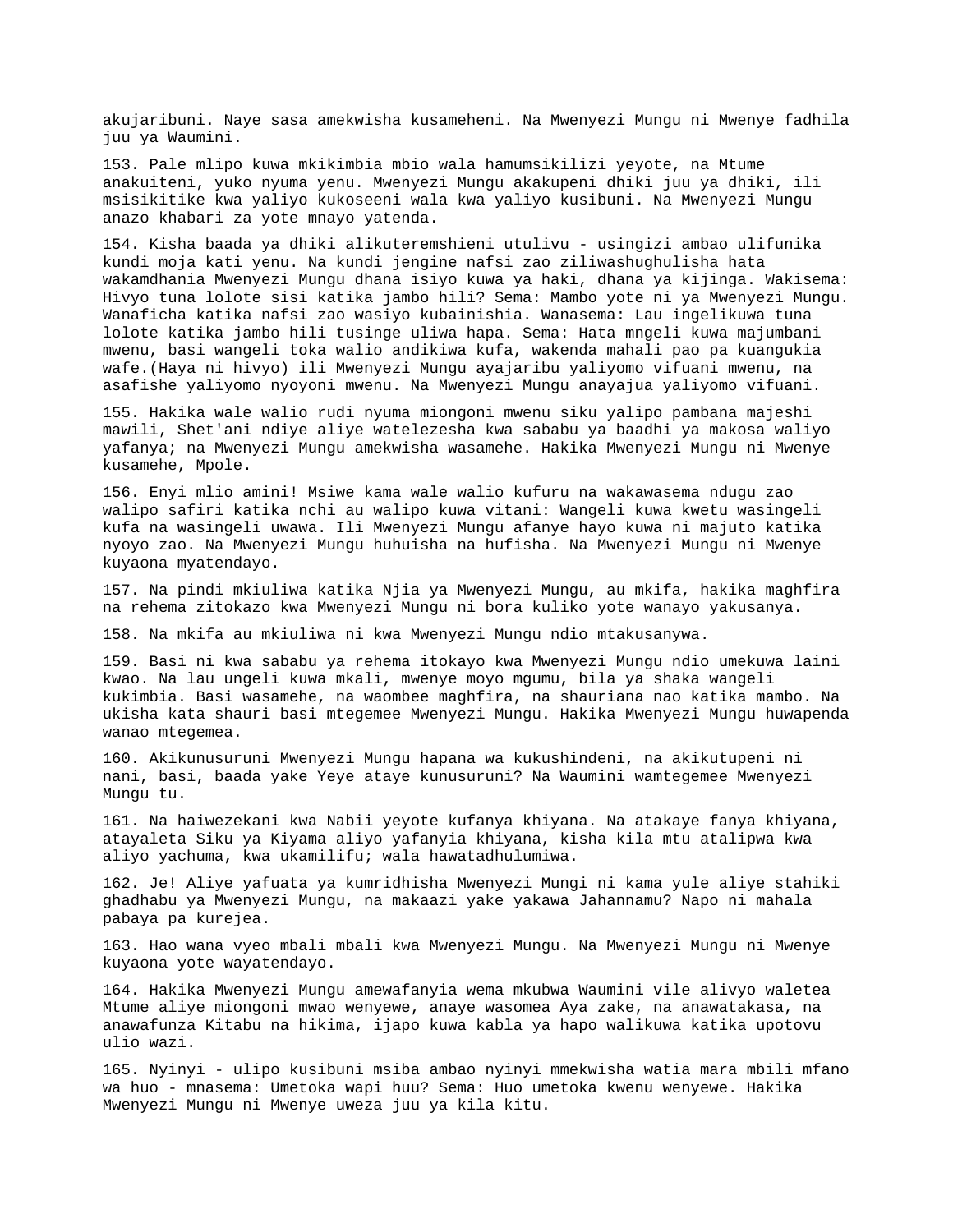akujaribuni. Naye sasa amekwisha kusameheni. Na Mwenyezi Mungu ni Mwenye fadhila juu ya Waumini.

153. Pale mlipo kuwa mkikimbia mbio wala hamumsikilizi yeyote, na Mtume anakuiteni, yuko nyuma yenu. Mwenyezi Mungu akakupeni dhiki juu ya dhiki, ili msisikitike kwa yaliyo kukoseeni wala kwa yaliyo kusibuni. Na Mwenyezi Mungu anazo khabari za yote mnayo yatenda.

154. Kisha baada ya dhiki alikuteremshieni utulivu - usingizi ambao ulifunika kundi moja kati yenu. Na kundi jengine nafsi zao ziliwashughulisha hata wakamdhania Mwenyezi Mungu dhana isiyo kuwa ya haki, dhana ya kijinga. Wakisema: Hivyo tuna lolote sisi katika jambo hili? Sema: Mambo yote ni ya Mwenyezi Mungu. Wanaficha katika nafsi zao wasiyo kubainishia. Wanasema: Lau ingelikuwa tuna lolote katika jambo hili tusinge uliwa hapa. Sema: Hata mngeli kuwa majumbani mwenu, basi wangeli toka walio andikiwa kufa, wakenda mahali pao pa kuangukia wafe.(Haya ni hivyo) ili Mwenyezi Mungu ayajaribu yaliyomo vifuani mwenu, na asafishe yaliyomo nyoyoni mwenu. Na Mwenyezi Mungu anayajua yaliyomo vifuani.

155. Hakika wale walio rudi nyuma miongoni mwenu siku yalipo pambana majeshi mawili, Shet'ani ndiye aliye watelezesha kwa sababu ya baadhi ya makosa waliyo yafanya; na Mwenyezi Mungu amekwisha wasamehe. Hakika Mwenyezi Mungu ni Mwenye kusamehe, Mpole.

156. Enyi mlio amini! Msiwe kama wale walio kufuru na wakawasema ndugu zao walipo safiri katika nchi au walipo kuwa vitani: Wangeli kuwa kwetu wasingeli kufa na wasingeli uwawa. Ili Mwenyezi Mungu afanye hayo kuwa ni majuto katika nyoyo zao. Na Mwenyezi Mungu huhuisha na hufisha. Na Mwenyezi Mungu ni Mwenye kuyaona myatendayo.

157. Na pindi mkiuliwa katika Njia ya Mwenyezi Mungu, au mkifa, hakika maghfira na rehema zitokazo kwa Mwenyezi Mungu ni bora kuliko yote wanayo yakusanya.

158. Na mkifa au mkiuliwa ni kwa Mwenyezi Mungu ndio mtakusanywa.

159. Basi ni kwa sababu ya rehema itokayo kwa Mwenyezi Mungu ndio umekuwa laini kwao. Na lau ungeli kuwa mkali, mwenye moyo mgumu, bila ya shaka wangeli kukimbia. Basi wasamehe, na waombee maghfira, na shauriana nao katika mambo. Na ukisha kata shauri basi mtegemee Mwenyezi Mungu. Hakika Mwenyezi Mungu huwapenda wanao mtegemea.

160. Akikunusuruni Mwenyezi Mungu hapana wa kukushindeni, na akikutupeni ni nani, basi, baada yake Yeye ataye kunusuruni? Na Waumini wamtegemee Mwenyezi Mungu tu.

161. Na haiwezekani kwa Nabii yeyote kufanya khiyana. Na atakaye fanya khiyana, atayaleta Siku ya Kiyama aliyo yafanyia khiyana, kisha kila mtu atalipwa kwa aliyo yachuma, kwa ukamilifu; wala hawatadhulumiwa.

162. Je! Aliye yafuata ya kumridhisha Mwenyezi Mungi ni kama yule aliye stahiki ghadhabu ya Mwenyezi Mungu, na makaazi yake yakawa Jahannamu? Napo ni mahala pabaya pa kurejea.

163. Hao wana vyeo mbali mbali kwa Mwenyezi Mungu. Na Mwenyezi Mungu ni Mwenye kuyaona yote wayatendayo.

164. Hakika Mwenyezi Mungu amewafanyia wema mkubwa Waumini vile alivyo waletea Mtume aliye miongoni mwao wenyewe, anaye wasomea Aya zake, na anawatakasa, na anawafunza Kitabu na hikima, ijapo kuwa kabla ya hapo walikuwa katika upotovu ulio wazi.

165. Nyinyi - ulipo kusibuni msiba ambao nyinyi mmekwisha watia mara mbili mfano wa huo - mnasema: Umetoka wapi huu? Sema: Huo umetoka kwenu wenyewe. Hakika Mwenyezi Mungu ni Mwenye uweza juu ya kila kitu.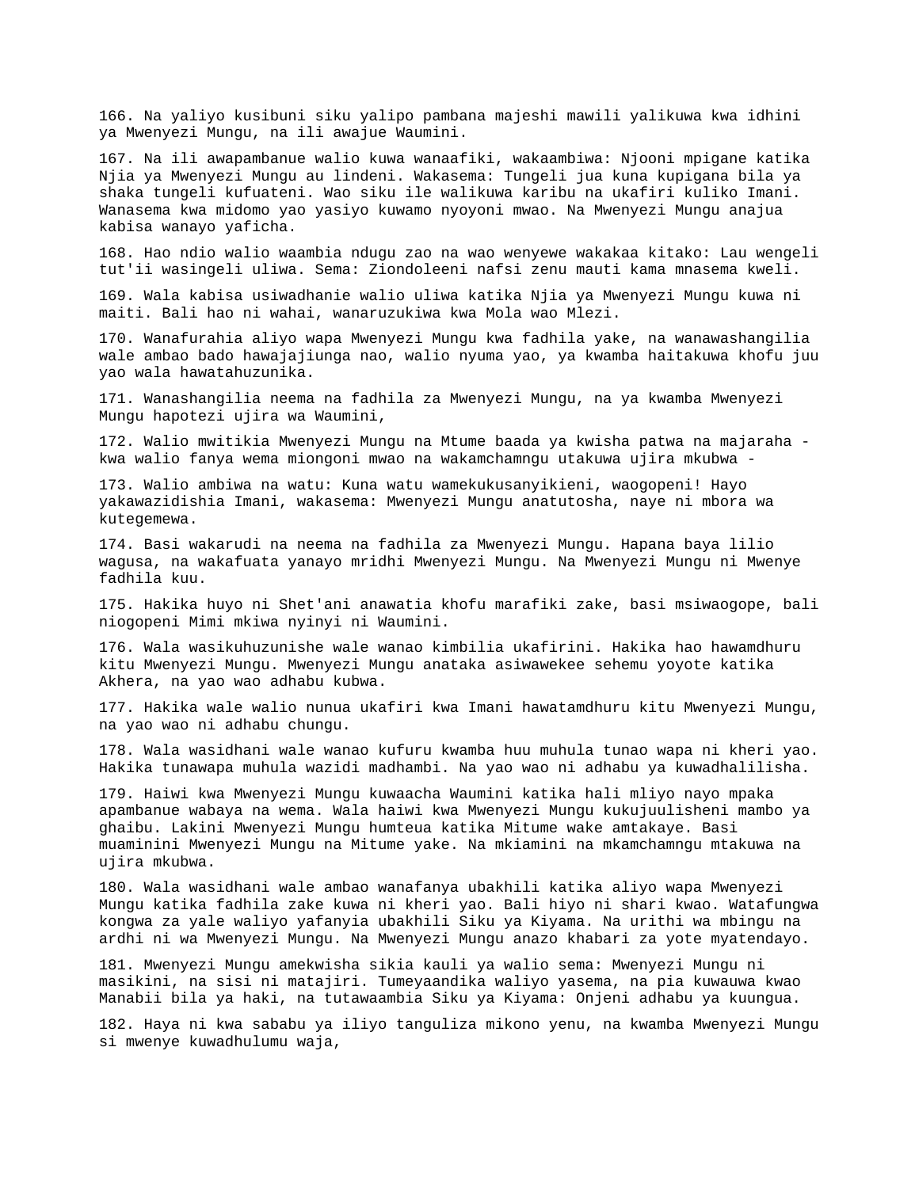166. Na yaliyo kusibuni siku yalipo pambana majeshi mawili yalikuwa kwa idhini ya Mwenyezi Mungu, na ili awajue Waumini.

167. Na ili awapambanue walio kuwa wanaafiki, wakaambiwa: Njooni mpigane katika Njia ya Mwenyezi Mungu au lindeni. Wakasema: Tungeli jua kuna kupigana bila ya shaka tungeli kufuateni. Wao siku ile walikuwa karibu na ukafiri kuliko Imani. Wanasema kwa midomo yao yasiyo kuwamo nyoyoni mwao. Na Mwenyezi Mungu anajua kabisa wanayo yaficha.

168. Hao ndio walio waambia ndugu zao na wao wenyewe wakakaa kitako: Lau wengeli tut'ii wasingeli uliwa. Sema: Ziondoleeni nafsi zenu mauti kama mnasema kweli.

169. Wala kabisa usiwadhanie walio uliwa katika Njia ya Mwenyezi Mungu kuwa ni maiti. Bali hao ni wahai, wanaruzukiwa kwa Mola wao Mlezi.

170. Wanafurahia aliyo wapa Mwenyezi Mungu kwa fadhila yake, na wanawashangilia wale ambao bado hawajajiunga nao, walio nyuma yao, ya kwamba haitakuwa khofu juu yao wala hawatahuzunika.

171. Wanashangilia neema na fadhila za Mwenyezi Mungu, na ya kwamba Mwenyezi Mungu hapotezi ujira wa Waumini,

172. Walio mwitikia Mwenyezi Mungu na Mtume baada ya kwisha patwa na majaraha - kwa walio fanya wema miongoni mwao na wakamchamngu utakuwa ujira mkubwa -

173. Walio ambiwa na watu: Kuna watu wamekukusanyikieni, waogopeni! Hayo yakawazidishia Imani, wakasema: Mwenyezi Mungu anatutosha, naye ni mbora wa kutegemewa.

174. Basi wakarudi na neema na fadhila za Mwenyezi Mungu. Hapana baya lilio wagusa, na wakafuata yanayo mridhi Mwenyezi Mungu. Na Mwenyezi Mungu ni Mwenye fadhila kuu.

175. Hakika huyo ni Shet'ani anawatia khofu marafiki zake, basi msiwaogope, bali niogopeni Mimi mkiwa nyinyi ni Waumini.

176. Wala wasikuhuzunishe wale wanao kimbilia ukafirini. Hakika hao hawamdhuru kitu Mwenyezi Mungu. Mwenyezi Mungu anataka asiwawekee sehemu yoyote katika Akhera, na yao wao adhabu kubwa.

177. Hakika wale walio nunua ukafiri kwa Imani hawatamdhuru kitu Mwenyezi Mungu, na yao wao ni adhabu chungu.

178. Wala wasidhani wale wanao kufuru kwamba huu muhula tunao wapa ni kheri yao. Hakika tunawapa muhula wazidi madhambi. Na yao wao ni adhabu ya kuwadhalilisha.

179. Haiwi kwa Mwenyezi Mungu kuwaacha Waumini katika hali mliyo nayo mpaka apambanue wabaya na wema. Wala haiwi kwa Mwenyezi Mungu kukujuulisheni mambo ya ghaibu. Lakini Mwenyezi Mungu humteua katika Mitume wake amtakaye. Basi muaminini Mwenyezi Mungu na Mitume yake. Na mkiamini na mkamchamngu mtakuwa na ujira mkubwa.

180. Wala wasidhani wale ambao wanafanya ubakhili katika aliyo wapa Mwenyezi Mungu katika fadhila zake kuwa ni kheri yao. Bali hiyo ni shari kwao. Watafungwa kongwa za yale waliyo yafanyia ubakhili Siku ya Kiyama. Na urithi wa mbingu na ardhi ni wa Mwenyezi Mungu. Na Mwenyezi Mungu anazo khabari za yote myatendayo.

181. Mwenyezi Mungu amekwisha sikia kauli ya walio sema: Mwenyezi Mungu ni masikini, na sisi ni matajiri. Tumeyaandika waliyo yasema, na pia kuwauwa kwao Manabii bila ya haki, na tutawaambia Siku ya Kiyama: Onjeni adhabu ya kuungua.

182. Haya ni kwa sababu ya iliyo tanguliza mikono yenu, na kwamba Mwenyezi Mungu si mwenye kuwadhulumu waja,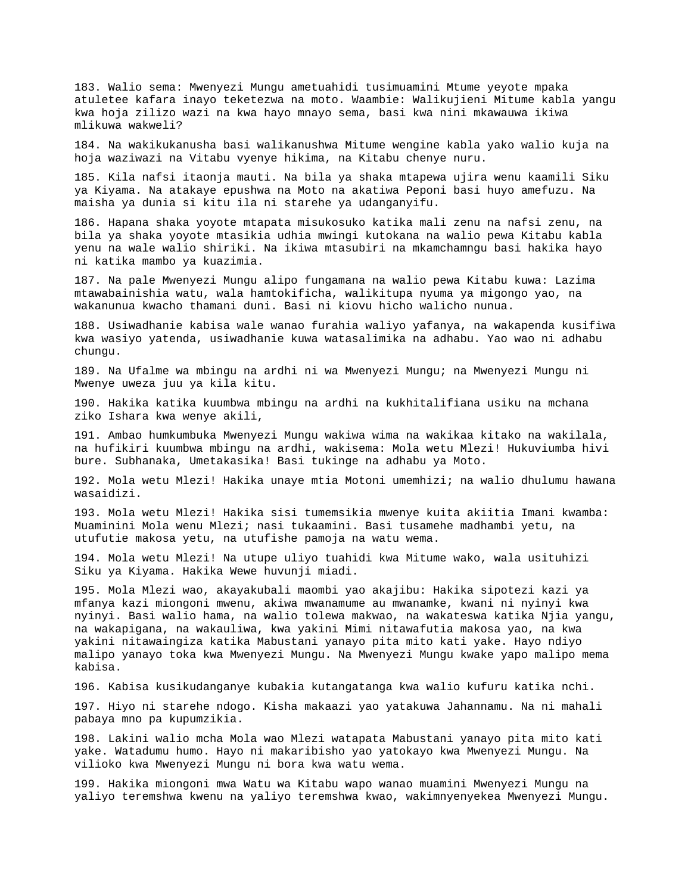183. Walio sema: Mwenyezi Mungu ametuahidi tusimuamini Mtume yeyote mpaka atuletee kafara inayo teketezwa na moto. Waambie: Walikujieni Mitume kabla yangu kwa hoja zilizo wazi na kwa hayo mnayo sema, basi kwa nini mkawauwa ikiwa mlikuwa wakweli?

184. Na wakikukanusha basi walikanushwa Mitume wengine kabla yako walio kuja na hoja waziwazi na Vitabu vyenye hikima, na Kitabu chenye nuru.

185. Kila nafsi itaonja mauti. Na bila ya shaka mtapewa ujira wenu kaamili Siku ya Kiyama. Na atakaye epushwa na Moto na akatiwa Peponi basi huyo amefuzu. Na maisha ya dunia si kitu ila ni starehe ya udanganyifu.

186. Hapana shaka yoyote mtapata misukosuko katika mali zenu na nafsi zenu, na bila ya shaka yoyote mtasikia udhia mwingi kutokana na walio pewa Kitabu kabla yenu na wale walio shiriki. Na ikiwa mtasubiri na mkamchamngu basi hakika hayo ni katika mambo ya kuazimia.

187. Na pale Mwenyezi Mungu alipo fungamana na walio pewa Kitabu kuwa: Lazima mtawabainishia watu, wala hamtokificha, walikitupa nyuma ya migongo yao, na wakanunua kwacho thamani duni. Basi ni kiovu hicho walicho nunua.

188. Usiwadhanie kabisa wale wanao furahia waliyo yafanya, na wakapenda kusifiwa kwa wasiyo yatenda, usiwadhanie kuwa watasalimika na adhabu. Yao wao ni adhabu chungu.

189. Na Ufalme wa mbingu na ardhi ni wa Mwenyezi Mungu; na Mwenyezi Mungu ni Mwenye uweza juu ya kila kitu.

190. Hakika katika kuumbwa mbingu na ardhi na kukhitalifiana usiku na mchana ziko Ishara kwa wenye akili,

191. Ambao humkumbuka Mwenyezi Mungu wakiwa wima na wakikaa kitako na wakilala, na hufikiri kuumbwa mbingu na ardhi, wakisema: Mola wetu Mlezi! Hukuviumba hivi bure. Subhanaka, Umetakasika! Basi tukinge na adhabu ya Moto.

192. Mola wetu Mlezi! Hakika unaye mtia Motoni umemhizi; na walio dhulumu hawana wasaidizi.

193. Mola wetu Mlezi! Hakika sisi tumemsikia mwenye kuita akiitia Imani kwamba: Muaminini Mola wenu Mlezi; nasi tukaamini. Basi tusamehe madhambi yetu, na utufutie makosa yetu, na utufishe pamoja na watu wema.

194. Mola wetu Mlezi! Na utupe uliyo tuahidi kwa Mitume wako, wala usituhizi Siku ya Kiyama. Hakika Wewe huvunji miadi.

195. Mola Mlezi wao, akayakubali maombi yao akajibu: Hakika sipotezi kazi ya mfanya kazi miongoni mwenu, akiwa mwanamume au mwanamke, kwani ni nyinyi kwa nyinyi. Basi walio hama, na walio tolewa makwao, na wakateswa katika Njia yangu, na wakapigana, na wakauliwa, kwa yakini Mimi nitawafutia makosa yao, na kwa yakini nitawaingiza katika Mabustani yanayo pita mito kati yake. Hayo ndiyo malipo yanayo toka kwa Mwenyezi Mungu. Na Mwenyezi Mungu kwake yapo malipo mema kabisa.

196. Kabisa kusikudanganye kubakia kutangatanga kwa walio kufuru katika nchi.

197. Hiyo ni starehe ndogo. Kisha makaazi yao yatakuwa Jahannamu. Na ni mahali pabaya mno pa kupumzikia.

198. Lakini walio mcha Mola wao Mlezi watapata Mabustani yanayo pita mito kati yake. Watadumu humo. Hayo ni makaribisho yao yatokayo kwa Mwenyezi Mungu. Na vilioko kwa Mwenyezi Mungu ni bora kwa watu wema.

199. Hakika miongoni mwa Watu wa Kitabu wapo wanao muamini Mwenyezi Mungu na yaliyo teremshwa kwenu na yaliyo teremshwa kwao, wakimnyenyekea Mwenyezi Mungu.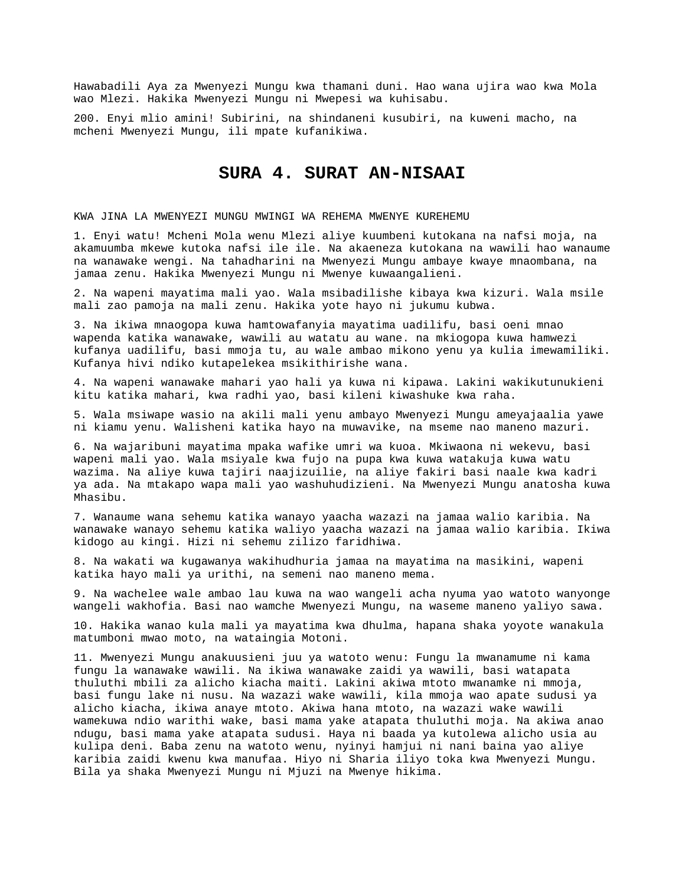Hawabadili Aya za Mwenyezi Mungu kwa thamani duni. Hao wana ujira wao kwa Mola wao Mlezi. Hakika Mwenyezi Mungu ni Mwepesi wa kuhisabu.

200. Enyi mlio amini! Subirini, na shindaneni kusubiri, na kuweni macho, na mcheni Mwenyezi Mungu, ili mpate kufanikiwa.

# SURA 4. SURAT AN-NISAAI

KWA JINA LA MWENYEZI MUNGU MWINGI WA REHEMA MWENYE KUREHEMU

1. Enyi watu! Mcheni Mola wenu Mlezi aliye kuumbeni kutokana na nafsi moja, na akamuumba mkewe kutoka nafsi ile ile. Na akaeneza kutokana na wawili hao wanaume na wanawake wengi. Na tahadharini na Mwenyezi Mungu ambaye kwaye mnaombana, na jamaa zenu. Hakika Mwenyezi Mungu ni Mwenye kuwaangalieni.

2. Na wapeni mayatima mali yao. Wala msibadilishe kibaya kwa kizuri. Wala msile mali zao pamoja na mali zenu. Hakika yote hayo ni jukumu kubwa.

3. Na ikiwa mnaogopa kuwa hamtowafanyia mayatima uadilifu, basi oeni mnao wapenda katika wanawake, wawili au watatu au wane. na mkiogopa kuwa hamwezi kufanya uadilifu, basi mmoja tu, au wale ambao mikono yenu ya kulia imewamiliki. Kufanya hivi ndiko kutapelekea msikithirishe wana.

4. Na wapeni wanawake mahari yao hali ya kuwa ni kipawa. Lakini wakikutunukieni kitu katika mahari, kwa radhi yao, basi kileni kiwashuke kwa raha.

5. Wala msiwape wasio na akili mali yenu ambayo Mwenyezi Mungu ameyajaalia yawe ni kiamu yenu. Walisheni katika hayo na muwavike, na mseme nao maneno mazuri.

6. Na wajaribuni mayatima mpaka wafike umri wa kuoa. Mkiwaona ni wekevu, basi wapeni mali yao. Wala msiyale kwa fujo na pupa kwa kuwa watakuja kuwa watu wazima. Na aliye kuwa tajiri naajizuilie, na aliye fakiri basi naale kwa kadri ya ada. Na mtakapo wapa mali yao washuhudizieni. Na Mwenyezi Mungu anatosha kuwa Mhasibu.

7. Wanaume wana sehemu katika wanayo yaacha wazazi na jamaa walio karibia. Na wanawake wanayo sehemu katika waliyo yaacha wazazi na jamaa walio karibia. Ikiwa kidogo au kingi. Hizi ni sehemu zilizo faridhiwa.

8. Na wakati wa kugawanya wakihudhuria jamaa na mayatima na masikini, wapeni katika hayo mali ya urithi, na semeni nao maneno mema.

9. Na wachelee wale ambao lau kuwa na wao wangeli acha nyuma yao watoto wanyonge wangeli wakhofia. Basi nao wamche Mwenyezi Mungu, na waseme maneno yaliyo sawa.

10. Hakika wanao kula mali ya mayatima kwa dhulma, hapana shaka yoyote wanakula matumboni mwao moto, na wataingia Motoni.

11. Mwenyezi Mungu anakuusieni juu ya watoto wenu: Fungu la mwanamume ni kama fungu la wanawake wawili. Na ikiwa wanawake zaidi ya wawili, basi watapata thuluthi mbili za alicho kiacha maiti. Lakini akiwa mtoto mwanamke ni mmoja, basi fungu lake ni nusu. Na wazazi wake wawili, kila mmoja wao apate sudusi ya alicho kiacha, ikiwa anaye mtoto. Akiwa hana mtoto, na wazazi wake wawili wamekuwa ndio warithi wake, basi mama yake atapata thuluthi moja. Na akiwa anao ndugu, basi mama yake atapata sudusi. Haya ni baada ya kutolewa alicho usia au kulipa deni. Baba zenu na watoto wenu, nyinyi hamjui ni nani baina yao aliye karibia zaidi kwenu kwa manufaa. Hiyo ni Sharia iliyo toka kwa Mwenyezi Mungu. Bila ya shaka Mwenyezi Mungu ni Mjuzi na Mwenye hikima.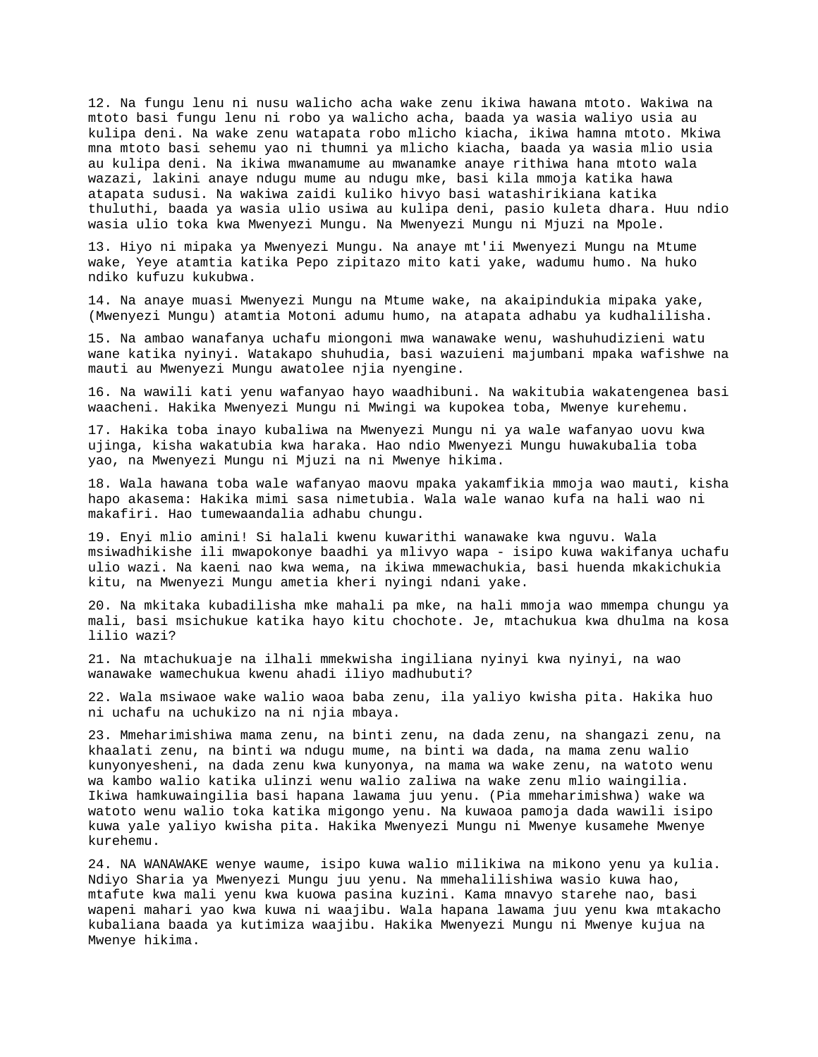12. Na fungu lenu ni nusu walicho acha wake zenu ikiwa hawana mtoto. Wakiwa na mtoto basi fungu lenu ni robo ya walicho acha, baada ya wasia waliyo usia au kulipa deni. Na wake zenu watapata robo mlicho kiacha, ikiwa hamna mtoto. Mkiwa mna mtoto basi sehemu yao ni thumni ya mlicho kiacha, baada ya wasia mlio usia au kulipa deni. Na ikiwa mwanamume au mwanamke anaye rithiwa hana mtoto wala wazazi, lakini anaye ndugu mume au ndugu mke, basi kila mmoja katika hawa atapata sudusi. Na wakiwa zaidi kuliko hivyo basi watashirikiana katika thuluthi, baada ya wasia ulio usiwa au kulipa deni, pasio kuleta dhara. Huu ndio wasia ulio toka kwa Mwenyezi Mungu. Na Mwenyezi Mungu ni Mjuzi na Mpole.

13. Hiyo ni mipaka ya Mwenyezi Mungu. Na anaye mt'ii Mwenyezi Mungu na Mtume wake, Yeye atamtia katika Pepo zipitazo mito kati yake, wadumu humo. Na huko ndiko kufuzu kukubwa.

14. Na anaye muasi Mwenyezi Mungu na Mtume wake, na akaipindukia mipaka yake, (Mwenyezi Mungu) atamtia Motoni adumu humo, na atapata adhabu ya kudhalilisha.

15. Na ambao wanafanya uchafu miongoni mwa wanawake wenu, washuhudizieni watu wane katika nyinyi. Watakapo shuhudia, basi wazuieni majumbani mpaka wafishwe na mauti au Mwenyezi Mungu awatolee njia nyengine.

16. Na wawili kati yenu wafanyao hayo waadhibuni. Na wakitubia wakatengenea basi waacheni. Hakika Mwenyezi Mungu ni Mwingi wa kupokea toba, Mwenye kurehemu.

17. Hakika toba inayo kubaliwa na Mwenyezi Mungu ni ya wale wafanyao uovu kwa ujinga, kisha wakatubia kwa haraka. Hao ndio Mwenyezi Mungu huwakubalia toba yao, na Mwenyezi Mungu ni Mjuzi na ni Mwenye hikima.

18. Wala hawana toba wale wafanyao maovu mpaka yakamfikia mmoja wao mauti, kisha hapo akasema: Hakika mimi sasa nimetubia. Wala wale wanao kufa na hali wao ni makafiri. Hao tumewaandalia adhabu chungu.

19. Enyi mlio amini! Si halali kwenu kuwarithi wanawake kwa nguvu. Wala msiwadhikishe ili mwapokonye baadhi ya mlivyo wapa - isipo kuwa wakifanya uchafu ulio wazi. Na kaeni nao kwa wema, na ikiwa mmewachukia, basi huenda mkakichukia kitu, na Mwenyezi Mungu ametia kheri nyingi ndani yake.

20. Na mkitaka kubadilisha mke mahali pa mke, na hali mmoja wao mmempa chungu ya mali, basi msichukue katika hayo kitu chochote. Je, mtachukua kwa dhulma na kosa lilio wazi?

21. Na mtachukuaje na ilhali mmekwisha ingiliana nyinyi kwa nyinyi, na wao wanawake wamechukua kwenu ahadi iliyo madhubuti?

22. Wala msiwaoe wake walio waoa baba zenu, ila yaliyo kwisha pita. Hakika huo ni uchafu na uchukizo na ni njia mbaya.

23. Mmeharimishiwa mama zenu, na binti zenu, na dada zenu, na shangazi zenu, na khaalati zenu, na binti wa ndugu mume, na binti wa dada, na mama zenu walio kunyonyesheni, na dada zenu kwa kunyonya, na mama wa wake zenu, na watoto wenu wa kambo walio katika ulinzi wenu walio zaliwa na wake zenu mlio waingilia. Ikiwa hamkuwaingilia basi hapana lawama juu yenu. (Pia mmeharimishwa) wake wa watoto wenu walio toka katika migongo yenu. Na kuwaoa pamoja dada wawili isipo kuwa yale yaliyo kwisha pita. Hakika Mwenyezi Mungu ni Mwenye kusamehe Mwenye kurehemu.

24. NA WANAWAKE wenye waume, isipo kuwa walio milikiwa na mikono yenu ya kulia. Ndiyo Sharia ya Mwenyezi Mungu juu yenu. Na mmehalilishiwa wasio kuwa hao, mtafute kwa mali yenu kwa kuowa pasina kuzini. Kama mnavyo starehe nao, basi wapeni mahari yao kwa kuwa ni waajibu. Wala hapana lawama juu yenu kwa mtakacho kubaliana baada ya kutimiza waajibu. Hakika Mwenyezi Mungu ni Mwenye kujua na Mwenye hikima.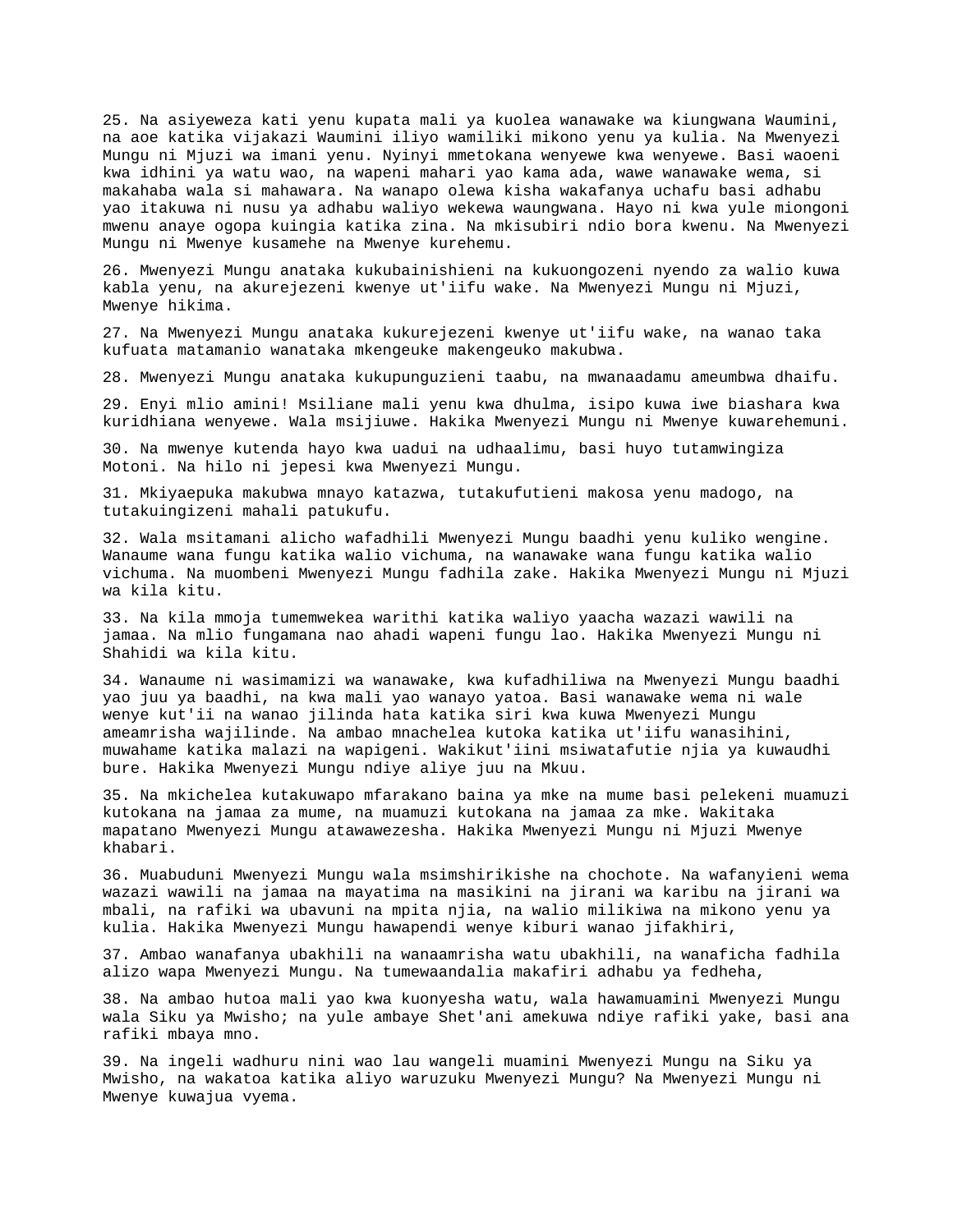25. Na asiyeweza kati yenu kupata mali ya kuolea wanawake wa kiungwana Waumini, na aoe katika vijakazi Waumini iliyo wamiliki mikono yenu ya kulia. Na Mwenyezi Mungu ni Mjuzi wa imani yenu. Nyinyi mmetokana wenyewe kwa wenyewe. Basi waoeni kwa idhini ya watu wao, na wapeni mahari yao kama ada, wawe wanawake wema, si makahaba wala si mahawara. Na wanapo olewa kisha wakafanya uchafu basi adhabu yao itakuwa ni nusu ya adhabu waliyo wekewa waungwana. Hayo ni kwa yule miongoni mwenu anaye ogopa kuingia katika zina. Na mkisubiri ndio bora kwenu. Na Mwenyezi Mungu ni Mwenye kusamehe na Mwenye kurehemu.

26. Mwenyezi Mungu anataka kukubainishieni na kukuongozeni nyendo za walio kuwa kabla yenu, na akurejezeni kwenye ut'iifu wake. Na Mwenyezi Mungu ni Mjuzi, Mwenye hikima.

27. Na Mwenyezi Mungu anataka kukurejezeni kwenye ut'iifu wake, na wanao taka kufuata matamanio wanataka mkengeuke makengeuko makubwa.

28. Mwenyezi Mungu anataka kukupunguzieni taabu, na mwanaadamu ameumbwa dhaifu.

29. Enyi mlio amini! Msiliane mali yenu kwa dhulma, isipo kuwa iwe biashara kwa kuridhiana wenyewe. Wala msijiuwe. Hakika Mwenyezi Mungu ni Mwenye kuwarehemuni.

30. Na mwenye kutenda hayo kwa uadui na udhaalimu, basi huyo tutamwingiza Motoni. Na hilo ni jepesi kwa Mwenyezi Mungu.

31. Mkiyaepuka makubwa mnayo katazwa, tutakufutieni makosa yenu madogo, na tutakuingizeni mahali patukufu.

32. Wala msitamani alicho wafadhili Mwenyezi Mungu baadhi yenu kuliko wengine. Wanaume wana fungu katika walio vichuma, na wanawake wana fungu katika walio vichuma. Na muombeni Mwenyezi Mungu fadhila zake. Hakika Mwenyezi Mungu ni Mjuzi wa kila kitu.

33. Na kila mmoja tumemwekea warithi katika waliyo yaacha wazazi wawili na jamaa. Na mlio fungamana nao ahadi wapeni fungu lao. Hakika Mwenyezi Mungu ni Shahidi wa kila kitu.

34. Wanaume ni wasimamizi wa wanawake, kwa kufadhiliwa na Mwenyezi Mungu baadhi yao juu ya baadhi, na kwa mali yao wanayo yatoa. Basi wanawake wema ni wale wenye kut'ii na wanao jilinda hata katika siri kwa kuwa Mwenyezi Mungu ameamrisha wajilinde. Na ambao mnachelea kutoka katika ut'iifu wanasihini, muwahame katika malazi na wapigeni. Wakikut'iini msiwatafutie njia ya kuwaudhi bure. Hakika Mwenyezi Mungu ndiye aliye juu na Mkuu.

35. Na mkichelea kutakuwapo mfarakano baina ya mke na mume basi pelekeni muamuzi kutokana na jamaa za mume, na muamuzi kutokana na jamaa za mke. Wakitaka mapatano Mwenyezi Mungu atawawezesha. Hakika Mwenyezi Mungu ni Mjuzi Mwenye khabari.

36. Muabuduni Mwenyezi Mungu wala msimshirikishe na chochote. Na wafanyieni wema wazazi wawili na jamaa na mayatima na masikini na jirani wa karibu na jirani wa mbali, na rafiki wa ubavuni na mpita njia, na walio milikiwa na mikono yenu ya kulia. Hakika Mwenyezi Mungu hawapendi wenye kiburi wanao jifakhiri,

37. Ambao wanafanya ubakhili na wanaamrisha watu ubakhili, na wanaficha fadhila alizo wapa Mwenyezi Mungu. Na tumewaandalia makafiri adhabu ya fedheha,

38. Na ambao hutoa mali yao kwa kuonyesha watu, wala hawamuamini Mwenyezi Mungu wala Siku ya Mwisho; na yule ambaye Shet'ani amekuwa ndiye rafiki yake, basi ana rafiki mbaya mno.

39. Na ingeli wadhuru nini wao lau wangeli muamini Mwenyezi Mungu na Siku ya Mwisho, na wakatoa katika aliyo waruzuku Mwenyezi Mungu? Na Mwenyezi Mungu ni Mwenye kuwajua vyema.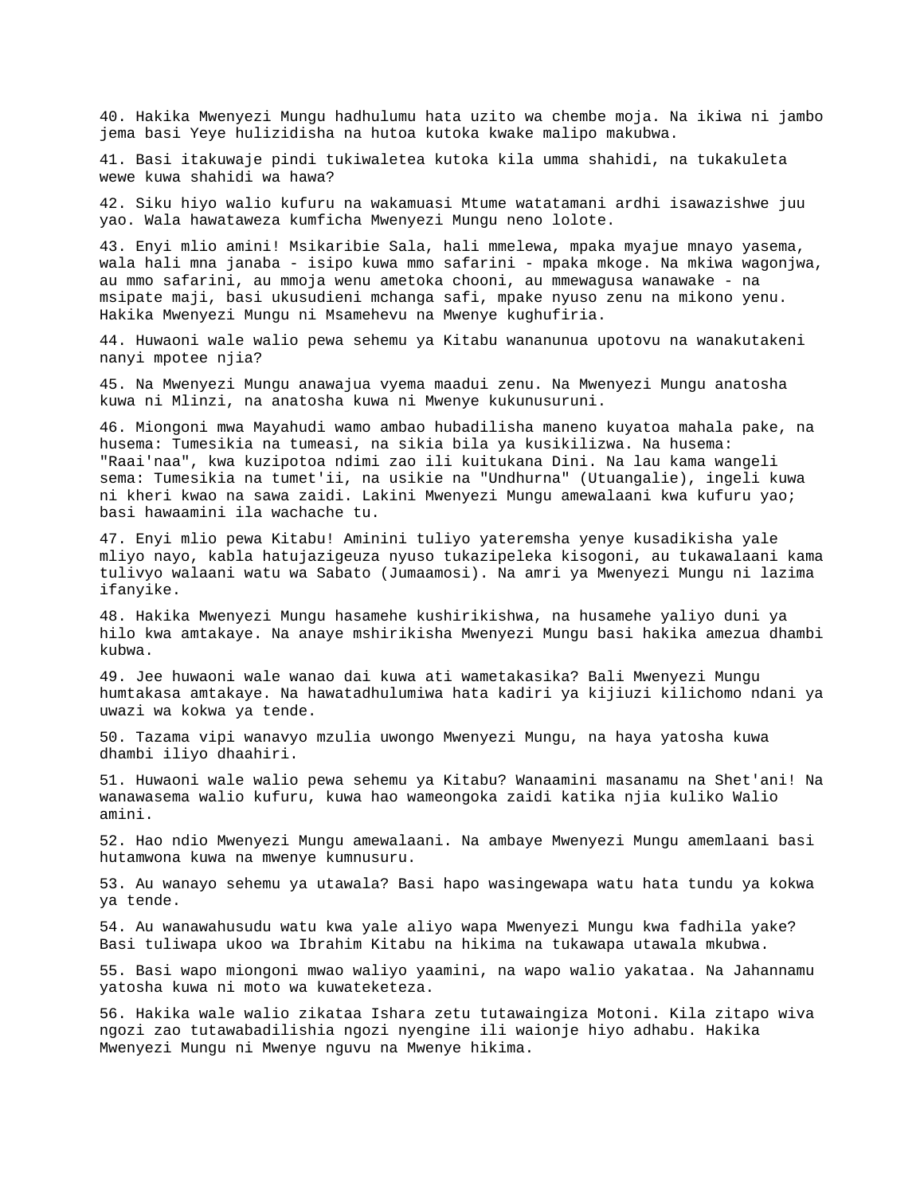40. Hakika Mwenyezi Mungu hadhulumu hata uzito wa chembe moja. Na ikiwa ni jambo jema basi Yeye hulizidisha na hutoa kutoka kwake malipo makubwa.

41. Basi itakuwaje pindi tukiwaletea kutoka kila umma shahidi, na tukakuleta wewe kuwa shahidi wa hawa?

42. Siku hiyo walio kufuru na wakamuasi Mtume watatamani ardhi isawazishwe juu yao. Wala hawataweza kumficha Mwenyezi Mungu neno lolote.

43. Enyi mlio amini! Msikaribie Sala, hali mmelewa, mpaka myajue mnayo yasema, wala hali mna janaba - isipo kuwa mmo safarini - mpaka mkoge. Na mkiwa wagonjwa, au mmo safarini, au mmoja wenu ametoka chooni, au mmewagusa wanawake - na msipate maji, basi ukusudieni mchanga safi, mpake nyuso zenu na mikono yenu. Hakika Mwenyezi Mungu ni Msamehevu na Mwenye kughufiria.

44. Huwaoni wale walio pewa sehemu ya Kitabu wananunua upotovu na wanakutakeni nanyi mpotee njia?

45. Na Mwenyezi Mungu anawajua vyema maadui zenu. Na Mwenyezi Mungu anatosha kuwa ni Mlinzi, na anatosha kuwa ni Mwenye kukunusuruni.

46. Miongoni mwa Mayahudi wamo ambao hubadilisha maneno kuyatoa mahala pake, na husema: Tumesikia na tumeasi, na sikia bila ya kusikilizwa. Na husema: "Raai'naa", kwa kuzipotoa ndimi zao ili kuitukana Dini. Na lau kama wangeli sema: Tumesikia na tumet'ii, na usikie na "Undhurna" (Utuangalie), ingeli kuwa ni kheri kwao na sawa zaidi. Lakini Mwenyezi Mungu amewalaani kwa kufuru yao; basi hawaamini ila wachache tu.

47. Enyi mlio pewa Kitabu! Aminini tuliyo yateremsha yenye kusadikisha yale mliyo nayo, kabla hatujazigeuza nyuso tukazipeleka kisogoni, au tukawalaani kama tulivyo walaani watu wa Sabato (Jumaamosi). Na amri ya Mwenyezi Mungu ni lazima ifanyike.

48. Hakika Mwenyezi Mungu hasamehe kushirikishwa, na husamehe yaliyo duni ya hilo kwa amtakaye. Na anaye mshirikisha Mwenyezi Mungu basi hakika amezua dhambi kubwa.

49. Jee huwaoni wale wanao dai kuwa ati wametakasika? Bali Mwenyezi Mungu humtakasa amtakaye. Na hawatadhulumiwa hata kadiri ya kijiuzi kilichomo ndani ya uwazi wa kokwa ya tende.

50. Tazama vipi wanavyo mzulia uwongo Mwenyezi Mungu, na haya yatosha kuwa dhambi iliyo dhaahiri.

51. Huwaoni wale walio pewa sehemu ya Kitabu? Wanaamini masanamu na Shet'ani! Na wanawasema walio kufuru, kuwa hao wameongoka zaidi katika njia kuliko Walio amini.

52. Hao ndio Mwenyezi Mungu amewalaani. Na ambaye Mwenyezi Mungu amemlaani basi hutamwona kuwa na mwenye kumnusuru.

53. Au wanayo sehemu ya utawala? Basi hapo wasingewapa watu hata tundu ya kokwa ya tende.

54. Au wanawahusudu watu kwa yale aliyo wapa Mwenyezi Mungu kwa fadhila yake? Basi tuliwapa ukoo wa Ibrahim Kitabu na hikima na tukawapa utawala mkubwa.

55. Basi wapo miongoni mwao waliyo yaamini, na wapo walio yakataa. Na Jahannamu yatosha kuwa ni moto wa kuwateketeza.

56. Hakika wale walio zikataa Ishara zetu tutawaingiza Motoni. Kila zitapo wiva ngozi zao tutawabadilishia ngozi nyengine ili waionje hiyo adhabu. Hakika Mwenyezi Mungu ni Mwenye nguvu na Mwenye hikima.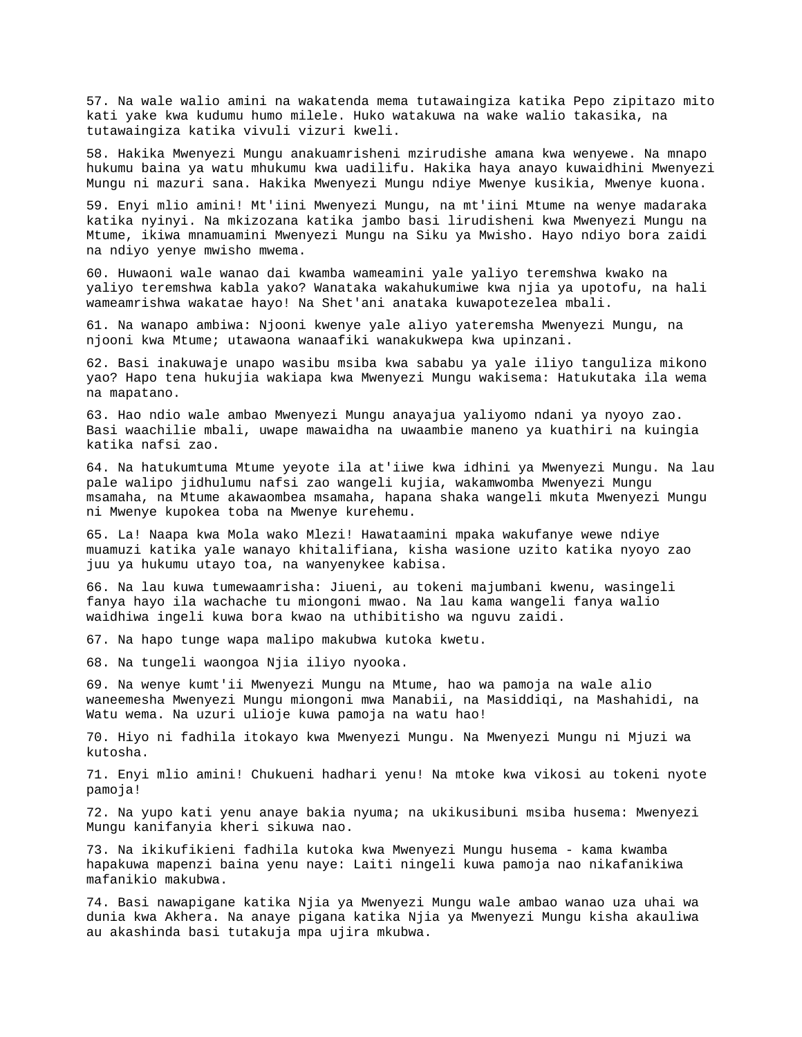57. Na wale walio amini na wakatenda mema tutawaingiza katika Pepo zipitazo mito kati yake kwa kudumu humo milele. Huko watakuwa na wake walio takasika, na tutawaingiza katika vivuli vizuri kweli.

58. Hakika Mwenyezi Mungu anakuamrisheni mzirudishe amana kwa wenyewe. Na mnapo hukumu baina ya watu mhukumu kwa uadilifu. Hakika haya anayo kuwaidhini Mwenyezi Mungu ni mazuri sana. Hakika Mwenyezi Mungu ndiye Mwenye kusikia, Mwenye kuona.

59. Enyi mlio amini! Mt'iini Mwenyezi Mungu, na mt'iini Mtume na wenye madaraka katika nyinyi. Na mkizozana katika jambo basi lirudisheni kwa Mwenyezi Mungu na Mtume, ikiwa mnamuamini Mwenyezi Mungu na Siku ya Mwisho. Hayo ndiyo bora zaidi na ndiyo yenye mwisho mwema.

60. Huwaoni wale wanao dai kwamba wameamini yale yaliyo teremshwa kwako na yaliyo teremshwa kabla yako? Wanataka wakahukumiwe kwa njia ya upotofu, na hali wameamrishwa wakatae hayo! Na Shet'ani anataka kuwapotezelea mbali.

61. Na wanapo ambiwa: Njooni kwenye yale aliyo yateremsha Mwenyezi Mungu, na njooni kwa Mtume; utawaona wanaafiki wanakukwepa kwa upinzani.

62. Basi inakuwaje unapo wasibu msiba kwa sababu ya yale iliyo tanguliza mikono yao? Hapo tena hukujia wakiapa kwa Mwenyezi Mungu wakisema: Hatukutaka ila wema na mapatano.

63. Hao ndio wale ambao Mwenyezi Mungu anayajua yaliyomo ndani ya nyoyo zao. Basi waachilie mbali, uwape mawaidha na uwaambie maneno ya kuathiri na kuingia katika nafsi zao.

64. Na hatukumtuma Mtume yeyote ila at'iiwe kwa idhini ya Mwenyezi Mungu. Na lau pale walipo jidhulumu nafsi zao wangeli kujia, wakamwomba Mwenyezi Mungu msamaha, na Mtume akawaombea msamaha, hapana shaka wangeli mkuta Mwenyezi Mungu ni Mwenye kupokea toba na Mwenye kurehemu.

65. La! Naapa kwa Mola wako Mlezi! Hawataamini mpaka wakufanye wewe ndiye muamuzi katika yale wanayo khitalifiana, kisha wasione uzito katika nyoyo zao juu ya hukumu utayo toa, na wanyenykee kabisa.

66. Na lau kuwa tumewaamrisha: Jiueni, au tokeni majumbani kwenu, wasingeli fanya hayo ila wachache tu miongoni mwao. Na lau kama wangeli fanya walio waidhiwa ingeli kuwa bora kwao na uthibitisho wa nguvu zaidi.

67. Na hapo tunge wapa malipo makubwa kutoka kwetu.

68. Na tungeli waongoa Njia iliyo nyooka.

69. Na wenye kumt'ii Mwenyezi Mungu na Mtume, hao wa pamoja na wale alio waneemesha Mwenyezi Mungu miongoni mwa Manabii, na Masiddiqi, na Mashahidi, na Watu wema. Na uzuri ulioje kuwa pamoja na watu hao!

70. Hiyo ni fadhila itokayo kwa Mwenyezi Mungu. Na Mwenyezi Mungu ni Mjuzi wa kutosha.

71. Enyi mlio amini! Chukueni hadhari yenu! Na mtoke kwa vikosi au tokeni nyote pamoja!

72. Na yupo kati yenu anaye bakia nyuma; na ukikusibuni msiba husema: Mwenyezi Mungu kanifanyia kheri sikuwa nao.

73. Na ikikufikieni fadhila kutoka kwa Mwenyezi Mungu husema - kama kwamba hapakuwa mapenzi baina yenu naye: Laiti ningeli kuwa pamoja nao nikafanikiwa mafanikio makubwa.

74. Basi nawapigane katika Njia ya Mwenyezi Mungu wale ambao wanao uza uhai wa dunia kwa Akhera. Na anaye pigana katika Njia ya Mwenyezi Mungu kisha akauliwa au akashinda basi tutakuja mpa ujira mkubwa.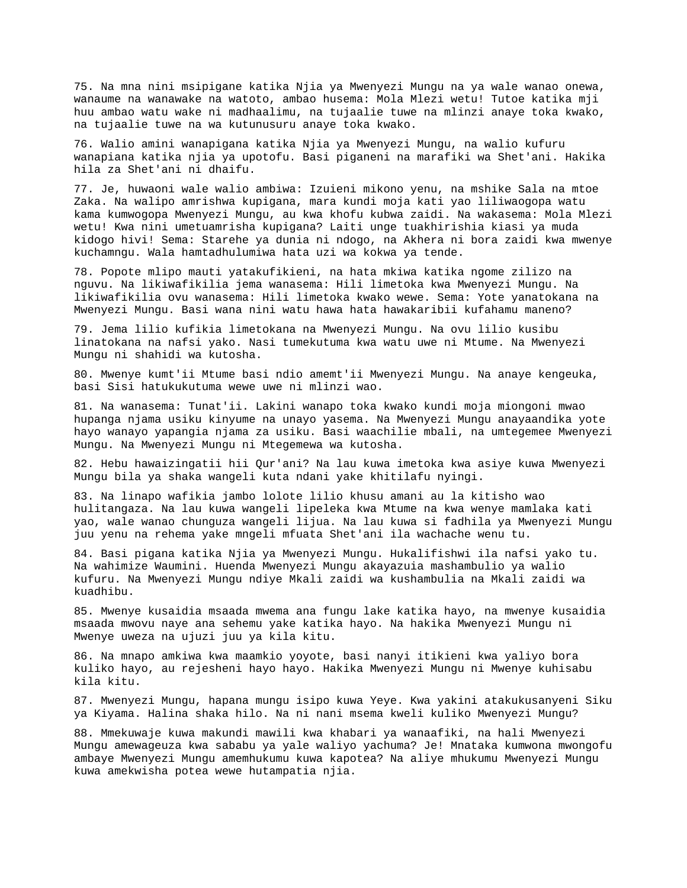75. Na mna nini msipigane katika Njia ya Mwenyezi Mungu na ya wale wanao onewa, wanaume na wanawake na watoto, ambao husema: Mola Mlezi wetu! Tutoe katika mji huu ambao watu wake ni madhaalimu, na tujaalie tuwe na mlinzi anaye toka kwako, na tujaalie tuwe na wa kutunusuru anaye toka kwako.

76. Walio amini wanapigana katika Njia ya Mwenyezi Mungu, na walio kufuru wanapiana katika njia ya upotofu. Basi piganeni na marafiki wa Shet'ani. Hakika hila za Shet'ani ni dhaifu.

77. Je, huwaoni wale walio ambiwa: Izuieni mikono yenu, na mshike Sala na mtoe Zaka. Na walipo amrishwa kupigana, mara kundi moja kati yao liliwaogopa watu kama kumwogopa Mwenyezi Mungu, au kwa khofu kubwa zaidi. Na wakasema: Mola Mlezi wetu! Kwa nini umetuamrisha kupigana? Laiti unge tuakhirishia kiasi ya muda kidogo hivi! Sema: Starehe ya dunia ni ndogo, na Akhera ni bora zaidi kwa mwenye kuchamngu. Wala hamtadhulumiwa hata uzi wa kokwa ya tende.

78. Popote mlipo mauti yatakufikieni, na hata mkiwa katika ngome zilizo na nguvu. Na likiwafikilia jema wanasema: Hili limetoka kwa Mwenyezi Mungu. Na likiwafikilia ovu wanasema: Hili limetoka kwako wewe. Sema: Yote yanatokana na Mwenyezi Mungu. Basi wana nini watu hawa hata hawakaribii kufahamu maneno?

79. Jema lilio kufikia limetokana na Mwenyezi Mungu. Na ovu lilio kusibu linatokana na nafsi yako. Nasi tumekutuma kwa watu uwe ni Mtume. Na Mwenyezi Mungu ni shahidi wa kutosha.

80. Mwenye kumt'ii Mtume basi ndio amemt'ii Mwenyezi Mungu. Na anaye kengeuka, basi Sisi hatukukutuma wewe uwe ni mlinzi wao.

81. Na wanasema: Tunat'ii. Lakini wanapo toka kwako kundi moja miongoni mwao hupanga njama usiku kinyume na unayo yasema. Na Mwenyezi Mungu anayaandika yote hayo wanayo yapangia njama za usiku. Basi waachilie mbali, na umtegemee Mwenyezi Mungu. Na Mwenyezi Mungu ni Mtegemewa wa kutosha.

82. Hebu hawaizingatii hii Qur'ani? Na lau kuwa imetoka kwa asiye kuwa Mwenyezi Mungu bila ya shaka wangeli kuta ndani yake khitilafu nyingi.

83. Na linapo wafikia jambo lolote lilio khusu amani au la kitisho wao hulitangaza. Na lau kuwa wangeli lipeleka kwa Mtume na kwa wenye mamlaka kati yao, wale wanao chunguza wangeli lijua. Na lau kuwa si fadhila ya Mwenyezi Mungu juu yenu na rehema yake mngeli mfuata Shet'ani ila wachache wenu tu.

84. Basi pigana katika Njia ya Mwenyezi Mungu. Hukalifishwi ila nafsi yako tu. Na wahimize Waumini. Huenda Mwenyezi Mungu akayazuia mashambulio ya walio kufuru. Na Mwenyezi Mungu ndiye Mkali zaidi wa kushambulia na Mkali zaidi wa kuadhibu.

85. Mwenye kusaidia msaada mwema ana fungu lake katika hayo, na mwenye kusaidia msaada mwovu naye ana sehemu yake katika hayo. Na hakika Mwenyezi Mungu ni Mwenye uweza na ujuzi juu ya kila kitu.

86. Na mnapo amkiwa kwa maamkio yoyote, basi nanyi itikieni kwa yaliyo bora kuliko hayo, au rejesheni hayo hayo. Hakika Mwenyezi Mungu ni Mwenye kuhisabu kila kitu.

87. Mwenyezi Mungu, hapana mungu isipo kuwa Yeye. Kwa yakini atakukusanyeni Siku ya Kiyama. Halina shaka hilo. Na ni nani msema kweli kuliko Mwenyezi Mungu?

88. Mmekuwaje kuwa makundi mawili kwa khabari ya wanaafiki, na hali Mwenyezi Mungu amewageuza kwa sababu ya yale waliyo yachuma? Je! Mnataka kumwona mwongofu ambaye Mwenyezi Mungu amemhukumu kuwa kapotea? Na aliye mhukumu Mwenyezi Mungu kuwa amekwisha potea wewe hutampatia njia.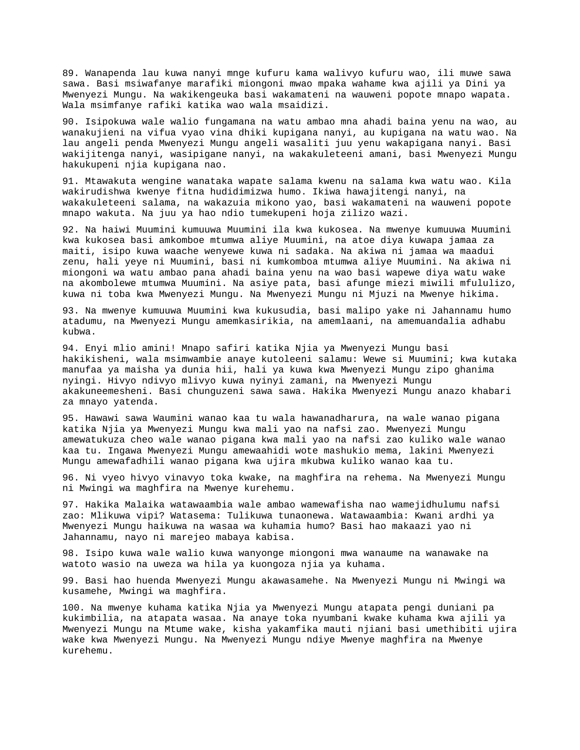89. Wanapenda lau kuwa nanyi mnge kufuru kama walivyo kufuru wao, ili muwe sawa sawa. Basi msiwafanye marafiki miongoni mwao mpaka wahame kwa ajili ya Dini ya Mwenyezi Mungu. Na wakikengeuka basi wakamateni na wauweni popote mnapo wapata. Wala msimfanye rafiki katika wao wala msaidizi.

90. Isipokuwa wale walio fungamana na watu ambao mna ahadi baina yenu na wao, au wanakujieni na vifua vyao vina dhiki kupigana nanyi, au kupigana na watu wao. Na lau angeli penda Mwenyezi Mungu angeli wasaliti juu yenu wakapigana nanyi. Basi wakijitenga nanyi, wasipigane nanyi, na wakakuleteeni amani, basi Mwenyezi Mungu hakukupeni njia kupigana nao.

91. Mtawakuta wengine wanataka wapate salama kwenu na salama kwa watu wao. Kila wakirudishwa kwenye fitna hudidimizwa humo. Ikiwa hawajitengi nanyi, na wakakuleteeni salama, na wakazuia mikono yao, basi wakamateni na wauweni popote mnapo wakuta. Na juu ya hao ndio tumekupeni hoja zilizo wazi.

92. Na haiwi Muumini kumuuwa Muumini ila kwa kukosea. Na mwenye kumuuwa Muumini kwa kukosea basi amkomboe mtumwa aliye Muumini, na atoe diya kuwapa jamaa za maiti, isipo kuwa waache wenyewe kuwa ni sadaka. Na akiwa ni jamaa wa maadui zenu, hali yeye ni Muumini, basi ni kumkomboa mtumwa aliye Muumini. Na akiwa ni miongoni wa watu ambao pana ahadi baina yenu na wao basi wapewe diya watu wake na akombolewe mtumwa Muumini. Na asiye pata, basi afunge miezi miwili mfululizo, kuwa ni toba kwa Mwenyezi Mungu. Na Mwenyezi Mungu ni Mjuzi na Mwenye hikima.

93. Na mwenye kumuuwa Muumini kwa kukusudia, basi malipo yake ni Jahannamu humo atadumu, na Mwenyezi Mungu amemkasirikia, na amemlaani, na amemuandalia adhabu kubwa.

94. Enyi mlio amini! Mnapo safiri katika Njia ya Mwenyezi Mungu basi hakikisheni, wala msimwambie anaye kutoleeni salamu: Wewe si Muumini; kwa kutaka manufaa ya maisha ya dunia hii, hali ya kuwa kwa Mwenyezi Mungu zipo ghanima nyingi. Hivyo ndivyo mlivyo kuwa nyinyi zamani, na Mwenyezi Mungu akakuneemesheni. Basi chunguzeni sawa sawa. Hakika Mwenyezi Mungu anazo khabari za mnayo yatenda.

95. Hawawi sawa Waumini wanao kaa tu wala hawanadharura, na wale wanao pigana katika Njia ya Mwenyezi Mungu kwa mali yao na nafsi zao. Mwenyezi Mungu amewatukuza cheo wale wanao pigana kwa mali yao na nafsi zao kuliko wale wanao kaa tu. Ingawa Mwenyezi Mungu amewaahidi wote mashukio mema, lakini Mwenyezi Mungu amewafadhili wanao pigana kwa ujira mkubwa kuliko wanao kaa tu.

96. Ni vyeo hivyo vinavyo toka kwake, na maghfira na rehema. Na Mwenyezi Mungu ni Mwingi wa maghfira na Mwenye kurehemu.

97. Hakika Malaika watawaambia wale ambao wamewafisha nao wamejidhulumu nafsi zao: Mlikuwa vipi? Watasema: Tulikuwa tunaonewa. Watawaambia: Kwani ardhi ya Mwenyezi Mungu haikuwa na wasaa wa kuhamia humo? Basi hao makaazi yao ni Jahannamu, nayo ni marejeo mabaya kabisa.

98. Isipo kuwa wale walio kuwa wanyonge miongoni mwa wanaume na wanawake na watoto wasio na uweza wa hila ya kuongoza njia ya kuhama.

99. Basi hao huenda Mwenyezi Mungu akawasamehe. Na Mwenyezi Mungu ni Mwingi wa kusamehe, Mwingi wa maghfira.

100. Na mwenye kuhama katika Njia ya Mwenyezi Mungu atapata pengi duniani pa kukimbilia, na atapata wasaa. Na anaye toka nyumbani kwake kuhama kwa ajili ya Mwenyezi Mungu na Mtume wake, kisha yakamfika mauti njiani basi umethibiti ujira wake kwa Mwenyezi Mungu. Na Mwenyezi Mungu ndiye Mwenye maghfira na Mwenye kurehemu.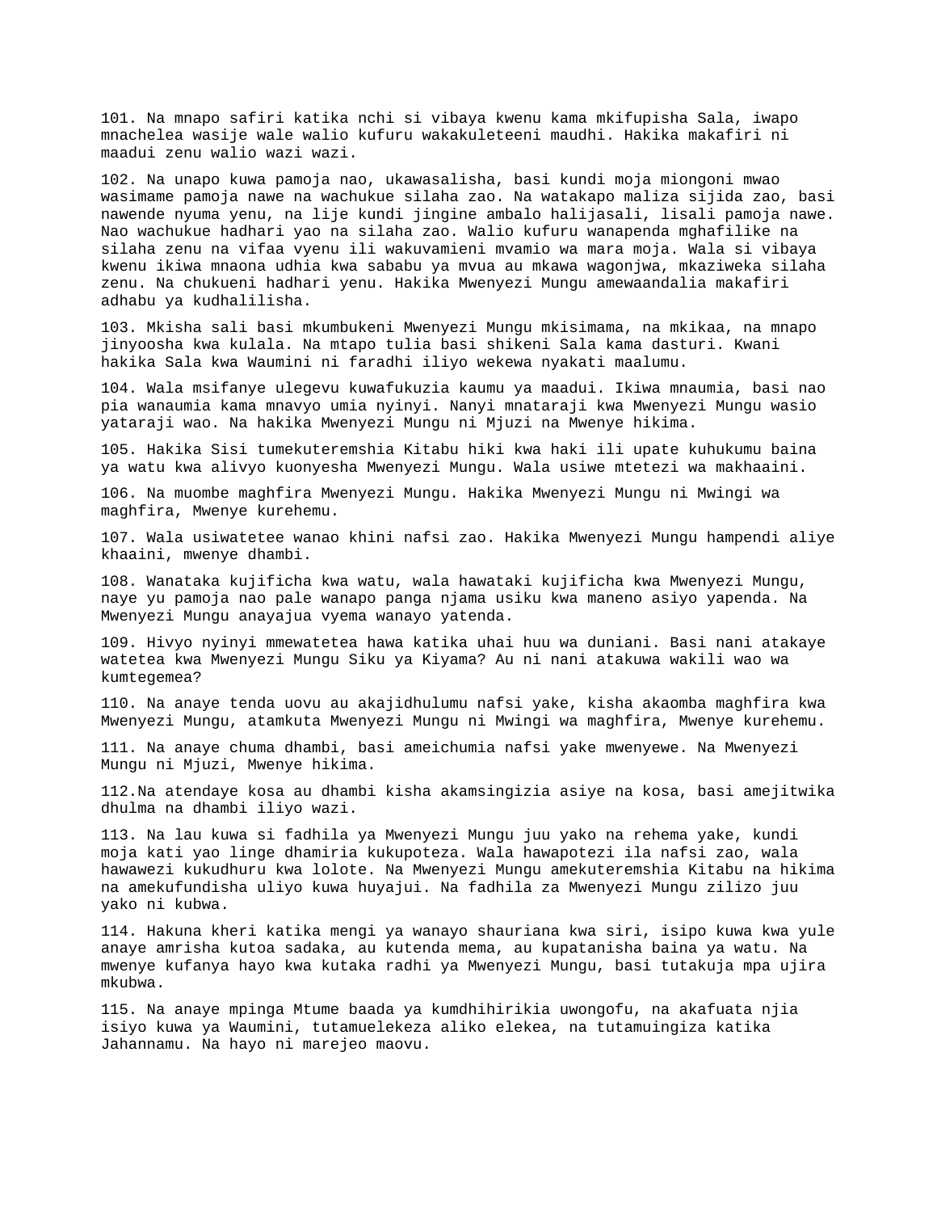101. Na mnapo safiri katika nchi si vibaya kwenu kama mkifupisha Sala, iwapo mnachelea wasije wale walio kufuru wakakuleteeni maudhi. Hakika makafiri ni maadui zenu walio wazi wazi.

102. Na unapo kuwa pamoja nao, ukawasalisha, basi kundi moja miongoni mwao wasimame pamoja nawe na wachukue silaha zao. Na watakapo maliza sijida zao, basi nawende nyuma yenu, na lije kundi jingine ambalo halijasali, lisali pamoja nawe. Nao wachukue hadhari yao na silaha zao. Walio kufuru wanapenda mghafilike na silaha zenu na vifaa vyenu ili wakuvamieni mvamio wa mara moja. Wala si vibaya kwenu ikiwa mnaona udhia kwa sababu ya mvua au mkawa wagonjwa, mkaziweka silaha zenu. Na chukueni hadhari yenu. Hakika Mwenyezi Mungu amewaandalia makafiri adhabu ya kudhalilisha.

103. Mkisha sali basi mkumbukeni Mwenyezi Mungu mkisimama, na mkikaa, na mnapo jinyoosha kwa kulala. Na mtapo tulia basi shikeni Sala kama dasturi. Kwani hakika Sala kwa Waumini ni faradhi iliyo wekewa nyakati maalumu.

104. Wala msifanye ulegevu kuwafukuzia kaumu ya maadui. Ikiwa mnaumia, basi nao pia wanaumia kama mnavyo umia nyinyi. Nanyi mnataraji kwa Mwenyezi Mungu wasio yataraji wao. Na hakika Mwenyezi Mungu ni Mjuzi na Mwenye hikima.

105. Hakika Sisi tumekuteremshia Kitabu hiki kwa haki ili upate kuhukumu baina ya watu kwa alivyo kuonyesha Mwenyezi Mungu. Wala usiwe mtetezi wa makhaaini.

106. Na muombe maghfira Mwenyezi Mungu. Hakika Mwenyezi Mungu ni Mwingi wa maghfira, Mwenye kurehemu.

107. Wala usiwatetee wanao khini nafsi zao. Hakika Mwenyezi Mungu hampendi aliye khaaini, mwenye dhambi.

108. Wanataka kujificha kwa watu, wala hawataki kujificha kwa Mwenyezi Mungu, naye yu pamoja nao pale wanapo panga njama usiku kwa maneno asiyo yapenda. Na Mwenyezi Mungu anayajua vyema wanayo yatenda.

109. Hivyo nyinyi mmewatetea hawa katika uhai huu wa duniani. Basi nani atakaye watetea kwa Mwenyezi Mungu Siku ya Kiyama? Au ni nani atakuwa wakili wao wa kumtegemea?

110. Na anaye tenda uovu au akajidhulumu nafsi yake, kisha akaomba maghfira kwa Mwenyezi Mungu, atamkuta Mwenyezi Mungu ni Mwingi wa maghfira, Mwenye kurehemu.

111. Na anaye chuma dhambi, basi ameichumia nafsi yake mwenyewe. Na Mwenyezi Mungu ni Mjuzi, Mwenye hikima.

112.Na atendaye kosa au dhambi kisha akamsingizia asiye na kosa, basi amejitwika dhulma na dhambi iliyo wazi.

113. Na lau kuwa si fadhila ya Mwenyezi Mungu juu yako na rehema yake, kundi moja kati yao linge dhamiria kukupoteza. Wala hawapotezi ila nafsi zao, wala hawawezi kukudhuru kwa lolote. Na Mwenyezi Mungu amekuteremshia Kitabu na hikima na amekufundisha uliyo kuwa huyajui. Na fadhila za Mwenyezi Mungu zilizo juu yako ni kubwa.

114. Hakuna kheri katika mengi ya wanayo shauriana kwa siri, isipo kuwa kwa yule anaye amrisha kutoa sadaka, au kutenda mema, au kupatanisha baina ya watu. Na mwenye kufanya hayo kwa kutaka radhi ya Mwenyezi Mungu, basi tutakuja mpa ujira mkubwa.

115. Na anaye mpinga Mtume baada ya kumdhihirikia uwongofu, na akafuata njia isiyo kuwa ya Waumini, tutamuelekeza aliko elekea, na tutamuingiza katika Jahannamu. Na hayo ni marejeo maovu.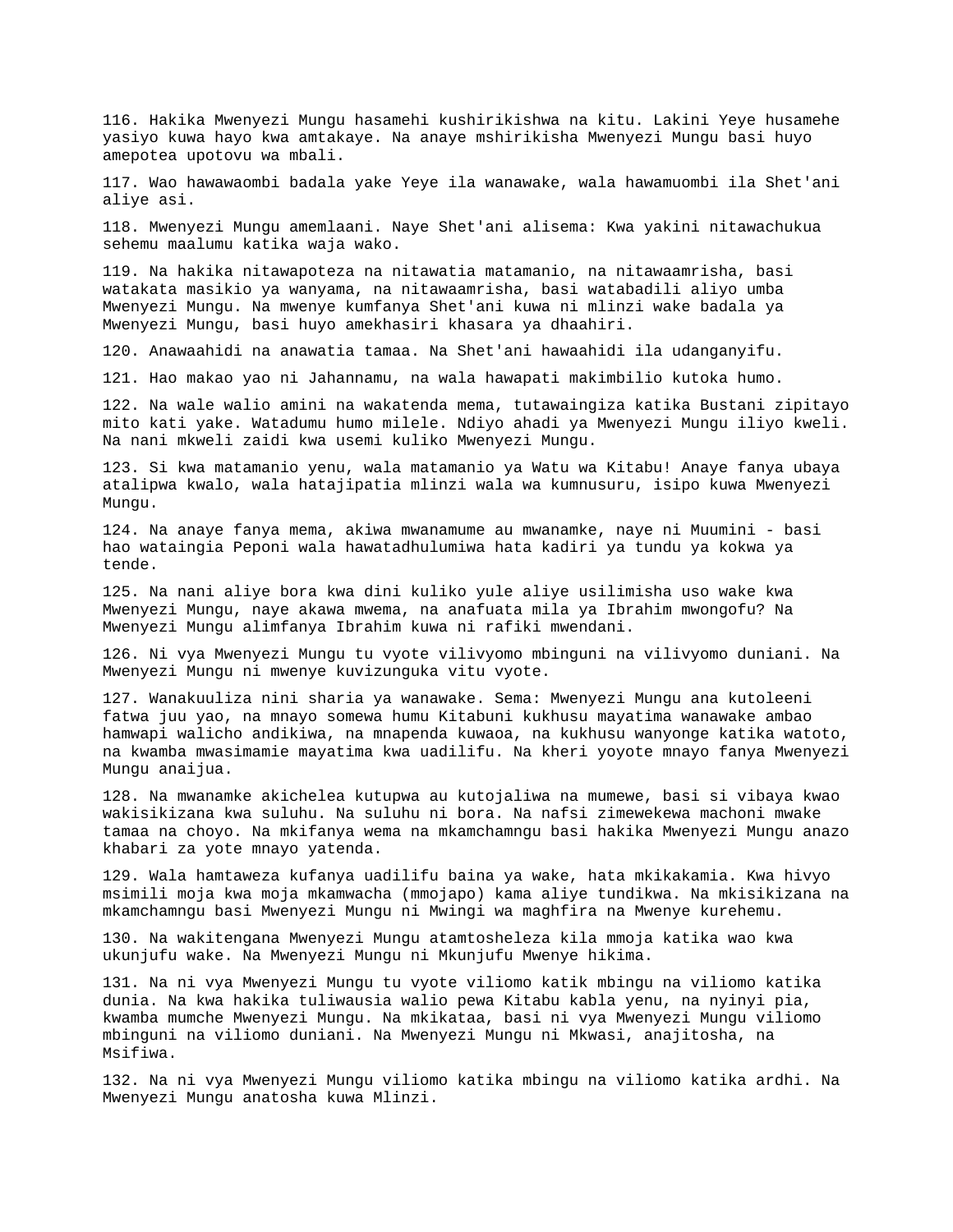116. Hakika Mwenyezi Mungu hasamehi kushirikishwa na kitu. Lakini Yeye husamehe yasiyo kuwa hayo kwa amtakaye. Na anaye mshirikisha Mwenyezi Mungu basi huyo amepotea upotovu wa mbali.

117. Wao hawawaombi badala yake Yeye ila wanawake, wala hawamuombi ila Shet'ani aliye asi.

118. Mwenyezi Mungu amemlaani. Naye Shet'ani alisema: Kwa yakini nitawachukua sehemu maalumu katika waja wako.

119. Na hakika nitawapoteza na nitawatia matamanio, na nitawaamrisha, basi watakata masikio ya wanyama, na nitawaamrisha, basi watabadili aliyo umba Mwenyezi Mungu. Na mwenye kumfanya Shet'ani kuwa ni mlinzi wake badala ya Mwenyezi Mungu, basi huyo amekhasiri khasara ya dhaahiri.

120. Anawaahidi na anawatia tamaa. Na Shet'ani hawaahidi ila udanganyifu.

121. Hao makao yao ni Jahannamu, na wala hawapati makimbilio kutoka humo.

122. Na wale walio amini na wakatenda mema, tutawaingiza katika Bustani zipitayo mito kati yake. Watadumu humo milele. Ndiyo ahadi ya Mwenyezi Mungu iliyo kweli. Na nani mkweli zaidi kwa usemi kuliko Mwenyezi Mungu.

123. Si kwa matamanio yenu, wala matamanio ya Watu wa Kitabu! Anaye fanya ubaya atalipwa kwalo, wala hatajipatia mlinzi wala wa kumnusuru, isipo kuwa Mwenyezi Mungu.

124. Na anaye fanya mema, akiwa mwanamume au mwanamke, naye ni Muumini - basi hao wataingia Peponi wala hawatadhulumiwa hata kadiri ya tundu ya kokwa ya tende.

125. Na nani aliye bora kwa dini kuliko yule aliye usilimisha uso wake kwa Mwenyezi Mungu, naye akawa mwema, na anafuata mila ya Ibrahim mwongofu? Na Mwenyezi Mungu alimfanya Ibrahim kuwa ni rafiki mwendani.

126. Ni vya Mwenyezi Mungu tu vyote vilivyomo mbinguni na vilivyomo duniani. Na Mwenyezi Mungu ni mwenye kuvizunguka vitu vyote.

127. Wanakuuliza nini sharia ya wanawake. Sema: Mwenyezi Mungu ana kutoleeni fatwa juu yao, na mnayo somewa humu Kitabuni kukhusu mayatima wanawake ambao hamwapi walicho andikiwa, na mnapenda kuwaoa, na kukhusu wanyonge katika watoto, na kwamba mwasimamie mayatima kwa uadilifu. Na kheri yoyote mnayo fanya Mwenyezi Mungu anaijua.

128. Na mwanamke akichelea kutupwa au kutojaliwa na mumewe, basi si vibaya kwao wakisikizana kwa suluhu. Na suluhu ni bora. Na nafsi zimewekewa machoni mwake tamaa na choyo. Na mkifanya wema na mkamchamngu basi hakika Mwenyezi Mungu anazo khabari za yote mnayo yatenda.

129. Wala hamtaweza kufanya uadilifu baina ya wake, hata mkikakamia. Kwa hivyo msimili moja kwa moja mkamwacha (mmojapo) kama aliye tundikwa. Na mkisikizana na mkamchamngu basi Mwenyezi Mungu ni Mwingi wa maghfira na Mwenye kurehemu.

130. Na wakitengana Mwenyezi Mungu atamtosheleza kila mmoja katika wao kwa ukunjufu wake. Na Mwenyezi Mungu ni Mkunjufu Mwenye hikima.

131. Na ni vya Mwenyezi Mungu tu vyote viliomo katik mbingu na viliomo katika dunia. Na kwa hakika tuliwausia walio pewa Kitabu kabla yenu, na nyinyi pia, kwamba mumche Mwenyezi Mungu. Na mkikataa, basi ni vya Mwenyezi Mungu viliomo mbinguni na viliomo duniani. Na Mwenyezi Mungu ni Mkwasi, anajitosha, na Msifiwa.

132. Na ni vya Mwenyezi Mungu viliomo katika mbingu na viliomo katika ardhi. Na Mwenyezi Mungu anatosha kuwa Mlinzi.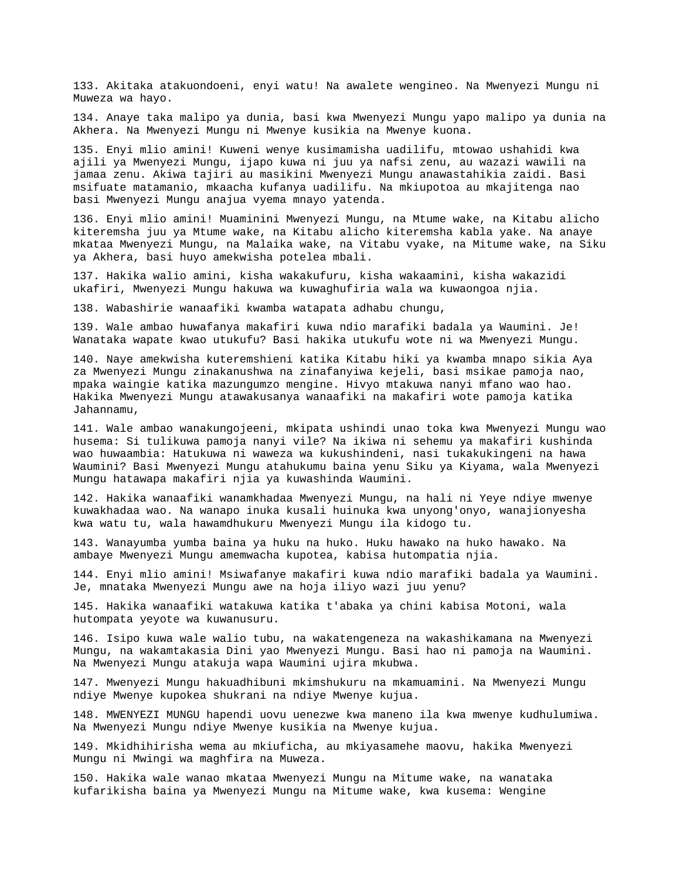133. Akitaka atakuondoeni, enyi watu! Na awalete wengineo. Na Mwenyezi Mungu ni Muweza wa hayo.

134. Anaye taka malipo ya dunia, basi kwa Mwenyezi Mungu yapo malipo ya dunia na Akhera. Na Mwenyezi Mungu ni Mwenye kusikia na Mwenye kuona.

135. Enyi mlio amini! Kuweni wenye kusimamisha uadilifu, mtowao ushahidi kwa ajili ya Mwenyezi Mungu, ijapo kuwa ni juu ya nafsi zenu, au wazazi wawili na jamaa zenu. Akiwa tajiri au masikini Mwenyezi Mungu anawastahikia zaidi. Basi msifuate matamanio, mkaacha kufanya uadilifu. Na mkiupotoa au mkajitenga nao basi Mwenyezi Mungu anajua vyema mnayo yatenda.

136. Enyi mlio amini! Muaminini Mwenyezi Mungu, na Mtume wake, na Kitabu alicho kiteremsha juu ya Mtume wake, na Kitabu alicho kiteremsha kabla yake. Na anaye mkataa Mwenyezi Mungu, na Malaika wake, na Vitabu vyake, na Mitume wake, na Siku ya Akhera, basi huyo amekwisha potelea mbali.

137. Hakika walio amini, kisha wakakufuru, kisha wakaamini, kisha wakazidi ukafiri, Mwenyezi Mungu hakuwa wa kuwaghufiria wala wa kuwaongoa njia.

138. Wabashirie wanaafiki kwamba watapata adhabu chungu,

139. Wale ambao huwafanya makafiri kuwa ndio marafiki badala ya Waumini. Je! Wanataka wapate kwao utukufu? Basi hakika utukufu wote ni wa Mwenyezi Mungu.

140. Naye amekwisha kuteremshieni katika Kitabu hiki ya kwamba mnapo sikia Aya za Mwenyezi Mungu zinakanushwa na zinafanyiwa kejeli, basi msikae pamoja nao, mpaka waingie katika mazungumzo mengine. Hivyo mtakuwa nanyi mfano wao hao. Hakika Mwenyezi Mungu atawakusanya wanaafiki na makafiri wote pamoja katika Jahannamu,

141. Wale ambao wanakungojeeni, mkipata ushindi unao toka kwa Mwenyezi Mungu wao husema: Si tulikuwa pamoja nanyi vile? Na ikiwa ni sehemu ya makafiri kushinda wao huwaambia: Hatukuwa ni waweza wa kukushindeni, nasi tukakukingeni na hawa Waumini? Basi Mwenyezi Mungu atahukumu baina yenu Siku ya Kiyama, wala Mwenyezi Mungu hatawapa makafiri njia ya kuwashinda Waumini.

142. Hakika wanaafiki wanamkhadaa Mwenyezi Mungu, na hali ni Yeye ndiye mwenye kuwakhadaa wao. Na wanapo inuka kusali huinuka kwa unyong'onyo, wanajionyesha kwa watu tu, wala hawamdhukuru Mwenyezi Mungu ila kidogo tu.

143. Wanayumba yumba baina ya huku na huko. Huku hawako na huko hawako. Na ambaye Mwenyezi Mungu amemwacha kupotea, kabisa hutompatia njia.

144. Enyi mlio amini! Msiwafanye makafiri kuwa ndio marafiki badala ya Waumini. Je, mnataka Mwenyezi Mungu awe na hoja iliyo wazi juu yenu?

145. Hakika wanaafiki watakuwa katika t'abaka ya chini kabisa Motoni, wala hutompata yeyote wa kuwanusuru.

146. Isipo kuwa wale walio tubu, na wakatengeneza na wakashikamana na Mwenyezi Mungu, na wakamtakasia Dini yao Mwenyezi Mungu. Basi hao ni pamoja na Waumini. Na Mwenyezi Mungu atakuja wapa Waumini ujira mkubwa.

147. Mwenyezi Mungu hakuadhibuni mkimshukuru na mkamuamini. Na Mwenyezi Mungu ndiye Mwenye kupokea shukrani na ndiye Mwenye kujua.

148. MWENYEZI MUNGU hapendi uovu uenezwe kwa maneno ila kwa mwenye kudhulumiwa. Na Mwenyezi Mungu ndiye Mwenye kusikia na Mwenye kujua.

149. Mkidhihirisha wema au mkiuficha, au mkiyasamehe maovu, hakika Mwenyezi Mungu ni Mwingi wa maghfira na Muweza.

150. Hakika wale wanao mkataa Mwenyezi Mungu na Mitume wake, na wanataka kufarikisha baina ya Mwenyezi Mungu na Mitume wake, kwa kusema: Wengine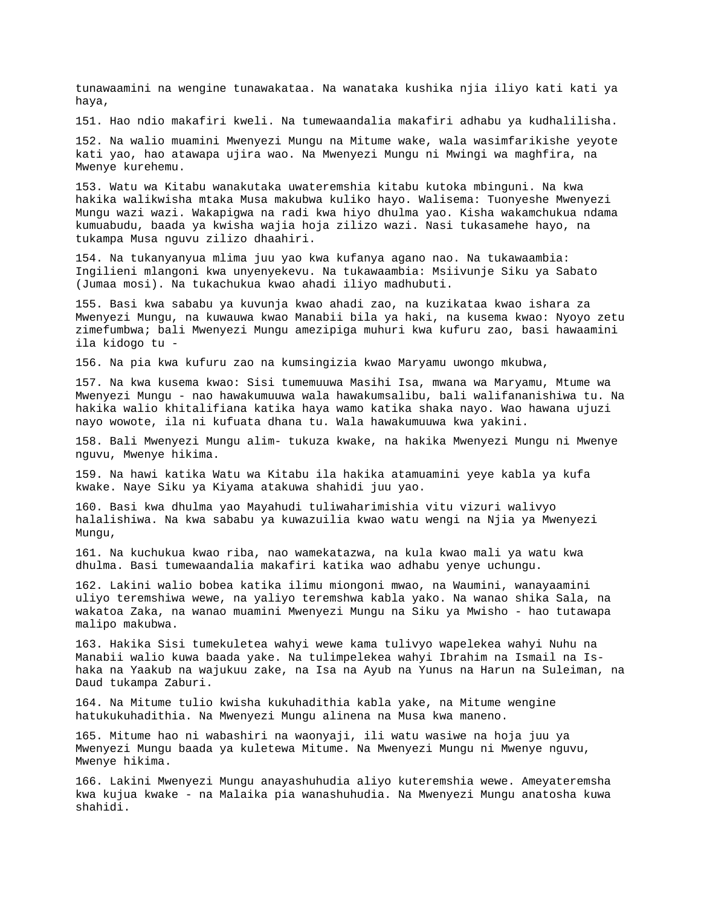tunawaamini na wengine tunawakataa. Na wanataka kushika njia iliyo kati kati ya haya,

151. Hao ndio makafiri kweli. Na tumewaandalia makafiri adhabu ya kudhalilisha.

152. Na walio muamini Mwenyezi Mungu na Mitume wake, wala wasimfarikishe yeyote kati yao, hao atawapa ujira wao. Na Mwenyezi Mungu ni Mwingi wa maghfira, na Mwenye kurehemu.

153. Watu wa Kitabu wanakutaka uwateremshia kitabu kutoka mbinguni. Na kwa hakika walikwisha mtaka Musa makubwa kuliko hayo. Walisema: Tuonyeshe Mwenyezi Mungu wazi wazi. Wakapigwa na radi kwa hiyo dhulma yao. Kisha wakamchukua ndama kumuabudu, baada ya kwisha wajia hoja zilizo wazi. Nasi tukasamehe hayo, na tukampa Musa nguvu zilizo dhaahiri.

154. Na tukanyanyua mlima juu yao kwa kufanya agano nao. Na tukawaambia: Ingilieni mlangoni kwa unyenyekevu. Na tukawaambia: Msiivunje Siku ya Sabato (Jumaa mosi). Na tukachukua kwao ahadi iliyo madhubuti.

155. Basi kwa sababu ya kuvunja kwao ahadi zao, na kuzikataa kwao ishara za Mwenyezi Mungu, na kuwauwa kwao Manabii bila ya haki, na kusema kwao: Nyoyo zetu zimefumbwa; bali Mwenyezi Mungu amezipiga muhuri kwa kufuru zao, basi hawaamini ila kidogo tu -

156. Na pia kwa kufuru zao na kumsingizia kwao Maryamu uwongo mkubwa,

157. Na kwa kusema kwao: Sisi tumemuuwa Masihi Isa, mwana wa Maryamu, Mtume wa Mwenyezi Mungu - nao hawakumuuwa wala hawakumsalibu, bali walifananishiwa tu. Na hakika walio khitalifiana katika haya wamo katika shaka nayo. Wao hawana ujuzi nayo wowote, ila ni kufuata dhana tu. Wala hawakumuuwa kwa yakini.

158. Bali Mwenyezi Mungu alim- tukuza kwake, na hakika Mwenyezi Mungu ni Mwenye nguvu, Mwenye hikima.

159. Na hawi katika Watu wa Kitabu ila hakika atamuamini yeye kabla ya kufa kwake. Naye Siku ya Kiyama atakuwa shahidi juu yao.

160. Basi kwa dhulma yao Mayahudi tuliwaharimishia vitu vizuri walivyo halalishiwa. Na kwa sababu ya kuwazuilia kwao watu wengi na Njia ya Mwenyezi Mungu,

161. Na kuchukua kwao riba, nao wamekatazwa, na kula kwao mali ya watu kwa dhulma. Basi tumewaandalia makafiri katika wao adhabu yenye uchungu.

162. Lakini walio bobea katika ilimu miongoni mwao, na Waumini, wanayaamini uliyo teremshiwa wewe, na yaliyo teremshwa kabla yako. Na wanao shika Sala, na wakatoa Zaka, na wanao muamini Mwenyezi Mungu na Siku ya Mwisho - hao tutawapa malipo makubwa.

163. Hakika Sisi tumekuletea wahyi wewe kama tulivyo wapelekea wahyi Nuhu na Manabii walio kuwa baada yake. Na tulimpelekea wahyi Ibrahim na Ismail na Is-haka na Yaakub na wajukuu zake, na Isa na Ayub na Yunus na Harun na Suleiman, na Daud tukampa Zaburi.

164. Na Mitume tulio kwisha kukuhadithia kabla yake, na Mitume wengine hatukukuhadithia. Na Mwenyezi Mungu alinena na Musa kwa maneno.

165. Mitume hao ni wabashiri na waonyaji, ili watu wasiwe na hoja juu ya Mwenyezi Mungu baada ya kuletewa Mitume. Na Mwenyezi Mungu ni Mwenye nguvu, Mwenye hikima.

166. Lakini Mwenyezi Mungu anayashuhudia aliyo kuteremshia wewe. Ameyateremsha kwa kujua kwake - na Malaika pia wanashuhudia. Na Mwenyezi Mungu anatosha kuwa shahidi.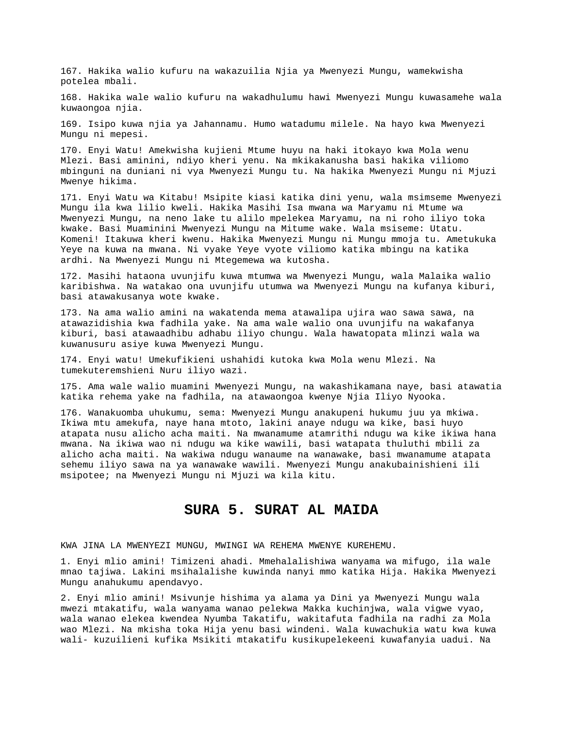167. Hakika walio kufuru na wakazuilia Njia ya Mwenyezi Mungu, wamekwisha potelea mbali.

168. Hakika wale walio kufuru na wakadhulumu hawi Mwenyezi Mungu kuwasamehe wala kuwaongoa njia.

169. Isipo kuwa njia ya Jahannamu. Humo watadumu milele. Na hayo kwa Mwenyezi Mungu ni mepesi.

170. Enyi Watu! Amekwisha kujieni Mtume huyu na haki itokayo kwa Mola wenu Mlezi. Basi aminini, ndiyo kheri yenu. Na mkikakanusha basi hakika viliomo mbinguni na duniani ni vya Mwenyezi Mungu tu. Na hakika Mwenyezi Mungu ni Mjuzi Mwenye hikima.

171. Enyi Watu wa Kitabu! Msipite kiasi katika dini yenu, wala msimseme Mwenyezi Mungu ila kwa lilio kweli. Hakika Masihi Isa mwana wa Maryamu ni Mtume wa Mwenyezi Mungu, na neno lake tu alilo mpelekea Maryamu, na ni roho iliyo toka kwake. Basi Muaminini Mwenyezi Mungu na Mitume wake. Wala msiseme: Utatu. Komeni! Itakuwa kheri kwenu. Hakika Mwenyezi Mungu ni Mungu mmoja tu. Ametukuka Yeye na kuwa na mwana. Ni vyake Yeye vyote viliomo katika mbingu na katika ardhi. Na Mwenyezi Mungu ni Mtegemewa wa kutosha.

172. Masihi hataona uvunjifu kuwa mtumwa wa Mwenyezi Mungu, wala Malaika walio karibishwa. Na watakao ona uvunjifu utumwa wa Mwenyezi Mungu na kufanya kiburi, basi atawakusanya wote kwake.

173. Na ama walio amini na wakatenda mema atawalipa ujira wao sawa sawa, na atawazidishia kwa fadhila yake. Na ama wale walio ona uvunjifu na wakafanya kiburi, basi atawaadhibu adhabu iliyo chungu. Wala hawatopata mlinzi wala wa kuwanusuru asiye kuwa Mwenyezi Mungu.

174. Enyi watu! Umekufikieni ushahidi kutoka kwa Mola wenu Mlezi. Na tumekuteremshieni Nuru iliyo wazi.

175. Ama wale walio muamini Mwenyezi Mungu, na wakashikamana naye, basi atawatia katika rehema yake na fadhila, na atawaongoa kwenye Njia Iliyo Nyooka.

176. Wanakuomba uhukumu, sema: Mwenyezi Mungu anakupeni hukumu juu ya mkiwa. Ikiwa mtu amekufa, naye hana mtoto, lakini anaye ndugu wa kike, basi huyo atapata nusu alicho acha maiti. Na mwanamume atamrithi ndugu wa kike ikiwa hana mwana. Na ikiwa wao ni ndugu wa kike wawili, basi watapata thuluthi mbili za alicho acha maiti. Na wakiwa ndugu wanaume na wanawake, basi mwanamume atapata sehemu iliyo sawa na ya wanawake wawili. Mwenyezi Mungu anakubainishieni ili msipotee; na Mwenyezi Mungu ni Mjuzi wa kila kitu.

## SURA 5. SURAT AL MAIDA

KWA JINA LA MWENYEZI MUNGU, MWINGI WA REHEMA MWENYE KUREHEMU.

1. Enyi mlio amini! Timizeni ahadi. Mmehalalishiwa wanyama wa mifugo, ila wale mnao tajiwa. Lakini msihalalishe kuwinda nanyi mmo katika Hija. Hakika Mwenyezi Mungu anahukumu apendavyo.

2. Enyi mlio amini! Msivunje hishima ya alama ya Dini ya Mwenyezi Mungu wala mwezi mtakatifu, wala wanyama wanao pelekwa Makka kuchinjwa, wala vigwe vyao, wala wanao elekea kwendea Nyumba Takatifu, wakitafuta fadhila na radhi za Mola wao Mlezi. Na mkisha toka Hija yenu basi windeni. Wala kuwachukia watu kwa kuwa wali- kuzuilieni kufika Msikiti mtakatifu kusikupelekeeni kuwafanyia uadui. Na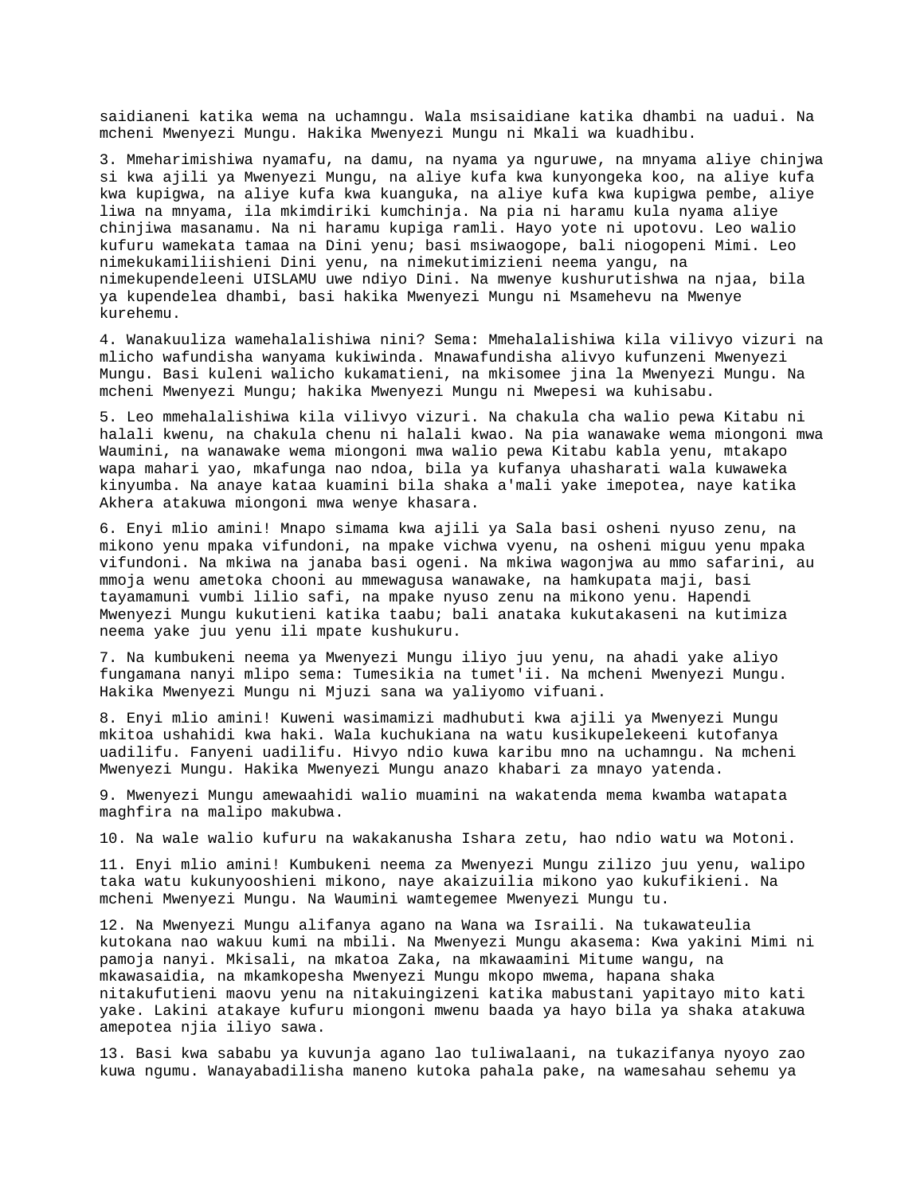saidianeni katika wema na uchamngu. Wala msisaidiane katika dhambi na uadui. Na mcheni Mwenyezi Mungu. Hakika Mwenyezi Mungu ni Mkali wa kuadhibu.

3. Mmeharimishiwa nyamafu, na damu, na nyama ya nguruwe, na mnyama aliye chinjwa si kwa ajili ya Mwenyezi Mungu, na aliye kufa kwa kunyongeka koo, na aliye kufa kwa kupigwa, na aliye kufa kwa kuanguka, na aliye kufa kwa kupigwa pembe, aliye liwa na mnyama, ila mkimdiriki kumchinja. Na pia ni haramu kula nyama aliye chinjiwa masanamu. Na ni haramu kupiga ramli. Hayo yote ni upotovu. Leo walio kufuru wamekata tamaa na Dini yenu; basi msiwaogope, bali niogopeni Mimi. Leo nimekukamiliishieni Dini yenu, na nimekutimizieni neema yangu, na nimekupendeleeni UISLAMU uwe ndiyo Dini. Na mwenye kushurutishwa na njaa, bila ya kupendelea dhambi, basi hakika Mwenyezi Mungu ni Msamehevu na Mwenye kurehemu.

4. Wanakuuliza wamehalalishiwa nini? Sema: Mmehalalishiwa kila vilivyo vizuri na mlicho wafundisha wanyama kukiwinda. Mnawafundisha alivyo kufunzeni Mwenyezi Mungu. Basi kuleni walicho kukamatieni, na mkisomee jina la Mwenyezi Mungu. Na mcheni Mwenyezi Mungu; hakika Mwenyezi Mungu ni Mwepesi wa kuhisabu.

5. Leo mmehalalishiwa kila vilivyo vizuri. Na chakula cha walio pewa Kitabu ni halali kwenu, na chakula chenu ni halali kwao. Na pia wanawake wema miongoni mwa Waumini, na wanawake wema miongoni mwa walio pewa Kitabu kabla yenu, mtakapo wapa mahari yao, mkafunga nao ndoa, bila ya kufanya uhasharati wala kuwaweka kinyumba. Na anaye kataa kuamini bila shaka a'mali yake imepotea, naye katika Akhera atakuwa miongoni mwa wenye khasara.

6. Enyi mlio amini! Mnapo simama kwa ajili ya Sala basi osheni nyuso zenu, na mikono yenu mpaka vifundoni, na mpake vichwa vyenu, na osheni miguu yenu mpaka vifundoni. Na mkiwa na janaba basi ogeni. Na mkiwa wagonjwa au mmo safarini, au mmoja wenu ametoka chooni au mmewagusa wanawake, na hamkupata maji, basi tayamamuni vumbi lilio safi, na mpake nyuso zenu na mikono yenu. Hapendi Mwenyezi Mungu kukutieni katika taabu; bali anataka kukutakaseni na kutimiza neema yake juu yenu ili mpate kushukuru.

7. Na kumbukeni neema ya Mwenyezi Mungu iliyo juu yenu, na ahadi yake aliyo fungamana nanyi mlipo sema: Tumesikia na tumet'ii. Na mcheni Mwenyezi Mungu. Hakika Mwenyezi Mungu ni Mjuzi sana wa yaliyomo vifuani.

8. Enyi mlio amini! Kuweni wasimamizi madhubuti kwa ajili ya Mwenyezi Mungu mkitoa ushahidi kwa haki. Wala kuchukiana na watu kusikupelekeeni kutofanya uadilifu. Fanyeni uadilifu. Hivyo ndio kuwa karibu mno na uchamngu. Na mcheni Mwenyezi Mungu. Hakika Mwenyezi Mungu anazo khabari za mnayo yatenda.

9. Mwenyezi Mungu amewaahidi walio muamini na wakatenda mema kwamba watapata maghfira na malipo makubwa.

10. Na wale walio kufuru na wakakanusha Ishara zetu, hao ndio watu wa Motoni.

11. Enyi mlio amini! Kumbukeni neema za Mwenyezi Mungu zilizo juu yenu, walipo taka watu kukunyooshieni mikono, naye akaizuilia mikono yao kukufikieni. Na mcheni Mwenyezi Mungu. Na Waumini wamtegemee Mwenyezi Mungu tu.

12. Na Mwenyezi Mungu alifanya agano na Wana wa Israili. Na tukawateulia kutokana nao wakuu kumi na mbili. Na Mwenyezi Mungu akasema: Kwa yakini Mimi ni pamoja nanyi. Mkisali, na mkatoa Zaka, na mkawaamini Mitume wangu, na mkawasaidia, na mkamkopesha Mwenyezi Mungu mkopo mwema, hapana shaka nitakufutieni maovu yenu na nitakuingizeni katika mabustani yapitayo mito kati yake. Lakini atakaye kufuru miongoni mwenu baada ya hayo bila ya shaka atakuwa amepotea njia iliyo sawa.

13. Basi kwa sababu ya kuvunja agano lao tuliwalaani, na tukazifanya nyoyo zao kuwa ngumu. Wanayabadilisha maneno kutoka pahala pake, na wamesahau sehemu ya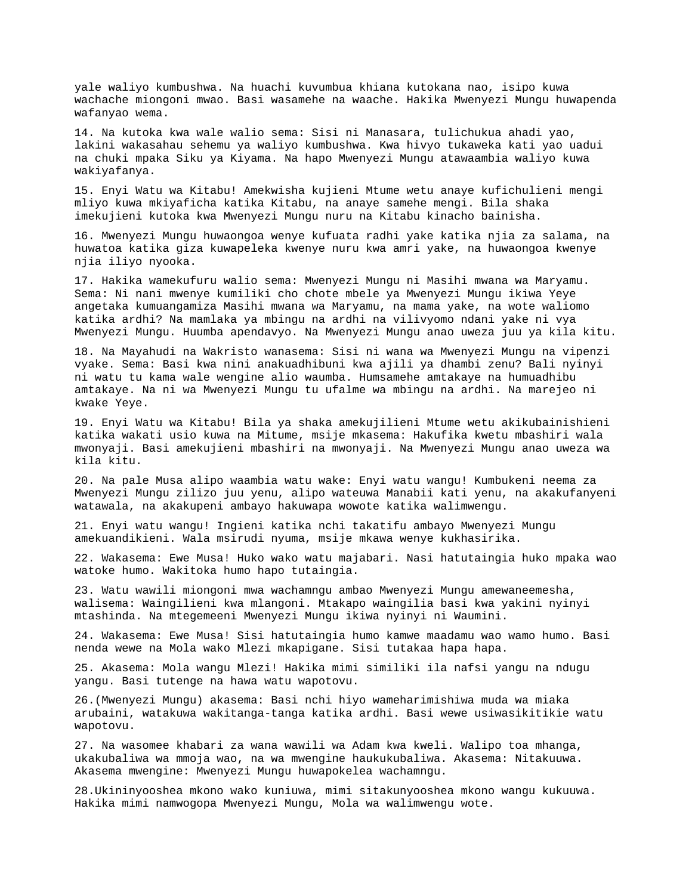yale waliyo kumbushwa. Na huachi kuvumbua khiana kutokana nao, isipo kuwa wachache miongoni mwao. Basi wasamehe na waache. Hakika Mwenyezi Mungu huwapenda wafanyao wema.

14. Na kutoka kwa wale walio sema: Sisi ni Manasara, tulichukua ahadi yao, lakini wakasahau sehemu ya waliyo kumbushwa. Kwa hivyo tukaweka kati yao uadui na chuki mpaka Siku ya Kiyama. Na hapo Mwenyezi Mungu atawaambia waliyo kuwa wakiyafanya.

15. Enyi Watu wa Kitabu! Amekwisha kujieni Mtume wetu anaye kufichulieni mengi mliyo kuwa mkiyaficha katika Kitabu, na anaye samehe mengi. Bila shaka imekujieni kutoka kwa Mwenyezi Mungu nuru na Kitabu kinacho bainisha.

16. Mwenyezi Mungu huwaongoa wenye kufuata radhi yake katika njia za salama, na huwatoa katika giza kuwapeleka kwenye nuru kwa amri yake, na huwaongoa kwenye njia iliyo nyooka.

17. Hakika wamekufuru walio sema: Mwenyezi Mungu ni Masihi mwana wa Maryamu. Sema: Ni nani mwenye kumiliki cho chote mbele ya Mwenyezi Mungu ikiwa Yeye angetaka kumuangamiza Masihi mwana wa Maryamu, na mama yake, na wote waliomo katika ardhi? Na mamlaka ya mbingu na ardhi na vilivyomo ndani yake ni vya Mwenyezi Mungu. Huumba apendavyo. Na Mwenyezi Mungu anao uweza juu ya kila kitu.

18. Na Mayahudi na Wakristo wanasema: Sisi ni wana wa Mwenyezi Mungu na vipenzi vyake. Sema: Basi kwa nini anakuadhibuni kwa ajili ya dhambi zenu? Bali nyinyi ni watu tu kama wale wengine alio waumba. Humsamehe amtakaye na humuadhibu amtakaye. Na ni wa Mwenyezi Mungu tu ufalme wa mbingu na ardhi. Na marejeo ni kwake Yeye.

19. Enyi Watu wa Kitabu! Bila ya shaka amekujilieni Mtume wetu akikubainishieni katika wakati usio kuwa na Mitume, msije mkasema: Hakufika kwetu mbashiri wala mwonyaji. Basi amekujieni mbashiri na mwonyaji. Na Mwenyezi Mungu anao uweza wa kila kitu.

20. Na pale Musa alipo waambia watu wake: Enyi watu wangu! Kumbukeni neema za Mwenyezi Mungu zilizo juu yenu, alipo wateuwa Manabii kati yenu, na akakufanyeni watawala, na akakupeni ambayo hakuwapa wowote katika walimwengu.

21. Enyi watu wangu! Ingieni katika nchi takatifu ambayo Mwenyezi Mungu amekuandikieni. Wala msirudi nyuma, msije mkawa wenye kukhasirika.

22. Wakasema: Ewe Musa! Huko wako watu majabari. Nasi hatutaingia huko mpaka wao watoke humo. Wakitoka humo hapo tutaingia.

23. Watu wawili miongoni mwa wachamngu ambao Mwenyezi Mungu amewaneemesha, walisema: Waingilieni kwa mlangoni. Mtakapo waingilia basi kwa yakini nyinyi mtashinda. Na mtegemeeni Mwenyezi Mungu ikiwa nyinyi ni Waumini.

24. Wakasema: Ewe Musa! Sisi hatutaingia humo kamwe maadamu wao wamo humo. Basi nenda wewe na Mola wako Mlezi mkapigane. Sisi tutakaa hapa hapa.

25. Akasema: Mola wangu Mlezi! Hakika mimi similiki ila nafsi yangu na ndugu yangu. Basi tutenge na hawa watu wapotovu.

26.(Mwenyezi Mungu) akasema: Basi nchi hiyo wameharimishiwa muda wa miaka arubaini, watakuwa wakitanga-tanga katika ardhi. Basi wewe usiwasikitikie watu wapotovu.

27. Na wasomee khabari za wana wawili wa Adam kwa kweli. Walipo toa mhanga, ukakubaliwa wa mmoja wao, na wa mwengine haukukubaliwa. Akasema: Nitakuuwa. Akasema mwengine: Mwenyezi Mungu huwapokelea wachamngu.

28.Ukininyooshea mkono wako kuniuwa, mimi sitakunyooshea mkono wangu kukuuwa. Hakika mimi namwogopa Mwenyezi Mungu, Mola wa walimwengu wote.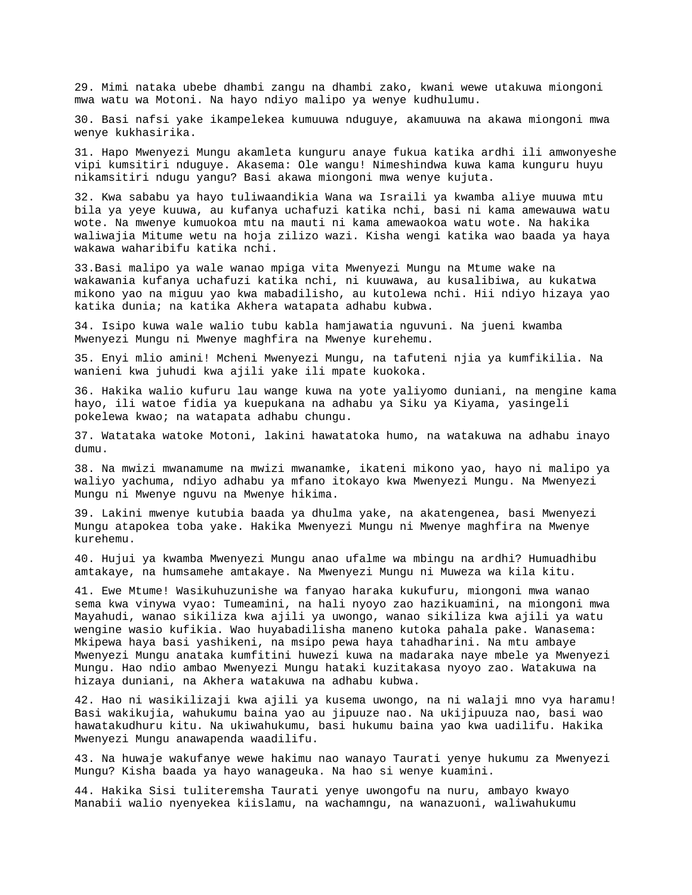29. Mimi nataka ubebe dhambi zangu na dhambi zako, kwani wewe utakuwa miongoni mwa watu wa Motoni. Na hayo ndiyo malipo ya wenye kudhulumu.

30. Basi nafsi yake ikampelekea kumuuwa nduguye, akamuuwa na akawa miongoni mwa wenye kukhasirika.

31. Hapo Mwenyezi Mungu akamleta kunguru anaye fukua katika ardhi ili amwonyeshe vipi kumsitiri nduguye. Akasema: Ole wangu! Nimeshindwa kuwa kama kunguru huyu nikamsitiri ndugu yangu? Basi akawa miongoni mwa wenye kujuta.

32. Kwa sababu ya hayo tuliwaandikia Wana wa Israili ya kwamba aliye muuwa mtu bila ya yeye kuuwa, au kufanya uchafuzi katika nchi, basi ni kama amewauwa watu wote. Na mwenye kumuokoa mtu na mauti ni kama amewaokoa watu wote. Na hakika waliwajia Mitume wetu na hoja zilizo wazi. Kisha wengi katika wao baada ya haya wakawa waharibifu katika nchi.

33.Basi malipo ya wale wanao mpiga vita Mwenyezi Mungu na Mtume wake na wakawania kufanya uchafuzi katika nchi, ni kuuwawa, au kusalibiwa, au kukatwa mikono yao na miguu yao kwa mabadilisho, au kutolewa nchi. Hii ndiyo hizaya yao katika dunia; na katika Akhera watapata adhabu kubwa.

34. Isipo kuwa wale walio tubu kabla hamjawatia nguvuni. Na jueni kwamba Mwenyezi Mungu ni Mwenye maghfira na Mwenye kurehemu.

35. Enyi mlio amini! Mcheni Mwenyezi Mungu, na tafuteni njia ya kumfikilia. Na wanieni kwa juhudi kwa ajili yake ili mpate kuokoka.

36. Hakika walio kufuru lau wange kuwa na yote yaliyomo duniani, na mengine kama hayo, ili watoe fidia ya kuepukana na adhabu ya Siku ya Kiyama, yasingeli pokelewa kwao; na watapata adhabu chungu.

37. Watataka watoke Motoni, lakini hawatatoka humo, na watakuwa na adhabu inayo dumu.

38. Na mwizi mwanamume na mwizi mwanamke, ikateni mikono yao, hayo ni malipo ya waliyo yachuma, ndiyo adhabu ya mfano itokayo kwa Mwenyezi Mungu. Na Mwenyezi Mungu ni Mwenye nguvu na Mwenye hikima.

39. Lakini mwenye kutubia baada ya dhulma yake, na akatengenea, basi Mwenyezi Mungu atapokea toba yake. Hakika Mwenyezi Mungu ni Mwenye maghfira na Mwenye kurehemu.

40. Hujui ya kwamba Mwenyezi Mungu anao ufalme wa mbingu na ardhi? Humuadhibu amtakaye, na humsamehe amtakaye. Na Mwenyezi Mungu ni Muweza wa kila kitu.

41. Ewe Mtume! Wasikuhuzunishe wa fanyao haraka kukufuru, miongoni mwa wanao sema kwa vinywa vyao: Tumeamini, na hali nyoyo zao hazikuamini, na miongoni mwa Mayahudi, wanao sikiliza kwa ajili ya uwongo, wanao sikiliza kwa ajili ya watu wengine wasio kufikia. Wao huyabadilisha maneno kutoka pahala pake. Wanasema: Mkipewa haya basi yashikeni, na msipo pewa haya tahadharini. Na mtu ambaye Mwenyezi Mungu anataka kumfitini huwezi kuwa na madaraka naye mbele ya Mwenyezi Mungu. Hao ndio ambao Mwenyezi Mungu hataki kuzitakasa nyoyo zao. Watakuwa na hizaya duniani, na Akhera watakuwa na adhabu kubwa.

42. Hao ni wasikilizaji kwa ajili ya kusema uwongo, na ni walaji mno vya haramu! Basi wakikujia, wahukumu baina yao au jipuuze nao. Na ukijipuuza nao, basi wao hawatakudhuru kitu. Na ukiwahukumu, basi hukumu baina yao kwa uadilifu. Hakika Mwenyezi Mungu anawapenda waadilifu.

43. Na huwaje wakufanye wewe hakimu nao wanayo Taurati yenye hukumu za Mwenyezi Mungu? Kisha baada ya hayo wanageuka. Na hao si wenye kuamini.

44. Hakika Sisi tuliteremsha Taurati yenye uwongofu na nuru, ambayo kwayo Manabii walio nyenyekea kiislamu, na wachamngu, na wanazuoni, waliwahukumu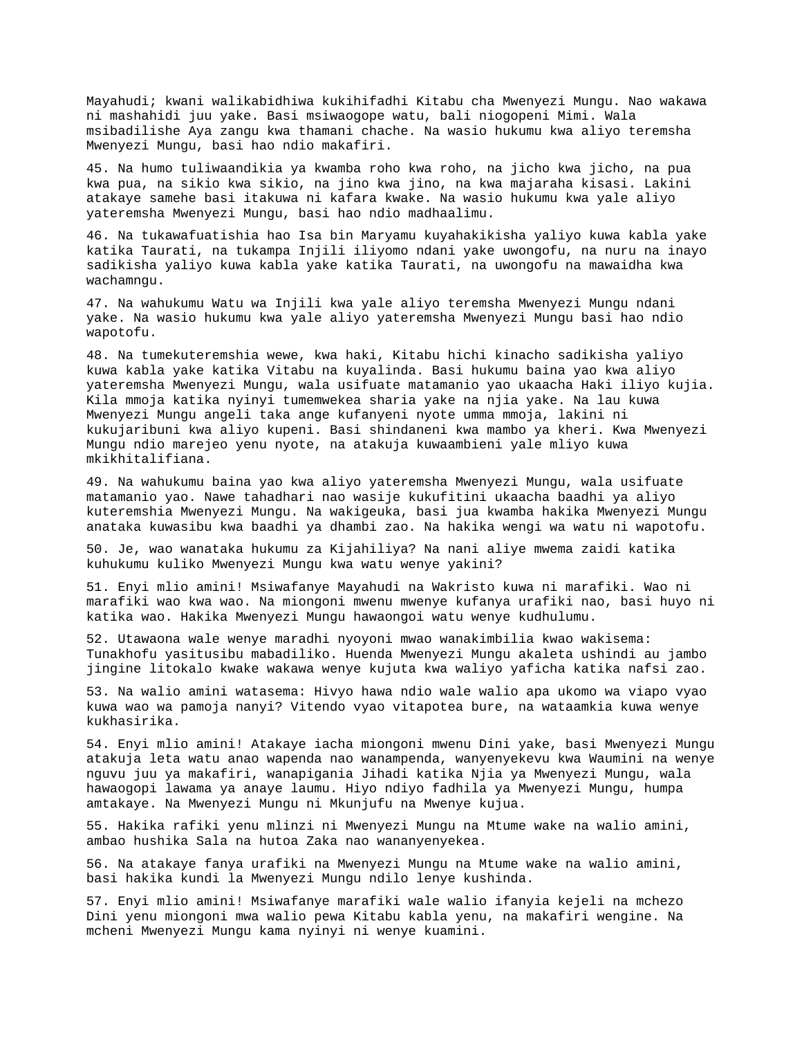Mayahudi; kwani walikabidhiwa kukihifadhi Kitabu cha Mwenyezi Mungu. Nao wakawa ni mashahidi juu yake. Basi msiwaogope watu, bali niogopeni Mimi. Wala msibadilishe Aya zangu kwa thamani chache. Na wasio hukumu kwa aliyo teremsha Mwenyezi Mungu, basi hao ndio makafiri.

45. Na humo tuliwaandikia ya kwamba roho kwa roho, na jicho kwa jicho, na pua kwa pua, na sikio kwa sikio, na jino kwa jino, na kwa majaraha kisasi. Lakini atakaye samehe basi itakuwa ni kafara kwake. Na wasio hukumu kwa yale aliyo yateremsha Mwenyezi Mungu, basi hao ndio madhaalimu.

46. Na tukawafuatishia hao Isa bin Maryamu kuyahakikisha yaliyo kuwa kabla yake katika Taurati, na tukampa Injili iliyomo ndani yake uwongofu, na nuru na inayo sadikisha yaliyo kuwa kabla yake katika Taurati, na uwongofu na mawaidha kwa wachamngu.

47. Na wahukumu Watu wa Injili kwa yale aliyo teremsha Mwenyezi Mungu ndani yake. Na wasio hukumu kwa yale aliyo yateremsha Mwenyezi Mungu basi hao ndio wapotofu.

48. Na tumekuteremshia wewe, kwa haki, Kitabu hichi kinacho sadikisha yaliyo kuwa kabla yake katika Vitabu na kuyalinda. Basi hukumu baina yao kwa aliyo yateremsha Mwenyezi Mungu, wala usifuate matamanio yao ukaacha Haki iliyo kujia. Kila mmoja katika nyinyi tumemwekea sharia yake na njia yake. Na lau kuwa Mwenyezi Mungu angeli taka ange kufanyeni nyote umma mmoja, lakini ni kukujaribuni kwa aliyo kupeni. Basi shindaneni kwa mambo ya kheri. Kwa Mwenyezi Mungu ndio marejeo yenu nyote, na atakuja kuwaambieni yale mliyo kuwa mkikhitalifiana.

49. Na wahukumu baina yao kwa aliyo yateremsha Mwenyezi Mungu, wala usifuate matamanio yao. Nawe tahadhari nao wasije kukufitini ukaacha baadhi ya aliyo kuteremshia Mwenyezi Mungu. Na wakigeuka, basi jua kwamba hakika Mwenyezi Mungu anataka kuwasibu kwa baadhi ya dhambi zao. Na hakika wengi wa watu ni wapotofu.

50. Je, wao wanataka hukumu za Kijahiliya? Na nani aliye mwema zaidi katika kuhukumu kuliko Mwenyezi Mungu kwa watu wenye yakini?

51. Enyi mlio amini! Msiwafanye Mayahudi na Wakristo kuwa ni marafiki. Wao ni marafiki wao kwa wao. Na miongoni mwenu mwenye kufanya urafiki nao, basi huyo ni katika wao. Hakika Mwenyezi Mungu hawaongoi watu wenye kudhulumu.

52. Utawaona wale wenye maradhi nyoyoni mwao wanakimbilia kwao wakisema: Tunakhofu yasitusibu mabadiliko. Huenda Mwenyezi Mungu akaleta ushindi au jambo jingine litokalo kwake wakawa wenye kujuta kwa waliyo yaficha katika nafsi zao.

53. Na walio amini watasema: Hivyo hawa ndio wale walio apa ukomo wa viapo vyao kuwa wao wa pamoja nanyi? Vitendo vyao vitapotea bure, na wataamkia kuwa wenye kukhasirika.

54. Enyi mlio amini! Atakaye iacha miongoni mwenu Dini yake, basi Mwenyezi Mungu atakuja leta watu anao wapenda nao wanampenda, wanyenyekevu kwa Waumini na wenye nguvu juu ya makafiri, wanapigania Jihadi katika Njia ya Mwenyezi Mungu, wala hawaogopi lawama ya anaye laumu. Hiyo ndiyo fadhila ya Mwenyezi Mungu, humpa amtakaye. Na Mwenyezi Mungu ni Mkunjufu na Mwenye kujua.

55. Hakika rafiki yenu mlinzi ni Mwenyezi Mungu na Mtume wake na walio amini, ambao hushika Sala na hutoa Zaka nao wananyenyekea.

56. Na atakaye fanya urafiki na Mwenyezi Mungu na Mtume wake na walio amini, basi hakika kundi la Mwenyezi Mungu ndilo lenye kushinda.

57. Enyi mlio amini! Msiwafanye marafiki wale walio ifanyia kejeli na mchezo Dini yenu miongoni mwa walio pewa Kitabu kabla yenu, na makafiri wengine. Na mcheni Mwenyezi Mungu kama nyinyi ni wenye kuamini.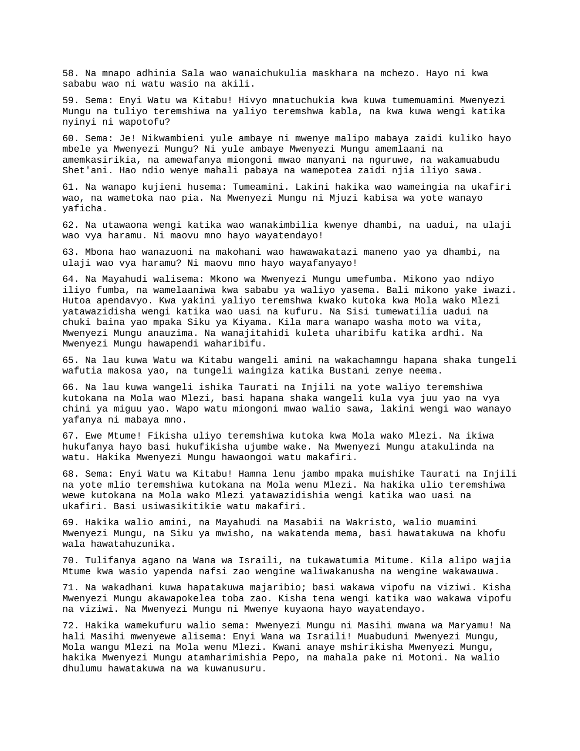58. Na mnapo adhinia Sala wao wanaichukulia maskhara na mchezo. Hayo ni kwa sababu wao ni watu wasio na akili.

59. Sema: Enyi Watu wa Kitabu! Hivyo mnatuchukia kwa kuwa tumemuamini Mwenyezi Mungu na tuliyo teremshiwa na yaliyo teremshwa kabla, na kwa kuwa wengi katika nyinyi ni wapotofu?

60. Sema: Je! Nikwambieni yule ambaye ni mwenye malipo mabaya zaidi kuliko hayo mbele ya Mwenyezi Mungu? Ni yule ambaye Mwenyezi Mungu amemlaani na amemkasirikia, na amewafanya miongoni mwao manyani na nguruwe, na wakamuabudu Shet'ani. Hao ndio wenye mahali pabaya na wamepotea zaidi njia iliyo sawa.

61. Na wanapo kujieni husema: Tumeamini. Lakini hakika wao wameingia na ukafiri wao, na wametoka nao pia. Na Mwenyezi Mungu ni Mjuzi kabisa wa yote wanayo yaficha.

62. Na utawaona wengi katika wao wanakimbilia kwenye dhambi, na uadui, na ulaji wao vya haramu. Ni maovu mno hayo wayatendayo!

63. Mbona hao wanazuoni na makohani wao hawawakatazi maneno yao ya dhambi, na ulaji wao vya haramu? Ni maovu mno hayo wayafanyayo!

64. Na Mayahudi walisema: Mkono wa Mwenyezi Mungu umefumba. Mikono yao ndiyo iliyo fumba, na wamelaaniwa kwa sababu ya waliyo yasema. Bali mikono yake iwazi. Hutoa apendavyo. Kwa yakini yaliyo teremshwa kwako kutoka kwa Mola wako Mlezi yatawazidisha wengi katika wao uasi na kufuru. Na Sisi tumewatilia uadui na chuki baina yao mpaka Siku ya Kiyama. Kila mara wanapo washa moto wa vita, Mwenyezi Mungu anauzima. Na wanajitahidi kuleta uharibifu katika ardhi. Na Mwenyezi Mungu hawapendi waharibifu.

65. Na lau kuwa Watu wa Kitabu wangeli amini na wakachamngu hapana shaka tungeli wafutia makosa yao, na tungeli waingiza katika Bustani zenye neema.

66. Na lau kuwa wangeli ishika Taurati na Injili na yote waliyo teremshiwa kutokana na Mola wao Mlezi, basi hapana shaka wangeli kula vya juu yao na vya chini ya miguu yao. Wapo watu miongoni mwao walio sawa, lakini wengi wao wanayo yafanya ni mabaya mno.

67. Ewe Mtume! Fikisha uliyo teremshiwa kutoka kwa Mola wako Mlezi. Na ikiwa hukufanya hayo basi hukufikisha ujumbe wake. Na Mwenyezi Mungu atakulinda na watu. Hakika Mwenyezi Mungu hawaongoi watu makafiri.

68. Sema: Enyi Watu wa Kitabu! Hamna lenu jambo mpaka muishike Taurati na Injili na yote mlio teremshiwa kutokana na Mola wenu Mlezi. Na hakika ulio teremshiwa wewe kutokana na Mola wako Mlezi yatawazidishia wengi katika wao uasi na ukafiri. Basi usiwasikitikie watu makafiri.

69. Hakika walio amini, na Mayahudi na Masabii na Wakristo, walio muamini Mwenyezi Mungu, na Siku ya mwisho, na wakatenda mema, basi hawatakuwa na khofu wala hawatahuzunika.

70. Tulifanya agano na Wana wa Israili, na tukawatumia Mitume. Kila alipo wajia Mtume kwa wasio yapenda nafsi zao wengine waliwakanusha na wengine wakawauwa.

71. Na wakadhani kuwa hapatakuwa majaribio; basi wakawa vipofu na viziwi. Kisha Mwenyezi Mungu akawapokelea toba zao. Kisha tena wengi katika wao wakawa vipofu na viziwi. Na Mwenyezi Mungu ni Mwenye kuyaona hayo wayatendayo.

72. Hakika wamekufuru walio sema: Mwenyezi Mungu ni Masihi mwana wa Maryamu! Na hali Masihi mwenyewe alisema: Enyi Wana wa Israili! Muabuduni Mwenyezi Mungu, Mola wangu Mlezi na Mola wenu Mlezi. Kwani anaye mshirikisha Mwenyezi Mungu, hakika Mwenyezi Mungu atamharimishia Pepo, na mahala pake ni Motoni. Na walio dhulumu hawatakuwa na wa kuwanusuru.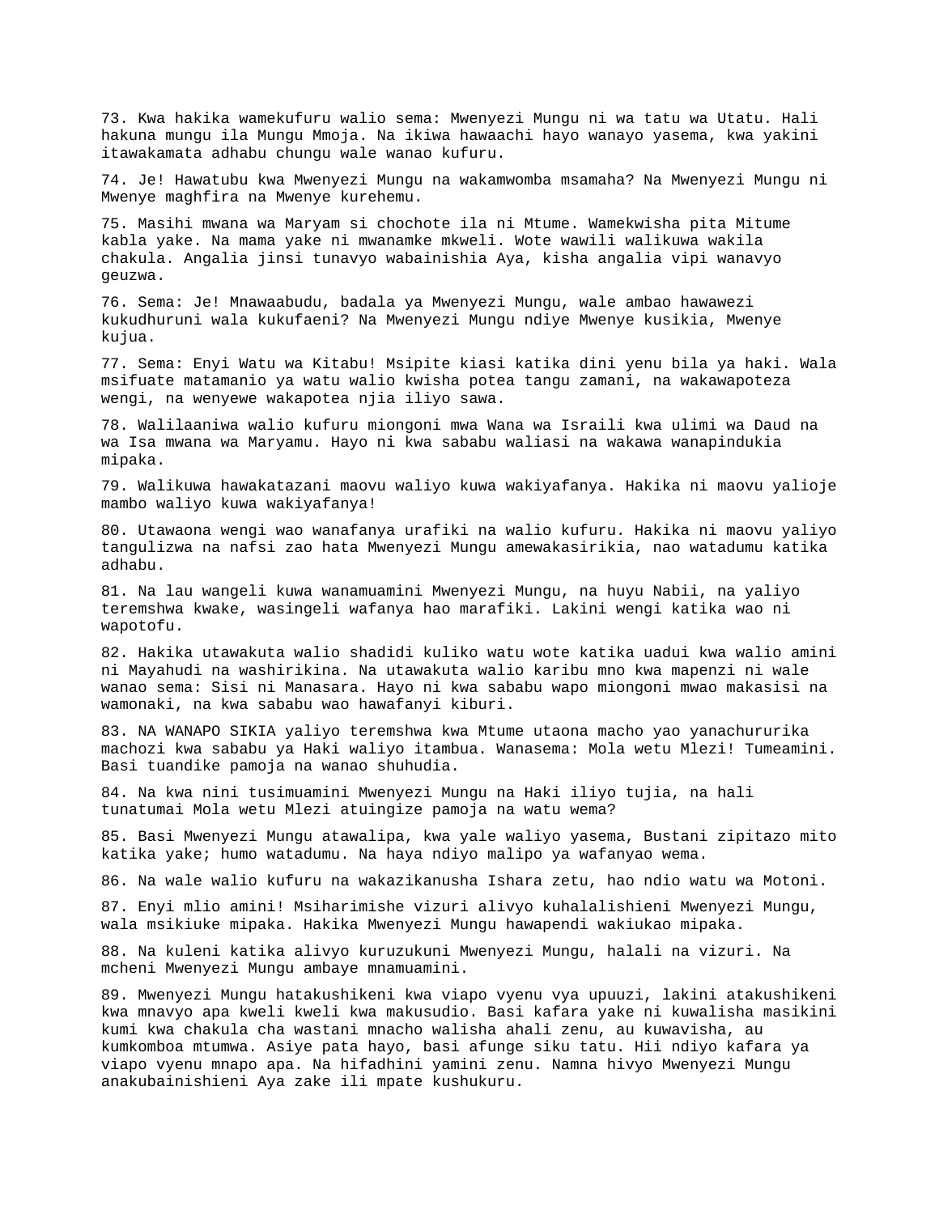73. Kwa hakika wamekufuru walio sema: Mwenyezi Mungu ni wa tatu wa Utatu. Hali hakuna mungu ila Mungu Mmoja. Na ikiwa hawaachi hayo wanayo yasema, kwa yakini itawakamata adhabu chungu wale wanao kufuru.

74. Je! Hawatubu kwa Mwenyezi Mungu na wakamwomba msamaha? Na Mwenyezi Mungu ni Mwenye maghfira na Mwenye kurehemu.

75. Masihi mwana wa Maryam si chochote ila ni Mtume. Wamekwisha pita Mitume kabla yake. Na mama yake ni mwanamke mkweli. Wote wawili walikuwa wakila chakula. Angalia jinsi tunavyo wabainishia Aya, kisha angalia vipi wanavyo geuzwa.

76. Sema: Je! Mnawaabudu, badala ya Mwenyezi Mungu, wale ambao hawawezi kukudhuruni wala kukufaeni? Na Mwenyezi Mungu ndiye Mwenye kusikia, Mwenye kujua.

77. Sema: Enyi Watu wa Kitabu! Msipite kiasi katika dini yenu bila ya haki. Wala msifuate matamanio ya watu walio kwisha potea tangu zamani, na wakawapoteza wengi, na wenyewe wakapotea njia iliyo sawa.

78. Walilaaniwa walio kufuru miongoni mwa Wana wa Israili kwa ulimi wa Daud na wa Isa mwana wa Maryamu. Hayo ni kwa sababu waliasi na wakawa wanapindukia mipaka.

79. Walikuwa hawakatazani maovu waliyo kuwa wakiyafanya. Hakika ni maovu yalioje mambo waliyo kuwa wakiyafanya!

80. Utawaona wengi wao wanafanya urafiki na walio kufuru. Hakika ni maovu yaliyo tangulizwa na nafsi zao hata Mwenyezi Mungu amewakasirikia, nao watadumu katika adhabu.

81. Na lau wangeli kuwa wanamuamini Mwenyezi Mungu, na huyu Nabii, na yaliyo teremshwa kwake, wasingeli wafanya hao marafiki. Lakini wengi katika wao ni wapotofu.

82. Hakika utawakuta walio shadidi kuliko watu wote katika uadui kwa walio amini ni Mayahudi na washirikina. Na utawakuta walio karibu mno kwa mapenzi ni wale wanao sema: Sisi ni Manasara. Hayo ni kwa sababu wapo miongoni mwao makasisi na wamonaki, na kwa sababu wao hawafanyi kiburi.

83. NA WANAPO SIKIA yaliyo teremshwa kwa Mtume utaona macho yao yanachururika machozi kwa sababu ya Haki waliyo itambua. Wanasema: Mola wetu Mlezi! Tumeamini. Basi tuandike pamoja na wanao shuhudia.

84. Na kwa nini tusimuamini Mwenyezi Mungu na Haki iliyo tujia, na hali tunatumai Mola wetu Mlezi atuingize pamoja na watu wema?

85. Basi Mwenyezi Mungu atawalipa, kwa yale waliyo yasema, Bustani zipitazo mito katika yake; humo watadumu. Na haya ndiyo malipo ya wafanyao wema.

86. Na wale walio kufuru na wakazikanusha Ishara zetu, hao ndio watu wa Motoni.

87. Enyi mlio amini! Msiharimishe vizuri alivyo kuhalalishieni Mwenyezi Mungu, wala msikiuke mipaka. Hakika Mwenyezi Mungu hawapendi wakiukao mipaka.

88. Na kuleni katika alivyo kuruzukuni Mwenyezi Mungu, halali na vizuri. Na mcheni Mwenyezi Mungu ambaye mnamuamini.

89. Mwenyezi Mungu hatakushikeni kwa viapo vyenu vya upuuzi, lakini atakushikeni kwa mnavyo apa kweli kweli kwa makusudio. Basi kafara yake ni kuwalisha masikini kumi kwa chakula cha wastani mnacho walisha ahali zenu, au kuwavisha, au kumkomboa mtumwa. Asiye pata hayo, basi afunge siku tatu. Hii ndiyo kafara ya viapo vyenu mnapo apa. Na hifadhini yamini zenu. Namna hivyo Mwenyezi Mungu anakubainishieni Aya zake ili mpate kushukuru.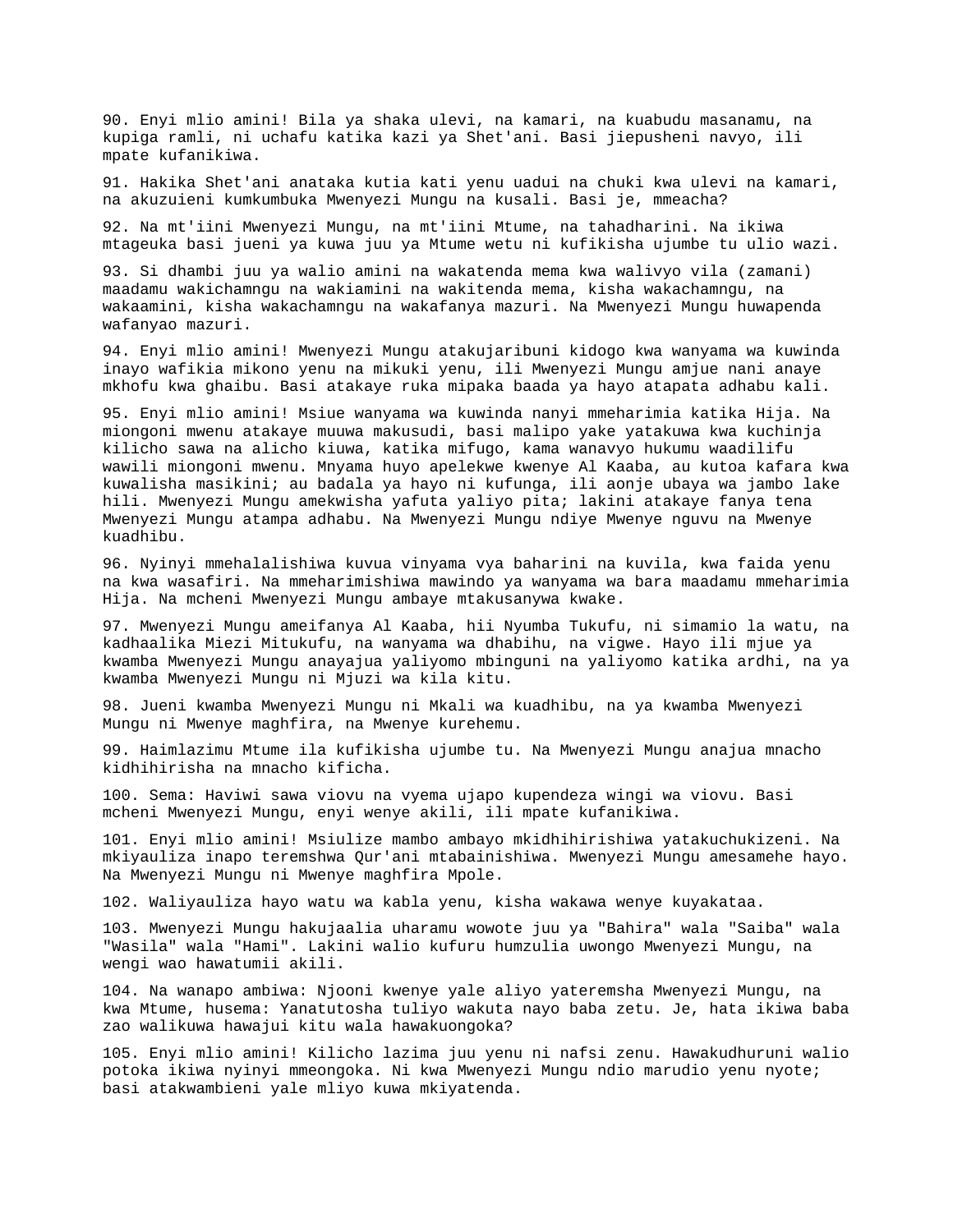90. Enyi mlio amini! Bila ya shaka ulevi, na kamari, na kuabudu masanamu, na kupiga ramli, ni uchafu katika kazi ya Shet'ani. Basi jiepusheni navyo, ili mpate kufanikiwa.

91. Hakika Shet'ani anataka kutia kati yenu uadui na chuki kwa ulevi na kamari, na akuzuieni kumkumbuka Mwenyezi Mungu na kusali. Basi je, mmeacha?

92. Na mt'iini Mwenyezi Mungu, na mt'iini Mtume, na tahadharini. Na ikiwa mtageuka basi jueni ya kuwa juu ya Mtume wetu ni kufikisha ujumbe tu ulio wazi.

93. Si dhambi juu ya walio amini na wakatenda mema kwa walivyo vila (zamani) maadamu wakichamngu na wakiamini na wakitenda mema, kisha wakachamngu, na wakaamini, kisha wakachamngu na wakafanya mazuri. Na Mwenyezi Mungu huwapenda wafanyao mazuri.

94. Enyi mlio amini! Mwenyezi Mungu atakujaribuni kidogo kwa wanyama wa kuwinda inayo wafikia mikono yenu na mikuki yenu, ili Mwenyezi Mungu amjue nani anaye mkhofu kwa ghaibu. Basi atakaye ruka mipaka baada ya hayo atapata adhabu kali.

95. Enyi mlio amini! Msiue wanyama wa kuwinda nanyi mmeharimia katika Hija. Na miongoni mwenu atakaye muuwa makusudi, basi malipo yake yatakuwa kwa kuchinja kilicho sawa na alicho kiuwa, katika mifugo, kama wanavyo hukumu waadilifu wawili miongoni mwenu. Mnyama huyo apelekwe kwenye Al Kaaba, au kutoa kafara kwa kuwalisha masikini; au badala ya hayo ni kufunga, ili aonje ubaya wa jambo lake hili. Mwenyezi Mungu amekwisha yafuta yaliyo pita; lakini atakaye fanya tena Mwenyezi Mungu atampa adhabu. Na Mwenyezi Mungu ndiye Mwenye nguvu na Mwenye kuadhibu.

96. Nyinyi mmehalalishiwa kuvua vinyama vya baharini na kuvila, kwa faida yenu na kwa wasafiri. Na mmeharimishiwa mawindo ya wanyama wa bara maadamu mmeharimia Hija. Na mcheni Mwenyezi Mungu ambaye mtakusanywa kwake.

97. Mwenyezi Mungu ameifanya Al Kaaba, hii Nyumba Tukufu, ni simamio la watu, na kadhaalika Miezi Mitukufu, na wanyama wa dhabihu, na vigwe. Hayo ili mjue ya kwamba Mwenyezi Mungu anayajua yaliyomo mbinguni na yaliyomo katika ardhi, na ya kwamba Mwenyezi Mungu ni Mjuzi wa kila kitu.

98. Jueni kwamba Mwenyezi Mungu ni Mkali wa kuadhibu, na ya kwamba Mwenyezi Mungu ni Mwenye maghfira, na Mwenye kurehemu.

99. Haimlazimu Mtume ila kufikisha ujumbe tu. Na Mwenyezi Mungu anajua mnacho kidhihirisha na mnacho kificha.

100. Sema: Haviwi sawa viovu na vyema ujapo kupendeza wingi wa viovu. Basi mcheni Mwenyezi Mungu, enyi wenye akili, ili mpate kufanikiwa.

101. Enyi mlio amini! Msiulize mambo ambayo mkidhihirishiwa yatakuchukizeni. Na mkiyauliza inapo teremshwa Qur'ani mtabainishiwa. Mwenyezi Mungu amesamehe hayo. Na Mwenyezi Mungu ni Mwenye maghfira Mpole.

102. Waliyauliza hayo watu wa kabla yenu, kisha wakawa wenye kuyakataa.

103. Mwenyezi Mungu hakujaalia uharamu wowote juu ya "Bahira" wala "Saiba" wala "Wasila" wala "Hami". Lakini walio kufuru humzulia uwongo Mwenyezi Mungu, na wengi wao hawatumii akili.

104. Na wanapo ambiwa: Njooni kwenye yale aliyo yateremsha Mwenyezi Mungu, na kwa Mtume, husema: Yanatutosha tuliyo wakuta nayo baba zetu. Je, hata ikiwa baba zao walikuwa hawajui kitu wala hawakuongoka?

105. Enyi mlio amini! Kilicho lazima juu yenu ni nafsi zenu. Hawakudhuruni walio potoka ikiwa nyinyi mmeongoka. Ni kwa Mwenyezi Mungu ndio marudio yenu nyote; basi atakwambieni yale mliyo kuwa mkiyatenda.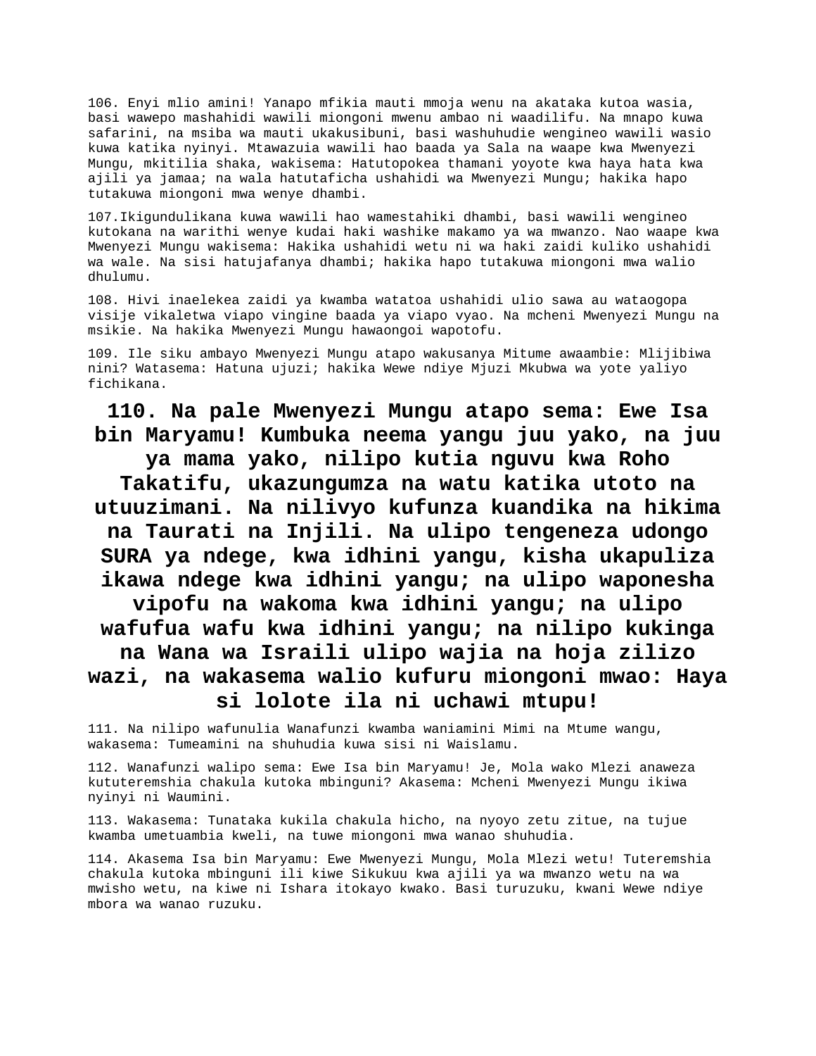106. Enyi mlio amini! Yanapo mfikia mauti mmoja wenu na akataka kutoa wasia, basi wawepo mashahidi wawili miongoni mwenu ambao ni waadilifu. Na mnapo kuwa safarini, na msiba wa mauti ukakusibuni, basi washuhudie wengineo wawili wasio kuwa katika nyinyi. Mtawazuia wawili hao baada ya Sala na waape kwa Mwenyezi Mungu, mkitilia shaka, wakisema: Hatutopokea thamani yoyote kwa haya hata kwa ajili ya jamaa; na wala hatutaficha ushahidi wa Mwenyezi Mungu; hakika hapo tutakuwa miongoni mwa wenye dhambi.

107.Ikigundulikana kuwa wawili hao wamestahiki dhambi, basi wawili wengineo kutokana na warithi wenye kudai haki washike makamo ya wa mwanzo. Nao waape kwa Mwenyezi Mungu wakisema: Hakika ushahidi wetu ni wa haki zaidi kuliko ushahidi wa wale. Na sisi hatujafanya dhambi; hakika hapo tutakuwa miongoni mwa walio dhulumu.

108. Hivi inaelekea zaidi ya kwamba watatoa ushahidi ulio sawa au wataogopa visije vikaletwa viapo vingine baada ya viapo vyao. Na mcheni Mwenyezi Mungu na msikie. Na hakika Mwenyezi Mungu hawaongoi wapotofu.

109. Ile siku ambayo Mwenyezi Mungu atapo wakusanya Mitume awaambie: Mlijibiwa nini? Watasema: Hatuna ujuzi; hakika Wewe ndiye Mjuzi Mkubwa wa yote yaliyo fichikana.

**110. Na pale Mwenyezi Mungu atapo sema: Ewe Isa bin Maryamu! Kumbuka neema yangu juu yako, na juu ya mama yako, nilipo kutia nguvu kwa Roho Takatifu, ukazungumza na watu katika utoto na utuuzimani. Na nilivyo kufunza kuandika na hikima na Taurati na Injili. Na ulipo tengeneza udongo SURA ya ndege, kwa idhini yangu, kisha ukapuliza ikawa ndege kwa idhini yangu; na ulipo waponesha vipofu na wakoma kwa idhini yangu; na ulipo wafufua wafu kwa idhini yangu; na nilipo kukinga na Wana wa Israili ulipo wajia na hoja zilizo wazi, na wakasema walio kufuru miongoni mwao: Haya si lolote ila ni uchawi mtupu!**

111. Na nilipo wafunulia Wanafunzi kwamba waniamini Mimi na Mtume wangu, wakasema: Tumeamini na shuhudia kuwa sisi ni Waislamu.

112. Wanafunzi walipo sema: Ewe Isa bin Maryamu! Je, Mola wako Mlezi anaweza kututeremshia chakula kutoka mbinguni? Akasema: Mcheni Mwenyezi Mungu ikiwa nyinyi ni Waumini.

113. Wakasema: Tunataka kukila chakula hicho, na nyoyo zetu zitue, na tujue kwamba umetuambia kweli, na tuwe miongoni mwa wanao shuhudia.

114. Akasema Isa bin Maryamu: Ewe Mwenyezi Mungu, Mola Mlezi wetu! Tuteremshia chakula kutoka mbinguni ili kiwe Sikukuu kwa ajili ya wa mwanzo wetu na wa mwisho wetu, na kiwe ni Ishara itokayo kwako. Basi turuzuku, kwani Wewe ndiye mbora wa wanao ruzuku.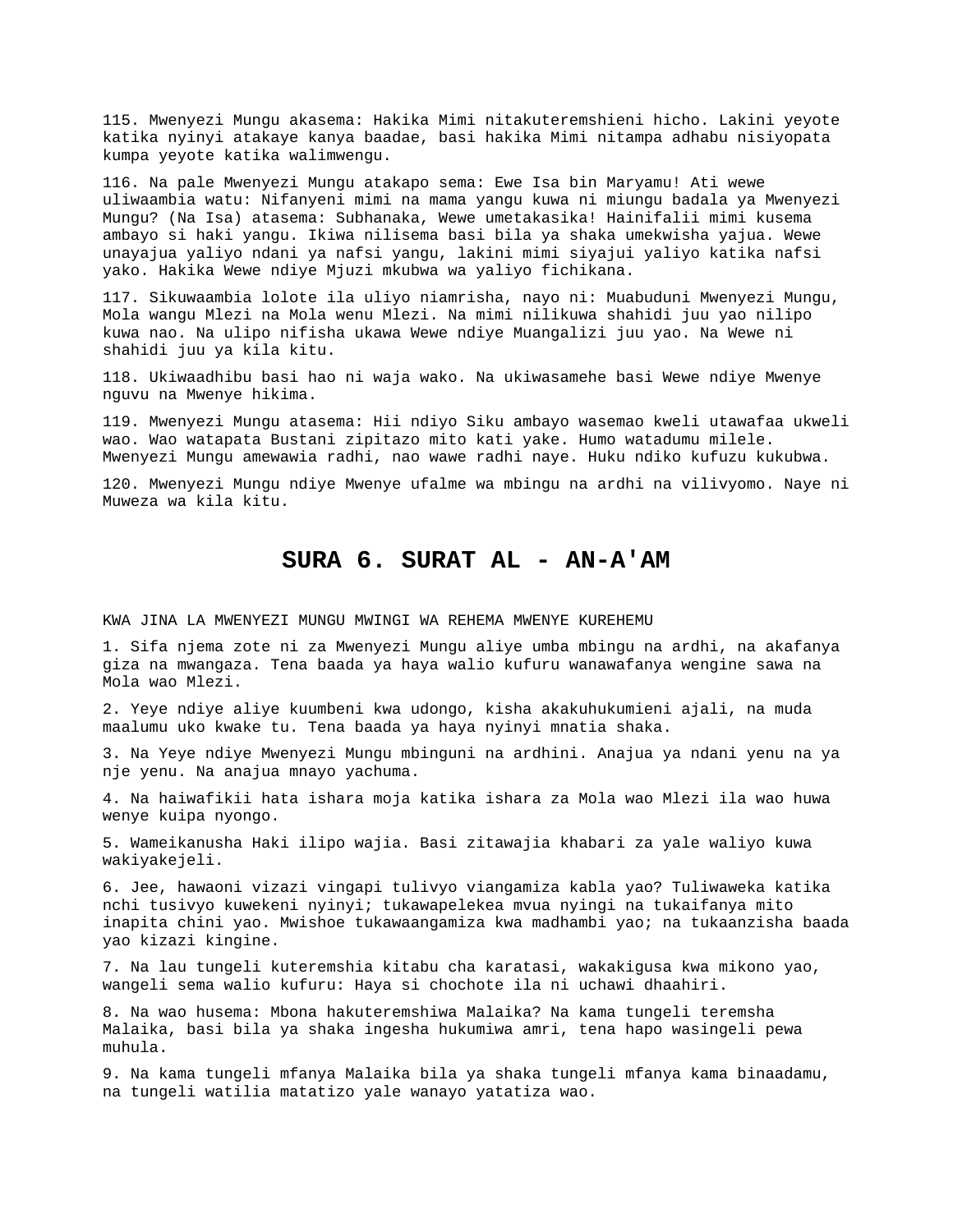115. Mwenyezi Mungu akasema: Hakika Mimi nitakuteremshieni hicho. Lakini yeyote katika nyinyi atakaye kanya baadae, basi hakika Mimi nitampa adhabu nisiyopata kumpa yeyote katika walimwengu.

116. Na pale Mwenyezi Mungu atakapo sema: Ewe Isa bin Maryamu! Ati wewe uliwaambia watu: Nifanyeni mimi na mama yangu kuwa ni miungu badala ya Mwenyezi Mungu? (Na Isa) atasema: Subhanaka, Wewe umetakasika! Hainifalii mimi kusema ambayo si haki yangu. Ikiwa nilisema basi bila ya shaka umekwisha yajua. Wewe unayajua yaliyo ndani ya nafsi yangu, lakini mimi siyajui yaliyo katika nafsi yako. Hakika Wewe ndiye Mjuzi mkubwa wa yaliyo fichikana.

117. Sikuwaambia lolote ila uliyo niamrisha, nayo ni: Muabuduni Mwenyezi Mungu, Mola wangu Mlezi na Mola wenu Mlezi. Na mimi nilikuwa shahidi juu yao nilipo kuwa nao. Na ulipo nifisha ukawa Wewe ndiye Muangalizi juu yao. Na Wewe ni shahidi juu ya kila kitu.

118. Ukiwaadhibu basi hao ni waja wako. Na ukiwasamehe basi Wewe ndiye Mwenye nguvu na Mwenye hikima.

119. Mwenyezi Mungu atasema: Hii ndiyo Siku ambayo wasemao kweli utawafaa ukweli wao. Wao watapata Bustani zipitazo mito kati yake. Humo watadumu milele. Mwenyezi Mungu amewawia radhi, nao wawe radhi naye. Huku ndiko kufuzu kukubwa.

120. Mwenyezi Mungu ndiye Mwenye ufalme wa mbingu na ardhi na vilivyomo. Naye ni Muweza wa kila kitu.

# SURA 6. SURAT AL - AN-A'AM

KWA JINA LA MWENYEZI MUNGU MWINGI WA REHEMA MWENYE KUREHEMU

1. Sifa njema zote ni za Mwenyezi Mungu aliye umba mbingu na ardhi, na akafanya giza na mwangaza. Tena baada ya haya walio kufuru wanawafanya wengine sawa na Mola wao Mlezi.

2. Yeye ndiye aliye kuumbeni kwa udongo, kisha akakuhukumieni ajali, na muda maalumu uko kwake tu. Tena baada ya haya nyinyi mnatia shaka.

3. Na Yeye ndiye Mwenyezi Mungu mbinguni na ardhini. Anajua ya ndani yenu na ya nje yenu. Na anajua mnayo yachuma.

4. Na haiwafikii hata ishara moja katika ishara za Mola wao Mlezi ila wao huwa wenye kuipa nyongo.

5. Wameikanusha Haki ilipo wajia. Basi zitawajia khabari za yale waliyo kuwa wakiyakejeli.

6. Jee, hawaoni vizazi vingapi tulivyo viangamiza kabla yao? Tuliwaweka katika nchi tusivyo kuwekeni nyinyi; tukawapelekea mvua nyingi na tukaifanya mito inapita chini yao. Mwishoe tukawaangamiza kwa madhambi yao; na tukaanzisha baada yao kizazi kingine.

7. Na lau tungeli kuteremshia kitabu cha karatasi, wakakigusa kwa mikono yao, wangeli sema walio kufuru: Haya si chochote ila ni uchawi dhaahiri.

8. Na wao husema: Mbona hakuteremshiwa Malaika? Na kama tungeli teremsha Malaika, basi bila ya shaka ingesha hukumiwa amri, tena hapo wasingeli pewa muhula.

9. Na kama tungeli mfanya Malaika bila ya shaka tungeli mfanya kama binaadamu, na tungeli watilia matatizo yale wanayo yatatiza wao.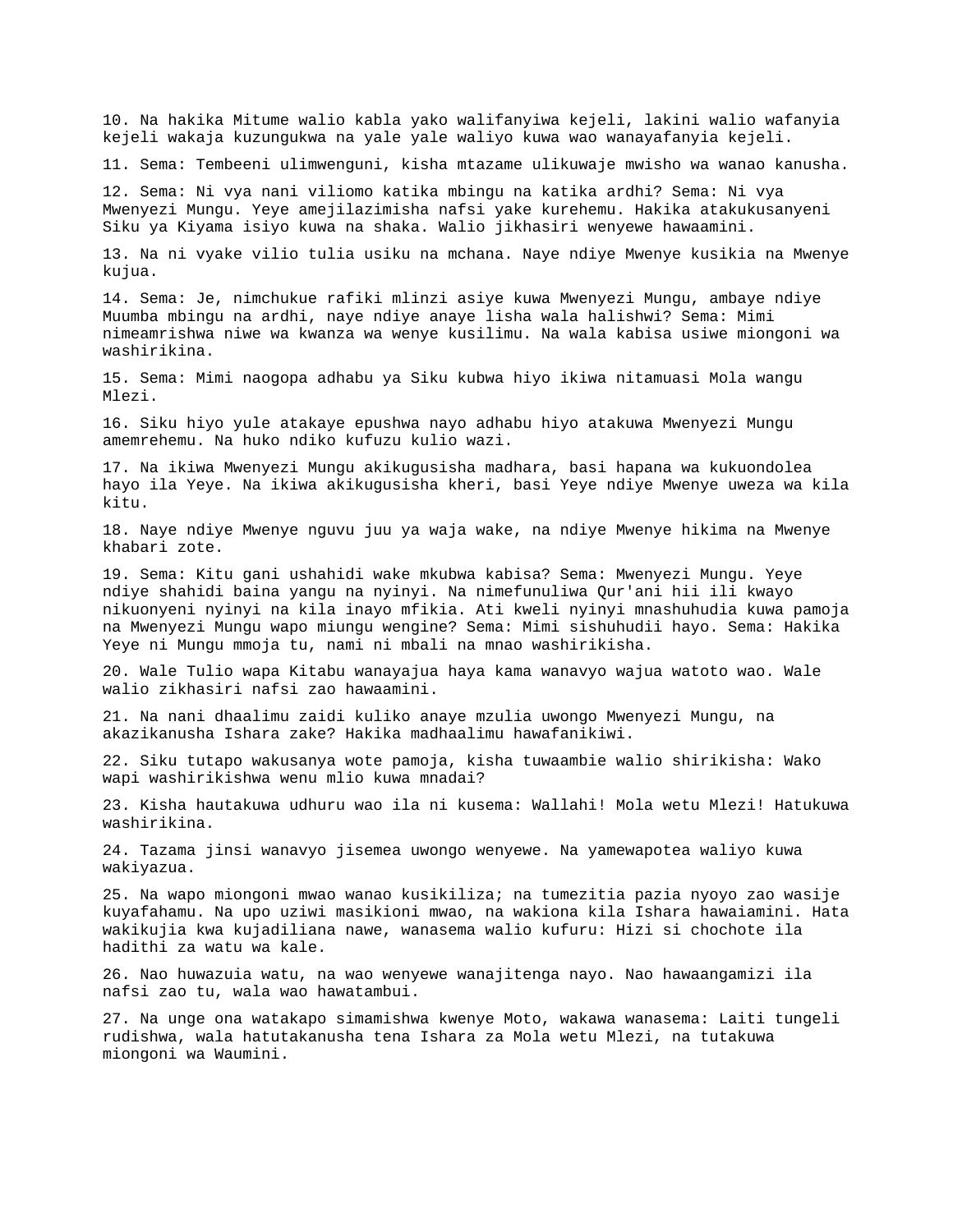10. Na hakika Mitume walio kabla yako walifanyiwa kejeli, lakini walio wafanyia kejeli wakaja kuzungukwa na yale yale waliyo kuwa wao wanayafanyia kejeli.

11. Sema: Tembeeni ulimwenguni, kisha mtazame ulikuwaje mwisho wa wanao kanusha.

12. Sema: Ni vya nani viliomo katika mbingu na katika ardhi? Sema: Ni vya Mwenyezi Mungu. Yeye amejilazimisha nafsi yake kurehemu. Hakika atakukusanyeni Siku ya Kiyama isiyo kuwa na shaka. Walio jikhasiri wenyewe hawaamini.

13. Na ni vyake vilio tulia usiku na mchana. Naye ndiye Mwenye kusikia na Mwenye kujua.

14. Sema: Je, nimchukue rafiki mlinzi asiye kuwa Mwenyezi Mungu, ambaye ndiye Muumba mbingu na ardhi, naye ndiye anaye lisha wala halishwi? Sema: Mimi nimeamrishwa niwe wa kwanza wa wenye kusilimu. Na wala kabisa usiwe miongoni wa washirikina.

15. Sema: Mimi naogopa adhabu ya Siku kubwa hiyo ikiwa nitamuasi Mola wangu Mlezi.

16. Siku hiyo yule atakaye epushwa nayo adhabu hiyo atakuwa Mwenyezi Mungu amemrehemu. Na huko ndiko kufuzu kulio wazi.

17. Na ikiwa Mwenyezi Mungu akikugusisha madhara, basi hapana wa kukuondolea hayo ila Yeye. Na ikiwa akikugusisha kheri, basi Yeye ndiye Mwenye uweza wa kila kitu.

18. Naye ndiye Mwenye nguvu juu ya waja wake, na ndiye Mwenye hikima na Mwenye khabari zote.

19. Sema: Kitu gani ushahidi wake mkubwa kabisa? Sema: Mwenyezi Mungu. Yeye ndiye shahidi baina yangu na nyinyi. Na nimefunuliwa Qur'ani hii ili kwayo nikuonyeni nyinyi na kila inayo mfikia. Ati kweli nyinyi mnashuhudia kuwa pamoja na Mwenyezi Mungu wapo miungu wengine? Sema: Mimi sishuhudii hayo. Sema: Hakika Yeye ni Mungu mmoja tu, nami ni mbali na mnao washirikisha.

20. Wale Tulio wapa Kitabu wanayajua haya kama wanavyo wajua watoto wao. Wale walio zikhasiri nafsi zao hawaamini.

21. Na nani dhaalimu zaidi kuliko anaye mzulia uwongo Mwenyezi Mungu, na akazikanusha Ishara zake? Hakika madhaalimu hawafanikiwi.

22. Siku tutapo wakusanya wote pamoja, kisha tuwaambie walio shirikisha: Wako wapi washirikishwa wenu mlio kuwa mnadai?

23. Kisha hautakuwa udhuru wao ila ni kusema: Wallahi! Mola wetu Mlezi! Hatukuwa washirikina.

24. Tazama jinsi wanavyo jisemea uwongo wenyewe. Na yamewapotea waliyo kuwa wakiyazua.

25. Na wapo miongoni mwao wanao kusikiliza; na tumezitia pazia nyoyo zao wasije kuyafahamu. Na upo uziwi masikioni mwao, na wakiona kila Ishara hawaiamini. Hata wakikujia kwa kujadiliana nawe, wanasema walio kufuru: Hizi si chochote ila hadithi za watu wa kale.

26. Nao huwazuia watu, na wao wenyewe wanajitenga nayo. Nao hawaangamizi ila nafsi zao tu, wala wao hawatambui.

27. Na unge ona watakapo simamishwa kwenye Moto, wakawa wanasema: Laiti tungeli rudishwa, wala hatutakanusha tena Ishara za Mola wetu Mlezi, na tutakuwa miongoni wa Waumini.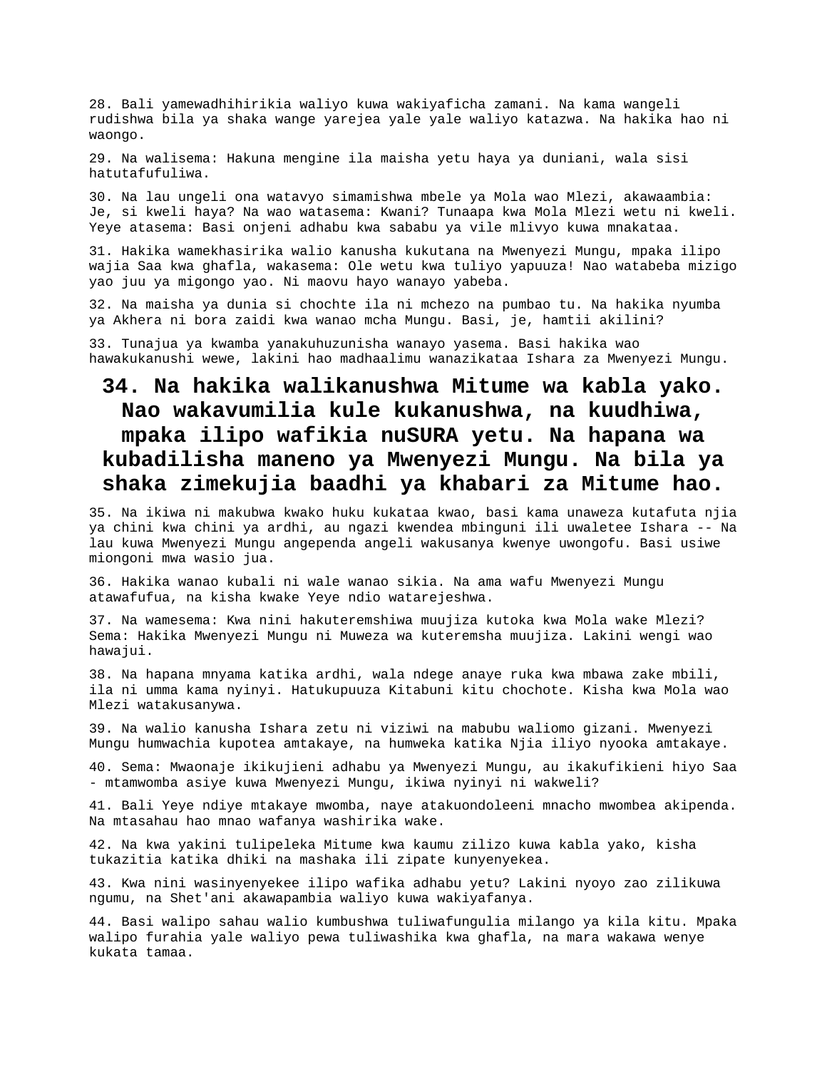28. Bali yamewadhihirikia waliyo kuwa wakiyaficha zamani. Na kama wangeli rudishwa bila ya shaka wange yarejea yale yale waliyo katazwa. Na hakika hao ni waongo.

29. Na walisema: Hakuna mengine ila maisha yetu haya ya duniani, wala sisi hatutafufuliwa.

30. Na lau ungeli ona watavyo simamishwa mbele ya Mola wao Mlezi, akawaambia: Je, si kweli haya? Na wao watasema: Kwani? Tunaapa kwa Mola Mlezi wetu ni kweli. Yeye atasema: Basi onjeni adhabu kwa sababu ya vile mlivyo kuwa mnakataa.

31. Hakika wamekhasirika walio kanusha kukutana na Mwenyezi Mungu, mpaka ilipo wajia Saa kwa ghafla, wakasema: Ole wetu kwa tuliyo yapuuza! Nao watabeba mizigo yao juu ya migongo yao. Ni maovu hayo wanayo yabeba.

32. Na maisha ya dunia si chochte ila ni mchezo na pumbao tu. Na hakika nyumba ya Akhera ni bora zaidi kwa wanao mcha Mungu. Basi, je, hamtii akilini?

33. Tunajua ya kwamba yanakuhuzunisha wanayo yasema. Basi hakika wao hawakukanushi wewe, lakini hao madhaalimu wanazikataa Ishara za Mwenyezi Mungu.

## 34. Na hakika walikanushwa Mitume wa kabla yako. Nao wakavumilia kule kukanushwa, na kuudhiwa, mpaka ilipo wafikia nuSURA yetu. Na hapana wa kubadilisha maneno ya Mwenyezi Mungu. Na bila ya shaka zimekujia baadhi ya khabari za Mitume hao.

35. Na ikiwa ni makubwa kwako huku kukataa kwao, basi kama unaweza kutafuta njia ya chini kwa chini ya ardhi, au ngazi kwendea mbinguni ili uwaletee Ishara -- Na lau kuwa Mwenyezi Mungu angependa angeli wakusanya kwenye uwongofu. Basi usiwe miongoni mwa wasio jua.

36. Hakika wanao kubali ni wale wanao sikia. Na ama wafu Mwenyezi Mungu atawafufua, na kisha kwake Yeye ndio watarejeshwa.

37. Na wamesema: Kwa nini hakuteremshiwa muujiza kutoka kwa Mola wake Mlezi? Sema: Hakika Mwenyezi Mungu ni Muweza wa kuteremsha muujiza. Lakini wengi wao hawajui.

38. Na hapana mnyama katika ardhi, wala ndege anaye ruka kwa mbawa zake mbili, ila ni umma kama nyinyi. Hatukupuuza Kitabuni kitu chochote. Kisha kwa Mola wao Mlezi watakusanywa.

39. Na walio kanusha Ishara zetu ni viziwi na mabubu waliomo gizani. Mwenyezi Mungu humwachia kupotea amtakaye, na humweka katika Njia iliyo nyooka amtakaye.

40. Sema: Mwaonaje ikikujieni adhabu ya Mwenyezi Mungu, au ikakufikieni hiyo Saa - mtamwomba asiye kuwa Mwenyezi Mungu, ikiwa nyinyi ni wakweli?

41. Bali Yeye ndiye mtakaye mwomba, naye atakuondoleeni mnacho mwombea akipenda. Na mtasahau hao mnao wafanya washirika wake.

42. Na kwa yakini tulipeleka Mitume kwa kaumu zilizo kuwa kabla yako, kisha tukazitia katika dhiki na mashaka ili zipate kunyenyekea.

43. Kwa nini wasinyenyekee ilipo wafika adhabu yetu? Lakini nyoyo zao zilikuwa ngumu, na Shet'ani akawapambia waliyo kuwa wakiyafanya.

44. Basi walipo sahau walio kumbushwa tuliwafungulia milango ya kila kitu. Mpaka walipo furahia yale waliyo pewa tuliwashika kwa ghafla, na mara wakawa wenye kukata tamaa.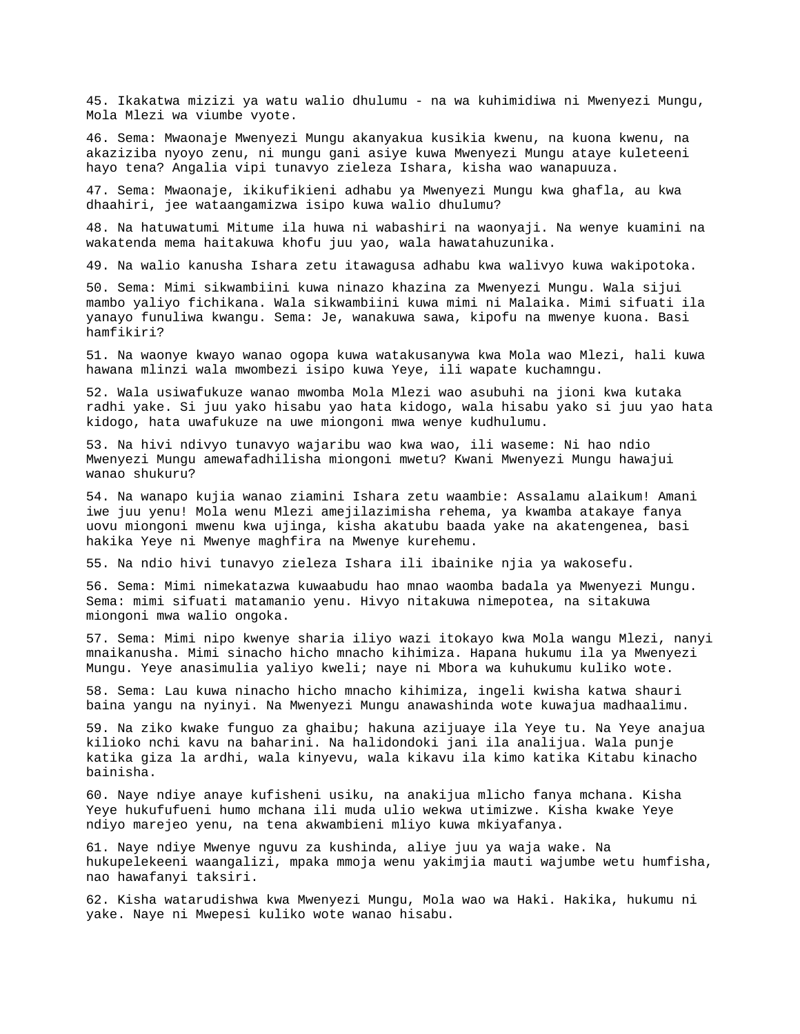45. Ikakatwa mizizi ya watu walio dhulumu - na wa kuhimidiwa ni Mwenyezi Mungu, Mola Mlezi wa viumbe vyote.

46. Sema: Mwaonaje Mwenyezi Mungu akanyakua kusikia kwenu, na kuona kwenu, na akaziziba nyoyo zenu, ni mungu gani asiye kuwa Mwenyezi Mungu ataye kuleteeni hayo tena? Angalia vipi tunavyo zieleza Ishara, kisha wao wanapuuza.

47. Sema: Mwaonaje, ikikufikieni adhabu ya Mwenyezi Mungu kwa ghafla, au kwa dhaahiri, jee wataangamizwa isipo kuwa walio dhulumu?

48. Na hatuwatumi Mitume ila huwa ni wabashiri na waonyaji. Na wenye kuamini na wakatenda mema haitakuwa khofu juu yao, wala hawatahuzunika.

49. Na walio kanusha Ishara zetu itawagusa adhabu kwa walivyo kuwa wakipotoka.

50. Sema: Mimi sikwambiini kuwa ninazo khazina za Mwenyezi Mungu. Wala sijui mambo yaliyo fichikana. Wala sikwambiini kuwa mimi ni Malaika. Mimi sifuati ila yanayo funuliwa kwangu. Sema: Je, wanakuwa sawa, kipofu na mwenye kuona. Basi hamfikiri?

51. Na waonye kwayo wanao ogopa kuwa watakusanywa kwa Mola wao Mlezi, hali kuwa hawana mlinzi wala mwombezi isipo kuwa Yeye, ili wapate kuchamngu.

52. Wala usiwafukuze wanao mwomba Mola Mlezi wao asubuhi na jioni kwa kutaka radhi yake. Si juu yako hisabu yao hata kidogo, wala hisabu yako si juu yao hata kidogo, hata uwafukuze na uwe miongoni mwa wenye kudhulumu.

53. Na hivi ndivyo tunavyo wajaribu wao kwa wao, ili waseme: Ni hao ndio Mwenyezi Mungu amewafadhilisha miongoni mwetu? Kwani Mwenyezi Mungu hawajui wanao shukuru?

54. Na wanapo kujia wanao ziamini Ishara zetu waambie: Assalamu alaikum! Amani iwe juu yenu! Mola wenu Mlezi amejilazimisha rehema, ya kwamba atakaye fanya uovu miongoni mwenu kwa ujinga, kisha akatubu baada yake na akatengenea, basi hakika Yeye ni Mwenye maghfira na Mwenye kurehemu.

55. Na ndio hivi tunavyo zieleza Ishara ili ibainike njia ya wakosefu.

56. Sema: Mimi nimekatazwa kuwaabudu hao mnao waomba badala ya Mwenyezi Mungu. Sema: mimi sifuati matamanio yenu. Hivyo nitakuwa nimepotea, na sitakuwa miongoni mwa walio ongoka.

57. Sema: Mimi nipo kwenye sharia iliyo wazi itokayo kwa Mola wangu Mlezi, nanyi mnaikanusha. Mimi sinacho hicho mnacho kihimiza. Hapana hukumu ila ya Mwenyezi Mungu. Yeye anasimulia yaliyo kweli; naye ni Mbora wa kuhukumu kuliko wote.

58. Sema: Lau kuwa ninacho hicho mnacho kihimiza, ingeli kwisha katwa shauri baina yangu na nyinyi. Na Mwenyezi Mungu anawashinda wote kuwajua madhaalimu.

59. Na ziko kwake funguo za ghaibu; hakuna azijuaye ila Yeye tu. Na Yeye anajua kilioko nchi kavu na baharini. Na halidondoki jani ila analijua. Wala punje katika giza la ardhi, wala kinyevu, wala kikavu ila kimo katika Kitabu kinacho bainisha.

60. Naye ndiye anaye kufisheni usiku, na anakijua mlicho fanya mchana. Kisha Yeye hukufufueni humo mchana ili muda ulio wekwa utimizwe. Kisha kwake Yeye ndiyo marejeo yenu, na tena akwambieni mliyo kuwa mkiyafanya.

61. Naye ndiye Mwenye nguvu za kushinda, aliye juu ya waja wake. Na hukupelekeeni waangalizi, mpaka mmoja wenu yakimjia mauti wajumbe wetu humfisha, nao hawafanyi taksiri.

62. Kisha watarudishwa kwa Mwenyezi Mungu, Mola wao wa Haki. Hakika, hukumu ni yake. Naye ni Mwepesi kuliko wote wanao hisabu.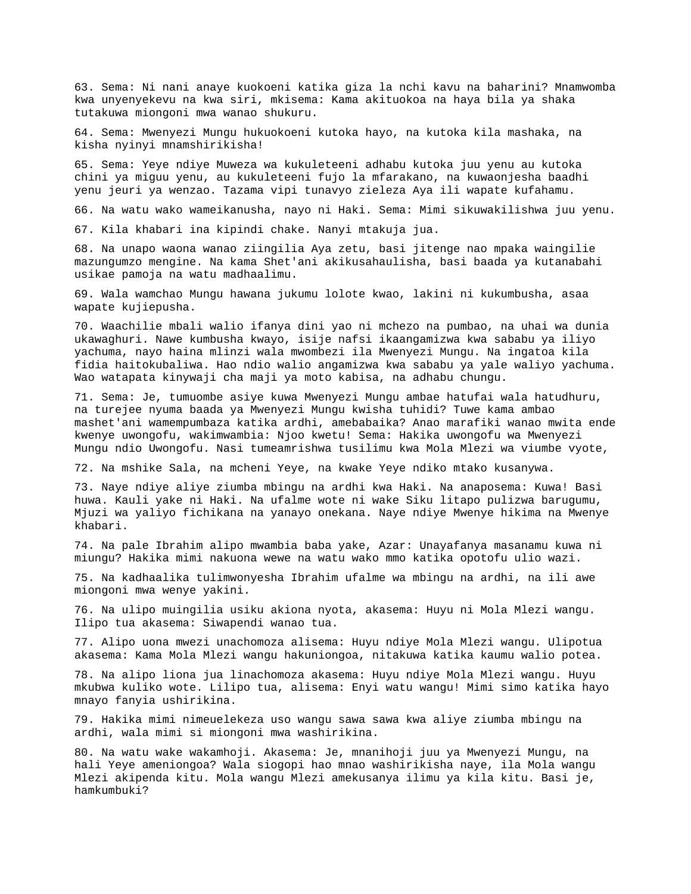63. Sema: Ni nani anaye kuokoeni katika giza la nchi kavu na baharini? Mnamwomba kwa unyenyekevu na kwa siri, mkisema: Kama akituokoa na haya bila ya shaka tutakuwa miongoni mwa wanao shukuru.

64. Sema: Mwenyezi Mungu hukuokoeni kutoka hayo, na kutoka kila mashaka, na kisha nyinyi mnamshirikisha!

65. Sema: Yeye ndiye Muweza wa kukuleteeni adhabu kutoka juu yenu au kutoka chini ya miguu yenu, au kukuleteeni fujo la mfarakano, na kuwaonjesha baadhi yenu jeuri ya wenzao. Tazama vipi tunavyo zieleza Aya ili wapate kufahamu.

66. Na watu wako wameikanusha, nayo ni Haki. Sema: Mimi sikuwakilishwa juu yenu.

67. Kila khabari ina kipindi chake. Nanyi mtakuja jua.

68. Na unapo waona wanao ziingilia Aya zetu, basi jitenge nao mpaka waingilie mazungumzo mengine. Na kama Shet'ani akikusahaulisha, basi baada ya kutanabahi usikae pamoja na watu madhaalimu.

69. Wala wamchao Mungu hawana jukumu lolote kwao, lakini ni kukumbusha, asaa wapate kujiepusha.

70. Waachilie mbali walio ifanya dini yao ni mchezo na pumbao, na uhai wa dunia ukawaghuri. Nawe kumbusha kwayo, isije nafsi ikaangamizwa kwa sababu ya iliyo yachuma, nayo haina mlinzi wala mwombezi ila Mwenyezi Mungu. Na ingatoa kila fidia haitokubaliwa. Hao ndio walio angamizwa kwa sababu ya yale waliyo yachuma. Wao watapata kinywaji cha maji ya moto kabisa, na adhabu chungu.

71. Sema: Je, tumuombe asiye kuwa Mwenyezi Mungu ambae hatufai wala hatudhuru, na turejee nyuma baada ya Mwenyezi Mungu kwisha tuhidi? Tuwe kama ambao mashet'ani wamempumbaza katika ardhi, amebabaika? Anao marafiki wanao mwita ende kwenye uwongofu, wakimwambia: Njoo kwetu! Sema: Hakika uwongofu wa Mwenyezi Mungu ndio Uwongofu. Nasi tumeamrishwa tusilimu kwa Mola Mlezi wa viumbe vyote,

72. Na mshike Sala, na mcheni Yeye, na kwake Yeye ndiko mtako kusanywa.

73. Naye ndiye aliye ziumba mbingu na ardhi kwa Haki. Na anaposema: Kuwa! Basi huwa. Kauli yake ni Haki. Na ufalme wote ni wake Siku litapo pulizwa barugumu, Mjuzi wa yaliyo fichikana na yanayo onekana. Naye ndiye Mwenye hikima na Mwenye khabari.

74. Na pale Ibrahim alipo mwambia baba yake, Azar: Unayafanya masanamu kuwa ni miungu? Hakika mimi nakuona wewe na watu wako mmo katika opotofu ulio wazi.

75. Na kadhaalika tulimwonyesha Ibrahim ufalme wa mbingu na ardhi, na ili awe miongoni mwa wenye yakini.

76. Na ulipo muingilia usiku akiona nyota, akasema: Huyu ni Mola Mlezi wangu. Ilipo tua akasema: Siwapendi wanao tua.

77. Alipo uona mwezi unachomoza alisema: Huyu ndiye Mola Mlezi wangu. Ulipotua akasema: Kama Mola Mlezi wangu hakuniongoa, nitakuwa katika kaumu walio potea.

78. Na alipo liona jua linachomoza akasema: Huyu ndiye Mola Mlezi wangu. Huyu mkubwa kuliko wote. Lilipo tua, alisema: Enyi watu wangu! Mimi simo katika hayo mnayo fanyia ushirikina.

79. Hakika mimi nimeuelekeza uso wangu sawa sawa kwa aliye ziumba mbingu na ardhi, wala mimi si miongoni mwa washirikina.

80. Na watu wake wakamhoji. Akasema: Je, mnanihoji juu ya Mwenyezi Mungu, na hali Yeye ameniongoa? Wala siogopi hao mnao washirikisha naye, ila Mola wangu Mlezi akipenda kitu. Mola wangu Mlezi amekusanya ilimu ya kila kitu. Basi je, hamkumbuki?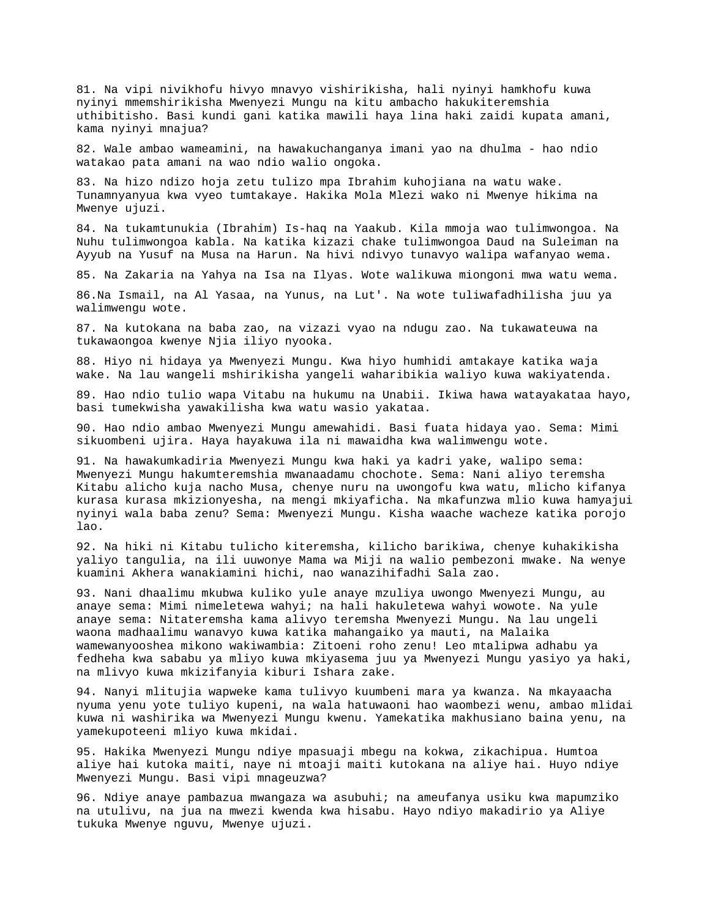81. Na vipi nivikhofu hivyo mnavyo vishirikisha, hali nyinyi hamkhofu kuwa nyinyi mmemshirikisha Mwenyezi Mungu na kitu ambacho hakukiteremshia uthibitisho. Basi kundi gani katika mawili haya lina haki zaidi kupata amani, kama nyinyi mnajua?

82. Wale ambao wameamini, na hawakuchanganya imani yao na dhulma - hao ndio watakao pata amani na wao ndio walio ongoka.

83. Na hizo ndizo hoja zetu tulizo mpa Ibrahim kuhojiana na watu wake. Tunamnyanyua kwa vyeo tumtakaye. Hakika Mola Mlezi wako ni Mwenye hikima na Mwenye ujuzi.

84. Na tukamtunukia (Ibrahim) Is-haq na Yaakub. Kila mmoja wao tulimwongoa. Na Nuhu tulimwongoa kabla. Na katika kizazi chake tulimwongoa Daud na Suleiman na Ayyub na Yusuf na Musa na Harun. Na hivi ndivyo tunavyo walipa wafanyao wema.

85. Na Zakaria na Yahya na Isa na Ilyas. Wote walikuwa miongoni mwa watu wema.

86.Na Ismail, na Al Yasaa, na Yunus, na Lut'. Na wote tuliwafadhilisha juu ya walimwengu wote.

87. Na kutokana na baba zao, na vizazi vyao na ndugu zao. Na tukawateuwa na tukawaongoa kwenye Njia iliyo nyooka.

88. Hiyo ni hidaya ya Mwenyezi Mungu. Kwa hiyo humhidi amtakaye katika waja wake. Na lau wangeli mshirikisha yangeli waharibikia waliyo kuwa wakiyatenda.

89. Hao ndio tulio wapa Vitabu na hukumu na Unabii. Ikiwa hawa watayakataa hayo, basi tumekwisha yawakilisha kwa watu wasio yakataa.

90. Hao ndio ambao Mwenyezi Mungu amewahidi. Basi fuata hidaya yao. Sema: Mimi sikuombeni ujira. Haya hayakuwa ila ni mawaidha kwa walimwengu wote.

91. Na hawakumkadiria Mwenyezi Mungu kwa haki ya kadri yake, walipo sema: Mwenyezi Mungu hakumteremshia mwanaadamu chochote. Sema: Nani aliyo teremsha Kitabu alicho kuja nacho Musa, chenye nuru na uwongofu kwa watu, mlicho kifanya kurasa kurasa mkizionyesha, na mengi mkiyaficha. Na mkafunzwa mlio kuwa hamyajui nyinyi wala baba zenu? Sema: Mwenyezi Mungu. Kisha waache wacheze katika porojo lao.

92. Na hiki ni Kitabu tulicho kiteremsha, kilicho barikiwa, chenye kuhakikisha yaliyo tangulia, na ili uuwonye Mama wa Miji na walio pembezoni mwake. Na wenye kuamini Akhera wanakiamini hichi, nao wanazihifadhi Sala zao.

93. Nani dhaalimu mkubwa kuliko yule anaye mzuliya uwongo Mwenyezi Mungu, au anaye sema: Mimi nimeletewa wahyi; na hali hakuletewa wahyi wowote. Na yule anaye sema: Nitateremsha kama alivyo teremsha Mwenyezi Mungu. Na lau ungeli waona madhaalimu wanavyo kuwa katika mahangaiko ya mauti, na Malaika wamewanyooshea mikono wakiwambia: Zitoeni roho zenu! Leo mtalipwa adhabu ya fedheha kwa sababu ya mliyo kuwa mkiyasema juu ya Mwenyezi Mungu yasiyo ya haki, na mlivyo kuwa mkizifanyia kiburi Ishara zake.

94. Nanyi mlitujia wapweke kama tulivyo kuumbeni mara ya kwanza. Na mkayaacha nyuma yenu yote tuliyo kupeni, na wala hatuwaoni hao waombezi wenu, ambao mlidai kuwa ni washirika wa Mwenyezi Mungu kwenu. Yamekatika makhusiano baina yenu, na yamekupoteeni mliyo kuwa mkidai.

95. Hakika Mwenyezi Mungu ndiye mpasuaji mbegu na kokwa, zikachipua. Humtoa aliye hai kutoka maiti, naye ni mtoaji maiti kutokana na aliye hai. Huyo ndiye Mwenyezi Mungu. Basi vipi mnageuzwa?

96. Ndiye anaye pambazua mwangaza wa asubuhi; na ameufanya usiku kwa mapumziko na utulivu, na jua na mwezi kwenda kwa hisabu. Hayo ndiyo makadirio ya Aliye tukuka Mwenye nguvu, Mwenye ujuzi.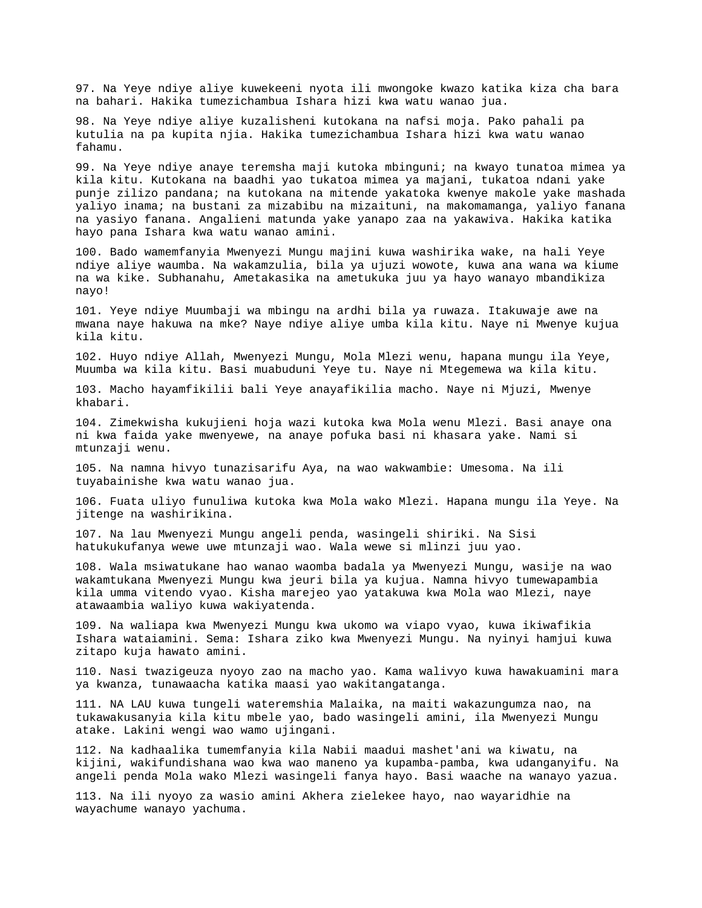97. Na Yeye ndiye aliye kuwekeeni nyota ili mwongoke kwazo katika kiza cha bara na bahari. Hakika tumezichambua Ishara hizi kwa watu wanao jua.

98. Na Yeye ndiye aliye kuzalisheni kutokana na nafsi moja. Pako pahali pa kutulia na pa kupita njia. Hakika tumezichambua Ishara hizi kwa watu wanao fahamu.

99. Na Yeye ndiye anaye teremsha maji kutoka mbinguni; na kwayo tunatoa mimea ya kila kitu. Kutokana na baadhi yao tukatoa mimea ya majani, tukatoa ndani yake punje zilizo pandana; na kutokana na mitende yakatoka kwenye makole yake mashada yaliyo inama; na bustani za mizabibu na mizaituni, na makomamanga, yaliyo fanana na yasiyo fanana. Angalieni matunda yake yanapo zaa na yakawiva. Hakika katika hayo pana Ishara kwa watu wanao amini.

100. Bado wamemfanyia Mwenyezi Mungu majini kuwa washirika wake, na hali Yeye ndiye aliye waumba. Na wakamzulia, bila ya ujuzi wowote, kuwa ana wana wa kiume na wa kike. Subhanahu, Ametakasika na ametukuka juu ya hayo wanayo mbandikiza nayo!

101. Yeye ndiye Muumbaji wa mbingu na ardhi bila ya ruwaza. Itakuwaje awe na mwana naye hakuwa na mke? Naye ndiye aliye umba kila kitu. Naye ni Mwenye kujua kila kitu.

102. Huyo ndiye Allah, Mwenyezi Mungu, Mola Mlezi wenu, hapana mungu ila Yeye, Muumba wa kila kitu. Basi muabuduni Yeye tu. Naye ni Mtegemewa wa kila kitu.

103. Macho hayamfikilii bali Yeye anayafikilia macho. Naye ni Mjuzi, Mwenye khabari.

104. Zimekwisha kukujieni hoja wazi kutoka kwa Mola wenu Mlezi. Basi anaye ona ni kwa faida yake mwenyewe, na anaye pofuka basi ni khasara yake. Nami si mtunzaji wenu.

105. Na namna hivyo tunazisarifu Aya, na wao wakwambie: Umesoma. Na ili tuyabainishe kwa watu wanao jua.

106. Fuata uliyo funuliwa kutoka kwa Mola wako Mlezi. Hapana mungu ila Yeye. Na jitenge na washirikina.

107. Na lau Mwenyezi Mungu angeli penda, wasingeli shiriki. Na Sisi hatukukufanya wewe uwe mtunzaji wao. Wala wewe si mlinzi juu yao.

108. Wala msiwatukane hao wanao waomba badala ya Mwenyezi Mungu, wasije na wao wakamtukana Mwenyezi Mungu kwa jeuri bila ya kujua. Namna hivyo tumewapambia kila umma vitendo vyao. Kisha marejeo yao yatakuwa kwa Mola wao Mlezi, naye atawaambia waliyo kuwa wakiyatenda.

109. Na waliapa kwa Mwenyezi Mungu kwa ukomo wa viapo vyao, kuwa ikiwafikia Ishara wataiamini. Sema: Ishara ziko kwa Mwenyezi Mungu. Na nyinyi hamjui kuwa zitapo kuja hawato amini.

110. Nasi twazigeuza nyoyo zao na macho yao. Kama walivyo kuwa hawakuamini mara ya kwanza, tunawaacha katika maasi yao wakitangatanga.

111. NA LAU kuwa tungeli wateremshia Malaika, na maiti wakazungumza nao, na tukawakusanyia kila kitu mbele yao, bado wasingeli amini, ila Mwenyezi Mungu atake. Lakini wengi wao wamo ujingani.

112. Na kadhaalika tumemfanyia kila Nabii maadui mashet'ani wa kiwatu, na kijini, wakifundishana wao kwa wao maneno ya kupamba-pamba, kwa udanganyifu. Na angeli penda Mola wako Mlezi wasingeli fanya hayo. Basi waache na wanayo yazua.

113. Na ili nyoyo za wasio amini Akhera zielekee hayo, nao wayaridhie na wayachume wanayo yachuma.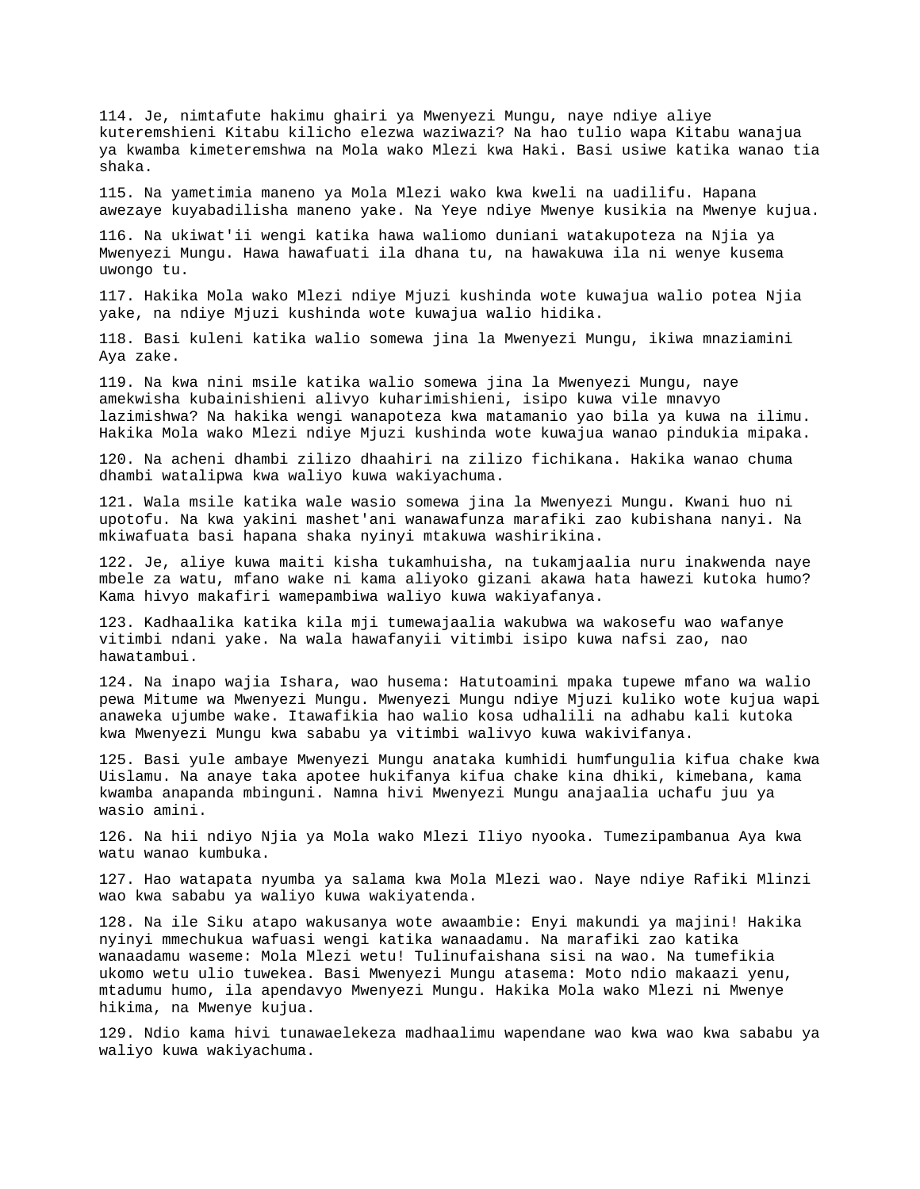114. Je, nimtafute hakimu ghairi ya Mwenyezi Mungu, naye ndiye aliye kuteremshieni Kitabu kilicho elezwa waziwazi? Na hao tulio wapa Kitabu wanajua ya kwamba kimeteremshwa na Mola wako Mlezi kwa Haki. Basi usiwe katika wanao tia shaka.

115. Na yametimia maneno ya Mola Mlezi wako kwa kweli na uadilifu. Hapana awezaye kuyabadilisha maneno yake. Na Yeye ndiye Mwenye kusikia na Mwenye kujua.

116. Na ukiwat'ii wengi katika hawa waliomo duniani watakupoteza na Njia ya Mwenyezi Mungu. Hawa hawafuati ila dhana tu, na hawakuwa ila ni wenye kusema uwongo tu.

117. Hakika Mola wako Mlezi ndiye Mjuzi kushinda wote kuwajua walio potea Njia yake, na ndiye Mjuzi kushinda wote kuwajua walio hidika.

118. Basi kuleni katika walio somewa jina la Mwenyezi Mungu, ikiwa mnaziamini Aya zake.

119. Na kwa nini msile katika walio somewa jina la Mwenyezi Mungu, naye amekwisha kubainishieni alivyo kuharimishieni, isipo kuwa vile mnavyo lazimishwa? Na hakika wengi wanapoteza kwa matamanio yao bila ya kuwa na ilimu. Hakika Mola wako Mlezi ndiye Mjuzi kushinda wote kuwajua wanao pindukia mipaka.

120. Na acheni dhambi zilizo dhaahiri na zilizo fichikana. Hakika wanao chuma dhambi watalipwa kwa waliyo kuwa wakiyachuma.

121. Wala msile katika wale wasio somewa jina la Mwenyezi Mungu. Kwani huo ni upotofu. Na kwa yakini mashet'ani wanawafunza marafiki zao kubishana nanyi. Na mkiwafuata basi hapana shaka nyinyi mtakuwa washirikina.

122. Je, aliye kuwa maiti kisha tukamhuisha, na tukamjaalia nuru inakwenda naye mbele za watu, mfano wake ni kama aliyoko gizani akawa hata hawezi kutoka humo? Kama hivyo makafiri wamepambiwa waliyo kuwa wakiyafanya.

123. Kadhaalika katika kila mji tumewajaalia wakubwa wa wakosefu wao wafanye vitimbi ndani yake. Na wala hawafanyii vitimbi isipo kuwa nafsi zao, nao hawatambui.

124. Na inapo wajia Ishara, wao husema: Hatutoamini mpaka tupewe mfano wa walio pewa Mitume wa Mwenyezi Mungu. Mwenyezi Mungu ndiye Mjuzi kuliko wote kujua wapi anaweka ujumbe wake. Itawafikia hao walio kosa udhalili na adhabu kali kutoka kwa Mwenyezi Mungu kwa sababu ya vitimbi walivyo kuwa wakivifanya.

125. Basi yule ambaye Mwenyezi Mungu anataka kumhidi humfungulia kifua chake kwa Uislamu. Na anaye taka apotee hukifanya kifua chake kina dhiki, kimebana, kama kwamba anapanda mbinguni. Namna hivi Mwenyezi Mungu anajaalia uchafu juu ya wasio amini.

126. Na hii ndiyo Njia ya Mola wako Mlezi Iliyo nyooka. Tumezipambanua Aya kwa watu wanao kumbuka.

127. Hao watapata nyumba ya salama kwa Mola Mlezi wao. Naye ndiye Rafiki Mlinzi wao kwa sababu ya waliyo kuwa wakiyatenda.

128. Na ile Siku atapo wakusanya wote awaambie: Enyi makundi ya majini! Hakika nyinyi mmechukua wafuasi wengi katika wanaadamu. Na marafiki zao katika wanaadamu waseme: Mola Mlezi wetu! Tulinufaishana sisi na wao. Na tumefikia ukomo wetu ulio tuwekea. Basi Mwenyezi Mungu atasema: Moto ndio makaazi yenu, mtadumu humo, ila apendavyo Mwenyezi Mungu. Hakika Mola wako Mlezi ni Mwenye hikima, na Mwenye kujua.

129. Ndio kama hivi tunawaelekeza madhaalimu wapendane wao kwa wao kwa sababu ya waliyo kuwa wakiyachuma.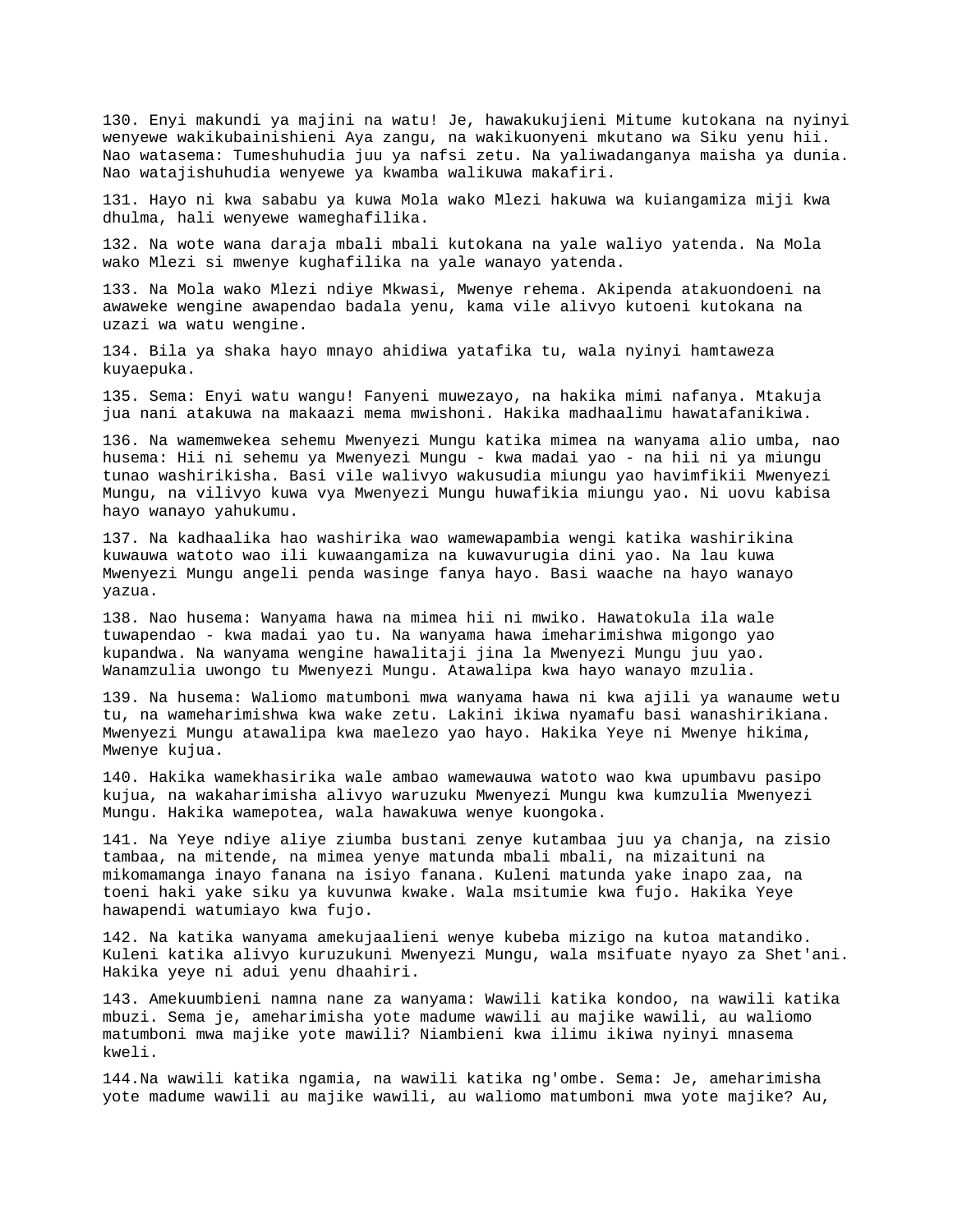130. Enyi makundi ya majini na watu! Je, hawakukujieni Mitume kutokana na nyinyi wenyewe wakikubainishieni Aya zangu, na wakikuonyeni mkutano wa Siku yenu hii. Nao watasema: Tumeshuhudia juu ya nafsi zetu. Na yaliwadanganya maisha ya dunia. Nao watajishuhudia wenyewe ya kwamba walikuwa makafiri.

131. Hayo ni kwa sababu ya kuwa Mola wako Mlezi hakuwa wa kuiangamiza miji kwa dhulma, hali wenyewe wameghafilika.

132. Na wote wana daraja mbali mbali kutokana na yale waliyo yatenda. Na Mola wako Mlezi si mwenye kughafilika na yale wanayo yatenda.

133. Na Mola wako Mlezi ndiye Mkwasi, Mwenye rehema. Akipenda atakuondoeni na awaweke wengine awapendao badala yenu, kama vile alivyo kutoeni kutokana na uzazi wa watu wengine.

134. Bila ya shaka hayo mnayo ahidiwa yatafika tu, wala nyinyi hamtaweza kuyaepuka.

135. Sema: Enyi watu wangu! Fanyeni muwezayo, na hakika mimi nafanya. Mtakuja jua nani atakuwa na makaazi mema mwishoni. Hakika madhaalimu hawatafanikiwa.

136. Na wamemwekea sehemu Mwenyezi Mungu katika mimea na wanyama alio umba, nao husema: Hii ni sehemu ya Mwenyezi Mungu - kwa madai yao - na hii ni ya miungu tunao washirikisha. Basi vile walivyo wakusudia miungu yao havimfikii Mwenyezi Mungu, na vilivyo kuwa vya Mwenyezi Mungu huwafikia miungu yao. Ni uovu kabisa hayo wanayo yahukumu.

137. Na kadhaalika hao washirika wao wamewapambia wengi katika washirikina kuwauwa watoto wao ili kuwaangamiza na kuwavurugia dini yao. Na lau kuwa Mwenyezi Mungu angeli penda wasinge fanya hayo. Basi waache na hayo wanayo yazua.

138. Nao husema: Wanyama hawa na mimea hii ni mwiko. Hawatokula ila wale tuwapendao - kwa madai yao tu. Na wanyama hawa imeharimishwa migongo yao kupandwa. Na wanyama wengine hawalitaji jina la Mwenyezi Mungu juu yao. Wanamzulia uwongo tu Mwenyezi Mungu. Atawalipa kwa hayo wanayo mzulia.

139. Na husema: Waliomo matumboni mwa wanyama hawa ni kwa ajili ya wanaume wetu tu, na wameharimishwa kwa wake zetu. Lakini ikiwa nyamafu basi wanashirikiana. Mwenyezi Mungu atawalipa kwa maelezo yao hayo. Hakika Yeye ni Mwenye hikima, Mwenye kujua.

140. Hakika wamekhasirika wale ambao wamewauwa watoto wao kwa upumbavu pasipo kujua, na wakaharimisha alivyo waruzuku Mwenyezi Mungu kwa kumzulia Mwenyezi Mungu. Hakika wamepotea, wala hawakuwa wenye kuongoka.

141. Na Yeye ndiye aliye ziumba bustani zenye kutambaa juu ya chanja, na zisio tambaa, na mitende, na mimea yenye matunda mbali mbali, na mizaituni na mikomamanga inayo fanana na isiyo fanana. Kuleni matunda yake inapo zaa, na toeni haki yake siku ya kuvunwa kwake. Wala msitumie kwa fujo. Hakika Yeye hawapendi watumiayo kwa fujo.

142. Na katika wanyama amekujaalieni wenye kubeba mizigo na kutoa matandiko. Kuleni katika alivyo kuruzukuni Mwenyezi Mungu, wala msifuate nyayo za Shet'ani. Hakika yeye ni adui yenu dhaahiri.

143. Amekuumbieni namna nane za wanyama: Wawili katika kondoo, na wawili katika mbuzi. Sema je, ameharimisha yote madume wawili au majike wawili, au waliomo matumboni mwa majike yote mawili? Niambieni kwa ilimu ikiwa nyinyi mnasema kweli.

144.Na wawili katika ngamia, na wawili katika ng'ombe. Sema: Je, ameharimisha yote madume wawili au majike wawili, au waliomo matumboni mwa yote majike? Au,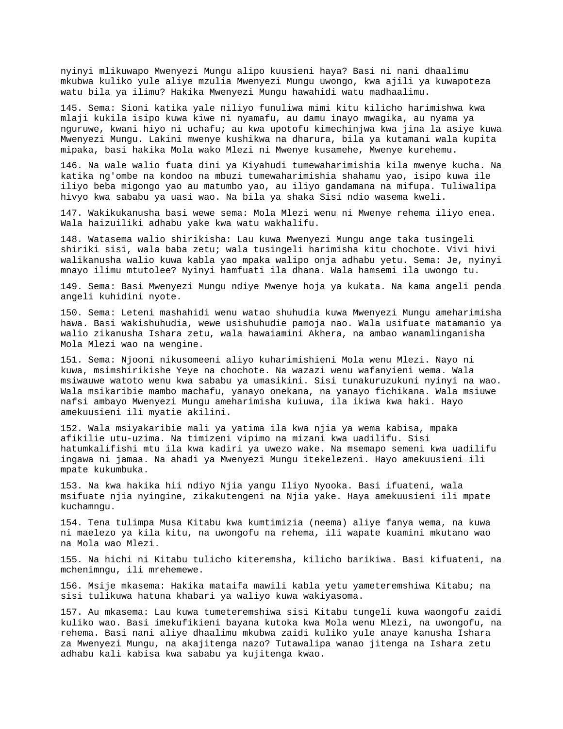nyinyi mlikuwapo Mwenyezi Mungu alipo kuusieni haya? Basi ni nani dhaalimu mkubwa kuliko yule aliye mzulia Mwenyezi Mungu uwongo, kwa ajili ya kuwapoteza watu bila ya ilimu? Hakika Mwenyezi Mungu hawahidi watu madhaalimu.

145. Sema: Sioni katika yale niliyo funuliwa mimi kitu kilicho harimishwa kwa mlaji kukila isipo kuwa kiwe ni nyamafu, au damu inayo mwagika, au nyama ya nguruwe, kwani hiyo ni uchafu; au kwa upotofu kimechinjwa kwa jina la asiye kuwa Mwenyezi Mungu. Lakini mwenye kushikwa na dharura, bila ya kutamani wala kupita mipaka, basi hakika Mola wako Mlezi ni Mwenye kusamehe, Mwenye kurehemu.

146. Na wale walio fuata dini ya Kiyahudi tumewaharimishia kila mwenye kucha. Na katika ng'ombe na kondoo na mbuzi tumewaharimishia shahamu yao, isipo kuwa ile iliyo beba migongo yao au matumbo yao, au iliyo gandamana na mifupa. Tuliwalipa hivyo kwa sababu ya uasi wao. Na bila ya shaka Sisi ndio wasema kweli.

147. Wakikukanusha basi wewe sema: Mola Mlezi wenu ni Mwenye rehema iliyo enea. Wala haizuiliki adhabu yake kwa watu wakhalifu.

148. Watasema walio shirikisha: Lau kuwa Mwenyezi Mungu ange taka tusingeli shiriki sisi, wala baba zetu; wala tusingeli harimisha kitu chochote. Vivi hivi walikanusha walio kuwa kabla yao mpaka walipo onja adhabu yetu. Sema: Je, nyinyi mnayo ilimu mtutolee? Nyinyi hamfuati ila dhana. Wala hamsemi ila uwongo tu.

149. Sema: Basi Mwenyezi Mungu ndiye Mwenye hoja ya kukata. Na kama angeli penda angeli kuhidini nyote.

150. Sema: Leteni mashahidi wenu watao shuhudia kuwa Mwenyezi Mungu ameharimisha hawa. Basi wakishuhudia, wewe usishuhudie pamoja nao. Wala usifuate matamanio ya walio zikanusha Ishara zetu, wala hawaiamini Akhera, na ambao wanamlinganisha Mola Mlezi wao na wengine.

151. Sema: Njooni nikusomeeni aliyo kuharimishieni Mola wenu Mlezi. Nayo ni kuwa, msimshirikishe Yeye na chochote. Na wazazi wenu wafanyieni wema. Wala msiwauwe watoto wenu kwa sababu ya umasikini. Sisi tunakuruzukuni nyinyi na wao. Wala msikaribie mambo machafu, yanayo onekana, na yanayo fichikana. Wala msiuwe nafsi ambayo Mwenyezi Mungu ameharimisha kuiuwa, ila ikiwa kwa haki. Hayo amekuusieni ili myatie akilini.

152. Wala msiyakaribie mali ya yatima ila kwa njia ya wema kabisa, mpaka afikilie utu-uzima. Na timizeni vipimo na mizani kwa uadilifu. Sisi hatumkalifishi mtu ila kwa kadiri ya uwezo wake. Na msemapo semeni kwa uadilifu ingawa ni jamaa. Na ahadi ya Mwenyezi Mungu itekelezeni. Hayo amekuusieni ili mpate kukumbuka.

153. Na kwa hakika hii ndiyo Njia yangu Iliyo Nyooka. Basi ifuateni, wala msifuate njia nyingine, zikakutengeni na Njia yake. Haya amekuusieni ili mpate kuchamngu.

154. Tena tulimpa Musa Kitabu kwa kumtimizia (neema) aliye fanya wema, na kuwa ni maelezo ya kila kitu, na uwongofu na rehema, ili wapate kuamini mkutano wao na Mola wao Mlezi.

155. Na hichi ni Kitabu tulicho kiteremsha, kilicho barikiwa. Basi kifuateni, na mchenimngu, ili mrehemewe.

156. Msije mkasema: Hakika mataifa mawili kabla yetu yameteremshiwa Kitabu; na sisi tulikuwa hatuna khabari ya waliyo kuwa wakiyasoma.

157. Au mkasema: Lau kuwa tumeteremshiwa sisi Kitabu tungeli kuwa waongofu zaidi kuliko wao. Basi imekufikieni bayana kutoka kwa Mola wenu Mlezi, na uwongofu, na rehema. Basi nani aliye dhaalimu mkubwa zaidi kuliko yule anaye kanusha Ishara za Mwenyezi Mungu, na akajitenga nazo? Tutawalipa wanao jitenga na Ishara zetu adhabu kali kabisa kwa sababu ya kujitenga kwao.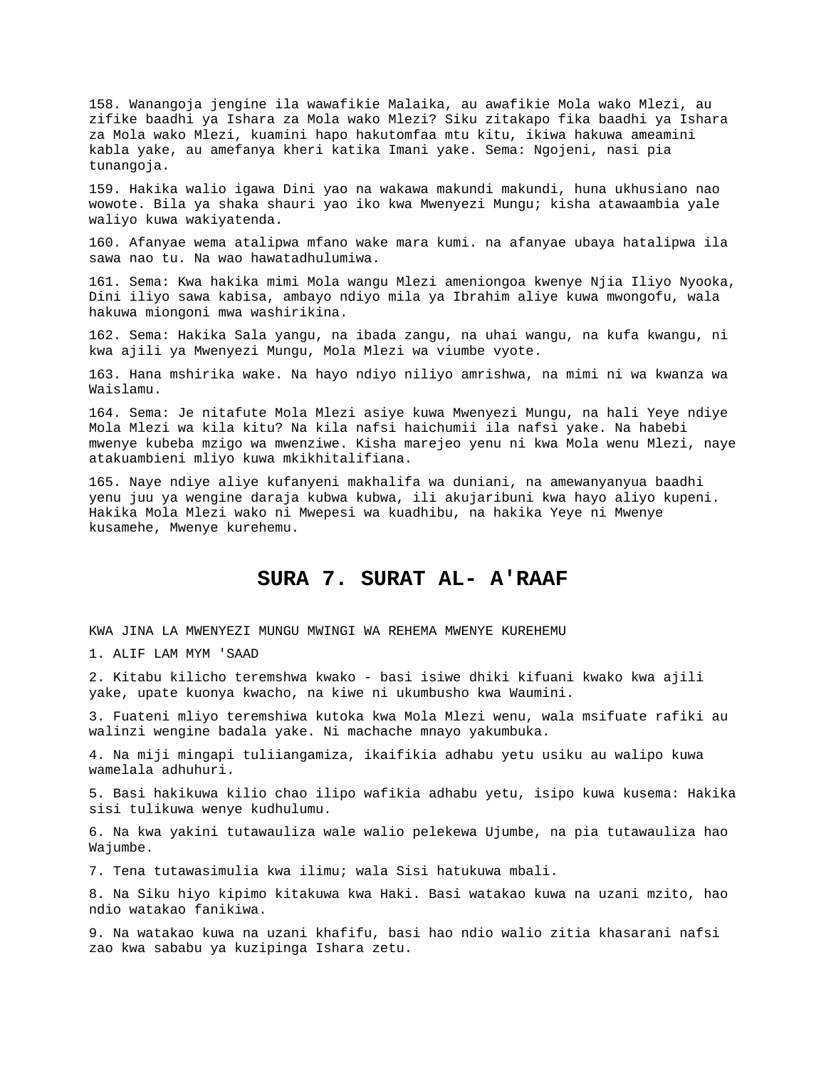158. Wanangoja jengine ila wawafikie Malaika, au awafikie Mola wako Mlezi, au zifike baadhi ya Ishara za Mola wako Mlezi? Siku zitakapo fika baadhi ya Ishara za Mola wako Mlezi, kuamini hapo hakutomfaa mtu kitu, ikiwa hakuwa ameamini kabla yake, au amefanya kheri katika Imani yake. Sema: Ngojeni, nasi pia tunangoja.

159. Hakika walio igawa Dini yao na wakawa makundi makundi, huna ukhusiano nao wowote. Bila ya shaka shauri yao iko kwa Mwenyezi Mungu; kisha atawaambia yale waliyo kuwa wakiyatenda.

160. Afanyae wema atalipwa mfano wake mara kumi. na afanyae ubaya hatalipwa ila sawa nao tu. Na wao hawatadhulumiwa.

161. Sema: Kwa hakika mimi Mola wangu Mlezi ameniongoa kwenye Njia Iliyo Nyooka, Dini iliyo sawa kabisa, ambayo ndiyo mila ya Ibrahim aliye kuwa mwongofu, wala hakuwa miongoni mwa washirikina.

162. Sema: Hakika Sala yangu, na ibada zangu, na uhai wangu, na kufa kwangu, ni kwa ajili ya Mwenyezi Mungu, Mola Mlezi wa viumbe vyote.

163. Hana mshirika wake. Na hayo ndiyo niliyo amrishwa, na mimi ni wa kwanza wa Waislamu.

164. Sema: Je nitafute Mola Mlezi asiye kuwa Mwenyezi Mungu, na hali Yeye ndiye Mola Mlezi wa kila kitu? Na kila nafsi haichumii ila nafsi yake. Na habebi mwenye kubeba mzigo wa mwenziwe. Kisha marejeo yenu ni kwa Mola wenu Mlezi, naye atakuambieni mliyo kuwa mkikhitalifiana.

165. Naye ndiye aliye kufanyeni makhalifa wa duniani, na amewanyanyua baadhi yenu juu ya wengine daraja kubwa kubwa, ili akujaribuni kwa hayo aliyo kupeni. Hakika Mola Mlezi wako ni Mwepesi wa kuadhibu, na hakika Yeye ni Mwenye kusamehe, Mwenye kurehemu.

## SURA 7. SURAT AL- A'RAAF

KWA JINA LA MWENYEZI MUNGU MWINGI WA REHEMA MWENYE KUREHEMU

1. ALIF LAM MYM 'SAAD

2. Kitabu kilicho teremshwa kwako - basi isiwe dhiki kifuani kwako kwa ajili yake, upate kuonya kwacho, na kiwe ni ukumbusho kwa Waumini.

3. Fuateni mliyo teremshiwa kutoka kwa Mola Mlezi wenu, wala msifuate rafiki au walinzi wengine badala yake. Ni machache mnayo yakumbuka.

4. Na miji mingapi tuliiangamiza, ikaifikia adhabu yetu usiku au walipo kuwa wamelala adhuhuri.

5. Basi hakikuwa kilio chao ilipo wafikia adhabu yetu, isipo kuwa kusema: Hakika sisi tulikuwa wenye kudhulumu.

6. Na kwa yakini tutawauliza wale walio pelekewa Ujumbe, na pia tutawauliza hao Wajumbe.

7. Tena tutawasimulia kwa ilimu; wala Sisi hatukuwa mbali.

8. Na Siku hiyo kipimo kitakuwa kwa Haki. Basi watakao kuwa na uzani mzito, hao ndio watakao fanikiwa.

9. Na watakao kuwa na uzani khafifu, basi hao ndio walio zitia khasarani nafsi zao kwa sababu ya kuzipinga Ishara zetu.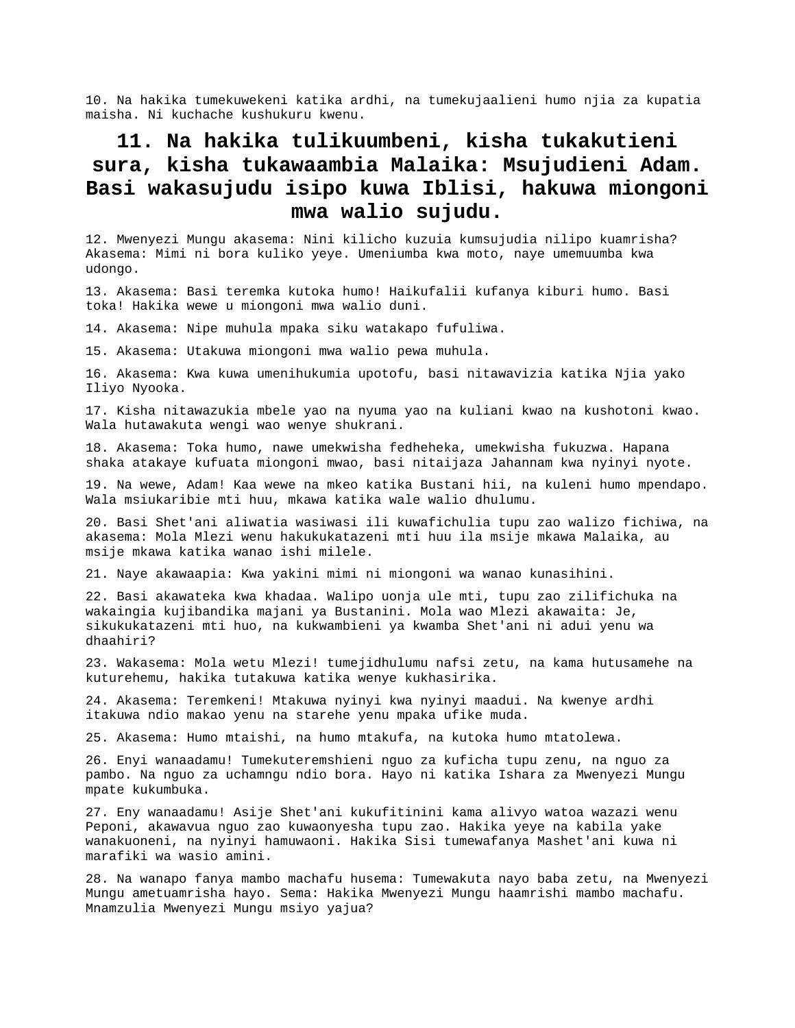10. Na hakika tumekuwekeni katika ardhi, na tumekujaalieni humo njia za kupatia maisha. Ni kuchache kushukuru kwenu.

## 11. Na hakika tulikuumbeni, kisha tukakutieni sura, kisha tukawaambia Malaika: Msujudieni Adam. Basi wakasujudu isipo kuwa Iblisi, hakuwa miongoni mwa walio sujudu.

12. Mwenyezi Mungu akasema: Nini kilicho kuzuia kumsujudia nilipo kuamrisha? Akasema: Mimi ni bora kuliko yeye. Umeniumba kwa moto, naye umemuumba kwa udongo.

13. Akasema: Basi teremka kutoka humo! Haikufalii kufanya kiburi humo. Basi toka! Hakika wewe u miongoni mwa walio duni.

14. Akasema: Nipe muhula mpaka siku watakapo fufuliwa.

15. Akasema: Utakuwa miongoni mwa walio pewa muhula.

16. Akasema: Kwa kuwa umenihukumia upotofu, basi nitawavizia katika Njia yako Iliyo Nyooka.

17. Kisha nitawazukia mbele yao na nyuma yao na kuliani kwao na kushotoni kwao. Wala hutawakuta wengi wao wenye shukrani.

18. Akasema: Toka humo, nawe umekwisha fedheheka, umekwisha fukuzwa. Hapana shaka atakaye kufuata miongoni mwao, basi nitaijaza Jahannam kwa nyinyi nyote.

19. Na wewe, Adam! Kaa wewe na mkeo katika Bustani hii, na kuleni humo mpendapo. Wala msiukaribie mti huu, mkawa katika wale walio dhulumu.

20. Basi Shet'ani aliwatia wasiwasi ili kuwafichulia tupu zao walizo fichiwa, na akasema: Mola Mlezi wenu hakukukatazeni mti huu ila msije mkawa Malaika, au msije mkawa katika wanao ishi milele.

21. Naye akawaapia: Kwa yakini mimi ni miongoni wa wanao kunasihini.

22. Basi akawateka kwa khadaa. Walipo uonja ule mti, tupu zao zilifichuka na wakaingia kujibandika majani ya Bustanini. Mola wao Mlezi akawaita: Je, sikukukatazeni mti huo, na kukwambieni ya kwamba Shet'ani ni adui yenu wa dhaahiri?

23. Wakasema: Mola wetu Mlezi! tumejidhulumu nafsi zetu, na kama hutusamehe na kuturehemu, hakika tutakuwa katika wenye kukhasirika.

24. Akasema: Teremkeni! Mtakuwa nyinyi kwa nyinyi maadui. Na kwenye ardhi itakuwa ndio makao yenu na starehe yenu mpaka ufike muda.

25. Akasema: Humo mtaishi, na humo mtakufa, na kutoka humo mtatolewa.

26. Enyi wanaadamu! Tumekuteremshieni nguo za kuficha tupu zenu, na nguo za pambo. Na nguo za uchamngu ndio bora. Hayo ni katika Ishara za Mwenyezi Mungu mpate kukumbuka.

27. Eny wanaadamu! Asije Shet'ani kukufitinini kama alivyo watoa wazazi wenu Peponi, akawavua nguo zao kuwaonyesha tupu zao. Hakika yeye na kabila yake wanakuoneni, na nyinyi hamuwaoni. Hakika Sisi tumewafanya Mashet'ani kuwa ni marafiki wa wasio amini.

28. Na wanapo fanya mambo machafu husema: Tumewakuta nayo baba zetu, na Mwenyezi Mungu ametuamrisha hayo. Sema: Hakika Mwenyezi Mungu haamrishi mambo machafu. Mnamzulia Mwenyezi Mungu msiyo yajua?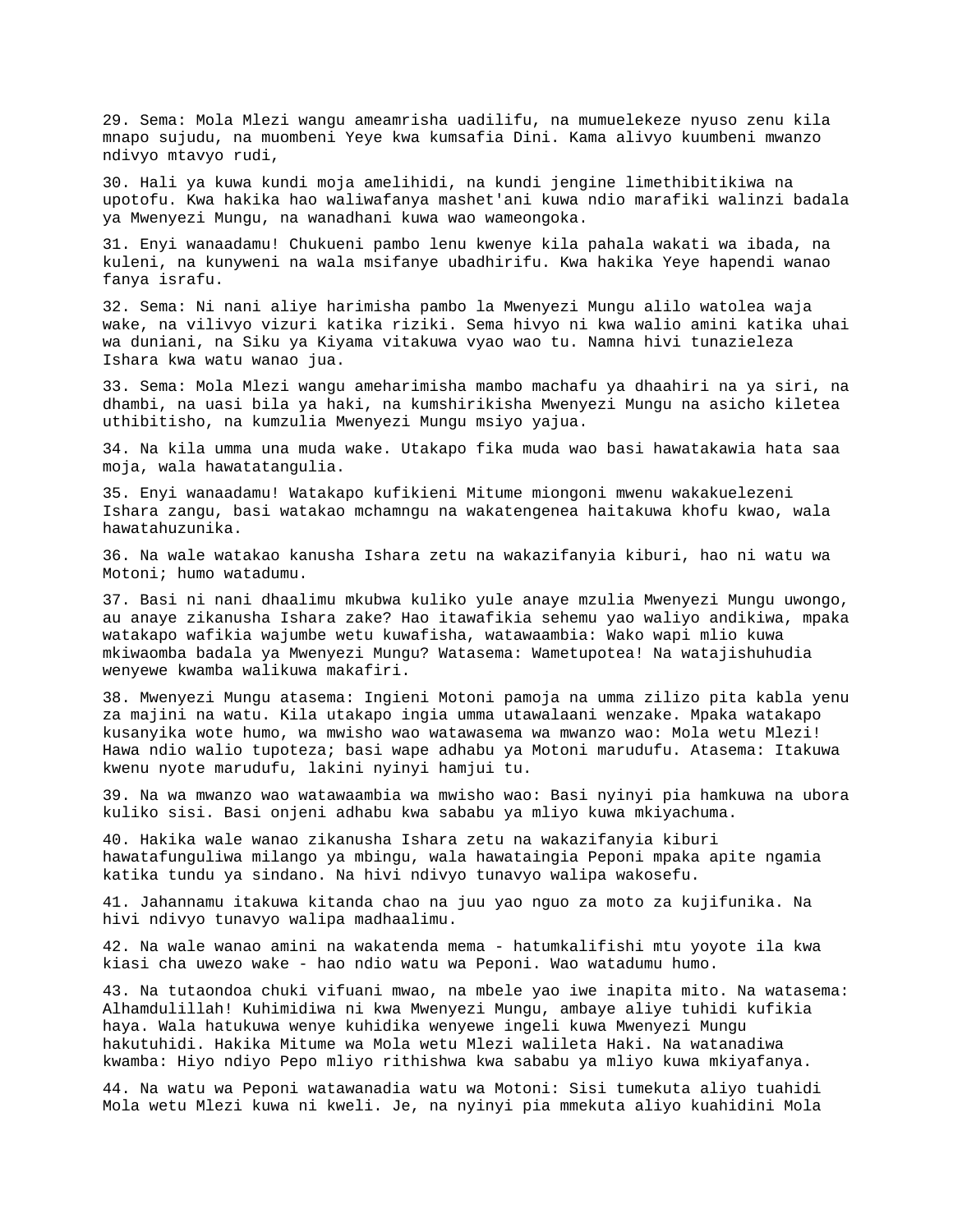29. Sema: Mola Mlezi wangu ameamrisha uadilifu, na mumuelekeze nyuso zenu kila mnapo sujudu, na muombeni Yeye kwa kumsafia Dini. Kama alivyo kuumbeni mwanzo ndivyo mtavyo rudi,

30. Hali ya kuwa kundi moja amelihidi, na kundi jengine limethibitikiwa na upotofu. Kwa hakika hao waliwafanya mashet'ani kuwa ndio marafiki walinzi badala ya Mwenyezi Mungu, na wanadhani kuwa wao wameongoka.

31. Enyi wanaadamu! Chukueni pambo lenu kwenye kila pahala wakati wa ibada, na kuleni, na kunyweni na wala msifanye ubadhirifu. Kwa hakika Yeye hapendi wanao fanya israfu.

32. Sema: Ni nani aliye harimisha pambo la Mwenyezi Mungu alilo watolea waja wake, na vilivyo vizuri katika riziki. Sema hivyo ni kwa walio amini katika uhai wa duniani, na Siku ya Kiyama vitakuwa vyao wao tu. Namna hivi tunazieleza Ishara kwa watu wanao jua.

33. Sema: Mola Mlezi wangu ameharimisha mambo machafu ya dhaahiri na ya siri, na dhambi, na uasi bila ya haki, na kumshirikisha Mwenyezi Mungu na asicho kiletea uthibitisho, na kumzulia Mwenyezi Mungu msiyo yajua.

34. Na kila umma una muda wake. Utakapo fika muda wao basi hawatakawia hata saa moja, wala hawatatangulia.

35. Enyi wanaadamu! Watakapo kufikieni Mitume miongoni mwenu wakakuelezeni Ishara zangu, basi watakao mchamngu na wakatengenea haitakuwa khofu kwao, wala hawatahuzunika.

36. Na wale watakao kanusha Ishara zetu na wakazifanyia kiburi, hao ni watu wa Motoni; humo watadumu.

37. Basi ni nani dhaalimu mkubwa kuliko yule anaye mzulia Mwenyezi Mungu uwongo, au anaye zikanusha Ishara zake? Hao itawafikia sehemu yao waliyo andikiwa, mpaka watakapo wafikia wajumbe wetu kuwafisha, watawaambia: Wako wapi mlio kuwa mkiwaomba badala ya Mwenyezi Mungu? Watasema: Wametupotea! Na watajishuhudia wenyewe kwamba walikuwa makafiri.

38. Mwenyezi Mungu atasema: Ingieni Motoni pamoja na umma zilizo pita kabla yenu za majini na watu. Kila utakapo ingia umma utawalaani wenzake. Mpaka watakapo kusanyika wote humo, wa mwisho wao watawasema wa mwanzo wao: Mola wetu Mlezi! Hawa ndio walio tupoteza; basi wape adhabu ya Motoni marudufu. Atasema: Itakuwa kwenu nyote marudufu, lakini nyinyi hamjui tu.

39. Na wa mwanzo wao watawaambia wa mwisho wao: Basi nyinyi pia hamkuwa na ubora kuliko sisi. Basi onjeni adhabu kwa sababu ya mliyo kuwa mkiyachuma.

40. Hakika wale wanao zikanusha Ishara zetu na wakazifanyia kiburi hawatafunguliwa milango ya mbingu, wala hawataingia Peponi mpaka apite ngamia katika tundu ya sindano. Na hivi ndivyo tunavyo walipa wakosefu.

41. Jahannamu itakuwa kitanda chao na juu yao nguo za moto za kujifunika. Na hivi ndivyo tunavyo walipa madhaalimu.

42. Na wale wanao amini na wakatenda mema - hatumkalifishi mtu yoyote ila kwa kiasi cha uwezo wake - hao ndio watu wa Peponi. Wao watadumu humo.

43. Na tutaondoa chuki vifuani mwao, na mbele yao iwe inapita mito. Na watasema: Alhamdulillah! Kuhimidiwa ni kwa Mwenyezi Mungu, ambaye aliye tuhidi kufikia haya. Wala hatukuwa wenye kuhidika wenyewe ingeli kuwa Mwenyezi Mungu hakutuhidi. Hakika Mitume wa Mola wetu Mlezi walileta Haki. Na watanadiwa kwamba: Hiyo ndiyo Pepo mliyo rithishwa kwa sababu ya mliyo kuwa mkiyafanya.

44. Na watu wa Peponi watawanadia watu wa Motoni: Sisi tumekuta aliyo tuahidi Mola wetu Mlezi kuwa ni kweli. Je, na nyinyi pia mmekuta aliyo kuahidini Mola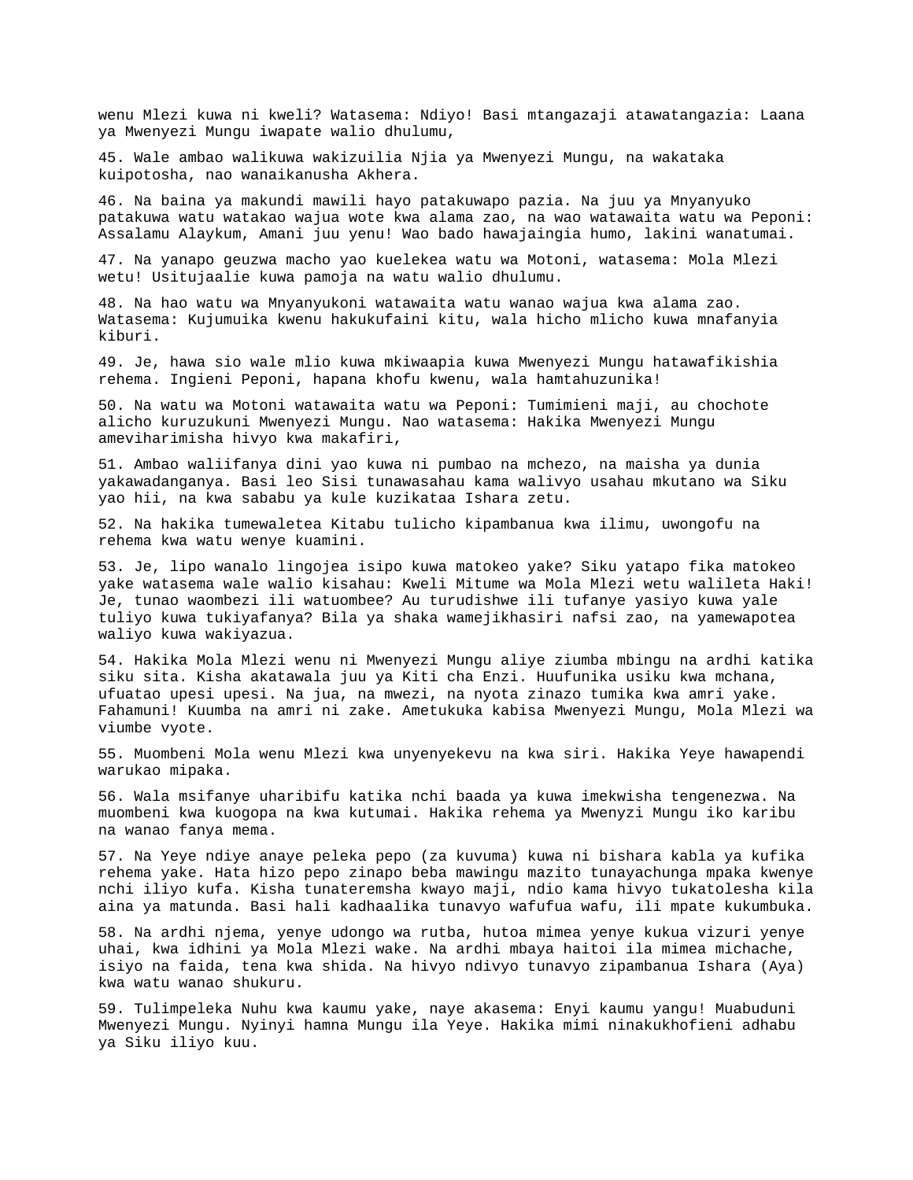wenu Mlezi kuwa ni kweli? Watasema: Ndiyo! Basi mtangazaji atawatangazia: Laana ya Mwenyezi Mungu iwapate walio dhulumu,

45. Wale ambao walikuwa wakizuilia Njia ya Mwenyezi Mungu, na wakataka kuipotosha, nao wanaikanusha Akhera.

46. Na baina ya makundi mawili hayo patakuwapo pazia. Na juu ya Mnyanyuko patakuwa watu watakao wajua wote kwa alama zao, na wao watawaita watu wa Peponi: Assalamu Alaykum, Amani juu yenu! Wao bado hawajaingia humo, lakini wanatumai.

47. Na yanapo geuzwa macho yao kuelekea watu wa Motoni, watasema: Mola Mlezi wetu! Usitujaalie kuwa pamoja na watu walio dhulumu.

48. Na hao watu wa Mnyanyukoni watawaita watu wanao wajua kwa alama zao. Watasema: Kujumuika kwenu hakukufaini kitu, wala hicho mlicho kuwa mnafanyia kiburi.

49. Je, hawa sio wale mlio kuwa mkiwaapia kuwa Mwenyezi Mungu hatawafikishia rehema. Ingieni Peponi, hapana khofu kwenu, wala hamtahuzunika!

50. Na watu wa Motoni watawaita watu wa Peponi: Tumimieni maji, au chochote alicho kuruzukuni Mwenyezi Mungu. Nao watasema: Hakika Mwenyezi Mungu ameviharimisha hivyo kwa makafiri,

51. Ambao waliifanya dini yao kuwa ni pumbao na mchezo, na maisha ya dunia yakawadanganya. Basi leo Sisi tunawasahau kama walivyo usahau mkutano wa Siku yao hii, na kwa sababu ya kule kuzikataa Ishara zetu.

52. Na hakika tumewaletea Kitabu tulicho kipambanua kwa ilimu, uwongofu na rehema kwa watu wenye kuamini.

53. Je, lipo wanalo lingojea isipo kuwa matokeo yake? Siku yatapo fika matokeo yake watasema wale walio kisahau: Kweli Mitume wa Mola Mlezi wetu walileta Haki! Je, tunao waombezi ili watuombee? Au turudishwe ili tufanye yasiyo kuwa yale tuliyo kuwa tukiyafanya? Bila ya shaka wamejikhasiri nafsi zao, na yamewapotea waliyo kuwa wakiyazua.

54. Hakika Mola Mlezi wenu ni Mwenyezi Mungu aliye ziumba mbingu na ardhi katika siku sita. Kisha akatawala juu ya Kiti cha Enzi. Huufunika usiku kwa mchana, ufuatao upesi upesi. Na jua, na mwezi, na nyota zinazo tumika kwa amri yake. Fahamuni! Kuumba na amri ni zake. Ametukuka kabisa Mwenyezi Mungu, Mola Mlezi wa viumbe vyote.

55. Muombeni Mola wenu Mlezi kwa unyenyekevu na kwa siri. Hakika Yeye hawapendi warukao mipaka.

56. Wala msifanye uharibifu katika nchi baada ya kuwa imekwisha tengenezwa. Na muombeni kwa kuogopa na kwa kutumai. Hakika rehema ya Mwenyzi Mungu iko karibu na wanao fanya mema.

57. Na Yeye ndiye anaye peleka pepo (za kuvuma) kuwa ni bishara kabla ya kufika rehema yake. Hata hizo pepo zinapo beba mawingu mazito tunayachunga mpaka kwenye nchi iliyo kufa. Kisha tunateremsha kwayo maji, ndio kama hivyo tukatolesha kila aina ya matunda. Basi hali kadhaalika tunavyo wafufua wafu, ili mpate kukumbuka.

58. Na ardhi njema, yenye udongo wa rutba, hutoa mimea yenye kukua vizuri yenye uhai, kwa idhini ya Mola Mlezi wake. Na ardhi mbaya haitoi ila mimea michache, isiyo na faida, tena kwa shida. Na hivyo ndivyo tunavyo zipambanua Ishara (Aya) kwa watu wanao shukuru.

59. Tulimpeleka Nuhu kwa kaumu yake, naye akasema: Enyi kaumu yangu! Muabuduni Mwenyezi Mungu. Nyinyi hamna Mungu ila Yeye. Hakika mimi ninakukhofieni adhabu ya Siku iliyo kuu.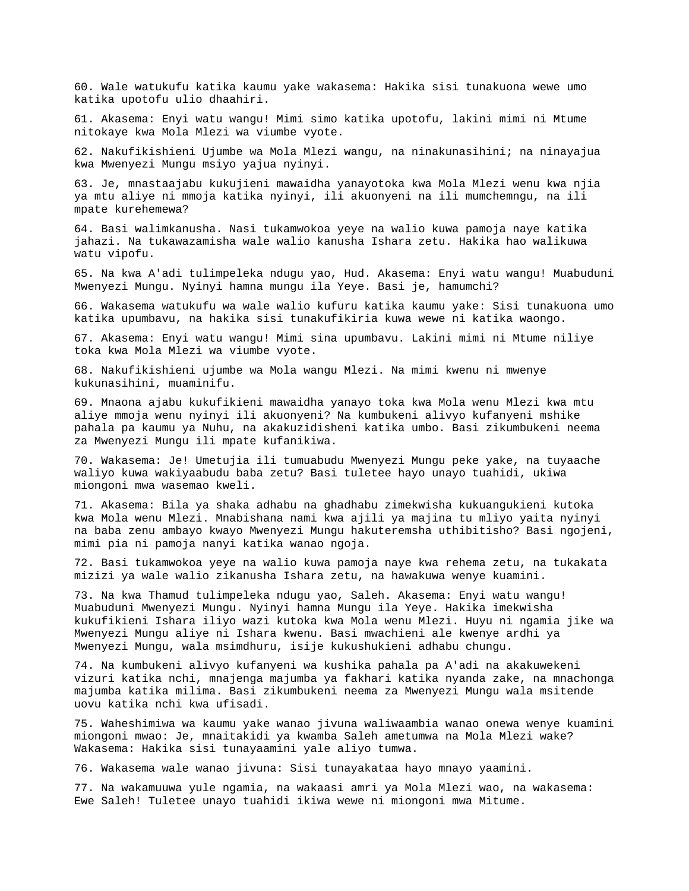60. Wale watukufu katika kaumu yake wakasema: Hakika sisi tunakuona wewe umo katika upotofu ulio dhaahiri.

61. Akasema: Enyi watu wangu! Mimi simo katika upotofu, lakini mimi ni Mtume nitokaye kwa Mola Mlezi wa viumbe vyote.

62. Nakufikishieni Ujumbe wa Mola Mlezi wangu, na ninakunasihini; na ninayajua kwa Mwenyezi Mungu msiyo yajua nyinyi.

63. Je, mnastaajabu kukujieni mawaidha yanayotoka kwa Mola Mlezi wenu kwa njia ya mtu aliye ni mmoja katika nyinyi, ili akuonyeni na ili mumchemngu, na ili mpate kurehemewa?

64. Basi walimkanusha. Nasi tukamwokoa yeye na walio kuwa pamoja naye katika jahazi. Na tukawazamisha wale walio kanusha Ishara zetu. Hakika hao walikuwa watu vipofu.

65. Na kwa A'adi tulimpeleka ndugu yao, Hud. Akasema: Enyi watu wangu! Muabuduni Mwenyezi Mungu. Nyinyi hamna mungu ila Yeye. Basi je, hamumchi?

66. Wakasema watukufu wa wale walio kufuru katika kaumu yake: Sisi tunakuona umo katika upumbavu, na hakika sisi tunakufikiria kuwa wewe ni katika waongo.

67. Akasema: Enyi watu wangu! Mimi sina upumbavu. Lakini mimi ni Mtume niliye toka kwa Mola Mlezi wa viumbe vyote.

68. Nakufikishieni ujumbe wa Mola wangu Mlezi. Na mimi kwenu ni mwenye kukunasihini, muaminifu.

69. Mnaona ajabu kukufikieni mawaidha yanayo toka kwa Mola wenu Mlezi kwa mtu aliye mmoja wenu nyinyi ili akuonyeni? Na kumbukeni alivyo kufanyeni mshike pahala pa kaumu ya Nuhu, na akakuzidisheni katika umbo. Basi zikumbukeni neema za Mwenyezi Mungu ili mpate kufanikiwa.

70. Wakasema: Je! Umetujia ili tumuabudu Mwenyezi Mungu peke yake, na tuyaache waliyo kuwa wakiyaabudu baba zetu? Basi tuletee hayo unayo tuahidi, ukiwa miongoni mwa wasemao kweli.

71. Akasema: Bila ya shaka adhabu na ghadhabu zimekwisha kukuangukieni kutoka kwa Mola wenu Mlezi. Mnabishana nami kwa ajili ya majina tu mliyo yaita nyinyi na baba zenu ambayo kwayo Mwenyezi Mungu hakuteremsha uthibitisho? Basi ngojeni, mimi pia ni pamoja nanyi katika wanao ngoja.

72. Basi tukamwokoa yeye na walio kuwa pamoja naye kwa rehema zetu, na tukakata mizizi ya wale walio zikanusha Ishara zetu, na hawakuwa wenye kuamini.

73. Na kwa Thamud tulimpeleka ndugu yao, Saleh. Akasema: Enyi watu wangu! Muabuduni Mwenyezi Mungu. Nyinyi hamna Mungu ila Yeye. Hakika imekwisha kukufikieni Ishara iliyo wazi kutoka kwa Mola wenu Mlezi. Huyu ni ngamia jike wa Mwenyezi Mungu aliye ni Ishara kwenu. Basi mwachieni ale kwenye ardhi ya Mwenyezi Mungu, wala msimdhuru, isije kukushukieni adhabu chungu.

74. Na kumbukeni alivyo kufanyeni wa kushika pahala pa A'adi na akakuwekeni vizuri katika nchi, mnajenga majumba ya fakhari katika nyanda zake, na mnachonga majumba katika milima. Basi zikumbukeni neema za Mwenyezi Mungu wala msitende uovu katika nchi kwa ufisadi.

75. Waheshimiwa wa kaumu yake wanao jivuna waliwaambia wanao onewa wenye kuamini miongoni mwao: Je, mnaitakidi ya kwamba Saleh ametumwa na Mola Mlezi wake? Wakasema: Hakika sisi tunayaamini yale aliyo tumwa.

76. Wakasema wale wanao jivuna: Sisi tunayakataa hayo mnayo yaamini.

77. Na wakamuuwa yule ngamia, na wakaasi amri ya Mola Mlezi wao, na wakasema: Ewe Saleh! Tuletee unayo tuahidi ikiwa wewe ni miongoni mwa Mitume.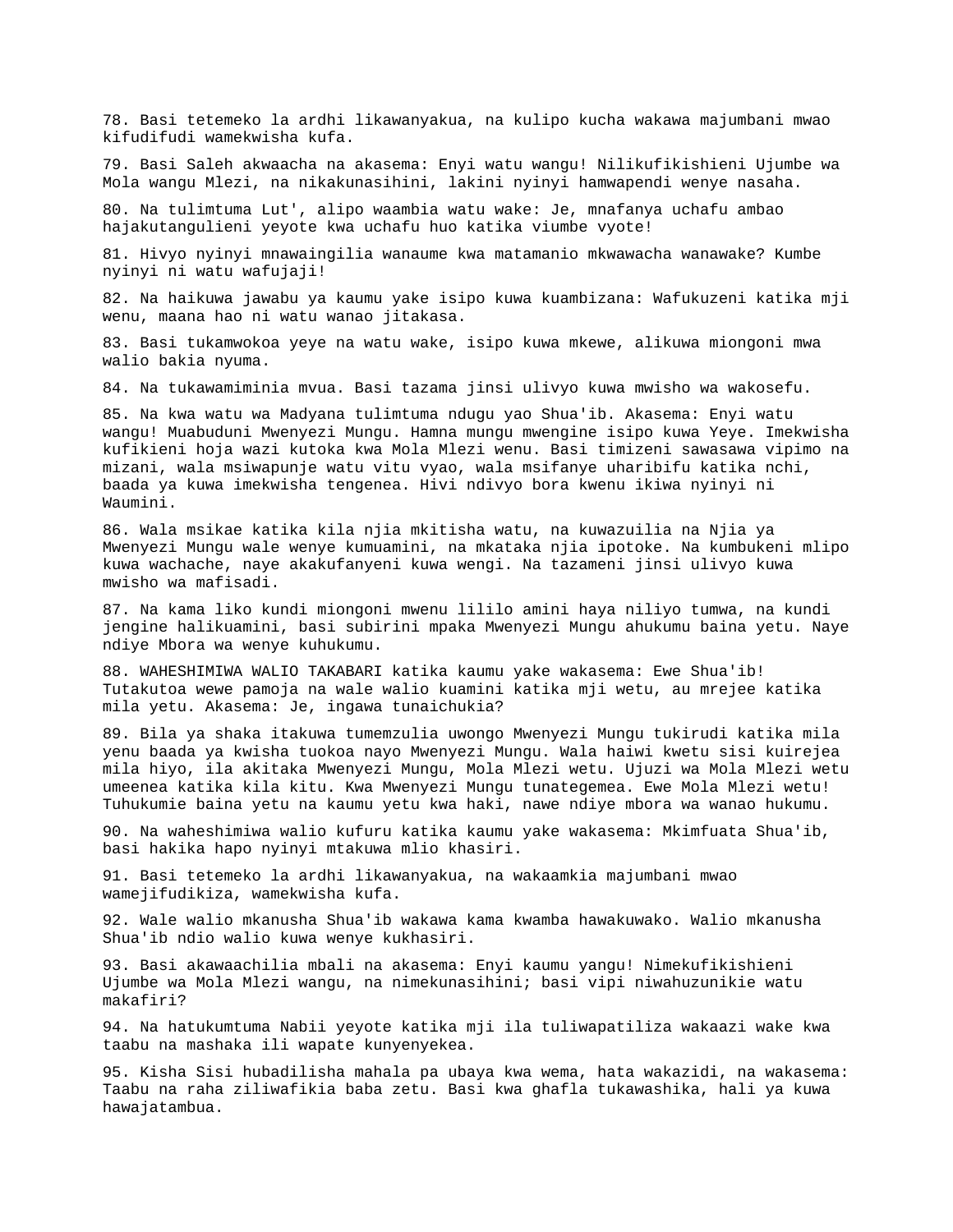78. Basi tetemeko la ardhi likawanyakua, na kulipo kucha wakawa majumbani mwao kifudifudi wamekwisha kufa.

79. Basi Saleh akwaacha na akasema: Enyi watu wangu! Nilikufikishieni Ujumbe wa Mola wangu Mlezi, na nikakunasihini, lakini nyinyi hamwapendi wenye nasaha.

80. Na tulimtuma Lut', alipo waambia watu wake: Je, mnafanya uchafu ambao hajakutanguliení yeyote kwa uchafu huo katika viumbe vyote!

81. Hivyo nyinyi mnawaingilia wanaume kwa matamanio mkwawacha wanawake? Kumbe nyinyi ni watu wafujaji!

82. Na haikuwa jawabu ya kaumu yake isipo kuwa kuambizana: Wafukuzeni katika mji wenu, maana hao ni watu wanao jitakasa.

83. Basi tukamwokoa yeye na watu wake, isipo kuwa mkewe, alikuwa miongoni mwa walio bakia nyuma.

84. Na tukawamiminia mvua. Basi tazama jinsi ulivyo kuwa mwisho wa wakosefu.

85. Na kwa watu wa Madyana tulimtuma ndugu yao Shua'ib. Akasema: Enyi watu wangu! Muabuduni Mwenyezi Mungu. Hamna mungu mwengine isipo kuwa Yeye. Imekwisha kufikieni hoja wazi kutoka kwa Mola Mlezi wenu. Basi timizeni sawasawa vipimo na mizani, wala msiwapunje watu vitu vyao, wala msifanye uharibifu katika nchi, baada ya kuwa imekwisha tengenea. Hivi ndivyo bora kwenu ikiwa nyinyi ni Waumini.

86. Wala msikae katika kila njia mkitisha watu, na kuwazuilia na Njia ya Mwenyezi Mungu wale wenye kumuamini, na mkataka njia ipotoke. Na kumbukeni mlipo kuwa wachache, naye akakufanyeni kuwa wengi. Na tazameni jinsi ulivyo kuwa mwisho wa mafisadi.

87. Na kama liko kundi miongoni mwenu lililo amini haya niliyo tumwa, na kundi jengine halikuamini, basi subirini mpaka Mwenyezi Mungu ahukumu baina yetu. Naye ndiye Mbora wa wenye kuhukumu.

88. WAHESHIMIWA WALIO TAKABARI katika kaumu yake wakasema: Ewe Shua'ib! Tutakutoa wewe pamoja na wale walio kuamini katika mji wetu, au mrejee katika mila yetu. Akasema: Je, ingawa tunaichukia?

89. Bila ya shaka itakuwa tumemzulia uwongo Mwenyezi Mungu tukirudi katika mila yenu baada ya kwisha tuokoa nayo Mwenyezi Mungu. Wala haiwi kwetu sisi kuirejea mila hiyo, ila akitaka Mwenyezi Mungu, Mola Mlezi wetu. Ujuzi wa Mola Mlezi wetu umeenea katika kila kitu. Kwa Mwenyezi Mungu tunategemea. Ewe Mola Mlezi wetu! Tuhukumie baina yetu na kaumu yetu kwa haki, nawe ndiye mbora wa wanao hukumu.

90. Na waheshimiwa walio kufuru katika kaumu yake wakasema: Mkimfuata Shua'ib, basi hakika hapo nyinyi mtakuwa mlio khasiri.

91. Basi tetemeko la ardhi likawanyakua, na wakaamkia majumbani mwao wamejifudikiza, wamekwisha kufa.

92. Wale walio mkanusha Shua'ib wakawa kama kwamba hawakuwako. Walio mkanusha Shua'ib ndio walio kuwa wenye kukhasiri.

93. Basi akawaachilia mbali na akasema: Enyi kaumu yangu! Nimekufikishieni Ujumbe wa Mola Mlezi wangu, na nimekunasihini; basi vipi niwahuzunikie watu makafiri?

94. Na hatukumtuma Nabii yeyote katika mji ila tuliwapatiliza wakaazi wake kwa taabu na mashaka ili wapate kunyenyekea.

95. Kisha Sisi hubadilisha mahala pa ubaya kwa wema, hata wakazidi, na wakasema: Taabu na raha ziliwafikia baba zetu. Basi kwa ghafla tukawashika, hali ya kuwa hawajatambua.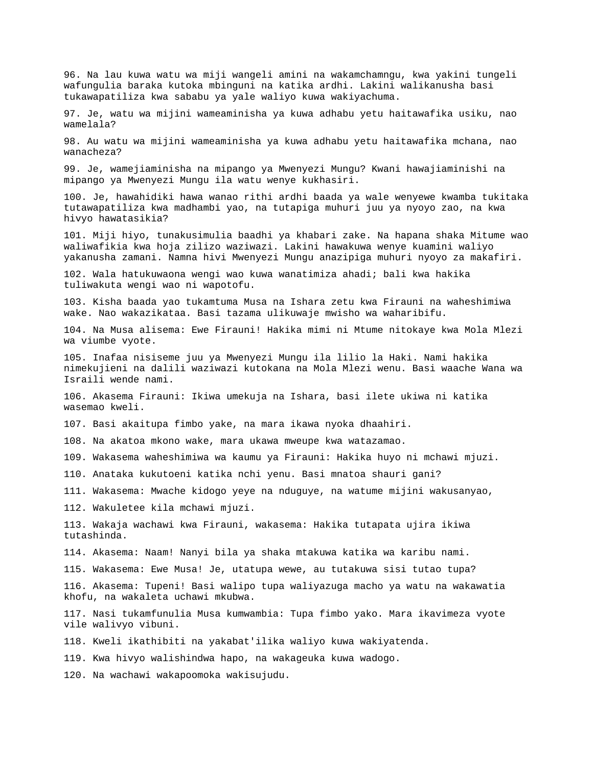96. Na lau kuwa watu wa miji wangeli amini na wakamchamngu, kwa yakini tungeli wafungulia baraka kutoka mbinguni na katika ardhi. Lakini walikanusha basi tukawapatiliza kwa sababu ya yale waliyo kuwa wakiyachuma.

97. Je, watu wa mijini wameaminisha ya kuwa adhabu yetu haitawafika usiku, nao wamelala?

98. Au watu wa mijini wameaminisha ya kuwa adhabu yetu haitawafika mchana, nao wanacheza?

99. Je, wamejiaminisha na mipango ya Mwenyezi Mungu? Kwani hawajiaminishi na mipango ya Mwenyezi Mungu ila watu wenye kukhasiri.

100. Je, hawahidiki hawa wanao rithi ardhi baada ya wale wenyewe kwamba tukitaka tutawapatiliza kwa madhambi yao, na tutapiga muhuri juu ya nyoyo zao, na kwa hivyo hawatasikia?

101. Miji hiyo, tunakusimulia baadhi ya khabari zake. Na hapana shaka Mitume wao waliwafikia kwa hoja zilizo waziwazi. Lakini hawakuwa wenye kuamini waliyo yakanusha zamani. Namna hivi Mwenyezi Mungu anazipiga muhuri nyoyo za makafiri.

102. Wala hatukuwaona wengi wao kuwa wanatimiza ahadi; bali kwa hakika tuliwakuta wengi wao ni wapotofu.

103. Kisha baada yao tukamtuma Musa na Ishara zetu kwa Firauni na waheshimiwa wake. Nao wakazikataa. Basi tazama ulikuwaje mwisho wa waharibifu.

104. Na Musa alisema: Ewe Firauni! Hakika mimi ni Mtume nitokaye kwa Mola Mlezi wa viumbe vyote.

105. Inafaa nisiseme juu ya Mwenyezi Mungu ila lilio la Haki. Nami hakika nimekujieni na dalili waziwazi kutokana na Mola Mlezi wenu. Basi waache Wana wa Israili wende nami.

106. Akasema Firauni: Ikiwa umekuja na Ishara, basi ilete ukiwa ni katika wasemao kweli.

107. Basi akaitupa fimbo yake, na mara ikawa nyoka dhaahiri.

108. Na akatoa mkono wake, mara ukawa mweupe kwa watazamao.

109. Wakasema waheshimiwa wa kaumu ya Firauni: Hakika huyo ni mchawi mjuzi.

110. Anataka kukutoeni katika nchi yenu. Basi mnatoa shauri gani?

111. Wakasema: Mwache kidogo yeye na nduguye, na watume mijini wakusanyao,

112. Wakuletee kila mchawi mjuzi.

113. Wakaja wachawi kwa Firauni, wakasema: Hakika tutapata ujira ikiwa tutashinda.

114. Akasema: Naam! Nanyi bila ya shaka mtakuwa katika wa karibu nami.

115. Wakasema: Ewe Musa! Je, utatupa wewe, au tutakuwa sisi tutao tupa?

116. Akasema: Tupeni! Basi walipo tupa waliyazuga macho ya watu na wakawatia khofu, na wakaleta uchawi mkubwa.

117. Nasi tukamfunulia Musa kumwambia: Tupa fimbo yako. Mara ikavimeza vyote vile walivyo vibuni.

118. Kweli ikathibiti na yakabat'ilika waliyo kuwa wakiyatenda.

119. Kwa hivyo walishindwa hapo, na wakageuka kuwa wadogo.

120. Na wachawi wakapoomoka wakisujudu.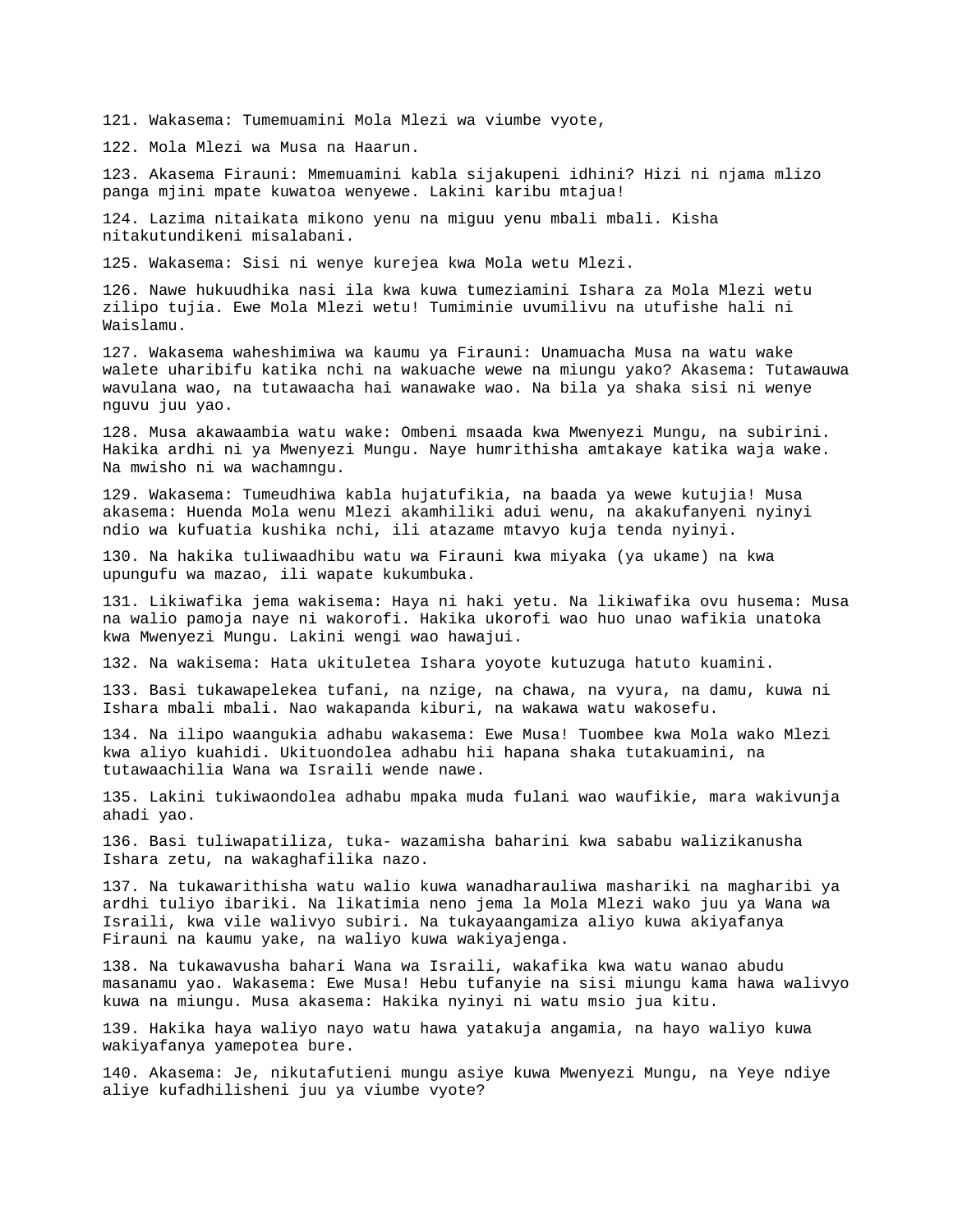121. Wakasema: Tumemuamini Mola Mlezi wa viumbe vyote,

122. Mola Mlezi wa Musa na Haarun.

123. Akasema Firauni: Mmemuamini kabla sijakupeni idhini? Hizi ni njama mlizo panga mjini mpate kuwatoa wenyewe. Lakini karibu mtajua!

124. Lazima nitaikata mikono yenu na miguu yenu mbali mbali. Kisha nitakutundikeni misalabani.

125. Wakasema: Sisi ni wenye kurejea kwa Mola wetu Mlezi.

126. Nawe hukuudhika nasi ila kwa kuwa tumeziamini Ishara za Mola Mlezi wetu zilipo tujia. Ewe Mola Mlezi wetu! Tumiminie uvumilivu na utufishe hali ni Waislamu.

127. Wakasema waheshimiwa wa kaumu ya Firauni: Unamuacha Musa na watu wake walete uharibifu katika nchi na wakuache wewe na miungu yako? Akasema: Tutawauwa wavulana wao, na tutawaacha hai wanawake wao. Na bila ya shaka sisi ni wenye nguvu juu yao.

128. Musa akawaambia watu wake: Ombeni msaada kwa Mwenyezi Mungu, na subirini. Hakika ardhi ni ya Mwenyezi Mungu. Naye humrithisha amtakaye katika waja wake. Na mwisho ni wa wachamngu.

129. Wakasema: Tumeudhiwa kabla hujatufikia, na baada ya wewe kutujia! Musa akasema: Huenda Mola wenu Mlezi akamhiliki adui wenu, na akakufanyeni nyinyi ndio wa kufuatia kushika nchi, ili atazame mtavyo kuja tenda nyinyi.

130. Na hakika tuliwaadhibu watu wa Firauni kwa miyaka (ya ukame) na kwa upungufu wa mazao, ili wapate kukumbuka.

131. Likiwafika jema wakisema: Haya ni haki yetu. Na likiwafika ovu husema: Musa na walio pamoja naye ni wakorofi. Hakika ukorofi wao huo unao wafikia unatoka kwa Mwenyezi Mungu. Lakini wengi wao hawajui.

132. Na wakisema: Hata ukituletea Ishara yoyote kutuzuga hatuto kuamini.

133. Basi tukawapelekea tufani, na nzige, na chawa, na vyura, na damu, kuwa ni Ishara mbali mbali. Nao wakapanda kiburi, na wakawa watu wakosefu.

134. Na ilipo waangukia adhabu wakasema: Ewe Musa! Tuombee kwa Mola wako Mlezi kwa aliyo kuahidi. Ukituondolea adhabu hii hapana shaka tutakuamini, na tutawaachilia Wana wa Israili wende nawe.

135. Lakini tukiwaondolea adhabu mpaka muda fulani wao waufikie, mara wakivunja ahadi yao.

136. Basi tuliwapatiliza, tuka- wazamisha baharini kwa sababu walizikanusha Ishara zetu, na wakaghafilika nazo.

137. Na tukawarithisha watu walio kuwa wanadharauliwa mashariki na magharibi ya ardhi tuliyo ibariki. Na likatimia neno jema la Mola Mlezi wako juu ya Wana wa Israili, kwa vile walivyo subiri. Na tukayaangamiza aliyo kuwa akiyafanya Firauni na kaumu yake, na waliyo kuwa wakiyajenga.

138. Na tukawavusha bahari Wana wa Israili, wakafika kwa watu wanao abudu masanamu yao. Wakasema: Ewe Musa! Hebu tufanyie na sisi miungu kama hawa walivyo kuwa na miungu. Musa akasema: Hakika nyinyi ni watu msio jua kitu.

139. Hakika haya waliyo nayo watu hawa yatakuja angamia, na hayo waliyo kuwa wakiyafanya yamepotea bure.

140. Akasema: Je, nikutafutieni mungu asiye kuwa Mwenyezi Mungu, na Yeye ndiye aliye kufadhilisheni juu ya viumbe vyote?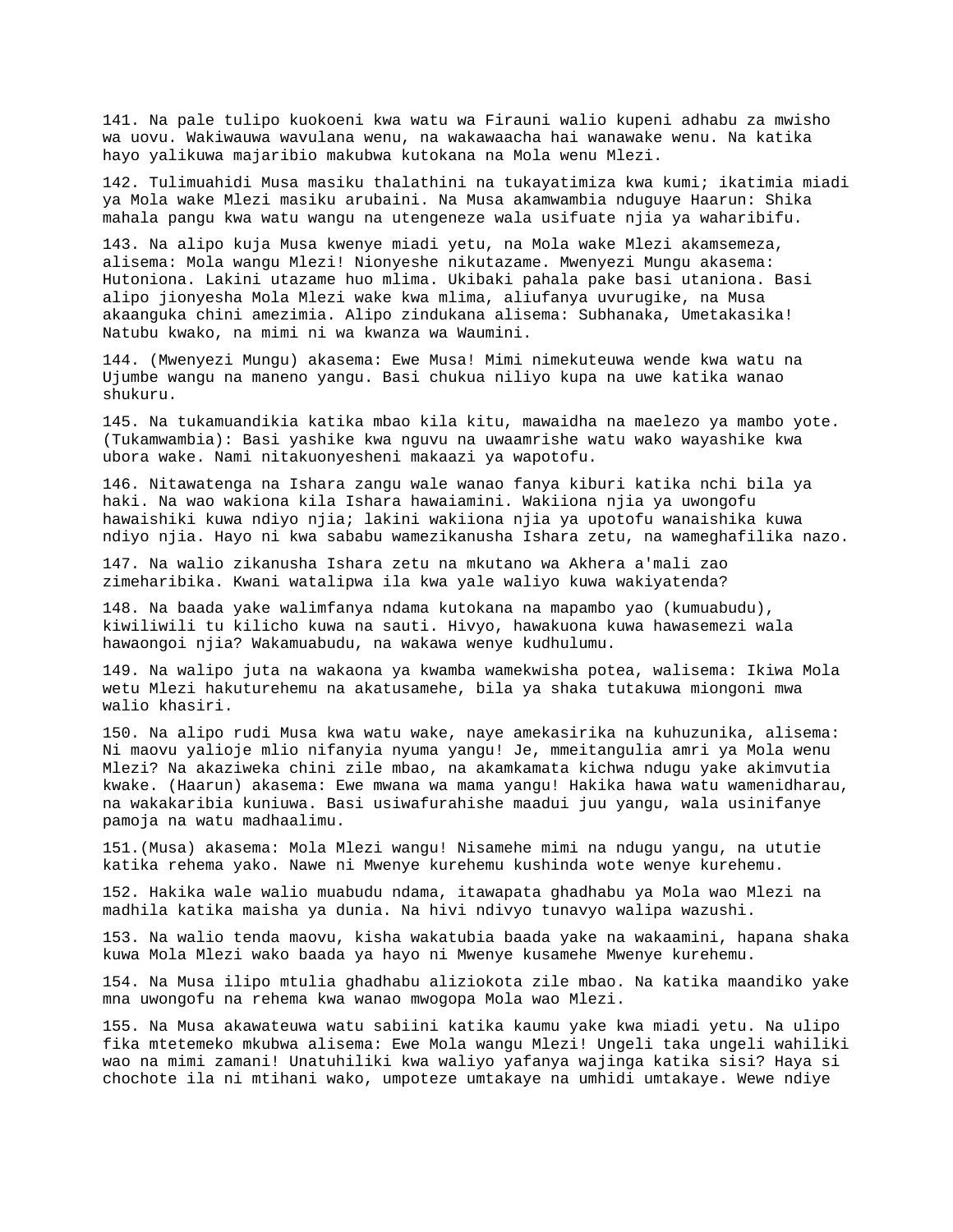141. Na pale tulipo kuokoeni kwa watu wa Firauni walio kupeni adhabu za mwisho wa uovu. Wakiwauwa wavulana wenu, na wakawaacha hai wanawake wenu. Na katika hayo yalikuwa majaribio makubwa kutokana na Mola wenu Mlezi.

142. Tulimuahidi Musa masiku thalathini na tukayatimiza kwa kumi; ikatimia miadi ya Mola wake Mlezi masiku arubaini. Na Musa akamwambia nduguye Haarun: Shika mahala pangu kwa watu wangu na utengeneze wala usifuate njia ya waharibifu.

143. Na alipo kuja Musa kwenye miadi yetu, na Mola wake Mlezi akamsemeza, alisema: Mola wangu Mlezi! Nionyeshe nikutazame. Mwenyezi Mungu akasema: Hutoniona. Lakini utazame huo mlima. Ukibaki pahala pake basi utaniona. Basi alipo jionyesha Mola Mlezi wake kwa mlima, aliufanya uvurugike, na Musa akaanguka chini amezimia. Alipo zindukana alisema: Subhanaka, Umetakasika! Natubu kwako, na mimi ni wa kwanza wa Waumini.

144. (Mwenyezi Mungu) akasema: Ewe Musa! Mimi nimekuteuwa wende kwa watu na Ujumbe wangu na maneno yangu. Basi chukua niliyo kupa na uwe katika wanao shukuru.

145. Na tukamuandikia katika mbao kila kitu, mawaidha na maelezo ya mambo yote. (Tukamwambia): Basi yashike kwa nguvu na uwaamrishe watu wako wayashike kwa ubora wake. Nami nitakuonyesheni makaazi ya wapotofu.

146. Nitawatenga na Ishara zangu wale wanao fanya kiburi katika nchi bila ya haki. Na wao wakiona kila Ishara hawaiamini. Wakiiona njia ya uwongofu hawaishiki kuwa ndiyo njia; lakini wakiiona njia ya upotofu wanaishika kuwa ndiyo njia. Hayo ni kwa sababu wamezikanusha Ishara zetu, na wameghafilika nazo.

147. Na walio zikanusha Ishara zetu na mkutano wa Akhera a'mali zao zimeharibika. Kwani watalipwa ila kwa yale waliyo kuwa wakiyatenda?

148. Na baada yake walimfanya ndama kutokana na mapambo yao (kumuabudu), kiwiliwili tu kilicho kuwa na sauti. Hivyo, hawakuona kuwa hawasemezi wala hawaongoi njia? Wakamuabudu, na wakawa wenye kudhulumu.

149. Na walipo juta na wakaona ya kwamba wamekwisha potea, walisema: Ikiwa Mola wetu Mlezi hakuturehemu na akatusamehe, bila ya shaka tutakuwa miongoni mwa walio khasiri.

150. Na alipo rudi Musa kwa watu wake, naye amekasirika na kuhuzunika, alisema: Ni maovu yalioje mlio nifanyia nyuma yangu! Je, mmeitangulia amri ya Mola wenu Mlezi? Na akaziweka chini zile mbao, na akamkamata kichwa ndugu yake akimvutia kwake. (Haarun) akasema: Ewe mwana wa mama yangu! Hakika hawa watu wamenidharau, na wakakaribia kuniuwa. Basi usiwafurahishe maadui juu yangu, wala usinifanye pamoja na watu madhaalimu.

151.(Musa) akasema: Mola Mlezi wangu! Nisamehe mimi na ndugu yangu, na ututie katika rehema yako. Nawe ni Mwenye kurehemu kushinda wote wenye kurehemu.

152. Hakika wale walio muabudu ndama, itawapata ghadhabu ya Mola wao Mlezi na madhila katika maisha ya dunia. Na hivi ndivyo tunavyo walipa wazushi.

153. Na walio tenda maovu, kisha wakatubia baada yake na wakaamini, hapana shaka kuwa Mola Mlezi wako baada ya hayo ni Mwenye kusamehe Mwenye kurehemu.

154. Na Musa ilipo mtulia ghadhabu aliziokota zile mbao. Na katika maandiko yake mna uwongofu na rehema kwa wanao mwogopa Mola wao Mlezi.

155. Na Musa akawateuwa watu sabiini katika kaumu yake kwa miadi yetu. Na ulipo fika mtetemeko mkubwa alisema: Ewe Mola wangu Mlezi! Ungeli taka ungeli wahiliki wao na mimi zamani! Unatuhiliki kwa waliyo yafanya wajinga katika sisi? Haya si chochote ila ni mtihani wako, umpoteze umtakaye na umhidi umtakaye. Wewe ndiye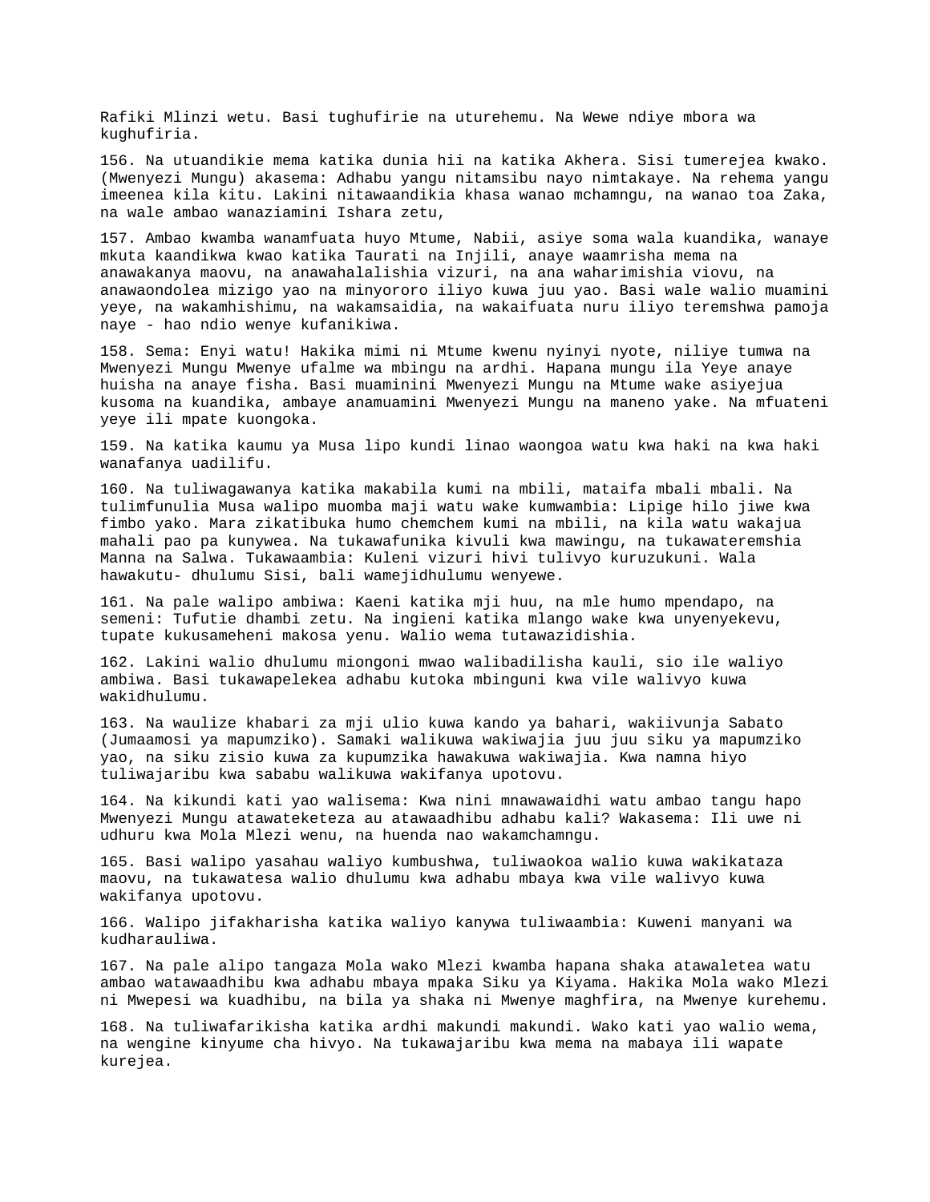Rafiki Mlinzi wetu. Basi tughufirie na uturehemu. Na Wewe ndiye mbora wa kughufiria.

156. Na utuandikie mema katika dunia hii na katika Akhera. Sisi tumerejea kwako. (Mwenyezi Mungu) akasema: Adhabu yangu nitamsibu nayo nimtakaye. Na rehema yangu imeenea kila kitu. Lakini nitawaandikia khasa wanao mchamngu, na wanao toa Zaka, na wale ambao wanaziamini Ishara zetu,

157. Ambao kwamba wanamfuata huyo Mtume, Nabii, asiye soma wala kuandika, wanaye mkuta kaandikwa kwao katika Taurati na Injili, anaye waamrisha mema na anawakanya maovu, na anawahalalishia vizuri, na ana waharimishia viovu, na anawaondolea mizigo yao na minyororo iliyo kuwa juu yao. Basi wale walio muamini yeye, na wakamhishimu, na wakamsaidia, na wakaifuata nuru iliyo teremshwa pamoja naye - hao ndio wenye kufanikiwa.

158. Sema: Enyi watu! Hakika mimi ni Mtume kwenu nyinyi nyote, niliye tumwa na Mwenyezi Mungu Mwenye ufalme wa mbingu na ardhi. Hapana mungu ila Yeye anaye huisha na anaye fisha. Basi muaminini Mwenyezi Mungu na Mtume wake asiyejua kusoma na kuandika, ambaye anamuamini Mwenyezi Mungu na maneno yake. Na mfuateni yeye ili mpate kuongoka.

159. Na katika kaumu ya Musa lipo kundi linao waongoa watu kwa haki na kwa haki wanafanya uadilifu.

160. Na tuliwagawanya katika makabila kumi na mbili, mataifa mbali mbali. Na tulimfunulia Musa walipo muomba maji watu wake kumwambia: Lipige hilo jiwe kwa fimbo yako. Mara zikatibuka humo chemchem kumi na mbili, na kila watu wakajua mahali pao pa kunywea. Na tukawafunika kivuli kwa mawingu, na tukawateremshia Manna na Salwa. Tukawaambia: Kuleni vizuri hivi tulivyo kuruzukuni. Wala hawakutu- dhulumu Sisi, bali wamejidhulumu wenyewe.

161. Na pale walipo ambiwa: Kaeni katika mji huu, na mle humo mpendapo, na semeni: Tufutie dhambi zetu. Na ingieni katika mlango wake kwa unyenyekevu, tupate kukusameheni makosa yenu. Walio wema tutawazidishia.

162. Lakini walio dhulumu miongoni mwao walibadilisha kauli, sio ile waliyo ambiwa. Basi tukawapelekea adhabu kutoka mbinguni kwa vile walivyo kuwa wakidhulumu.

163. Na waulize khabari za mji ulio kuwa kando ya bahari, wakiivunja Sabato (Jumaamosi ya mapumziko). Samaki walikuwa wakiwajia juu juu siku ya mapumziko yao, na siku zisio kuwa za kupumzika hawakuwa wakiwajia. Kwa namna hiyo tuliwajaribu kwa sababu walikuwa wakifanya upotovu.

164. Na kikundi kati yao walisema: Kwa nini mnawawaidhi watu ambao tangu hapo Mwenyezi Mungu atawateketeza au atawaadhibu adhabu kali? Wakasema: Ili uwe ni udhuru kwa Mola Mlezi wenu, na huenda nao wakamchamngu.

165. Basi walipo yasahau waliyo kumbushwa, tuliwaokoa walio kuwa wakikataza maovu, na tukawatesa walio dhulumu kwa adhabu mbaya kwa vile walivyo kuwa wakifanya upotovu.

166. Walipo jifakharisha katika waliyo kanywa tuliwaambia: Kuweni manyani wa kudharauliwa.

167. Na pale alipo tangaza Mola wako Mlezi kwamba hapana shaka atawaletea watu ambao watawaadhibu kwa adhabu mbaya mpaka Siku ya Kiyama. Hakika Mola wako Mlezi ni Mwepesi wa kuadhibu, na bila ya shaka ni Mwenye maghfira, na Mwenye kurehemu.

168. Na tuliwafarikisha katika ardhi makundi makundi. Wako kati yao walio wema, na wengine kinyume cha hivyo. Na tukawajaribu kwa mema na mabaya ili wapate kurejea.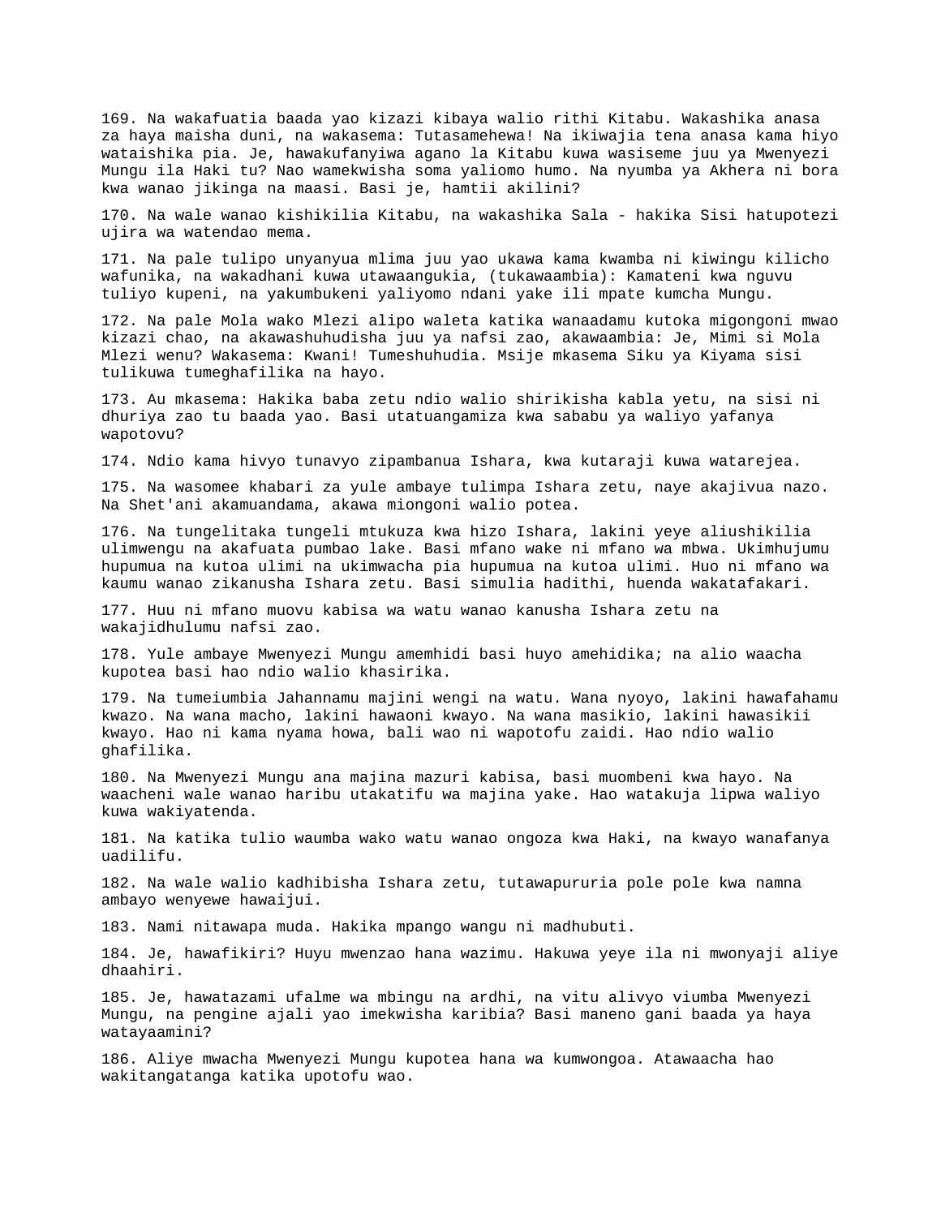169. Na wakafuatia baada yao kizazi kibaya walio rithi Kitabu. Wakashika anasa za haya maisha duni, na wakasema: Tutasamehewa! Na ikiwajia tena anasa kama hiyo wataishika pia. Je, hawakufanyiwa agano la Kitabu kuwa wasiseme juu ya Mwenyezi Mungu ila Haki tu? Nao wamekwisha soma yaliomo humo. Na nyumba ya Akhera ni bora kwa wanao jikinga na maasi. Basi je, hamtii akilini?

170. Na wale wanao kishikilia Kitabu, na wakashika Sala - hakika Sisi hatupotezi ujira wa watendao mema.

171. Na pale tulipo unyanyua mlima juu yao ukawa kama kwamba ni kiwingu kilicho wafunika, na wakadhani kuwa utawaangukia, (tukawaambia): Kamateni kwa nguvu tuliyo kupeni, na yakumbukeni yaliyomo ndani yake ili mpate kumcha Mungu.

172. Na pale Mola wako Mlezi alipo waleta katika wanaadamu kutoka migongoni mwao kizazi chao, na akawashuhudisha juu ya nafsi zao, akawaambia: Je, Mimi si Mola Mlezi wenu? Wakasema: Kwani! Tumeshuhudia. Msije mkasema Siku ya Kiyama sisi tulikuwa tumeghafilika na hayo.

173. Au mkasema: Hakika baba zetu ndio walio shirikisha kabla yetu, na sisi ni dhuriya zao tu baada yao. Basi utatuangamiza kwa sababu ya waliyo yafanya wapotovu?

174. Ndio kama hivyo tunavyo zipambanua Ishara, kwa kutaraji kuwa watarejea.

175. Na wasomee khabari za yule ambaye tulimpa Ishara zetu, naye akajivua nazo. Na Shet'ani akamuandama, akawa miongoni walio potea.

176. Na tungelitaka tungeli mtukuza kwa hizo Ishara, lakini yeye aliushikilia ulimwengu na akafuata pumbao lake. Basi mfano wake ni mfano wa mbwa. Ukimhujumu hupumua na kutoa ulimi na ukimwacha pia hupumua na kutoa ulimi. Huo ni mfano wa kaumu wanao zikanusha Ishara zetu. Basi simulia hadithi, huenda wakatafakari.

177. Huu ni mfano muovu kabisa wa watu wanao kanusha Ishara zetu na wakajidhulumu nafsi zao.

178. Yule ambaye Mwenyezi Mungu amemhidi basi huyo amehidika; na alio waacha kupotea basi hao ndio walio khasirika.

179. Na tumeiumbia Jahannamu majini wengi na watu. Wana nyoyo, lakini hawafahamu kwazo. Na wana macho, lakini hawaoni kwayo. Na wana masikio, lakini hawasikii kwayo. Hao ni kama nyama howa, bali wao ni wapotofu zaidi. Hao ndio walio ghafilika.

180. Na Mwenyezi Mungu ana majina mazuri kabisa, basi muombeni kwa hayo. Na waacheni wale wanao haribu utakatifu wa majina yake. Hao watakuja lipwa waliyo kuwa wakiyatenda.

181. Na katika tulio waumba wako watu wanao ongoza kwa Haki, na kwayo wanafanya uadilifu.

182. Na wale walio kadhibisha Ishara zetu, tutawapururia pole pole kwa namna ambayo wenyewe hawaijui.

183. Nami nitawapa muda. Hakika mpango wangu ni madhubuti.

184. Je, hawafikiri? Huyu mwenzao hana wazimu. Hakuwa yeye ila ni mwonyaji aliye dhaahiri.

185. Je, hawatazami ufalme wa mbingu na ardhi, na vitu alivyo viumba Mwenyezi Mungu, na pengine ajali yao imekwisha karibia? Basi maneno gani baada ya haya watayaamini?

186. Aliye mwacha Mwenyezi Mungu kupotea hana wa kumwongoa. Atawaacha hao wakitangatanga katika upotofu wao.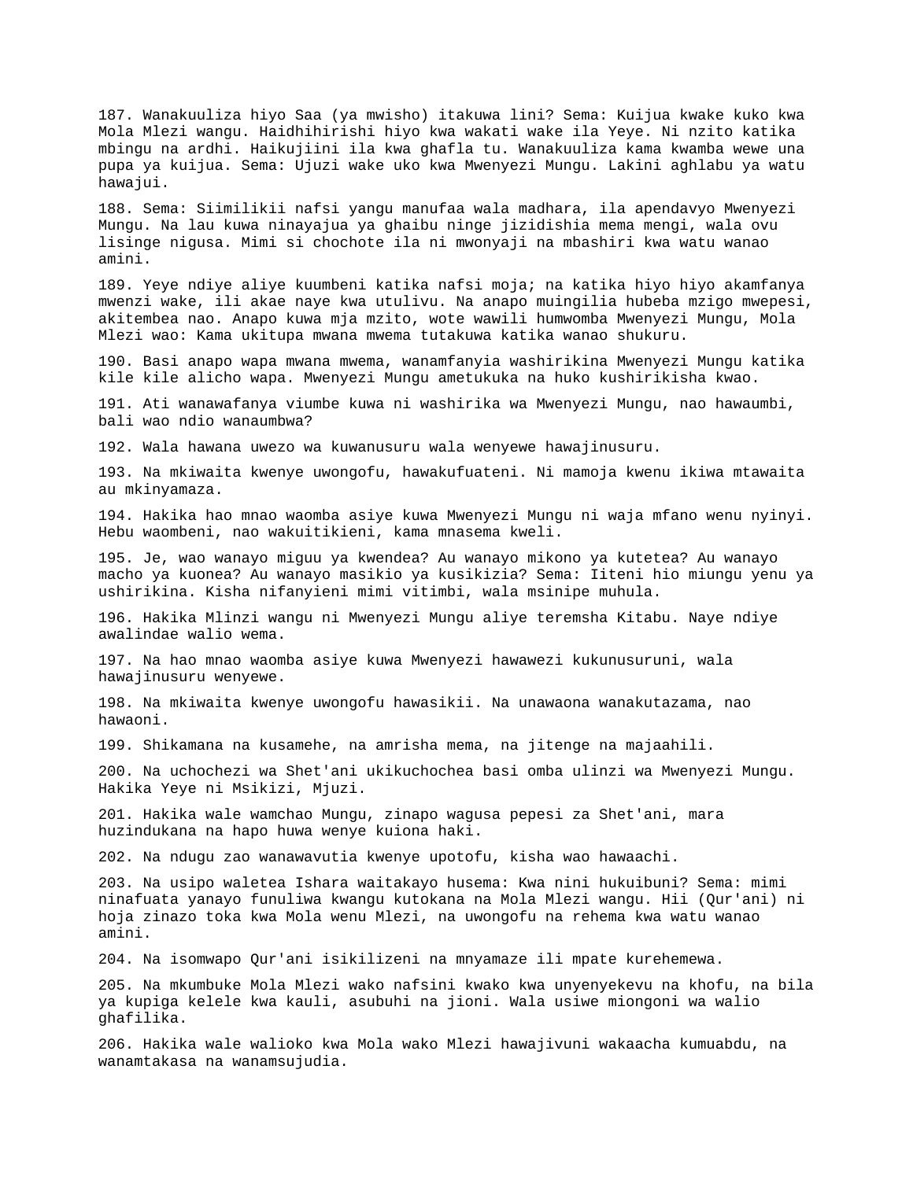187. Wanakuuliza hiyo Saa (ya mwisho) itakuwa lini? Sema: Kuijua kwake kuko kwa Mola Mlezi wangu. Haidhihirishi hiyo kwa wakati wake ila Yeye. Ni nzito katika mbingu na ardhi. Haikujiini ila kwa ghafla tu. Wanakuuliza kama kwamba wewe una pupa ya kuijua. Sema: Ujuzi wake uko kwa Mwenyezi Mungu. Lakini aghlabu ya watu hawajui.

188. Sema: Siimilikii nafsi yangu manufaa wala madhara, ila apendavyo Mwenyezi Mungu. Na lau kuwa ninayajua ya ghaibu ninge jizidishia mema mengi, wala ovu lisinge nigusa. Mimi si chochote ila ni mwonyaji na mbashiri kwa watu wanao amini.

189. Yeye ndiye aliye kuumbeni katika nafsi moja; na katika hiyo hiyo akamfanya mwenzi wake, ili akae naye kwa utulivu. Na anapo muingilia hubeba mzigo mwepesi, akitembea nao. Anapo kuwa mja mzito, wote wawili humwomba Mwenyezi Mungu, Mola Mlezi wao: Kama ukitupa mwana mwema tutakuwa katika wanao shukuru.

190. Basi anapo wapa mwana mwema, wanamfanyia washirikina Mwenyezi Mungu katika kile kile alicho wapa. Mwenyezi Mungu ametukuka na huko kushirikisha kwao.

191. Ati wanawafanya viumbe kuwa ni washirika wa Mwenyezi Mungu, nao hawaumbi, bali wao ndio wanaumbwa?

192. Wala hawana uwezo wa kuwanusuru wala wenyewe hawajinusuru.

193. Na mkiwaita kwenye uwongofu, hawakufuateni. Ni mamoja kwenu ikiwa mtawaita au mkinyamaza.

194. Hakika hao mnao waomba asiye kuwa Mwenyezi Mungu ni waja mfano wenu nyinyi. Hebu waombeni, nao wakuitikieni, kama mnasema kweli.

195. Je, wao wanayo miguu ya kwendea? Au wanayo mikono ya kutetea? Au wanayo macho ya kuonea? Au wanayo masikio ya kusikizia? Sema: Iiteni hio miungu yenu ya ushirikina. Kisha nifanyieni mimi vitimbi, wala msinipe muhula.

196. Hakika Mlinzi wangu ni Mwenyezi Mungu aliye teremsha Kitabu. Naye ndiye awalindae walio wema.

197. Na hao mnao waomba asiye kuwa Mwenyezi hawawezi kukunusuruni, wala hawajinusuru wenyewe.

198. Na mkiwaita kwenye uwongofu hawasikii. Na unawaona wanakutazama, nao hawaoni.

199. Shikamana na kusamehe, na amrisha mema, na jitenge na majaahili.

200. Na uchochezi wa Shet'ani ukikuchochea basi omba ulinzi wa Mwenyezi Mungu. Hakika Yeye ni Msikizi, Mjuzi.

201. Hakika wale wamchao Mungu, zinapo wagusa pepesi za Shet'ani, mara huzindukana na hapo huwa wenye kuiona haki.

202. Na ndugu zao wanawavutia kwenye upotofu, kisha wao hawaachi.

203. Na usipo waletea Ishara waitakayo husema: Kwa nini hukuibuni? Sema: mimi ninafuata yanayo funuliwa kwangu kutokana na Mola Mlezi wangu. Hii (Qur'ani) ni hoja zinazo toka kwa Mola wenu Mlezi, na uwongofu na rehema kwa watu wanao amini.

204. Na isomwapo Qur'ani isikilizeni na mnyamaze ili mpate kurehemewa.

205. Na mkumbuke Mola Mlezi wako nafsini kwako kwa unyenyekevu na khofu, na bila ya kupiga kelele kwa kauli, asubuhi na jioni. Wala usiwe miongoni wa walio ghafilika.

206. Hakika wale walioko kwa Mola wako Mlezi hawajivuni wakaacha kumuabdu, na wanamtakasa na wanamsujudia.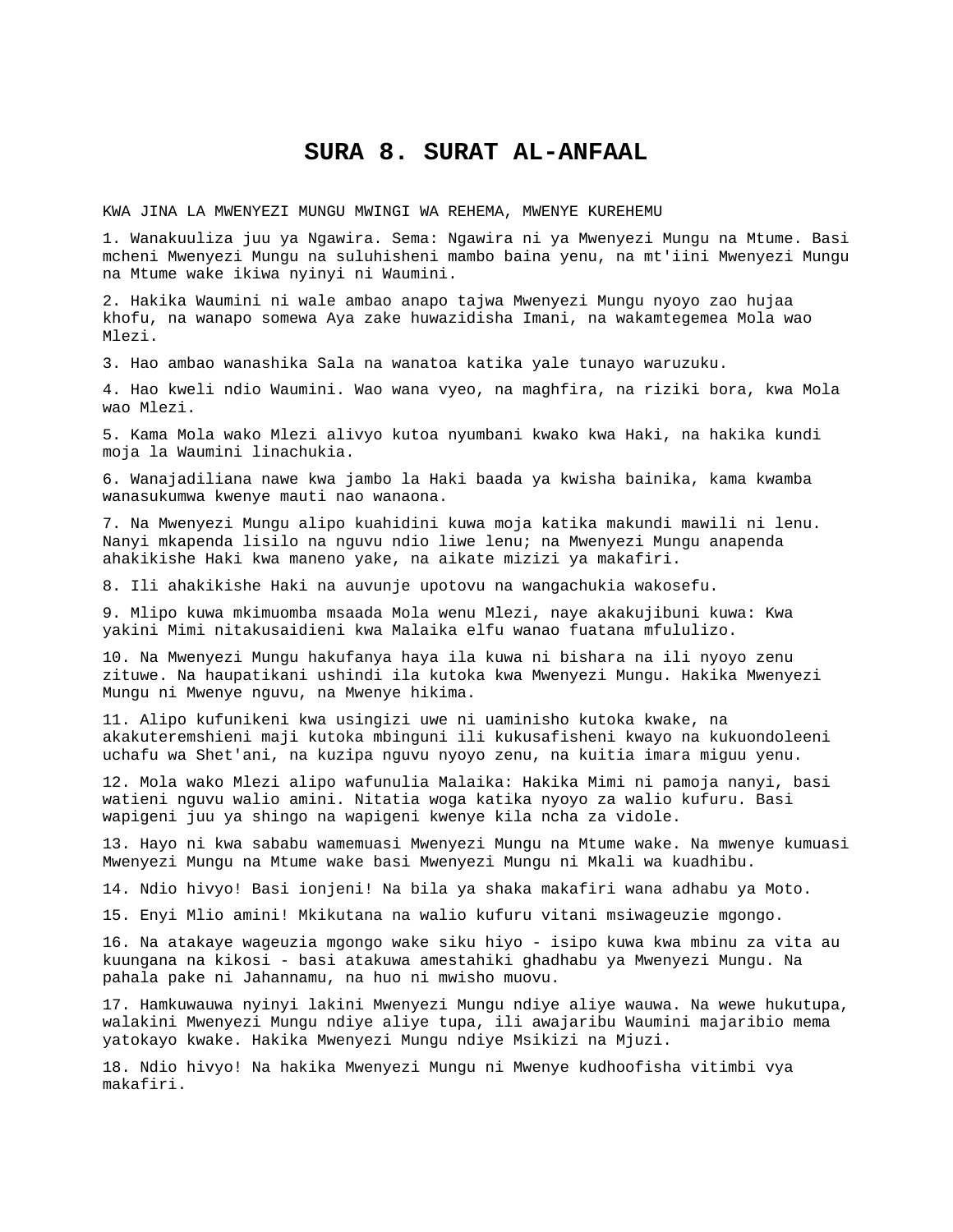# SURA 8. SURAT AL-ANFAAL

KWA JINA LA MWENYEZI MUNGU MWINGI WA REHEMA, MWENYE KUREHEMU

1. Wanakuuliza juu ya Ngawira. Sema: Ngawira ni ya Mwenyezi Mungu na Mtume. Basi mcheni Mwenyezi Mungu na suluhisheni mambo baina yenu, na mt'iini Mwenyezi Mungu na Mtume wake ikiwa nyinyi ni Waumini.

2. Hakika Waumini ni wale ambao anapo tajwa Mwenyezi Mungu nyoyo zao hujaa khofu, na wanapo somewa Aya zake huwazidisha Imani, na wakamtegemea Mola wao Mlezi.

3. Hao ambao wanashika Sala na wanatoa katika yale tunayo waruzuku.

4. Hao kweli ndio Waumini. Wao wana vyeo, na maghfira, na riziki bora, kwa Mola wao Mlezi.

5. Kama Mola wako Mlezi alivyo kutoa nyumbani kwako kwa Haki, na hakika kundi moja la Waumini linachukia.

6. Wanajadiliana nawe kwa jambo la Haki baada ya kwisha bainika, kama kwamba wanasukumwa kwenye mauti nao wanaona.

7. Na Mwenyezi Mungu alipo kuahidini kuwa moja katika makundi mawili ni lenu. Nanyi mkapenda lisilo na nguvu ndio liwe lenu; na Mwenyezi Mungu anapenda ahakikishe Haki kwa maneno yake, na aikate mizizi ya makafiri.

8. Ili ahakikishe Haki na auvunje upotovu na wangachukia wakosefu.

9. Mlipo kuwa mkimuomba msaada Mola wenu Mlezi, naye akakujibuni kuwa: Kwa yakini Mimi nitakusaidieni kwa Malaika elfu wanao fuatana mfululizo.

10. Na Mwenyezi Mungu hakufanya haya ila kuwa ni bishara na ili nyoyo zenu zituwe. Na haupatikani ushindi ila kutoka kwa Mwenyezi Mungu. Hakika Mwenyezi Mungu ni Mwenye nguvu, na Mwenye hikima.

11. Alipo kufunikeni kwa usingizi uwe ni uaminisho kutoka kwake, na akakuteremshieni maji kutoka mbinguni ili kukusafisheni kwayo na kukuondoleeni uchafu wa Shet'ani, na kuzipa nguvu nyoyo zenu, na kuitia imara miguu yenu.

12. Mola wako Mlezi alipo wafunulia Malaika: Hakika Mimi ni pamoja nanyi, basi watieni nguvu walio amini. Nitatia woga katika nyoyo za walio kufuru. Basi wapigeni juu ya shingo na wapigeni kwenye kila ncha za vidole.

13. Hayo ni kwa sababu wamemuasi Mwenyezi Mungu na Mtume wake. Na mwenye kumuasi Mwenyezi Mungu na Mtume wake basi Mwenyezi Mungu ni Mkali wa kuadhibu.

14. Ndio hivyo! Basi ionjeni! Na bila ya shaka makafiri wana adhabu ya Moto.

15. Enyi Mlio amini! Mkikutana na walio kufuru vitani msiwageuzie mgongo.

16. Na atakaye wageuzia mgongo wake siku hiyo - isipo kuwa kwa mbinu za vita au kuungana na kikosi - basi atakuwa amestahiki ghadhabu ya Mwenyezi Mungu. Na pahala pake ni Jahannamu, na huo ni mwisho muovu.

17. Hamkuwauwa nyinyi lakini Mwenyezi Mungu ndiye aliye wauwa. Na wewe hukutupa, walakini Mwenyezi Mungu ndiye aliye tupa, ili awajaribu Waumini majaribio mema yatokayo kwake. Hakika Mwenyezi Mungu ndiye Msikizi na Mjuzi.

18. Ndio hivyo! Na hakika Mwenyezi Mungu ni Mwenye kudhoofisha vitimbi vya makafiri.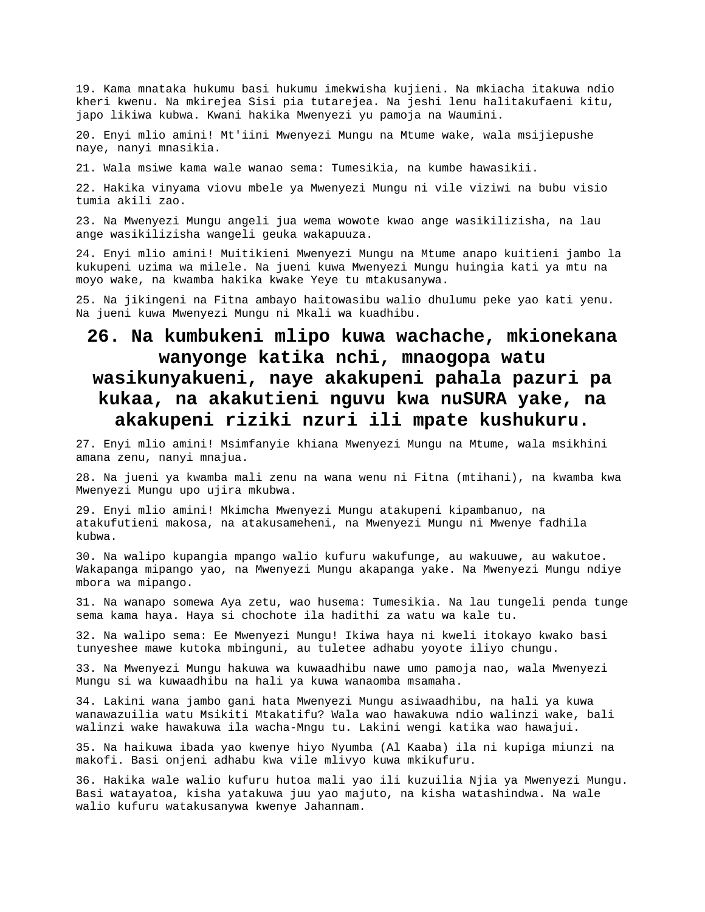19. Kama mnataka hukumu basi hukumu imekwisha kujieni. Na mkiacha itakuwa ndio kheri kwenu. Na mkirejea Sisi pia tutarejea. Na jeshi lenu halitakufaeni kitu, japo likiwa kubwa. Kwani hakika Mwenyezi yu pamoja na Waumini.

20. Enyi mlio amini! Mt'iini Mwenyezi Mungu na Mtume wake, wala msijiepushe naye, nanyi mnasikia.

21. Wala msiwe kama wale wanao sema: Tumesikia, na kumbe hawasikii.

22. Hakika vinyama viovu mbele ya Mwenyezi Mungu ni vile viziwi na bubu visio tumia akili zao.

23. Na Mwenyezi Mungu angeli jua wema wowote kwao ange wasikilizisha, na lau ange wasikilizisha wangeli geuka wakapuuza.

24. Enyi mlio amini! Muitikieni Mwenyezi Mungu na Mtume anapo kuitieni jambo la kukupeni uzima wa milele. Na jueni kuwa Mwenyezi Mungu huingia kati ya mtu na moyo wake, na kwamba hakika kwake Yeye tu mtakusanywa.

25. Na jikingeni na Fitna ambayo haitowasibu walio dhulumu peke yao kati yenu. Na jueni kuwa Mwenyezi Mungu ni Mkali wa kuadhibu.

# 26. Na kumbukeni mlipo kuwa wachache, mkionekana wanyonge katika nchi, mnaogopa watu wasikunyakueni, naye akakupeni pahala pazuri pa kukaa, na akakutieni nguvu kwa nuSURA yake, na akakupeni riziki nzuri ili mpate kushukuru.

27. Enyi mlio amini! Msimfanyie khiana Mwenyezi Mungu na Mtume, wala msikhini amana zenu, nanyi mnajua.

28. Na jueni ya kwamba mali zenu na wana wenu ni Fitna (mtihani), na kwamba kwa Mwenyezi Mungu upo ujira mkubwa.

29. Enyi mlio amini! Mkimcha Mwenyezi Mungu atakupeni kipambanuo, na atakufutieni makosa, na atakusameheni, na Mwenyezi Mungu ni Mwenye fadhila kubwa.

30. Na walipo kupangia mpango walio kufuru wakufunge, au wakuuwe, au wakutoe. Wakapanga mipango yao, na Mwenyezi Mungu akapanga yake. Na Mwenyezi Mungu ndiye mbora wa mipango.

31. Na wanapo somewa Aya zetu, wao husema: Tumesikia. Na lau tungeli penda tunge sema kama haya. Haya si chochote ila hadithi za watu wa kale tu.

32. Na walipo sema: Ee Mwenyezi Mungu! Ikiwa haya ni kweli itokayo kwako basi tunyeshee mawe kutoka mbinguni, au tuletee adhabu yoyote iliyo chungu.

33. Na Mwenyezi Mungu hakuwa wa kuwaadhibu nawe umo pamoja nao, wala Mwenyezi Mungu si wa kuwaadhibu na hali ya kuwa wanaomba msamaha.

34. Lakini wana jambo gani hata Mwenyezi Mungu asiwaadhibu, na hali ya kuwa wanawazuilia watu Msikiti Mtakatifu? Wala wao hawakuwa ndio walinzi wake, bali walinzi wake hawakuwa ila wacha-Mngu tu. Lakini wengi katika wao hawajui.

35. Na haikuwa ibada yao kwenye hiyo Nyumba (Al Kaaba) ila ni kupiga miunzi na makofi. Basi onjeni adhabu kwa vile mlivyo kuwa mkikufuru.

36. Hakika wale walio kufuru hutoa mali yao ili kuzuilia Njia ya Mwenyezi Mungu. Basi watayatoa, kisha yatakuwa juu yao majuto, na kisha watashindwa. Na wale walio kufuru watakusanywa kwenye Jahannam.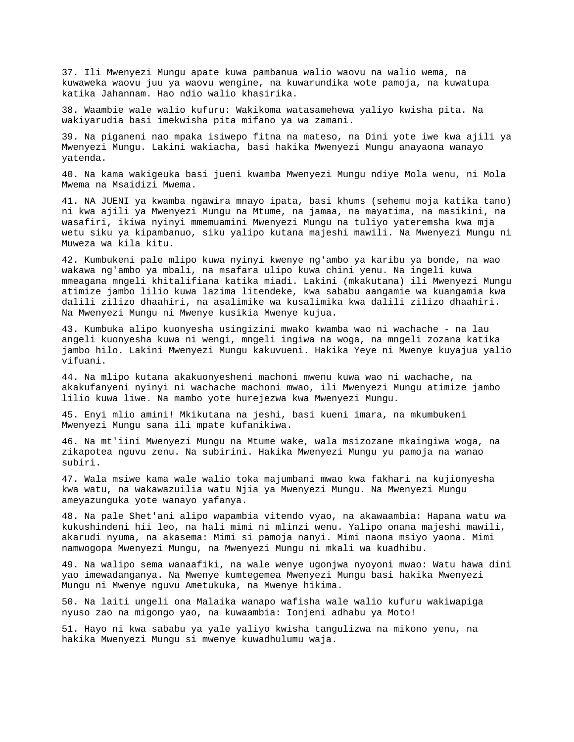37. Ili Mwenyezi Mungu apate kuwa pambanua walio waovu na walio wema, na kuwaweka waovu juu ya waovu wengine, na kuwarundika wote pamoja, na kuwatupa katika Jahannam. Hao ndio walio khasirika.

38. Waambie wale walio kufuru: Wakikoma watasamehewa yaliyo kwisha pita. Na wakiyarudia basi imekwisha pita mifano ya wa zamani.

39. Na piganeni nao mpaka isiwepo fitna na mateso, na Dini yote iwe kwa ajili ya Mwenyezi Mungu. Lakini wakiacha, basi hakika Mwenyezi Mungu anayaona wanayo yatenda.

40. Na kama wakigeuka basi jueni kwamba Mwenyezi Mungu ndiye Mola wenu, ni Mola Mwema na Msaidizi Mwema.

41. NA JUENI ya kwamba ngawira mnayo ipata, basi khums (sehemu moja katika tano) ni kwa ajili ya Mwenyezi Mungu na Mtume, na jamaa, na mayatima, na masikini, na wasafiri, ikiwa nyinyi mmemuamini Mwenyezi Mungu na tuliyo yateremsha kwa mja wetu siku ya kipambanuo, siku yalipo kutana majeshi mawili. Na Mwenyezi Mungu ni Muweza wa kila kitu.

42. Kumbukeni pale mlipo kuwa nyinyi kwenye ng'ambo ya karibu ya bonde, na wao wakawa ng'ambo ya mbali, na msafara ulipo kuwa chini yenu. Na ingeli kuwa mmeagana mngeli khitalifiana katika miadi. Lakini (mkakutana) ili Mwenyezi Mungu atimize jambo lilio kuwa lazima litendeke, kwa sababu aangamie wa kuangamia kwa dalili zilizo dhaahiri, na asalimike wa kusalimika kwa dalili zilizo dhaahiri. Na Mwenyezi Mungu ni Mwenye kusikia Mwenye kujua.

43. Kumbuka alipo kuonyesha usingizini mwako kwamba wao ni wachache - na lau angeli kuonyesha kuwa ni wengi, mngeli ingiwa na woga, na mngeli zozana katika jambo hilo. Lakini Mwenyezi Mungu kakuvueni. Hakika Yeye ni Mwenye kuyajua yalio vifuani.

44. Na mlipo kutana akakuonyesheni machoni mwenu kuwa wao ni wachache, na akakufanyeni nyinyi ni wachache machoni mwao, ili Mwenyezi Mungu atimize jambo lilio kuwa liwe. Na mambo yote hurejezwa kwa Mwenyezi Mungu.

45. Enyi mlio amini! Mkikutana na jeshi, basi kueni imara, na mkumbukeni Mwenyezi Mungu sana ili mpate kufanikiwa.

46. Na mt'iini Mwenyezi Mungu na Mtume wake, wala msizozane mkaingiwa woga, na zikapotea nguvu zenu. Na subirini. Hakika Mwenyezi Mungu yu pamoja na wanao subiri.

47. Wala msiwe kama wale walio toka majumbani mwao kwa fakhari na kujionyesha kwa watu, na wakawazuilia watu Njia ya Mwenyezi Mungu. Na Mwenyezi Mungu ameyazunguka yote wanayo yafanya.

48. Na pale Shet'ani alipo wapambia vitendo vyao, na akawaambia: Hapana watu wa kukushindeni hii leo, na hali mimi ni mlinzi wenu. Yalipo onana majeshi mawili, akarudi nyuma, na akasema: Mimi si pamoja nanyi. Mimi naona msiyo yaona. Mimi namwogopa Mwenyezi Mungu, na Mwenyezi Mungu ni mkali wa kuadhibu.

49. Na walipo sema wanaafiki, na wale wenye ugonjwa nyoyoni mwao: Watu hawa dini yao imewadanganya. Na Mwenye kumtegemea Mwenyezi Mungu basi hakika Mwenyezi Mungu ni Mwenye nguvu Ametukuka, na Mwenye hikima.

50. Na laiti ungeli ona Malaika wanapo wafisha wale walio kufuru wakiwapiga nyuso zao na migongo yao, na kuwaambia: Ionjeni adhabu ya Moto!

51. Hayo ni kwa sababu ya yale yaliyo kwisha tangulizwa na mikono yenu, na hakika Mwenyezi Mungu si mwenye kuwadhulumu waja.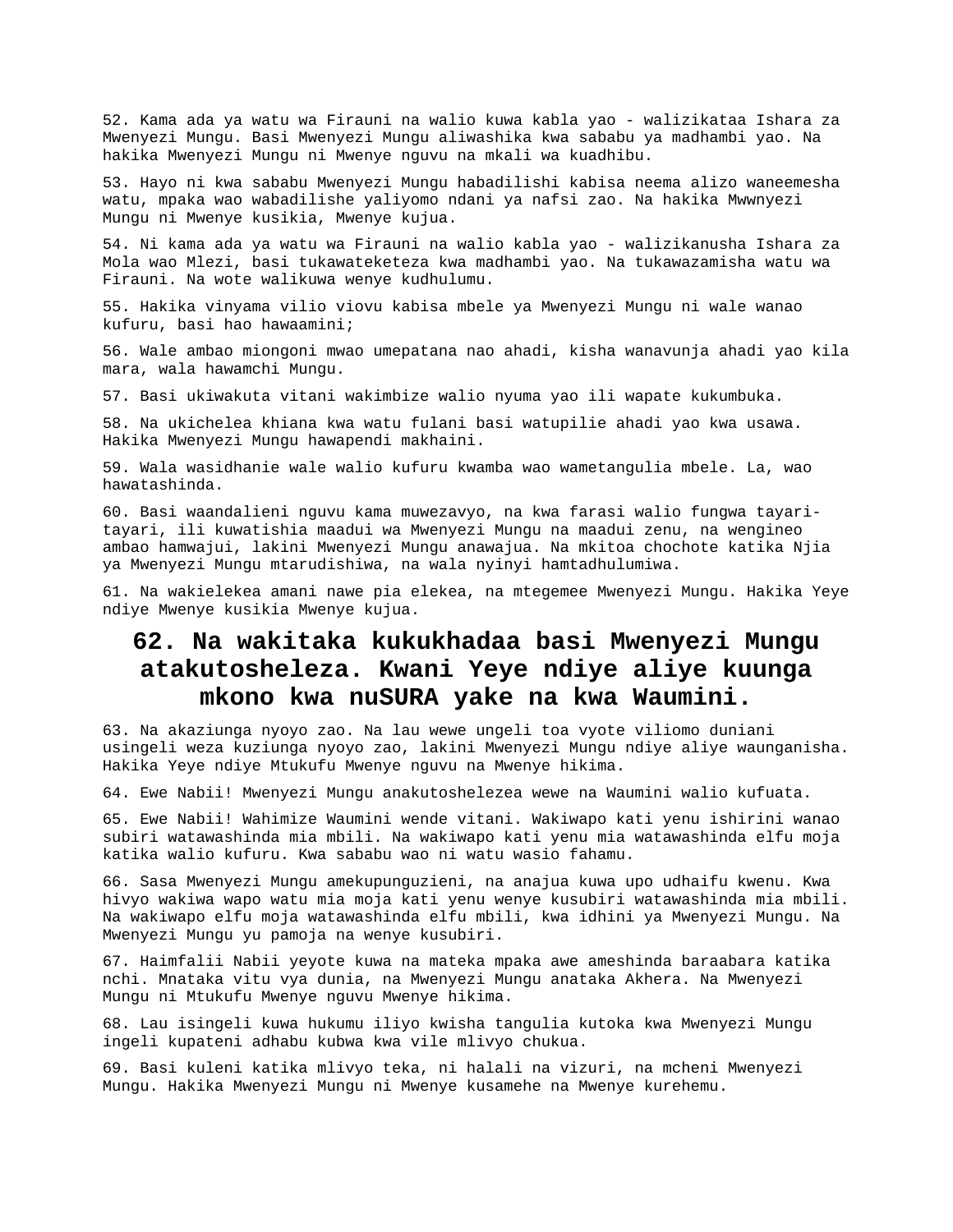52. Kama ada ya watu wa Firauni na walio kuwa kabla yao - walizikataa Ishara za Mwenyezi Mungu. Basi Mwenyezi Mungu aliwashika kwa sababu ya madhambi yao. Na hakika Mwenyezi Mungu ni Mwenye nguvu na mkali wa kuadhibu.

53. Hayo ni kwa sababu Mwenyezi Mungu habadilishi kabisa neema alizo waneemesha watu, mpaka wao wabadilishe yaliyomo ndani ya nafsi zao. Na hakika Mwwnyezi Mungu ni Mwenye kusikia, Mwenye kujua.

54. Ni kama ada ya watu wa Firauni na walio kabla yao - walizikanusha Ishara za Mola wao Mlezi, basi tukawateketeza kwa madhambi yao. Na tukawazamisha watu wa Firauni. Na wote walikuwa wenye kudhulumu.

55. Hakika vinyama vilio viovu kabisa mbele ya Mwenyezi Mungu ni wale wanao kufuru, basi hao hawaamini;

56. Wale ambao miongoni mwao umepatana nao ahadi, kisha wanavunja ahadi yao kila mara, wala hawamchi Mungu.

57. Basi ukiwakuta vitani wakimbize walio nyuma yao ili wapate kukumbuka.

58. Na ukichelea khiana kwa watu fulani basi watupilie ahadi yao kwa usawa. Hakika Mwenyezi Mungu hawapendi makhaini.

59. Wala wasidhanie wale walio kufuru kwamba wao wametangulia mbele. La, wao hawatashinda.

60. Basi waandalieni nguvu kama muwezavyo, na kwa farasi walio fungwa tayari-tayari, ili kuwatishia maadui wa Mwenyezi Mungu na maadui zenu, na wengineo ambao hamwajui, lakini Mwenyezi Mungu anawajua. Na mkitoa chochote katika Njia ya Mwenyezi Mungu mtarudishiwa, na wala nyinyi hamtadhulumiwa.

61. Na wakielekea amani nawe pia elekea, na mtegemee Mwenyezi Mungu. Hakika Yeye ndiye Mwenye kusikia Mwenye kujua.

## 62. Na wakitaka kukukhadaa basi Mwenyezi Mungu atakutosheleza. Kwani Yeye ndiye aliye kuunga mkono kwa nuSURA yake na kwa Waumini.

63. Na akaziunga nyoyo zao. Na lau wewe ungeli toa vyote viliomo duniani usingeli weza kuziunga nyoyo zao, lakini Mwenyezi Mungu ndiye aliye waunganisha. Hakika Yeye ndiye Mtukufu Mwenye nguvu na Mwenye hikima.

64. Ewe Nabii! Mwenyezi Mungu anakutoshelezea wewe na Waumini walio kufuata.

65. Ewe Nabii! Wahimize Waumini wende vitani. Wakiwapo kati yenu ishirini wanao subiri watawashinda mia mbili. Na wakiwapo kati yenu mia watawashinda elfu moja katika walio kufuru. Kwa sababu wao ni watu wasio fahamu.

66. Sasa Mwenyezi Mungu amekupunguzieni, na anajua kuwa upo udhaifu kwenu. Kwa hivyo wakiwa wapo watu mia moja kati yenu wenye kusubiri watawashinda mia mbili. Na wakiwapo elfu moja watawashinda elfu mbili, kwa idhini ya Mwenyezi Mungu. Na Mwenyezi Mungu yu pamoja na wenye kusubiri.

67. Haimfalii Nabii yeyote kuwa na mateka mpaka awe ameshinda baraabara katika nchi. Mnataka vitu vya dunia, na Mwenyezi Mungu anataka Akhera. Na Mwenyezi Mungu ni Mtukufu Mwenye nguvu Mwenye hikima.

68. Lau isingeli kuwa hukumu iliyo kwisha tangulia kutoka kwa Mwenyezi Mungu ingeli kupateni adhabu kubwa kwa vile mlivyo chukua.

69. Basi kuleni katika mlivyo teka, ni halali na vizuri, na mcheni Mwenyezi Mungu. Hakika Mwenyezi Mungu ni Mwenye kusamehe na Mwenye kurehemu.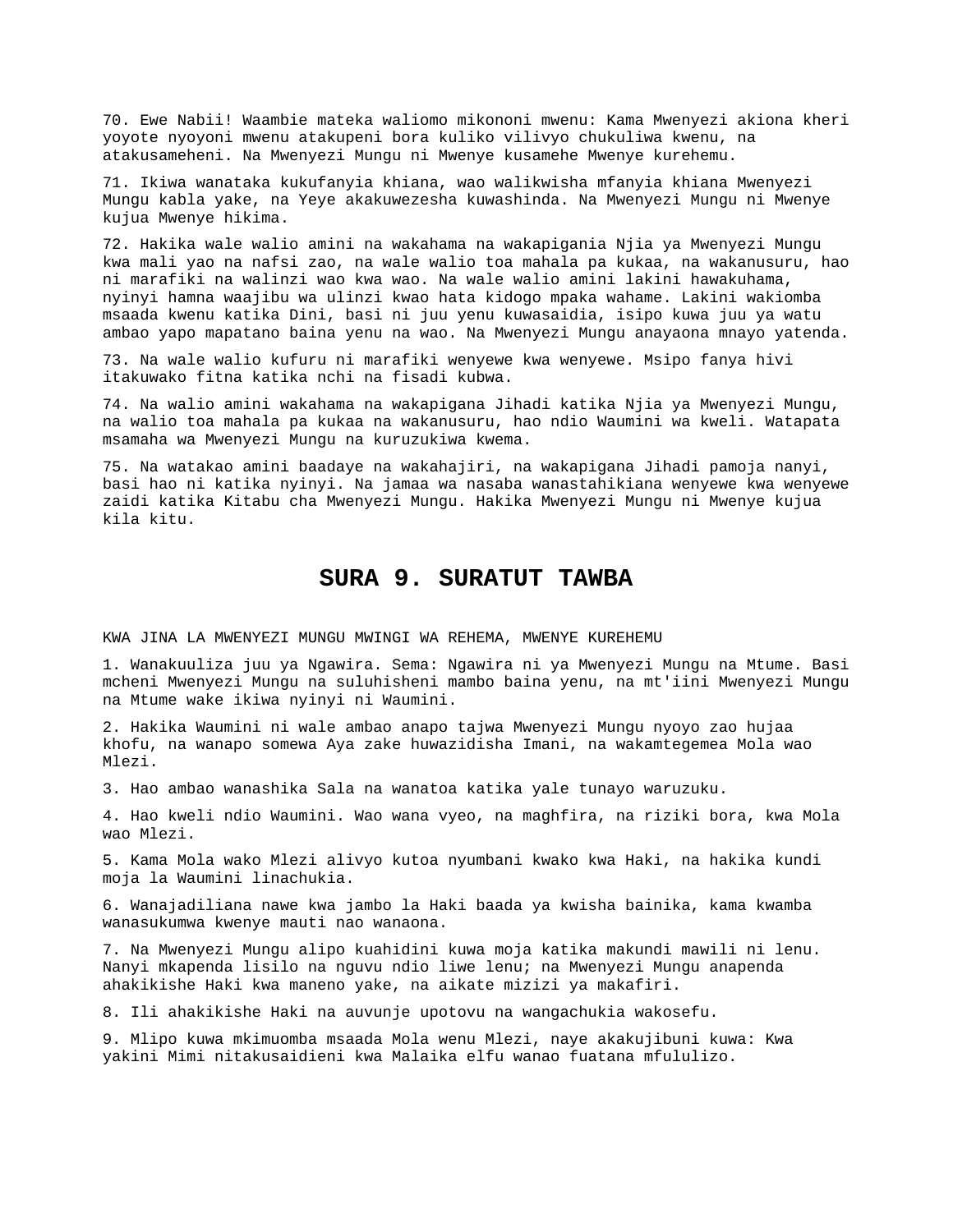70. Ewe Nabii! Waambie mateka waliomo mikononi mwenu: Kama Mwenyezi akiona kheri yoyote nyoyoni mwenu atakupeni bora kuliko vilivyo chukuliwa kwenu, na atakusameheni. Na Mwenyezi Mungu ni Mwenye kusamehe Mwenye kurehemu.

71. Ikiwa wanataka kukufanyia khiana, wao walikwisha mfanyia khiana Mwenyezi Mungu kabla yake, na Yeye akakuwezesha kuwashinda. Na Mwenyezi Mungu ni Mwenye kujua Mwenye hikima.

72. Hakika wale walio amini na wakahama na wakapigania Njia ya Mwenyezi Mungu kwa mali yao na nafsi zao, na wale walio toa mahala pa kukaa, na wakanusuru, hao ni marafiki na walinzi wao kwa wao. Na wale walio amini lakini hawakuhama, nyinyi hamna waajibu wa ulinzi kwao hata kidogo mpaka wahame. Lakini wakiomba msaada kwenu katika Dini, basi ni juu yenu kuwasaidia, isipo kuwa juu ya watu ambao yapo mapatano baina yenu na wao. Na Mwenyezi Mungu anayaona mnayo yatenda.

73. Na wale walio kufuru ni marafiki wenyewe kwa wenyewe. Msipo fanya hivi itakuwako fitna katika nchi na fisadi kubwa.

74. Na walio amini wakahama na wakapigana Jihadi katika Njia ya Mwenyezi Mungu, na walio toa mahala pa kukaa na wakanusuru, hao ndio Waumini wa kweli. Watapata msamaha wa Mwenyezi Mungu na kuruzukiwa kwema.

75. Na watakao amini baadaye na wakahajiri, na wakapigana Jihadi pamoja nanyi, basi hao ni katika nyinyi. Na jamaa wa nasaba wanastahikiana wenyewe kwa wenyewe zaidi katika Kitabu cha Mwenyezi Mungu. Hakika Mwenyezi Mungu ni Mwenye kujua kila kitu.

# SURA 9. SURATUT TAWBA

KWA JINA LA MWENYEZI MUNGU MWINGI WA REHEMA, MWENYE KUREHEMU

1. Wanakuuliza juu ya Ngawira. Sema: Ngawira ni ya Mwenyezi Mungu na Mtume. Basi mcheni Mwenyezi Mungu na suluhisheni mambo baina yenu, na mt'iini Mwenyezi Mungu na Mtume wake ikiwa nyinyi ni Waumini.

2. Hakika Waumini ni wale ambao anapo tajwa Mwenyezi Mungu nyoyo zao hujaa khofu, na wanapo somewa Aya zake huwazidisha Imani, na wakamtegemea Mola wao Mlezi.

3. Hao ambao wanashika Sala na wanatoa katika yale tunayo waruzuku.

4. Hao kweli ndio Waumini. Wao wana vyeo, na maghfira, na riziki bora, kwa Mola wao Mlezi.

5. Kama Mola wako Mlezi alivyo kutoa nyumbani kwako kwa Haki, na hakika kundi moja la Waumini linachukia.

6. Wanajadiliana nawe kwa jambo la Haki baada ya kwisha bainika, kama kwamba wanasukumwa kwenye mauti nao wanaona.

7. Na Mwenyezi Mungu alipo kuahidini kuwa moja katika makundi mawili ni lenu. Nanyi mkapenda lisilo na nguvu ndio liwe lenu; na Mwenyezi Mungu anapenda ahakikishe Haki kwa maneno yake, na aikate mizizi ya makafiri.

8. Ili ahakikishe Haki na auvunje upotovu na wangachukia wakosefu.

9. Mlipo kuwa mkimuomba msaada Mola wenu Mlezi, naye akakujibuni kuwa: Kwa yakini Mimi nitakusaidieni kwa Malaika elfu wanao fuatana mfululizo.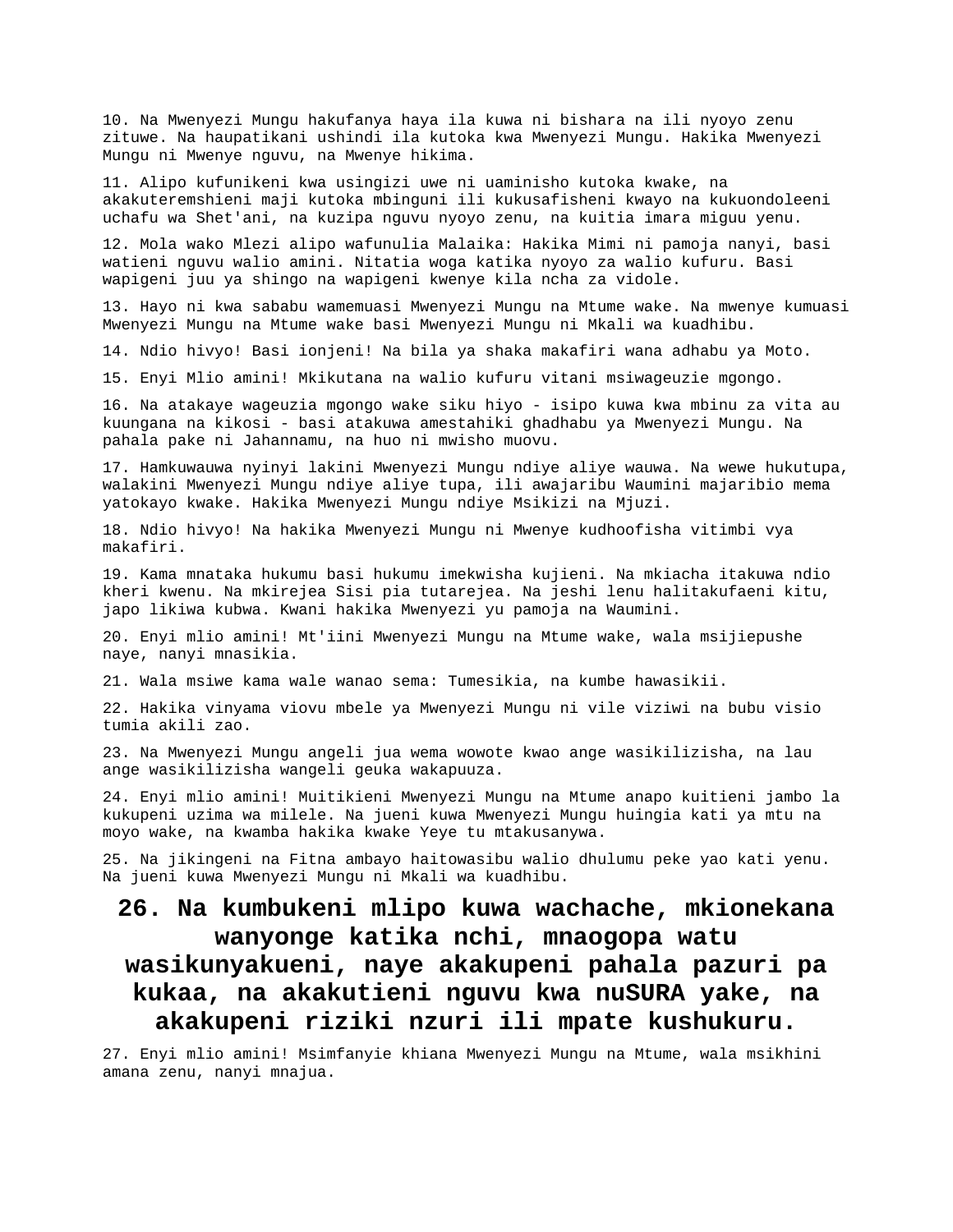10. Na Mwenyezi Mungu hakufanya haya ila kuwa ni bishara na ili nyoyo zenu zituwe. Na haupatikani ushindi ila kutoka kwa Mwenyezi Mungu. Hakika Mwenyezi Mungu ni Mwenye nguvu, na Mwenye hikima.

11. Alipo kufunikeni kwa usingizi uwe ni uaminisho kutoka kwake, na akakuteremshieni maji kutoka mbinguni ili kukusafisheni kwayo na kukuondoleeni uchafu wa Shet'ani, na kuzipa nguvu nyoyo zenu, na kuitia imara miguu yenu.

12. Mola wako Mlezi alipo wafunulia Malaika: Hakika Mimi ni pamoja nanyi, basi watieni nguvu walio amini. Nitatia woga katika nyoyo za walio kufuru. Basi wapigeni juu ya shingo na wapigeni kwenye kila ncha za vidole.

13. Hayo ni kwa sababu wamemuasi Mwenyezi Mungu na Mtume wake. Na mwenye kumuasi Mwenyezi Mungu na Mtume wake basi Mwenyezi Mungu ni Mkali wa kuadhibu.

14. Ndio hivyo! Basi ionjeni! Na bila ya shaka makafiri wana adhabu ya Moto.

15. Enyi Mlio amini! Mkikutana na walio kufuru vitani msiwageuzie mgongo.

16. Na atakaye wageuzia mgongo wake siku hiyo - isipo kuwa kwa mbinu za vita au kuungana na kikosi - basi atakuwa amestahiki ghadhabu ya Mwenyezi Mungu. Na pahala pake ni Jahannamu, na huo ni mwisho muovu.

17. Hamkuwauwa nyinyi lakini Mwenyezi Mungu ndiye aliye wauwa. Na wewe hukutupa, walakini Mwenyezi Mungu ndiye aliye tupa, ili awajaribu Waumini majaribio mema yatokayo kwake. Hakika Mwenyezi Mungu ndiye Msikizi na Mjuzi.

18. Ndio hivyo! Na hakika Mwenyezi Mungu ni Mwenye kudhoofisha vitimbi vya makafiri.

19. Kama mnataka hukumu basi hukumu imekwisha kujieni. Na mkiacha itakuwa ndio kheri kwenu. Na mkirejea Sisi pia tutarejea. Na jeshi lenu halitakufaeni kitu, japo likiwa kubwa. Kwani hakika Mwenyezi yu pamoja na Waumini.

20. Enyi mlio amini! Mt'iini Mwenyezi Mungu na Mtume wake, wala msijiepushe naye, nanyi mnasikia.

21. Wala msiwe kama wale wanao sema: Tumesikia, na kumbe hawasikii.

22. Hakika vinyama viovu mbele ya Mwenyezi Mungu ni vile viziwi na bubu visio tumia akili zao.

23. Na Mwenyezi Mungu angeli jua wema wowote kwao ange wasikilizisha, na lau ange wasikilizisha wangeli geuka wakapuuza.

24. Enyi mlio amini! Muitikieni Mwenyezi Mungu na Mtume anapo kuitieni jambo la kukupeni uzima wa milele. Na jueni kuwa Mwenyezi Mungu huingia kati ya mtu na moyo wake, na kwamba hakika kwake Yeye tu mtakusanywa.

25. Na jikingeni na Fitna ambayo haitowasibu walio dhulumu peke yao kati yenu. Na jueni kuwa Mwenyezi Mungu ni Mkali wa kuadhibu.

## 26. Na kumbukeni mlipo kuwa wachache, mkionekana wanyonge katika nchi, mnaogopa watu wasikunyakueni, naye akakupeni pahala pazuri pa kukaa, na akakutieni nguvu kwa nuSURA yake, na akakupeni riziki nzuri ili mpate kushukuru.

27. Enyi mlio amini! Msimfanyie khiana Mwenyezi Mungu na Mtume, wala msikhini amana zenu, nanyi mnajua.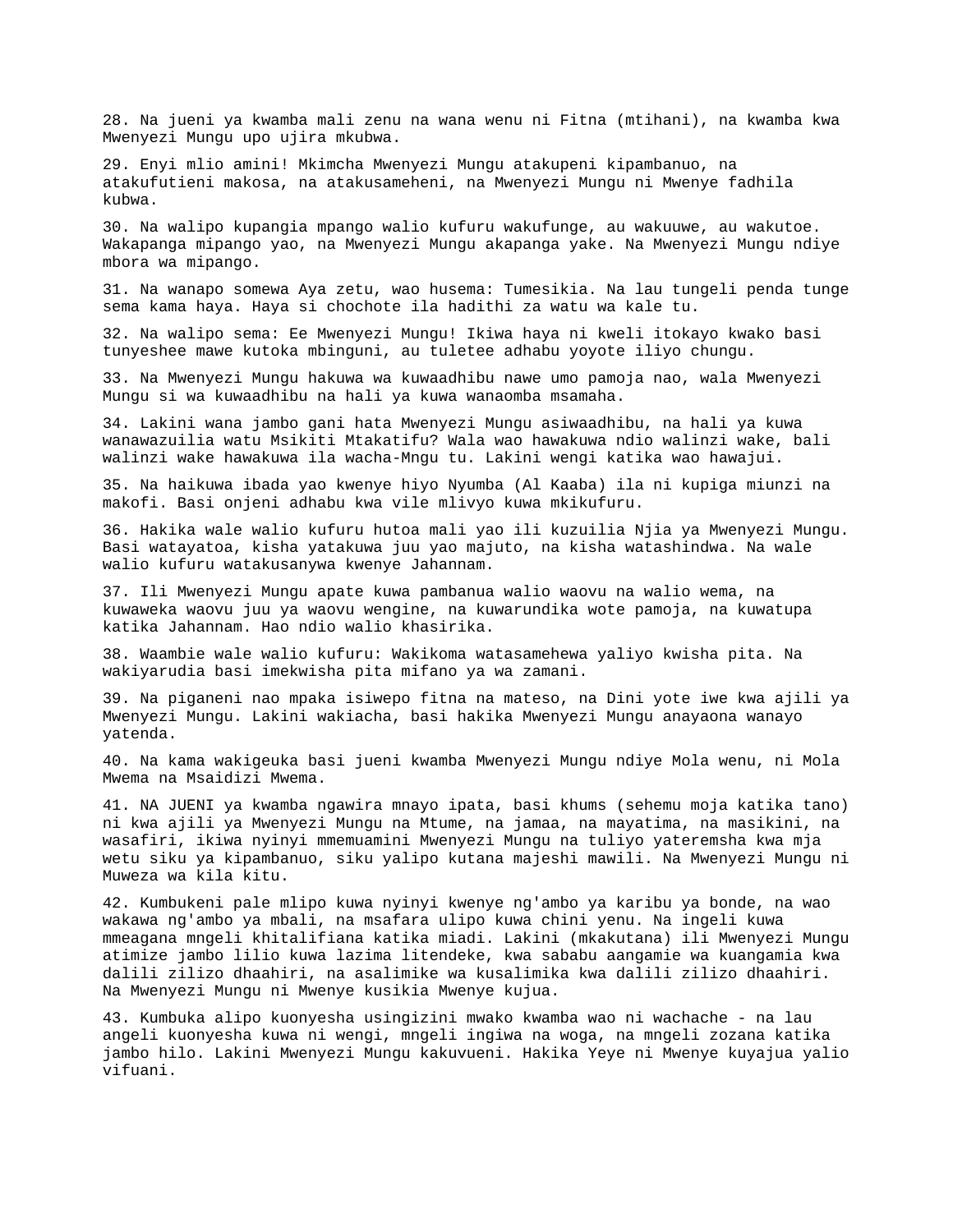28. Na jueni ya kwamba mali zenu na wana wenu ni Fitna (mtihani), na kwamba kwa Mwenyezi Mungu upo ujira mkubwa.

29. Enyi mlio amini! Mkimcha Mwenyezi Mungu atakupeni kipambanuo, na atakufutieni makosa, na atakusameheni, na Mwenyezi Mungu ni Mwenye fadhila kubwa.

30. Na walipo kupangia mpango walio kufuru wakufunge, au wakuuwe, au wakutoe. Wakapanga mipango yao, na Mwenyezi Mungu akapanga yake. Na Mwenyezi Mungu ndiye mbora wa mipango.

31. Na wanapo somewa Aya zetu, wao husema: Tumesikia. Na lau tungeli penda tunge sema kama haya. Haya si chochote ila hadithi za watu wa kale tu.

32. Na walipo sema: Ee Mwenyezi Mungu! Ikiwa haya ni kweli itokayo kwako basi tunyeshee mawe kutoka mbinguni, au tuletee adhabu yoyote iliyo chungu.

33. Na Mwenyezi Mungu hakuwa wa kuwaadhibu nawe umo pamoja nao, wala Mwenyezi Mungu si wa kuwaadhibu na hali ya kuwa wanaomba msamaha.

34. Lakini wana jambo gani hata Mwenyezi Mungu asiwaadhibu, na hali ya kuwa wanawazuilia watu Msikiti Mtakatifu? Wala wao hawakuwa ndio walinzi wake, bali walinzi wake hawakuwa ila wacha-Mngu tu. Lakini wengi katika wao hawajui.

35. Na haikuwa ibada yao kwenye hiyo Nyumba (Al Kaaba) ila ni kupiga miunzi na makofi. Basi onjeni adhabu kwa vile mlivyo kuwa mkikufuru.

36. Hakika wale walio kufuru hutoa mali yao ili kuzuilia Njia ya Mwenyezi Mungu. Basi watayatoa, kisha yatakuwa juu yao majuto, na kisha watashindwa. Na wale walio kufuru watakusanywa kwenye Jahannam.

37. Ili Mwenyezi Mungu apate kuwa pambanua walio waovu na walio wema, na kuwaweka waovu juu ya waovu wengine, na kuwarundika wote pamoja, na kuwatupa katika Jahannam. Hao ndio walio khasirika.

38. Waambie wale walio kufuru: Wakikoma watasamehewa yaliyo kwisha pita. Na wakiyarudia basi imekwisha pita mifano ya wa zamani.

39. Na piganeni nao mpaka isiwepo fitna na mateso, na Dini yote iwe kwa ajili ya Mwenyezi Mungu. Lakini wakiacha, basi hakika Mwenyezi Mungu anayaona wanayo yatenda.

40. Na kama wakigeuka basi jueni kwamba Mwenyezi Mungu ndiye Mola wenu, ni Mola Mwema na Msaidizi Mwema.

41. NA JUENI ya kwamba ngawira mnayo ipata, basi khums (sehemu moja katika tano) ni kwa ajili ya Mwenyezi Mungu na Mtume, na jamaa, na mayatima, na masikini, na wasafiri, ikiwa nyinyi mmemuamini Mwenyezi Mungu na tuliyo yateremsha kwa mja wetu siku ya kipambanuo, siku yalipo kutana majeshi mawili. Na Mwenyezi Mungu ni Muweza wa kila kitu.

42. Kumbukeni pale mlipo kuwa nyinyi kwenye ng'ambo ya karibu ya bonde, na wao wakawa ng'ambo ya mbali, na msafara ulipo kuwa chini yenu. Na ingeli kuwa mmeagana mngeli khitalifiana katika miadi. Lakini (mkakutana) ili Mwenyezi Mungu atimize jambo lilio kuwa lazima litendeke, kwa sababu aangamie wa kuangamia kwa dalili zilizo dhaahiri, na asalimike wa kusalimika kwa dalili zilizo dhaahiri. Na Mwenyezi Mungu ni Mwenye kusikia Mwenye kujua.

43. Kumbuka alipo kuonyesha usingizini mwako kwamba wao ni wachache - na lau angeli kuonyesha kuwa ni wengi, mngeli ingiwa na woga, na mngeli zozana katika jambo hilo. Lakini Mwenyezi Mungu kakuvueni. Hakika Yeye ni Mwenye kuyajua yalio vifuani.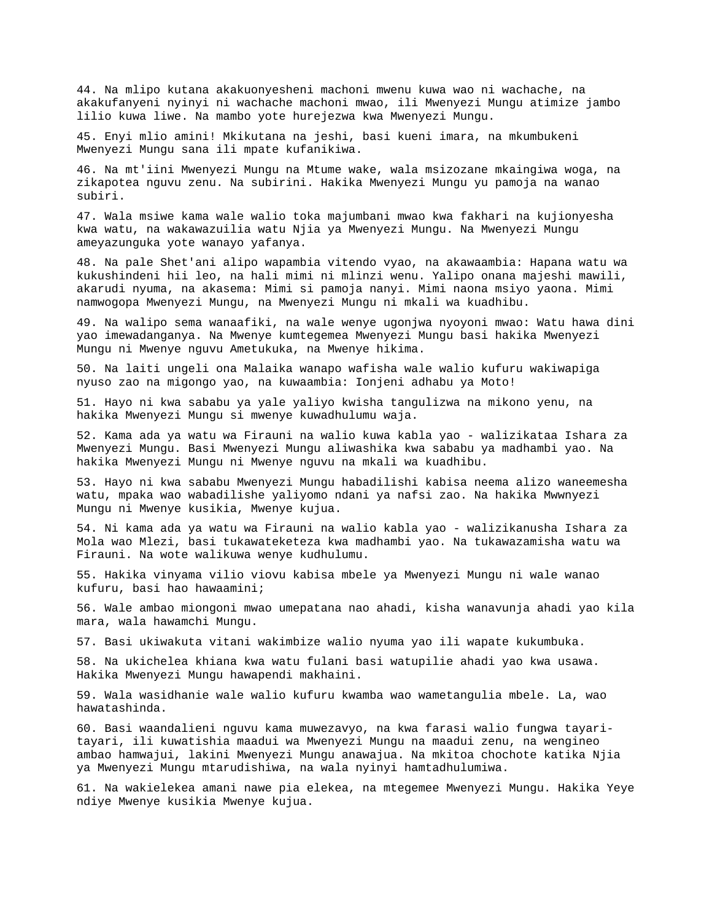44. Na mlipo kutana akakuonyesheni machoni mwenu kuwa wao ni wachache, na akakufanyeni nyinyi ni wachache machoni mwao, ili Mwenyezi Mungu atimize jambo lilio kuwa liwe. Na mambo yote hurejezwa kwa Mwenyezi Mungu.

45. Enyi mlio amini! Mkikutana na jeshi, basi kueni imara, na mkumbukeni Mwenyezi Mungu sana ili mpate kufanikiwa.

46. Na mt'iini Mwenyezi Mungu na Mtume wake, wala msizozane mkaingiwa woga, na zikapotea nguvu zenu. Na subirini. Hakika Mwenyezi Mungu yu pamoja na wanao subiri.

47. Wala msiwe kama wale walio toka majumbani mwao kwa fakhari na kujionyesha kwa watu, na wakawazuilia watu Njia ya Mwenyezi Mungu. Na Mwenyezi Mungu ameyazunguka yote wanayo yafanya.

48. Na pale Shet'ani alipo wapambia vitendo vyao, na akawaambia: Hapana watu wa kukushindeni hii leo, na hali mimi ni mlinzi wenu. Yalipo onana majeshi mawili, akarudi nyuma, na akasema: Mimi si pamoja nanyi. Mimi naona msiyo yaona. Mimi namwogopa Mwenyezi Mungu, na Mwenyezi Mungu ni mkali wa kuadhibu.

49. Na walipo sema wanaafiki, na wale wenye ugonjwa nyoyoni mwao: Watu hawa dini yao imewadanganya. Na Mwenye kumtegemea Mwenyezi Mungu basi hakika Mwenyezi Mungu ni Mwenye nguvu Ametukuka, na Mwenye hikima.

50. Na laiti ungeli ona Malaika wanapo wafisha wale walio kufuru wakiwapiga nyuso zao na migongo yao, na kuwaambia: Ionjeni adhabu ya Moto!

51. Hayo ni kwa sababu ya yale yaliyo kwisha tangulizwa na mikono yenu, na hakika Mwenyezi Mungu si mwenye kuwadhulumu waja.

52. Kama ada ya watu wa Firauni na walio kuwa kabla yao - walizikataa Ishara za Mwenyezi Mungu. Basi Mwenyezi Mungu aliwashika kwa sababu ya madhambi yao. Na hakika Mwenyezi Mungu ni Mwenye nguvu na mkali wa kuadhibu.

53. Hayo ni kwa sababu Mwenyezi Mungu habadilishi kabisa neema alizo waneemesha watu, mpaka wao wabadilishe yaliyomo ndani ya nafsi zao. Na hakika Mwwnyezi Mungu ni Mwenye kusikia, Mwenye kujua.

54. Ni kama ada ya watu wa Firauni na walio kabla yao - walizikanusha Ishara za Mola wao Mlezi, basi tukawateketeza kwa madhambi yao. Na tukawazamisha watu wa Firauni. Na wote walikuwa wenye kudhulumu.

55. Hakika vinyama vilio viovu kabisa mbele ya Mwenyezi Mungu ni wale wanao kufuru, basi hao hawaamini;

56. Wale ambao miongoni mwao umepatana nao ahadi, kisha wanavunja ahadi yao kila mara, wala hawamchi Mungu.

57. Basi ukiwakuta vitani wakimbize walio nyuma yao ili wapate kukumbuka.

58. Na ukichelea khiana kwa watu fulani basi watupilie ahadi yao kwa usawa. Hakika Mwenyezi Mungu hawapendi makhaini.

59. Wala wasidhanie wale walio kufuru kwamba wao wametangulia mbele. La, wao hawatashinda.

60. Basi waandalieni nguvu kama muwezavyo, na kwa farasi walio fungwa tayari-tayari, ili kuwatishia maadui wa Mwenyezi Mungu na maadui zenu, na wengineo ambao hamwajui, lakini Mwenyezi Mungu anawajua. Na mkitoa chochote katika Njia ya Mwenyezi Mungu mtarudishiwa, na wala nyinyi hamtadhulumiwa.

61. Na wakielekea amani nawe pia elekea, na mtegemee Mwenyezi Mungu. Hakika Yeye ndiye Mwenye kusikia Mwenye kujua.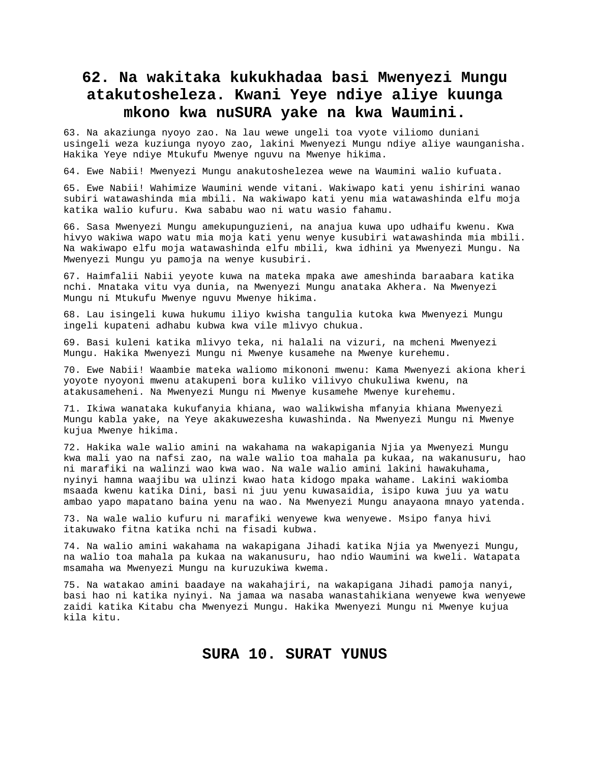## 62. Na wakitaka kukukhadaa basi Mwenyezi Mungu atakutosheleza. Kwani Yeye ndiye aliye kuunga mkono kwa nuSURA yake na kwa Waumini.

63. Na akaziunga nyoyo zao. Na lau wewe ungeli toa vyote viliomo duniani usingeli weza kuziunga nyoyo zao, lakini Mwenyezi Mungu ndiye aliye waunganisha. Hakika Yeye ndiye Mtukufu Mwenye nguvu na Mwenye hikima.

64. Ewe Nabii! Mwenyezi Mungu anakutoshelezea wewe na Waumini walio kufuata.

65. Ewe Nabii! Wahimize Waumini wende vitani. Wakiwapo kati yenu ishirini wanao subiri watawashinda mia mbili. Na wakiwapo kati yenu mia watawashinda elfu moja katika walio kufuru. Kwa sababu wao ni watu wasio fahamu.

66. Sasa Mwenyezi Mungu amekupunguzieni, na anajua kuwa upo udhaifu kwenu. Kwa hivyo wakiwa wapo watu mia moja kati yenu wenye kusubiri watawashinda mia mbili. Na wakiwapo elfu moja watawashinda elfu mbili, kwa idhini ya Mwenyezi Mungu. Na Mwenyezi Mungu yu pamoja na wenye kusubiri.

67. Haimfalii Nabii yeyote kuwa na mateka mpaka awe ameshinda baraabara katika nchi. Mnataka vitu vya dunia, na Mwenyezi Mungu anataka Akhera. Na Mwenyezi Mungu ni Mtukufu Mwenye nguvu Mwenye hikima.

68. Lau isingeli kuwa hukumu iliyo kwisha tangulia kutoka kwa Mwenyezi Mungu ingeli kupateni adhabu kubwa kwa vile mlivyo chukua.

69. Basi kuleni katika mlivyo teka, ni halali na vizuri, na mcheni Mwenyezi Mungu. Hakika Mwenyezi Mungu ni Mwenye kusamehe na Mwenye kurehemu.

70. Ewe Nabii! Waambie mateka waliomo mikononi mwenu: Kama Mwenyezi akiona kheri yoyote nyoyoni mwenu atakupeni bora kuliko vilivyo chukuliwa kwenu, na atakusameheni. Na Mwenyezi Mungu ni Mwenye kusamehe Mwenye kurehemu.

71. Ikiwa wanataka kukufanyia khiana, wao walikwisha mfanyia khiana Mwenyezi Mungu kabla yake, na Yeye akakuwezesha kuwashinda. Na Mwenyezi Mungu ni Mwenye kujua Mwenye hikima.

72. Hakika wale walio amini na wakahama na wakapigania Njia ya Mwenyezi Mungu kwa mali yao na nafsi zao, na wale walio toa mahala pa kukaa, na wakanusuru, hao ni marafiki na walinzi wao kwa wao. Na wale walio amini lakini hawakuhama, nyinyi hamna waajibu wa ulinzi kwao hata kidogo mpaka wahame. Lakini wakiomba msaada kwenu katika Dini, basi ni juu yenu kuwasaidia, isipo kuwa juu ya watu ambao yapo mapatano baina yenu na wao. Na Mwenyezi Mungu anayaona mnayo yatenda.

73. Na wale walio kufuru ni marafiki wenyewe kwa wenyewe. Msipo fanya hivi itakuwako fitna katika nchi na fisadi kubwa.

74. Na walio amini wakahama na wakapigana Jihadi katika Njia ya Mwenyezi Mungu, na walio toa mahala pa kukaa na wakanusuru, hao ndio Waumini wa kweli. Watapata msamaha wa Mwenyezi Mungu na kuruzukiwa kwema.

75. Na watakao amini baadaye na wakahajiri, na wakapigana Jihadi pamoja nanyi, basi hao ni katika nyinyi. Na jamaa wa nasaba wanastahikiana wenyewe kwa wenyewe zaidi katika Kitabu cha Mwenyezi Mungu. Hakika Mwenyezi Mungu ni Mwenye kujua kila kitu.

## SURA 10. SURAT YUNUS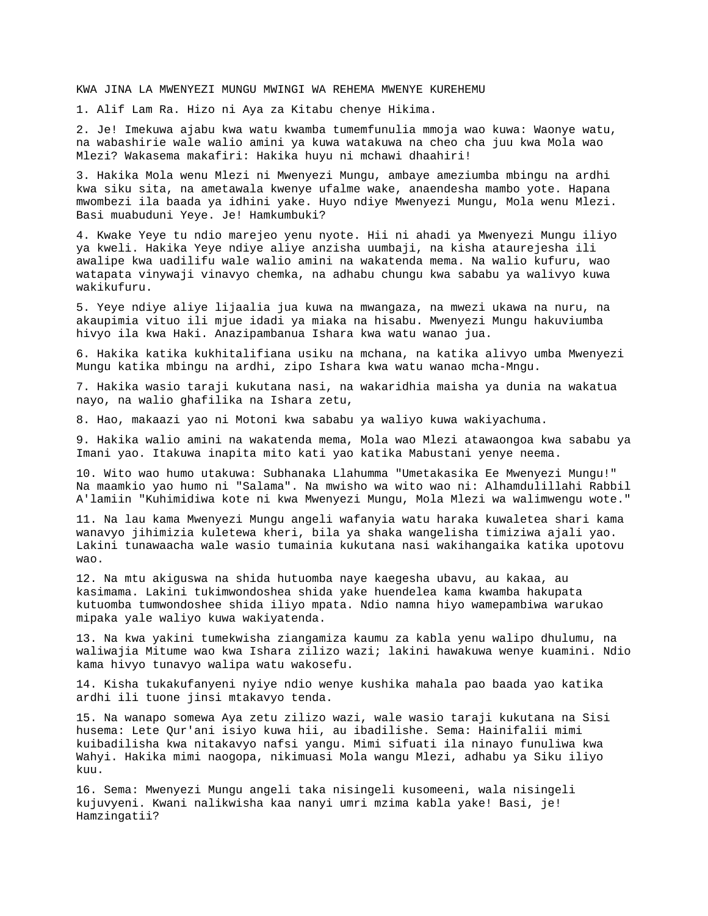KWA JINA LA MWENYEZI MUNGU MWINGI WA REHEMA MWENYE KUREHEMU

1. Alif Lam Ra. Hizo ni Aya za Kitabu chenye Hikima.

2. Je! Imekuwa ajabu kwa watu kwamba tumemfunulia mmoja wao kuwa: Waonye watu, na wabashirie wale walio amini ya kuwa watakuwa na cheo cha juu kwa Mola wao Mlezi? Wakasema makafiri: Hakika huyu ni mchawi dhaahiri!

3. Hakika Mola wenu Mlezi ni Mwenyezi Mungu, ambaye ameziumba mbingu na ardhi kwa siku sita, na ametawala kwenye ufalme wake, anaendesha mambo yote. Hapana mwombezi ila baada ya idhini yake. Huyo ndiye Mwenyezi Mungu, Mola wenu Mlezi. Basi muabuduni Yeye. Je! Hamkumbuki?

4. Kwake Yeye tu ndio marejeo yenu nyote. Hii ni ahadi ya Mwenyezi Mungu iliyo ya kweli. Hakika Yeye ndiye aliye anzisha uumbaji, na kisha ataurejesha ili awalipe kwa uadilifu wale walio amini na wakatenda mema. Na walio kufuru, wao watapata vinywaji vinavyo chemka, na adhabu chungu kwa sababu ya walivyo kuwa wakikufuru.

5. Yeye ndiye aliye lijaalia jua kuwa na mwangaza, na mwezi ukawa na nuru, na akaupimia vituo ili mjue idadi ya miaka na hisabu. Mwenyezi Mungu hakuviumba hivyo ila kwa Haki. Anazipambanua Ishara kwa watu wanao jua.

6. Hakika katika kukhitalifiana usiku na mchana, na katika alivyo umba Mwenyezi Mungu katika mbingu na ardhi, zipo Ishara kwa watu wanao mcha-Mngu.

7. Hakika wasio taraji kukutana nasi, na wakaridhia maisha ya dunia na wakatua nayo, na walio ghafilika na Ishara zetu,

8. Hao, makaazi yao ni Motoni kwa sababu ya waliyo kuwa wakiyachuma.

9. Hakika walio amini na wakatenda mema, Mola wao Mlezi atawaongoa kwa sababu ya Imani yao. Itakuwa inapita mito kati yao katika Mabustani yenye neema.

10. Wito wao humo utakuwa: Subhanaka Llahumma "Umetakasika Ee Mwenyezi Mungu!" Na maamkio yao humo ni "Salama". Na mwisho wa wito wao ni: Alhamdulillahi Rabbil A'lamiin "Kuhimidiwa kote ni kwa Mwenyezi Mungu, Mola Mlezi wa walimwengu wote."

11. Na lau kama Mwenyezi Mungu angeli wafanyia watu haraka kuwaletea shari kama wanavyo jihimizia kuletewa kheri, bila ya shaka wangelisha timiziwa ajali yao. Lakini tunawaacha wale wasio tumainia kukutana nasi wakihangaika katika upotovu wao.

12. Na mtu akiguswa na shida hutuomba naye kaegesha ubavu, au kakaa, au kasimama. Lakini tukimwondoshea shida yake huendelea kama kwamba hakupata kutuomba tumwondoshee shida iliyo mpata. Ndio namna hiyo wamepambiwa warukao mipaka yale waliyo kuwa wakiyatenda.

13. Na kwa yakini tumekwisha ziangamiza kaumu za kabla yenu walipo dhulumu, na waliwajia Mitume wao kwa Ishara zilizo wazi; lakini hawakuwa wenye kuamini. Ndio kama hivyo tunavyo walipa watu wakosefu.

14. Kisha tukakufanyeni nyiye ndio wenye kushika mahala pao baada yao katika ardhi ili tuone jinsi mtakavyo tenda.

15. Na wanapo somewa Aya zetu zilizo wazi, wale wasio taraji kukutana na Sisi husema: Lete Qur'ani isiyo kuwa hii, au ibadilishe. Sema: Hainifalii mimi kuibadilisha kwa nitakavyo nafsi yangu. Mimi sifuati ila ninayo funuliwa kwa Wahyi. Hakika mimi naogopa, nikimuasi Mola wangu Mlezi, adhabu ya Siku iliyo kuu.

16. Sema: Mwenyezi Mungu angeli taka nisingeli kusomeeni, wala nisingeli kujuvyeni. Kwani nalikwisha kaa nanyi umri mzima kabla yake! Basi, je! Hamzingatii?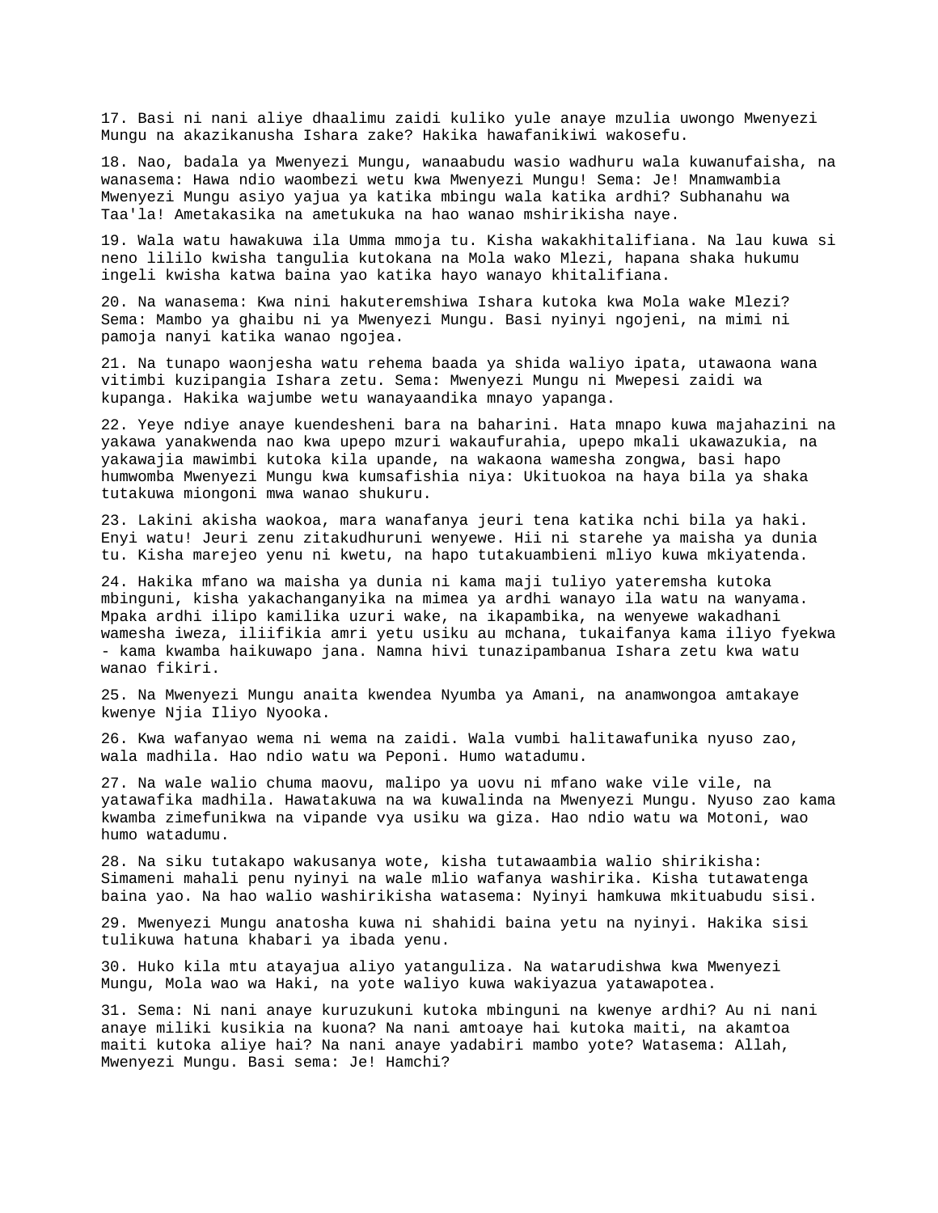17. Basi ni nani aliye dhaalimu zaidi kuliko yule anaye mzulia uwongo Mwenyezi Mungu na akazikanusha Ishara zake? Hakika hawafanikiwi wakosefu.

18. Nao, badala ya Mwenyezi Mungu, wanaabudu wasio wadhuru wala kuwanufaisha, na wanasema: Hawa ndio waombezi wetu kwa Mwenyezi Mungu! Sema: Je! Mnamwambia Mwenyezi Mungu asiyo yajua ya katika mbingu wala katika ardhi? Subhanahu wa Taa'la! Ametakasika na ametukuka na hao wanao mshirikisha naye.

19. Wala watu hawakuwa ila Umma mmoja tu. Kisha wakakhitalifiana. Na lau kuwa si neno lililo kwisha tangulia kutokana na Mola wako Mlezi, hapana shaka hukumu ingeli kwisha katwa baina yao katika hayo wanayo khitalifiana.

20. Na wanasema: Kwa nini hakuteremshiwa Ishara kutoka kwa Mola wake Mlezi? Sema: Mambo ya ghaibu ni ya Mwenyezi Mungu. Basi nyinyi ngojeni, na mimi ni pamoja nanyi katika wanao ngojea.

21. Na tunapo waonjesha watu rehema baada ya shida waliyo ipata, utawaona wana vitimbi kuzipangia Ishara zetu. Sema: Mwenyezi Mungu ni Mwepesi zaidi wa kupanga. Hakika wajumbe wetu wanayaandika mnayo yapanga.

22. Yeye ndiye anaye kuendesheni bara na baharini. Hata mnapo kuwa majahazini na yakawa yanakwenda nao kwa upepo mzuri wakaufurahia, upepo mkali ukawazukia, na yakawajia mawimbi kutoka kila upande, na wakaona wamesha zongwa, basi hapo humwomba Mwenyezi Mungu kwa kumsafishia niya: Ukituokoa na haya bila ya shaka tutakuwa miongoni mwa wanao shukuru.

23. Lakini akisha waokoa, mara wanafanya jeuri tena katika nchi bila ya haki. Enyi watu! Jeuri zenu zitakudhuruni wenyewe. Hii ni starehe ya maisha ya dunia tu. Kisha marejeo yenu ni kwetu, na hapo tutakuambieni mliyo kuwa mkiyatenda.

24. Hakika mfano wa maisha ya dunia ni kama maji tuliyo yateremsha kutoka mbinguni, kisha yakachanganyika na mimea ya ardhi wanayo ila watu na wanyama. Mpaka ardhi ilipo kamilika uzuri wake, na ikapambika, na wenyewe wakadhani wamesha iweza, iliifikia amri yetu usiku au mchana, tukaifanya kama iliyo fyekwa - kama kwamba haikuwapo jana. Namna hivi tunazipambanua Ishara zetu kwa watu wanao fikiri.

25. Na Mwenyezi Mungu anaita kwendea Nyumba ya Amani, na anamwongoa amtakaye kwenye Njia Iliyo Nyooka.

26. Kwa wafanyao wema ni wema na zaidi. Wala vumbi halitawafunika nyuso zao, wala madhila. Hao ndio watu wa Peponi. Humo watadumu.

27. Na wale walio chuma maovu, malipo ya uovu ni mfano wake vile vile, na yatawafika madhila. Hawatakuwa na wa kuwalinda na Mwenyezi Mungu. Nyuso zao kama kwamba zimefunikwa na vipande vya usiku wa giza. Hao ndio watu wa Motoni, wao humo watadumu.

28. Na siku tutakapo wakusanya wote, kisha tutawaambia walio shirikisha: Simameni mahali penu nyinyi na wale mlio wafanya washirika. Kisha tutawatenga baina yao. Na hao walio washirikisha watasema: Nyinyi hamkuwa mkituabudu sisi.

29. Mwenyezi Mungu anatosha kuwa ni shahidi baina yetu na nyinyi. Hakika sisi tulikuwa hatuna khabari ya ibada yenu.

30. Huko kila mtu atayajua aliyo yatanguliza. Na watarudishwa kwa Mwenyezi Mungu, Mola wao wa Haki, na yote waliyo kuwa wakiyazua yatawapotea.

31. Sema: Ni nani anaye kuruzukuni kutoka mbinguni na kwenye ardhi? Au ni nani anaye miliki kusikia na kuona? Na nani amtoaye hai kutoka maiti, na akamtoa maiti kutoka aliye hai? Na nani anaye yadabiri mambo yote? Watasema: Allah, Mwenyezi Mungu. Basi sema: Je! Hamchi?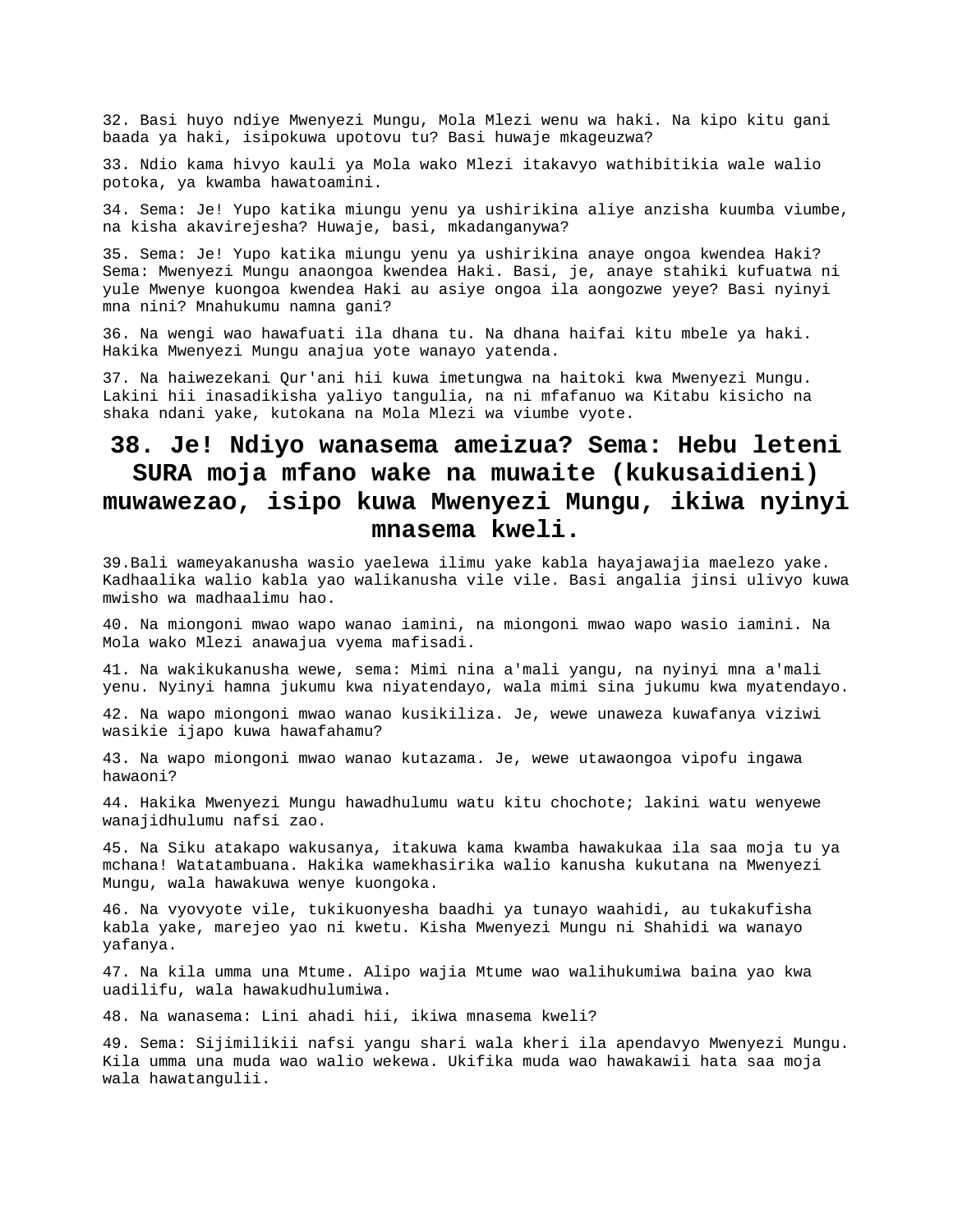32. Basi huyo ndiye Mwenyezi Mungu, Mola Mlezi wenu wa haki. Na kipo kitu gani baada ya haki, isipokuwa upotovu tu? Basi huwaje mkageuzwa?

33. Ndio kama hivyo kauli ya Mola wako Mlezi itakavyo wathibitikia wale walio potoka, ya kwamba hawatoamini.

34. Sema: Je! Yupo katika miungu yenu ya ushirikina aliye anzisha kuumba viumbe, na kisha akavirejesha? Huwaje, basi, mkadanganywa?

35. Sema: Je! Yupo katika miungu yenu ya ushirikina anaye ongoa kwendea Haki? Sema: Mwenyezi Mungu anaongoa kwendea Haki. Basi, je, anaye stahiki kufuatwa ni yule Mwenye kuongoa kwendea Haki au asiye ongoa ila aongozwe yeye? Basi nyinyi mna nini? Mnahukumu namna gani?

36. Na wengi wao hawafuati ila dhana tu. Na dhana haifai kitu mbele ya haki. Hakika Mwenyezi Mungu anajua yote wanayo yatenda.

37. Na haiwezekani Qur'ani hii kuwa imetungwa na haitoki kwa Mwenyezi Mungu. Lakini hii inasadikisha yaliyo tangulia, na ni mfafanuo wa Kitabu kisicho na shaka ndani yake, kutokana na Mola Mlezi wa viumbe vyote.

# 38. Je! Ndiyo wanasema ameizua? Sema: Hebu leteni SURA moja mfano wake na muwaite (kukusaidieni) muwawezao, isipo kuwa Mwenyezi Mungu, ikiwa nyinyi mnasema kweli.

39.Bali wameyakanusha wasio yaelewa ilimu yake kabla hayajawajia maelezo yake. Kadhaalika walio kabla yao walikanusha vile vile. Basi angalia jinsi ulivyo kuwa mwisho wa madhaalimu hao.

40. Na miongoni mwao wapo wanao iamini, na miongoni mwao wapo wasio iamini. Na Mola wako Mlezi anawajua vyema mafisadi.

41. Na wakikukanusha wewe, sema: Mimi nina a'mali yangu, na nyinyi mna a'mali yenu. Nyinyi hamna jukumu kwa niyatendayo, wala mimi sina jukumu kwa myatendayo.

42. Na wapo miongoni mwao wanao kusikiliza. Je, wewe unaweza kuwafanya viziwi wasikie ijapo kuwa hawafahamu?

43. Na wapo miongoni mwao wanao kutazama. Je, wewe utawaongoa vipofu ingawa hawaoni?

44. Hakika Mwenyezi Mungu hawadhulumu watu kitu chochote; lakini watu wenyewe wanajidhulumu nafsi zao.

45. Na Siku atakapo wakusanya, itakuwa kama kwamba hawakukaa ila saa moja tu ya mchana! Watatambuana. Hakika wamekhasirika walio kanusha kukutana na Mwenyezi Mungu, wala hawakuwa wenye kuongoka.

46. Na vyovyote vile, tukikuonyesha baadhi ya tunayo waahidi, au tukakufisha kabla yake, marejeo yao ni kwetu. Kisha Mwenyezi Mungu ni Shahidi wa wanayo yafanya.

47. Na kila umma una Mtume. Alipo wajia Mtume wao walihukumiwa baina yao kwa uadilifu, wala hawakudhulumiwa.

48. Na wanasema: Lini ahadi hii, ikiwa mnasema kweli?

49. Sema: Sijimilikii nafsi yangu shari wala kheri ila apendavyo Mwenyezi Mungu. Kila umma una muda wao walio wekewa. Ukifika muda wao hawakawii hata saa moja wala hawatangulii.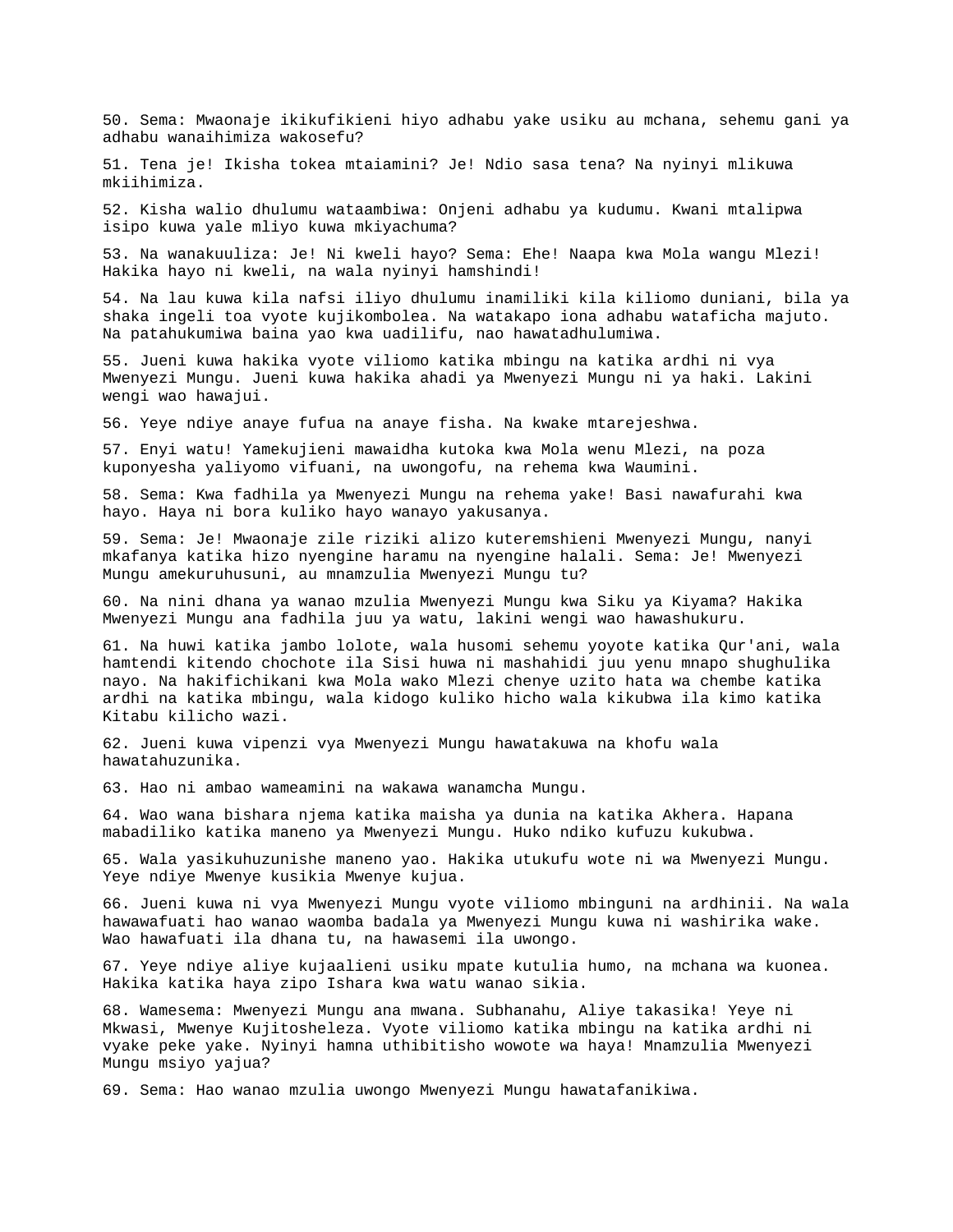50. Sema: Mwaonaje ikikufikieni hiyo adhabu yake usiku au mchana, sehemu gani ya adhabu wanaihimiza wakosefu?

51. Tena je! Ikisha tokea mtaiamini? Je! Ndio sasa tena? Na nyinyi mlikuwa mkiihimiza.

52. Kisha walio dhulumu wataambiwa: Onjeni adhabu ya kudumu. Kwani mtalipwa isipo kuwa yale mliyo kuwa mkiyachuma?

53. Na wanakuuliza: Je! Ni kweli hayo? Sema: Ehe! Naapa kwa Mola wangu Mlezi! Hakika hayo ni kweli, na wala nyinyi hamshindi!

54. Na lau kuwa kila nafsi iliyo dhulumu inamiliki kila kiliomo duniani, bila ya shaka ingeli toa vyote kujikombolea. Na watakapo iona adhabu wataficha majuto. Na patahukumiwa baina yao kwa uadilifu, nao hawatadhulumiwa.

55. Jueni kuwa hakika vyote viliomo katika mbingu na katika ardhi ni vya Mwenyezi Mungu. Jueni kuwa hakika ahadi ya Mwenyezi Mungu ni ya haki. Lakini wengi wao hawajui.

56. Yeye ndiye anaye fufua na anaye fisha. Na kwake mtarejeshwa.

57. Enyi watu! Yamekujieni mawaidha kutoka kwa Mola wenu Mlezi, na poza kuponyesha yaliyomo vifuani, na uwongofu, na rehema kwa Waumini.

58. Sema: Kwa fadhila ya Mwenyezi Mungu na rehema yake! Basi nawafurahi kwa hayo. Haya ni bora kuliko hayo wanayo yakusanya.

59. Sema: Je! Mwaonaje zile riziki alizo kuteremshieni Mwenyezi Mungu, nanyi mkafanya katika hizo nyengine haramu na nyengine halali. Sema: Je! Mwenyezi Mungu amekuruhusuni, au mnamzulia Mwenyezi Mungu tu?

60. Na nini dhana ya wanao mzulia Mwenyezi Mungu kwa Siku ya Kiyama? Hakika Mwenyezi Mungu ana fadhila juu ya watu, lakini wengi wao hawashukuru.

61. Na huwi katika jambo lolote, wala husomi sehemu yoyote katika Qur'ani, wala hamtendi kitendo chochote ila Sisi huwa ni mashahidi juu yenu mnapo shughulika nayo. Na hakifichikani kwa Mola wako Mlezi chenye uzito hata wa chembe katika ardhi na katika mbingu, wala kidogo kuliko hicho wala kikubwa ila kimo katika Kitabu kilicho wazi.

62. Jueni kuwa vipenzi vya Mwenyezi Mungu hawatakuwa na khofu wala hawatahuzunika.

63. Hao ni ambao wameamini na wakawa wanamcha Mungu.

64. Wao wana bishara njema katika maisha ya dunia na katika Akhera. Hapana mabadiliko katika maneno ya Mwenyezi Mungu. Huko ndiko kufuzu kukubwa.

65. Wala yasikuhuzunishe maneno yao. Hakika utukufu wote ni wa Mwenyezi Mungu. Yeye ndiye Mwenye kusikia Mwenye kujua.

66. Jueni kuwa ni vya Mwenyezi Mungu vyote viliomo mbinguni na ardhinii. Na wala hawawafuati hao wanao waomba badala ya Mwenyezi Mungu kuwa ni washirika wake. Wao hawafuati ila dhana tu, na hawasemi ila uwongo.

67. Yeye ndiye aliye kujaalieni usiku mpate kutulia humo, na mchana wa kuonea. Hakika katika haya zipo Ishara kwa watu wanao sikia.

68. Wamesema: Mwenyezi Mungu ana mwana. Subhanahu, Aliye takasika! Yeye ni Mkwasi, Mwenye Kujitosheleza. Vyote viliomo katika mbingu na katika ardhi ni vyake peke yake. Nyinyi hamna uthibitisho wowote wa haya! Mnamzulia Mwenyezi Mungu msiyo yajua?

69. Sema: Hao wanao mzulia uwongo Mwenyezi Mungu hawatafanikiwa.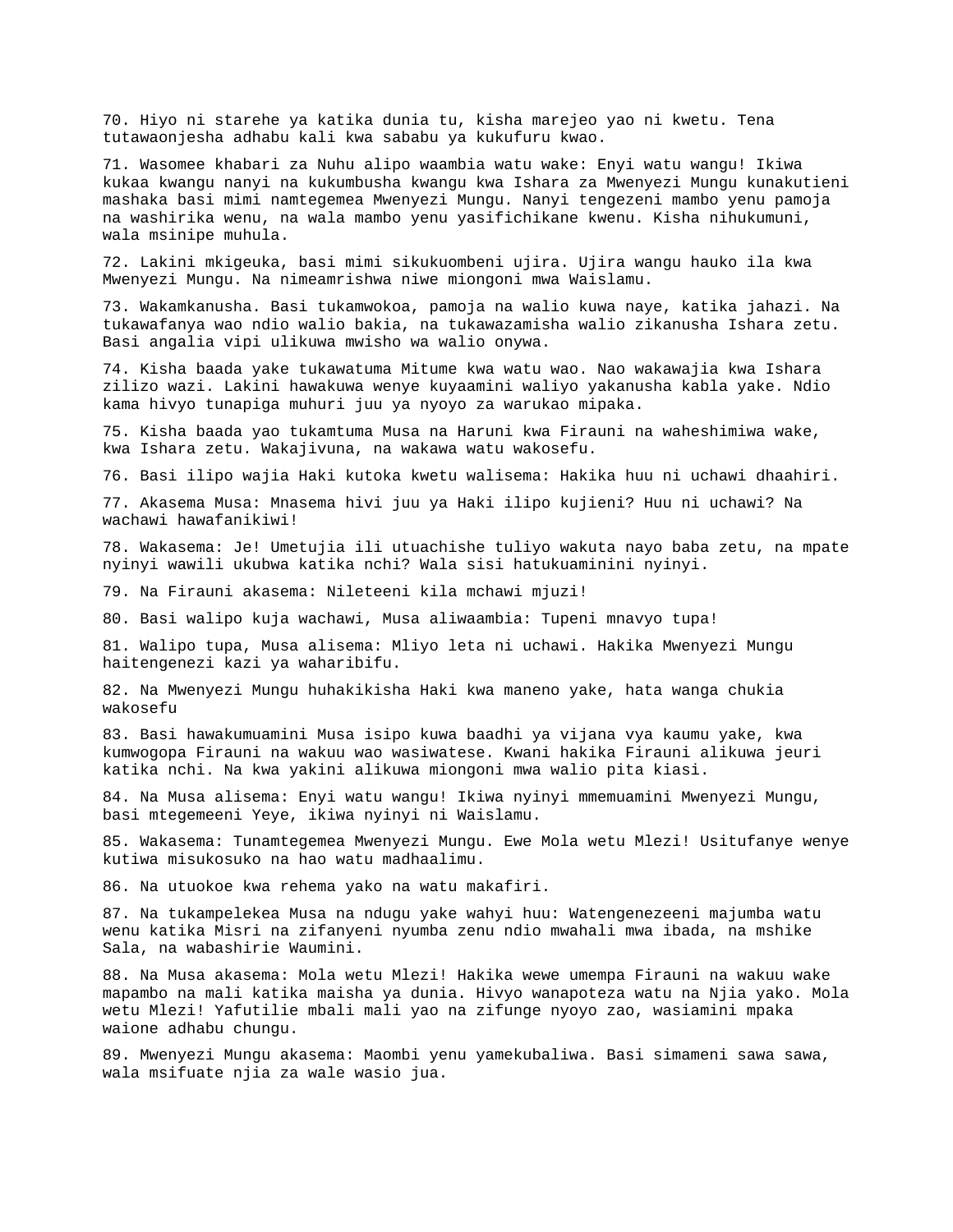70. Hiyo ni starehe ya katika dunia tu, kisha marejeo yao ni kwetu. Tena tutawaonjesha adhabu kali kwa sababu ya kukufuru kwao.

71. Wasomee khabari za Nuhu alipo waambia watu wake: Enyi watu wangu! Ikiwa kukaa kwangu nanyi na kukumbusha kwangu kwa Ishara za Mwenyezi Mungu kunakutieni mashaka basi mimi namtegemea Mwenyezi Mungu. Nanyi tengezeni mambo yenu pamoja na washirika wenu, na wala mambo yenu yasifichikane kwenu. Kisha nihukumuni, wala msinipe muhula.

72. Lakini mkigeuka, basi mimi sikukuombeni ujira. Ujira wangu hauko ila kwa Mwenyezi Mungu. Na nimeamrishwa niwe miongoni mwa Waislamu.

73. Wakamkanusha. Basi tukamwokoa, pamoja na walio kuwa naye, katika jahazi. Na tukawafanya wao ndio walio bakia, na tukawazamisha walio zikanusha Ishara zetu. Basi angalia vipi ulikuwa mwisho wa walio onywa.

74. Kisha baada yake tukawatuma Mitume kwa watu wao. Nao wakawajia kwa Ishara zilizo wazi. Lakini hawakuwa wenye kuyaamini waliyo yakanusha kabla yake. Ndio kama hivyo tunapiga muhuri juu ya nyoyo za warukao mipaka.

75. Kisha baada yao tukamtuma Musa na Haruni kwa Firauni na waheshimiwa wake, kwa Ishara zetu. Wakajivuna, na wakawa watu wakosefu.

76. Basi ilipo wajia Haki kutoka kwetu walisema: Hakika huu ni uchawi dhaahiri.

77. Akasema Musa: Mnasema hivi juu ya Haki ilipo kujieni? Huu ni uchawi? Na wachawi hawafanikiwi!

78. Wakasema: Je! Umetujia ili utuachishe tuliyo wakuta nayo baba zetu, na mpate nyinyi wawili ukubwa katika nchi? Wala sisi hatukuaminini nyinyi.

79. Na Firauni akasema: Nileteeni kila mchawi mjuzi!

80. Basi walipo kuja wachawi, Musa aliwaambia: Tupeni mnavyo tupa!

81. Walipo tupa, Musa alisema: Mliyo leta ni uchawi. Hakika Mwenyezi Mungu haitengenezi kazi ya waharibifu.

82. Na Mwenyezi Mungu huhakikisha Haki kwa maneno yake, hata wanga chukia wakosefu

83. Basi hawakumuamini Musa isipo kuwa baadhi ya vijana vya kaumu yake, kwa kumwogopa Firauni na wakuu wao wasiwatese. Kwani hakika Firauni alikuwa jeuri katika nchi. Na kwa yakini alikuwa miongoni mwa walio pita kiasi.

84. Na Musa alisema: Enyi watu wangu! Ikiwa nyinyi mmemuamini Mwenyezi Mungu, basi mtegemeeni Yeye, ikiwa nyinyi ni Waislamu.

85. Wakasema: Tunamtegemea Mwenyezi Mungu. Ewe Mola wetu Mlezi! Usitufanye wenye kutiwa misukosuko na hao watu madhaalimu.

86. Na utuokoe kwa rehema yako na watu makafiri.

87. Na tukampelekea Musa na ndugu yake wahyi huu: Watengenezeeni majumba watu wenu katika Misri na zifanyeni nyumba zenu ndio mwahali mwa ibada, na mshike Sala, na wabashirie Waumini.

88. Na Musa akasema: Mola wetu Mlezi! Hakika wewe umempa Firauni na wakuu wake mapambo na mali katika maisha ya dunia. Hivyo wanapoteza watu na Njia yako. Mola wetu Mlezi! Yafutilie mbali mali yao na zifunge nyoyo zao, wasiamini mpaka waione adhabu chungu.

89. Mwenyezi Mungu akasema: Maombi yenu yamekubaliwa. Basi simameni sawa sawa, wala msifuate njia za wale wasio jua.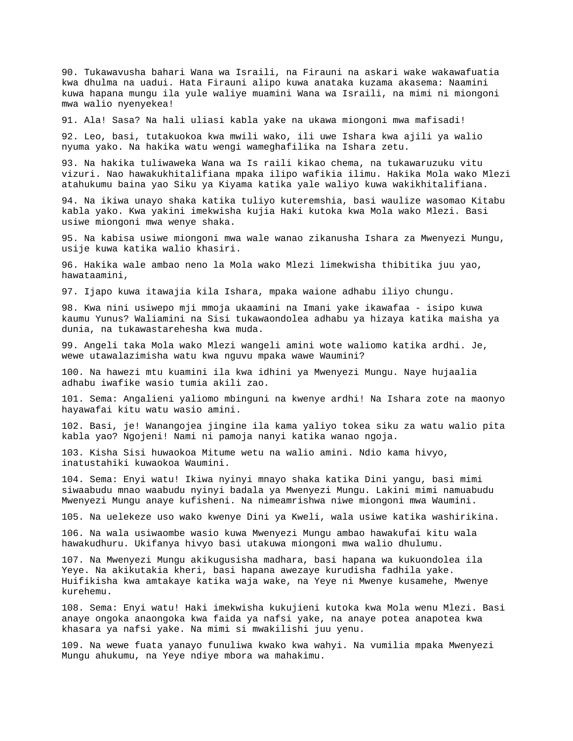90. Tukawavusha bahari Wana wa Israili, na Firauni na askari wake wakawafuatia kwa dhulma na uadui. Hata Firauni alipo kuwa anataka kuzama akasema: Naamini kuwa hapana mungu ila yule waliye muamini Wana wa Israili, na mimi ni miongoni mwa walio nyenyekea!

91. Ala! Sasa? Na hali uliasi kabla yake na ukawa miongoni mwa mafisadi!

92. Leo, basi, tutakuokoa kwa mwili wako, ili uwe Ishara kwa ajili ya walio nyuma yako. Na hakika watu wengi wameghafilika na Ishara zetu.

93. Na hakika tuliwaweka Wana wa Is raili kikao chema, na tukawaruzuku vitu vizuri. Nao hawakukhitalifiana mpaka ilipo wafikia ilimu. Hakika Mola wako Mlezi atahukumu baina yao Siku ya Kiyama katika yale waliyo kuwa wakikhitalifiana.

94. Na ikiwa unayo shaka katika tuliyo kuteremshia, basi waulize wasomao Kitabu kabla yako. Kwa yakini imekwisha kujia Haki kutoka kwa Mola wako Mlezi. Basi usiwe miongoni mwa wenye shaka.

95. Na kabisa usiwe miongoni mwa wale wanao zikanusha Ishara za Mwenyezi Mungu, usije kuwa katika walio khasiri.

96. Hakika wale ambao neno la Mola wako Mlezi limekwisha thibitika juu yao, hawataamini,

97. Ijapo kuwa itawajia kila Ishara, mpaka waione adhabu iliyo chungu.

98. Kwa nini usiwepo mji mmoja ukaamini na Imani yake ikawafaa - isipo kuwa kaumu Yunus? Waliamini na Sisi tukawaondolea adhabu ya hizaya katika maisha ya dunia, na tukawastarehesha kwa muda.

99. Angeli taka Mola wako Mlezi wangeli amini wote waliomo katika ardhi. Je, wewe utawalazimisha watu kwa nguvu mpaka wawe Waumini?

100. Na hawezi mtu kuamini ila kwa idhini ya Mwenyezi Mungu. Naye hujaalia adhabu iwafike wasio tumia akili zao.

101. Sema: Angalieni yaliomo mbinguni na kwenye ardhi! Na Ishara zote na maonyo hayawafai kitu watu wasio amini.

102. Basi, je! Wanangojea jingine ila kama yaliyo tokea siku za watu walio pita kabla yao? Ngojeni! Nami ni pamoja nanyi katika wanao ngoja.

103. Kisha Sisi huwaokoa Mitume wetu na walio amini. Ndio kama hivyo, inatustahiki kuwaokoa Waumini.

104. Sema: Enyi watu! Ikiwa nyinyi mnayo shaka katika Dini yangu, basi mimi siwaabudu mnao waabudu nyinyi badala ya Mwenyezi Mungu. Lakini mimi namuabudu Mwenyezi Mungu anaye kufisheni. Na nimeamrishwa niwe miongoni mwa Waumini.

105. Na uelekeze uso wako kwenye Dini ya Kweli, wala usiwe katika washirikina.

106. Na wala usiwaombe wasio kuwa Mwenyezi Mungu ambao hawakufai kitu wala hawakudhuru. Ukifanya hivyo basi utakuwa miongoni mwa walio dhulumu.

107. Na Mwenyezi Mungu akikugusisha madhara, basi hapana wa kukuondolea ila Yeye. Na akikutakia kheri, basi hapana awezaye kurudisha fadhila yake. Huifikisha kwa amtakaye katika waja wake, na Yeye ni Mwenye kusamehe, Mwenye kurehemu.

108. Sema: Enyi watu! Haki imekwisha kukujieni kutoka kwa Mola wenu Mlezi. Basi anaye ongoka anaongoka kwa faida ya nafsi yake, na anaye potea anapotea kwa khasara ya nafsi yake. Na mimi si mwakilishi juu yenu.

109. Na wewe fuata yanayo funuliwa kwako kwa wahyi. Na vumilia mpaka Mwenyezi Mungu ahukumu, na Yeye ndiye mbora wa mahakimu.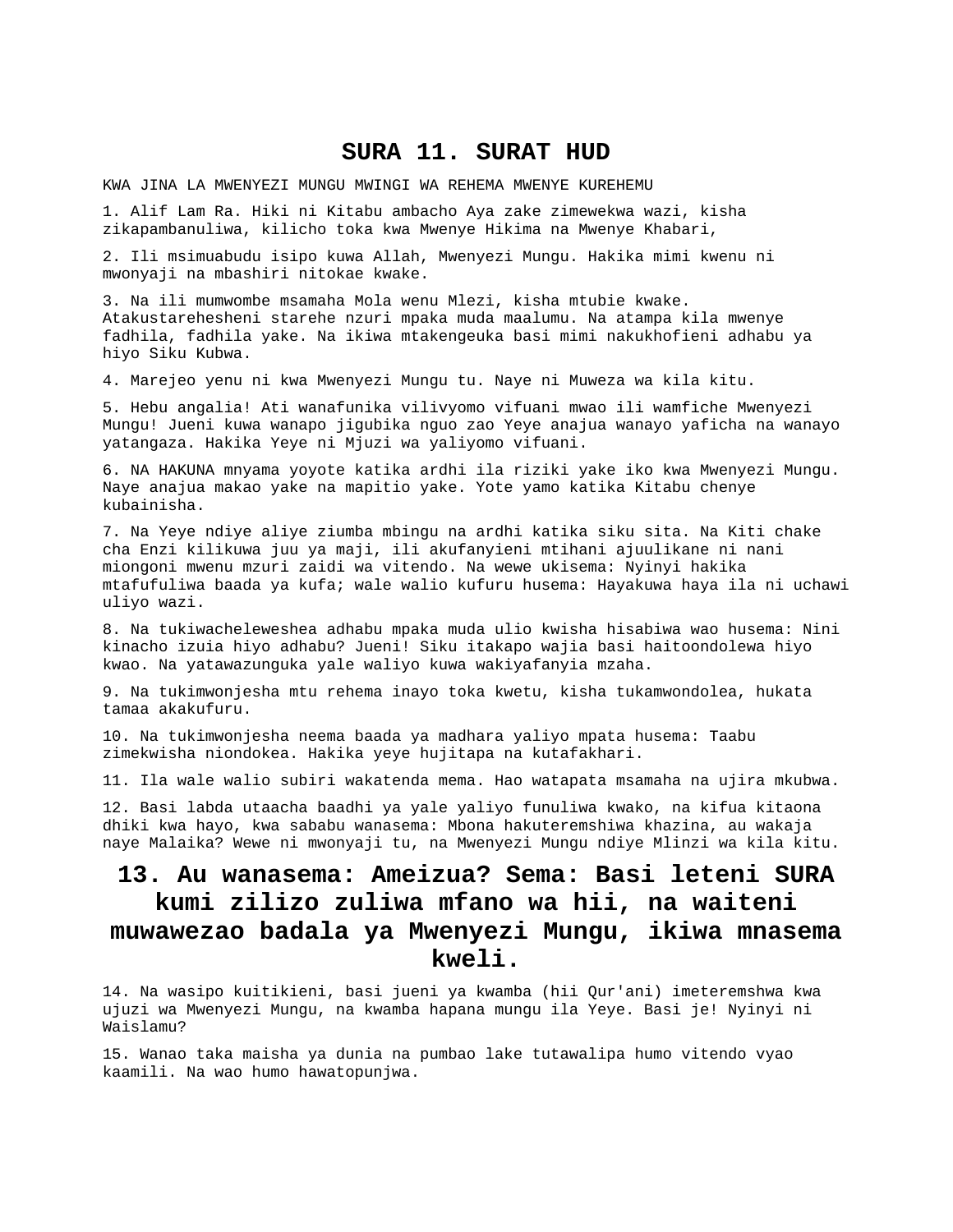# SURA 11. SURAT HUD

KWA JINA LA MWENYEZI MUNGU MWINGI WA REHEMA MWENYE KUREHEMU

1. Alif Lam Ra. Hiki ni Kitabu ambacho Aya zake zimewekwa wazi, kisha zikapambanuliwa, kilicho toka kwa Mwenye Hikima na Mwenye Khabari,

2. Ili msimuabudu isipo kuwa Allah, Mwenyezi Mungu. Hakika mimi kwenu ni mwonyaji na mbashiri nitokae kwake.

3. Na ili mumwombe msamaha Mola wenu Mlezi, kisha mtubie kwake. Atakustarehesheni starehe nzuri mpaka muda maalumu. Na atampa kila mwenye fadhila, fadhila yake. Na ikiwa mtakengeuka basi mimi nakukhofieni adhabu ya hiyo Siku Kubwa.

4. Marejeo yenu ni kwa Mwenyezi Mungu tu. Naye ni Muweza wa kila kitu.

5. Hebu angalia! Ati wanafunika vilivyomo vifuani mwao ili wamfiche Mwenyezi Mungu! Jueni kuwa wanapo jigubika nguo zao Yeye anajua wanayo yaficha na wanayo yatangaza. Hakika Yeye ni Mjuzi wa yaliyomo vifuani.

6. NA HAKUNA mnyama yoyote katika ardhi ila riziki yake iko kwa Mwenyezi Mungu. Naye anajua makao yake na mapitio yake. Yote yamo katika Kitabu chenye kubainisha.

7. Na Yeye ndiye aliye ziumba mbingu na ardhi katika siku sita. Na Kiti chake cha Enzi kilikuwa juu ya maji, ili akufanyieni mtihani ajuulikane ni nani miongoni mwenu mzuri zaidi wa vitendo. Na wewe ukisema: Nyinyi hakika mtafufuliwa baada ya kufa; wale walio kufuru husema: Hayakuwa haya ila ni uchawi uliyo wazi.

8. Na tukiwacheleweshea adhabu mpaka muda ulio kwisha hisabiwa wao husema: Nini kinacho izuia hiyo adhabu? Jueni! Siku itakapo wajia basi haitoondolewa hiyo kwao. Na yatawazunguka yale waliyo kuwa wakiyafanyia mzaha.

9. Na tukimwonjesha mtu rehema inayo toka kwetu, kisha tukamwondolea, hukata tamaa akakufuru.

10. Na tukimwonjesha neema baada ya madhara yaliyo mpata husema: Taabu zimekwisha niondokea. Hakika yeye hujitapa na kutafakhari.

11. Ila wale walio subiri wakatenda mema. Hao watapata msamaha na ujira mkubwa.

12. Basi labda utaacha baadhi ya yale yaliyo funuliwa kwako, na kifua kitaona dhiki kwa hayo, kwa sababu wanasema: Mbona hakuteremshiwa khazina, au wakaja naye Malaika? Wewe ni mwonyaji tu, na Mwenyezi Mungu ndiye Mlinzi wa kila kitu.

## 13. Au wanasema: Ameizua? Sema: Basi leteni SURA kumi zilizo zuliwa mfano wa hii, na waiteni muwawezao badala ya Mwenyezi Mungu, ikiwa mnasema kweli.

14. Na wasipo kuitikieni, basi jueni ya kwamba (hii Qur'ani) imeteremshwa kwa ujuzi wa Mwenyezi Mungu, na kwamba hapana mungu ila Yeye. Basi je! Nyinyi ni Waislamu?

15. Wanao taka maisha ya dunia na pumbao lake tutawalipa humo vitendo vyao kaamili. Na wao humo hawatopunjwa.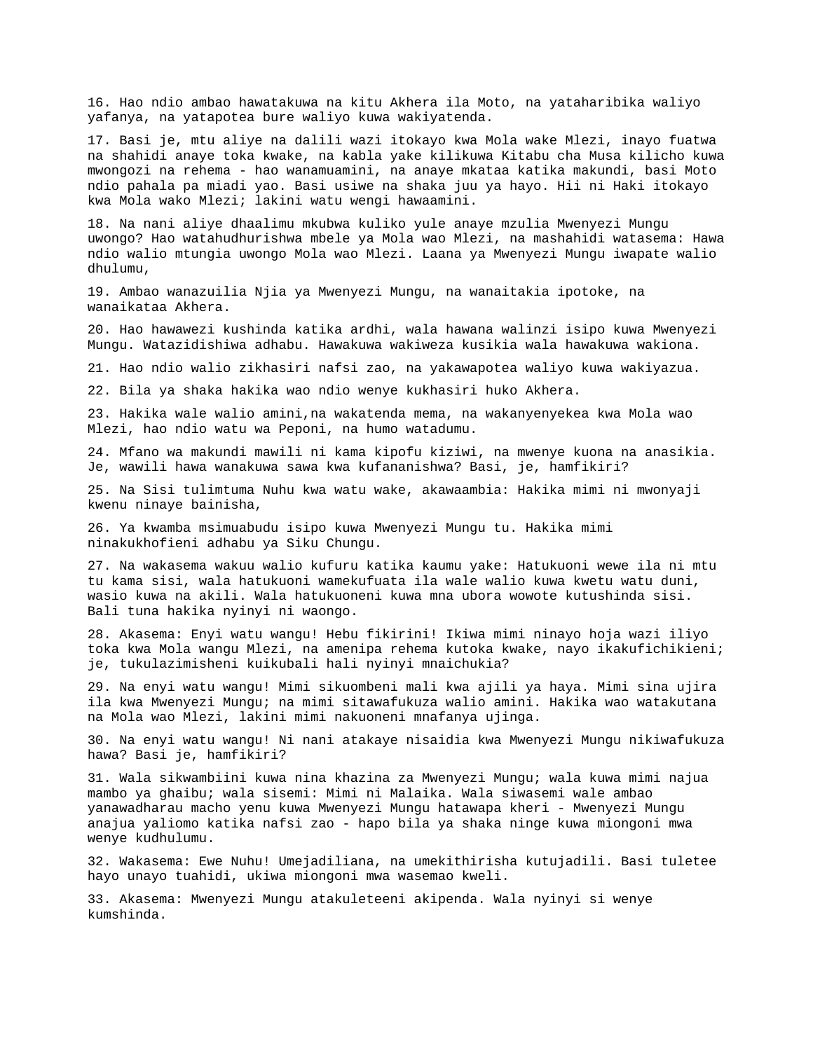16. Hao ndio ambao hawatakuwa na kitu Akhera ila Moto, na yataharibika waliyo yafanya, na yatapotea bure waliyo kuwa wakiyatenda.

17. Basi je, mtu aliye na dalili wazi itokayo kwa Mola wake Mlezi, inayo fuatwa na shahidi anaye toka kwake, na kabla yake kilikuwa Kitabu cha Musa kilicho kuwa mwongozi na rehema - hao wanamuamini, na anaye mkataa katika makundi, basi Moto ndio pahala pa miadi yao. Basi usiwe na shaka juu ya hayo. Hii ni Haki itokayo kwa Mola wako Mlezi; lakini watu wengi hawaamini.

18. Na nani aliye dhaalimu mkubwa kuliko yule anaye mzulia Mwenyezi Mungu uwongo? Hao watahudhurishwa mbele ya Mola wao Mlezi, na mashahidi watasema: Hawa ndio walio mtungia uwongo Mola wao Mlezi. Laana ya Mwenyezi Mungu iwapate walio dhulumu,

19. Ambao wanazuilia Njia ya Mwenyezi Mungu, na wanaitakia ipotoke, na wanaikataa Akhera.

20. Hao hawawezi kushinda katika ardhi, wala hawana walinzi isipo kuwa Mwenyezi Mungu. Watazidishiwa adhabu. Hawakuwa wakiweza kusikia wala hawakuwa wakiona.

21. Hao ndio walio zikhasiri nafsi zao, na yakawapotea waliyo kuwa wakiyazua.

22. Bila ya shaka hakika wao ndio wenye kukhasiri huko Akhera.

23. Hakika wale walio amini,na wakatenda mema, na wakanyenyekea kwa Mola wao Mlezi, hao ndio watu wa Peponi, na humo watadumu.

24. Mfano wa makundi mawili ni kama kipofu kiziwi, na mwenye kuona na anasikia. Je, wawili hawa wanakuwa sawa kwa kufananishwa? Basi, je, hamfikiri?

25. Na Sisi tulimtuma Nuhu kwa watu wake, akawaambia: Hakika mimi ni mwonyaji kwenu ninaye bainisha,

26. Ya kwamba msimuabudu isipo kuwa Mwenyezi Mungu tu. Hakika mimi ninakukhofieni adhabu ya Siku Chungu.

27. Na wakasema wakuu walio kufuru katika kaumu yake: Hatukuoni wewe ila ni mtu tu kama sisi, wala hatukuoni wamekufuata ila wale walio kuwa kwetu watu duni, wasio kuwa na akili. Wala hatukuoneni kuwa mna ubora wowote kutushinda sisi. Bali tuna hakika nyinyi ni waongo.

28. Akasema: Enyi watu wangu! Hebu fikirini! Ikiwa mimi ninayo hoja wazi iliyo toka kwa Mola wangu Mlezi, na amenipa rehema kutoka kwake, nayo ikakufichikieni; je, tukulazimisheni kuikubali hali nyinyi mnaichukia?

29. Na enyi watu wangu! Mimi sikuombeni mali kwa ajili ya haya. Mimi sina ujira ila kwa Mwenyezi Mungu; na mimi sitawafukuza walio amini. Hakika wao watakutana na Mola wao Mlezi, lakini mimi nakuoneni mnafanya ujinga.

30. Na enyi watu wangu! Ni nani atakaye nisaidia kwa Mwenyezi Mungu nikiwafukuza hawa? Basi je, hamfikiri?

31. Wala sikwambiini kuwa nina khazina za Mwenyezi Mungu; wala kuwa mimi najua mambo ya ghaibu; wala sisemi: Mimi ni Malaika. Wala siwasemi wale ambao yanawadharau macho yenu kuwa Mwenyezi Mungu hatawapa kheri - Mwenyezi Mungu anajua yaliomo katika nafsi zao - hapo bila ya shaka ninge kuwa miongoni mwa wenye kudhulumu.

32. Wakasema: Ewe Nuhu! Umejadiliana, na umekithirisha kutujadili. Basi tuletee hayo unayo tuahidi, ukiwa miongoni mwa wasemao kweli.

33. Akasema: Mwenyezi Mungu atakuleteeni akipenda. Wala nyinyi si wenye kumshinda.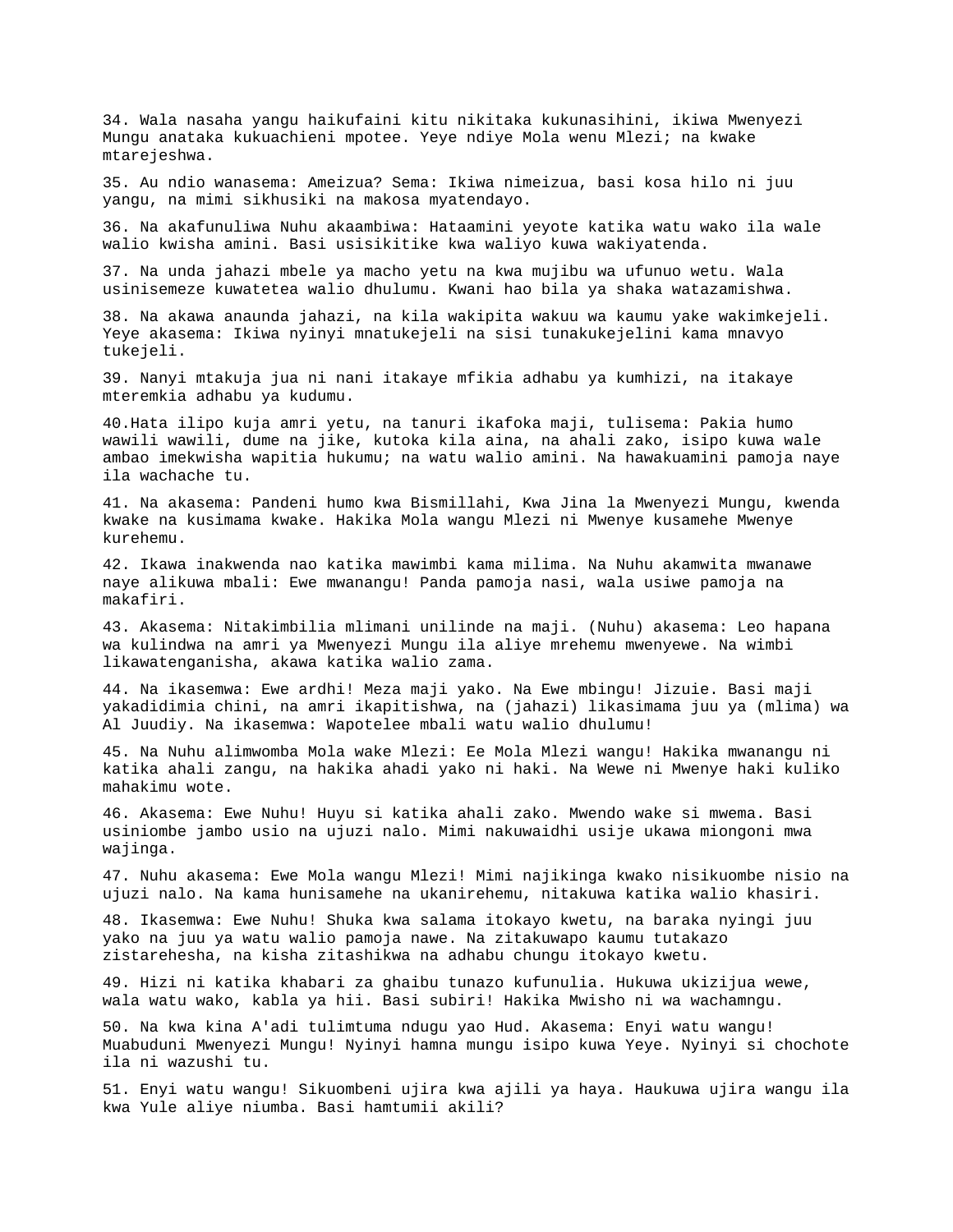34. Wala nasaha yangu haikufaini kitu nikitaka kukunasihini, ikiwa Mwenyezi Mungu anataka kukuachieni mpotee. Yeye ndiye Mola wenu Mlezi; na kwake mtarejeshwa.

35. Au ndio wanasema: Ameizua? Sema: Ikiwa nimeizua, basi kosa hilo ni juu yangu, na mimi sikhusiki na makosa myatendayo.

36. Na akafunuliwa Nuhu akaambiwa: Hataamini yeyote katika watu wako ila wale walio kwisha amini. Basi usisikitike kwa waliyo kuwa wakiyatenda.

37. Na unda jahazi mbele ya macho yetu na kwa mujibu wa ufunuo wetu. Wala usinisemeze kuwatetea walio dhulumu. Kwani hao bila ya shaka watazamishwa.

38. Na akawa anaunda jahazi, na kila wakipita wakuu wa kaumu yake wakimkejeli. Yeye akasema: Ikiwa nyinyi mnatukejeli na sisi tunakukejelini kama mnavyo tukejeli.

39. Nanyi mtakuja jua ni nani itakaye mfikia adhabu ya kumhizi, na itakaye mteremkia adhabu ya kudumu.

40.Hata ilipo kuja amri yetu, na tanuri ikafoka maji, tulisema: Pakia humo wawili wawili, dume na jike, kutoka kila aina, na ahali zako, isipo kuwa wale ambao imekwisha wapitia hukumu; na watu walio amini. Na hawakuamini pamoja naye ila wachache tu.

41. Na akasema: Pandeni humo kwa Bismillahi, Kwa Jina la Mwenyezi Mungu, kwenda kwake na kusimama kwake. Hakika Mola wangu Mlezi ni Mwenye kusamehe Mwenye kurehemu.

42. Ikawa inakwenda nao katika mawimbi kama milima. Na Nuhu akamwita mwanawe naye alikuwa mbali: Ewe mwanangu! Panda pamoja nasi, wala usiwe pamoja na makafiri.

43. Akasema: Nitakimbilia mlimani unilinde na maji. (Nuhu) akasema: Leo hapana wa kulindwa na amri ya Mwenyezi Mungu ila aliye mrehemu mwenyewe. Na wimbi likawatenganisha, akawa katika walio zama.

44. Na ikasemwa: Ewe ardhi! Meza maji yako. Na Ewe mbingu! Jizuie. Basi maji yakadidimia chini, na amri ikapitishwa, na (jahazi) likasimama juu ya (mlima) wa Al Juudiy. Na ikasemwa: Wapotelee mbali watu walio dhulumu!

45. Na Nuhu alimwomba Mola wake Mlezi: Ee Mola Mlezi wangu! Hakika mwanangu ni katika ahali zangu, na hakika ahadi yako ni haki. Na Wewe ni Mwenye haki kuliko mahakimu wote.

46. Akasema: Ewe Nuhu! Huyu si katika ahali zako. Mwendo wake si mwema. Basi usiniombe jambo usio na ujuzi nalo. Mimi nakuwaidhi usije ukawa miongoni mwa wajinga.

47. Nuhu akasema: Ewe Mola wangu Mlezi! Mimi najikinga kwako nisikuombe nisio na ujuzi nalo. Na kama hunisamehe na ukanirehemu, nitakuwa katika walio khasiri.

48. Ikasemwa: Ewe Nuhu! Shuka kwa salama itokayo kwetu, na baraka nyingi juu yako na juu ya watu walio pamoja nawe. Na zitakuwapo kaumu tutakazo zistarehesha, na kisha zitashikwa na adhabu chungu itokayo kwetu.

49. Hizi ni katika khabari za ghaibu tunazo kufunulia. Hukuwa ukizijua wewe, wala watu wako, kabla ya hii. Basi subiri! Hakika Mwisho ni wa wachamngu.

50. Na kwa kina A'adi tulimtuma ndugu yao Hud. Akasema: Enyi watu wangu! Muabuduni Mwenyezi Mungu! Nyinyi hamna mungu isipo kuwa Yeye. Nyinyi si chochote ila ni wazushi tu.

51. Enyi watu wangu! Sikuombeni ujira kwa ajili ya haya. Haukuwa ujira wangu ila kwa Yule aliye niumba. Basi hamtumii akili?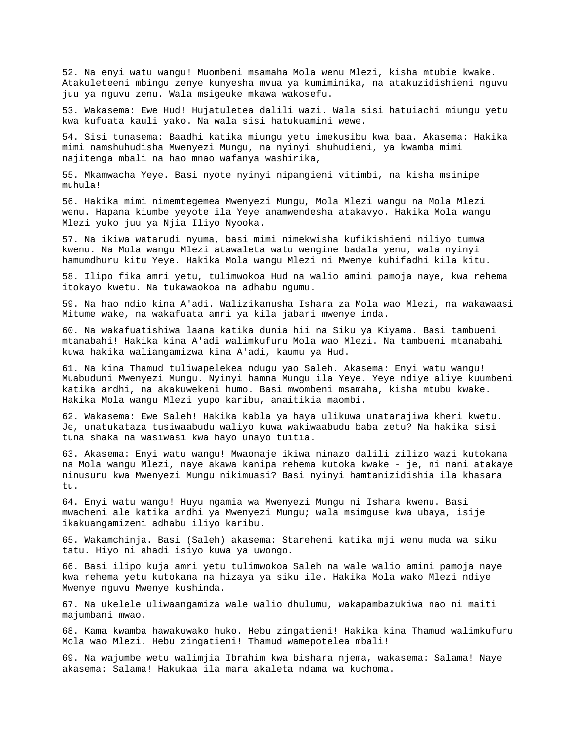52. Na enyi watu wangu! Muombeni msamaha Mola wenu Mlezi, kisha mtubie kwake. Atakuleteeni mbingu zenye kunyesha mvua ya kumiminika, na atakuzidishieni nguvu juu ya nguvu zenu. Wala msigeuke mkawa wakosefu.

53. Wakasema: Ewe Hud! Hujatuletea dalili wazi. Wala sisi hatuiachi miungu yetu kwa kufuata kauli yako. Na wala sisi hatukuamini wewe.

54. Sisi tunasema: Baadhi katika miungu yetu imekusibu kwa baa. Akasema: Hakika mimi namshuhudisha Mwenyezi Mungu, na nyinyi shuhudieni, ya kwamba mimi najitenga mbali na hao mnao wafanya washirika,

55. Mkamwacha Yeye. Basi nyote nyinyi nipangieni vitimbi, na kisha msinipe muhula!

56. Hakika mimi nimemtegemea Mwenyezi Mungu, Mola Mlezi wangu na Mola Mlezi wenu. Hapana kiumbe yeyote ila Yeye anamwendesha atakavyo. Hakika Mola wangu Mlezi yuko juu ya Njia Iliyo Nyooka.

57. Na ikiwa watarudi nyuma, basi mimi nimekwisha kufikishieni niliyo tumwa kwenu. Na Mola wangu Mlezi atawaleta watu wengine badala yenu, wala nyinyi hamumdhuru kitu Yeye. Hakika Mola wangu Mlezi ni Mwenye kuhifadhi kila kitu.

58. Ilipo fika amri yetu, tulimwokoa Hud na walio amini pamoja naye, kwa rehema itokayo kwetu. Na tukawaokoa na adhabu ngumu.

59. Na hao ndio kina A'adi. Walizikanusha Ishara za Mola wao Mlezi, na wakawaasi Mitume wake, na wakafuata amri ya kila jabari mwenye inda.

60. Na wakafuatishiwa laana katika dunia hii na Siku ya Kiyama. Basi tambueni mtanabahi! Hakika kina A'adi walimkufuru Mola wao Mlezi. Na tambueni mtanabahi kuwa hakika waliangamizwa kina A'adi, kaumu ya Hud.

61. Na kina Thamud tuliwapelekea ndugu yao Saleh. Akasema: Enyi watu wangu! Muabuduni Mwenyezi Mungu. Nyinyi hamna Mungu ila Yeye. Yeye ndiye aliye kuumbeni katika ardhi, na akakuwekeni humo. Basi mwombeni msamaha, kisha mtubu kwake. Hakika Mola wangu Mlezi yupo karibu, anaitikia maombi.

62. Wakasema: Ewe Saleh! Hakika kabla ya haya ulikuwa unatarajiwa kheri kwetu. Je, unatukataza tusiwaabudu waliyo kuwa wakiwaabudu baba zetu? Na hakika sisi tuna shaka na wasiwasi kwa hayo unayo tuitia.

63. Akasema: Enyi watu wangu! Mwaonaje ikiwa ninazo dalili zilizo wazi kutokana na Mola wangu Mlezi, naye akawa kanipa rehema kutoka kwake - je, ni nani atakaye ninusuru kwa Mwenyezi Mungu nikimuasi? Basi nyinyi hamtanizidishia ila khasara tu.

64. Enyi watu wangu! Huyu ngamia wa Mwenyezi Mungu ni Ishara kwenu. Basi mwacheni ale katika ardhi ya Mwenyezi Mungu; wala msimguse kwa ubaya, isije ikakuangamizeni adhabu iliyo karibu.

65. Wakamchinja. Basi (Saleh) akasema: Stareheni katika mji wenu muda wa siku tatu. Hiyo ni ahadi isiyo kuwa ya uwongo.

66. Basi ilipo kuja amri yetu tulimwokoa Saleh na wale walio amini pamoja naye kwa rehema yetu kutokana na hizaya ya siku ile. Hakika Mola wako Mlezi ndiye Mwenye nguvu Mwenye kushinda.

67. Na ukelele uliwaangamiza wale walio dhulumu, wakapambazukiwa nao ni maiti majumbani mwao.

68. Kama kwamba hawakuwako huko. Hebu zingatieni! Hakika kina Thamud walimkufuru Mola wao Mlezi. Hebu zingatieni! Thamud wamepotelea mbali!

69. Na wajumbe wetu walimjia Ibrahim kwa bishara njema, wakasema: Salama! Naye akasema: Salama! Hakukaa ila mara akaleta ndama wa kuchoma.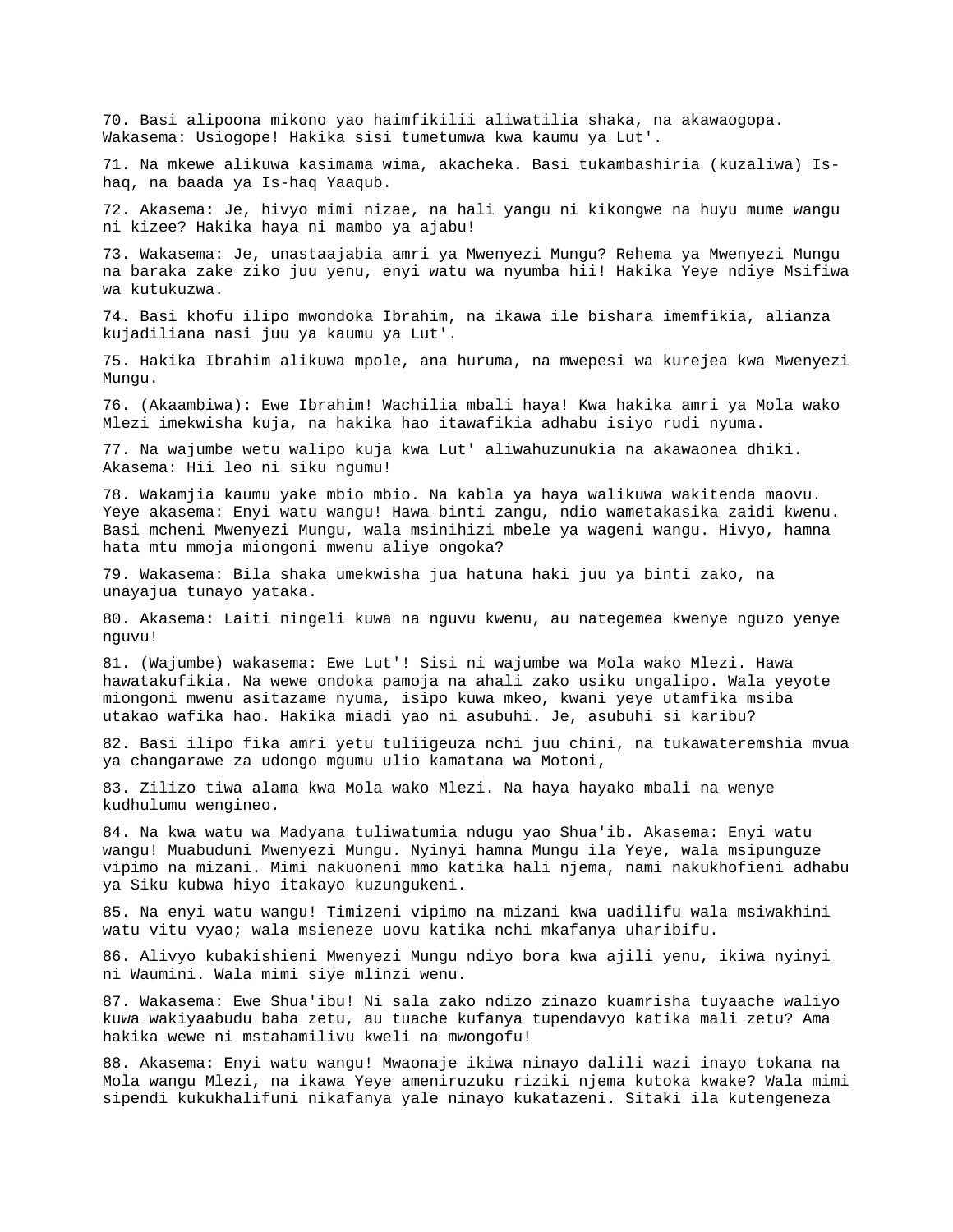70. Basi alipoona mikono yao haimfikilii aliwatilia shaka, na akawaogopa. Wakasema: Usiogope! Hakika sisi tumetumwa kwa kaumu ya Lut'.

71. Na mkewe alikuwa kasimama wima, akacheka. Basi tukambashiria (kuzaliwa) Is-haq, na baada ya Is-haq Yaaqub.

72. Akasema: Je, hivyo mimi nizae, na hali yangu ni kikongwe na huyu mume wangu ni kizee? Hakika haya ni mambo ya ajabu!

73. Wakasema: Je, unastaajabia amri ya Mwenyezi Mungu? Rehema ya Mwenyezi Mungu na baraka zake ziko juu yenu, enyi watu wa nyumba hii! Hakika Yeye ndiye Msifiwa wa kutukuzwa.

74. Basi khofu ilipo mwondoka Ibrahim, na ikawa ile bishara imemfikia, alianza kujadiliana nasi juu ya kaumu ya Lut'.

75. Hakika Ibrahim alikuwa mpole, ana huruma, na mwepesi wa kurejea kwa Mwenyezi Mungu.

76. (Akaambiwa): Ewe Ibrahim! Wachilia mbali haya! Kwa hakika amri ya Mola wako Mlezi imekwisha kuja, na hakika hao itawafikia adhabu isiyo rudi nyuma.

77. Na wajumbe wetu walipo kuja kwa Lut' aliwahuzunukia na akawaonea dhiki. Akasema: Hii leo ni siku ngumu!

78. Wakamjia kaumu yake mbio mbio. Na kabla ya haya walikuwa wakitenda maovu. Yeye akasema: Enyi watu wangu! Hawa binti zangu, ndio wametakasika zaidi kwenu. Basi mcheni Mwenyezi Mungu, wala msinihizi mbele ya wageni wangu. Hivyo, hamna hata mtu mmoja miongoni mwenu aliye ongoka?

79. Wakasema: Bila shaka umekwisha jua hatuna haki juu ya binti zako, na unayajua tunayo yataka.

80. Akasema: Laiti ningeli kuwa na nguvu kwenu, au nategemea kwenye nguzo yenye nguvu!

81. (Wajumbe) wakasema: Ewe Lut'! Sisi ni wajumbe wa Mola wako Mlezi. Hawa hawatakufikia. Na wewe ondoka pamoja na ahali zako usiku ungalipo. Wala yeyote miongoni mwenu asitazame nyuma, isipo kuwa mkeo, kwani yeye utamfika msiba utakao wafika hao. Hakika miadi yao ni asubuhi. Je, asubuhi si karibu?

82. Basi ilipo fika amri yetu tuliigeuza nchi juu chini, na tukawateremshia mvua ya changarawe za udongo mgumu ulio kamatana wa Motoni,

83. Zilizo tiwa alama kwa Mola wako Mlezi. Na haya hayako mbali na wenye kudhulumu wengineo.

84. Na kwa watu wa Madyana tuliwatumia ndugu yao Shua'ib. Akasema: Enyi watu wangu! Muabuduni Mwenyezi Mungu. Nyinyi hamna Mungu ila Yeye, wala msipunguze vipimo na mizani. Mimi nakuoneni mmo katika hali njema, nami nakukhofieni adhabu ya Siku kubwa hiyo itakayo kuzungukeni.

85. Na enyi watu wangu! Timizeni vipimo na mizani kwa uadilifu wala msiwakhini watu vitu vyao; wala msieneze uovu katika nchi mkafanya uharibifu.

86. Alivyo kubakishieni Mwenyezi Mungu ndiyo bora kwa ajili yenu, ikiwa nyinyi ni Waumini. Wala mimi siye mlinzi wenu.

87. Wakasema: Ewe Shua'ibu! Ni sala zako ndizo zinazo kuamrisha tuyaache waliyo kuwa wakiyaabudu baba zetu, au tuache kufanya tupendavyo katika mali zetu? Ama hakika wewe ni mstahamilivu kweli na mwongofu!

88. Akasema: Enyi watu wangu! Mwaonaje ikiwa ninayo dalili wazi inayo tokana na Mola wangu Mlezi, na ikawa Yeye ameniruzuku riziki njema kutoka kwake? Wala mimi sipendi kukukhalifuni nikafanya yale ninayo kukatazeni. Sitaki ila kutengeneza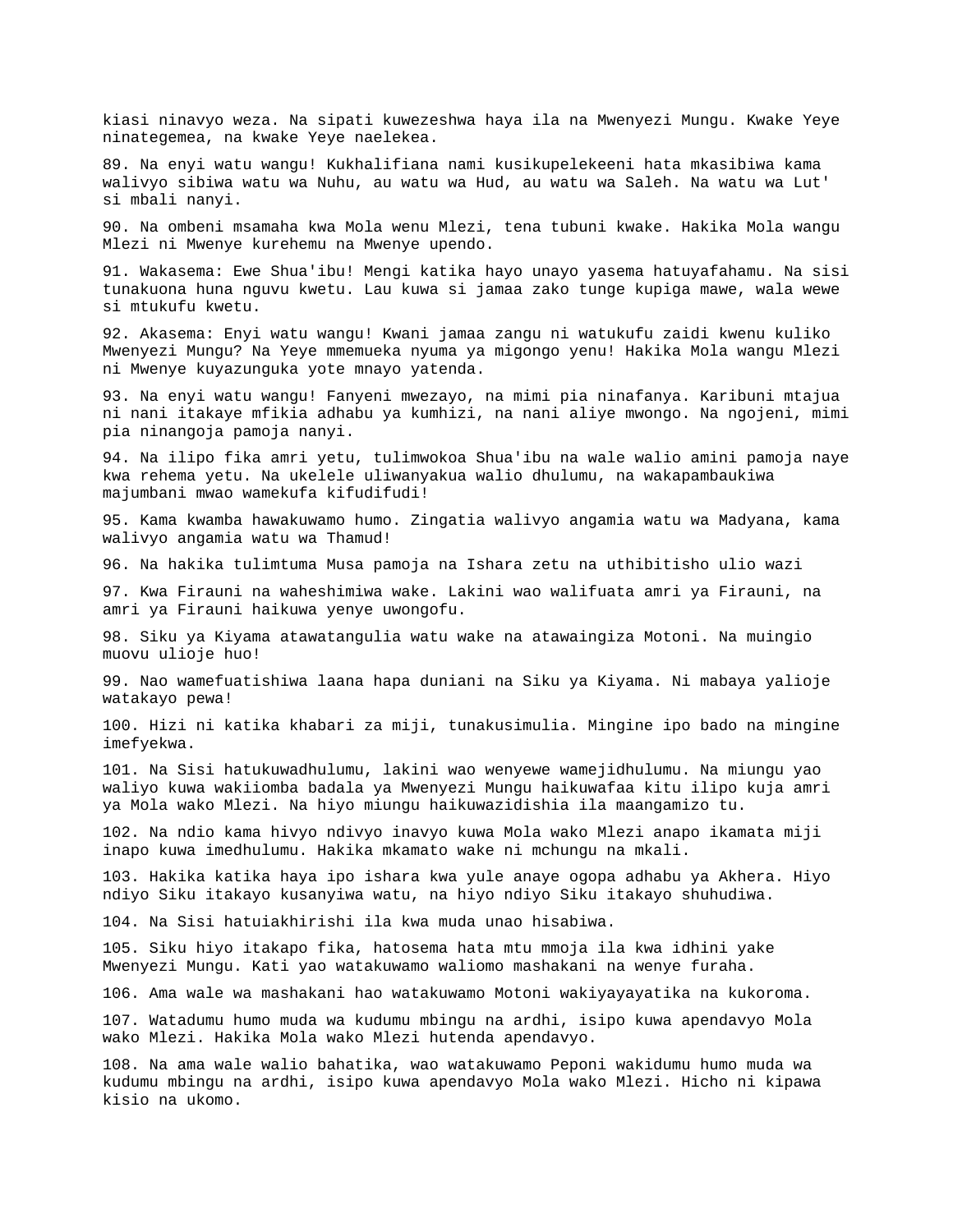kiasi ninavyo weza. Na sipati kuwezeshwa haya ila na Mwenyezi Mungu. Kwake Yeye ninategemea, na kwake Yeye naelekea.

89. Na enyi watu wangu! Kukhalifiana nami kusikupelekeeni hata mkasibiwa kama walivyo sibiwa watu wa Nuhu, au watu wa Hud, au watu wa Saleh. Na watu wa Lut' si mbali nanyi.

90. Na ombeni msamaha kwa Mola wenu Mlezi, tena tubuni kwake. Hakika Mola wangu Mlezi ni Mwenye kurehemu na Mwenye upendo.

91. Wakasema: Ewe Shua'ibu! Mengi katika hayo unayo yasema hatuyafahamu. Na sisi tunakuona huna nguvu kwetu. Lau kuwa si jamaa zako tunge kupiga mawe, wala wewe si mtukufu kwetu.

92. Akasema: Enyi watu wangu! Kwani jamaa zangu ni watukufu zaidi kwenu kuliko Mwenyezi Mungu? Na Yeye mmemueka nyuma ya migongo yenu! Hakika Mola wangu Mlezi ni Mwenye kuyazunguka yote mnayo yatenda.

93. Na enyi watu wangu! Fanyeni mwezayo, na mimi pia ninafanya. Karibuni mtajua ni nani itakaye mfikia adhabu ya kumhizi, na nani aliye mwongo. Na ngojeni, mimi pia ninangoja pamoja nanyi.

94. Na ilipo fika amri yetu, tulimwokoa Shua'ibu na wale walio amini pamoja naye kwa rehema yetu. Na ukelele uliwanyakua walio dhulumu, na wakapambaukiwa majumbani mwao wamekufa kifudifudi!

95. Kama kwamba hawakuwamo humo. Zingatia walivyo angamia watu wa Madyana, kama walivyo angamia watu wa Thamud!

96. Na hakika tulimtuma Musa pamoja na Ishara zetu na uthibitisho ulio wazi

97. Kwa Firauni na waheshimiwa wake. Lakini wao walifuata amri ya Firauni, na amri ya Firauni haikuwa yenye uwongofu.

98. Siku ya Kiyama atawatangulia watu wake na atawaingiza Motoni. Na muingio muovu ulioje huo!

99. Nao wamefuatishiwa laana hapa duniani na Siku ya Kiyama. Ni mabaya yalioje watakayo pewa!

100. Hizi ni katika khabari za miji, tunakusimulia. Mingine ipo bado na mingine imefyekwa.

101. Na Sisi hatukuwadhulumu, lakini wao wenyewe wamejidhulumu. Na miungu yao waliyo kuwa wakiiomba badala ya Mwenyezi Mungu haikuwafaa kitu ilipo kuja amri ya Mola wako Mlezi. Na hiyo miungu haikuwazidishia ila maangamizo tu.

102. Na ndio kama hivyo ndivyo inavyo kuwa Mola wako Mlezi anapo ikamata miji inapo kuwa imedhulumu. Hakika mkamato wake ni mchungu na mkali.

103. Hakika katika haya ipo ishara kwa yule anaye ogopa adhabu ya Akhera. Hiyo ndiyo Siku itakayo kusanyiwa watu, na hiyo ndiyo Siku itakayo shuhudiwa.

104. Na Sisi hatuiakhirishi ila kwa muda unao hisabiwa.

105. Siku hiyo itakapo fika, hatosema hata mtu mmoja ila kwa idhini yake Mwenyezi Mungu. Kati yao watakuwamo waliomo mashakani na wenye furaha.

106. Ama wale wa mashakani hao watakuwamo Motoni wakiyayayatika na kukoroma.

107. Watadumu humo muda wa kudumu mbingu na ardhi, isipo kuwa apendavyo Mola wako Mlezi. Hakika Mola wako Mlezi hutenda apendavyo.

108. Na ama wale walio bahatika, wao watakuwamo Peponi wakidumu humo muda wa kudumu mbingu na ardhi, isipo kuwa apendavyo Mola wako Mlezi. Hicho ni kipawa kisio na ukomo.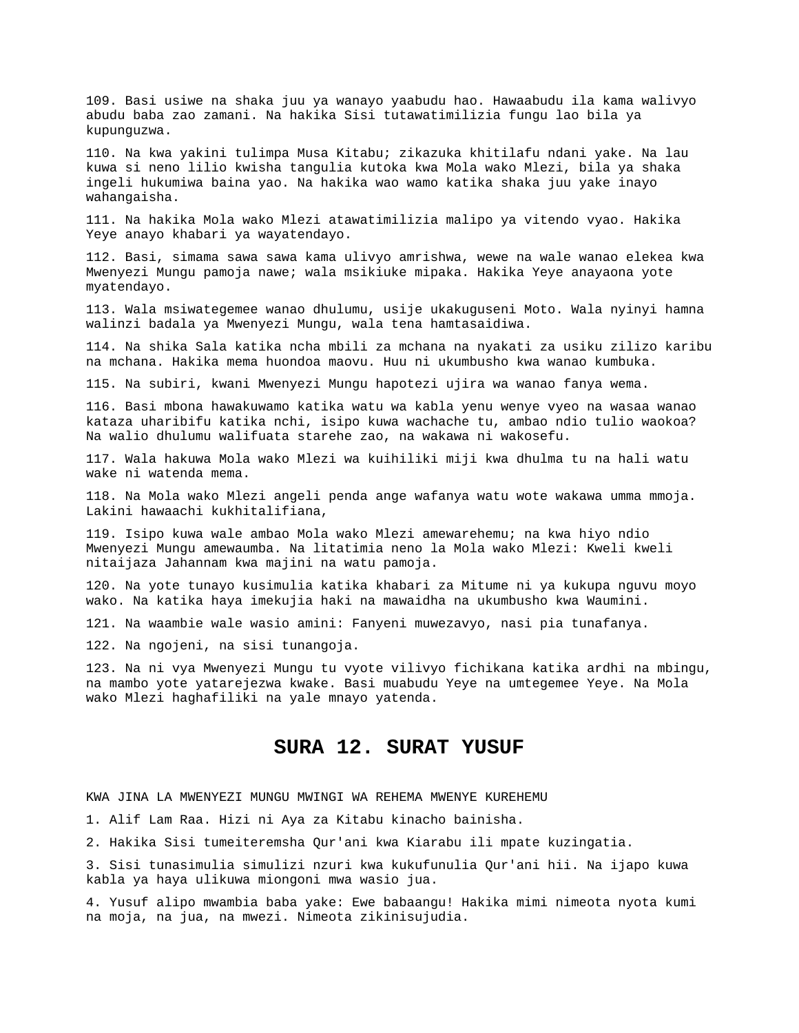109. Basi usiwe na shaka juu ya wanayo yaabudu hao. Hawaabudu ila kama walivyo abudu baba zao zamani. Na hakika Sisi tutawatimilizia fungu lao bila ya kupunguzwa.

110. Na kwa yakini tulimpa Musa Kitabu; zikazuka khitilafu ndani yake. Na lau kuwa si neno lilio kwisha tangulia kutoka kwa Mola wako Mlezi, bila ya shaka ingeli hukumiwa baina yao. Na hakika wao wamo katika shaka juu yake inayo wahangaisha.

111. Na hakika Mola wako Mlezi atawatimilizia malipo ya vitendo vyao. Hakika Yeye anayo khabari ya wayatendayo.

112. Basi, simama sawa sawa kama ulivyo amrishwa, wewe na wale wanao elekea kwa Mwenyezi Mungu pamoja nawe; wala msikiuke mipaka. Hakika Yeye anayaona yote myatendayo.

113. Wala msiwategemee wanao dhulumu, usije ukakuguseni Moto. Wala nyinyi hamna walinzi badala ya Mwenyezi Mungu, wala tena hamtasaidiwa.

114. Na shika Sala katika ncha mbili za mchana na nyakati za usiku zilizo karibu na mchana. Hakika mema huondoa maovu. Huu ni ukumbusho kwa wanao kumbuka.

115. Na subiri, kwani Mwenyezi Mungu hapotezi ujira wa wanao fanya wema.

116. Basi mbona hawakuwamo katika watu wa kabla yenu wenye vyeo na wasaa wanao kataza uharibifu katika nchi, isipo kuwa wachache tu, ambao ndio tulio waokoa? Na walio dhulumu walifuata starehe zao, na wakawa ni wakosefu.

117. Wala hakuwa Mola wako Mlezi wa kuihiliki miji kwa dhulma tu na hali watu wake ni watenda mema.

118. Na Mola wako Mlezi angeli penda ange wafanya watu wote wakawa umma mmoja. Lakini hawaachi kukhitalifiana,

119. Isipo kuwa wale ambao Mola wako Mlezi amewarehemu; na kwa hiyo ndio Mwenyezi Mungu amewaumba. Na litatimia neno la Mola wako Mlezi: Kweli kweli nitaijaza Jahannam kwa majini na watu pamoja.

120. Na yote tunayo kusimulia katika khabari za Mitume ni ya kukupa nguvu moyo wako. Na katika haya imekujia haki na mawaidha na ukumbusho kwa Waumini.

121. Na waambie wale wasio amini: Fanyeni muwezavyo, nasi pia tunafanya.

122. Na ngojeni, na sisi tunangoja.

123. Na ni vya Mwenyezi Mungu tu vyote vilivyo fichikana katika ardhi na mbingu, na mambo yote yatarejezwa kwake. Basi muabudu Yeye na umtegemee Yeye. Na Mola wako Mlezi haghafiliki na yale mnayo yatenda.

## SURA 12. SURAT YUSUF

KWA JINA LA MWENYEZI MUNGU MWINGI WA REHEMA MWENYE KUREHEMU

1. Alif Lam Raa. Hizi ni Aya za Kitabu kinacho bainisha.

2. Hakika Sisi tumeiteremsha Qur'ani kwa Kiarabu ili mpate kuzingatia.

3. Sisi tunasimulia simulizi nzuri kwa kukufunulia Qur'ani hii. Na ijapo kuwa kabla ya haya ulikuwa miongoni mwa wasio jua.

4. Yusuf alipo mwambia baba yake: Ewe babaangu! Hakika mimi nimeota nyota kumi na moja, na jua, na mwezi. Nimeota zikinisujudia.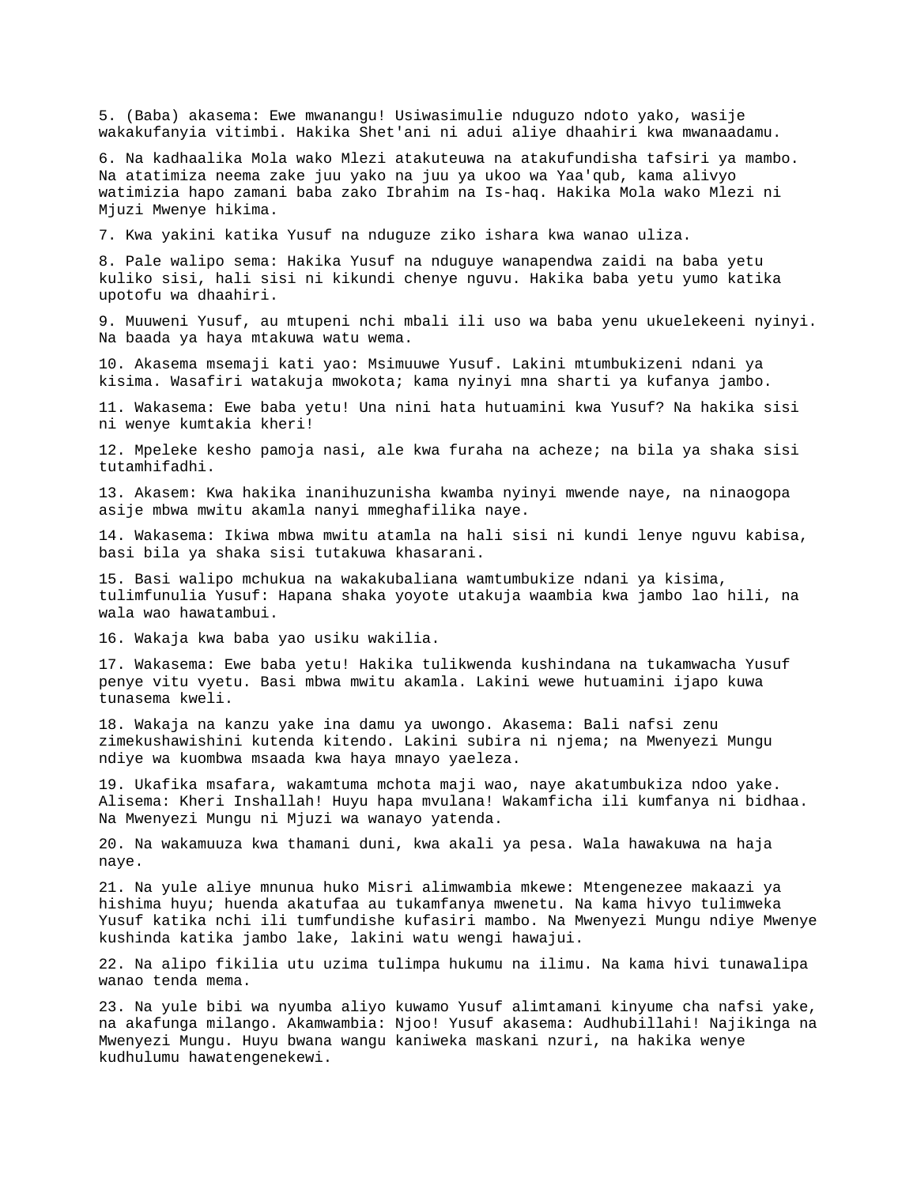5. (Baba) akasema: Ewe mwanangu! Usiwasimulie nduguzo ndoto yako, wasije wakakufanyia vitimbi. Hakika Shet'ani ni adui aliye dhaahiri kwa mwanaadamu.

6. Na kadhaalika Mola wako Mlezi atakuteuwa na atakufundisha tafsiri ya mambo. Na atatimiza neema zake juu yako na juu ya ukoo wa Yaa'qub, kama alivyo watimizia hapo zamani baba zako Ibrahim na Is-haq. Hakika Mola wako Mlezi ni Mjuzi Mwenye hikima.

7. Kwa yakini katika Yusuf na nduguze ziko ishara kwa wanao uliza.

8. Pale walipo sema: Hakika Yusuf na nduguye wanapendwa zaidi na baba yetu kuliko sisi, hali sisi ni kikundi chenye nguvu. Hakika baba yetu yumo katika upotofu wa dhaahiri.

9. Muuweni Yusuf, au mtupeni nchi mbali ili uso wa baba yenu ukuelekeeni nyinyi. Na baada ya haya mtakuwa watu wema.

10. Akasema msemaji kati yao: Msimuuwe Yusuf. Lakini mtumbukizeni ndani ya kisima. Wasafiri watakuja mwokota; kama nyinyi mna sharti ya kufanya jambo.

11. Wakasema: Ewe baba yetu! Una nini hata hutuamini kwa Yusuf? Na hakika sisi ni wenye kumtakia kheri!

12. Mpeleke kesho pamoja nasi, ale kwa furaha na acheze; na bila ya shaka sisi tutamhifadhi.

13. Akasem: Kwa hakika inanihuzunisha kwamba nyinyi mwende naye, na ninaogopa asije mbwa mwitu akamla nanyi mmeghafilika naye.

14. Wakasema: Ikiwa mbwa mwitu atamla na hali sisi ni kundi lenye nguvu kabisa, basi bila ya shaka sisi tutakuwa khasarani.

15. Basi walipo mchukua na wakakubaliana wamtumbukize ndani ya kisima, tulimfunulia Yusuf: Hapana shaka yoyote utakuja waambia kwa jambo lao hili, na wala wao hawatambui.

16. Wakaja kwa baba yao usiku wakilia.

17. Wakasema: Ewe baba yetu! Hakika tulikwenda kushindana na tukamwacha Yusuf penye vitu vyetu. Basi mbwa mwitu akamla. Lakini wewe hutuamini ijapo kuwa tunasema kweli.

18. Wakaja na kanzu yake ina damu ya uwongo. Akasema: Bali nafsi zenu zimekushawishini kutenda kitendo. Lakini subira ni njema; na Mwenyezi Mungu ndiye wa kuombwa msaada kwa haya mnayo yaeleza.

19. Ukafika msafara, wakamtuma mchota maji wao, naye akatumbukiza ndoo yake. Alisema: Kheri Inshallah! Huyu hapa mvulana! Wakamficha ili kumfanya ni bidhaa. Na Mwenyezi Mungu ni Mjuzi wa wanayo yatenda.

20. Na wakamuuza kwa thamani duni, kwa akali ya pesa. Wala hawakuwa na haja naye.

21. Na yule aliye mnunua huko Misri alimwambia mkewe: Mtengenezee makaazi ya hishima huyu; huenda akatufaa au tukamfanya mwenetu. Na kama hivyo tulimweka Yusuf katika nchi ili tumfundishe kufasiri mambo. Na Mwenyezi Mungu ndiye Mwenye kushinda katika jambo lake, lakini watu wengi hawajui.

22. Na alipo fikilia utu uzima tulimpa hukumu na ilimu. Na kama hivi tunawalipa wanao tenda mema.

23. Na yule bibi wa nyumba aliyo kuwamo Yusuf alimtamani kinyume cha nafsi yake, na akafunga milango. Akamwambia: Njoo! Yusuf akasema: Audhubillahi! Najikinga na Mwenyezi Mungu. Huyu bwana wangu kaniweka maskani nzuri, na hakika wenye kudhulumu hawatengenekewi.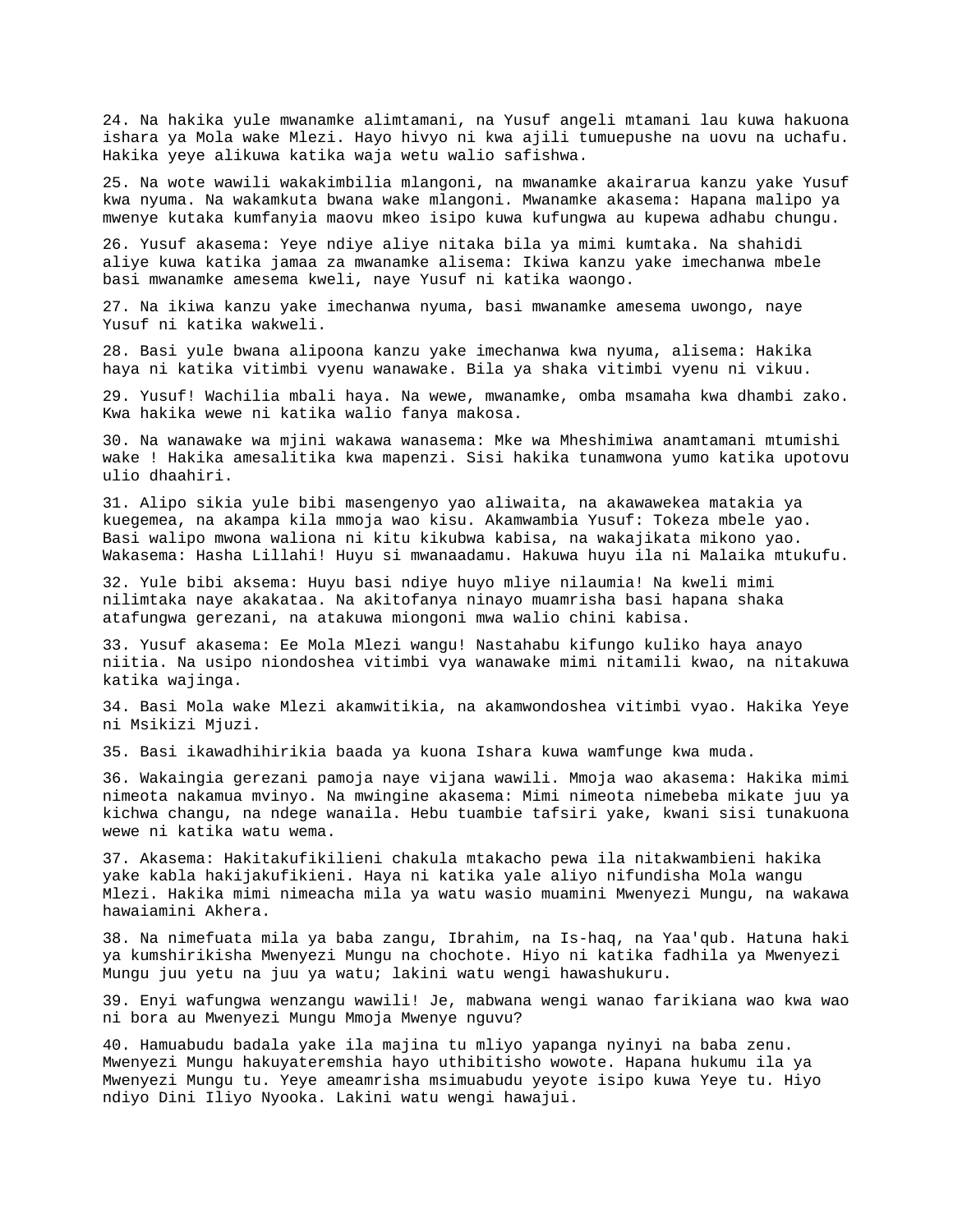24. Na hakika yule mwanamke alimtamani, na Yusuf angeli mtamani lau kuwa hakuona ishara ya Mola wake Mlezi. Hayo hivyo ni kwa ajili tumuepushe na uovu na uchafu. Hakika yeye alikuwa katika waja wetu walio safishwa.

25. Na wote wawili wakakimbilia mlangoni, na mwanamke akairarua kanzu yake Yusuf kwa nyuma. Na wakamkuta bwana wake mlangoni. Mwanamke akasema: Hapana malipo ya mwenye kutaka kumfanyia maovu mkeo isipo kuwa kufungwa au kupewa adhabu chungu.

26. Yusuf akasema: Yeye ndiye aliye nitaka bila ya mimi kumtaka. Na shahidi aliye kuwa katika jamaa za mwanamke alisema: Ikiwa kanzu yake imechanwa mbele basi mwanamke amesema kweli, naye Yusuf ni katika waongo.

27. Na ikiwa kanzu yake imechanwa nyuma, basi mwanamke amesema uwongo, naye Yusuf ni katika wakweli.

28. Basi yule bwana alipoona kanzu yake imechanwa kwa nyuma, alisema: Hakika haya ni katika vitimbi vyenu wanawake. Bila ya shaka vitimbi vyenu ni vikuu.

29. Yusuf! Wachilia mbali haya. Na wewe, mwanamke, omba msamaha kwa dhambi zako. Kwa hakika wewe ni katika walio fanya makosa.

30. Na wanawake wa mjini wakawa wanasema: Mke wa Mheshimiwa anamtamani mtumishi wake ! Hakika amesalitika kwa mapenzi. Sisi hakika tunamwona yumo katika upotovu ulio dhaahiri.

31. Alipo sikia yule bibi masengenyo yao aliwaita, na akawawekea matakia ya kuegemea, na akampa kila mmoja wao kisu. Akamwambia Yusuf: Tokeza mbele yao. Basi walipo mwona waliona ni kitu kikubwa kabisa, na wakajikata mikono yao. Wakasema: Hasha Lillahi! Huyu si mwanaadamu. Hakuwa huyu ila ni Malaika mtukufu.

32. Yule bibi aksema: Huyu basi ndiye huyo mliye nilaumia! Na kweli mimi nilimtaka naye akakataa. Na akitofanya ninayo muamrisha basi hapana shaka atafungwa gerezani, na atakuwa miongoni mwa walio chini kabisa.

33. Yusuf akasema: Ee Mola Mlezi wangu! Nastahabu kifungo kuliko haya anayo niitia. Na usipo niondoshea vitimbi vya wanawake mimi nitamili kwao, na nitakuwa katika wajinga.

34. Basi Mola wake Mlezi akamwitikia, na akamwondoshea vitimbi vyao. Hakika Yeye ni Msikizi Mjuzi.

35. Basi ikawadhihirikia baada ya kuona Ishara kuwa wamfunge kwa muda.

36. Wakaingia gerezani pamoja naye vijana wawili. Mmoja wao akasema: Hakika mimi nimeota nakamua mvinyo. Na mwingine akasema: Mimi nimeota nimebeba mikate juu ya kichwa changu, na ndege wanaila. Hebu tuambie tafsiri yake, kwani sisi tunakuona wewe ni katika watu wema.

37. Akasema: Hakitakufikilieni chakula mtakacho pewa ila nitakwambieni hakika yake kabla hakijakufikieni. Haya ni katika yale aliyo nifundisha Mola wangu Mlezi. Hakika mimi nimeacha mila ya watu wasio muamini Mwenyezi Mungu, na wakawa hawaiamini Akhera.

38. Na nimefuata mila ya baba zangu, Ibrahim, na Is-haq, na Yaa'qub. Hatuna haki ya kumshirikisha Mwenyezi Mungu na chochote. Hiyo ni katika fadhila ya Mwenyezi Mungu juu yetu na juu ya watu; lakini watu wengi hawashukuru.

39. Enyi wafungwa wenzangu wawili! Je, mabwana wengi wanao farikiana wao kwa wao ni bora au Mwenyezi Mungu Mmoja Mwenye nguvu?

40. Hamuabudu badala yake ila majina tu mliyo yapanga nyinyi na baba zenu. Mwenyezi Mungu hakuyateremshia hayo uthibitisho wowote. Hapana hukumu ila ya Mwenyezi Mungu tu. Yeye ameamrisha msimuabudu yeyote isipo kuwa Yeye tu. Hiyo ndiyo Dini Iliyo Nyooka. Lakini watu wengi hawajui.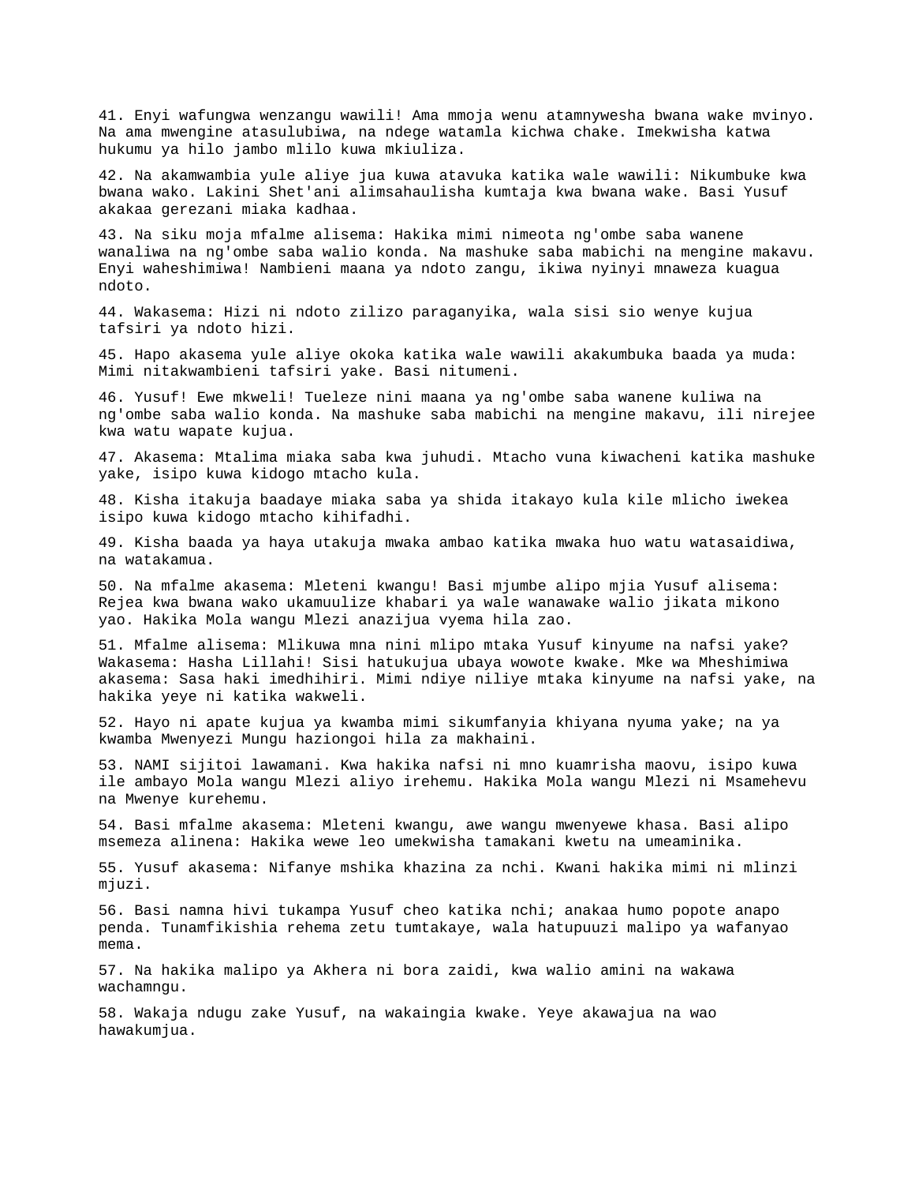41. Enyi wafungwa wenzangu wawili! Ama mmoja wenu atamnywesha bwana wake mvinyo. Na ama mwengine atasulubiwa, na ndege watamla kichwa chake. Imekwisha katwa hukumu ya hilo jambo mlilo kuwa mkiuliza.

42. Na akamwambia yule aliye jua kuwa atavuka katika wale wawili: Nikumbuke kwa bwana wako. Lakini Shet'ani alimsahaulisha kumtaja kwa bwana wake. Basi Yusuf akakaa gerezani miaka kadhaa.

43. Na siku moja mfalme alisema: Hakika mimi nimeota ng'ombe saba wanene wanaliwa na ng'ombe saba walio konda. Na mashuke saba mabichi na mengine makavu. Enyi waheshimiwa! Nambieni maana ya ndoto zangu, ikiwa nyinyi mnaweza kuagua ndoto.

44. Wakasema: Hizi ni ndoto zilizo paraganyika, wala sisi sio wenye kujua tafsiri ya ndoto hizi.

45. Hapo akasema yule aliye okoka katika wale wawili akakumbuka baada ya muda: Mimi nitakwambieni tafsiri yake. Basi nitumeni.

46. Yusuf! Ewe mkweli! Tueleze nini maana ya ng'ombe saba wanene kuliwa na ng'ombe saba walio konda. Na mashuke saba mabichi na mengine makavu, ili nirejee kwa watu wapate kujua.

47. Akasema: Mtalima miaka saba kwa juhudi. Mtacho vuna kiwacheni katika mashuke yake, isipo kuwa kidogo mtacho kula.

48. Kisha itakuja baadaye miaka saba ya shida itakayo kula kile mlicho iwekea isipo kuwa kidogo mtacho kihifadhi.

49. Kisha baada ya haya utakuja mwaka ambao katika mwaka huo watu watasaidiwa, na watakamua.

50. Na mfalme akasema: Mleteni kwangu! Basi mjumbe alipo mjia Yusuf alisema: Rejea kwa bwana wako ukamuulize khabari ya wale wanawake walio jikata mikono yao. Hakika Mola wangu Mlezi anazijua vyema hila zao.

51. Mfalme alisema: Mlikuwa mna nini mlipo mtaka Yusuf kinyume na nafsi yake? Wakasema: Hasha Lillahi! Sisi hatukujua ubaya wowote kwake. Mke wa Mheshimiwa akasema: Sasa haki imedhihiri. Mimi ndiye niliye mtaka kinyume na nafsi yake, na hakika yeye ni katika wakweli.

52. Hayo ni apate kujua ya kwamba mimi sikumfanyia khiyana nyuma yake; na ya kwamba Mwenyezi Mungu haziongoi hila za makhaini.

53. NAMI sijitoi lawamani. Kwa hakika nafsi ni mno kuamrisha maovu, isipo kuwa ile ambayo Mola wangu Mlezi aliyo irehemu. Hakika Mola wangu Mlezi ni Msamehevu na Mwenye kurehemu.

54. Basi mfalme akasema: Mleteni kwangu, awe wangu mwenyewe khasa. Basi alipo msemeza alinena: Hakika wewe leo umekwisha tamakani kwetu na umeaminika.

55. Yusuf akasema: Nifanye mshika khazina za nchi. Kwani hakika mimi ni mlinzi mjuzi.

56. Basi namna hivi tukampa Yusuf cheo katika nchi; anakaa humo popote anapo penda. Tunamfikishia rehema zetu tumtakaye, wala hatupuuzi malipo ya wafanyao mema.

57. Na hakika malipo ya Akhera ni bora zaidi, kwa walio amini na wakawa wachamngu.

58. Wakaja ndugu zake Yusuf, na wakaingia kwake. Yeye akawajua na wao hawakumjua.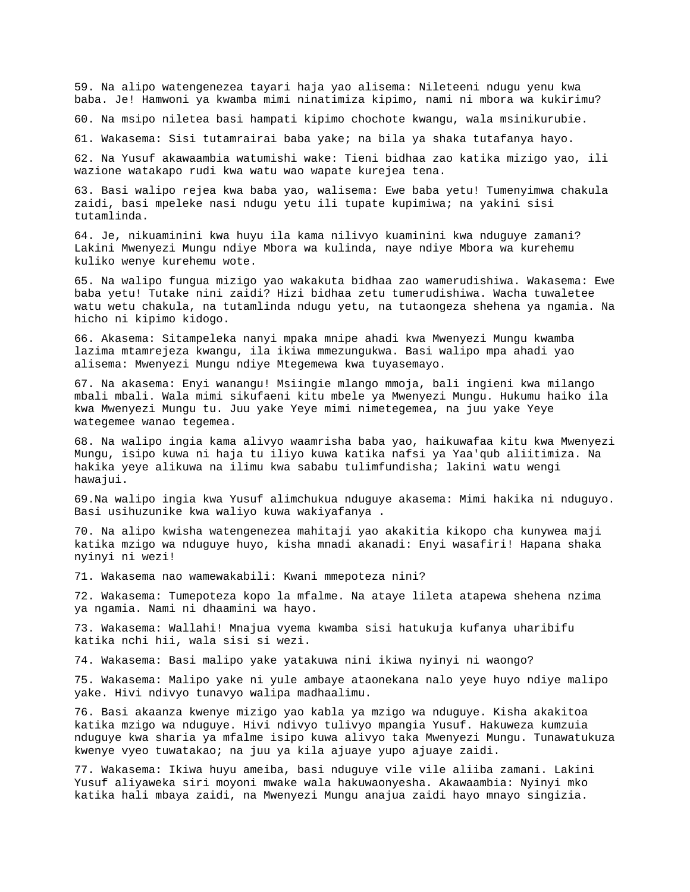59. Na alipo watengenezea tayari haja yao alisema: Nileteeni ndugu yenu kwa baba. Je! Hamwoni ya kwamba mimi ninatimiza kipimo, nami ni mbora wa kukirimu?

60. Na msipo niletea basi hampati kipimo chochote kwangu, wala msinikurubie.

61. Wakasema: Sisi tutamrairai baba yake; na bila ya shaka tutafanya hayo.

62. Na Yusuf akawaambia watumishi wake: Tieni bidhaa zao katika mizigo yao, ili wazione watakapo rudi kwa watu wao wapate kurejea tena.

63. Basi walipo rejea kwa baba yao, walisema: Ewe baba yetu! Tumenyimwa chakula zaidi, basi mpeleke nasi ndugu yetu ili tupate kupimiwa; na yakini sisi tutamlinda.

64. Je, nikuaminini kwa huyu ila kama nilivyo kuaminini kwa nduguye zamani? Lakini Mwenyezi Mungu ndiye Mbora wa kulinda, naye ndiye Mbora wa kurehemu kuliko wenye kurehemu wote.

65. Na walipo fungua mizigo yao wakakuta bidhaa zao wamerudishiwa. Wakasema: Ewe baba yetu! Tutake nini zaidi? Hizi bidhaa zetu tumerudishiwa. Wacha tuwaletee watu wetu chakula, na tutamlinda ndugu yetu, na tutaongeza shehena ya ngamia. Na hicho ni kipimo kidogo.

66. Akasema: Sitampeleka nanyi mpaka mnipe ahadi kwa Mwenyezi Mungu kwamba lazima mtamrejeza kwangu, ila ikiwa mmezungukwa. Basi walipo mpa ahadi yao alisema: Mwenyezi Mungu ndiye Mtegemewa kwa tuyasemayo.

67. Na akasema: Enyi wanangu! Msiingie mlango mmoja, bali ingieni kwa milango mbali mbali. Wala mimi sikufaeni kitu mbele ya Mwenyezi Mungu. Hukumu haiko ila kwa Mwenyezi Mungu tu. Juu yake Yeye mimi nimetegemea, na juu yake Yeye wategemee wanao tegemea.

68. Na walipo ingia kama alivyo waamrisha baba yao, haikuwafaa kitu kwa Mwenyezi Mungu, isipo kuwa ni haja tu iliyo kuwa katika nafsi ya Yaa'qub aliitimiza. Na hakika yeye alikuwa na ilimu kwa sababu tulimfundisha; lakini watu wengi hawajui.

69.Na walipo ingia kwa Yusuf alimchukua nduguye akasema: Mimi hakika ni nduguyo. Basi usihuzunike kwa waliyo kuwa wakiyafanya .

70. Na alipo kwisha watengenezea mahitaji yao akakitia kikopo cha kunywea maji katika mzigo wa nduguye huyo, kisha mnadi akanadi: Enyi wasafiri! Hapana shaka nyinyi ni wezi!

71. Wakasema nao wamewakabili: Kwani mmepoteza nini?

72. Wakasema: Tumepoteza kopo la mfalme. Na ataye lileta atapewa shehena nzima ya ngamia. Nami ni dhaamini wa hayo.

73. Wakasema: Wallahi! Mnajua vyema kwamba sisi hatukuja kufanya uharibifu katika nchi hii, wala sisi si wezi.

74. Wakasema: Basi malipo yake yatakuwa nini ikiwa nyinyi ni waongo?

75. Wakasema: Malipo yake ni yule ambaye ataonekana nalo yeye huyo ndiye malipo yake. Hivi ndivyo tunavyo walipa madhaalimu.

76. Basi akaanza kwenye mizigo yao kabla ya mzigo wa nduguye. Kisha akakitoa katika mzigo wa nduguye. Hivi ndivyo tulivyo mpangia Yusuf. Hakuweza kumzuia nduguye kwa sharia ya mfalme isipo kuwa alivyo taka Mwenyezi Mungu. Tunawatukuza kwenye vyeo tuwatakao; na juu ya kila ajuaye yupo ajuaye zaidi.

77. Wakasema: Ikiwa huyu ameiba, basi nduguye vile vile aliiba zamani. Lakini Yusuf aliyaweka siri moyoni mwake wala hakuwaonyesha. Akawaambia: Nyinyi mko katika hali mbaya zaidi, na Mwenyezi Mungu anajua zaidi hayo mnayo singizia.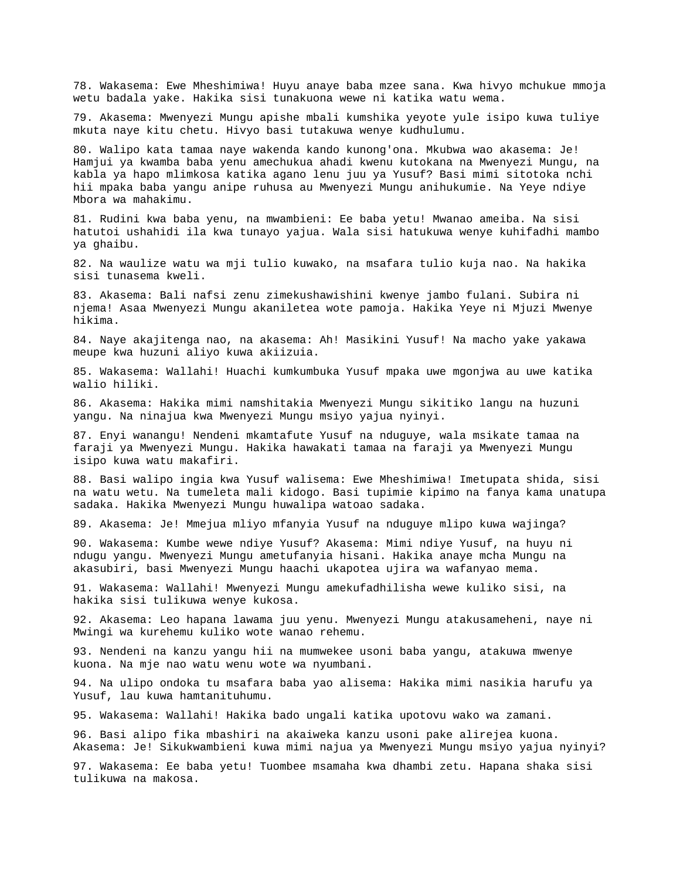78. Wakasema: Ewe Mheshimiwa! Huyu anaye baba mzee sana. Kwa hivyo mchukue mmoja wetu badala yake. Hakika sisi tunakuona wewe ni katika watu wema.

79. Akasema: Mwenyezi Mungu apishe mbali kumshika yeyote yule isipo kuwa tuliye mkuta naye kitu chetu. Hivyo basi tutakuwa wenye kudhulumu.

80. Walipo kata tamaa naye wakenda kando kunong'ona. Mkubwa wao akasema: Je! Hamjui ya kwamba baba yenu amechukua ahadi kwenu kutokana na Mwenyezi Mungu, na kabla ya hapo mlimkosa katika agano lenu juu ya Yusuf? Basi mimi sitotoka nchi hii mpaka baba yangu anipe ruhusa au Mwenyezi Mungu anihukumie. Na Yeye ndiye Mbora wa mahakimu.

81. Rudini kwa baba yenu, na mwambieni: Ee baba yetu! Mwanao ameiba. Na sisi hatutoi ushahidi ila kwa tunayo yajua. Wala sisi hatukuwa wenye kuhifadhi mambo ya ghaibu.

82. Na waulize watu wa mji tulio kuwako, na msafara tulio kuja nao. Na hakika sisi tunasema kweli.

83. Akasema: Bali nafsi zenu zimekushawishini kwenye jambo fulani. Subira ni njema! Asaa Mwenyezi Mungu akaniletea wote pamoja. Hakika Yeye ni Mjuzi Mwenye hikima.

84. Naye akajitenga nao, na akasema: Ah! Masikini Yusuf! Na macho yake yakawa meupe kwa huzuni aliyo kuwa akiizuia.

85. Wakasema: Wallahi! Huachi kumkumbuka Yusuf mpaka uwe mgonjwa au uwe katika walio hiliki.

86. Akasema: Hakika mimi namshitakia Mwenyezi Mungu sikitiko langu na huzuni yangu. Na ninajua kwa Mwenyezi Mungu msiyo yajua nyinyi.

87. Enyi wanangu! Nendeni mkamtafute Yusuf na nduguye, wala msikate tamaa na faraji ya Mwenyezi Mungu. Hakika hawakati tamaa na faraji ya Mwenyezi Mungu isipo kuwa watu makafiri.

88. Basi walipo ingia kwa Yusuf walisema: Ewe Mheshimiwa! Imetupata shida, sisi na watu wetu. Na tumeleta mali kidogo. Basi tupimie kipimo na fanya kama unatupa sadaka. Hakika Mwenyezi Mungu huwalipa watoao sadaka.

89. Akasema: Je! Mmejua mliyo mfanyia Yusuf na nduguye mlipo kuwa wajinga?

90. Wakasema: Kumbe wewe ndiye Yusuf? Akasema: Mimi ndiye Yusuf, na huyu ni ndugu yangu. Mwenyezi Mungu ametufanyia hisani. Hakika anaye mcha Mungu na akasubiri, basi Mwenyezi Mungu haachi ukapotea ujira wa wafanyao mema.

91. Wakasema: Wallahi! Mwenyezi Mungu amekufadhilisha wewe kuliko sisi, na hakika sisi tulikuwa wenye kukosa.

92. Akasema: Leo hapana lawama juu yenu. Mwenyezi Mungu atakusameheni, naye ni Mwingi wa kurehemu kuliko wote wanao rehemu.

93. Nendeni na kanzu yangu hii na mumwekee usoni baba yangu, atakuwa mwenye kuona. Na mje nao watu wenu wote wa nyumbani.

94. Na ulipo ondoka tu msafara baba yao alisema: Hakika mimi nasikia harufu ya Yusuf, lau kuwa hamtanituhumu.

95. Wakasema: Wallahi! Hakika bado ungali katika upotovu wako wa zamani.

96. Basi alipo fika mbashiri na akaiweka kanzu usoni pake alirejea kuona. Akasema: Je! Sikukwambieni kuwa mimi najua ya Mwenyezi Mungu msiyo yajua nyinyi?

97. Wakasema: Ee baba yetu! Tuombee msamaha kwa dhambi zetu. Hapana shaka sisi tulikuwa na makosa.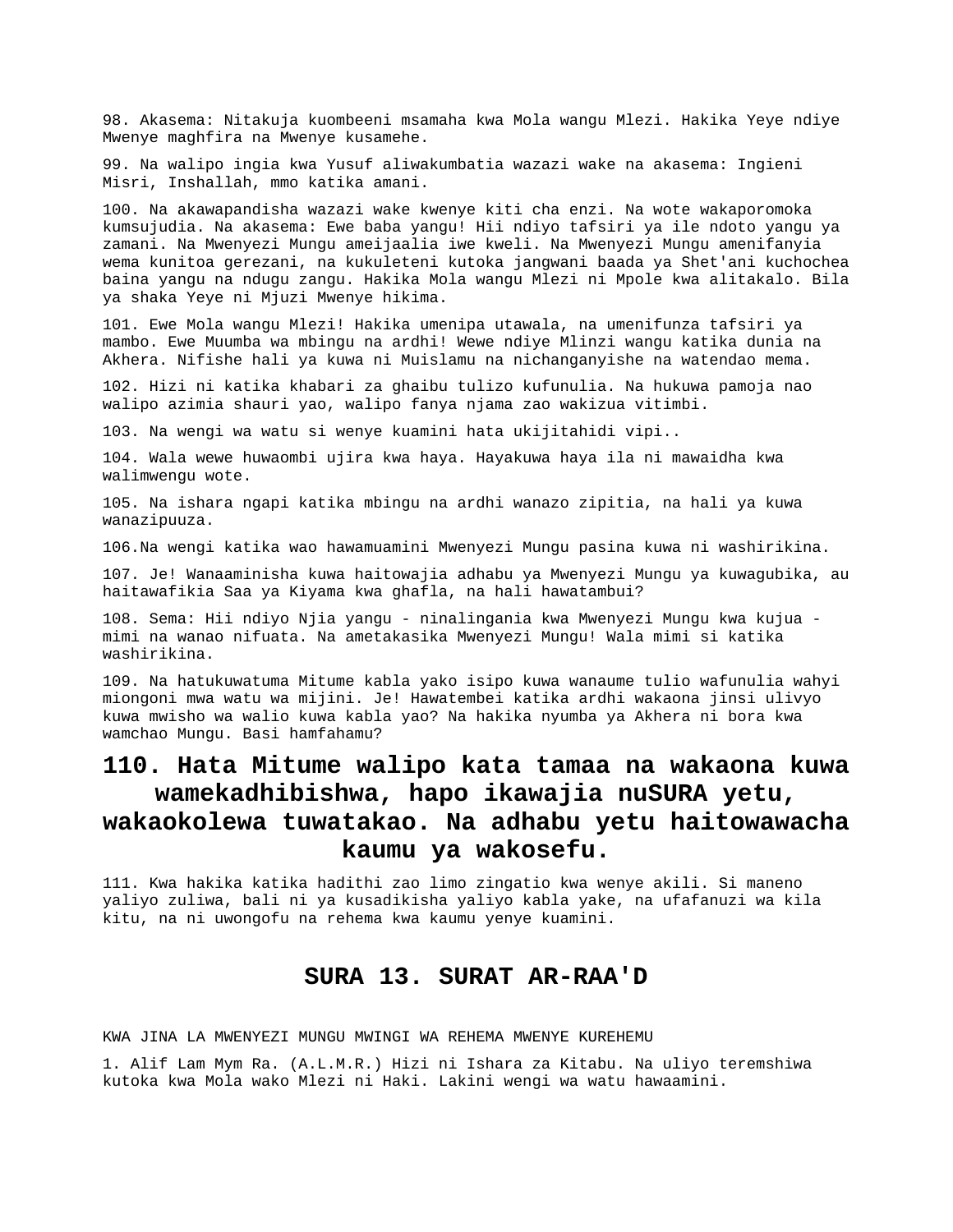98. Akasema: Nitakuja kuombeeni msamaha kwa Mola wangu Mlezi. Hakika Yeye ndiye Mwenye maghfira na Mwenye kusamehe.

99. Na walipo ingia kwa Yusuf aliwakumbatia wazazi wake na akasema: Ingieni Misri, Inshallah, mmo katika amani.

100. Na akawapandisha wazazi wake kwenye kiti cha enzi. Na wote wakaporomoka kumsujudia. Na akasema: Ewe baba yangu! Hii ndiyo tafsiri ya ile ndoto yangu ya zamani. Na Mwenyezi Mungu ameijaalia iwe kweli. Na Mwenyezi Mungu amenifanyia wema kunitoa gerezani, na kukuleteni kutoka jangwani baada ya Shet'ani kuchochea baina yangu na ndugu zangu. Hakika Mola wangu Mlezi ni Mpole kwa alitakalo. Bila ya shaka Yeye ni Mjuzi Mwenye hikima.

101. Ewe Mola wangu Mlezi! Hakika umenipa utawala, na umenifunza tafsiri ya mambo. Ewe Muumba wa mbingu na ardhi! Wewe ndiye Mlinzi wangu katika dunia na Akhera. Nifishe hali ya kuwa ni Muislamu na nichanganyishe na watendao mema.

102. Hizi ni katika khabari za ghaibu tulizo kufunulia. Na hukuwa pamoja nao walipo azimia shauri yao, walipo fanya njama zao wakizua vitimbi.

103. Na wengi wa watu si wenye kuamini hata ukijitahidi vipi..

104. Wala wewe huwaombi ujira kwa haya. Hayakuwa haya ila ni mawaidha kwa walimwengu wote.

105. Na ishara ngapi katika mbingu na ardhi wanazo zipitia, na hali ya kuwa wanazipuuza.

106.Na wengi katika wao hawamuamini Mwenyezi Mungu pasina kuwa ni washirikina.

107. Je! Wanaaminisha kuwa haitowajia adhabu ya Mwenyezi Mungu ya kuwagubika, au haitawafikia Saa ya Kiyama kwa ghafla, na hali hawatambui?

108. Sema: Hii ndiyo Njia yangu - ninalingania kwa Mwenyezi Mungu kwa kujua - mimi na wanao nifuata. Na ametakasika Mwenyezi Mungu! Wala mimi si katika washirikina.

109. Na hatukuwatuma Mitume kabla yako isipo kuwa wanaume tulio wafunulia wahyi miongoni mwa watu wa mijini. Je! Hawatembei katika ardhi wakaona jinsi ulivyo kuwa mwisho wa walio kuwa kabla yao? Na hakika nyumba ya Akhera ni bora kwa wamchao Mungu. Basi hamfahamu?

## 110. Hata Mitume walipo kata tamaa na wakaona kuwa wamekadhibishwa, hapo ikawajia nuSURA yetu, wakaokolewa tuwatakao. Na adhabu yetu haitowawacha kaumu ya wakosefu.

111. Kwa hakika katika hadithi zao limo zingatio kwa wenye akili. Si maneno yaliyo zuliwa, bali ni ya kusadikisha yaliyo kabla yake, na ufafanuzi wa kila kitu, na ni uwongofu na rehema kwa kaumu yenye kuamini.

## SURA 13. SURAT AR-RAA'D

KWA JINA LA MWENYEZI MUNGU MWINGI WA REHEMA MWENYE KUREHEMU

1. Alif Lam Mym Ra. (A.L.M.R.) Hizi ni Ishara za Kitabu. Na uliyo teremshiwa kutoka kwa Mola wako Mlezi ni Haki. Lakini wengi wa watu hawaamini.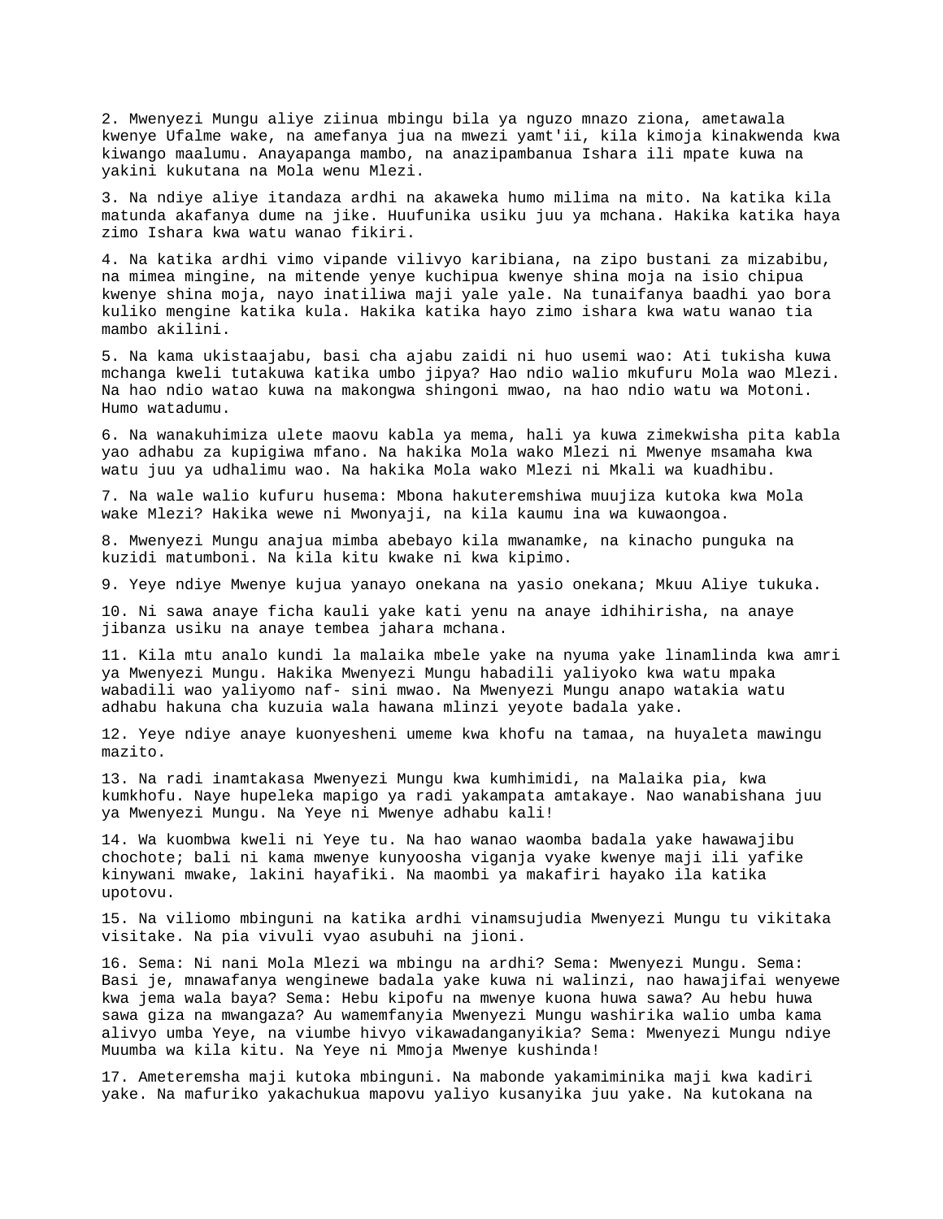2. Mwenyezi Mungu aliye ziinua mbingu bila ya nguzo mnazo ziona, ametawala kwenye Ufalme wake, na amefanya jua na mwezi yamt'ii, kila kimoja kinakwenda kwa kiwango maalumu. Anayapanga mambo, na anazipambanua Ishara ili mpate kuwa na yakini kukutana na Mola wenu Mlezi.

3. Na ndiye aliye itandaza ardhi na akaweka humo milima na mito. Na katika kila matunda akafanya dume na jike. Huufunika usiku juu ya mchana. Hakika katika haya zimo Ishara kwa watu wanao fikiri.

4. Na katika ardhi vimo vipande vilivyo karibiana, na zipo bustani za mizabibu, na mimea mingine, na mitende yenye kuchipua kwenye shina moja na isio chipua kwenye shina moja, nayo inatiliwa maji yale yale. Na tunaifanya baadhi yao bora kuliko mengine katika kula. Hakika katika hayo zimo ishara kwa watu wanao tia mambo akilini.

5. Na kama ukistaajabu, basi cha ajabu zaidi ni huo usemi wao: Ati tukisha kuwa mchanga kweli tutakuwa katika umbo jipya? Hao ndio walio mkufuru Mola wao Mlezi. Na hao ndio watao kuwa na makongwa shingoni mwao, na hao ndio watu wa Motoni. Humo watadumu.

6. Na wanakuhimiza ulete maovu kabla ya mema, hali ya kuwa zimekwisha pita kabla yao adhabu za kupigiwa mfano. Na hakika Mola wako Mlezi ni Mwenye msamaha kwa watu juu ya udhalimu wao. Na hakika Mola wako Mlezi ni Mkali wa kuadhibu.

7. Na wale walio kufuru husema: Mbona hakuteremshiwa muujiza kutoka kwa Mola wake Mlezi? Hakika wewe ni Mwonyaji, na kila kaumu ina wa kuwaongoa.

8. Mwenyezi Mungu anajua mimba abebayo kila mwanamke, na kinacho punguka na kuzidi matumboni. Na kila kitu kwake ni kwa kipimo.

9. Yeye ndiye Mwenye kujua yanayo onekana na yasio onekana; Mkuu Aliye tukuka.

10. Ni sawa anaye ficha kauli yake kati yenu na anaye idhihirisha, na anaye jibanza usiku na anaye tembea jahara mchana.

11. Kila mtu analo kundi la malaika mbele yake na nyuma yake linamlinda kwa amri ya Mwenyezi Mungu. Hakika Mwenyezi Mungu habadili yaliyoko kwa watu mpaka wabadili wao yaliyomo naf- sini mwao. Na Mwenyezi Mungu anapo watakia watu adhabu hakuna cha kuzuia wala hawana mlinzi yeyote badala yake.

12. Yeye ndiye anaye kuonyesheni umeme kwa khofu na tamaa, na huyaleta mawingu mazito.

13. Na radi inamtakasa Mwenyezi Mungu kwa kumhimidi, na Malaika pia, kwa kumkhofu. Naye hupeleka mapigo ya radi yakampata amtakaye. Nao wanabishana juu ya Mwenyezi Mungu. Na Yeye ni Mwenye adhabu kali!

14. Wa kuombwa kweli ni Yeye tu. Na hao wanao waomba badala yake hawawajibu chochote; bali ni kama mwenye kunyoosha viganja vyake kwenye maji ili yafike kinywani mwake, lakini hayafiki. Na maombi ya makafiri hayako ila katika upotovu.

15. Na viliomo mbinguni na katika ardhi vinamsujudia Mwenyezi Mungu tu vikitaka visitake. Na pia vivuli vyao asubuhi na jioni.

16. Sema: Ni nani Mola Mlezi wa mbingu na ardhi? Sema: Mwenyezi Mungu. Sema: Basi je, mnawafanya wenginewe badala yake kuwa ni walinzi, nao hawajifai wenyewe kwa jema wala baya? Sema: Hebu kipofu na mwenye kuona huwa sawa? Au hebu huwa sawa giza na mwangaza? Au wamemfanyia Mwenyezi Mungu washirika walio umba kama alivyo umba Yeye, na viumbe hivyo vikawadanganyikia? Sema: Mwenyezi Mungu ndiye Muumba wa kila kitu. Na Yeye ni Mmoja Mwenye kushinda!

17. Ameteremsha maji kutoka mbinguni. Na mabonde yakamiminika maji kwa kadiri yake. Na mafuriko yakachukua mapovu yaliyo kusanyika juu yake. Na kutokana na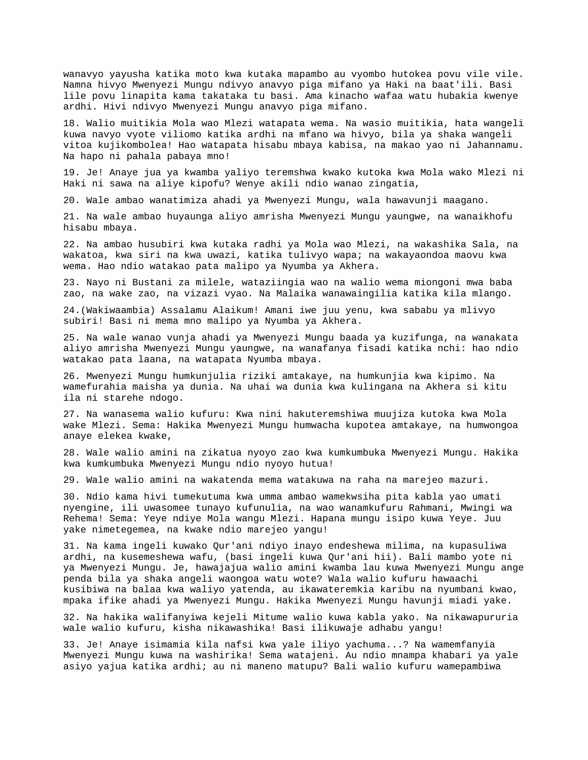wanavyo yayusha katika moto kwa kutaka mapambo au vyombo hutokea povu vile vile. Namna hivyo Mwenyezi Mungu ndivyo anavyo piga mifano ya Haki na baat'ili. Basi lile povu linapita kama takataka tu basi. Ama kinacho wafaa watu hubakia kwenye ardhi. Hivi ndivyo Mwenyezi Mungu anavyo piga mifano.

18. Walio muitikia Mola wao Mlezi watapata wema. Na wasio muitikia, hata wangeli kuwa navyo vyote viliomo katika ardhi na mfano wa hivyo, bila ya shaka wangeli vitoa kujikombolea! Hao watapata hisabu mbaya kabisa, na makao yao ni Jahannamu. Na hapo ni pahala pabaya mno!

19. Je! Anaye jua ya kwamba yaliyo teremshwa kwako kutoka kwa Mola wako Mlezi ni Haki ni sawa na aliye kipofu? Wenye akili ndio wanao zingatia,

20. Wale ambao wanatimiza ahadi ya Mwenyezi Mungu, wala hawavunji maagano.

21. Na wale ambao huyaunga aliyo amrisha Mwenyezi Mungu yaungwe, na wanaikhofu hisabu mbaya.

22. Na ambao husubiri kwa kutaka radhi ya Mola wao Mlezi, na wakashika Sala, na wakatoa, kwa siri na kwa uwazi, katika tulivyo wapa; na wakayaondoa maovu kwa wema. Hao ndio watakao pata malipo ya Nyumba ya Akhera.

23. Nayo ni Bustani za milele, wataziingia wao na walio wema miongoni mwa baba zao, na wake zao, na vizazi vyao. Na Malaika wanawaingilia katika kila mlango.

24.(Wakiwaambia) Assalamu Alaikum! Amani iwe juu yenu, kwa sababu ya mlivyo subiri! Basi ni mema mno malipo ya Nyumba ya Akhera.

25. Na wale wanao vunja ahadi ya Mwenyezi Mungu baada ya kuzifunga, na wanakata aliyo amrisha Mwenyezi Mungu yaungwe, na wanafanya fisadi katika nchi: hao ndio watakao pata laana, na watapata Nyumba mbaya.

26. Mwenyezi Mungu humkunjulia riziki amtakaye, na humkunjia kwa kipimo. Na wamefurahia maisha ya dunia. Na uhai wa dunia kwa kulingana na Akhera si kitu ila ni starehe ndogo.

27. Na wanasema walio kufuru: Kwa nini hakuteremshiwa muujiza kutoka kwa Mola wake Mlezi. Sema: Hakika Mwenyezi Mungu humwacha kupotea amtakaye, na humwongoa anaye elekea kwake,

28. Wale walio amini na zikatua nyoyo zao kwa kumkumbuka Mwenyezi Mungu. Hakika kwa kumkumbuka Mwenyezi Mungu ndio nyoyo hutua!

29. Wale walio amini na wakatenda mema watakuwa na raha na marejeo mazuri.

30. Ndio kama hivi tumekutuma kwa umma ambao wamekwsiha pita kabla yao umati nyengine, ili uwasomee tunayo kufunulia, na wao wanamkufuru Rahmani, Mwingi wa Rehema! Sema: Yeye ndiye Mola wangu Mlezi. Hapana mungu isipo kuwa Yeye. Juu yake nimetegemea, na kwake ndio marejeo yangu!

31. Na kama ingeli kuwako Qur'ani ndiyo inayo endeshewa milima, na kupasuliwa ardhi, na kusemeshewa wafu, (basi ingeli kuwa Qur'ani hii). Bali mambo yote ni ya Mwenyezi Mungu. Je, hawajajua walio amini kwamba lau kuwa Mwenyezi Mungu ange penda bila ya shaka angeli waongoa watu wote? Wala walio kufuru hawaachi kusibiwa na balaa kwa waliyo yatenda, au ikawateremkia karibu na nyumbani kwao, mpaka ifike ahadi ya Mwenyezi Mungu. Hakika Mwenyezi Mungu havunji miadi yake.

32. Na hakika walifanyiwa kejeli Mitume walio kuwa kabla yako. Na nikawapururia wale walio kufuru, kisha nikawashika! Basi ilikuwaje adhabu yangu!

33. Je! Anaye isimamia kila nafsi kwa yale iliyo yachuma...? Na wamemfanyia Mwenyezi Mungu kuwa na washirika! Sema watajeni. Au ndio mnampa khabari ya yale asiyo yajua katika ardhi; au ni maneno matupu? Bali walio kufuru wamepambiwa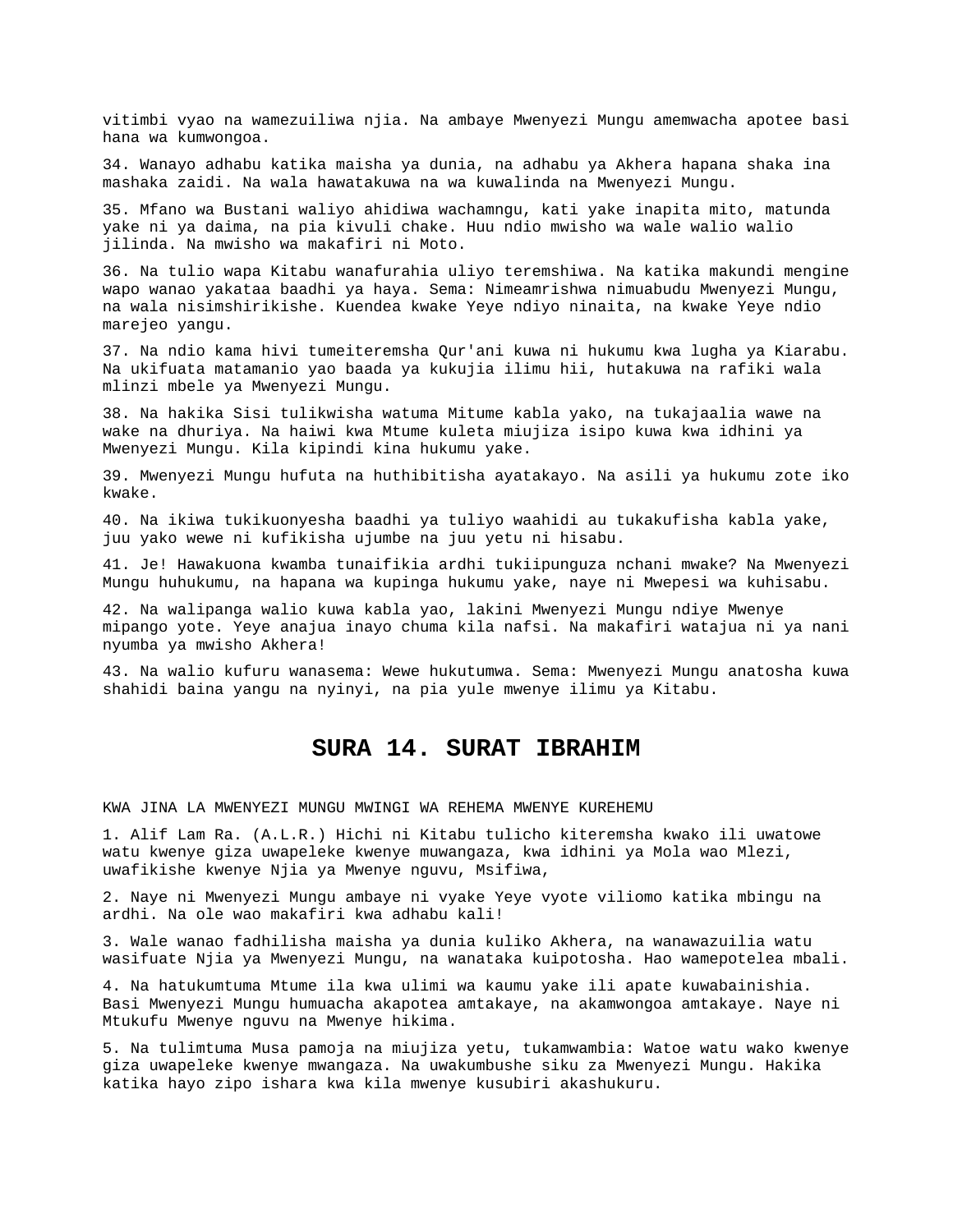vitimbi vyao na wamezuiliwa njia. Na ambaye Mwenyezi Mungu amemwacha apotee basi hana wa kumwongoa.

34. Wanayo adhabu katika maisha ya dunia, na adhabu ya Akhera hapana shaka ina mashaka zaidi. Na wala hawatakuwa na wa kuwalinda na Mwenyezi Mungu.

35. Mfano wa Bustani waliyo ahidiwa wachamngu, kati yake inapita mito, matunda yake ni ya daima, na pia kivuli chake. Huu ndio mwisho wa wale walio walio jilinda. Na mwisho wa makafiri ni Moto.

36. Na tulio wapa Kitabu wanafurahia uliyo teremshiwa. Na katika makundi mengine wapo wanao yakataa baadhi ya haya. Sema: Nimeamrishwa nimuabudu Mwenyezi Mungu, na wala nisimshirikishe. Kuendea kwake Yeye ndiyo ninaita, na kwake Yeye ndio marejeo yangu.

37. Na ndio kama hivi tumeiteremsha Qur'ani kuwa ni hukumu kwa lugha ya Kiarabu. Na ukifuata matamanio yao baada ya kukujia ilimu hii, hutakuwa na rafiki wala mlinzi mbele ya Mwenyezi Mungu.

38. Na hakika Sisi tulikwisha watuma Mitume kabla yako, na tukajaalia wawe na wake na dhuriya. Na haiwi kwa Mtume kuleta miujiza isipo kuwa kwa idhini ya Mwenyezi Mungu. Kila kipindi kina hukumu yake.

39. Mwenyezi Mungu hufuta na huthibitisha ayatakayo. Na asili ya hukumu zote iko kwake.

40. Na ikiwa tukikuonyesha baadhi ya tuliyo waahidi au tukakufisha kabla yake, juu yako wewe ni kufikisha ujumbe na juu yetu ni hisabu.

41. Je! Hawakuona kwamba tunaifikia ardhi tukiipunguza nchani mwake? Na Mwenyezi Mungu huhukumu, na hapana wa kupinga hukumu yake, naye ni Mwepesi wa kuhisabu.

42. Na walipanga walio kuwa kabla yao, lakini Mwenyezi Mungu ndiye Mwenye mipango yote. Yeye anajua inayo chuma kila nafsi. Na makafiri watajua ni ya nani nyumba ya mwisho Akhera!

43. Na walio kufuru wanasema: Wewe hukutumwa. Sema: Mwenyezi Mungu anatosha kuwa shahidi baina yangu na nyinyi, na pia yule mwenye ilimu ya Kitabu.

# SURA 14. SURAT IBRAHIM

KWA JINA LA MWENYEZI MUNGU MWINGI WA REHEMA MWENYE KUREHEMU

1. Alif Lam Ra. (A.L.R.) Hichi ni Kitabu tulicho kiteremsha kwako ili uwatowe watu kwenye giza uwapeleke kwenye muwangaza, kwa idhini ya Mola wao Mlezi, uwafikishe kwenye Njia ya Mwenye nguvu, Msifiwa,

2. Naye ni Mwenyezi Mungu ambaye ni vyake Yeye vyote viliomo katika mbingu na ardhi. Na ole wao makafiri kwa adhabu kali!

3. Wale wanao fadhilisha maisha ya dunia kuliko Akhera, na wanawazuilia watu wasifuate Njia ya Mwenyezi Mungu, na wanataka kuipotosha. Hao wamepotelea mbali.

4. Na hatukumtuma Mtume ila kwa ulimi wa kaumu yake ili apate kuwabainishia. Basi Mwenyezi Mungu humuacha akapotea amtakaye, na akamwongoa amtakaye. Naye ni Mtukufu Mwenye nguvu na Mwenye hikima.

5. Na tulimtuma Musa pamoja na miujiza yetu, tukamwambia: Watoe watu wako kwenye giza uwapeleke kwenye mwangaza. Na uwakumbushe siku za Mwenyezi Mungu. Hakika katika hayo zipo ishara kwa kila mwenye kusubiri akashukuru.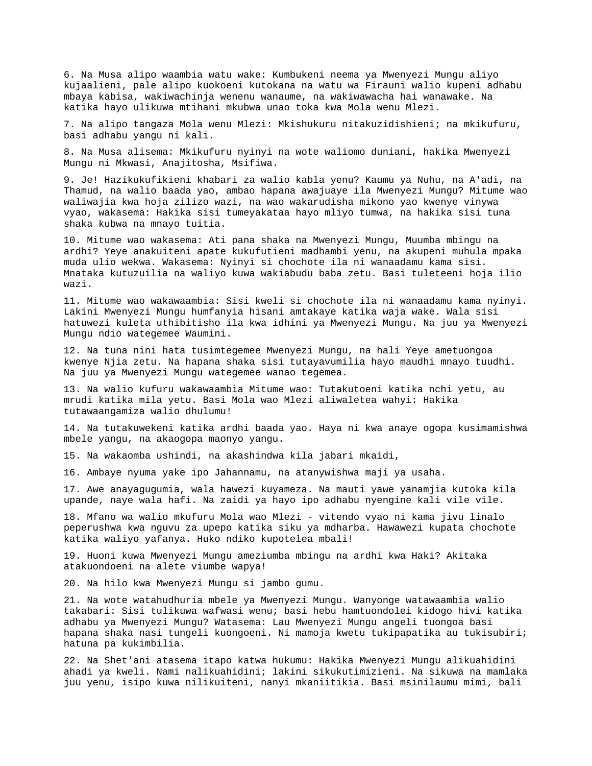6. Na Musa alipo waambia watu wake: Kumbukeni neema ya Mwenyezi Mungu aliyo kujaalieni, pale alipo kuokoeni kutokana na watu wa Firauni walio kupeni adhabu mbaya kabisa, wakiwachinja wenenu wanaume, na wakiwawacha hai wanawake. Na katika hayo ulikuwa mtihani mkubwa unao toka kwa Mola wenu Mlezi.

7. Na alipo tangaza Mola wenu Mlezi: Mkishukuru nitakuzidishieni; na mkikufuru, basi adhabu yangu ni kali.

8. Na Musa alisema: Mkikufuru nyinyi na wote waliomo duniani, hakika Mwenyezi Mungu ni Mkwasi, Anajitosha, Msifiwa.

9. Je! Hazikukufikieni khabari za walio kabla yenu? Kaumu ya Nuhu, na A'adi, na Thamud, na walio baada yao, ambao hapana awajuaye ila Mwenyezi Mungu? Mitume wao waliwajia kwa hoja zilizo wazi, na wao wakarudisha mikono yao kwenye vinywa vyao, wakasema: Hakika sisi tumeyakataa hayo mliyo tumwa, na hakika sisi tuna shaka kubwa na mnayo tuitia.

10. Mitume wao wakasema: Ati pana shaka na Mwenyezi Mungu, Muumba mbingu na ardhi? Yeye anakuiteni apate kukufutieni madhambi yenu, na akupeni muhula mpaka muda ulio wekwa. Wakasema: Nyinyi si chochote ila ni wanaadamu kama sisi. Mnataka kutuzuilia na waliyo kuwa wakiabudu baba zetu. Basi tuleteeni hoja ilio wazi.

11. Mitume wao wakawaambia: Sisi kweli si chochote ila ni wanaadamu kama nyinyi. Lakini Mwenyezi Mungu humfanyia hisani amtakaye katika waja wake. Wala sisi hatuwezi kuleta uthibitisho ila kwa idhini ya Mwenyezi Mungu. Na juu ya Mwenyezi Mungu ndio wategemee Waumini.

12. Na tuna nini hata tusimtegemee Mwenyezi Mungu, na hali Yeye ametuongoa kwenye Njia zetu. Na hapana shaka sisi tutayavumilia hayo maudhi mnayo tuudhi. Na juu ya Mwenyezi Mungu wategemee wanao tegemea.

13. Na walio kufuru wakawaambia Mitume wao: Tutakutoeni katika nchi yetu, au mrudi katika mila yetu. Basi Mola wao Mlezi aliwaletea wahyi: Hakika tutawaangamiza walio dhulumu!

14. Na tutakuwekeni katika ardhi baada yao. Haya ni kwa anaye ogopa kusimamishwa mbele yangu, na akaogopa maonyo yangu.

15. Na wakaomba ushindi, na akashindwa kila jabari mkaidi,

16. Ambaye nyuma yake ipo Jahannamu, na atanywishwa maji ya usaha.

17. Awe anayagugumia, wala hawezi kuyameza. Na mauti yawe yanamjia kutoka kila upande, naye wala hafi. Na zaidi ya hayo ipo adhabu nyengine kali vile vile.

18. Mfano wa walio mkufuru Mola wao Mlezi - vitendo vyao ni kama jivu linalo peperushwa kwa nguvu za upepo katika siku ya mdharba. Hawawezi kupata chochote katika waliyo yafanya. Huko ndiko kupotelea mbali!

19. Huoni kuwa Mwenyezi Mungu ameziumba mbingu na ardhi kwa Haki? Akitaka atakuondoeni na alete viumbe wapya!

20. Na hilo kwa Mwenyezi Mungu si jambo gumu.

21. Na wote watahudhuria mbele ya Mwenyezi Mungu. Wanyonge watawaambia walio takabari: Sisi tulikuwa wafwasi wenu; basi hebu hamtuondolei kidogo hivi katika adhabu ya Mwenyezi Mungu? Watasema: Lau Mwenyezi Mungu angeli tuongoa basi hapana shaka nasi tungeli kuongoeni. Ni mamoja kwetu tukipapatika au tukisubiri; hatuna pa kukimbilia.

22. Na Shet'ani atasema itapo katwa hukumu: Hakika Mwenyezi Mungu alikuahidini ahadi ya kweli. Nami nalikuahidini; lakini sikukutimizieni. Na sikuwa na mamlaka juu yenu, isipo kuwa nilikuiteni, nanyi mkaniitikia. Basi msinilaumu mimi, bali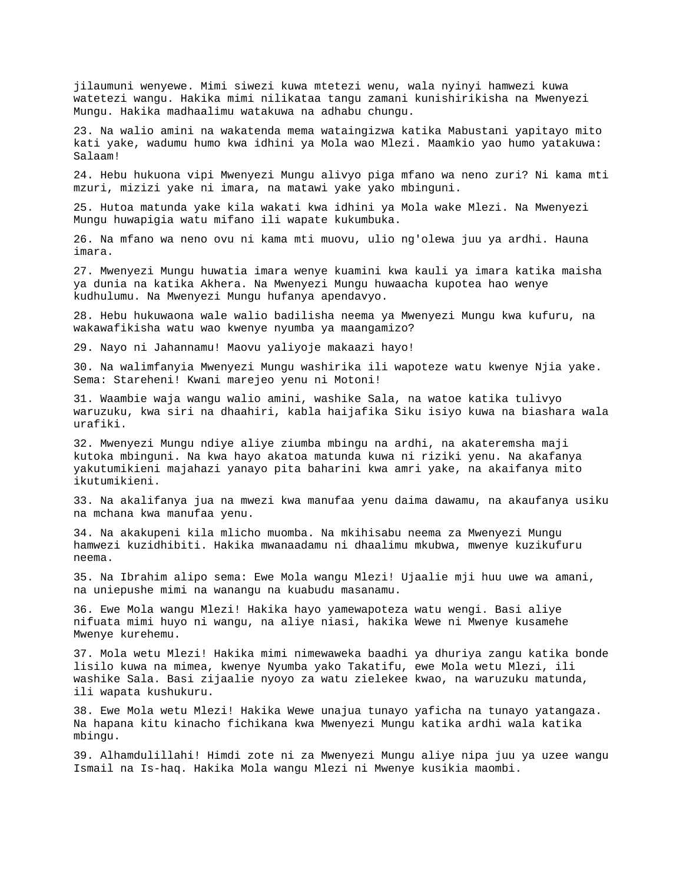jilaumuni wenyewe. Mimi siwezi kuwa mtetezi wenu, wala nyinyi hamwezi kuwa watetezi wangu. Hakika mimi nilikataa tangu zamani kunishirikisha na Mwenyezi Mungu. Hakika madhaalimu watakuwa na adhabu chungu.

23. Na walio amini na wakatenda mema wataingizwa katika Mabustani yapitayo mito kati yake, wadumu humo kwa idhini ya Mola wao Mlezi. Maamkio yao humo yatakuwa: Salaam!

24. Hebu hukuona vipi Mwenyezi Mungu alivyo piga mfano wa neno zuri? Ni kama mti mzuri, mizizi yake ni imara, na matawi yake yako mbinguni.

25. Hutoa matunda yake kila wakati kwa idhini ya Mola wake Mlezi. Na Mwenyezi Mungu huwapigia watu mifano ili wapate kukumbuka.

26. Na mfano wa neno ovu ni kama mti muovu, ulio ng'olewa juu ya ardhi. Hauna imara.

27. Mwenyezi Mungu huwatia imara wenye kuamini kwa kauli ya imara katika maisha ya dunia na katika Akhera. Na Mwenyezi Mungu huwaacha kupotea hao wenye kudhulumu. Na Mwenyezi Mungu hufanya apendavyo.

28. Hebu hukuwaona wale walio badilisha neema ya Mwenyezi Mungu kwa kufuru, na wakawafikisha watu wao kwenye nyumba ya maangamizo?

29. Nayo ni Jahannamu! Maovu yaliyoje makaazi hayo!

30. Na walimfanyia Mwenyezi Mungu washirika ili wapoteze watu kwenye Njia yake. Sema: Stareheni! Kwani marejeo yenu ni Motoni!

31. Waambie waja wangu walio amini, washike Sala, na watoe katika tulivyo waruzuku, kwa siri na dhaahiri, kabla haijafika Siku isiyo kuwa na biashara wala urafiki.

32. Mwenyezi Mungu ndiye aliye ziumba mbingu na ardhi, na akateremsha maji kutoka mbinguni. Na kwa hayo akatoa matunda kuwa ni riziki yenu. Na akafanya yakutumikieni majahazi yanayo pita baharini kwa amri yake, na akaifanya mito ikutumikieni.

33. Na akalifanya jua na mwezi kwa manufaa yenu daima dawamu, na akaufanya usiku na mchana kwa manufaa yenu.

34. Na akakupeni kila mlicho muomba. Na mkihisabu neema za Mwenyezi Mungu hamwezi kuzidhibiti. Hakika mwanaadamu ni dhaalimu mkubwa, mwenye kuzikufuru neema.

35. Na Ibrahim alipo sema: Ewe Mola wangu Mlezi! Ujaalie mji huu uwe wa amani, na uniepushe mimi na wanangu na kuabudu masanamu.

36. Ewe Mola wangu Mlezi! Hakika hayo yamewapoteza watu wengi. Basi aliye nifuata mimi huyo ni wangu, na aliye niasi, hakika Wewe ni Mwenye kusamehe Mwenye kurehemu.

37. Mola wetu Mlezi! Hakika mimi nimewaweka baadhi ya dhuriya zangu katika bonde lisilo kuwa na mimea, kwenye Nyumba yako Takatifu, ewe Mola wetu Mlezi, ili washike Sala. Basi zijaalie nyoyo za watu zielekee kwao, na waruzuku matunda, ili wapata kushukuru.

38. Ewe Mola wetu Mlezi! Hakika Wewe unajua tunayo yaficha na tunayo yatangaza. Na hapana kitu kinacho fichikana kwa Mwenyezi Mungu katika ardhi wala katika mbingu.

39. Alhamdulillahi! Himdi zote ni za Mwenyezi Mungu aliye nipa juu ya uzee wangu Ismail na Is-haq. Hakika Mola wangu Mlezi ni Mwenye kusikia maombi.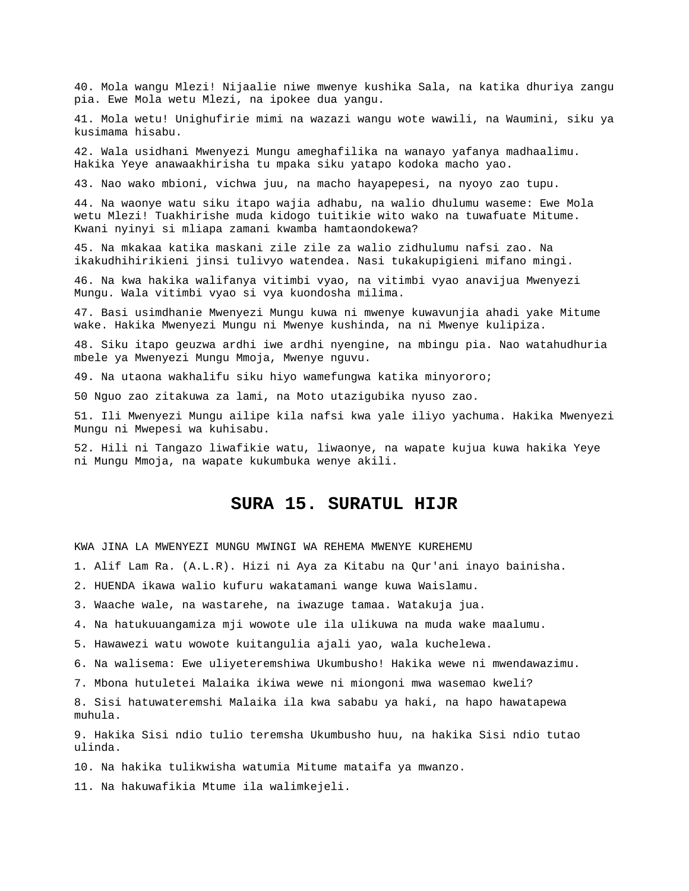40. Mola wangu Mlezi! Nijaalie niwe mwenye kushika Sala, na katika dhuriya zangu pia. Ewe Mola wetu Mlezi, na ipokee dua yangu.

41. Mola wetu! Unighufirie mimi na wazazi wangu wote wawili, na Waumini, siku ya kusimama hisabu.

42. Wala usidhani Mwenyezi Mungu ameghafilika na wanayo yafanya madhaalimu. Hakika Yeye anawaakhirisha tu mpaka siku yatapo kodoka macho yao.

43. Nao wako mbioni, vichwa juu, na macho hayapepesi, na nyoyo zao tupu.

44. Na waonye watu siku itapo wajia adhabu, na walio dhulumu waseme: Ewe Mola wetu Mlezi! Tuakhirishe muda kidogo tuitikie wito wako na tuwafuate Mitume. Kwani nyinyi si mliapa zamani kwamba hamtaondokewa?

45. Na mkakaa katika maskani zile zile za walio zidhulumu nafsi zao. Na ikakudhihirikieni jinsi tulivyo watendea. Nasi tukakupigieni mifano mingi.

46. Na kwa hakika walifanya vitimbi vyao, na vitimbi vyao anavijua Mwenyezi Mungu. Wala vitimbi vyao si vya kuondosha milima.

47. Basi usimdhanie Mwenyezi Mungu kuwa ni mwenye kuwavunjia ahadi yake Mitume wake. Hakika Mwenyezi Mungu ni Mwenye kushinda, na ni Mwenye kulipiza.

48. Siku itapo geuzwa ardhi iwe ardhi nyengine, na mbingu pia. Nao watahudhuria mbele ya Mwenyezi Mungu Mmoja, Mwenye nguvu.

49. Na utaona wakhalifu siku hiyo wamefungwa katika minyororo;

50 Nguo zao zitakuwa za lami, na Moto utazigubika nyuso zao.

51. Ili Mwenyezi Mungu ailipe kila nafsi kwa yale iliyo yachuma. Hakika Mwenyezi Mungu ni Mwepesi wa kuhisabu.

52. Hili ni Tangazo liwafikie watu, liwaonye, na wapate kujua kuwa hakika Yeye ni Mungu Mmoja, na wapate kukumbuka wenye akili.

## SURA 15. SURATUL HIJR

KWA JINA LA MWENYEZI MUNGU MWINGI WA REHEMA MWENYE KUREHEMU

1. Alif Lam Ra. (A.L.R). Hizi ni Aya za Kitabu na Qur'ani inayo bainisha.

2. HUENDA ikawa walio kufuru wakatamani wange kuwa Waislamu.

3. Waache wale, na wastarehe, na iwazuge tamaa. Watakuja jua.

4. Na hatukuuangamiza mji wowote ule ila ulikuwa na muda wake maalumu.

5. Hawawezi watu wowote kuitangulia ajali yao, wala kuchelewa.

6. Na walisema: Ewe uliyeteremshiwa Ukumbusho! Hakika wewe ni mwendawazimu.

7. Mbona hutuletei Malaika ikiwa wewe ni miongoni mwa wasemao kweli?

8. Sisi hatuwateremshi Malaika ila kwa sababu ya haki, na hapo hawatapewa muhula.

9. Hakika Sisi ndio tulio teremsha Ukumbusho huu, na hakika Sisi ndio tutao ulinda.

10. Na hakika tulikwisha watumia Mitume mataifa ya mwanzo.

11. Na hakuwafikia Mtume ila walimkejeli.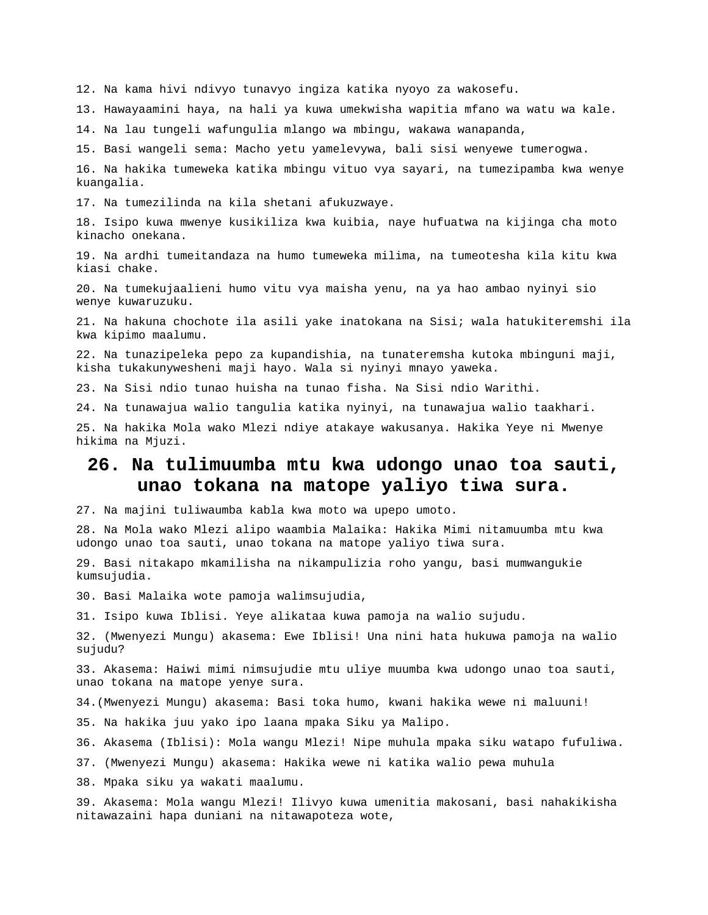12. Na kama hivi ndivyo tunavyo ingiza katika nyoyo za wakosefu.

13. Hawayaamini haya, na hali ya kuwa umekwisha wapitia mfano wa watu wa kale.

14. Na lau tungeli wafungulia mlango wa mbingu, wakawa wanapanda,

15. Basi wangeli sema: Macho yetu yamelevywa, bali sisi wenyewe tumerogwa.

16. Na hakika tumeweka katika mbingu vituo vya sayari, na tumezipamba kwa wenye kuangalia.

17. Na tumezilinda na kila shetani afukuzwaye.

18. Isipo kuwa mwenye kusikiliza kwa kuibia, naye hufuatwa na kijinga cha moto kinacho onekana.

19. Na ardhi tumeitandaza na humo tumeweka milima, na tumeotesha kila kitu kwa kiasi chake.

20. Na tumekujaalieni humo vitu vya maisha yenu, na ya hao ambao nyinyi sio wenye kuwaruzuku.

21. Na hakuna chochote ila asili yake inatokana na Sisi; wala hatukiteremshi ila kwa kipimo maalumu.

22. Na tunazipeleka pepo za kupandishia, na tunateremsha kutoka mbinguni maji, kisha tukakunywesheni maji hayo. Wala si nyinyi mnayo yaweka.

23. Na Sisi ndio tunao huisha na tunao fisha. Na Sisi ndio Warithi.

24. Na tunawajua walio tangulia katika nyinyi, na tunawajua walio taakhari.

25. Na hakika Mola wako Mlezi ndiye atakaye wakusanya. Hakika Yeye ni Mwenye hikima na Mjuzi.

## 26. Na tulimuumba mtu kwa udongo unao toa sauti, unao tokana na matope yaliyo tiwa sura.

27. Na majini tuliwaumba kabla kwa moto wa upepo umoto.

28. Na Mola wako Mlezi alipo waambia Malaika: Hakika Mimi nitamuumba mtu kwa udongo unao toa sauti, unao tokana na matope yaliyo tiwa sura.

29. Basi nitakapo mkamilisha na nikampulizia roho yangu, basi mumwangukie kumsujudia.

30. Basi Malaika wote pamoja walimsujudia,

31. Isipo kuwa Iblisi. Yeye alikataa kuwa pamoja na walio sujudu.

32. (Mwenyezi Mungu) akasema: Ewe Iblisi! Una nini hata hukuwa pamoja na walio sujudu?

33. Akasema: Haiwi mimi nimsujudie mtu uliye muumba kwa udongo unao toa sauti, unao tokana na matope yenye sura.

34.(Mwenyezi Mungu) akasema: Basi toka humo, kwani hakika wewe ni maluuni!

35. Na hakika juu yako ipo laana mpaka Siku ya Malipo.

36. Akasema (Iblisi): Mola wangu Mlezi! Nipe muhula mpaka siku watapo fufuliwa.

37. (Mwenyezi Mungu) akasema: Hakika wewe ni katika walio pewa muhula

38. Mpaka siku ya wakati maalumu.

39. Akasema: Mola wangu Mlezi! Ilivyo kuwa umenitia makosani, basi nahakikisha nitawazaini hapa duniani na nitawapoteza wote,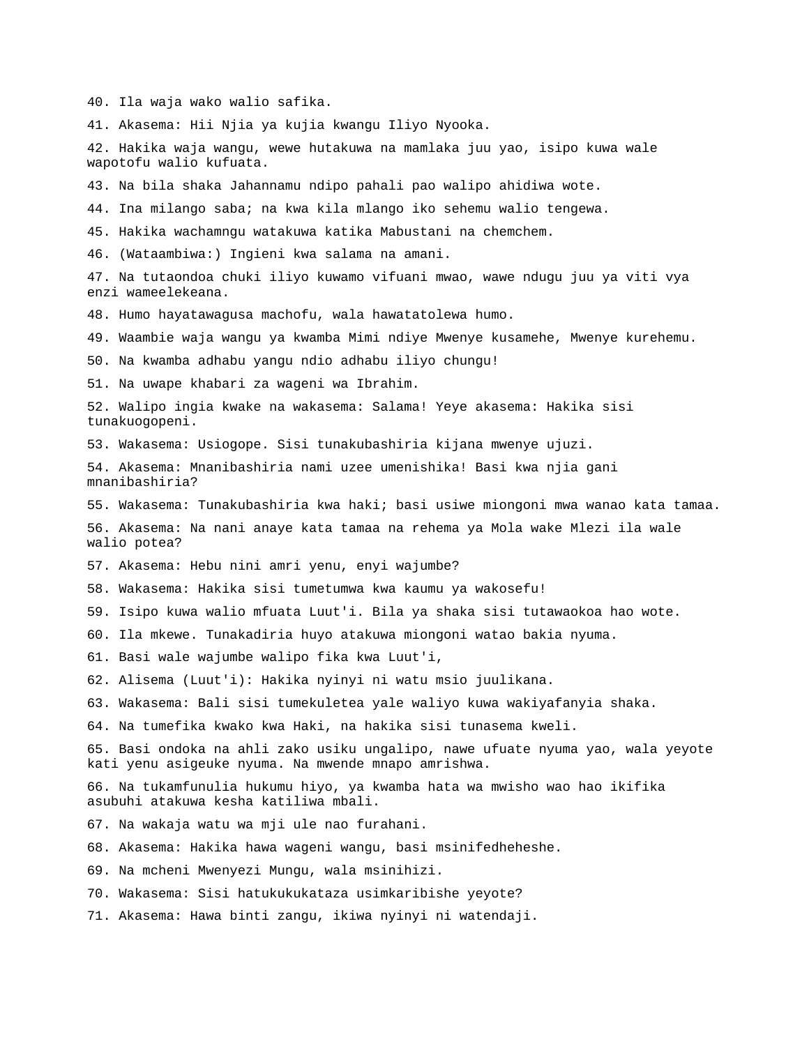40. Ila waja wako walio safika.

41. Akasema: Hii Njia ya kujia kwangu Iliyo Nyooka.

42. Hakika waja wangu, wewe hutakuwa na mamlaka juu yao, isipo kuwa wale wapotofu walio kufuata.

43. Na bila shaka Jahannamu ndipo pahali pao walipo ahidiwa wote.

44. Ina milango saba; na kwa kila mlango iko sehemu walio tengewa.

45. Hakika wachamngu watakuwa katika Mabustani na chemchem.

46. (Wataambiwa:) Ingieni kwa salama na amani.

47. Na tutaondoa chuki iliyo kuwamo vifuani mwao, wawe ndugu juu ya viti vya enzi wameelekeana.

48. Humo hayatawagusa machofu, wala hawatatolewa humo.

49. Waambie waja wangu ya kwamba Mimi ndiye Mwenye kusamehe, Mwenye kurehemu.

50. Na kwamba adhabu yangu ndio adhabu iliyo chungu!

51. Na uwape khabari za wageni wa Ibrahim.

52. Walipo ingia kwake na wakasema: Salama! Yeye akasema: Hakika sisi tunakuogopeni.

53. Wakasema: Usiogope. Sisi tunakubashiria kijana mwenye ujuzi.

54. Akasema: Mnanibashiria nami uzee umenishika! Basi kwa njia gani mnanibashiria?

55. Wakasema: Tunakubashiria kwa haki; basi usiwe miongoni mwa wanao kata tamaa.

56. Akasema: Na nani anaye kata tamaa na rehema ya Mola wake Mlezi ila wale walio potea?

57. Akasema: Hebu nini amri yenu, enyi wajumbe?

58. Wakasema: Hakika sisi tumetumwa kwa kaumu ya wakosefu!

59. Isipo kuwa walio mfuata Luut'i. Bila ya shaka sisi tutawaokoa hao wote.

60. Ila mkewe. Tunakadiria huyo atakuwa miongoni watao bakia nyuma.

61. Basi wale wajumbe walipo fika kwa Luut'i,

62. Alisema (Luut'i): Hakika nyinyi ni watu msio juulikana.

63. Wakasema: Bali sisi tumekuletea yale waliyo kuwa wakiyafanyia shaka.

64. Na tumefika kwako kwa Haki, na hakika sisi tunasema kweli.

65. Basi ondoka na ahli zako usiku ungalipo, nawe ufuate nyuma yao, wala yeyote kati yenu asigeuke nyuma. Na mwende mnapo amrishwa.

66. Na tukamfunulia hukumu hiyo, ya kwamba hata wa mwisho wao hao ikifika asubuhi atakuwa kesha katiliwa mbali.

67. Na wakaja watu wa mji ule nao furahani.

68. Akasema: Hakika hawa wageni wangu, basi msinifedheheshe.

69. Na mcheni Mwenyezi Mungu, wala msinihizi.

70. Wakasema: Sisi hatukukukataza usimkaribishe yeyote?

71. Akasema: Hawa binti zangu, ikiwa nyinyi ni watendaji.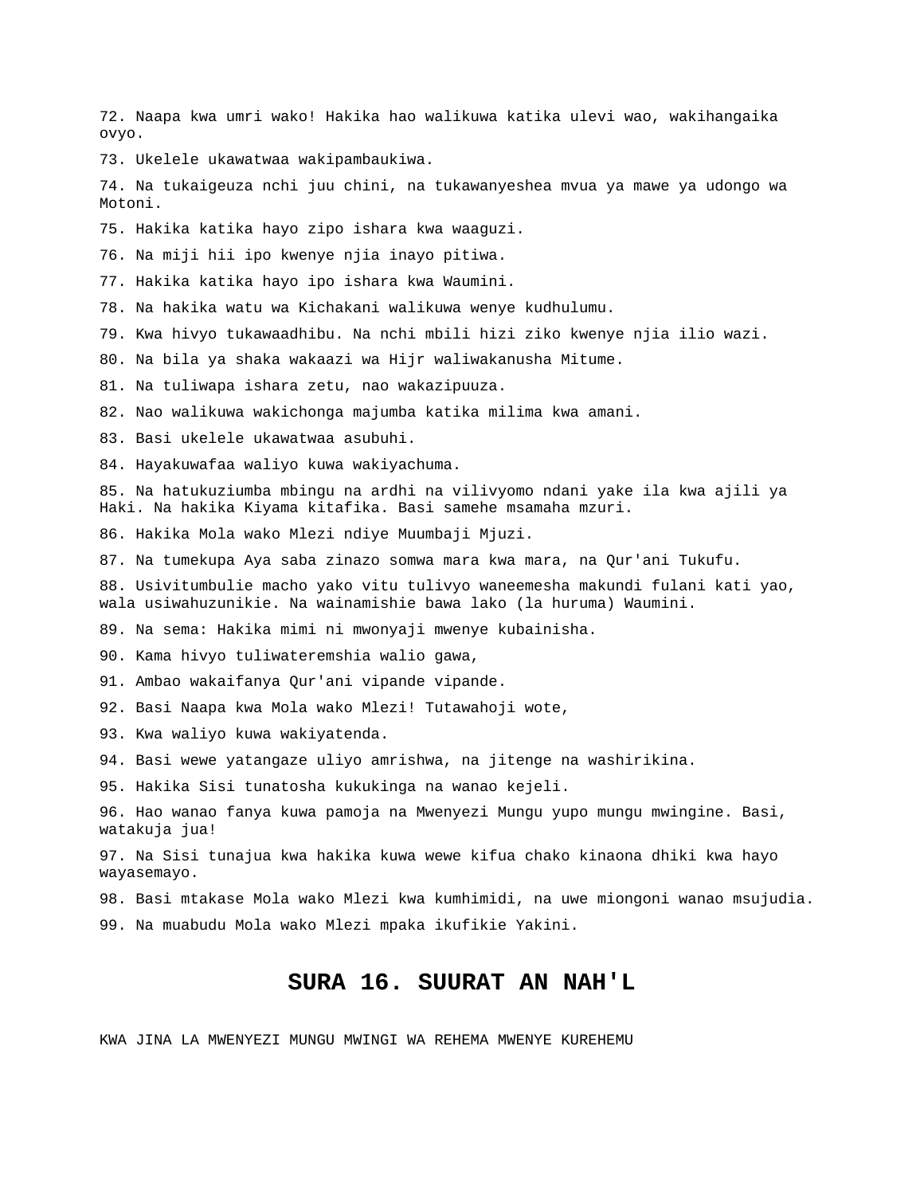72. Naapa kwa umri wako! Hakika hao walikuwa katika ulevi wao, wakihangaika ovyo.

73. Ukelele ukawatwaa wakipambaukiwa.

74. Na tukaigeuza nchi juu chini, na tukawanyeshea mvua ya mawe ya udongo wa Motoni.

75. Hakika katika hayo zipo ishara kwa waaguzi.

76. Na miji hii ipo kwenye njia inayo pitiwa.

77. Hakika katika hayo ipo ishara kwa Waumini.

78. Na hakika watu wa Kichakani walikuwa wenye kudhulumu.

79. Kwa hivyo tukawaadhibu. Na nchi mbili hizi ziko kwenye njia ilio wazi.

80. Na bila ya shaka wakaazi wa Hijr waliwakanusha Mitume.

81. Na tuliwapa ishara zetu, nao wakazipuuza.

82. Nao walikuwa wakichonga majumba katika milima kwa amani.

83. Basi ukelele ukawatwaa asubuhi.

84. Hayakuwafaa waliyo kuwa wakiyachuma.

85. Na hatukuziumba mbingu na ardhi na vilivyomo ndani yake ila kwa ajili ya Haki. Na hakika Kiyama kitafika. Basi samehe msamaha mzuri.

86. Hakika Mola wako Mlezi ndiye Muumbaji Mjuzi.

87. Na tumekupa Aya saba zinazo somwa mara kwa mara, na Qur'ani Tukufu.

88. Usivitumbulie macho yako vitu tulivyo waneemesha makundi fulani kati yao, wala usiwahuzunikie. Na wainamishie bawa lako (la huruma) Waumini.

89. Na sema: Hakika mimi ni mwonyaji mwenye kubainisha.

90. Kama hivyo tuliwateremshia walio gawa,

91. Ambao wakaifanya Qur'ani vipande vipande.

92. Basi Naapa kwa Mola wako Mlezi! Tutawahoji wote,

93. Kwa waliyo kuwa wakiyatenda.

94. Basi wewe yatangaze uliyo amrishwa, na jitenge na washirikina.

95. Hakika Sisi tunatosha kukukinga na wanao kejeli.

96. Hao wanao fanya kuwa pamoja na Mwenyezi Mungu yupo mungu mwingine. Basi, watakuja jua!

97. Na Sisi tunajua kwa hakika kuwa wewe kifua chako kinaona dhiki kwa hayo wayasemayo.

98. Basi mtakase Mola wako Mlezi kwa kumhimidi, na uwe miongoni wanao msujudia.

99. Na muabudu Mola wako Mlezi mpaka ikufikie Yakini.

## SURA 16. SUURAT AN NAH'L

KWA JINA LA MWENYEZI MUNGU MWINGI WA REHEMA MWENYE KUREHEMU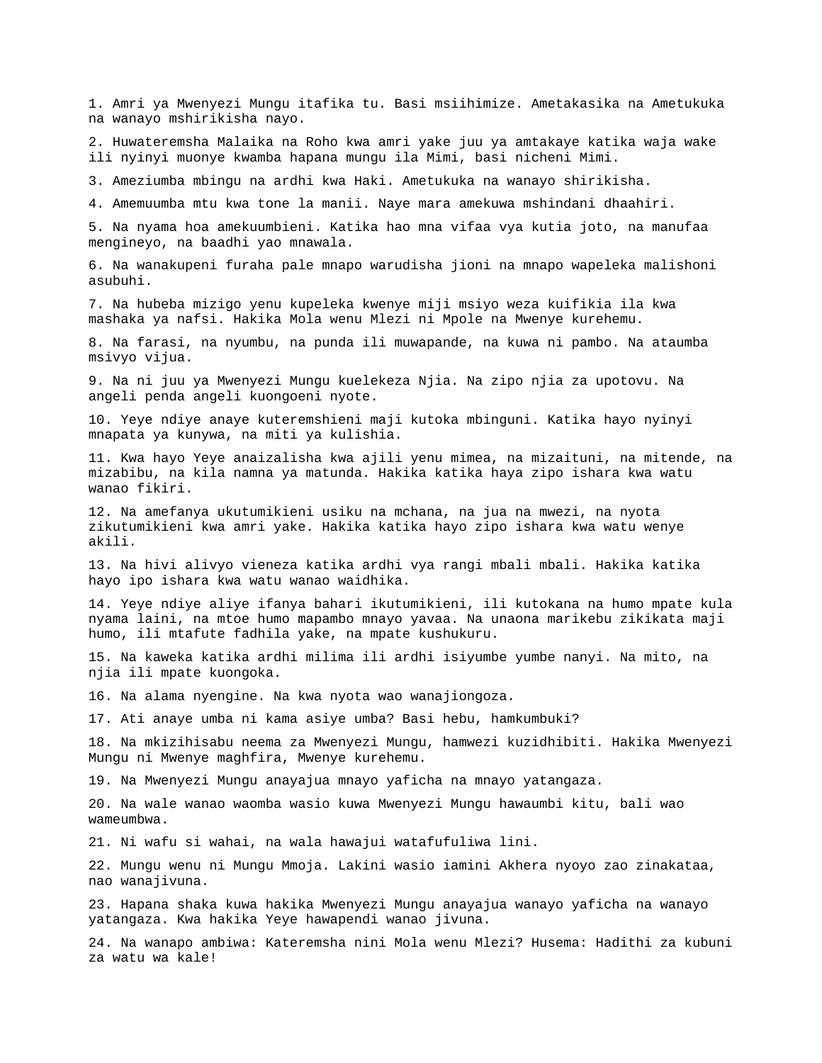1. Amri ya Mwenyezi Mungu itafika tu. Basi msiihimize. Ametakasika na Ametukuka na wanayo mshirikisha nayo.

2. Huwateremsha Malaika na Roho kwa amri yake juu ya amtakaye katika waja wake ili nyinyi muonye kwamba hapana mungu ila Mimi, basi nicheni Mimi.

3. Ameziumba mbingu na ardhi kwa Haki. Ametukuka na wanayo shirikisha.

4. Amemuumba mtu kwa tone la manii. Naye mara amekuwa mshindani dhaahiri.

5. Na nyama hoa amekuumbieni. Katika hao mna vifaa vya kutia joto, na manufaa mengineyo, na baadhi yao mnawala.

6. Na wanakupeni furaha pale mnapo warudisha jioni na mnapo wapeleka malishoni asubuhi.

7. Na hubeba mizigo yenu kupeleka kwenye miji msiyo weza kuifikia ila kwa mashaka ya nafsi. Hakika Mola wenu Mlezi ni Mpole na Mwenye kurehemu.

8. Na farasi, na nyumbu, na punda ili muwapande, na kuwa ni pambo. Na ataumba msivyo vijua.

9. Na ni juu ya Mwenyezi Mungu kuelekeza Njia. Na zipo njia za upotovu. Na angeli penda angeli kuongoeni nyote.

10. Yeye ndiye anaye kuteremshieni maji kutoka mbinguni. Katika hayo nyinyi mnapata ya kunywa, na miti ya kulishia.

11. Kwa hayo Yeye anaizalisha kwa ajili yenu mimea, na mizaituni, na mitende, na mizabibu, na kila namna ya matunda. Hakika katika haya zipo ishara kwa watu wanao fikiri.

12. Na amefanya ukutumikieni usiku na mchana, na jua na mwezi, na nyota zikutumikieni kwa amri yake. Hakika katika hayo zipo ishara kwa watu wenye akili.

13. Na hivi alivyo vieneza katika ardhi vya rangi mbali mbali. Hakika katika hayo ipo ishara kwa watu wanao waidhika.

14. Yeye ndiye aliye ifanya bahari ikutumikieni, ili kutokana na humo mpate kula nyama laini, na mtoe humo mapambo mnayo yavaa. Na unaona marikebu zikikata maji humo, ili mtafute fadhila yake, na mpate kushukuru.

15. Na kaweka katika ardhi milima ili ardhi isiyumbe yumbe nanyi. Na mito, na njia ili mpate kuongoka.

16. Na alama nyengine. Na kwa nyota wao wanajiongoza.

17. Ati anaye umba ni kama asiye umba? Basi hebu, hamkumbuki?

18. Na mkizihisabu neema za Mwenyezi Mungu, hamwezi kuzidhibiti. Hakika Mwenyezi Mungu ni Mwenye maghfira, Mwenye kurehemu.

19. Na Mwenyezi Mungu anayajua mnayo yaficha na mnayo yatangaza.

20. Na wale wanao waomba wasio kuwa Mwenyezi Mungu hawaumbi kitu, bali wao wameumbwa.

21. Ni wafu si wahai, na wala hawajui watafufuliwa lini.

22. Mungu wenu ni Mungu Mmoja. Lakini wasio iamini Akhera nyoyo zao zinakataa, nao wanajivuna.

23. Hapana shaka kuwa hakika Mwenyezi Mungu anayajua wanayo yaficha na wanayo yatangaza. Kwa hakika Yeye hawapendi wanao jivuna.

24. Na wanapo ambiwa: Kateremsha nini Mola wenu Mlezi? Husema: Hadithi za kubuni za watu wa kale!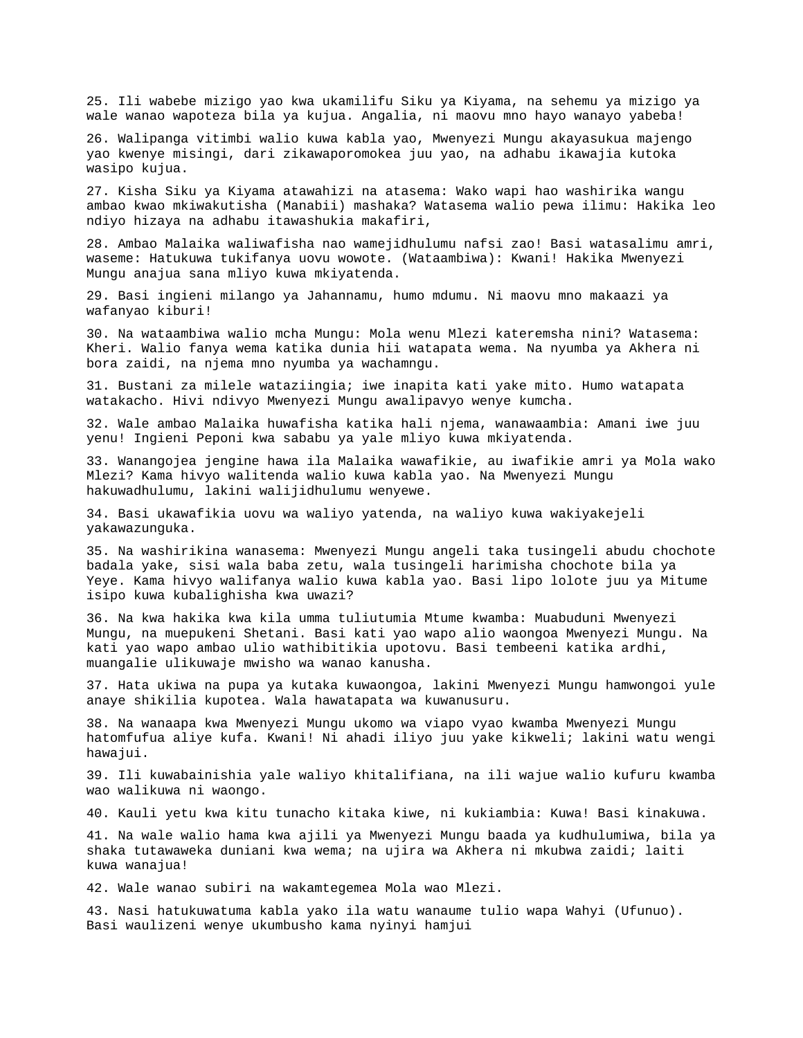25. Ili wabebe mizigo yao kwa ukamilifu Siku ya Kiyama, na sehemu ya mizigo ya wale wanao wapoteza bila ya kujua. Angalia, ni maovu mno hayo wanayo yabeba!

26. Walipanga vitimbi walio kuwa kabla yao, Mwenyezi Mungu akayasukua majengo yao kwenye misingi, dari zikawaporomokea juu yao, na adhabu ikawajia kutoka wasipo kujua.

27. Kisha Siku ya Kiyama atawahizi na atasema: Wako wapi hao washirika wangu ambao kwao mkiwakutisha (Manabii) mashaka? Watasema walio pewa ilimu: Hakika leo ndiyo hizaya na adhabu itawashukia makafiri,

28. Ambao Malaika waliwafisha nao wamejidhulumu nafsi zao! Basi watasalimu amri, waseme: Hatukuwa tukifanya uovu wowote. (Wataambiwa): Kwani! Hakika Mwenyezi Mungu anajua sana mliyo kuwa mkiyatenda.

29. Basi ingieni milango ya Jahannamu, humo mdumu. Ni maovu mno makaazi ya wafanyao kiburi!

30. Na wataambiwa walio mcha Mungu: Mola wenu Mlezi kateremsha nini? Watasema: Kheri. Walio fanya wema katika dunia hii watapata wema. Na nyumba ya Akhera ni bora zaidi, na njema mno nyumba ya wachamngu.

31. Bustani za milele wataziingia; iwe inapita kati yake mito. Humo watapata watakacho. Hivi ndivyo Mwenyezi Mungu awalipavyo wenye kumcha.

32. Wale ambao Malaika huwafisha katika hali njema, wanawaambia: Amani iwe juu yenu! Ingieni Peponi kwa sababu ya yale mliyo kuwa mkiyatenda.

33. Wanangojea jengine hawa ila Malaika wawafikie, au iwafikie amri ya Mola wako Mlezi? Kama hivyo walitenda walio kuwa kabla yao. Na Mwenyezi Mungu hakuwadhulumu, lakini walijidhulumu wenyewe.

34. Basi ukawafikia uovu wa waliyo yatenda, na waliyo kuwa wakiyakejeli yakawazunguka.

35. Na washirikina wanasema: Mwenyezi Mungu angeli taka tusingeli abudu chochote badala yake, sisi wala baba zetu, wala tusingeli harimisha chochote bila ya Yeye. Kama hivyo walifanya walio kuwa kabla yao. Basi lipo lolote juu ya Mitume isipo kuwa kubalighisha kwa uwazi?

36. Na kwa hakika kwa kila umma tuliutumia Mtume kwamba: Muabuduni Mwenyezi Mungu, na muepukeni Shetani. Basi kati yao wapo alio waongoa Mwenyezi Mungu. Na kati yao wapo ambao ulio wathibitikia upotovu. Basi tembeeni katika ardhi, muangalie ulikuwaje mwisho wa wanao kanusha.

37. Hata ukiwa na pupa ya kutaka kuwaongoa, lakini Mwenyezi Mungu hamwongoi yule anaye shikilia kupotea. Wala hawatapata wa kuwanusuru.

38. Na wanaapa kwa Mwenyezi Mungu ukomo wa viapo vyao kwamba Mwenyezi Mungu hatomfufua aliye kufa. Kwani! Ni ahadi iliyo juu yake kikweli; lakini watu wengi hawajui.

39. Ili kuwabainishia yale waliyo khitalifiana, na ili wajue walio kufuru kwamba wao walikuwa ni waongo.

40. Kauli yetu kwa kitu tunacho kitaka kiwe, ni kukiambia: Kuwa! Basi kinakuwa.

41. Na wale walio hama kwa ajili ya Mwenyezi Mungu baada ya kudhulumiwa, bila ya shaka tutawaweka duniani kwa wema; na ujira wa Akhera ni mkubwa zaidi; laiti kuwa wanajua!

42. Wale wanao subiri na wakamtegemea Mola wao Mlezi.

43. Nasi hatukuwatuma kabla yako ila watu wanaume tulio wapa Wahyi (Ufunuo). Basi waulizeni wenye ukumbusho kama nyinyi hamjui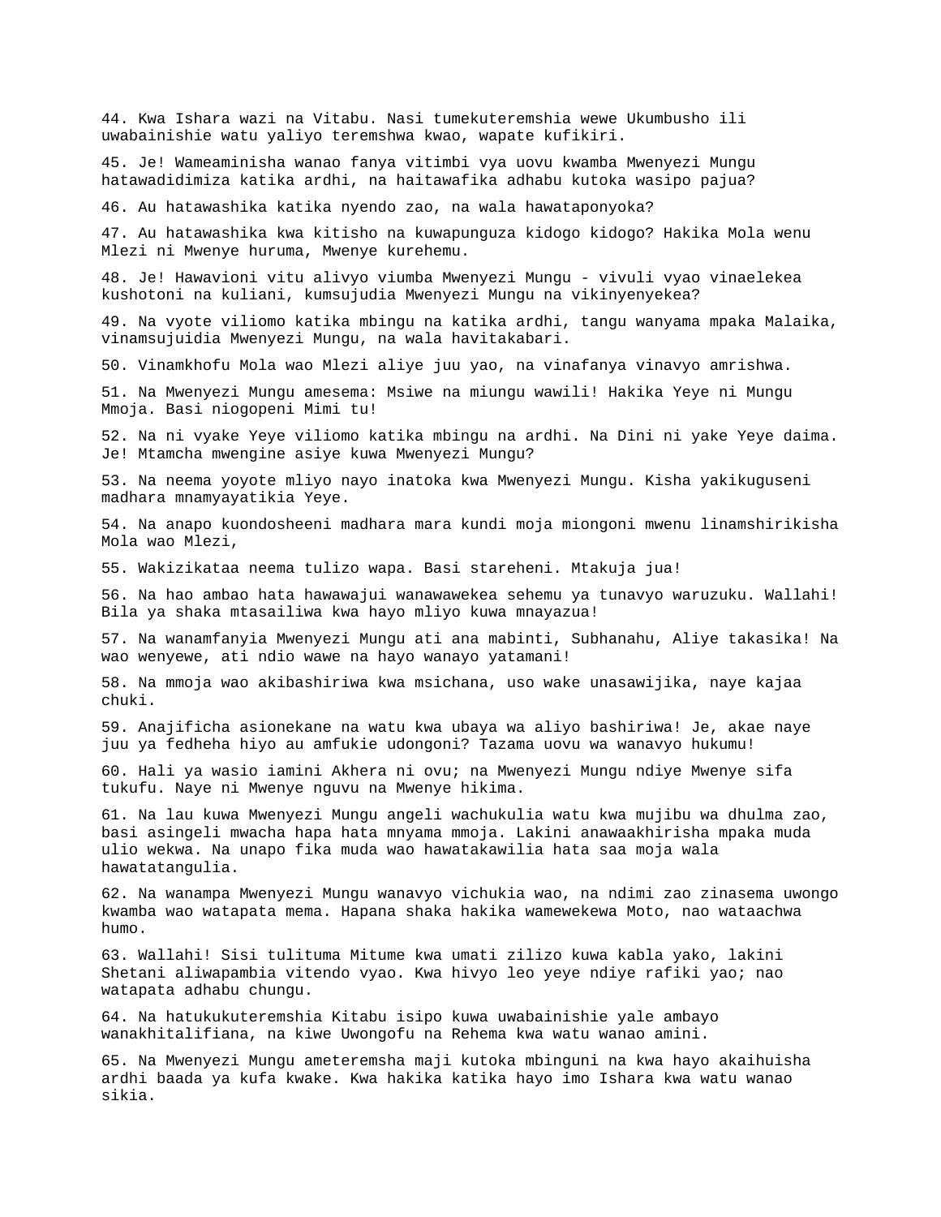44. Kwa Ishara wazi na Vitabu. Nasi tumekuteremshia wewe Ukumbusho ili uwabainishie watu yaliyo teremshwa kwao, wapate kufikiri.

45. Je! Wameaminisha wanao fanya vitimbi vya uovu kwamba Mwenyezi Mungu hatawadidimiza katika ardhi, na haitawafika adhabu kutoka wasipo pajua?

46. Au hatawashika katika nyendo zao, na wala hawataponyoka?

47. Au hatawashika kwa kitisho na kuwapunguza kidogo kidogo? Hakika Mola wenu Mlezi ni Mwenye huruma, Mwenye kurehemu.

48. Je! Hawavioni vitu alivyo viumba Mwenyezi Mungu - vivuli vyao vinaelekea kushotoni na kuliani, kumsujudia Mwenyezi Mungu na vikinyenyekea?

49. Na vyote viliomo katika mbingu na katika ardhi, tangu wanyama mpaka Malaika, vinamsujuidia Mwenyezi Mungu, na wala havitakabari.

50. Vinamkhofu Mola wao Mlezi aliye juu yao, na vinafanya vinavyo amrishwa.

51. Na Mwenyezi Mungu amesema: Msiwe na miungu wawili! Hakika Yeye ni Mungu Mmoja. Basi niogopeni Mimi tu!

52. Na ni vyake Yeye viliomo katika mbingu na ardhi. Na Dini ni yake Yeye daima. Je! Mtamcha mwengine asiye kuwa Mwenyezi Mungu?

53. Na neema yoyote mliyo nayo inatoka kwa Mwenyezi Mungu. Kisha yakikuguseni madhara mnamyayatikia Yeye.

54. Na anapo kuondosheeni madhara mara kundi moja miongoni mwenu linamshirikisha Mola wao Mlezi,

55. Wakizikataa neema tulizo wapa. Basi stareheni. Mtakuja jua!

56. Na hao ambao hata hawawajui wanawawekea sehemu ya tunavyo waruzuku. Wallahi! Bila ya shaka mtasailiwa kwa hayo mliyo kuwa mnayazua!

57. Na wanamfanyia Mwenyezi Mungu ati ana mabinti, Subhanahu, Aliye takasika! Na wao wenyewe, ati ndio wawe na hayo wanayo yatamani!

58. Na mmoja wao akibashiriwa kwa msichana, uso wake unasawijika, naye kajaa chuki.

59. Anajificha asionekane na watu kwa ubaya wa aliyo bashiriwa! Je, akae naye juu ya fedheha hiyo au amfukie udongoni? Tazama uovu wa wanavyo hukumu!

60. Hali ya wasio iamini Akhera ni ovu; na Mwenyezi Mungu ndiye Mwenye sifa tukufu. Naye ni Mwenye nguvu na Mwenye hikima.

61. Na lau kuwa Mwenyezi Mungu angeli wachukulia watu kwa mujibu wa dhulma zao, basi asingeli mwacha hapa hata mnyama mmoja. Lakini anawaakhirisha mpaka muda ulio wekwa. Na unapo fika muda wao hawatakawilia hata saa moja wala hawatatangulia.

62. Na wanampa Mwenyezi Mungu wanavyo vichukia wao, na ndimi zao zinasema uwongo kwamba wao watapata mema. Hapana shaka hakika wamewekewa Moto, nao wataachwa humo.

63. Wallahi! Sisi tulituma Mitume kwa umati zilizo kuwa kabla yako, lakini Shetani aliwapambia vitendo vyao. Kwa hivyo leo yeye ndiye rafiki yao; nao watapata adhabu chungu.

64. Na hatukukuteremshia Kitabu isipo kuwa uwabainishie yale ambayo wanakhitalifiana, na kiwe Uwongofu na Rehema kwa watu wanao amini.

65. Na Mwenyezi Mungu ameteremsha maji kutoka mbinguni na kwa hayo akaihuisha ardhi baada ya kufa kwake. Kwa hakika katika hayo imo Ishara kwa watu wanao sikia.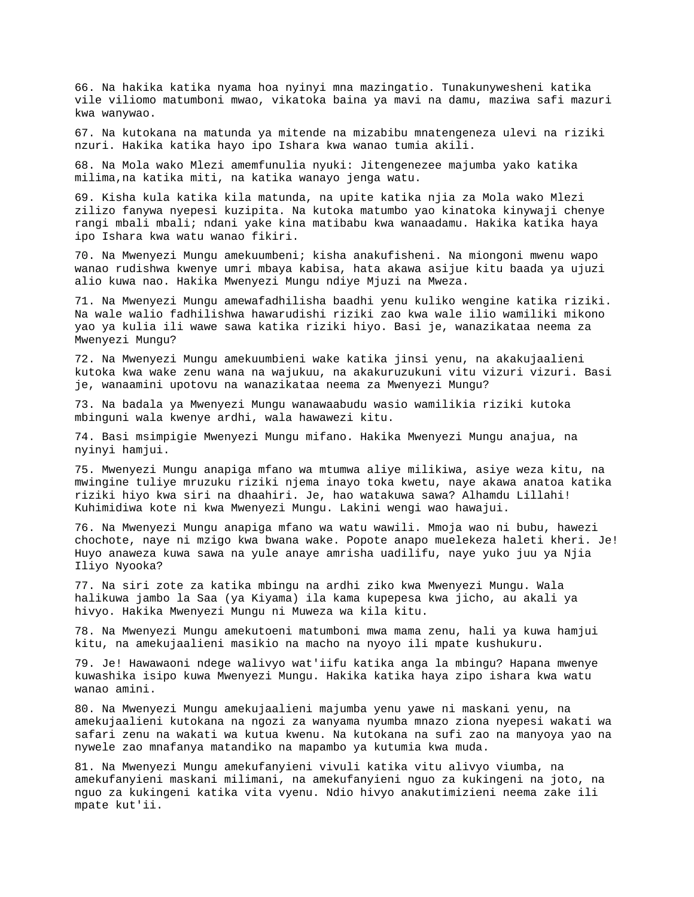66. Na hakika katika nyama hoa nyinyi mna mazingatio. Tunakunywesheni katika vile viliomo matumboni mwao, vikatoka baina ya mavi na damu, maziwa safi mazuri kwa wanywao.

67. Na kutokana na matunda ya mitende na mizabibu mnatengeneza ulevi na riziki nzuri. Hakika katika hayo ipo Ishara kwa wanao tumia akili.

68. Na Mola wako Mlezi amemfunulia nyuki: Jitengenezee majumba yako katika milima,na katika miti, na katika wanayo jenga watu.

69. Kisha kula katika kila matunda, na upite katika njia za Mola wako Mlezi zilizo fanywa nyepesi kuzipita. Na kutoka matumbo yao kinatoka kinywaji chenye rangi mbali mbali; ndani yake kina matibabu kwa wanaadamu. Hakika katika haya ipo Ishara kwa watu wanao fikiri.

70. Na Mwenyezi Mungu amekuumbeni; kisha anakufisheni. Na miongoni mwenu wapo wanao rudishwa kwenye umri mbaya kabisa, hata akawa asijue kitu baada ya ujuzi alio kuwa nao. Hakika Mwenyezi Mungu ndiye Mjuzi na Mweza.

71. Na Mwenyezi Mungu amewafadhilisha baadhi yenu kuliko wengine katika riziki. Na wale walio fadhilishwa hawarudishi riziki zao kwa wale ilio wamiliki mikono yao ya kulia ili wawe sawa katika riziki hiyo. Basi je, wanazikataa neema za Mwenyezi Mungu?

72. Na Mwenyezi Mungu amekuumbieni wake katika jinsi yenu, na akakujaalieni kutoka kwa wake zenu wana na wajukuu, na akakuruzukuni vitu vizuri vizuri. Basi je, wanaamini upotovu na wanazikataa neema za Mwenyezi Mungu?

73. Na badala ya Mwenyezi Mungu wanawaabudu wasio wamilikia riziki kutoka mbinguni wala kwenye ardhi, wala hawawezi kitu.

74. Basi msimpigie Mwenyezi Mungu mifano. Hakika Mwenyezi Mungu anajua, na nyinyi hamjui.

75. Mwenyezi Mungu anapiga mfano wa mtumwa aliye milikiwa, asiye weza kitu, na mwingine tuliye mruzuku riziki njema inayo toka kwetu, naye akawa anatoa katika riziki hiyo kwa siri na dhaahiri. Je, hao watakuwa sawa? Alhamdu Lillahi! Kuhimidiwa kote ni kwa Mwenyezi Mungu. Lakini wengi wao hawajui.

76. Na Mwenyezi Mungu anapiga mfano wa watu wawili. Mmoja wao ni bubu, hawezi chochote, naye ni mzigo kwa bwana wake. Popote anapo muelekeza haleti kheri. Je! Huyo anaweza kuwa sawa na yule anaye amrisha uadilifu, naye yuko juu ya Njia Iliyo Nyooka?

77. Na siri zote za katika mbingu na ardhi ziko kwa Mwenyezi Mungu. Wala halikuwa jambo la Saa (ya Kiyama) ila kama kupepesa kwa jicho, au akali ya hivyo. Hakika Mwenyezi Mungu ni Muweza wa kila kitu.

78. Na Mwenyezi Mungu amekutoeni matumboni mwa mama zenu, hali ya kuwa hamjui kitu, na amekujaalieni masikio na macho na nyoyo ili mpate kushukuru.

79. Je! Hawawaoni ndege walivyo wat'iifu katika anga la mbingu? Hapana mwenye kuwashika isipo kuwa Mwenyezi Mungu. Hakika katika haya zipo ishara kwa watu wanao amini.

80. Na Mwenyezi Mungu amekujaalieni majumba yenu yawe ni maskani yenu, na amekujaalieni kutokana na ngozi za wanyama nyumba mnazo ziona nyepesi wakati wa safari zenu na wakati wa kutua kwenu. Na kutokana na sufi zao na manyoya yao na nywele zao mnafanya matandiko na mapambo ya kutumia kwa muda.

81. Na Mwenyezi Mungu amekufanyieni vivuli katika vitu alivyo viumba, na amekufanyieni maskani milimani, na amekufanyieni nguo za kukingeni na joto, na nguo za kukingeni katika vita vyenu. Ndio hivyo anakutimizieni neema zake ili mpate kut'ii.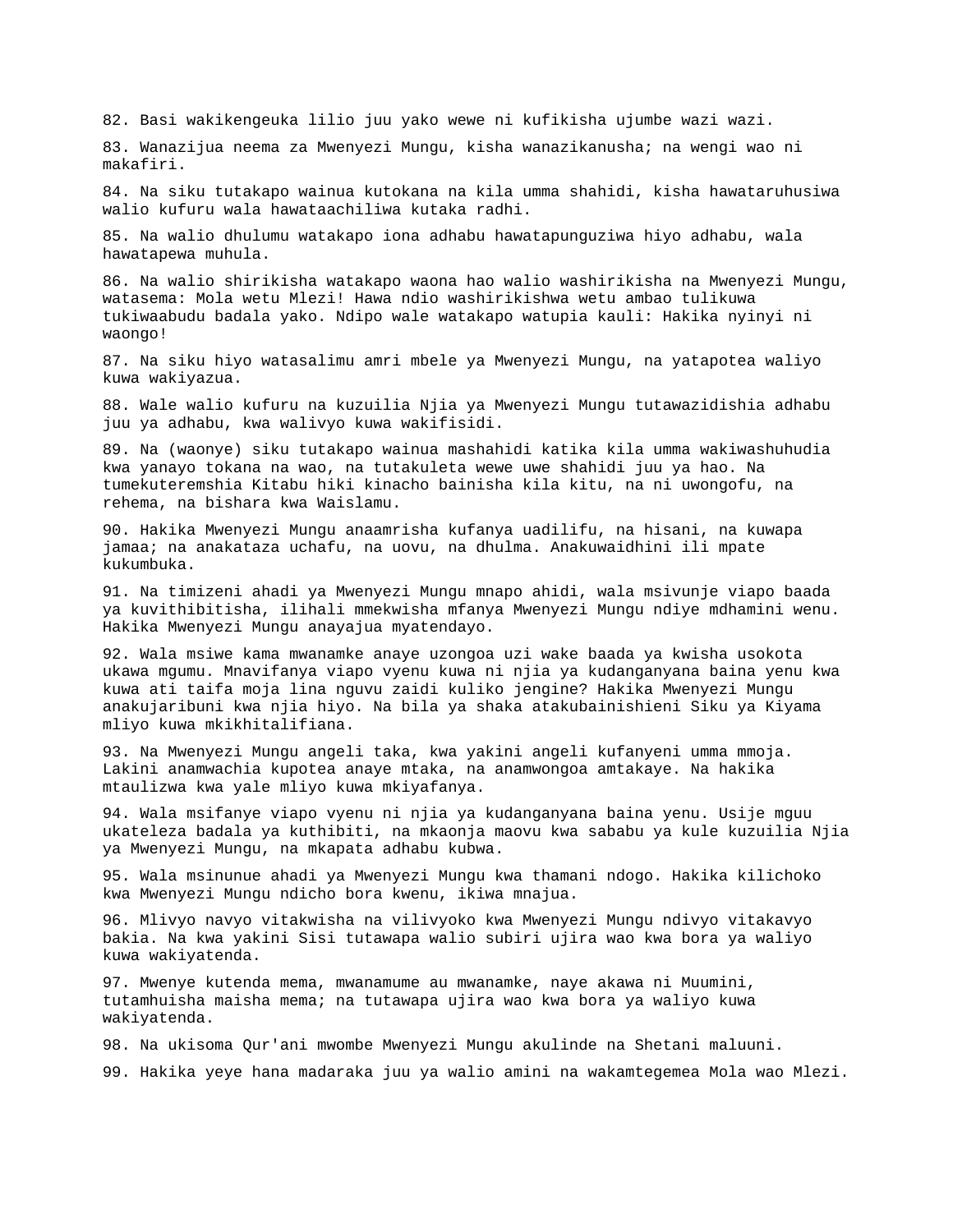82. Basi wakikengeuka lilio juu yako wewe ni kufikisha ujumbe wazi wazi.

83. Wanazijua neema za Mwenyezi Mungu, kisha wanazikanusha; na wengi wao ni makafiri.

84. Na siku tutakapo wainua kutokana na kila umma shahidi, kisha hawataruhusiwa walio kufuru wala hawataachiliwa kutaka radhi.

85. Na walio dhulumu watakapo iona adhabu hawatapunguziwa hiyo adhabu, wala hawatapewa muhula.

86. Na walio shirikisha watakapo waona hao walio washirikisha na Mwenyezi Mungu, watasema: Mola wetu Mlezi! Hawa ndio washirikishwa wetu ambao tulikuwa tukiwaabudu badala yako. Ndipo wale watakapo watupia kauli: Hakika nyinyi ni waongo!

87. Na siku hiyo watasalimu amri mbele ya Mwenyezi Mungu, na yatapotea waliyo kuwa wakiyazua.

88. Wale walio kufuru na kuzuilia Njia ya Mwenyezi Mungu tutawazidishia adhabu juu ya adhabu, kwa walivyo kuwa wakifisidi.

89. Na (waonye) siku tutakapo wainua mashahidi katika kila umma wakiwashuhudia kwa yanayo tokana na wao, na tutakuleta wewe uwe shahidi juu ya hao. Na tumekuteremshia Kitabu hiki kinacho bainisha kila kitu, na ni uwongofu, na rehema, na bishara kwa Waislamu.

90. Hakika Mwenyezi Mungu anaamrisha kufanya uadilifu, na hisani, na kuwapa jamaa; na anakataza uchafu, na uovu, na dhulma. Anakuwaidhini ili mpate kukumbuka.

91. Na timizeni ahadi ya Mwenyezi Mungu mnapo ahidi, wala msivunje viapo baada ya kuvithibitisha, ilihali mmekwisha mfanya Mwenyezi Mungu ndiye mdhamini wenu. Hakika Mwenyezi Mungu anayajua myatendayo.

92. Wala msiwe kama mwanamke anaye uzongoa uzi wake baada ya kwisha usokota ukawa mgumu. Mnavifanya viapo vyenu kuwa ni njia ya kudanganyana baina yenu kwa kuwa ati taifa moja lina nguvu zaidi kuliko jengine? Hakika Mwenyezi Mungu anakujaribuni kwa njia hiyo. Na bila ya shaka atakubainishieni Siku ya Kiyama mliyo kuwa mkikhitalifiana.

93. Na Mwenyezi Mungu angeli taka, kwa yakini angeli kufanyeni umma mmoja. Lakini anamwachia kupotea anaye mtaka, na anamwongoa amtakaye. Na hakika mtaulizwa kwa yale mliyo kuwa mkiyafanya.

94. Wala msifanye viapo vyenu ni njia ya kudanganyana baina yenu. Usije mguu ukateleza badala ya kuthibiti, na mkaonja maovu kwa sababu ya kule kuzuilia Njia ya Mwenyezi Mungu, na mkapata adhabu kubwa.

95. Wala msinunue ahadi ya Mwenyezi Mungu kwa thamani ndogo. Hakika kilichoko kwa Mwenyezi Mungu ndicho bora kwenu, ikiwa mnajua.

96. Mlivyo navyo vitakwisha na vilivyoko kwa Mwenyezi Mungu ndivyo vitakavyo bakia. Na kwa yakini Sisi tutawapa walio subiri ujira wao kwa bora ya waliyo kuwa wakiyatenda.

97. Mwenye kutenda mema, mwanamume au mwanamke, naye akawa ni Muumini, tutamhuisha maisha mema; na tutawapa ujira wao kwa bora ya waliyo kuwa wakiyatenda.

98. Na ukisoma Qur'ani mwombe Mwenyezi Mungu akulinde na Shetani maluuni.

99. Hakika yeye hana madaraka juu ya walio amini na wakamtegemea Mola wao Mlezi.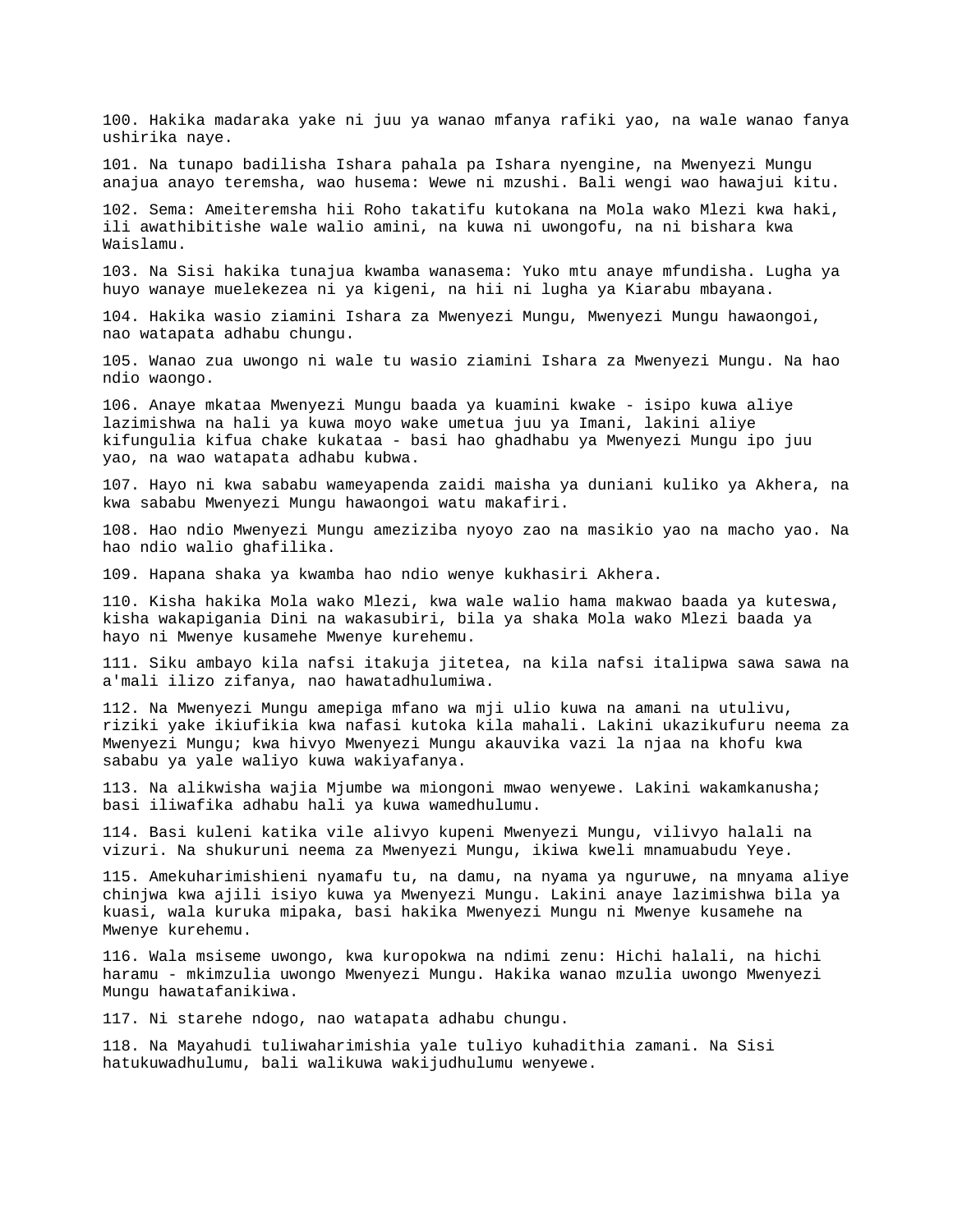100. Hakika madaraka yake ni juu ya wanao mfanya rafiki yao, na wale wanao fanya ushirika naye.

101. Na tunapo badilisha Ishara pahala pa Ishara nyengine, na Mwenyezi Mungu anajua anayo teremsha, wao husema: Wewe ni mzushi. Bali wengi wao hawajui kitu.

102. Sema: Ameiteremsha hii Roho takatifu kutokana na Mola wako Mlezi kwa haki, ili awathibitishe wale walio amini, na kuwa ni uwongofu, na ni bishara kwa Waislamu.

103. Na Sisi hakika tunajua kwamba wanasema: Yuko mtu anaye mfundisha. Lugha ya huyo wanaye muelekezea ni ya kigeni, na hii ni lugha ya Kiarabu mbayana.

104. Hakika wasio ziamini Ishara za Mwenyezi Mungu, Mwenyezi Mungu hawaongoi, nao watapata adhabu chungu.

105. Wanao zua uwongo ni wale tu wasio ziamini Ishara za Mwenyezi Mungu. Na hao ndio waongo.

106. Anaye mkataa Mwenyezi Mungu baada ya kuamini kwake - isipo kuwa aliye lazimishwa na hali ya kuwa moyo wake umetua juu ya Imani, lakini aliye kifungulia kifua chake kukataa - basi hao ghadhabu ya Mwenyezi Mungu ipo juu yao, na wao watapata adhabu kubwa.

107. Hayo ni kwa sababu wameyapenda zaidi maisha ya duniani kuliko ya Akhera, na kwa sababu Mwenyezi Mungu hawaongoi watu makafiri.

108. Hao ndio Mwenyezi Mungu ameziziba nyoyo zao na masikio yao na macho yao. Na hao ndio walio ghafilika.

109. Hapana shaka ya kwamba hao ndio wenye kukhasiri Akhera.

110. Kisha hakika Mola wako Mlezi, kwa wale walio hama makwao baada ya kuteswa, kisha wakapigania Dini na wakasubiri, bila ya shaka Mola wako Mlezi baada ya hayo ni Mwenye kusamehe Mwenye kurehemu.

111. Siku ambayo kila nafsi itakuja jitetea, na kila nafsi italipwa sawa sawa na a'mali ilizo zifanya, nao hawatadhulumiwa.

112. Na Mwenyezi Mungu amepiga mfano wa mji ulio kuwa na amani na utulivu, riziki yake ikiufikia kwa nafasi kutoka kila mahali. Lakini ukazikufuru neema za Mwenyezi Mungu; kwa hivyo Mwenyezi Mungu akauvika vazi la njaa na khofu kwa sababu ya yale waliyo kuwa wakiyafanya.

113. Na alikwisha wajia Mjumbe wa miongoni mwao wenyewe. Lakini wakamkanusha; basi iliwafika adhabu hali ya kuwa wamedhulumu.

114. Basi kuleni katika vile alivyo kupeni Mwenyezi Mungu, vilivyo halali na vizuri. Na shukuruni neema za Mwenyezi Mungu, ikiwa kweli mnamuabudu Yeye.

115. Amekuharimishieni nyamafu tu, na damu, na nyama ya nguruwe, na mnyama aliye chinjwa kwa ajili isiyo kuwa ya Mwenyezi Mungu. Lakini anaye lazimishwa bila ya kuasi, wala kuruka mipaka, basi hakika Mwenyezi Mungu ni Mwenye kusamehe na Mwenye kurehemu.

116. Wala msiseme uwongo, kwa kuropokwa na ndimi zenu: Hichi halali, na hichi haramu - mkimzulia uwongo Mwenyezi Mungu. Hakika wanao mzulia uwongo Mwenyezi Mungu hawatafanikiwa.

117. Ni starehe ndogo, nao watapata adhabu chungu.

118. Na Mayahudi tuliwaharimishia yale tuliyo kuhadithia zamani. Na Sisi hatukuwadhulumu, bali walikuwa wakijudhulumu wenyewe.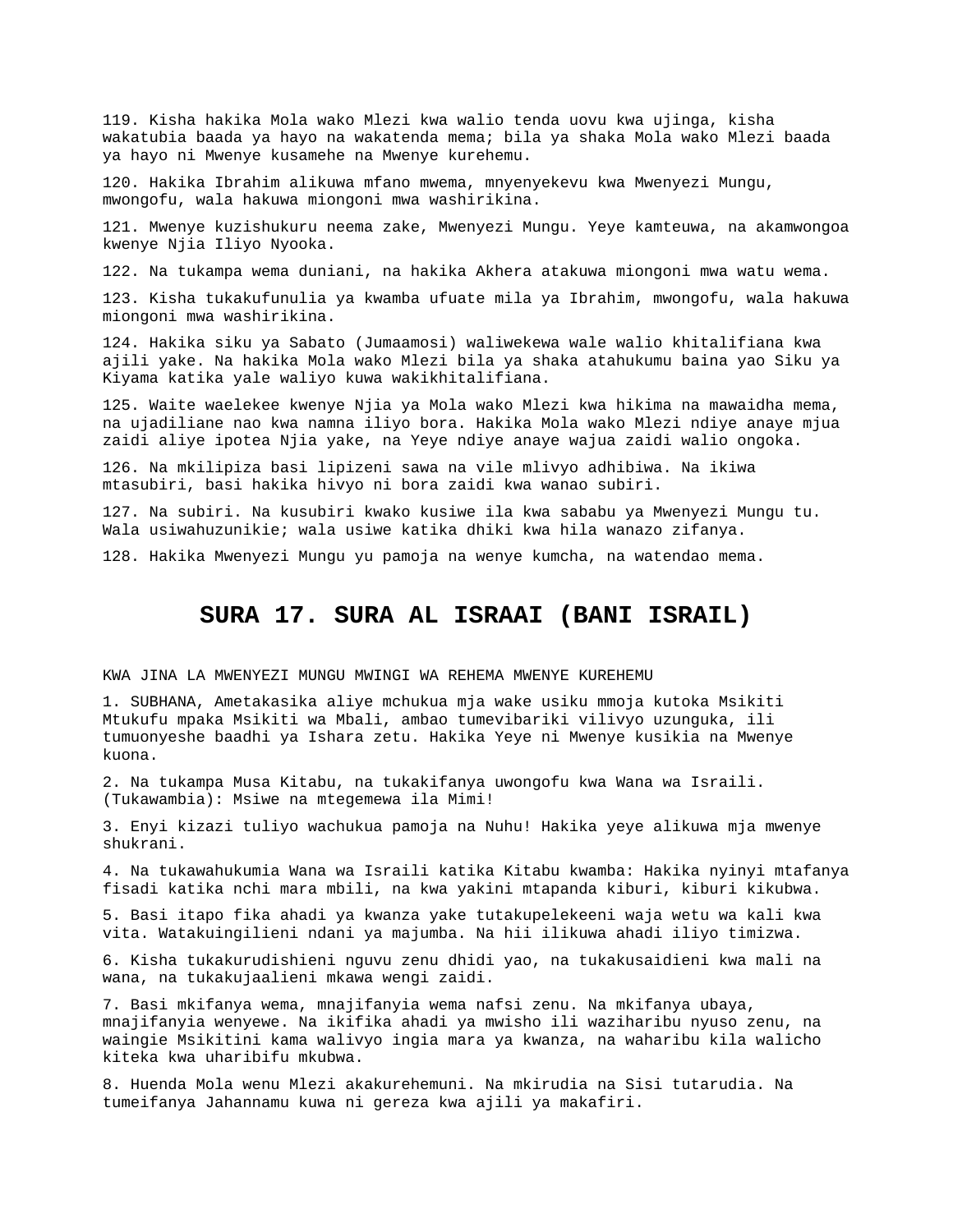119. Kisha hakika Mola wako Mlezi kwa walio tenda uovu kwa ujinga, kisha wakatubia baada ya hayo na wakatenda mema; bila ya shaka Mola wako Mlezi baada ya hayo ni Mwenye kusamehe na Mwenye kurehemu.

120. Hakika Ibrahim alikuwa mfano mwema, mnyenyekevu kwa Mwenyezi Mungu, mwongofu, wala hakuwa miongoni mwa washirikina.

121. Mwenye kuzishukuru neema zake, Mwenyezi Mungu. Yeye kamteuwa, na akamwongoa kwenye Njia Iliyo Nyooka.

122. Na tukampa wema duniani, na hakika Akhera atakuwa miongoni mwa watu wema.

123. Kisha tukakufunulia ya kwamba ufuate mila ya Ibrahim, mwongofu, wala hakuwa miongoni mwa washirikina.

124. Hakika siku ya Sabato (Jumaamosi) waliwekewa wale walio khitalifiana kwa ajili yake. Na hakika Mola wako Mlezi bila ya shaka atahukumu baina yao Siku ya Kiyama katika yale waliyo kuwa wakikhitalifiana.

125. Waite waelekee kwenye Njia ya Mola wako Mlezi kwa hikima na mawaidha mema, na ujadiliane nao kwa namna iliyo bora. Hakika Mola wako Mlezi ndiye anaye mjua zaidi aliye ipotea Njia yake, na Yeye ndiye anaye wajua zaidi walio ongoka.

126. Na mkilipiza basi lipizeni sawa na vile mlivyo adhibiwa. Na ikiwa mtasubiri, basi hakika hivyo ni bora zaidi kwa wanao subiri.

127. Na subiri. Na kusubiri kwako kusiwe ila kwa sababu ya Mwenyezi Mungu tu. Wala usiwahuzunikie; wala usiwe katika dhiki kwa hila wanazo zifanya.

128. Hakika Mwenyezi Mungu yu pamoja na wenye kumcha, na watendao mema.

# SURA 17. SURA AL ISRAAI (BANI ISRAIL)

KWA JINA LA MWENYEZI MUNGU MWINGI WA REHEMA MWENYE KUREHEMU

1. SUBHANA, Ametakasika aliye mchukua mja wake usiku mmoja kutoka Msikiti Mtukufu mpaka Msikiti wa Mbali, ambao tumevibariki vilivyo uzunguka, ili tumuonyeshe baadhi ya Ishara zetu. Hakika Yeye ni Mwenye kusikia na Mwenye kuona.

2. Na tukampa Musa Kitabu, na tukakifanya uwongofu kwa Wana wa Israili. (Tukawambia): Msiwe na mtegemewa ila Mimi!

3. Enyi kizazi tuliyo wachukua pamoja na Nuhu! Hakika yeye alikuwa mja mwenye shukrani.

4. Na tukawahukumia Wana wa Israili katika Kitabu kwamba: Hakika nyinyi mtafanya fisadi katika nchi mara mbili, na kwa yakini mtapanda kiburi, kiburi kikubwa.

5. Basi itapo fika ahadi ya kwanza yake tutakupelekeeni waja wetu wa kali kwa vita. Watakuingilieni ndani ya majumba. Na hii ilikuwa ahadi iliyo timizwa.

6. Kisha tukakurudishieni nguvu zenu dhidi yao, na tukakusaidieni kwa mali na wana, na tukakujaalieni mkawa wengi zaidi.

7. Basi mkifanya wema, mnajifanyia wema nafsi zenu. Na mkifanya ubaya, mnajifanyia wenyewe. Na ikifika ahadi ya mwisho ili waziharibu nyuso zenu, na waingie Msikitini kama walivyo ingia mara ya kwanza, na waharibu kila walicho kiteka kwa uharibifu mkubwa.

8. Huenda Mola wenu Mlezi akakurehemuni. Na mkirudia na Sisi tutarudia. Na tumeifanya Jahannamu kuwa ni gereza kwa ajili ya makafiri.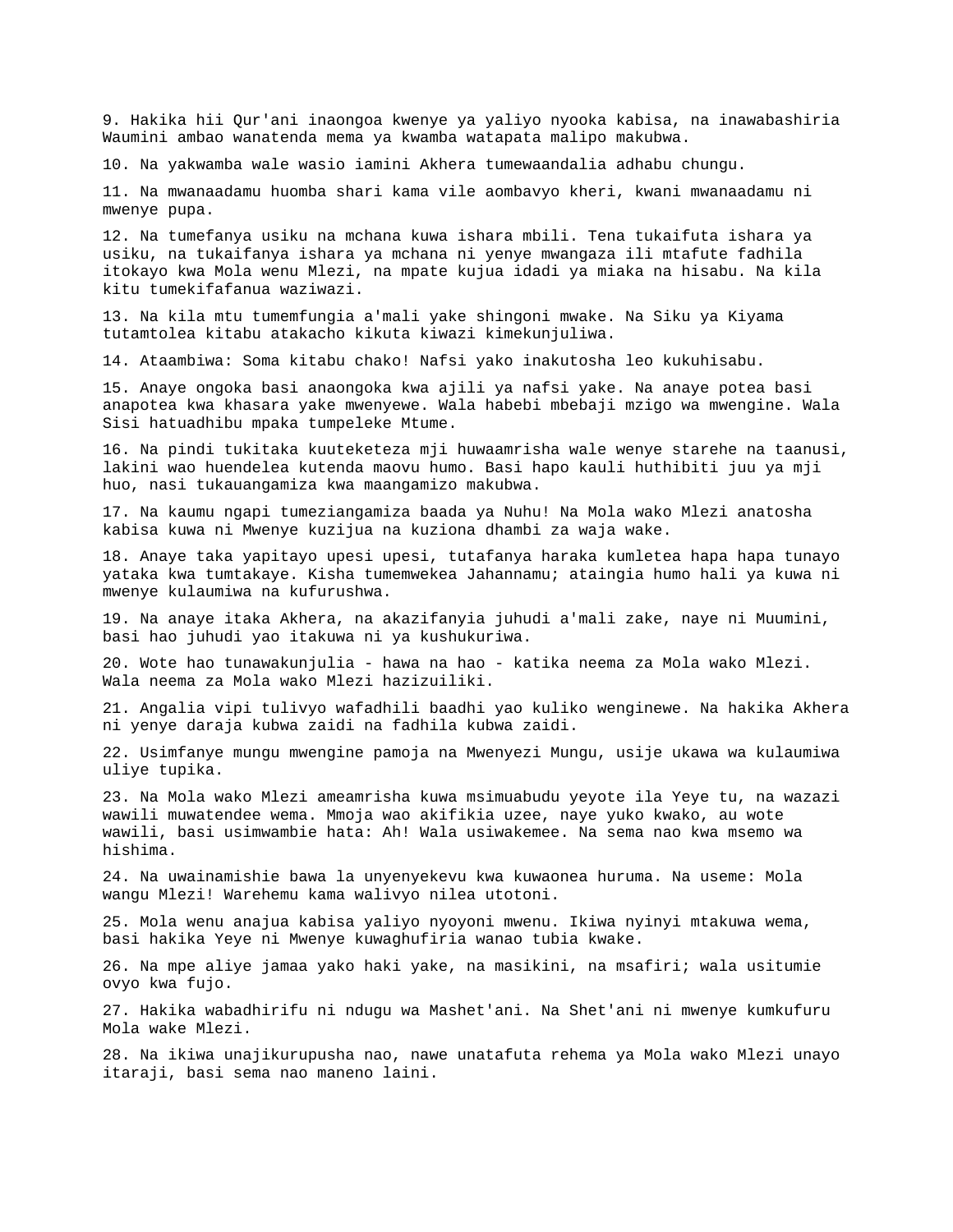9. Hakika hii Qur'ani inaongoa kwenye ya yaliyo nyooka kabisa, na inawabashiria Waumini ambao wanatenda mema ya kwamba watapata malipo makubwa.

10. Na yakwamba wale wasio iamini Akhera tumewaandalia adhabu chungu.

11. Na mwanaadamu huomba shari kama vile aombavyo kheri, kwani mwanaadamu ni mwenye pupa.

12. Na tumefanya usiku na mchana kuwa ishara mbili. Tena tukaifuta ishara ya usiku, na tukaifanya ishara ya mchana ni yenye mwangaza ili mtafute fadhila itokayo kwa Mola wenu Mlezi, na mpate kujua idadi ya miaka na hisabu. Na kila kitu tumekifafanua waziwazi.

13. Na kila mtu tumemfungia a'mali yake shingoni mwake. Na Siku ya Kiyama tutamtolea kitabu atakacho kikuta kiwazi kimekunjuliwa.

14. Ataambiwa: Soma kitabu chako! Nafsi yako inakutosha leo kukuhisabu.

15. Anaye ongoka basi anaongoka kwa ajili ya nafsi yake. Na anaye potea basi anapotea kwa khasara yake mwenyewe. Wala habebi mbebaji mzigo wa mwengine. Wala Sisi hatuadhibu mpaka tumpeleke Mtume.

16. Na pindi tukitaka kuuteketeza mji huwaamrisha wale wenye starehe na taanusi, lakini wao huendelea kutenda maovu humo. Basi hapo kauli huthibiti juu ya mji huo, nasi tukauangamiza kwa maangamizo makubwa.

17. Na kaumu ngapi tumeziangamiza baada ya Nuhu! Na Mola wako Mlezi anatosha kabisa kuwa ni Mwenye kuzijua na kuziona dhambi za waja wake.

18. Anaye taka yapitayo upesi upesi, tutafanya haraka kumletea hapa hapa tunayo yataka kwa tumtakaye. Kisha tumemwekea Jahannamu; ataingia humo hali ya kuwa ni mwenye kulaumiwa na kufurushwa.

19. Na anaye itaka Akhera, na akazifanyia juhudi a'mali zake, naye ni Muumini, basi hao juhudi yao itakuwa ni ya kushukuriwa.

20. Wote hao tunawakunjulia - hawa na hao - katika neema za Mola wako Mlezi. Wala neema za Mola wako Mlezi hazizuiliki.

21. Angalia vipi tulivyo wafadhili baadhi yao kuliko wenginewe. Na hakika Akhera ni yenye daraja kubwa zaidi na fadhila kubwa zaidi.

22. Usimfanye mungu mwengine pamoja na Mwenyezi Mungu, usije ukawa wa kulaumiwa uliye tupika.

23. Na Mola wako Mlezi ameamrisha kuwa msimuabudu yeyote ila Yeye tu, na wazazi wawili muwatendee wema. Mmoja wao akifikia uzee, naye yuko kwako, au wote wawili, basi usimwambie hata: Ah! Wala usiwakemee. Na sema nao kwa msemo wa hishima.

24. Na uwainamishie bawa la unyenyekevu kwa kuwaonea huruma. Na useme: Mola wangu Mlezi! Warehemu kama walivyo nilea utotoni.

25. Mola wenu anajua kabisa yaliyo nyoyoni mwenu. Ikiwa nyinyi mtakuwa wema, basi hakika Yeye ni Mwenye kuwaghufiria wanao tubia kwake.

26. Na mpe aliye jamaa yako haki yake, na masikini, na msafiri; wala usitumie ovyo kwa fujo.

27. Hakika wabadhirifu ni ndugu wa Mashet'ani. Na Shet'ani ni mwenye kumkufuru Mola wake Mlezi.

28. Na ikiwa unajikurupusha nao, nawe unatafuta rehema ya Mola wako Mlezi unayo itaraji, basi sema nao maneno laini.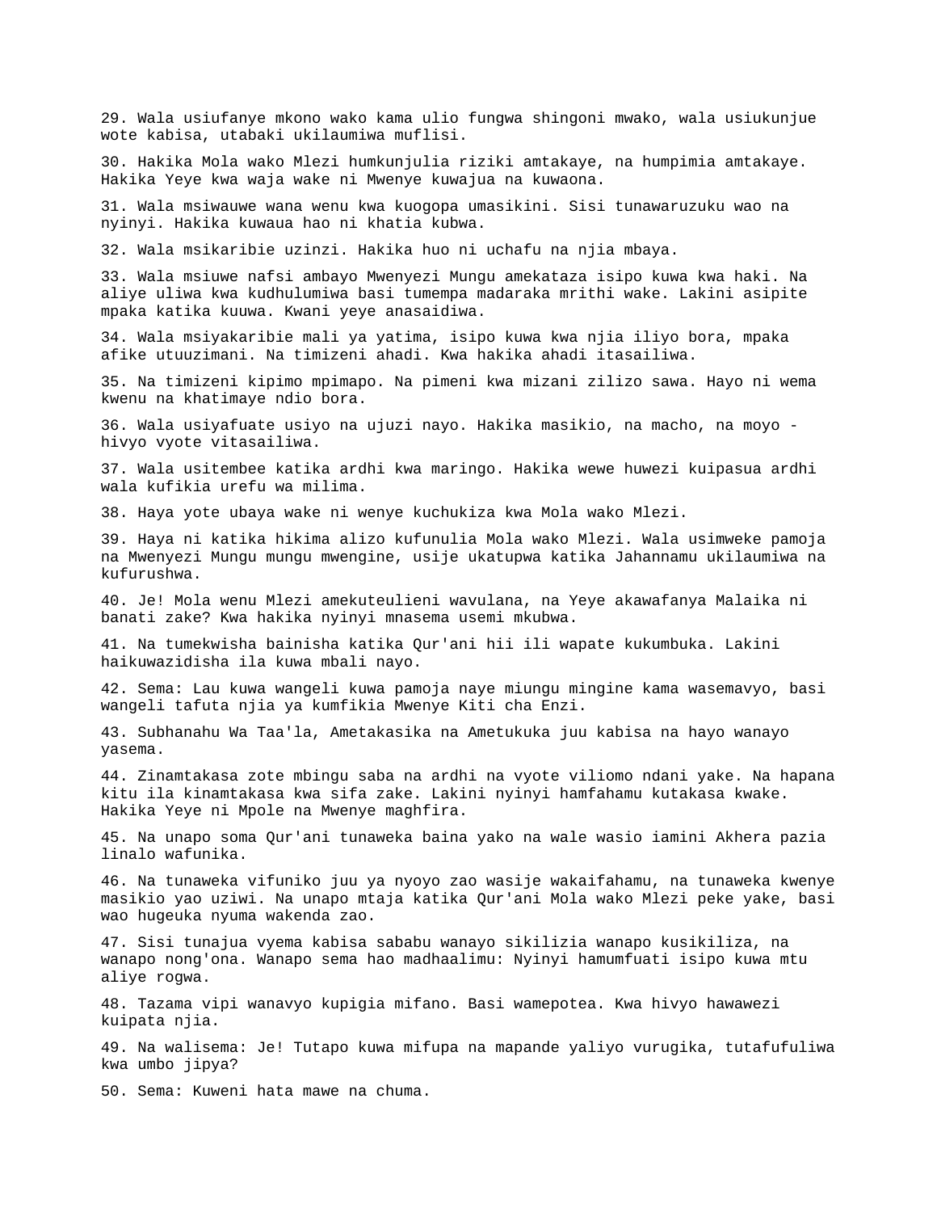29. Wala usiufanye mkono wako kama ulio fungwa shingoni mwako, wala usiukunjue wote kabisa, utabaki ukilaumiwa muflisi.

30. Hakika Mola wako Mlezi humkunjulia riziki amtakaye, na humpimia amtakaye. Hakika Yeye kwa waja wake ni Mwenye kuwajua na kuwaona.

31. Wala msiwauwe wana wenu kwa kuogopa umasikini. Sisi tunawaruzuku wao na nyinyi. Hakika kuwaua hao ni khatia kubwa.

32. Wala msikaribie uzinzi. Hakika huo ni uchafu na njia mbaya.

33. Wala msiuwe nafsi ambayo Mwenyezi Mungu amekataza isipo kuwa kwa haki. Na aliye uliwa kwa kudhulumiwa basi tumempa madaraka mrithi wake. Lakini asipite mpaka katika kuuwa. Kwani yeye anasaidiwa.

34. Wala msiyakaribie mali ya yatima, isipo kuwa kwa njia iliyo bora, mpaka afike utuuzimani. Na timizeni ahadi. Kwa hakika ahadi itasailiwa.

35. Na timizeni kipimo mpimapo. Na pimeni kwa mizani zilizo sawa. Hayo ni wema kwenu na khatimaye ndio bora.

36. Wala usiyafuate usiyo na ujuzi nayo. Hakika masikio, na macho, na moyo - hivyo vyote vitasailiwa.

37. Wala usitembee katika ardhi kwa maringo. Hakika wewe huwezi kuipasua ardhi wala kufikia urefu wa milima.

38. Haya yote ubaya wake ni wenye kuchukiza kwa Mola wako Mlezi.

39. Haya ni katika hikima alizo kufunulia Mola wako Mlezi. Wala usimweke pamoja na Mwenyezi Mungu mungu mwengine, usije ukatupwa katika Jahannamu ukilaumiwa na kufurushwa.

40. Je! Mola wenu Mlezi amekuteulieni wavulana, na Yeye akawafanya Malaika ni banati zake? Kwa hakika nyinyi mnasema usemi mkubwa.

41. Na tumekwisha bainisha katika Qur'ani hii ili wapate kukumbuka. Lakini haikuwazidisha ila kuwa mbali nayo.

42. Sema: Lau kuwa wangeli kuwa pamoja naye miungu mingine kama wasemavyo, basi wangeli tafuta njia ya kumfikia Mwenye Kiti cha Enzi.

43. Subhanahu Wa Taa'la, Ametakasika na Ametukuka juu kabisa na hayo wanayo yasema.

44. Zinamtakasa zote mbingu saba na ardhi na vyote viliomo ndani yake. Na hapana kitu ila kinamtakasa kwa sifa zake. Lakini nyinyi hamfahamu kutakasa kwake. Hakika Yeye ni Mpole na Mwenye maghfira.

45. Na unapo soma Qur'ani tunaweka baina yako na wale wasio iamini Akhera pazia linalo wafunika.

46. Na tunaweka vifuniko juu ya nyoyo zao wasije wakaifahamu, na tunaweka kwenye masikio yao uziwi. Na unapo mtaja katika Qur'ani Mola wako Mlezi peke yake, basi wao hugeuka nyuma wakenda zao.

47. Sisi tunajua vyema kabisa sababu wanayo sikilizia wanapo kusikiliza, na wanapo nong'ona. Wanapo sema hao madhaalimu: Nyinyi hamumfuati isipo kuwa mtu aliye rogwa.

48. Tazama vipi wanavyo kupigia mifano. Basi wamepotea. Kwa hivyo hawawezi kuipata njia.

49. Na walisema: Je! Tutapo kuwa mifupa na mapande yaliyo vurugika, tutafufuliwa kwa umbo jipya?

50. Sema: Kuweni hata mawe na chuma.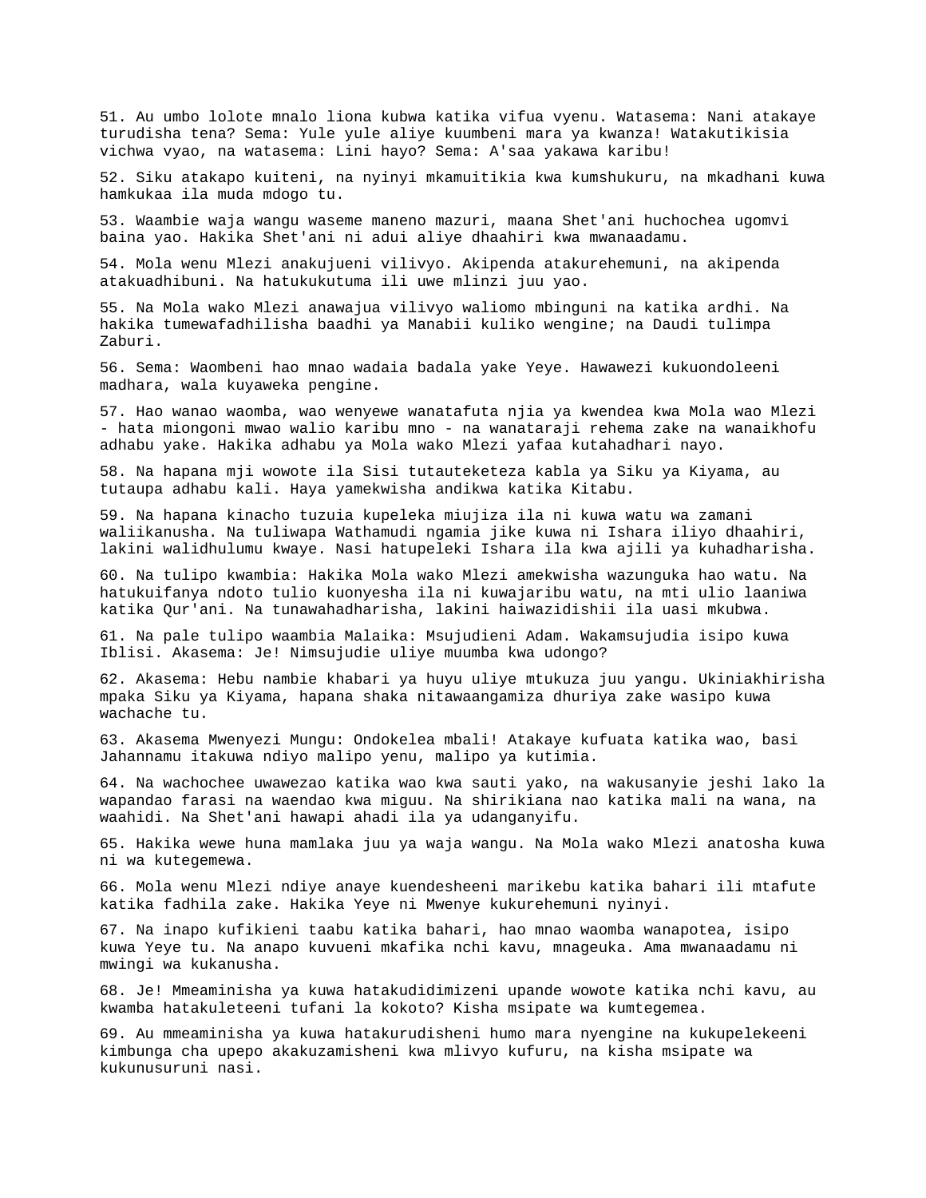51. Au umbo lolote mnalo liona kubwa katika vifua vyenu. Watasema: Nani atakaye turudisha tena? Sema: Yule yule aliye kuumbeni mara ya kwanza! Watakutikisia vichwa vyao, na watasema: Lini hayo? Sema: A'saa yakawa karibu!

52. Siku atakapo kuiteni, na nyinyi mkamuitikia kwa kumshukuru, na mkadhani kuwa hamkukaa ila muda mdogo tu.

53. Waambie waja wangu waseme maneno mazuri, maana Shet'ani huchochea ugomvi baina yao. Hakika Shet'ani ni adui aliye dhaahiri kwa mwanaadamu.

54. Mola wenu Mlezi anakujueni vilivyo. Akipenda atakurehemuni, na akipenda atakuadhibuni. Na hatukukutuma ili uwe mlinzi juu yao.

55. Na Mola wako Mlezi anawajua vilivyo waliomo mbinguni na katika ardhi. Na hakika tumewafadhilisha baadhi ya Manabii kuliko wengine; na Daudi tulimpa Zaburi.

56. Sema: Waombeni hao mnao wadaia badala yake Yeye. Hawawezi kukuondoleeni madhara, wala kuyaweka pengine.

57. Hao wanao waomba, wao wenyewe wanatafuta njia ya kwendea kwa Mola wao Mlezi - hata miongoni mwao walio karibu mno - na wanataraji rehema zake na wanaikhofu adhabu yake. Hakika adhabu ya Mola wako Mlezi yafaa kutahadhari nayo.

58. Na hapana mji wowote ila Sisi tutauteketeza kabla ya Siku ya Kiyama, au tutaupa adhabu kali. Haya yamekwisha andikwa katika Kitabu.

59. Na hapana kinacho tuzuia kupeleka miujiza ila ni kuwa watu wa zamani waliikanusha. Na tuliwapa Wathamudi ngamia jike kuwa ni Ishara iliyo dhaahiri, lakini walidhulumu kwaye. Nasi hatupeleki Ishara ila kwa ajili ya kuhadharisha.

60. Na tulipo kwambia: Hakika Mola wako Mlezi amekwisha wazunguka hao watu. Na hatukuifanya ndoto tulio kuonyesha ila ni kuwajaribu watu, na mti ulio laaniwa katika Qur'ani. Na tunawahadharisha, lakini haiwazidishii ila uasi mkubwa.

61. Na pale tulipo waambia Malaika: Msujudieni Adam. Wakamsujudia isipo kuwa Iblisi. Akasema: Je! Nimsujudie uliye muumba kwa udongo?

62. Akasema: Hebu nambie khabari ya huyu uliye mtukuza juu yangu. Ukiniakhirisha mpaka Siku ya Kiyama, hapana shaka nitawaangamiza dhuriya zake wasipo kuwa wachache tu.

63. Akasema Mwenyezi Mungu: Ondokelea mbali! Atakaye kufuata katika wao, basi Jahannamu itakuwa ndiyo malipo yenu, malipo ya kutimia.

64. Na wachochee uwawezao katika wao kwa sauti yako, na wakusanyie jeshi lako la wapandao farasi na waendao kwa miguu. Na shirikiana nao katika mali na wana, na waahidi. Na Shet'ani hawapi ahadi ila ya udanganyifu.

65. Hakika wewe huna mamlaka juu ya waja wangu. Na Mola wako Mlezi anatosha kuwa ni wa kutegemewa.

66. Mola wenu Mlezi ndiye anaye kuendesheeni marikebu katika bahari ili mtafute katika fadhila zake. Hakika Yeye ni Mwenye kukurehemuni nyinyi.

67. Na inapo kufikieni taabu katika bahari, hao mnao waomba wanapotea, isipo kuwa Yeye tu. Na anapo kuvueni mkafika nchi kavu, mnageuka. Ama mwanaadamu ni mwingi wa kukanusha.

68. Je! Mmeaminisha ya kuwa hatakudidimizeni upande wowote katika nchi kavu, au kwamba hatakuleteeni tufani la kokoto? Kisha msipate wa kumtegemea.

69. Au mmeaminisha ya kuwa hatakurudisheni humo mara nyengine na kukupelekeeni kimbunga cha upepo akakuzamisheni kwa mlivyo kufuru, na kisha msipate wa kukunusuruni nasi.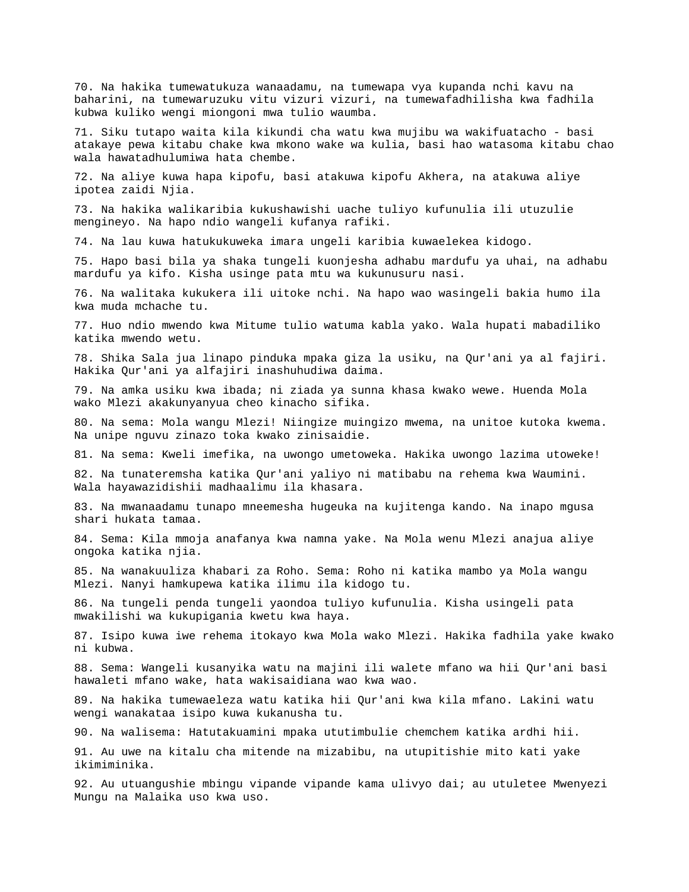70. Na hakika tumewatukuza wanaadamu, na tumewapa vya kupanda nchi kavu na baharini, na tumewaruzuku vitu vizuri vizuri, na tumewafadhilisha kwa fadhila kubwa kuliko wengi miongoni mwa tulio waumba.

71. Siku tutapo waita kila kikundi cha watu kwa mujibu wa wakifuatacho - basi atakaye pewa kitabu chake kwa mkono wake wa kulia, basi hao watasoma kitabu chao wala hawatadhulumiwa hata chembe.

72. Na aliye kuwa hapa kipofu, basi atakuwa kipofu Akhera, na atakuwa aliye ipotea zaidi Njia.

73. Na hakika walikaribia kukushawishi uache tuliyo kufunulia ili utuzulie mengineyo. Na hapo ndio wangeli kufanya rafiki.

74. Na lau kuwa hatukukuweka imara ungeli karibia kuwaelekea kidogo.

75. Hapo basi bila ya shaka tungeli kuonjesha adhabu mardufu ya uhai, na adhabu mardufu ya kifo. Kisha usinge pata mtu wa kukunusuru nasi.

76. Na walitaka kukukera ili uitoke nchi. Na hapo wao wasingeli bakia humo ila kwa muda mchache tu.

77. Huo ndio mwendo kwa Mitume tulio watuma kabla yako. Wala hupati mabadiliko katika mwendo wetu.

78. Shika Sala jua linapo pinduka mpaka giza la usiku, na Qur'ani ya al fajiri. Hakika Qur'ani ya alfajiri inashuhudiwa daima.

79. Na amka usiku kwa ibada; ni ziada ya sunna khasa kwako wewe. Huenda Mola wako Mlezi akakunyanyua cheo kinacho sifika.

80. Na sema: Mola wangu Mlezi! Niingize muingizo mwema, na unitoe kutoka kwema. Na unipe nguvu zinazo toka kwako zinisaidie.

81. Na sema: Kweli imefika, na uwongo umetoweka. Hakika uwongo lazima utoweke!

82. Na tunateremsha katika Qur'ani yaliyo ni matibabu na rehema kwa Waumini. Wala hayawazidishii madhaalimu ila khasara.

83. Na mwanaadamu tunapo mneemesha hugeuka na kujitenga kando. Na inapo mgusa shari hukata tamaa.

84. Sema: Kila mmoja anafanya kwa namna yake. Na Mola wenu Mlezi anajua aliye ongoka katika njia.

85. Na wanakuuliza khabari za Roho. Sema: Roho ni katika mambo ya Mola wangu Mlezi. Nanyi hamkupewa katika ilimu ila kidogo tu.

86. Na tungeli penda tungeli yaondoa tuliyo kufunulia. Kisha usingeli pata mwakilishi wa kukupigania kwetu kwa haya.

87. Isipo kuwa iwe rehema itokayo kwa Mola wako Mlezi. Hakika fadhila yake kwako ni kubwa.

88. Sema: Wangeli kusanyika watu na majini ili walete mfano wa hii Qur'ani basi hawaleti mfano wake, hata wakisaidiana wao kwa wao.

89. Na hakika tumewaeleza watu katika hii Qur'ani kwa kila mfano. Lakini watu wengi wanakataa isipo kuwa kukanusha tu.

90. Na walisema: Hatutakuamini mpaka ututimbulie chemchem katika ardhi hii.

91. Au uwe na kitalu cha mitende na mizabibu, na utupitishie mito kati yake ikimiminika.

92. Au utuangushie mbingu vipande vipande kama ulivyo dai; au utuletee Mwenyezi Mungu na Malaika uso kwa uso.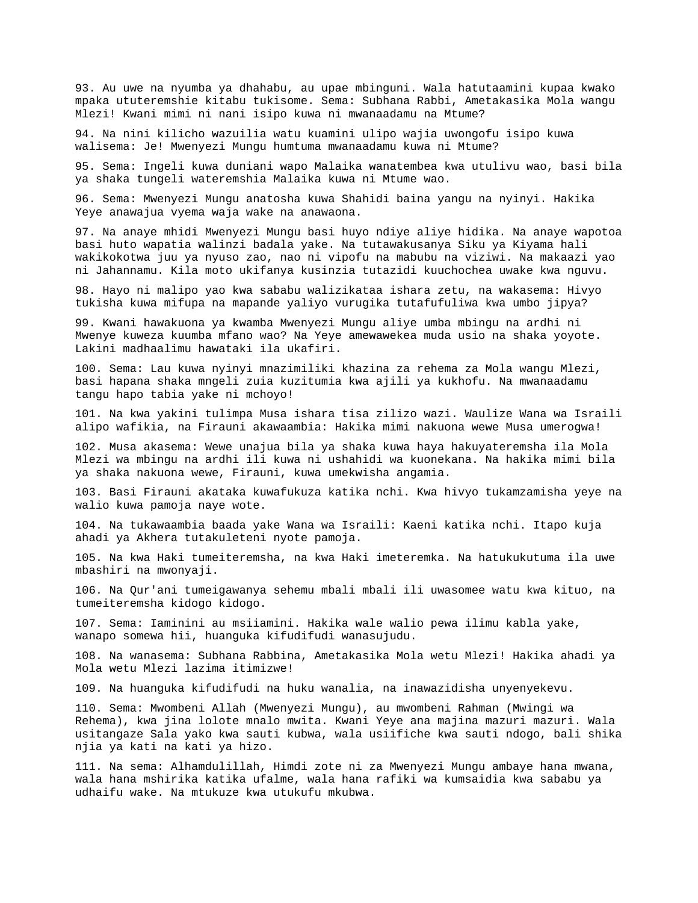93. Au uwe na nyumba ya dhahabu, au upae mbinguni. Wala hatutaamini kupaa kwako mpaka ututeremshie kitabu tukisome. Sema: Subhana Rabbi, Ametakasika Mola wangu Mlezi! Kwani mimi ni nani isipo kuwa ni mwanaadamu na Mtume?

94. Na nini kilicho wazuilia watu kuamini ulipo wajia uwongofu isipo kuwa walisema: Je! Mwenyezi Mungu humtuma mwanaadamu kuwa ni Mtume?

95. Sema: Ingeli kuwa duniani wapo Malaika wanatembea kwa utulivu wao, basi bila ya shaka tungeli wateremshia Malaika kuwa ni Mtume wao.

96. Sema: Mwenyezi Mungu anatosha kuwa Shahidi baina yangu na nyinyi. Hakika Yeye anawajua vyema waja wake na anawaona.

97. Na anaye mhidi Mwenyezi Mungu basi huyo ndiye aliye hidika. Na anaye wapotoa basi huto wapatia walinzi badala yake. Na tutawakusanya Siku ya Kiyama hali wakikokotwa juu ya nyuso zao, nao ni vipofu na mabubu na viziwi. Na makaazi yao ni Jahannamu. Kila moto ukifanya kusinzia tutazidi kuuchochea uwake kwa nguvu.

98. Hayo ni malipo yao kwa sababu walizikataa ishara zetu, na wakasema: Hivyo tukisha kuwa mifupa na mapande yaliyo vurugika tutafufuliwa kwa umbo jipya?

99. Kwani hawakuona ya kwamba Mwenyezi Mungu aliye umba mbingu na ardhi ni Mwenye kuweza kuumba mfano wao? Na Yeye amewawekea muda usio na shaka yoyote. Lakini madhaalimu hawataki ila ukafiri.

100. Sema: Lau kuwa nyinyi mnazimiliki khazina za rehema za Mola wangu Mlezi, basi hapana shaka mngeli zuia kuzitumia kwa ajili ya kukhofu. Na mwanaadamu tangu hapo tabia yake ni mchoyo!

101. Na kwa yakini tulimpa Musa ishara tisa zilizo wazi. Waulize Wana wa Israili alipo wafikia, na Firauni akawaambia: Hakika mimi nakuona wewe Musa umerogwa!

102. Musa akasema: Wewe unajua bila ya shaka kuwa haya hakuyateremsha ila Mola Mlezi wa mbingu na ardhi ili kuwa ni ushahidi wa kuonekana. Na hakika mimi bila ya shaka nakuona wewe, Firauni, kuwa umekwisha angamia.

103. Basi Firauni akataka kuwafukuza katika nchi. Kwa hivyo tukamzamisha yeye na walio kuwa pamoja naye wote.

104. Na tukawaambia baada yake Wana wa Israili: Kaeni katika nchi. Itapo kuja ahadi ya Akhera tutakuleteni nyote pamoja.

105. Na kwa Haki tumeiteremsha, na kwa Haki imeteremka. Na hatukukutuma ila uwe mbashiri na mwonyaji.

106. Na Qur'ani tumeigawanya sehemu mbali mbali ili uwasomee watu kwa kituo, na tumeiteremsha kidogo kidogo.

107. Sema: Iaminini au msiiamini. Hakika wale walio pewa ilimu kabla yake, wanapo somewa hii, huanguka kifudifudi wanasujudu.

108. Na wanasema: Subhana Rabbina, Ametakasika Mola wetu Mlezi! Hakika ahadi ya Mola wetu Mlezi lazima itimizwe!

109. Na huanguka kifudifudi na huku wanalia, na inawazidisha unyenyekevu.

110. Sema: Mwombeni Allah (Mwenyezi Mungu), au mwombeni Rahman (Mwingi wa Rehema), kwa jina lolote mnalo mwita. Kwani Yeye ana majina mazuri mazuri. Wala usitangaze Sala yako kwa sauti kubwa, wala usiifiche kwa sauti ndogo, bali shika njia ya kati na kati ya hizo.

111. Na sema: Alhamdulillah, Himdi zote ni za Mwenyezi Mungu ambaye hana mwana, wala hana mshirika katika ufalme, wala hana rafiki wa kumsaidia kwa sababu ya udhaifu wake. Na mtukuze kwa utukufu mkubwa.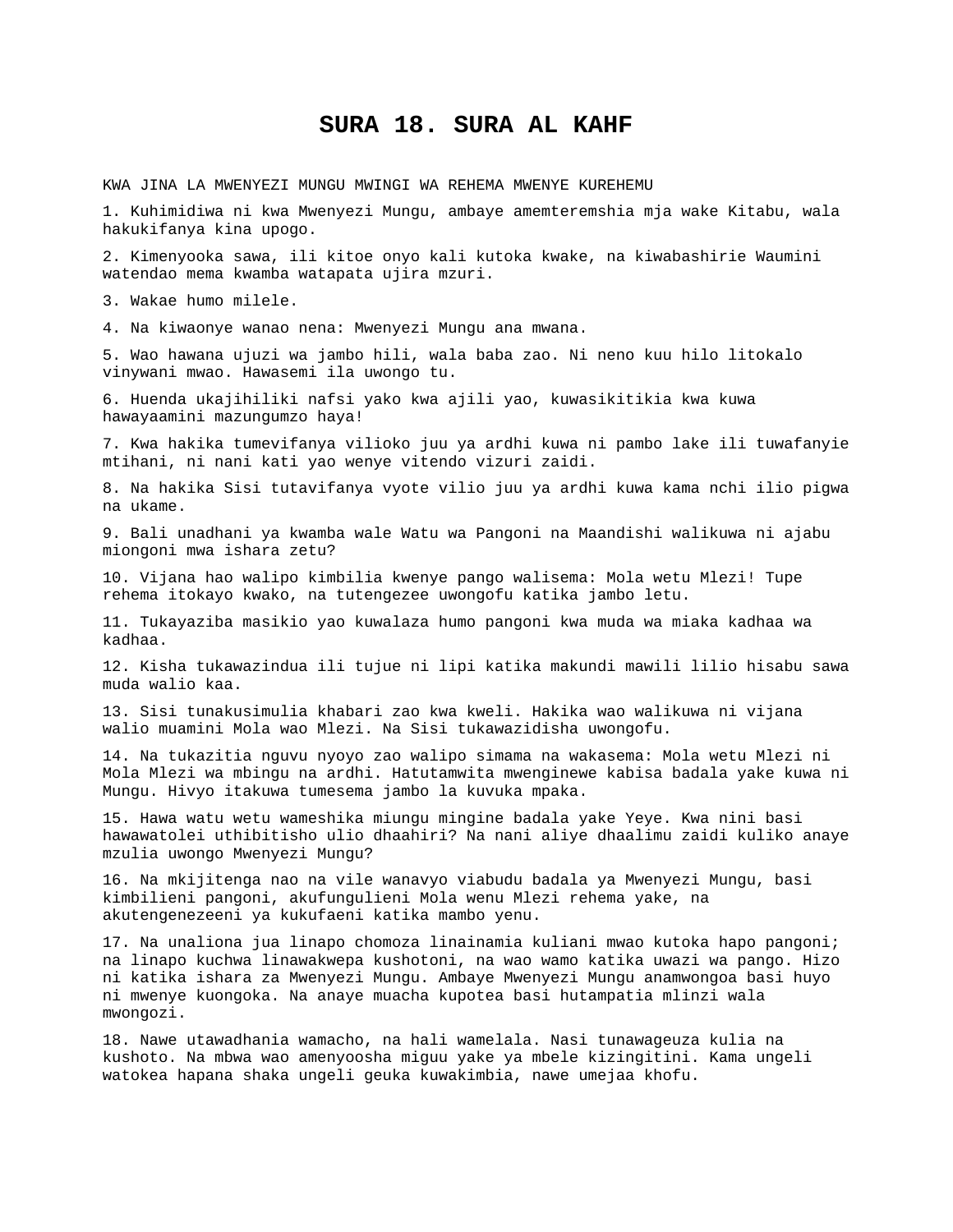# SURA 18. SURA AL KAHF

KWA JINA LA MWENYEZI MUNGU MWINGI WA REHEMA MWENYE KUREHEMU

1. Kuhimidiwa ni kwa Mwenyezi Mungu, ambaye amemteremshia mja wake Kitabu, wala hakukifanya kina upogo.

2. Kimenyooka sawa, ili kitoe onyo kali kutoka kwake, na kiwabashirie Waumini watendao mema kwamba watapata ujira mzuri.

3. Wakae humo milele.

4. Na kiwaonye wanao nena: Mwenyezi Mungu ana mwana.

5. Wao hawana ujuzi wa jambo hili, wala baba zao. Ni neno kuu hilo litokalo vinywani mwao. Hawasemi ila uwongo tu.

6. Huenda ukajihiliki nafsi yako kwa ajili yao, kuwasikitikia kwa kuwa hawayaamini mazungumzo haya!

7. Kwa hakika tumevifanya vilioko juu ya ardhi kuwa ni pambo lake ili tuwafanyie mtihani, ni nani kati yao wenye vitendo vizuri zaidi.

8. Na hakika Sisi tutavifanya vyote vilio juu ya ardhi kuwa kama nchi ilio pigwa na ukame.

9. Bali unadhani ya kwamba wale Watu wa Pangoni na Maandishi walikuwa ni ajabu miongoni mwa ishara zetu?

10. Vijana hao walipo kimbilia kwenye pango walisema: Mola wetu Mlezi! Tupe rehema itokayo kwako, na tutengezee uwongofu katika jambo letu.

11. Tukayaziba masikio yao kuwalaza humo pangoni kwa muda wa miaka kadhaa wa kadhaa.

12. Kisha tukawazindua ili tujue ni lipi katika makundi mawili lilio hisabu sawa muda walio kaa.

13. Sisi tunakusimulia khabari zao kwa kweli. Hakika wao walikuwa ni vijana walio muamini Mola wao Mlezi. Na Sisi tukawazidisha uwongofu.

14. Na tukazitia nguvu nyoyo zao walipo simama na wakasema: Mola wetu Mlezi ni Mola Mlezi wa mbingu na ardhi. Hatutamwita mwenginewe kabisa badala yake kuwa ni Mungu. Hivyo itakuwa tumesema jambo la kuvuka mpaka.

15. Hawa watu wetu wameshika miungu mingine badala yake Yeye. Kwa nini basi hawawatolei uthibitisho ulio dhaahiri? Na nani aliye dhaalimu zaidi kuliko anaye mzulia uwongo Mwenyezi Mungu?

16. Na mkijitenga nao na vile wanavyo viabudu badala ya Mwenyezi Mungu, basi kimbilieni pangoni, akufungulieni Mola wenu Mlezi rehema yake, na akutengenezeeni ya kukufaeni katika mambo yenu.

17. Na unaliona jua linapo chomoza linainamia kuliani mwao kutoka hapo pangoni; na linapo kuchwa linawakwepa kushotoni, na wao wamo katika uwazi wa pango. Hizo ni katika ishara za Mwenyezi Mungu. Ambaye Mwenyezi Mungu anamwongoa basi huyo ni mwenye kuongoka. Na anaye muacha kupotea basi hutampatia mlinzi wala mwongozi.

18. Nawe utawadhania wamacho, na hali wamelala. Nasi tunawageuza kulia na kushoto. Na mbwa wao amenyoosha miguu yake ya mbele kizingitini. Kama ungeli watokea hapana shaka ungeli geuka kuwakimbia, nawe umejaa khofu.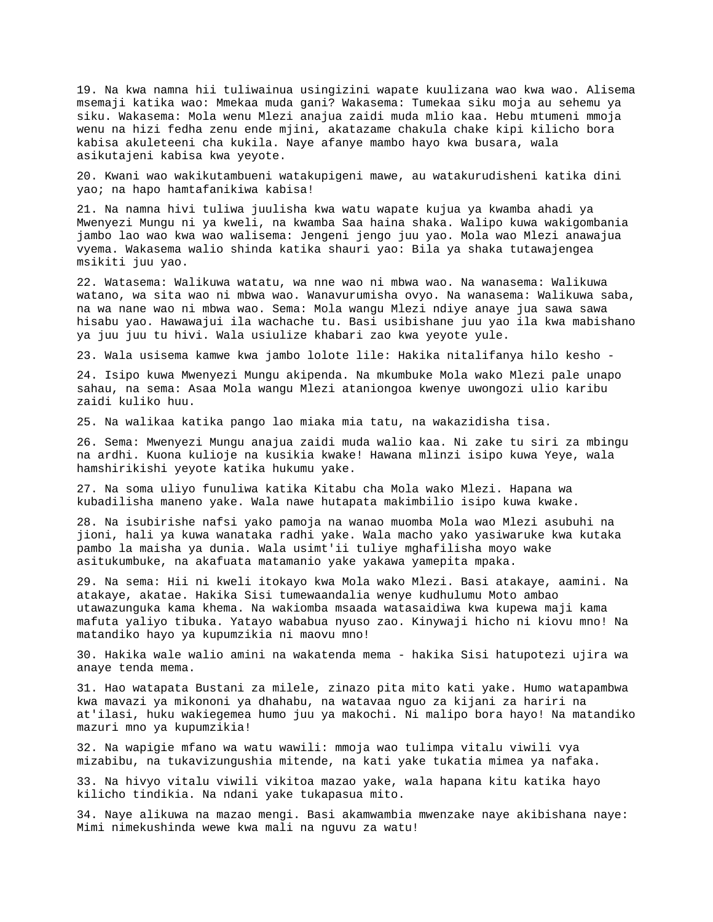19. Na kwa namna hii tuliwainua usingizini wapate kuulizana wao kwa wao. Alisema msemaji katika wao: Mmekaa muda gani? Wakasema: Tumekaa siku moja au sehemu ya siku. Wakasema: Mola wenu Mlezi anajua zaidi muda mlio kaa. Hebu mtumeni mmoja wenu na hizi fedha zenu ende mjini, akatazame chakula chake kipi kilicho bora kabisa akuleteeni cha kukila. Naye afanye mambo hayo kwa busara, wala asikutajeni kabisa kwa yeyote.

20. Kwani wao wakikutambueni watakupigeni mawe, au watakurudisheni katika dini yao; na hapo hamtafanikiwa kabisa!

21. Na namna hivi tuliwa juulisha kwa watu wapate kujua ya kwamba ahadi ya Mwenyezi Mungu ni ya kweli, na kwamba Saa haina shaka. Walipo kuwa wakigombania jambo lao wao kwa wao walisema: Jengeni jengo juu yao. Mola wao Mlezi anawajua vyema. Wakasema walio shinda katika shauri yao: Bila ya shaka tutawajengea msikiti juu yao.

22. Watasema: Walikuwa watatu, wa nne wao ni mbwa wao. Na wanasema: Walikuwa watano, wa sita wao ni mbwa wao. Wanavurumisha ovyo. Na wanasema: Walikuwa saba, na wa nane wao ni mbwa wao. Sema: Mola wangu Mlezi ndiye anaye jua sawa sawa hisabu yao. Hawawajui ila wachache tu. Basi usibishane juu yao ila kwa mabishano ya juu juu tu hivi. Wala usiulize khabari zao kwa yeyote yule.

23. Wala usisema kamwe kwa jambo lolote lile: Hakika nitalifanya hilo kesho -

24. Isipo kuwa Mwenyezi Mungu akipenda. Na mkumbuke Mola wako Mlezi pale unapo sahau, na sema: Asaa Mola wangu Mlezi ataniongoa kwenye uwongozi ulio karibu zaidi kuliko huu.

25. Na walikaa katika pango lao miaka mia tatu, na wakazidisha tisa.

26. Sema: Mwenyezi Mungu anajua zaidi muda walio kaa. Ni zake tu siri za mbingu na ardhi. Kuona kulioje na kusikia kwake! Hawana mlinzi isipo kuwa Yeye, wala hamshirikishi yeyote katika hukumu yake.

27. Na soma uliyo funuliwa katika Kitabu cha Mola wako Mlezi. Hapana wa kubadilisha maneno yake. Wala nawe hutapata makimbilio isipo kuwa kwake.

28. Na isubirishe nafsi yako pamoja na wanao muomba Mola wao Mlezi asubuhi na jioni, hali ya kuwa wanataka radhi yake. Wala macho yako yasiwaruke kwa kutaka pambo la maisha ya dunia. Wala usimt'ii tuliye mghafilisha moyo wake asitukumbuke, na akafuata matamanio yake yakawa yamepita mpaka.

29. Na sema: Hii ni kweli itokayo kwa Mola wako Mlezi. Basi atakaye, aamini. Na atakaye, akatae. Hakika Sisi tumewaandalia wenye kudhulumu Moto ambao utawazunguka kama khema. Na wakiomba msaada watasaidiwa kwa kupewa maji kama mafuta yaliyo tibuka. Yatayo wababua nyuso zao. Kinywaji hicho ni kiovu mno! Na matandiko hayo ya kupumzikia ni maovu mno!

30. Hakika wale walio amini na wakatenda mema - hakika Sisi hatupotezi ujira wa anaye tenda mema.

31. Hao watapata Bustani za milele, zinazo pita mito kati yake. Humo watapambwa kwa mavazi ya mikononi ya dhahabu, na watavaa nguo za kijani za hariri na at'ilasi, huku wakiegemea humo juu ya makochi. Ni malipo bora hayo! Na matandiko mazuri mno ya kupumzikia!

32. Na wapigie mfano wa watu wawili: mmoja wao tulimpa vitalu viwili vya mizabibu, na tukavizungushia mitende, na kati yake tukatia mimea ya nafaka.

33. Na hivyo vitalu viwili vikitoa mazao yake, wala hapana kitu katika hayo kilicho tindikia. Na ndani yake tukapasua mito.

34. Naye alikuwa na mazao mengi. Basi akamwambia mwenzake naye akibishana naye: Mimi nimekushinda wewe kwa mali na nguvu za watu!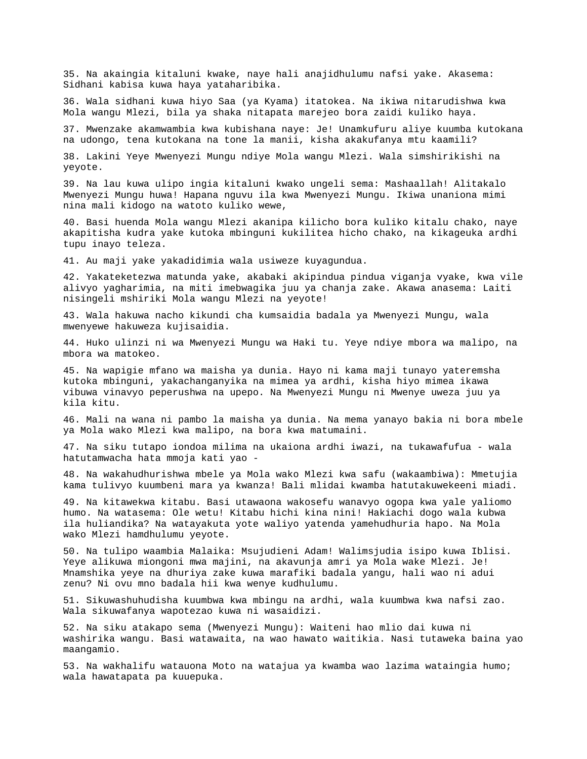35. Na akaingia kitaluni kwake, naye hali anajidhulumu nafsi yake. Akasema: Sidhani kabisa kuwa haya yataharibika.

36. Wala sidhani kuwa hiyo Saa (ya Kyama) itatokea. Na ikiwa nitarudishwa kwa Mola wangu Mlezi, bila ya shaka nitapata marejeo bora zaidi kuliko haya.

37. Mwenzake akamwambia kwa kubishana naye: Je! Unamkufuru aliye kuumba kutokana na udongo, tena kutokana na tone la manii, kisha akakufanya mtu kaamili?

38. Lakini Yeye Mwenyezi Mungu ndiye Mola wangu Mlezi. Wala simshirikishi na yeyote.

39. Na lau kuwa ulipo ingia kitaluni kwako ungeli sema: Mashaallah! Alitakalo Mwenyezi Mungu huwa! Hapana nguvu ila kwa Mwenyezi Mungu. Ikiwa unaniona mimi nina mali kidogo na watoto kuliko wewe,

40. Basi huenda Mola wangu Mlezi akanipa kilicho bora kuliko kitalu chako, naye akapitisha kudra yake kutoka mbinguni kukilitea hicho chako, na kikageuka ardhi tupu inayo teleza.

41. Au maji yake yakadidimia wala usiweze kuyagundua.

42. Yakateketezwa matunda yake, akabaki akipindua pindua viganja vyake, kwa vile alivyo yagharimia, na miti imebwagika juu ya chanja zake. Akawa anasema: Laiti nisingeli mshiriki Mola wangu Mlezi na yeyote!

43. Wala hakuwa nacho kikundi cha kumsaidia badala ya Mwenyezi Mungu, wala mwenyewe hakuweza kujisaidia.

44. Huko ulinzi ni wa Mwenyezi Mungu wa Haki tu. Yeye ndiye mbora wa malipo, na mbora wa matokeo.

45. Na wapigie mfano wa maisha ya dunia. Hayo ni kama maji tunayo yateremsha kutoka mbinguni, yakachanganyika na mimea ya ardhi, kisha hiyo mimea ikawa vibuwa vinavyo peperushwa na upepo. Na Mwenyezi Mungu ni Mwenye uweza juu ya kila kitu.

46. Mali na wana ni pambo la maisha ya dunia. Na mema yanayo bakia ni bora mbele ya Mola wako Mlezi kwa malipo, na bora kwa matumaini.

47. Na siku tutapo iondoa milima na ukaiona ardhi iwazi, na tukawafufua - wala hatutamwacha hata mmoja kati yao -

48. Na wakahudhurishwa mbele ya Mola wako Mlezi kwa safu (wakaambiwa): Mmetujia kama tulivyo kuumbeni mara ya kwanza! Bali mlidai kwamba hatutakuwekeeni miadi.

49. Na kitawekwa kitabu. Basi utawaona wakosefu wanavyo ogopa kwa yale yaliomo humo. Na watasema: Ole wetu! Kitabu hichi kina nini! Hakiachi dogo wala kubwa ila huliandika? Na watayakuta yote waliyo yatenda yamehudhuria hapo. Na Mola wako Mlezi hamdhulumu yeyote.

50. Na tulipo waambia Malaika: Msujudieni Adam! Walimsjudia isipo kuwa Iblisi. Yeye alikuwa miongoni mwa majini, na akavunja amri ya Mola wake Mlezi. Je! Mnamshika yeye na dhuriya zake kuwa marafiki badala yangu, hali wao ni adui zenu? Ni ovu mno badala hii kwa wenye kudhulumu.

51. Sikuwashuhudisha kuumbwa kwa mbingu na ardhi, wala kuumbwa kwa nafsi zao. Wala sikuwafanya wapotezao kuwa ni wasaidizi.

52. Na siku atakapo sema (Mwenyezi Mungu): Waiteni hao mlio dai kuwa ni washirika wangu. Basi watawaita, na wao hawato waitikia. Nasi tutaweka baina yao maangamio.

53. Na wakhalifu watauona Moto na watajua ya kwamba wao lazima wataingia humo; wala hawatapata pa kuuepuka.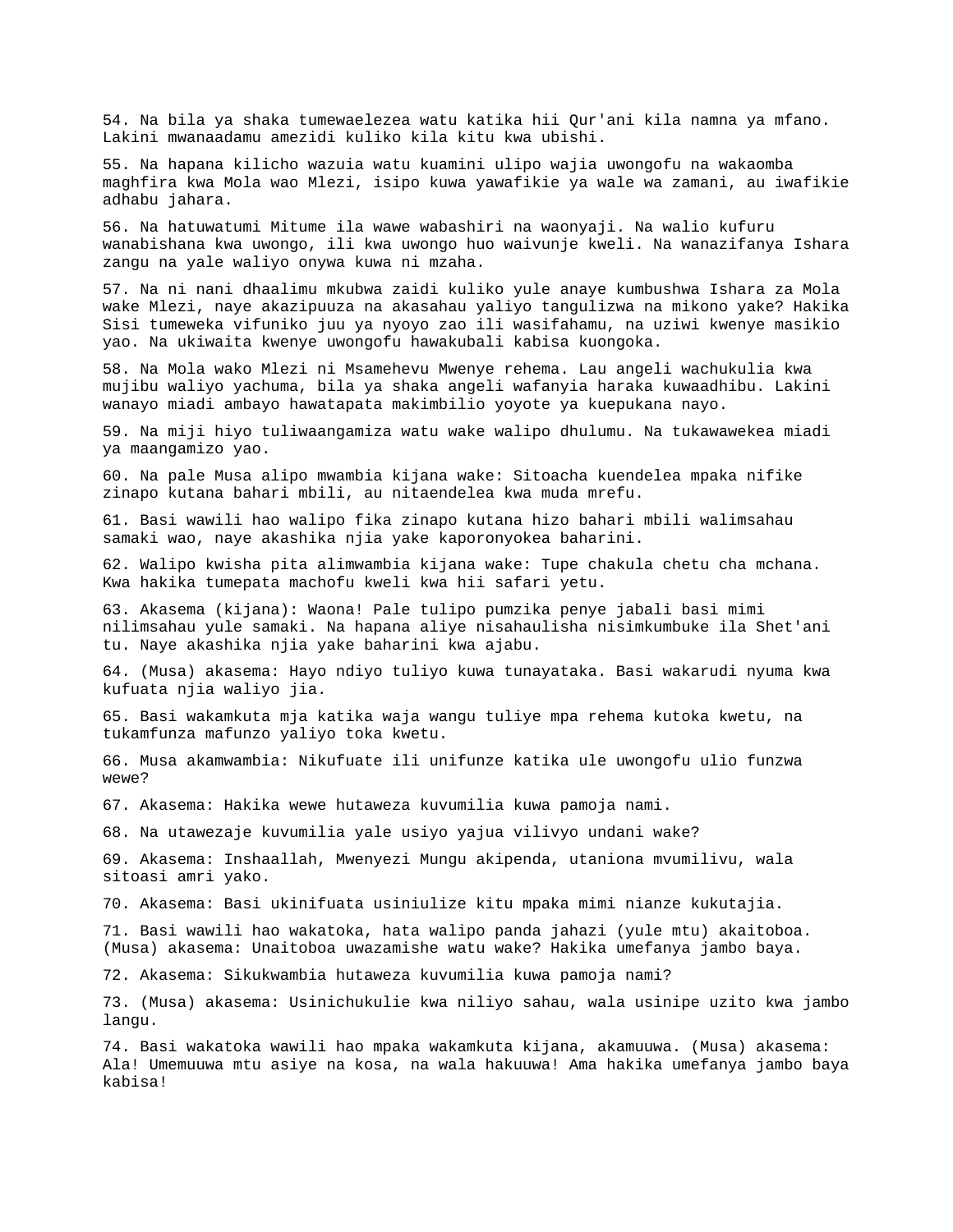54. Na bila ya shaka tumewaelezea watu katika hii Qur'ani kila namna ya mfano. Lakini mwanaadamu amezidi kuliko kila kitu kwa ubishi.

55. Na hapana kilicho wazuia watu kuamini ulipo wajia uwongofu na wakaomba maghfira kwa Mola wao Mlezi, isipo kuwa yawafikie ya wale wa zamani, au iwafikie adhabu jahara.

56. Na hatuwatumi Mitume ila wawe wabashiri na waonyaji. Na walio kufuru wanabishana kwa uwongo, ili kwa uwongo huo waivunje kweli. Na wanazifanya Ishara zangu na yale waliyo onywa kuwa ni mzaha.

57. Na ni nani dhaalimu mkubwa zaidi kuliko yule anaye kumbushwa Ishara za Mola wake Mlezi, naye akazipuuza na akasahau yaliyo tangulizwa na mikono yake? Hakika Sisi tumeweka vifuniko juu ya nyoyo zao ili wasifahamu, na uziwi kwenye masikio yao. Na ukiwaita kwenye uwongofu hawakubali kabisa kuongoka.

58. Na Mola wako Mlezi ni Msamehevu Mwenye rehema. Lau angeli wachukulia kwa mujibu waliyo yachuma, bila ya shaka angeli wafanyia haraka kuwaadhibu. Lakini wanayo miadi ambayo hawatapata makimbilio yoyote ya kuepukana nayo.

59. Na miji hiyo tuliwaangamiza watu wake walipo dhulumu. Na tukawawekea miadi ya maangamizo yao.

60. Na pale Musa alipo mwambia kijana wake: Sitoacha kuendelea mpaka nifike zinapo kutana bahari mbili, au nitaendelea kwa muda mrefu.

61. Basi wawili hao walipo fika zinapo kutana hizo bahari mbili walimsahau samaki wao, naye akashika njia yake kaporonyokea baharini.

62. Walipo kwisha pita alimwambia kijana wake: Tupe chakula chetu cha mchana. Kwa hakika tumepata machofu kweli kwa hii safari yetu.

63. Akasema (kijana): Waona! Pale tulipo pumzika penye jabali basi mimi nilimsahau yule samaki. Na hapana aliye nisahaulisha nisimkumbuke ila Shet'ani tu. Naye akashika njia yake baharini kwa ajabu.

64. (Musa) akasema: Hayo ndiyo tuliyo kuwa tunayataka. Basi wakarudi nyuma kwa kufuata njia waliyo jia.

65. Basi wakamkuta mja katika waja wangu tuliye mpa rehema kutoka kwetu, na tukamfunza mafunzo yaliyo toka kwetu.

66. Musa akamwambia: Nikufuate ili unifunze katika ule uwongofu ulio funzwa wewe?

67. Akasema: Hakika wewe hutaweza kuvumilia kuwa pamoja nami.

68. Na utawezaje kuvumilia yale usiyo yajua vilivyo undani wake?

69. Akasema: Inshaallah, Mwenyezi Mungu akipenda, utaniona mvumilivu, wala sitoasi amri yako.

70. Akasema: Basi ukinifuata usiniulize kitu mpaka mimi nianze kukutajia.

71. Basi wawili hao wakatoka, hata walipo panda jahazi (yule mtu) akaitoboa. (Musa) akasema: Unaitoboa uwazamishe watu wake? Hakika umefanya jambo baya.

72. Akasema: Sikukwambia hutaweza kuvumilia kuwa pamoja nami?

73. (Musa) akasema: Usinichukulie kwa niliyo sahau, wala usinipe uzito kwa jambo langu.

74. Basi wakatoka wawili hao mpaka wakamkuta kijana, akamuuwa. (Musa) akasema: Ala! Umemuuwa mtu asiye na kosa, na wala hakuuwa! Ama hakika umefanya jambo baya kabisa!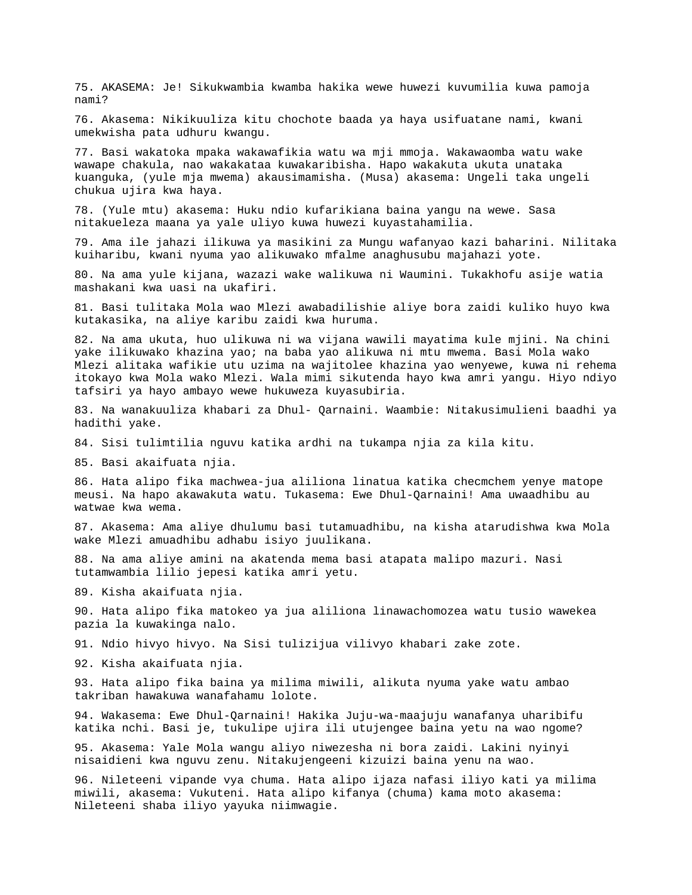75. AKASEMA: Je! Sikukwambia kwamba hakika wewe huwezi kuvumilia kuwa pamoja nami?

76. Akasema: Nikikuuliza kitu chochote baada ya haya usifuatane nami, kwani umekwisha pata udhuru kwangu.

77. Basi wakatoka mpaka wakawafikia watu wa mji mmoja. Wakawaomba watu wake wawape chakula, nao wakakataa kuwakaribisha. Hapo wakakuta ukuta unataka kuanguka, (yule mja mwema) akausimamisha. (Musa) akasema: Ungeli taka ungeli chukua ujira kwa haya.

78. (Yule mtu) akasema: Huku ndio kufarikiana baina yangu na wewe. Sasa nitakueleza maana ya yale uliyo kuwa huwezi kuyastahamilia.

79. Ama ile jahazi ilikuwa ya masikini za Mungu wafanyao kazi baharini. Nilitaka kuiharibu, kwani nyuma yao alikuwako mfalme anaghusubu majahazi yote.

80. Na ama yule kijana, wazazi wake walikuwa ni Waumini. Tukakhofu asije watia mashakani kwa uasi na ukafiri.

81. Basi tulitaka Mola wao Mlezi awabadilishie aliye bora zaidi kuliko huyo kwa kutakasika, na aliye karibu zaidi kwa huruma.

82. Na ama ukuta, huo ulikuwa ni wa vijana wawili mayatima kule mjini. Na chini yake ilikuwako khazina yao; na baba yao alikuwa ni mtu mwema. Basi Mola wako Mlezi alitaka wafikie utu uzima na wajitolee khazina yao wenyewe, kuwa ni rehema itokayo kwa Mola wako Mlezi. Wala mimi sikutenda hayo kwa amri yangu. Hiyo ndiyo tafsiri ya hayo ambayo wewe hukuweza kuyasubiria.

83. Na wanakuuliza khabari za Dhul- Qarnaini. Waambie: Nitakusimulieni baadhi ya hadithi yake.

84. Sisi tulimtilia nguvu katika ardhi na tukampa njia za kila kitu.

85. Basi akaifuata njia.

86. Hata alipo fika machwea-jua aliliona linatua katika checmchem yenye matope meusi. Na hapo akawakuta watu. Tukasema: Ewe Dhul-Qarnaini! Ama uwaadhibu au watwae kwa wema.

87. Akasema: Ama aliye dhulumu basi tutamuadhibu, na kisha atarudishwa kwa Mola wake Mlezi amuadhibu adhabu isiyo juulikana.

88. Na ama aliye amini na akatenda mema basi atapata malipo mazuri. Nasi tutamwambia lilio jepesi katika amri yetu.

89. Kisha akaifuata njia.

90. Hata alipo fika matokeo ya jua aliliona linawachomozea watu tusio wawekea pazia la kuwakinga nalo.

91. Ndio hivyo hivyo. Na Sisi tulizijua vilivyo khabari zake zote.

92. Kisha akaifuata njia.

93. Hata alipo fika baina ya milima miwili, alikuta nyuma yake watu ambao takriban hawakuwa wanafahamu lolote.

94. Wakasema: Ewe Dhul-Qarnaini! Hakika Juju-wa-maajuju wanafanya uharibifu katika nchi. Basi je, tukulipe ujira ili utujengee baina yetu na wao ngome?

95. Akasema: Yale Mola wangu aliyo niwezesha ni bora zaidi. Lakini nyinyi nisaidieni kwa nguvu zenu. Nitakujengeeni kizuizi baina yenu na wao.

96. Nileteeni vipande vya chuma. Hata alipo ijaza nafasi iliyo kati ya milima miwili, akasema: Vukuteni. Hata alipo kifanya (chuma) kama moto akasema: Nileteeni shaba iliyo yayuka niimwagie.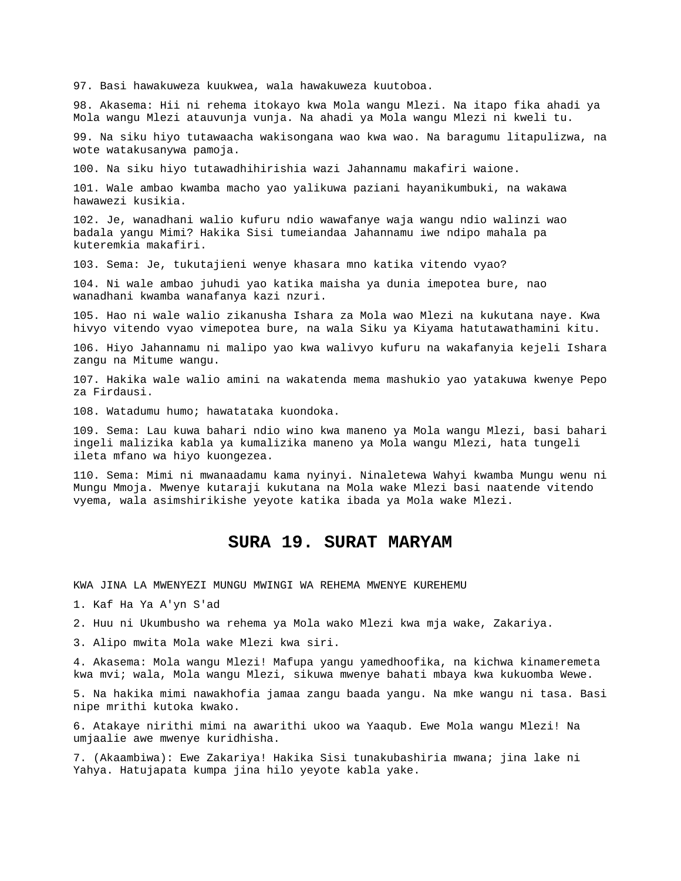97. Basi hawakuweza kuukwea, wala hawakuweza kuutoboa.

98. Akasema: Hii ni rehema itokayo kwa Mola wangu Mlezi. Na itapo fika ahadi ya Mola wangu Mlezi atauvunja vunja. Na ahadi ya Mola wangu Mlezi ni kweli tu.

99. Na siku hiyo tutawaacha wakisongana wao kwa wao. Na baragumu litapulizwa, na wote watakusanywa pamoja.

100. Na siku hiyo tutawadhihirishia wazi Jahannamu makafiri waione.

101. Wale ambao kwamba macho yao yalikuwa paziani hayanikumbuki, na wakawa hawawezi kusikia.

102. Je, wanadhani walio kufuru ndio wawafanye waja wangu ndio walinzi wao badala yangu Mimi? Hakika Sisi tumeiandaa Jahannamu iwe ndipo mahala pa kuteremkia makafiri.

103. Sema: Je, tukutajieni wenye khasara mno katika vitendo vyao?

104. Ni wale ambao juhudi yao katika maisha ya dunia imepotea bure, nao wanadhani kwamba wanafanya kazi nzuri.

105. Hao ni wale walio zikanusha Ishara za Mola wao Mlezi na kukutana naye. Kwa hivyo vitendo vyao vimepotea bure, na wala Siku ya Kiyama hatutawathamini kitu.

106. Hiyo Jahannamu ni malipo yao kwa walivyo kufuru na wakafanyia kejeli Ishara zangu na Mitume wangu.

107. Hakika wale walio amini na wakatenda mema mashukio yao yatakuwa kwenye Pepo za Firdausi.

108. Watadumu humo; hawatataka kuondoka.

109. Sema: Lau kuwa bahari ndio wino kwa maneno ya Mola wangu Mlezi, basi bahari ingeli malizika kabla ya kumalizika maneno ya Mola wangu Mlezi, hata tungeli ileta mfano wa hiyo kuongezea.

110. Sema: Mimi ni mwanaadamu kama nyinyi. Ninaletewa Wahyi kwamba Mungu wenu ni Mungu Mmoja. Mwenye kutaraji kukutana na Mola wake Mlezi basi naatende vitendo vyema, wala asimshirikishe yeyote katika ibada ya Mola wake Mlezi.

# SURA 19. SURAT MARYAM

KWA JINA LA MWENYEZI MUNGU MWINGI WA REHEMA MWENYE KUREHEMU

1. Kaf Ha Ya A'yn S'ad

2. Huu ni Ukumbusho wa rehema ya Mola wako Mlezi kwa mja wake, Zakariya.

3. Alipo mwita Mola wake Mlezi kwa siri.

4. Akasema: Mola wangu Mlezi! Mafupa yangu yamedhoofika, na kichwa kinameremeta kwa mvi; wala, Mola wangu Mlezi, sikuwa mwenye bahati mbaya kwa kukuomba Wewe.

5. Na hakika mimi nawakhofia jamaa zangu baada yangu. Na mke wangu ni tasa. Basi nipe mrithi kutoka kwako.

6. Atakaye nirithi mimi na awarithi ukoo wa Yaaqub. Ewe Mola wangu Mlezi! Na umjaalie awe mwenye kuridhisha.

7. (Akaambiwa): Ewe Zakariya! Hakika Sisi tunakubashiria mwana; jina lake ni Yahya. Hatujapata kumpa jina hilo yeyote kabla yake.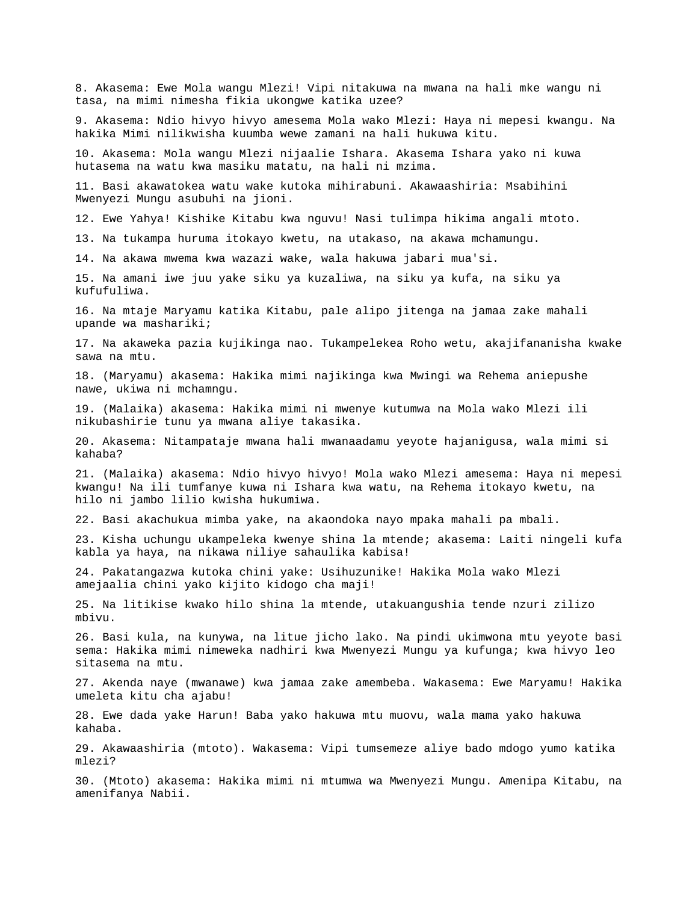8. Akasema: Ewe Mola wangu Mlezi! Vipi nitakuwa na mwana na hali mke wangu ni tasa, na mimi nimesha fikia ukongwe katika uzee?

9. Akasema: Ndio hivyo hivyo amesema Mola wako Mlezi: Haya ni mepesi kwangu. Na hakika Mimi nilikwisha kuumba wewe zamani na hali hukuwa kitu.

10. Akasema: Mola wangu Mlezi nijaalie Ishara. Akasema Ishara yako ni kuwa hutasema na watu kwa masiku matatu, na hali ni mzima.

11. Basi akawatokea watu wake kutoka mihirabuni. Akawaashiria: Msabihini Mwenyezi Mungu asubuhi na jioni.

12. Ewe Yahya! Kishike Kitabu kwa nguvu! Nasi tulimpa hikima angali mtoto.

13. Na tukampa huruma itokayo kwetu, na utakaso, na akawa mchamungu.

14. Na akawa mwema kwa wazazi wake, wala hakuwa jabari mua'si.

15. Na amani iwe juu yake siku ya kuzaliwa, na siku ya kufa, na siku ya kufufuliwa.

16. Na mtaje Maryamu katika Kitabu, pale alipo jitenga na jamaa zake mahali upande wa mashariki;

17. Na akaweka pazia kujikinga nao. Tukampelekea Roho wetu, akajifananisha kwake sawa na mtu.

18. (Maryamu) akasema: Hakika mimi najikinga kwa Mwingi wa Rehema aniepushe nawe, ukiwa ni mchamngu.

19. (Malaika) akasema: Hakika mimi ni mwenye kutumwa na Mola wako Mlezi ili nikubashirie tunu ya mwana aliye takasika.

20. Akasema: Nitampataje mwana hali mwanaadamu yeyote hajanigusa, wala mimi si kahaba?

21. (Malaika) akasema: Ndio hivyo hivyo! Mola wako Mlezi amesema: Haya ni mepesi kwangu! Na ili tumfanye kuwa ni Ishara kwa watu, na Rehema itokayo kwetu, na hilo ni jambo lilio kwisha hukumiwa.

22. Basi akachukua mimba yake, na akaondoka nayo mpaka mahali pa mbali.

23. Kisha uchungu ukampeleka kwenye shina la mtende; akasema: Laiti ningeli kufa kabla ya haya, na nikawa niliye sahaulika kabisa!

24. Pakatangazwa kutoka chini yake: Usihuzunike! Hakika Mola wako Mlezi amejaalia chini yako kijito kidogo cha maji!

25. Na litikise kwako hilo shina la mtende, utakuangushia tende nzuri zilizo mbivu.

26. Basi kula, na kunywa, na litue jicho lako. Na pindi ukimwona mtu yeyote basi sema: Hakika mimi nimeweka nadhiri kwa Mwenyezi Mungu ya kufunga; kwa hivyo leo sitasema na mtu.

27. Akenda naye (mwanawe) kwa jamaa zake amembeba. Wakasema: Ewe Maryamu! Hakika umeleta kitu cha ajabu!

28. Ewe dada yake Harun! Baba yako hakuwa mtu muovu, wala mama yako hakuwa kahaba.

29. Akawaashiria (mtoto). Wakasema: Vipi tumsemeze aliye bado mdogo yumo katika mlezi?

30. (Mtoto) akasema: Hakika mimi ni mtumwa wa Mwenyezi Mungu. Amenipa Kitabu, na amenifanya Nabii.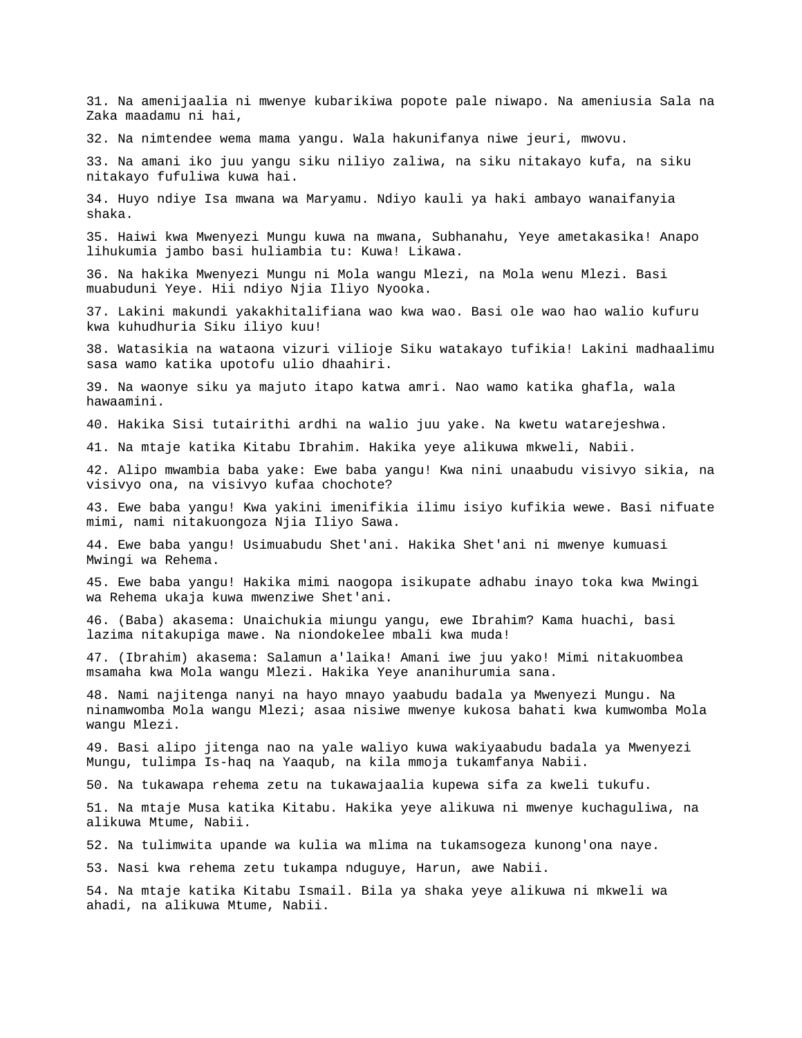31. Na amenijaalia ni mwenye kubarikiwa popote pale niwapo. Na ameniusia Sala na Zaka maadamu ni hai,

32. Na nimtendee wema mama yangu. Wala hakunifanya niwe jeuri, mwovu.

33. Na amani iko juu yangu siku niliyo zaliwa, na siku nitakayo kufa, na siku nitakayo fufuliwa kuwa hai.

34. Huyo ndiye Isa mwana wa Maryamu. Ndiyo kauli ya haki ambayo wanaifanyia shaka.

35. Haiwi kwa Mwenyezi Mungu kuwa na mwana, Subhanahu, Yeye ametakasika! Anapo lihukumia jambo basi huliambia tu: Kuwa! Likawa.

36. Na hakika Mwenyezi Mungu ni Mola wangu Mlezi, na Mola wenu Mlezi. Basi muabuduni Yeye. Hii ndiyo Njia Iliyo Nyooka.

37. Lakini makundi yakakhitalifiana wao kwa wao. Basi ole wao hao walio kufuru kwa kuhudhuria Siku iliyo kuu!

38. Watasikia na wataona vizuri vilioje Siku watakayo tufikia! Lakini madhaalimu sasa wamo katika upotofu ulio dhaahiri.

39. Na waonye siku ya majuto itapo katwa amri. Nao wamo katika ghafla, wala hawaamini.

40. Hakika Sisi tutairithi ardhi na walio juu yake. Na kwetu watarejeshwa.

41. Na mtaje katika Kitabu Ibrahim. Hakika yeye alikuwa mkweli, Nabii.

42. Alipo mwambia baba yake: Ewe baba yangu! Kwa nini unaabudu visivyo sikia, na visivyo ona, na visivyo kufaa chochote?

43. Ewe baba yangu! Kwa yakini imenifikia ilimu isiyo kufikia wewe. Basi nifuate mimi, nami nitakuongoza Njia Iliyo Sawa.

44. Ewe baba yangu! Usimuabudu Shet'ani. Hakika Shet'ani ni mwenye kumuasi Mwingi wa Rehema.

45. Ewe baba yangu! Hakika mimi naogopa isikupate adhabu inayo toka kwa Mwingi wa Rehema ukaja kuwa mwenziwe Shet'ani.

46. (Baba) akasema: Unaichukia miungu yangu, ewe Ibrahim? Kama huachi, basi lazima nitakupiga mawe. Na niondokelee mbali kwa muda!

47. (Ibrahim) akasema: Salamun a'laika! Amani iwe juu yako! Mimi nitakuombea msamaha kwa Mola wangu Mlezi. Hakika Yeye ananihurumia sana.

48. Nami najitenga nanyi na hayo mnayo yaabudu badala ya Mwenyezi Mungu. Na ninamwomba Mola wangu Mlezi; asaa nisiwe mwenye kukosa bahati kwa kumwomba Mola wangu Mlezi.

49. Basi alipo jitenga nao na yale waliyo kuwa wakiyaabudu badala ya Mwenyezi Mungu, tulimpa Is-haq na Yaaqub, na kila mmoja tukamfanya Nabii.

50. Na tukawapa rehema zetu na tukawajaalia kupewa sifa za kweli tukufu.

51. Na mtaje Musa katika Kitabu. Hakika yeye alikuwa ni mwenye kuchaguliwa, na alikuwa Mtume, Nabii.

52. Na tulimwita upande wa kulia wa mlima na tukamsogeza kunong'ona naye.

53. Nasi kwa rehema zetu tukampa nduguye, Harun, awe Nabii.

54. Na mtaje katika Kitabu Ismail. Bila ya shaka yeye alikuwa ni mkweli wa ahadi, na alikuwa Mtume, Nabii.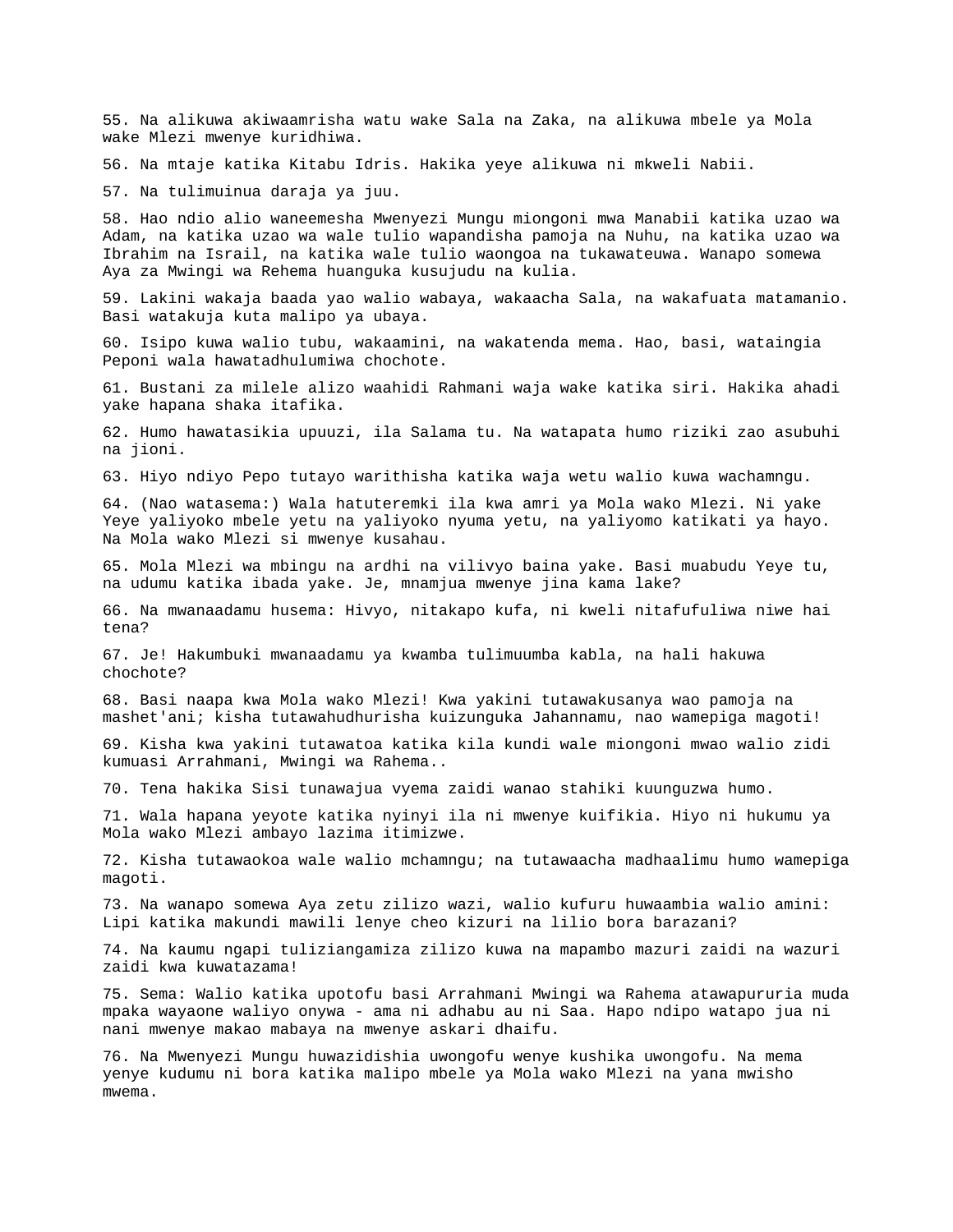55. Na alikuwa akiwaamrisha watu wake Sala na Zaka, na alikuwa mbele ya Mola wake Mlezi mwenye kuridhiwa.

56. Na mtaje katika Kitabu Idris. Hakika yeye alikuwa ni mkweli Nabii.

57. Na tulimuinua daraja ya juu.

58. Hao ndio alio waneemesha Mwenyezi Mungu miongoni mwa Manabii katika uzao wa Adam, na katika uzao wa wale tulio wapandisha pamoja na Nuhu, na katika uzao wa Ibrahim na Israil, na katika wale tulio waongoa na tukawateuwa. Wanapo somewa Aya za Mwingi wa Rehema huanguka kusujudu na kulia.

59. Lakini wakaja baada yao walio wabaya, wakaacha Sala, na wakafuata matamanio. Basi watakuja kuta malipo ya ubaya.

60. Isipo kuwa walio tubu, wakaamini, na wakatenda mema. Hao, basi, wataingia Peponi wala hawatadhulumiwa chochote.

61. Bustani za milele alizo waahidi Rahmani waja wake katika siri. Hakika ahadi yake hapana shaka itafika.

62. Humo hawatasikia upuuzi, ila Salama tu. Na watapata humo riziki zao asubuhi na jioni.

63. Hiyo ndiyo Pepo tutayo warithisha katika waja wetu walio kuwa wachamngu.

64. (Nao watasema:) Wala hatuteremki ila kwa amri ya Mola wako Mlezi. Ni yake Yeye yaliyoko mbele yetu na yaliyoko nyuma yetu, na yaliyomo katikati ya hayo. Na Mola wako Mlezi si mwenye kusahau.

65. Mola Mlezi wa mbingu na ardhi na vilivyo baina yake. Basi muabudu Yeye tu, na udumu katika ibada yake. Je, mnamjua mwenye jina kama lake?

66. Na mwanaadamu husema: Hivyo, nitakapo kufa, ni kweli nitafufuliwa niwe hai tena?

67. Je! Hakumbuki mwanaadamu ya kwamba tulimuumba kabla, na hali hakuwa chochote?

68. Basi naapa kwa Mola wako Mlezi! Kwa yakini tutawakusanya wao pamoja na mashet'ani; kisha tutawahudhurisha kuizunguka Jahannamu, nao wamepiga magoti!

69. Kisha kwa yakini tutawatoa katika kila kundi wale miongoni mwao walio zidi kumuasi Arrahmani, Mwingi wa Rahema..

70. Tena hakika Sisi tunawajua vyema zaidi wanao stahiki kuunguzwa humo.

71. Wala hapana yeyote katika nyinyi ila ni mwenye kuifikia. Hiyo ni hukumu ya Mola wako Mlezi ambayo lazima itimizwe.

72. Kisha tutawaokoa wale walio mchamngu; na tutawaacha madhaalimu humo wamepiga magoti.

73. Na wanapo somewa Aya zetu zilizo wazi, walio kufuru huwaambia walio amini: Lipi katika makundi mawili lenye cheo kizuri na lilio bora barazani?

74. Na kaumu ngapi tuliziangamiza zilizo kuwa na mapambo mazuri zaidi na wazuri zaidi kwa kuwatazama!

75. Sema: Walio katika upotofu basi Arrahmani Mwingi wa Rahema atawapururia muda mpaka wayaone waliyo onywa - ama ni adhabu au ni Saa. Hapo ndipo watapo jua ni nani mwenye makao mabaya na mwenye askari dhaifu.

76. Na Mwenyezi Mungu huwazidishia uwongofu wenye kushika uwongofu. Na mema yenye kudumu ni bora katika malipo mbele ya Mola wako Mlezi na yana mwisho mwema.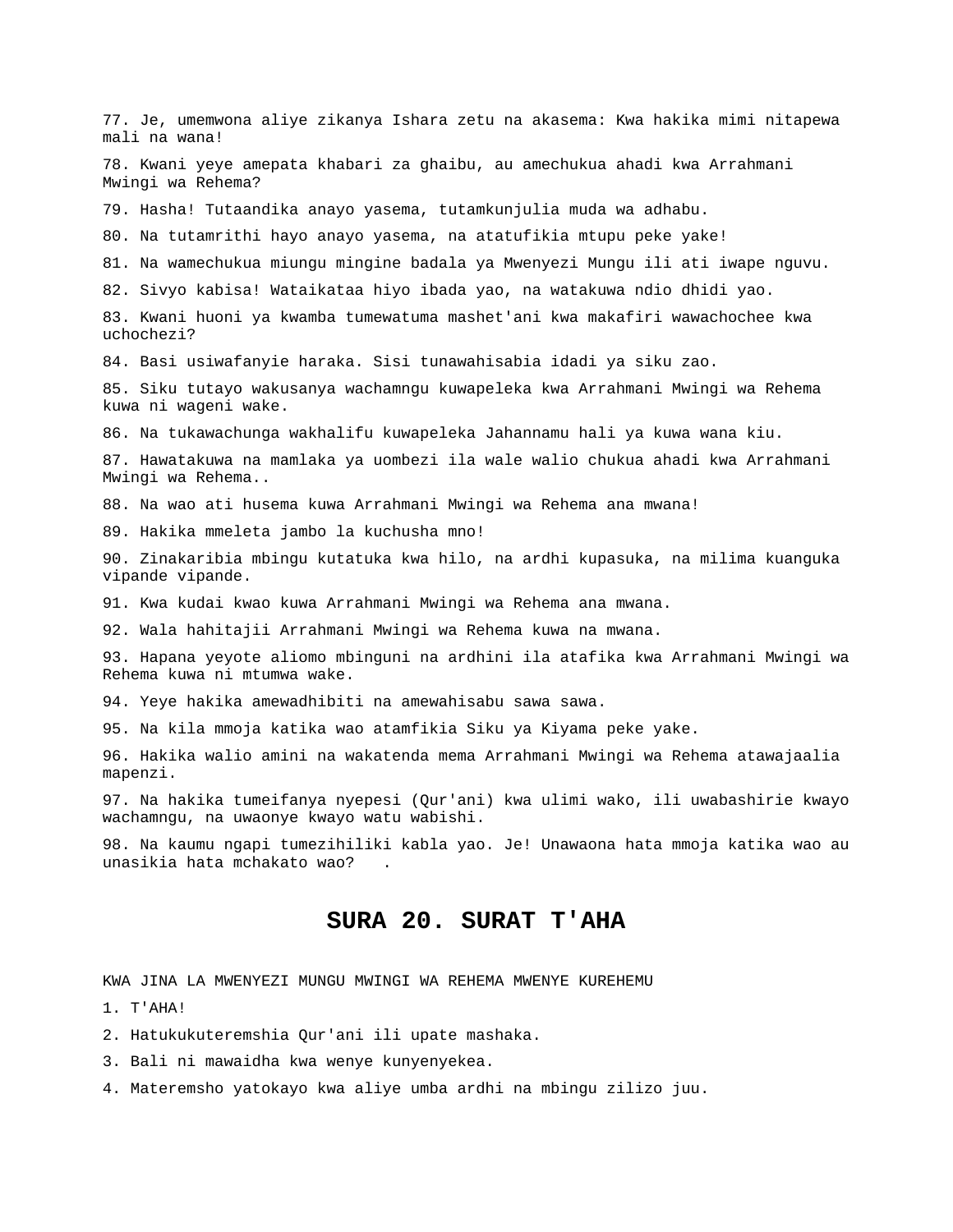77. Je, umemwona aliye zikanya Ishara zetu na akasema: Kwa hakika mimi nitapewa mali na wana!

78. Kwani yeye amepata khabari za ghaibu, au amechukua ahadi kwa Arrahmani Mwingi wa Rehema?

79. Hasha! Tutaandika anayo yasema, tutamkunjulia muda wa adhabu.

80. Na tutamrithi hayo anayo yasema, na atatufikia mtupu peke yake!

81. Na wamechukua miungu mingine badala ya Mwenyezi Mungu ili ati iwape nguvu.

82. Sivyo kabisa! Wataikataa hiyo ibada yao, na watakuwa ndio dhidi yao.

83. Kwani huoni ya kwamba tumewatuma mashet'ani kwa makafiri wawachochee kwa uchochezi?

84. Basi usiwafanyie haraka. Sisi tunawahisabia idadi ya siku zao.

85. Siku tutayo wakusanya wachamngu kuwapeleka kwa Arrahmani Mwingi wa Rehema kuwa ni wageni wake.

86. Na tukawachunga wakhalifu kuwapeleka Jahannamu hali ya kuwa wana kiu.

87. Hawatakuwa na mamlaka ya uombezi ila wale walio chukua ahadi kwa Arrahmani Mwingi wa Rehema..

88. Na wao ati husema kuwa Arrahmani Mwingi wa Rehema ana mwana!

89. Hakika mmeleta jambo la kuchusha mno!

90. Zinakaribia mbingu kutatuka kwa hilo, na ardhi kupasuka, na milima kuanguka vipande vipande.

91. Kwa kudai kwao kuwa Arrahmani Mwingi wa Rehema ana mwana.

92. Wala hahitajii Arrahmani Mwingi wa Rehema kuwa na mwana.

93. Hapana yeyote aliomo mbinguni na ardhini ila atafika kwa Arrahmani Mwingi wa Rehema kuwa ni mtumwa wake.

94. Yeye hakika amewadhibiti na amewahisabu sawa sawa.

95. Na kila mmoja katika wao atamfikia Siku ya Kiyama peke yake.

96. Hakika walio amini na wakatenda mema Arrahmani Mwingi wa Rehema atawajaalia mapenzi.

97. Na hakika tumeifanya nyepesi (Qur'ani) kwa ulimi wako, ili uwabashirie kwayo wachamngu, na uwaonye kwayo watu wabishi.

98. Na kaumu ngapi tumezihiliki kabla yao. Je! Unawaona hata mmoja katika wao au unasikia hata mchakato wao? .

## SURA 20. SURAT T'AHA

KWA JINA LA MWENYEZI MUNGU MWINGI WA REHEMA MWENYE KUREHEMU

1. T'AHA!

2. Hatukukuteremshia Qur'ani ili upate mashaka.

3. Bali ni mawaidha kwa wenye kunyenyekea.

4. Materemsho yatokayo kwa aliye umba ardhi na mbingu zilizo juu.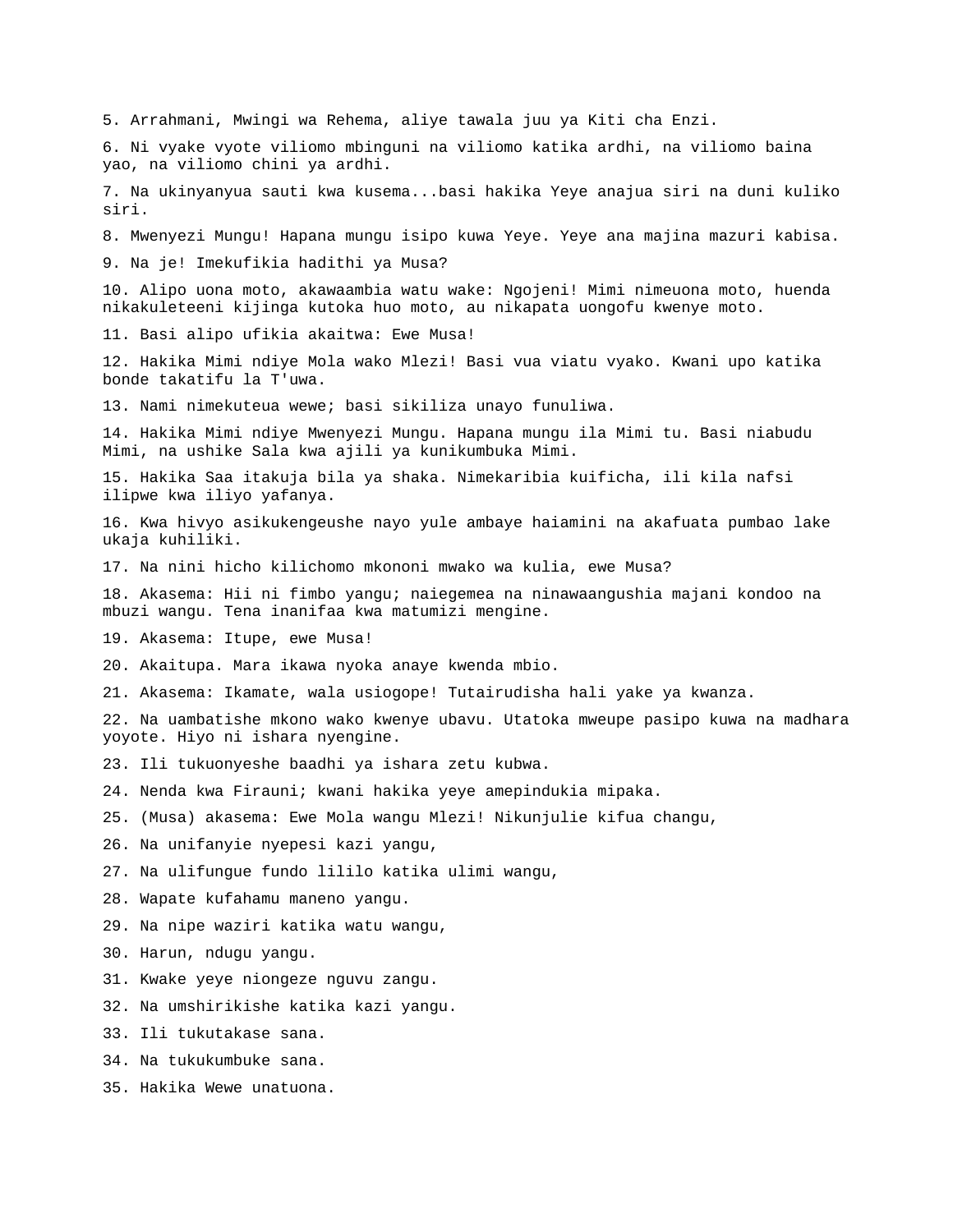5. Arrahmani, Mwingi wa Rehema, aliye tawala juu ya Kiti cha Enzi.

6. Ni vyake vyote viliomo mbinguni na viliomo katika ardhi, na viliomo baina yao, na viliomo chini ya ardhi.

7. Na ukinyanyua sauti kwa kusema...basi hakika Yeye anajua siri na duni kuliko siri.

8. Mwenyezi Mungu! Hapana mungu isipo kuwa Yeye. Yeye ana majina mazuri kabisa.

9. Na je! Imekufikia hadithi ya Musa?

10. Alipo uona moto, akawaambia watu wake: Ngojeni! Mimi nimeuona moto, huenda nikakuleteeni kijinga kutoka huo moto, au nikapata uongofu kwenye moto.

11. Basi alipo ufikia akaitwa: Ewe Musa!

12. Hakika Mimi ndiye Mola wako Mlezi! Basi vua viatu vyako. Kwani upo katika bonde takatifu la T'uwa.

13. Nami nimekuteua wewe; basi sikiliza unayo funuliwa.

14. Hakika Mimi ndiye Mwenyezi Mungu. Hapana mungu ila Mimi tu. Basi niabudu Mimi, na ushike Sala kwa ajili ya kunikumbuka Mimi.

15. Hakika Saa itakuja bila ya shaka. Nimekaribia kuificha, ili kila nafsi ilipwe kwa iliyo yafanya.

16. Kwa hivyo asikukengeushe nayo yule ambaye haiamini na akafuata pumbao lake ukaja kuhiliki.

17. Na nini hicho kilichomo mkononi mwako wa kulia, ewe Musa?

18. Akasema: Hii ni fimbo yangu; naiegemea na ninawaangushia majani kondoo na mbuzi wangu. Tena inanifaa kwa matumizi mengine.

19. Akasema: Itupe, ewe Musa!

20. Akaitupa. Mara ikawa nyoka anaye kwenda mbio.

21. Akasema: Ikamate, wala usiogope! Tutairudisha hali yake ya kwanza.

22. Na uambatishe mkono wako kwenye ubavu. Utatoka mweupe pasipo kuwa na madhara yoyote. Hiyo ni ishara nyengine.

23. Ili tukuonyeshe baadhi ya ishara zetu kubwa.

24. Nenda kwa Firauni; kwani hakika yeye amepindukia mipaka.

25. (Musa) akasema: Ewe Mola wangu Mlezi! Nikunjulie kifua changu,

26. Na unifanyie nyepesi kazi yangu,

27. Na ulifungue fundo lililo katika ulimi wangu,

28. Wapate kufahamu maneno yangu.

29. Na nipe waziri katika watu wangu,

30. Harun, ndugu yangu.

31. Kwake yeye niongeze nguvu zangu.

32. Na umshirikishe katika kazi yangu.

33. Ili tukutakase sana.

34. Na tukukumbuke sana.

35. Hakika Wewe unatuona.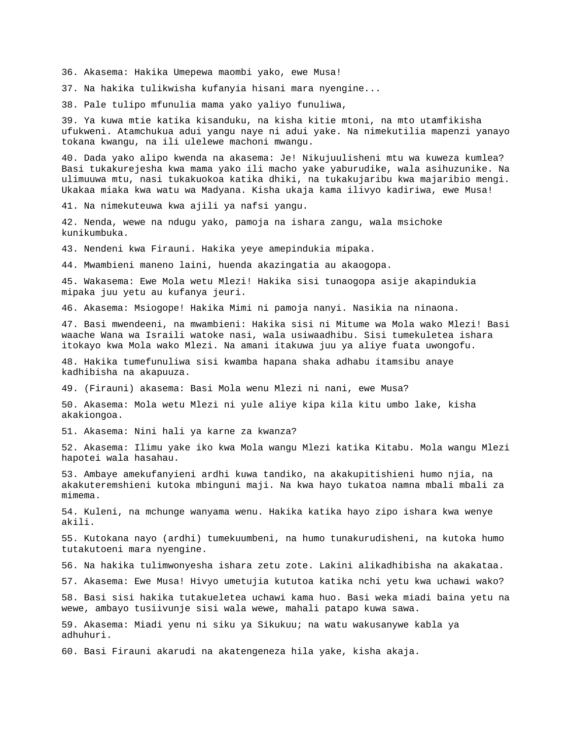36. Akasema: Hakika Umepewa maombi yako, ewe Musa!

37. Na hakika tulikwisha kufanyia hisani mara nyengine...

38. Pale tulipo mfunulia mama yako yaliyo funuliwa,

39. Ya kuwa mtie katika kisanduku, na kisha kitie mtoni, na mto utamfikisha ufukweni. Atamchukua adui yangu naye ni adui yake. Na nimekutilia mapenzi yanayo tokana kwangu, na ili ulelewe machoni mwangu.

40. Dada yako alipo kwenda na akasema: Je! Nikujuulisheni mtu wa kuweza kumlea? Basi tukakurejesha kwa mama yako ili macho yake yaburudike, wala asihuzunike. Na ulimuuwa mtu, nasi tukakuokoa katika dhiki, na tukakujaribu kwa majaribio mengi. Ukakaa miaka kwa watu wa Madyana. Kisha ukaja kama ilivyo kadiriwa, ewe Musa!

41. Na nimekuteuwa kwa ajili ya nafsi yangu.

42. Nenda, wewe na ndugu yako, pamoja na ishara zangu, wala msichoke kunikumbuka.

43. Nendeni kwa Firauni. Hakika yeye amepindukia mipaka.

44. Mwambieni maneno laini, huenda akazingatia au akaogopa.

45. Wakasema: Ewe Mola wetu Mlezi! Hakika sisi tunaogopa asije akapindukia mipaka juu yetu au kufanya jeuri.

46. Akasema: Msiogope! Hakika Mimi ni pamoja nanyi. Nasikia na ninaona.

47. Basi mwendeeni, na mwambieni: Hakika sisi ni Mitume wa Mola wako Mlezi! Basi waache Wana wa Israili watoke nasi, wala usiwaadhibu. Sisi tumekuletea ishara itokayo kwa Mola wako Mlezi. Na amani itakuwa juu ya aliye fuata uwongofu.

48. Hakika tumefunuliwa sisi kwamba hapana shaka adhabu itamsibu anaye kadhibisha na akapuuza.

49. (Firauni) akasema: Basi Mola wenu Mlezi ni nani, ewe Musa?

50. Akasema: Mola wetu Mlezi ni yule aliye kipa kila kitu umbo lake, kisha akakiongoa.

51. Akasema: Nini hali ya karne za kwanza?

52. Akasema: Ilimu yake iko kwa Mola wangu Mlezi katika Kitabu. Mola wangu Mlezi hapotei wala hasahau.

53. Ambaye amekufanyieni ardhi kuwa tandiko, na akakupitishieni humo njia, na akakuteremshieni kutoka mbinguni maji. Na kwa hayo tukatoa namna mbali mbali za mimema.

54. Kuleni, na mchunge wanyama wenu. Hakika katika hayo zipo ishara kwa wenye akili.

55. Kutokana nayo (ardhi) tumekuumbeni, na humo tunakurudisheni, na kutoka humo tutakutoeni mara nyengine.

56. Na hakika tulimwonyesha ishara zetu zote. Lakini alikadhibisha na akakataa.

57. Akasema: Ewe Musa! Hivyo umetujia kututoa katika nchi yetu kwa uchawi wako?

58. Basi sisi hakika tutakueletea uchawi kama huo. Basi weka miadi baina yetu na wewe, ambayo tusiivunje sisi wala wewe, mahali patapo kuwa sawa.

59. Akasema: Miadi yenu ni siku ya Sikukuu; na watu wakusanywe kabla ya adhuhuri.

60. Basi Firauni akarudi na akatengeneza hila yake, kisha akaja.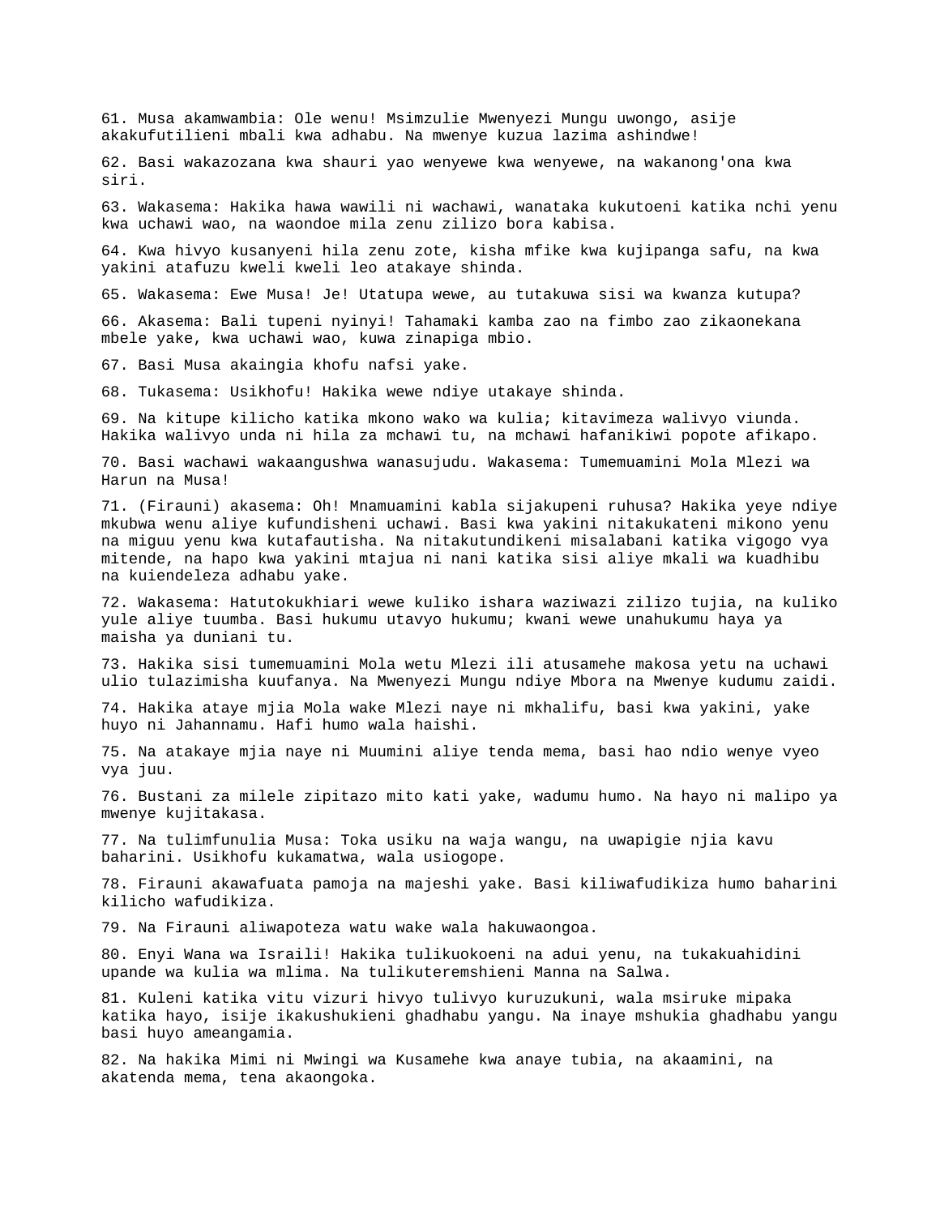61. Musa akamwambia: Ole wenu! Msimzulie Mwenyezi Mungu uwongo, asije akakufutilieni mbali kwa adhabu. Na mwenye kuzua lazima ashindwe!

62. Basi wakazozana kwa shauri yao wenyewe kwa wenyewe, na wakanong'ona kwa siri.

63. Wakasema: Hakika hawa wawili ni wachawi, wanataka kukutoeni katika nchi yenu kwa uchawi wao, na waondoe mila zenu zilizo bora kabisa.

64. Kwa hivyo kusanyeni hila zenu zote, kisha mfike kwa kujipanga safu, na kwa yakini atafuzu kweli kweli leo atakaye shinda.

65. Wakasema: Ewe Musa! Je! Utatupa wewe, au tutakuwa sisi wa kwanza kutupa?

66. Akasema: Bali tupeni nyinyi! Tahamaki kamba zao na fimbo zao zikaonekana mbele yake, kwa uchawi wao, kuwa zinapiga mbio.

67. Basi Musa akaingia khofu nafsi yake.

68. Tukasema: Usikhofu! Hakika wewe ndiye utakaye shinda.

69. Na kitupe kilicho katika mkono wako wa kulia; kitavimeza walivyo viunda. Hakika walivyo unda ni hila za mchawi tu, na mchawi hafanikiwi popote afikapo.

70. Basi wachawi wakaangushwa wanasujudu. Wakasema: Tumemuamini Mola Mlezi wa Harun na Musa!

71. (Firauni) akasema: Oh! Mnamuamini kabla sijakupeni ruhusa? Hakika yeye ndiye mkubwa wenu aliye kufundisheni uchawi. Basi kwa yakini nitakukateni mikono yenu na miguu yenu kwa kutafautisha. Na nitakutundikeni misalabani katika vigogo vya mitende, na hapo kwa yakini mtajua ni nani katika sisi aliye mkali wa kuadhibu na kuiendeleza adhabu yake.

72. Wakasema: Hatutokukhiari wewe kuliko ishara waziwazi zilizo tujia, na kuliko yule aliye tuumba. Basi hukumu utavyo hukumu; kwani wewe unahukumu haya ya maisha ya duniani tu.

73. Hakika sisi tumemuamini Mola wetu Mlezi ili atusamehe makosa yetu na uchawi ulio tulazimisha kuufanya. Na Mwenyezi Mungu ndiye Mbora na Mwenye kudumu zaidi.

74. Hakika ataye mjia Mola wake Mlezi naye ni mkhalifu, basi kwa yakini, yake huyo ni Jahannamu. Hafi humo wala haishi.

75. Na atakaye mjia naye ni Muumini aliye tenda mema, basi hao ndio wenye vyeo vya juu.

76. Bustani za milele zipitazo mito kati yake, wadumu humo. Na hayo ni malipo ya mwenye kujitakasa.

77. Na tulimfunulia Musa: Toka usiku na waja wangu, na uwapigie njia kavu baharini. Usikhofu kukamatwa, wala usiogope.

78. Firauni akawafuata pamoja na majeshi yake. Basi kiliwafudikiza humo baharini kilicho wafudikiza.

79. Na Firauni aliwapoteza watu wake wala hakuwaongoa.

80. Enyi Wana wa Israili! Hakika tulikuokoeni na adui yenu, na tukakuahidini upande wa kulia wa mlima. Na tulikuteremshieni Manna na Salwa.

81. Kuleni katika vitu vizuri hivyo tulivyo kuruzukuni, wala msiruke mipaka katika hayo, isije ikakushukieni ghadhabu yangu. Na inaye mshukia ghadhabu yangu basi huyo ameangamia.

82. Na hakika Mimi ni Mwingi wa Kusamehe kwa anaye tubia, na akaamini, na akatenda mema, tena akaongoka.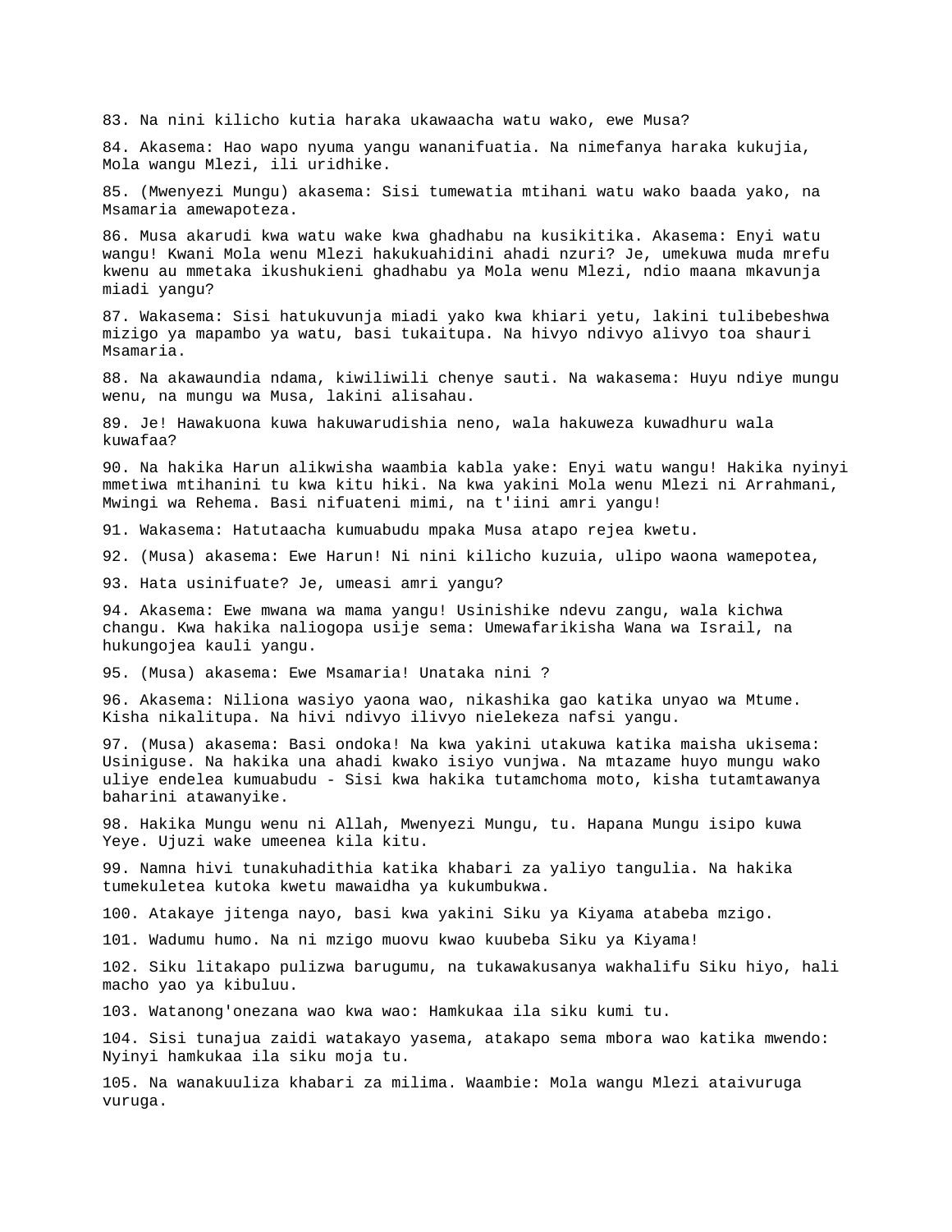83. Na nini kilicho kutia haraka ukawaacha watu wako, ewe Musa?

84. Akasema: Hao wapo nyuma yangu wananifuatia. Na nimefanya haraka kukujia, Mola wangu Mlezi, ili uridhike.

85. (Mwenyezi Mungu) akasema: Sisi tumewatia mtihani watu wako baada yako, na Msamaria amewapoteza.

86. Musa akarudi kwa watu wake kwa ghadhabu na kusikitika. Akasema: Enyi watu wangu! Kwani Mola wenu Mlezi hakukuahidini ahadi nzuri? Je, umekuwa muda mrefu kwenu au mmetaka ikushukieni ghadhabu ya Mola wenu Mlezi, ndio maana mkavunja miadi yangu?

87. Wakasema: Sisi hatukuvunja miadi yako kwa khiari yetu, lakini tulibebeshwa mizigo ya mapambo ya watu, basi tukaitupa. Na hivyo ndivyo alivyo toa shauri Msamaria.

88. Na akawaundia ndama, kiwiliwili chenye sauti. Na wakasema: Huyu ndiye mungu wenu, na mungu wa Musa, lakini alisahau.

89. Je! Hawakuona kuwa hakuwarudishia neno, wala hakuweza kuwadhuru wala kuwafaa?

90. Na hakika Harun alikwisha waambia kabla yake: Enyi watu wangu! Hakika nyinyi mmetiwa mtihanini tu kwa kitu hiki. Na kwa yakini Mola wenu Mlezi ni Arrahmani, Mwingi wa Rehema. Basi nifuateni mimi, na t'iini amri yangu!

91. Wakasema: Hatutaacha kumuabudu mpaka Musa atapo rejea kwetu.

92. (Musa) akasema: Ewe Harun! Ni nini kilicho kuzuia, ulipo waona wamepotea,

93. Hata usinifuate? Je, umeasi amri yangu?

94. Akasema: Ewe mwana wa mama yangu! Usinishike ndevu zangu, wala kichwa changu. Kwa hakika naliogopa usije sema: Umewafarikisha Wana wa Israil, na hukungojea kauli yangu.

95. (Musa) akasema: Ewe Msamaria! Unataka nini ?

96. Akasema: Niliona wasiyo yaona wao, nikashika gao katika unyao wa Mtume. Kisha nikalitupa. Na hivi ndivyo ilivyo nielekeza nafsi yangu.

97. (Musa) akasema: Basi ondoka! Na kwa yakini utakuwa katika maisha ukisema: Usiniguse. Na hakika una ahadi kwako isiyo vunjwa. Na mtazame huyo mungu wako uliye endelea kumuabudu - Sisi kwa hakika tutamchoma moto, kisha tutamtawanya baharini atawanyike.

98. Hakika Mungu wenu ni Allah, Mwenyezi Mungu, tu. Hapana Mungu isipo kuwa Yeye. Ujuzi wake umeenea kila kitu.

99. Namna hivi tunakuhadithia katika khabari za yaliyo tangulia. Na hakika tumekuletea kutoka kwetu mawaidha ya kukumbukwa.

100. Atakaye jitenga nayo, basi kwa yakini Siku ya Kiyama atabeba mzigo.

101. Wadumu humo. Na ni mzigo muovu kwao kuubeba Siku ya Kiyama!

102. Siku litakapo pulizwa barugumu, na tukawakusanya wakhalifu Siku hiyo, hali macho yao ya kibuluu.

103. Watanong'onezana wao kwa wao: Hamkukaa ila siku kumi tu.

104. Sisi tunajua zaidi watakayo yasema, atakapo sema mbora wao katika mwendo: Nyinyi hamkukaa ila siku moja tu.

105. Na wanakuuliza khabari za milima. Waambie: Mola wangu Mlezi ataivuruga vuruga.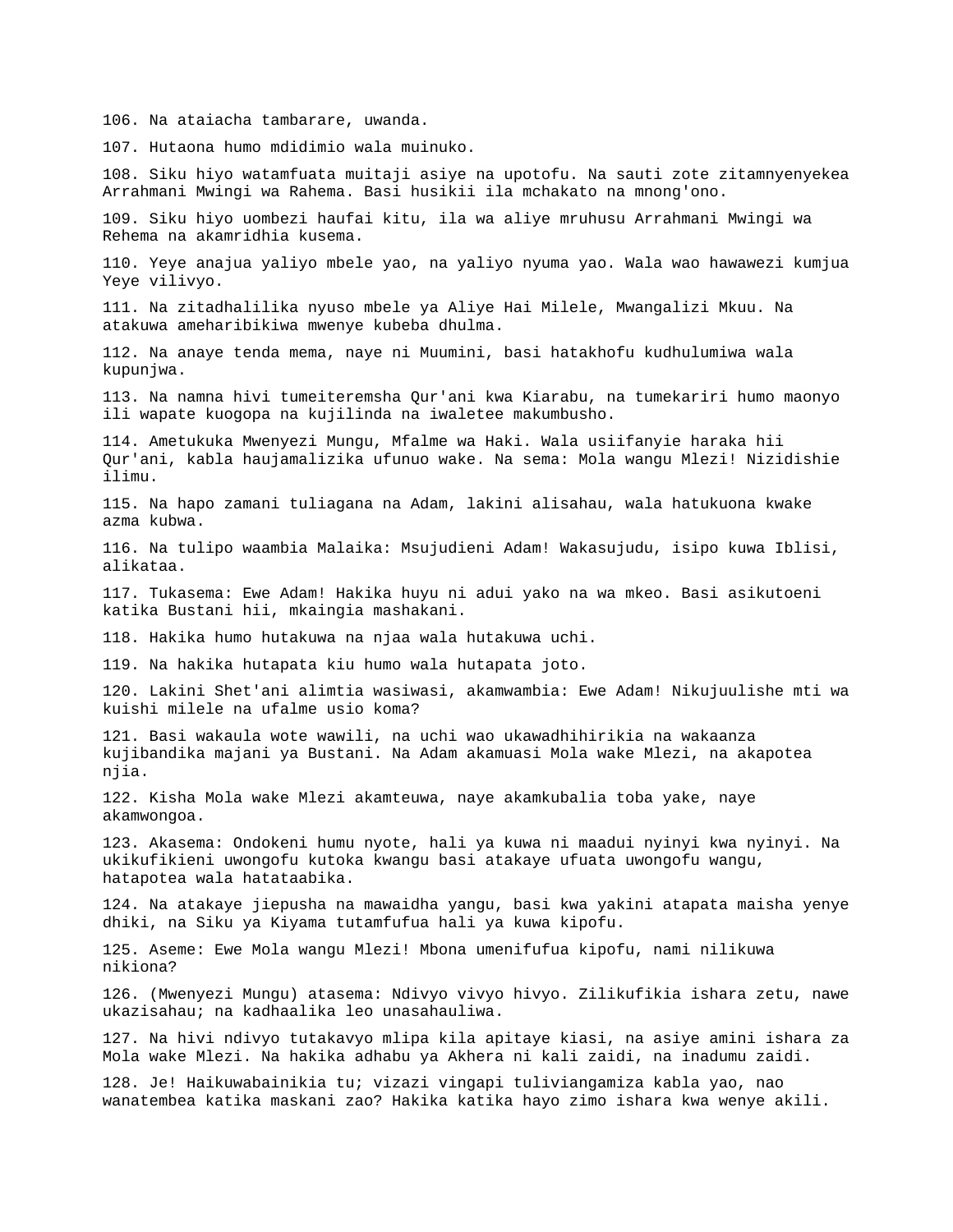106. Na ataiacha tambarare, uwanda.

107. Hutaona humo mdidimio wala muinuko.

108. Siku hiyo watamfuata muitaji asiye na upotofu. Na sauti zote zitamnyenyekea Arrahmani Mwingi wa Rahema. Basi husikii ila mchakato na mnong'ono.

109. Siku hiyo uombezi haufai kitu, ila wa aliye mruhusu Arrahmani Mwingi wa Rehema na akamridhia kusema.

110. Yeye anajua yaliyo mbele yao, na yaliyo nyuma yao. Wala wao hawawezi kumjua Yeye vilivyo.

111. Na zitadhalilika nyuso mbele ya Aliye Hai Milele, Mwangalizi Mkuu. Na atakuwa ameharibikiwa mwenye kubeba dhulma.

112. Na anaye tenda mema, naye ni Muumini, basi hatakhofu kudhulumiwa wala kupunjwa.

113. Na namna hivi tumeiteremsha Qur'ani kwa Kiarabu, na tumekariri humo maonyo ili wapate kuogopa na kujilinda na iwaletee makumbusho.

114. Ametukuka Mwenyezi Mungu, Mfalme wa Haki. Wala usiifanyie haraka hii Qur'ani, kabla haujamalizika ufunuo wake. Na sema: Mola wangu Mlezi! Nizidishie ilimu.

115. Na hapo zamani tuliagana na Adam, lakini alisahau, wala hatukuona kwake azma kubwa.

116. Na tulipo waambia Malaika: Msujudieni Adam! Wakasujudu, isipo kuwa Iblisi, alikataa.

117. Tukasema: Ewe Adam! Hakika huyu ni adui yako na wa mkeo. Basi asikutoeni katika Bustani hii, mkaingia mashakani.

118. Hakika humo hutakuwa na njaa wala hutakuwa uchi.

119. Na hakika hutapata kiu humo wala hutapata joto.

120. Lakini Shet'ani alimtia wasiwasi, akamwambia: Ewe Adam! Nikujuulishe mti wa kuishi milele na ufalme usio koma?

121. Basi wakaula wote wawili, na uchi wao ukawadhihirikia na wakaanza kujibandika majani ya Bustani. Na Adam akamuasi Mola wake Mlezi, na akapotea njia.

122. Kisha Mola wake Mlezi akamteuwa, naye akamkubalia toba yake, naye akamwongoa.

123. Akasema: Ondokeni humu nyote, hali ya kuwa ni maadui nyinyi kwa nyinyi. Na ukikufikieni uwongofu kutoka kwangu basi atakaye ufuata uwongofu wangu, hatapotea wala hatataabika.

124. Na atakaye jiepusha na mawaidha yangu, basi kwa yakini atapata maisha yenye dhiki, na Siku ya Kiyama tutamfufua hali ya kuwa kipofu.

125. Aseme: Ewe Mola wangu Mlezi! Mbona umenifufua kipofu, nami nilikuwa nikiona?

126. (Mwenyezi Mungu) atasema: Ndivyo vivyo hivyo. Zilikufikia ishara zetu, nawe ukazisahau; na kadhaalika leo unasahauliwa.

127. Na hivi ndivyo tutakavyo mlipa kila apitaye kiasi, na asiye amini ishara za Mola wake Mlezi. Na hakika adhabu ya Akhera ni kali zaidi, na inadumu zaidi.

128. Je! Haikuwabainikia tu; vizazi vingapi tuliviangamiza kabla yao, nao wanatembea katika maskani zao? Hakika katika hayo zimo ishara kwa wenye akili.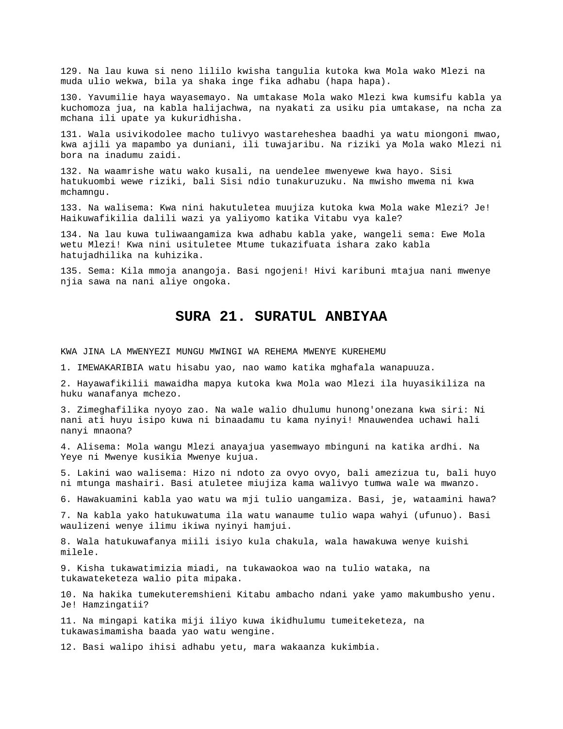129. Na lau kuwa si neno lililo kwisha tangulia kutoka kwa Mola wako Mlezi na muda ulio wekwa, bila ya shaka inge fika adhabu (hapa hapa).

130. Yavumilie haya wayasemayo. Na umtakase Mola wako Mlezi kwa kumsifu kabla ya kuchomoza jua, na kabla halijachwa, na nyakati za usiku pia umtakase, na ncha za mchana ili upate ya kukuridhisha.

131. Wala usivikodolee macho tulivyo wastareheshea baadhi ya watu miongoni mwao, kwa ajili ya mapambo ya duniani, ili tuwajaribu. Na riziki ya Mola wako Mlezi ni bora na inadumu zaidi.

132. Na waamrishe watu wako kusali, na uendelee mwenyewe kwa hayo. Sisi hatukuombi wewe riziki, bali Sisi ndio tunakuruzuku. Na mwisho mwema ni kwa mchamngu.

133. Na walisema: Kwa nini hakutuletea muujiza kutoka kwa Mola wake Mlezi? Je! Haikuwafikilia dalili wazi ya yaliyomo katika Vitabu vya kale?

134. Na lau kuwa tuliwaangamiza kwa adhabu kabla yake, wangeli sema: Ewe Mola wetu Mlezi! Kwa nini usituletee Mtume tukazifuata ishara zako kabla hatujadhilika na kuhizika.

135. Sema: Kila mmoja anangoja. Basi ngojeni! Hivi karibuni mtajua nani mwenye njia sawa na nani aliye ongoka.

# SURA 21. SURATUL ANBIYAA

KWA JINA LA MWENYEZI MUNGU MWINGI WA REHEMA MWENYE KUREHEMU

1. IMEWAKARIBIA watu hisabu yao, nao wamo katika mghafala wanapuuza.

2. Hayawafikilii mawaidha mapya kutoka kwa Mola wao Mlezi ila huyasikiliza na huku wanafanya mchezo.

3. Zimeghafilika nyoyo zao. Na wale walio dhulumu hunong'onezana kwa siri: Ni nani ati huyu isipo kuwa ni binaadamu tu kama nyinyi! Mnauwendea uchawi hali nanyi mnaona?

4. Alisema: Mola wangu Mlezi anayajua yasemwayo mbinguni na katika ardhi. Na Yeye ni Mwenye kusikia Mwenye kujua.

5. Lakini wao walisema: Hizo ni ndoto za ovyo ovyo, bali amezizua tu, bali huyo ni mtunga mashairi. Basi atuletee miujiza kama walivyo tumwa wale wa mwanzo.

6. Hawakuamini kabla yao watu wa mji tulio uangamiza. Basi, je, wataamini hawa?

7. Na kabla yako hatukuwatuma ila watu wanaume tulio wapa wahyi (ufunuo). Basi waulizeni wenye ilimu ikiwa nyinyi hamjui.

8. Wala hatukuwafanya miili isiyo kula chakula, wala hawakuwa wenye kuishi milele.

9. Kisha tukawatimizia miadi, na tukawaokoa wao na tulio wataka, na tukawateketeza walio pita mipaka.

10. Na hakika tumekuteremshieni Kitabu ambacho ndani yake yamo makumbusho yenu. Je! Hamzingatii?

11. Na mingapi katika miji iliyo kuwa ikidhulumu tumeiteketeza, na tukawasimamisha baada yao watu wengine.

12. Basi walipo ihisi adhabu yetu, mara wakaanza kukimbia.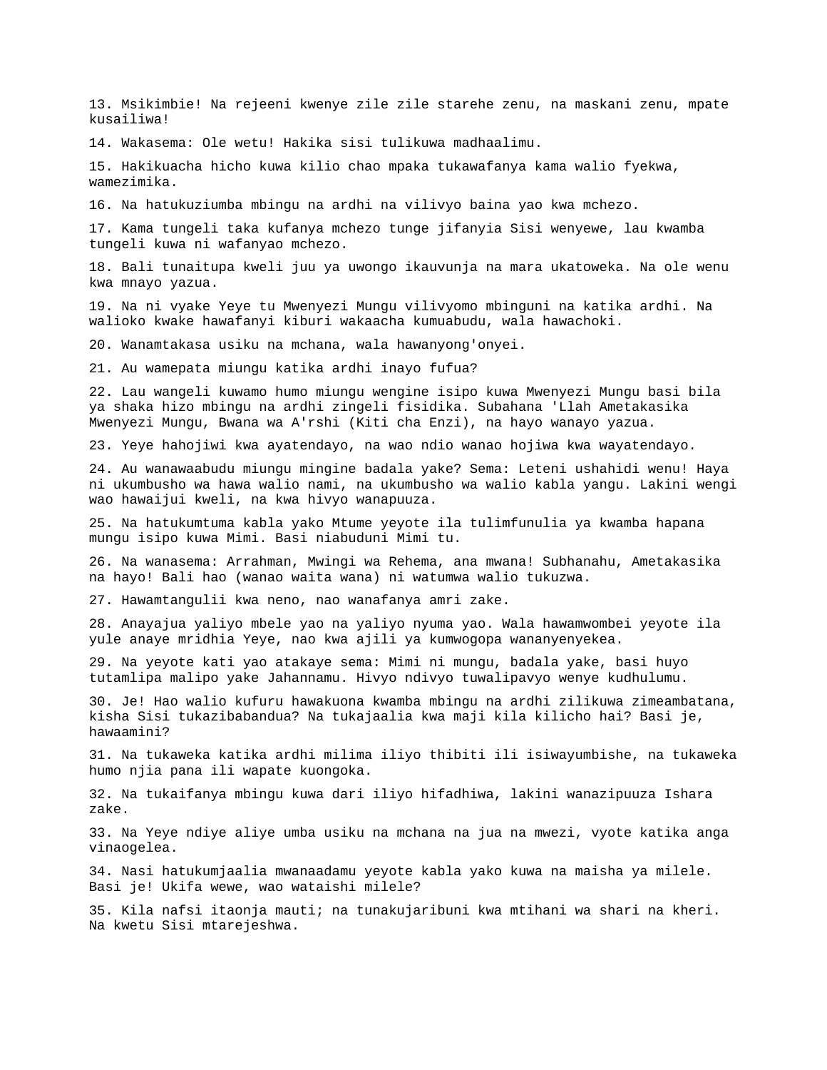13. Msikimbie! Na rejeeni kwenye zile zile starehe zenu, na maskani zenu, mpate kusailiwa!

14. Wakasema: Ole wetu! Hakika sisi tulikuwa madhaalimu.

15. Hakikuacha hicho kuwa kilio chao mpaka tukawafanya kama walio fyekwa, wamezimika.

16. Na hatukuziumba mbingu na ardhi na vilivyo baina yao kwa mchezo.

17. Kama tungeli taka kufanya mchezo tunge jifanyia Sisi wenyewe, lau kwamba tungeli kuwa ni wafanyao mchezo.

18. Bali tunaitupa kweli juu ya uwongo ikauvunja na mara ukatoweka. Na ole wenu kwa mnayo yazua.

19. Na ni vyake Yeye tu Mwenyezi Mungu vilivyomo mbinguni na katika ardhi. Na walioko kwake hawafanyi kiburi wakaacha kumuabudu, wala hawachoki.

20. Wanamtakasa usiku na mchana, wala hawanyong'onyei.

21. Au wamepata miungu katika ardhi inayo fufua?

22. Lau wangeli kuwamo humo miungu wengine isipo kuwa Mwenyezi Mungu basi bila ya shaka hizo mbingu na ardhi zingeli fisidika. Subahana 'Llah Ametakasika Mwenyezi Mungu, Bwana wa A'rshi (Kiti cha Enzi), na hayo wanayo yazua.

23. Yeye hahojiwi kwa ayatendayo, na wao ndio wanao hojiwa kwa wayatendayo.

24. Au wanawaabudu miungu mingine badala yake? Sema: Leteni ushahidi wenu! Haya ni ukumbusho wa hawa walio nami, na ukumbusho wa walio kabla yangu. Lakini wengi wao hawaijui kweli, na kwa hivyo wanapuuza.

25. Na hatukumtuma kabla yako Mtume yeyote ila tulimfunulia ya kwamba hapana mungu isipo kuwa Mimi. Basi niabuduni Mimi tu.

26. Na wanasema: Arrahman, Mwingi wa Rehema, ana mwana! Subhanahu, Ametakasika na hayo! Bali hao (wanao waita wana) ni watumwa walio tukuzwa.

27. Hawamtangulii kwa neno, nao wanafanya amri zake.

28. Anayajua yaliyo mbele yao na yaliyo nyuma yao. Wala hawamwombei yeyote ila yule anaye mridhia Yeye, nao kwa ajili ya kumwogopa wananyenyekea.

29. Na yeyote kati yao atakaye sema: Mimi ni mungu, badala yake, basi huyo tutamlipa malipo yake Jahannamu. Hivyo ndivyo tuwalipavyo wenye kudhulumu.

30. Je! Hao walio kufuru hawakuona kwamba mbingu na ardhi zilikuwa zimeambatana, kisha Sisi tukazibabandua? Na tukajaalia kwa maji kila kilicho hai? Basi je, hawaamini?

31. Na tukaweka katika ardhi milima iliyo thibiti ili isiwayumbishe, na tukaweka humo njia pana ili wapate kuongoka.

32. Na tukaifanya mbingu kuwa dari iliyo hifadhiwa, lakini wanazipuuza Ishara zake.

33. Na Yeye ndiye aliye umba usiku na mchana na jua na mwezi, vyote katika anga vinaogelea.

34. Nasi hatukumjaalia mwanaadamu yeyote kabla yako kuwa na maisha ya milele. Basi je! Ukifa wewe, wao wataishi milele?

35. Kila nafsi itaonja mauti; na tunakujaribuni kwa mtihani wa shari na kheri. Na kwetu Sisi mtarejeshwa.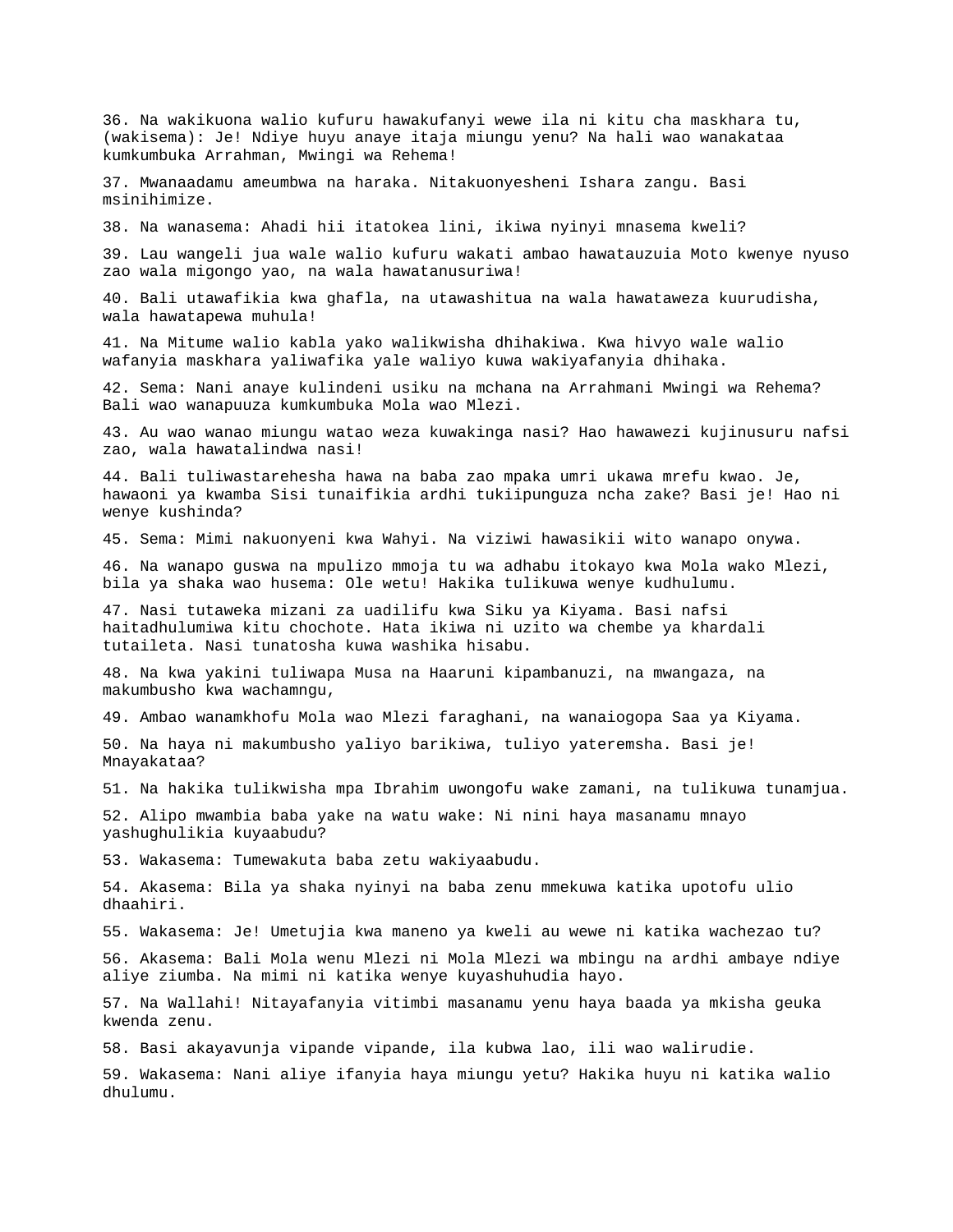36. Na wakikuona walio kufuru hawakufanyi wewe ila ni kitu cha maskhara tu, (wakisema): Je! Ndiye huyu anaye itaja miungu yenu? Na hali wao wanakataa kumkumbuka Arrahman, Mwingi wa Rehema!

37. Mwanaadamu ameumbwa na haraka. Nitakuonyesheni Ishara zangu. Basi msinihimize.

38. Na wanasema: Ahadi hii itatokea lini, ikiwa nyinyi mnasema kweli?

39. Lau wangeli jua wale walio kufuru wakati ambao hawatauzuia Moto kwenye nyuso zao wala migongo yao, na wala hawatanusuriwa!

40. Bali utawafikia kwa ghafla, na utawashitua na wala hawataweza kuurudisha, wala hawatapewa muhula!

41. Na Mitume walio kabla yako walikwisha dhihakiwa. Kwa hivyo wale walio wafanyia maskhara yaliwafika yale waliyo kuwa wakiyafanyia dhihaka.

42. Sema: Nani anaye kulindeni usiku na mchana na Arrahmani Mwingi wa Rehema? Bali wao wanapuuza kumkumbuka Mola wao Mlezi.

43. Au wao wanao miungu watao weza kuwakinga nasi? Hao hawawezi kujinusuru nafsi zao, wala hawatalindwa nasi!

44. Bali tuliwastarehesha hawa na baba zao mpaka umri ukawa mrefu kwao. Je, hawaoni ya kwamba Sisi tunaifikia ardhi tukiipunguza ncha zake? Basi je! Hao ni wenye kushinda?

45. Sema: Mimi nakuonyeni kwa Wahyi. Na viziwi hawasikii wito wanapo onywa.

46. Na wanapo guswa na mpulizo mmoja tu wa adhabu itokayo kwa Mola wako Mlezi, bila ya shaka wao husema: Ole wetu! Hakika tulikuwa wenye kudhulumu.

47. Nasi tutaweka mizani za uadilifu kwa Siku ya Kiyama. Basi nafsi haitadhulumiwa kitu chochote. Hata ikiwa ni uzito wa chembe ya khardali tutaileta. Nasi tunatosha kuwa washika hisabu.

48. Na kwa yakini tuliwapa Musa na Haaruni kipambanuzi, na mwangaza, na makumbusho kwa wachamngu,

49. Ambao wanamkhofu Mola wao Mlezi faraghani, na wanaiogopa Saa ya Kiyama.

50. Na haya ni makumbusho yaliyo barikiwa, tuliyo yateremsha. Basi je! Mnayakataa?

51. Na hakika tulikwisha mpa Ibrahim uwongofu wake zamani, na tulikuwa tunamjua.

52. Alipo mwambia baba yake na watu wake: Ni nini haya masanamu mnayo yashughulikia kuyaabudu?

53. Wakasema: Tumewakuta baba zetu wakiyaabudu.

54. Akasema: Bila ya shaka nyinyi na baba zenu mmekuwa katika upotofu ulio dhaahiri.

55. Wakasema: Je! Umetujia kwa maneno ya kweli au wewe ni katika wachezao tu?

56. Akasema: Bali Mola wenu Mlezi ni Mola Mlezi wa mbingu na ardhi ambaye ndiye aliye ziumba. Na mimi ni katika wenye kuyashuhudia hayo.

57. Na Wallahi! Nitayafanyia vitimbi masanamu yenu haya baada ya mkisha geuka kwenda zenu.

58. Basi akayavunja vipande vipande, ila kubwa lao, ili wao walirudie.

59. Wakasema: Nani aliye ifanyia haya miungu yetu? Hakika huyu ni katika walio dhulumu.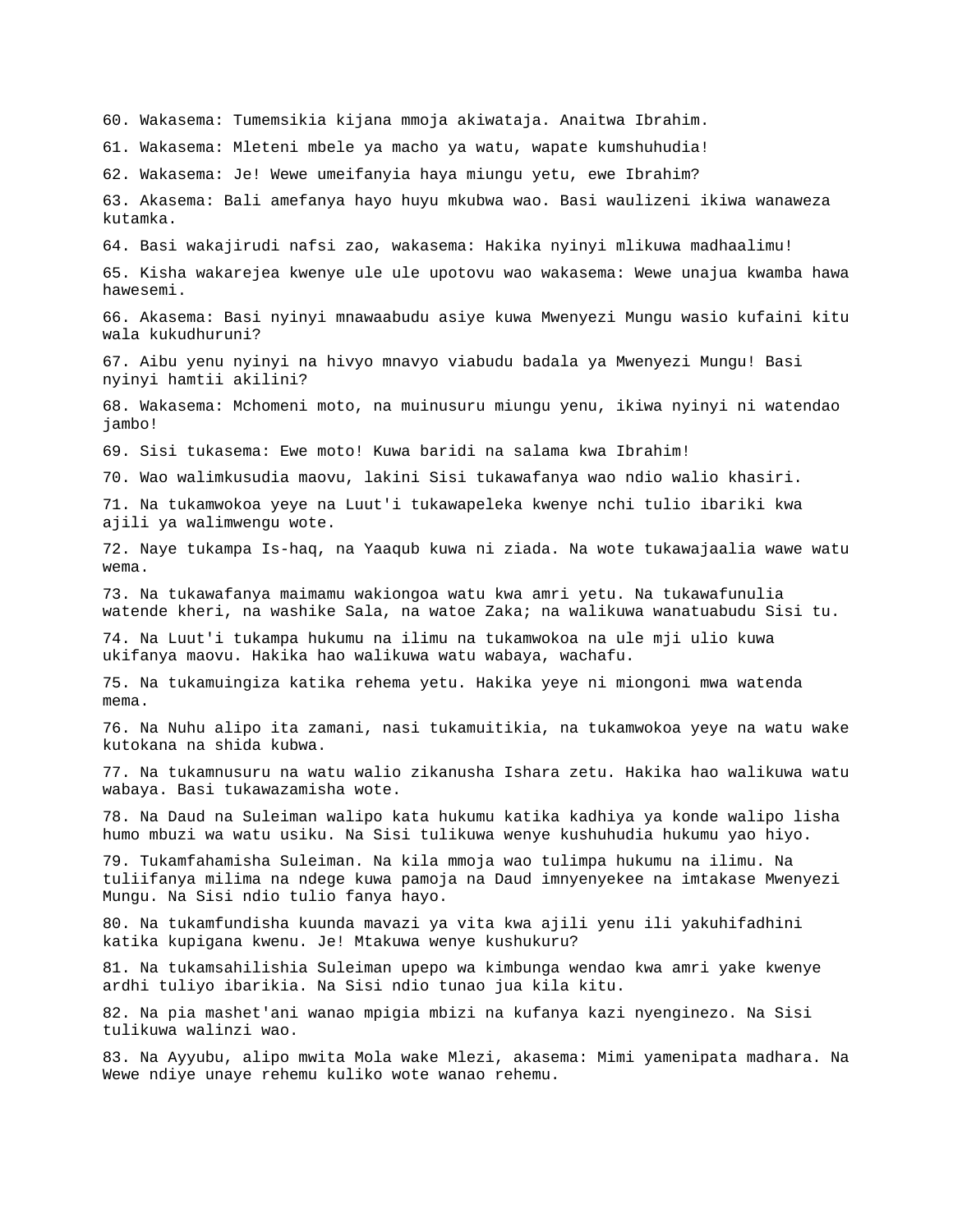60. Wakasema: Tumemsikia kijana mmoja akiwataja. Anaitwa Ibrahim.

61. Wakasema: Mleteni mbele ya macho ya watu, wapate kumshuhudia!

62. Wakasema: Je! Wewe umeifanyia haya miungu yetu, ewe Ibrahim?

63. Akasema: Bali amefanya hayo huyu mkubwa wao. Basi waulizeni ikiwa wanaweza kutamka.

64. Basi wakajirudi nafsi zao, wakasema: Hakika nyinyi mlikuwa madhaalimu!

65. Kisha wakarejea kwenye ule ule upotovu wao wakasema: Wewe unajua kwamba hawa hawesemi.

66. Akasema: Basi nyinyi mnawaabudu asiye kuwa Mwenyezi Mungu wasio kufaini kitu wala kukudhuruni?

67. Aibu yenu nyinyi na hivyo mnavyo viabudu badala ya Mwenyezi Mungu! Basi nyinyi hamtii akilini?

68. Wakasema: Mchomeni moto, na muinusuru miungu yenu, ikiwa nyinyi ni watendao jambo!

69. Sisi tukasema: Ewe moto! Kuwa baridi na salama kwa Ibrahim!

70. Wao walimkusudia maovu, lakini Sisi tukawafanya wao ndio walio khasiri.

71. Na tukamwokoa yeye na Luut'i tukawapeleka kwenye nchi tulio ibariki kwa ajili ya walimwengu wote.

72. Naye tukampa Is-haq, na Yaaqub kuwa ni ziada. Na wote tukawajaalia wawe watu wema.

73. Na tukawafanya maimamu wakiongoa watu kwa amri yetu. Na tukawafunulia watende kheri, na washike Sala, na watoe Zaka; na walikuwa wanatuabudu Sisi tu.

74. Na Luut'i tukampa hukumu na ilimu na tukamwokoa na ule mji ulio kuwa ukifanya maovu. Hakika hao walikuwa watu wabaya, wachafu.

75. Na tukamuingiza katika rehema yetu. Hakika yeye ni miongoni mwa watenda mema.

76. Na Nuhu alipo ita zamani, nasi tukamuitikia, na tukamwokoa yeye na watu wake kutokana na shida kubwa.

77. Na tukamnusuru na watu walio zikanusha Ishara zetu. Hakika hao walikuwa watu wabaya. Basi tukawazamisha wote.

78. Na Daud na Suleiman walipo kata hukumu katika kadhiya ya konde walipo lisha humo mbuzi wa watu usiku. Na Sisi tulikuwa wenye kushuhudia hukumu yao hiyo.

79. Tukamfahamisha Suleiman. Na kila mmoja wao tulimpa hukumu na ilimu. Na tuliifanya milima na ndege kuwa pamoja na Daud imnyenyekee na imtakase Mwenyezi Mungu. Na Sisi ndio tulio fanya hayo.

80. Na tukamfundisha kuunda mavazi ya vita kwa ajili yenu ili yakuhifadhini katika kupigana kwenu. Je! Mtakuwa wenye kushukuru?

81. Na tukamsahilishia Suleiman upepo wa kimbunga wendao kwa amri yake kwenye ardhi tuliyo ibarikia. Na Sisi ndio tunao jua kila kitu.

82. Na pia mashet'ani wanao mpigia mbizi na kufanya kazi nyenginezo. Na Sisi tulikuwa walinzi wao.

83. Na Ayyubu, alipo mwita Mola wake Mlezi, akasema: Mimi yamenipata madhara. Na Wewe ndiye unaye rehemu kuliko wote wanao rehemu.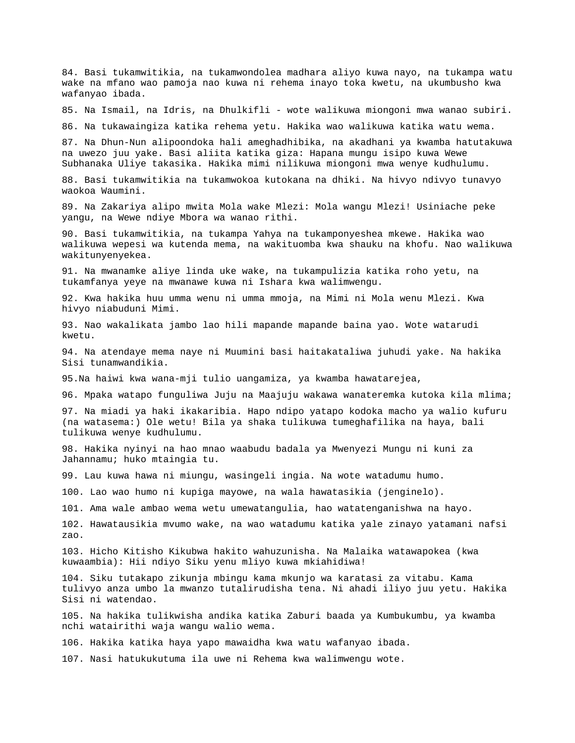84. Basi tukamwitikia, na tukamwondolea madhara aliyo kuwa nayo, na tukampa watu wake na mfano wao pamoja nao kuwa ni rehema inayo toka kwetu, na ukumbusho kwa wafanyao ibada.

85. Na Ismail, na Idris, na Dhulkifli - wote walikuwa miongoni mwa wanao subiri.

86. Na tukawaingiza katika rehema yetu. Hakika wao walikuwa katika watu wema.

87. Na Dhun-Nun alipoondoka hali ameghadhibika, na akadhani ya kwamba hatutakuwa na uwezo juu yake. Basi aliita katika giza: Hapana mungu isipo kuwa Wewe Subhanaka Uliye takasika. Hakika mimi nilikuwa miongoni mwa wenye kudhulumu.

88. Basi tukamwitikia na tukamwokoa kutokana na dhiki. Na hivyo ndivyo tunavyo waokoa Waumini.

89. Na Zakariya alipo mwita Mola wake Mlezi: Mola wangu Mlezi! Usiniache peke yangu, na Wewe ndiye Mbora wa wanao rithi.

90. Basi tukamwitikia, na tukampa Yahya na tukamponyeshea mkewe. Hakika wao walikuwa wepesi wa kutenda mema, na wakituomba kwa shauku na khofu. Nao walikuwa wakitunyenyekea.

91. Na mwanamke aliye linda uke wake, na tukampulizia katika roho yetu, na tukamfanya yeye na mwanawe kuwa ni Ishara kwa walimwengu.

92. Kwa hakika huu umma wenu ni umma mmoja, na Mimi ni Mola wenu Mlezi. Kwa hivyo niabuduni Mimi.

93. Nao wakalikata jambo lao hili mapande mapande baina yao. Wote watarudi kwetu.

94. Na atendaye mema naye ni Muumini basi haitakataliwa juhudi yake. Na hakika Sisi tunamwandikia.

95.Na haiwi kwa wana-mji tulio uangamiza, ya kwamba hawatarejea,

96. Mpaka watapo funguliwa Juju na Maajuju wakawa wanateremka kutoka kila mlima;

97. Na miadi ya haki ikakaribia. Hapo ndipo yatapo kodoka macho ya walio kufuru (na watasema:) Ole wetu! Bila ya shaka tulikuwa tumeghafilika na haya, bali tulikuwa wenye kudhulumu.

98. Hakika nyinyi na hao mnao waabudu badala ya Mwenyezi Mungu ni kuni za Jahannamu; huko mtaingia tu.

99. Lau kuwa hawa ni miungu, wasingeli ingia. Na wote watadumu humo.

100. Lao wao humo ni kupiga mayowe, na wala hawatasikia (jenginelo).

101. Ama wale ambao wema wetu umewatangulia, hao watatenganishwa na hayo.

102. Hawatausikia mvumo wake, na wao watadumu katika yale zinayo yatamani nafsi zao.

103. Hicho Kitisho Kikubwa hakito wahuzunisha. Na Malaika watawapokea (kwa kuwaambia): Hii ndiyo Siku yenu mliyo kuwa mkiahidiwa!

104. Siku tutakapo zikunja mbingu kama mkunjo wa karatasi za vitabu. Kama tulivyo anza umbo la mwanzo tutalirudisha tena. Ni ahadi iliyo juu yetu. Hakika Sisi ni watendao.

105. Na hakika tulikwisha andika katika Zaburi baada ya Kumbukumbu, ya kwamba nchi watairithi waja wangu walio wema.

106. Hakika katika haya yapo mawaidha kwa watu wafanyao ibada.

107. Nasi hatukukutuma ila uwe ni Rehema kwa walimwengu wote.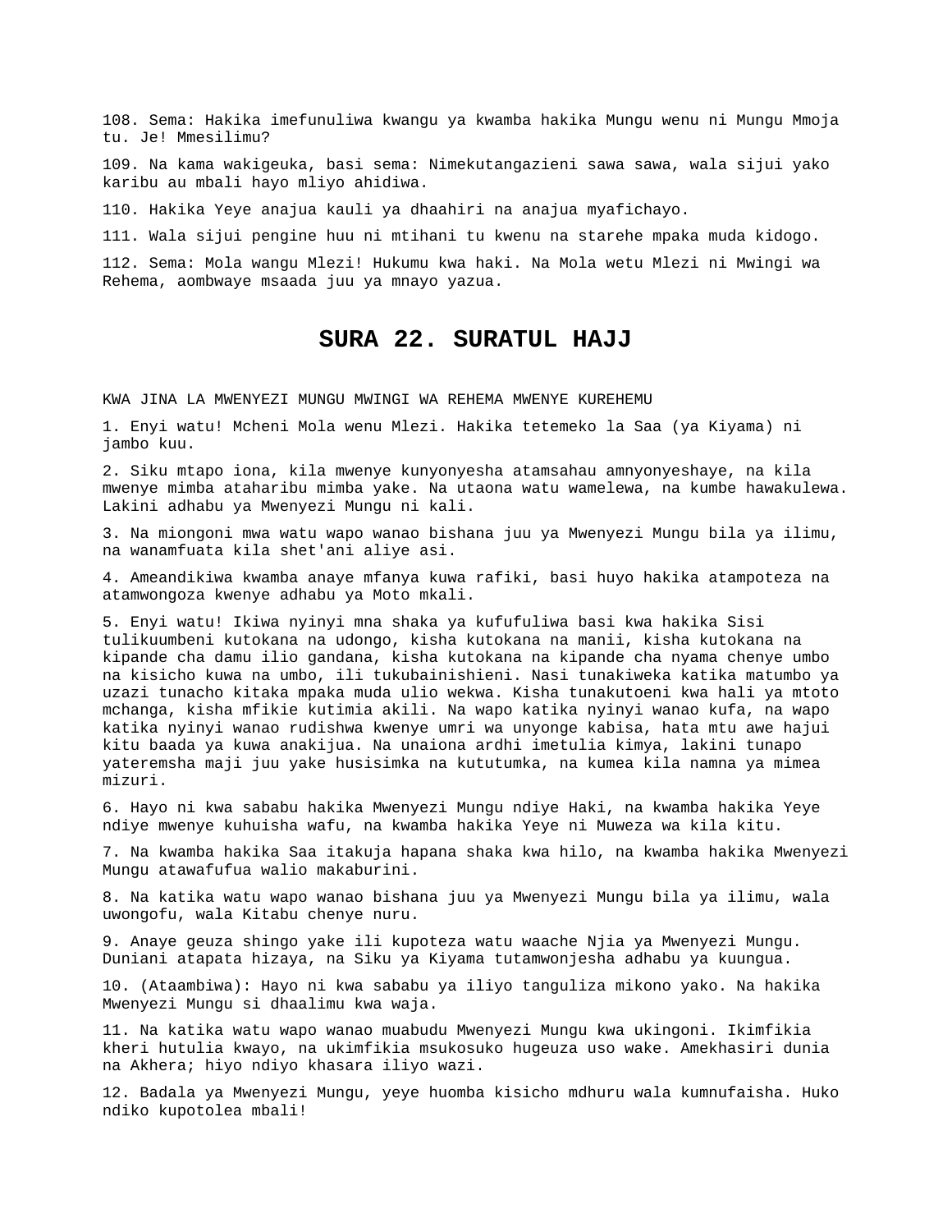108. Sema: Hakika imefunuliwa kwangu ya kwamba hakika Mungu wenu ni Mungu Mmoja tu. Je! Mmesilimu?

109. Na kama wakigeuka, basi sema: Nimekutangazieni sawa sawa, wala sijui yako karibu au mbali hayo mliyo ahidiwa.

110. Hakika Yeye anajua kauli ya dhaahiri na anajua myafichayo.

111. Wala sijui pengine huu ni mtihani tu kwenu na starehe mpaka muda kidogo.

112. Sema: Mola wangu Mlezi! Hukumu kwa haki. Na Mola wetu Mlezi ni Mwingi wa Rehema, aombwaye msaada juu ya mnayo yazua.

# SURA 22. SURATUL HAJJ

KWA JINA LA MWENYEZI MUNGU MWINGI WA REHEMA MWENYE KUREHEMU

1. Enyi watu! Mcheni Mola wenu Mlezi. Hakika tetemeko la Saa (ya Kiyama) ni jambo kuu.

2. Siku mtapo iona, kila mwenye kunyonyesha atamsahau amnyonyeshaye, na kila mwenye mimba ataharibu mimba yake. Na utaona watu wamelewa, na kumbe hawakulewa. Lakini adhabu ya Mwenyezi Mungu ni kali.

3. Na miongoni mwa watu wapo wanao bishana juu ya Mwenyezi Mungu bila ya ilimu, na wanamfuata kila shet'ani aliye asi.

4. Ameandikiwa kwamba anaye mfanya kuwa rafiki, basi huyo hakika atampoteza na atamwongoza kwenye adhabu ya Moto mkali.

5. Enyi watu! Ikiwa nyinyi mna shaka ya kufufuliwa basi kwa hakika Sisi tulikuumbeni kutokana na udongo, kisha kutokana na manii, kisha kutokana na kipande cha damu ilio gandana, kisha kutokana na kipande cha nyama chenye umbo na kisicho kuwa na umbo, ili tukubainishieni. Nasi tunakiweka katika matumbo ya uzazi tunacho kitaka mpaka muda ulio wekwa. Kisha tunakutoeni kwa hali ya mtoto mchanga, kisha mfikie kutimia akili. Na wapo katika nyinyi wanao kufa, na wapo katika nyinyi wanao rudishwa kwenye umri wa unyonge kabisa, hata mtu awe hajui kitu baada ya kuwa anakijua. Na unaiona ardhi imetulia kimya, lakini tunapo yateremsha maji juu yake husisimka na kututumka, na kumea kila namna ya mimea mizuri.

6. Hayo ni kwa sababu hakika Mwenyezi Mungu ndiye Haki, na kwamba hakika Yeye ndiye mwenye kuhuisha wafu, na kwamba hakika Yeye ni Muweza wa kila kitu.

7. Na kwamba hakika Saa itakuja hapana shaka kwa hilo, na kwamba hakika Mwenyezi Mungu atawafufua walio makaburini.

8. Na katika watu wapo wanao bishana juu ya Mwenyezi Mungu bila ya ilimu, wala uwongofu, wala Kitabu chenye nuru.

9. Anaye geuza shingo yake ili kupoteza watu waache Njia ya Mwenyezi Mungu. Duniani atapata hizaya, na Siku ya Kiyama tutamwonjesha adhabu ya kuungua.

10. (Ataambiwa): Hayo ni kwa sababu ya iliyo tanguliza mikono yako. Na hakika Mwenyezi Mungu si dhaalimu kwa waja.

11. Na katika watu wapo wanao muabudu Mwenyezi Mungu kwa ukingoni. Ikimfikia kheri hutulia kwayo, na ukimfikia msukosuko hugeuza uso wake. Amekhasiri dunia na Akhera; hiyo ndiyo khasara iliyo wazi.

12. Badala ya Mwenyezi Mungu, yeye huomba kisicho mdhuru wala kumnufaisha. Huko ndiko kupotolea mbali!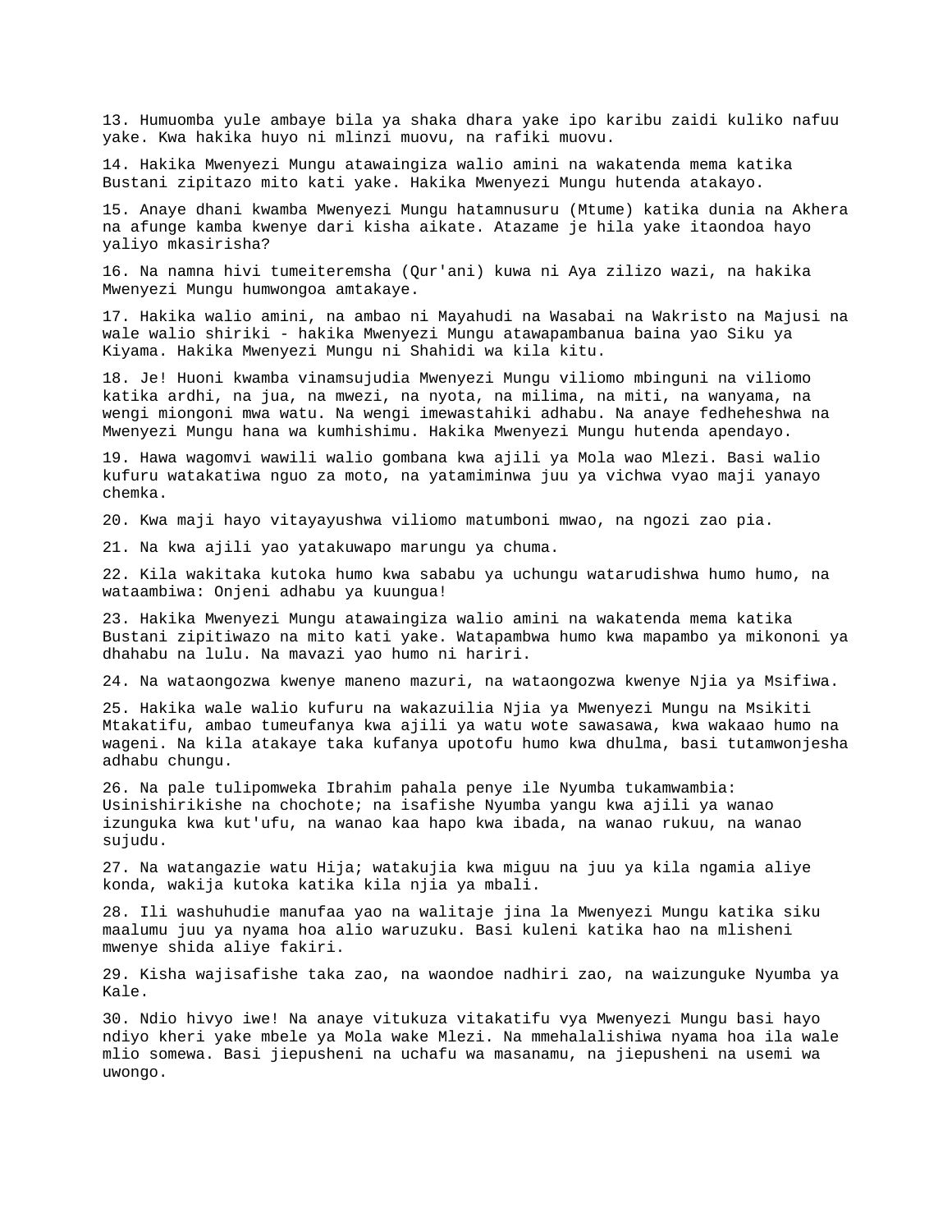13. Humuomba yule ambaye bila ya shaka dhara yake ipo karibu zaidi kuliko nafuu yake. Kwa hakika huyo ni mlinzi muovu, na rafiki muovu.

14. Hakika Mwenyezi Mungu atawaingiza walio amini na wakatenda mema katika Bustani zipitazo mito kati yake. Hakika Mwenyezi Mungu hutenda atakayo.

15. Anaye dhani kwamba Mwenyezi Mungu hatamnusuru (Mtume) katika dunia na Akhera na afunge kamba kwenye dari kisha aikate. Atazame je hila yake itaondoa hayo yaliyo mkasirisha?

16. Na namna hivi tumeiteremsha (Qur'ani) kuwa ni Aya zilizo wazi, na hakika Mwenyezi Mungu humwongoa amtakaye.

17. Hakika walio amini, na ambao ni Mayahudi na Wasabai na Wakristo na Majusi na wale walio shiriki - hakika Mwenyezi Mungu atawapambanua baina yao Siku ya Kiyama. Hakika Mwenyezi Mungu ni Shahidi wa kila kitu.

18. Je! Huoni kwamba vinamsujudia Mwenyezi Mungu viliomo mbinguni na viliomo katika ardhi, na jua, na mwezi, na nyota, na milima, na miti, na wanyama, na wengi miongoni mwa watu. Na wengi imewastahiki adhabu. Na anaye fedheheshwa na Mwenyezi Mungu hana wa kumhishimu. Hakika Mwenyezi Mungu hutenda apendayo.

19. Hawa wagomvi wawili walio gombana kwa ajili ya Mola wao Mlezi. Basi walio kufuru watakatiwa nguo za moto, na yatamiminwa juu ya vichwa vyao maji yanayo chemka.

20. Kwa maji hayo vitayayushwa viliomo matumboni mwao, na ngozi zao pia.

21. Na kwa ajili yao yatakuwapo marungu ya chuma.

22. Kila wakitaka kutoka humo kwa sababu ya uchungu watarudishwa humo humo, na wataambiwa: Onjeni adhabu ya kuungua!

23. Hakika Mwenyezi Mungu atawaingiza walio amini na wakatenda mema katika Bustani zipitiwazo na mito kati yake. Watapambwa humo kwa mapambo ya mikononi ya dhahabu na lulu. Na mavazi yao humo ni hariri.

24. Na wataongozwa kwenye maneno mazuri, na wataongozwa kwenye Njia ya Msifiwa.

25. Hakika wale walio kufuru na wakazuilia Njia ya Mwenyezi Mungu na Msikiti Mtakatifu, ambao tumeufanya kwa ajili ya watu wote sawasawa, kwa wakaao humo na wageni. Na kila atakaye taka kufanya upotofu humo kwa dhulma, basi tutamwonjesha adhabu chungu.

26. Na pale tulipomweka Ibrahim pahala penye ile Nyumba tukamwambia: Usinishirikishe na chochote; na isafishe Nyumba yangu kwa ajili ya wanao izunguka kwa kut'ufu, na wanao kaa hapo kwa ibada, na wanao rukuu, na wanao sujudu.

27. Na watangazie watu Hija; watakujia kwa miguu na juu ya kila ngamia aliye konda, wakija kutoka katika kila njia ya mbali.

28. Ili washuhudie manufaa yao na walitaje jina la Mwenyezi Mungu katika siku maalumu juu ya nyama hoa alio waruzuku. Basi kuleni katika hao na mlisheni mwenye shida aliye fakiri.

29. Kisha wajisafishe taka zao, na waondoe nadhiri zao, na waizunguke Nyumba ya Kale.

30. Ndio hivyo iwe! Na anaye vitukuza vitakatifu vya Mwenyezi Mungu basi hayo ndiyo kheri yake mbele ya Mola wake Mlezi. Na mmehalalishiwa nyama hoa ila wale mlio somewa. Basi jiepusheni na uchafu wa masanamu, na jiepusheni na usemi wa uwongo.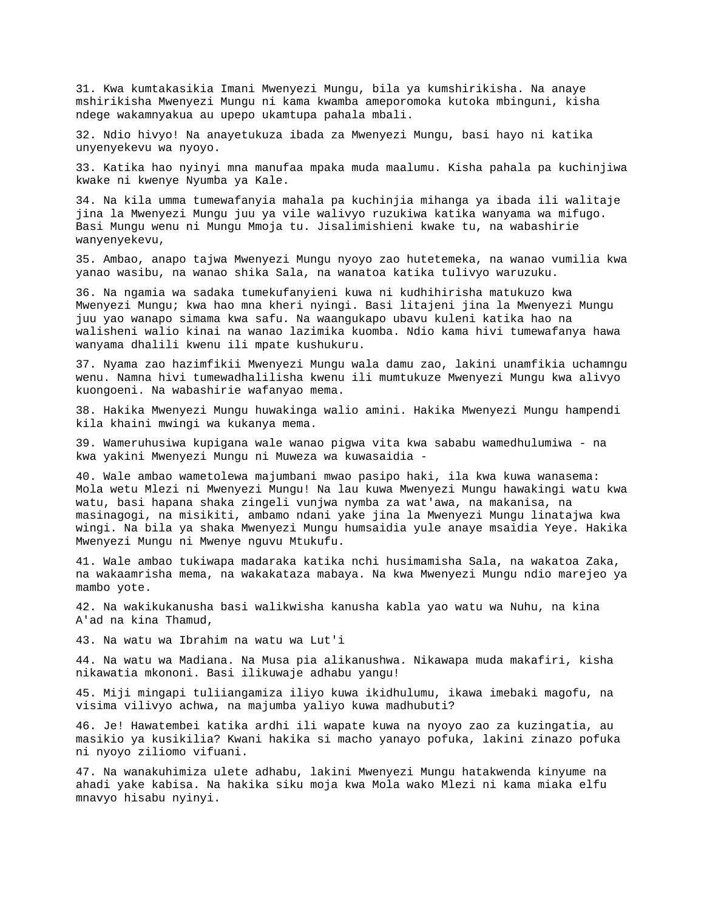31. Kwa kumtakasikia Imani Mwenyezi Mungu, bila ya kumshirikisha. Na anaye mshirikisha Mwenyezi Mungu ni kama kwamba ameporomoka kutoka mbinguni, kisha ndege wakamnyakua au upepo ukamtupa pahala mbali.

32. Ndio hivyo! Na anayetukuza ibada za Mwenyezi Mungu, basi hayo ni katika unyenyekevu wa nyoyo.

33. Katika hao nyinyi mna manufaa mpaka muda maalumu. Kisha pahala pa kuchinjiwa kwake ni kwenye Nyumba ya Kale.

34. Na kila umma tumewafanyia mahala pa kuchinjia mihanga ya ibada ili walitaje jina la Mwenyezi Mungu juu ya vile walivyo ruzukiwa katika wanyama wa mifugo. Basi Mungu wenu ni Mungu Mmoja tu. Jisalimishieni kwake tu, na wabashirie wanyenyekevu,

35. Ambao, anapo tajwa Mwenyezi Mungu nyoyo zao hutetemeka, na wanao vumilia kwa yanao wasibu, na wanao shika Sala, na wanatoa katika tulivyo waruzuku.

36. Na ngamia wa sadaka tumekufanyieni kuwa ni kudhihirisha matukuzo kwa Mwenyezi Mungu; kwa hao mna kheri nyingi. Basi litajeni jina la Mwenyezi Mungu juu yao wanapo simama kwa safu. Na waangukapo ubavu kuleni katika hao na walisheni walio kinai na wanao lazimika kuomba. Ndio kama hivi tumewafanya hawa wanyama dhalili kwenu ili mpate kushukuru.

37. Nyama zao hazimfikii Mwenyezi Mungu wala damu zao, lakini unamfikia uchamngu wenu. Namna hivi tumewadhalilisha kwenu ili mumtukuze Mwenyezi Mungu kwa alivyo kuongoeni. Na wabashirie wafanyao mema.

38. Hakika Mwenyezi Mungu huwakinga walio amini. Hakika Mwenyezi Mungu hampendi kila khaini mwingi wa kukanya mema.

39. Wameruhusiwa kupigana wale wanao pigwa vita kwa sababu wamedhulumiwa - na kwa yakini Mwenyezi Mungu ni Muweza wa kuwasaidia -

40. Wale ambao wametolewa majumbani mwao pasipo haki, ila kwa kuwa wanasema: Mola wetu Mlezi ni Mwenyezi Mungu! Na lau kuwa Mwenyezi Mungu hawakingi watu kwa watu, basi hapana shaka zingeli vunjwa nymba za wat'awa, na makanisa, na masinagogi, na misikiti, ambamo ndani yake jina la Mwenyezi Mungu linatajwa kwa wingi. Na bila ya shaka Mwenyezi Mungu humsaidia yule anaye msaidia Yeye. Hakika Mwenyezi Mungu ni Mwenye nguvu Mtukufu.

41. Wale ambao tukiwapa madaraka katika nchi husimamisha Sala, na wakatoa Zaka, na wakaamrisha mema, na wakakataza mabaya. Na kwa Mwenyezi Mungu ndio marejeo ya mambo yote.

42. Na wakikukanusha basi walikwisha kanusha kabla yao watu wa Nuhu, na kina A'ad na kina Thamud,

43. Na watu wa Ibrahim na watu wa Lut'i

44. Na watu wa Madiana. Na Musa pia alikanushwa. Nikawapa muda makafiri, kisha nikawatia mkononi. Basi ilikuwaje adhabu yangu!

45. Miji mingapi tuliiangamiza iliyo kuwa ikidhulumu, ikawa imebaki magofu, na visima vilivyo achwa, na majumba yaliyo kuwa madhubuti?

46. Je! Hawatembei katika ardhi ili wapate kuwa na nyoyo zao za kuzingatia, au masikio ya kusikilia? Kwani hakika si macho yanayo pofuka, lakini zinazo pofuka ni nyoyo ziliomo vifuani.

47. Na wanakuhimiza ulete adhabu, lakini Mwenyezi Mungu hatakwenda kinyume na ahadi yake kabisa. Na hakika siku moja kwa Mola wako Mlezi ni kama miaka elfu mnavyo hisabu nyinyi.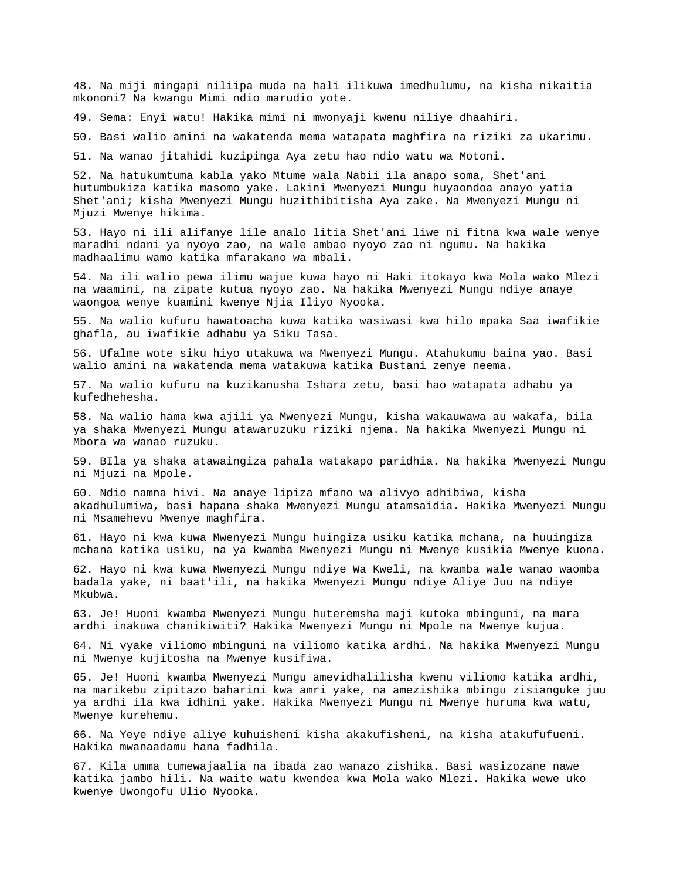48. Na miji mingapi niliipa muda na hali ilikuwa imedhulumu, na kisha nikaitia mkononi? Na kwangu Mimi ndio marudio yote.

49. Sema: Enyi watu! Hakika mimi ni mwonyaji kwenu niliye dhaahiri.

50. Basi walio amini na wakatenda mema watapata maghfira na riziki za ukarimu.

51. Na wanao jitahidi kuzipinga Aya zetu hao ndio watu wa Motoni.

52. Na hatukumtuma kabla yako Mtume wala Nabii ila anapo soma, Shet'ani hutumbukiza katika masomo yake. Lakini Mwenyezi Mungu huyaondoa anayo yatia Shet'ani; kisha Mwenyezi Mungu huzithibitisha Aya zake. Na Mwenyezi Mungu ni Mjuzi Mwenye hikima.

53. Hayo ni ili alifanye lile analo litia Shet'ani liwe ni fitna kwa wale wenye maradhi ndani ya nyoyo zao, na wale ambao nyoyo zao ni ngumu. Na hakika madhaalimu wamo katika mfarakano wa mbali.

54. Na ili walio pewa ilimu wajue kuwa hayo ni Haki itokayo kwa Mola wako Mlezi na waamini, na zipate kutua nyoyo zao. Na hakika Mwenyezi Mungu ndiye anaye waongoa wenye kuamini kwenye Njia Iliyo Nyooka.

55. Na walio kufuru hawatoacha kuwa katika wasiwasi kwa hilo mpaka Saa iwafikie ghafla, au iwafikie adhabu ya Siku Tasa.

56. Ufalme wote siku hiyo utakuwa wa Mwenyezi Mungu. Atahukumu baina yao. Basi walio amini na wakatenda mema watakuwa katika Bustani zenye neema.

57. Na walio kufuru na kuzikanusha Ishara zetu, basi hao watapata adhabu ya kufedhehesha.

58. Na walio hama kwa ajili ya Mwenyezi Mungu, kisha wakauwawa au wakafa, bila ya shaka Mwenyezi Mungu atawaruzuku riziki njema. Na hakika Mwenyezi Mungu ni Mbora wa wanao ruzuku.

59. BIla ya shaka atawaingiza pahala watakapo paridhia. Na hakika Mwenyezi Mungu ni Mjuzi na Mpole.

60. Ndio namna hivi. Na anaye lipiza mfano wa alivyo adhibiwa, kisha akadhulumiwa, basi hapana shaka Mwenyezi Mungu atamsaidia. Hakika Mwenyezi Mungu ni Msamehevu Mwenye maghfira.

61. Hayo ni kwa kuwa Mwenyezi Mungu huingiza usiku katika mchana, na huuingiza mchana katika usiku, na ya kwamba Mwenyezi Mungu ni Mwenye kusikia Mwenye kuona.

62. Hayo ni kwa kuwa Mwenyezi Mungu ndiye Wa Kweli, na kwamba wale wanao waomba badala yake, ni baat'ili, na hakika Mwenyezi Mungu ndiye Aliye Juu na ndiye Mkubwa.

63. Je! Huoni kwamba Mwenyezi Mungu huteremsha maji kutoka mbinguni, na mara ardhi inakuwa chanikiwiti? Hakika Mwenyezi Mungu ni Mpole na Mwenye kujua.

64. Ni vyake viliomo mbinguni na viliomo katika ardhi. Na hakika Mwenyezi Mungu ni Mwenye kujitosha na Mwenye kusifiwa.

65. Je! Huoni kwamba Mwenyezi Mungu amevidhalilisha kwenu viliomo katika ardhi, na marikebu zipitazo baharini kwa amri yake, na amezishika mbingu zisianguke juu ya ardhi ila kwa idhini yake. Hakika Mwenyezi Mungu ni Mwenye huruma kwa watu, Mwenye kurehemu.

66. Na Yeye ndiye aliye kuhuisheni kisha akakufisheni, na kisha atakufufueni. Hakika mwanaadamu hana fadhila.

67. Kila umma tumewajaalia na ibada zao wanazo zishika. Basi wasizozane nawe katika jambo hili. Na waite watu kwendea kwa Mola wako Mlezi. Hakika wewe uko kwenye Uwongofu Ulio Nyooka.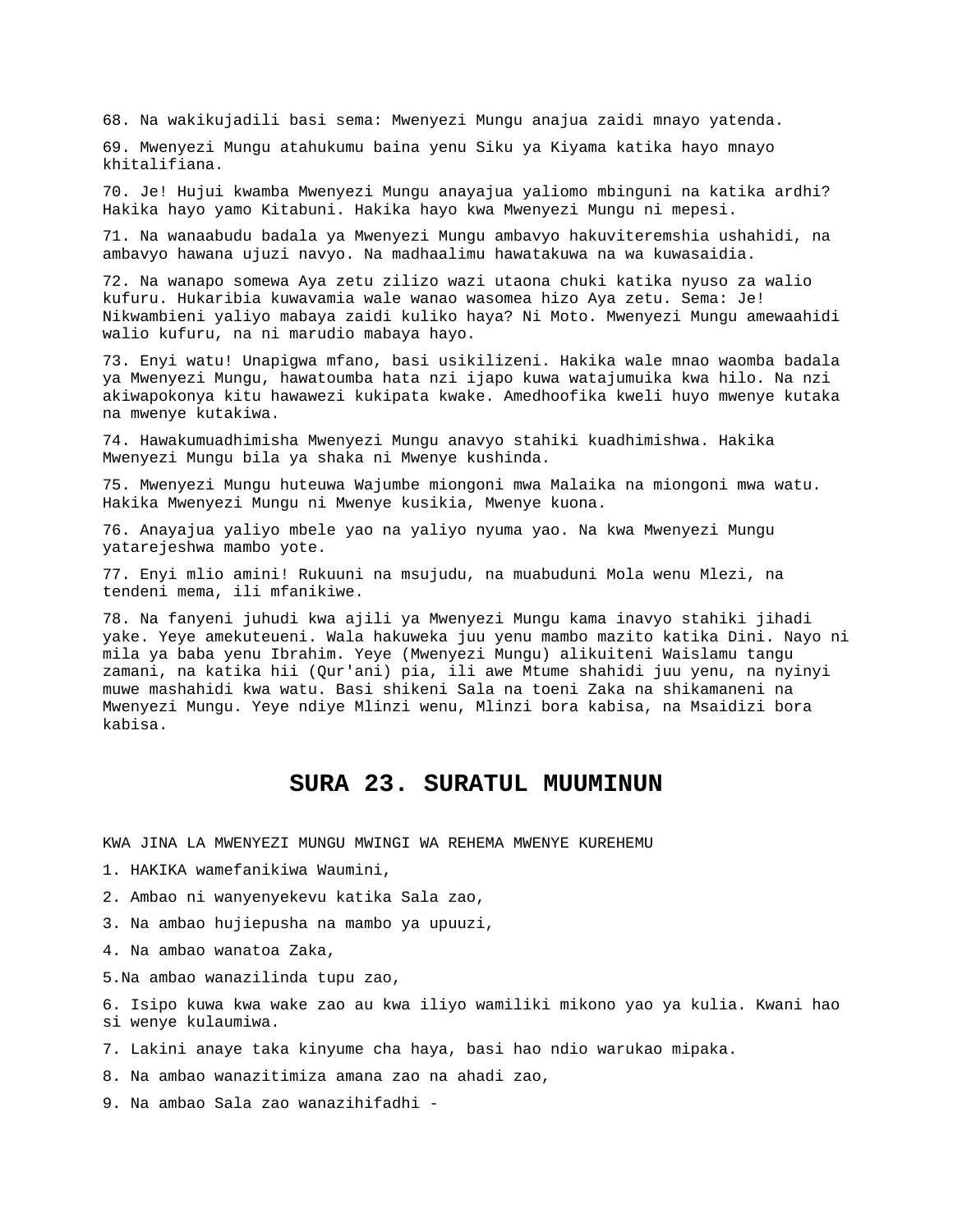68. Na wakikujadili basi sema: Mwenyezi Mungu anajua zaidi mnayo yatenda.

69. Mwenyezi Mungu atahukumu baina yenu Siku ya Kiyama katika hayo mnayo khitalifiana.

70. Je! Hujui kwamba Mwenyezi Mungu anayajua yaliomo mbinguni na katika ardhi? Hakika hayo yamo Kitabuni. Hakika hayo kwa Mwenyezi Mungu ni mepesi.

71. Na wanaabudu badala ya Mwenyezi Mungu ambavyo hakuviteremshia ushahidi, na ambavyo hawana ujuzi navyo. Na madhaalimu hawatakuwa na wa kuwasaidia.

72. Na wanapo somewa Aya zetu zilizo wazi utaona chuki katika nyuso za walio kufuru. Hukaribia kuwavamia wale wanao wasomea hizo Aya zetu. Sema: Je! Nikwambieni yaliyo mabaya zaidi kuliko haya? Ni Moto. Mwenyezi Mungu amewaahidi walio kufuru, na ni marudio mabaya hayo.

73. Enyi watu! Unapigwa mfano, basi usikilizeni. Hakika wale mnao waomba badala ya Mwenyezi Mungu, hawatoumba hata nzi ijapo kuwa watajumuika kwa hilo. Na nzi akiwapokonya kitu hawawezi kukipata kwake. Amedhoofika kweli huyo mwenye kutaka na mwenye kutakiwa.

74. Hawakumuadhimisha Mwenyezi Mungu anavyo stahiki kuadhimishwa. Hakika Mwenyezi Mungu bila ya shaka ni Mwenye kushinda.

75. Mwenyezi Mungu huteuwa Wajumbe miongoni mwa Malaika na miongoni mwa watu. Hakika Mwenyezi Mungu ni Mwenye kusikia, Mwenye kuona.

76. Anayajua yaliyo mbele yao na yaliyo nyuma yao. Na kwa Mwenyezi Mungu yatarejeshwa mambo yote.

77. Enyi mlio amini! Rukuuni na msujudu, na muabuduni Mola wenu Mlezi, na tendeni mema, ili mfanikiwe.

78. Na fanyeni juhudi kwa ajili ya Mwenyezi Mungu kama inavyo stahiki jihadi yake. Yeye amekuteueni. Wala hakuweka juu yenu mambo mazito katika Dini. Nayo ni mila ya baba yenu Ibrahim. Yeye (Mwenyezi Mungu) alikuiteni Waislamu tangu zamani, na katika hii (Qur'ani) pia, ili awe Mtume shahidi juu yenu, na nyinyi muwe mashahidi kwa watu. Basi shikeni Sala na toeni Zaka na shikamaneni na Mwenyezi Mungu. Yeye ndiye Mlinzi wenu, Mlinzi bora kabisa, na Msaidizi bora kabisa.

# SURA 23. SURATUL MUUMINUN

KWA JINA LA MWENYEZI MUNGU MWINGI WA REHEMA MWENYE KUREHEMU

1. HAKIKA wamefanikiwa Waumini,

2. Ambao ni wanyenyekevu katika Sala zao,

3. Na ambao hujiepusha na mambo ya upuuzi,

4. Na ambao wanatoa Zaka,

5.Na ambao wanazilinda tupu zao,

6. Isipo kuwa kwa wake zao au kwa iliyo wamiliki mikono yao ya kulia. Kwani hao si wenye kulaumiwa.

7. Lakini anaye taka kinyume cha haya, basi hao ndio warukao mipaka.

8. Na ambao wanazitimiza amana zao na ahadi zao,

9. Na ambao Sala zao wanazihifadhi -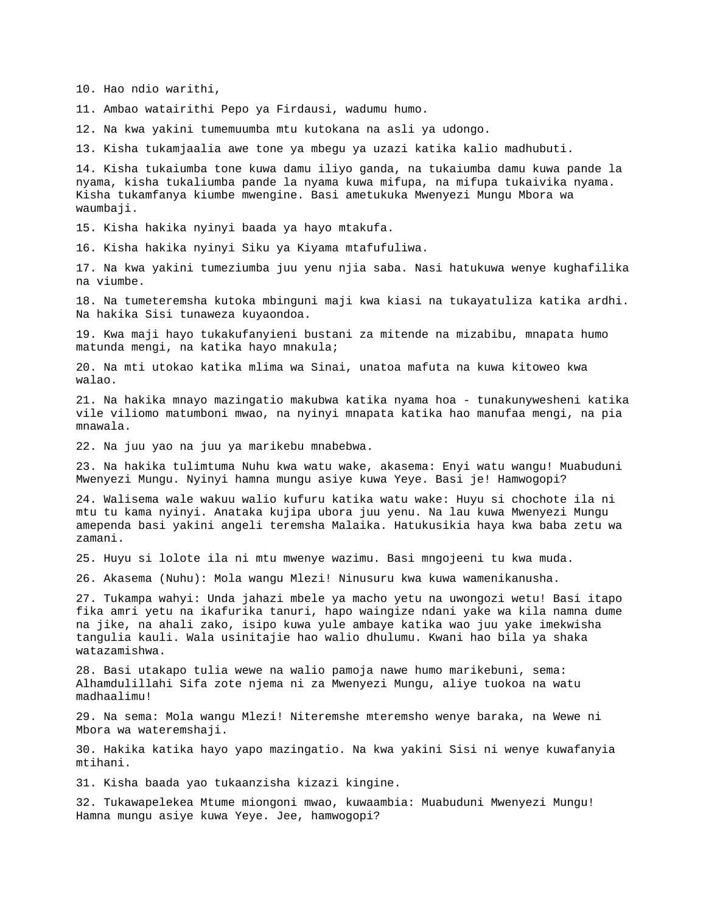10. Hao ndio warithi,

11. Ambao watairithi Pepo ya Firdausi, wadumu humo.

12. Na kwa yakini tumemuumba mtu kutokana na asli ya udongo.

13. Kisha tukamjaalia awe tone ya mbegu ya uzazi katika kalio madhubuti.

14. Kisha tukaiumba tone kuwa damu iliyo ganda, na tukaiumba damu kuwa pande la nyama, kisha tukaliumba pande la nyama kuwa mifupa, na mifupa tukaivika nyama. Kisha tukamfanya kiumbe mwengine. Basi ametukuka Mwenyezi Mungu Mbora wa waumbaji.

15. Kisha hakika nyinyi baada ya hayo mtakufa.

16. Kisha hakika nyinyi Siku ya Kiyama mtafufuliwa.

17. Na kwa yakini tumeziumba juu yenu njia saba. Nasi hatukuwa wenye kughafilika na viumbe.

18. Na tumeteremsha kutoka mbinguni maji kwa kiasi na tukayatuliza katika ardhi. Na hakika Sisi tunaweza kuyaondoa.

19. Kwa maji hayo tukakufanyieni bustani za mitende na mizabibu, mnapata humo matunda mengi, na katika hayo mnakula;

20. Na mti utokao katika mlima wa Sinai, unatoa mafuta na kuwa kitoweo kwa walao.

21. Na hakika mnayo mazingatio makubwa katika nyama hoa - tunakunywesheni katika vile viliomo matumboni mwao, na nyinyi mnapata katika hao manufaa mengi, na pia mnawala.

22. Na juu yao na juu ya marikebu mnabebwa.

23. Na hakika tulimtuma Nuhu kwa watu wake, akasema: Enyi watu wangu! Muabuduni Mwenyezi Mungu. Nyinyi hamna mungu asiye kuwa Yeye. Basi je! Hamwogopi?

24. Walisema wale wakuu walio kufuru katika watu wake: Huyu si chochote ila ni mtu tu kama nyinyi. Anataka kujipa ubora juu yenu. Na lau kuwa Mwenyezi Mungu amependa basi yakini angeli teremsha Malaika. Hatukusikia haya kwa baba zetu wa zamani.

25. Huyu si lolote ila ni mtu mwenye wazimu. Basi mngojeeni tu kwa muda.

26. Akasema (Nuhu): Mola wangu Mlezi! Ninusuru kwa kuwa wamenikanusha.

27. Tukampa wahyi: Unda jahazi mbele ya macho yetu na uwongozi wetu! Basi itapo fika amri yetu na ikafurika tanuri, hapo waingize ndani yake wa kila namna dume na jike, na ahali zako, isipo kuwa yule ambaye katika wao juu yake imekwisha tangulia kauli. Wala usinitajie hao walio dhulumu. Kwani hao bila ya shaka watazamishwa.

28. Basi utakapo tulia wewe na walio pamoja nawe humo marikebuni, sema: Alhamdulillahi Sifa zote njema ni za Mwenyezi Mungu, aliye tuokoa na watu madhaalimu!

29. Na sema: Mola wangu Mlezi! Niteremshe mteremsho wenye baraka, na Wewe ni Mbora wa wateremshaji.

30. Hakika katika hayo yapo mazingatio. Na kwa yakini Sisi ni wenye kuwafanyia mtihani.

31. Kisha baada yao tukaanzisha kizazi kingine.

32. Tukawapelekea Mtume miongoni mwao, kuwaambia: Muabuduni Mwenyezi Mungu! Hamna mungu asiye kuwa Yeye. Jee, hamwogopi?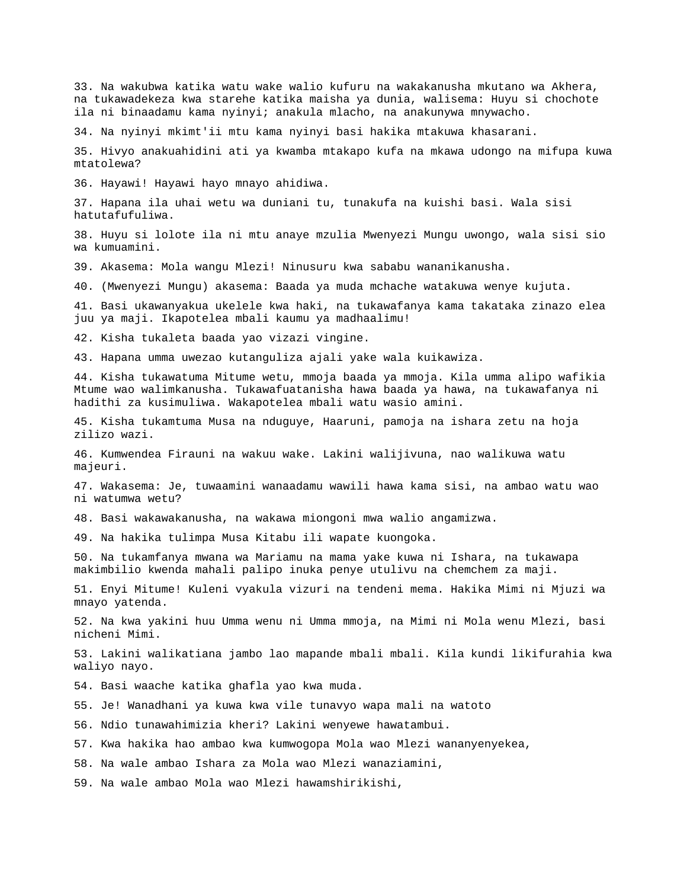33. Na wakubwa katika watu wake walio kufuru na wakakanusha mkutano wa Akhera, na tukawadekeza kwa starehe katika maisha ya dunia, walisema: Huyu si chochote ila ni binaadamu kama nyinyi; anakula mlacho, na anakunywa mnywacho.

34. Na nyinyi mkimt'ii mtu kama nyinyi basi hakika mtakuwa khasarani.

35. Hivyo anakuahidini ati ya kwamba mtakapo kufa na mkawa udongo na mifupa kuwa mtatolewa?

36. Hayawi! Hayawi hayo mnayo ahidiwa.

37. Hapana ila uhai wetu wa duniani tu, tunakufa na kuishi basi. Wala sisi hatutafufuliwa.

38. Huyu si lolote ila ni mtu anaye mzulia Mwenyezi Mungu uwongo, wala sisi sio wa kumuamini.

39. Akasema: Mola wangu Mlezi! Ninusuru kwa sababu wananikanusha.

40. (Mwenyezi Mungu) akasema: Baada ya muda mchache watakuwa wenye kujuta.

41. Basi ukawanyakua ukelele kwa haki, na tukawafanya kama takataka zinazo elea juu ya maji. Ikapotelea mbali kaumu ya madhaalimu!

42. Kisha tukaleta baada yao vizazi vingine.

43. Hapana umma uwezao kutanguliza ajali yake wala kuikawiza.

44. Kisha tukawatuma Mitume wetu, mmoja baada ya mmoja. Kila umma alipo wafikia Mtume wao walimkanusha. Tukawafuatanisha hawa baada ya hawa, na tukawafanya ni hadithi za kusimuliwa. Wakapotelea mbali watu wasio amini.

45. Kisha tukamtuma Musa na nduguye, Haaruni, pamoja na ishara zetu na hoja zilizo wazi.

46. Kumwendea Firauni na wakuu wake. Lakini walijivuna, nao walikuwa watu majeuri.

47. Wakasema: Je, tuwaamini wanaadamu wawili hawa kama sisi, na ambao watu wao ni watumwa wetu?

48. Basi wakawakanusha, na wakawa miongoni mwa walio angamizwa.

49. Na hakika tulimpa Musa Kitabu ili wapate kuongoka.

50. Na tukamfanya mwana wa Mariamu na mama yake kuwa ni Ishara, na tukawapa makimbilio kwenda mahali palipo inuka penye utulivu na chemchem za maji.

51. Enyi Mitume! Kuleni vyakula vizuri na tendeni mema. Hakika Mimi ni Mjuzi wa mnayo yatenda.

52. Na kwa yakini huu Umma wenu ni Umma mmoja, na Mimi ni Mola wenu Mlezi, basi nicheni Mimi.

53. Lakini walikatiana jambo lao mapande mbali mbali. Kila kundi likifurahia kwa waliyo nayo.

54. Basi waache katika ghafla yao kwa muda.

55. Je! Wanadhani ya kuwa kwa vile tunavyo wapa mali na watoto

56. Ndio tunawahimizia kheri? Lakini wenyewe hawatambui.

57. Kwa hakika hao ambao kwa kumwogopa Mola wao Mlezi wananyenyekea,

58. Na wale ambao Ishara za Mola wao Mlezi wanaziamini,

59. Na wale ambao Mola wao Mlezi hawamshirikishi,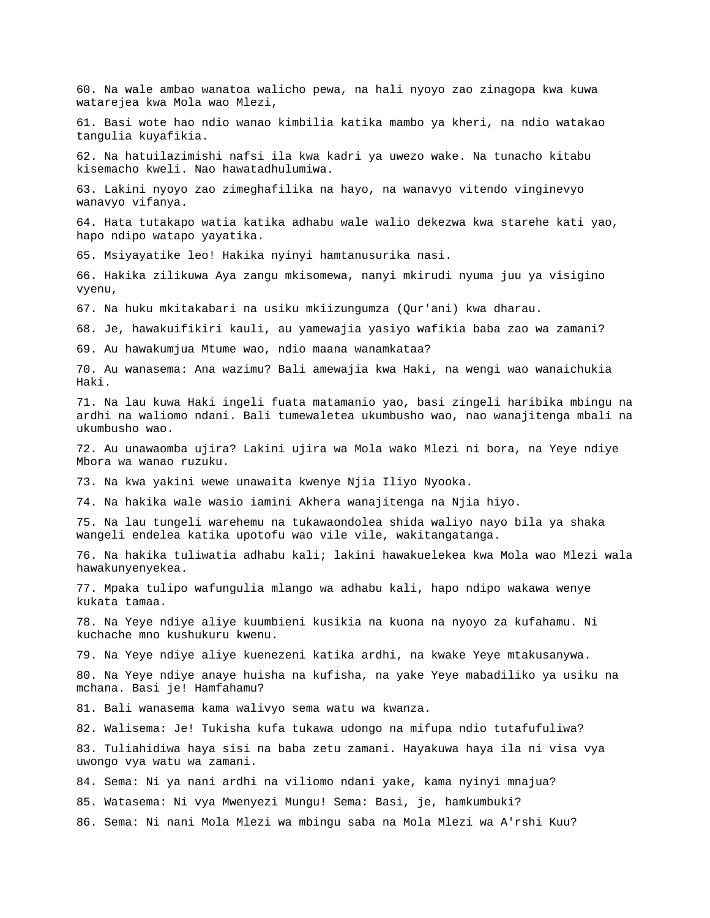60. Na wale ambao wanatoa walicho pewa, na hali nyoyo zao zinagopa kwa kuwa watarejea kwa Mola wao Mlezi,

61. Basi wote hao ndio wanao kimbilia katika mambo ya kheri, na ndio watakao tangulia kuyafikia.

62. Na hatuilazimishi nafsi ila kwa kadri ya uwezo wake. Na tunacho kitabu kisemacho kweli. Nao hawatadhulumiwa.

63. Lakini nyoyo zao zimeghafilika na hayo, na wanavyo vitendo vinginevyo wanavyo vifanya.

64. Hata tutakapo watia katika adhabu wale walio dekezwa kwa starehe kati yao, hapo ndipo watapo yayatika.

65. Msiyayatike leo! Hakika nyinyi hamtanusurika nasi.

66. Hakika zilikuwa Aya zangu mkisomewa, nanyi mkirudi nyuma juu ya visigino vyenu,

67. Na huku mkitakabari na usiku mkiizungumza (Qur'ani) kwa dharau.

68. Je, hawakuifikiri kauli, au yamewajia yasiyo wafikia baba zao wa zamani?

69. Au hawakumjua Mtume wao, ndio maana wanamkataa?

70. Au wanasema: Ana wazimu? Bali amewajia kwa Haki, na wengi wao wanaichukia Haki.

71. Na lau kuwa Haki ingeli fuata matamanio yao, basi zingeli haribika mbingu na ardhi na waliomo ndani. Bali tumewaletea ukumbusho wao, nao wanajitenga mbali na ukumbusho wao.

72. Au unawaomba ujira? Lakini ujira wa Mola wako Mlezi ni bora, na Yeye ndiye Mbora wa wanao ruzuku.

73. Na kwa yakini wewe unawaita kwenye Njia Iliyo Nyooka.

74. Na hakika wale wasio iamini Akhera wanajitenga na Njia hiyo.

75. Na lau tungeli warehemu na tukawaondolea shida waliyo nayo bila ya shaka wangeli endelea katika upotofu wao vile vile, wakitangatanga.

76. Na hakika tuliwatia adhabu kali; lakini hawakuelekea kwa Mola wao Mlezi wala hawakunyenyekea.

77. Mpaka tulipo wafungulia mlango wa adhabu kali, hapo ndipo wakawa wenye kukata tamaa.

78. Na Yeye ndiye aliye kuumbieni kusikia na kuona na nyoyo za kufahamu. Ni kuchache mno kushukuru kwenu.

79. Na Yeye ndiye aliye kuenezeni katika ardhi, na kwake Yeye mtakusanywa.

80. Na Yeye ndiye anaye huisha na kufisha, na yake Yeye mabadiliko ya usiku na mchana. Basi je! Hamfahamu?

81. Bali wanasema kama walivyo sema watu wa kwanza.

82. Walisema: Je! Tukisha kufa tukawa udongo na mifupa ndio tutafufuliwa?

83. Tuliahidiwa haya sisi na baba zetu zamani. Hayakuwa haya ila ni visa vya uwongo vya watu wa zamani.

84. Sema: Ni ya nani ardhi na viliomo ndani yake, kama nyinyi mnajua?

85. Watasema: Ni vya Mwenyezi Mungu! Sema: Basi, je, hamkumbuki?

86. Sema: Ni nani Mola Mlezi wa mbingu saba na Mola Mlezi wa A'rshi Kuu?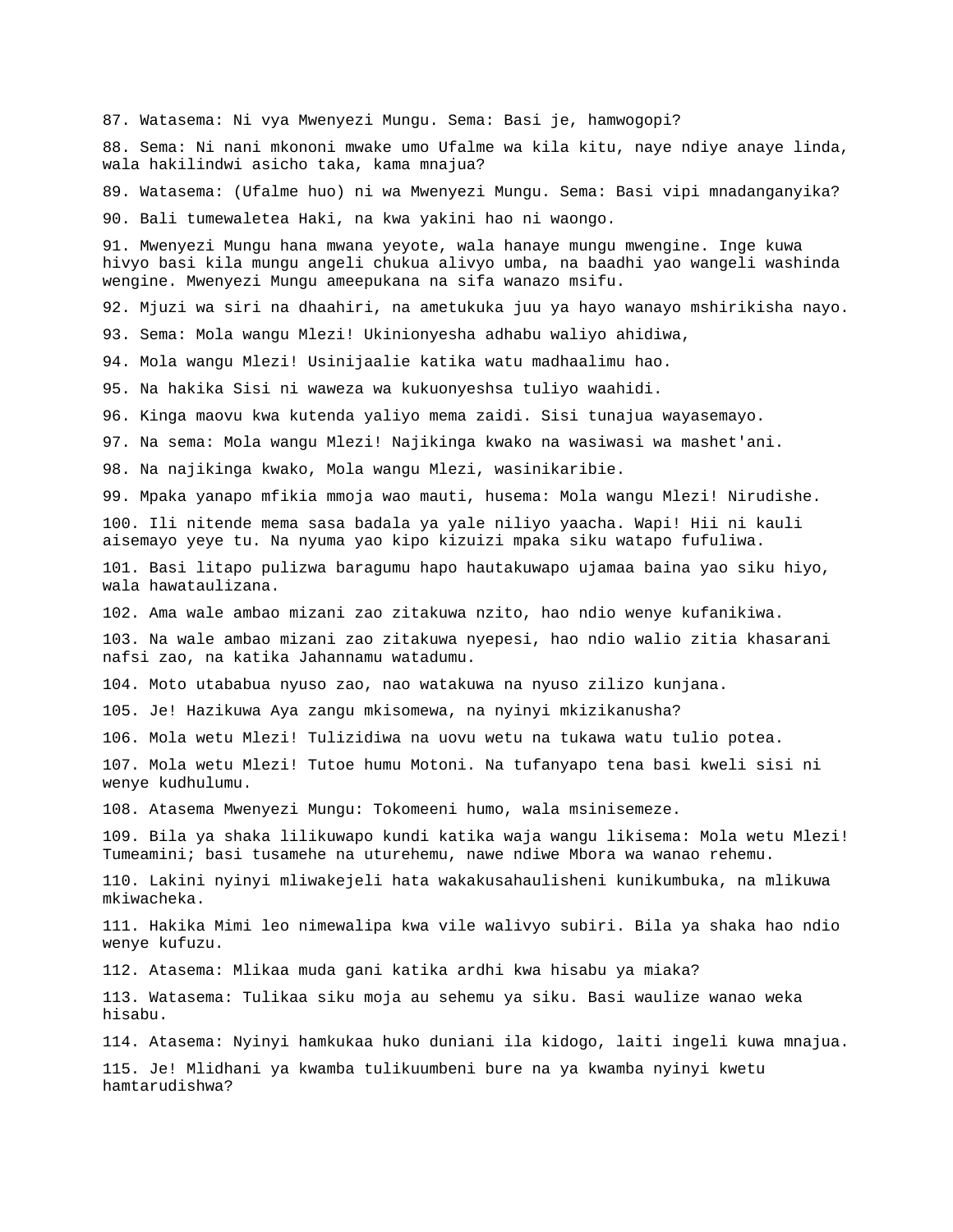87. Watasema: Ni vya Mwenyezi Mungu. Sema: Basi je, hamwogopi?

88. Sema: Ni nani mkononi mwake umo Ufalme wa kila kitu, naye ndiye anaye linda, wala hakilindwi asicho taka, kama mnajua?

89. Watasema: (Ufalme huo) ni wa Mwenyezi Mungu. Sema: Basi vipi mnadanganyika?

90. Bali tumewaletea Haki, na kwa yakini hao ni waongo.

91. Mwenyezi Mungu hana mwana yeyote, wala hanaye mungu mwengine. Inge kuwa hivyo basi kila mungu angeli chukua alivyo umba, na baadhi yao wangeli washinda wengine. Mwenyezi Mungu ameepukana na sifa wanazo msifu.

92. Mjuzi wa siri na dhaahiri, na ametukuka juu ya hayo wanayo mshirikisha nayo.

93. Sema: Mola wangu Mlezi! Ukinionyesha adhabu waliyo ahidiwa,

94. Mola wangu Mlezi! Usinijaalie katika watu madhaalimu hao.

95. Na hakika Sisi ni waweza wa kukuonyeshsa tuliyo waahidi.

96. Kinga maovu kwa kutenda yaliyo mema zaidi. Sisi tunajua wayasemayo.

97. Na sema: Mola wangu Mlezi! Najikinga kwako na wasiwasi wa mashet'ani.

98. Na najikinga kwako, Mola wangu Mlezi, wasinikaribie.

99. Mpaka yanapo mfikia mmoja wao mauti, husema: Mola wangu Mlezi! Nirudishe.

100. Ili nitende mema sasa badala ya yale niliyo yaacha. Wapi! Hii ni kauli aisemayo yeye tu. Na nyuma yao kipo kizuizi mpaka siku watapo fufuliwa.

101. Basi litapo pulizwa baragumu hapo hautakuwapo ujamaa baina yao siku hiyo, wala hawataulizana.

102. Ama wale ambao mizani zao zitakuwa nzito, hao ndio wenye kufanikiwa.

103. Na wale ambao mizani zao zitakuwa nyepesi, hao ndio walio zitia khasarani nafsi zao, na katika Jahannamu watadumu.

104. Moto utababua nyuso zao, nao watakuwa na nyuso zilizo kunjana.

105. Je! Hazikuwa Aya zangu mkisomewa, na nyinyi mkizikanusha?

106. Mola wetu Mlezi! Tulizidiwa na uovu wetu na tukawa watu tulio potea.

107. Mola wetu Mlezi! Tutoe humu Motoni. Na tufanyapo tena basi kweli sisi ni wenye kudhulumu.

108. Atasema Mwenyezi Mungu: Tokomeeni humo, wala msinisemeze.

109. Bila ya shaka lilikuwapo kundi katika waja wangu likisema: Mola wetu Mlezi! Tumeamini; basi tusamehe na uturehemu, nawe ndiwe Mbora wa wanao rehemu.

110. Lakini nyinyi mliwakejeli hata wakakusahaulisheni kunikumbuka, na mlikuwa mkiwacheka.

111. Hakika Mimi leo nimewalipa kwa vile walivyo subiri. Bila ya shaka hao ndio wenye kufuzu.

112. Atasema: Mlikaa muda gani katika ardhi kwa hisabu ya miaka?

113. Watasema: Tulikaa siku moja au sehemu ya siku. Basi waulize wanao weka hisabu.

114. Atasema: Nyinyi hamkukaa huko duniani ila kidogo, laiti ingeli kuwa mnajua.

115. Je! Mlidhani ya kwamba tulikuumbeni bure na ya kwamba nyinyi kwetu hamtarudishwa?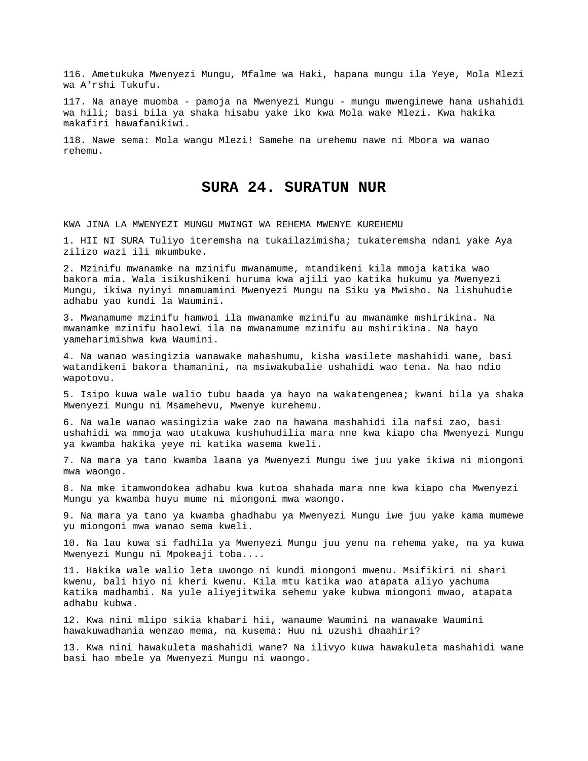116. Ametukuka Mwenyezi Mungu, Mfalme wa Haki, hapana mungu ila Yeye, Mola Mlezi wa A'rshi Tukufu.

117. Na anaye muomba - pamoja na Mwenyezi Mungu - mungu mwenginewe hana ushahidi wa hili; basi bila ya shaka hisabu yake iko kwa Mola wake Mlezi. Kwa hakika makafiri hawafanikiwi.

118. Nawe sema: Mola wangu Mlezi! Samehe na urehemu nawe ni Mbora wa wanao rehemu.

# SURA 24. SURATUN NUR

KWA JINA LA MWENYEZI MUNGU MWINGI WA REHEMA MWENYE KUREHEMU

1. HII NI SURA Tuliyo iteremsha na tukailazimisha; tukateremsha ndani yake Aya zilizo wazi ili mkumbuke.

2. Mzinifu mwanamke na mzinifu mwanamume, mtandikeni kila mmoja katika wao bakora mia. Wala isikushikeni huruma kwa ajili yao katika hukumu ya Mwenyezi Mungu, ikiwa nyinyi mnamuamini Mwenyezi Mungu na Siku ya Mwisho. Na lishuhudie adhabu yao kundi la Waumini.

3. Mwanamume mzinifu hamwoi ila mwanamke mzinifu au mwanamke mshirikina. Na mwanamke mzinifu haolewi ila na mwanamume mzinifu au mshirikina. Na hayo yameharimishwa kwa Waumini.

4. Na wanao wasingizia wanawake mahashumu, kisha wasilete mashahidi wane, basi watandikeni bakora thamanini, na msiwakubalie ushahidi wao tena. Na hao ndio wapotovu.

5. Isipo kuwa wale walio tubu baada ya hayo na wakatengenea; kwani bila ya shaka Mwenyezi Mungu ni Msamehevu, Mwenye kurehemu.

6. Na wale wanao wasingizia wake zao na hawana mashahidi ila nafsi zao, basi ushahidi wa mmoja wao utakuwa kushuhudilia mara nne kwa kiapo cha Mwenyezi Mungu ya kwamba hakika yeye ni katika wasema kweli.

7. Na mara ya tano kwamba laana ya Mwenyezi Mungu iwe juu yake ikiwa ni miongoni mwa waongo.

8. Na mke itamwondokea adhabu kwa kutoa shahada mara nne kwa kiapo cha Mwenyezi Mungu ya kwamba huyu mume ni miongoni mwa waongo.

9. Na mara ya tano ya kwamba ghadhabu ya Mwenyezi Mungu iwe juu yake kama mumewe yu miongoni mwa wanao sema kweli.

10. Na lau kuwa si fadhila ya Mwenyezi Mungu juu yenu na rehema yake, na ya kuwa Mwenyezi Mungu ni Mpokeaji toba....

11. Hakika wale walio leta uwongo ni kundi miongoni mwenu. Msifikiri ni shari kwenu, bali hiyo ni kheri kwenu. Kila mtu katika wao atapata aliyo yachuma katika madhambi. Na yule aliyejitwika sehemu yake kubwa miongoni mwao, atapata adhabu kubwa.

12. Kwa nini mlipo sikia khabari hii, wanaume Waumini na wanawake Waumini hawakuwadhania wenzao mema, na kusema: Huu ni uzushi dhaahiri?

13. Kwa nini hawakuleta mashahidi wane? Na ilivyo kuwa hawakuleta mashahidi wane basi hao mbele ya Mwenyezi Mungu ni waongo.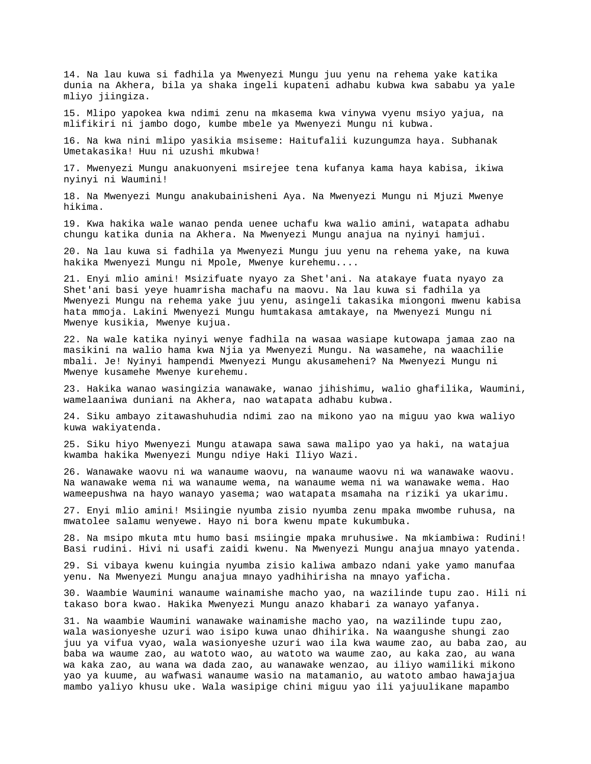14. Na lau kuwa si fadhila ya Mwenyezi Mungu juu yenu na rehema yake katika dunia na Akhera, bila ya shaka ingeli kupateni adhabu kubwa kwa sababu ya yale mliyo jiingiza.

15. Mlipo yapokea kwa ndimi zenu na mkasema kwa vinywa vyenu msiyo yajua, na mlifikiri ni jambo dogo, kumbe mbele ya Mwenyezi Mungu ni kubwa.

16. Na kwa nini mlipo yasikia msiseme: Haitufalii kuzungumza haya. Subhanak Umetakasika! Huu ni uzushi mkubwa!

17. Mwenyezi Mungu anakuonyeni msirejee tena kufanya kama haya kabisa, ikiwa nyinyi ni Waumini!

18. Na Mwenyezi Mungu anakubainisheni Aya. Na Mwenyezi Mungu ni Mjuzi Mwenye hikima.

19. Kwa hakika wale wanao penda uenee uchafu kwa walio amini, watapata adhabu chungu katika dunia na Akhera. Na Mwenyezi Mungu anajua na nyinyi hamjui.

20. Na lau kuwa si fadhila ya Mwenyezi Mungu juu yenu na rehema yake, na kuwa hakika Mwenyezi Mungu ni Mpole, Mwenye kurehemu....

21. Enyi mlio amini! Msizifuate nyayo za Shet'ani. Na atakaye fuata nyayo za Shet'ani basi yeye huamrisha machafu na maovu. Na lau kuwa si fadhila ya Mwenyezi Mungu na rehema yake juu yenu, asingeli takasika miongoni mwenu kabisa hata mmoja. Lakini Mwenyezi Mungu humtakasa amtakaye, na Mwenyezi Mungu ni Mwenye kusikia, Mwenye kujua.

22. Na wale katika nyinyi wenye fadhila na wasaa wasiape kutowapa jamaa zao na masikini na walio hama kwa Njia ya Mwenyezi Mungu. Na wasamehe, na waachilie mbali. Je! Nyinyi hampendi Mwenyezi Mungu akusameheni? Na Mwenyezi Mungu ni Mwenye kusamehe Mwenye kurehemu.

23. Hakika wanao wasingizia wanawake, wanao jihishimu, walio ghafilika, Waumini, wamelaaniwa duniani na Akhera, nao watapata adhabu kubwa.

24. Siku ambayo zitawashuhudia ndimi zao na mikono yao na miguu yao kwa waliyo kuwa wakiyatenda.

25. Siku hiyo Mwenyezi Mungu atawapa sawa sawa malipo yao ya haki, na watajua kwamba hakika Mwenyezi Mungu ndiye Haki Iliyo Wazi.

26. Wanawake waovu ni wa wanaume waovu, na wanaume waovu ni wa wanawake waovu. Na wanawake wema ni wa wanaume wema, na wanaume wema ni wa wanawake wema. Hao wameepushwa na hayo wanayo yasema; wao watapata msamaha na riziki ya ukarimu.

27. Enyi mlio amini! Msiingie nyumba zisio nyumba zenu mpaka mwombe ruhusa, na mwatolee salamu wenyewe. Hayo ni bora kwenu mpate kukumbuka.

28. Na msipo mkuta mtu humo basi msiingie mpaka mruhusiwe. Na mkiambiwa: Rudini! Basi rudini. Hivi ni usafi zaidi kwenu. Na Mwenyezi Mungu anajua mnayo yatenda.

29. Si vibaya kwenu kuingia nyumba zisio kaliwa ambazo ndani yake yamo manufaa yenu. Na Mwenyezi Mungu anajua mnayo yadhihirisha na mnayo yaficha.

30. Waambie Waumini wanaume wainamishe macho yao, na wazilinde tupu zao. Hili ni takaso bora kwao. Hakika Mwenyezi Mungu anazo khabari za wanayo yafanya.

31. Na waambie Waumini wanawake wainamishe macho yao, na wazilinde tupu zao, wala wasionyeshe uzuri wao isipo kuwa unao dhihirika. Na waangushe shungi zao juu ya vifua vyao, wala wasionyeshe uzuri wao ila kwa waume zao, au baba zao, au baba wa waume zao, au watoto wao, au watoto wa waume zao, au kaka zao, au wana wa kaka zao, au wana wa dada zao, au wanawake wenzao, au iliyo wamiliki mikono yao ya kuume, au wafwasi wanaume wasio na matamanio, au watoto ambao hawajajua mambo yaliyo khusu uke. Wala wasipige chini miguu yao ili yajuulikane mapambo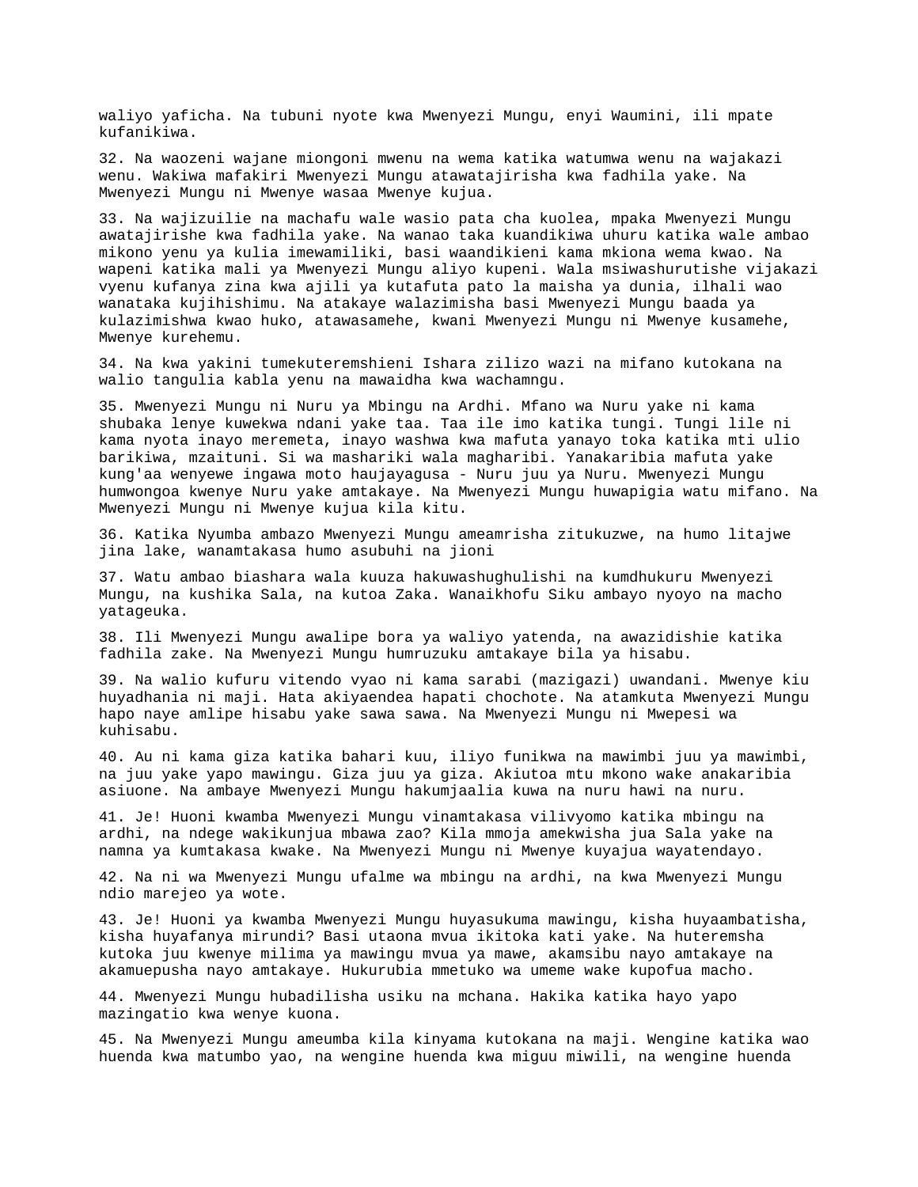waliyo yaficha. Na tubuni nyote kwa Mwenyezi Mungu, enyi Waumini, ili mpate kufanikiwa.

32. Na waozeni wajane miongoni mwenu na wema katika watumwa wenu na wajakazi wenu. Wakiwa mafakiri Mwenyezi Mungu atawatajirisha kwa fadhila yake. Na Mwenyezi Mungu ni Mwenye wasaa Mwenye kujua.

33. Na wajizuilie na machafu wale wasio pata cha kuolea, mpaka Mwenyezi Mungu awatajirishe kwa fadhila yake. Na wanao taka kuandikiwa uhuru katika wale ambao mikono yenu ya kulia imewamiliki, basi waandikieni kama mkiona wema kwao. Na wapeni katika mali ya Mwenyezi Mungu aliyo kupeni. Wala msiwashurutishe vijakazi vyenu kufanya zina kwa ajili ya kutafuta pato la maisha ya dunia, ilhali wao wanataka kujihishimu. Na atakaye walazimisha basi Mwenyezi Mungu baada ya kulazimishwa kwao huko, atawasamehe, kwani Mwenyezi Mungu ni Mwenye kusamehe, Mwenye kurehemu.

34. Na kwa yakini tumekuteremshieni Ishara zilizo wazi na mifano kutokana na walio tangulia kabla yenu na mawaidha kwa wachamngu.

35. Mwenyezi Mungu ni Nuru ya Mbingu na Ardhi. Mfano wa Nuru yake ni kama shubaka lenye kuwekwa ndani yake taa. Taa ile imo katika tungi. Tungi lile ni kama nyota inayo meremeta, inayo washwa kwa mafuta yanayo toka katika mti ulio barikiwa, mzaituni. Si wa mashariki wala magharibi. Yanakaribia mafuta yake kung'aa wenyewe ingawa moto haujayagusa - Nuru juu ya Nuru. Mwenyezi Mungu humwongoa kwenye Nuru yake amtakaye. Na Mwenyezi Mungu huwapigia watu mifano. Na Mwenyezi Mungu ni Mwenye kujua kila kitu.

36. Katika Nyumba ambazo Mwenyezi Mungu ameamrisha zitukuzwe, na humo litajwe jina lake, wanamtakasa humo asubuhi na jioni

37. Watu ambao biashara wala kuuza hakuwashughulishi na kumdhukuru Mwenyezi Mungu, na kushika Sala, na kutoa Zaka. Wanaikhofu Siku ambayo nyoyo na macho yatageuka.

38. Ili Mwenyezi Mungu awalipe bora ya waliyo yatenda, na awazidishie katika fadhila zake. Na Mwenyezi Mungu humruzuku amtakaye bila ya hisabu.

39. Na walio kufuru vitendo vyao ni kama sarabi (mazigazi) uwandani. Mwenye kiu huyadhania ni maji. Hata akiyaendea hapati chochote. Na atamkuta Mwenyezi Mungu hapo naye amlipe hisabu yake sawa sawa. Na Mwenyezi Mungu ni Mwepesi wa kuhisabu.

40. Au ni kama giza katika bahari kuu, iliyo funikwa na mawimbi juu ya mawimbi, na juu yake yapo mawingu. Giza juu ya giza. Akiutoa mtu mkono wake anakaribia asiuone. Na ambaye Mwenyezi Mungu hakumjaalia kuwa na nuru hawi na nuru.

41. Je! Huoni kwamba Mwenyezi Mungu vinamtakasa vilivyomo katika mbingu na ardhi, na ndege wakikunjua mbawa zao? Kila mmoja amekwisha jua Sala yake na namna ya kumtakasa kwake. Na Mwenyezi Mungu ni Mwenye kuyajua wayatendayo.

42. Na ni wa Mwenyezi Mungu ufalme wa mbingu na ardhi, na kwa Mwenyezi Mungu ndio marejeo ya wote.

43. Je! Huoni ya kwamba Mwenyezi Mungu huyasukuma mawingu, kisha huyaambatisha, kisha huyafanya mirundi? Basi utaona mvua ikitoka kati yake. Na huteremsha kutoka juu kwenye milima ya mawingu mvua ya mawe, akamsibu nayo amtakaye na akamuepusha nayo amtakaye. Hukurubia mmetuko wa umeme wake kupofua macho.

44. Mwenyezi Mungu hubadilisha usiku na mchana. Hakika katika hayo yapo mazingatio kwa wenye kuona.

45. Na Mwenyezi Mungu ameumba kila kinyama kutokana na maji. Wengine katika wao huenda kwa matumbo yao, na wengine huenda kwa miguu miwili, na wengine huenda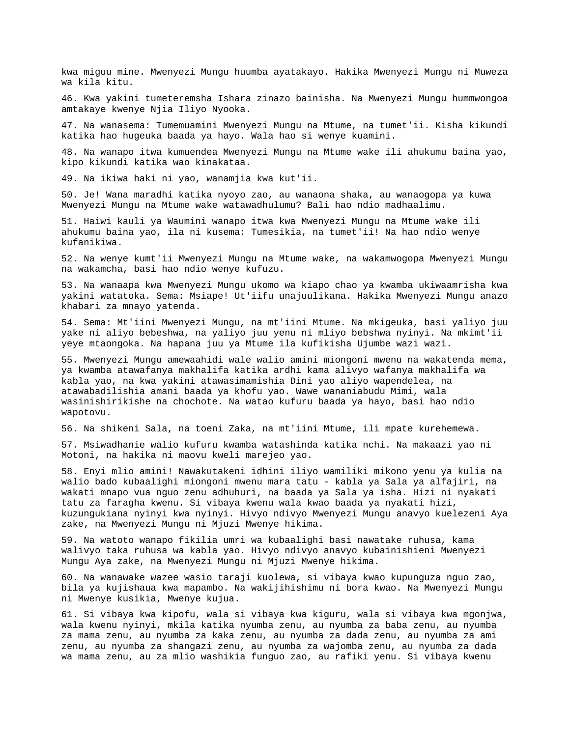kwa miguu mine. Mwenyezi Mungu huumba ayatakayo. Hakika Mwenyezi Mungu ni Muweza wa kila kitu.

46. Kwa yakini tumeteremsha Ishara zinazo bainisha. Na Mwenyezi Mungu hummwongoa amtakaye kwenye Njia Iliyo Nyooka.

47. Na wanasema: Tumemuamini Mwenyezi Mungu na Mtume, na tumet'ii. Kisha kikundi katika hao hugeuka baada ya hayo. Wala hao si wenye kuamini.

48. Na wanapo itwa kumuendea Mwenyezi Mungu na Mtume wake ili ahukumu baina yao, kipo kikundi katika wao kinakataa.

49. Na ikiwa haki ni yao, wanamjia kwa kut'ii.

50. Je! Wana maradhi katika nyoyo zao, au wanaona shaka, au wanaogopa ya kuwa Mwenyezi Mungu na Mtume wake watawadhulumu? Bali hao ndio madhaalimu.

51. Haiwi kauli ya Waumini wanapo itwa kwa Mwenyezi Mungu na Mtume wake ili ahukumu baina yao, ila ni kusema: Tumesikia, na tumet'ii! Na hao ndio wenye kufanikiwa.

52. Na wenye kumt'ii Mwenyezi Mungu na Mtume wake, na wakamwogopa Mwenyezi Mungu na wakamcha, basi hao ndio wenye kufuzu.

53. Na wanaapa kwa Mwenyezi Mungu ukomo wa kiapo chao ya kwamba ukiwaamrisha kwa yakini watatoka. Sema: Msiape! Ut'iifu unajuulikana. Hakika Mwenyezi Mungu anazo khabari za mnayo yatenda.

54. Sema: Mt'iini Mwenyezi Mungu, na mt'iini Mtume. Na mkigeuka, basi yaliyo juu yake ni aliyo bebeshwa, na yaliyo juu yenu ni mliyo bebshwa nyinyi. Na mkimt'ii yeye mtaongoka. Na hapana juu ya Mtume ila kufikisha Ujumbe wazi wazi.

55. Mwenyezi Mungu amewaahidi wale walio amini miongoni mwenu na wakatenda mema, ya kwamba atawafanya makhalifa katika ardhi kama alivyo wafanya makhalifa wa kabla yao, na kwa yakini atawasimamishia Dini yao aliyo wapendelea, na atawabadilishia amani baada ya khofu yao. Wawe wananiabudu Mimi, wala wasinishirikishe na chochote. Na watao kufuru baada ya hayo, basi hao ndio wapotovu.

56. Na shikeni Sala, na toeni Zaka, na mt'iini Mtume, ili mpate kurehemewa.

57. Msiwadhanie walio kufuru kwamba watashinda katika nchi. Na makaazi yao ni Motoni, na hakika ni maovu kweli marejeo yao.

58. Enyi mlio amini! Nawakutakeni idhini iliyo wamiliki mikono yenu ya kulia na walio bado kubaalighi miongoni mwenu mara tatu - kabla ya Sala ya alfajiri, na wakati mnapo vua nguo zenu adhuhuri, na baada ya Sala ya isha. Hizi ni nyakati tatu za faragha kwenu. Si vibaya kwenu wala kwao baada ya nyakati hizi, kuzungukiana nyinyi kwa nyinyi. Hivyo ndivyo Mwenyezi Mungu anavyo kuelezeni Aya zake, na Mwenyezi Mungu ni Mjuzi Mwenye hikima.

59. Na watoto wanapo fikilia umri wa kubaalighi basi nawatake ruhusa, kama walivyo taka ruhusa wa kabla yao. Hivyo ndivyo anavyo kubainishieni Mwenyezi Mungu Aya zake, na Mwenyezi Mungu ni Mjuzi Mwenye hikima.

60. Na wanawake wazee wasio taraji kuolewa, si vibaya kwao kupunguza nguo zao, bila ya kujishaua kwa mapambo. Na wakijihishimu ni bora kwao. Na Mwenyezi Mungu ni Mwenye kusikia, Mwenye kujua.

61. Si vibaya kwa kipofu, wala si vibaya kwa kiguru, wala si vibaya kwa mgonjwa, wala kwenu nyinyi, mkila katika nyumba zenu, au nyumba za baba zenu, au nyumba za mama zenu, au nyumba za kaka zenu, au nyumba za dada zenu, au nyumba za ami zenu, au nyumba za shangazi zenu, au nyumba za wajomba zenu, au nyumba za dada wa mama zenu, au za mlio washikia funguo zao, au rafiki yenu. Si vibaya kwenu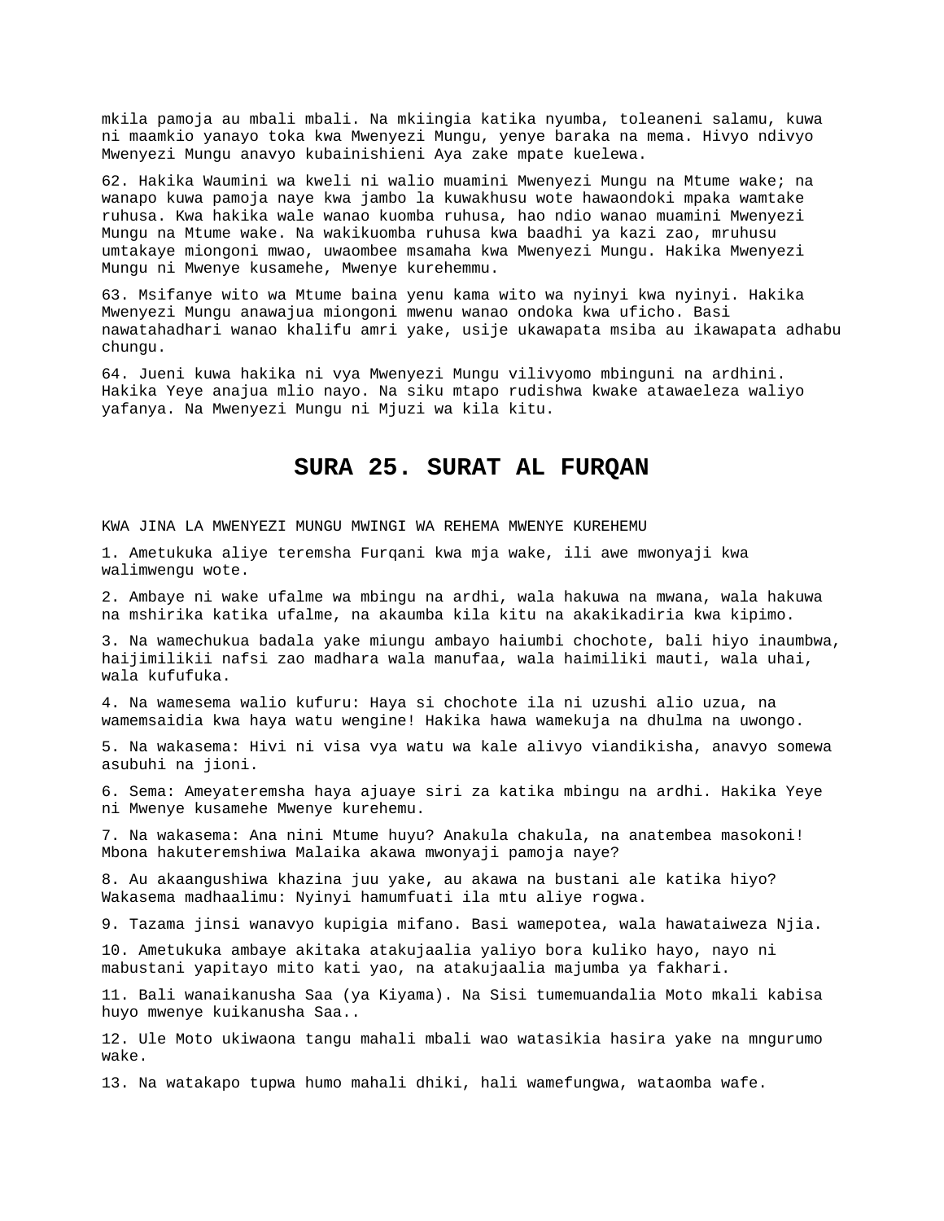mkila pamoja au mbali mbali. Na mkiingia katika nyumba, toleaneni salamu, kuwa ni maamkio yanayo toka kwa Mwenyezi Mungu, yenye baraka na mema. Hivyo ndivyo Mwenyezi Mungu anavyo kubainishieni Aya zake mpate kuelewa.

62. Hakika Waumini wa kweli ni walio muamini Mwenyezi Mungu na Mtume wake; na wanapo kuwa pamoja naye kwa jambo la kuwakhusu wote hawaondoki mpaka wamtake ruhusa. Kwa hakika wale wanao kuomba ruhusa, hao ndio wanao muamini Mwenyezi Mungu na Mtume wake. Na wakikuomba ruhusa kwa baadhi ya kazi zao, mruhusu umtakaye miongoni mwao, uwaombee msamaha kwa Mwenyezi Mungu. Hakika Mwenyezi Mungu ni Mwenye kusamehe, Mwenye kurehemmu.

63. Msifanye wito wa Mtume baina yenu kama wito wa nyinyi kwa nyinyi. Hakika Mwenyezi Mungu anawajua miongoni mwenu wanao ondoka kwa uficho. Basi nawatahadhari wanao khalifu amri yake, usije ukawapata msiba au ikawapata adhabu chungu.

64. Jueni kuwa hakika ni vya Mwenyezi Mungu vilivyomo mbinguni na ardhini. Hakika Yeye anajua mlio nayo. Na siku mtapo rudishwa kwake atawaeleza waliyo yafanya. Na Mwenyezi Mungu ni Mjuzi wa kila kitu.

# SURA 25. SURAT AL FURQAN

KWA JINA LA MWENYEZI MUNGU MWINGI WA REHEMA MWENYE KUREHEMU

1. Ametukuka aliye teremsha Furqani kwa mja wake, ili awe mwonyaji kwa walimwengu wote.

2. Ambaye ni wake ufalme wa mbingu na ardhi, wala hakuwa na mwana, wala hakuwa na mshirika katika ufalme, na akaumba kila kitu na akakikadiria kwa kipimo.

3. Na wamechukua badala yake miungu ambayo haiumbi chochote, bali hiyo inaumbwa, haijimilikii nafsi zao madhara wala manufaa, wala haimiliki mauti, wala uhai, wala kufufuka.

4. Na wamesema walio kufuru: Haya si chochote ila ni uzushi alio uzua, na wamemsaidia kwa haya watu wengine! Hakika hawa wamekuja na dhulma na uwongo.

5. Na wakasema: Hivi ni visa vya watu wa kale alivyo viandikisha, anavyo somewa asubuhi na jioni.

6. Sema: Ameyateremsha haya ajuaye siri za katika mbingu na ardhi. Hakika Yeye ni Mwenye kusamehe Mwenye kurehemu.

7. Na wakasema: Ana nini Mtume huyu? Anakula chakula, na anatembea masokoni! Mbona hakuteremshiwa Malaika akawa mwonyaji pamoja naye?

8. Au akaangushiwa khazina juu yake, au akawa na bustani ale katika hiyo? Wakasema madhaalimu: Nyinyi hamumfuati ila mtu aliye rogwa.

9. Tazama jinsi wanavyo kupigia mifano. Basi wamepotea, wala hawataiweza Njia.

10. Ametukuka ambaye akitaka atakujaalia yaliyo bora kuliko hayo, nayo ni mabustani yapitayo mito kati yao, na atakujaalia majumba ya fakhari.

11. Bali wanaikanusha Saa (ya Kiyama). Na Sisi tumemuandalia Moto mkali kabisa huyo mwenye kuikanusha Saa..

12. Ule Moto ukiwaona tangu mahali mbali wao watasikia hasira yake na mngurumo wake.

13. Na watakapo tupwa humo mahali dhiki, hali wamefungwa, wataomba wafe.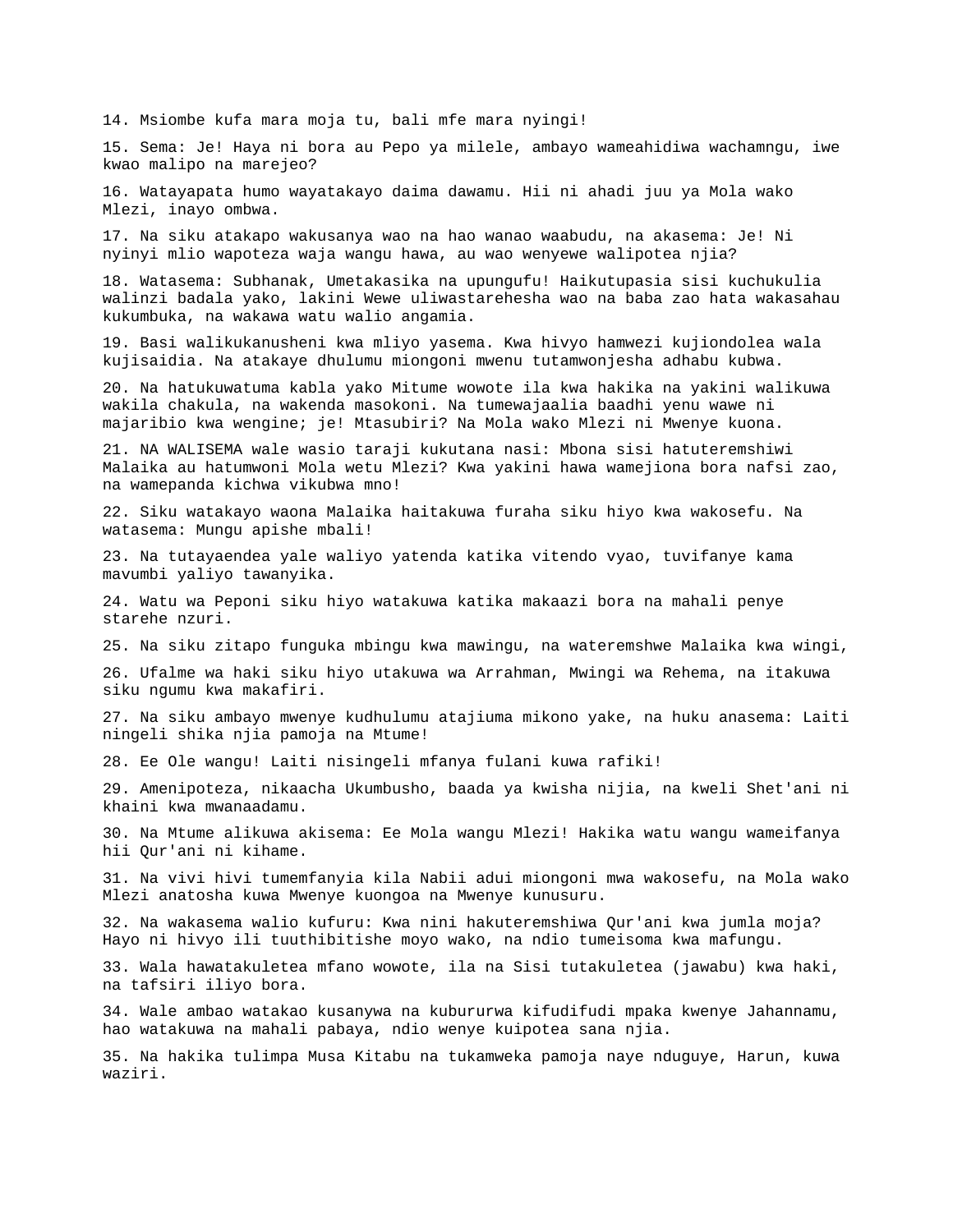14. Msiombe kufa mara moja tu, bali mfe mara nyingi!

15. Sema: Je! Haya ni bora au Pepo ya milele, ambayo wameahidiwa wachamngu, iwe kwao malipo na marejeo?

16. Watayapata humo wayatakayo daima dawamu. Hii ni ahadi juu ya Mola wako Mlezi, inayo ombwa.

17. Na siku atakapo wakusanya wao na hao wanao waabudu, na akasema: Je! Ni nyinyi mlio wapoteza waja wangu hawa, au wao wenyewe walipotea njia?

18. Watasema: Subhanak, Umetakasika na upungufu! Haikutupasia sisi kuchukulia walinzi badala yako, lakini Wewe uliwastarehesha wao na baba zao hata wakasahau kukumbuka, na wakawa watu walio angamia.

19. Basi walikukanusheni kwa mliyo yasema. Kwa hivyo hamwezi kujiondolea wala kujisaidia. Na atakaye dhulumu miongoni mwenu tutamwonjesha adhabu kubwa.

20. Na hatukuwatuma kabla yako Mitume wowote ila kwa hakika na yakini walikuwa wakila chakula, na wakenda masokoni. Na tumewajaalia baadhi yenu wawe ni majaribio kwa wengine; je! Mtasubiri? Na Mola wako Mlezi ni Mwenye kuona.

21. NA WALISEMA wale wasio taraji kukutana nasi: Mbona sisi hatuteremshiwi Malaika au hatumwoni Mola wetu Mlezi? Kwa yakini hawa wamejiona bora nafsi zao, na wamepanda kichwa vikubwa mno!

22. Siku watakayo waona Malaika haitakuwa furaha siku hiyo kwa wakosefu. Na watasema: Mungu apishe mbali!

23. Na tutayaendea yale waliyo yatenda katika vitendo vyao, tuvifanye kama mavumbi yaliyo tawanyika.

24. Watu wa Peponi siku hiyo watakuwa katika makaazi bora na mahali penye starehe nzuri.

25. Na siku zitapo funguka mbingu kwa mawingu, na wateremshwe Malaika kwa wingi,

26. Ufalme wa haki siku hiyo utakuwa wa Arrahman, Mwingi wa Rehema, na itakuwa siku ngumu kwa makafiri.

27. Na siku ambayo mwenye kudhulumu atajiuma mikono yake, na huku anasema: Laiti ningeli shika njia pamoja na Mtume!

28. Ee Ole wangu! Laiti nisingeli mfanya fulani kuwa rafiki!

29. Amenipoteza, nikaacha Ukumbusho, baada ya kwisha nijia, na kweli Shet'ani ni khaini kwa mwanaadamu.

30. Na Mtume alikuwa akisema: Ee Mola wangu Mlezi! Hakika watu wangu wameifanya hii Qur'ani ni kihame.

31. Na vivi hivi tumemfanyia kila Nabii adui miongoni mwa wakosefu, na Mola wako Mlezi anatosha kuwa Mwenye kuongoa na Mwenye kunusuru.

32. Na wakasema walio kufuru: Kwa nini hakuteremshiwa Qur'ani kwa jumla moja? Hayo ni hivyo ili tuuthibitishe moyo wako, na ndio tumeisoma kwa mafungu.

33. Wala hawatakuletea mfano wowote, ila na Sisi tutakuletea (jawabu) kwa haki, na tafsiri iliyo bora.

34. Wale ambao watakao kusanywa na kuburu rwa kifudifudi mpaka kwenye Jahannamu, hao watakuwa na mahali pabaya, ndio wenye kuipotea sana njia.

35. Na hakika tulimpa Musa Kitabu na tukamweka pamoja naye nduguye, Harun, kuwa waziri.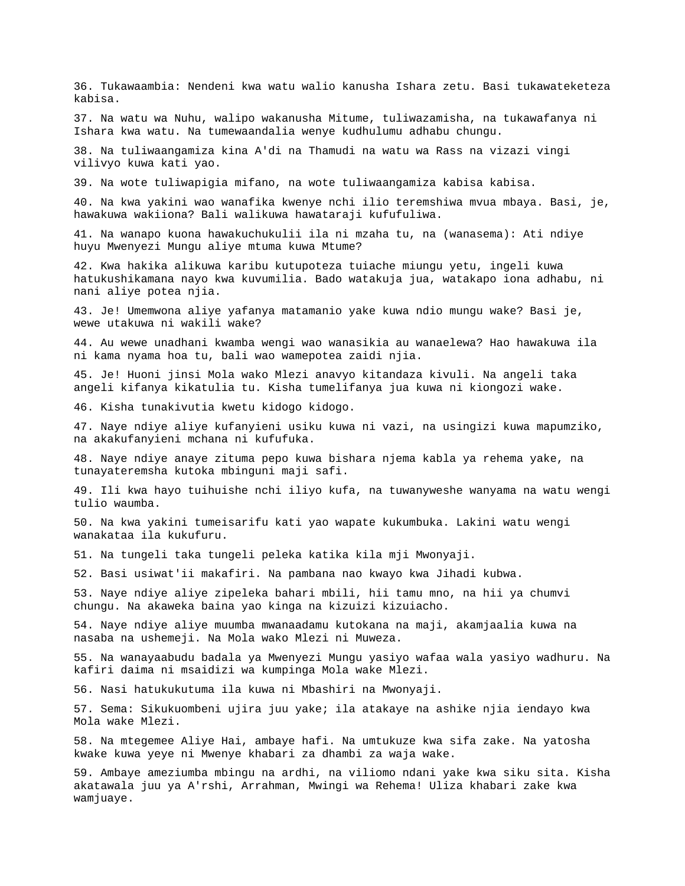36. Tukawaambia: Nendeni kwa watu walio kanusha Ishara zetu. Basi tukawateketeza kabisa.

37. Na watu wa Nuhu, walipo wakanusha Mitume, tuliwazamisha, na tukawafanya ni Ishara kwa watu. Na tumewaandalia wenye kudhulumu adhabu chungu.

38. Na tuliwaangamiza kina A'di na Thamudi na watu wa Rass na vizazi vingi vilivyo kuwa kati yao.

39. Na wote tuliwapigia mifano, na wote tuliwaangamiza kabisa kabisa.

40. Na kwa yakini wao wanafika kwenye nchi ilio teremshiwa mvua mbaya. Basi, je, hawakuwa wakiiona? Bali walikuwa hawataraji kufufuliwa.

41. Na wanapo kuona hawakuchukulii ila ni mzaha tu, na (wanasema): Ati ndiye huyu Mwenyezi Mungu aliye mtuma kuwa Mtume?

42. Kwa hakika alikuwa karibu kutupoteza tuiache miungu yetu, ingeli kuwa hatukushikamana nayo kwa kuvumilia. Bado watakuja jua, watakapo iona adhabu, ni nani aliye potea njia.

43. Je! Umemwona aliye yafanya matamanio yake kuwa ndio mungu wake? Basi je, wewe utakuwa ni wakili wake?

44. Au wewe unadhani kwamba wengi wao wanasikia au wanaelewa? Hao hawakuwa ila ni kama nyama hoa tu, bali wao wamepotea zaidi njia.

45. Je! Huoni jinsi Mola wako Mlezi anavyo kitandaza kivuli. Na angeli taka angeli kifanya kikatulia tu. Kisha tumelifanya jua kuwa ni kiongozi wake.

46. Kisha tunakivutia kwetu kidogo kidogo.

47. Naye ndiye aliye kufanyieni usiku kuwa ni vazi, na usingizi kuwa mapumziko, na akakufanyieni mchana ni kufufuka.

48. Naye ndiye anaye zituma pepo kuwa bishara njema kabla ya rehema yake, na tunayateremsha kutoka mbinguni maji safi.

49. Ili kwa hayo tuihuishe nchi iliyo kufa, na tuwanyweshe wanyama na watu wengi tulio waumba.

50. Na kwa yakini tumeisarifu kati yao wapate kukumbuka. Lakini watu wengi wanakataa ila kukufuru.

51. Na tungeli taka tungeli peleka katika kila mji Mwonyaji.

52. Basi usiwat'ii makafiri. Na pambana nao kwayo kwa Jihadi kubwa.

53. Naye ndiye aliye zipeleka bahari mbili, hii tamu mno, na hii ya chumvi chungu. Na akaweka baina yao kinga na kizuizi kizuiacho.

54. Naye ndiye aliye muumba mwanaadamu kutokana na maji, akamjaalia kuwa na nasaba na ushemeji. Na Mola wako Mlezi ni Muweza.

55. Na wanayaabudu badala ya Mwenyezi Mungu yasiyo wafaa wala yasiyo wadhuru. Na kafiri daima ni msaidizi wa kumpinga Mola wake Mlezi.

56. Nasi hatukukutuma ila kuwa ni Mbashiri na Mwonyaji.

57. Sema: Sikukuombeni ujira juu yake; ila atakaye na ashike njia iendayo kwa Mola wake Mlezi.

58. Na mtegemee Aliye Hai, ambaye hafi. Na umtukuze kwa sifa zake. Na yatosha kwake kuwa yeye ni Mwenye khabari za dhambi za waja wake.

59. Ambaye ameziumba mbingu na ardhi, na viliomo ndani yake kwa siku sita. Kisha akatawala juu ya A'rshi, Arrahman, Mwingi wa Rehema! Uliza khabari zake kwa wamjuaye.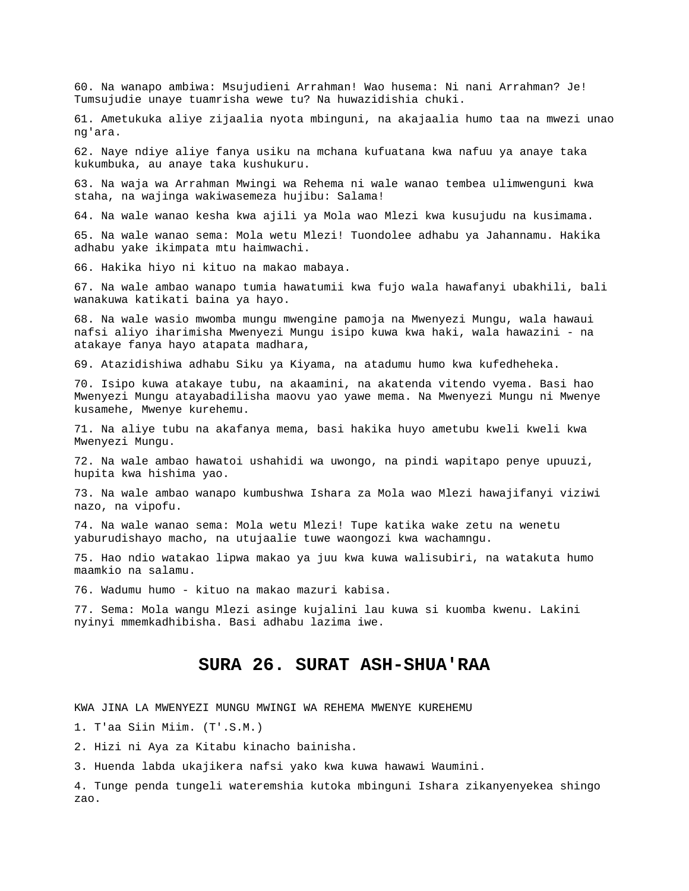60. Na wanapo ambiwa: Msujudieni Arrahman! Wao husema: Ni nani Arrahman? Je! Tumsujudie unaye tuamrisha wewe tu? Na huwazidishia chuki.

61. Ametukuka aliye zijaalia nyota mbinguni, na akajaalia humo taa na mwezi unao ng'ara.

62. Naye ndiye aliye fanya usiku na mchana kufuatana kwa nafuu ya anaye taka kukumbuka, au anaye taka kushukuru.

63. Na waja wa Arrahman Mwingi wa Rehema ni wale wanao tembea ulimwenguni kwa staha, na wajinga wakiwasemeza hujibu: Salama!

64. Na wale wanao kesha kwa ajili ya Mola wao Mlezi kwa kusujudu na kusimama.

65. Na wale wanao sema: Mola wetu Mlezi! Tuondolee adhabu ya Jahannamu. Hakika adhabu yake ikimpata mtu haimwachi.

66. Hakika hiyo ni kituo na makao mabaya.

67. Na wale ambao wanapo tumia hawatumii kwa fujo wala hawafanyi ubakhili, bali wanakuwa katikati baina ya hayo.

68. Na wale wasio mwomba mungu mwengine pamoja na Mwenyezi Mungu, wala hawaui nafsi aliyo iharimisha Mwenyezi Mungu isipo kuwa kwa haki, wala hawazini - na atakaye fanya hayo atapata madhara,

69. Atazidishiwa adhabu Siku ya Kiyama, na atadumu humo kwa kufedheheka.

70. Isipo kuwa atakaye tubu, na akaamini, na akatenda vitendo vyema. Basi hao Mwenyezi Mungu atayabadilisha maovu yao yawe mema. Na Mwenyezi Mungu ni Mwenye kusamehe, Mwenye kurehemu.

71. Na aliye tubu na akafanya mema, basi hakika huyo ametubu kweli kweli kwa Mwenyezi Mungu.

72. Na wale ambao hawatoi ushahidi wa uwongo, na pindi wapitapo penye upuuzi, hupita kwa hishima yao.

73. Na wale ambao wanapo kumbushwa Ishara za Mola wao Mlezi hawajifanyi viziwi nazo, na vipofu.

74. Na wale wanao sema: Mola wetu Mlezi! Tupe katika wake zetu na wenetu yaburudishayo macho, na utujaalie tuwe waongozi kwa wachamngu.

75. Hao ndio watakao lipwa makao ya juu kwa kuwa walisubiri, na watakuta humo maamkio na salamu.

76. Wadumu humo - kituo na makao mazuri kabisa.

77. Sema: Mola wangu Mlezi asinge kujalini lau kuwa si kuomba kwenu. Lakini nyinyi mmemkadhibisha. Basi adhabu lazima iwe.

## SURA 26. SURAT ASH-SHUA'RAA

KWA JINA LA MWENYEZI MUNGU MWINGI WA REHEMA MWENYE KUREHEMU

1. T'aa Siin Miim. (T'.S.M.)

2. Hizi ni Aya za Kitabu kinacho bainisha.

3. Huenda labda ukajikera nafsi yako kwa kuwa hawawi Waumini.

4. Tunge penda tungeli wateremshia kutoka mbinguni Ishara zikanyenyekea shingo zao.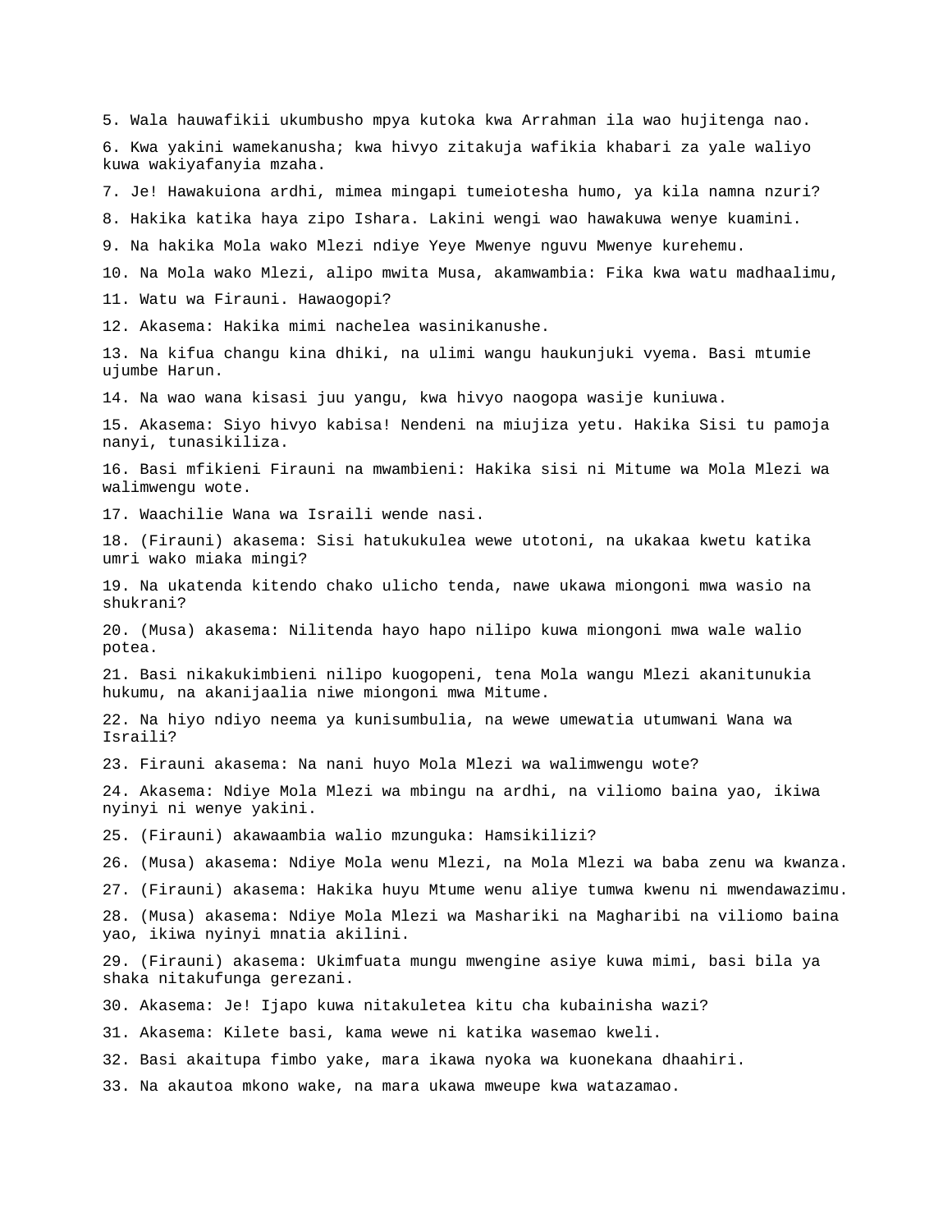5. Wala hauwafikii ukumbusho mpya kutoka kwa Arrahman ila wao hujitenga nao.

6. Kwa yakini wamekanusha; kwa hivyo zitakuja wafikia khabari za yale waliyo kuwa wakiyafanyia mzaha.

7. Je! Hawakuiona ardhi, mimea mingapi tumeiotesha humo, ya kila namna nzuri?

8. Hakika katika haya zipo Ishara. Lakini wengi wao hawakuwa wenye kuamini.

9. Na hakika Mola wako Mlezi ndiye Yeye Mwenye nguvu Mwenye kurehemu.

10. Na Mola wako Mlezi, alipo mwita Musa, akamwambia: Fika kwa watu madhaalimu,

11. Watu wa Firauni. Hawaogopi?

12. Akasema: Hakika mimi nachelea wasinikanushe.

13. Na kifua changu kina dhiki, na ulimi wangu haukunjuki vyema. Basi mtumie ujumbe Harun.

14. Na wao wana kisasi juu yangu, kwa hivyo naogopa wasije kuniuwa.

15. Akasema: Siyo hivyo kabisa! Nendeni na miujiza yetu. Hakika Sisi tu pamoja nanyi, tunasikiliza.

16. Basi mfikieni Firauni na mwambieni: Hakika sisi ni Mitume wa Mola Mlezi wa walimwengu wote.

17. Waachilie Wana wa Israili wende nasi.

18. (Firauni) akasema: Sisi hatukukulea wewe utotoni, na ukakaa kwetu katika umri wako miaka mingi?

19. Na ukatenda kitendo chako ulicho tenda, nawe ukawa miongoni mwa wasio na shukrani?

20. (Musa) akasema: Nilitenda hayo hapo nilipo kuwa miongoni mwa wale walio potea.

21. Basi nikakukimbieni nilipo kuogopeni, tena Mola wangu Mlezi akanitunukia hukumu, na akanijaalia niwe miongoni mwa Mitume.

22. Na hiyo ndiyo neema ya kunisumbulia, na wewe umewatia utumwani Wana wa Israili?

23. Firauni akasema: Na nani huyo Mola Mlezi wa walimwengu wote?

24. Akasema: Ndiye Mola Mlezi wa mbingu na ardhi, na viliomo baina yao, ikiwa nyinyi ni wenye yakini.

25. (Firauni) akawaambia walio mzunguka: Hamsikilizi?

26. (Musa) akasema: Ndiye Mola wenu Mlezi, na Mola Mlezi wa baba zenu wa kwanza.

27. (Firauni) akasema: Hakika huyu Mtume wenu aliye tumwa kwenu ni mwendawazimu.

28. (Musa) akasema: Ndiye Mola Mlezi wa Mashariki na Magharibi na viliomo baina yao, ikiwa nyinyi mnatia akilini.

29. (Firauni) akasema: Ukimfuata mungu mwengine asiye kuwa mimi, basi bila ya shaka nitakufunga gerezani.

30. Akasema: Je! Ijapo kuwa nitakuletea kitu cha kubainisha wazi?

31. Akasema: Kilete basi, kama wewe ni katika wasemao kweli.

32. Basi akaitupa fimbo yake, mara ikawa nyoka wa kuonekana dhaahiri.

33. Na akautoa mkono wake, na mara ukawa mweupe kwa watazamao.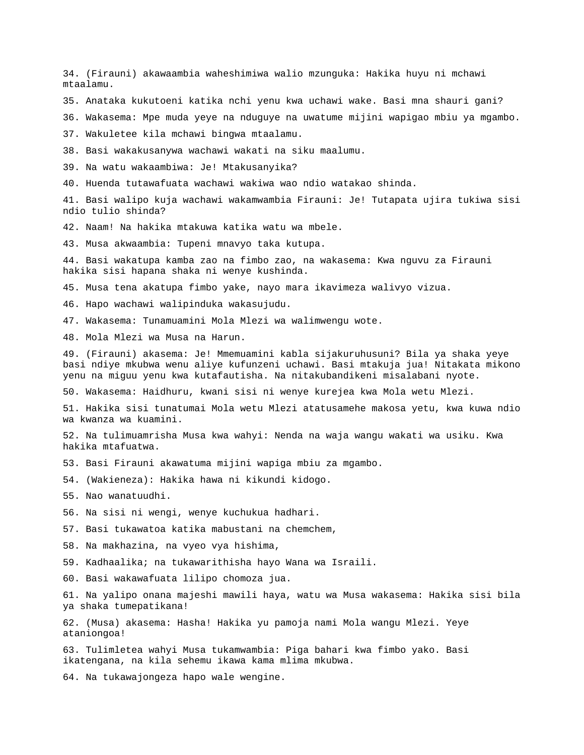34. (Firauni) akawaambia waheshimiwa walio mzunguka: Hakika huyu ni mchawi mtaalamu.

35. Anataka kukutoeni katika nchi yenu kwa uchawi wake. Basi mna shauri gani?

36. Wakasema: Mpe muda yeye na nduguye na uwatume mijini wapigao mbiu ya mgambo.

37. Wakuletee kila mchawi bingwa mtaalamu.

38. Basi wakakusanywa wachawi wakati na siku maalumu.

39. Na watu wakaambiwa: Je! Mtakusanyika?

40. Huenda tutawafuata wachawi wakiwa wao ndio watakao shinda.

41. Basi walipo kuja wachawi wakamwambia Firauni: Je! Tutapata ujira tukiwa sisi ndio tulio shinda?

42. Naam! Na hakika mtakuwa katika watu wa mbele.

43. Musa akwaambia: Tupeni mnavyo taka kutupa.

44. Basi wakatupa kamba zao na fimbo zao, na wakasema: Kwa nguvu za Firauni hakika sisi hapana shaka ni wenye kushinda.

45. Musa tena akatupa fimbo yake, nayo mara ikavimeza walivyo vizua.

46. Hapo wachawi walipinduka wakasujudu.

47. Wakasema: Tunamuamini Mola Mlezi wa walimwengu wote.

48. Mola Mlezi wa Musa na Harun.

49. (Firauni) akasema: Je! Mmemuamini kabla sijakuruhusuni? Bila ya shaka yeye basi ndiye mkubwa wenu aliye kufunzeni uchawi. Basi mtakuja jua! Nitakata mikono yenu na miguu yenu kwa kutafautisha. Na nitakubandikeni misalabani nyote.

50. Wakasema: Haidhuru, kwani sisi ni wenye kurejea kwa Mola wetu Mlezi.

51. Hakika sisi tunatumai Mola wetu Mlezi atatusamehe makosa yetu, kwa kuwa ndio wa kwanza wa kuamini.

52. Na tulimuamrisha Musa kwa wahyi: Nenda na waja wangu wakati wa usiku. Kwa hakika mtafuatwa.

53. Basi Firauni akawatuma mijini wapiga mbiu za mgambo.

54. (Wakieneza): Hakika hawa ni kikundi kidogo.

55. Nao wanatuudhi.

56. Na sisi ni wengi, wenye kuchukua hadhari.

57. Basi tukawatoa katika mabustani na chemchem,

58. Na makhazina, na vyeo vya hishima,

59. Kadhaalika; na tukawarithisha hayo Wana wa Israili.

60. Basi wakawafuata lilipo chomoza jua.

61. Na yalipo onana majeshi mawili haya, watu wa Musa wakasema: Hakika sisi bila ya shaka tumepatikana!

62. (Musa) akasema: Hasha! Hakika yu pamoja nami Mola wangu Mlezi. Yeye ataniongoa!

63. Tulimletea wahyi Musa tukamwambia: Piga bahari kwa fimbo yako. Basi ikatengana, na kila sehemu ikawa kama mlima mkubwa.

64. Na tukawajongeza hapo wale wengine.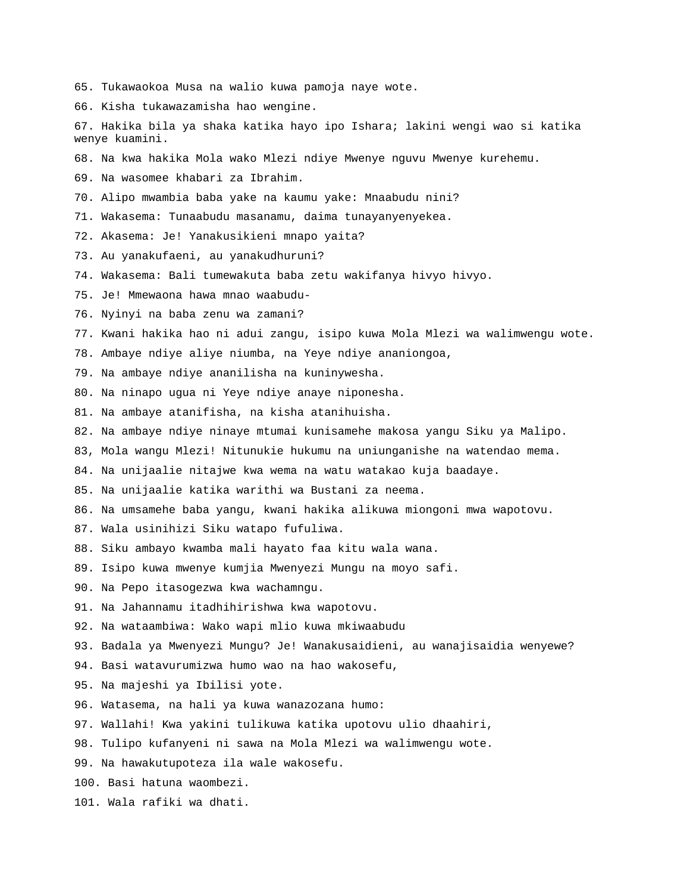65. Tukawaokoa Musa na walio kuwa pamoja naye wote.

66. Kisha tukawazamisha hao wengine.

67. Hakika bila ya shaka katika hayo ipo Ishara; lakini wengi wao si katika wenye kuamini.

68. Na kwa hakika Mola wako Mlezi ndiye Mwenye nguvu Mwenye kurehemu.

69. Na wasomee khabari za Ibrahim.

70. Alipo mwambia baba yake na kaumu yake: Mnaabudu nini?

71. Wakasema: Tunaabudu masanamu, daima tunayanyenyekea.

72. Akasema: Je! Yanakusikieni mnapo yaita?

73. Au yanakufaeni, au yanakudhuruni?

74. Wakasema: Bali tumewakuta baba zetu wakifanya hivyo hivyo.

75. Je! Mmewaona hawa mnao waabudu-

76. Nyinyi na baba zenu wa zamani?

77. Kwani hakika hao ni adui zangu, isipo kuwa Mola Mlezi wa walimwengu wote.

78. Ambaye ndiye aliye niumba, na Yeye ndiye ananiongoa,

79. Na ambaye ndiye ananilisha na kuninywesha.

80. Na ninapo ugua ni Yeye ndiye anaye niponesha.

81. Na ambaye atanifisha, na kisha atanihuisha.

82. Na ambaye ndiye ninaye mtumai kunisamehe makosa yangu Siku ya Malipo.

83, Mola wangu Mlezi! Nitunukie hukumu na uniunganishe na watendao mema.

84. Na unijaalie nitajwe kwa wema na watu watakao kuja baadaye.

85. Na unijaalie katika warithi wa Bustani za neema.

86. Na umsamehe baba yangu, kwani hakika alikuwa miongoni mwa wapotovu.

87. Wala usinihizi Siku watapo fufuliwa.

88. Siku ambayo kwamba mali hayato faa kitu wala wana.

89. Isipo kuwa mwenye kumjia Mwenyezi Mungu na moyo safi.

90. Na Pepo itasogezwa kwa wachamngu.

91. Na Jahannamu itadhihirishwa kwa wapotovu.

92. Na wataambiwa: Wako wapi mlio kuwa mkiwaabudu

93. Badala ya Mwenyezi Mungu? Je! Wanakusaidieni, au wanajisaidia wenyewe?

94. Basi watavurumizwa humo wao na hao wakosefu,

95. Na majeshi ya Ibilisi yote.

96. Watasema, na hali ya kuwa wanazozana humo:

97. Wallahi! Kwa yakini tulikuwa katika upotovu ulio dhaahiri,

98. Tulipo kufanyeni ni sawa na Mola Mlezi wa walimwengu wote.

99. Na hawakutupoteza ila wale wakosefu.

100. Basi hatuna waombezi.

101. Wala rafiki wa dhati.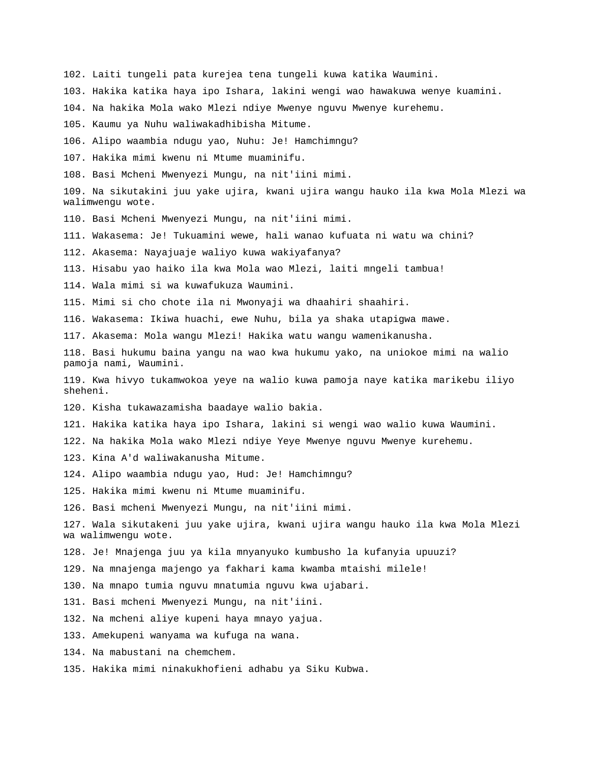102. Laiti tungeli pata kurejea tena tungeli kuwa katika Waumini.

103. Hakika katika haya ipo Ishara, lakini wengi wao hawakuwa wenye kuamini.

104. Na hakika Mola wako Mlezi ndiye Mwenye nguvu Mwenye kurehemu.

105. Kaumu ya Nuhu waliwakadhibisha Mitume.

106. Alipo waambia ndugu yao, Nuhu: Je! Hamchimngu?

107. Hakika mimi kwenu ni Mtume muaminifu.

108. Basi Mcheni Mwenyezi Mungu, na nit'iini mimi.

109. Na sikutakini juu yake ujira, kwani ujira wangu hauko ila kwa Mola Mlezi wa walimwengu wote.

110. Basi Mcheni Mwenyezi Mungu, na nit'iini mimi.

111. Wakasema: Je! Tukuamini wewe, hali wanao kufuata ni watu wa chini?

112. Akasema: Nayajuaje waliyo kuwa wakiyafanya?

113. Hisabu yao haiko ila kwa Mola wao Mlezi, laiti mngeli tambua!

114. Wala mimi si wa kuwafukuza Waumini.

115. Mimi si cho chote ila ni Mwonyaji wa dhaahiri shaahiri.

116. Wakasema: Ikiwa huachi, ewe Nuhu, bila ya shaka utapigwa mawe.

117. Akasema: Mola wangu Mlezi! Hakika watu wangu wamenikanusha.

118. Basi hukumu baina yangu na wao kwa hukumu yako, na uniokoe mimi na walio pamoja nami, Waumini.

119. Kwa hivyo tukamwokoa yeye na walio kuwa pamoja naye katika marikebu iliyo sheheni.

120. Kisha tukawazamisha baadaye walio bakia.

121. Hakika katika haya ipo Ishara, lakini si wengi wao walio kuwa Waumini.

122. Na hakika Mola wako Mlezi ndiye Yeye Mwenye nguvu Mwenye kurehemu.

123. Kina A'd waliwakanusha Mitume.

124. Alipo waambia ndugu yao, Hud: Je! Hamchimngu?

125. Hakika mimi kwenu ni Mtume muaminifu.

126. Basi mcheni Mwenyezi Mungu, na nit'iini mimi.

127. Wala sikutakeni juu yake ujira, kwani ujira wangu hauko ila kwa Mola Mlezi wa walimwengu wote.

128. Je! Mnajenga juu ya kila mnyanyuko kumbusho la kufanyia upuuzi?

129. Na mnajenga majengo ya fakhari kama kwamba mtaishi milele!

130. Na mnapo tumia nguvu mnatumia nguvu kwa ujabari.

131. Basi mcheni Mwenyezi Mungu, na nit'iini.

132. Na mcheni aliye kupeni haya mnayo yajua.

133. Amekupeni wanyama wa kufuga na wana.

134. Na mabustani na chemchem.

135. Hakika mimi ninakukhofieni adhabu ya Siku Kubwa.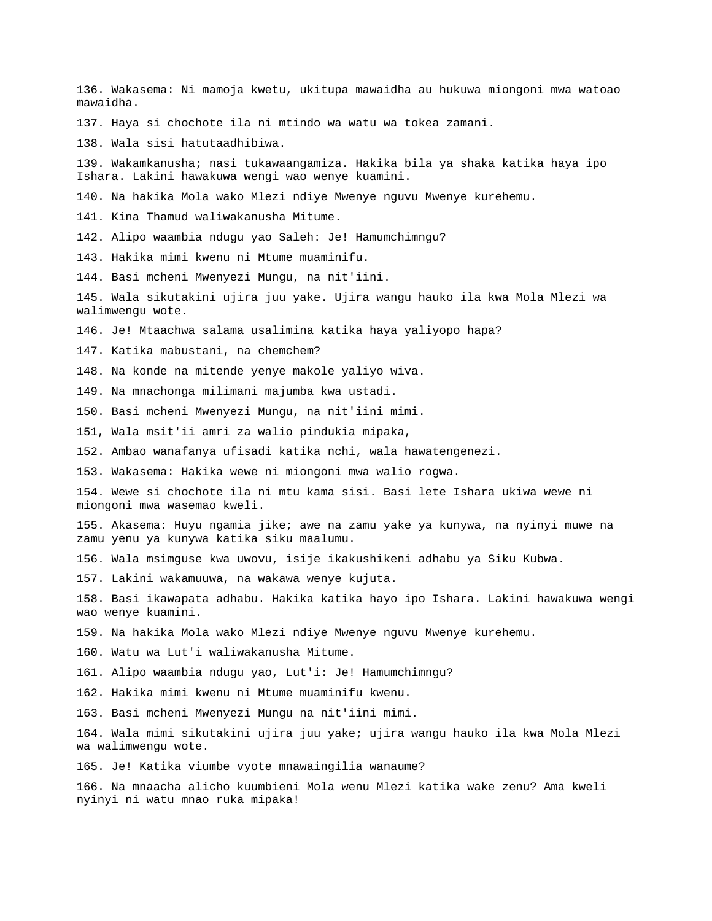136. Wakasema: Ni mamoja kwetu, ukitupa mawaidha au hukuwa miongoni mwa watoao mawaidha.

137. Haya si chochote ila ni mtindo wa watu wa tokea zamani.

138. Wala sisi hatutaadhibiwa.

139. Wakamkanusha; nasi tukawaangamiza. Hakika bila ya shaka katika haya ipo Ishara. Lakini hawakuwa wengi wao wenye kuamini.

140. Na hakika Mola wako Mlezi ndiye Mwenye nguvu Mwenye kurehemu.

141. Kina Thamud waliwakanusha Mitume.

142. Alipo waambia ndugu yao Saleh: Je! Hamumchimngu?

143. Hakika mimi kwenu ni Mtume muaminifu.

144. Basi mcheni Mwenyezi Mungu, na nit'iini.

145. Wala sikutakini ujira juu yake. Ujira wangu hauko ila kwa Mola Mlezi wa walimwengu wote.

146. Je! Mtaachwa salama usalimina katika haya yaliyopo hapa?

147. Katika mabustani, na chemchem?

148. Na konde na mitende yenye makole yaliyo wiva.

149. Na mnachonga milimani majumba kwa ustadi.

150. Basi mcheni Mwenyezi Mungu, na nit'iini mimi.

151, Wala msit'ii amri za walio pindukia mipaka,

152. Ambao wanafanya ufisadi katika nchi, wala hawatengenezi.

153. Wakasema: Hakika wewe ni miongoni mwa walio rogwa.

154. Wewe si chochote ila ni mtu kama sisi. Basi lete Ishara ukiwa wewe ni miongoni mwa wasemao kweli.

155. Akasema: Huyu ngamia jike; awe na zamu yake ya kunywa, na nyinyi muwe na zamu yenu ya kunywa katika siku maalumu.

156. Wala msimguse kwa uwovu, isije ikakushikeni adhabu ya Siku Kubwa.

157. Lakini wakamuuwa, na wakawa wenye kujuta.

158. Basi ikawapata adhabu. Hakika katika hayo ipo Ishara. Lakini hawakuwa wengi wao wenye kuamini.

159. Na hakika Mola wako Mlezi ndiye Mwenye nguvu Mwenye kurehemu.

160. Watu wa Lut'i waliwakanusha Mitume.

161. Alipo waambia ndugu yao, Lut'i: Je! Hamumchimngu?

162. Hakika mimi kwenu ni Mtume muaminifu kwenu.

163. Basi mcheni Mwenyezi Mungu na nit'iini mimi.

164. Wala mimi sikutakini ujira juu yake; ujira wangu hauko ila kwa Mola Mlezi wa walimwengu wote.

165. Je! Katika viumbe vyote mnawaingilia wanaume?

166. Na mnaacha alicho kuumbieni Mola wenu Mlezi katika wake zenu? Ama kweli nyinyi ni watu mnao ruka mipaka!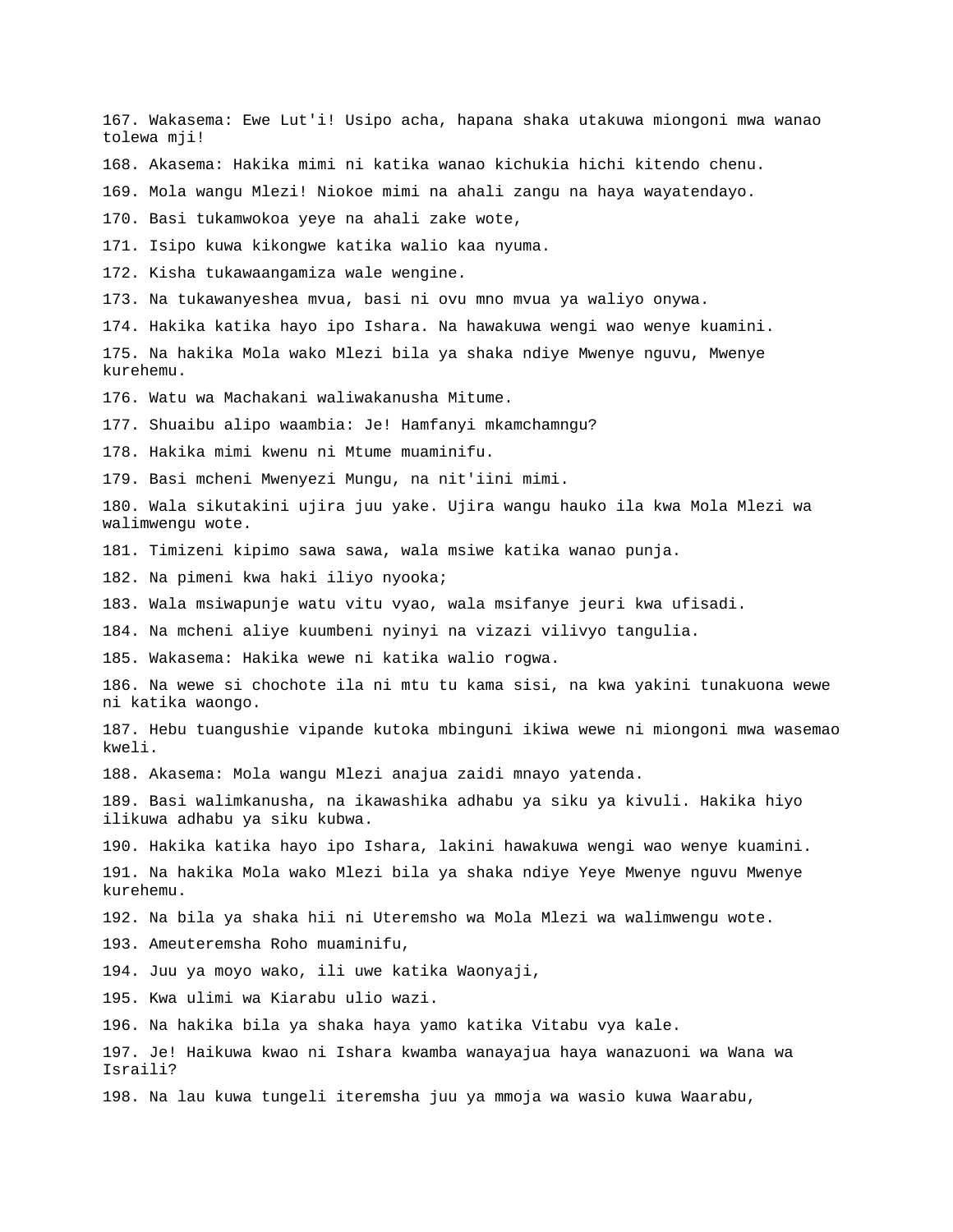167. Wakasema: Ewe Lut'i! Usipo acha, hapana shaka utakuwa miongoni mwa wanao tolewa mji!

168. Akasema: Hakika mimi ni katika wanao kichukia hichi kitendo chenu.

169. Mola wangu Mlezi! Niokoe mimi na ahali zangu na haya wayatendayo.

170. Basi tukamwokoa yeye na ahali zake wote,

171. Isipo kuwa kikongwe katika walio kaa nyuma.

172. Kisha tukawaangamiza wale wengine.

173. Na tukawanyeshea mvua, basi ni ovu mno mvua ya waliyo onywa.

174. Hakika katika hayo ipo Ishara. Na hawakuwa wengi wao wenye kuamini.

175. Na hakika Mola wako Mlezi bila ya shaka ndiye Mwenye nguvu, Mwenye kurehemu.

176. Watu wa Machakani waliwakanusha Mitume.

177. Shuaibu alipo waambia: Je! Hamfanyi mkamchamngu?

178. Hakika mimi kwenu ni Mtume muaminifu.

179. Basi mcheni Mwenyezi Mungu, na nit'iini mimi.

180. Wala sikutakini ujira juu yake. Ujira wangu hauko ila kwa Mola Mlezi wa walimwengu wote.

181. Timizeni kipimo sawa sawa, wala msiwe katika wanao punja.

182. Na pimeni kwa haki iliyo nyooka;

183. Wala msiwapunje watu vitu vyao, wala msifanye jeuri kwa ufisadi.

184. Na mcheni aliye kuumbeni nyinyi na vizazi vilivyo tangulia.

185. Wakasema: Hakika wewe ni katika walio rogwa.

186. Na wewe si chochote ila ni mtu tu kama sisi, na kwa yakini tunakuona wewe ni katika waongo.

187. Hebu tuangushie vipande kutoka mbinguni ikiwa wewe ni miongoni mwa wasemao kweli.

188. Akasema: Mola wangu Mlezi anajua zaidi mnayo yatenda.

189. Basi walimkanusha, na ikawashika adhabu ya siku ya kivuli. Hakika hiyo ilikuwa adhabu ya siku kubwa.

190. Hakika katika hayo ipo Ishara, lakini hawakuwa wengi wao wenye kuamini.

191. Na hakika Mola wako Mlezi bila ya shaka ndiye Yeye Mwenye nguvu Mwenye kurehemu.

192. Na bila ya shaka hii ni Uteremsho wa Mola Mlezi wa walimwengu wote.

193. Ameuteremsha Roho muaminifu,

194. Juu ya moyo wako, ili uwe katika Waonyaji,

195. Kwa ulimi wa Kiarabu ulio wazi.

196. Na hakika bila ya shaka haya yamo katika Vitabu vya kale.

197. Je! Haikuwa kwao ni Ishara kwamba wanayajua haya wanazuoni wa Wana wa Israili?

198. Na lau kuwa tungeli iteremsha juu ya mmoja wa wasio kuwa Waarabu,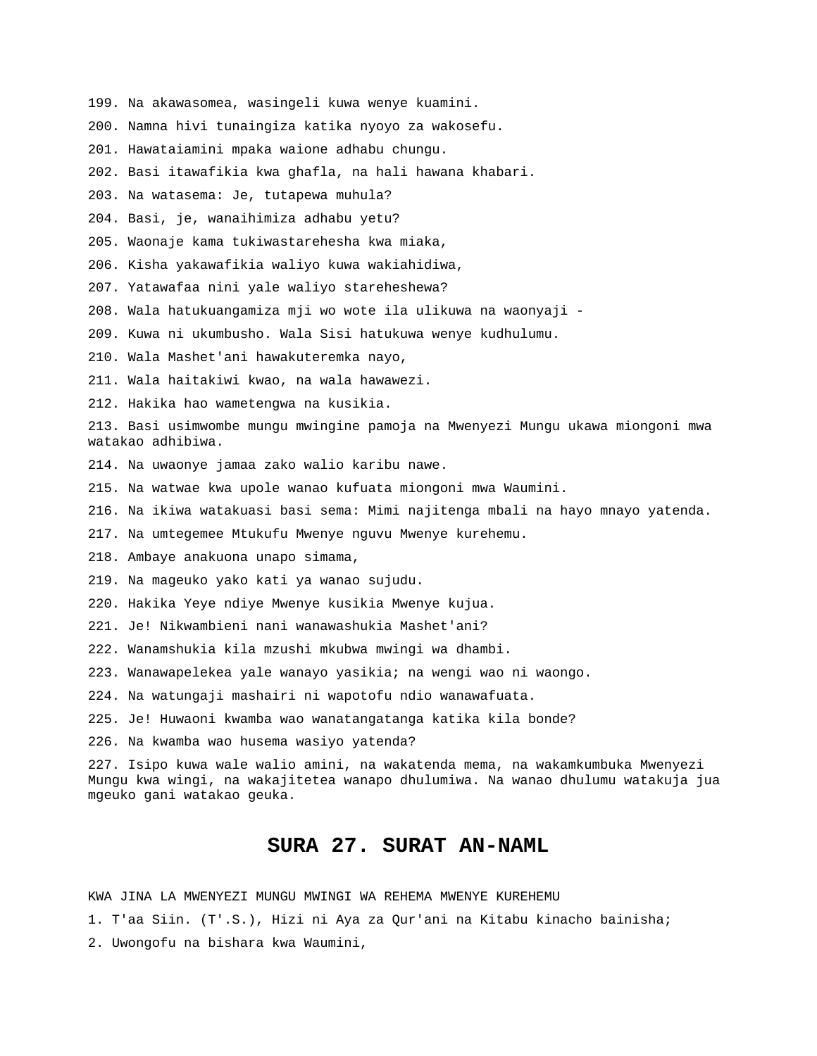199. Na akawasomea, wasingeli kuwa wenye kuamini.

200. Namna hivi tunaingiza katika nyoyo za wakosefu.

201. Hawataiamini mpaka waione adhabu chungu.

202. Basi itawafikia kwa ghafla, na hali hawana khabari.

203. Na watasema: Je, tutapewa muhula?

204. Basi, je, wanaihimiza adhabu yetu?

205. Waonaje kama tukiwastarehesha kwa miaka,

206. Kisha yakawafikia waliyo kuwa wakiahidiwa,

207. Yatawafaa nini yale waliyo stareheshewa?

208. Wala hatukuangamiza mji wo wote ila ulikuwa na waonyaji -

209. Kuwa ni ukumbusho. Wala Sisi hatukuwa wenye kudhulumu.

210. Wala Mashet'ani hawakuteremka nayo,

211. Wala haitakiwi kwao, na wala hawawezi.

212. Hakika hao wametengwa na kusikia.

213. Basi usimwombe mungu mwingine pamoja na Mwenyezi Mungu ukawa miongoni mwa watakao adhibiwa.

214. Na uwaonye jamaa zako walio karibu nawe.

215. Na watwae kwa upole wanao kufuata miongoni mwa Waumini.

216. Na ikiwa watakuasi basi sema: Mimi najitenga mbali na hayo mnayo yatenda.

217. Na umtegemee Mtukufu Mwenye nguvu Mwenye kurehemu.

218. Ambaye anakuona unapo simama,

219. Na mageuko yako kati ya wanao sujudu.

220. Hakika Yeye ndiye Mwenye kusikia Mwenye kujua.

221. Je! Nikwambieni nani wanawashukia Mashet'ani?

222. Wanamshukia kila mzushi mkubwa mwingi wa dhambi.

223. Wanawapelekea yale wanayo yasikia; na wengi wao ni waongo.

224. Na watungaji mashairi ni wapotofu ndio wanawafuata.

225. Je! Huwaoni kwamba wao wanatangatanga katika kila bonde?

226. Na kwamba wao husema wasiyo yatenda?

227. Isipo kuwa wale walio amini, na wakatenda mema, na wakamkumbuka Mwenyezi Mungu kwa wingi, na wakajitetea wanapo dhulumiwa. Na wanao dhulumu watakuja jua mgeuko gani watakao geuka.

## SURA 27. SURAT AN-NAML

KWA JINA LA MWENYEZI MUNGU MWINGI WA REHEMA MWENYE KUREHEMU

1. T'aa Siin. (T'.S.), Hizi ni Aya za Qur'ani na Kitabu kinacho bainisha;

2. Uwongofu na bishara kwa Waumini,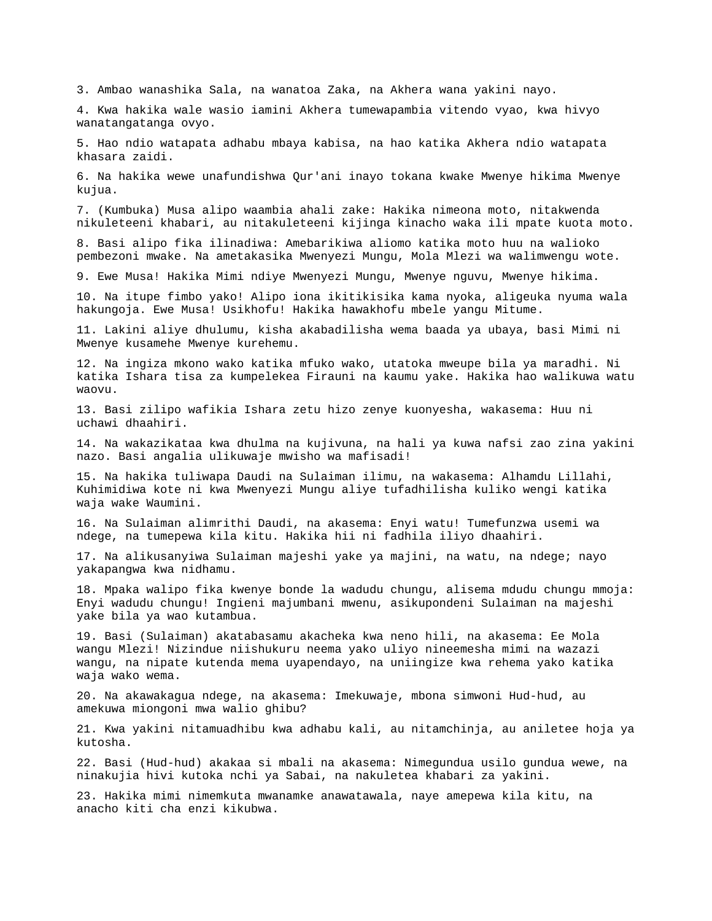3. Ambao wanashika Sala, na wanatoa Zaka, na Akhera wana yakini nayo.

4. Kwa hakika wale wasio iamini Akhera tumewapambia vitendo vyao, kwa hivyo wanatangatanga ovyo.

5. Hao ndio watapata adhabu mbaya kabisa, na hao katika Akhera ndio watapata khasara zaidi.

6. Na hakika wewe unafundishwa Qur'ani inayo tokana kwake Mwenye hikima Mwenye kujua.

7. (Kumbuka) Musa alipo waambia ahali zake: Hakika nimeona moto, nitakwenda nikuleteeni khabari, au nitakuleteeni kijinga kinacho waka ili mpate kuota moto.

8. Basi alipo fika ilinadiwa: Amebarikiwa aliomo katika moto huu na walioko pembezoni mwake. Na ametakasika Mwenyezi Mungu, Mola Mlezi wa walimwengu wote.

9. Ewe Musa! Hakika Mimi ndiye Mwenyezi Mungu, Mwenye nguvu, Mwenye hikima.

10. Na itupe fimbo yako! Alipo iona ikitikisika kama nyoka, aligeuka nyuma wala hakungoja. Ewe Musa! Usikhofu! Hakika hawakhofu mbele yangu Mitume.

11. Lakini aliye dhulumu, kisha akabadilisha wema baada ya ubaya, basi Mimi ni Mwenye kusamehe Mwenye kurehemu.

12. Na ingiza mkono wako katika mfuko wako, utatoka mweupe bila ya maradhi. Ni katika Ishara tisa za kumpelekea Firauni na kaumu yake. Hakika hao walikuwa watu waovu.

13. Basi zilipo wafikia Ishara zetu hizo zenye kuonyesha, wakasema: Huu ni uchawi dhaahiri.

14. Na wakazikataa kwa dhulma na kujivuna, na hali ya kuwa nafsi zao zina yakini nazo. Basi angalia ulikuwaje mwisho wa mafisadi!

15. Na hakika tuliwapa Daudi na Sulaiman ilimu, na wakasema: Alhamdu Lillahi, Kuhimidiwa kote ni kwa Mwenyezi Mungu aliye tufadhilisha kuliko wengi katika waja wake Waumini.

16. Na Sulaiman alimrithi Daudi, na akasema: Enyi watu! Tumefunzwa usemi wa ndege, na tumepewa kila kitu. Hakika hii ni fadhila iliyo dhaahiri.

17. Na alikusanyiwa Sulaiman majeshi yake ya majini, na watu, na ndege; nayo yakapangwa kwa nidhamu.

18. Mpaka walipo fika kwenye bonde la wadudu chungu, alisema mdudu chungu mmoja: Enyi wadudu chungu! Ingieni majumbani mwenu, asikupondeni Sulaiman na majeshi yake bila ya wao kutambua.

19. Basi (Sulaiman) akatabasamu akacheka kwa neno hili, na akasema: Ee Mola wangu Mlezi! Nizindue niishukuru neema yako uliyo nineemesha mimi na wazazi wangu, na nipate kutenda mema uyapendayo, na uniingize kwa rehema yako katika waja wako wema.

20. Na akawakagua ndege, na akasema: Imekuwaje, mbona simwoni Hud-hud, au amekuwa miongoni mwa walio ghibu?

21. Kwa yakini nitamuadhibu kwa adhabu kali, au nitamchinja, au aniletee hoja ya kutosha.

22. Basi (Hud-hud) akakaa si mbali na akasema: Nimegundua usilo gundua wewe, na ninakujia hivi kutoka nchi ya Sabai, na nakuletea khabari za yakini.

23. Hakika mimi nimemkuta mwanamke anawatawala, naye amepewa kila kitu, na anacho kiti cha enzi kikubwa.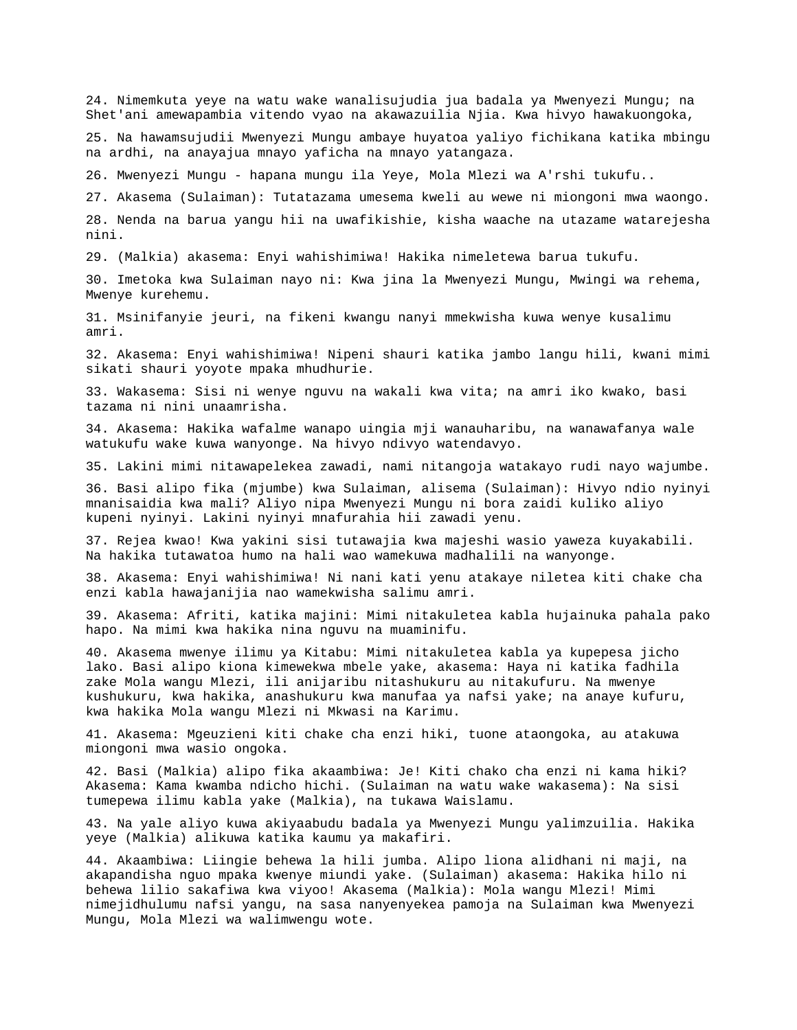24. Nimemkuta yeye na watu wake wanalisujudia jua badala ya Mwenyezi Mungu; na Shet'ani amewapambia vitendo vyao na akawazuilia Njia. Kwa hivyo hawakuongoka,

25. Na hawamsujudii Mwenyezi Mungu ambaye huyatoa yaliyo fichikana katika mbingu na ardhi, na anayajua mnayo yaficha na mnayo yatangaza.

26. Mwenyezi Mungu - hapana mungu ila Yeye, Mola Mlezi wa A'rshi tukufu..

27. Akasema (Sulaiman): Tutatazama umesema kweli au wewe ni miongoni mwa waongo.

28. Nenda na barua yangu hii na uwafikishie, kisha waache na utazame watarejesha nini.

29. (Malkia) akasema: Enyi wahishimiwa! Hakika nimeletewa barua tukufu.

30. Imetoka kwa Sulaiman nayo ni: Kwa jina la Mwenyezi Mungu, Mwingi wa rehema, Mwenye kurehemu.

31. Msinifanyie jeuri, na fikeni kwangu nanyi mmekwisha kuwa wenye kusalimu amri.

32. Akasema: Enyi wahishimiwa! Nipeni shauri katika jambo langu hili, kwani mimi sikati shauri yoyote mpaka mhudhurie.

33. Wakasema: Sisi ni wenye nguvu na wakali kwa vita; na amri iko kwako, basi tazama ni nini unaamrisha.

34. Akasema: Hakika wafalme wanapo uingia mji wanauharibu, na wanawafanya wale watukufu wake kuwa wanyonge. Na hivyo ndivyo watendavyo.

35. Lakini mimi nitawapelekea zawadi, nami nitangoja watakayo rudi nayo wajumbe.

36. Basi alipo fika (mjumbe) kwa Sulaiman, alisema (Sulaiman): Hivyo ndio nyinyi mnanisaidia kwa mali? Aliyo nipa Mwenyezi Mungu ni bora zaidi kuliko aliyo kupeni nyinyi. Lakini nyinyi mnafurahia hii zawadi yenu.

37. Rejea kwao! Kwa yakini sisi tutawajia kwa majeshi wasio yaweza kuyakabili. Na hakika tutawatoa humo na hali wao wamekuwa madhalili na wanyonge.

38. Akasema: Enyi wahishimiwa! Ni nani kati yenu atakaye niletea kiti chake cha enzi kabla hawajanijia nao wamekwisha salimu amri.

39. Akasema: Afriti, katika majini: Mimi nitakuletea kabla hujainuka pahala pako hapo. Na mimi kwa hakika nina nguvu na muaminifu.

40. Akasema mwenye ilimu ya Kitabu: Mimi nitakuletea kabla ya kupepesa jicho lako. Basi alipo kiona kimewekwa mbele yake, akasema: Haya ni katika fadhila zake Mola wangu Mlezi, ili anijaribu nitashukuru au nitakufuru. Na mwenye kushukuru, kwa hakika, anashukuru kwa manufaa ya nafsi yake; na anaye kufuru, kwa hakika Mola wangu Mlezi ni Mkwasi na Karimu.

41. Akasema: Mgeuzieni kiti chake cha enzi hiki, tuone ataongoka, au atakuwa miongoni mwa wasio ongoka.

42. Basi (Malkia) alipo fika akaambiwa: Je! Kiti chako cha enzi ni kama hiki? Akasema: Kama kwamba ndicho hichi. (Sulaiman na watu wake wakasema): Na sisi tumepewa ilimu kabla yake (Malkia), na tukawa Waislamu.

43. Na yale aliyo kuwa akiyaabudu badala ya Mwenyezi Mungu yalimzuilia. Hakika yeye (Malkia) alikuwa katika kaumu ya makafiri.

44. Akaambiwa: Liingie behewa la hili jumba. Alipo liona alidhani ni maji, na akapandisha nguo mpaka kwenye miundi yake. (Sulaiman) akasema: Hakika hilo ni behewa lilio sakafiwa kwa viyoo! Akasema (Malkia): Mola wangu Mlezi! Mimi nimejidhulumu nafsi yangu, na sasa nanyenyekea pamoja na Sulaiman kwa Mwenyezi Mungu, Mola Mlezi wa walimwengu wote.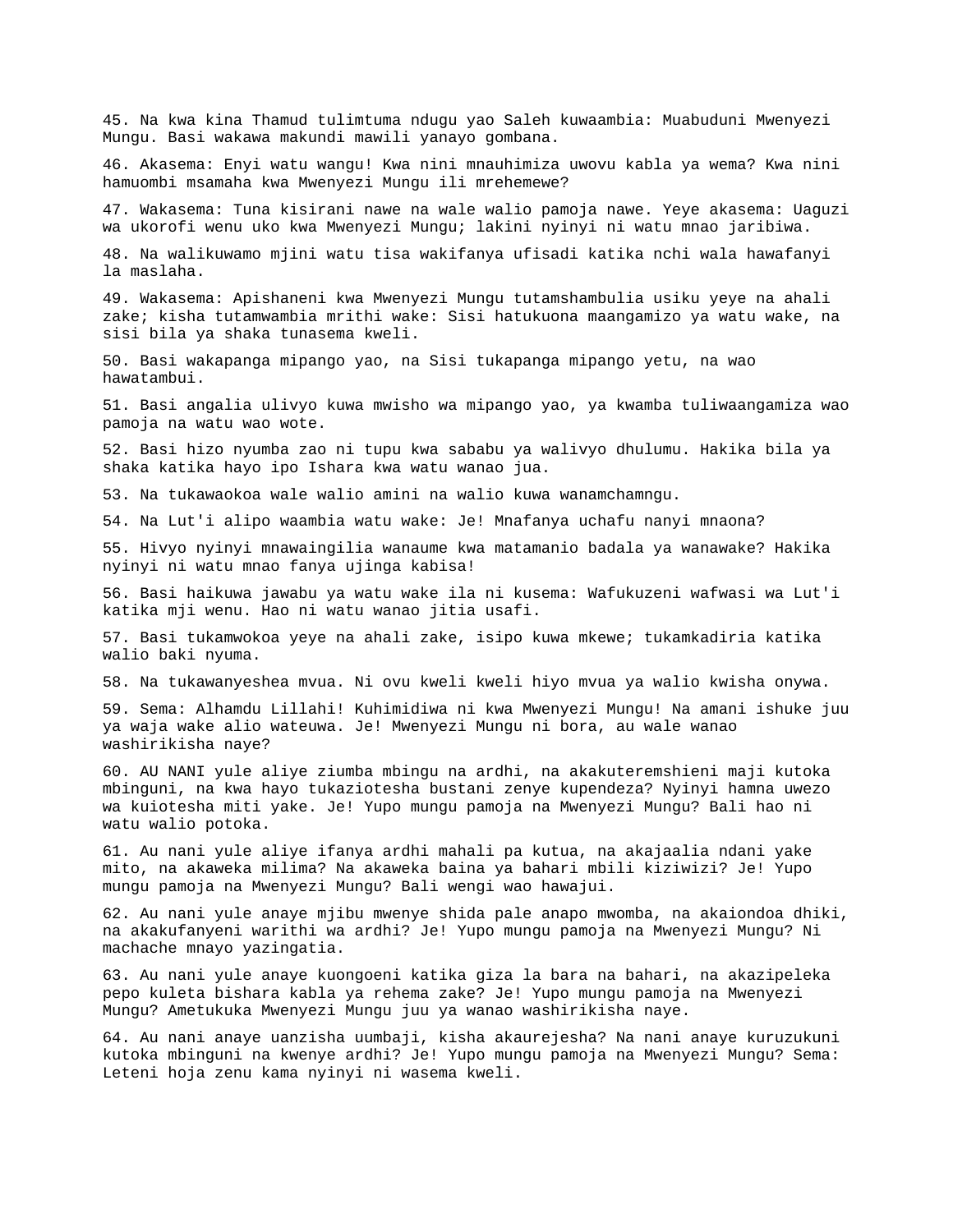45. Na kwa kina Thamud tulimtuma ndugu yao Saleh kuwaambia: Muabuduni Mwenyezi Mungu. Basi wakawa makundi mawili yanayo gombana.

46. Akasema: Enyi watu wangu! Kwa nini mnauhimiza uwovu kabla ya wema? Kwa nini hamuombi msamaha kwa Mwenyezi Mungu ili mrehemewe?

47. Wakasema: Tuna kisirani nawe na wale walio pamoja nawe. Yeye akasema: Uaguzi wa ukorofi wenu uko kwa Mwenyezi Mungu; lakini nyinyi ni watu mnao jaribiwa.

48. Na walikuwamo mjini watu tisa wakifanya ufisadi katika nchi wala hawafanyi la maslaha.

49. Wakasema: Apishaneni kwa Mwenyezi Mungu tutamshambulia usiku yeye na ahali zake; kisha tutamwambia mrithi wake: Sisi hatukuona maangamizo ya watu wake, na sisi bila ya shaka tunasema kweli.

50. Basi wakapanga mipango yao, na Sisi tukapanga mipango yetu, na wao hawatambui.

51. Basi angalia ulivyo kuwa mwisho wa mipango yao, ya kwamba tuliwaangamiza wao pamoja na watu wao wote.

52. Basi hizo nyumba zao ni tupu kwa sababu ya walivyo dhulumu. Hakika bila ya shaka katika hayo ipo Ishara kwa watu wanao jua.

53. Na tukawaokoa wale walio amini na walio kuwa wanamchamngu.

54. Na Lut'i alipo waambia watu wake: Je! Mnafanya uchafu nanyi mnaona?

55. Hivyo nyinyi mnawaingilia wanaume kwa matamanio badala ya wanawake? Hakika nyinyi ni watu mnao fanya ujinga kabisa!

56. Basi haikuwa jawabu ya watu wake ila ni kusema: Wafukuzeni wafwasi wa Lut'i katika mji wenu. Hao ni watu wanao jitia usafi.

57. Basi tukamwokoa yeye na ahali zake, isipo kuwa mkewe; tukamkadiria katika walio baki nyuma.

58. Na tukawanyeshea mvua. Ni ovu kweli kweli hiyo mvua ya walio kwisha onywa.

59. Sema: Alhamdu Lillahi! Kuhimidiwa ni kwa Mwenyezi Mungu! Na amani ishuke juu ya waja wake alio wateuwa. Je! Mwenyezi Mungu ni bora, au wale wanao washirikisha naye?

60. AU NANI yule aliye ziumba mbingu na ardhi, na akakuteremshieni maji kutoka mbinguni, na kwa hayo tukaziotesha bustani zenye kupendeza? Nyinyi hamna uwezo wa kuiotesha miti yake. Je! Yupo mungu pamoja na Mwenyezi Mungu? Bali hao ni watu walio potoka.

61. Au nani yule aliye ifanya ardhi mahali pa kutua, na akajaalia ndani yake mito, na akaweka milima? Na akaweka baina ya bahari mbili kiziwizi? Je! Yupo mungu pamoja na Mwenyezi Mungu? Bali wengi wao hawajui.

62. Au nani yule anaye mjibu mwenye shida pale anapo mwomba, na akaiondoa dhiki, na akakufanyeni warithi wa ardhi? Je! Yupo mungu pamoja na Mwenyezi Mungu? Ni machache mnayo yazingatia.

63. Au nani yule anaye kuongoeni katika giza la bara na bahari, na akazipeleka pepo kuleta bishara kabla ya rehema zake? Je! Yupo mungu pamoja na Mwenyezi Mungu? Ametukuka Mwenyezi Mungu juu ya wanao washirikisha naye.

64. Au nani anaye uanzisha uumbaji, kisha akaurejesha? Na nani anaye kuruzukuni kutoka mbinguni na kwenye ardhi? Je! Yupo mungu pamoja na Mwenyezi Mungu? Sema: Leteni hoja zenu kama nyinyi ni wasema kweli.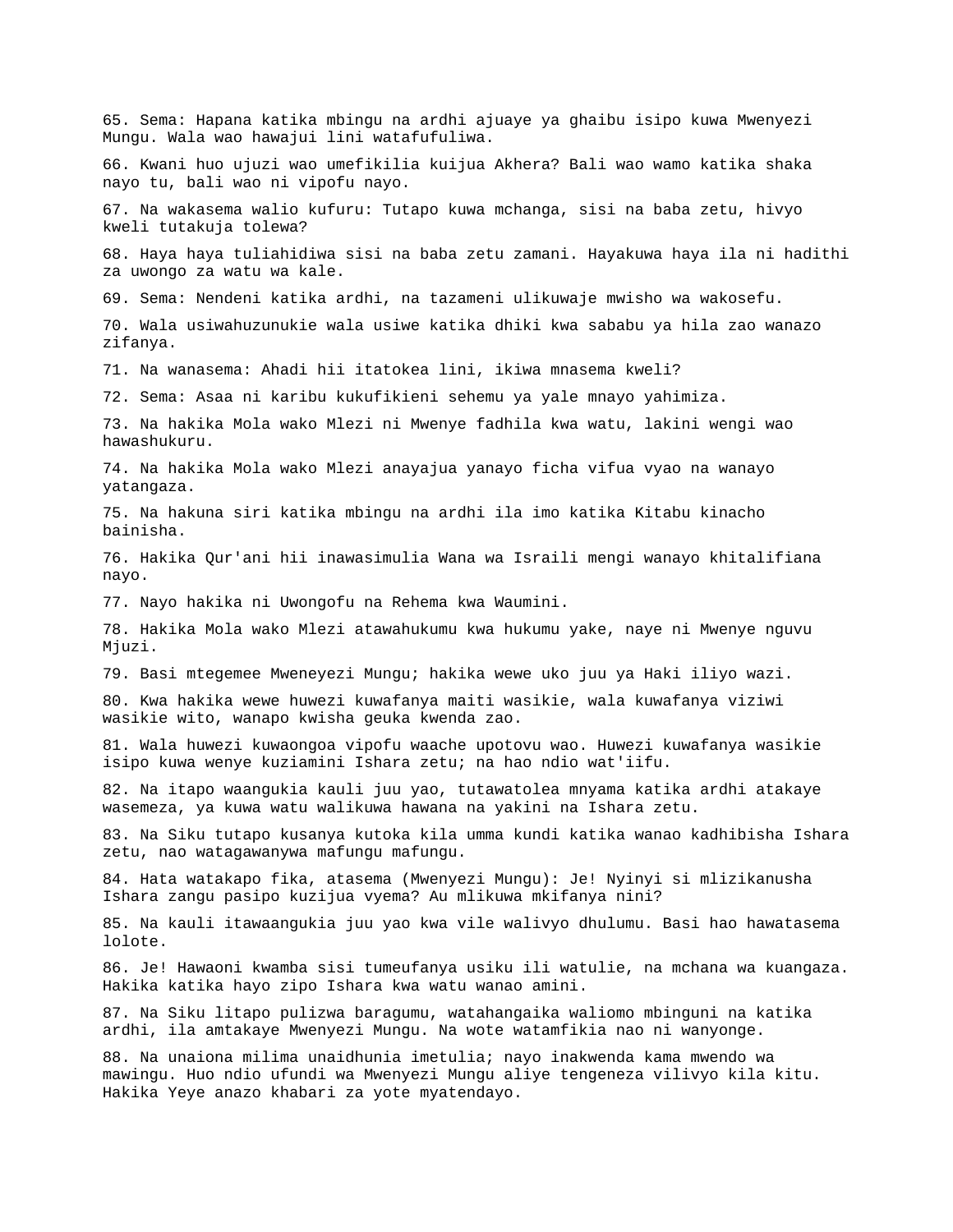65. Sema: Hapana katika mbingu na ardhi ajuaye ya ghaibu isipo kuwa Mwenyezi Mungu. Wala wao hawajui lini watafufuliwa.

66. Kwani huo ujuzi wao umefikilia kuijua Akhera? Bali wao wamo katika shaka nayo tu, bali wao ni vipofu nayo.

67. Na wakasema walio kufuru: Tutapo kuwa mchanga, sisi na baba zetu, hivyo kweli tutakuja tolewa?

68. Haya haya tuliahidiwa sisi na baba zetu zamani. Hayakuwa haya ila ni hadithi za uwongo za watu wa kale.

69. Sema: Nendeni katika ardhi, na tazameni ulikuwaje mwisho wa wakosefu.

70. Wala usiwahuzunukie wala usiwe katika dhiki kwa sababu ya hila zao wanazo zifanya.

71. Na wanasema: Ahadi hii itatokea lini, ikiwa mnasema kweli?

72. Sema: Asaa ni karibu kukufikieni sehemu ya yale mnayo yahimiza.

73. Na hakika Mola wako Mlezi ni Mwenye fadhila kwa watu, lakini wengi wao hawashukuru.

74. Na hakika Mola wako Mlezi anayajua yanayo ficha vifua vyao na wanayo yatangaza.

75. Na hakuna siri katika mbingu na ardhi ila imo katika Kitabu kinacho bainisha.

76. Hakika Qur'ani hii inawasimulia Wana wa Israili mengi wanayo khitalifiana nayo.

77. Nayo hakika ni Uwongofu na Rehema kwa Waumini.

78. Hakika Mola wako Mlezi atawahukumu kwa hukumu yake, naye ni Mwenye nguvu Mjuzi.

79. Basi mtegemee Mweneyezi Mungu; hakika wewe uko juu ya Haki iliyo wazi.

80. Kwa hakika wewe huwezi kuwafanya maiti wasikie, wala kuwafanya viziwi wasikie wito, wanapo kwisha geuka kwenda zao.

81. Wala huwezi kuwaongoa vipofu waache upotovu wao. Huwezi kuwafanya wasikie isipo kuwa wenye kuziamini Ishara zetu; na hao ndio wat'iifu.

82. Na itapo waangukia kauli juu yao, tutawatolea mnyama katika ardhi atakaye wasemeza, ya kuwa watu walikuwa hawana na yakini na Ishara zetu.

83. Na Siku tutapo kusanya kutoka kila umma kundi katika wanao kadhibisha Ishara zetu, nao watagawanywa mafungu mafungu.

84. Hata watakapo fika, atasema (Mwenyezi Mungu): Je! Nyinyi si mlizikanusha Ishara zangu pasipo kuzijua vyema? Au mlikuwa mkifanya nini?

85. Na kauli itawaangukia juu yao kwa vile walivyo dhulumu. Basi hao hawatasema lolote.

86. Je! Hawaoni kwamba sisi tumeufanya usiku ili watulie, na mchana wa kuangaza. Hakika katika hayo zipo Ishara kwa watu wanao amini.

87. Na Siku litapo pulizwa baragumu, watahangaika waliomo mbinguni na katika ardhi, ila amtakaye Mwenyezi Mungu. Na wote watamfikia nao ni wanyonge.

88. Na unaiona milima unaidhunia imetulia; nayo inakwenda kama mwendo wa mawingu. Huo ndio ufundi wa Mwenyezi Mungu aliye tengeneza vilivyo kila kitu. Hakika Yeye anazo khabari za yote myatendayo.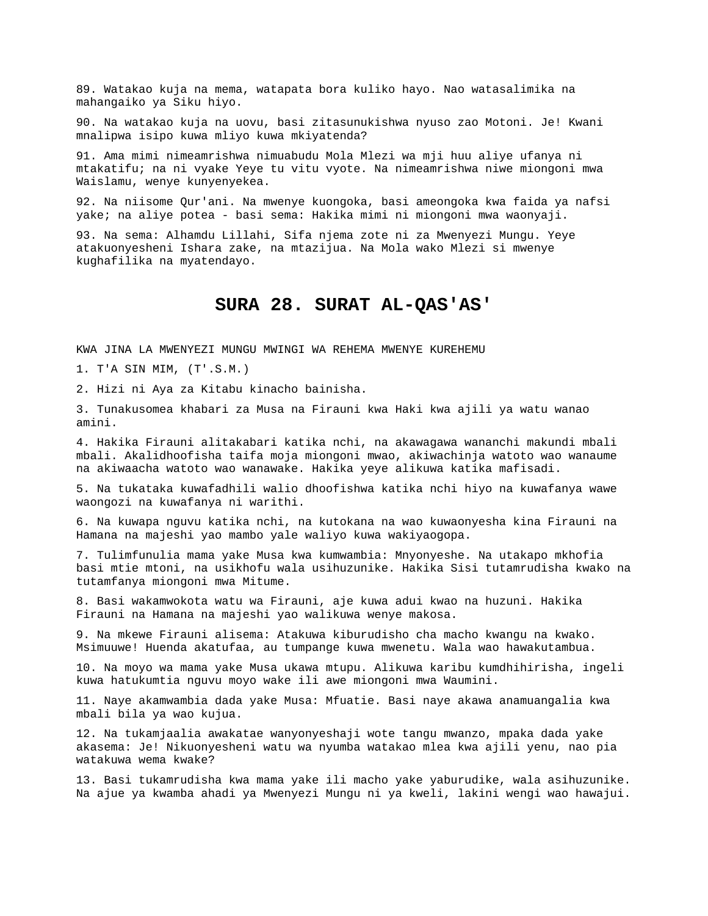89. Watakao kuja na mema, watapata bora kuliko hayo. Nao watasalimika na mahangaiko ya Siku hiyo.

90. Na watakao kuja na uovu, basi zitasunukishwa nyuso zao Motoni. Je! Kwani mnalipwa isipo kuwa mliyo kuwa mkiyatenda?

91. Ama mimi nimeamrishwa nimuabudu Mola Mlezi wa mji huu aliye ufanya ni mtakatifu; na ni vyake Yeye tu vitu vyote. Na nimeamrishwa niwe miongoni mwa Waislamu, wenye kunyenyekea.

92. Na niisome Qur'ani. Na mwenye kuongoka, basi ameongoka kwa faida ya nafsi yake; na aliye potea - basi sema: Hakika mimi ni miongoni mwa waonyaji.

93. Na sema: Alhamdu Lillahi, Sifa njema zote ni za Mwenyezi Mungu. Yeye atakuonyesheni Ishara zake, na mtazijua. Na Mola wako Mlezi si mwenye kughafilika na myatendayo.

# SURA 28. SURAT AL-QAS'AS'

KWA JINA LA MWENYEZI MUNGU MWINGI WA REHEMA MWENYE KUREHEMU

1. T'A SIN MIM, (T'.S.M.)

2. Hizi ni Aya za Kitabu kinacho bainisha.

3. Tunakusomea khabari za Musa na Firauni kwa Haki kwa ajili ya watu wanao amini.

4. Hakika Firauni alitakabari katika nchi, na akawagawa wananchi makundi mbali mbali. Akalidhoofisha taifa moja miongoni mwao, akiwachinja watoto wao wanaume na akiwaacha watoto wao wanawake. Hakika yeye alikuwa katika mafisadi.

5. Na tukataka kuwafadhili walio dhoofishwa katika nchi hiyo na kuwafanya wawe waongozi na kuwafanya ni warithi.

6. Na kuwapa nguvu katika nchi, na kutokana na wao kuwaonyesha kina Firauni na Hamana na majeshi yao mambo yale waliyo kuwa wakiyaogopa.

7. Tulimfunulia mama yake Musa kwa kumwambia: Mnyonyeshe. Na utakapo mkhofia basi mtie mtoni, na usikhofu wala usihuzunike. Hakika Sisi tutamrudisha kwako na tutamfanya miongoni mwa Mitume.

8. Basi wakamwokota watu wa Firauni, aje kuwa adui kwao na huzuni. Hakika Firauni na Hamana na majeshi yao walikuwa wenye makosa.

9. Na mkewe Firauni alisema: Atakuwa kiburudisho cha macho kwangu na kwako. Msimuuwe! Huenda akatufaa, au tumpange kuwa mwenetu. Wala wao hawakutambua.

10. Na moyo wa mama yake Musa ukawa mtupu. Alikuwa karibu kumdhihirisha, ingeli kuwa hatukumtia nguvu moyo wake ili awe miongoni mwa Waumini.

11. Naye akamwambia dada yake Musa: Mfuatie. Basi naye akawa anamuangalia kwa mbali bila ya wao kujua.

12. Na tukamjaalia awakatae wanyonyeshaji wote tangu mwanzo, mpaka dada yake akasema: Je! Nikuonyesheni watu wa nyumba watakao mlea kwa ajili yenu, nao pia watakuwa wema kwake?

13. Basi tukamrudisha kwa mama yake ili macho yake yaburudike, wala asihuzunike. Na ajue ya kwamba ahadi ya Mwenyezi Mungu ni ya kweli, lakini wengi wao hawajui.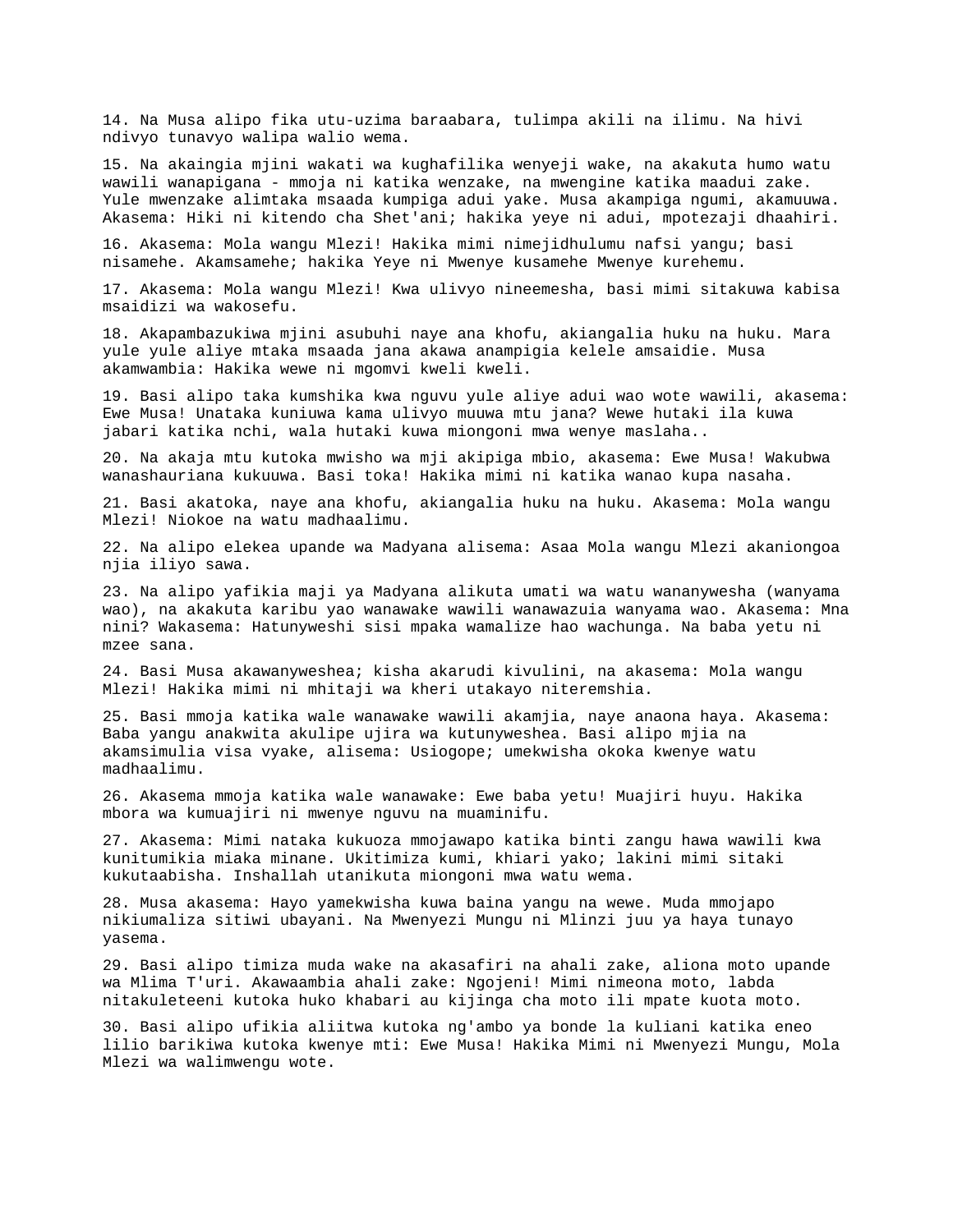14. Na Musa alipo fika utu-uzima baraabara, tulimpa akili na ilimu. Na hivi ndivyo tunavyo walipa walio wema.

15. Na akaingia mjini wakati wa kughafilika wenyeji wake, na akakuta humo watu wawili wanapigana - mmoja ni katika wenzake, na mwengine katika maadui zake. Yule mwenzake alimtaka msaada kumpiga adui yake. Musa akampiga ngumi, akamuuwa. Akasema: Hiki ni kitendo cha Shet'ani; hakika yeye ni adui, mpotezaji dhaahiri.

16. Akasema: Mola wangu Mlezi! Hakika mimi nimejidhulumu nafsi yangu; basi nisamehe. Akamsamehe; hakika Yeye ni Mwenye kusamehe Mwenye kurehemu.

17. Akasema: Mola wangu Mlezi! Kwa ulivyo nineemesha, basi mimi sitakuwa kabisa msaidizi wa wakosefu.

18. Akapambazukiwa mjini asubuhi naye ana khofu, akiangalia huku na huku. Mara yule yule aliye mtaka msaada jana akawa anampigia kelele amsaidie. Musa akamwambia: Hakika wewe ni mgomvi kweli kweli.

19. Basi alipo taka kumshika kwa nguvu yule aliye adui wao wote wawili, akasema: Ewe Musa! Unataka kuniuwa kama ulivyo muuwa mtu jana? Wewe hutaki ila kuwa jabari katika nchi, wala hutaki kuwa miongoni mwa wenye maslaha..

20. Na akaja mtu kutoka mwisho wa mji akipiga mbio, akasema: Ewe Musa! Wakubwa wanashauriana kukuuwa. Basi toka! Hakika mimi ni katika wanao kupa nasaha.

21. Basi akatoka, naye ana khofu, akiangalia huku na huku. Akasema: Mola wangu Mlezi! Niokoe na watu madhaalimu.

22. Na alipo elekea upande wa Madyana alisema: Asaa Mola wangu Mlezi akaniongoa njia iliyo sawa.

23. Na alipo yafikia maji ya Madyana alikuta umati wa watu wananywesha (wanyama wao), na akakuta karibu yao wanawake wawili wanawazuia wanyama wao. Akasema: Mna nini? Wakasema: Hatunyweshi sisi mpaka wamalize hao wachunga. Na baba yetu ni mzee sana.

24. Basi Musa akawanyweshea; kisha akarudi kivulini, na akasema: Mola wangu Mlezi! Hakika mimi ni mhitaji wa kheri utakayo niteremshia.

25. Basi mmoja katika wale wanawake wawili akamjia, naye anaona haya. Akasema: Baba yangu anakwita akulipe ujira wa kutunyweshea. Basi alipo mjia na akamsimulia visa vyake, alisema: Usiogope; umekwisha okoka kwenye watu madhaalimu.

26. Akasema mmoja katika wale wanawake: Ewe baba yetu! Muajiri huyu. Hakika mbora wa kumuajiri ni mwenye nguvu na muaminifu.

27. Akasema: Mimi nataka kukuoza mmojawapo katika binti zangu hawa wawili kwa kunitumikia miaka minane. Ukitimiza kumi, khiari yako; lakini mimi sitaki kukutaabisha. Inshallah utanikuta miongoni mwa watu wema.

28. Musa akasema: Hayo yamekwisha kuwa baina yangu na wewe. Muda mmojapo nikiumaliza sitiwi ubayani. Na Mwenyezi Mungu ni Mlinzi juu ya haya tunayo yasema.

29. Basi alipo timiza muda wake na akasafiri na ahali zake, aliona moto upande wa Mlima T'uri. Akawaambia ahali zake: Ngojeni! Mimi nimeona moto, labda nitakuleteeni kutoka huko khabari au kijinga cha moto ili mpate kuota moto.

30. Basi alipo ufikia aliitwa kutoka ng'ambo ya bonde la kuliani katika eneo lilio barikiwa kutoka kwenye mti: Ewe Musa! Hakika Mimi ni Mwenyezi Mungu, Mola Mlezi wa walimwengu wote.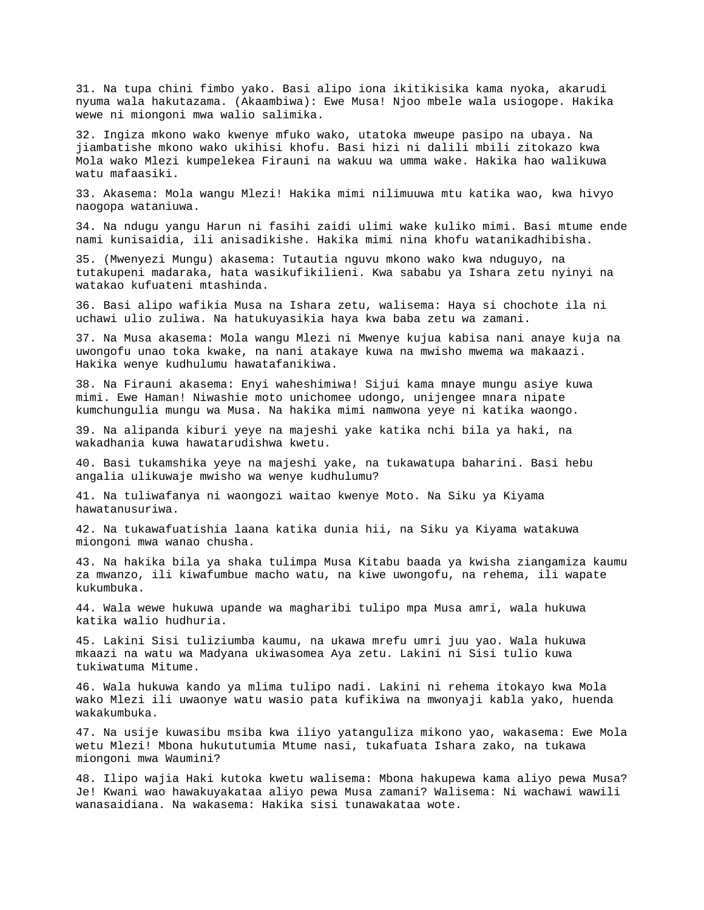31. Na tupa chini fimbo yako. Basi alipo iona ikitikisika kama nyoka, akarudi nyuma wala hakutazama. (Akaambiwa): Ewe Musa! Njoo mbele wala usiogope. Hakika wewe ni miongoni mwa walio salimika.

32. Ingiza mkono wako kwenye mfuko wako, utatoka mweupe pasipo na ubaya. Na jiambatishe mkono wako ukihisi khofu. Basi hizi ni dalili mbili zitokazo kwa Mola wako Mlezi kumpelekea Firauni na wakuu wa umma wake. Hakika hao walikuwa watu mafaasiki.

33. Akasema: Mola wangu Mlezi! Hakika mimi nilimuuwa mtu katika wao, kwa hivyo naogopa wataniuwa.

34. Na ndugu yangu Harun ni fasihi zaidi ulimi wake kuliko mimi. Basi mtume ende nami kunisaidia, ili anisadikishe. Hakika mimi nina khofu watanikadhibisha.

35. (Mwenyezi Mungu) akasema: Tutautia nguvu mkono wako kwa nduguyo, na tutakupeni madaraka, hata wasikufikilieni. Kwa sababu ya Ishara zetu nyinyi na watakao kufuateni mtashinda.

36. Basi alipo wafikia Musa na Ishara zetu, walisema: Haya si chochote ila ni uchawi ulio zuliwa. Na hatukuyasikia haya kwa baba zetu wa zamani.

37. Na Musa akasema: Mola wangu Mlezi ni Mwenye kujua kabisa nani anaye kuja na uwongofu unao toka kwake, na nani atakaye kuwa na mwisho mwema wa makaazi. Hakika wenye kudhulumu hawatafanikiwa.

38. Na Firauni akasema: Enyi waheshimiwa! Sijui kama mnaye mungu asiye kuwa mimi. Ewe Haman! Niwashie moto unichomee udongo, unijengee mnara nipate kumchungulia mungu wa Musa. Na hakika mimi namwona yeye ni katika waongo.

39. Na alipanda kiburi yeye na majeshi yake katika nchi bila ya haki, na wakadhania kuwa hawatarudishwa kwetu.

40. Basi tukamshika yeye na majeshi yake, na tukawatupa baharini. Basi hebu angalia ulikuwaje mwisho wa wenye kudhulumu?

41. Na tuliwafanya ni waongozi waitao kwenye Moto. Na Siku ya Kiyama hawatanusuriwa.

42. Na tukawafuatishia laana katika dunia hii, na Siku ya Kiyama watakuwa miongoni mwa wanao chusha.

43. Na hakika bila ya shaka tulimpa Musa Kitabu baada ya kwisha ziangamiza kaumu za mwanzo, ili kiwafumbue macho watu, na kiwe uwongofu, na rehema, ili wapate kukumbuka.

44. Wala wewe hukuwa upande wa magharibi tulipo mpa Musa amri, wala hukuwa katika walio hudhuria.

45. Lakini Sisi tuliziumba kaumu, na ukawa mrefu umri juu yao. Wala hukuwa mkaazi na watu wa Madyana ukiwasomea Aya zetu. Lakini ni Sisi tulio kuwa tukiwatuma Mitume.

46. Wala hukuwa kando ya mlima tulipo nadi. Lakini ni rehema itokayo kwa Mola wako Mlezi ili uwaonye watu wasio pata kufikiwa na mwonyaji kabla yako, huenda wakakumbuka.

47. Na usije kuwasibu msiba kwa iliyo yatanguliza mikono yao, wakasema: Ewe Mola wetu Mlezi! Mbona hukututumia Mtume nasi, tukafuata Ishara zako, na tukawa miongoni mwa Waumini?

48. Ilipo wajia Haki kutoka kwetu walisema: Mbona hakupewa kama aliyo pewa Musa? Je! Kwani wao hawakuyakataa aliyo pewa Musa zamani? Walisema: Ni wachawi wawili wanasaidiana. Na wakasema: Hakika sisi tunawakataa wote.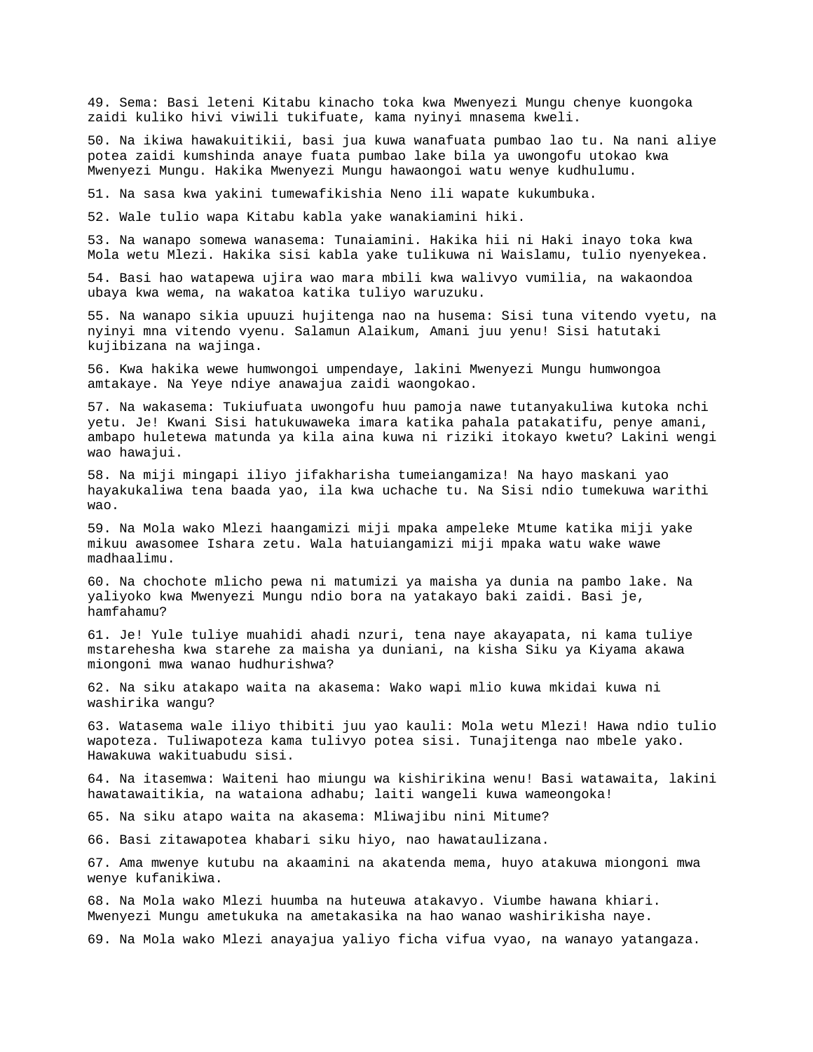49. Sema: Basi leteni Kitabu kinacho toka kwa Mwenyezi Mungu chenye kuongoka zaidi kuliko hivi viwili tukifuate, kama nyinyi mnasema kweli.

50. Na ikiwa hawakuitikii, basi jua kuwa wanafuata pumbao lao tu. Na nani aliye potea zaidi kumshinda anaye fuata pumbao lake bila ya uwongofu utokao kwa Mwenyezi Mungu. Hakika Mwenyezi Mungu hawaongoi watu wenye kudhulumu.

51. Na sasa kwa yakini tumewafikishia Neno ili wapate kukumbuka.

52. Wale tulio wapa Kitabu kabla yake wanakiamini hiki.

53. Na wanapo somewa wanasema: Tunaiamini. Hakika hii ni Haki inayo toka kwa Mola wetu Mlezi. Hakika sisi kabla yake tulikuwa ni Waislamu, tulio nyenyekea.

54. Basi hao watapewa ujira wao mara mbili kwa walivyo vumilia, na wakaondoa ubaya kwa wema, na wakatoa katika tuliyo waruzuku.

55. Na wanapo sikia upuuzi hujitenga nao na husema: Sisi tuna vitendo vyetu, na nyinyi mna vitendo vyenu. Salamun Alaikum, Amani juu yenu! Sisi hatutaki kujibizana na wajinga.

56. Kwa hakika wewe humwongoi umpendaye, lakini Mwenyezi Mungu humwongoa amtakaye. Na Yeye ndiye anawajua zaidi waongokao.

57. Na wakasema: Tukiufuata uwongofu huu pamoja nawe tutanyakuliwa kutoka nchi yetu. Je! Kwani Sisi hatukuwaweka imara katika pahala patakatifu, penye amani, ambapo huletewa matunda ya kila aina kuwa ni riziki itokayo kwetu? Lakini wengi wao hawajui.

58. Na miji mingapi iliyo jifakharisha tumeiangamiza! Na hayo maskani yao hayakukaliwa tena baada yao, ila kwa uchache tu. Na Sisi ndio tumekuwa warithi wao.

59. Na Mola wako Mlezi haangamizi miji mpaka ampeleke Mtume katika miji yake mikuu awasomee Ishara zetu. Wala hatuiangamizi miji mpaka watu wake wawe madhaalimu.

60. Na chochote mlicho pewa ni matumizi ya maisha ya dunia na pambo lake. Na yaliyoko kwa Mwenyezi Mungu ndio bora na yatakayo baki zaidi. Basi je, hamfahamu?

61. Je! Yule tuliye muahidi ahadi nzuri, tena naye akayapata, ni kama tuliye mstarehesha kwa starehe za maisha ya duniani, na kisha Siku ya Kiyama akawa miongoni mwa wanao hudhurishwa?

62. Na siku atakapo waita na akasema: Wako wapi mlio kuwa mkidai kuwa ni washirika wangu?

63. Watasema wale iliyo thibiti juu yao kauli: Mola wetu Mlezi! Hawa ndio tulio wapoteza. Tuliwapoteza kama tulivyo potea sisi. Tunajitenga nao mbele yako. Hawakuwa wakituabudu sisi.

64. Na itasemwa: Waiteni hao miungu wa kishirikina wenu! Basi watawaita, lakini hawatawaitikia, na wataiona adhabu; laiti wangeli kuwa wameongoka!

65. Na siku atapo waita na akasema: Mliwajibu nini Mitume?

66. Basi zitawapotea khabari siku hiyo, nao hawataulizana.

67. Ama mwenye kutubu na akaamini na akatenda mema, huyo atakuwa miongoni mwa wenye kufanikiwa.

68. Na Mola wako Mlezi huumba na huteuwa atakavyo. Viumbe hawana khiari. Mwenyezi Mungu ametukuka na ametakasika na hao wanao washirikisha naye.

69. Na Mola wako Mlezi anayajua yaliyo ficha vifua vyao, na wanayo yatangaza.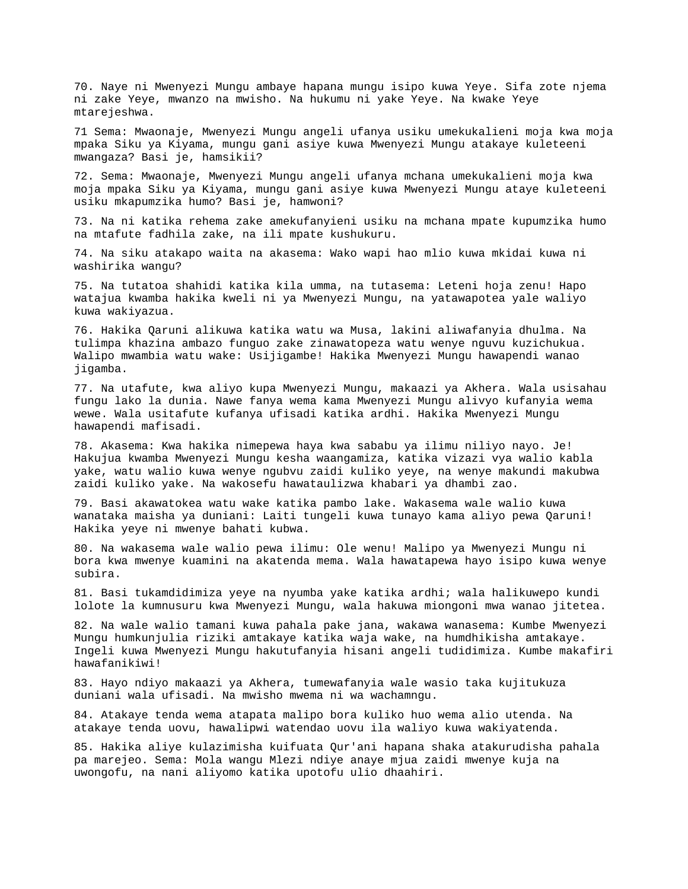70. Naye ni Mwenyezi Mungu ambaye hapana mungu isipo kuwa Yeye. Sifa zote njema ni zake Yeye, mwanzo na mwisho. Na hukumu ni yake Yeye. Na kwake Yeye mtarejeshwa.

71 Sema: Mwaonaje, Mwenyezi Mungu angeli ufanya usiku umekukalieni moja kwa moja mpaka Siku ya Kiyama, mungu gani asiye kuwa Mwenyezi Mungu atakaye kuleteeni mwangaza? Basi je, hamsikii?

72. Sema: Mwaonaje, Mwenyezi Mungu angeli ufanya mchana umekukalieni moja kwa moja mpaka Siku ya Kiyama, mungu gani asiye kuwa Mwenyezi Mungu ataye kuleteeni usiku mkapumzika humo? Basi je, hamwoni?

73. Na ni katika rehema zake amekufanyieni usiku na mchana mpate kupumzika humo na mtafute fadhila zake, na ili mpate kushukuru.

74. Na siku atakapo waita na akasema: Wako wapi hao mlio kuwa mkidai kuwa ni washirika wangu?

75. Na tutatoa shahidi katika kila umma, na tutasema: Leteni hoja zenu! Hapo watajua kwamba hakika kweli ni ya Mwenyezi Mungu, na yatawapotea yale waliyo kuwa wakiyazua.

76. Hakika Qaruni alikuwa katika watu wa Musa, lakini aliwafanyia dhulma. Na tulimpa khazina ambazo funguo zake zinawatopeza watu wenye nguvu kuzichukua. Walipo mwambia watu wake: Usijigambe! Hakika Mwenyezi Mungu hawapendi wanao jigamba.

77. Na utafute, kwa aliyo kupa Mwenyezi Mungu, makaazi ya Akhera. Wala usisahau fungu lako la dunia. Nawe fanya wema kama Mwenyezi Mungu alivyo kufanyia wema wewe. Wala usitafute kufanya ufisadi katika ardhi. Hakika Mwenyezi Mungu hawapendi mafisadi.

78. Akasema: Kwa hakika nimepewa haya kwa sababu ya ilimu niliyo nayo. Je! Hakujua kwamba Mwenyezi Mungu kesha waangamiza, katika vizazi vya walio kabla yake, watu walio kuwa wenye ngubvu zaidi kuliko yeye, na wenye makundi makubwa zaidi kuliko yake. Na wakosefu hawataulizwa khabari ya dhambi zao.

79. Basi akawatokea watu wake katika pambo lake. Wakasema wale walio kuwa wanataka maisha ya duniani: Laiti tungeli kuwa tunayo kama aliyo pewa Qaruni! Hakika yeye ni mwenye bahati kubwa.

80. Na wakasema wale walio pewa ilimu: Ole wenu! Malipo ya Mwenyezi Mungu ni bora kwa mwenye kuamini na akatenda mema. Wala hawatapewa hayo isipo kuwa wenye subira.

81. Basi tukamdidimiza yeye na nyumba yake katika ardhi; wala halikuwepo kundi lolote la kumnusuru kwa Mwenyezi Mungu, wala hakuwa miongoni mwa wanao jitetea.

82. Na wale walio tamani kuwa pahala pake jana, wakawa wanasema: Kumbe Mwenyezi Mungu humkunjulia riziki amtakaye katika waja wake, na humdhikisha amtakaye. Ingeli kuwa Mwenyezi Mungu hakutufanyia hisani angeli tudidimiza. Kumbe makafiri hawafanikiwi!

83. Hayo ndiyo makaazi ya Akhera, tumewafanyia wale wasio taka kujitukuza duniani wala ufisadi. Na mwisho mwema ni wa wachamngu.

84. Atakaye tenda wema atapata malipo bora kuliko huo wema alio utenda. Na atakaye tenda uovu, hawalipwi watendao uovu ila waliyo kuwa wakiyatenda.

85. Hakika aliye kulazimisha kuifuata Qur'ani hapana shaka atakurudisha pahala pa marejeo. Sema: Mola wangu Mlezi ndiye anaye mjua zaidi mwenye kuja na uwongofu, na nani aliyomo katika upotofu ulio dhaahiri.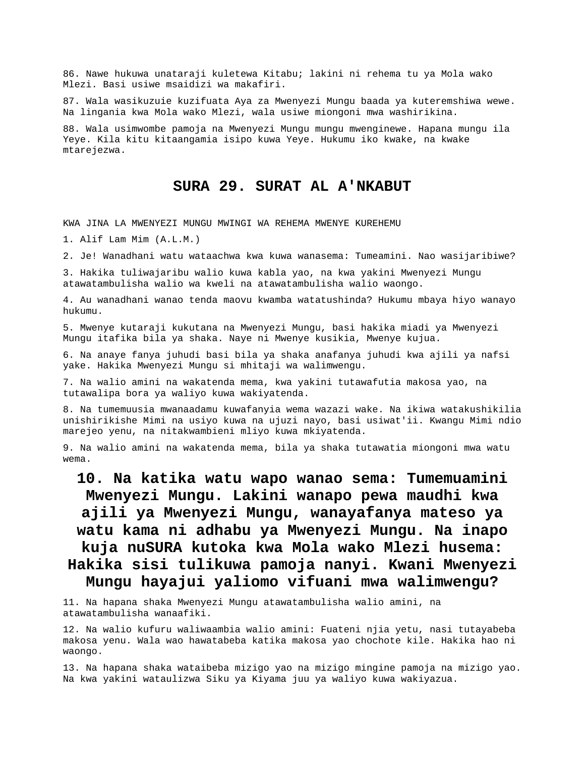86. Nawe hukuwa unataraji kuletewa Kitabu; lakini ni rehema tu ya Mola wako Mlezi. Basi usiwe msaidizi wa makafiri.

87. Wala wasikuzuie kuzifuata Aya za Mwenyezi Mungu baada ya kuteremshiwa wewe. Na lingania kwa Mola wako Mlezi, wala usiwe miongoni mwa washirikina.

88. Wala usimwombe pamoja na Mwenyezi Mungu mungu mwenginewe. Hapana mungu ila Yeye. Kila kitu kitaangamia isipo kuwa Yeye. Hukumu iko kwake, na kwake mtarejezwa.

## SURA 29. SURAT AL A'NKABUT

KWA JINA LA MWENYEZI MUNGU MWINGI WA REHEMA MWENYE KUREHEMU

1. Alif Lam Mim (A.L.M.)

2. Je! Wanadhani watu wataachwa kwa kuwa wanasema: Tumeamini. Nao wasijaribiwe?

3. Hakika tuliwajaribu walio kuwa kabla yao, na kwa yakini Mwenyezi Mungu atawatambulisha walio wa kweli na atawatambulisha walio waongo.

4. Au wanadhani wanao tenda maovu kwamba watatushinda? Hukumu mbaya hiyo wanayo hukumu.

5. Mwenye kutaraji kukutana na Mwenyezi Mungu, basi hakika miadi ya Mwenyezi Mungu itafika bila ya shaka. Naye ni Mwenye kusikia, Mwenye kujua.

6. Na anaye fanya juhudi basi bila ya shaka anafanya juhudi kwa ajili ya nafsi yake. Hakika Mwenyezi Mungu si mhitaji wa walimwengu.

7. Na walio amini na wakatenda mema, kwa yakini tutawafutia makosa yao, na tutawalipa bora ya waliyo kuwa wakiyatenda.

8. Na tumemuusia mwanaadamu kuwafanyia wema wazazi wake. Na ikiwa watakushikilia unishirikishe Mimi na usiyo kuwa na ujuzi nayo, basi usiwat'ii. Kwangu Mimi ndio marejeo yenu, na nitakwambieni mliyo kuwa mkiyatenda.

9. Na walio amini na wakatenda mema, bila ya shaka tutawatia miongoni mwa watu wema.

**10. Na katika watu wapo wanao sema: Tumemuamini Mwenyezi Mungu. Lakini wanapo pewa maudhi kwa ajili ya Mwenyezi Mungu, wanayafanya mateso ya watu kama ni adhabu ya Mwenyezi Mungu. Na inapo kuja nuSURA kutoka kwa Mola wako Mlezi husema: Hakika sisi tulikuwa pamoja nanyi. Kwani Mwenyezi Mungu hayajui yaliomo vifuani mwa walimwengu?**

11. Na hapana shaka Mwenyezi Mungu atawatambulisha walio amini, na atawatambulisha wanaafiki.

12. Na walio kufuru waliwaambia walio amini: Fuateni njia yetu, nasi tutayabeba makosa yenu. Wala wao hawatabeba katika makosa yao chochote kile. Hakika hao ni waongo.

13. Na hapana shaka wataibeba mizigo yao na mizigo mingine pamoja na mizigo yao. Na kwa yakini wataulizwa Siku ya Kiyama juu ya waliyo kuwa wakiyazua.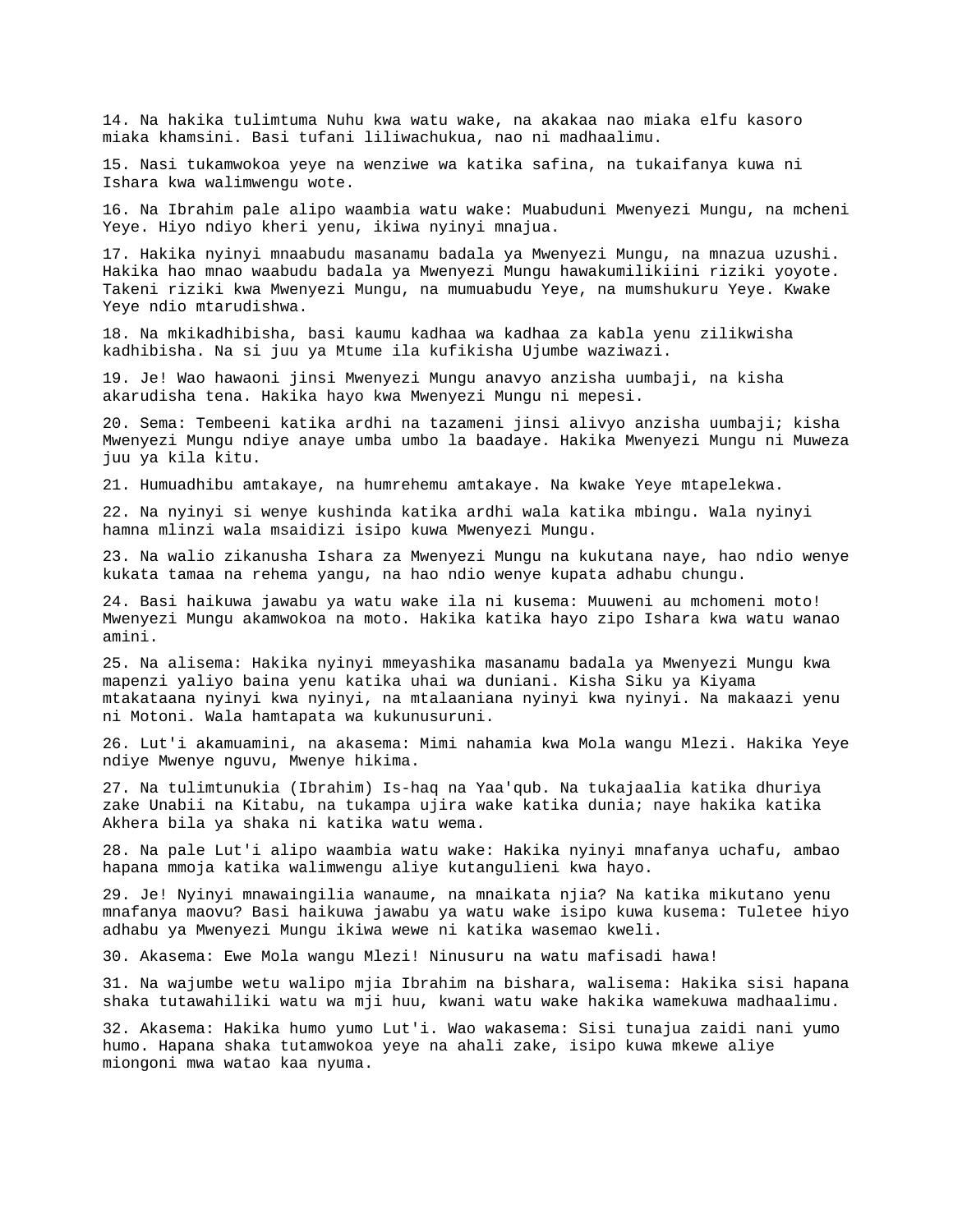14. Na hakika tulimtuma Nuhu kwa watu wake, na akakaa nao miaka elfu kasoro miaka khamsini. Basi tufani liliwachukua, nao ni madhaalimu.

15. Nasi tukamwokoa yeye na wenziwe wa katika safina, na tukaifanya kuwa ni Ishara kwa walimwengu wote.

16. Na Ibrahim pale alipo waambia watu wake: Muabuduni Mwenyezi Mungu, na mcheni Yeye. Hiyo ndiyo kheri yenu, ikiwa nyinyi mnajua.

17. Hakika nyinyi mnaabudu masanamu badala ya Mwenyezi Mungu, na mnazua uzushi. Hakika hao mnao waabudu badala ya Mwenyezi Mungu hawakumilikiini riziki yoyote. Takeni riziki kwa Mwenyezi Mungu, na mumuabudu Yeye, na mumshukuru Yeye. Kwake Yeye ndio mtarudishwa.

18. Na mkikadhibisha, basi kaumu kadhaa wa kadhaa za kabla yenu zilikwisha kadhibisha. Na si juu ya Mtume ila kufikisha Ujumbe waziwazi.

19. Je! Wao hawaoni jinsi Mwenyezi Mungu anavyo anzisha uumbaji, na kisha akarudisha tena. Hakika hayo kwa Mwenyezi Mungu ni mepesi.

20. Sema: Tembeeni katika ardhi na tazameni jinsi alivyo anzisha uumbaji; kisha Mwenyezi Mungu ndiye anaye umba umbo la baadaye. Hakika Mwenyezi Mungu ni Muweza juu ya kila kitu.

21. Humuadhibu amtakaye, na humrehemu amtakaye. Na kwake Yeye mtapelekwa.

22. Na nyinyi si wenye kushinda katika ardhi wala katika mbingu. Wala nyinyi hamna mlinzi wala msaidizi isipo kuwa Mwenyezi Mungu.

23. Na walio zikanusha Ishara za Mwenyezi Mungu na kukutana naye, hao ndio wenye kukata tamaa na rehema yangu, na hao ndio wenye kupata adhabu chungu.

24. Basi haikuwa jawabu ya watu wake ila ni kusema: Muuweni au mchomeni moto! Mwenyezi Mungu akamwokoa na moto. Hakika katika hayo zipo Ishara kwa watu wanao amini.

25. Na alisema: Hakika nyinyi mmeyashika masanamu badala ya Mwenyezi Mungu kwa mapenzi yaliyo baina yenu katika uhai wa duniani. Kisha Siku ya Kiyama mtakataana nyinyi kwa nyinyi, na mtalaaniana nyinyi kwa nyinyi. Na makaazi yenu ni Motoni. Wala hamtapata wa kukunusuruni.

26. Lut'i akamuamini, na akasema: Mimi nahamia kwa Mola wangu Mlezi. Hakika Yeye ndiye Mwenye nguvu, Mwenye hikima.

27. Na tulimtunukia (Ibrahim) Is-haq na Yaa'qub. Na tukajaalia katika dhuriya zake Unabii na Kitabu, na tukampa ujira wake katika dunia; naye hakika katika Akhera bila ya shaka ni katika watu wema.

28. Na pale Lut'i alipo waambia watu wake: Hakika nyinyi mnafanya uchafu, ambao hapana mmoja katika walimwengu aliye kutangulieni kwa hayo.

29. Je! Nyinyi mnawaingilia wanaume, na mnaikata njia? Na katika mikutano yenu mnafanya maovu? Basi haikuwa jawabu ya watu wake isipo kuwa kusema: Tuletee hiyo adhabu ya Mwenyezi Mungu ikiwa wewe ni katika wasemao kweli.

30. Akasema: Ewe Mola wangu Mlezi! Ninusuru na watu mafisadi hawa!

31. Na wajumbe wetu walipo mjia Ibrahim na bishara, walisema: Hakika sisi hapana shaka tutawahiliki watu wa mji huu, kwani watu wake hakika wamekuwa madhaalimu.

32. Akasema: Hakika humo yumo Lut'i. Wao wakasema: Sisi tunajua zaidi nani yumo humo. Hapana shaka tutamwokoa yeye na ahali zake, isipo kuwa mkewe aliye miongoni mwa watao kaa nyuma.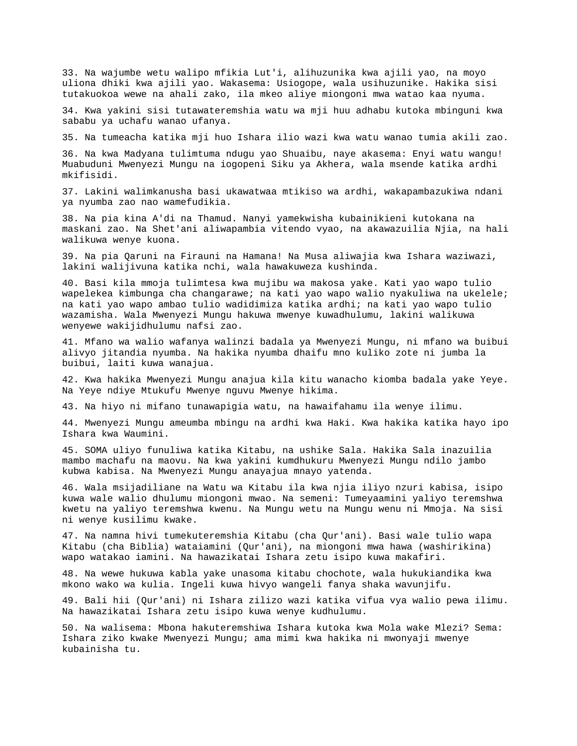33. Na wajumbe wetu walipo mfikia Lut'i, alihuzunika kwa ajili yao, na moyo uliona dhiki kwa ajili yao. Wakasema: Usiogope, wala usihuzunike. Hakika sisi tutakuokoa wewe na ahali zako, ila mkeo aliye miongoni mwa watao kaa nyuma.

34. Kwa yakini sisi tutawateremshia watu wa mji huu adhabu kutoka mbinguni kwa sababu ya uchafu wanao ufanya.

35. Na tumeacha katika mji huo Ishara ilio wazi kwa watu wanao tumia akili zao.

36. Na kwa Madyana tulimtuma ndugu yao Shuaibu, naye akasema: Enyi watu wangu! Muabuduni Mwenyezi Mungu na iogopeni Siku ya Akhera, wala msende katika ardhi mkifisidi.

37. Lakini walimkanusha basi ukawatwaa mtikiso wa ardhi, wakapambazukiwa ndani ya nyumba zao nao wamefudikia.

38. Na pia kina A'di na Thamud. Nanyi yamekwisha kubainikieni kutokana na maskani zao. Na Shet'ani aliwapambia vitendo vyao, na akawazuilia Njia, na hali walikuwa wenye kuona.

39. Na pia Qaruni na Firauni na Hamana! Na Musa aliwajia kwa Ishara waziwazi, lakini walijivuna katika nchi, wala hawakuweza kushinda.

40. Basi kila mmoja tulimtesa kwa mujibu wa makosa yake. Kati yao wapo tulio wapelekea kimbunga cha changarawe; na kati yao wapo walio nyakuliwa na ukelele; na kati yao wapo ambao tulio wadidimiza katika ardhi; na kati yao wapo tulio wazamisha. Wala Mwenyezi Mungu hakuwa mwenye kuwadhulumu, lakini walikuwa wenyewe wakijidhulumu nafsi zao.

41. Mfano wa walio wafanya walinzi badala ya Mwenyezi Mungu, ni mfano wa buibui alivyo jitandia nyumba. Na hakika nyumba dhaifu mno kuliko zote ni jumba la buibui, laiti kuwa wanajua.

42. Kwa hakika Mwenyezi Mungu anajua kila kitu wanacho kiomba badala yake Yeye. Na Yeye ndiye Mtukufu Mwenye nguvu Mwenye hikima.

43. Na hiyo ni mifano tunawapigia watu, na hawaifahamu ila wenye ilimu.

44. Mwenyezi Mungu ameumba mbingu na ardhi kwa Haki. Kwa hakika katika hayo ipo Ishara kwa Waumini.

45. SOMA uliyo funuliwa katika Kitabu, na ushike Sala. Hakika Sala inazuilia mambo machafu na maovu. Na kwa yakini kumdhukuru Mwenyezi Mungu ndilo jambo kubwa kabisa. Na Mwenyezi Mungu anayajua mnayo yatenda.

46. Wala msijadiliane na Watu wa Kitabu ila kwa njia iliyo nzuri kabisa, isipo kuwa wale walio dhulumu miongoni mwao. Na semeni: Tumeyaamini yaliyo teremshwa kwetu na yaliyo teremshwa kwenu. Na Mungu wetu na Mungu wenu ni Mmoja. Na sisi ni wenye kusilimu kwake.

47. Na namna hivi tumekuteremshia Kitabu (cha Qur'ani). Basi wale tulio wapa Kitabu (cha Biblia) wataiamini (Qur'ani), na miongoni mwa hawa (washirikina) wapo watakao iamini. Na hawazikatai Ishara zetu isipo kuwa makafiri.

48. Na wewe hukuwa kabla yake unasoma kitabu chochote, wala hukukiandika kwa mkono wako wa kulia. Ingeli kuwa hivyo wangeli fanya shaka wavunjifu.

49. Bali hii (Qur'ani) ni Ishara zilizo wazi katika vifua vya walio pewa ilimu. Na hawazikatai Ishara zetu isipo kuwa wenye kudhulumu.

50. Na walisema: Mbona hakuteremshiwa Ishara kutoka kwa Mola wake Mlezi? Sema: Ishara ziko kwake Mwenyezi Mungu; ama mimi kwa hakika ni mwonyaji mwenye kubainisha tu.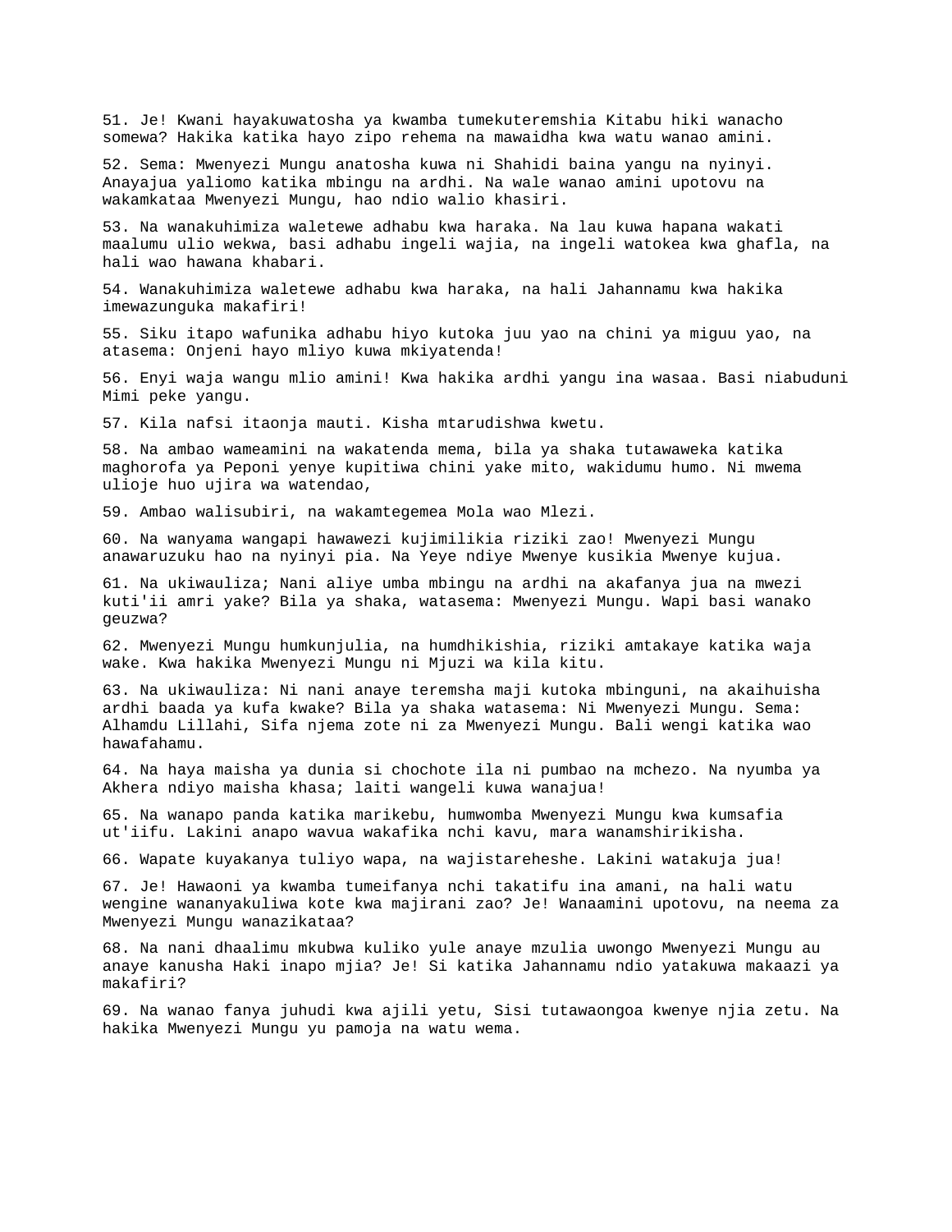51. Je! Kwani hayakuwatosha ya kwamba tumekuteremshia Kitabu hiki wanacho somewa? Hakika katika hayo zipo rehema na mawaidha kwa watu wanao amini.

52. Sema: Mwenyezi Mungu anatosha kuwa ni Shahidi baina yangu na nyinyi. Anayajua yaliomo katika mbingu na ardhi. Na wale wanao amini upotovu na wakamkataa Mwenyezi Mungu, hao ndio walio khasiri.

53. Na wanakuhimiza waletewe adhabu kwa haraka. Na lau kuwa hapana wakati maalumu ulio wekwa, basi adhabu ingeli wajia, na ingeli watokea kwa ghafla, na hali wao hawana khabari.

54. Wanakuhimiza waletewe adhabu kwa haraka, na hali Jahannamu kwa hakika imewazunguka makafiri!

55. Siku itapo wafunika adhabu hiyo kutoka juu yao na chini ya miguu yao, na atasema: Onjeni hayo mliyo kuwa mkiyatenda!

56. Enyi waja wangu mlio amini! Kwa hakika ardhi yangu ina wasaa. Basi niabuduni Mimi peke yangu.

57. Kila nafsi itaonja mauti. Kisha mtarudishwa kwetu.

58. Na ambao wameamini na wakatenda mema, bila ya shaka tutawaweka katika maghorofa ya Peponi yenye kupitiwa chini yake mito, wakidumu humo. Ni mwema ulioje huo ujira wa watendao,

59. Ambao walisubiri, na wakamtegemea Mola wao Mlezi.

60. Na wanyama wangapi hawawezi kujimilikia riziki zao! Mwenyezi Mungu anawaruzuku hao na nyinyi pia. Na Yeye ndiye Mwenye kusikia Mwenye kujua.

61. Na ukiwauliza; Nani aliye umba mbingu na ardhi na akafanya jua na mwezi kuti'ii amri yake? Bila ya shaka, watasema: Mwenyezi Mungu. Wapi basi wanako geuzwa?

62. Mwenyezi Mungu humkunjulia, na humdhikishia, riziki amtakaye katika waja wake. Kwa hakika Mwenyezi Mungu ni Mjuzi wa kila kitu.

63. Na ukiwauliza: Ni nani anaye teremsha maji kutoka mbinguni, na akaihuisha ardhi baada ya kufa kwake? Bila ya shaka watasema: Ni Mwenyezi Mungu. Sema: Alhamdu Lillahi, Sifa njema zote ni za Mwenyezi Mungu. Bali wengi katika wao hawafahamu.

64. Na haya maisha ya dunia si chochote ila ni pumbao na mchezo. Na nyumba ya Akhera ndiyo maisha khasa; laiti wangeli kuwa wanajua!

65. Na wanapo panda katika marikebu, humwomba Mwenyezi Mungu kwa kumsafia ut'iifu. Lakini anapo wavua wakafika nchi kavu, mara wanamshirikisha.

66. Wapate kuyakanya tuliyo wapa, na wajistareheshe. Lakini watakuja jua!

67. Je! Hawaoni ya kwamba tumeifanya nchi takatifu ina amani, na hali watu wengine wananyakuliwa kote kwa majirani zao? Je! Wanaamini upotovu, na neema za Mwenyezi Mungu wanazikataa?

68. Na nani dhaalimu mkubwa kuliko yule anaye mzulia uwongo Mwenyezi Mungu au anaye kanusha Haki inapo mjia? Je! Si katika Jahannamu ndio yatakuwa makaazi ya makafiri?

69. Na wanao fanya juhudi kwa ajili yetu, Sisi tutawaongoa kwenye njia zetu. Na hakika Mwenyezi Mungu yu pamoja na watu wema.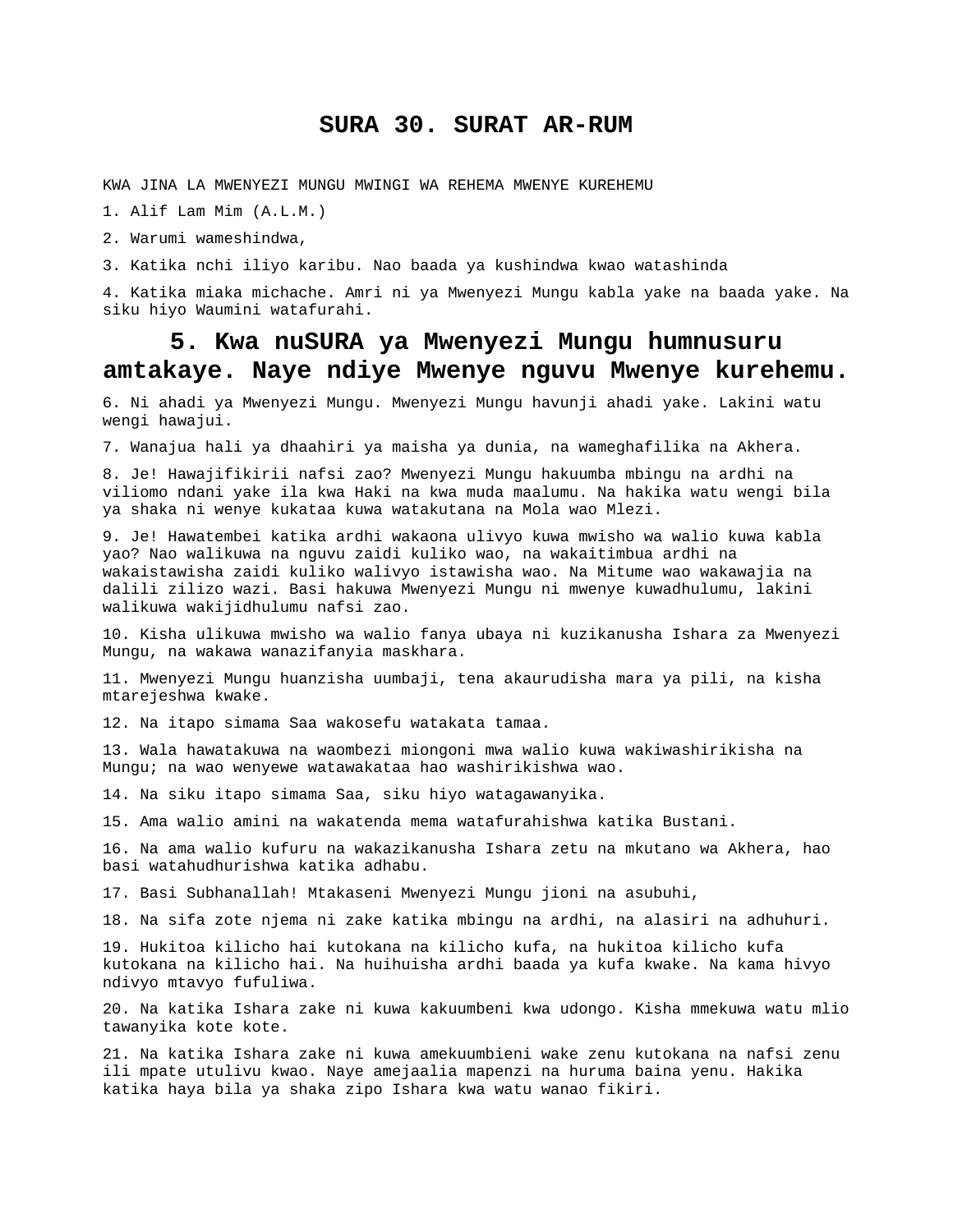# SURA 30. SURAT AR-RUM

KWA JINA LA MWENYEZI MUNGU MWINGI WA REHEMA MWENYE KUREHEMU

1. Alif Lam Mim (A.L.M.)

2. Warumi wameshindwa,

3. Katika nchi iliyo karibu. Nao baada ya kushindwa kwao watashinda

4. Katika miaka michache. Amri ni ya Mwenyezi Mungu kabla yake na baada yake. Na siku hiyo Waumini watafurahi.

## 5. Kwa nuSURA ya Mwenyezi Mungu humnusuru amtakaye. Naye ndiye Mwenye nguvu Mwenye kurehemu.

6. Ni ahadi ya Mwenyezi Mungu. Mwenyezi Mungu havunji ahadi yake. Lakini watu wengi hawajui.

7. Wanajua hali ya dhaahiri ya maisha ya dunia, na wameghafilika na Akhera.

8. Je! Hawajifikirii nafsi zao? Mwenyezi Mungu hakuumba mbingu na ardhi na viliomo ndani yake ila kwa Haki na kwa muda maalumu. Na hakika watu wengi bila ya shaka ni wenye kukataa kuwa watakutana na Mola wao Mlezi.

9. Je! Hawatembei katika ardhi wakaona ulivyo kuwa mwisho wa walio kuwa kabla yao? Nao walikuwa na nguvu zaidi kuliko wao, na wakaitimbua ardhi na wakaistawisha zaidi kuliko walivyo istawisha wao. Na Mitume wao wakawajia na dalili zilizo wazi. Basi hakuwa Mwenyezi Mungu ni mwenye kuwadhulumu, lakini walikuwa wakijidhulumu nafsi zao.

10. Kisha ulikuwa mwisho wa walio fanya ubaya ni kuzikanusha Ishara za Mwenyezi Mungu, na wakawa wanazifanyia maskhara.

11. Mwenyezi Mungu huanzisha uumbaji, tena akaurudisha mara ya pili, na kisha mtarejeshwa kwake.

12. Na itapo simama Saa wakosefu watakata tamaa.

13. Wala hawatakuwa na waombezi miongoni mwa walio kuwa wakiwashirikisha na Mungu; na wao wenyewe watawakataa hao washirikishwa wao.

14. Na siku itapo simama Saa, siku hiyo watagawanyika.

15. Ama walio amini na wakatenda mema watafurahishwa katika Bustani.

16. Na ama walio kufuru na wakazikanusha Ishara zetu na mkutano wa Akhera, hao basi watahudhurishwa katika adhabu.

17. Basi Subhanallah! Mtakaseni Mwenyezi Mungu jioni na asubuhi,

18. Na sifa zote njema ni zake katika mbingu na ardhi, na alasiri na adhuhuri.

19. Hukitoa kilicho hai kutokana na kilicho kufa, na hukitoa kilicho kufa kutokana na kilicho hai. Na huihuisha ardhi baada ya kufa kwake. Na kama hivyo ndivyo mtavyo fufuliwa.

20. Na katika Ishara zake ni kuwa kakuumbeni kwa udongo. Kisha mmekuwa watu mlio tawanyika kote kote.

21. Na katika Ishara zake ni kuwa amekuumbieni wake zenu kutokana na nafsi zenu ili mpate utulivu kwao. Naye amejaalia mapenzi na huruma baina yenu. Hakika katika haya bila ya shaka zipo Ishara kwa watu wanao fikiri.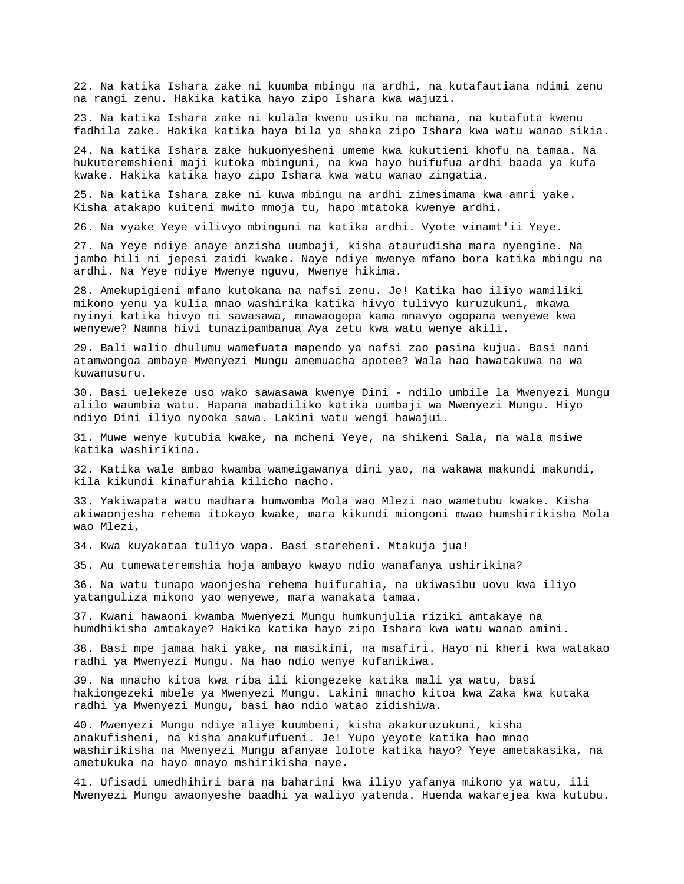22. Na katika Ishara zake ni kuumba mbingu na ardhi, na kutafautiana ndimi zenu na rangi zenu. Hakika katika hayo zipo Ishara kwa wajuzi.

23. Na katika Ishara zake ni kulala kwenu usiku na mchana, na kutafuta kwenu fadhila zake. Hakika katika haya bila ya shaka zipo Ishara kwa watu wanao sikia.

24. Na katika Ishara zake hukuonyesheni umeme kwa kukutieni khofu na tamaa. Na hukuteremshieni maji kutoka mbinguni, na kwa hayo huifufua ardhi baada ya kufa kwake. Hakika katika hayo zipo Ishara kwa watu wanao zingatia.

25. Na katika Ishara zake ni kuwa mbingu na ardhi zimesimama kwa amri yake. Kisha atakapo kuiteni mwito mmoja tu, hapo mtatoka kwenye ardhi.

26. Na vyake Yeye vilivyo mbinguni na katika ardhi. Vyote vinamt'ii Yeye.

27. Na Yeye ndiye anaye anzisha uumbaji, kisha ataurudisha mara nyengine. Na jambo hili ni jepesi zaidi kwake. Naye ndiye mwenye mfano bora katika mbingu na ardhi. Na Yeye ndiye Mwenye nguvu, Mwenye hikima.

28. Amekupigieni mfano kutokana na nafsi zenu. Je! Katika hao iliyo wamiliki mikono yenu ya kulia mnao washirika katika hivyo tulivyo kuruzukuni, mkawa nyinyi katika hivyo ni sawasawa, mnawaogopa kama mnavyo ogopana wenyewe kwa wenyewe? Namna hivi tunazipambanua Aya zetu kwa watu wenye akili.

29. Bali walio dhulumu wamefuata mapendo ya nafsi zao pasina kujua. Basi nani atamwongoa ambaye Mwenyezi Mungu amemuacha apotee? Wala hao hawatakuwa na wa kuwanusuru.

30. Basi uelekeze uso wako sawasawa kwenye Dini - ndilo umbile la Mwenyezi Mungu alilo waumbia watu. Hapana mabadiliko katika uumbaji wa Mwenyezi Mungu. Hiyo ndiyo Dini iliyo nyooka sawa. Lakini watu wengi hawajui.

31. Muwe wenye kutubia kwake, na mcheni Yeye, na shikeni Sala, na wala msiwe katika washirikina.

32. Katika wale ambao kwamba wameigawanya dini yao, na wakawa makundi makundi, kila kikundi kinafurahia kilicho nacho.

33. Yakiwapata watu madhara humwomba Mola wao Mlezi nao wametubu kwake. Kisha akiwaonjesha rehema itokayo kwake, mara kikundi miongoni mwao humshirikisha Mola wao Mlezi,

34. Kwa kuyakataa tuliyo wapa. Basi stareheni. Mtakuja jua!

35. Au tumewateremshia hoja ambayo kwayo ndio wanafanya ushirikina?

36. Na watu tunapo waonjesha rehema huifurahia, na ukiwasibu uovu kwa iliyo yatanguliza mikono yao wenyewe, mara wanakata tamaa.

37. Kwani hawaoni kwamba Mwenyezi Mungu humkunjulia riziki amtakaye na humdhikisha amtakaye? Hakika katika hayo zipo Ishara kwa watu wanao amini.

38. Basi mpe jamaa haki yake, na masikini, na msafiri. Hayo ni kheri kwa watakao radhi ya Mwenyezi Mungu. Na hao ndio wenye kufanikiwa.

39. Na mnacho kitoa kwa riba ili kiongezeke katika mali ya watu, basi hakiongezeki mbele ya Mwenyezi Mungu. Lakini mnacho kitoa kwa Zaka kwa kutaka radhi ya Mwenyezi Mungu, basi hao ndio watao zidishiwa.

40. Mwenyezi Mungu ndiye aliye kuumbeni, kisha akakuruzukuni, kisha anakufisheni, na kisha anakufufueni. Je! Yupo yeyote katika hao mnao washirikisha na Mwenyezi Mungu afanyae lolote katika hayo? Yeye ametakasika, na ametukuka na hayo mnayo mshirikisha naye.

41. Ufisadi umedhihiri bara na baharini kwa iliyo yafanya mikono ya watu, ili Mwenyezi Mungu awaonyeshe baadhi ya waliyo yatenda. Huenda wakarejea kwa kutubu.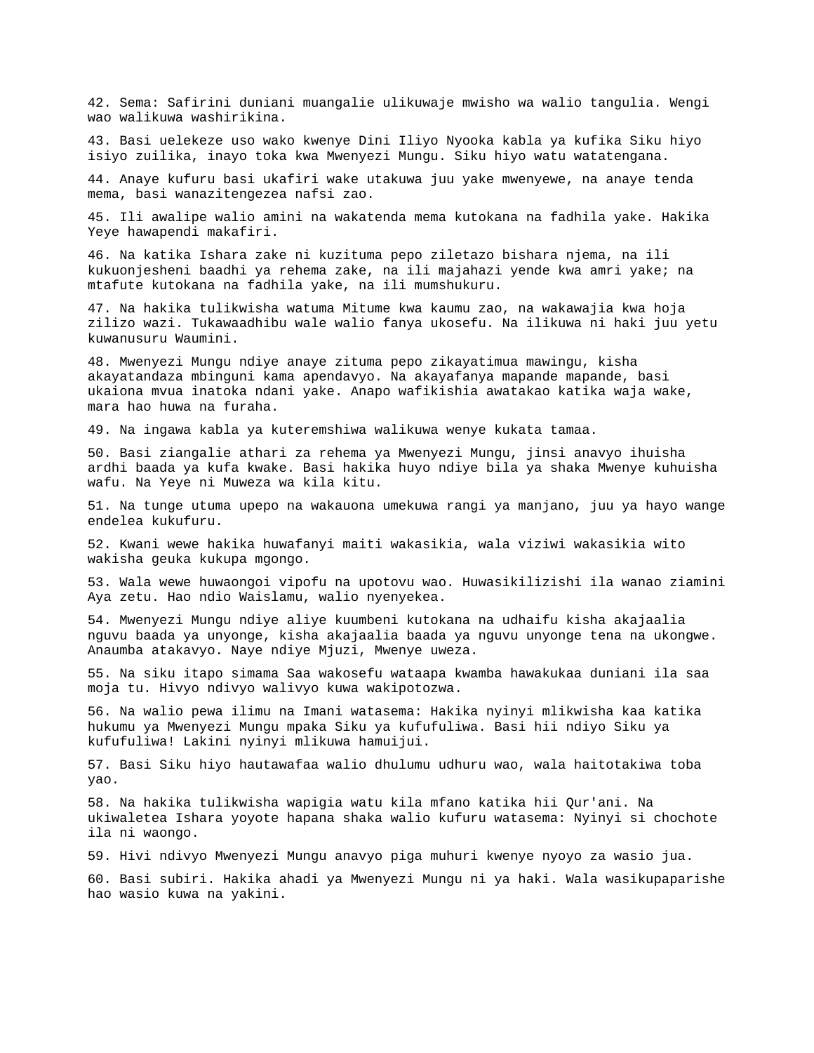42. Sema: Safirini duniani muangalie ulikuwaje mwisho wa walio tangulia. Wengi wao walikuwa washirikina.

43. Basi uelekeze uso wako kwenye Dini Iliyo Nyooka kabla ya kufika Siku hiyo isiyo zuilika, inayo toka kwa Mwenyezi Mungu. Siku hiyo watu watatengana.

44. Anaye kufuru basi ukafiri wake utakuwa juu yake mwenyewe, na anaye tenda mema, basi wanazitengezea nafsi zao.

45. Ili awalipe walio amini na wakatenda mema kutokana na fadhila yake. Hakika Yeye hawapendi makafiri.

46. Na katika Ishara zake ni kuzituma pepo ziletazo bishara njema, na ili kukuonjesheni baadhi ya rehema zake, na ili majahazi yende kwa amri yake; na mtafute kutokana na fadhila yake, na ili mumshukuru.

47. Na hakika tulikwisha watuma Mitume kwa kaumu zao, na wakawajia kwa hoja zilizo wazi. Tukawaadhibu wale walio fanya ukosefu. Na ilikuwa ni haki juu yetu kuwanusuru Waumini.

48. Mwenyezi Mungu ndiye anaye zituma pepo zikayatimua mawingu, kisha akayatandaza mbinguni kama apendavyo. Na akayafanya mapande mapande, basi ukaiona mvua inatoka ndani yake. Anapo wafikishia awatakao katika waja wake, mara hao huwa na furaha.

49. Na ingawa kabla ya kuteremshiwa walikuwa wenye kukata tamaa.

50. Basi ziangalie athari za rehema ya Mwenyezi Mungu, jinsi anavyo ihuisha ardhi baada ya kufa kwake. Basi hakika huyo ndiye bila ya shaka Mwenye kuhuisha wafu. Na Yeye ni Muweza wa kila kitu.

51. Na tunge utuma upepo na wakauona umekuwa rangi ya manjano, juu ya hayo wange endelea kukufuru.

52. Kwani wewe hakika huwafanyi maiti wakasikia, wala viziwi wakasikia wito wakisha geuka kukupa mgongo.

53. Wala wewe huwaongoi vipofu na upotovu wao. Huwasikilizishi ila wanao ziamini Aya zetu. Hao ndio Waislamu, walio nyenyekea.

54. Mwenyezi Mungu ndiye aliye kuumbeni kutokana na udhaifu kisha akajaalia nguvu baada ya unyonge, kisha akajaalia baada ya nguvu unyonge tena na ukongwe. Anaumba atakavyo. Naye ndiye Mjuzi, Mwenye uweza.

55. Na siku itapo simama Saa wakosefu wataapa kwamba hawakukaa duniani ila saa moja tu. Hivyo ndivyo walivyo kuwa wakipotozwa.

56. Na walio pewa ilimu na Imani watasema: Hakika nyinyi mlikwisha kaa katika hukumu ya Mwenyezi Mungu mpaka Siku ya kufufuliwa. Basi hii ndiyo Siku ya kufufuliwa! Lakini nyinyi mlikuwa hamuijui.

57. Basi Siku hiyo hautawafaa walio dhulumu udhuru wao, wala haitotakiwa toba yao.

58. Na hakika tulikwisha wapigia watu kila mfano katika hii Qur'ani. Na ukiwaletea Ishara yoyote hapana shaka walio kufuru watasema: Nyinyi si chochote ila ni waongo.

59. Hivi ndivyo Mwenyezi Mungu anavyo piga muhuri kwenye nyoyo za wasio jua.

60. Basi subiri. Hakika ahadi ya Mwenyezi Mungu ni ya haki. Wala wasikupaparishe hao wasio kuwa na yakini.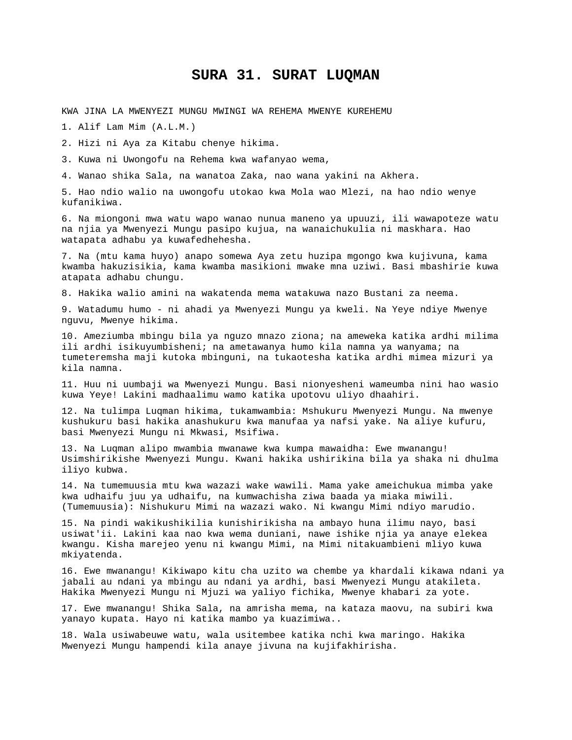# SURA 31. SURAT LUQMAN

KWA JINA LA MWENYEZI MUNGU MWINGI WA REHEMA MWENYE KUREHEMU

1. Alif Lam Mim (A.L.M.)

2. Hizi ni Aya za Kitabu chenye hikima.

3. Kuwa ni Uwongofu na Rehema kwa wafanyao wema,

4. Wanao shika Sala, na wanatoa Zaka, nao wana yakini na Akhera.

5. Hao ndio walio na uwongofu utokao kwa Mola wao Mlezi, na hao ndio wenye kufanikiwa.

6. Na miongoni mwa watu wapo wanao nunua maneno ya upuuzi, ili wawapoteze watu na njia ya Mwenyezi Mungu pasipo kujua, na wanaichukulia ni maskhara. Hao watapata adhabu ya kuwafedhehesha.

7. Na (mtu kama huyo) anapo somewa Aya zetu huzipa mgongo kwa kujivuna, kama kwamba hakuzisikia, kama kwamba masikioni mwake mna uziwi. Basi mbashirie kuwa atapata adhabu chungu.

8. Hakika walio amini na wakatenda mema watakuwa nazo Bustani za neema.

9. Watadumu humo - ni ahadi ya Mwenyezi Mungu ya kweli. Na Yeye ndiye Mwenye nguvu, Mwenye hikima.

10. Ameziumba mbingu bila ya nguzo mnazo ziona; na ameweka katika ardhi milima ili ardhi isikuyumbisheni; na ametawanya humo kila namna ya wanyama; na tumeteremsha maji kutoka mbinguni, na tukaotesha katika ardhi mimea mizuri ya kila namna.

11. Huu ni uumbaji wa Mwenyezi Mungu. Basi nionyesheni wameumba nini hao wasio kuwa Yeye! Lakini madhaalimu wamo katika upotovu uliyo dhaahiri.

12. Na tulimpa Luqman hikima, tukamwambia: Mshukuru Mwenyezi Mungu. Na mwenye kushukuru basi hakika anashukuru kwa manufaa ya nafsi yake. Na aliye kufuru, basi Mwenyezi Mungu ni Mkwasi, Msifiwa.

13. Na Luqman alipo mwambia mwanawe kwa kumpa mawaidha: Ewe mwanangu! Usimshirikishe Mwenyezi Mungu. Kwani hakika ushirikina bila ya shaka ni dhulma iliyo kubwa.

14. Na tumemuusia mtu kwa wazazi wake wawili. Mama yake ameichukua mimba yake kwa udhaifu juu ya udhaifu, na kumwachisha ziwa baada ya miaka miwili. (Tumemuusia): Nishukuru Mimi na wazazi wako. Ni kwangu Mimi ndiyo marudio.

15. Na pindi wakikushikilia kunishirikisha na ambayo huna ilimu nayo, basi usiwat'ii. Lakini kaa nao kwa wema duniani, nawe ishike njia ya anaye elekea kwangu. Kisha marejeo yenu ni kwangu Mimi, na Mimi nitakuambieni mliyo kuwa mkiyatenda.

16. Ewe mwanangu! Kikiwapo kitu cha uzito wa chembe ya khardali kikawa ndani ya jabali au ndani ya mbingu au ndani ya ardhi, basi Mwenyezi Mungu atakileta. Hakika Mwenyezi Mungu ni Mjuzi wa yaliyo fichika, Mwenye khabari za yote.

17. Ewe mwanangu! Shika Sala, na amrisha mema, na kataza maovu, na subiri kwa yanayo kupata. Hayo ni katika mambo ya kuazimiwa..

18. Wala usiwabeuwe watu, wala usitembee katika nchi kwa maringo. Hakika Mwenyezi Mungu hampendi kila anaye jivuna na kujifakhirisha.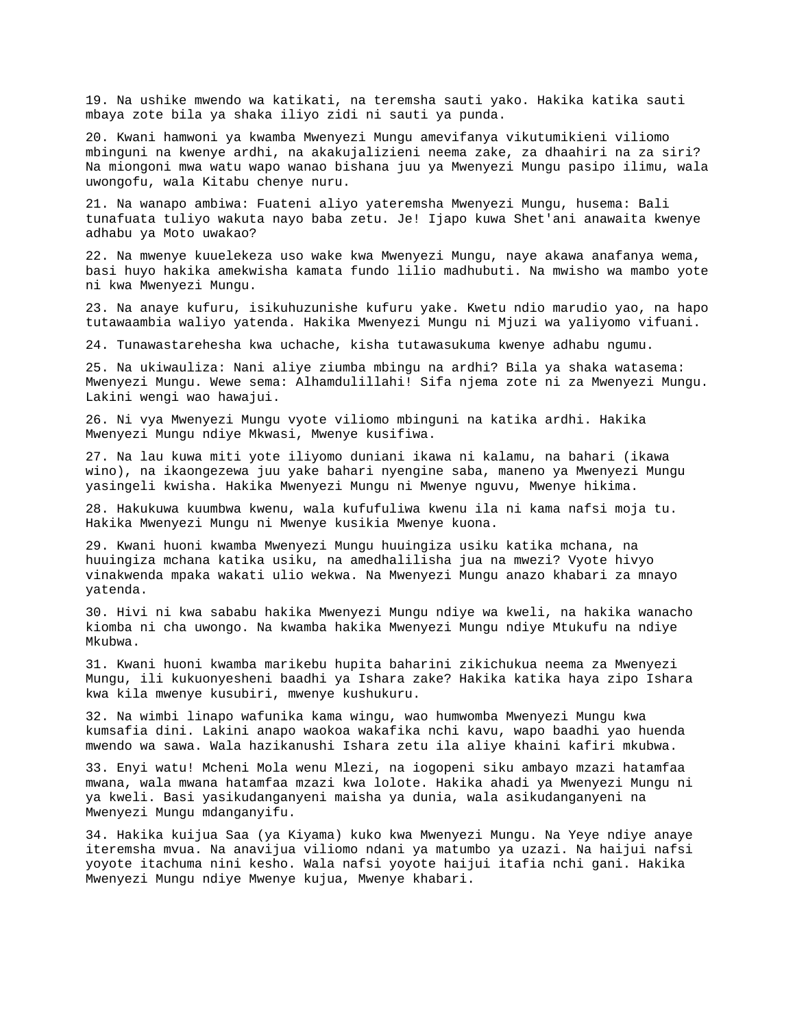19. Na ushike mwendo wa katikati, na teremsha sauti yako. Hakika katika sauti mbaya zote bila ya shaka iliyo zidi ni sauti ya punda.

20. Kwani hamwoni ya kwamba Mwenyezi Mungu amevifanya vikutumikieni viliomo mbinguni na kwenye ardhi, na akakujalizieni neema zake, za dhaahiri na za siri? Na miongoni mwa watu wapo wanao bishana juu ya Mwenyezi Mungu pasipo ilimu, wala uwongofu, wala Kitabu chenye nuru.

21. Na wanapo ambiwa: Fuateni aliyo yateremsha Mwenyezi Mungu, husema: Bali tunafuata tuliyo wakuta nayo baba zetu. Je! Ijapo kuwa Shet'ani anawaita kwenye adhabu ya Moto uwakao?

22. Na mwenye kuuelekeza uso wake kwa Mwenyezi Mungu, naye akawa anafanya wema, basi huyo hakika amekwisha kamata fundo lilio madhubuti. Na mwisho wa mambo yote ni kwa Mwenyezi Mungu.

23. Na anaye kufuru, isikuhuzunishe kufuru yake. Kwetu ndio marudio yao, na hapo tutawaambia waliyo yatenda. Hakika Mwenyezi Mungu ni Mjuzi wa yaliyomo vifuani.

24. Tunawastarehesha kwa uchache, kisha tutawasukuma kwenye adhabu ngumu.

25. Na ukiwauliza: Nani aliye ziumba mbingu na ardhi? Bila ya shaka watasema: Mwenyezi Mungu. Wewe sema: Alhamdulillahi! Sifa njema zote ni za Mwenyezi Mungu. Lakini wengi wao hawajui.

26. Ni vya Mwenyezi Mungu vyote viliomo mbinguni na katika ardhi. Hakika Mwenyezi Mungu ndiye Mkwasi, Mwenye kusifiwa.

27. Na lau kuwa miti yote iliyomo duniani ikawa ni kalamu, na bahari (ikawa wino), na ikaongezewa juu yake bahari nyengine saba, maneno ya Mwenyezi Mungu yasingeli kwisha. Hakika Mwenyezi Mungu ni Mwenye nguvu, Mwenye hikima.

28. Hakukuwa kuumbwa kwenu, wala kufufuliwa kwenu ila ni kama nafsi moja tu. Hakika Mwenyezi Mungu ni Mwenye kusikia Mwenye kuona.

29. Kwani huoni kwamba Mwenyezi Mungu huuingiza usiku katika mchana, na huuingiza mchana katika usiku, na amedhalilisha jua na mwezi? Vyote hivyo vinakwenda mpaka wakati ulio wekwa. Na Mwenyezi Mungu anazo khabari za mnayo yatenda.

30. Hivi ni kwa sababu hakika Mwenyezi Mungu ndiye wa kweli, na hakika wanacho kiomba ni cha uwongo. Na kwamba hakika Mwenyezi Mungu ndiye Mtukufu na ndiye Mkubwa.

31. Kwani huoni kwamba marikebu hupita baharini zikichukua neema za Mwenyezi Mungu, ili kukuonyesheni baadhi ya Ishara zake? Hakika katika haya zipo Ishara kwa kila mwenye kusubiri, mwenye kushukuru.

32. Na wimbi linapo wafunika kama wingu, wao humwomba Mwenyezi Mungu kwa kumsafia dini. Lakini anapo waokoa wakafika nchi kavu, wapo baadhi yao huenda mwendo wa sawa. Wala hazikanushi Ishara zetu ila aliye khaini kafiri mkubwa.

33. Enyi watu! Mcheni Mola wenu Mlezi, na iogopeni siku ambayo mzazi hatamfaa mwana, wala mwana hatamfaa mzazi kwa lolote. Hakika ahadi ya Mwenyezi Mungu ni ya kweli. Basi yasikudanganyeni maisha ya dunia, wala asikudanganyeni na Mwenyezi Mungu mdanganyifu.

34. Hakika kuijua Saa (ya Kiyama) kuko kwa Mwenyezi Mungu. Na Yeye ndiye anaye iteremsha mvua. Na anavijua viliomo ndani ya matumbo ya uzazi. Na haijui nafsi yoyote itachuma nini kesho. Wala nafsi yoyote haijui itafia nchi gani. Hakika Mwenyezi Mungu ndiye Mwenye kujua, Mwenye khabari.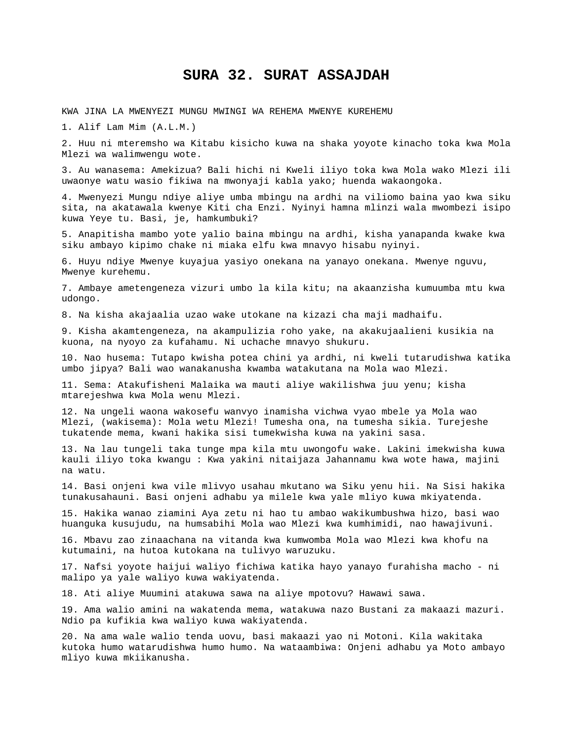# SURA 32. SURAT ASSAJDAH

KWA JINA LA MWENYEZI MUNGU MWINGI WA REHEMA MWENYE KUREHEMU

1. Alif Lam Mim (A.L.M.)

2. Huu ni mteremsho wa Kitabu kisicho kuwa na shaka yoyote kinacho toka kwa Mola Mlezi wa walimwengu wote.

3. Au wanasema: Amekizua? Bali hichi ni Kweli iliyo toka kwa Mola wako Mlezi ili uwaonye watu wasio fikiwa na mwonyaji kabla yako; huenda wakaongoka.

4. Mwenyezi Mungu ndiye aliye umba mbingu na ardhi na viliomo baina yao kwa siku sita, na akatawala kwenye Kiti cha Enzi. Nyinyi hamna mlinzi wala mwombezi isipo kuwa Yeye tu. Basi, je, hamkumbuki?

5. Anapitisha mambo yote yalio baina mbingu na ardhi, kisha yanapanda kwake kwa siku ambayo kipimo chake ni miaka elfu kwa mnavyo hisabu nyinyi.

6. Huyu ndiye Mwenye kuyajua yasiyo onekana na yanayo onekana. Mwenye nguvu, Mwenye kurehemu.

7. Ambaye ametengeneza vizuri umbo la kila kitu; na akaanzisha kumuumba mtu kwa udongo.

8. Na kisha akajaalia uzao wake utokane na kizazi cha maji madhaifu.

9. Kisha akamtengeneza, na akampulizia roho yake, na akakujaalieni kusikia na kuona, na nyoyo za kufahamu. Ni uchache mnavyo shukuru.

10. Nao husema: Tutapo kwisha potea chini ya ardhi, ni kweli tutarudishwa katika umbo jipya? Bali wao wanakanusha kwamba watakutana na Mola wao Mlezi.

11. Sema: Atakufisheni Malaika wa mauti aliye wakilishwa juu yenu; kisha mtarejeshwa kwa Mola wenu Mlezi.

12. Na ungeli waona wakosefu wanvyo inamisha vichwa vyao mbele ya Mola wao Mlezi, (wakisema): Mola wetu Mlezi! Tumesha ona, na tumesha sikia. Turejeshe tukatende mema, kwani hakika sisi tumekwisha kuwa na yakini sasa.

13. Na lau tungeli taka tunge mpa kila mtu uwongofu wake. Lakini imekwisha kuwa kauli iliyo toka kwangu : Kwa yakini nitaijaza Jahannamu kwa wote hawa, majini na watu.

14. Basi onjeni kwa vile mlivyo usahau mkutano wa Siku yenu hii. Na Sisi hakika tunakusahauni. Basi onjeni adhabu ya milele kwa yale mliyo kuwa mkiyatenda.

15. Hakika wanao ziamini Aya zetu ni hao tu ambao wakikumbushwa hizo, basi wao huanguka kusujudu, na humsabihi Mola wao Mlezi kwa kumhimidi, nao hawajivuni.

16. Mbavu zao zinaachana na vitanda kwa kumwomba Mola wao Mlezi kwa khofu na kutumaini, na hutoa kutokana na tulivyo waruzuku.

17. Nafsi yoyote haijui waliyo fichiwa katika hayo yanayo furahisha macho - ni malipo ya yale waliyo kuwa wakiyatenda.

18. Ati aliye Muumini atakuwa sawa na aliye mpotovu? Hawawi sawa.

19. Ama walio amini na wakatenda mema, watakuwa nazo Bustani za makaazi mazuri. Ndio pa kufikia kwa waliyo kuwa wakiyatenda.

20. Na ama wale walio tenda uovu, basi makaazi yao ni Motoni. Kila wakitaka kutoka humo watarudishwa humo humo. Na wataambiwa: Onjeni adhabu ya Moto ambayo mliyo kuwa mkiikanusha.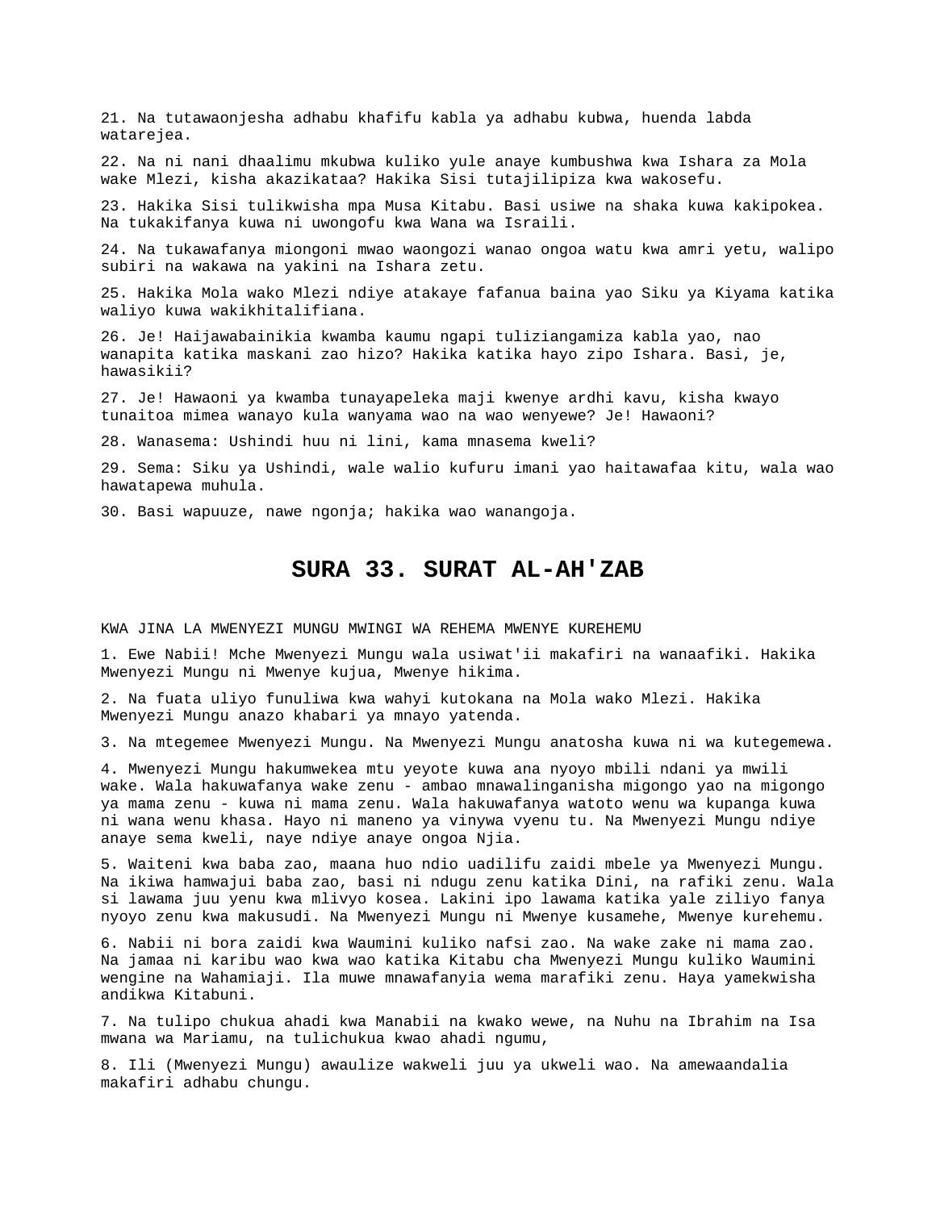21. Na tutawaonjesha adhabu khafifu kabla ya adhabu kubwa, huenda labda watarejea.

22. Na ni nani dhaalimu mkubwa kuliko yule anaye kumbushwa kwa Ishara za Mola wake Mlezi, kisha akazikataa? Hakika Sisi tutajilipiza kwa wakosefu.

23. Hakika Sisi tulikwisha mpa Musa Kitabu. Basi usiwe na shaka kuwa kakipokea. Na tukakifanya kuwa ni uwongofu kwa Wana wa Israili.

24. Na tukawafanya miongoni mwao waongozi wanao ongoa watu kwa amri yetu, walipo subiri na wakawa na yakini na Ishara zetu.

25. Hakika Mola wako Mlezi ndiye atakaye fafanua baina yao Siku ya Kiyama katika waliyo kuwa wakikhitalifiana.

26. Je! Haijawabainikia kwamba kaumu ngapi tuliziangamiza kabla yao, nao wanapita katika maskani zao hizo? Hakika katika hayo zipo Ishara. Basi, je, hawasikii?

27. Je! Hawaoni ya kwamba tunayapeleka maji kwenye ardhi kavu, kisha kwayo tunaitoa mimea wanayo kula wanyama wao na wao wenyewe? Je! Hawaoni?

28. Wanasema: Ushindi huu ni lini, kama mnasema kweli?

29. Sema: Siku ya Ushindi, wale walio kufuru imani yao haitawafaa kitu, wala wao hawatapewa muhula.

30. Basi wapuuze, nawe ngonja; hakika wao wanangoja.

# SURA 33. SURAT AL-AH'ZAB

KWA JINA LA MWENYEZI MUNGU MWINGI WA REHEMA MWENYE KUREHEMU

1. Ewe Nabii! Mche Mwenyezi Mungu wala usiwat'ii makafiri na wanaafiki. Hakika Mwenyezi Mungu ni Mwenye kujua, Mwenye hikima.

2. Na fuata uliyo funuliwa kwa wahyi kutokana na Mola wako Mlezi. Hakika Mwenyezi Mungu anazo khabari ya mnayo yatenda.

3. Na mtegemee Mwenyezi Mungu. Na Mwenyezi Mungu anatosha kuwa ni wa kutegemewa.

4. Mwenyezi Mungu hakumwekea mtu yeyote kuwa ana nyoyo mbili ndani ya mwili wake. Wala hakuwafanya wake zenu - ambao mnawalinganisha migongo yao na migongo ya mama zenu - kuwa ni mama zenu. Wala hakuwafanya watoto wenu wa kupanga kuwa ni wana wenu khasa. Hayo ni maneno ya vinywa vyenu tu. Na Mwenyezi Mungu ndiye anaye sema kweli, naye ndiye anaye ongoa Njia.

5. Waiteni kwa baba zao, maana huo ndio uadilifu zaidi mbele ya Mwenyezi Mungu. Na ikiwa hamwajui baba zao, basi ni ndugu zenu katika Dini, na rafiki zenu. Wala si lawama juu yenu kwa mlivyo kosea. Lakini ipo lawama katika yale ziliyo fanya nyoyo zenu kwa makusudi. Na Mwenyezi Mungu ni Mwenye kusamehe, Mwenye kurehemu.

6. Nabii ni bora zaidi kwa Waumini kuliko nafsi zao. Na wake zake ni mama zao. Na jamaa ni karibu wao kwa wao katika Kitabu cha Mwenyezi Mungu kuliko Waumini wengine na Wahamiaji. Ila muwe mnawafanyia wema marafiki zenu. Haya yamekwisha andikwa Kitabuni.

7. Na tulipo chukua ahadi kwa Manabii na kwako wewe, na Nuhu na Ibrahim na Isa mwana wa Mariamu, na tulichukua kwao ahadi ngumu,

8. Ili (Mwenyezi Mungu) awaulize wakweli juu ya ukweli wao. Na amewaandalia makafiri adhabu chungu.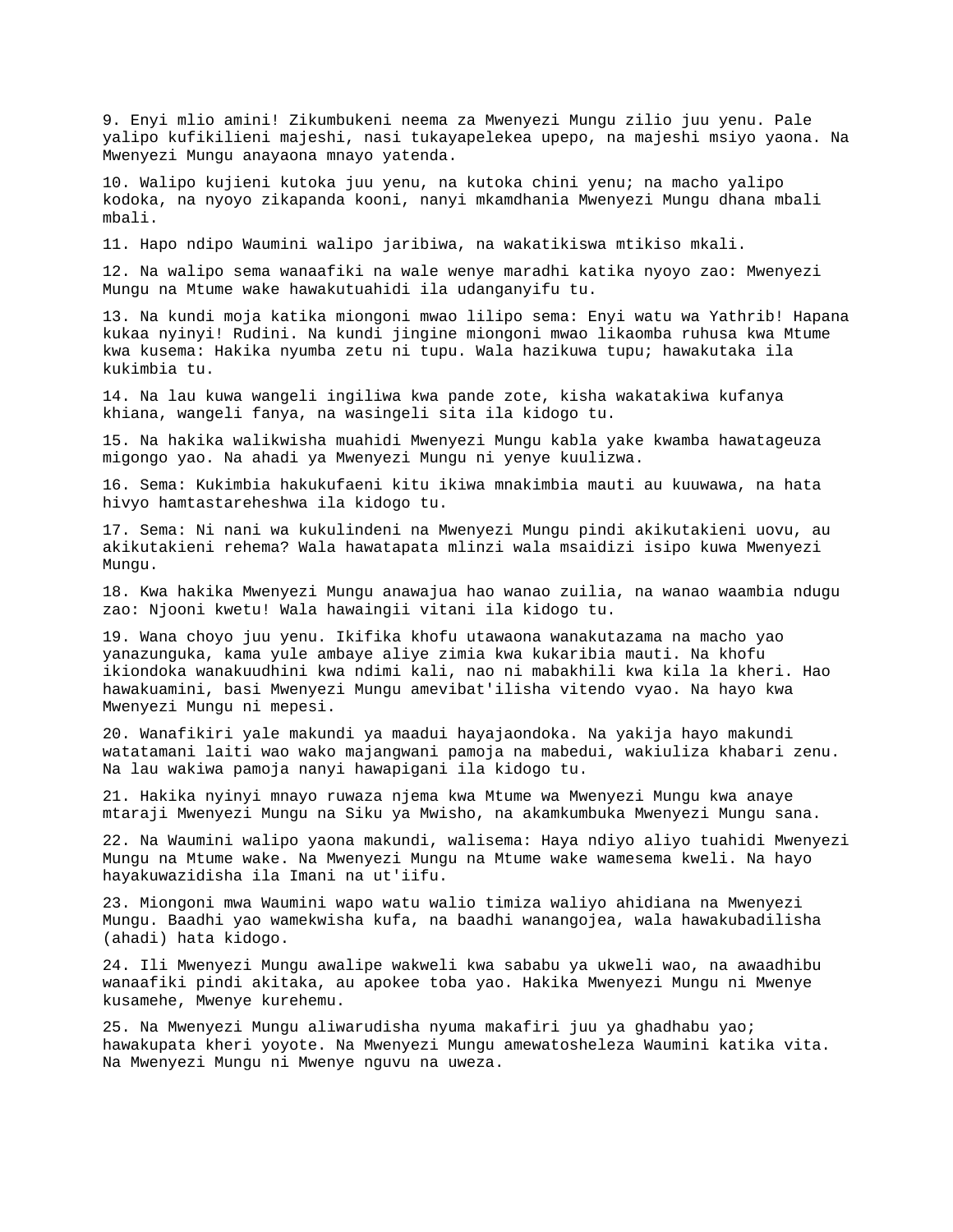9. Enyi mlio amini! Zikumbukeni neema za Mwenyezi Mungu zilio juu yenu. Pale yalipo kufikilieni majeshi, nasi tukayapelekea upepo, na majeshi msiyo yaona. Na Mwenyezi Mungu anayaona mnayo yatenda.

10. Walipo kujieni kutoka juu yenu, na kutoka chini yenu; na macho yalipo kodoka, na nyoyo zikapanda kooni, nanyi mkamdhania Mwenyezi Mungu dhana mbali mbali.

11. Hapo ndipo Waumini walipo jaribiwa, na wakatikiswa mtikiso mkali.

12. Na walipo sema wanaafiki na wale wenye maradhi katika nyoyo zao: Mwenyezi Mungu na Mtume wake hawakutuahidi ila udanganyifu tu.

13. Na kundi moja katika miongoni mwao lilipo sema: Enyi watu wa Yathrib! Hapana kukaa nyinyi! Rudini. Na kundi jingine miongoni mwao likaomba ruhusa kwa Mtume kwa kusema: Hakika nyumba zetu ni tupu. Wala hazikuwa tupu; hawakutaka ila kukimbia tu.

14. Na lau kuwa wangeli ingiliwa kwa pande zote, kisha wakatakiwa kufanya khiana, wangeli fanya, na wasingeli sita ila kidogo tu.

15. Na hakika walikwisha muahidi Mwenyezi Mungu kabla yake kwamba hawatageuza migongo yao. Na ahadi ya Mwenyezi Mungu ni yenye kuulizwa.

16. Sema: Kukimbia hakukufaeni kitu ikiwa mnakimbia mauti au kuuwawa, na hata hivyo hamtastareheshwa ila kidogo tu.

17. Sema: Ni nani wa kukulindeni na Mwenyezi Mungu pindi akikutakieni uovu, au akikutakieni rehema? Wala hawatapata mlinzi wala msaidizi isipo kuwa Mwenyezi Mungu.

18. Kwa hakika Mwenyezi Mungu anawajua hao wanao zuilia, na wanao waambia ndugu zao: Njooni kwetu! Wala hawaingii vitani ila kidogo tu.

19. Wana choyo juu yenu. Ikifika khofu utawaona wanakutazama na macho yao yanazunguka, kama yule ambaye aliye zimia kwa kukaribia mauti. Na khofu ikiondoka wanakuudhini kwa ndimi kali, nao ni mabakhili kwa kila la kheri. Hao hawakuamini, basi Mwenyezi Mungu amevibat'ilisha vitendo vyao. Na hayo kwa Mwenyezi Mungu ni mepesi.

20. Wanafikiri yale makundi ya maadui hayajaondoka. Na yakija hayo makundi watatamani laiti wao wako majangwani pamoja na mabedui, wakiuliza khabari zenu. Na lau wakiwa pamoja nanyi hawapigani ila kidogo tu.

21. Hakika nyinyi mnayo ruwaza njema kwa Mtume wa Mwenyezi Mungu kwa anaye mtaraji Mwenyezi Mungu na Siku ya Mwisho, na akamkumbuka Mwenyezi Mungu sana.

22. Na Waumini walipo yaona makundi, walisema: Haya ndiyo aliyo tuahidi Mwenyezi Mungu na Mtume wake. Na Mwenyezi Mungu na Mtume wake wamesema kweli. Na hayo hayakuwazidisha ila Imani na ut'iifu.

23. Miongoni mwa Waumini wapo watu walio timiza waliyo ahidiana na Mwenyezi Mungu. Baadhi yao wamekwisha kufa, na baadhi wanangojea, wala hawakubadilisha (ahadi) hata kidogo.

24. Ili Mwenyezi Mungu awalipe wakweli kwa sababu ya ukweli wao, na awaadhibu wanaafiki pindi akitaka, au apokee toba yao. Hakika Mwenyezi Mungu ni Mwenye kusamehe, Mwenye kurehemu.

25. Na Mwenyezi Mungu aliwarudisha nyuma makafiri juu ya ghadhabu yao; hawakupata kheri yoyote. Na Mwenyezi Mungu amewatosheleza Waumini katika vita. Na Mwenyezi Mungu ni Mwenye nguvu na uweza.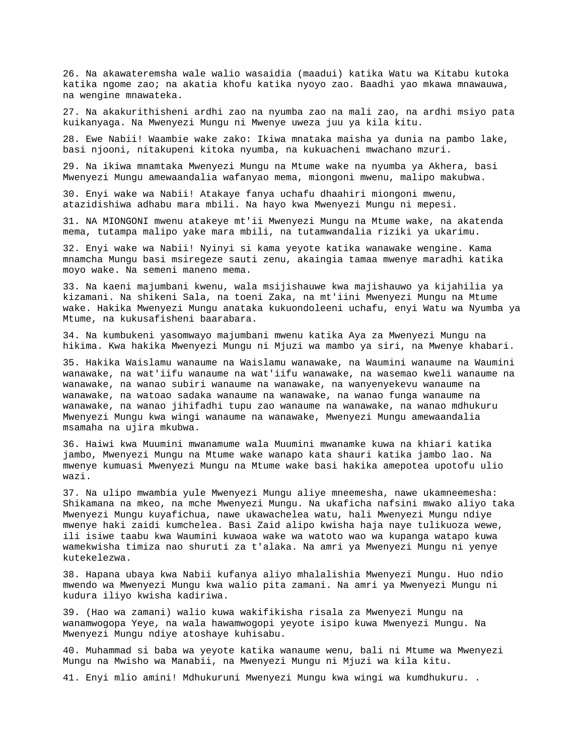26. Na akawateremsha wale walio wasaidia (maadui) katika Watu wa Kitabu kutoka katika ngome zao; na akatia khofu katika nyoyo zao. Baadhi yao mkawa mnawauwa, na wengine mnawateka.

27. Na akakurithisheni ardhi zao na nyumba zao na mali zao, na ardhi msiyo pata kuikanyaga. Na Mwenyezi Mungu ni Mwenye uweza juu ya kila kitu.

28. Ewe Nabii! Waambie wake zako: Ikiwa mnataka maisha ya dunia na pambo lake, basi njooni, nitakupeni kitoka nyumba, na kukuacheni mwachano mzuri.

29. Na ikiwa mnamtaka Mwenyezi Mungu na Mtume wake na nyumba ya Akhera, basi Mwenyezi Mungu amewaandalia wafanyao mema, miongoni mwenu, malipo makubwa.

30. Enyi wake wa Nabii! Atakaye fanya uchafu dhaahiri miongoni mwenu, atazidishiwa adhabu mara mbili. Na hayo kwa Mwenyezi Mungu ni mepesi.

31. NA MIONGONI mwenu atakeye mt'ii Mwenyezi Mungu na Mtume wake, na akatenda mema, tutampa malipo yake mara mbili, na tutamwandalia riziki ya ukarimu.

32. Enyi wake wa Nabii! Nyinyi si kama yeyote katika wanawake wengine. Kama mnamcha Mungu basi msiregeze sauti zenu, akaingia tamaa mwenye maradhi katika moyo wake. Na semeni maneno mema.

33. Na kaeni majumbani kwenu, wala msijishauwe kwa majishauwo ya kijahilia ya kizamani. Na shikeni Sala, na toeni Zaka, na mt'iini Mwenyezi Mungu na Mtume wake. Hakika Mwenyezi Mungu anataka kukuondoleeni uchafu, enyi Watu wa Nyumba ya Mtume, na kukusafisheni baarabara.

34. Na kumbukeni yasomwayo majumbani mwenu katika Aya za Mwenyezi Mungu na hikima. Kwa hakika Mwenyezi Mungu ni Mjuzi wa mambo ya siri, na Mwenye khabari.

35. Hakika Waislamu wanaume na Waislamu wanawake, na Waumini wanaume na Waumini wanawake, na wat'iifu wanaume na wat'iifu wanawake, na wasemao kweli wanaume na wanawake, na wanao subiri wanaume na wanawake, na wanyenyekevu wanaume na wanawake, na watoao sadaka wanaume na wanawake, na wanao funga wanaume na wanawake, na wanao jihifadhi tupu zao wanaume na wanawake, na wanao mdhukuru Mwenyezi Mungu kwa wingi wanaume na wanawake, Mwenyezi Mungu amewaandalia msamaha na ujira mkubwa.

36. Haiwi kwa Muumini mwanamume wala Muumini mwanamke kuwa na khiari katika jambo, Mwenyezi Mungu na Mtume wake wanapo kata shauri katika jambo lao. Na mwenye kumuasi Mwenyezi Mungu na Mtume wake basi hakika amepotea upotofu ulio wazi.

37. Na ulipo mwambia yule Mwenyezi Mungu aliye mneemesha, nawe ukamneemesha: Shikamana na mkeo, na mche Mwenyezi Mungu. Na ukaficha nafsini mwako aliyo taka Mwenyezi Mungu kuyafichua, nawe ukawachelea watu, hali Mwenyezi Mungu ndiye mwenye haki zaidi kumchelea. Basi Zaid alipo kwisha haja naye tulikuoza wewe, ili isiwe taabu kwa Waumini kuwaoa wake wa watoto wao wa kupanga watapo kuwa wamekwisha timiza nao shuruti za t'alaka. Na amri ya Mwenyezi Mungu ni yenye kutekelezwa.

38. Hapana ubaya kwa Nabii kufanya aliyo mhalalishia Mwenyezi Mungu. Huo ndio mwendo wa Mwenyezi Mungu kwa walio pita zamani. Na amri ya Mwenyezi Mungu ni kudura iliyo kwisha kadiriwa.

39. (Hao wa zamani) walio kuwa wakifikisha risala za Mwenyezi Mungu na wanamwogopa Yeye, na wala hawamwogopi yeyote isipo kuwa Mwenyezi Mungu. Na Mwenyezi Mungu ndiye atoshaye kuhisabu.

40. Muhammad si baba wa yeyote katika wanaume wenu, bali ni Mtume wa Mwenyezi Mungu na Mwisho wa Manabii, na Mwenyezi Mungu ni Mjuzi wa kila kitu.

41. Enyi mlio amini! Mdhukuruni Mwenyezi Mungu kwa wingi wa kumdhukuru. .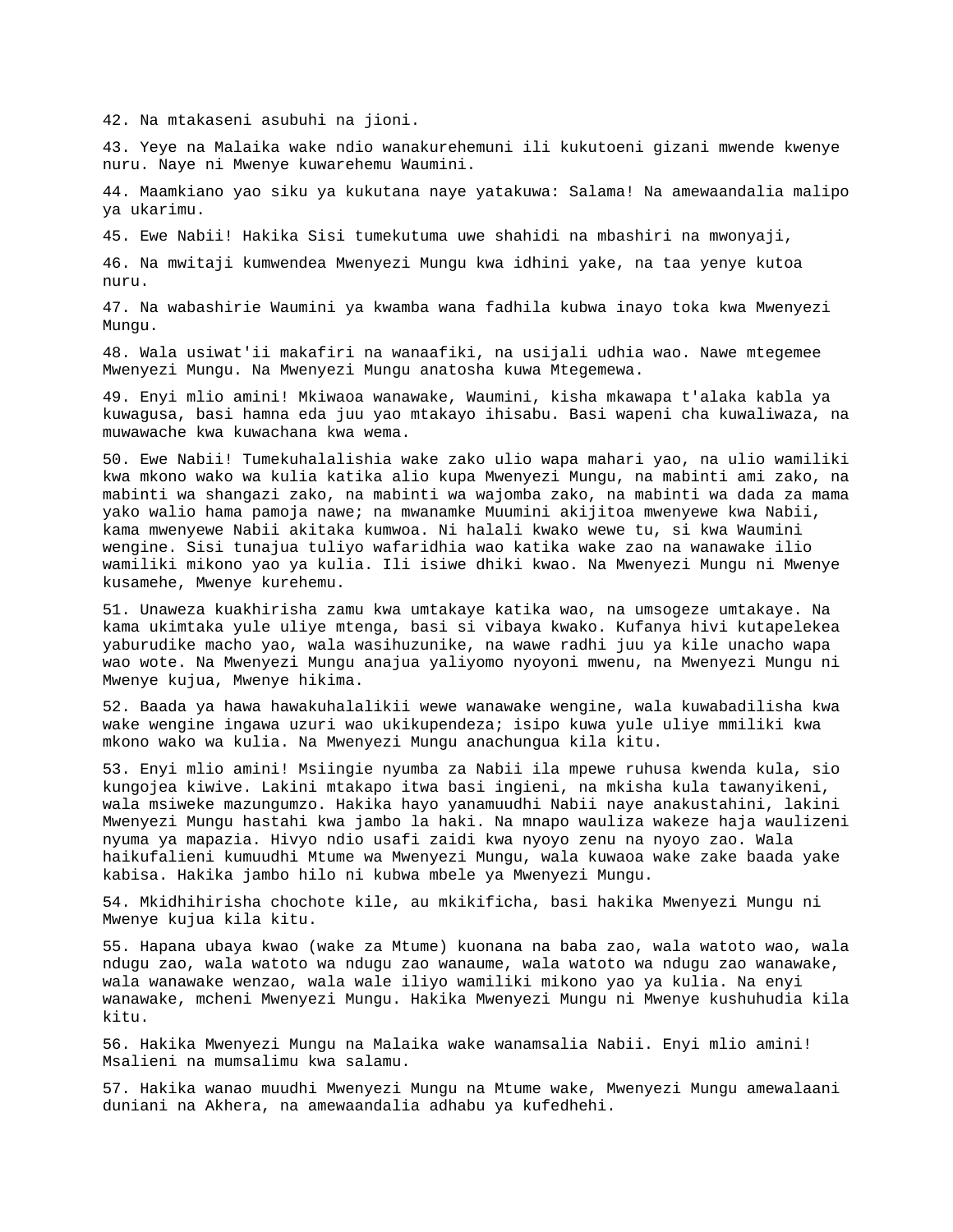42. Na mtakaseni asubuhi na jioni.

43. Yeye na Malaika wake ndio wanakurehemuni ili kukutoeni gizani mwende kwenye nuru. Naye ni Mwenye kuwarehemu Waumini.

44. Maamkiano yao siku ya kukutana naye yatakuwa: Salama! Na amewaandalia malipo ya ukarimu.

45. Ewe Nabii! Hakika Sisi tumekutuma uwe shahidi na mbashiri na mwonyaji,

46. Na mwitaji kumwendea Mwenyezi Mungu kwa idhini yake, na taa yenye kutoa nuru.

47. Na wabashirie Waumini ya kwamba wana fadhila kubwa inayo toka kwa Mwenyezi Mungu.

48. Wala usiwat'ii makafiri na wanaafiki, na usijali udhia wao. Nawe mtegemee Mwenyezi Mungu. Na Mwenyezi Mungu anatosha kuwa Mtegemewa.

49. Enyi mlio amini! Mkiwaoa wanawake, Waumini, kisha mkawapa t'alaka kabla ya kuwagusa, basi hamna eda juu yao mtakayo ihisabu. Basi wapeni cha kuwaliwaza, na muwawache kwa kuwachana kwa wema.

50. Ewe Nabii! Tumekuhalalishia wake zako ulio wapa mahari yao, na ulio wamiliki kwa mkono wako wa kulia katika alio kupa Mwenyezi Mungu, na mabinti ami zako, na mabinti wa shangazi zako, na mabinti wa wajomba zako, na mabinti wa dada za mama yako walio hama pamoja nawe; na mwanamke Muumini akijitoa mwenyewe kwa Nabii, kama mwenyewe Nabii akitaka kumwoa. Ni halali kwako wewe tu, si kwa Waumini wengine. Sisi tunajua tuliyo wafaridhia wao katika wake zao na wanawake ilio wamiliki mikono yao ya kulia. Ili isiwe dhiki kwao. Na Mwenyezi Mungu ni Mwenye kusamehe, Mwenye kurehemu.

51. Unaweza kuakhirisha zamu kwa umtakaye katika wao, na umsogeze umtakaye. Na kama ukimtaka yule uliye mtenga, basi si vibaya kwako. Kufanya hivi kutapelekea yaburudike macho yao, wala wasihuzunike, na wawe radhi juu ya kile unacho wapa wao wote. Na Mwenyezi Mungu anajua yaliyomo nyoyoni mwenu, na Mwenyezi Mungu ni Mwenye kujua, Mwenye hikima.

52. Baada ya hawa hawakuhalalikii wewe wanawake wengine, wala kuwabadilisha kwa wake wengine ingawa uzuri wao ukikupendeza; isipo kuwa yule uliye mmiliki kwa mkono wako wa kulia. Na Mwenyezi Mungu anachungua kila kitu.

53. Enyi mlio amini! Msiingie nyumba za Nabii ila mpewe ruhusa kwenda kula, sio kungojea kiwive. Lakini mtakapo itwa basi ingieni, na mkisha kula tawanyikeni, wala msiweke mazungumzo. Hakika hayo yanamuudhi Nabii naye anakustahini, lakini Mwenyezi Mungu hastahi kwa jambo la haki. Na mnapo wauliza wakeze haja waulizeni nyuma ya mapazia. Hivyo ndio usafi zaidi kwa nyoyo zenu na nyoyo zao. Wala haikufalieni kumuudhi Mtume wa Mwenyezi Mungu, wala kuwaoa wake zake baada yake kabisa. Hakika jambo hilo ni kubwa mbele ya Mwenyezi Mungu.

54. Mkidhihirisha chochote kile, au mkikificha, basi hakika Mwenyezi Mungu ni Mwenye kujua kila kitu.

55. Hapana ubaya kwao (wake za Mtume) kuonana na baba zao, wala watoto wao, wala ndugu zao, wala watoto wa ndugu zao wanaume, wala watoto wa ndugu zao wanawake, wala wanawake wenzao, wala wale iliyo wamiliki mikono yao ya kulia. Na enyi wanawake, mcheni Mwenyezi Mungu. Hakika Mwenyezi Mungu ni Mwenye kushuhudia kila kitu.

56. Hakika Mwenyezi Mungu na Malaika wake wanamsalia Nabii. Enyi mlio amini! Msalieni na mumsalimu kwa salamu.

57. Hakika wanao muudhi Mwenyezi Mungu na Mtume wake, Mwenyezi Mungu amewalaani duniani na Akhera, na amewaandalia adhabu ya kufedhehi.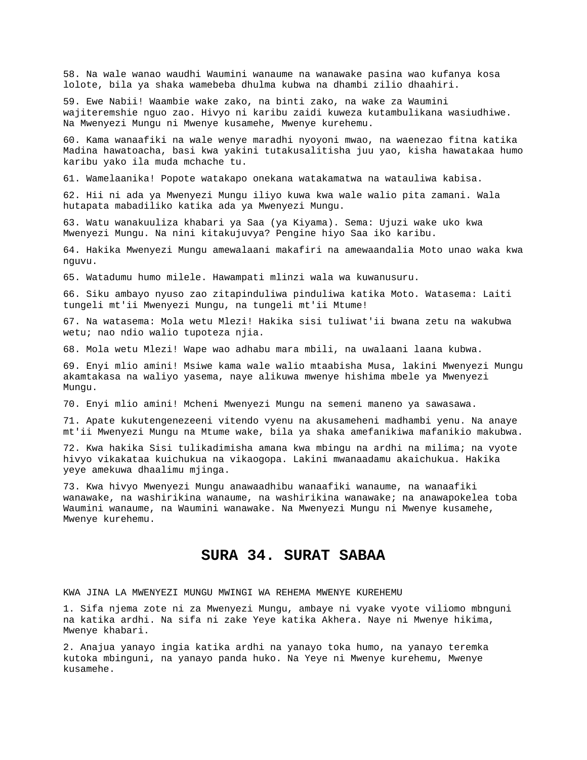58. Na wale wanao waudhi Waumini wanaume na wanawake pasina wao kufanya kosa lolote, bila ya shaka wamebeba dhulma kubwa na dhambi zilio dhaahiri.

59. Ewe Nabii! Waambie wake zako, na binti zako, na wake za Waumini wajiteremshie nguo zao. Hivyo ni karibu zaidi kuweza kutambulikana wasiudhiwe. Na Mwenyezi Mungu ni Mwenye kusamehe, Mwenye kurehemu.

60. Kama wanaafiki na wale wenye maradhi nyoyoni mwao, na waenezao fitna katika Madina hawatoacha, basi kwa yakini tutakusalitisha juu yao, kisha hawatakaa humo karibu yako ila muda mchache tu.

61. Wamelaanika! Popote watakapo onekana watakamatwa na watauliwa kabisa.

62. Hii ni ada ya Mwenyezi Mungu iliyo kuwa kwa wale walio pita zamani. Wala hutapata mabadiliko katika ada ya Mwenyezi Mungu.

63. Watu wanakuuliza khabari ya Saa (ya Kiyama). Sema: Ujuzi wake uko kwa Mwenyezi Mungu. Na nini kitakujuvya? Pengine hiyo Saa iko karibu.

64. Hakika Mwenyezi Mungu amewalaani makafiri na amewaandalia Moto unao waka kwa nguvu.

65. Watadumu humo milele. Hawampati mlinzi wala wa kuwanusuru.

66. Siku ambayo nyuso zao zitapinduliwa pinduliwa katika Moto. Watasema: Laiti tungeli mt'ii Mwenyezi Mungu, na tungeli mt'ii Mtume!

67. Na watasema: Mola wetu Mlezi! Hakika sisi tuliwat'ii bwana zetu na wakubwa wetu; nao ndio walio tupoteza njia.

68. Mola wetu Mlezi! Wape wao adhabu mara mbili, na uwalaani laana kubwa.

69. Enyi mlio amini! Msiwe kama wale walio mtaabisha Musa, lakini Mwenyezi Mungu akamtakasa na waliyo yasema, naye alikuwa mwenye hishima mbele ya Mwenyezi Mungu.

70. Enyi mlio amini! Mcheni Mwenyezi Mungu na semeni maneno ya sawasawa.

71. Apate kukutengenezeeni vitendo vyenu na akusameheni madhambi yenu. Na anaye mt'ii Mwenyezi Mungu na Mtume wake, bila ya shaka amefanikiwa mafanikio makubwa.

72. Kwa hakika Sisi tulikadimisha amana kwa mbingu na ardhi na milima; na vyote hivyo vikakataa kuichukua na vikaogopa. Lakini mwanaadamu akaichukua. Hakika yeye amekuwa dhaalimu mjinga.

73. Kwa hivyo Mwenyezi Mungu anawaadhibu wanaafiki wanaume, na wanaafiki wanawake, na washirikina wanaume, na washirikina wanawake; na anawapokelea toba Waumini wanaume, na Waumini wanawake. Na Mwenyezi Mungu ni Mwenye kusamehe, Mwenye kurehemu.

## SURA 34. SURAT SABAA

KWA JINA LA MWENYEZI MUNGU MWINGI WA REHEMA MWENYE KUREHEMU

1. Sifa njema zote ni za Mwenyezi Mungu, ambaye ni vyake vyote viliomo mbnguni na katika ardhi. Na sifa ni zake Yeye katika Akhera. Naye ni Mwenye hikima, Mwenye khabari.

2. Anajua yanayo ingia katika ardhi na yanayo toka humo, na yanayo teremka kutoka mbinguni, na yanayo panda huko. Na Yeye ni Mwenye kurehemu, Mwenye kusamehe.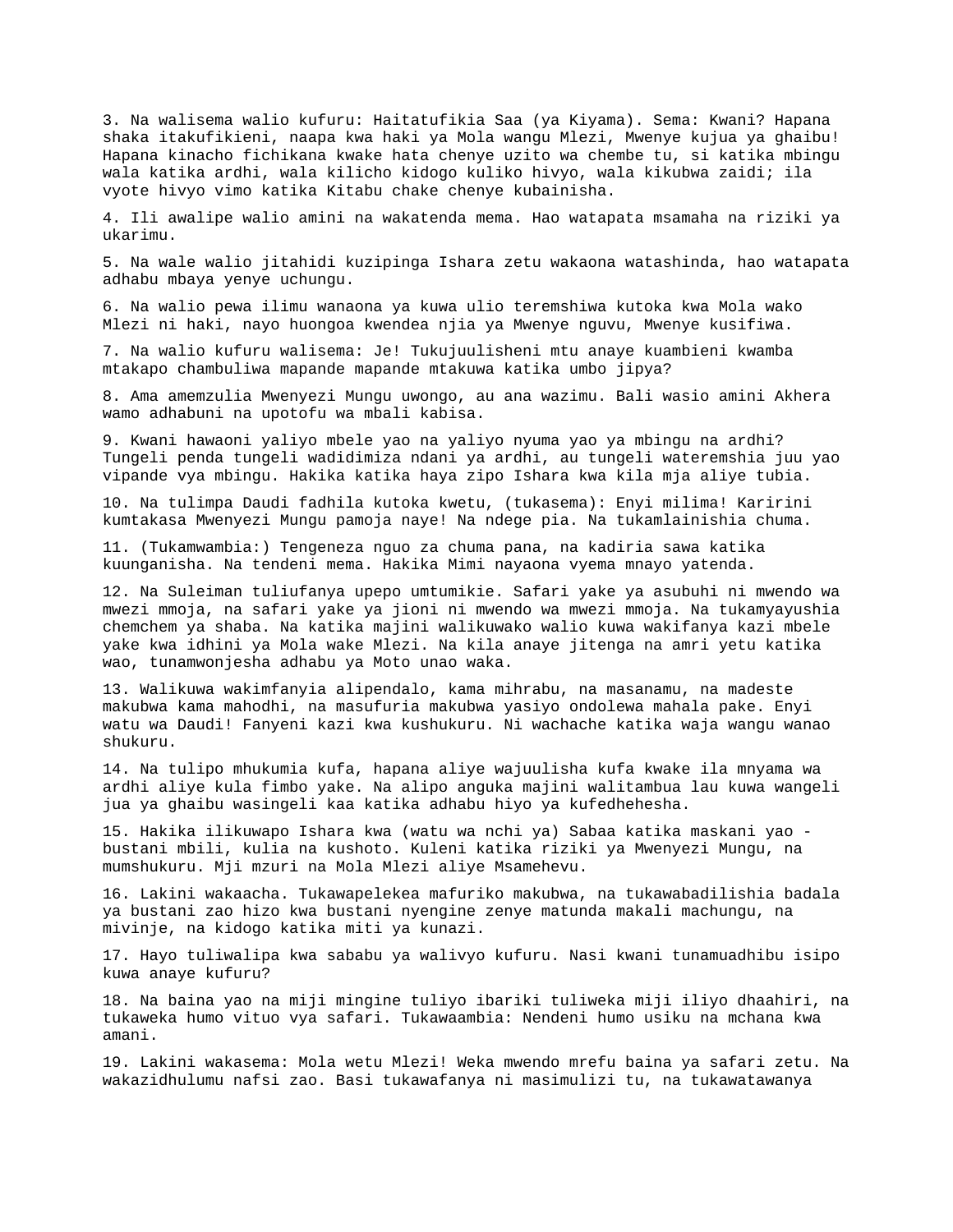3. Na walisema walio kufuru: Haitatufikia Saa (ya Kiyama). Sema: Kwani? Hapana shaka itakufikieni, naapa kwa haki ya Mola wangu Mlezi, Mwenye kujua ya ghaibu! Hapana kinacho fichikana kwake hata chenye uzito wa chembe tu, si katika mbingu wala katika ardhi, wala kilicho kidogo kuliko hivyo, wala kikubwa zaidi; ila vyote hivyo vimo katika Kitabu chake chenye kubainisha.

4. Ili awalipe walio amini na wakatenda mema. Hao watapata msamaha na riziki ya ukarimu.

5. Na wale walio jitahidi kuzipinga Ishara zetu wakaona watashinda, hao watapata adhabu mbaya yenye uchungu.

6. Na walio pewa ilimu wanaona ya kuwa ulio teremshiwa kutoka kwa Mola wako Mlezi ni haki, nayo huongoa kwendea njia ya Mwenye nguvu, Mwenye kusifiwa.

7. Na walio kufuru walisema: Je! Tukujuulisheni mtu anaye kuambieni kwamba mtakapo chambuliwa mapande mapande mtakuwa katika umbo jipya?

8. Ama amemzulia Mwenyezi Mungu uwongo, au ana wazimu. Bali wasio amini Akhera wamo adhabuni na upotofu wa mbali kabisa.

9. Kwani hawaoni yaliyo mbele yao na yaliyo nyuma yao ya mbingu na ardhi? Tungeli penda tungeli wadidimiza ndani ya ardhi, au tungeli wateremshia juu yao vipande vya mbingu. Hakika katika haya zipo Ishara kwa kila mja aliye tubia.

10. Na tulimpa Daudi fadhila kutoka kwetu, (tukasema): Enyi milima! Karirini kumtakasa Mwenyezi Mungu pamoja naye! Na ndege pia. Na tukamlainishia chuma.

11. (Tukamwambia:) Tengeneza nguo za chuma pana, na kadiria sawa katika kuunganisha. Na tendeni mema. Hakika Mimi nayaona vyema mnayo yatenda.

12. Na Suleiman tuliufanya upepo umtumikie. Safari yake ya asubuhi ni mwendo wa mwezi mmoja, na safari yake ya jioni ni mwendo wa mwezi mmoja. Na tukamyayushia chemchem ya shaba. Na katika majini walikuwako walio kuwa wakifanya kazi mbele yake kwa idhini ya Mola wake Mlezi. Na kila anaye jitenga na amri yetu katika wao, tunamwonjesha adhabu ya Moto unao waka.

13. Walikuwa wakimfanyia alipendalo, kama mihrabu, na masanamu, na madeste makubwa kama mahodhi, na masufuria makubwa yasiyo ondolewa mahala pake. Enyi watu wa Daudi! Fanyeni kazi kwa kushukuru. Ni wachache katika waja wangu wanao shukuru.

14. Na tulipo mhukumia kufa, hapana aliye wajuulisha kufa kwake ila mnyama wa ardhi aliye kula fimbo yake. Na alipo anguka majini walitambua lau kuwa wangeli jua ya ghaibu wasingeli kaa katika adhabu hiyo ya kufedhehesha.

15. Hakika ilikuwapo Ishara kwa (watu wa nchi ya) Sabaa katika maskani yao - bustani mbili, kulia na kushoto. Kuleni katika riziki ya Mwenyezi Mungu, na mumshukuru. Mji mzuri na Mola Mlezi aliye Msamehevu.

16. Lakini wakaacha. Tukawapelekea mafuriko makubwa, na tukawabadilishia badala ya bustani zao hizo kwa bustani nyengine zenye matunda makali machungu, na mivinje, na kidogo katika miti ya kunazi.

17. Hayo tuliwalipa kwa sababu ya walivyo kufuru. Nasi kwani tunamuadhibu isipo kuwa anaye kufuru?

18. Na baina yao na miji mingine tuliyo ibariki tuliweka miji iliyo dhaahiri, na tukaweka humo vituo vya safari. Tukawaambia: Nendeni humo usiku na mchana kwa amani.

19. Lakini wakasema: Mola wetu Mlezi! Weka mwendo mrefu baina ya safari zetu. Na wakazidhulumu nafsi zao. Basi tukawafanya ni masimulizi tu, na tukawatawanya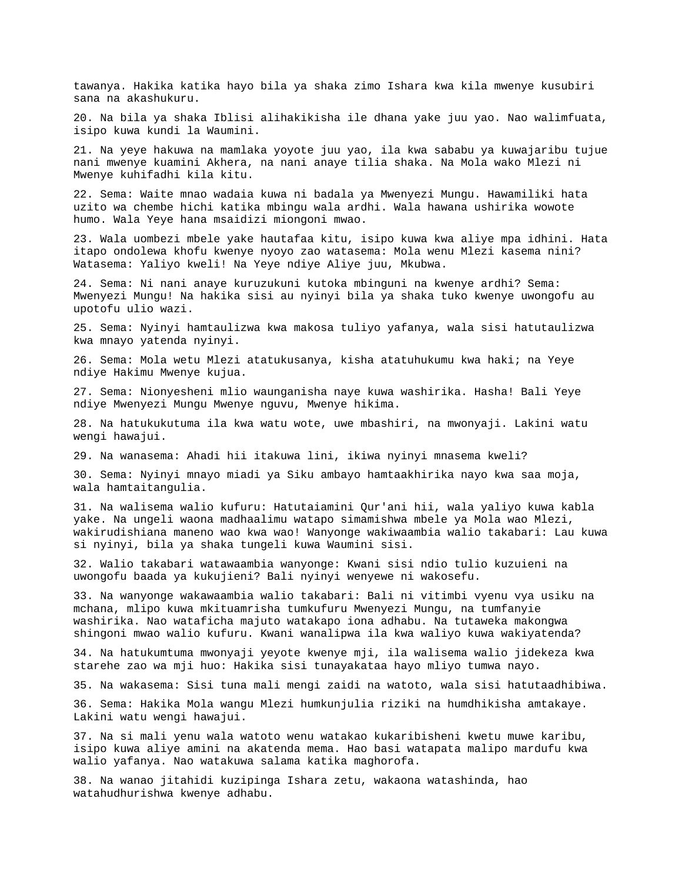tawanya. Hakika katika hayo bila ya shaka zimo Ishara kwa kila mwenye kusubiri sana na akashukuru.

20. Na bila ya shaka Iblisi alihakikisha ile dhana yake juu yao. Nao walimfuata, isipo kuwa kundi la Waumini.

21. Na yeye hakuwa na mamlaka yoyote juu yao, ila kwa sababu ya kuwajaribu tujue nani mwenye kuamini Akhera, na nani anaye tilia shaka. Na Mola wako Mlezi ni Mwenye kuhifadhi kila kitu.

22. Sema: Waite mnao wadaia kuwa ni badala ya Mwenyezi Mungu. Hawamiliki hata uzito wa chembe hichi katika mbingu wala ardhi. Wala hawana ushirika wowote humo. Wala Yeye hana msaidizi miongoni mwao.

23. Wala uombezi mbele yake hautafaa kitu, isipo kuwa kwa aliye mpa idhini. Hata itapo ondolewa khofu kwenye nyoyo zao watasema: Mola wenu Mlezi kasema nini? Watasema: Yaliyo kweli! Na Yeye ndiye Aliye juu, Mkubwa.

24. Sema: Ni nani anaye kuruzukuni kutoka mbinguni na kwenye ardhi? Sema: Mwenyezi Mungu! Na hakika sisi au nyinyi bila ya shaka tuko kwenye uwongofu au upotofu ulio wazi.

25. Sema: Nyinyi hamtaulizwa kwa makosa tuliyo yafanya, wala sisi hatutaulizwa kwa mnayo yatenda nyinyi.

26. Sema: Mola wetu Mlezi atatukusanya, kisha atatuhukumu kwa haki; na Yeye ndiye Hakimu Mwenye kujua.

27. Sema: Nionyesheni mlio waunganisha naye kuwa washirika. Hasha! Bali Yeye ndiye Mwenyezi Mungu Mwenye nguvu, Mwenye hikima.

28. Na hatukukutuma ila kwa watu wote, uwe mbashiri, na mwonyaji. Lakini watu wengi hawajui.

29. Na wanasema: Ahadi hii itakuwa lini, ikiwa nyinyi mnasema kweli?

30. Sema: Nyinyi mnayo miadi ya Siku ambayo hamtaakhirika nayo kwa saa moja, wala hamtaitangulia.

31. Na walisema walio kufuru: Hatutaiamini Qur'ani hii, wala yaliyo kuwa kabla yake. Na ungeli waona madhaalimu watapo simamishwa mbele ya Mola wao Mlezi, wakirudishiana maneno wao kwa wao! Wanyonge wakiwaambia walio takabari: Lau kuwa si nyinyi, bila ya shaka tungeli kuwa Waumini sisi.

32. Walio takabari watawaambia wanyonge: Kwani sisi ndio tulio kuzuieni na uwongofu baada ya kukujieni? Bali nyinyi wenyewe ni wakosefu.

33. Na wanyonge wakawaambia walio takabari: Bali ni vitimbi vyenu vya usiku na mchana, mlipo kuwa mkituamrisha tumkufuru Mwenyezi Mungu, na tumfanyie washirika. Nao wataficha majuto watakapo iona adhabu. Na tutaweka makongwa shingoni mwao walio kufuru. Kwani wanalipwa ila kwa waliyo kuwa wakiyatenda?

34. Na hatukumtuma mwonyaji yeyote kwenye mji, ila walisema walio jidekeza kwa starehe zao wa mji huo: Hakika sisi tunayakataa hayo mliyo tumwa nayo.

35. Na wakasema: Sisi tuna mali mengi zaidi na watoto, wala sisi hatutaadhibiwa.

36. Sema: Hakika Mola wangu Mlezi humkunjulia riziki na humdhikisha amtakaye. Lakini watu wengi hawajui.

37. Na si mali yenu wala watoto wenu watakao kukaribisheni kwetu muwe karibu, isipo kuwa aliye amini na akatenda mema. Hao basi watapata malipo mardufu kwa walio yafanya. Nao watakuwa salama katika maghorofa.

38. Na wanao jitahidi kuzipinga Ishara zetu, wakaona watashinda, hao watahudhurishwa kwenye adhabu.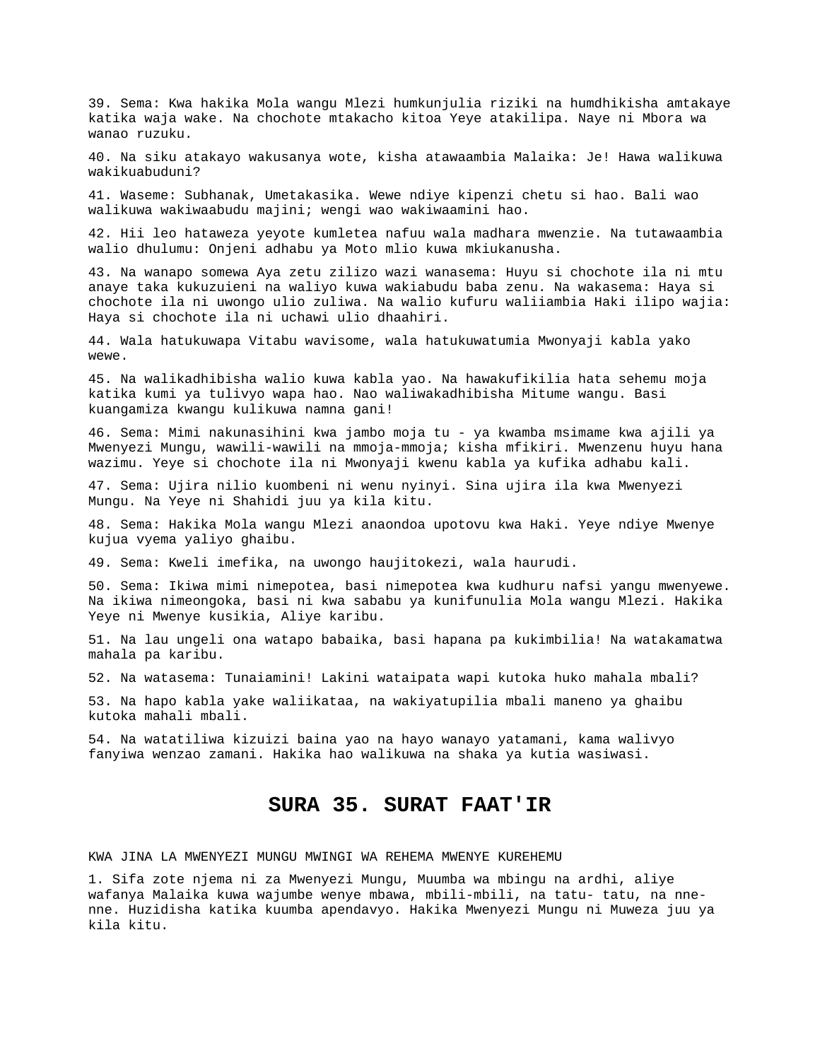39. Sema: Kwa hakika Mola wangu Mlezi humkunjulia riziki na humdhikisha amtakaye katika waja wake. Na chochote mtakacho kitoa Yeye atakilipa. Naye ni Mbora wa wanao ruzuku.

40. Na siku atakayo wakusanya wote, kisha atawaambia Malaika: Je! Hawa walikuwa wakikuabuduni?

41. Waseme: Subhanak, Umetakasika. Wewe ndiye kipenzi chetu si hao. Bali wao walikuwa wakiwaabudu majini; wengi wao wakiwaamini hao.

42. Hii leo hataweza yeyote kumletea nafuu wala madhara mwenzie. Na tutawaambia walio dhulumu: Onjeni adhabu ya Moto mlio kuwa mkiukanusha.

43. Na wanapo somewa Aya zetu zilizo wazi wanasema: Huyu si chochote ila ni mtu anaye taka kukuzuieni na waliyo kuwa wakiabudu baba zenu. Na wakasema: Haya si chochote ila ni uwongo ulio zuliwa. Na walio kufuru waliiambia Haki ilipo wajia: Haya si chochote ila ni uchawi ulio dhaahiri.

44. Wala hatukuwapa Vitabu wavisome, wala hatukuwatumia Mwonyaji kabla yako wewe.

45. Na walikadhibisha walio kuwa kabla yao. Na hawakufikilia hata sehemu moja katika kumi ya tulivyo wapa hao. Nao waliwakadhibisha Mitume wangu. Basi kuangamiza kwangu kulikuwa namna gani!

46. Sema: Mimi nakunasihini kwa jambo moja tu - ya kwamba msimame kwa ajili ya Mwenyezi Mungu, wawili-wawili na mmoja-mmoja; kisha mfikiri. Mwenzenu huyu hana wazimu. Yeye si chochote ila ni Mwonyaji kwenu kabla ya kufika adhabu kali.

47. Sema: Ujira nilio kuombeni ni wenu nyinyi. Sina ujira ila kwa Mwenyezi Mungu. Na Yeye ni Shahidi juu ya kila kitu.

48. Sema: Hakika Mola wangu Mlezi anaondoa upotovu kwa Haki. Yeye ndiye Mwenye kujua vyema yaliyo ghaibu.

49. Sema: Kweli imefika, na uwongo haujitokezi, wala haurudi.

50. Sema: Ikiwa mimi nimepotea, basi nimepotea kwa kudhuru nafsi yangu mwenyewe. Na ikiwa nimeongoka, basi ni kwa sababu ya kunifunulia Mola wangu Mlezi. Hakika Yeye ni Mwenye kusikia, Aliye karibu.

51. Na lau ungeli ona watapo babaika, basi hapana pa kukimbilia! Na watakamatwa mahala pa karibu.

52. Na watasema: Tunaiamini! Lakini wataipata wapi kutoka huko mahala mbali?

53. Na hapo kabla yake waliikataa, na wakiyatupilia mbali maneno ya ghaibu kutoka mahali mbali.

54. Na watatiliwa kizuizi baina yao na hayo wanayo yatamani, kama walivyo fanyiwa wenzao zamani. Hakika hao walikuwa na shaka ya kutia wasiwasi.

# SURA 35. SURAT FAAT'IR

KWA JINA LA MWENYEZI MUNGU MWINGI WA REHEMA MWENYE KUREHEMU

1. Sifa zote njema ni za Mwenyezi Mungu, Muumba wa mbingu na ardhi, aliye wafanya Malaika kuwa wajumbe wenye mbawa, mbili-mbili, na tatu- tatu, na nne-nne. Huzidisha katika kuumba apendavyo. Hakika Mwenyezi Mungu ni Muweza juu ya kila kitu.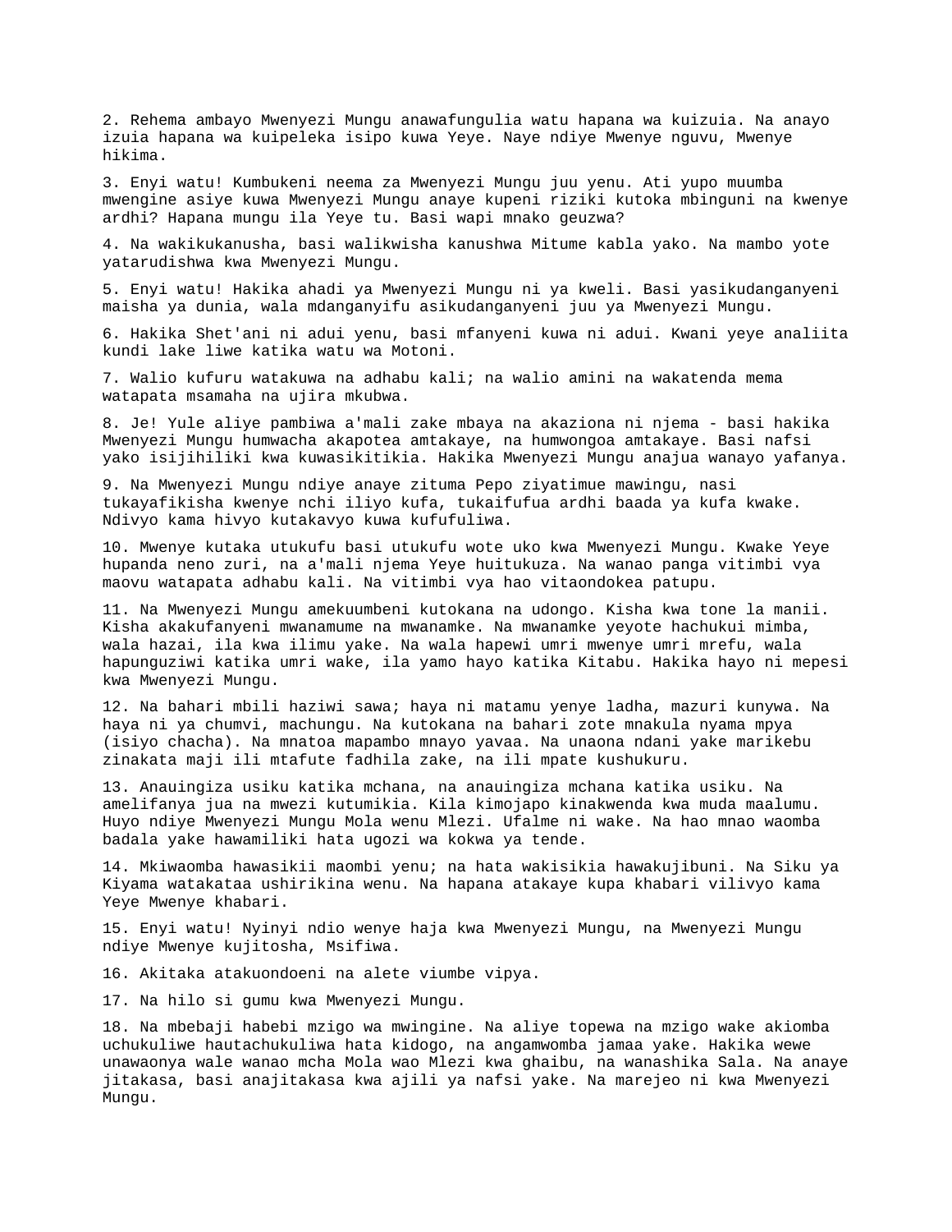2. Rehema ambayo Mwenyezi Mungu anawafungulia watu hapana wa kuizuia. Na anayo izuia hapana wa kuipeleka isipo kuwa Yeye. Naye ndiye Mwenye nguvu, Mwenye hikima.

3. Enyi watu! Kumbukeni neema za Mwenyezi Mungu juu yenu. Ati yupo muumba mwengine asiye kuwa Mwenyezi Mungu anaye kupeni riziki kutoka mbinguni na kwenye ardhi? Hapana mungu ila Yeye tu. Basi wapi mnako geuzwa?

4. Na wakikukanusha, basi walikwisha kanushwa Mitume kabla yako. Na mambo yote yatarudishwa kwa Mwenyezi Mungu.

5. Enyi watu! Hakika ahadi ya Mwenyezi Mungu ni ya kweli. Basi yasikudanganyeni maisha ya dunia, wala mdanganyifu asikudanganyeni juu ya Mwenyezi Mungu.

6. Hakika Shet'ani ni adui yenu, basi mfanyeni kuwa ni adui. Kwani yeye analiita kundi lake liwe katika watu wa Motoni.

7. Walio kufuru watakuwa na adhabu kali; na walio amini na wakatenda mema watapata msamaha na ujira mkubwa.

8. Je! Yule aliye pambiwa a'mali zake mbaya na akaziona ni njema - basi hakika Mwenyezi Mungu humwacha akapotea amtakaye, na humwongoa amtakaye. Basi nafsi yako isijihiliki kwa kuwasikitikia. Hakika Mwenyezi Mungu anajua wanayo yafanya.

9. Na Mwenyezi Mungu ndiye anaye zituma Pepo ziyatimue mawingu, nasi tukayafikisha kwenye nchi iliyo kufa, tukaifufua ardhi baada ya kufa kwake. Ndivyo kama hivyo kutakavyo kuwa kufufuliwa.

10. Mwenye kutaka utukufu basi utukufu wote uko kwa Mwenyezi Mungu. Kwake Yeye hupanda neno zuri, na a'mali njema Yeye huitukuza. Na wanao panga vitimbi vya maovu watapata adhabu kali. Na vitimbi vya hao vitaondokea patupu.

11. Na Mwenyezi Mungu amekuumbeni kutokana na udongo. Kisha kwa tone la manii. Kisha akakufanyeni mwanamume na mwanamke. Na mwanamke yeyote hachukui mimba, wala hazai, ila kwa ilimu yake. Na wala hapewi umri mwenye umri mrefu, wala hapunguziwi katika umri wake, ila yamo hayo katika Kitabu. Hakika hayo ni mepesi kwa Mwenyezi Mungu.

12. Na bahari mbili haziwi sawa; haya ni matamu yenye ladha, mazuri kunywa. Na haya ni ya chumvi, machungu. Na kutokana na bahari zote mnakula nyama mpya (isiyo chacha). Na mnatoa mapambo mnayo yavaa. Na unaona ndani yake marikebu zinakata maji ili mtafute fadhila zake, na ili mpate kushukuru.

13. Anauingiza usiku katika mchana, na anauingiza mchana katika usiku. Na amelifanya jua na mwezi kutumikia. Kila kimojapo kinakwenda kwa muda maalumu. Huyo ndiye Mwenyezi Mungu Mola wenu Mlezi. Ufalme ni wake. Na hao mnao waomba badala yake hawamiliki hata ugozi wa kokwa ya tende.

14. Mkiwaomba hawasikii maombi yenu; na hata wakisikia hawakujibuni. Na Siku ya Kiyama watakataa ushirikina wenu. Na hapana atakaye kupa khabari vilivyo kama Yeye Mwenye khabari.

15. Enyi watu! Nyinyi ndio wenye haja kwa Mwenyezi Mungu, na Mwenyezi Mungu ndiye Mwenye kujitosha, Msifiwa.

16. Akitaka atakuondoeni na alete viumbe vipya.

17. Na hilo si gumu kwa Mwenyezi Mungu.

18. Na mbebaji habebi mzigo wa mwingine. Na aliye topewa na mzigo wake akiomba uchukuliwe hautachukuliwa hata kidogo, na angamwomba jamaa yake. Hakika wewe unawaonya wale wanao mcha Mola wao Mlezi kwa ghaibu, na wanashika Sala. Na anaye jitakasa, basi anajitakasa kwa ajili ya nafsi yake. Na marejeo ni kwa Mwenyezi Mungu.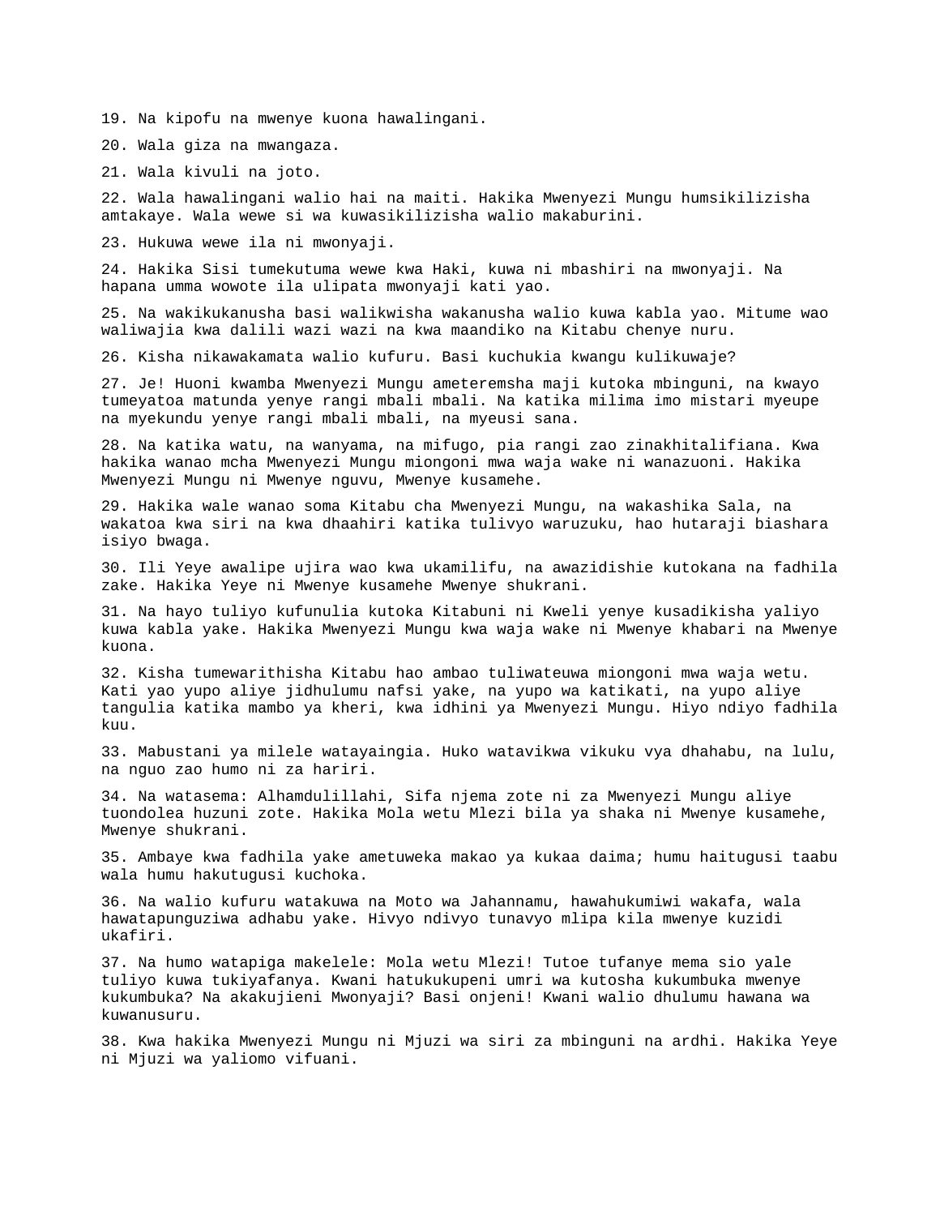19. Na kipofu na mwenye kuona hawalingani.

20. Wala giza na mwangaza.

21. Wala kivuli na joto.

22. Wala hawalingani walio hai na maiti. Hakika Mwenyezi Mungu humsikilizisha amtakaye. Wala wewe si wa kuwasikilizisha walio makaburini.

23. Hukuwa wewe ila ni mwonyaji.

24. Hakika Sisi tumekutuma wewe kwa Haki, kuwa ni mbashiri na mwonyaji. Na hapana umma wowote ila ulipata mwonyaji kati yao.

25. Na wakikukanusha basi walikwisha wakanusha walio kuwa kabla yao. Mitume wao waliwajia kwa dalili wazi wazi na kwa maandiko na Kitabu chenye nuru.

26. Kisha nikawakamata walio kufuru. Basi kuchukia kwangu kulikuwaje?

27. Je! Huoni kwamba Mwenyezi Mungu ameteremsha maji kutoka mbinguni, na kwayo tumeyatoa matunda yenye rangi mbali mbali. Na katika milima imo mistari myeupe na myekundu yenye rangi mbali mbali, na myeusi sana.

28. Na katika watu, na wanyama, na mifugo, pia rangi zao zinakhitalifiana. Kwa hakika wanao mcha Mwenyezi Mungu miongoni mwa waja wake ni wanazuoni. Hakika Mwenyezi Mungu ni Mwenye nguvu, Mwenye kusamehe.

29. Hakika wale wanao soma Kitabu cha Mwenyezi Mungu, na wakashika Sala, na wakatoa kwa siri na kwa dhaahiri katika tulivyo waruzuku, hao hutaraji biashara isiyo bwaga.

30. Ili Yeye awalipe ujira wao kwa ukamilifu, na awazidishie kutokana na fadhila zake. Hakika Yeye ni Mwenye kusamehe Mwenye shukrani.

31. Na hayo tuliyo kufunulia kutoka Kitabuni ni Kweli yenye kusadikisha yaliyo kuwa kabla yake. Hakika Mwenyezi Mungu kwa waja wake ni Mwenye khabari na Mwenye kuona.

32. Kisha tumewarithisha Kitabu hao ambao tuliwateuwa miongoni mwa waja wetu. Kati yao yupo aliye jidhulumu nafsi yake, na yupo wa katikati, na yupo aliye tangulia katika mambo ya kheri, kwa idhini ya Mwenyezi Mungu. Hiyo ndiyo fadhila kuu.

33. Mabustani ya milele watayaingia. Huko watavikwa vikuku vya dhahabu, na lulu, na nguo zao humo ni za hariri.

34. Na watasema: Alhamdulillahi, Sifa njema zote ni za Mwenyezi Mungu aliye tuondolea huzuni zote. Hakika Mola wetu Mlezi bila ya shaka ni Mwenye kusamehe, Mwenye shukrani.

35. Ambaye kwa fadhila yake ametuweka makao ya kukaa daima; humu haitugusi taabu wala humu hakutugusi kuchoka.

36. Na walio kufuru watakuwa na Moto wa Jahannamu, hawahukumiwi wakafa, wala hawatapunguziwa adhabu yake. Hivyo ndivyo tunavyo mlipa kila mwenye kuzidi ukafiri.

37. Na humo watapiga makelele: Mola wetu Mlezi! Tutoe tufanye mema sio yale tuliyo kuwa tukiyafanya. Kwani hatukukupeni umri wa kutosha kukumbuka mwenye kukumbuka? Na akakujieni Mwonyaji? Basi onjeni! Kwani walio dhulumu hawana wa kuwanusuru.

38. Kwa hakika Mwenyezi Mungu ni Mjuzi wa siri za mbinguni na ardhi. Hakika Yeye ni Mjuzi wa yaliomo vifuani.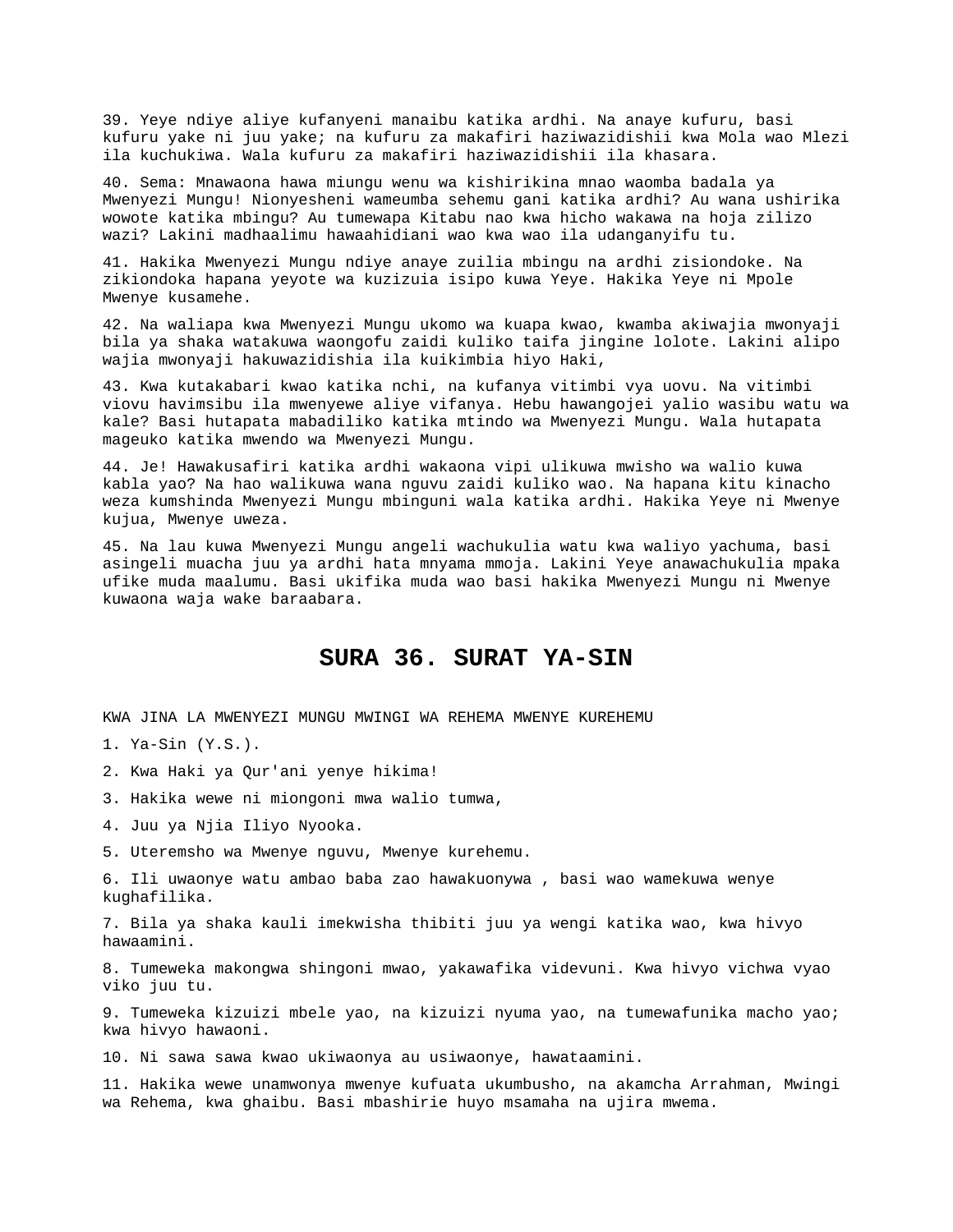39. Yeye ndiye aliye kufanyeni manaibu katika ardhi. Na anaye kufuru, basi kufuru yake ni juu yake; na kufuru za makafiri haziwazidishii kwa Mola wao Mlezi ila kuchukiwa. Wala kufuru za makafiri haziwazidishii ila khasara.

40. Sema: Mnawaona hawa miungu wenu wa kishirikina mnao waomba badala ya Mwenyezi Mungu! Nionyesheni wameumba sehemu gani katika ardhi? Au wana ushirika wowote katika mbingu? Au tumewapa Kitabu nao kwa hicho wakawa na hoja zilizo wazi? Lakini madhaalimu hawaahidiani wao kwa wao ila udanganyifu tu.

41. Hakika Mwenyezi Mungu ndiye anaye zuilia mbingu na ardhi zisiondoke. Na zikiondoka hapana yeyote wa kuzizuia isipo kuwa Yeye. Hakika Yeye ni Mpole Mwenye kusamehe.

42. Na waliapa kwa Mwenyezi Mungu ukomo wa kuapa kwao, kwamba akiwajia mwonyaji bila ya shaka watakuwa waongofu zaidi kuliko taifa jingine lolote. Lakini alipo wajia mwonyaji hakuwazidishia ila kuikimbia hiyo Haki,

43. Kwa kutakabari kwao katika nchi, na kufanya vitimbi vya uovu. Na vitimbi viovu havimsibu ila mwenyewe aliye vifanya. Hebu hawangojei yalio wasibu watu wa kale? Basi hutapata mabadiliko katika mtindo wa Mwenyezi Mungu. Wala hutapata mageuko katika mwendo wa Mwenyezi Mungu.

44. Je! Hawakusafiri katika ardhi wakaona vipi ulikuwa mwisho wa walio kuwa kabla yao? Na hao walikuwa wana nguvu zaidi kuliko wao. Na hapana kitu kinacho weza kumshinda Mwenyezi Mungu mbinguni wala katika ardhi. Hakika Yeye ni Mwenye kujua, Mwenye uweza.

45. Na lau kuwa Mwenyezi Mungu angeli wachukulia watu kwa waliyo yachuma, basi asingeli muacha juu ya ardhi hata mnyama mmoja. Lakini Yeye anawachukulia mpaka ufike muda maalumu. Basi ukifika muda wao basi hakika Mwenyezi Mungu ni Mwenye kuwaona waja wake baraabara.

## SURA 36. SURAT YA-SIN

KWA JINA LA MWENYEZI MUNGU MWINGI WA REHEMA MWENYE KUREHEMU

1. Ya-Sin (Y.S.).

2. Kwa Haki ya Qur'ani yenye hikima!

3. Hakika wewe ni miongoni mwa walio tumwa,

4. Juu ya Njia Iliyo Nyooka.

5. Uteremsho wa Mwenye nguvu, Mwenye kurehemu.

6. Ili uwaonye watu ambao baba zao hawakuonywa , basi wao wamekuwa wenye kughafilika.

7. Bila ya shaka kauli imekwisha thibiti juu ya wengi katika wao, kwa hivyo hawaamini.

8. Tumeweka makongwa shingoni mwao, yakawafika videvuni. Kwa hivyo vichwa vyao viko juu tu.

9. Tumeweka kizuizi mbele yao, na kizuizi nyuma yao, na tumewafunika macho yao; kwa hivyo hawaoni.

10. Ni sawa sawa kwao ukiwaonya au usiwaonye, hawataamini.

11. Hakika wewe unamwonya mwenye kufuata ukumbusho, na akamcha Arrahman, Mwingi wa Rehema, kwa ghaibu. Basi mbashirie huyo msamaha na ujira mwema.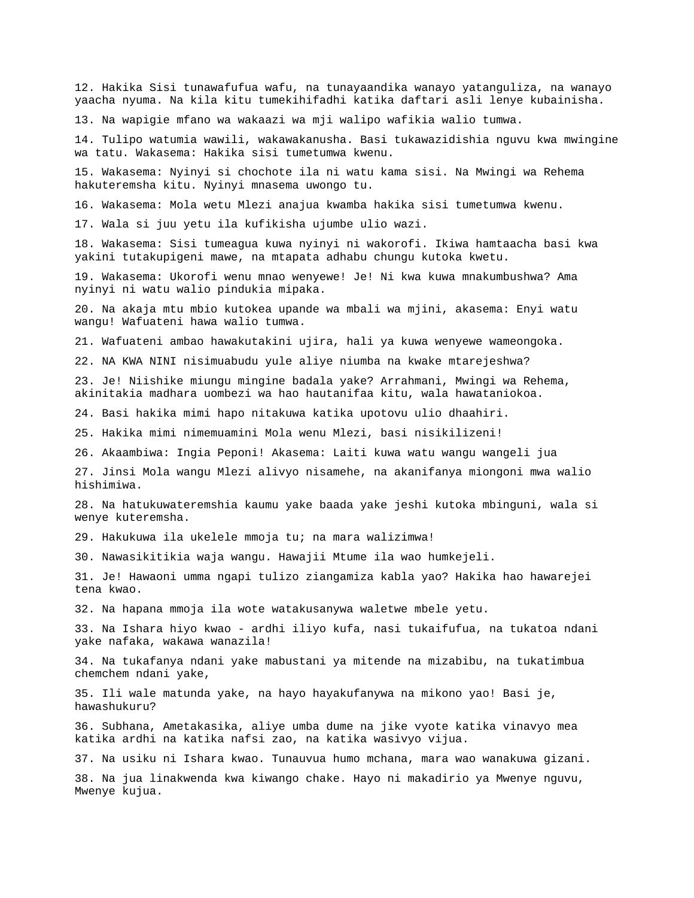12. Hakika Sisi tunawafufua wafu, na tunayaandika wanayo yatanguliza, na wanayo yaacha nyuma. Na kila kitu tumekihifadhi katika daftari asli lenye kubainisha.

13. Na wapigie mfano wa wakaazi wa mji walipo wafikia walio tumwa.

14. Tulipo watumia wawili, wakawakanusha. Basi tukawazidishia nguvu kwa mwingine wa tatu. Wakasema: Hakika sisi tumetumwa kwenu.

15. Wakasema: Nyinyi si chochote ila ni watu kama sisi. Na Mwingi wa Rehema hakuteremsha kitu. Nyinyi mnasema uwongo tu.

16. Wakasema: Mola wetu Mlezi anajua kwamba hakika sisi tumetumwa kwenu.

17. Wala si juu yetu ila kufikisha ujumbe ulio wazi.

18. Wakasema: Sisi tumeagua kuwa nyinyi ni wakorofi. Ikiwa hamtaacha basi kwa yakini tutakupigeni mawe, na mtapata adhabu chungu kutoka kwetu.

19. Wakasema: Ukorofi wenu mnao wenyewe! Je! Ni kwa kuwa mnakumbushwa? Ama nyinyi ni watu walio pindukia mipaka.

20. Na akaja mtu mbio kutokea upande wa mbali wa mjini, akasema: Enyi watu wangu! Wafuateni hawa walio tumwa.

21. Wafuateni ambao hawakutakini ujira, hali ya kuwa wenyewe wameongoka.

22. NA KWA NINI nisimuabudu yule aliye niumba na kwake mtarejeshwa?

23. Je! Niishike miungu mingine badala yake? Arrahmani, Mwingi wa Rehema, akinitakia madhara uombezi wa hao hautanifaa kitu, wala hawataniokoa.

24. Basi hakika mimi hapo nitakuwa katika upotovu ulio dhaahiri.

25. Hakika mimi nimemuamini Mola wenu Mlezi, basi nisikilizeni!

26. Akaambiwa: Ingia Peponi! Akasema: Laiti kuwa watu wangu wangeli jua

27. Jinsi Mola wangu Mlezi alivyo nisamehe, na akanifanya miongoni mwa walio hishimiwa.

28. Na hatukuwateremshia kaumu yake baada yake jeshi kutoka mbinguni, wala si wenye kuteremsha.

29. Hakukuwa ila ukelele mmoja tu; na mara walizimwa!

30. Nawasikitikia waja wangu. Hawajii Mtume ila wao humkejeli.

31. Je! Hawaoni umma ngapi tulizo ziangamiza kabla yao? Hakika hao hawarejei tena kwao.

32. Na hapana mmoja ila wote watakusanywa waletwe mbele yetu.

33. Na Ishara hiyo kwao - ardhi iliyo kufa, nasi tukaifufua, na tukatoa ndani yake nafaka, wakawa wanazila!

34. Na tukafanya ndani yake mabustani ya mitende na mizabibu, na tukatimbua chemchem ndani yake,

35. Ili wale matunda yake, na hayo hayakufanywa na mikono yao! Basi je, hawashukuru?

36. Subhana, Ametakasika, aliye umba dume na jike vyote katika vinavyo mea katika ardhi na katika nafsi zao, na katika wasivyo vijua.

37. Na usiku ni Ishara kwao. Tunauvua humo mchana, mara wao wanakuwa gizani.

38. Na jua linakwenda kwa kiwango chake. Hayo ni makadirio ya Mwenye nguvu, Mwenye kujua.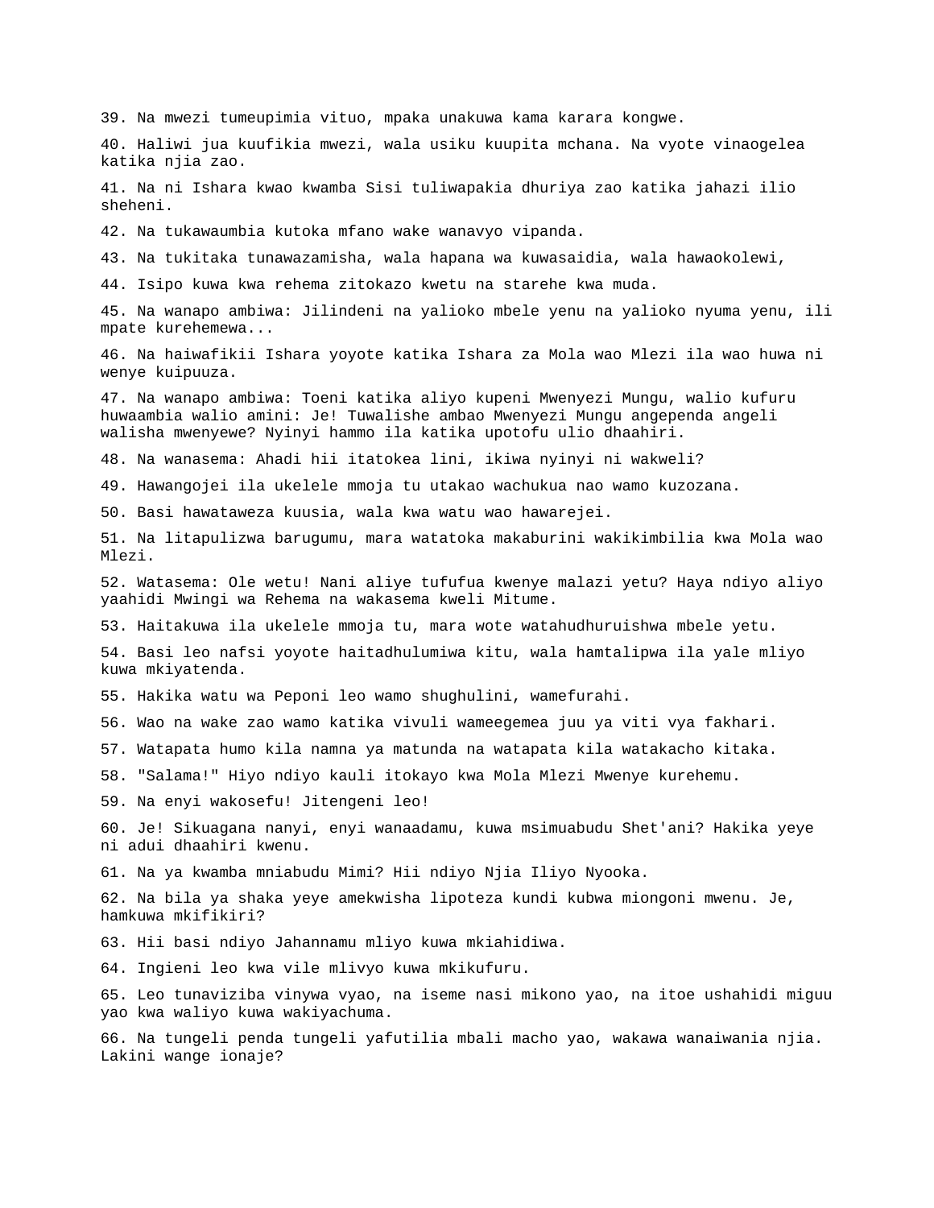39. Na mwezi tumeupimia vituo, mpaka unakuwa kama karara kongwe.

40. Haliwi jua kuufikia mwezi, wala usiku kuupita mchana. Na vyote vinaogelea katika njia zao.

41. Na ni Ishara kwao kwamba Sisi tuliwapakia dhuriya zao katika jahazi ilio sheheni.

42. Na tukawaumbia kutoka mfano wake wanavyo vipanda.

43. Na tukitaka tunawazamisha, wala hapana wa kuwasaidia, wala hawaokolewi,

44. Isipo kuwa kwa rehema zitokazo kwetu na starehe kwa muda.

45. Na wanapo ambiwa: Jilindeni na yalioko mbele yenu na yalioko nyuma yenu, ili mpate kurehemewa...

46. Na haiwafikii Ishara yoyote katika Ishara za Mola wao Mlezi ila wao huwa ni wenye kuipuuza.

47. Na wanapo ambiwa: Toeni katika aliyo kupeni Mwenyezi Mungu, walio kufuru huwaambia walio amini: Je! Tuwalishe ambao Mwenyezi Mungu angependa angeli walisha mwenyewe? Nyinyi hammo ila katika upotofu ulio dhaahiri.

48. Na wanasema: Ahadi hii itatokea lini, ikiwa nyinyi ni wakweli?

49. Hawangojei ila ukelele mmoja tu utakao wachukua nao wamo kuzozana.

50. Basi hawataweza kuusia, wala kwa watu wao hawarejei.

51. Na litapulizwa barugumu, mara watatoka makaburini wakikimbilia kwa Mola wao Mlezi.

52. Watasema: Ole wetu! Nani aliye tufufua kwenye malazi yetu? Haya ndiyo aliyo yaahidi Mwingi wa Rehema na wakasema kweli Mitume.

53. Haitakuwa ila ukelele mmoja tu, mara wote watahudhuruishwa mbele yetu.

54. Basi leo nafsi yoyote haitadhulumiwa kitu, wala hamtalipwa ila yale mliyo kuwa mkiyatenda.

55. Hakika watu wa Peponi leo wamo shughulini, wamefurahi.

56. Wao na wake zao wamo katika vivuli wameegemea juu ya viti vya fakhari.

57. Watapata humo kila namna ya matunda na watapata kila watakacho kitaka.

58. "Salama!" Hiyo ndiyo kauli itokayo kwa Mola Mlezi Mwenye kurehemu.

59. Na enyi wakosefu! Jitengeni leo!

60. Je! Sikuagana nanyi, enyi wanaadamu, kuwa msimuabudu Shet'ani? Hakika yeye ni adui dhaahiri kwenu.

61. Na ya kwamba mniabudu Mimi? Hii ndiyo Njia Iliyo Nyooka.

62. Na bila ya shaka yeye amekwisha lipoteza kundi kubwa miongoni mwenu. Je, hamkuwa mkifikiri?

63. Hii basi ndiyo Jahannamu mliyo kuwa mkiahidiwa.

64. Ingieni leo kwa vile mlivyo kuwa mkikufuru.

65. Leo tunaviziba vinywa vyao, na iseme nasi mikono yao, na itoe ushahidi miguu yao kwa waliyo kuwa wakiyachuma.

66. Na tungeli penda tungeli yafutilia mbali macho yao, wakawa wanaiwania njia. Lakini wange ionaje?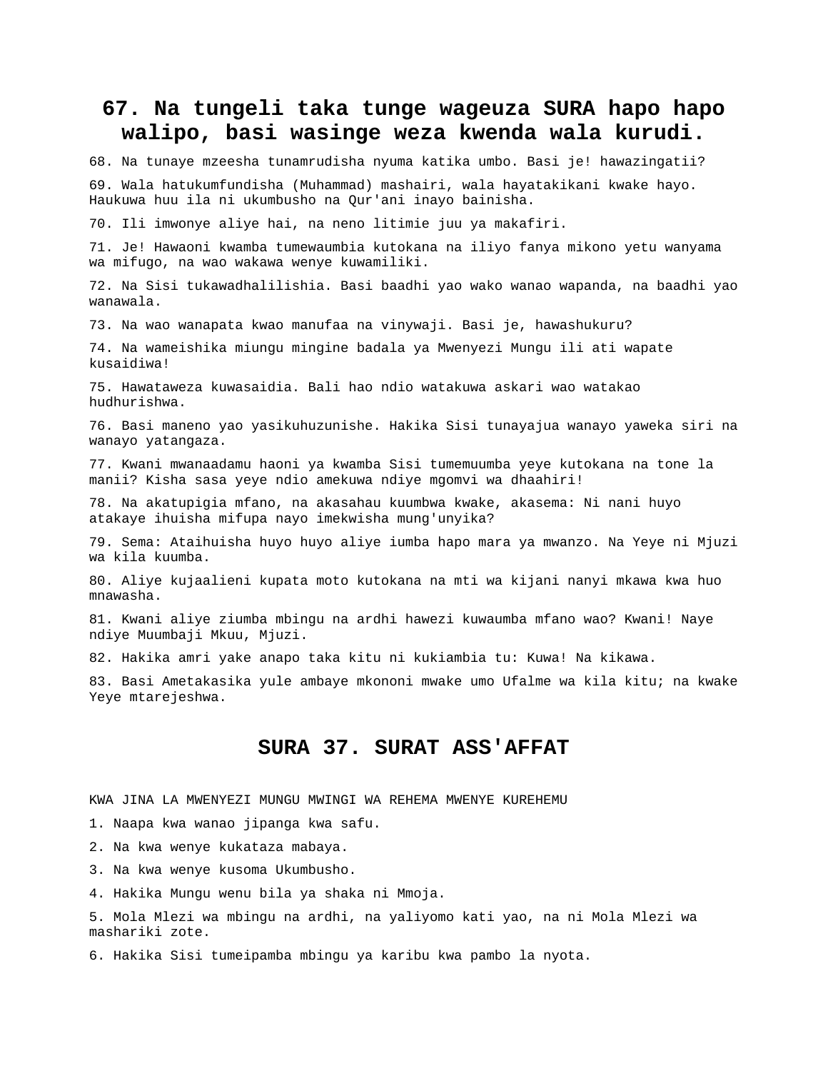## 67. Na tungeli taka tunge wageuza SURA hapo hapo walipo, basi wasinge weza kwenda wala kurudi.

68. Na tunaye mzeesha tunamrudisha nyuma katika umbo. Basi je! hawazingatii?

69. Wala hatukumfundisha (Muhammad) mashairi, wala hayatakikani kwake hayo. Haukuwa huu ila ni ukumbusho na Qur'ani inayo bainisha.

70. Ili imwonye aliye hai, na neno litimie juu ya makafiri.

71. Je! Hawaoni kwamba tumewaumbia kutokana na iliyo fanya mikono yetu wanyama wa mifugo, na wao wakawa wenye kuwamiliki.

72. Na Sisi tukawadhalilishia. Basi baadhi yao wako wanao wapanda, na baadhi yao wanawala.

73. Na wao wanapata kwao manufaa na vinywaji. Basi je, hawashukuru?

74. Na wameishika miungu mingine badala ya Mwenyezi Mungu ili ati wapate kusaidiwa!

75. Hawataweza kuwasaidia. Bali hao ndio watakuwa askari wao watakao hudhurishwa.

76. Basi maneno yao yasikuhuzunishe. Hakika Sisi tunayajua wanayo yaweka siri na wanayo yatangaza.

77. Kwani mwanaadamu haoni ya kwamba Sisi tumemuumba yeye kutokana na tone la manii? Kisha sasa yeye ndio amekuwa ndiye mgomvi wa dhaahiri!

78. Na akatupigia mfano, na akasahau kuumbwa kwake, akasema: Ni nani huyo atakaye ihuisha mifupa nayo imekwisha mung'unyika?

79. Sema: Ataihuisha huyo huyo aliye iumba hapo mara ya mwanzo. Na Yeye ni Mjuzi wa kila kuumba.

80. Aliye kujaalieni kupata moto kutokana na mti wa kijani nanyi mkawa kwa huo mnawasha.

81. Kwani aliye ziumba mbingu na ardhi hawezi kuwaumba mfano wao? Kwani! Naye ndiye Muumbaji Mkuu, Mjuzi.

82. Hakika amri yake anapo taka kitu ni kukiambia tu: Kuwa! Na kikawa.

83. Basi Ametakasika yule ambaye mkononi mwake umo Ufalme wa kila kitu; na kwake Yeye mtarejeshwa.

## SURA 37. SURAT ASS'AFFAT

KWA JINA LA MWENYEZI MUNGU MWINGI WA REHEMA MWENYE KUREHEMU

1. Naapa kwa wanao jipanga kwa safu.

2. Na kwa wenye kukataza mabaya.

3. Na kwa wenye kusoma Ukumbusho.

4. Hakika Mungu wenu bila ya shaka ni Mmoja.

5. Mola Mlezi wa mbingu na ardhi, na yaliyomo kati yao, na ni Mola Mlezi wa mashariki zote.

6. Hakika Sisi tumeipamba mbingu ya karibu kwa pambo la nyota.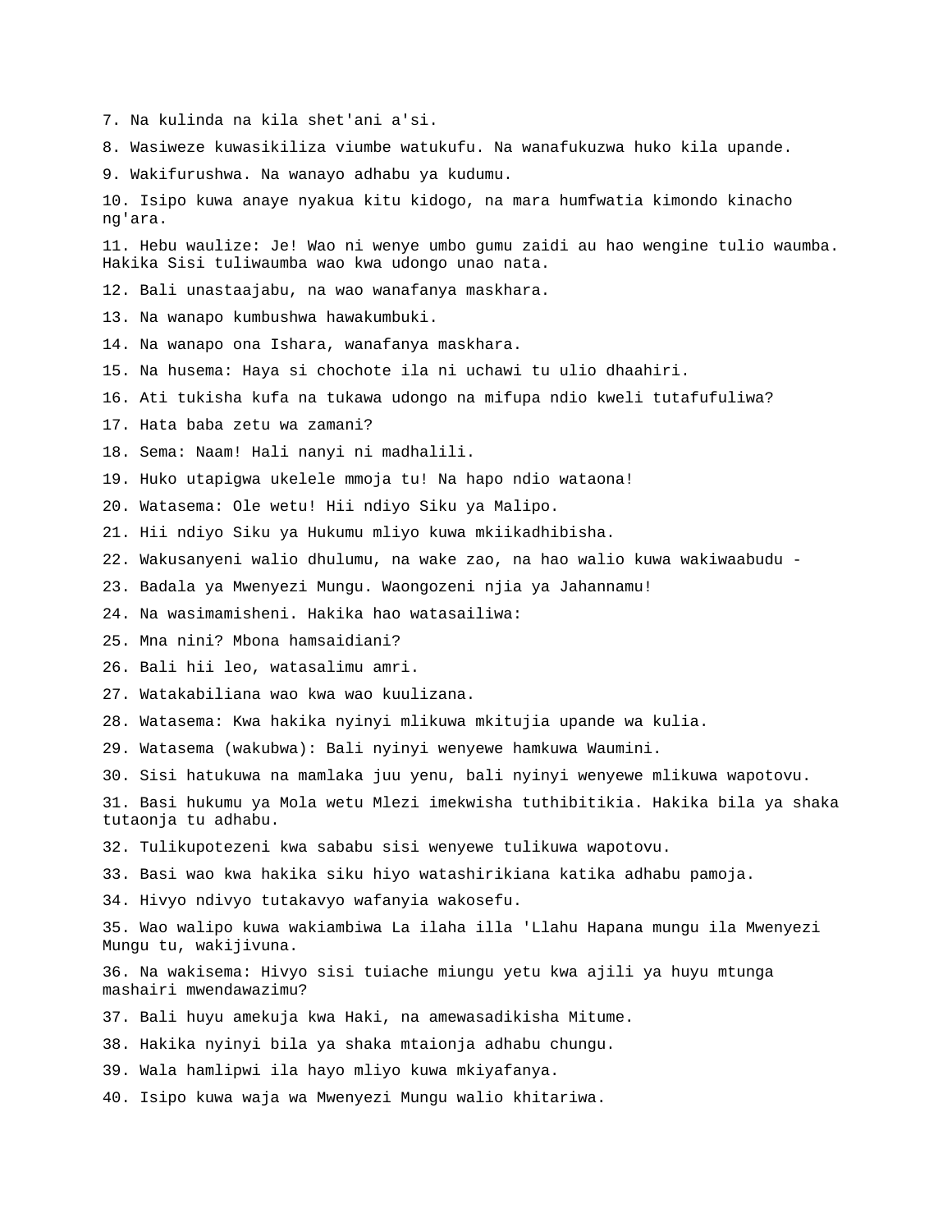7. Na kulinda na kila shet'ani a'si.

8. Wasiweze kuwasikiliza viumbe watukufu. Na wanafukuzwa huko kila upande.

9. Wakifurushwa. Na wanayo adhabu ya kudumu.

10. Isipo kuwa anaye nyakua kitu kidogo, na mara humfwatia kimondo kinacho ng'ara.

11. Hebu waulize: Je! Wao ni wenye umbo gumu zaidi au hao wengine tulio waumba. Hakika Sisi tuliwaumba wao kwa udongo unao nata.

12. Bali unastaajabu, na wao wanafanya maskhara.

13. Na wanapo kumbushwa hawakumbuki.

14. Na wanapo ona Ishara, wanafanya maskhara.

15. Na husema: Haya si chochote ila ni uchawi tu ulio dhaahiri.

16. Ati tukisha kufa na tukawa udongo na mifupa ndio kweli tutafufuliwa?

17. Hata baba zetu wa zamani?

18. Sema: Naam! Hali nanyi ni madhalili.

19. Huko utapigwa ukelele mmoja tu! Na hapo ndio wataona!

20. Watasema: Ole wetu! Hii ndiyo Siku ya Malipo.

21. Hii ndiyo Siku ya Hukumu mliyo kuwa mkiikadhibisha.

22. Wakusanyeni walio dhulumu, na wake zao, na hao walio kuwa wakiwaabudu -

23. Badala ya Mwenyezi Mungu. Waongozeni njia ya Jahannamu!

24. Na wasimamisheni. Hakika hao watasailiwa:

25. Mna nini? Mbona hamsaidiani?

26. Bali hii leo, watasalimu amri.

27. Watakabiliana wao kwa wao kuulizana.

28. Watasema: Kwa hakika nyinyi mlikuwa mkitujia upande wa kulia.

29. Watasema (wakubwa): Bali nyinyi wenyewe hamkuwa Waumini.

30. Sisi hatukuwa na mamlaka juu yenu, bali nyinyi wenyewe mlikuwa wapotovu.

31. Basi hukumu ya Mola wetu Mlezi imekwisha tuthibitikia. Hakika bila ya shaka tutaonja tu adhabu.

32. Tulikupotezeni kwa sababu sisi wenyewe tulikuwa wapotovu.

33. Basi wao kwa hakika siku hiyo watashirikiana katika adhabu pamoja.

34. Hivyo ndivyo tutakavyo wafanyia wakosefu.

35. Wao walipo kuwa wakiambiwa La ilaha illa 'Llahu Hapana mungu ila Mwenyezi Mungu tu, wakijivuna.

36. Na wakisema: Hivyo sisi tuiache miungu yetu kwa ajili ya huyu mtunga mashairi mwendawazimu?

37. Bali huyu amekuja kwa Haki, na amewasadikisha Mitume.

38. Hakika nyinyi bila ya shaka mtaionja adhabu chungu.

39. Wala hamlipwi ila hayo mliyo kuwa mkiyafanya.

40. Isipo kuwa waja wa Mwenyezi Mungu walio khitariwa.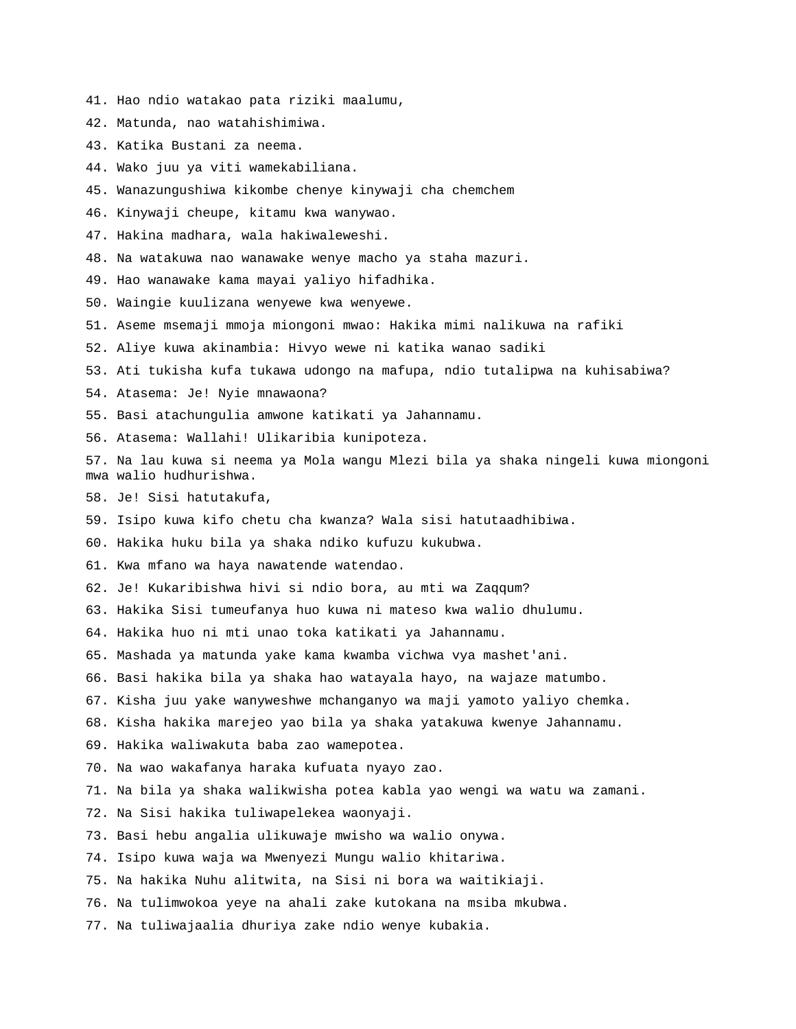41. Hao ndio watakao pata riziki maalumu,

42. Matunda, nao watahishimiwa.

43. Katika Bustani za neema.

44. Wako juu ya viti wamekabiliana.

45. Wanazungushiwa kikombe chenye kinywaji cha chemchem

46. Kinywaji cheupe, kitamu kwa wanywao.

47. Hakina madhara, wala hakiwaleweshi.

48. Na watakuwa nao wanawake wenye macho ya staha mazuri.

49. Hao wanawake kama mayai yaliyo hifadhika.

50. Waingie kuulizana wenyewe kwa wenyewe.

51. Aseme msemaji mmoja miongoni mwao: Hakika mimi nalikuwa na rafiki

52. Aliye kuwa akinambia: Hivyo wewe ni katika wanao sadiki

53. Ati tukisha kufa tukawa udongo na mafupa, ndio tutalipwa na kuhisabiwa?

54. Atasema: Je! Nyie mnawaona?

55. Basi atachungulia amwone katikati ya Jahannamu.

56. Atasema: Wallahi! Ulikaribia kunipoteza.

57. Na lau kuwa si neema ya Mola wangu Mlezi bila ya shaka ningeli kuwa miongoni mwa walio hudhurishwa.

58. Je! Sisi hatutakufa,

59. Isipo kuwa kifo chetu cha kwanza? Wala sisi hatutaadhibiwa.

60. Hakika huku bila ya shaka ndiko kufuzu kukubwa.

61. Kwa mfano wa haya nawatende watendao.

62. Je! Kukaribishwa hivi si ndio bora, au mti wa Zaqqum?

63. Hakika Sisi tumeufanya huo kuwa ni mateso kwa walio dhulumu.

64. Hakika huo ni mti unao toka katikati ya Jahannamu.

65. Mashada ya matunda yake kama kwamba vichwa vya mashet'ani.

66. Basi hakika bila ya shaka hao watayala hayo, na wajaze matumbo.

67. Kisha juu yake wanyweshwe mchanganyo wa maji yamoto yaliyo chemka.

68. Kisha hakika marejeo yao bila ya shaka yatakuwa kwenye Jahannamu.

69. Hakika waliwakuta baba zao wamepotea.

70. Na wao wakafanya haraka kufuata nyayo zao.

71. Na bila ya shaka walikwisha potea kabla yao wengi wa watu wa zamani.

72. Na Sisi hakika tuliwapelekea waonyaji.

73. Basi hebu angalia ulikuwaje mwisho wa walio onywa.

74. Isipo kuwa waja wa Mwenyezi Mungu walio khitariwa.

75. Na hakika Nuhu alitwita, na Sisi ni bora wa waitikiaji.

76. Na tulimwokoa yeye na ahali zake kutokana na msiba mkubwa.

77. Na tuliwajaalia dhuriya zake ndio wenye kubakia.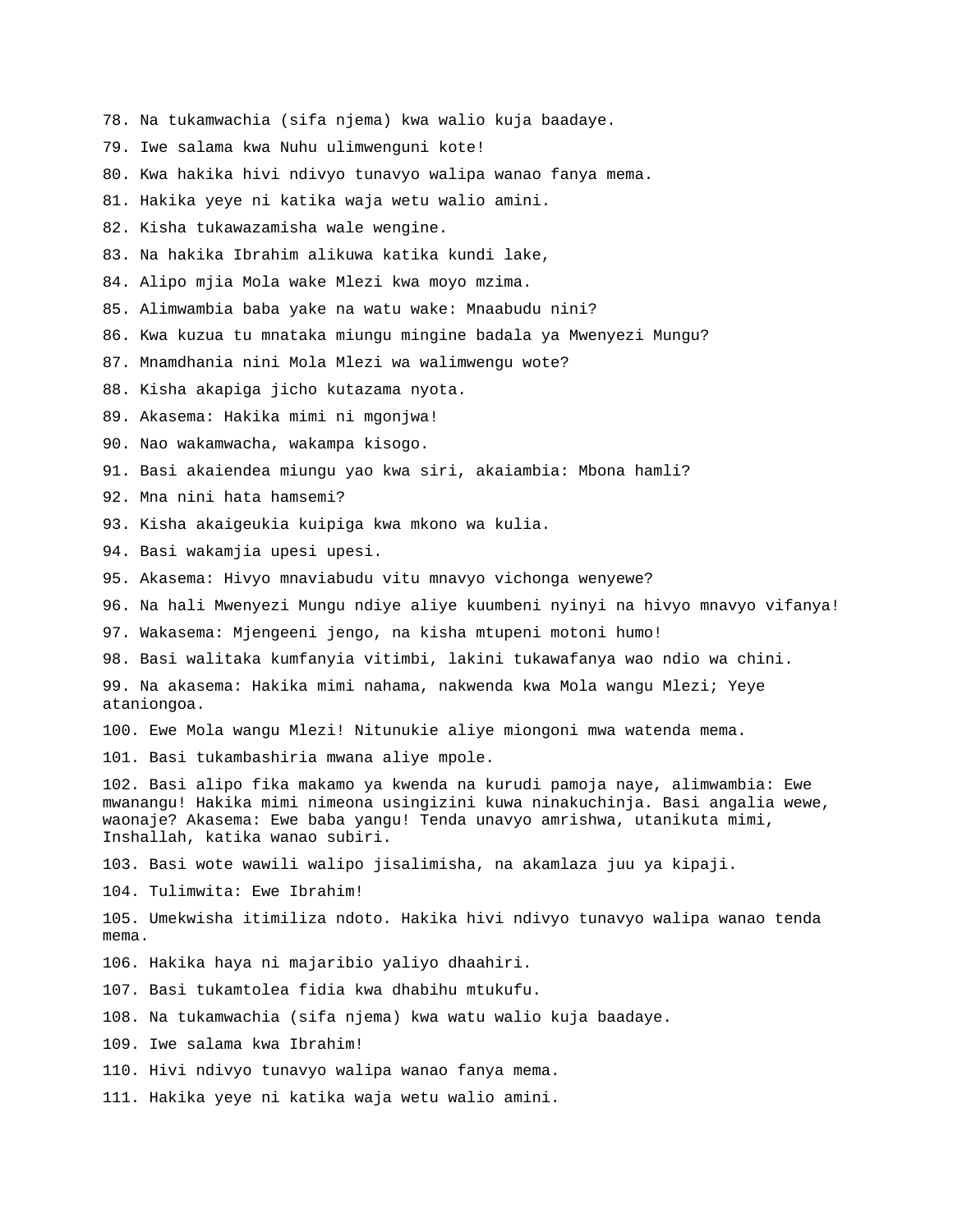78. Na tukamwachia (sifa njema) kwa walio kuja baadaye.

79. Iwe salama kwa Nuhu ulimwenguni kote!

80. Kwa hakika hivi ndivyo tunavyo walipa wanao fanya mema.

81. Hakika yeye ni katika waja wetu walio amini.

82. Kisha tukawazamisha wale wengine.

83. Na hakika Ibrahim alikuwa katika kundi lake,

84. Alipo mjia Mola wake Mlezi kwa moyo mzima.

85. Alimwambia baba yake na watu wake: Mnaabudu nini?

86. Kwa kuzua tu mnataka miungu mingine badala ya Mwenyezi Mungu?

87. Mnamdhania nini Mola Mlezi wa walimwengu wote?

88. Kisha akapiga jicho kutazama nyota.

89. Akasema: Hakika mimi ni mgonjwa!

90. Nao wakamwacha, wakampa kisogo.

91. Basi akaiendea miungu yao kwa siri, akaiambia: Mbona hamli?

92. Mna nini hata hamsemi?

93. Kisha akaigeukia kuipiga kwa mkono wa kulia.

94. Basi wakamjia upesi upesi.

95. Akasema: Hivyo mnaviabudu vitu mnavyo vichonga wenyewe?

96. Na hali Mwenyezi Mungu ndiye aliye kuumbeni nyinyi na hivyo mnavyo vifanya!

97. Wakasema: Mjengeeni jengo, na kisha mtupeni motoni humo!

98. Basi walitaka kumfanyia vitimbi, lakini tukawafanya wao ndio wa chini.

99. Na akasema: Hakika mimi nahama, nakwenda kwa Mola wangu Mlezi; Yeye ataniongoa.

100. Ewe Mola wangu Mlezi! Nitunukie aliye miongoni mwa watenda mema.

101. Basi tukambashiria mwana aliye mpole.

102. Basi alipo fika makamo ya kwenda na kurudi pamoja naye, alimwambia: Ewe mwanangu! Hakika mimi nimeona usingizini kuwa ninakuchinja. Basi angalia wewe, waonaje? Akasema: Ewe baba yangu! Tenda unavyo amrishwa, utanikuta mimi, Inshallah, katika wanao subiri.

103. Basi wote wawili walipo jisalimisha, na akamlaza juu ya kipaji.

104. Tulimwita: Ewe Ibrahim!

105. Umekwisha itimiliza ndoto. Hakika hivi ndivyo tunavyo walipa wanao tenda mema.

106. Hakika haya ni majaribio yaliyo dhaahiri.

107. Basi tukamtolea fidia kwa dhabihu mtukufu.

108. Na tukamwachia (sifa njema) kwa watu walio kuja baadaye.

109. Iwe salama kwa Ibrahim!

110. Hivi ndivyo tunavyo walipa wanao fanya mema.

111. Hakika yeye ni katika waja wetu walio amini.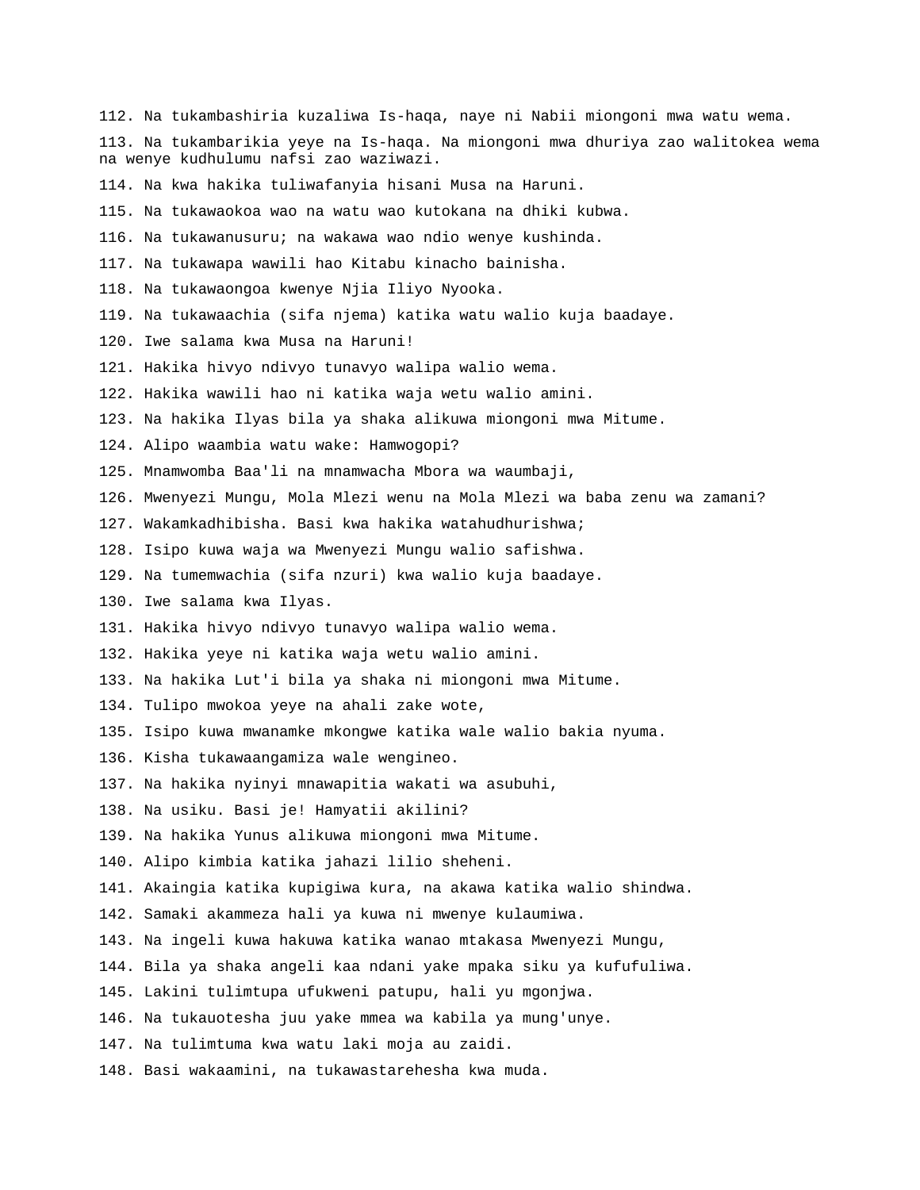112. Na tukambashiria kuzaliwa Is-haqa, naye ni Nabii miongoni mwa watu wema.

113. Na tukambarikia yeye na Is-haqa. Na miongoni mwa dhuriya zao walitokea wema na wenye kudhulumu nafsi zao waziwazi.

114. Na kwa hakika tuliwafanyia hisani Musa na Haruni.

115. Na tukawaokoa wao na watu wao kutokana na dhiki kubwa.

116. Na tukawanusuru; na wakawa wao ndio wenye kushinda.

117. Na tukawapa wawili hao Kitabu kinacho bainisha.

118. Na tukawaongoa kwenye Njia Iliyo Nyooka.

119. Na tukawaachia (sifa njema) katika watu walio kuja baadaye.

120. Iwe salama kwa Musa na Haruni!

121. Hakika hivyo ndivyo tunavyo walipa walio wema.

122. Hakika wawili hao ni katika waja wetu walio amini.

123. Na hakika Ilyas bila ya shaka alikuwa miongoni mwa Mitume.

124. Alipo waambia watu wake: Hamwogopi?

125. Mnamwomba Baa'li na mnamwacha Mbora wa waumbaji,

126. Mwenyezi Mungu, Mola Mlezi wenu na Mola Mlezi wa baba zenu wa zamani?

127. Wakamkadhibisha. Basi kwa hakika watahudhurishwa;

128. Isipo kuwa waja wa Mwenyezi Mungu walio safishwa.

129. Na tumemwachia (sifa nzuri) kwa walio kuja baadaye.

130. Iwe salama kwa Ilyas.

131. Hakika hivyo ndivyo tunavyo walipa walio wema.

132. Hakika yeye ni katika waja wetu walio amini.

133. Na hakika Lut'i bila ya shaka ni miongoni mwa Mitume.

134. Tulipo mwokoa yeye na ahali zake wote,

135. Isipo kuwa mwanamke mkongwe katika wale walio bakia nyuma.

136. Kisha tukawaangamiza wale wengineo.

137. Na hakika nyinyi mnawapitia wakati wa asubuhi,

138. Na usiku. Basi je! Hamyatii akilini?

139. Na hakika Yunus alikuwa miongoni mwa Mitume.

140. Alipo kimbia katika jahazi lilio sheheni.

141. Akaingia katika kupigiwa kura, na akawa katika walio shindwa.

142. Samaki akammeza hali ya kuwa ni mwenye kulaumiwa.

143. Na ingeli kuwa hakuwa katika wanao mtakasa Mwenyezi Mungu,

144. Bila ya shaka angeli kaa ndani yake mpaka siku ya kufufuliwa.

145. Lakini tulimtupa ufukweni patupu, hali yu mgonjwa.

146. Na tukauotesha juu yake mmea wa kabila ya mung'unye.

147. Na tulimtuma kwa watu laki moja au zaidi.

148. Basi wakaamini, na tukawastarehesha kwa muda.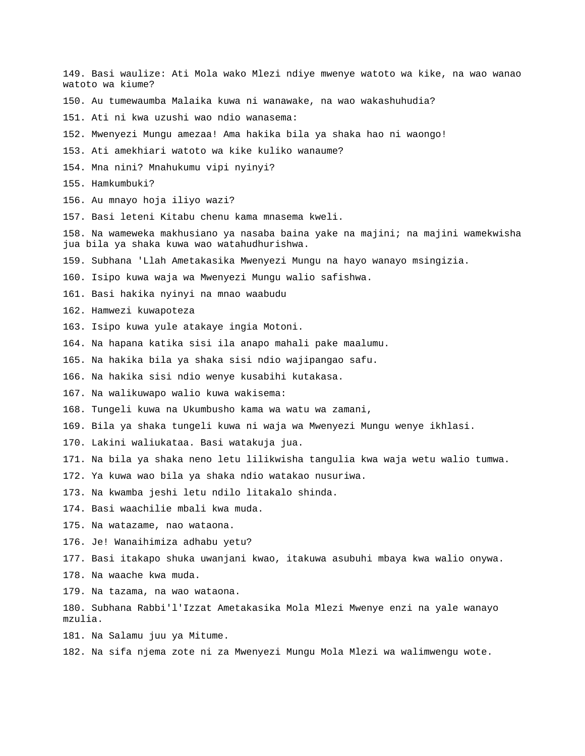149. Basi waulize: Ati Mola wako Mlezi ndiye mwenye watoto wa kike, na wao wanao watoto wa kiume?

150. Au tumewaumba Malaika kuwa ni wanawake, na wao wakashuhudia?

151. Ati ni kwa uzushi wao ndio wanasema:

152. Mwenyezi Mungu amezaa! Ama hakika bila ya shaka hao ni waongo!

153. Ati amekhiari watoto wa kike kuliko wanaume?

154. Mna nini? Mnahukumu vipi nyinyi?

155. Hamkumbuki?

156. Au mnayo hoja iliyo wazi?

157. Basi leteni Kitabu chenu kama mnasema kweli.

158. Na wameweka makhusiano ya nasaba baina yake na majini; na majini wamekwisha jua bila ya shaka kuwa wao watahudhurishwa.

159. Subhana 'Llah Ametakasika Mwenyezi Mungu na hayo wanayo msingizia.

160. Isipo kuwa waja wa Mwenyezi Mungu walio safishwa.

161. Basi hakika nyinyi na mnao waabudu

162. Hamwezi kuwapoteza

163. Isipo kuwa yule atakaye ingia Motoni.

164. Na hapana katika sisi ila anapo mahali pake maalumu.

165. Na hakika bila ya shaka sisi ndio wajipangao safu.

166. Na hakika sisi ndio wenye kusabihi kutakasa.

167. Na walikuwapo walio kuwa wakisema:

168. Tungeli kuwa na Ukumbusho kama wa watu wa zamani,

169. Bila ya shaka tungeli kuwa ni waja wa Mwenyezi Mungu wenye ikhlasi.

170. Lakini waliukataa. Basi watakuja jua.

171. Na bila ya shaka neno letu lilikwisha tangulia kwa waja wetu walio tumwa.

172. Ya kuwa wao bila ya shaka ndio watakao nusuriwa.

173. Na kwamba jeshi letu ndilo litakalo shinda.

174. Basi waachilie mbali kwa muda.

175. Na watazame, nao wataona.

176. Je! Wanaihimiza adhabu yetu?

177. Basi itakapo shuka uwanjani kwao, itakuwa asubuhi mbaya kwa walio onywa.

178. Na waache kwa muda.

179. Na tazama, na wao wataona.

180. Subhana Rabbi'l'Izzat Ametakasika Mola Mlezi Mwenye enzi na yale wanayo mzulia.

181. Na Salamu juu ya Mitume.

182. Na sifa njema zote ni za Mwenyezi Mungu Mola Mlezi wa walimwengu wote.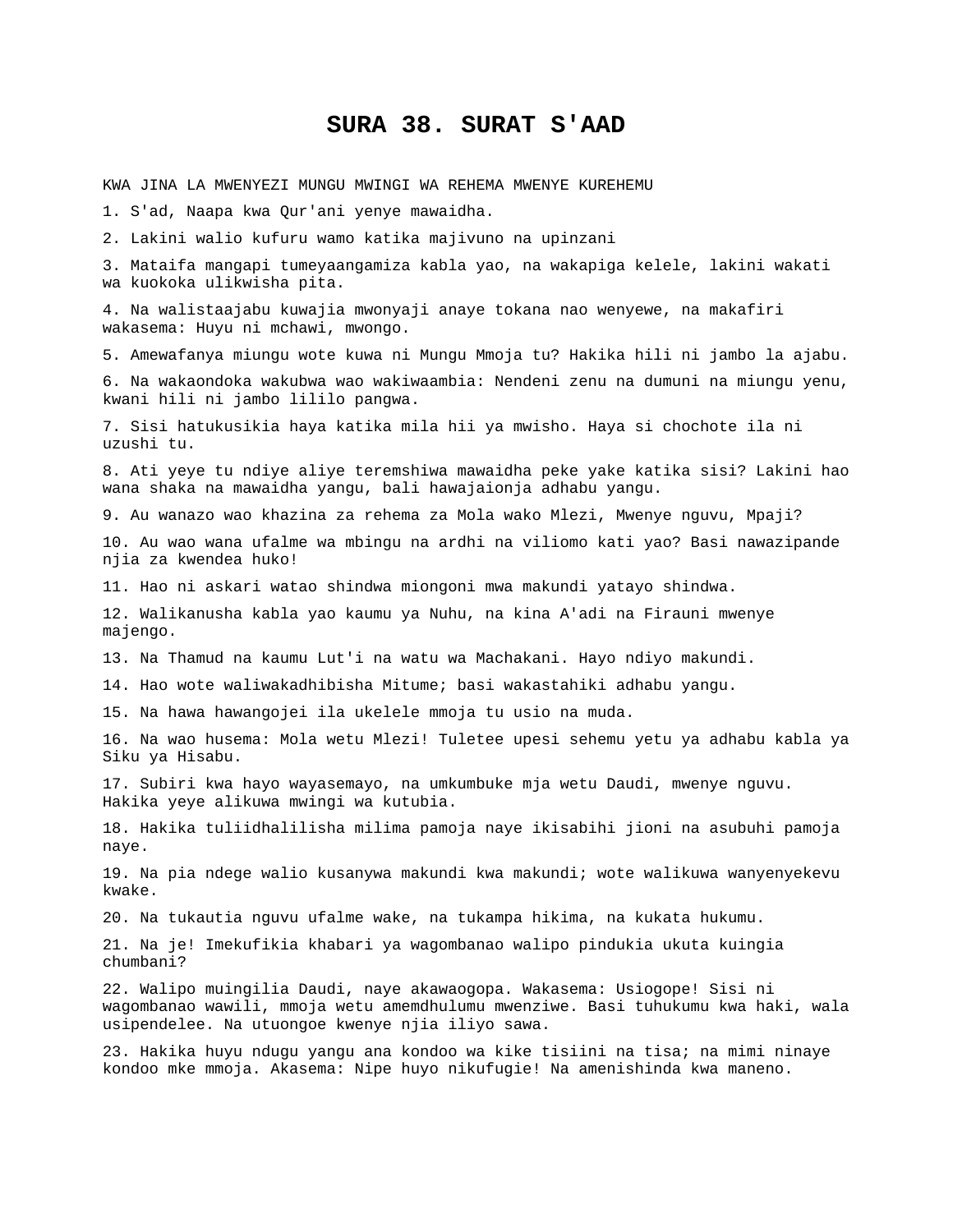# SURA 38. SURAT S'AAD

KWA JINA LA MWENYEZI MUNGU MWINGI WA REHEMA MWENYE KUREHEMU

1. S'ad, Naapa kwa Qur'ani yenye mawaidha.

2. Lakini walio kufuru wamo katika majivuno na upinzani

3. Mataifa mangapi tumeyaangamiza kabla yao, na wakapiga kelele, lakini wakati wa kuokoka ulikwisha pita.

4. Na walistaajabu kuwajia mwonyaji anaye tokana nao wenyewe, na makafiri wakasema: Huyu ni mchawi, mwongo.

5. Amewafanya miungu wote kuwa ni Mungu Mmoja tu? Hakika hili ni jambo la ajabu.

6. Na wakaondoka wakubwa wao wakiwaambia: Nendeni zenu na dumuni na miungu yenu, kwani hili ni jambo lililo pangwa.

7. Sisi hatukusikia haya katika mila hii ya mwisho. Haya si chochote ila ni uzushi tu.

8. Ati yeye tu ndiye aliye teremshiwa mawaidha peke yake katika sisi? Lakini hao wana shaka na mawaidha yangu, bali hawajaionja adhabu yangu.

9. Au wanazo wao khazina za rehema za Mola wako Mlezi, Mwenye nguvu, Mpaji?

10. Au wao wana ufalme wa mbingu na ardhi na viliomo kati yao? Basi nawazipande njia za kwendea huko!

11. Hao ni askari watao shindwa miongoni mwa makundi yatayo shindwa.

12. Walikanusha kabla yao kaumu ya Nuhu, na kina A'adi na Firauni mwenye majengo.

13. Na Thamud na kaumu Lut'i na watu wa Machakani. Hayo ndiyo makundi.

14. Hao wote waliwakadhibisha Mitume; basi wakastahiki adhabu yangu.

15. Na hawa hawangojei ila ukelele mmoja tu usio na muda.

16. Na wao husema: Mola wetu Mlezi! Tuletee upesi sehemu yetu ya adhabu kabla ya Siku ya Hisabu.

17. Subiri kwa hayo wayasemayo, na umkumbuke mja wetu Daudi, mwenye nguvu. Hakika yeye alikuwa mwingi wa kutubia.

18. Hakika tuliidhalilisha milima pamoja naye ikisabihi jioni na asubuhi pamoja naye.

19. Na pia ndege walio kusanywa makundi kwa makundi; wote walikuwa wanyenyekevu kwake.

20. Na tukautia nguvu ufalme wake, na tukampa hikima, na kukata hukumu.

21. Na je! Imekufikia khabari ya wagombanao walipo pindukia ukuta kuingia chumbani?

22. Walipo muingilia Daudi, naye akawaogopa. Wakasema: Usiogope! Sisi ni wagombanao wawili, mmoja wetu amemdhulumu mwenziwe. Basi tuhukumu kwa haki, wala usipendelee. Na utuongoe kwenye njia iliyo sawa.

23. Hakika huyu ndugu yangu ana kondoo wa kike tisiini na tisa; na mimi ninaye kondoo mke mmoja. Akasema: Nipe huyo nikufugie! Na amenishinda kwa maneno.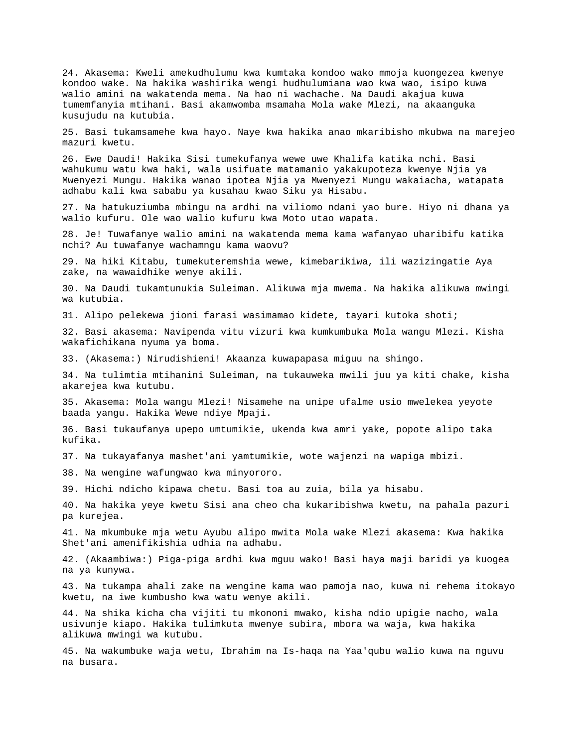24. Akasema: Kweli amekudhulumu kwa kumtaka kondoo wako mmoja kuongezea kwenye kondoo wake. Na hakika washirika wengi hudhulumiana wao kwa wao, isipo kuwa walio amini na wakatenda mema. Na hao ni wachache. Na Daudi akajua kuwa tumemfanyia mtihani. Basi akamwomba msamaha Mola wake Mlezi, na akaanguka kusujudu na kutubia.

25. Basi tukamsamehe kwa hayo. Naye kwa hakika anao mkaribisho mkubwa na marejeo mazuri kwetu.

26. Ewe Daudi! Hakika Sisi tumekufanya wewe uwe Khalifa katika nchi. Basi wahukumu watu kwa haki, wala usifuate matamanio yakakupoteza kwenye Njia ya Mwenyezi Mungu. Hakika wanao ipotea Njia ya Mwenyezi Mungu wakaiacha, watapata adhabu kali kwa sababu ya kusahau kwao Siku ya Hisabu.

27. Na hatukuziumba mbingu na ardhi na viliomo ndani yao bure. Hiyo ni dhana ya walio kufuru. Ole wao walio kufuru kwa Moto utao wapata.

28. Je! Tuwafanye walio amini na wakatenda mema kama wafanyao uharibifu katika nchi? Au tuwafanye wachamngu kama waovu?

29. Na hiki Kitabu, tumekuteremshia wewe, kimebarikiwa, ili wazizingatie Aya zake, na wawaidhike wenye akili.

30. Na Daudi tukamtunukia Suleiman. Alikuwa mja mwema. Na hakika alikuwa mwingi wa kutubia.

31. Alipo pelekewa jioni farasi wasimamao kidete, tayari kutoka shoti;

32. Basi akasema: Navipenda vitu vizuri kwa kumkumbuka Mola wangu Mlezi. Kisha wakafichikana nyuma ya boma.

33. (Akasema:) Nirudishieni! Akaanza kuwapapasa miguu na shingo.

34. Na tulimtia mtihanini Suleiman, na tukauweka mwili juu ya kiti chake, kisha akarejea kwa kutubu.

35. Akasema: Mola wangu Mlezi! Nisamehe na unipe ufalme usio mwelekea yeyote baada yangu. Hakika Wewe ndiye Mpaji.

36. Basi tukaufanya upepo umtumikie, ukenda kwa amri yake, popote alipo taka kufika.

37. Na tukayafanya mashet'ani yamtumikie, wote wajenzi na wapiga mbizi.

38. Na wengine wafungwao kwa minyororo.

39. Hichi ndicho kipawa chetu. Basi toa au zuia, bila ya hisabu.

40. Na hakika yeye kwetu Sisi ana cheo cha kukaribishwa kwetu, na pahala pazuri pa kurejea.

41. Na mkumbuke mja wetu Ayubu alipo mwita Mola wake Mlezi akasema: Kwa hakika Shet'ani amenifikishia udhia na adhabu.

42. (Akaambiwa:) Piga-piga ardhi kwa mguu wako! Basi haya maji baridi ya kuogea na ya kunywa.

43. Na tukampa ahali zake na wengine kama wao pamoja nao, kuwa ni rehema itokayo kwetu, na iwe kumbusho kwa watu wenye akili.

44. Na shika kicha cha vijiti tu mkononi mwako, kisha ndio upigie nacho, wala usivunje kiapo. Hakika tulimkuta mwenye subira, mbora wa waja, kwa hakika alikuwa mwingi wa kutubu.

45. Na wakumbuke waja wetu, Ibrahim na Is-haqa na Yaa'qubu walio kuwa na nguvu na busara.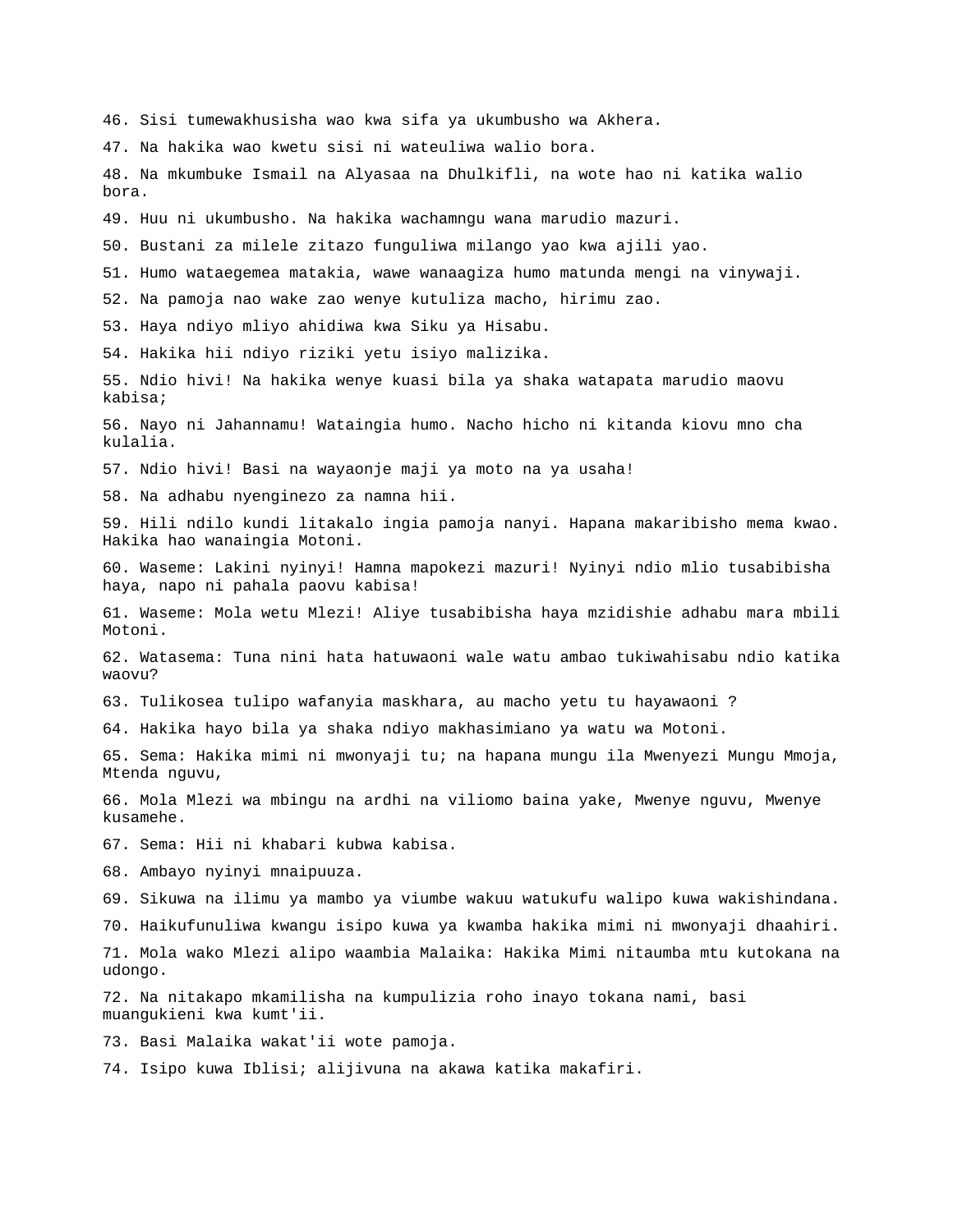46. Sisi tumewakhusisha wao kwa sifa ya ukumbusho wa Akhera.

47. Na hakika wao kwetu sisi ni wateuliwa walio bora.

48. Na mkumbuke Ismail na Alyasaa na Dhulkifli, na wote hao ni katika walio bora.

49. Huu ni ukumbusho. Na hakika wachamngu wana marudio mazuri.

50. Bustani za milele zitazo funguliwa milango yao kwa ajili yao.

51. Humo wataegemea matakia, wawe wanaagiza humo matunda mengi na vinywaji.

52. Na pamoja nao wake zao wenye kutuliza macho, hirimu zao.

53. Haya ndiyo mliyo ahidiwa kwa Siku ya Hisabu.

54. Hakika hii ndiyo riziki yetu isiyo malizika.

55. Ndio hivi! Na hakika wenye kuasi bila ya shaka watapata marudio maovu kabisa;

56. Nayo ni Jahannamu! Wataingia humo. Nacho hicho ni kitanda kiovu mno cha kulalia.

57. Ndio hivi! Basi na wayaonje maji ya moto na ya usaha!

58. Na adhabu nyenginezo za namna hii.

59. Hili ndilo kundi litakalo ingia pamoja nanyi. Hapana makaribisho mema kwao. Hakika hao wanaingia Motoni.

60. Waseme: Lakini nyinyi! Hamna mapokezi mazuri! Nyinyi ndio mlio tusabibisha haya, napo ni pahala paovu kabisa!

61. Waseme: Mola wetu Mlezi! Aliye tusabibisha haya mzidishie adhabu mara mbili Motoni.

62. Watasema: Tuna nini hata hatuwaoni wale watu ambao tukiwahisabu ndio katika waovu?

63. Tulikosea tulipo wafanyia maskhara, au macho yetu tu hayawaoni ?

64. Hakika hayo bila ya shaka ndiyo makhasimiano ya watu wa Motoni.

65. Sema: Hakika mimi ni mwonyaji tu; na hapana mungu ila Mwenyezi Mungu Mmoja, Mtenda nguvu,

66. Mola Mlezi wa mbingu na ardhi na viliomo baina yake, Mwenye nguvu, Mwenye kusamehe.

67. Sema: Hii ni khabari kubwa kabisa.

68. Ambayo nyinyi mnaipuuza.

69. Sikuwa na ilimu ya mambo ya viumbe wakuu watukufu walipo kuwa wakishindana.

70. Haikufunuliwa kwangu isipo kuwa ya kwamba hakika mimi ni mwonyaji dhaahiri.

71. Mola wako Mlezi alipo waambia Malaika: Hakika Mimi nitaumba mtu kutokana na udongo.

72. Na nitakapo mkamilisha na kumpulizia roho inayo tokana nami, basi muangukieni kwa kumt'ii.

73. Basi Malaika wakat'ii wote pamoja.

74. Isipo kuwa Iblisi; alijivuna na akawa katika makafiri.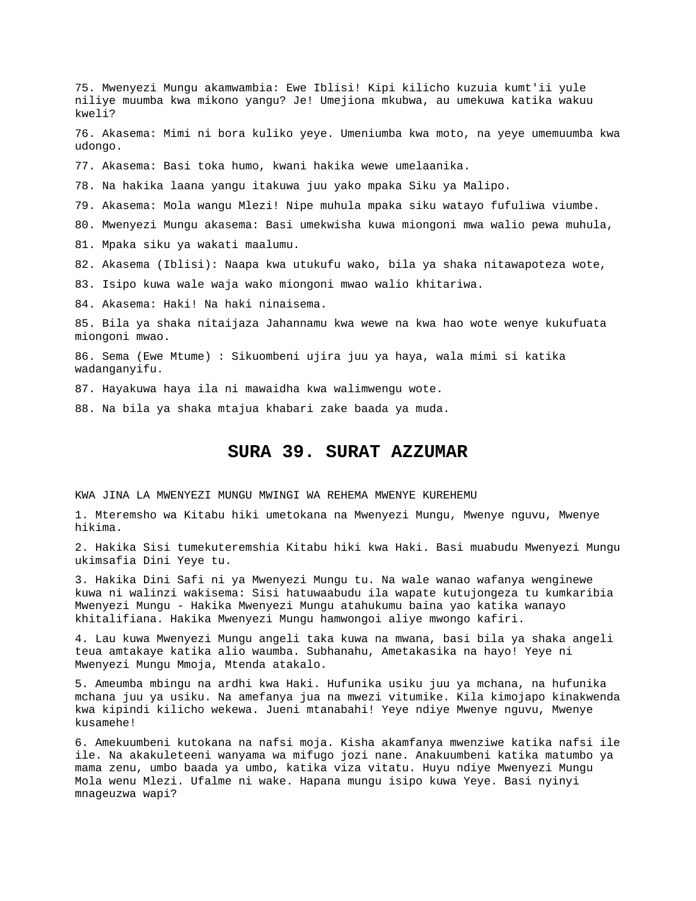75. Mwenyezi Mungu akamwambia: Ewe Iblisi! Kipi kilicho kuzuia kumt'ii yule niliye muumba kwa mikono yangu? Je! Umejiona mkubwa, au umekuwa katika wakuu kweli?

76. Akasema: Mimi ni bora kuliko yeye. Umeniumba kwa moto, na yeye umemuumba kwa udongo.

77. Akasema: Basi toka humo, kwani hakika wewe umelaanika.

78. Na hakika laana yangu itakuwa juu yako mpaka Siku ya Malipo.

79. Akasema: Mola wangu Mlezi! Nipe muhula mpaka siku watayo fufuliwa viumbe.

80. Mwenyezi Mungu akasema: Basi umekwisha kuwa miongoni mwa walio pewa muhula,

81. Mpaka siku ya wakati maalumu.

82. Akasema (Iblisi): Naapa kwa utukufu wako, bila ya shaka nitawapoteza wote,

83. Isipo kuwa wale waja wako miongoni mwao walio khitariwa.

84. Akasema: Haki! Na haki ninaisema.

85. Bila ya shaka nitaijaza Jahannamu kwa wewe na kwa hao wote wenye kukufuata miongoni mwao.

86. Sema (Ewe Mtume) : Sikuombeni ujira juu ya haya, wala mimi si katika wadanganyifu.

87. Hayakuwa haya ila ni mawaidha kwa walimwengu wote.

88. Na bila ya shaka mtajua khabari zake baada ya muda.

# SURA 39. SURAT AZZUMAR

KWA JINA LA MWENYEZI MUNGU MWINGI WA REHEMA MWENYE KUREHEMU

1. Mteremsho wa Kitabu hiki umetokana na Mwenyezi Mungu, Mwenye nguvu, Mwenye hikima.

2. Hakika Sisi tumekuteremshia Kitabu hiki kwa Haki. Basi muabudu Mwenyezi Mungu ukimsafia Dini Yeye tu.

3. Hakika Dini Safi ni ya Mwenyezi Mungu tu. Na wale wanao wafanya wenginewe kuwa ni walinzi wakisema: Sisi hatuwaabudu ila wapate kutujongeza tu kumkaribia Mwenyezi Mungu - Hakika Mwenyezi Mungu atahukumu baina yao katika wanayo khitalifiana. Hakika Mwenyezi Mungu hamwongoi aliye mwongo kafiri.

4. Lau kuwa Mwenyezi Mungu angeli taka kuwa na mwana, basi bila ya shaka angeli teua amtakaye katika alio waumba. Subhanahu, Ametakasika na hayo! Yeye ni Mwenyezi Mungu Mmoja, Mtenda atakalo.

5. Ameumba mbingu na ardhi kwa Haki. Hufunika usiku juu ya mchana, na hufunika mchana juu ya usiku. Na amefanya jua na mwezi vitumike. Kila kimojapo kinakwenda kwa kipindi kilicho wekewa. Jueni mtanabahi! Yeye ndiye Mwenye nguvu, Mwenye kusamehe!

6. Amekuumbeni kutokana na nafsi moja. Kisha akamfanya mwenziwe katika nafsi ile ile. Na akakuleteeni wanyama wa mifugo jozi nane. Anakuumbeni katika matumbo ya mama zenu, umbo baada ya umbo, katika viza vitatu. Huyu ndiye Mwenyezi Mungu Mola wenu Mlezi. Ufalme ni wake. Hapana mungu isipo kuwa Yeye. Basi nyinyi mnageuzwa wapi?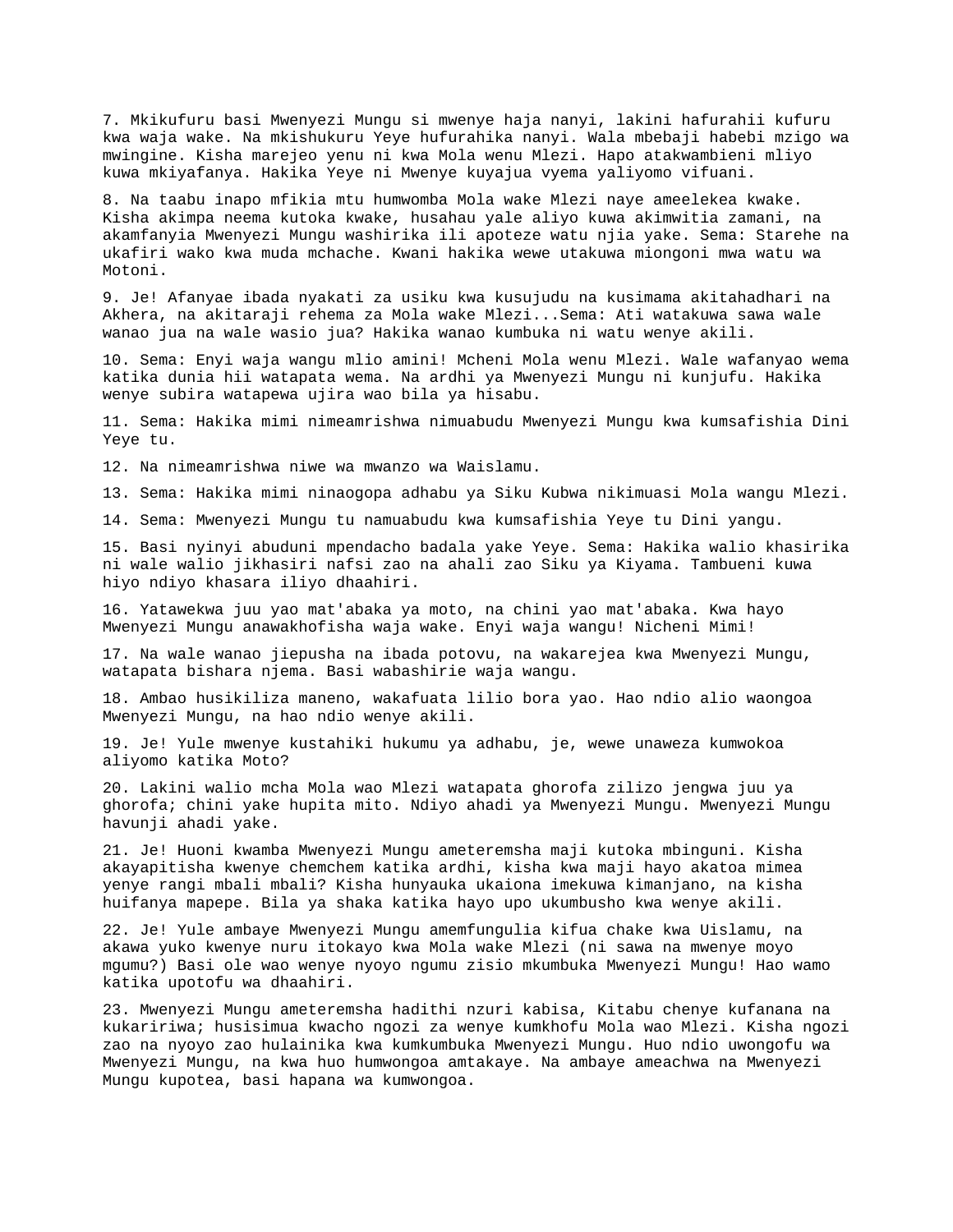7. Mkikufuru basi Mwenyezi Mungu si mwenye haja nanyi, lakini hafurahii kufuru kwa waja wake. Na mkishukuru Yeye hufurahika nanyi. Wala mbebaji habebi mzigo wa mwingine. Kisha marejeo yenu ni kwa Mola wenu Mlezi. Hapo atakwambieni mliyo kuwa mkiyafanya. Hakika Yeye ni Mwenye kuyajua vyema yaliyomo vifuani.

8. Na taabu inapo mfikia mtu humwomba Mola wake Mlezi naye ameelekea kwake. Kisha akimpa neema kutoka kwake, husahau yale aliyo kuwa akimwitia zamani, na akamfanyia Mwenyezi Mungu washirika ili apoteze watu njia yake. Sema: Starehe na ukafiri wako kwa muda mchache. Kwani hakika wewe utakuwa miongoni mwa watu wa Motoni.

9. Je! Afanyae ibada nyakati za usiku kwa kusujudu na kusimama akitahadhari na Akhera, na akitaraji rehema za Mola wake Mlezi...Sema: Ati watakuwa sawa wale wanao jua na wale wasio jua? Hakika wanao kumbuka ni watu wenye akili.

10. Sema: Enyi waja wangu mlio amini! Mcheni Mola wenu Mlezi. Wale wafanyao wema katika dunia hii watapata wema. Na ardhi ya Mwenyezi Mungu ni kunjufu. Hakika wenye subira watapewa ujira wao bila ya hisabu.

11. Sema: Hakika mimi nimeamrishwa nimuabudu Mwenyezi Mungu kwa kumsafishia Dini Yeye tu.

12. Na nimeamrishwa niwe wa mwanzo wa Waislamu.

13. Sema: Hakika mimi ninaogopa adhabu ya Siku Kubwa nikimuasi Mola wangu Mlezi.

14. Sema: Mwenyezi Mungu tu namuabudu kwa kumsafishia Yeye tu Dini yangu.

15. Basi nyinyi abuduni mpendacho badala yake Yeye. Sema: Hakika walio khasirika ni wale walio jikhasiri nafsi zao na ahali zao Siku ya Kiyama. Tambueni kuwa hiyo ndiyo khasara iliyo dhaahiri.

16. Yatawekwa juu yao mat'abaka ya moto, na chini yao mat'abaka. Kwa hayo Mwenyezi Mungu anawakhofisha waja wake. Enyi waja wangu! Nicheni Mimi!

17. Na wale wanao jiepusha na ibada potovu, na wakarejea kwa Mwenyezi Mungu, watapata bishara njema. Basi wabashirie waja wangu.

18. Ambao husikiliza maneno, wakafuata lilio bora yao. Hao ndio alio waongoa Mwenyezi Mungu, na hao ndio wenye akili.

19. Je! Yule mwenye kustahiki hukumu ya adhabu, je, wewe unaweza kumwokoa aliyomo katika Moto?

20. Lakini walio mcha Mola wao Mlezi watapata ghorofa zilizo jengwa juu ya ghorofa; chini yake hupita mito. Ndiyo ahadi ya Mwenyezi Mungu. Mwenyezi Mungu havunji ahadi yake.

21. Je! Huoni kwamba Mwenyezi Mungu ameteremsha maji kutoka mbinguni. Kisha akayapitisha kwenye chemchem katika ardhi, kisha kwa maji hayo akatoa mimea yenye rangi mbali mbali? Kisha hunyauka ukaiona imekuwa kimanjano, na kisha huifanya mapepe. Bila ya shaka katika hayo upo ukumbusho kwa wenye akili.

22. Je! Yule ambaye Mwenyezi Mungu amemfungulia kifua chake kwa Uislamu, na akawa yuko kwenye nuru itokayo kwa Mola wake Mlezi (ni sawa na mwenye moyo mgumu?) Basi ole wao wenye nyoyo ngumu zisio mkumbuka Mwenyezi Mungu! Hao wamo katika upotofu wa dhaahiri.

23. Mwenyezi Mungu ameteremsha hadithi nzuri kabisa, Kitabu chenye kufanana na kukaririwa; husisimua kwacho ngozi za wenye kumkhofu Mola wao Mlezi. Kisha ngozi zao na nyoyo zao hulainika kwa kumkumbuka Mwenyezi Mungu. Huo ndio uwongofu wa Mwenyezi Mungu, na kwa huo humwongoa amtakaye. Na ambaye ameachwa na Mwenyezi Mungu kupotea, basi hapana wa kumwongoa.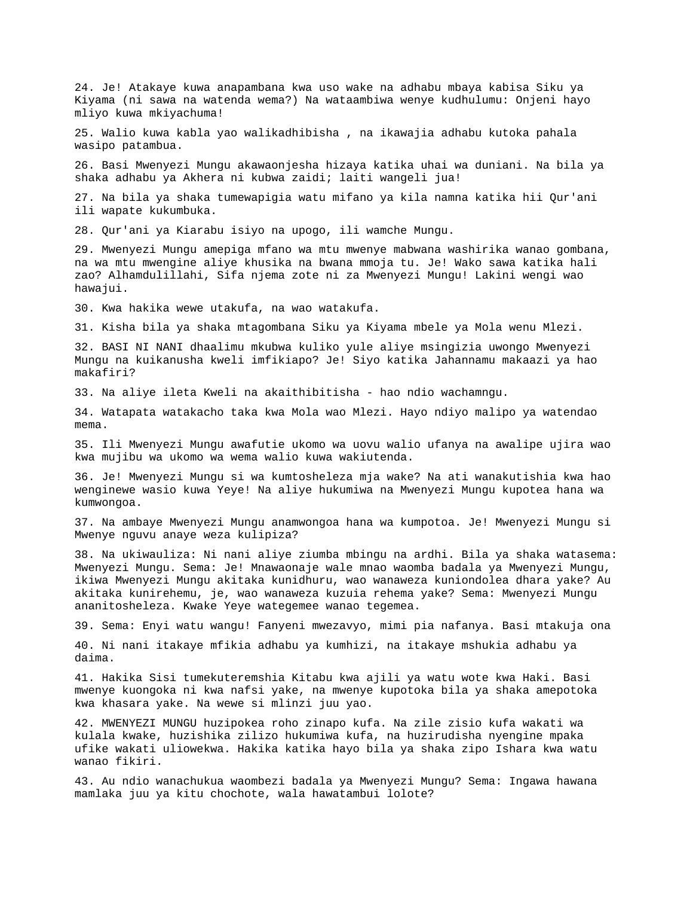24. Je! Atakaye kuwa anapambana kwa uso wake na adhabu mbaya kabisa Siku ya Kiyama (ni sawa na watenda wema?) Na wataambiwa wenye kudhulumu: Onjeni hayo mliyo kuwa mkiyachuma!

25. Walio kuwa kabla yao walikadhibisha , na ikawajia adhabu kutoka pahala wasipo patambua.

26. Basi Mwenyezi Mungu akawaonjesha hizaya katika uhai wa duniani. Na bila ya shaka adhabu ya Akhera ni kubwa zaidi; laiti wangeli jua!

27. Na bila ya shaka tumewapigia watu mifano ya kila namna katika hii Qur'ani ili wapate kukumbuka.

28. Qur'ani ya Kiarabu isiyo na upogo, ili wamche Mungu.

29. Mwenyezi Mungu amepiga mfano wa mtu mwenye mabwana washirika wanao gombana, na wa mtu mwengine aliye khusika na bwana mmoja tu. Je! Wako sawa katika hali zao? Alhamdulillahi, Sifa njema zote ni za Mwenyezi Mungu! Lakini wengi wao hawajui.

30. Kwa hakika wewe utakufa, na wao watakufa.

31. Kisha bila ya shaka mtagombana Siku ya Kiyama mbele ya Mola wenu Mlezi.

32. BASI NI NANI dhaalimu mkubwa kuliko yule aliye msingizia uwongo Mwenyezi Mungu na kuikanusha kweli imfikiapo? Je! Siyo katika Jahannamu makaazi ya hao makafiri?

33. Na aliye ileta Kweli na akaithibitisha - hao ndio wachamngu.

34. Watapata watakacho taka kwa Mola wao Mlezi. Hayo ndiyo malipo ya watendao mema.

35. Ili Mwenyezi Mungu awafutie ukomo wa uovu walio ufanya na awalipe ujira wao kwa mujibu wa ukomo wa wema walio kuwa wakiutenda.

36. Je! Mwenyezi Mungu si wa kumtosheleza mja wake? Na ati wanakutishia kwa hao wenginewe wasio kuwa Yeye! Na aliye hukumiwa na Mwenyezi Mungu kupotea hana wa kumwongoa.

37. Na ambaye Mwenyezi Mungu anamwongoa hana wa kumpotoa. Je! Mwenyezi Mungu si Mwenye nguvu anaye weza kulipiza?

38. Na ukiwauliza: Ni nani aliye ziumba mbingu na ardhi. Bila ya shaka watasema: Mwenyezi Mungu. Sema: Je! Mnawaonaje wale mnao waomba badala ya Mwenyezi Mungu, ikiwa Mwenyezi Mungu akitaka kunidhuru, wao wanaweza kuniondolea dhara yake? Au akitaka kunirehemu, je, wao wanaweza kuzuia rehema yake? Sema: Mwenyezi Mungu ananitosheleza. Kwake Yeye wategemee wanao tegemea.

39. Sema: Enyi watu wangu! Fanyeni mwezavyo, mimi pia nafanya. Basi mtakuja ona

40. Ni nani itakaye mfikia adhabu ya kumhizi, na itakaye mshukia adhabu ya daima.

41. Hakika Sisi tumekuteremshia Kitabu kwa ajili ya watu wote kwa Haki. Basi mwenye kuongoka ni kwa nafsi yake, na mwenye kupotoka bila ya shaka amepotoka kwa khasara yake. Na wewe si mlinzi juu yao.

42. MWENYEZI MUNGU huzipokea roho zinapo kufa. Na zile zisio kufa wakati wa kulala kwake, huzishika zilizo hukumiwa kufa, na huzirudisha nyengine mpaka ufike wakati uliowekwa. Hakika katika hayo bila ya shaka zipo Ishara kwa watu wanao fikiri.

43. Au ndio wanachukua waombezi badala ya Mwenyezi Mungu? Sema: Ingawa hawana mamlaka juu ya kitu chochote, wala hawatambui lolote?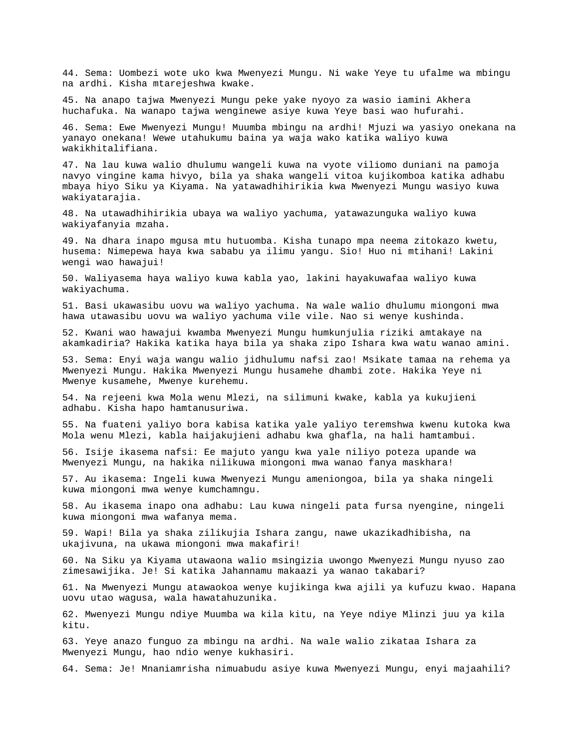44. Sema: Uombezi wote uko kwa Mwenyezi Mungu. Ni wake Yeye tu ufalme wa mbingu na ardhi. Kisha mtarejeshwa kwake.

45. Na anapo tajwa Mwenyezi Mungu peke yake nyoyo za wasio iamini Akhera huchafuka. Na wanapo tajwa wenginewe asiye kuwa Yeye basi wao hufurahi.

46. Sema: Ewe Mwenyezi Mungu! Muumba mbingu na ardhi! Mjuzi wa yasiyo onekana na yanayo onekana! Wewe utahukumu baina ya waja wako katika waliyo kuwa wakikhitalifiana.

47. Na lau kuwa walio dhulumu wangeli kuwa na vyote viliomo duniani na pamoja navyo vingine kama hivyo, bila ya shaka wangeli vitoa kujikomboa katika adhabu mbaya hiyo Siku ya Kiyama. Na yatawadhihirikia kwa Mwenyezi Mungu wasiyo kuwa wakiyatarajia.

48. Na utawadhihirikia ubaya wa waliyo yachuma, yatawazunguka waliyo kuwa wakiyafanyia mzaha.

49. Na dhara inapo mgusa mtu hutuomba. Kisha tunapo mpa neema zitokazo kwetu, husema: Nimepewa haya kwa sababu ya ilimu yangu. Sio! Huo ni mtihani! Lakini wengi wao hawajui!

50. Waliyasema haya waliyo kuwa kabla yao, lakini hayakuwafaa waliyo kuwa wakiyachuma.

51. Basi ukawasibu uovu wa waliyo yachuma. Na wale walio dhulumu miongoni mwa hawa utawasibu uovu wa waliyo yachuma vile vile. Nao si wenye kushinda.

52. Kwani wao hawajui kwamba Mwenyezi Mungu humkunjulia riziki amtakaye na akamkadiria? Hakika katika haya bila ya shaka zipo Ishara kwa watu wanao amini.

53. Sema: Enyi waja wangu walio jidhulumu nafsi zao! Msikate tamaa na rehema ya Mwenyezi Mungu. Hakika Mwenyezi Mungu husamehe dhambi zote. Hakika Yeye ni Mwenye kusamehe, Mwenye kurehemu.

54. Na rejeeni kwa Mola wenu Mlezi, na silimuni kwake, kabla ya kukujieni adhabu. Kisha hapo hamtanusuriwa.

55. Na fuateni yaliyo bora kabisa katika yale yaliyo teremshwa kwenu kutoka kwa Mola wenu Mlezi, kabla haijakujieni adhabu kwa ghafla, na hali hamtambui.

56. Isije ikasema nafsi: Ee majuto yangu kwa yale niliyo poteza upande wa Mwenyezi Mungu, na hakika nilikuwa miongoni mwa wanao fanya maskhara!

57. Au ikasema: Ingeli kuwa Mwenyezi Mungu ameniongoa, bila ya shaka ningeli kuwa miongoni mwa wenye kumchamngu.

58. Au ikasema inapo ona adhabu: Lau kuwa ningeli pata fursa nyengine, ningeli kuwa miongoni mwa wafanya mema.

59. Wapi! Bila ya shaka zilikujia Ishara zangu, nawe ukazikadhibisha, na ukajivuna, na ukawa miongoni mwa makafiri!

60. Na Siku ya Kiyama utawaona walio msingizia uwongo Mwenyezi Mungu nyuso zao zimesawijika. Je! Si katika Jahannamu makaazi ya wanao takabari?

61. Na Mwenyezi Mungu atawaokoa wenye kujikinga kwa ajili ya kufuzu kwao. Hapana uovu utao wagusa, wala hawatahuzunika.

62. Mwenyezi Mungu ndiye Muumba wa kila kitu, na Yeye ndiye Mlinzi juu ya kila kitu.

63. Yeye anazo funguo za mbingu na ardhi. Na wale walio zikataa Ishara za Mwenyezi Mungu, hao ndio wenye kukhasiri.

64. Sema: Je! Mnaniamrisha nimuabudu asiye kuwa Mwenyezi Mungu, enyi majaahili?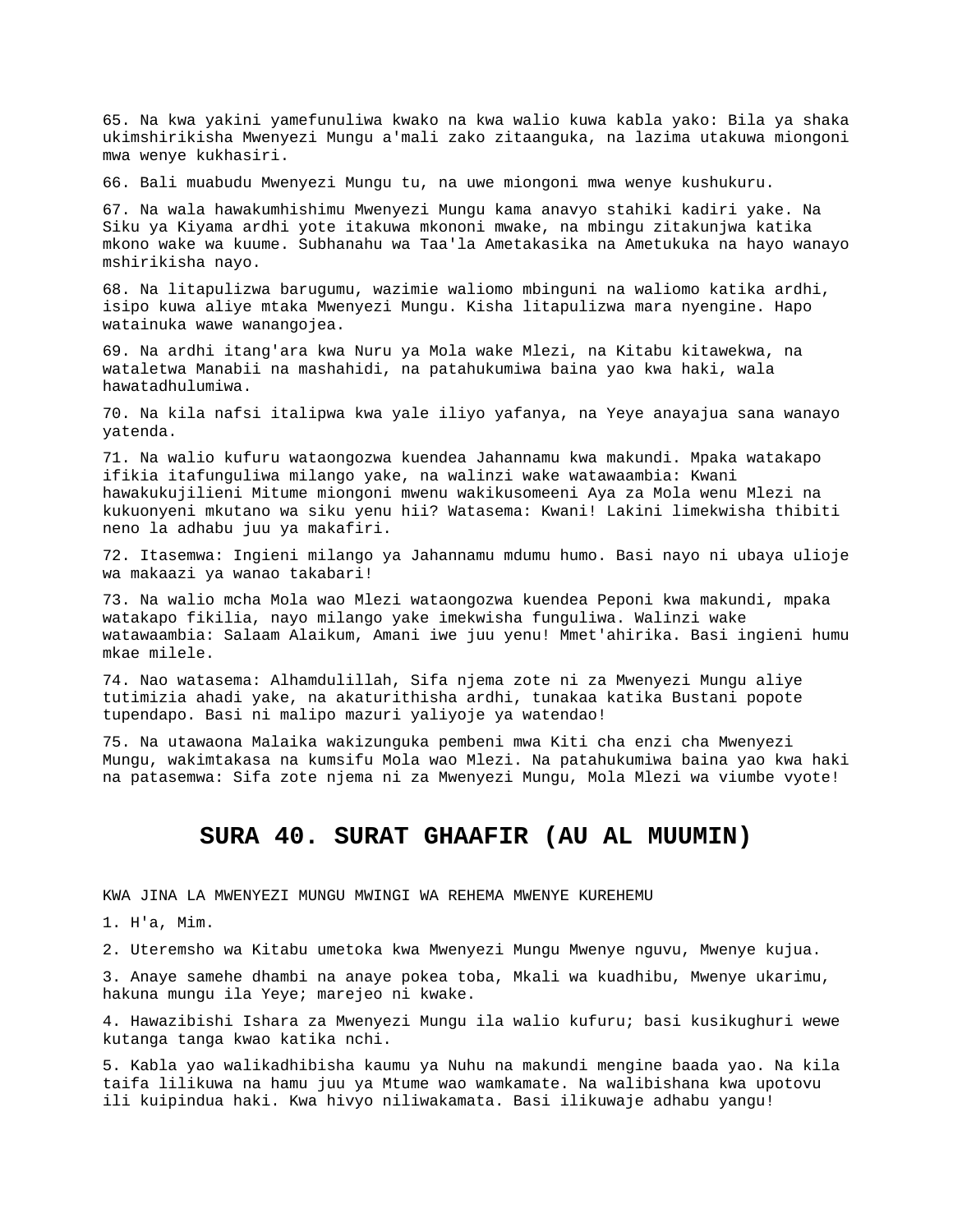65. Na kwa yakini yamefunuliwa kwako na kwa walio kuwa kabla yako: Bila ya shaka ukimshirikisha Mwenyezi Mungu a'mali zako zitaanguka, na lazima utakuwa miongoni mwa wenye kukhasiri.

66. Bali muabudu Mwenyezi Mungu tu, na uwe miongoni mwa wenye kushukuru.

67. Na wala hawakumhishimu Mwenyezi Mungu kama anavyo stahiki kadiri yake. Na Siku ya Kiyama ardhi yote itakuwa mkononi mwake, na mbingu zitakunjwa katika mkono wake wa kuume. Subhanahu wa Taa'la Ametakasika na Ametukuka na hayo wanayo mshirikisha nayo.

68. Na litapulizwa barugumu, wazimie waliomo mbinguni na waliomo katika ardhi, isipo kuwa aliye mtaka Mwenyezi Mungu. Kisha litapulizwa mara nyengine. Hapo watainuka wawe wanangojea.

69. Na ardhi itang'ara kwa Nuru ya Mola wake Mlezi, na Kitabu kitawekwa, na wataletwa Manabii na mashahidi, na patahukumiwa baina yao kwa haki, wala hawatadhulumiwa.

70. Na kila nafsi italipwa kwa yale iliyo yafanya, na Yeye anayajua sana wanayo yatenda.

71. Na walio kufuru wataongozwa kuendea Jahannamu kwa makundi. Mpaka watakapo ifikia itafunguliwa milango yake, na walinzi wake watawaambia: Kwani hawakukujilieni Mitume miongoni mwenu wakikusomeeni Aya za Mola wenu Mlezi na kukuonyeni mkutano wa siku yenu hii? Watasema: Kwani! Lakini limekwisha thibiti neno la adhabu juu ya makafiri.

72. Itasemwa: Ingieni milango ya Jahannamu mdumu humo. Basi nayo ni ubaya ulioje wa makaazi ya wanao takabari!

73. Na walio mcha Mola wao Mlezi wataongozwa kuendea Peponi kwa makundi, mpaka watakapo fikilia, nayo milango yake imekwisha funguliwa. Walinzi wake watawaambia: Salaam Alaikum, Amani iwe juu yenu! Mmet'ahirika. Basi ingieni humu mkae milele.

74. Nao watasema: Alhamdulillah, Sifa njema zote ni za Mwenyezi Mungu aliye tutimizia ahadi yake, na akaturithisha ardhi, tunakaa katika Bustani popote tupendapo. Basi ni malipo mazuri yaliyoje ya watendao!

75. Na utawaona Malaika wakizunguka pembeni mwa Kiti cha enzi cha Mwenyezi Mungu, wakimtakasa na kumsifu Mola wao Mlezi. Na patahukumiwa baina yao kwa haki na patasemwa: Sifa zote njema ni za Mwenyezi Mungu, Mola Mlezi wa viumbe vyote!

## SURA 40. SURAT GHAAFIR (AU AL MUUMIN)

KWA JINA LA MWENYEZI MUNGU MWINGI WA REHEMA MWENYE KUREHEMU

1. H'a, Mim.

2. Uteremsho wa Kitabu umetoka kwa Mwenyezi Mungu Mwenye nguvu, Mwenye kujua.

3. Anaye samehe dhambi na anaye pokea toba, Mkali wa kuadhibu, Mwenye ukarimu, hakuna mungu ila Yeye; marejeo ni kwake.

4. Hawazibishi Ishara za Mwenyezi Mungu ila walio kufuru; basi kusikughuri wewe kutanga tanga kwao katika nchi.

5. Kabla yao walikadhibisha kaumu ya Nuhu na makundi mengine baada yao. Na kila taifa lilikuwa na hamu juu ya Mtume wao wamkamate. Na walibishana kwa upotovu ili kuipindua haki. Kwa hivyo niliwakamata. Basi ilikuwaje adhabu yangu!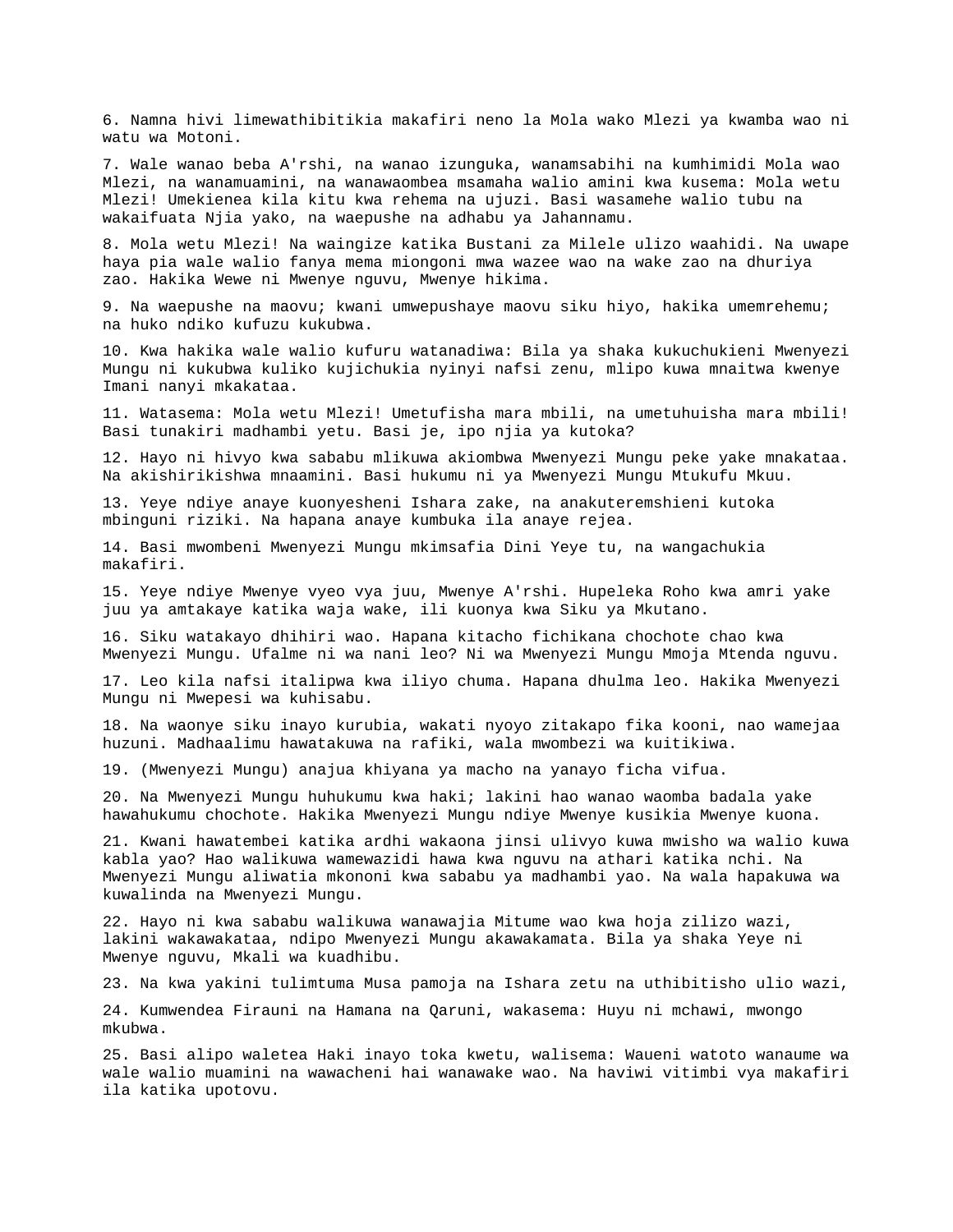6. Namna hivi limewathibitikia makafiri neno la Mola wako Mlezi ya kwamba wao ni watu wa Motoni.

7. Wale wanao beba A'rshi, na wanao izunguka, wanamsabihi na kumhimidi Mola wao Mlezi, na wanamuamini, na wanawaombea msamaha walio amini kwa kusema: Mola wetu Mlezi! Umekienea kila kitu kwa rehema na ujuzi. Basi wasamehe walio tubu na wakaifuata Njia yako, na waepushe na adhabu ya Jahannamu.

8. Mola wetu Mlezi! Na waingize katika Bustani za Milele ulizo waahidi. Na uwape haya pia wale walio fanya mema miongoni mwa wazee wao na wake zao na dhuriya zao. Hakika Wewe ni Mwenye nguvu, Mwenye hikima.

9. Na waepushe na maovu; kwani umwepushaye maovu siku hiyo, hakika umemrehemu; na huko ndiko kufuzu kukubwa.

10. Kwa hakika wale walio kufuru watanadiwa: Bila ya shaka kukuchukieni Mwenyezi Mungu ni kukubwa kuliko kujichukia nyinyi nafsi zenu, mlipo kuwa mnaitwa kwenye Imani nanyi mkakataa.

11. Watasema: Mola wetu Mlezi! Umetufisha mara mbili, na umetuhuisha mara mbili! Basi tunakiri madhambi yetu. Basi je, ipo njia ya kutoka?

12. Hayo ni hivyo kwa sababu mlikuwa akiombwa Mwenyezi Mungu peke yake mnakataa. Na akishirikishwa mnaamini. Basi hukumu ni ya Mwenyezi Mungu Mtukufu Mkuu.

13. Yeye ndiye anaye kuonyesheni Ishara zake, na anakuteremshieni kutoka mbinguni riziki. Na hapana anaye kumbuka ila anaye rejea.

14. Basi mwombeni Mwenyezi Mungu mkimsafia Dini Yeye tu, na wangachukia makafiri.

15. Yeye ndiye Mwenye vyeo vya juu, Mwenye A'rshi. Hupeleka Roho kwa amri yake juu ya amtakaye katika waja wake, ili kuonya kwa Siku ya Mkutano.

16. Siku watakayo dhihiri wao. Hapana kitacho fichikana chochote chao kwa Mwenyezi Mungu. Ufalme ni wa nani leo? Ni wa Mwenyezi Mungu Mmoja Mtenda nguvu.

17. Leo kila nafsi italipwa kwa iliyo chuma. Hapana dhulma leo. Hakika Mwenyezi Mungu ni Mwepesi wa kuhisabu.

18. Na waonye siku inayo kurubia, wakati nyoyo zitakapo fika kooni, nao wamejaa huzuni. Madhaalimu hawatakuwa na rafiki, wala mwombezi wa kuitikiwa.

19. (Mwenyezi Mungu) anajua khiyana ya macho na yanayo ficha vifua.

20. Na Mwenyezi Mungu huhukumu kwa haki; lakini hao wanao waomba badala yake hawahukumu chochote. Hakika Mwenyezi Mungu ndiye Mwenye kusikia Mwenye kuona.

21. Kwani hawatembei katika ardhi wakaona jinsi ulivyo kuwa mwisho wa walio kuwa kabla yao? Hao walikuwa wamewazidi hawa kwa nguvu na athari katika nchi. Na Mwenyezi Mungu aliwatia mkononi kwa sababu ya madhambi yao. Na wala hapakuwa wa kuwalinda na Mwenyezi Mungu.

22. Hayo ni kwa sababu walikuwa wanawajia Mitume wao kwa hoja zilizo wazi, lakini wakawakataa, ndipo Mwenyezi Mungu akawakamata. Bila ya shaka Yeye ni Mwenye nguvu, Mkali wa kuadhibu.

23. Na kwa yakini tulimtuma Musa pamoja na Ishara zetu na uthibitisho ulio wazi,

24. Kumwendea Firauni na Hamana na Qaruni, wakasema: Huyu ni mchawi, mwongo mkubwa.

25. Basi alipo waletea Haki inayo toka kwetu, walisema: Wayueni watoto wanaume wa wale walio muamini na wawacheni hai wanawake wao. Na haviwi vitimbi vya makafiri ila katika upotovu.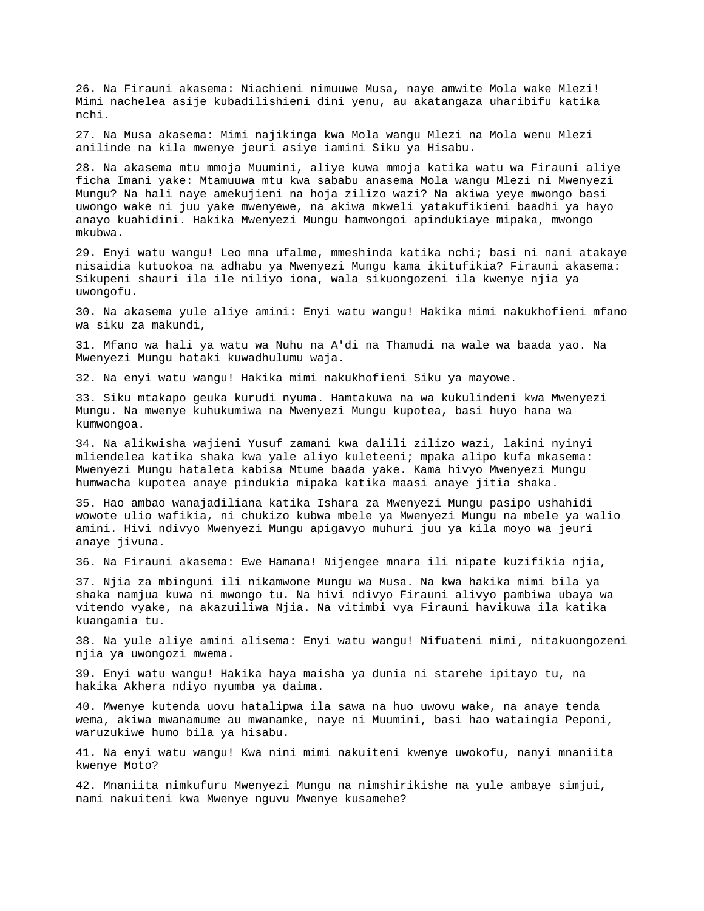26. Na Firauni akasema: Niachieni nimuuwe Musa, naye amwite Mola wake Mlezi! Mimi nachelea asije kubadilishieni dini yenu, au akatangaza uharibifu katika nchi.

27. Na Musa akasema: Mimi najikinga kwa Mola wangu Mlezi na Mola wenu Mlezi anilinde na kila mwenye jeuri asiye iamini Siku ya Hisabu.

28. Na akasema mtu mmoja Muumini, aliye kuwa mmoja katika watu wa Firauni aliye ficha Imani yake: Mtamuuwa mtu kwa sababu anasema Mola wangu Mlezi ni Mwenyezi Mungu? Na hali naye amekujieni na hoja zilizo wazi? Na akiwa yeye mwongo basi uwongo wake ni juu yake mwenyewe, na akiwa mkweli yatakufikieni baadhi ya hayo anayo kuahidini. Hakika Mwenyezi Mungu hamwongoi apindukiaye mipaka, mwongo mkubwa.

29. Enyi watu wangu! Leo mna ufalme, mmeshinda katika nchi; basi ni nani atakaye nisaidia kutuokoa na adhabu ya Mwenyezi Mungu kama ikitufikia? Firauni akasema: Sikupeni shauri ila ile niliyo iona, wala sikuongozeni ila kwenye njia ya uwongofu.

30. Na akasema yule aliye amini: Enyi watu wangu! Hakika mimi nakukhofieni mfano wa siku za makundi,

31. Mfano wa hali ya watu wa Nuhu na A'di na Thamudi na wale wa baada yao. Na Mwenyezi Mungu hataki kuwadhulumu waja.

32. Na enyi watu wangu! Hakika mimi nakukhofieni Siku ya mayowe.

33. Siku mtakapo geuka kurudi nyuma. Hamtakuwa na wa kukulindeni kwa Mwenyezi Mungu. Na mwenye kuhukumiwa na Mwenyezi Mungu kupotea, basi huyo hana wa kumwongoa.

34. Na alikwisha wajieni Yusuf zamani kwa dalili zilizo wazi, lakini nyinyi mliendelea katika shaka kwa yale aliyo kuleteeni; mpaka alipo kufa mkasema: Mwenyezi Mungu hataleta kabisa Mtume baada yake. Kama hivyo Mwenyezi Mungu humwacha kupotea anaye pindukia mipaka katika maasi anaye jitia shaka.

35. Hao ambao wanajadiliana katika Ishara za Mwenyezi Mungu pasipo ushahidi wowote ulio wafikia, ni chukizo kubwa mbele ya Mwenyezi Mungu na mbele ya walio amini. Hivi ndivyo Mwenyezi Mungu apigavyo muhuri juu ya kila moyo wa jeuri anaye jivuna.

36. Na Firauni akasema: Ewe Hamana! Nijengee mnara ili nipate kuzifikia njia,

37. Njia za mbinguni ili nikamwone Mungu wa Musa. Na kwa hakika mimi bila ya shaka namjua kuwa ni mwongo tu. Na hivi ndivyo Firauni alivyo pambiwa ubaya wa vitendo vyake, na akazuiliwa Njia. Na vitimbi vya Firauni havikuwa ila katika kuangamia tu.

38. Na yule aliye amini alisema: Enyi watu wangu! Nifuateni mimi, nitakuongozeni njia ya uwongozi mwema.

39. Enyi watu wangu! Hakika haya maisha ya dunia ni starehe ipitayo tu, na hakika Akhera ndiyo nyumba ya daima.

40. Mwenye kutenda uovu hatalipwa ila sawa na huo uwovu wake, na anaye tenda wema, akiwa mwanamume au mwanamke, naye ni Muumini, basi hao wataingia Peponi, waruzukiwe humo bila ya hisabu.

41. Na enyi watu wangu! Kwa nini mimi nakuiteni kwenye uwokofu, nanyi mnaniita kwenye Moto?

42. Mnaniita nimkufuru Mwenyezi Mungu na nimshirikishe na yule ambaye simjui, nami nakuiteni kwa Mwenye nguvu Mwenye kusamehe?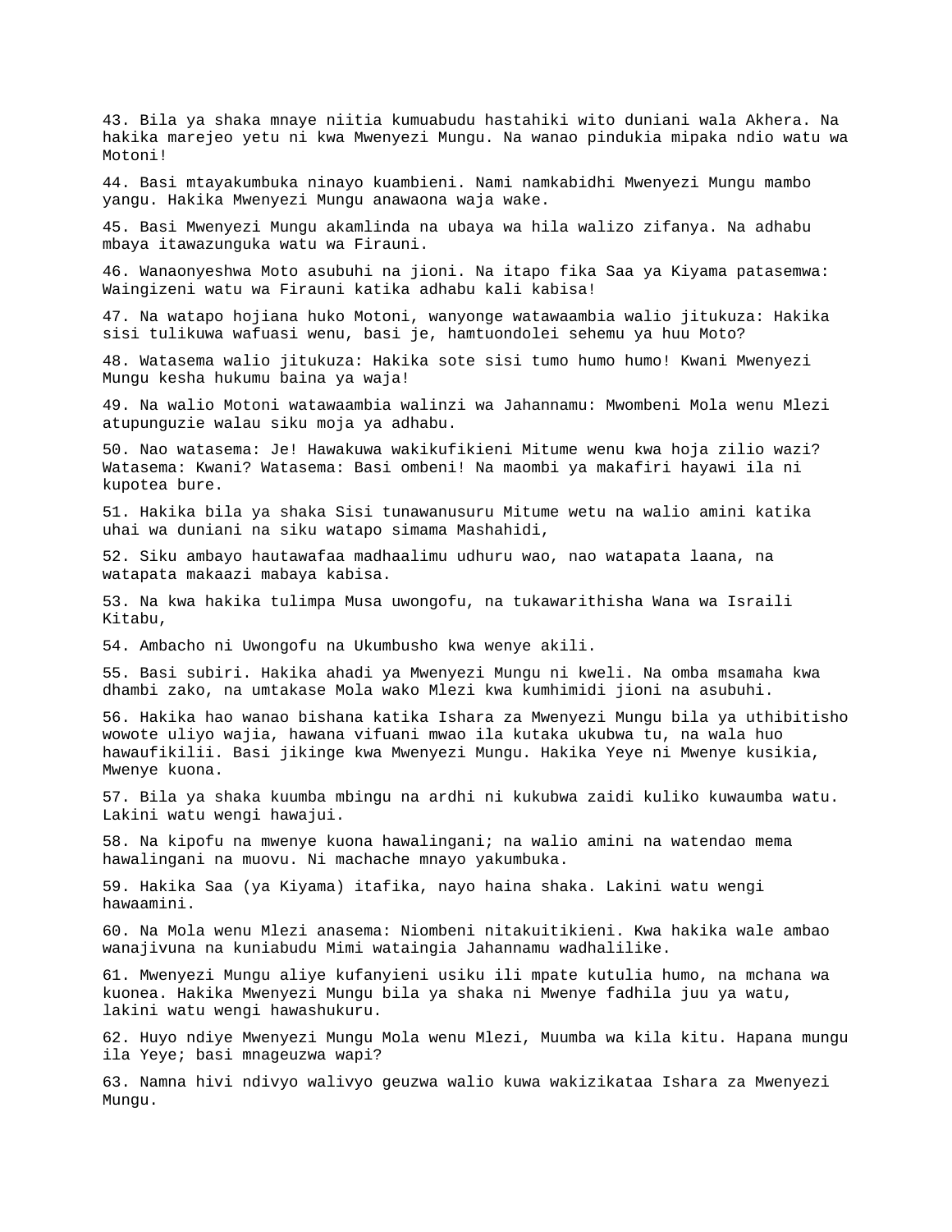43. Bila ya shaka mnaye niitia kumuabudu hastahiki wito duniani wala Akhera. Na hakika marejeo yetu ni kwa Mwenyezi Mungu. Na wanao pindukia mipaka ndio watu wa Motoni!

44. Basi mtayakumbuka ninayo kuambieni. Nami namkabidhi Mwenyezi Mungu mambo yangu. Hakika Mwenyezi Mungu anawaona waja wake.

45. Basi Mwenyezi Mungu akamlinda na ubaya wa hila walizo zifanya. Na adhabu mbaya itawazunguka watu wa Firauni.

46. Wanaonyeshwa Moto asubuhi na jioni. Na itapo fika Saa ya Kiyama patasemwa: Waingizeni watu wa Firauni katika adhabu kali kabisa!

47. Na watapo hojiana huko Motoni, wanyonge watawaambia walio jitukuza: Hakika sisi tulikuwa wafuasi wenu, basi je, hamtuondolei sehemu ya huu Moto?

48. Watasema walio jitukuza: Hakika sote sisi tumo humo humo! Kwani Mwenyezi Mungu kesha hukumu baina ya waja!

49. Na walio Motoni watawaambia walinzi wa Jahannamu: Mwombeni Mola wenu Mlezi atupunguzie walau siku moja ya adhabu.

50. Nao watasema: Je! Hawakuwa wakikufikieni Mitume wenu kwa hoja zilio wazi? Watasema: Kwani? Watasema: Basi ombeni! Na maombi ya makafiri hayawi ila ni kupotea bure.

51. Hakika bila ya shaka Sisi tunawanusuru Mitume wetu na walio amini katika uhai wa duniani na siku watapo simama Mashahidi,

52. Siku ambayo hautawafaa madhaalimu udhuru wao, nao watapata laana, na watapata makaazi mabaya kabisa.

53. Na kwa hakika tulimpa Musa uwongofu, na tukawarithisha Wana wa Israili Kitabu,

54. Ambacho ni Uwongofu na Ukumbusho kwa wenye akili.

55. Basi subiri. Hakika ahadi ya Mwenyezi Mungu ni kweli. Na omba msamaha kwa dhambi zako, na umtakase Mola wako Mlezi kwa kumhimidi jioni na asubuhi.

56. Hakika hao wanao bishana katika Ishara za Mwenyezi Mungu bila ya uthibitisho wowote uliyo wajia, hawana vifuani mwao ila kutaka ukubwa tu, na wala huo hawaufikilii. Basi jikinge kwa Mwenyezi Mungu. Hakika Yeye ni Mwenye kusikia, Mwenye kuona.

57. Bila ya shaka kuumba mbingu na ardhi ni kukubwa zaidi kuliko kuwaumba watu. Lakini watu wengi hawajui.

58. Na kipofu na mwenye kuona hawalingani; na walio amini na watendao mema hawalingani na muovu. Ni machache mnayo yakumbuka.

59. Hakika Saa (ya Kiyama) itafika, nayo haina shaka. Lakini watu wengi hawaamini.

60. Na Mola wenu Mlezi anasema: Niombeni nitakuitikieni. Kwa hakika wale ambao wanajivuna na kuniabudu Mimi wataingia Jahannamu wadhalilike.

61. Mwenyezi Mungu aliye kufanyieni usiku ili mpate kutulia humo, na mchana wa kuonea. Hakika Mwenyezi Mungu bila ya shaka ni Mwenye fadhila juu ya watu, lakini watu wengi hawashukuru.

62. Huyo ndiye Mwenyezi Mungu Mola wenu Mlezi, Muumba wa kila kitu. Hapana mungu ila Yeye; basi mnageuzwa wapi?

63. Namna hivi ndivyo walivyo geuzwa walio kuwa wakizikataa Ishara za Mwenyezi Mungu.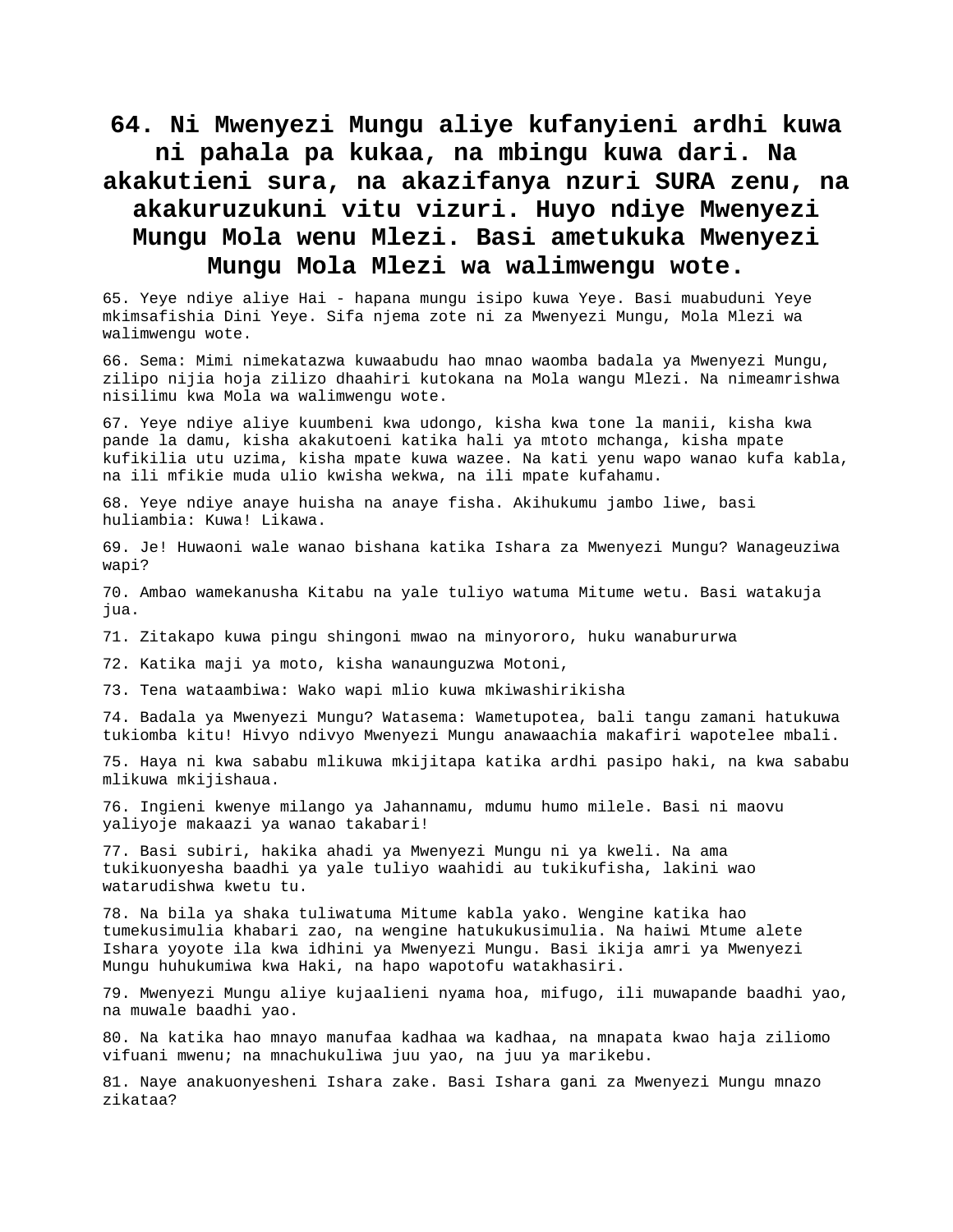**64. Ni Mwenyezi Mungu aliye kufanyieni ardhi kuwa ni pahala pa kukaa, na mbingu kuwa dari. Na akakutieni sura, na akazifanya nzuri SURA zenu, na akakuruzukuni vitu vizuri. Huyo ndiye Mwenyezi Mungu Mola wenu Mlezi. Basi ametukuka Mwenyezi Mungu Mola Mlezi wa walimwengu wote.**

65. Yeye ndiye aliye Hai - hapana mungu isipo kuwa Yeye. Basi muabuduni Yeye mkimsafishia Dini Yeye. Sifa njema zote ni za Mwenyezi Mungu, Mola Mlezi wa walimwengu wote.

66. Sema: Mimi nimekatazwa kuwaabudu hao mnao waomba badala ya Mwenyezi Mungu, zilipo nijia hoja zilizo dhaahiri kutokana na Mola wangu Mlezi. Na nimeamrishwa nisilimu kwa Mola wa walimwengu wote.

67. Yeye ndiye aliye kuumbeni kwa udongo, kisha kwa tone la manii, kisha kwa pande la damu, kisha akakutoeni katika hali ya mtoto mchanga, kisha mpate kufikilia utu uzima, kisha mpate kuwa wazee. Na kati yenu wapo wanao kufa kabla, na ili mfikie muda ulio kwisha wekwa, na ili mpate kufahamu.

68. Yeye ndiye anaye huisha na anaye fisha. Akihukumu jambo liwe, basi huliambia: Kuwa! Likawa.

69. Je! Huwaoni wale wanao bishana katika Ishara za Mwenyezi Mungu? Wanageuziwa wapi?

70. Ambao wamekanusha Kitabu na yale tuliyo watuma Mitume wetu. Basi watakuja jua.

71. Zitakapo kuwa pingu shingoni mwao na minyororo, huku wanaburutwa

72. Katika maji ya moto, kisha wanaunguzwa Motoni,

73. Tena wataambiwa: Wako wapi mlio kuwa mkiwashirikisha

74. Badala ya Mwenyezi Mungu? Watasema: Wametupotea, bali tangu zamani hatukuwa tukiomba kitu! Hivyo ndivyo Mwenyezi Mungu anawaachia makafiri wapotelee mbali.

75. Haya ni kwa sababu mlikuwa mkijitapa katika ardhi pasipo haki, na kwa sababu mlikuwa mkijishaua.

76. Ingieni kwenye milango ya Jahannamu, mdumu humo milele. Basi ni maovu yaliyoje makaazi ya wanao takabari!

77. Basi subiri, hakika ahadi ya Mwenyezi Mungu ni ya kweli. Na ama tukikuonyesha baadhi ya yale tuliyo waahidi au tukikufisha, lakini wao watarudishwa kwetu tu.

78. Na bila ya shaka tuliwatuma Mitume kabla yako. Wengine katika hao tumekusimulia khabari zao, na wengine hatukukusimulia. Na haiwi Mtume alete Ishara yoyote ila kwa idhini ya Mwenyezi Mungu. Basi ikija amri ya Mwenyezi Mungu huhukumiwa kwa Haki, na hapo wapotofu watakhasiri.

79. Mwenyezi Mungu aliye kujaalieni nyama hoa, mifugo, ili muwapande baadhi yao, na muwale baadhi yao.

80. Na katika hao mnayo manufaa kadhaa wa kadhaa, na mnapata kwao haja ziliomo vifuani mwenu; na mnachukuliwa juu yao, na juu ya marikebu.

81. Naye anakuonyesheni Ishara zake. Basi Ishara gani za Mwenyezi Mungu mnazo zikataa?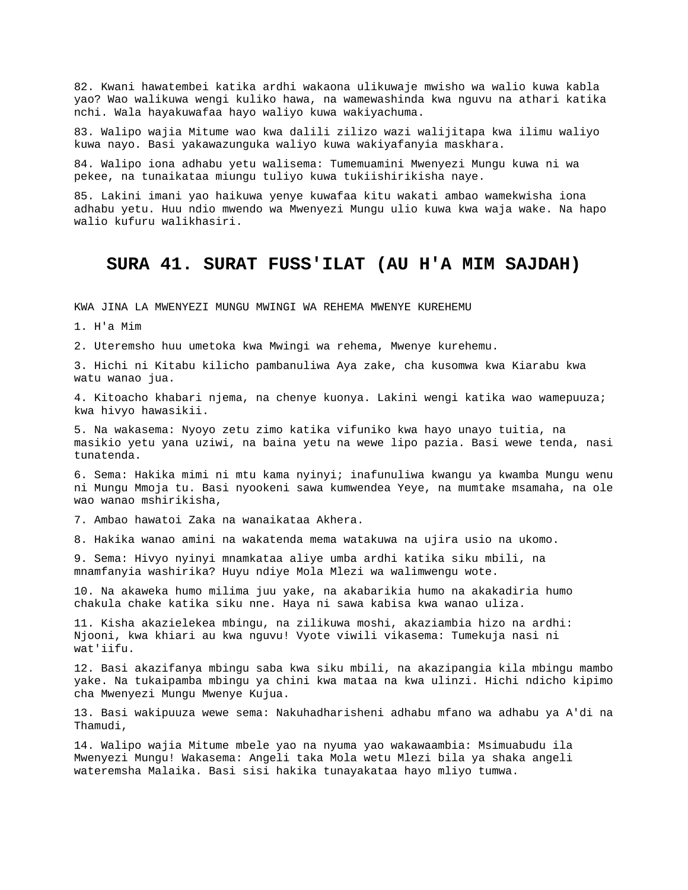82. Kwani hawatembei katika ardhi wakaona ulikuwaje mwisho wa walio kuwa kabla yao? Wao walikuwa wengi kuliko hawa, na wamewashinda kwa nguvu na athari katika nchi. Wala hayakuwafaa hayo waliyo kuwa wakiyachuma.

83. Walipo wajia Mitume wao kwa dalili zilizo wazi walijitapa kwa ilimu waliyo kuwa nayo. Basi yakawazunguka waliyo kuwa wakiyafanyia maskhara.

84. Walipo iona adhabu yetu walisema: Tumemuamini Mwenyezi Mungu kuwa ni wa pekee, na tunaikataa miungu tuliyo kuwa tukiishirikisha naye.

85. Lakini imani yao haikuwa yenye kuwafaa kitu wakati ambao wamekwisha iona adhabu yetu. Huu ndio mwendo wa Mwenyezi Mungu ulio kuwa kwa waja wake. Na hapo walio kufuru walikhasiri.

## SURA 41. SURAT FUSS'ILAT (AU H'A MIM SAJDAH)

KWA JINA LA MWENYEZI MUNGU MWINGI WA REHEMA MWENYE KUREHEMU

1. H'a Mim

2. Uteremsho huu umetoka kwa Mwingi wa rehema, Mwenye kurehemu.

3. Hichi ni Kitabu kilicho pambanuliwa Aya zake, cha kusomwa kwa Kiarabu kwa watu wanao jua.

4. Kitoacho khabari njema, na chenye kuonya. Lakini wengi katika wao wamepuuza; kwa hivyo hawasikii.

5. Na wakasema: Nyoyo zetu zimo katika vifuniko kwa hayo unayo tuitia, na masikio yetu yana uziwi, na baina yetu na wewe lipo pazia. Basi wewe tenda, nasi tunatenda.

6. Sema: Hakika mimi ni mtu kama nyinyi; inafunuliwa kwangu ya kwamba Mungu wenu ni Mungu Mmoja tu. Basi nyookeni sawa kumwendea Yeye, na mumtake msamaha, na ole wao wanao mshirikisha,

7. Ambao hawatoi Zaka na wanaikataa Akhera.

8. Hakika wanao amini na wakatenda mema watakuwa na ujira usio na ukomo.

9. Sema: Hivyo nyinyi mnamkataa aliye umba ardhi katika siku mbili, na mnamfanyia washirika? Huyu ndiye Mola Mlezi wa walimwengu wote.

10. Na akaweka humo milima juu yake, na akabarikia humo na akakadiria humo chakula chake katika siku nne. Haya ni sawa kabisa kwa wanao uliza.

11. Kisha akazielekea mbingu, na zilikuwa moshi, akaziambia hizo na ardhi: Njooni, kwa khiari au kwa nguvu! Vyote viwili vikasema: Tumekuja nasi ni wat'iifu.

12. Basi akazifanya mbingu saba kwa siku mbili, na akazipangia kila mbingu mambo yake. Na tukaipamba mbingu ya chini kwa mataa na kwa ulinzi. Hichi ndicho kipimo cha Mwenyezi Mungu Mwenye Kujua.

13. Basi wakipuuza wewe sema: Nakuhadharisheni adhabu mfano wa adhabu ya A'di na Thamudi,

14. Walipo wajia Mitume mbele yao na nyuma yao wakawaambia: Msimuabudu ila Mwenyezi Mungu! Wakasema: Angeli taka Mola wetu Mlezi bila ya shaka angeli wateremsha Malaika. Basi sisi hakika tunayakataa hayo mliyo tumwa.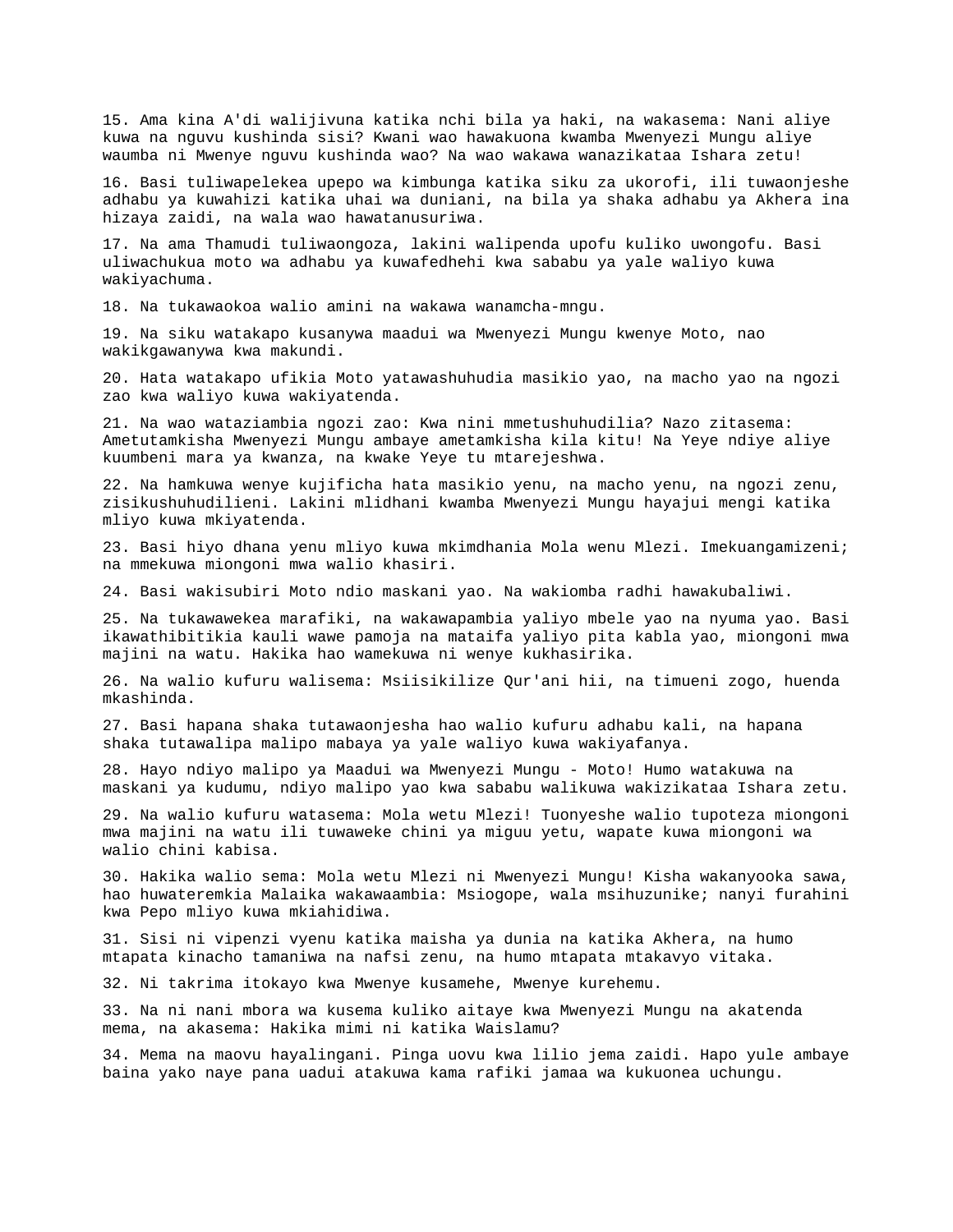15. Ama kina A'di walijivuna katika nchi bila ya haki, na wakasema: Nani aliye kuwa na nguvu kushinda sisi? Kwani wao hawakuona kwamba Mwenyezi Mungu aliye waumba ni Mwenye nguvu kushinda wao? Na wao wakawa wanazikataa Ishara zetu!

16. Basi tuliwapelekea upepo wa kimbunga katika siku za ukorofi, ili tuwaonjeshe adhabu ya kuwahizi katika uhai wa duniani, na bila ya shaka adhabu ya Akhera ina hizaya zaidi, na wala wao hawatanusuriwa.

17. Na ama Thamudi tuliwaongoza, lakini walipenda upofu kuliko uwongofu. Basi uliwachukua moto wa adhabu ya kuwafedhehi kwa sababu ya yale waliyo kuwa wakiyachuma.

18. Na tukawaokoa walio amini na wakawa wanamcha-mngu.

19. Na siku watakapo kusanywa maadui wa Mwenyezi Mungu kwenye Moto, nao wakikgawanywa kwa makundi.

20. Hata watakapo ufikia Moto yatawashuhudia masikio yao, na macho yao na ngozi zao kwa waliyo kuwa wakiyatenda.

21. Na wao wataziambia ngozi zao: Kwa nini mmetushuhudilia? Nazo zitasema: Ametutamkisha Mwenyezi Mungu ambaye ametamkisha kila kitu! Na Yeye ndiye aliye kuumbeni mara ya kwanza, na kwake Yeye tu mtarejeshwa.

22. Na hamkuwa wenye kujificha hata masikio yenu, na macho yenu, na ngozi zenu, zisikushuhudilieni. Lakini mlidhani kwamba Mwenyezi Mungu hayajui mengi katika mliyo kuwa mkiyatenda.

23. Basi hiyo dhana yenu mliyo kuwa mkimdhania Mola wenu Mlezi. Imekuangamizeni; na mmekuwa miongoni mwa walio khasiri.

24. Basi wakisubiri Moto ndio maskani yao. Na wakiomba radhi hawakubaliwi.

25. Na tukawawekea marafiki, na wakawapambia yaliyo mbele yao na nyuma yao. Basi ikawathibitikia kauli wawe pamoja na mataifa yaliyo pita kabla yao, miongoni mwa majini na watu. Hakika hao wamekuwa ni wenye kukhasirika.

26. Na walio kufuru walisema: Msiisikilize Qur'ani hii, na timueni zogo, huenda mkashinda.

27. Basi hapana shaka tutawaonjesha hao walio kufuru adhabu kali, na hapana shaka tutawalipa malipo mabaya ya yale waliyo kuwa wakiyafanya.

28. Hayo ndiyo malipo ya Maadui wa Mwenyezi Mungu - Moto! Humo watakuwa na maskani ya kudumu, ndiyo malipo yao kwa sababu walikuwa wakizikataa Ishara zetu.

29. Na walio kufuru watasema: Mola wetu Mlezi! Tuonyeshe walio tupoteza miongoni mwa majini na watu ili tuwaweke chini ya miguu yetu, wapate kuwa miongoni wa walio chini kabisa.

30. Hakika walio sema: Mola wetu Mlezi ni Mwenyezi Mungu! Kisha wakanyooka sawa, hao huwateremkia Malaika wakawaambia: Msiogope, wala msihuzunike; nanyi furahini kwa Pepo mliyo kuwa mkiahidiwa.

31. Sisi ni vipenzi vyenu katika maisha ya dunia na katika Akhera, na humo mtapata kinacho tamaniwa na nafsi zenu, na humo mtapata mtakavyo vitaka.

32. Ni takrima itokayo kwa Mwenye kusamehe, Mwenye kurehemu.

33. Na ni nani mbora wa kusema kuliko aitaye kwa Mwenyezi Mungu na akatenda mema, na akasema: Hakika mimi ni katika Waislamu?

34. Mema na maovu hayalingani. Pinga uovu kwa lilio jema zaidi. Hapo yule ambaye baina yako naye pana uadui atakuwa kama rafiki jamaa wa kukuonea uchungu.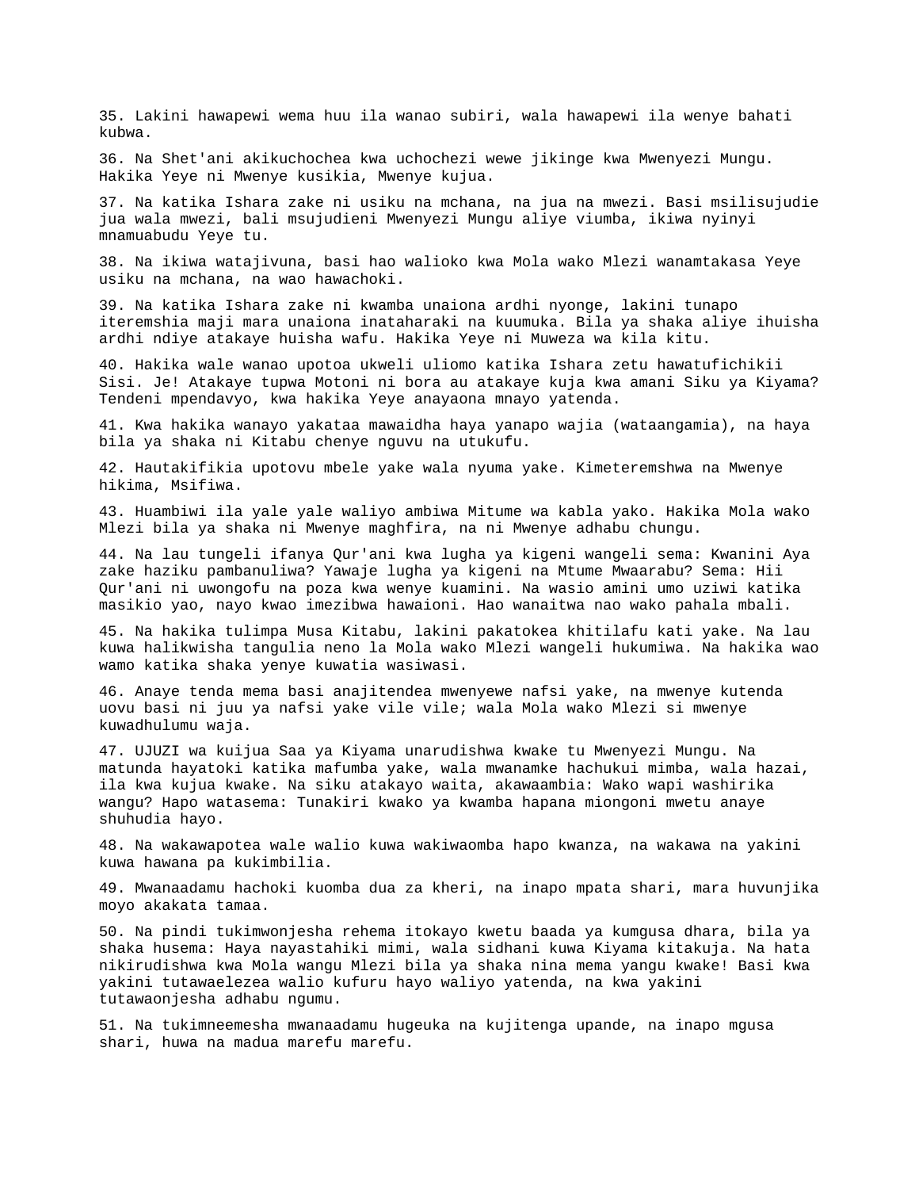35. Lakini hawapewi wema huu ila wanao subiri, wala hawapewi ila wenye bahati kubwa.

36. Na Shet'ani akikuchochea kwa uchochezi wewe jikinge kwa Mwenyezi Mungu. Hakika Yeye ni Mwenye kusikia, Mwenye kujua.

37. Na katika Ishara zake ni usiku na mchana, na jua na mwezi. Basi msilisujudie jua wala mwezi, bali msujudieni Mwenyezi Mungu aliye viumba, ikiwa nyinyi mnamuabudu Yeye tu.

38. Na ikiwa watajivuna, basi hao walioko kwa Mola wako Mlezi wanamtakasa Yeye usiku na mchana, na wao hawachoki.

39. Na katika Ishara zake ni kwamba unaiona ardhi nyonge, lakini tunapo iteremshia maji mara unaiona inataharaki na kuumuka. Bila ya shaka aliye ihuisha ardhi ndiye atakaye huisha wafu. Hakika Yeye ni Muweza wa kila kitu.

40. Hakika wale wanao upotoa ukweli uliomo katika Ishara zetu hawatufichikii Sisi. Je! Atakaye tupwa Motoni ni bora au atakaye kuja kwa amani Siku ya Kiyama? Tendeni mpendavyo, kwa hakika Yeye anayaona mnayo yatenda.

41. Kwa hakika wanayo yakataa mawaidha haya yanapo wajia (wataangamia), na haya bila ya shaka ni Kitabu chenye nguvu na utukufu.

42. Hautakifikia upotovu mbele yake wala nyuma yake. Kimeteremshwa na Mwenye hikima, Msifiwa.

43. Huambiwi ila yale yale waliyo ambiwa Mitume wa kabla yako. Hakika Mola wako Mlezi bila ya shaka ni Mwenye maghfira, na ni Mwenye adhabu chungu.

44. Na lau tungeli ifanya Qur'ani kwa lugha ya kigeni wangeli sema: Kwanini Aya zake haziku pambanuliwa? Yawaje lugha ya kigeni na Mtume Mwaarabu? Sema: Hii Qur'ani ni uwongofu na poza kwa wenye kuamini. Na wasio amini umo uziwi katika masikio yao, nayo kwao imezibwa hawaioni. Hao wanaitwa nao wako pahala mbali.

45. Na hakika tulimpa Musa Kitabu, lakini pakatokea khitilafu kati yake. Na lau kuwa halikwisha tangulia neno la Mola wako Mlezi wangeli hukumiwa. Na hakika wao wamo katika shaka yenye kuwatia wasiwasi.

46. Anaye tenda mema basi anajitendea mwenyewe nafsi yake, na mwenye kutenda uovu basi ni juu ya nafsi yake vile vile; wala Mola wako Mlezi si mwenye kuwadhulumu waja.

47. UJUZI wa kuijua Saa ya Kiyama unarudishwa kwake tu Mwenyezi Mungu. Na matunda hayatoki katika mafumba yake, wala mwanamke hachukui mimba, wala hazai, ila kwa kujua kwake. Na siku atakayo waita, akawaambia: Wako wapi washirika wangu? Hapo watasema: Tunakiri kwako ya kwamba hapana miongoni mwetu anaye shuhudia hayo.

48. Na wakawapotea wale walio kuwa wakiwaomba hapo kwanza, na wakawa na yakini kuwa hawana pa kukimbilia.

49. Mwanaadamu hachoki kuomba dua za kheri, na inapo mpata shari, mara huvunjika moyo akakata tamaa.

50. Na pindi tukimwonjesha rehema itokayo kwetu baada ya kumgusa dhara, bila ya shaka husema: Haya nayastahiki mimi, wala sidhani kuwa Kiyama kitakuja. Na hata nikirudishwa kwa Mola wangu Mlezi bila ya shaka nina mema yangu kwake! Basi kwa yakini tutawaelezea walio kufuru hayo waliyo yatenda, na kwa yakini tutawaonjesha adhabu ngumu.

51. Na tukimneemesha mwanaadamu hugeuka na kujitenga upande, na inapo mgusa shari, huwa na madua marefu marefu.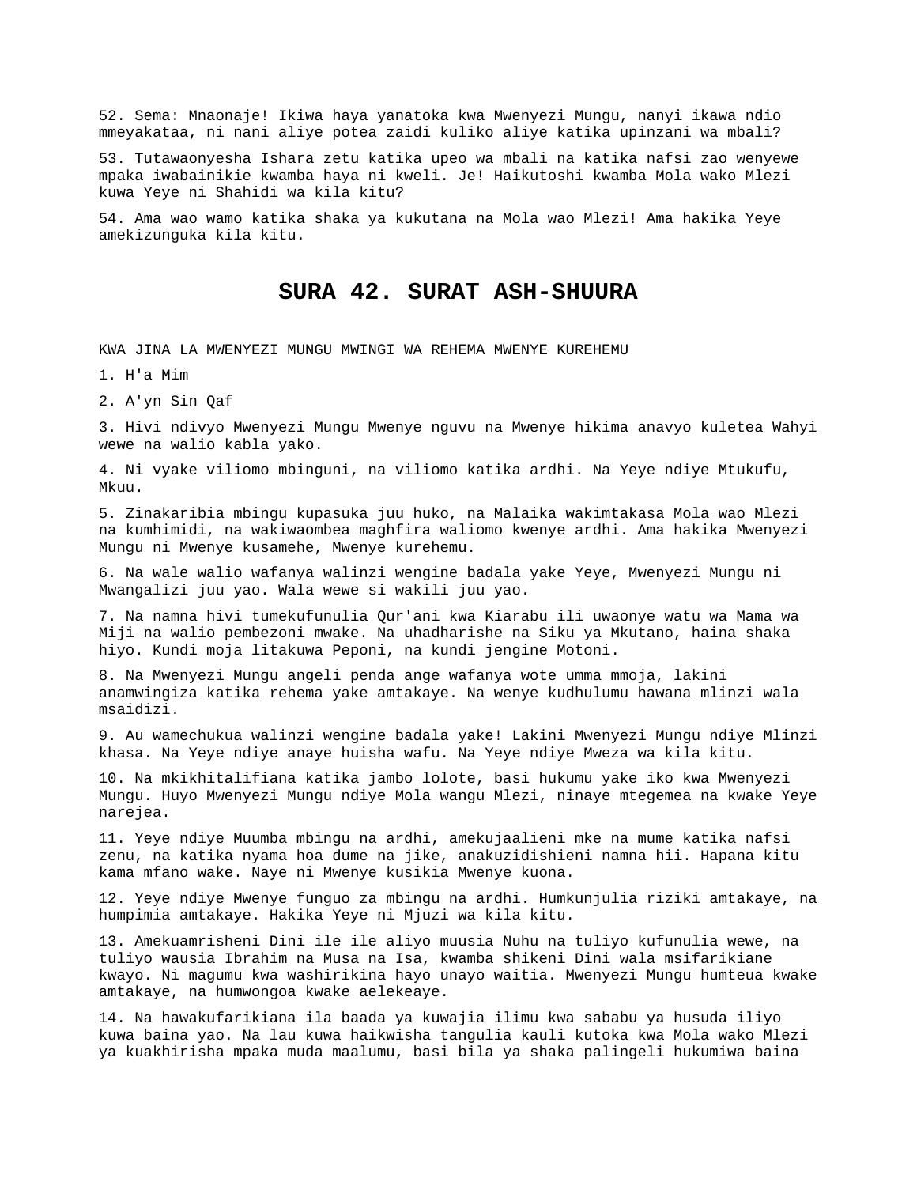52. Sema: Mnaonaje! Ikiwa haya yanatoka kwa Mwenyezi Mungu, nanyi ikawa ndio mmeyakataa, ni nani aliye potea zaidi kuliko aliye katika upinzani wa mbali?

53. Tutawaonyesha Ishara zetu katika upeo wa mbali na katika nafsi zao wenyewe mpaka iwabainikie kwamba haya ni kweli. Je! Haikutoshi kwamba Mola wako Mlezi kuwa Yeye ni Shahidi wa kila kitu?

54. Ama wao wamo katika shaka ya kukutana na Mola wao Mlezi! Ama hakika Yeye amekizunguka kila kitu.

# SURA 42. SURAT ASH-SHUURA

KWA JINA LA MWENYEZI MUNGU MWINGI WA REHEMA MWENYE KUREHEMU

1. H'a Mim

2. A'yn Sin Qaf

3. Hivi ndivyo Mwenyezi Mungu Mwenye nguvu na Mwenye hikima anavyo kuletea Wahyi wewe na walio kabla yako.

4. Ni vyake viliomo mbinguni, na viliomo katika ardhi. Na Yeye ndiye Mtukufu, Mkuu.

5. Zinakaribia mbingu kupasuka juu huko, na Malaika wakimtakasa Mola wao Mlezi na kumhimidi, na wakiwaombea maghfira waliomo kwenye ardhi. Ama hakika Mwenyezi Mungu ni Mwenye kusamehe, Mwenye kurehemu.

6. Na wale walio wafanya walinzi wengine badala yake Yeye, Mwenyezi Mungu ni Mwangalizi juu yao. Wala wewe si wakili juu yao.

7. Na namna hivi tumekufunulia Qur'ani kwa Kiarabu ili uwaonye watu wa Mama wa Miji na walio pembezoni mwake. Na uhadharishe na Siku ya Mkutano, haina shaka hiyo. Kundi moja litakuwa Peponi, na kundi jengine Motoni.

8. Na Mwenyezi Mungu angeli penda ange wafanya wote umma mmoja, lakini anamwingiza katika rehema yake amtakaye. Na wenye kudhulumu hawana mlinzi wala msaidizi.

9. Au wamechukua walinzi wengine badala yake! Lakini Mwenyezi Mungu ndiye Mlinzi khasa. Na Yeye ndiye anaye huisha wafu. Na Yeye ndiye Mweza wa kila kitu.

10. Na mkikhitalifiana katika jambo lolote, basi hukumu yake iko kwa Mwenyezi Mungu. Huyo Mwenyezi Mungu ndiye Mola wangu Mlezi, ninaye mtegemea na kwake Yeye narejea.

11. Yeye ndiye Muumba mbingu na ardhi, amekujaalieni mke na mume katika nafsi zenu, na katika nyama hoa dume na jike, anakuzidishieni namna hii. Hapana kitu kama mfano wake. Naye ni Mwenye kusikia Mwenye kuona.

12. Yeye ndiye Mwenye funguo za mbingu na ardhi. Humkunjulia riziki amtakaye, na humpimia amtakaye. Hakika Yeye ni Mjuzi wa kila kitu.

13. Amekuamrisheni Dini ile ile aliyo muusia Nuhu na tuliyo kufunulia wewe, na tuliyo wausia Ibrahim na Musa na Isa, kwamba shikeni Dini wala msifarikiane kwayo. Ni magumu kwa washirikina hayo unayo waitia. Mwenyezi Mungu humteua kwake amtakaye, na humwongoa kwake aelekeaye.

14. Na hawakufarikiana ila baada ya kuwajia ilimu kwa sababu ya husuda iliyo kuwa baina yao. Na lau kuwa haikwisha tangulia kauli kutoka kwa Mola wako Mlezi ya kuakhirisha mpaka muda maalumu, basi bila ya shaka palingeli hukumiwa baina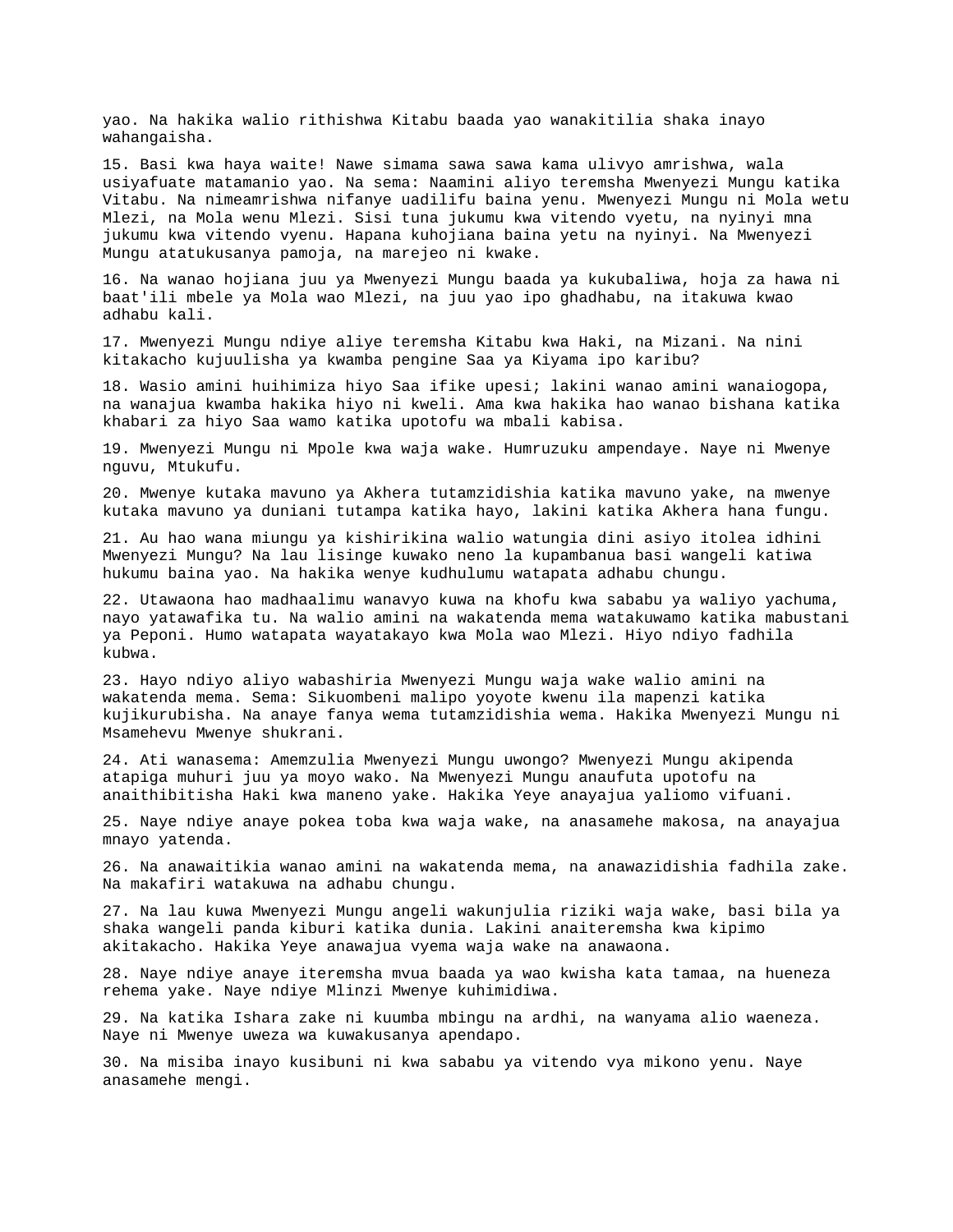yao. Na hakika walio rithishwa Kitabu baada yao wanakitilia shaka inayo wahangaisha.

15. Basi kwa haya waite! Nawe simama sawa sawa kama ulivyo amrishwa, wala usiyafuate matamanio yao. Na sema: Naamini aliyo teremsha Mwenyezi Mungu katika Vitabu. Na nimeamrishwa nifanye uadilifu baina yenu. Mwenyezi Mungu ni Mola wetu Mlezi, na Mola wenu Mlezi. Sisi tuna jukumu kwa vitendo vyetu, na nyinyi mna jukumu kwa vitendo vyenu. Hapana kuhojiana baina yetu na nyinyi. Na Mwenyezi Mungu atatukusanya pamoja, na marejeo ni kwake.

16. Na wanao hojiana juu ya Mwenyezi Mungu baada ya kukubaliwa, hoja za hawa ni baat'ili mbele ya Mola wao Mlezi, na juu yao ipo ghadhabu, na itakuwa kwao adhabu kali.

17. Mwenyezi Mungu ndiye aliye teremsha Kitabu kwa Haki, na Mizani. Na nini kitakacho kujuulisha ya kwamba pengine Saa ya Kiyama ipo karibu?

18. Wasio amini huihimiza hiyo Saa ifike upesi; lakini wanao amini wanaiogopa, na wanajua kwamba hakika hiyo ni kweli. Ama kwa hakika hao wanao bishana katika khabari za hiyo Saa wamo katika upotofu wa mbali kabisa.

19. Mwenyezi Mungu ni Mpole kwa waja wake. Humruzuku ampendaye. Naye ni Mwenye nguvu, Mtukufu.

20. Mwenye kutaka mavuno ya Akhera tutamzidishia katika mavuno yake, na mwenye kutaka mavuno ya duniani tutampa katika hayo, lakini katika Akhera hana fungu.

21. Au hao wana miungu ya kishirikina walio watungia dini asiyo itolea idhini Mwenyezi Mungu? Na lau lisinge kuwako neno la kupambanua basi wangeli katiwa hukumu baina yao. Na hakika wenye kudhulumu watapata adhabu chungu.

22. Utawaona hao madhaalimu wanavyo kuwa na khofu kwa sababu ya waliyo yachuma, nayo yatawafika tu. Na walio amini na wakatenda mema watakuwamo katika mabustani ya Peponi. Humo watapata wayatakayo kwa Mola wao Mlezi. Hiyo ndiyo fadhila kubwa.

23. Hayo ndiyo aliyo wabashiria Mwenyezi Mungu waja wake walio amini na wakatenda mema. Sema: Sikuombeni malipo yoyote kwenu ila mapenzi katika kujikurubisha. Na anaye fanya wema tutamzidishia wema. Hakika Mwenyezi Mungu ni Msamehevu Mwenye shukrani.

24. Ati wanasema: Amemzulia Mwenyezi Mungu uwongo? Mwenyezi Mungu akipenda atapiga muhuri juu ya moyo wako. Na Mwenyezi Mungu anaufuta upotofu na anaithibitisha Haki kwa maneno yake. Hakika Yeye anayajua yaliomo vifuani.

25. Naye ndiye anaye pokea toba kwa waja wake, na anasamehe makosa, na anayajua mnayo yatenda.

26. Na anawaitikia wanao amini na wakatenda mema, na anawazidishia fadhila zake. Na makafiri watakuwa na adhabu chungu.

27. Na lau kuwa Mwenyezi Mungu angeli wakunjulia riziki waja wake, basi bila ya shaka wangeli panda kiburi katika dunia. Lakini anaiteremsha kwa kipimo akitakacho. Hakika Yeye anawajua vyema waja wake na anawaona.

28. Naye ndiye anaye iteremsha mvua baada ya wao kwisha kata tamaa, na hueneza rehema yake. Naye ndiye Mlinzi Mwenye kuhimidiwa.

29. Na katika Ishara zake ni kuumba mbingu na ardhi, na wanyama alio waeneza. Naye ni Mwenye uweza wa kuwakusanya apendapo.

30. Na misiba inayo kusibuni ni kwa sababu ya vitendo vya mikono yenu. Naye anasamehe mengi.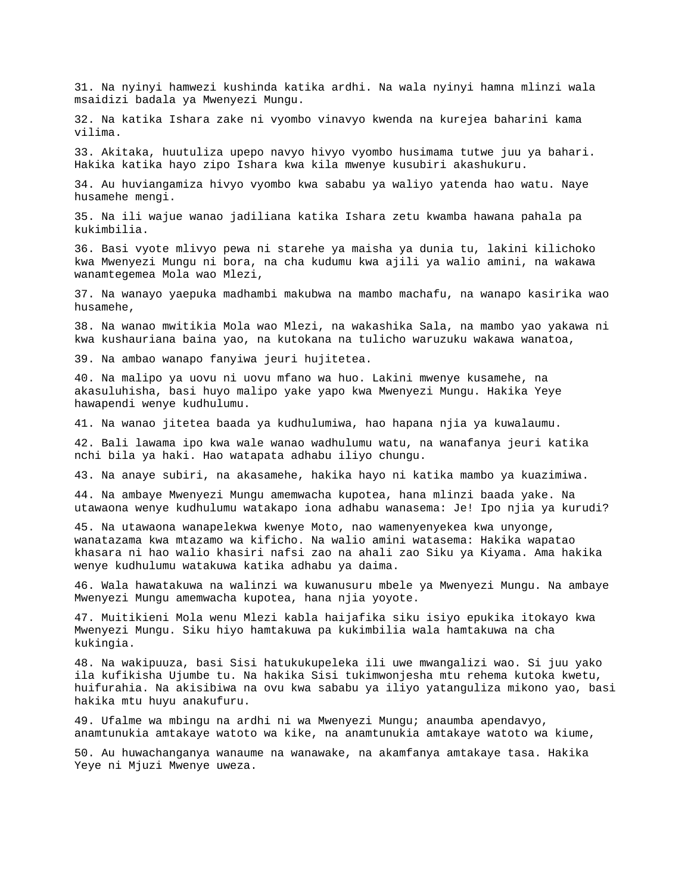31. Na nyinyi hamwezi kushinda katika ardhi. Na wala nyinyi hamna mlinzi wala msaidizi badala ya Mwenyezi Mungu.

32. Na katika Ishara zake ni vyombo vinavyo kwenda na kurejea baharini kama vilima.

33. Akitaka, huutuliza upepo navyo hivyo vyombo husimama tutwe juu ya bahari. Hakika katika hayo zipo Ishara kwa kila mwenye kusubiri akashukuru.

34. Au huviangamiza hivyo vyombo kwa sababu ya waliyo yatenda hao watu. Naye husamehe mengi.

35. Na ili wajue wanao jadiliana katika Ishara zetu kwamba hawana pahala pa kukimbilia.

36. Basi vyote mlivyo pewa ni starehe ya maisha ya dunia tu, lakini kilichoko kwa Mwenyezi Mungu ni bora, na cha kudumu kwa ajili ya walio amini, na wakawa wanamtegemea Mola wao Mlezi,

37. Na wanayo yaepuka madhambi makubwa na mambo machafu, na wanapo kasirika wao husamehe,

38. Na wanao mwitikia Mola wao Mlezi, na wakashika Sala, na mambo yao yakawa ni kwa kushauriana baina yao, na kutokana na tulicho waruzuku wakawa wanatoa,

39. Na ambao wanapo fanyiwa jeuri hujitetea.

40. Na malipo ya uovu ni uovu mfano wa huo. Lakini mwenye kusamehe, na akasuluhisha, basi huyo malipo yake yapo kwa Mwenyezi Mungu. Hakika Yeye hawapendi wenye kudhulumu.

41. Na wanao jitetea baada ya kudhulumiwa, hao hapana njia ya kuwalaumu.

42. Bali lawama ipo kwa wale wanao wadhulumu watu, na wanafanya jeuri katika nchi bila ya haki. Hao watapata adhabu iliyo chungu.

43. Na anaye subiri, na akasamehe, hakika hayo ni katika mambo ya kuazimiwa.

44. Na ambaye Mwenyezi Mungu amemwacha kupotea, hana mlinzi baada yake. Na utawaona wenye kudhulumu watakapo iona adhabu wanasema: Je! Ipo njia ya kurudi?

45. Na utawaona wanapelekwa kwenye Moto, nao wamenyenyekea kwa unyonge, wanatazama kwa mtazamo wa kificho. Na walio amini watasema: Hakika wapatao khasara ni hao walio khasiri nafsi zao na ahali zao Siku ya Kiyama. Ama hakika wenye kudhulumu watakuwa katika adhabu ya daima.

46. Wala hawatakuwa na walinzi wa kuwanusuru mbele ya Mwenyezi Mungu. Na ambaye Mwenyezi Mungu amemwacha kupotea, hana njia yoyote.

47. Muitikieni Mola wenu Mlezi kabla haijafika siku isiyo epukika itokayo kwa Mwenyezi Mungu. Siku hiyo hamtakuwa pa kukimbilia wala hamtakuwa na cha kukingia.

48. Na wakipuuza, basi Sisi hatukukupeleka ili uwe mwangalizi wao. Si juu yako ila kufikisha Ujumbe tu. Na hakika Sisi tukimwonjesha mtu rehema kutoka kwetu, huifurahia. Na akisibiwa na ovu kwa sababu ya iliyo yatanguliza mikono yao, basi hakika mtu huyu anakufuru.

49. Ufalme wa mbingu na ardhi ni wa Mwenyezi Mungu; anaumba apendavyo, anamtunukia amtakaye watoto wa kike, na anamtunukia amtakaye watoto wa kiume,

50. Au huwachanganya wanaume na wanawake, na akamfanya amtakaye tasa. Hakika Yeye ni Mjuzi Mwenye uweza.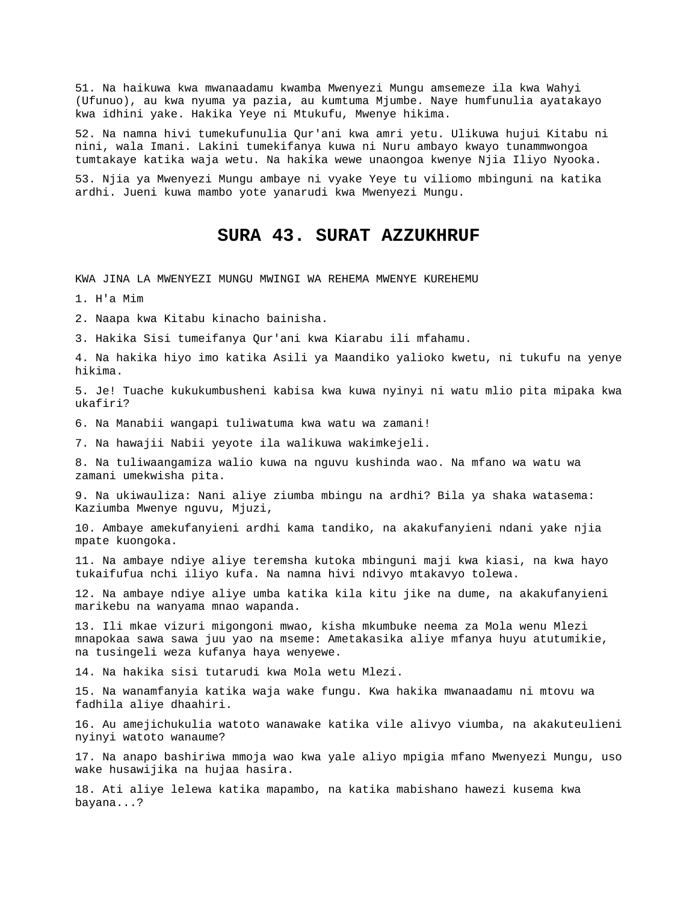51. Na haikuwa kwa mwanaadamu kwamba Mwenyezi Mungu amsemeze ila kwa Wahyi (Ufunuo), au kwa nyuma ya pazia, au kumtuma Mjumbe. Naye humfunulia ayatakayo kwa idhini yake. Hakika Yeye ni Mtukufu, Mwenye hikima.

52. Na namna hivi tumekufunulia Qur'ani kwa amri yetu. Ulikuwa hujui Kitabu ni nini, wala Imani. Lakini tumekifanya kuwa ni Nuru ambayo kwayo tunammwongoa tumtakaye katika waja wetu. Na hakika wewe unaongoa kwenye Njia Iliyo Nyooka.

53. Njia ya Mwenyezi Mungu ambaye ni vyake Yeye tu viliomo mbinguni na katika ardhi. Jueni kuwa mambo yote yanarudi kwa Mwenyezi Mungu.

## SURA 43. SURAT AZZUKHRUF

KWA JINA LA MWENYEZI MUNGU MWINGI WA REHEMA MWENYE KUREHEMU

1. H'a Mim

2. Naapa kwa Kitabu kinacho bainisha.

3. Hakika Sisi tumeifanya Qur'ani kwa Kiarabu ili mfahamu.

4. Na hakika hiyo imo katika Asili ya Maandiko yalioko kwetu, ni tukufu na yenye hikima.

5. Je! Tuache kukukumbusheni kabisa kwa kuwa nyinyi ni watu mlio pita mipaka kwa ukafiri?

6. Na Manabii wangapi tuliwatuma kwa watu wa zamani!

7. Na hawajii Nabii yeyote ila walikuwa wakimkejeli.

8. Na tuliwaangamiza walio kuwa na nguvu kushinda wao. Na mfano wa watu wa zamani umekwisha pita.

9. Na ukiwauliza: Nani aliye ziumba mbingu na ardhi? Bila ya shaka watasema: Kaziumba Mwenye nguvu, Mjuzi,

10. Ambaye amekufanyieni ardhi kama tandiko, na akakufanyieni ndani yake njia mpate kuongoka.

11. Na ambaye ndiye aliye teremsha kutoka mbinguni maji kwa kiasi, na kwa hayo tukaifufua nchi iliyo kufa. Na namna hivi ndivyo mtakavyo tolewa.

12. Na ambaye ndiye aliye umba katika kila kitu jike na dume, na akakufanyieni marikebu na wanyama mnao wapanda.

13. Ili mkae vizuri migongoni mwao, kisha mkumbuke neema za Mola wenu Mlezi mnapokaa sawa sawa juu yao na mseme: Ametakasika aliye mfanya huyu atutumikie, na tusingeli weza kufanya haya wenyewe.

14. Na hakika sisi tutarudi kwa Mola wetu Mlezi.

15. Na wanamfanyia katika waja wake fungu. Kwa hakika mwanaadamu ni mtovu wa fadhila aliye dhaahiri.

16. Au amejichukulia watoto wanawake katika vile alivyo viumba, na akakuteulieni nyinyi watoto wanaume?

17. Na anapo bashiriwa mmoja wao kwa yale aliyo mpigia mfano Mwenyezi Mungu, uso wake husawijika na hujaa hasira.

18. Ati aliye lelewa katika mapambo, na katika mabishano hawezi kusema kwa bayana...?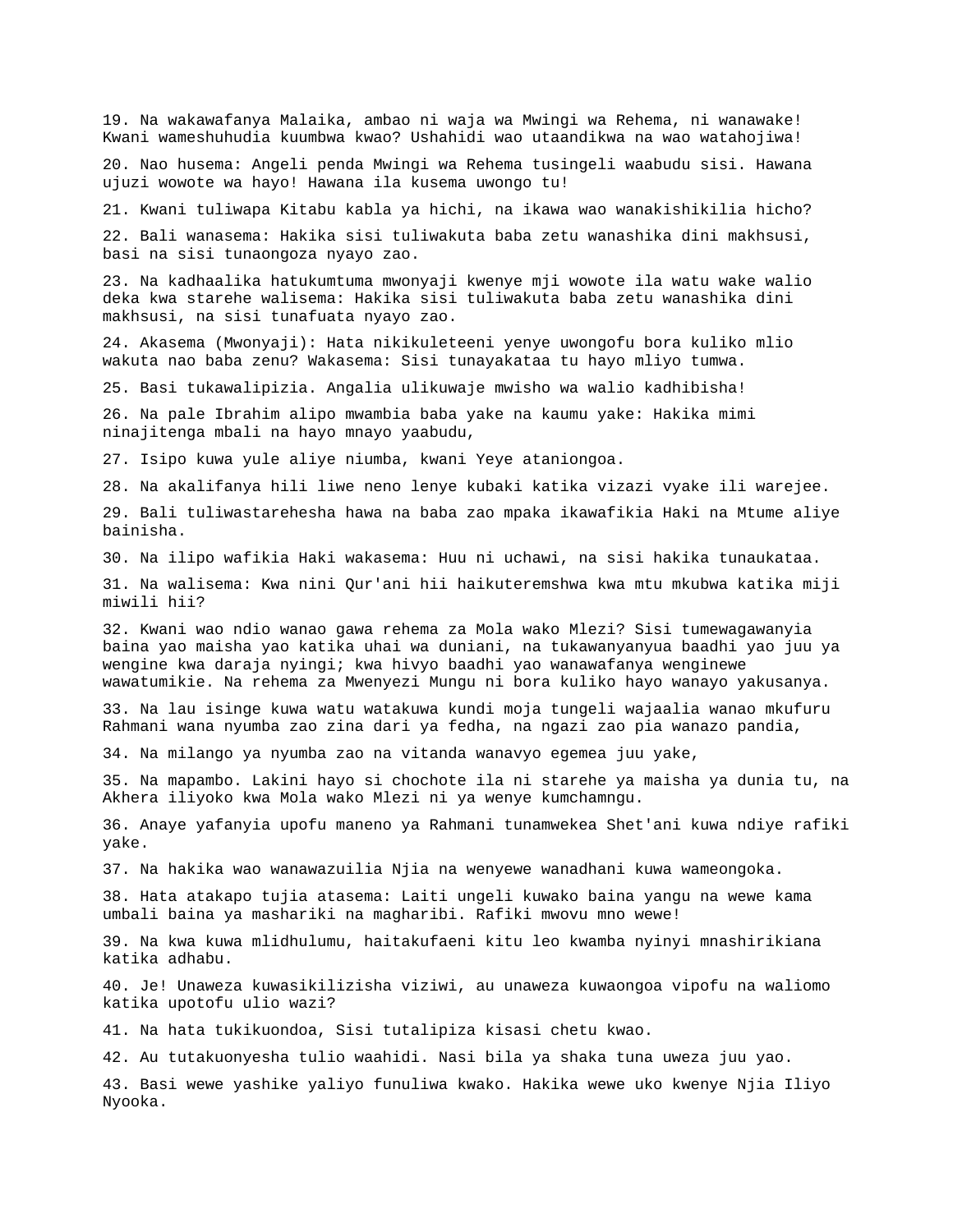19. Na wakawafanya Malaika, ambao ni waja wa Mwingi wa Rehema, ni wanawake! Kwani wameshuhudia kuumbwa kwao? Ushahidi wao utaandikwa na wao watahojiwa!

20. Nao husema: Angeli penda Mwingi wa Rehema tusingeli waabudu sisi. Hawana ujuzi wowote wa hayo! Hawana ila kusema uwongo tu!

21. Kwani tuliwapa Kitabu kabla ya hichi, na ikawa wao wanakishikilia hicho?

22. Bali wanasema: Hakika sisi tuliwakuta baba zetu wanashika dini makhsusi, basi na sisi tunaongoza nyayo zao.

23. Na kadhaalika hatukumtuma mwonyaji kwenye mji wowote ila watu wake walio deka kwa starehe walisema: Hakika sisi tuliwakuta baba zetu wanashika dini makhsusi, na sisi tunafuata nyayo zao.

24. Akasema (Mwonyaji): Hata nikikuleteeni yenye uwongofu bora kuliko mlio wakuta nao baba zenu? Wakasema: Sisi tunayakataa tu hayo mliyo tumwa.

25. Basi tukawalipizia. Angalia ulikuwaje mwisho wa walio kadhibisha!

26. Na pale Ibrahim alipo mwambia baba yake na kaumu yake: Hakika mimi ninajitenga mbali na hayo mnayo yaabudu,

27. Isipo kuwa yule aliye niumba, kwani Yeye ataniongoa.

28. Na akalifanya hili liwe neno lenye kubaki katika vizazi vyake ili warejee.

29. Bali tuliwastarehesha hawa na baba zao mpaka ikawafikia Haki na Mtume aliye bainisha.

30. Na ilipo wafikia Haki wakasema: Huu ni uchawi, na sisi hakika tunaukataa.

31. Na walisema: Kwa nini Qur'ani hii haikuteremshwa kwa mtu mkubwa katika miji miwili hii?

32. Kwani wao ndio wanao gawa rehema za Mola wako Mlezi? Sisi tumewagawanyia baina yao maisha yao katika uhai wa duniani, na tukawanyanyua baadhi yao juu ya wengine kwa daraja nyingi; kwa hivyo baadhi yao wanawafanya wenginewe wawatumikie. Na rehema za Mwenyezi Mungu ni bora kuliko hayo wanayo yakusanya.

33. Na lau isinge kuwa watu watakuwa kundi moja tungeli wajaalia wanao mkufuru Rahmani wana nyumba zao zina dari ya fedha, na ngazi zao pia wanazo pandia,

34. Na milango ya nyumba zao na vitanda wanavyo egemea juu yake,

35. Na mapambo. Lakini hayo si chochote ila ni starehe ya maisha ya dunia tu, na Akhera iliyoko kwa Mola wako Mlezi ni ya wenye kumchamngu.

36. Anaye yafanyia upofu maneno ya Rahmani tunamwekea Shet'ani kuwa ndiye rafiki yake.

37. Na hakika wao wanawazuilia Njia na wenyewe wanadhani kuwa wameongoka.

38. Hata atakapo tujia atasema: Laiti ungeli kuwako baina yangu na wewe kama umbali baina ya mashariki na magharibi. Rafiki mwovu mno wewe!

39. Na kwa kuwa mlidhulumu, haitakufaeni kitu leo kwamba nyinyi mnashirikiana katika adhabu.

40. Je! Unaweza kuwasikilizisha viziwi, au unaweza kuwaongoa vipofu na waliomo katika upotofu ulio wazi?

41. Na hata tukikuondoa, Sisi tutalipiza kisasi chetu kwao.

42. Au tutakuonyesha tulio waahidi. Nasi bila ya shaka tuna uweza juu yao.

43. Basi wewe yashike yaliyo funuliwa kwako. Hakika wewe uko kwenye Njia Iliyo Nyooka.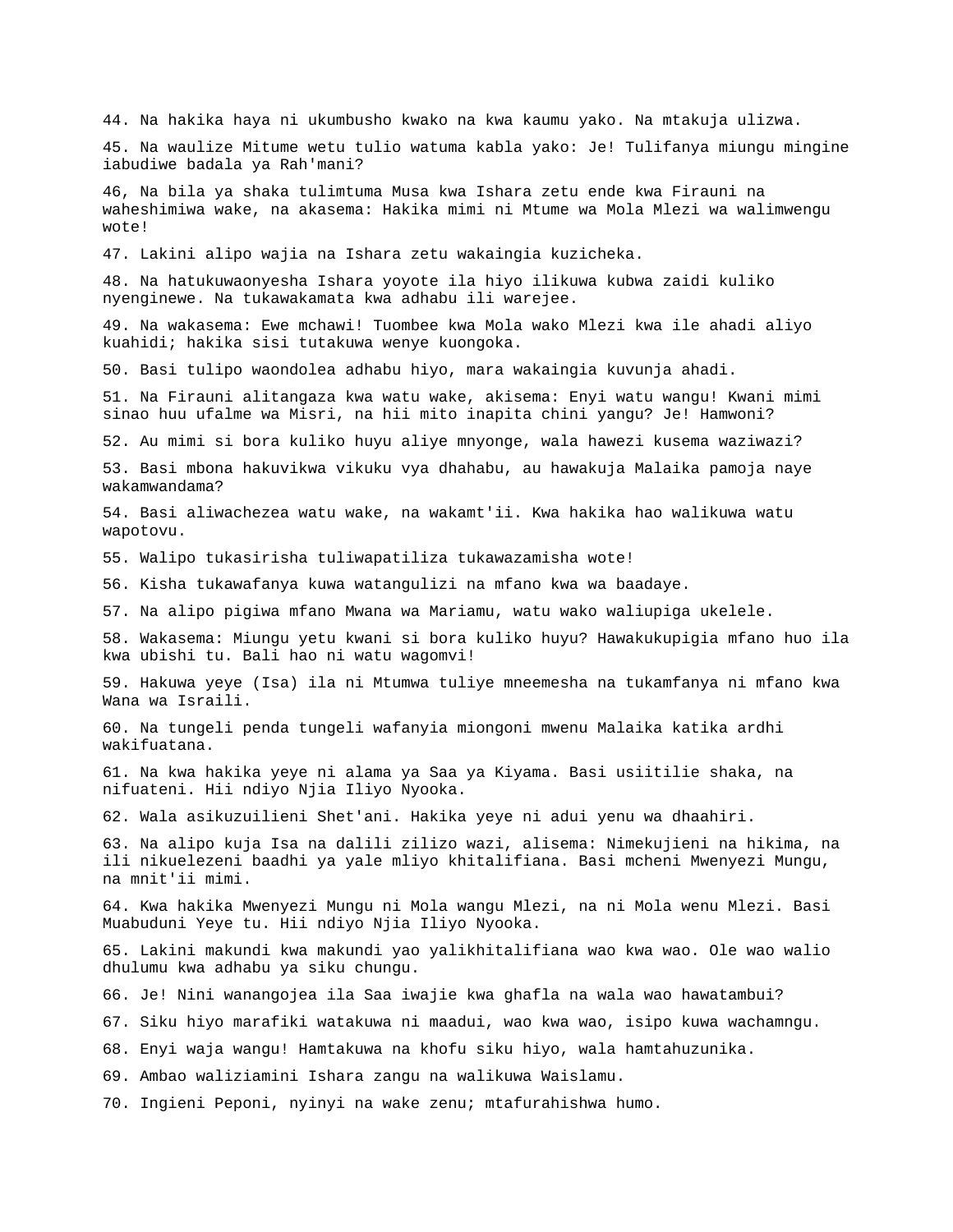44. Na hakika haya ni ukumbusho kwako na kwa kaumu yako. Na mtakuja ulizwa.

45. Na waulize Mitume wetu tulio watuma kabla yako: Je! Tulifanya miungu mingine iabudiwe badala ya Rah'mani?

46, Na bila ya shaka tulimtuma Musa kwa Ishara zetu ende kwa Firauni na waheshimiwa wake, na akasema: Hakika mimi ni Mtume wa Mola Mlezi wa walimwengu wote!

47. Lakini alipo wajia na Ishara zetu wakaingia kuzicheka.

48. Na hatukuwaonyesha Ishara yoyote ila hiyo ilikuwa kubwa zaidi kuliko nyenginewe. Na tukawakamata kwa adhabu ili warejee.

49. Na wakasema: Ewe mchawi! Tuombee kwa Mola wako Mlezi kwa ile ahadi aliyo kuahidi; hakika sisi tutakuwa wenye kuongoka.

50. Basi tulipo waondolea adhabu hiyo, mara wakaingia kuvunja ahadi.

51. Na Firauni alitangaza kwa watu wake, akisema: Enyi watu wangu! Kwani mimi sinao huu ufalme wa Misri, na hii mito inapita chini yangu? Je! Hamwoni?

52. Au mimi si bora kuliko huyu aliye mnyonge, wala hawezi kusema waziwazi?

53. Basi mbona hakuvikwa vikuku vya dhahabu, au hawakuja Malaika pamoja naye wakamwandama?

54. Basi aliwachezea watu wake, na wakamt'ii. Kwa hakika hao walikuwa watu wapotovu.

55. Walipo tukasirisha tuliwapatiliza tukawazamisha wote!

56. Kisha tukawafanya kuwa watangulizi na mfano kwa wa baadaye.

57. Na alipo pigiwa mfano Mwana wa Mariamu, watu wako waliupiga ukelele.

58. Wakasema: Miungu yetu kwani si bora kuliko huyu? Hawakukupigia mfano huo ila kwa ubishi tu. Bali hao ni watu wagomvi!

59. Hakuwa yeye (Isa) ila ni Mtumwa tuliye mneemesha na tukamfanya ni mfano kwa Wana wa Israili.

60. Na tungeli penda tungeli wafanyia miongoni mwenu Malaika katika ardhi wakifuatana.

61. Na kwa hakika yeye ni alama ya Saa ya Kiyama. Basi usiitilie shaka, na nifuateni. Hii ndiyo Njia Iliyo Nyooka.

62. Wala asikuzuilieni Shet'ani. Hakika yeye ni adui yenu wa dhaahiri.

63. Na alipo kuja Isa na dalili zilizo wazi, alisema: Nimekujieni na hikima, na ili nikuelezeni baadhi ya yale mliyo khitalifiana. Basi mcheni Mwenyezi Mungu, na mnit'ii mimi.

64. Kwa hakika Mwenyezi Mungu ni Mola wangu Mlezi, na ni Mola wenu Mlezi. Basi Muabuduni Yeye tu. Hii ndiyo Njia Iliyo Nyooka.

65. Lakini makundi kwa makundi yao yalikhitalifiana wao kwa wao. Ole wao walio dhulumu kwa adhabu ya siku chungu.

66. Je! Nini wanangojea ila Saa iwajie kwa ghafla na wala wao hawatambui?

67. Siku hiyo marafiki watakuwa ni maadui, wao kwa wao, isipo kuwa wachamngu.

68. Enyi waja wangu! Hamtakuwa na khofu siku hiyo, wala hamtahuzunika.

69. Ambao waliziamini Ishara zangu na walikuwa Waislamu.

70. Ingieni Peponi, nyinyi na wake zenu; mtafurahishwa humo.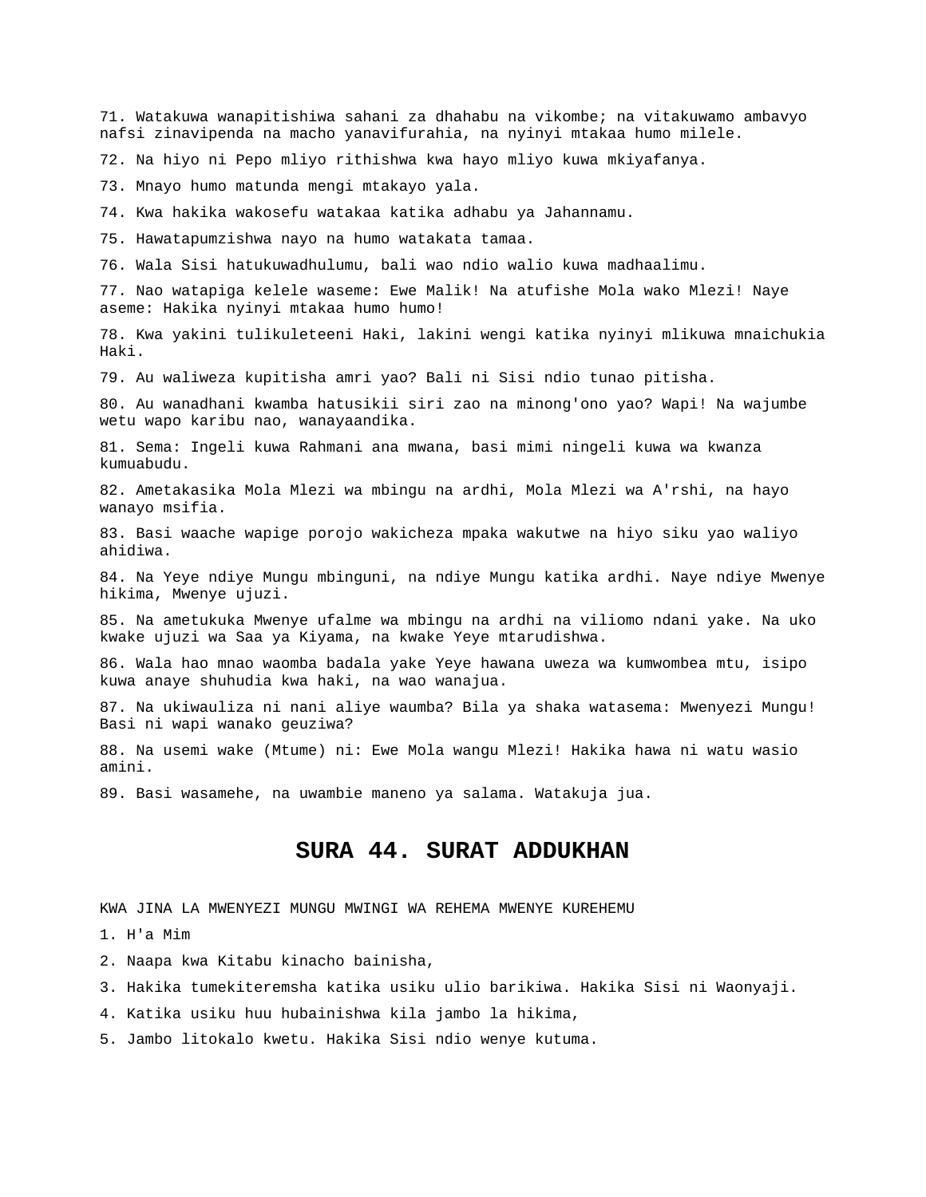71. Watakuwa wanapitishiwa sahani za dhahabu na vikombe; na vitakuwamo ambavyo nafsi zinavipenda na macho yanavifurahia, na nyinyi mtakaa humo milele.

72. Na hiyo ni Pepo mliyo rithishwa kwa hayo mliyo kuwa mkiyafanya.

73. Mnayo humo matunda mengi mtakayo yala.

74. Kwa hakika wakosefu watakaa katika adhabu ya Jahannamu.

75. Hawatapumzishwa nayo na humo watakata tamaa.

76. Wala Sisi hatukuwadhulumu, bali wao ndio walio kuwa madhaalimu.

77. Nao watapiga kelele waseme: Ewe Malik! Na atufishe Mola wako Mlezi! Naye aseme: Hakika nyinyi mtakaa humo humo!

78. Kwa yakini tulikuleteeni Haki, lakini wengi katika nyinyi mlikuwa mnaichukia Haki.

79. Au waliweza kupitisha amri yao? Bali ni Sisi ndio tunao pitisha.

80. Au wanadhani kwamba hatusikii siri zao na minong'ono yao? Wapi! Na wajumbe wetu wapo karibu nao, wanayaandika.

81. Sema: Ingeli kuwa Rahmani ana mwana, basi mimi ningeli kuwa wa kwanza kumuabudu.

82. Ametakasika Mola Mlezi wa mbingu na ardhi, Mola Mlezi wa A'rshi, na hayo wanayo msifia.

83. Basi waache wapige porojo wakicheza mpaka wakutwe na hiyo siku yao waliyo ahidiwa.

84. Na Yeye ndiye Mungu mbinguni, na ndiye Mungu katika ardhi. Naye ndiye Mwenye hikima, Mwenye ujuzi.

85. Na ametukuka Mwenye ufalme wa mbingu na ardhi na viliomo ndani yake. Na uko kwake ujuzi wa Saa ya Kiyama, na kwake Yeye mtarudishwa.

86. Wala hao mnao waomba badala yake Yeye hawana uweza wa kumwombea mtu, isipo kuwa anaye shuhudia kwa haki, na wao wanajua.

87. Na ukiwauliza ni nani aliye waumba? Bila ya shaka watasema: Mwenyezi Mungu! Basi ni wapi wanako geuziwa?

88. Na usemi wake (Mtume) ni: Ewe Mola wangu Mlezi! Hakika hawa ni watu wasio amini.

89. Basi wasamehe, na uwambie maneno ya salama. Watakuja jua.

# SURA 44. SURAT ADDUKHAN

KWA JINA LA MWENYEZI MUNGU MWINGI WA REHEMA MWENYE KUREHEMU

1. H'a Mim

2. Naapa kwa Kitabu kinacho bainisha,

3. Hakika tumekiteremsha katika usiku ulio barikiwa. Hakika Sisi ni Waonyaji.

4. Katika usiku huu hubainishwa kila jambo la hikima,

5. Jambo litokalo kwetu. Hakika Sisi ndio wenye kutuma.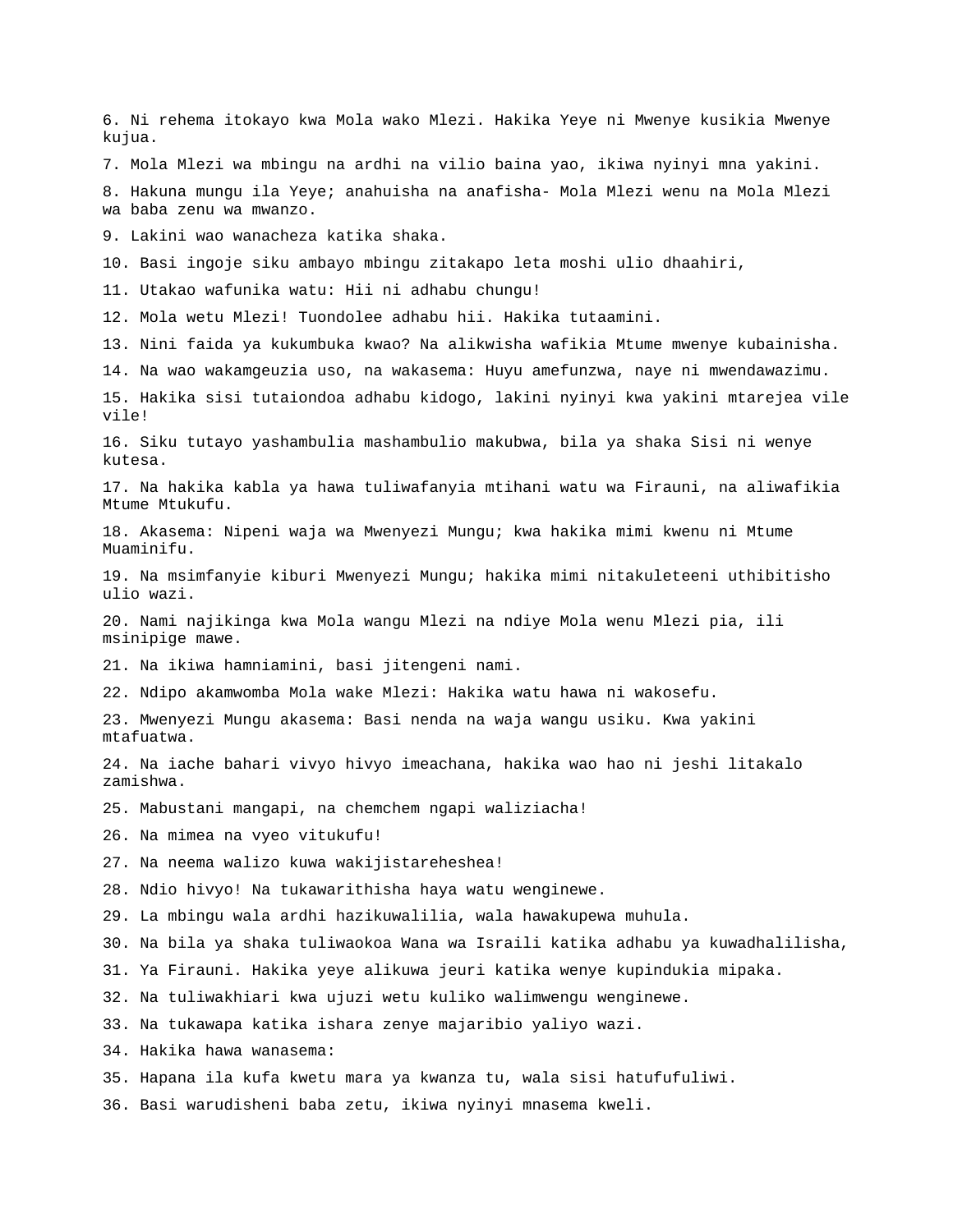6. Ni rehema itokayo kwa Mola wako Mlezi. Hakika Yeye ni Mwenye kusikia Mwenye kujua.

7. Mola Mlezi wa mbingu na ardhi na vilio baina yao, ikiwa nyinyi mna yakini.

8. Hakuna mungu ila Yeye; anahuisha na anafisha- Mola Mlezi wenu na Mola Mlezi wa baba zenu wa mwanzo.

9. Lakini wao wanacheza katika shaka.

10. Basi ingoje siku ambayo mbingu zitakapo leta moshi ulio dhaahiri,

11. Utakao wafunika watu: Hii ni adhabu chungu!

12. Mola wetu Mlezi! Tuondolee adhabu hii. Hakika tutaamini.

13. Nini faida ya kukumbuka kwao? Na alikwisha wafikia Mtume mwenye kubainisha.

14. Na wao wakamgeuzia uso, na wakasema: Huyu amefunzwa, naye ni mwendawazimu.

15. Hakika sisi tutaiondoa adhabu kidogo, lakini nyinyi kwa yakini mtarejea vile vile!

16. Siku tutayo yashambulia mashambulio makubwa, bila ya shaka Sisi ni wenye kutesa.

17. Na hakika kabla ya hawa tuliwafanyia mtihani watu wa Firauni, na aliwafikia Mtume Mtukufu.

18. Akasema: Nipeni waja wa Mwenyezi Mungu; kwa hakika mimi kwenu ni Mtume Muaminifu.

19. Na msimfanyie kiburi Mwenyezi Mungu; hakika mimi nitakuleteeni uthibitisho ulio wazi.

20. Nami najikinga kwa Mola wangu Mlezi na ndiye Mola wenu Mlezi pia, ili msinipige mawe.

21. Na ikiwa hamniamini, basi jitengeni nami.

22. Ndipo akamwomba Mola wake Mlezi: Hakika watu hawa ni wakosefu.

23. Mwenyezi Mungu akasema: Basi nenda na waja wangu usiku. Kwa yakini mtafuatwa.

24. Na iache bahari vivyo hivyo imeachana, hakika wao hao ni jeshi litakalo zamishwa.

25. Mabustani mangapi, na chemchem ngapi waliziacha!

26. Na mimea na vyeo vitukufu!

27. Na neema walizo kuwa wakijistareheshea!

28. Ndio hivyo! Na tukawarithisha haya watu wenginewe.

29. La mbingu wala ardhi hazikuwalilia, wala hawakupewa muhula.

30. Na bila ya shaka tuliwaokoa Wana wa Israili katika adhabu ya kuwadhalilisha,

31. Ya Firauni. Hakika yeye alikuwa jeuri katika wenye kupindukia mipaka.

32. Na tuliwakhiari kwa ujuzi wetu kuliko walimwengu wenginewe.

33. Na tukawapa katika ishara zenye majaribio yaliyo wazi.

34. Hakika hawa wanasema:

35. Hapana ila kufa kwetu mara ya kwanza tu, wala sisi hatufufuliwi.

36. Basi warudisheni baba zetu, ikiwa nyinyi mnasema kweli.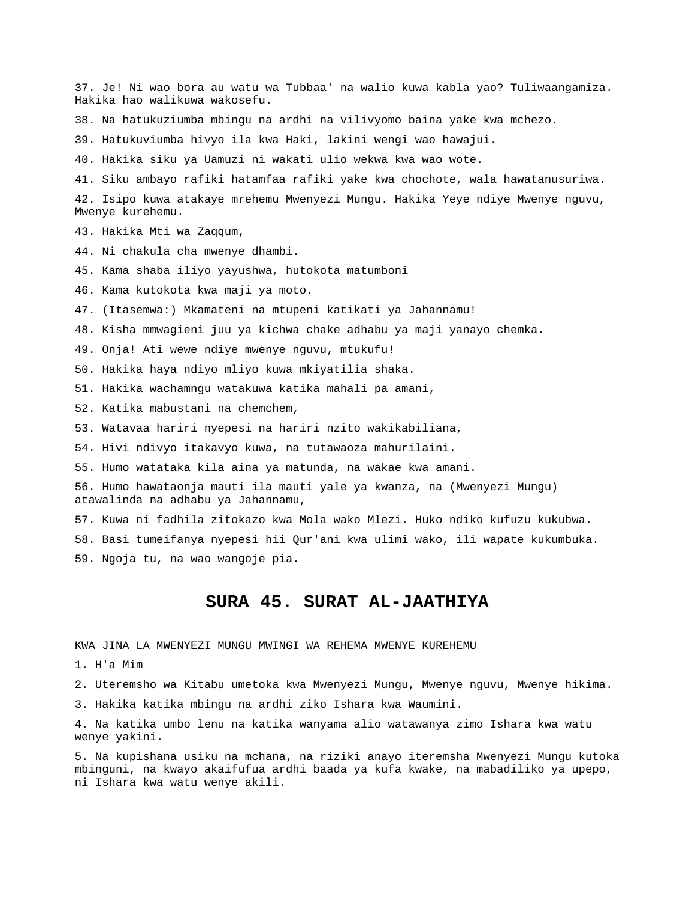37. Je! Ni wao bora au watu wa Tubbaa' na walio kuwa kabla yao? Tuliwaangamiza. Hakika hao walikuwa wakosefu.

38. Na hatukuziumba mbingu na ardhi na vilivyomo baina yake kwa mchezo.

39. Hatukuviumba hivyo ila kwa Haki, lakini wengi wao hawajui.

40. Hakika siku ya Uamuzi ni wakati ulio wekwa kwa wao wote.

41. Siku ambayo rafiki hatamfaa rafiki yake kwa chochote, wala hawatanusuriwa.

42. Isipo kuwa atakaye mrehemu Mwenyezi Mungu. Hakika Yeye ndiye Mwenye nguvu, Mwenye kurehemu.

43. Hakika Mti wa Zaqqum,

44. Ni chakula cha mwenye dhambi.

45. Kama shaba iliyo yayushwa, hutokota matumboni

46. Kama kutokota kwa maji ya moto.

47. (Itasemwa:) Mkamateni na mtupeni katikati ya Jahannamu!

48. Kisha mmwagieni juu ya kichwa chake adhabu ya maji yanayo chemka.

49. Onja! Ati wewe ndiye mwenye nguvu, mtukufu!

50. Hakika haya ndiyo mliyo kuwa mkiyatilia shaka.

51. Hakika wachamngu watakuwa katika mahali pa amani,

52. Katika mabustani na chemchem,

53. Watavaa hariri nyepesi na hariri nzito wakikabiliana,

54. Hivi ndivyo itakavyo kuwa, na tutawaoza mahurilaini.

55. Humo watataka kila aina ya matunda, na wakae kwa amani.

56. Humo hawataonja mauti ila mauti yale ya kwanza, na (Mwenyezi Mungu) atawalinda na adhabu ya Jahannamu,

57. Kuwa ni fadhila zitokazo kwa Mola wako Mlezi. Huko ndiko kufuzu kukubwa.

58. Basi tumeifanya nyepesi hii Qur'ani kwa ulimi wako, ili wapate kukumbuka.

59. Ngoja tu, na wao wangoje pia.

# SURA 45. SURAT AL-JAATHIYA

KWA JINA LA MWENYEZI MUNGU MWINGI WA REHEMA MWENYE KUREHEMU

1. H'a Mim

2. Uteremsho wa Kitabu umetoka kwa Mwenyezi Mungu, Mwenye nguvu, Mwenye hikima.

3. Hakika katika mbingu na ardhi ziko Ishara kwa Waumini.

4. Na katika umbo lenu na katika wanyama alio watawanya zimo Ishara kwa watu wenye yakini.

5. Na kupishana usiku na mchana, na riziki anayo iteremsha Mwenyezi Mungu kutoka mbinguni, na kwayo akaifufua ardhi baada ya kufa kwake, na mabadiliko ya upepo, ni Ishara kwa watu wenye akili.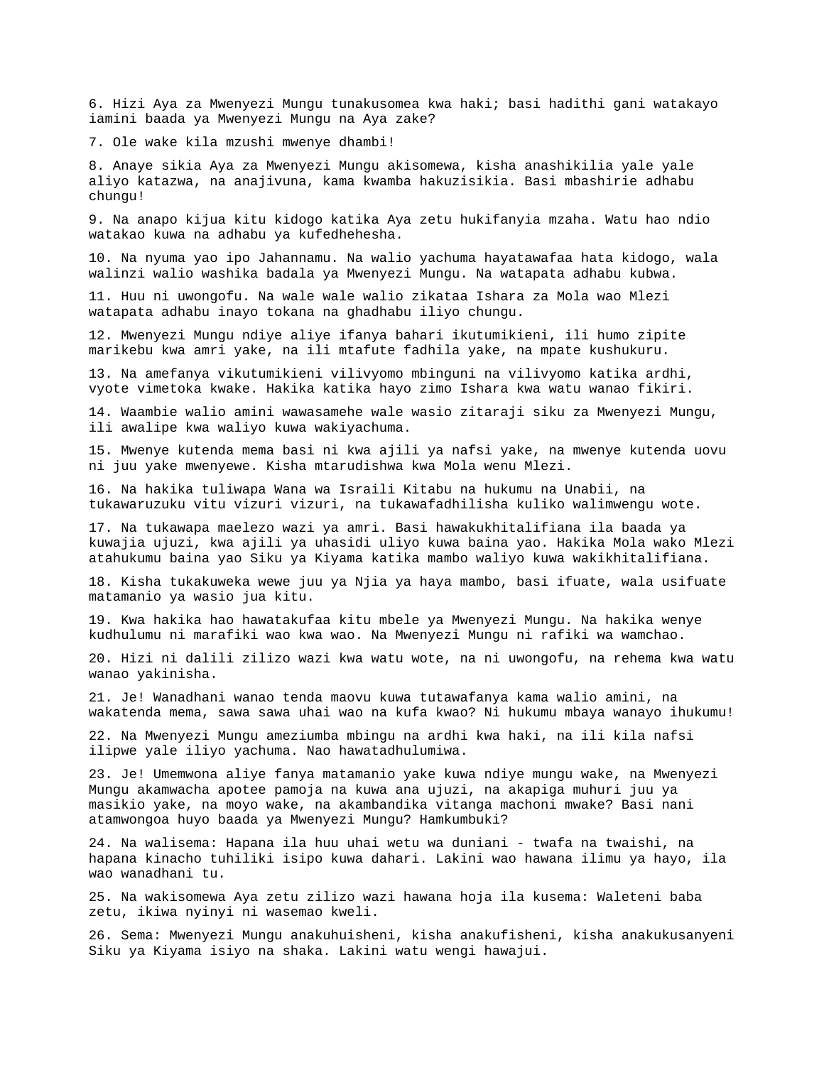6. Hizi Aya za Mwenyezi Mungu tunakusomea kwa haki; basi hadithi gani watakayo iamini baada ya Mwenyezi Mungu na Aya zake?

7. Ole wake kila mzushi mwenye dhambi!

8. Anaye sikia Aya za Mwenyezi Mungu akisomewa, kisha anashikilia yale yale aliyo katazwa, na anajivuna, kama kwamba hakuzisikia. Basi mbashirie adhabu chungu!

9. Na anapo kijua kitu kidogo katika Aya zetu hukifanyia mzaha. Watu hao ndio watakao kuwa na adhabu ya kufedhehesha.

10. Na nyuma yao ipo Jahannamu. Na walio yachuma hayatawafaa hata kidogo, wala walinzi walio washika badala ya Mwenyezi Mungu. Na watapata adhabu kubwa.

11. Huu ni uwongofu. Na wale wale walio zikataa Ishara za Mola wao Mlezi watapata adhabu inayo tokana na ghadhabu iliyo chungu.

12. Mwenyezi Mungu ndiye aliye ifanya bahari ikutumikieni, ili humo zipite marikebu kwa amri yake, na ili mtafute fadhila yake, na mpate kushukuru.

13. Na amefanya vikutumikieni vilivyomo mbinguni na vilivyomo katika ardhi, vyote vimetoka kwake. Hakika katika hayo zimo Ishara kwa watu wanao fikiri.

14. Waambie walio amini wawasamehe wale wasio zitaraji siku za Mwenyezi Mungu, ili awalipe kwa waliyo kuwa wakiyachuma.

15. Mwenye kutenda mema basi ni kwa ajili ya nafsi yake, na mwenye kutenda uovu ni juu yake mwenyewe. Kisha mtarudishwa kwa Mola wenu Mlezi.

16. Na hakika tuliwapa Wana wa Israili Kitabu na hukumu na Unabii, na tukawaruzuku vitu vizuri vizuri, na tukawafadhilisha kuliko walimwengu wote.

17. Na tukawapa maelezo wazi ya amri. Basi hawakukhitalifiana ila baada ya kuwajia ujuzi, kwa ajili ya uhasidi uliyo kuwa baina yao. Hakika Mola wako Mlezi atahukumu baina yao Siku ya Kiyama katika mambo waliyo kuwa wakikhitalifiana.

18. Kisha tukakuweka wewe juu ya Njia ya haya mambo, basi ifuate, wala usifuate matamanio ya wasio jua kitu.

19. Kwa hakika hao hawatakufaa kitu mbele ya Mwenyezi Mungu. Na hakika wenye kudhulumu ni marafiki wao kwa wao. Na Mwenyezi Mungu ni rafiki wa wamchao.

20. Hizi ni dalili zilizo wazi kwa watu wote, na ni uwongofu, na rehema kwa watu wanao yakinisha.

21. Je! Wanadhani wanao tenda maovu kuwa tutawafanya kama walio amini, na wakatenda mema, sawa sawa uhai wao na kufa kwao? Ni hukumu mbaya wanayo ihukumu!

22. Na Mwenyezi Mungu ameziumba mbingu na ardhi kwa haki, na ili kila nafsi ilipwe yale iliyo yachuma. Nao hawatadhulumiwa.

23. Je! Umemwona aliye fanya matamanio yake kuwa ndiye mungu wake, na Mwenyezi Mungu akamwacha apotee pamoja na kuwa ana ujuzi, na akapiga muhuri juu ya masikio yake, na moyo wake, na akambandika vitanga machoni mwake? Basi nani atamwongoa huyo baada ya Mwenyezi Mungu? Hamkumbuki?

24. Na walisema: Hapana ila huu uhai wetu wa duniani - twafa na twaishi, na hapana kinacho tuhiliki isipo kuwa dahari. Lakini wao hawana ilimu ya hayo, ila wao wanadhani tu.

25. Na wakisomewa Aya zetu zilizo wazi hawana hoja ila kusema: Waleteni baba zetu, ikiwa nyinyi ni wasemao kweli.

26. Sema: Mwenyezi Mungu anakuhuisheni, kisha anakufisheni, kisha anakukusanyeni Siku ya Kiyama isiyo na shaka. Lakini watu wengi hawajui.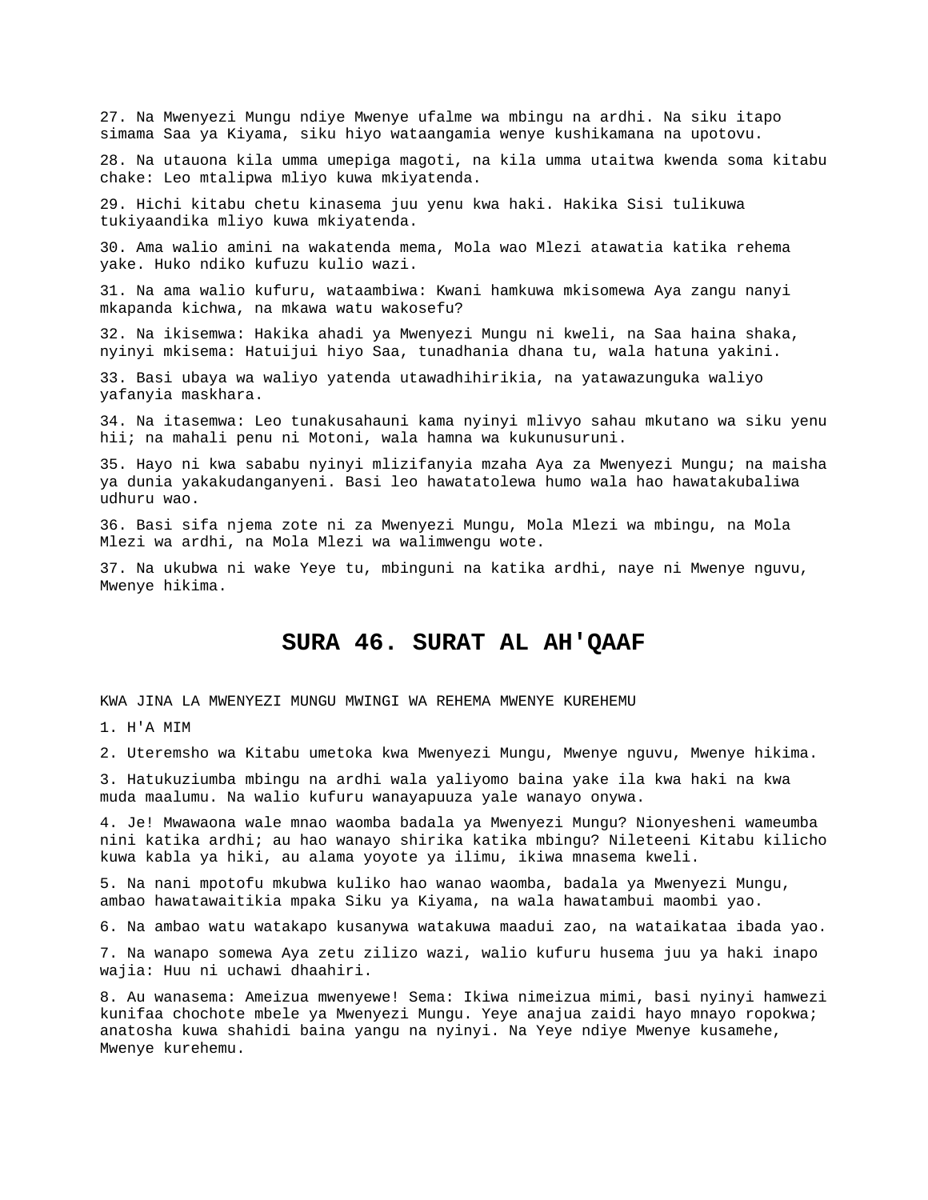27. Na Mwenyezi Mungu ndiye Mwenye ufalme wa mbingu na ardhi. Na siku itapo simama Saa ya Kiyama, siku hiyo wataangamia wenye kushikamana na upotovu.

28. Na utauona kila umma umepiga magoti, na kila umma utaitwa kwenda soma kitabu chake: Leo mtalipwa mliyo kuwa mkiyatenda.

29. Hichi kitabu chetu kinasema juu yenu kwa haki. Hakika Sisi tulikuwa tukiyaandika mliyo kuwa mkiyatenda.

30. Ama walio amini na wakatenda mema, Mola wao Mlezi atawatia katika rehema yake. Huko ndiko kufuzu kulio wazi.

31. Na ama walio kufuru, wataambiwa: Kwani hamkuwa mkisomewa Aya zangu nanyi mkapanda kichwa, na mkawa watu wakosefu?

32. Na ikisemwa: Hakika ahadi ya Mwenyezi Mungu ni kweli, na Saa haina shaka, nyinyi mkisema: Hatuijui hiyo Saa, tunadhania dhana tu, wala hatuna yakini.

33. Basi ubaya wa waliyo yatenda utawadhihirikia, na yatawazunguka waliyo yafanyia maskhara.

34. Na itasemwa: Leo tunakusahauni kama nyinyi mlivyo sahau mkutano wa siku yenu hii; na mahali penu ni Motoni, wala hamna wa kukunusuruni.

35. Hayo ni kwa sababu nyinyi mlizifanyia mzaha Aya za Mwenyezi Mungu; na maisha ya dunia yakakudanganyeni. Basi leo hawatatolewa humo wala hao hawatakubaliwa udhuru wao.

36. Basi sifa njema zote ni za Mwenyezi Mungu, Mola Mlezi wa mbingu, na Mola Mlezi wa ardhi, na Mola Mlezi wa walimwengu wote.

37. Na ukubwa ni wake Yeye tu, mbinguni na katika ardhi, naye ni Mwenye nguvu, Mwenye hikima.

# SURA 46. SURAT AL AH'QAAF

KWA JINA LA MWENYEZI MUNGU MWINGI WA REHEMA MWENYE KUREHEMU

1. H'A MIM

2. Uteremsho wa Kitabu umetoka kwa Mwenyezi Mungu, Mwenye nguvu, Mwenye hikima.

3. Hatukuziumba mbingu na ardhi wala yaliyomo baina yake ila kwa haki na kwa muda maalumu. Na walio kufuru wanayapuuza yale wanayo onywa.

4. Je! Mwawaona wale mnao waomba badala ya Mwenyezi Mungu? Nionyesheni wameumba nini katika ardhi; au hao wanayo shirika katika mbingu? Nileteeni Kitabu kilicho kuwa kabla ya hiki, au alama yoyote ya ilimu, ikiwa mnasema kweli.

5. Na nani mpotofu mkubwa kuliko hao wanao waomba, badala ya Mwenyezi Mungu, ambao hawatawaitikia mpaka Siku ya Kiyama, na wala hawatambui maombi yao.

6. Na ambao watu watakapo kusanywa watakuwa maadui zao, na wataikataa ibada yao.

7. Na wanapo somewa Aya zetu zilizo wazi, walio kufuru husema juu ya haki inapo wajia: Huu ni uchawi dhaahiri.

8. Au wanasema: Ameizua mwenyewe! Sema: Ikiwa nimeizua mimi, basi nyinyi hamwezi kunifaa chochote mbele ya Mwenyezi Mungu. Yeye anajua zaidi hayo mnayo ropokwa; anatosha kuwa shahidi baina yangu na nyinyi. Na Yeye ndiye Mwenye kusamehe, Mwenye kurehemu.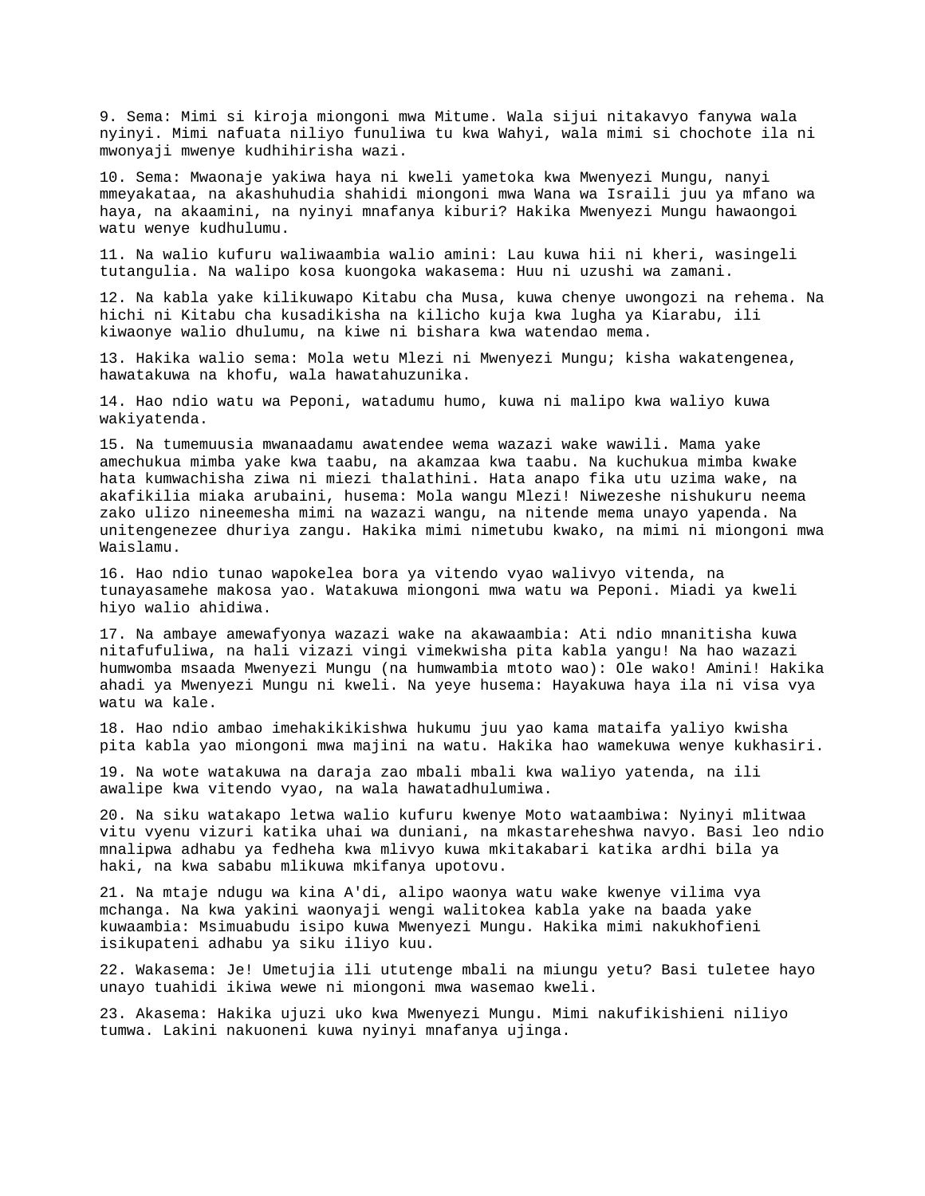9. Sema: Mimi si kiroja miongoni mwa Mitume. Wala sijui nitakavyo fanywa wala nyinyi. Mimi nafuata niliyo funuliwa tu kwa Wahyi, wala mimi si chochote ila ni mwonyaji mwenye kudhihirisha wazi.

10. Sema: Mwaonaje yakiwa haya ni kweli yametoka kwa Mwenyezi Mungu, nanyi mmeyakataa, na akashuhudia shahidi miongoni mwa Wana wa Israili juu ya mfano wa haya, na akaamini, na nyinyi mnafanya kiburi? Hakika Mwenyezi Mungu hawaongoi watu wenye kudhulumu.

11. Na walio kufuru waliwaambia walio amini: Lau kuwa hii ni kheri, wasingeli tutangulia. Na walipo kosa kuongoka wakasema: Huu ni uzushi wa zamani.

12. Na kabla yake kilikuwapo Kitabu cha Musa, kuwa chenye uwongozi na rehema. Na hichi ni Kitabu cha kusadikisha na kilicho kuja kwa lugha ya Kiarabu, ili kiwaonye walio dhulumu, na kiwe ni bishara kwa watendao mema.

13. Hakika walio sema: Mola wetu Mlezi ni Mwenyezi Mungu; kisha wakatengenea, hawatakuwa na khofu, wala hawatahuzunika.

14. Hao ndio watu wa Peponi, watadumu humo, kuwa ni malipo kwa waliyo kuwa wakiyatenda.

15. Na tumemuusia mwanaadamu awatendee wema wazazi wake wawili. Mama yake amechukua mimba yake kwa taabu, na akamzaa kwa taabu. Na kuchukua mimba kwake hata kumwachisha ziwa ni miezi thalathini. Hata anapo fika utu uzima wake, na akafikilia miaka arubaini, husema: Mola wangu Mlezi! Niwezeshe nishukuru neema zako ulizo nineemesha mimi na wazazi wangu, na nitende mema unayo yapenda. Na unitengenezee dhuriya zangu. Hakika mimi nimetubu kwako, na mimi ni miongoni mwa Waislamu.

16. Hao ndio tunao wapokelea bora ya vitendo vyao walivyo vitenda, na tunayasamehe makosa yao. Watakuwa miongoni mwa watu wa Peponi. Miadi ya kweli hiyo walio ahidiwa.

17. Na ambaye amewafyonya wazazi wake na akawaambia: Ati ndio mnanitisha kuwa nitafufuliwa, na hali vizazi vingi vimekwisha pita kabla yangu! Na hao wazazi humwomba msaada Mwenyezi Mungu (na humwambia mtoto wao): Ole wako! Amini! Hakika ahadi ya Mwenyezi Mungu ni kweli. Na yeye husema: Hayakuwa haya ila ni visa vya watu wa kale.

18. Hao ndio ambao imehakikikishwa hukumu juu yao kama mataifa yaliyo kwisha pita kabla yao miongoni mwa majini na watu. Hakika hao wamekuwa wenye kukhasiri.

19. Na wote watakuwa na daraja zao mbali mbali kwa waliyo yatenda, na ili awalipe kwa vitendo vyao, na wala hawatadhulumiwa.

20. Na siku watakapo letwa walio kufuru kwenye Moto wataambiwa: Nyinyi mlitwaa vitu vyenu vizuri katika uhai wa duniani, na mkastareheshwa navyo. Basi leo ndio mnalipwa adhabu ya fedheha kwa mlivyo kuwa mkitakabari katika ardhi bila ya haki, na kwa sababu mlikuwa mkifanya upotovu.

21. Na mtaje ndugu wa kina A'di, alipo waonya watu wake kwenye vilima vya mchanga. Na kwa yakini waonyaji wengi walitokea kabla yake na baada yake kuwaambia: Msimuabudu isipo kuwa Mwenyezi Mungu. Hakika mimi nakukhofieni isikupateni adhabu ya siku iliyo kuu.

22. Wakasema: Je! Umetujia ili ututenge mbali na miungu yetu? Basi tuletee hayo unayo tuahidi ikiwa wewe ni miongoni mwa wasemao kweli.

23. Akasema: Hakika ujuzi uko kwa Mwenyezi Mungu. Mimi nakufikishieni niliyo tumwa. Lakini nakuoneni kuwa nyinyi mnafanya ujinga.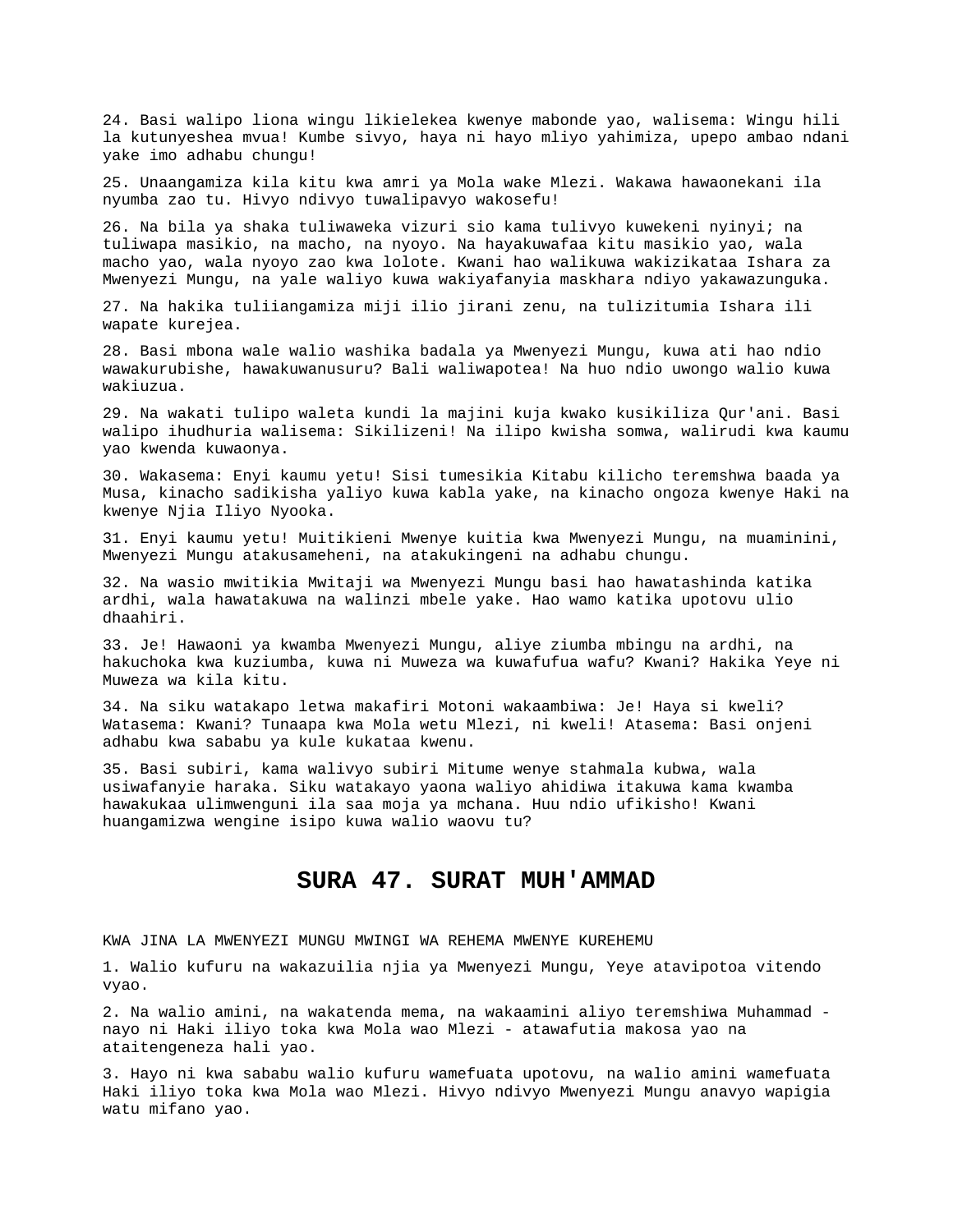24. Basi walipo liona wingu likielekea kwenye mabonde yao, walisema: Wingu hili la kutunyeshea mvua! Kumbe sivyo, haya ni hayo mliyo yahimiza, upepo ambao ndani yake imo adhabu chungu!

25. Unaangamiza kila kitu kwa amri ya Mola wake Mlezi. Wakawa hawaonekani ila nyumba zao tu. Hivyo ndivyo tuwalipavyo wakosefu!

26. Na bila ya shaka tuliwaweka vizuri sio kama tulivyo kuwekeni nyinyi; na tuliwapa masikio, na macho, na nyoyo. Na hayakuwafaa kitu masikio yao, wala macho yao, wala nyoyo zao kwa lolote. Kwani hao walikuwa wakizikataa Ishara za Mwenyezi Mungu, na yale waliyo kuwa wakiyafanyia maskhara ndiyo yakawazunguka.

27. Na hakika tuliiangamiza miji ilio jirani zenu, na tulizitumia Ishara ili wapate kurejea.

28. Basi mbona wale walio washika badala ya Mwenyezi Mungu, kuwa ati hao ndio wawakurubishe, hawakuwanusuru? Bali waliwapotea! Na huo ndio uwongo walio kuwa wakiuzua.

29. Na wakati tulipo waleta kundi la majini kuja kwako kusikiliza Qur'ani. Basi walipo ihudhuria walisema: Sikilizeni! Na ilipo kwisha somwa, walirudi kwa kaumu yao kwenda kuwaonya.

30. Wakasema: Enyi kaumu yetu! Sisi tumesikia Kitabu kilicho teremshwa baada ya Musa, kinacho sadikisha yaliyo kuwa kabla yake, na kinacho ongoza kwenye Haki na kwenye Njia Iliyo Nyooka.

31. Enyi kaumu yetu! Muitikieni Mwenye kuitia kwa Mwenyezi Mungu, na muaminini, Mwenyezi Mungu atakusameheni, na atakukingeni na adhabu chungu.

32. Na wasio mwitikia Mwitaji wa Mwenyezi Mungu basi hao hawatashinda katika ardhi, wala hawatakuwa na walinzi mbele yake. Hao wamo katika upotovu ulio dhaahiri.

33. Je! Hawaoni ya kwamba Mwenyezi Mungu, aliye ziumba mbingu na ardhi, na hakuchoka kwa kuziumba, kuwa ni Muweza wa kuwafufua wafu? Kwani? Hakika Yeye ni Muweza wa kila kitu.

34. Na siku watakapo letwa makafiri Motoni wakaambiwa: Je! Haya si kweli? Watasema: Kwani? Tunaapa kwa Mola wetu Mlezi, ni kweli! Atasema: Basi onjeni adhabu kwa sababu ya kule kukataa kwenu.

35. Basi subiri, kama walivyo subiri Mitume wenye stahmala kubwa, wala usiwafanyie haraka. Siku watakayo yaona waliyo ahidiwa itakuwa kama kwamba hawakukaa ulimwenguni ila saa moja ya mchana. Huu ndio ufikisho! Kwani huangamizwa wengine isipo kuwa walio waovu tu?

## SURA 47. SURAT MUH'AMMAD

KWA JINA LA MWENYEZI MUNGU MWINGI WA REHEMA MWENYE KUREHEMU

1. Walio kufuru na wakazuilia njia ya Mwenyezi Mungu, Yeye atavipotoa vitendo vyao.

2. Na walio amini, na wakatenda mema, na wakaamini aliyo teremshiwa Muhammad - nayo ni Haki iliyo toka kwa Mola wao Mlezi - atawafutia makosa yao na ataitengeneza hali yao.

3. Hayo ni kwa sababu walio kufuru wamefuata upotovu, na walio amini wamefuata Haki iliyo toka kwa Mola wao Mlezi. Hivyo ndivyo Mwenyezi Mungu anavyo wapigia watu mifano yao.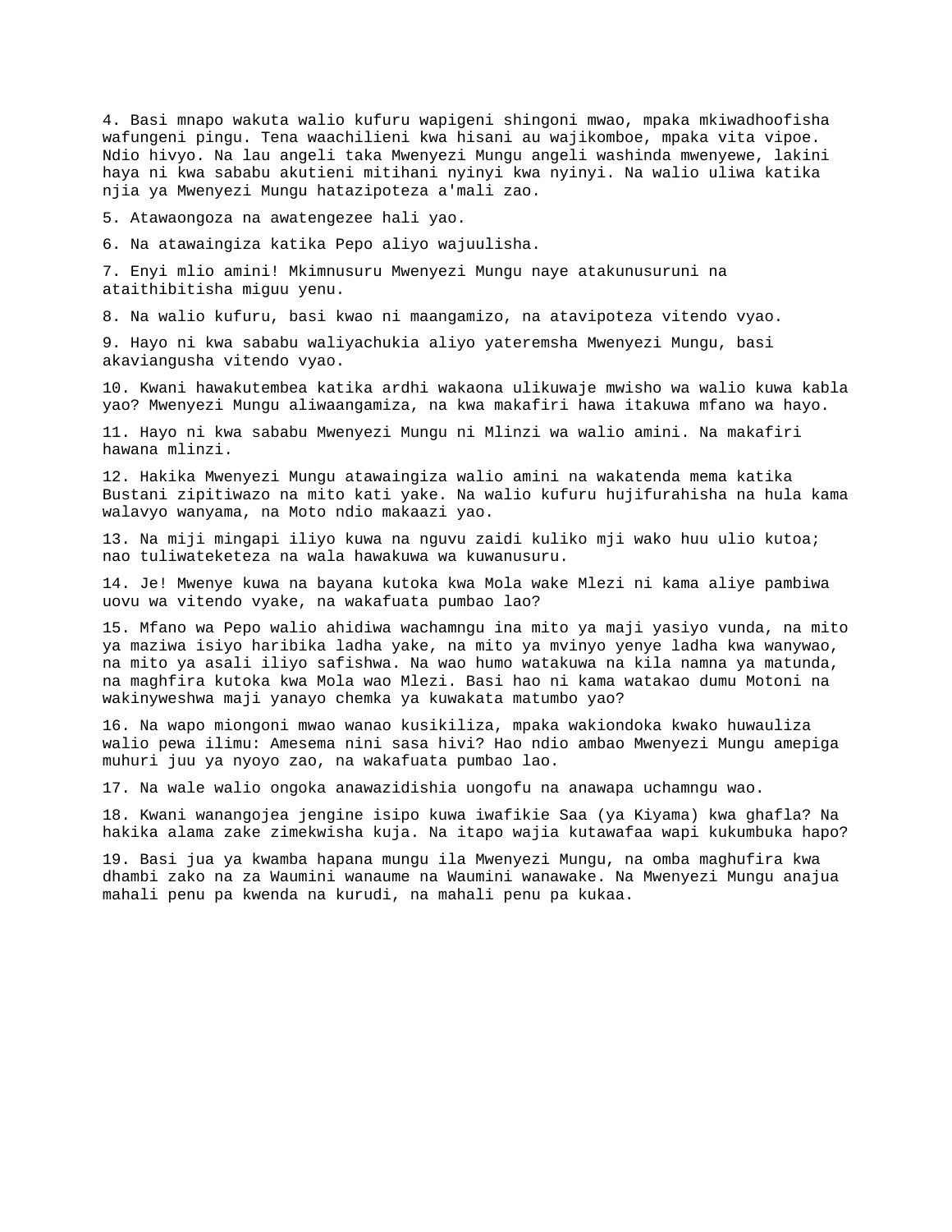4. Basi mnapo wakuta walio kufuru wapigeni shingoni mwao, mpaka mkiwadhoofisha wafungeni pingu. Tena waachilieni kwa hisani au wajikomboe, mpaka vita vipoe. Ndio hivyo. Na lau angeli taka Mwenyezi Mungu angeli washinda mwenyewe, lakini haya ni kwa sababu akutieni mitihani nyinyi kwa nyinyi. Na walio uliwa katika njia ya Mwenyezi Mungu hatazipoteza a'mali zao.

5. Atawaongoza na awatengezee hali yao.

6. Na atawaingiza katika Pepo aliyo wajuulisha.

7. Enyi mlio amini! Mkimnusuru Mwenyezi Mungu naye atakunusuruni na ataithibitisha miguu yenu.

8. Na walio kufuru, basi kwao ni maangamizo, na atavipoteza vitendo vyao.

9. Hayo ni kwa sababu waliyachukia aliyo yateremsha Mwenyezi Mungu, basi akaviangusha vitendo vyao.

10. Kwani hawakutembea katika ardhi wakaona ulikuwaje mwisho wa walio kuwa kabla yao? Mwenyezi Mungu aliwaangamiza, na kwa makafiri hawa itakuwa mfano wa hayo.

11. Hayo ni kwa sababu Mwenyezi Mungu ni Mlinzi wa walio amini. Na makafiri hawana mlinzi.

12. Hakika Mwenyezi Mungu atawaingiza walio amini na wakatenda mema katika Bustani zipitiwazo na mito kati yake. Na walio kufuru hujifurahisha na hula kama walavyo wanyama, na Moto ndio makaazi yao.

13. Na miji mingapi iliyo kuwa na nguvu zaidi kuliko mji wako huu ulio kutoa; nao tuliwateketeza na wala hawakuwa wa kuwanusuru.

14. Je! Mwenye kuwa na bayana kutoka kwa Mola wake Mlezi ni kama aliye pambiwa uovu wa vitendo vyake, na wakafuata pumbao lao?

15. Mfano wa Pepo walio ahidiwa wachamngu ina mito ya maji yasiyo vunda, na mito ya maziwa isiyo haribika ladha yake, na mito ya mvinyo yenye ladha kwa wanywao, na mito ya asali iliyo safishwa. Na wao humo watakuwa na kila namna ya matunda, na maghfira kutoka kwa Mola wao Mlezi. Basi hao ni kama watakao dumu Motoni na wakinyweshwa maji yanayo chemka ya kuwakata matumbo yao?

16. Na wapo miongoni mwao wanao kusikiliza, mpaka wakiondoka kwako huwauliza walio pewa ilimu: Amesema nini sasa hivi? Hao ndio ambao Mwenyezi Mungu amepiga muhuri juu ya nyoyo zao, na wakafuata pumbao lao.

17. Na wale walio ongoka anawazidishia uongofu na anawapa uchamngu wao.

18. Kwani wanangojea jengine isipo kuwa iwafikie Saa (ya Kiyama) kwa ghafla? Na hakika alama zake zimekwisha kuja. Na itapo wajia kutawafaa wapi kukumbuka hapo?

19. Basi jua ya kwamba hapana mungu ila Mwenyezi Mungu, na omba maghufira kwa dhambi zako na za Waumini wanaume na Waumini wanawake. Na Mwenyezi Mungu anajua mahali penu pa kwenda na kurudi, na mahali penu pa kukaa.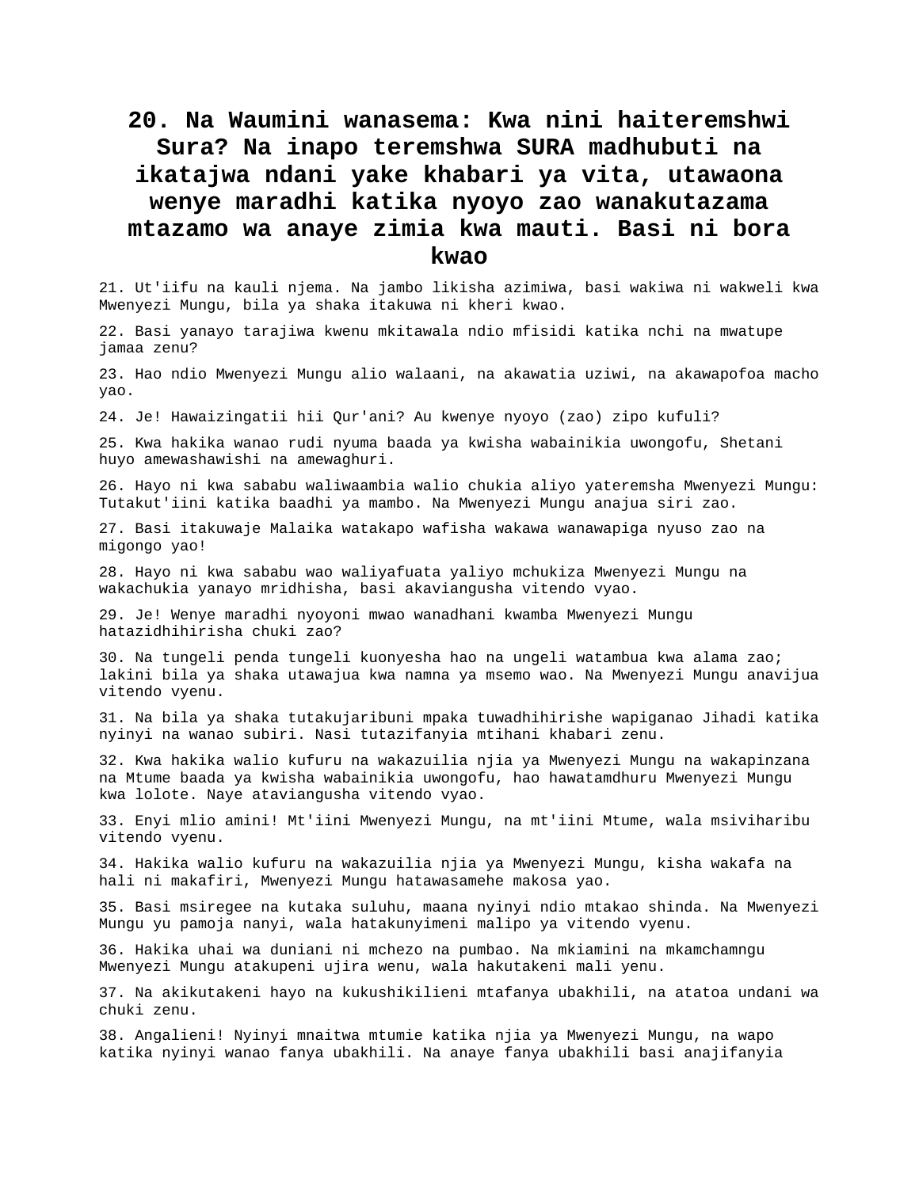# 20. Na Waumini wanasema: Kwa nini haiteremshwi Sura? Na inapo teremshwa SURA madhubuti na ikatajwa ndani yake khabari ya vita, utawaona wenye maradhi katika nyoyo zao wanakutazama mtazamo wa anaye zimia kwa mauti. Basi ni bora kwao

21. Ut'iifu na kauli njema. Na jambo likisha azimiwa, basi wakiwa ni wakweli kwa Mwenyezi Mungu, bila ya shaka itakuwa ni kheri kwao.

22. Basi yanayo tarajiwa kwenu mkitawala ndio mfisidi katika nchi na mwatupe jamaa zenu?

23. Hao ndio Mwenyezi Mungu alio walaani, na akawatia uziwi, na akawapofoa macho yao.

24. Je! Hawaizingatii hii Qur'ani? Au kwenye nyoyo (zao) zipo kufuli?

25. Kwa hakika wanao rudi nyuma baada ya kwisha wabainikia uwongofu, Shetani huyo amewashawishi na amewaghuri.

26. Hayo ni kwa sababu waliwaambia walio chukia aliyo yateremsha Mwenyezi Mungu: Tutakut'iini katika baadhi ya mambo. Na Mwenyezi Mungu anajua siri zao.

27. Basi itakuwaje Malaika watakapo wafisha wakawa wanawapiga nyuso zao na migongo yao!

28. Hayo ni kwa sababu wao waliyafuata yaliyo mchukiza Mwenyezi Mungu na wakachukia yanayo mridhisha, basi akaviangusha vitendo vyao.

29. Je! Wenye maradhi nyoyoni mwao wanadhani kwamba Mwenyezi Mungu hatazidhihirisha chuki zao?

30. Na tungeli penda tungeli kuonyesha hao na ungeli watambua kwa alama zao; lakini bila ya shaka utawajua kwa namna ya msemo wao. Na Mwenyezi Mungu anavijua vitendo vyenu.

31. Na bila ya shaka tutakujaribuni mpaka tuwadhihirishe wapiganao Jihadi katika nyinyi na wanao subiri. Nasi tutazifanyia mtihani khabari zenu.

32. Kwa hakika walio kufuru na wakazuilia njia ya Mwenyezi Mungu na wakapinzana na Mtume baada ya kwisha wabainikia uwongofu, hao hawatamdhuru Mwenyezi Mungu kwa lolote. Naye ataviangusha vitendo vyao.

33. Enyi mlio amini! Mt'iini Mwenyezi Mungu, na mt'iini Mtume, wala msiviharibu vitendo vyenu.

34. Hakika walio kufuru na wakazuilia njia ya Mwenyezi Mungu, kisha wakafa na hali ni makafiri, Mwenyezi Mungu hatawasamehe makosa yao.

35. Basi msiregee na kutaka suluhu, maana nyinyi ndio mtakao shinda. Na Mwenyezi Mungu yu pamoja nanyi, wala hatakunyimeni malipo ya vitendo vyenu.

36. Hakika uhai wa duniani ni mchezo na pumbao. Na mkiamini na mkamchamngu Mwenyezi Mungu atakupeni ujira wenu, wala hakutakeni mali yenu.

37. Na akikutakeni hayo na kukushikilieni mtafanya ubakhili, na atatoa undani wa chuki zenu.

38. Angalieni! Nyinyi mnaitwa mtumie katika njia ya Mwenyezi Mungu, na wapo katika nyinyi wanao fanya ubakhili. Na anaye fanya ubakhili basi anajifanyia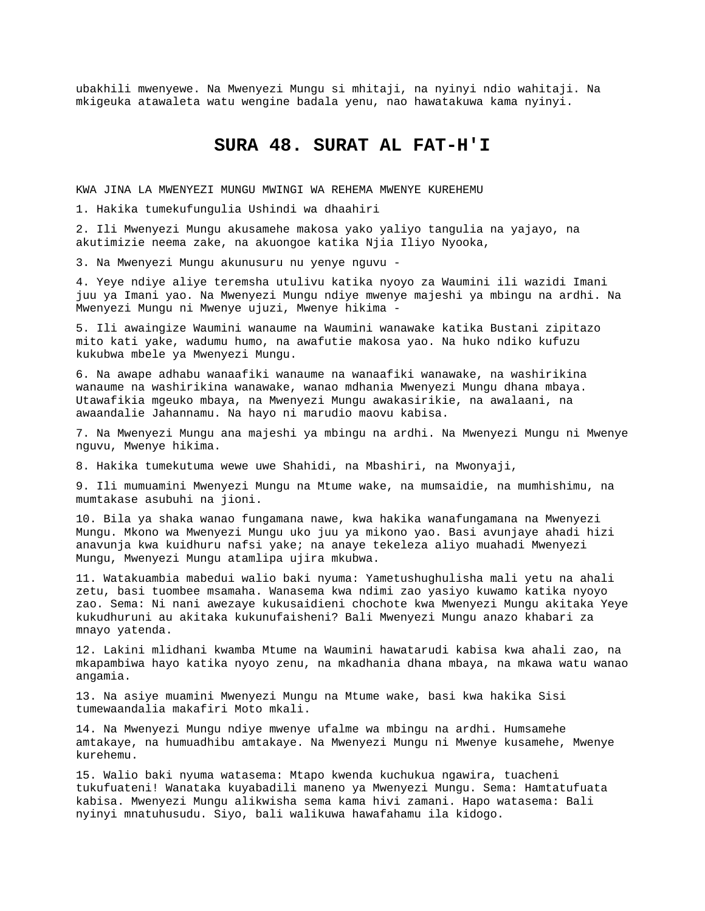ubakhili mwenyewe. Na Mwenyezi Mungu si mhitaji, na nyinyi ndio wahitaji. Na mkigeuka atawaleta watu wengine badala yenu, nao hawatakuwa kama nyinyi.

# SURA 48. SURAT AL FAT-H'I

KWA JINA LA MWENYEZI MUNGU MWINGI WA REHEMA MWENYE KUREHEMU

1. Hakika tumekufungulia Ushindi wa dhaahiri

2. Ili Mwenyezi Mungu akusamehe makosa yako yaliyo tangulia na yajayo, na akutimizie neema zake, na akuongoe katika Njia Iliyo Nyooka,

3. Na Mwenyezi Mungu akunusuru nu yenye nguvu -

4. Yeye ndiye aliye teremsha utulivu katika nyoyo za Waumini ili wazidi Imani juu ya Imani yao. Na Mwenyezi Mungu ndiye mwenye majeshi ya mbingu na ardhi. Na Mwenyezi Mungu ni Mwenye ujuzi, Mwenye hikima -

5. Ili awaingize Waumini wanaume na Waumini wanawake katika Bustani zipitazo mito kati yake, wadumu humo, na awafutie makosa yao. Na huko ndiko kufuzu kukubwa mbele ya Mwenyezi Mungu.

6. Na awape adhabu wanaafiki wanaume na wanaafiki wanawake, na washirikina wanaume na washirikina wanawake, wanao mdhania Mwenyezi Mungu dhana mbaya. Utawafikia mgeuko mbaya, na Mwenyezi Mungu awakasirikie, na awalaani, na awaandalie Jahannamu. Na hayo ni marudio maovu kabisa.

7. Na Mwenyezi Mungu ana majeshi ya mbingu na ardhi. Na Mwenyezi Mungu ni Mwenye nguvu, Mwenye hikima.

8. Hakika tumekutuma wewe uwe Shahidi, na Mbashiri, na Mwonyaji,

9. Ili mumuamini Mwenyezi Mungu na Mtume wake, na mumsaidie, na mumhishimu, na mumtakase asubuhi na jioni.

10. Bila ya shaka wanao fungamana nawe, kwa hakika wanafungamana na Mwenyezi Mungu. Mkono wa Mwenyezi Mungu uko juu ya mikono yao. Basi avunjaye ahadi hizi anavunja kwa kuidhuru nafsi yake; na anaye tekeleza aliyo muahadi Mwenyezi Mungu, Mwenyezi Mungu atamlipa ujira mkubwa.

11. Watakuambia mabedui walio baki nyuma: Yametushughulisha mali yetu na ahali zetu, basi tuombee msamaha. Wanasema kwa ndimi zao yasiyo kuwamo katika nyoyo zao. Sema: Ni nani awezaye kukusaidieni chochote kwa Mwenyezi Mungu akitaka Yeye kukudhuruni au akitaka kukunufaisheni? Bali Mwenyezi Mungu anazo khabari za mnayo yatenda.

12. Lakini mlidhani kwamba Mtume na Waumini hawatarudi kabisa kwa ahali zao, na mkapambiwa hayo katika nyoyo zenu, na mkadhania dhana mbaya, na mkawa watu wanao angamia.

13. Na asiye muamini Mwenyezi Mungu na Mtume wake, basi kwa hakika Sisi tumewaandalia makafiri Moto mkali.

14. Na Mwenyezi Mungu ndiye mwenye ufalme wa mbingu na ardhi. Humsamehe amtakaye, na humuadhibu amtakaye. Na Mwenyezi Mungu ni Mwenye kusamehe, Mwenye kurehemu.

15. Walio baki nyuma watasema: Mtapo kwenda kuchukua ngawira, tuacheni tukufuateni! Wanataka kuyabadili maneno ya Mwenyezi Mungu. Sema: Hamtatufuata kabisa. Mwenyezi Mungu alikwisha sema kama hivi zamani. Hapo watasema: Bali nyinyi mnatuhusudu. Siyo, bali walikuwa hawafahamu ila kidogo.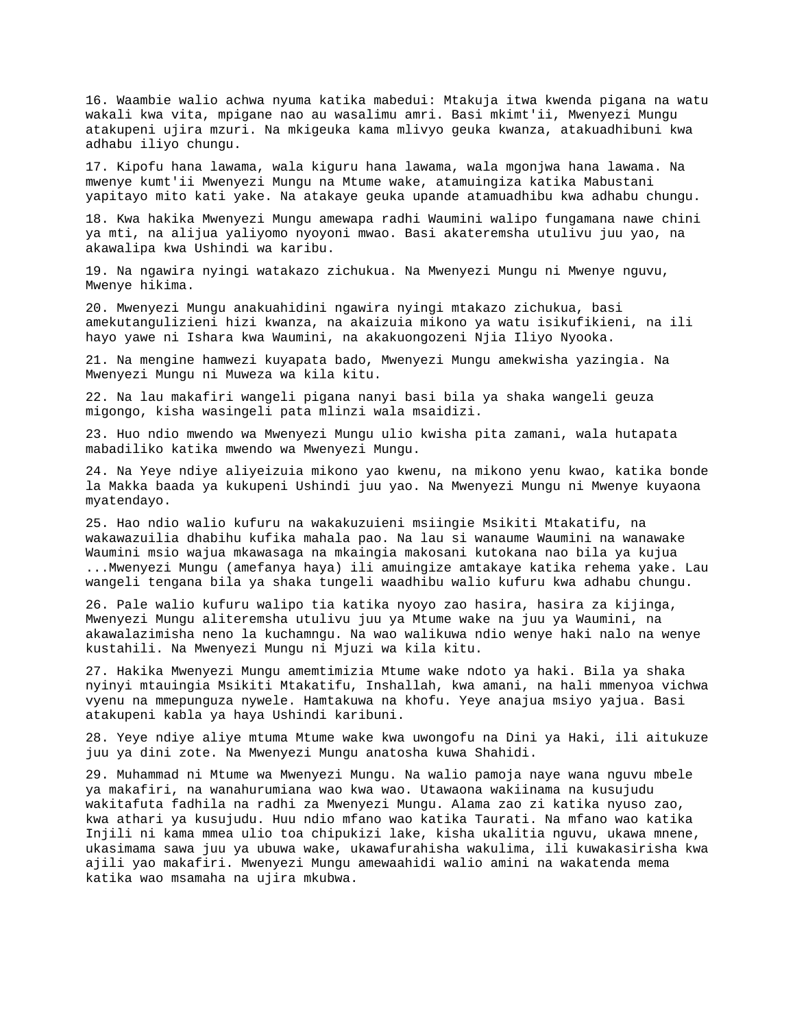16. Waambie walio achwa nyuma katika mabedui: Mtakuja itwa kwenda pigana na watu wakali kwa vita, mpigane nao au wasalimu amri. Basi mkimt'ii, Mwenyezi Mungu atakupeni ujira mzuri. Na mkigeuka kama mlivyo geuka kwanza, atakuadhibuni kwa adhabu iliyo chungu.

17. Kipofu hana lawama, wala kiguru hana lawama, wala mgonjwa hana lawama. Na mwenye kumt'ii Mwenyezi Mungu na Mtume wake, atamuingiza katika Mabustani yapitayo mito kati yake. Na atakaye geuka upande atamuadhibu kwa adhabu chungu.

18. Kwa hakika Mwenyezi Mungu amewapa radhi Waumini walipo fungamana nawe chini ya mti, na alijua yaliyomo nyoyoni mwao. Basi akateremsha utulivu juu yao, na akawalipa kwa Ushindi wa karibu.

19. Na ngawira nyingi watakazo zichukua. Na Mwenyezi Mungu ni Mwenye nguvu, Mwenye hikima.

20. Mwenyezi Mungu anakuahidini ngawira nyingi mtakazo zichukua, basi amekutangulizieni hizi kwanza, na akaizuia mikono ya watu isikufikieni, na ili hayo yawe ni Ishara kwa Waumini, na akakuongozeni Njia Iliyo Nyooka.

21. Na mengine hamwezi kuyapata bado, Mwenyezi Mungu amekwisha yazingia. Na Mwenyezi Mungu ni Muweza wa kila kitu.

22. Na lau makafiri wangeli pigana nanyi basi bila ya shaka wangeli geuza migongo, kisha wasingeli pata mlinzi wala msaidizi.

23. Huo ndio mwendo wa Mwenyezi Mungu ulio kwisha pita zamani, wala hutapata mabadiliko katika mwendo wa Mwenyezi Mungu.

24. Na Yeye ndiye aliyeizuia mikono yao kwenu, na mikono yenu kwao, katika bonde la Makka baada ya kukupeni Ushindi juu yao. Na Mwenyezi Mungu ni Mwenye kuyaona myatendayo.

25. Hao ndio walio kufuru na wakakuzuieni msiingie Msikiti Mtakatifu, na wakawazuilia dhabihu kufika mahala pao. Na lau si wanaume Waumini na wanawake Waumini msio wajua mkawasaga na mkaingia makosani kutokana nao bila ya kujua ...Mwenyezi Mungu (amefanya haya) ili amuingize amtakaye katika rehema yake. Lau wangeli tengana bila ya shaka tungeli waadhibu walio kufuru kwa adhabu chungu.

26. Pale walio kufuru walipo tia katika nyoyo zao hasira, hasira za kijinga, Mwenyezi Mungu aliteremsha utulivu juu ya Mtume wake na juu ya Waumini, na akawalazimisha neno la kuchamngu. Na wao walikuwa ndio wenye haki nalo na wenye kustahili. Na Mwenyezi Mungu ni Mjuzi wa kila kitu.

27. Hakika Mwenyezi Mungu amemtimizia Mtume wake ndoto ya haki. Bila ya shaka nyinyi mtauingia Msikiti Mtakatifu, Inshallah, kwa amani, na hali mmenyoa vichwa vyenu na mmepunguza nywele. Hamtakuwa na khofu. Yeye anajua msiyo yajua. Basi atakupeni kabla ya haya Ushindi karibuni.

28. Yeye ndiye aliye mtuma Mtume wake kwa uwongofu na Dini ya Haki, ili aitukuze juu ya dini zote. Na Mwenyezi Mungu anatosha kuwa Shahidi.

29. Muhammad ni Mtume wa Mwenyezi Mungu. Na walio pamoja naye wana nguvu mbele ya makafiri, na wanahurumiana wao kwa wao. Utawaona wakiinama na kusujudu wakitafuta fadhila na radhi za Mwenyezi Mungu. Alama zao zi katika nyuso zao, kwa athari ya kusujudu. Huu ndio mfano wao katika Taurati. Na mfano wao katika Injili ni kama mmea ulio toa chipukizi lake, kisha ukalitia nguvu, ukawa mnene, ukasimama sawa juu ya ubuwa wake, ukawafurahisha wakulima, ili kuwakasirisha kwa ajili yao makafiri. Mwenyezi Mungu amewaahidi walio amini na wakatenda mema katika wao msamaha na ujira mkubwa.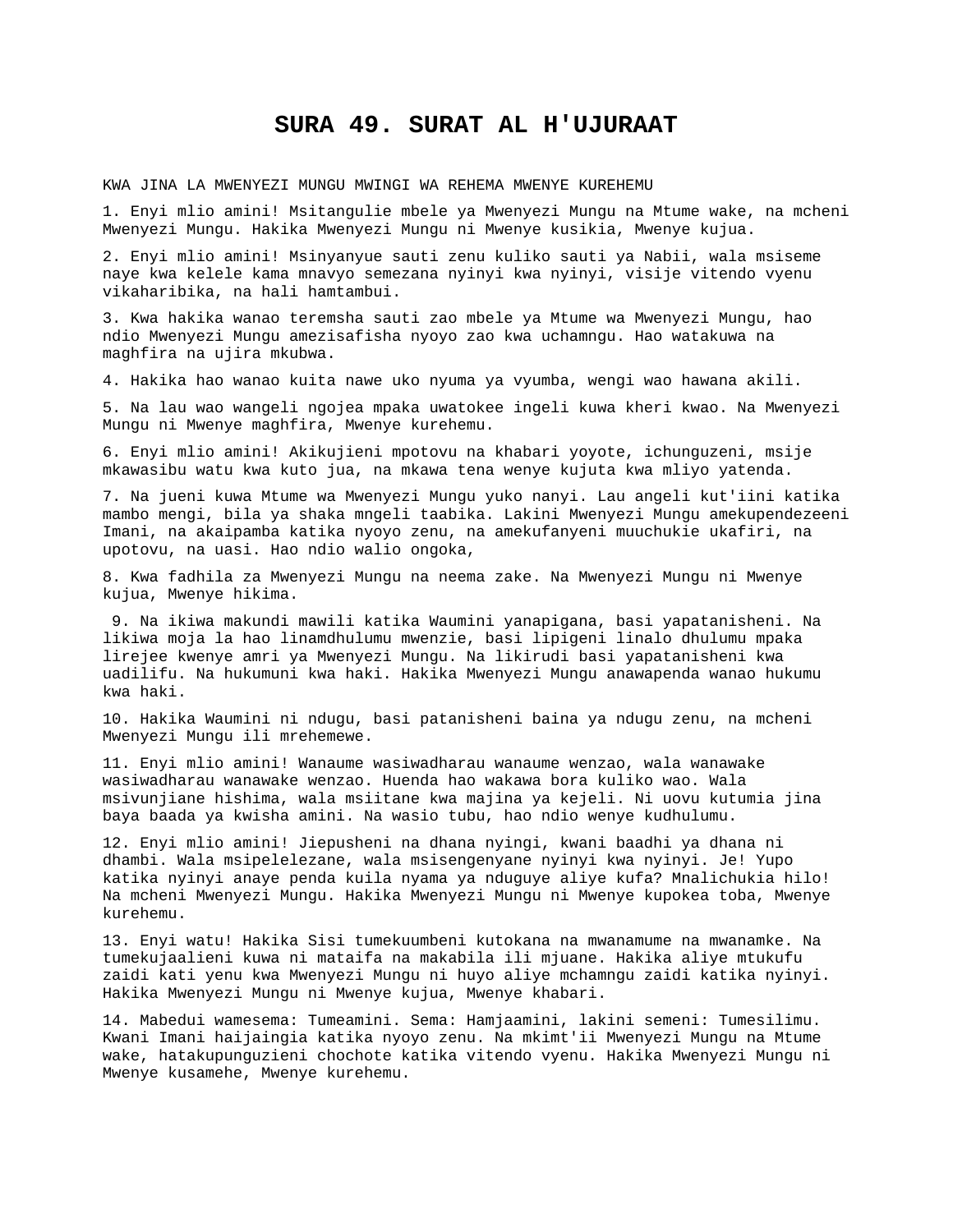# SURA 49. SURAT AL H'UJURAAT

KWA JINA LA MWENYEZI MUNGU MWINGI WA REHEMA MWENYE KUREHEMU

1. Enyi mlio amini! Msitangulie mbele ya Mwenyezi Mungu na Mtume wake, na mcheni Mwenyezi Mungu. Hakika Mwenyezi Mungu ni Mwenye kusikia, Mwenye kujua.

2. Enyi mlio amini! Msinyanyue sauti zenu kuliko sauti ya Nabii, wala msiseme naye kwa kelele kama mnavyo semezana nyinyi kwa nyinyi, visije vitendo vyenu vikaharibika, na hali hamtambui.

3. Kwa hakika wanao teremsha sauti zao mbele ya Mtume wa Mwenyezi Mungu, hao ndio Mwenyezi Mungu amezisafisha nyoyo zao kwa uchamngu. Hao watakuwa na maghfira na ujira mkubwa.

4. Hakika hao wanao kuita nawe uko nyuma ya vyumba, wengi wao hawana akili.

5. Na lau wao wangeli ngojea mpaka uwatokee ingeli kuwa kheri kwao. Na Mwenyezi Mungu ni Mwenye maghfira, Mwenye kurehemu.

6. Enyi mlio amini! Akikujieni mpotovu na khabari yoyote, ichunguzeni, msije mkawasibu watu kwa kuto jua, na mkawa tena wenye kujuta kwa mliyo yatenda.

7. Na jueni kuwa Mtume wa Mwenyezi Mungu yuko nanyi. Lau angeli kut'iini katika mambo mengi, bila ya shaka mngeli taabika. Lakini Mwenyezi Mungu amekupendezeeni Imani, na akaipamba katika nyoyo zenu, na amekufanyeni muuchukie ukafiri, na upotovu, na uasi. Hao ndio walio ongoka,

8. Kwa fadhila za Mwenyezi Mungu na neema zake. Na Mwenyezi Mungu ni Mwenye kujua, Mwenye hikima.

9. Na ikiwa makundi mawili katika Waumini yanapigana, basi yapatanisheni. Na likiwa moja la hao linamdhulumu mwenzie, basi lipigeni linalo dhulumu mpaka lirejee kwenye amri ya Mwenyezi Mungu. Na likirudi basi yapatanisheni kwa uadilifu. Na hukumuni kwa haki. Hakika Mwenyezi Mungu anawapenda wanao hukumu kwa haki.

10. Hakika Waumini ni ndugu, basi patanisheni baina ya ndugu zenu, na mcheni Mwenyezi Mungu ili mrehemewe.

11. Enyi mlio amini! Wanaume wasiwadharau wanaume wenzao, wala wanawake wasiwadharau wanawake wenzao. Huenda hao wakawa bora kuliko wao. Wala msivunjiane hishima, wala msiitane kwa majina ya kejeli. Ni uovu kutumia jina baya baada ya kwisha amini. Na wasio tubu, hao ndio wenye kudhulumu.

12. Enyi mlio amini! Jiepusheni na dhana nyingi, kwani baadhi ya dhana ni dhambi. Wala msipelelezane, wala msisengenyane nyinyi kwa nyinyi. Je! Yupo katika nyinyi anaye penda kuila nyama ya nduguye aliye kufa? Mnalichukia hilo! Na mcheni Mwenyezi Mungu. Hakika Mwenyezi Mungu ni Mwenye kupokea toba, Mwenye kurehemu.

13. Enyi watu! Hakika Sisi tumekuumbeni kutokana na mwanamume na mwanamke. Na tumekujaalieni kuwa ni mataifa na makabila ili mjuane. Hakika aliye mtukufu zaidi kati yenu kwa Mwenyezi Mungu ni huyo aliye mchamngu zaidi katika nyinyi. Hakika Mwenyezi Mungu ni Mwenye kujua, Mwenye khabari.

14. Mabedui wamesema: Tumeamini. Sema: Hamjaamini, lakini semeni: Tumesilimu. Kwani Imani haijaingia katika nyoyo zenu. Na mkimt'ii Mwenyezi Mungu na Mtume wake, hatakupunguzieni chochote katika vitendo vyenu. Hakika Mwenyezi Mungu ni Mwenye kusamehe, Mwenye kurehemu.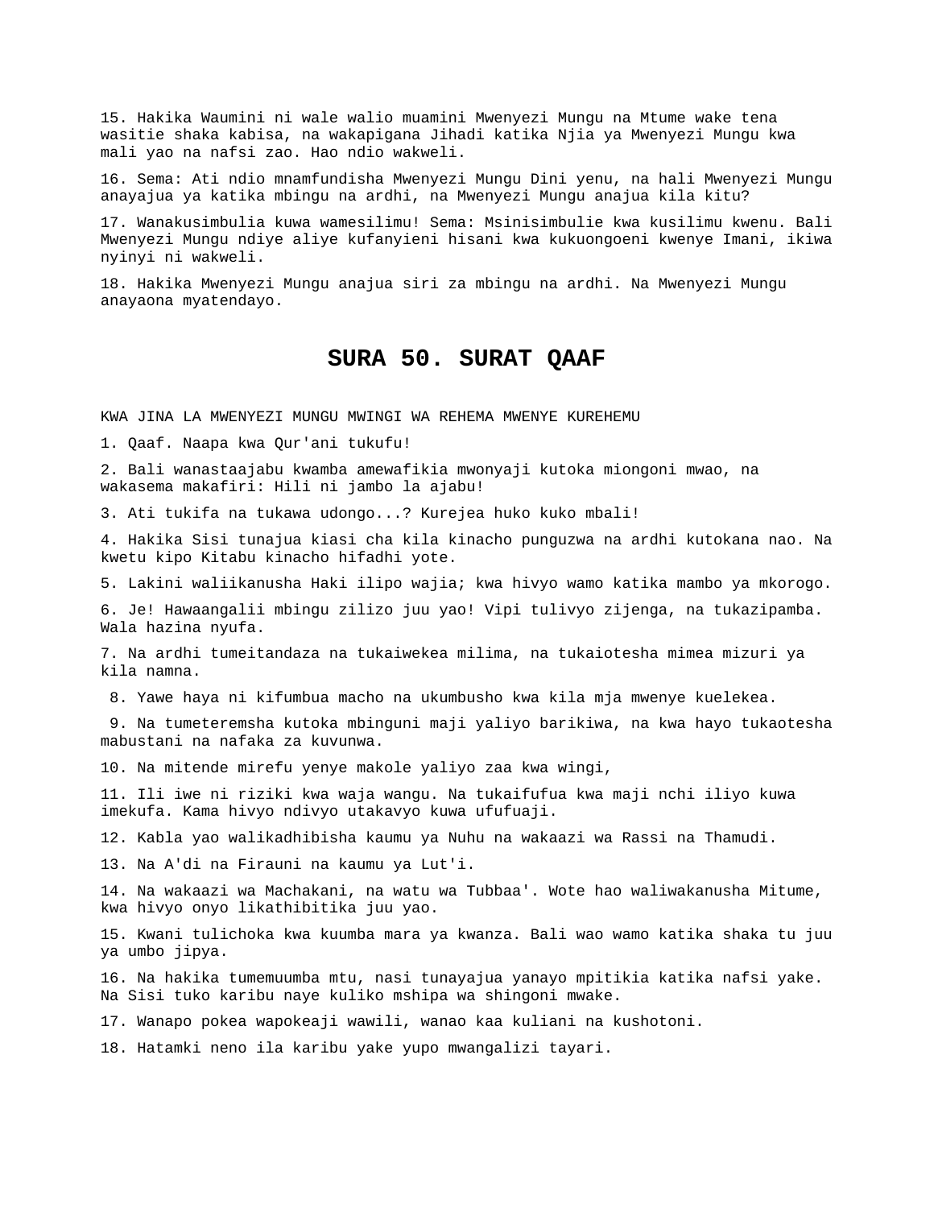15. Hakika Waumini ni wale walio muamini Mwenyezi Mungu na Mtume wake tena wasitie shaka kabisa, na wakapigana Jihadi katika Njia ya Mwenyezi Mungu kwa mali yao na nafsi zao. Hao ndio wakweli.

16. Sema: Ati ndio mnamfundisha Mwenyezi Mungu Dini yenu, na hali Mwenyezi Mungu anayajua ya katika mbingu na ardhi, na Mwenyezi Mungu anajua kila kitu?

17. Wanakusimbulia kuwa wamesilimu! Sema: Msinisimbulie kwa kusilimu kwenu. Bali Mwenyezi Mungu ndiye aliye kufanyieni hisani kwa kukuongoeni kwenye Imani, ikiwa nyinyi ni wakweli.

18. Hakika Mwenyezi Mungu anajua siri za mbingu na ardhi. Na Mwenyezi Mungu anayaona myatendayo.

# SURA 50. SURAT QAAF

KWA JINA LA MWENYEZI MUNGU MWINGI WA REHEMA MWENYE KUREHEMU

1. Qaaf. Naapa kwa Qur'ani tukufu!

2. Bali wanastaajabu kwamba amewafikia mwonyaji kutoka miongoni mwao, na wakasema makafiri: Hili ni jambo la ajabu!

3. Ati tukifa na tukawa udongo...? Kurejea huko kuko mbali!

4. Hakika Sisi tunajua kiasi cha kila kinacho punguzwa na ardhi kutokana nao. Na kwetu kipo Kitabu kinacho hifadhi yote.

5. Lakini waliikanusha Haki ilipo wajia; kwa hivyo wamo katika mambo ya mkorogo.

6. Je! Hawaangalii mbingu zilizo juu yao! Vipi tulivyo zijenga, na tukazipamba. Wala hazina nyufa.

7. Na ardhi tumeitandaza na tukaiwekea milima, na tukaiotesha mimea mizuri ya kila namna.

8. Yawe haya ni kifumbua macho na ukumbusho kwa kila mja mwenye kuelekea.

9. Na tumeteremsha kutoka mbinguni maji yaliyo barikiwa, na kwa hayo tukaotesha mabustani na nafaka za kuvunwa.

10. Na mitende mirefu yenye makole yaliyo zaa kwa wingi,

11. Ili iwe ni riziki kwa waja wangu. Na tukaifufua kwa maji nchi iliyo kuwa imekufa. Kama hivyo ndivyo utakavyo kuwa ufufuaji.

12. Kabla yao walikadhibisha kaumu ya Nuhu na wakaazi wa Rassi na Thamudi.

13. Na A'di na Firauni na kaumu ya Lut'i.

14. Na wakaazi wa Machakani, na watu wa Tubbaa'. Wote hao waliwakanusha Mitume, kwa hivyo onyo likathibitika juu yao.

15. Kwani tulichoka kwa kuumba mara ya kwanza. Bali wao wamo katika shaka tu juu ya umbo jipya.

16. Na hakika tumemuumba mtu, nasi tunayajua yanayo mpitikia katika nafsi yake. Na Sisi tuko karibu naye kuliko mshipa wa shingoni mwake.

17. Wanapo pokea wapokeaji wawili, wanao kaa kuliani na kushotoni.

18. Hatamki neno ila karibu yake yupo mwangalizi tayari.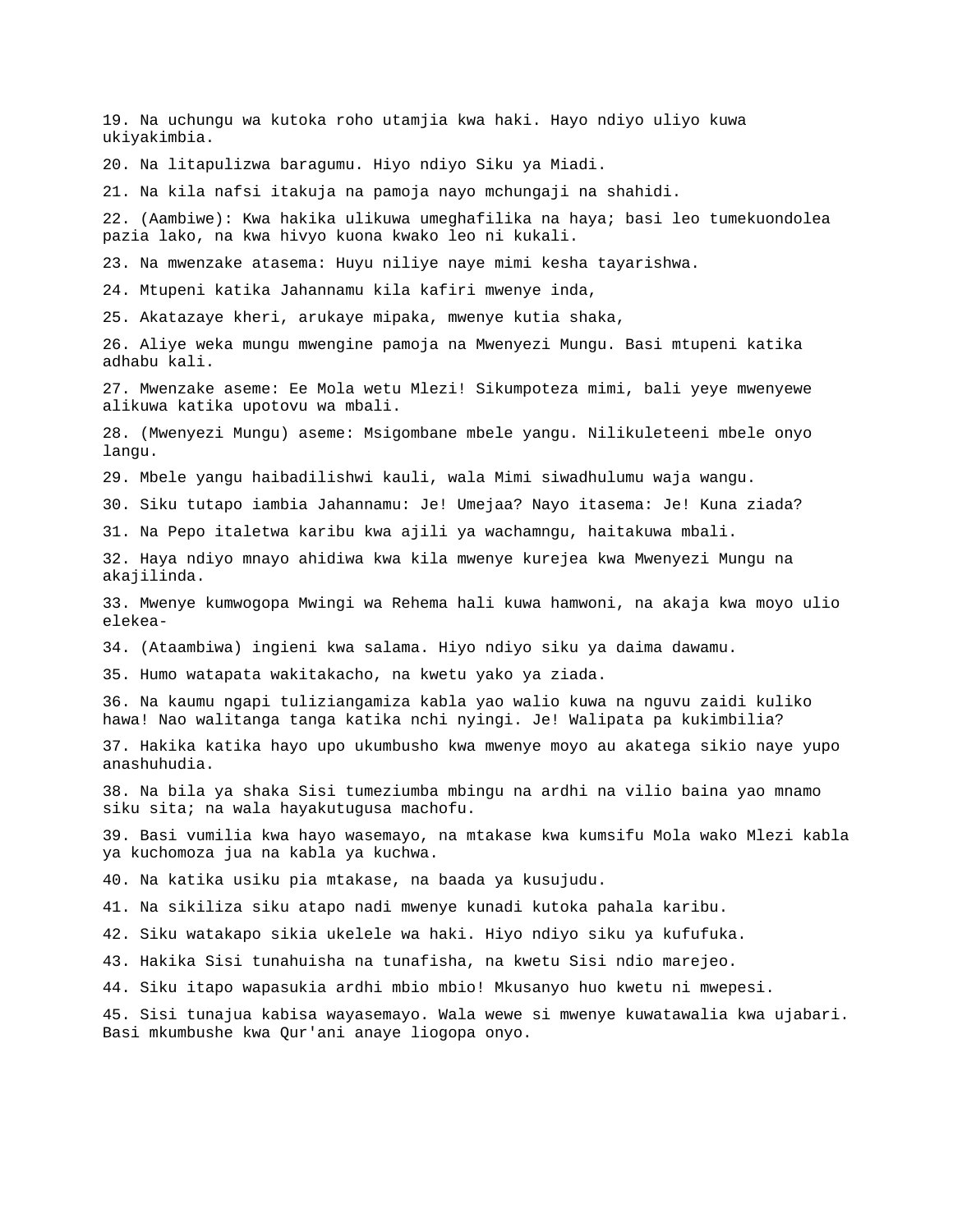19. Na uchungu wa kutoka roho utamjia kwa haki. Hayo ndiyo uliyo kuwa ukiyakimbia.

20. Na litapulizwa baragumu. Hiyo ndiyo Siku ya Miadi.

21. Na kila nafsi itakuja na pamoja nayo mchungaji na shahidi.

22. (Aambiwe): Kwa hakika ulikuwa umeghafilika na haya; basi leo tumekuondolea pazia lako, na kwa hivyo kuona kwako leo ni kukali.

23. Na mwenzake atasema: Huyu niliye naye mimi kesha tayarishwa.

24. Mtupeni katika Jahannamu kila kafiri mwenye inda,

25. Akatazaye kheri, arukaye mipaka, mwenye kutia shaka,

26. Aliye weka mungu mwengine pamoja na Mwenyezi Mungu. Basi mtupeni katika adhabu kali.

27. Mwenzake aseme: Ee Mola wetu Mlezi! Sikumpoteza mimi, bali yeye mwenyewe alikuwa katika upotovu wa mbali.

28. (Mwenyezi Mungu) aseme: Msigombane mbele yangu. Nilikuleteeni mbele onyo langu.

29. Mbele yangu haibadilishwi kauli, wala Mimi siwadhulumu waja wangu.

30. Siku tutapo iambia Jahannamu: Je! Umejaa? Nayo itasema: Je! Kuna ziada?

31. Na Pepo italetwa karibu kwa ajili ya wachamngu, haitakuwa mbali.

32. Haya ndiyo mnayo ahidiwa kwa kila mwenye kurejea kwa Mwenyezi Mungu na akajilinda.

33. Mwenye kumwogopa Mwingi wa Rehema hali kuwa hamwoni, na akaja kwa moyo ulio elekea-

34. (Ataambiwa) ingieni kwa salama. Hiyo ndiyo siku ya daima dawamu.

35. Humo watapata wakitakacho, na kwetu yako ya ziada.

36. Na kaumu ngapi tuliziangamiza kabla yao walio kuwa na nguvu zaidi kuliko hawa! Nao walitanga tanga katika nchi nyingi. Je! Walipata pa kukimbilia?

37. Hakika katika hayo upo ukumbusho kwa mwenye moyo au akatega sikio naye yupo anashuhudia.

38. Na bila ya shaka Sisi tumeziumba mbingu na ardhi na vilio baina yao mnamo siku sita; na wala hayakutugusa machofu.

39. Basi vumilia kwa hayo wasemayo, na mtakase kwa kumsifu Mola wako Mlezi kabla ya kuchomoza jua na kabla ya kuchwa.

40. Na katika usiku pia mtakase, na baada ya kusujudu.

41. Na sikiliza siku atapo nadi mwenye kunadi kutoka pahala karibu.

42. Siku watakapo sikia ukelele wa haki. Hiyo ndiyo siku ya kufufuka.

43. Hakika Sisi tunahuisha na tunafisha, na kwetu Sisi ndio marejeo.

44. Siku itapo wapasukia ardhi mbio mbio! Mkusanyo huo kwetu ni mwepesi.

45. Sisi tunajua kabisa wayasemayo. Wala wewe si mwenye kuwatawalia kwa ujabari. Basi mkumbushe kwa Qur'ani anaye liogopa onyo.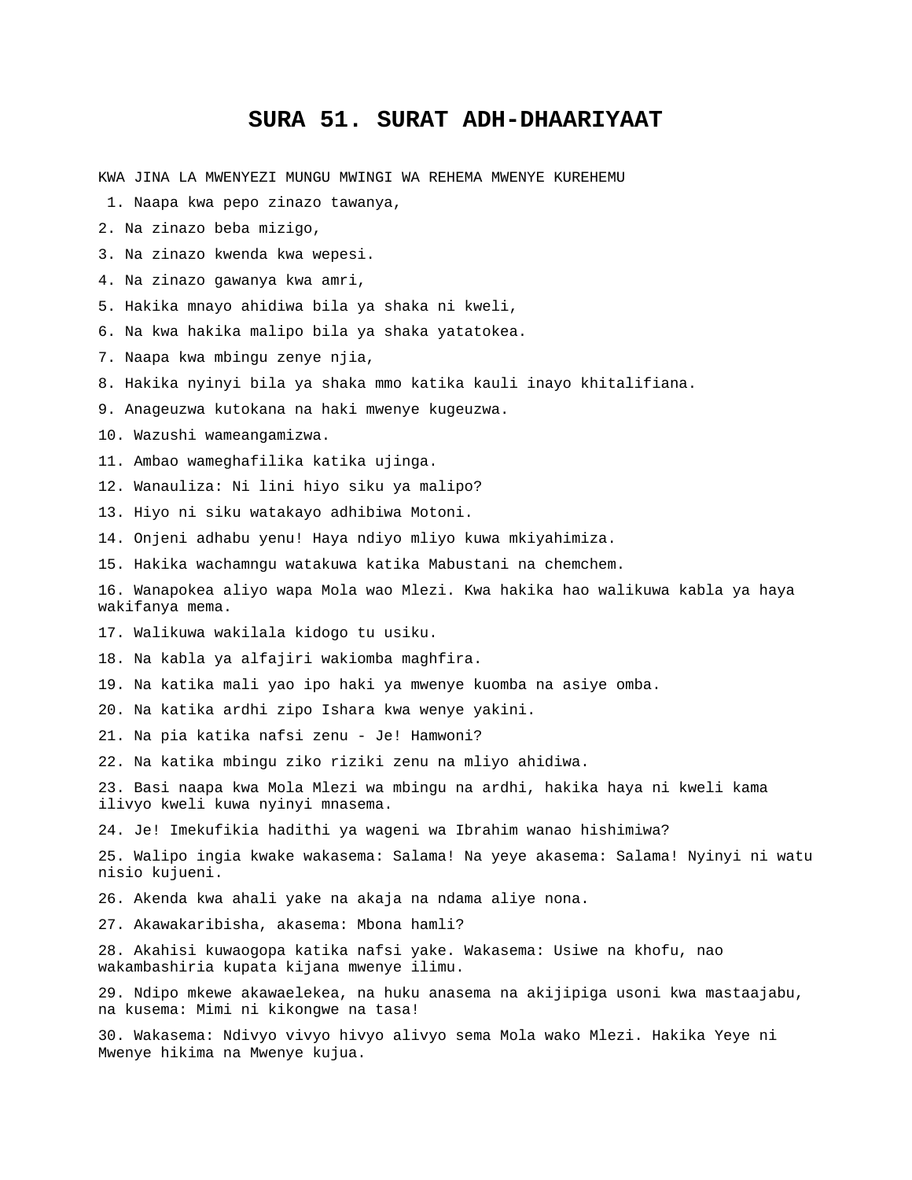# SURA 51. SURAT ADH-DHAARIYAAT

KWA JINA LA MWENYEZI MUNGU MWINGI WA REHEMA MWENYE KUREHEMU

1. Naapa kwa pepo zinazo tawanya,

2. Na zinazo beba mizigo,

3. Na zinazo kwenda kwa wepesi.

4. Na zinazo gawanya kwa amri,

5. Hakika mnayo ahidiwa bila ya shaka ni kweli,

6. Na kwa hakika malipo bila ya shaka yatatokea.

7. Naapa kwa mbingu zenye njia,

8. Hakika nyinyi bila ya shaka mmo katika kauli inayo khitalifiana.

9. Anageuzwa kutokana na haki mwenye kugeuzwa.

10. Wazushi wameangamizwa.

11. Ambao wameghafilika katika ujinga.

12. Wanauliza: Ni lini hiyo siku ya malipo?

13. Hiyo ni siku watakayo adhibiwa Motoni.

14. Onjeni adhabu yenu! Haya ndiyo mliyo kuwa mkiyahimiza.

15. Hakika wachamngu watakuwa katika Mabustani na chemchem.

16. Wanapokea aliyo wapa Mola wao Mlezi. Kwa hakika hao walikuwa kabla ya haya wakifanya mema.

17. Walikuwa wakilala kidogo tu usiku.

18. Na kabla ya alfajiri wakiomba maghfira.

19. Na katika mali yao ipo haki ya mwenye kuomba na asiye omba.

20. Na katika ardhi zipo Ishara kwa wenye yakini.

21. Na pia katika nafsi zenu - Je! Hamwoni?

22. Na katika mbingu ziko riziki zenu na mliyo ahidiwa.

23. Basi naapa kwa Mola Mlezi wa mbingu na ardhi, hakika haya ni kweli kama ilivyo kweli kuwa nyinyi mnasema.

24. Je! Imekufikia hadithi ya wageni wa Ibrahim wanao hishimiwa?

25. Walipo ingia kwake wakasema: Salama! Na yeye akasema: Salama! Nyinyi ni watu nisio kujueni.

26. Akenda kwa ahali yake na akaja na ndama aliye nona.

27. Akawakaribisha, akasema: Mbona hamli?

28. Akahisi kuwaogopa katika nafsi yake. Wakasema: Usiwe na khofu, nao wakambashiria kupata kijana mwenye ilimu.

29. Ndipo mkewe akawaelekea, na huku anasema na akijipiga usoni kwa mastaajabu, na kusema: Mimi ni kikongwe na tasa!

30. Wakasema: Ndivyo vivyo hivyo alivyo sema Mola wako Mlezi. Hakika Yeye ni Mwenye hikima na Mwenye kujua.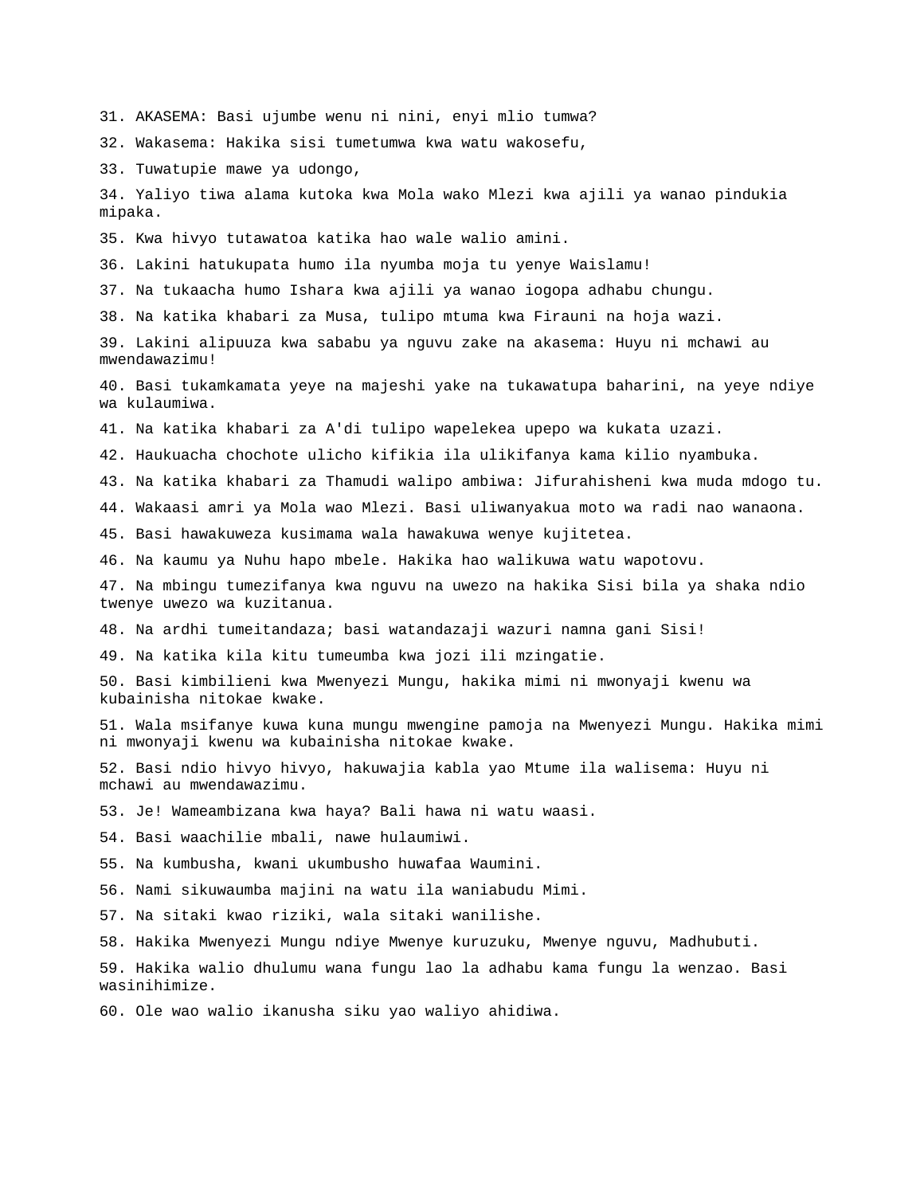31. AKASEMA: Basi ujumbe wenu ni nini, enyi mlio tumwa?

32. Wakasema: Hakika sisi tumetumwa kwa watu wakosefu,

33. Tuwatupie mawe ya udongo,

34. Yaliyo tiwa alama kutoka kwa Mola wako Mlezi kwa ajili ya wanao pindukia mipaka.

35. Kwa hivyo tutawatoa katika hao wale walio amini.

36. Lakini hatukupata humo ila nyumba moja tu yenye Waislamu!

37. Na tukaacha humo Ishara kwa ajili ya wanao iogopa adhabu chungu.

38. Na katika khabari za Musa, tulipo mtuma kwa Firauni na hoja wazi.

39. Lakini alipuuza kwa sababu ya nguvu zake na akasema: Huyu ni mchawi au mwendawazimu!

40. Basi tukamkamata yeye na majeshi yake na tukawatupa baharini, na yeye ndiye wa kulaumiwa.

41. Na katika khabari za A'di tulipo wapelekea upepo wa kukata uzazi.

42. Haukuacha chochote ulicho kifikia ila ulikifanya kama kilio nyambuka.

43. Na katika khabari za Thamudi walipo ambiwa: Jifurahisheni kwa muda mdogo tu.

44. Wakaasi amri ya Mola wao Mlezi. Basi uliwanyakua moto wa radi nao wanaona.

45. Basi hawakuweza kusimama wala hawakuwa wenye kujitetea.

46. Na kaumu ya Nuhu hapo mbele. Hakika hao walikuwa watu wapotovu.

47. Na mbingu tumezifanya kwa nguvu na uwezo na hakika Sisi bila ya shaka ndio twenye uwezo wa kuzitanua.

48. Na ardhi tumeitandaza; basi watandazaji wazuri namna gani Sisi!

49. Na katika kila kitu tumeumba kwa jozi ili mzingatie.

50. Basi kimbilieni kwa Mwenyezi Mungu, hakika mimi ni mwonyaji kwenu wa kubainisha nitokae kwake.

51. Wala msifanye kuwa kuna mungu mwengine pamoja na Mwenyezi Mungu. Hakika mimi ni mwonyaji kwenu wa kubainisha nitokae kwake.

52. Basi ndio hivyo hivyo, hakuwajia kabla yao Mtume ila walisema: Huyu ni mchawi au mwendawazimu.

53. Je! Wameambizana kwa haya? Bali hawa ni watu waasi.

54. Basi waachilie mbali, nawe hulaumiwi.

55. Na kumbusha, kwani ukumbusho huwafaa Waumini.

56. Nami sikuwaumba majini na watu ila waniabudu Mimi.

57. Na sitaki kwao riziki, wala sitaki wanilishe.

58. Hakika Mwenyezi Mungu ndiye Mwenye kuruzuku, Mwenye nguvu, Madhubuti.

59. Hakika walio dhulumu wana fungu lao la adhabu kama fungu la wenzao. Basi wasinihimize.

60. Ole wao walio ikanusha siku yao waliyo ahidiwa.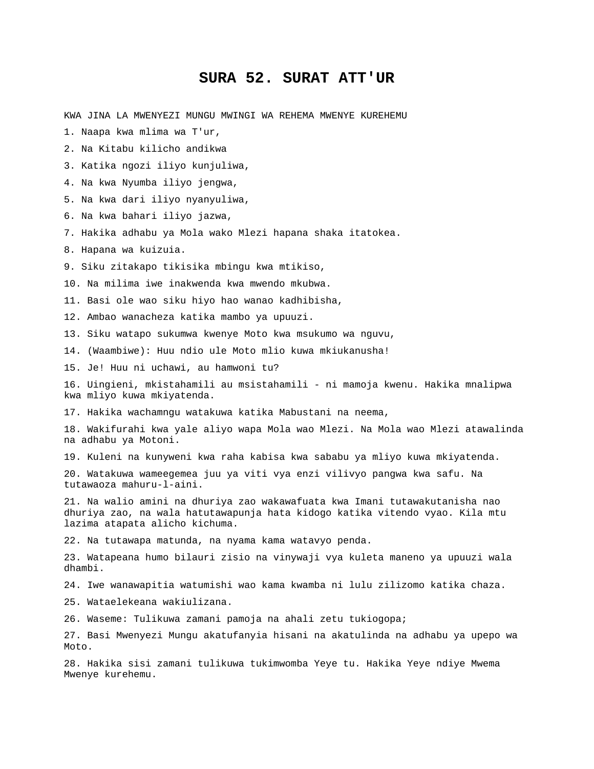# SURA 52. SURAT ATT'UR

KWA JINA LA MWENYEZI MUNGU MWINGI WA REHEMA MWENYE KUREHEMU

1. Naapa kwa mlima wa T'ur,

2. Na Kitabu kilicho andikwa

3. Katika ngozi iliyo kunjuliwa,

4. Na kwa Nyumba iliyo jengwa,

5. Na kwa dari iliyo nyanyuliwa,

6. Na kwa bahari iliyo jazwa,

7. Hakika adhabu ya Mola wako Mlezi hapana shaka itatokea.

8. Hapana wa kuizuia.

9. Siku zitakapo tikisika mbingu kwa mtikiso,

10. Na milima iwe inakwenda kwa mwendo mkubwa.

11. Basi ole wao siku hiyo hao wanao kadhibisha,

12. Ambao wanacheza katika mambo ya upuuzi.

13. Siku watapo sukumwa kwenye Moto kwa msukumo wa nguvu,

14. (Waambiwe): Huu ndio ule Moto mlio kuwa mkiukanusha!

15. Je! Huu ni uchawi, au hamwoni tu?

16. Uingieni, mkistahamili au msistahamili - ni mamoja kwenu. Hakika mnalipwa kwa mliyo kuwa mkiyatenda.

17. Hakika wachamngu watakuwa katika Mabustani na neema,

18. Wakifurahi kwa yale aliyo wapa Mola wao Mlezi. Na Mola wao Mlezi atawalinda na adhabu ya Motoni.

19. Kuleni na kunyweni kwa raha kabisa kwa sababu ya mliyo kuwa mkiyatenda.

20. Watakuwa wameegemea juu ya viti vya enzi vilivyo pangwa kwa safu. Na tutawaoza mahuru-l-aini.

21. Na walio amini na dhuriya zao wakawafuata kwa Imani tutawakutanisha nao dhuriya zao, na wala hatutawapunja hata kidogo katika vitendo vyao. Kila mtu lazima atapata alicho kichuma.

22. Na tutawapa matunda, na nyama kama watavyo penda.

23. Watapeana humo bilauri zisio na vinywaji vya kuleta maneno ya upuuzi wala dhambi.

24. Iwe wanawapitia watumishi wao kama kwamba ni lulu zilizomo katika chaza.

25. Wataelekeana wakiulizana.

26. Waseme: Tulikuwa zamani pamoja na ahali zetu tukiogopa;

27. Basi Mwenyezi Mungu akatufanyia hisani na akatulinda na adhabu ya upepo wa Moto.

28. Hakika sisi zamani tulikuwa tukimwomba Yeye tu. Hakika Yeye ndiye Mwema Mwenye kurehemu.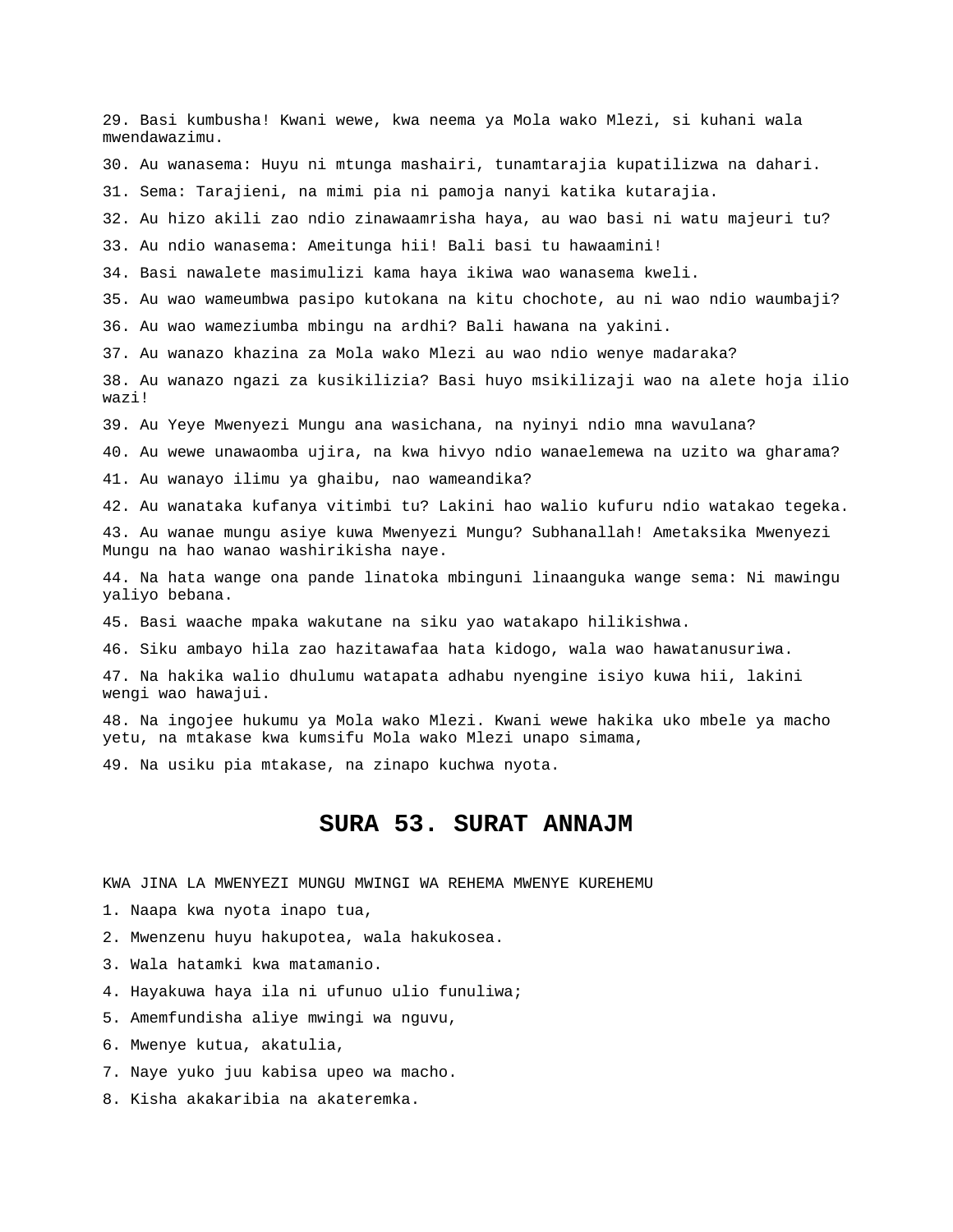29. Basi kumbusha! Kwani wewe, kwa neema ya Mola wako Mlezi, si kuhani wala mwendawazimu.

30. Au wanasema: Huyu ni mtunga mashairi, tunamtarajia kupatilizwa na dahari.

31. Sema: Tarajieni, na mimi pia ni pamoja nanyi katika kutarajia.

32. Au hizo akili zao ndio zinawaamrisha haya, au wao basi ni watu majeuri tu?

33. Au ndio wanasema: Ameitunga hii! Bali basi tu hawaamini!

34. Basi nawalete masimulizi kama haya ikiwa wao wanasema kweli.

35. Au wao wameumbwa pasipo kutokana na kitu chochote, au ni wao ndio waumbaji?

36. Au wao wameziumba mbingu na ardhi? Bali hawana na yakini.

37. Au wanazo khazina za Mola wako Mlezi au wao ndio wenye madaraka?

38. Au wanazo ngazi za kusikilizia? Basi huyo msikilizaji wao na alete hoja ilio wazi!

39. Au Yeye Mwenyezi Mungu ana wasichana, na nyinyi ndio mna wavulana?

40. Au wewe unawaomba ujira, na kwa hivyo ndio wanaelemewa na uzito wa gharama?

41. Au wanayo ilimu ya ghaibu, nao wameandika?

42. Au wanataka kufanya vitimbi tu? Lakini hao walio kufuru ndio watakao tegeka.

43. Au wanae mungu asiye kuwa Mwenyezi Mungu? Subhanallah! Ametaksika Mwenyezi Mungu na hao wanao washirikisha naye.

44. Na hata wange ona pande linatoka mbinguni linaanguka wange sema: Ni mawingu yaliyo bebana.

45. Basi waache mpaka wakutane na siku yao watakapo hilikishwa.

46. Siku ambayo hila zao hazitawafaa hata kidogo, wala wao hawatanusuriwa.

47. Na hakika walio dhulumu watapata adhabu nyengine isiyo kuwa hii, lakini wengi wao hawajui.

48. Na ingojee hukumu ya Mola wako Mlezi. Kwani wewe hakika uko mbele ya macho yetu, na mtakase kwa kumsifu Mola wako Mlezi unapo simama,

49. Na usiku pia mtakase, na zinapo kuchwa nyota.

# SURA 53. SURAT ANNAJM

KWA JINA LA MWENYEZI MUNGU MWINGI WA REHEMA MWENYE KUREHEMU

1. Naapa kwa nyota inapo tua,

2. Mwenzenu huyu hakupotea, wala hakukosea.

3. Wala hatamki kwa matamanio.

4. Hayakuwa haya ila ni ufunuo ulio funuliwa;

5. Amemfundisha aliye mwingi wa nguvu,

6. Mwenye kutua, akatulia,

7. Naye yuko juu kabisa upeo wa macho.

8. Kisha akakaribia na akateremka.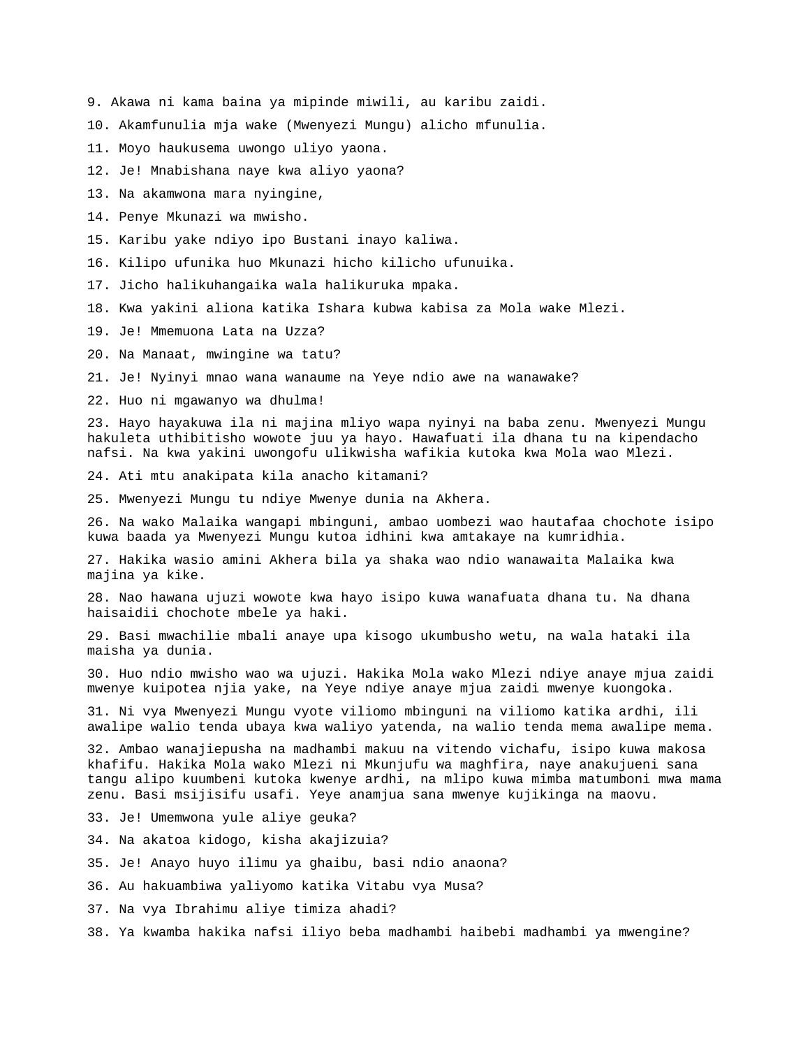9. Akawa ni kama baina ya mipinde miwili, au karibu zaidi.

10. Akamfunulia mja wake (Mwenyezi Mungu) alicho mfunulia.

11. Moyo haukusema uwongo uliyo yaona.

12. Je! Mnabishana naye kwa aliyo yaona?

13. Na akamwona mara nyingine,

14. Penye Mkunazi wa mwisho.

15. Karibu yake ndiyo ipo Bustani inayo kaliwa.

16. Kilipo ufunika huo Mkunazi hicho kilicho ufunuika.

17. Jicho halikuhangaika wala halikuruka mpaka.

18. Kwa yakini aliona katika Ishara kubwa kabisa za Mola wake Mlezi.

19. Je! Mmemuona Lata na Uzza?

20. Na Manaat, mwingine wa tatu?

21. Je! Nyinyi mnao wana wanaume na Yeye ndio awe na wanawake?

22. Huo ni mgawanyo wa dhulma!

23. Hayo hayakuwa ila ni majina mliyo wapa nyinyi na baba zenu. Mwenyezi Mungu hakuleta uthibitisho wowote juu ya hayo. Hawafuati ila dhana tu na kipendacho nafsi. Na kwa yakini uwongofu ulikwisha wafikia kutoka kwa Mola wao Mlezi.

24. Ati mtu anakipata kila anacho kitamani?

25. Mwenyezi Mungu tu ndiye Mwenye dunia na Akhera.

26. Na wako Malaika wangapi mbinguni, ambao uombezi wao hautafaa chochote isipo kuwa baada ya Mwenyezi Mungu kutoa idhini kwa amtakaye na kumridhia.

27. Hakika wasio amini Akhera bila ya shaka wao ndio wanawaita Malaika kwa majina ya kike.

28. Nao hawana ujuzi wowote kwa hayo isipo kuwa wanafuata dhana tu. Na dhana haisaidii chochote mbele ya haki.

29. Basi mwachilie mbali anaye upa kisogo ukumbusho wetu, na wala hataki ila maisha ya dunia.

30. Huo ndio mwisho wao wa ujuzi. Hakika Mola wako Mlezi ndiye anaye mjua zaidi mwenye kuipotea njia yake, na Yeye ndiye anaye mjua zaidi mwenye kuongoka.

31. Ni vya Mwenyezi Mungu vyote viliomo mbinguni na viliomo katika ardhi, ili awalipe walio tenda ubaya kwa waliyo yatenda, na walio tenda mema awalipe mema.

32. Ambao wanajiepusha na madhambi makuu na vitendo vichafu, isipo kuwa makosa khafifu. Hakika Mola wako Mlezi ni Mkunjufu wa maghfira, naye anakujueni sana tangu alipo kuumbeni kutoka kwenye ardhi, na mlipo kuwa mimba matumboni mwa mama zenu. Basi msijisifu usafi. Yeye anamjua sana mwenye kujikinga na maovu.

33. Je! Umemwona yule aliye geuka?

34. Na akatoa kidogo, kisha akajizuia?

35. Je! Anayo huyo ilimu ya ghaibu, basi ndio anaona?

36. Au hakuambiwa yaliyomo katika Vitabu vya Musa?

37. Na vya Ibrahimu aliye timiza ahadi?

38. Ya kwamba hakika nafsi iliyo beba madhambi haibebi madhambi ya mwengine?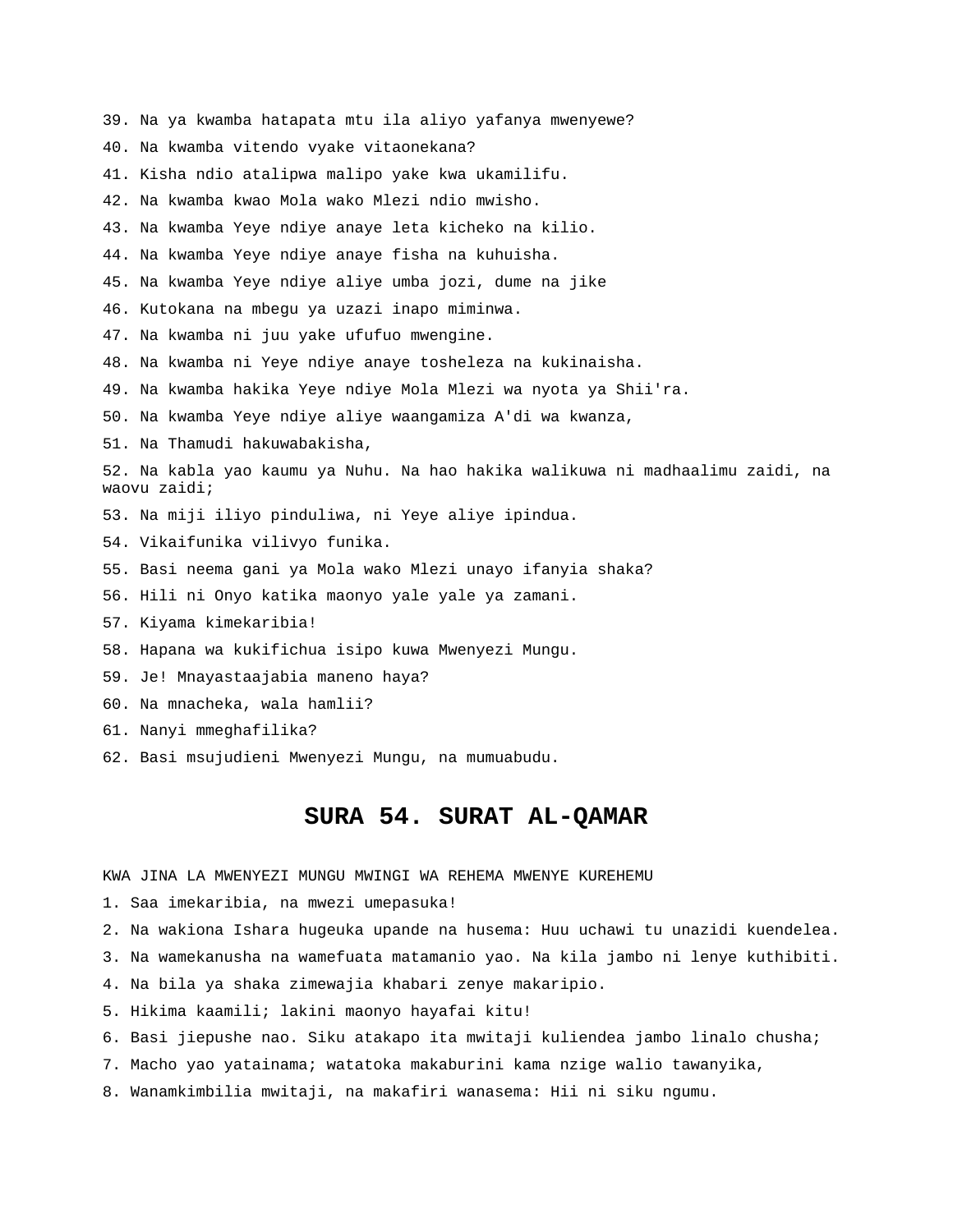39. Na ya kwamba hatapata mtu ila aliyo yafanya mwenyewe?

40. Na kwamba vitendo vyake vitaonekana?

41. Kisha ndio atalipwa malipo yake kwa ukamilifu.

42. Na kwamba kwao Mola wako Mlezi ndio mwisho.

43. Na kwamba Yeye ndiye anaye leta kicheko na kilio.

44. Na kwamba Yeye ndiye anaye fisha na kuhuisha.

45. Na kwamba Yeye ndiye aliye umba jozi, dume na jike

46. Kutokana na mbegu ya uzazi inapo miminwa.

47. Na kwamba ni juu yake ufufuo mwengine.

48. Na kwamba ni Yeye ndiye anaye tosheleza na kukinaisha.

49. Na kwamba hakika Yeye ndiye Mola Mlezi wa nyota ya Shii'ra.

50. Na kwamba Yeye ndiye aliye waangamiza A'di wa kwanza,

51. Na Thamudi hakuwabakisha,

52. Na kabla yao kaumu ya Nuhu. Na hao hakika walikuwa ni madhaalimu zaidi, na waovu zaidi;

53. Na miji iliyo pinduliwa, ni Yeye aliye ipindua.

54. Vikaifunika vilivyo funika.

55. Basi neema gani ya Mola wako Mlezi unayo ifanyia shaka?

56. Hili ni Onyo katika maonyo yale yale ya zamani.

57. Kiyama kimekaribia!

58. Hapana wa kukifichua isipo kuwa Mwenyezi Mungu.

59. Je! Mnayastaajabia maneno haya?

60. Na mnacheka, wala hamlii?

61. Nanyi mmeghafilika?

62. Basi msujudieni Mwenyezi Mungu, na mumuabudu.

# SURA 54. SURAT AL-QAMAR

KWA JINA LA MWENYEZI MUNGU MWINGI WA REHEMA MWENYE KUREHEMU

1. Saa imekaribia, na mwezi umepasuka!

2. Na wakiona Ishara hugeuka upande na husema: Huu uchawi tu unazidi kuendelea.

3. Na wamekanusha na wamefuata matamanio yao. Na kila jambo ni lenye kuthibiti.

4. Na bila ya shaka zimewajia khabari zenye makaripio.

5. Hikima kaamili; lakini maonyo hayafai kitu!

6. Basi jiepushe nao. Siku atakapo ita mwitaji kuliendea jambo linalo chusha;

7. Macho yao yatainama; watatoka makaburini kama nzige walio tawanyika,

8. Wanamkimbilia mwitaji, na makafiri wanasema: Hii ni siku ngumu.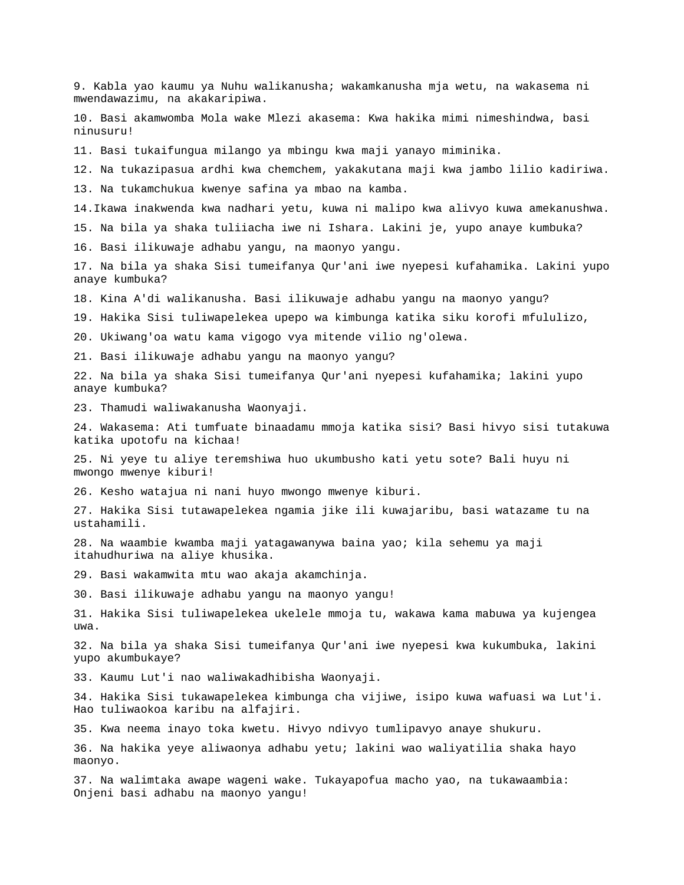9. Kabla yao kaumu ya Nuhu walikanusha; wakamkanusha mja wetu, na wakasema ni mwendawazimu, na akakaripiwa.

10. Basi akamwomba Mola wake Mlezi akasema: Kwa hakika mimi nimeshindwa, basi ninusuru!

11. Basi tukaifungua milango ya mbingu kwa maji yanayo miminika.

12. Na tukazipasua ardhi kwa chemchem, yakakutana maji kwa jambo lilio kadiriwa.

13. Na tukamchukua kwenye safina ya mbao na kamba.

14.Ikawa inakwenda kwa nadhari yetu, kuwa ni malipo kwa alivyo kuwa amekanushwa.

15. Na bila ya shaka tuliiacha iwe ni Ishara. Lakini je, yupo anaye kumbuka?

16. Basi ilikuwaje adhabu yangu, na maonyo yangu.

17. Na bila ya shaka Sisi tumeifanya Qur'ani iwe nyepesi kufahamika. Lakini yupo anaye kumbuka?

18. Kina A'di walikanusha. Basi ilikuwaje adhabu yangu na maonyo yangu?

19. Hakika Sisi tuliwapelekea upepo wa kimbunga katika siku korofi mfululizo,

20. Ukiwang'oa watu kama vigogo vya mitende vilio ng'olewa.

21. Basi ilikuwaje adhabu yangu na maonyo yangu?

22. Na bila ya shaka Sisi tumeifanya Qur'ani nyepesi kufahamika; lakini yupo anaye kumbuka?

23. Thamudi waliwakanusha Waonyaji.

24. Wakasema: Ati tumfuate binaadamu mmoja katika sisi? Basi hivyo sisi tutakuwa katika upotofu na kichaa!

25. Ni yeye tu aliye teremshiwa huo ukumbusho kati yetu sote? Bali huyu ni mwongo mwenye kiburi!

26. Kesho watajua ni nani huyo mwongo mwenye kiburi.

27. Hakika Sisi tutawapelekea ngamia jike ili kuwajaribu, basi watazame tu na ustahamili.

28. Na waambie kwamba maji yatagawanywa baina yao; kila sehemu ya maji itahudhuriwa na aliye khusika.

29. Basi wakamwita mtu wao akaja akamchinja.

30. Basi ilikuwaje adhabu yangu na maonyo yangu!

31. Hakika Sisi tuliwapelekea ukelele mmoja tu, wakawa kama mabuwa ya kujengea uwa.

32. Na bila ya shaka Sisi tumeifanya Qur'ani iwe nyepesi kwa kukumbuka, lakini yupo akumbukaye?

33. Kaumu Lut'i nao waliwakadhibisha Waonyaji.

34. Hakika Sisi tukawapelekea kimbunga cha vijiwe, isipo kuwa wafuasi wa Lut'i. Hao tuliwaokoa karibu na alfajiri.

35. Kwa neema inayo toka kwetu. Hivyo ndivyo tumlipavyo anaye shukuru.

36. Na hakika yeye aliwaonya adhabu yetu; lakini wao waliyatilia shaka hayo maonyo.

37. Na walimtaka awape wageni wake. Tukayapofua macho yao, na tukawaambia: Onjeni basi adhabu na maonyo yangu!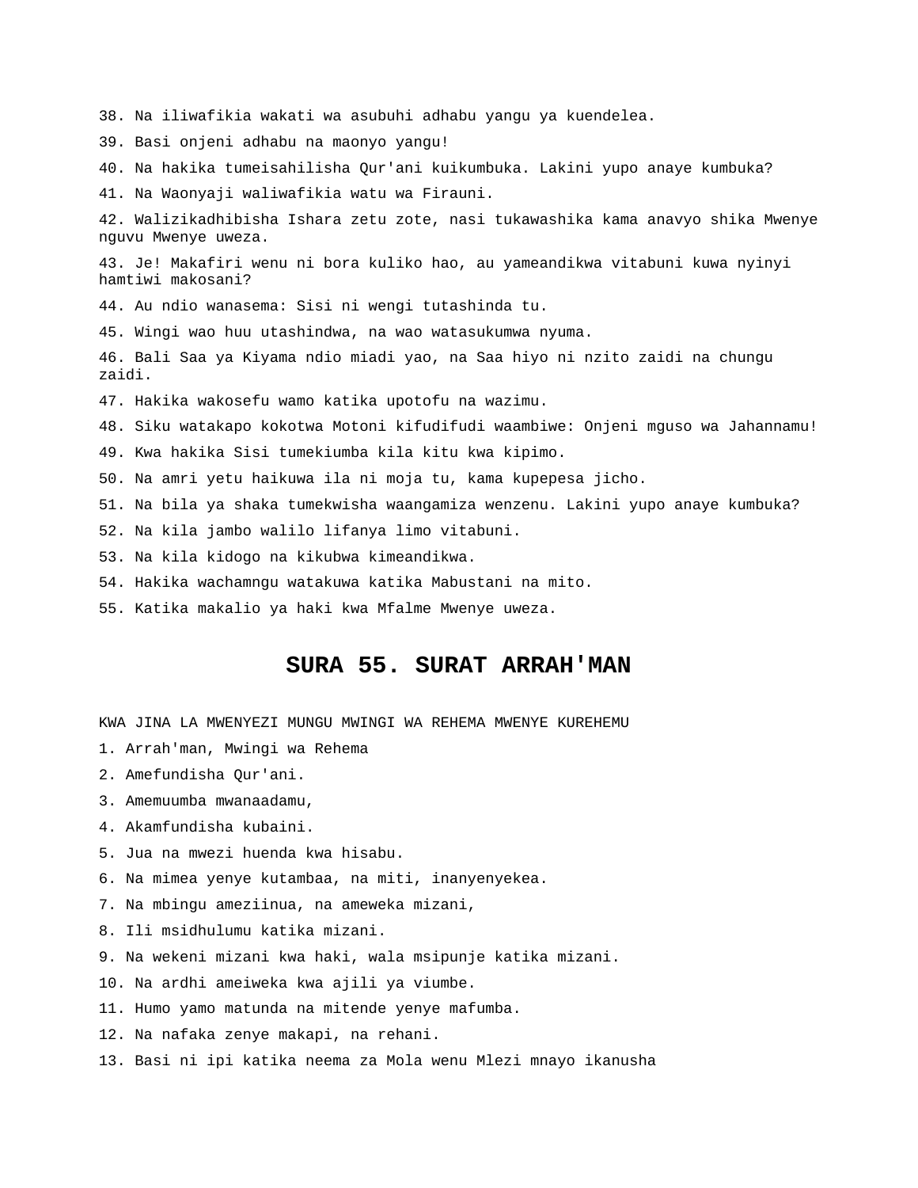38. Na iliwafikia wakati wa asubuhi adhabu yangu ya kuendelea.

39. Basi onjeni adhabu na maonyo yangu!

40. Na hakika tumeisahilisha Qur'ani kuikumbuka. Lakini yupo anaye kumbuka?

41. Na Waonyaji waliwafikia watu wa Firauni.

42. Walizikadhibisha Ishara zetu zote, nasi tukawashika kama anavyo shika Mwenye nguvu Mwenye uweza.

43. Je! Makafiri wenu ni bora kuliko hao, au yameandikwa vitabuni kuwa nyinyi hamtiwi makosani?

44. Au ndio wanasema: Sisi ni wengi tutashinda tu.

45. Wingi wao huu utashindwa, na wao watasukumwa nyuma.

46. Bali Saa ya Kiyama ndio miadi yao, na Saa hiyo ni nzito zaidi na chungu zaidi.

47. Hakika wakosefu wamo katika upotofu na wazimu.

48. Siku watakapo kokotwa Motoni kifudifudi waambiwe: Onjeni mguso wa Jahannamu!

49. Kwa hakika Sisi tumekiumba kila kitu kwa kipimo.

50. Na amri yetu haikuwa ila ni moja tu, kama kupepesa jicho.

51. Na bila ya shaka tumekwisha waangamiza wenzenu. Lakini yupo anaye kumbuka?

52. Na kila jambo walilo lifanya limo vitabuni.

53. Na kila kidogo na kikubwa kimeandikwa.

54. Hakika wachamngu watakuwa katika Mabustani na mito.

55. Katika makalio ya haki kwa Mfalme Mwenye uweza.

# SURA 55. SURAT ARRAH'MAN

KWA JINA LA MWENYEZI MUNGU MWINGI WA REHEMA MWENYE KUREHEMU

1. Arrah'man, Mwingi wa Rehema

2. Amefundisha Qur'ani.

3. Amemuumba mwanaadamu,

4. Akamfundisha kubaini.

5. Jua na mwezi huenda kwa hisabu.

6. Na mimea yenye kutambaa, na miti, inanyenyekea.

7. Na mbingu ameziinua, na ameweka mizani,

8. Ili msidhulumu katika mizani.

9. Na wekeni mizani kwa haki, wala msipunje katika mizani.

10. Na ardhi ameiweka kwa ajili ya viumbe.

11. Humo yamo matunda na mitende yenye mafumba.

12. Na nafaka zenye makapi, na rehani.

13. Basi ni ipi katika neema za Mola wenu Mlezi mnayo ikanusha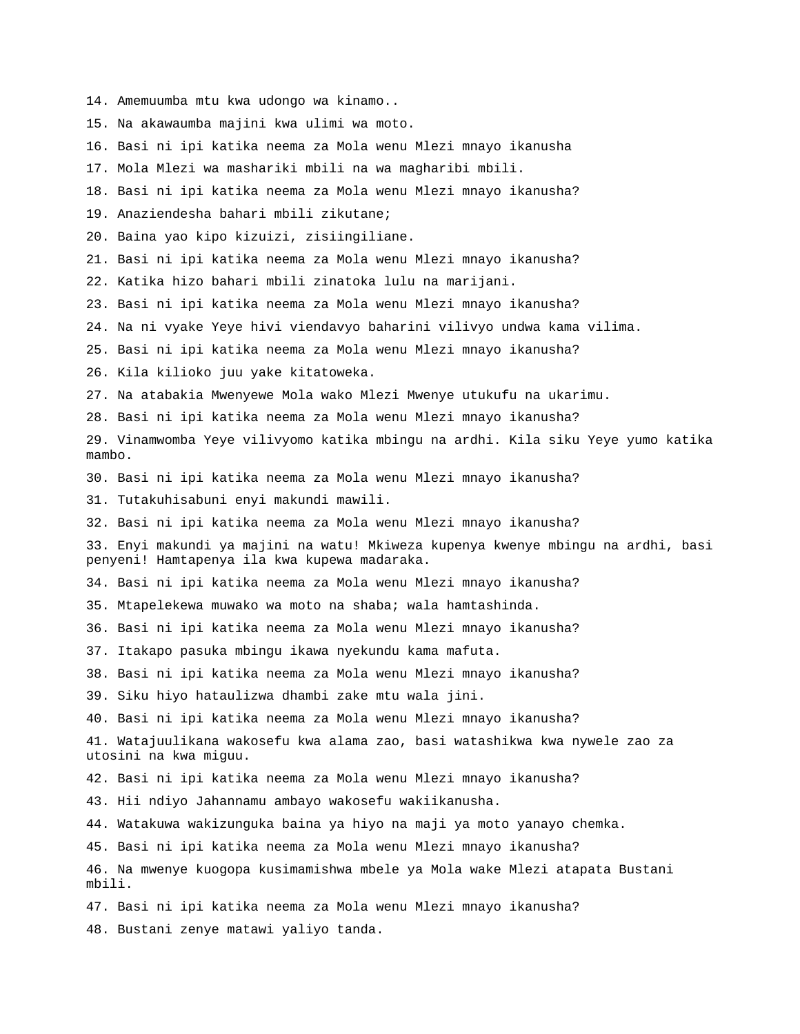14. Amemuumba mtu kwa udongo wa kinamo..

15. Na akawaumba majini kwa ulimi wa moto.

16. Basi ni ipi katika neema za Mola wenu Mlezi mnayo ikanusha

17. Mola Mlezi wa mashariki mbili na wa magharibi mbili.

18. Basi ni ipi katika neema za Mola wenu Mlezi mnayo ikanusha?

19. Anaziendesha bahari mbili zikutane;

20. Baina yao kipo kizuizi, zisiingiliane.

21. Basi ni ipi katika neema za Mola wenu Mlezi mnayo ikanusha?

22. Katika hizo bahari mbili zinatoka lulu na marijani.

23. Basi ni ipi katika neema za Mola wenu Mlezi mnayo ikanusha?

24. Na ni vyake Yeye hivi viendavyo baharini vilivyo undwa kama vilima.

25. Basi ni ipi katika neema za Mola wenu Mlezi mnayo ikanusha?

26. Kila kilioko juu yake kitatoweka.

27. Na atabakia Mwenyewe Mola wako Mlezi Mwenye utukufu na ukarimu.

28. Basi ni ipi katika neema za Mola wenu Mlezi mnayo ikanusha?

29. Vinamwomba Yeye vilivyomo katika mbingu na ardhi. Kila siku Yeye yumo katika mambo.

30. Basi ni ipi katika neema za Mola wenu Mlezi mnayo ikanusha?

31. Tutakuhisabuni enyi makundi mawili.

32. Basi ni ipi katika neema za Mola wenu Mlezi mnayo ikanusha?

33. Enyi makundi ya majini na watu! Mkiweza kupenya kwenye mbingu na ardhi, basi penyeni! Hamtapenya ila kwa kupewa madaraka.

34. Basi ni ipi katika neema za Mola wenu Mlezi mnayo ikanusha?

35. Mtapelekewa muwako wa moto na shaba; wala hamtashinda.

36. Basi ni ipi katika neema za Mola wenu Mlezi mnayo ikanusha?

37. Itakapo pasuka mbingu ikawa nyekundu kama mafuta.

38. Basi ni ipi katika neema za Mola wenu Mlezi mnayo ikanusha?

39. Siku hiyo hataulizwa dhambi zake mtu wala jini.

40. Basi ni ipi katika neema za Mola wenu Mlezi mnayo ikanusha?

41. Watajuulikana wakosefu kwa alama zao, basi watashikwa kwa nywele zao za utosini na kwa miguu.

42. Basi ni ipi katika neema za Mola wenu Mlezi mnayo ikanusha?

43. Hii ndiyo Jahannamu ambayo wakosefu wakiikanusha.

44. Watakuwa wakizunguka baina ya hiyo na maji ya moto yanayo chemka.

45. Basi ni ipi katika neema za Mola wenu Mlezi mnayo ikanusha?

46. Na mwenye kuogopa kusimamishwa mbele ya Mola wake Mlezi atapata Bustani mbili.

47. Basi ni ipi katika neema za Mola wenu Mlezi mnayo ikanusha?

48. Bustani zenye matawi yaliyo tanda.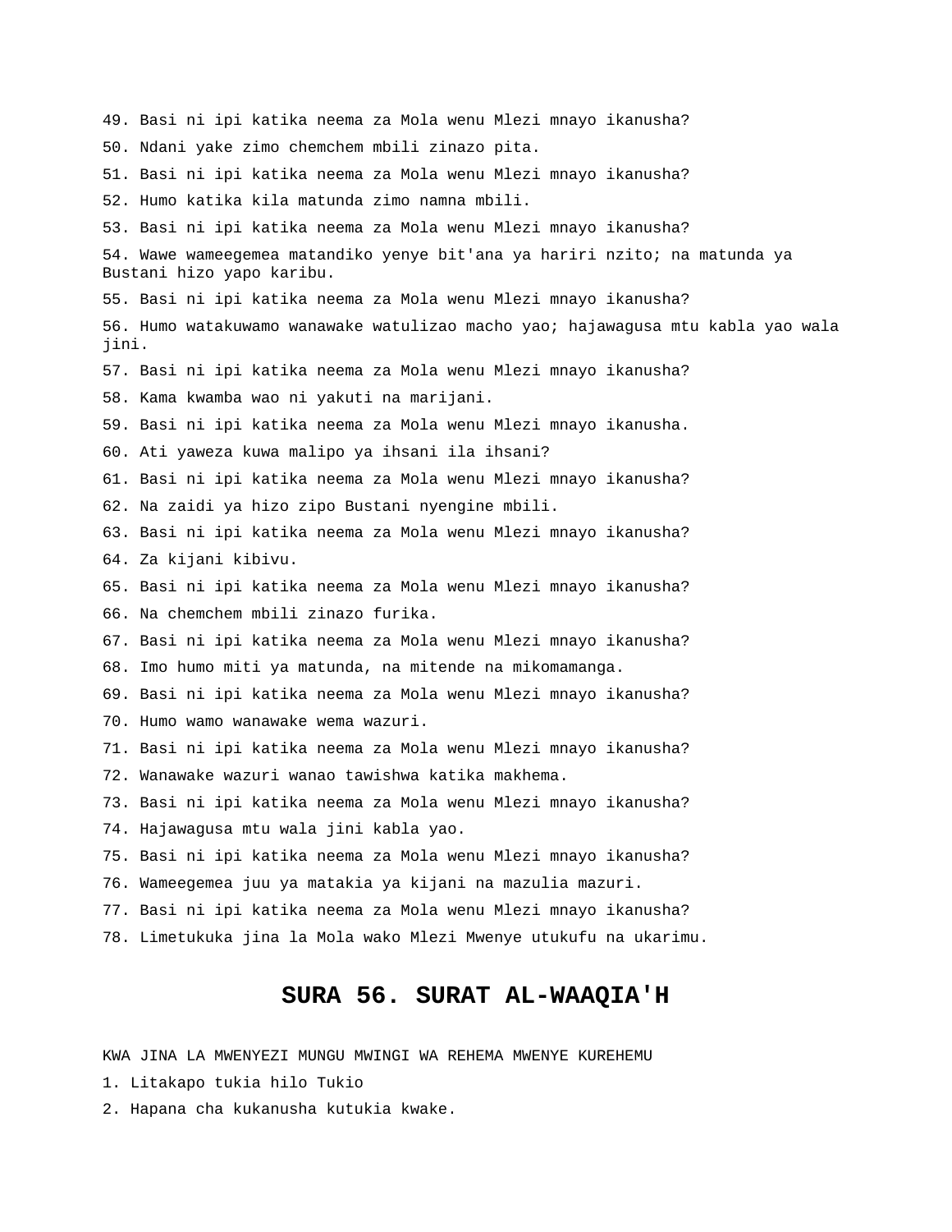49. Basi ni ipi katika neema za Mola wenu Mlezi mnayo ikanusha?

50. Ndani yake zimo chemchem mbili zinazo pita.

51. Basi ni ipi katika neema za Mola wenu Mlezi mnayo ikanusha?

52. Humo katika kila matunda zimo namna mbili.

53. Basi ni ipi katika neema za Mola wenu Mlezi mnayo ikanusha?

54. Wawe wameegemea matandiko yenye bit'ana ya hariri nzito; na matunda ya Bustani hizo yapo karibu.

55. Basi ni ipi katika neema za Mola wenu Mlezi mnayo ikanusha?

56. Humo watakuwamo wanawake watulizao macho yao; hajawagusa mtu kabla yao wala jini.

57. Basi ni ipi katika neema za Mola wenu Mlezi mnayo ikanusha?

58. Kama kwamba wao ni yakuti na marijani.

59. Basi ni ipi katika neema za Mola wenu Mlezi mnayo ikanusha.

60. Ati yaweza kuwa malipo ya ihsani ila ihsani?

61. Basi ni ipi katika neema za Mola wenu Mlezi mnayo ikanusha?

62. Na zaidi ya hizo zipo Bustani nyengine mbili.

63. Basi ni ipi katika neema za Mola wenu Mlezi mnayo ikanusha?

64. Za kijani kibivu.

65. Basi ni ipi katika neema za Mola wenu Mlezi mnayo ikanusha?

66. Na chemchem mbili zinazo furika.

67. Basi ni ipi katika neema za Mola wenu Mlezi mnayo ikanusha?

68. Imo humo miti ya matunda, na mitende na mikomamanga.

69. Basi ni ipi katika neema za Mola wenu Mlezi mnayo ikanusha?

70. Humo wamo wanawake wema wazuri.

71. Basi ni ipi katika neema za Mola wenu Mlezi mnayo ikanusha?

72. Wanawake wazuri wanao tawishwa katika makhema.

73. Basi ni ipi katika neema za Mola wenu Mlezi mnayo ikanusha?

74. Hajawagusa mtu wala jini kabla yao.

75. Basi ni ipi katika neema za Mola wenu Mlezi mnayo ikanusha?

76. Wameegemea juu ya matakia ya kijani na mazulia mazuri.

77. Basi ni ipi katika neema za Mola wenu Mlezi mnayo ikanusha?

78. Limetukuka jina la Mola wako Mlezi Mwenye utukufu na ukarimu.

# SURA 56. SURAT AL-WAAQIA'H

KWA JINA LA MWENYEZI MUNGU MWINGI WA REHEMA MWENYE KUREHEMU

1. Litakapo tukia hilo Tukio

2. Hapana cha kukanusha kutukia kwake.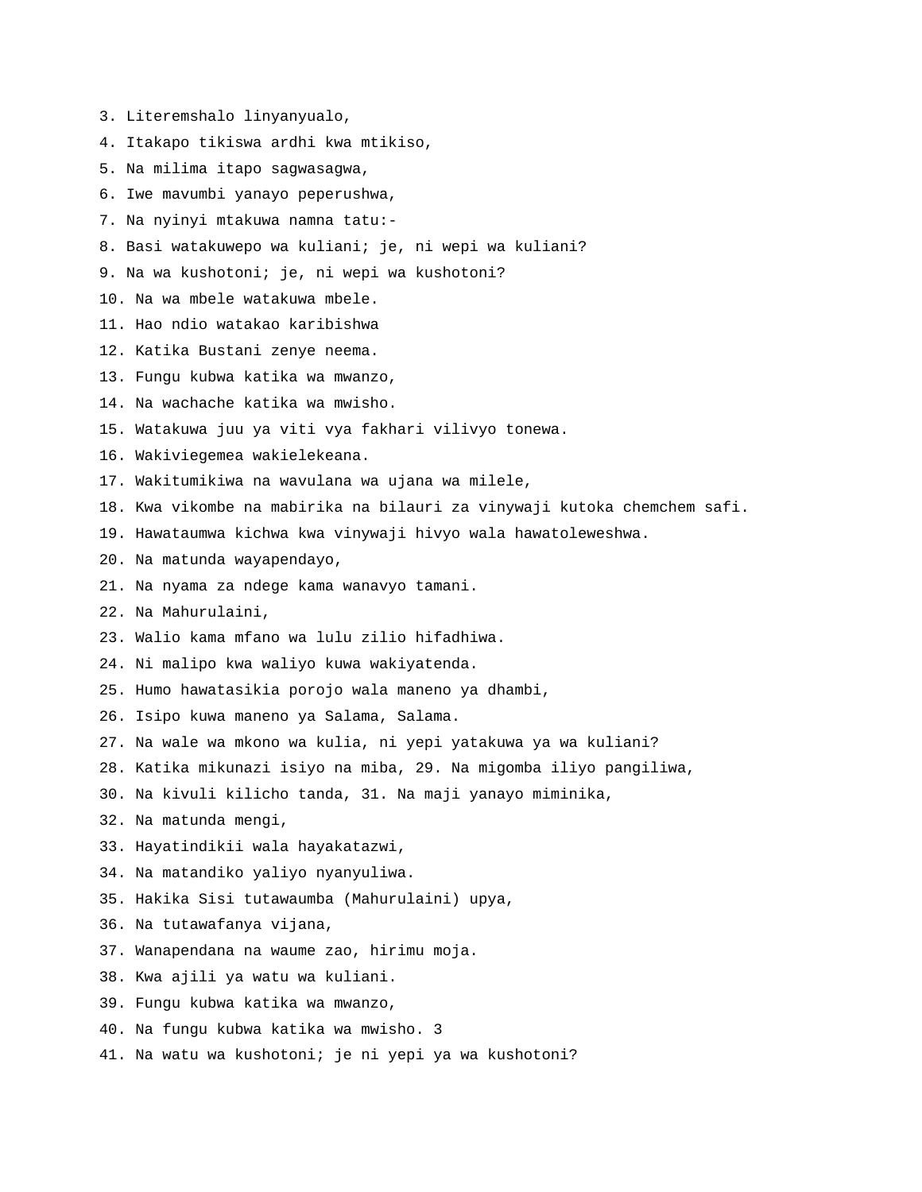3. Literemshalo linyanyualo,
4. Itakapo tikiswa ardhi kwa mtikiso,
5. Na milima itapo sagwasagwa,
6. Iwe mavumbi yanayo peperushwa,
7. Na nyinyi mtakuwa namna tatu:-
8. Basi watakuwepo wa kuliani; je, ni wepi wa kuliani?
9. Na wa kushotoni; je, ni wepi wa kushotoni?
10. Na wa mbele watakuwa mbele.
11. Hao ndio watakao karibishwa
12. Katika Bustani zenye neema.
13. Fungu kubwa katika wa mwanzo,
14. Na wachache katika wa mwisho.
15. Watakuwa juu ya viti vya fakhari vilivyo tonewa.
16. Wakiviegemea wakielekeana.
17. Wakitumikiwa na wavulana wa ujana wa milele,
18. Kwa vikombe na mabirika na bilauri za vinywaji kutoka chemchem safi.
19. Hawataumwa kichwa kwa vinywaji hivyo wala hawatoleweshwa.
20. Na matunda wayapendayo,
21. Na nyama za ndege kama wanavyo tamani.
22. Na Mahurulaini,
23. Walio kama mfano wa lulu zilio hifadhiwa.
24. Ni malipo kwa waliyo kuwa wakiyatenda.
25. Humo hawatasikia porojo wala maneno ya dhambi,
26. Isipo kuwa maneno ya Salama, Salama.
27. Na wale wa mkono wa kulia, ni yepi yatakuwa ya wa kuliani?
28. Katika mikunazi isiyo na miba, 29. Na migomba iliyo pangiliwa,
30. Na kivuli kilicho tanda, 31. Na maji yanayo miminika,
32. Na matunda mengi,
33. Hayatindikii wala hayakatazwi,
34. Na matandiko yaliyo nyanyuliwa.
35. Hakika Sisi tutawaumba (Mahurulaini) upya,
36. Na tutawafanya vijana,
37. Wanapendana na waume zao, hirimu moja.
38. Kwa ajili ya watu wa kuliani.
39. Fungu kubwa katika wa mwanzo,
40. Na fungu kubwa katika wa mwisho. 3
41. Na watu wa kushotoni; je ni yepi ya wa kushotoni?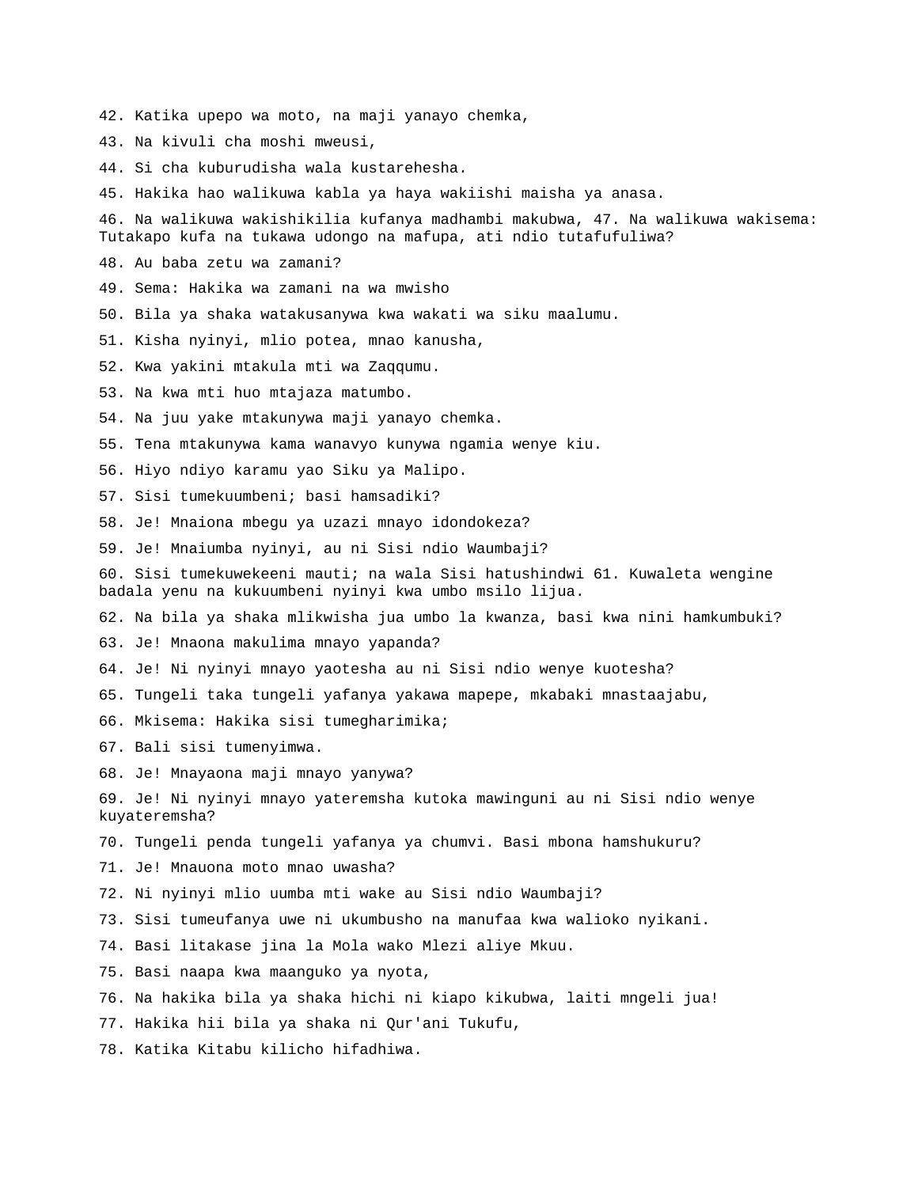42. Katika upepo wa moto, na maji yanayo chemka,

43. Na kivuli cha moshi mweusi,

44. Si cha kuburudisha wala kustarehesha.

45. Hakika hao walikuwa kabla ya haya wakiishi maisha ya anasa.

46. Na walikuwa wakishikilia kufanya madhambi makubwa, 47. Na walikuwa wakisema: Tutakapo kufa na tukawa udongo na mafupa, ati ndio tutafufuliwa?

48. Au baba zetu wa zamani?

49. Sema: Hakika wa zamani na wa mwisho

50. Bila ya shaka watakusanywa kwa wakati wa siku maalumu.

51. Kisha nyinyi, mlio potea, mnao kanusha,

52. Kwa yakini mtakula mti wa Zaqqumu.

53. Na kwa mti huo mtajaza matumbo.

54. Na juu yake mtakunywa maji yanayo chemka.

55. Tena mtakunywa kama wanavyo kunywa ngamia wenye kiu.

56. Hiyo ndiyo karamu yao Siku ya Malipo.

57. Sisi tumekuumbeni; basi hamsadiki?

58. Je! Mnaiona mbegu ya uzazi mnayo idondokeza?

59. Je! Mnaiumba nyinyi, au ni Sisi ndio Waumbaji?

60. Sisi tumekuwekeeni mauti; na wala Sisi hatushindwi 61. Kuwaleta wengine badala yenu na kukuumbeni nyinyi kwa umbo msilo lijua.

62. Na bila ya shaka mlikwisha jua umbo la kwanza, basi kwa nini hamkumbuki?

63. Je! Mnaona makulima mnayo yapanda?

64. Je! Ni nyinyi mnayo yaotesha au ni Sisi ndio wenye kuotesha?

65. Tungeli taka tungeli yafanya yakawa mapepe, mkabaki mnastaajabu,

66. Mkisema: Hakika sisi tumegharimika;

67. Bali sisi tumenyimwa.

68. Je! Mnayaona maji mnayo yanywa?

69. Je! Ni nyinyi mnayo yateremsha kutoka mawinguni au ni Sisi ndio wenye kuyateremsha?

70. Tungeli penda tungeli yafanya ya chumvi. Basi mbona hamshukuru?

71. Je! Mnauona moto mnao uwasha?

72. Ni nyinyi mlio uumba mti wake au Sisi ndio Waumbaji?

73. Sisi tumeufanya uwe ni ukumbusho na manufaa kwa walioko nyikani.

74. Basi litakase jina la Mola wako Mlezi aliye Mkuu.

75. Basi naapa kwa maanguko ya nyota,

76. Na hakika bila ya shaka hichi ni kiapo kikubwa, laiti mngeli jua!

77. Hakika hii bila ya shaka ni Qur'ani Tukufu,

78. Katika Kitabu kilicho hifadhiwa.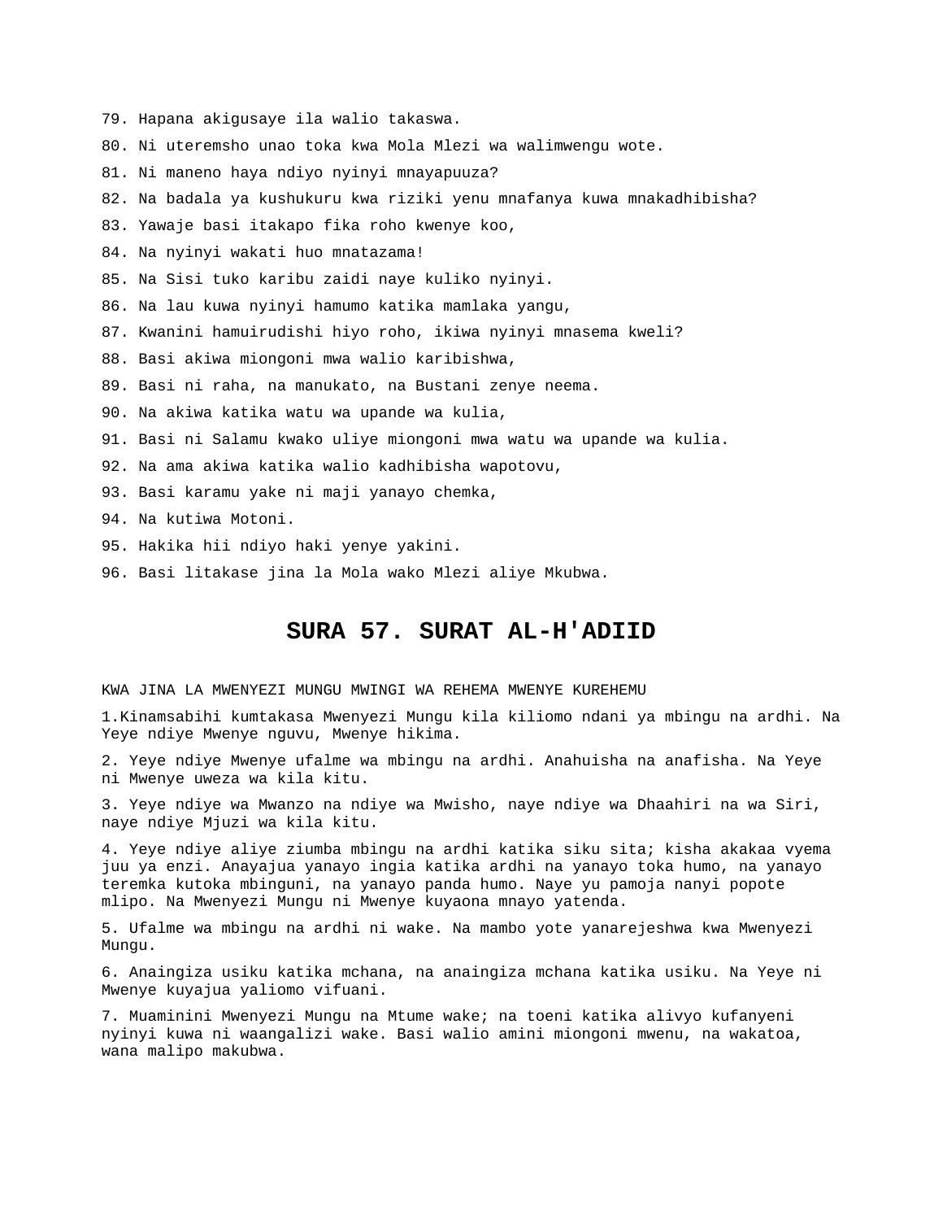79. Hapana akigusaye ila walio takaswa.

80. Ni uteremsho unao toka kwa Mola Mlezi wa walimwengu wote.

81. Ni maneno haya ndiyo nyinyi mnayapuuza?

82. Na badala ya kushukuru kwa riziki yenu mnafanya kuwa mnakadhibisha?

83. Yawaje basi itakapo fika roho kwenye koo,

84. Na nyinyi wakati huo mnatazama!

85. Na Sisi tuko karibu zaidi naye kuliko nyinyi.

86. Na lau kuwa nyinyi hamumo katika mamlaka yangu,

87. Kwanini hamuirudishi hiyo roho, ikiwa nyinyi mnasema kweli?

88. Basi akiwa miongoni mwa walio karibishwa,

89. Basi ni raha, na manukato, na Bustani zenye neema.

90. Na akiwa katika watu wa upande wa kulia,

91. Basi ni Salamu kwako uliye miongoni mwa watu wa upande wa kulia.

92. Na ama akiwa katika walio kadhibisha wapotovu,

93. Basi karamu yake ni maji yanayo chemka,

94. Na kutiwa Motoni.

95. Hakika hii ndiyo haki yenye yakini.

96. Basi litakase jina la Mola wako Mlezi aliye Mkubwa.

# SURA 57. SURAT AL-H'ADIID

KWA JINA LA MWENYEZI MUNGU MWINGI WA REHEMA MWENYE KUREHEMU

1.Kinamsabihi kumtakasa Mwenyezi Mungu kila kiliomo ndani ya mbingu na ardhi. Na Yeye ndiye Mwenye nguvu, Mwenye hikima.

2. Yeye ndiye Mwenye ufalme wa mbingu na ardhi. Anahuisha na anafisha. Na Yeye ni Mwenye uweza wa kila kitu.

3. Yeye ndiye wa Mwanzo na ndiye wa Mwisho, naye ndiye wa Dhaahiri na wa Siri, naye ndiye Mjuzi wa kila kitu.

4. Yeye ndiye aliye ziumba mbingu na ardhi katika siku sita; kisha akakaa vyema juu ya enzi. Anayajua yanayo ingia katika ardhi na yanayo toka humo, na yanayo teremka kutoka mbinguni, na yanayo panda humo. Naye yu pamoja nanyi popote mlipo. Na Mwenyezi Mungu ni Mwenye kuyaona mnayo yatenda.

5. Ufalme wa mbingu na ardhi ni wake. Na mambo yote yanarejeshwa kwa Mwenyezi Mungu.

6. Anaingiza usiku katika mchana, na anaingiza mchana katika usiku. Na Yeye ni Mwenye kuyajua yaliomo vifuani.

7. Muaminini Mwenyezi Mungu na Mtume wake; na toeni katika alivyo kufanyeni nyinyi kuwa ni waangalizi wake. Basi walio amini miongoni mwenu, na wakatoa, wana malipo makubwa.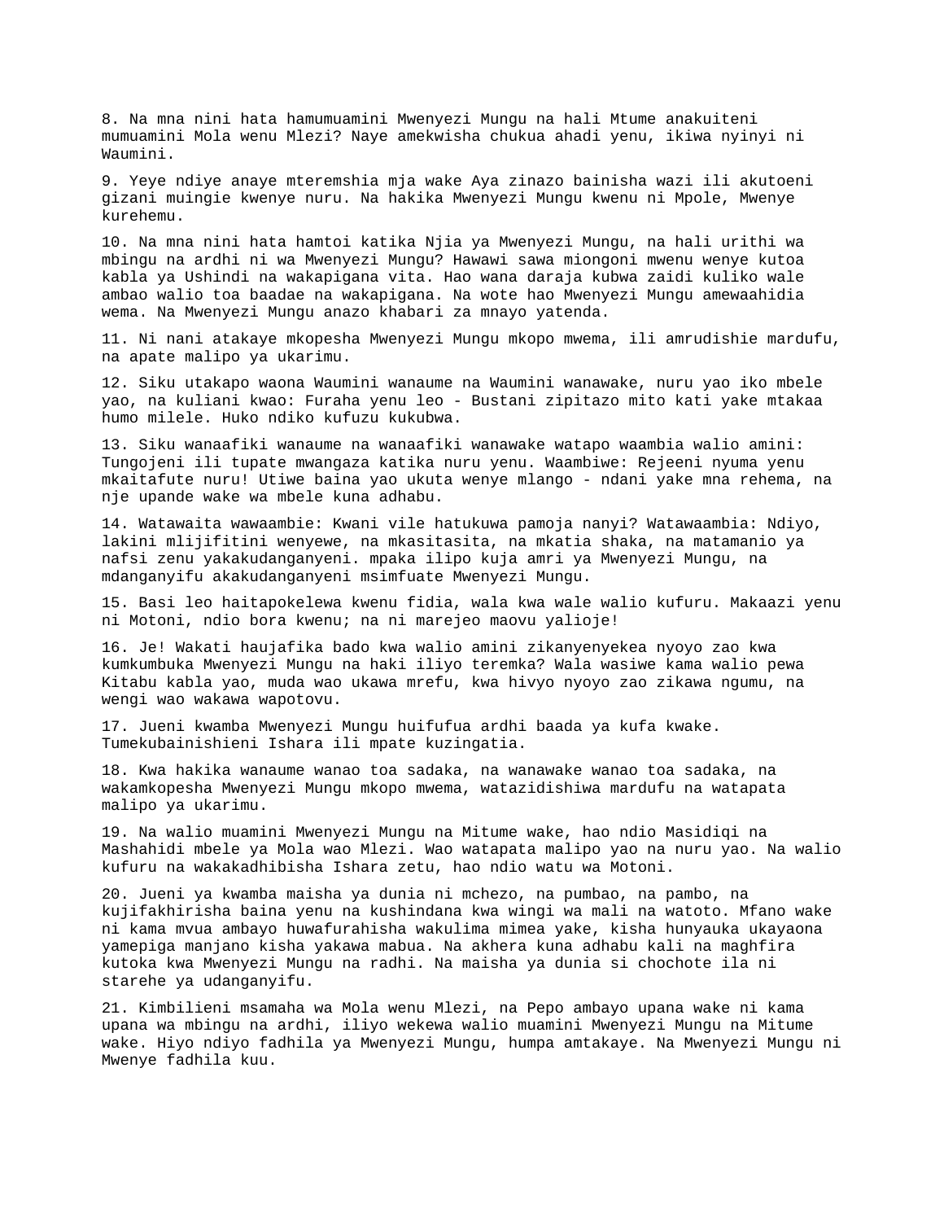8. Na mna nini hata hamumuamini Mwenyezi Mungu na hali Mtume anakuiteni mumuamini Mola wenu Mlezi? Naye amekwisha chukua ahadi yenu, ikiwa nyinyi ni Waumini.

9. Yeye ndiye anaye mteremshia mja wake Aya zinazo bainisha wazi ili akutoeni gizani muingie kwenye nuru. Na hakika Mwenyezi Mungu kwenu ni Mpole, Mwenye kurehemu.

10. Na mna nini hata hamtoi katika Njia ya Mwenyezi Mungu, na hali urithi wa mbingu na ardhi ni wa Mwenyezi Mungu? Hawawi sawa miongoni mwenu wenye kutoa kabla ya Ushindi na wakapigana vita. Hao wana daraja kubwa zaidi kuliko wale ambao walio toa baadae na wakapigana. Na wote hao Mwenyezi Mungu amewaahidia wema. Na Mwenyezi Mungu anazo khabari za mnayo yatenda.

11. Ni nani atakaye mkopesha Mwenyezi Mungu mkopo mwema, ili amrudishie mardufu, na apate malipo ya ukarimu.

12. Siku utakapo waona Waumini wanaume na Waumini wanawake, nuru yao iko mbele yao, na kuliani kwao: Furaha yenu leo - Bustani zipitazo mito kati yake mtakaa humo milele. Huko ndiko kufuzu kukubwa.

13. Siku wanaafiki wanaume na wanaafiki wanawake watapo waambia walio amini: Tungojeni ili tupate mwangaza katika nuru yenu. Waambiwe: Rejeeni nyuma yenu mkaitafute nuru! Utiwe baina yao ukuta wenye mlango - ndani yake mna rehema, na nje upande wake wa mbele kuna adhabu.

14. Watawaita wawaambie: Kwani vile hatukuwa pamoja nanyi? Watawaambia: Ndiyo, lakini mlijifitini wenyewe, na mkasitasita, na mkatia shaka, na matamanio ya nafsi zenu yakakudanganyeni. mpaka ilipo kuja amri ya Mwenyezi Mungu, na mdanganyifu akakudanganyeni msimfuate Mwenyezi Mungu.

15. Basi leo haitapokelewa kwenu fidia, wala kwa wale walio kufuru. Makaazi yenu ni Motoni, ndio bora kwenu; na ni marejeo maovu yalioje!

16. Je! Wakati haujafika bado kwa walio amini zikanyenyekea nyoyo zao kwa kumkumbuka Mwenyezi Mungu na haki iliyo teremka? Wala wasiwe kama walio pewa Kitabu kabla yao, muda wao ukawa mrefu, kwa hivyo nyoyo zao zikawa ngumu, na wengi wao wakawa wapotovu.

17. Jueni kwamba Mwenyezi Mungu huifufua ardhi baada ya kufa kwake. Tumekubainishieni Ishara ili mpate kuzingatia.

18. Kwa hakika wanaume wanao toa sadaka, na wanawake wanao toa sadaka, na wakamkopesha Mwenyezi Mungu mkopo mwema, watazidishiwa mardufu na watapata malipo ya ukarimu.

19. Na walio muamini Mwenyezi Mungu na Mitume wake, hao ndio Masidiqi na Mashahidi mbele ya Mola wao Mlezi. Wao watapata malipo yao na nuru yao. Na walio kufuru na wakakadhibisha Ishara zetu, hao ndio watu wa Motoni.

20. Jueni ya kwamba maisha ya dunia ni mchezo, na pumbao, na pambo, na kujifakhirisha baina yenu na kushindana kwa wingi wa mali na watoto. Mfano wake ni kama mvua ambayo huwafurahisha wakulima mimea yake, kisha hunyauka ukayaona yamepiga manjano kisha yakawa mabua. Na akhera kuna adhabu kali na maghfira kutoka kwa Mwenyezi Mungu na radhi. Na maisha ya dunia si chochote ila ni starehe ya udanganyifu.

21. Kimbilieni msamaha wa Mola wenu Mlezi, na Pepo ambayo upana wake ni kama upana wa mbingu na ardhi, iliyo wekewa walio muamini Mwenyezi Mungu na Mitume wake. Hiyo ndiyo fadhila ya Mwenyezi Mungu, humpa amtakaye. Na Mwenyezi Mungu ni Mwenye fadhila kuu.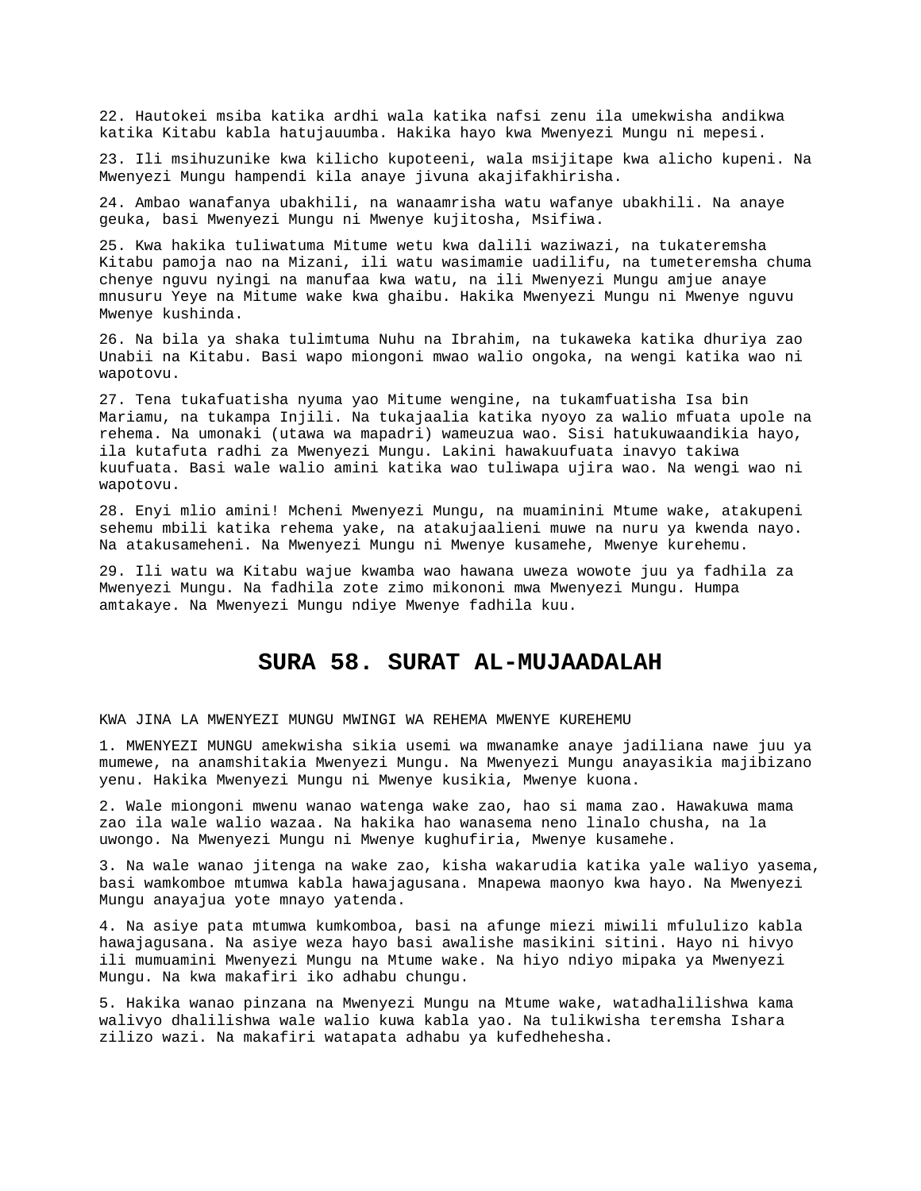22. Hautokei msiba katika ardhi wala katika nafsi zenu ila umekwisha andikwa katika Kitabu kabla hatujauumba. Hakika hayo kwa Mwenyezi Mungu ni mepesi.

23. Ili msihuzunike kwa kilicho kupoteeni, wala msijitape kwa alicho kupeni. Na Mwenyezi Mungu hampendi kila anaye jivuna akajifakhirisha.

24. Ambao wanafanya ubakhili, na wanaamrisha watu wafanye ubakhili. Na anaye geuka, basi Mwenyezi Mungu ni Mwenye kujitosha, Msifiwa.

25. Kwa hakika tuliwatuma Mitume wetu kwa dalili waziwazi, na tukateremsha Kitabu pamoja nao na Mizani, ili watu wasimamie uadilifu, na tumeteremsha chuma chenye nguvu nyingi na manufaa kwa watu, na ili Mwenyezi Mungu amjue anaye mnusuru Yeye na Mitume wake kwa ghaibu. Hakika Mwenyezi Mungu ni Mwenye nguvu Mwenye kushinda.

26. Na bila ya shaka tulimtuma Nuhu na Ibrahim, na tukaweka katika dhuriya zao Unabii na Kitabu. Basi wapo miongoni mwao walio ongoka, na wengi katika wao ni wapotovu.

27. Tena tukafuatisha nyuma yao Mitume wengine, na tukamfuatisha Isa bin Mariamu, na tukampa Injili. Na tukajaalia katika nyoyo za walio mfuata upole na rehema. Na umonaki (utawa wa mapadri) wameuzua wao. Sisi hatukuwaandikia hayo, ila kutafuta radhi za Mwenyezi Mungu. Lakini hawakuufuata inavyo takiwa kuufuata. Basi wale walio amini katika wao tuliwapa ujira wao. Na wengi wao ni wapotovu.

28. Enyi mlio amini! Mcheni Mwenyezi Mungu, na muaminini Mtume wake, atakupeni sehemu mbili katika rehema yake, na atakujaalieni muwe na nuru ya kwenda nayo. Na atakusameheni. Na Mwenyezi Mungu ni Mwenye kusamehe, Mwenye kurehemu.

29. Ili watu wa Kitabu wajue kwamba wao hawana uweza wowote juu ya fadhila za Mwenyezi Mungu. Na fadhila zote zimo mikononi mwa Mwenyezi Mungu. Humpa amtakaye. Na Mwenyezi Mungu ndiye Mwenye fadhila kuu.

## SURA 58. SURAT AL-MUJAADALAH

KWA JINA LA MWENYEZI MUNGU MWINGI WA REHEMA MWENYE KUREHEMU

1. MWENYEZI MUNGU amekwisha sikia usemi wa mwanamke anaye jadiliana nawe juu ya mumewe, na anamshitakia Mwenyezi Mungu. Na Mwenyezi Mungu anayasikia majibizano yenu. Hakika Mwenyezi Mungu ni Mwenye kusikia, Mwenye kuona.

2. Wale miongoni mwenu wanao watenga wake zao, hao si mama zao. Hawakuwa mama zao ila wale walio wazaa. Na hakika hao wanasema neno linalo chusha, na la uwongo. Na Mwenyezi Mungu ni Mwenye kughufiria, Mwenye kusamehe.

3. Na wale wanao jitenga na wake zao, kisha wakarudia katika yale waliyo yasema, basi wamkomboe mtumwa kabla hawajagusana. Mnapewa maonyo kwa hayo. Na Mwenyezi Mungu anayajua yote mnayo yatenda.

4. Na asiye pata mtumwa kumkomboa, basi na afunge miezi miwili mfululizo kabla hawajagusana. Na asiye weza hayo basi awalishe masikini sitini. Hayo ni hivyo ili mumuamini Mwenyezi Mungu na Mtume wake. Na hiyo ndiyo mipaka ya Mwenyezi Mungu. Na kwa makafiri iko adhabu chungu.

5. Hakika wanao pinzana na Mwenyezi Mungu na Mtume wake, watadhalilishwa kama walivyo dhalilishwa wale walio kuwa kabla yao. Na tulikwisha teremsha Ishara zilizo wazi. Na makafiri watapata adhabu ya kufedhehesha.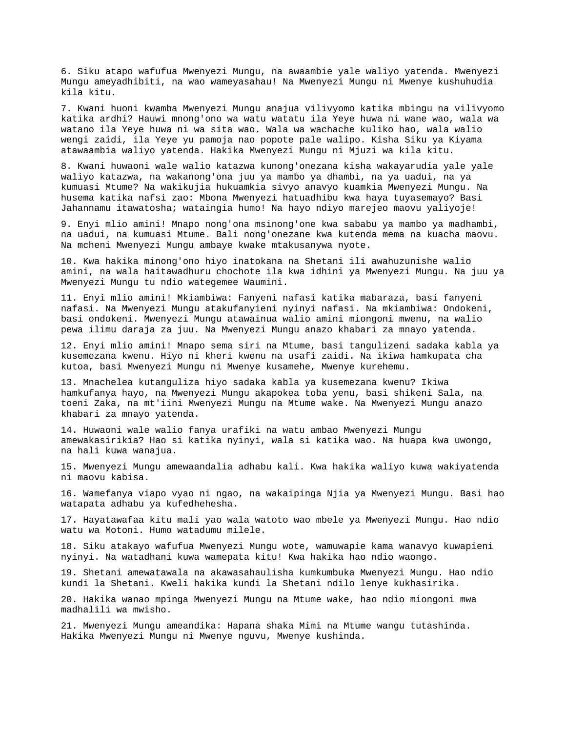6. Siku atapo wafufua Mwenyezi Mungu, na awaambie yale waliyo yatenda. Mwenyezi Mungu ameyadhibiti, na wao wameyasahau! Na Mwenyezi Mungu ni Mwenye kushuhudia kila kitu.

7. Kwani huoni kwamba Mwenyezi Mungu anajua vilivyomo katika mbingu na vilivyomo katika ardhi? Hauwi mnong'ono wa watu watatu ila Yeye huwa ni wane wao, wala wa watano ila Yeye huwa ni wa sita wao. Wala wa wachache kuliko hao, wala walio wengi zaidi, ila Yeye yu pamoja nao popote pale walipo. Kisha Siku ya Kiyama atawaambia waliyo yatenda. Hakika Mwenyezi Mungu ni Mjuzi wa kila kitu.

8. Kwani huwaoni wale walio katazwa kunong'onezana kisha wakayarudia yale yale waliyo katazwa, na wakanong'ona juu ya mambo ya dhambi, na ya uadui, na ya kumuasi Mtume? Na wakikujia hukuamkia sivyo anavyo kuamkia Mwenyezi Mungu. Na husema katika nafsi zao: Mbona Mwenyezi hatuadhibu kwa haya tuyasemayo? Basi Jahannamu itawatosha; wataingia humo! Na hayo ndiyo marejeo maovu yaliyoje!

9. Enyi mlio amini! Mnapo nong'ona msinong'one kwa sababu ya mambo ya madhambi, na uadui, na kumuasi Mtume. Bali nong'onezane kwa kutenda mema na kuacha maovu. Na mcheni Mwenyezi Mungu ambaye kwake mtakusanywa nyote.

10. Kwa hakika minong'ono hiyo inatokana na Shetani ili awahuzunishe walio amini, na wala haitawadhuru chochote ila kwa idhini ya Mwenyezi Mungu. Na juu ya Mwenyezi Mungu tu ndio wategemee Waumini.

11. Enyi mlio amini! Mkiambiwa: Fanyeni nafasi katika mabaraza, basi fanyeni nafasi. Na Mwenyezi Mungu atakufanyieni nyinyi nafasi. Na mkiambiwa: Ondokeni, basi ondokeni. Mwenyezi Mungu atawainua walio amini miongoni mwenu, na walio pewa ilimu daraja za juu. Na Mwenyezi Mungu anazo khabari za mnayo yatenda.

12. Enyi mlio amini! Mnapo sema siri na Mtume, basi tangulizeni sadaka kabla ya kusemezana kwenu. Hiyo ni kheri kwenu na usafi zaidi. Na ikiwa hamkupata cha kutoa, basi Mwenyezi Mungu ni Mwenye kusamehe, Mwenye kurehemu.

13. Mnachelea kutanguliza hiyo sadaka kabla ya kusemezana kwenu? Ikiwa hamkufanya hayo, na Mwenyezi Mungu akapokea toba yenu, basi shikeni Sala, na toeni Zaka, na mt'iini Mwenyezi Mungu na Mtume wake. Na Mwenyezi Mungu anazo khabari za mnayo yatenda.

14. Huwaoni wale walio fanya urafiki na watu ambao Mwenyezi Mungu amewakasirikia? Hao si katika nyinyi, wala si katika wao. Na huapa kwa uwongo, na hali kuwa wanajua.

15. Mwenyezi Mungu amewaandalia adhabu kali. Kwa hakika waliyo kuwa wakiyatenda ni maovu kabisa.

16. Wamefanya viapo vyao ni ngao, na wakaipinga Njia ya Mwenyezi Mungu. Basi hao watapata adhabu ya kufedhehesha.

17. Hayatawafaa kitu mali yao wala watoto wao mbele ya Mwenyezi Mungu. Hao ndio watu wa Motoni. Humo watadumu milele.

18. Siku atakayo wafufua Mwenyezi Mungu wote, wamuwapie kama wanavyo kuwapieni nyinyi. Na watadhani kuwa wamepata kitu! Kwa hakika hao ndio waongo.

19. Shetani amewatawala na akawasahaulisha kumkumbuka Mwenyezi Mungu. Hao ndio kundi la Shetani. Kweli hakika kundi la Shetani ndilo lenye kukhasirika.

20. Hakika wanao mpinga Mwenyezi Mungu na Mtume wake, hao ndio miongoni mwa madhalili wa mwisho.

21. Mwenyezi Mungu ameandika: Hapana shaka Mimi na Mtume wangu tutashinda. Hakika Mwenyezi Mungu ni Mwenye nguvu, Mwenye kushinda.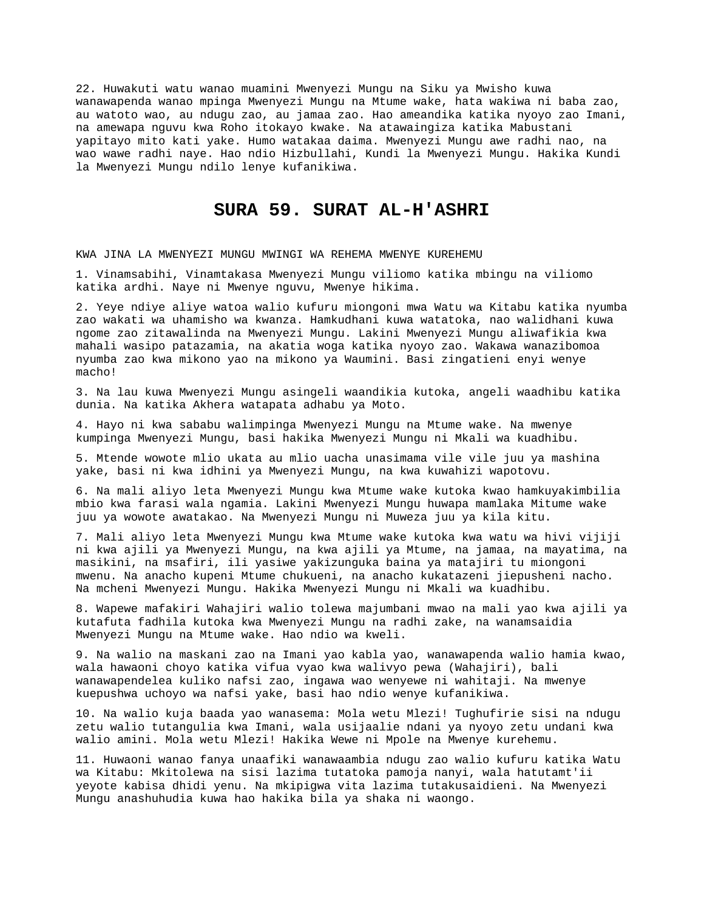22. Huwakuti watu wanao muamini Mwenyezi Mungu na Siku ya Mwisho kuwa wanawapenda wanao mpinga Mwenyezi Mungu na Mtume wake, hata wakiwa ni baba zao, au watoto wao, au ndugu zao, au jamaa zao. Hao ameandika katika nyoyo zao Imani, na amewapa nguvu kwa Roho itokayo kwake. Na atawaingiza katika Mabustani yapitayo mito kati yake. Humo watakaa daima. Mwenyezi Mungu awe radhi nao, na wao wawe radhi naye. Hao ndio Hizbullahi, Kundi la Mwenyezi Mungu. Hakika Kundi la Mwenyezi Mungu ndilo lenye kufanikiwa.

## SURA 59. SURAT AL-H'ASHRI

KWA JINA LA MWENYEZI MUNGU MWINGI WA REHEMA MWENYE KUREHEMU

1. Vinamsabihi, Vinamtakasa Mwenyezi Mungu viliomo katika mbingu na viliomo katika ardhi. Naye ni Mwenye nguvu, Mwenye hikima.

2. Yeye ndiye aliye watoa walio kufuru miongoni mwa Watu wa Kitabu katika nyumba zao wakati wa uhamisho wa kwanza. Hamkudhani kuwa watatoka, nao walidhani kuwa ngome zao zitawalinda na Mwenyezi Mungu. Lakini Mwenyezi Mungu aliwafikia kwa mahali wasipo patazamia, na akatia woga katika nyoyo zao. Wakawa wanazibomoa nyumba zao kwa mikono yao na mikono ya Waumini. Basi zingatieni enyi wenye macho!

3. Na lau kuwa Mwenyezi Mungu asingeli waandikia kutoka, angeli waadhibu katika dunia. Na katika Akhera watapata adhabu ya Moto.

4. Hayo ni kwa sababu walimpinga Mwenyezi Mungu na Mtume wake. Na mwenye kumpinga Mwenyezi Mungu, basi hakika Mwenyezi Mungu ni Mkali wa kuadhibu.

5. Mtende wowote mlio ukata au mlio uacha unasimama vile vile juu ya mashina yake, basi ni kwa idhini ya Mwenyezi Mungu, na kwa kuwahizi wapotovu.

6. Na mali aliyo leta Mwenyezi Mungu kwa Mtume wake kutoka kwao hamkuyakimbilia mbio kwa farasi wala ngamia. Lakini Mwenyezi Mungu huwapa mamlaka Mitume wake juu ya wowote awatakao. Na Mwenyezi Mungu ni Muweza juu ya kila kitu.

7. Mali aliyo leta Mwenyezi Mungu kwa Mtume wake kutoka kwa watu wa hivi vijiji ni kwa ajili ya Mwenyezi Mungu, na kwa ajili ya Mtume, na jamaa, na mayatima, na masikini, na msafiri, ili yasiwe yakizunguka baina ya matajiri tu miongoni mwenu. Na anacho kupeni Mtume chukueni, na anacho kukatazeni jiepusheni nacho. Na mcheni Mwenyezi Mungu. Hakika Mwenyezi Mungu ni Mkali wa kuadhibu.

8. Wapewe mafakiri Wahajiri walio tolewa majumbani mwao na mali yao kwa ajili ya kutafuta fadhila kutoka kwa Mwenyezi Mungu na radhi zake, na wanamsaidia Mwenyezi Mungu na Mtume wake. Hao ndio wa kweli.

9. Na walio na maskani zao na Imani yao kabla yao, wanawapenda walio hamia kwao, wala hawaoni choyo katika vifua vyao kwa walivyo pewa (Wahajiri), bali wanawapendelea kuliko nafsi zao, ingawa wao wenyewe ni wahitaji. Na mwenye kuepushwa uchoyo wa nafsi yake, basi hao ndio wenye kufanikiwa.

10. Na walio kuja baada yao wanasema: Mola wetu Mlezi! Tughufirie sisi na ndugu zetu walio tutangulia kwa Imani, wala usijaalie ndani ya nyoyo zetu undani kwa walio amini. Mola wetu Mlezi! Hakika Wewe ni Mpole na Mwenye kurehemu.

11. Huwaoni wanao fanya unaafiki wanawaambia ndugu zao walio kufuru katika Watu wa Kitabu: Mkitolewa na sisi lazima tutatoka pamoja nanyi, wala hatutamt'ii yeyote kabisa dhidi yenu. Na mkipigwa vita lazima tutakusaidieni. Na Mwenyezi Mungu anashuhudia kuwa hao hakika bila ya shaka ni waongo.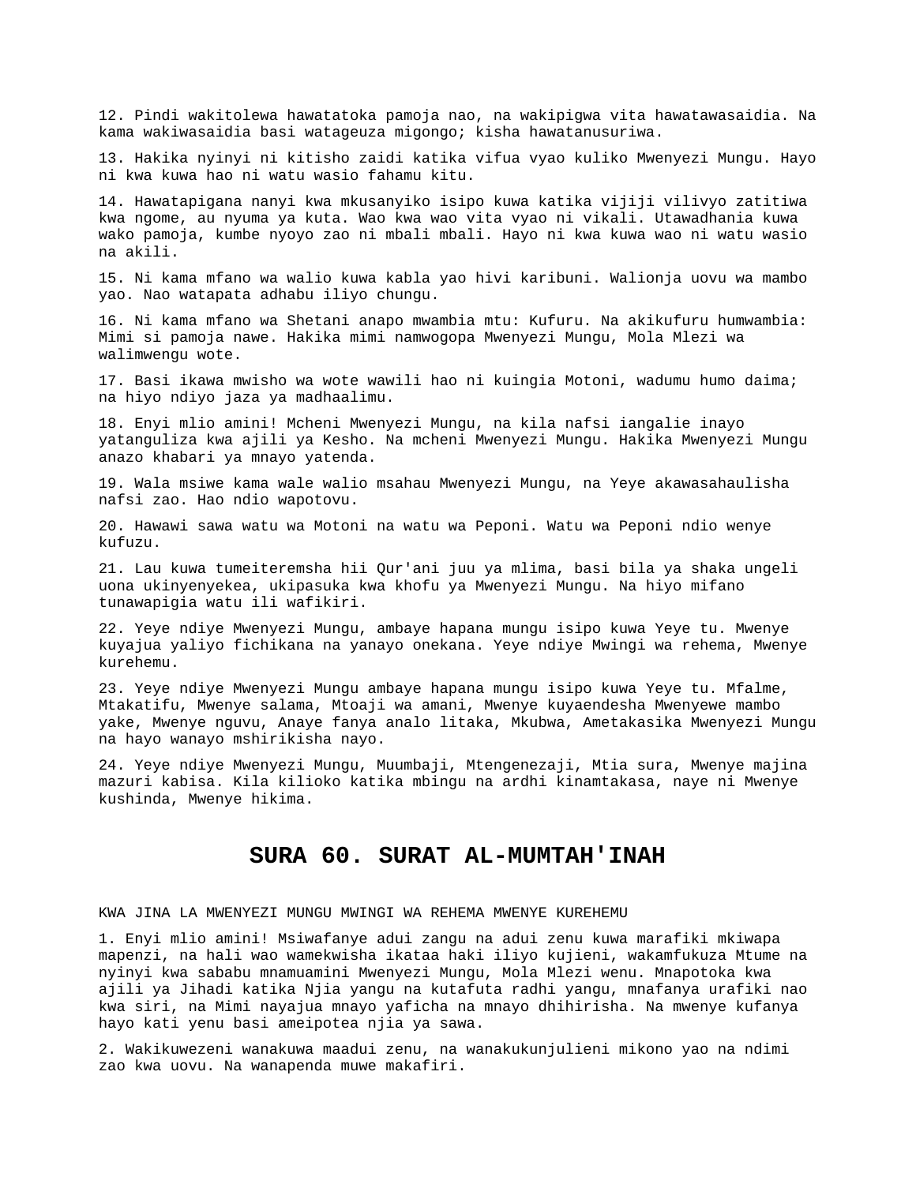12. Pindi wakitolewa hawatatoka pamoja nao, na wakipigwa vita hawatawasaidia. Na kama wakiwasaidia basi watageuza migongo; kisha hawatanusuriwa.

13. Hakika nyinyi ni kitisho zaidi katika vifua vyao kuliko Mwenyezi Mungu. Hayo ni kwa kuwa hao ni watu wasio fahamu kitu.

14. Hawatapigana nanyi kwa mkusanyiko isipo kuwa katika vijiji vilivyo zatitiwa kwa ngome, au nyuma ya kuta. Wao kwa wao vita vyao ni vikali. Utawadhania kuwa wako pamoja, kumbe nyoyo zao ni mbali mbali. Hayo ni kwa kuwa wao ni watu wasio na akili.

15. Ni kama mfano wa walio kuwa kabla yao hivi karibuni. Walionja uovu wa mambo yao. Nao watapata adhabu iliyo chungu.

16. Ni kama mfano wa Shetani anapo mwambia mtu: Kufuru. Na akikufuru humwambia: Mimi si pamoja nawe. Hakika mimi namwogopa Mwenyezi Mungu, Mola Mlezi wa walimwengu wote.

17. Basi ikawa mwisho wa wote wawili hao ni kuingia Motoni, wadumu humo daima; na hiyo ndiyo jaza ya madhaalimu.

18. Enyi mlio amini! Mcheni Mwenyezi Mungu, na kila nafsi iangalie inayo yatanguliza kwa ajili ya Kesho. Na mcheni Mwenyezi Mungu. Hakika Mwenyezi Mungu anazo khabari ya mnayo yatenda.

19. Wala msiwe kama wale walio msahau Mwenyezi Mungu, na Yeye akawasahaulisha nafsi zao. Hao ndio wapotovu.

20. Hawawi sawa watu wa Motoni na watu wa Peponi. Watu wa Peponi ndio wenye kufuzu.

21. Lau kuwa tumeiteremsha hii Qur'ani juu ya mlima, basi bila ya shaka ungeli uona ukinyenyekea, ukipasuka kwa khofu ya Mwenyezi Mungu. Na hiyo mifano tunawapigia watu ili wafikiri.

22. Yeye ndiye Mwenyezi Mungu, ambaye hapana mungu isipo kuwa Yeye tu. Mwenye kuyajua yaliyo fichikana na yanayo onekana. Yeye ndiye Mwingi wa rehema, Mwenye kurehemu.

23. Yeye ndiye Mwenyezi Mungu ambaye hapana mungu isipo kuwa Yeye tu. Mfalme, Mtakatifu, Mwenye salama, Mtoaji wa amani, Mwenye kuyaendesha Mwenyewe mambo yake, Mwenye nguvu, Anaye fanya analo litaka, Mkubwa, Ametakasika Mwenyezi Mungu na hayo wanayo mshirikisha nayo.

24. Yeye ndiye Mwenyezi Mungu, Muumbaji, Mtengenezaji, Mtia sura, Mwenye majina mazuri kabisa. Kila kilioko katika mbingu na ardhi kinamtakasa, naye ni Mwenye kushinda, Mwenye hikima.

## SURA 60. SURAT AL-MUMTAH'INAH

KWA JINA LA MWENYEZI MUNGU MWINGI WA REHEMA MWENYE KUREHEMU

1. Enyi mlio amini! Msiwafanye adui zangu na adui zenu kuwa marafiki mkiwapa mapenzi, na hali wao wamekwisha ikataa haki iliyo kujieni, wakamfukuza Mtume na nyinyi kwa sababu mnamuamini Mwenyezi Mungu, Mola Mlezi wenu. Mnapotoka kwa ajili ya Jihadi katika Njia yangu na kutafuta radhi yangu, mnafanya urafiki nao kwa siri, na Mimi nayajua mnayo yaficha na mnayo dhihirisha. Na mwenye kufanya hayo kati yenu basi ameipotea njia ya sawa.

2. Wakikuwezeni wanakuwa maadui zenu, na wanakukunjulieni mikono yao na ndimi zao kwa uovu. Na wanapenda muwe makafiri.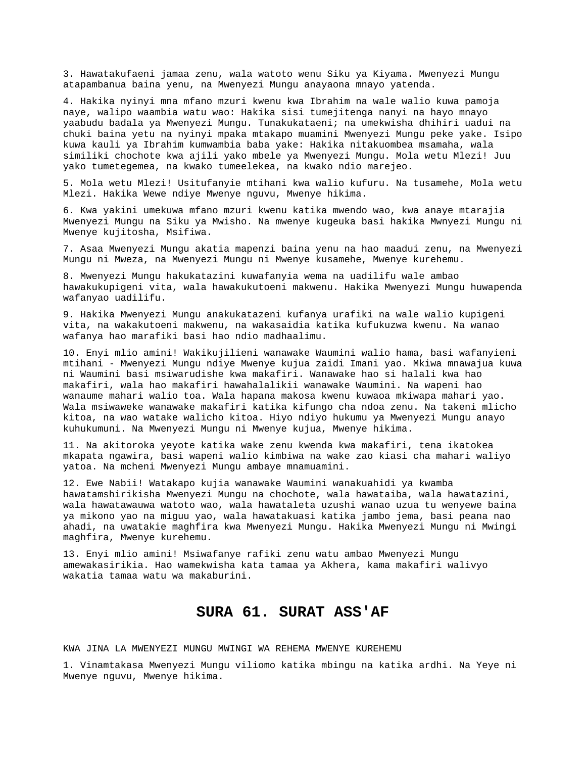3. Hawatakufaeni jamaa zenu, wala watoto wenu Siku ya Kiyama. Mwenyezi Mungu atapambanua baina yenu, na Mwenyezi Mungu anayaona mnayo yatenda.

4. Hakika nyinyi mna mfano mzuri kwenu kwa Ibrahim na wale walio kuwa pamoja naye, walipo waambia watu wao: Hakika sisi tumejitenga nanyi na hayo mnayo yaabudu badala ya Mwenyezi Mungu. Tunakukataeni; na umekwisha dhihiri uadui na chuki baina yetu na nyinyi mpaka mtakapo muamini Mwenyezi Mungu peke yake. Isipo kuwa kauli ya Ibrahim kumwambia baba yake: Hakika nitakuombea msamaha, wala similiki chochote kwa ajili yako mbele ya Mwenyezi Mungu. Mola wetu Mlezi! Juu yako tumetegemea, na kwako tumeelekea, na kwako ndio marejeo.

5. Mola wetu Mlezi! Usitufanyie mtihani kwa walio kufuru. Na tusamehe, Mola wetu Mlezi. Hakika Wewe ndiye Mwenye nguvu, Mwenye hikima.

6. Kwa yakini umekuwa mfano mzuri kwenu katika mwendo wao, kwa anaye mtarajia Mwenyezi Mungu na Siku ya Mwisho. Na mwenye kugeuka basi hakika Mwnyezi Mungu ni Mwenye kujitosha, Msifiwa.

7. Asaa Mwenyezi Mungu akatia mapenzi baina yenu na hao maadui zenu, na Mwenyezi Mungu ni Mweza, na Mwenyezi Mungu ni Mwenye kusamehe, Mwenye kurehemu.

8. Mwenyezi Mungu hakukatazini kuwafanyia wema na uadilifu wale ambao hawakukupigeni vita, wala hawakukutoeni makwenu. Hakika Mwenyezi Mungu huwapenda wafanyao uadilifu.

9. Hakika Mwenyezi Mungu anakukatazeni kufanya urafiki na wale walio kupigeni vita, na wakakutoeni makwenu, na wakasaidia katika kufukuzwa kwenu. Na wanao wafanya hao marafiki basi hao ndio madhaalimu.

10. Enyi mlio amini! Wakikujilieni wanawake Waumini walio hama, basi wafanyieni mtihani - Mwenyezi Mungu ndiye Mwenye kujua zaidi Imani yao. Mkiwa mnawajua kuwa ni Waumini basi msiwarudishe kwa makafiri. Wanawake hao si halali kwa hao makafiri, wala hao makafiri hawahalalikii wanawake Waumini. Na wapeni hao wanaume mahari walio toa. Wala hapana makosa kwenu kuwaoa mkiwapa mahari yao. Wala msiwaweke wanawake makafiri katika kifungo cha ndoa zenu. Na takeni mlicho kitoa, na wao watake walicho kitoa. Hiyo ndiyo hukumu ya Mwenyezi Mungu anayo kuhukumuni. Na Mwenyezi Mungu ni Mwenye kujua, Mwenye hikima.

11. Na akitoroka yeyote katika wake zenu kwenda kwa makafiri, tena ikatokea mkapata ngawira, basi wapeni walio kimbiwa na wake zao kiasi cha mahari waliyo yatoa. Na mcheni Mwenyezi Mungu ambaye mnamuamini.

12. Ewe Nabii! Watakapo kujia wanawake Waumini wanakuahidi ya kwamba hawatamshirikisha Mwenyezi Mungu na chochote, wala hawataiba, wala hawatazini, wala hawatawauwa watoto wao, wala hawataleta uzushi wanao uzua tu wenyewe baina ya mikono yao na miguu yao, wala hawatakuasi katika jambo jema, basi peana nao ahadi, na uwatakie maghfira kwa Mwenyezi Mungu. Hakika Mwenyezi Mungu ni Mwingi maghfira, Mwenye kurehemu.

13. Enyi mlio amini! Msiwafanye rafiki zenu watu ambao Mwenyezi Mungu amewakasirikia. Hao wamekwisha kata tamaa ya Akhera, kama makafiri walivyo wakatia tamaa watu wa makaburini.

## SURA 61. SURAT ASS'AF

KWA JINA LA MWENYEZI MUNGU MWINGI WA REHEMA MWENYE KUREHEMU

1. Vinamtakasa Mwenyezi Mungu viliomo katika mbingu na katika ardhi. Na Yeye ni Mwenye nguvu, Mwenye hikima.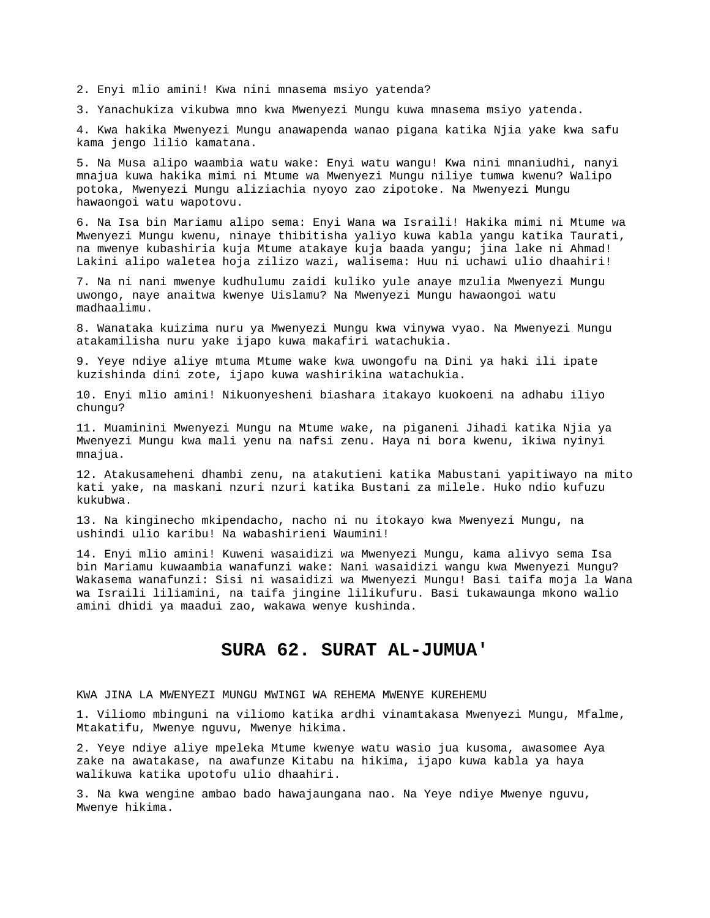2. Enyi mlio amini! Kwa nini mnasema msiyo yatenda?

3. Yanachukiza vikubwa mno kwa Mwenyezi Mungu kuwa mnasema msiyo yatenda.

4. Kwa hakika Mwenyezi Mungu anawapenda wanao pigana katika Njia yake kwa safu kama jengo lilio kamatana.

5. Na Musa alipo waambia watu wake: Enyi watu wangu! Kwa nini mnaniudhi, nanyi mnajua kuwa hakika mimi ni Mtume wa Mwenyezi Mungu niliye tumwa kwenu? Walipo potoka, Mwenyezi Mungu aliziachia nyoyo zao zipotoke. Na Mwenyezi Mungu hawaongoi watu wapotovu.

6. Na Isa bin Mariamu alipo sema: Enyi Wana wa Israili! Hakika mimi ni Mtume wa Mwenyezi Mungu kwenu, ninaye thibitisha yaliyo kuwa kabla yangu katika Taurati, na mwenye kubashiria kuja Mtume atakaye kuja baada yangu; jina lake ni Ahmad! Lakini alipo waletea hoja zilizo wazi, walisema: Huu ni uchawi ulio dhaahiri!

7. Na ni nani mwenye kudhulumu zaidi kuliko yule anaye mzulia Mwenyezi Mungu uwongo, naye anaitwa kwenye Uislamu? Na Mwenyezi Mungu hawaongoi watu madhaalimu.

8. Wanataka kuizima nuru ya Mwenyezi Mungu kwa vinywa vyao. Na Mwenyezi Mungu atakamilisha nuru yake ijapo kuwa makafiri watachukia.

9. Yeye ndiye aliye mtuma Mtume wake kwa uwongofu na Dini ya haki ili ipate kuzishinda dini zote, ijapo kuwa washirikina watachukia.

10. Enyi mlio amini! Nikuonyesheni biashara itakayo kuokoeni na adhabu iliyo chungu?

11. Muaminini Mwenyezi Mungu na Mtume wake, na piganeni Jihadi katika Njia ya Mwenyezi Mungu kwa mali yenu na nafsi zenu. Haya ni bora kwenu, ikiwa nyinyi mnajua.

12. Atakusameheni dhambi zenu, na atakutieni katika Mabustani yapitiwayo na mito kati yake, na maskani nzuri nzuri katika Bustani za milele. Huko ndio kufuzu kukubwa.

13. Na kinginecho mkipendacho, nacho ni nu itokayo kwa Mwenyezi Mungu, na ushindi ulio karibu! Na wabashirieni Waumini!

14. Enyi mlio amini! Kuweni wasaidizi wa Mwenyezi Mungu, kama alivyo sema Isa bin Mariamu kuwaambia wanafunzi wake: Nani wasaidizi wangu kwa Mwenyezi Mungu? Wakasema wanafunzi: Sisi ni wasaidizi wa Mwenyezi Mungu! Basi taifa moja la Wana wa Israili liliamini, na taifa jingine lilikufuru. Basi tukawaunga mkono walio amini dhidi ya maadui zao, wakawa wenye kushinda.

## SURA 62. SURAT AL-JUMUA'

KWA JINA LA MWENYEZI MUNGU MWINGI WA REHEMA MWENYE KUREHEMU

1. Viliomo mbinguni na viliomo katika ardhi vinamtakasa Mwenyezi Mungu, Mfalme, Mtakatifu, Mwenye nguvu, Mwenye hikima.

2. Yeye ndiye aliye mpeleka Mtume kwenye watu wasio jua kusoma, awasomee Aya zake na awatakase, na awafunze Kitabu na hikima, ijapo kuwa kabla ya haya walikuwa katika upotofu ulio dhaahiri.

3. Na kwa wengine ambao bado hawajaungana nao. Na Yeye ndiye Mwenye nguvu, Mwenye hikima.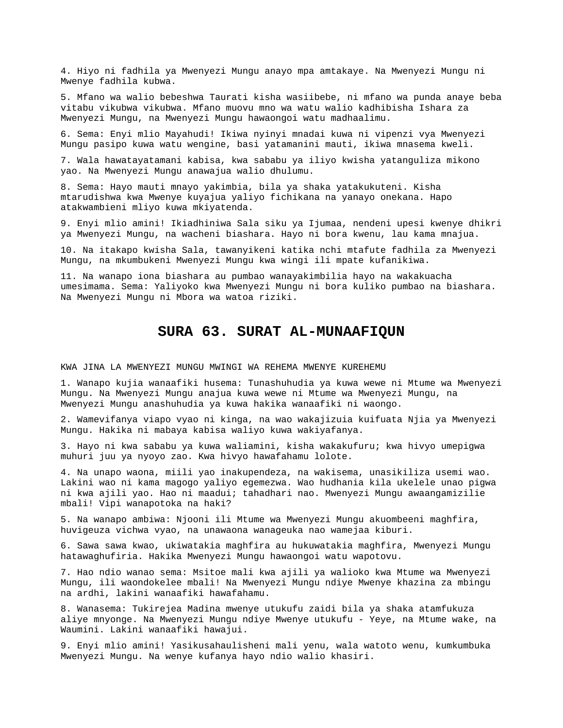4. Hiyo ni fadhila ya Mwenyezi Mungu anayo mpa amtakaye. Na Mwenyezi Mungu ni Mwenye fadhila kubwa.

5. Mfano wa walio bebeshwa Taurati kisha wasiibebe, ni mfano wa punda anaye beba vitabu vikubwa vikubwa. Mfano muovu mno wa watu walio kadhibisha Ishara za Mwenyezi Mungu, na Mwenyezi Mungu hawaongoi watu madhaalimu.

6. Sema: Enyi mlio Mayahudi! Ikiwa nyinyi mnadai kuwa ni vipenzi vya Mwenyezi Mungu pasipo kuwa watu wengine, basi yatamanini mauti, ikiwa mnasema kweli.

7. Wala hawatayatamani kabisa, kwa sababu ya iliyo kwisha yatanguliza mikono yao. Na Mwenyezi Mungu anawajua walio dhulumu.

8. Sema: Hayo mauti mnayo yakimbia, bila ya shaka yatakukuteni. Kisha mtarudishwa kwa Mwenye kuyajua yaliyo fichikana na yanayo onekana. Hapo atakwambieni mliyo kuwa mkiyatenda.

9. Enyi mlio amini! Ikiadhiniwa Sala siku ya Ijumaa, nendeni upesi kwenye dhikri ya Mwenyezi Mungu, na wacheni biashara. Hayo ni bora kwenu, lau kama mnajua.

10. Na itakapo kwisha Sala, tawanyikeni katika nchi mtafute fadhila za Mwenyezi Mungu, na mkumbukeni Mwenyezi Mungu kwa wingi ili mpate kufanikiwa.

11. Na wanapo iona biashara au pumbao wanayakimbilia hayo na wakakuacha umesimama. Sema: Yaliyoko kwa Mwenyezi Mungu ni bora kuliko pumbao na biashara. Na Mwenyezi Mungu ni Mbora wa watoa riziki.

## SURA 63. SURAT AL-MUNAAFIQUN

KWA JINA LA MWENYEZI MUNGU MWINGI WA REHEMA MWENYE KUREHEMU

1. Wanapo kujia wanaafiki husema: Tunashuhudia ya kuwa wewe ni Mtume wa Mwenyezi Mungu. Na Mwenyezi Mungu anajua kuwa wewe ni Mtume wa Mwenyezi Mungu, na Mwenyezi Mungu anashuhudia ya kuwa hakika wanaafiki ni waongo.

2. Wamevifanya viapo vyao ni kinga, na wao wakajizuia kuifuata Njia ya Mwenyezi Mungu. Hakika ni mabaya kabisa waliyo kuwa wakiyafanya.

3. Hayo ni kwa sababu ya kuwa waliamini, kisha wakakufuru; kwa hivyo umepigwa muhuri juu ya nyoyo zao. Kwa hivyo hawafahamu lolote.

4. Na unapo waona, miili yao inakupendeza, na wakisema, unasikiliza usemi wao. Lakini wao ni kama magogo yaliyo egemezwa. Wao hudhania kila ukelele unao pigwa ni kwa ajili yao. Hao ni maadui; tahadhari nao. Mwenyezi Mungu awaangamizilie mbali! Vipi wanapotoka na haki?

5. Na wanapo ambiwa: Njooni ili Mtume wa Mwenyezi Mungu akuombeeni maghfira, huvigeuza vichwa vyao, na unawaona wanageuka nao wamejaa kiburi.

6. Sawa sawa kwao, ukiwatakia maghfira au hukuwatakia maghfira, Mwenyezi Mungu hatawaghufiria. Hakika Mwenyezi Mungu hawaongoi watu wapotovu.

7. Hao ndio wanao sema: Msitoe mali kwa ajili ya walioko kwa Mtume wa Mwenyezi Mungu, ili waondokelee mbali! Na Mwenyezi Mungu ndiye Mwenye khazina za mbingu na ardhi, lakini wanaafiki hawafahamu.

8. Wanasema: Tukirejea Madina mwenye utukufu zaidi bila ya shaka atamfukuza aliye mnyonge. Na Mwenyezi Mungu ndiye Mwenye utukufu - Yeye, na Mtume wake, na Waumini. Lakini wanaafiki hawajui.

9. Enyi mlio amini! Yasikusahaulisheni mali yenu, wala watoto wenu, kumkumbuka Mwenyezi Mungu. Na wenye kufanya hayo ndio walio khasiri.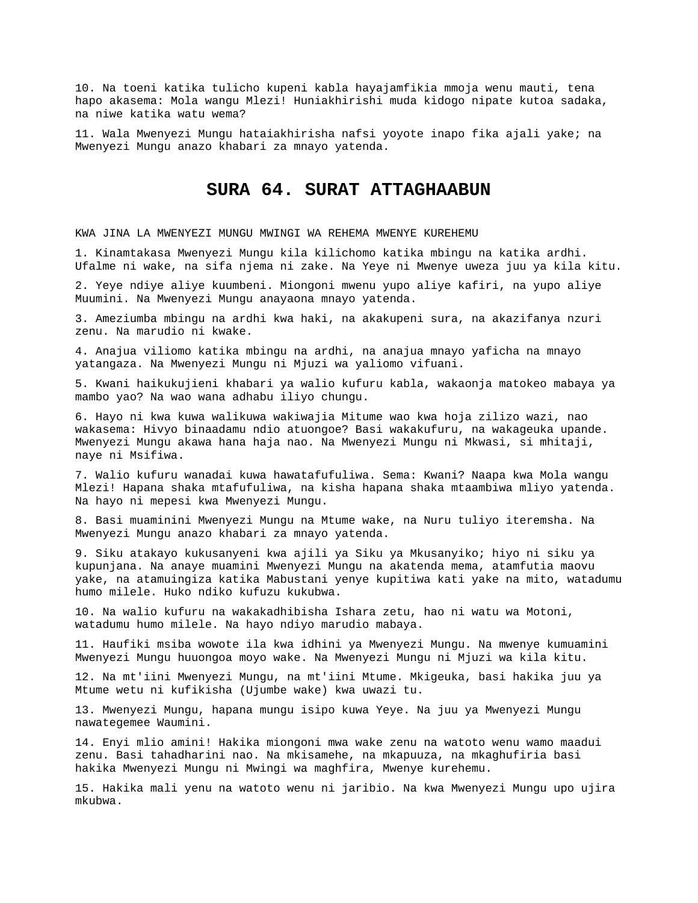10. Na toeni katika tulicho kupeni kabla hayajamfikia mmoja wenu mauti, tena hapo akasema: Mola wangu Mlezi! Huniakhirishi muda kidogo nipate kutoa sadaka, na niwe katika watu wema?

11. Wala Mwenyezi Mungu hataiakhirisha nafsi yoyote inapo fika ajali yake; na Mwenyezi Mungu anazo khabari za mnayo yatenda.

# SURA 64. SURAT ATTAGHAABUN

KWA JINA LA MWENYEZI MUNGU MWINGI WA REHEMA MWENYE KUREHEMU

1. Kinamtakasa Mwenyezi Mungu kila kilichomo katika mbingu na katika ardhi. Ufalme ni wake, na sifa njema ni zake. Na Yeye ni Mwenye uweza juu ya kila kitu.

2. Yeye ndiye aliye kuumbeni. Miongoni mwenu yupo aliye kafiri, na yupo aliye Muumini. Na Mwenyezi Mungu anayaona mnayo yatenda.

3. Ameziumba mbingu na ardhi kwa haki, na akakupeni sura, na akazifanya nzuri zenu. Na marudio ni kwake.

4. Anajua viliomo katika mbingu na ardhi, na anajua mnayo yaficha na mnayo yatangaza. Na Mwenyezi Mungu ni Mjuzi wa yaliomo vifuani.

5. Kwani haikukujieni khabari ya walio kufuru kabla, wakaonja matokeo mabaya ya mambo yao? Na wao wana adhabu iliyo chungu.

6. Hayo ni kwa kuwa walikuwa wakiwajia Mitume wao kwa hoja zilizo wazi, nao wakasema: Hivyo binaadamu ndio atuongoe? Basi wakakufuru, na wakageuka upande. Mwenyezi Mungu akawa hana haja nao. Na Mwenyezi Mungu ni Mkwasi, si mhitaji, naye ni Msifiwa.

7. Walio kufuru wanadai kuwa hawatafufuliwa. Sema: Kwani? Naapa kwa Mola wangu Mlezi! Hapana shaka mtafufuliwa, na kisha hapana shaka mtaambiwa mliyo yatenda. Na hayo ni mepesi kwa Mwenyezi Mungu.

8. Basi muaminini Mwenyezi Mungu na Mtume wake, na Nuru tuliyo iteremsha. Na Mwenyezi Mungu anazo khabari za mnayo yatenda.

9. Siku atakayo kukusanyeni kwa ajili ya Siku ya Mkusanyiko; hiyo ni siku ya kupunjana. Na anaye muamini Mwenyezi Mungu na akatenda mema, atamfutia maovu yake, na atamuingiza katika Mabustani yenye kupitiwa kati yake na mito, watadumu humo milele. Huko ndiko kufuzu kukubwa.

10. Na walio kufuru na wakakadhibisha Ishara zetu, hao ni watu wa Motoni, watadumu humo milele. Na hayo ndiyo marudio mabaya.

11. Haufiki msiba wowote ila kwa idhini ya Mwenyezi Mungu. Na mwenye kumuamini Mwenyezi Mungu huuongoa moyo wake. Na Mwenyezi Mungu ni Mjuzi wa kila kitu.

12. Na mt'iini Mwenyezi Mungu, na mt'iini Mtume. Mkigeuka, basi hakika juu ya Mtume wetu ni kufikisha (Ujumbe wake) kwa uwazi tu.

13. Mwenyezi Mungu, hapana mungu isipo kuwa Yeye. Na juu ya Mwenyezi Mungu nawategemee Waumini.

14. Enyi mlio amini! Hakika miongoni mwa wake zenu na watoto wenu wamo maadui zenu. Basi tahadharini nao. Na mkisamehe, na mkapuuza, na mkaghufiria basi hakika Mwenyezi Mungu ni Mwingi wa maghfira, Mwenye kurehemu.

15. Hakika mali yenu na watoto wenu ni jaribio. Na kwa Mwenyezi Mungu upo ujira mkubwa.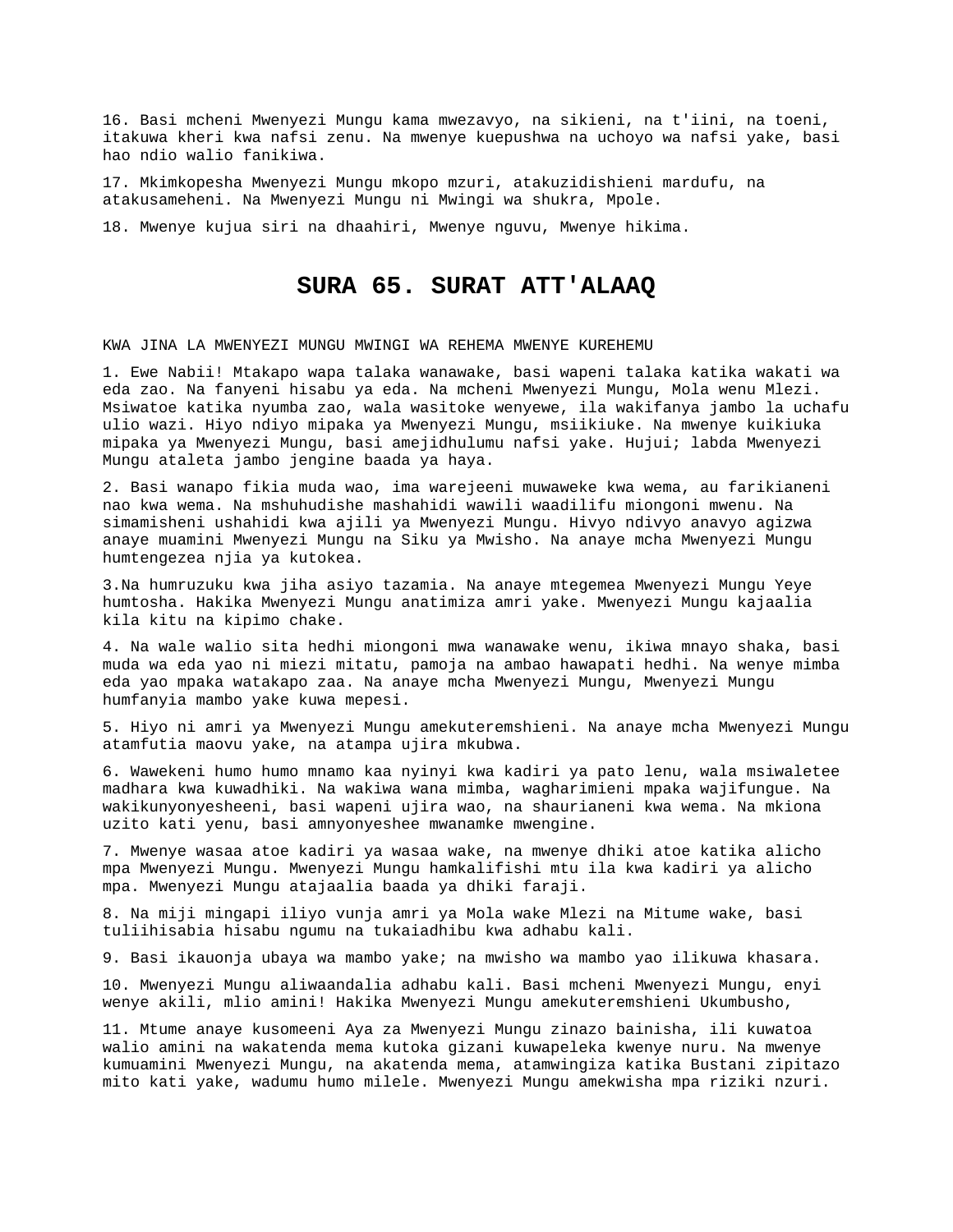16. Basi mcheni Mwenyezi Mungu kama mwezavyo, na sikieni, na t'iini, na toeni, itakuwa kheri kwa nafsi zenu. Na mwenye kuepushwa na uchoyo wa nafsi yake, basi hao ndio walio fanikiwa.

17. Mkimkopesha Mwenyezi Mungu mkopo mzuri, atakuzidishieni mardufu, na atakusameheni. Na Mwenyezi Mungu ni Mwingi wa shukra, Mpole.

18. Mwenye kujua siri na dhaahiri, Mwenye nguvu, Mwenye hikima.

# SURA 65. SURAT ATT'ALAAQ

KWA JINA LA MWENYEZI MUNGU MWINGI WA REHEMA MWENYE KUREHEMU

1. Ewe Nabii! Mtakapo wapa talaka wanawake, basi wapeni talaka katika wakati wa eda zao. Na fanyeni hisabu ya eda. Na mcheni Mwenyezi Mungu, Mola wenu Mlezi. Msiwatoe katika nyumba zao, wala wasitoke wenyewe, ila wakifanya jambo la uchafu ulio wazi. Hiyo ndiyo mipaka ya Mwenyezi Mungu, msiikiuke. Na mwenye kuikiuka mipaka ya Mwenyezi Mungu, basi amejidhulumu nafsi yake. Hujui; labda Mwenyezi Mungu ataleta jambo jengine baada ya haya.

2. Basi wanapo fikia muda wao, ima warejeeni muwaweke kwa wema, au farikianeni nao kwa wema. Na mshuhudishe mashahidi wawili waadilifu miongoni mwenu. Na simamisheni ushahidi kwa ajili ya Mwenyezi Mungu. Hivyo ndivyo anavyo agizwa anaye muamini Mwenyezi Mungu na Siku ya Mwisho. Na anaye mcha Mwenyezi Mungu humtengezea njia ya kutokea.

3.Na humruzuku kwa jiha asiyo tazamia. Na anaye mtegemea Mwenyezi Mungu Yeye humtosha. Hakika Mwenyezi Mungu anatimiza amri yake. Mwenyezi Mungu kajaalia kila kitu na kipimo chake.

4. Na wale walio sita hedhi miongoni mwa wanawake wenu, ikiwa mnayo shaka, basi muda wa eda yao ni miezi mitatu, pamoja na ambao hawapati hedhi. Na wenye mimba eda yao mpaka watakapo zaa. Na anaye mcha Mwenyezi Mungu, Mwenyezi Mungu humfanyia mambo yake kuwa mepesi.

5. Hiyo ni amri ya Mwenyezi Mungu amekuteremshieni. Na anaye mcha Mwenyezi Mungu atamfutia maovu yake, na atampa ujira mkubwa.

6. Wawekeni humo humo mnamo kaa nyinyi kwa kadiri ya pato lenu, wala msiwaletee madhara kwa kuwadhiki. Na wakiwa wana mimba, wagharimieni mpaka wajifungue. Na wakikunyonyesheeni, basi wapeni ujira wao, na shaurianeni kwa wema. Na mkiona uzito kati yenu, basi amnyonyeshee mwanamke mwengine.

7. Mwenye wasaa atoe kadiri ya wasaa wake, na mwenye dhiki atoe katika alicho mpa Mwenyezi Mungu. Mwenyezi Mungu hamkalifishi mtu ila kwa kadiri ya alicho mpa. Mwenyezi Mungu atajaalia baada ya dhiki faraji.

8. Na miji mingapi iliyo vunja amri ya Mola wake Mlezi na Mitume wake, basi tuliihisabia hisabu ngumu na tukaiadhibu kwa adhabu kali.

9. Basi ikauonja ubaya wa mambo yake; na mwisho wa mambo yao ilikuwa khasara.

10. Mwenyezi Mungu aliwaandalia adhabu kali. Basi mcheni Mwenyezi Mungu, enyi wenye akili, mlio amini! Hakika Mwenyezi Mungu amekuteremshieni Ukumbusho,

11. Mtume anaye kusomeeni Aya za Mwenyezi Mungu zinazo bainisha, ili kuwatoa walio amini na wakatenda mema kutoka gizani kuwapeleka kwenye nuru. Na mwenye kumuamini Mwenyezi Mungu, na akatenda mema, atamwingiza katika Bustani zipitazo mito kati yake, wadumu humo milele. Mwenyezi Mungu amekwisha mpa riziki nzuri.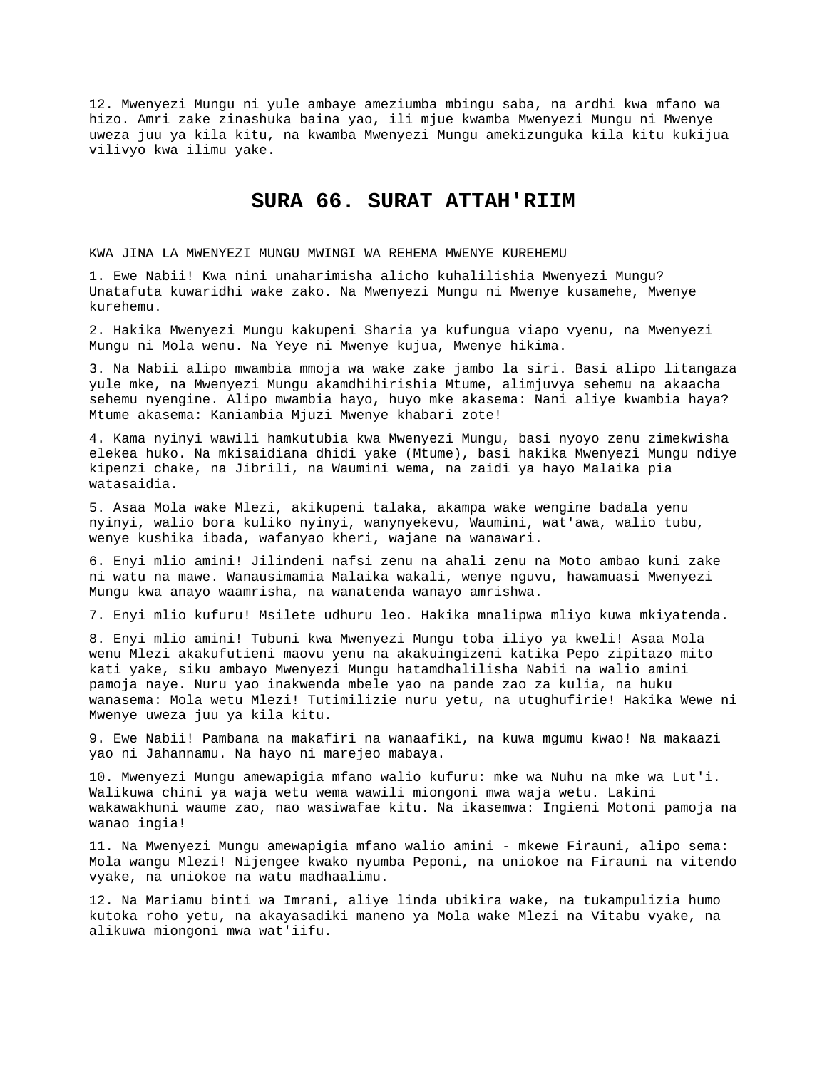12. Mwenyezi Mungu ni yule ambaye ameziumba mbingu saba, na ardhi kwa mfano wa hizo. Amri zake zinashuka baina yao, ili mjue kwamba Mwenyezi Mungu ni Mwenye uweza juu ya kila kitu, na kwamba Mwenyezi Mungu amekizunguka kila kitu kukijua vilivyo kwa ilimu yake.

## SURA 66. SURAT ATTAH'RIIM

KWA JINA LA MWENYEZI MUNGU MWINGI WA REHEMA MWENYE KUREHEMU

1. Ewe Nabii! Kwa nini unaharimisha alicho kuhalilishia Mwenyezi Mungu? Unatafuta kuwaridhi wake zako. Na Mwenyezi Mungu ni Mwenye kusamehe, Mwenye kurehemu.

2. Hakika Mwenyezi Mungu kakupeni Sharia ya kufungua viapo vyenu, na Mwenyezi Mungu ni Mola wenu. Na Yeye ni Mwenye kujua, Mwenye hikima.

3. Na Nabii alipo mwambia mmoja wa wake zake jambo la siri. Basi alipo litangaza yule mke, na Mwenyezi Mungu akamdhihirishia Mtume, alimjuvya sehemu na akaacha sehemu nyengine. Alipo mwambia hayo, huyo mke akasema: Nani aliye kwambia haya? Mtume akasema: Kaniambia Mjuzi Mwenye khabari zote!

4. Kama nyinyi wawili hamkutubia kwa Mwenyezi Mungu, basi nyoyo zenu zimekwisha elekea huko. Na mkisaidiana dhidi yake (Mtume), basi hakika Mwenyezi Mungu ndiye kipenzi chake, na Jibrili, na Waumini wema, na zaidi ya hayo Malaika pia watasaidia.

5. Asaa Mola wake Mlezi, akikupeni talaka, akampa wake wengine badala yenu nyinyi, walio bora kuliko nyinyi, wanynyekevu, Waumini, wat'awa, walio tubu, wenye kushika ibada, wafanyao kheri, wajane na wanawari.

6. Enyi mlio amini! Jilindeni nafsi zenu na ahali zenu na Moto ambao kuni zake ni watu na mawe. Wanausimamia Malaika wakali, wenye nguvu, hawamuasi Mwenyezi Mungu kwa anayo waamrisha, na wanatenda wanayo amrishwa.

7. Enyi mlio kufuru! Msilete udhuru leo. Hakika mnalipwa mliyo kuwa mkiyatenda.

8. Enyi mlio amini! Tubuni kwa Mwenyezi Mungu toba iliyo ya kweli! Asaa Mola wenu Mlezi akakufutieni maovu yenu na akakuingizeni katika Pepo zipitazo mito kati yake, siku ambayo Mwenyezi Mungu hatamdhalilisha Nabii na walio amini pamoja naye. Nuru yao inakwenda mbele yao na pande zao za kulia, na huku wanasema: Mola wetu Mlezi! Tutimilizie nuru yetu, na utughufirie! Hakika Wewe ni Mwenye uweza juu ya kila kitu.

9. Ewe Nabii! Pambana na makafiri na wanaafiki, na kuwa mgumu kwao! Na makaazi yao ni Jahannamu. Na hayo ni marejeo mabaya.

10. Mwenyezi Mungu amewapigia mfano walio kufuru: mke wa Nuhu na mke wa Lut'i. Walikuwa chini ya waja wetu wema wawili miongoni mwa waja wetu. Lakini wakawakhuni waume zao, nao wasiwafae kitu. Na ikasemwa: Ingieni Motoni pamoja na wanao ingia!

11. Na Mwenyezi Mungu amewapigia mfano walio amini - mkewe Firauni, alipo sema: Mola wangu Mlezi! Nijengee kwako nyumba Peponi, na uniokoe na Firauni na vitendo vyake, na uniokoe na watu madhaalimu.

12. Na Mariamu binti wa Imrani, aliye linda ubikira wake, na tukampulizia humo kutoka roho yetu, na akayasadiki maneno ya Mola wake Mlezi na Vitabu vyake, na alikuwa miongoni mwa wat'iifu.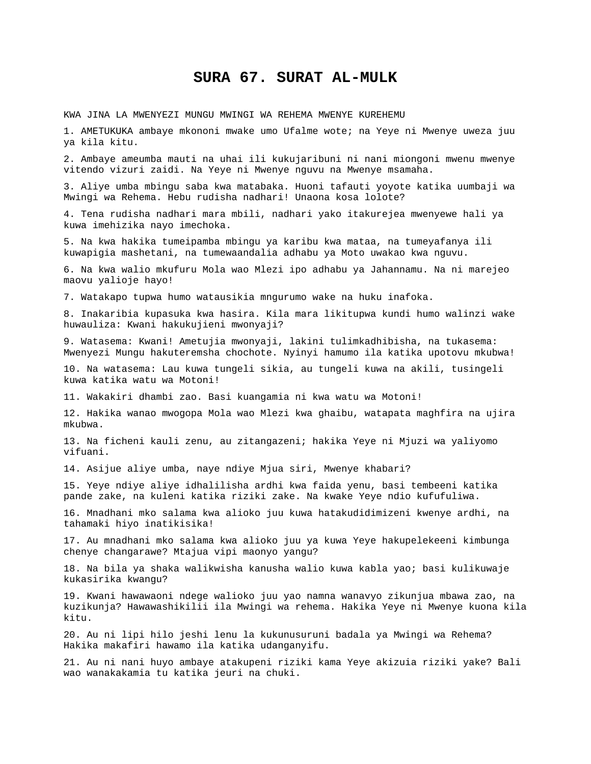# SURA 67. SURAT AL-MULK

KWA JINA LA MWENYEZI MUNGU MWINGI WA REHEMA MWENYE KUREHEMU

1. AMETUKUKA ambaye mkononi mwake umo Ufalme wote; na Yeye ni Mwenye uweza juu ya kila kitu.

2. Ambaye ameumba mauti na uhai ili kukujaribuni ni nani miongoni mwenu mwenye vitendo vizuri zaidi. Na Yeye ni Mwenye nguvu na Mwenye msamaha.

3. Aliye umba mbingu saba kwa matabaka. Huoni tafauti yoyote katika uumbaji wa Mwingi wa Rehema. Hebu rudisha nadhari! Unaona kosa lolote?

4. Tena rudisha nadhari mara mbili, nadhari yako itakurejea mwenyewe hali ya kuwa imehizika nayo imechoka.

5. Na kwa hakika tumeipamba mbingu ya karibu kwa mataa, na tumeyafanya ili kuwapigia mashetani, na tumewaandalia adhabu ya Moto uwakao kwa nguvu.

6. Na kwa walio mkufuru Mola wao Mlezi ipo adhabu ya Jahannamu. Na ni marejeo maovu yalioje hayo!

7. Watakapo tupwa humo watausikia mngurumo wake na huku inafoka.

8. Inakaribia kupasuka kwa hasira. Kila mara likitupwa kundi humo walinzi wake huwauliza: Kwani hakukujieni mwonyaji?

9. Watasema: Kwani! Ametujia mwonyaji, lakini tulimkadhibisha, na tukasema: Mwenyezi Mungu hakuteremsha chochote. Nyinyi hamumo ila katika upotovu mkubwa!

10. Na watasema: Lau kuwa tungeli sikia, au tungeli kuwa na akili, tusingeli kuwa katika watu wa Motoni!

11. Wakakiri dhambi zao. Basi kuangamia ni kwa watu wa Motoni!

12. Hakika wanao mwogopa Mola wao Mlezi kwa ghaibu, watapata maghfira na ujira mkubwa.

13. Na ficheni kauli zenu, au zitangazeni; hakika Yeye ni Mjuzi wa yaliyomo vifuani.

14. Asijue aliye umba, naye ndiye Mjua siri, Mwenye khabari?

15. Yeye ndiye aliye idhalilisha ardhi kwa faida yenu, basi tembeeni katika pande zake, na kuleni katika riziki zake. Na kwake Yeye ndio kufufuliwa.

16. Mnadhani mko salama kwa alioko juu kuwa hatakudidimizeni kwenye ardhi, na tahamaki hiyo inatikisika!

17. Au mnadhani mko salama kwa alioko juu ya kuwa Yeye hakupelekeeni kimbunga chenye changarawe? Mtajua vipi maonyo yangu?

18. Na bila ya shaka walikwisha kanusha walio kuwa kabla yao; basi kulikuwaje kukasirika kwangu?

19. Kwani hawawaoni ndege walioko juu yao namna wanavyo zikunjua mbawa zao, na kuzikunja? Hawawashikilii ila Mwingi wa rehema. Hakika Yeye ni Mwenye kuona kila kitu.

20. Au ni lipi hilo jeshi lenu la kukunusuruni badala ya Mwingi wa Rehema? Hakika makafiri hawamo ila katika udanganyifu.

21. Au ni nani huyo ambaye atakupeni riziki kama Yeye akizuia riziki yake? Bali wao wanakakamia tu katika jeuri na chuki.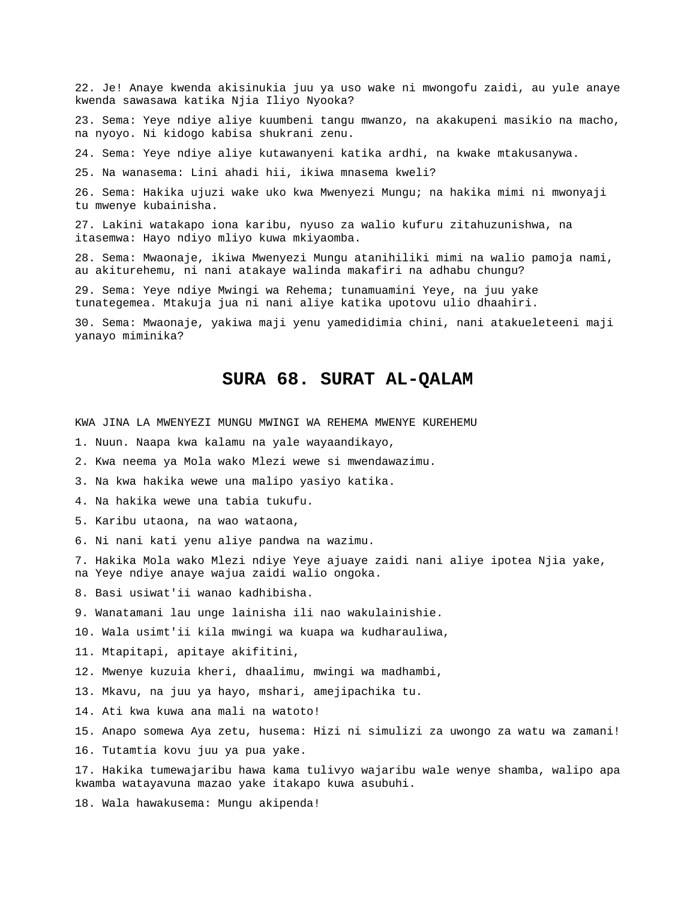22. Je! Anaye kwenda akisinukia juu ya uso wake ni mwongofu zaidi, au yule anaye kwenda sawasawa katika Njia Iliyo Nyooka?

23. Sema: Yeye ndiye aliye kuumbeni tangu mwanzo, na akakupeni masikio na macho, na nyoyo. Ni kidogo kabisa shukrani zenu.

24. Sema: Yeye ndiye aliye kutawanyeni katika ardhi, na kwake mtakusanywa.

25. Na wanasema: Lini ahadi hii, ikiwa mnasema kweli?

26. Sema: Hakika ujuzi wake uko kwa Mwenyezi Mungu; na hakika mimi ni mwonyaji tu mwenye kubainisha.

27. Lakini watakapo iona karibu, nyuso za walio kufuru zitahuzunishwa, na itasemwa: Hayo ndiyo mliyo kuwa mkiyaomba.

28. Sema: Mwaonaje, ikiwa Mwenyezi Mungu atanihiliki mimi na walio pamoja nami, au akiturehemu, ni nani atakaye walinda makafiri na adhabu chungu?

29. Sema: Yeye ndiye Mwingi wa Rehema; tunamuamini Yeye, na juu yake tunategemea. Mtakuja jua ni nani aliye katika upotovu ulio dhaahiri.

30. Sema: Mwaonaje, yakiwa maji yenu yamedidimia chini, nani atakueleteeni maji yanayo miminika?

# SURA 68. SURAT AL-QALAM

KWA JINA LA MWENYEZI MUNGU MWINGI WA REHEMA MWENYE KUREHEMU

1. Nuun. Naapa kwa kalamu na yale wayaandikayo,

2. Kwa neema ya Mola wako Mlezi wewe si mwendawazimu.

3. Na kwa hakika wewe una malipo yasiyo katika.

4. Na hakika wewe una tabia tukufu.

5. Karibu utaona, na wao wataona,

6. Ni nani kati yenu aliye pandwa na wazimu.

7. Hakika Mola wako Mlezi ndiye Yeye ajuaye zaidi nani aliye ipotea Njia yake, na Yeye ndiye anaye wajua zaidi walio ongoka.

8. Basi usiwat'ii wanao kadhibisha.

9. Wanatamani lau unge lainisha ili nao wakulainishie.

10. Wala usimt'ii kila mwingi wa kuapa wa kudharauliwa,

11. Mtapitapi, apitaye akifitini,

12. Mwenye kuzuia kheri, dhaalimu, mwingi wa madhambi,

13. Mkavu, na juu ya hayo, mshari, amejipachika tu.

14. Ati kwa kuwa ana mali na watoto!

15. Anapo somewa Aya zetu, husema: Hizi ni simulizi za uwongo za watu wa zamani!

16. Tutamtia kovu juu ya pua yake.

17. Hakika tumewajaribu hawa kama tulivyo wajaribu wale wenye shamba, walipo apa kwamba watayavuna mazao yake itakapo kuwa asubuhi.

18. Wala hawakusema: Mungu akipenda!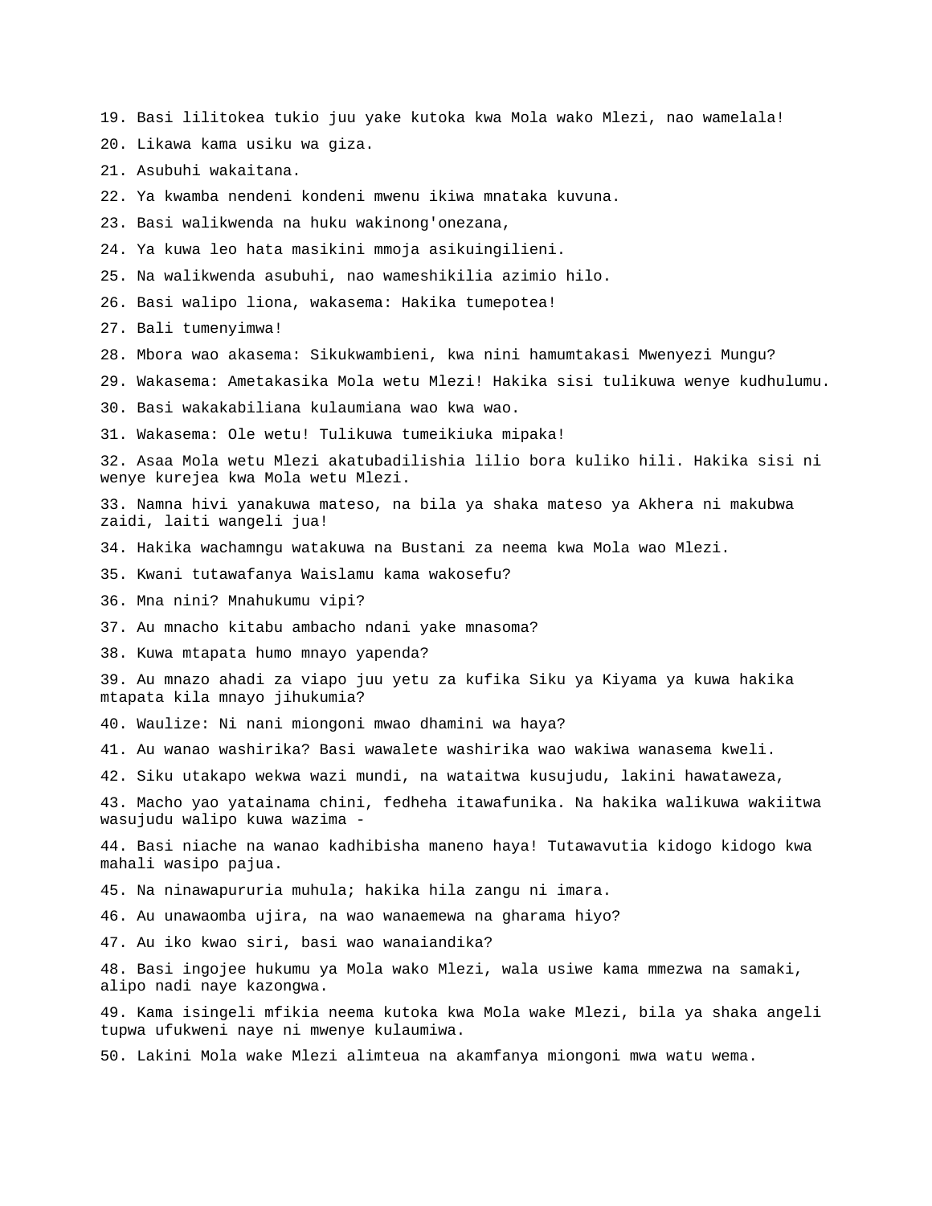19. Basi lilitokea tukio juu yake kutoka kwa Mola wako Mlezi, nao wamelala!

20. Likawa kama usiku wa giza.

21. Asubuhi wakaitana.

22. Ya kwamba nendeni kondeni mwenu ikiwa mnataka kuvuna.

23. Basi walikwenda na huku wakinong'onezana,

24. Ya kuwa leo hata masikini mmoja asikuingilieni.

25. Na walikwenda asubuhi, nao wameshikilia azimio hilo.

26. Basi walipo liona, wakasema: Hakika tumepotea!

27. Bali tumenyimwa!

28. Mbora wao akasema: Sikukwambieni, kwa nini hamumtakasi Mwenyezi Mungu?

29. Wakasema: Ametakasika Mola wetu Mlezi! Hakika sisi tulikuwa wenye kudhulumu.

30. Basi wakakabiliana kulaumiana wao kwa wao.

31. Wakasema: Ole wetu! Tulikuwa tumeikiuka mipaka!

32. Asaa Mola wetu Mlezi akatubadilishia lilio bora kuliko hili. Hakika sisi ni wenye kurejea kwa Mola wetu Mlezi.

33. Namna hivi yanakuwa mateso, na bila ya shaka mateso ya Akhera ni makubwa zaidi, laiti wangeli jua!

34. Hakika wachamngu watakuwa na Bustani za neema kwa Mola wao Mlezi.

35. Kwani tutawafanya Waislamu kama wakosefu?

36. Mna nini? Mnahukumu vipi?

37. Au mnacho kitabu ambacho ndani yake mnasoma?

38. Kuwa mtapata humo mnayo yapenda?

39. Au mnazo ahadi za viapo juu yetu za kufika Siku ya Kiyama ya kuwa hakika mtapata kila mnayo jihukumia?

40. Waulize: Ni nani miongoni mwao dhamini wa haya?

41. Au wanao washirika? Basi wawalete washirika wao wakiwa wanasema kweli.

42. Siku utakapo wekwa wazi mundi, na wataitwa kusujudu, lakini hawataweza,

43. Macho yao yatainama chini, fedheha itawafunika. Na hakika walikuwa wakiitwa wasujudu walipo kuwa wazima -

44. Basi niache na wanao kadhibisha maneno haya! Tutawavutia kidogo kidogo kwa mahali wasipo pajua.

45. Na ninawapururia muhula; hakika hila zangu ni imara.

46. Au unawaomba ujira, na wao wanaemewa na gharama hiyo?

47. Au iko kwao siri, basi wao wanaiandika?

48. Basi ingojee hukumu ya Mola wako Mlezi, wala usiwe kama mmezwa na samaki, alipo nadi naye kazongwa.

49. Kama isingeli mfikia neema kutoka kwa Mola wake Mlezi, bila ya shaka angeli tupwa ufukweni naye ni mwenye kulaumiwa.

50. Lakini Mola wake Mlezi alimteua na akamfanya miongoni mwa watu wema.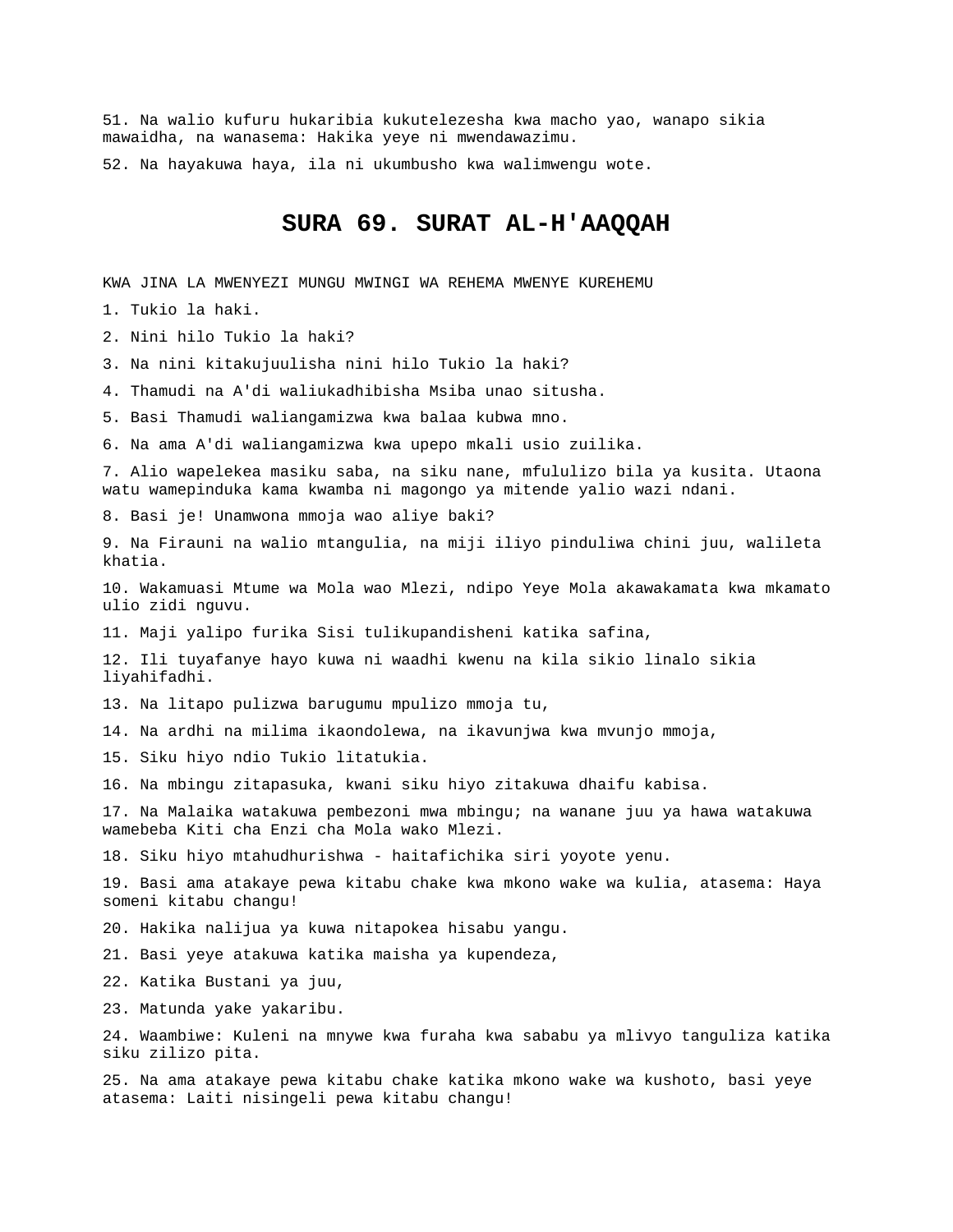51. Na walio kufuru hukaribia kukutelezesha kwa macho yao, wanapo sikia mawaidha, na wanasema: Hakika yeye ni mwendawazimu.

52. Na hayakuwa haya, ila ni ukumbusho kwa walimwengu wote.

# SURA 69. SURAT AL-H'AAQQAH

KWA JINA LA MWENYEZI MUNGU MWINGI WA REHEMA MWENYE KUREHEMU

1. Tukio la haki.

2. Nini hilo Tukio la haki?

3. Na nini kitakujuulisha nini hilo Tukio la haki?

4. Thamudi na A'di waliukadhibisha Msiba unao situsha.

5. Basi Thamudi waliangamizwa kwa balaa kubwa mno.

6. Na ama A'di waliangamizwa kwa upepo mkali usio zuilika.

7. Alio wapelekea masiku saba, na siku nane, mfululizo bila ya kusita. Utaona watu wamepinduka kama kwamba ni magongo ya mitende yalio wazi ndani.

8. Basi je! Unamwona mmoja wao aliye baki?

9. Na Firauni na walio mtangulia, na miji iliyo pinduliwa chini juu, walileta khatia.

10. Wakamuasi Mtume wa Mola wao Mlezi, ndipo Yeye Mola akawakamata kwa mkamato ulio zidi nguvu.

11. Maji yalipo furika Sisi tulikupandisheni katika safina,

12. Ili tuyafanye hayo kuwa ni waadhi kwenu na kila sikio linalo sikia liyahifadhi.

13. Na litapo pulizwa barugumu mpulizo mmoja tu,

14. Na ardhi na milima ikaondolewa, na ikavunjwa kwa mvunjo mmoja,

15. Siku hiyo ndio Tukio litatukia.

16. Na mbingu zitapasuka, kwani siku hiyo zitakuwa dhaifu kabisa.

17. Na Malaika watakuwa pembezoni mwa mbingu; na wanane juu ya hawa watakuwa wamebeba Kiti cha Enzi cha Mola wako Mlezi.

18. Siku hiyo mtahudhurishwa - haitafichika siri yoyote yenu.

19. Basi ama atakaye pewa kitabu chake kwa mkono wake wa kulia, atasema: Haya someni kitabu changu!

20. Hakika nalijua ya kuwa nitapokea hisabu yangu.

21. Basi yeye atakuwa katika maisha ya kupendeza,

22. Katika Bustani ya juu,

23. Matunda yake yakaribu.

24. Waambiwe: Kuleni na mnywe kwa furaha kwa sababu ya mlivyo tanguliza katika siku zilizo pita.

25. Na ama atakaye pewa kitabu chake katika mkono wake wa kushoto, basi yeye atasema: Laiti nisingeli pewa kitabu changu!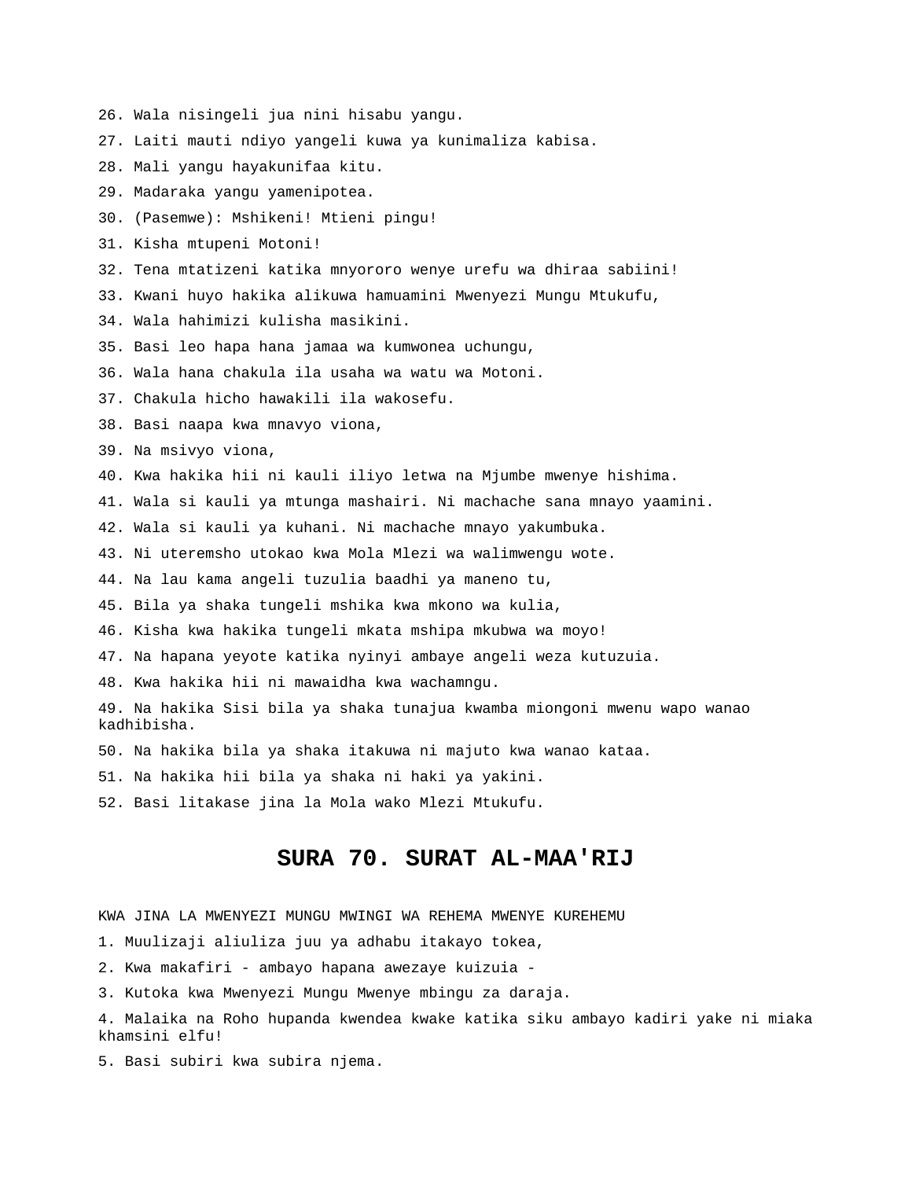26. Wala nisingeli jua nini hisabu yangu.

27. Laiti mauti ndiyo yangeli kuwa ya kunimaliza kabisa.

28. Mali yangu hayakunifaa kitu.

29. Madaraka yangu yamenipotea.

30. (Pasemwe): Mshikeni! Mtieni pingu!

31. Kisha mtupeni Motoni!

32. Tena mtatizeni katika mnyororo wenye urefu wa dhiraa sabiini!

33. Kwani huyo hakika alikuwa hamuamini Mwenyezi Mungu Mtukufu,

34. Wala hahimizi kulisha masikini.

35. Basi leo hapa hana jamaa wa kumwonea uchungu,

36. Wala hana chakula ila usaha wa watu wa Motoni.

37. Chakula hicho hawakili ila wakosefu.

38. Basi naapa kwa mnavyo viona,

39. Na msivyo viona,

40. Kwa hakika hii ni kauli iliyo letwa na Mjumbe mwenye hishima.

41. Wala si kauli ya mtunga mashairi. Ni machache sana mnayo yaamini.

42. Wala si kauli ya kuhani. Ni machache mnayo yakumbuka.

43. Ni uteremsho utokao kwa Mola Mlezi wa walimwengu wote.

44. Na lau kama angeli tuzulia baadhi ya maneno tu,

45. Bila ya shaka tungeli mshika kwa mkono wa kulia,

46. Kisha kwa hakika tungeli mkata mshipa mkubwa wa moyo!

47. Na hapana yeyote katika nyinyi ambaye angeli weza kutuzuia.

48. Kwa hakika hii ni mawaidha kwa wachamngu.

49. Na hakika Sisi bila ya shaka tunajua kwamba miongoni mwenu wapo wanao kadhibisha.

50. Na hakika bila ya shaka itakuwa ni majuto kwa wanao kataa.

51. Na hakika hii bila ya shaka ni haki ya yakini.

52. Basi litakase jina la Mola wako Mlezi Mtukufu.

## SURA 70. SURAT AL-MAA'RIJ

KWA JINA LA MWENYEZI MUNGU MWINGI WA REHEMA MWENYE KUREHEMU

1. Muulizaji aliuliza juu ya adhabu itakayo tokea,

2. Kwa makafiri - ambayo hapana awezaye kuizuia -

3. Kutoka kwa Mwenyezi Mungu Mwenye mbingu za daraja.

4. Malaika na Roho hupanda kwendea kwake katika siku ambayo kadiri yake ni miaka khamsini elfu!

5. Basi subiri kwa subira njema.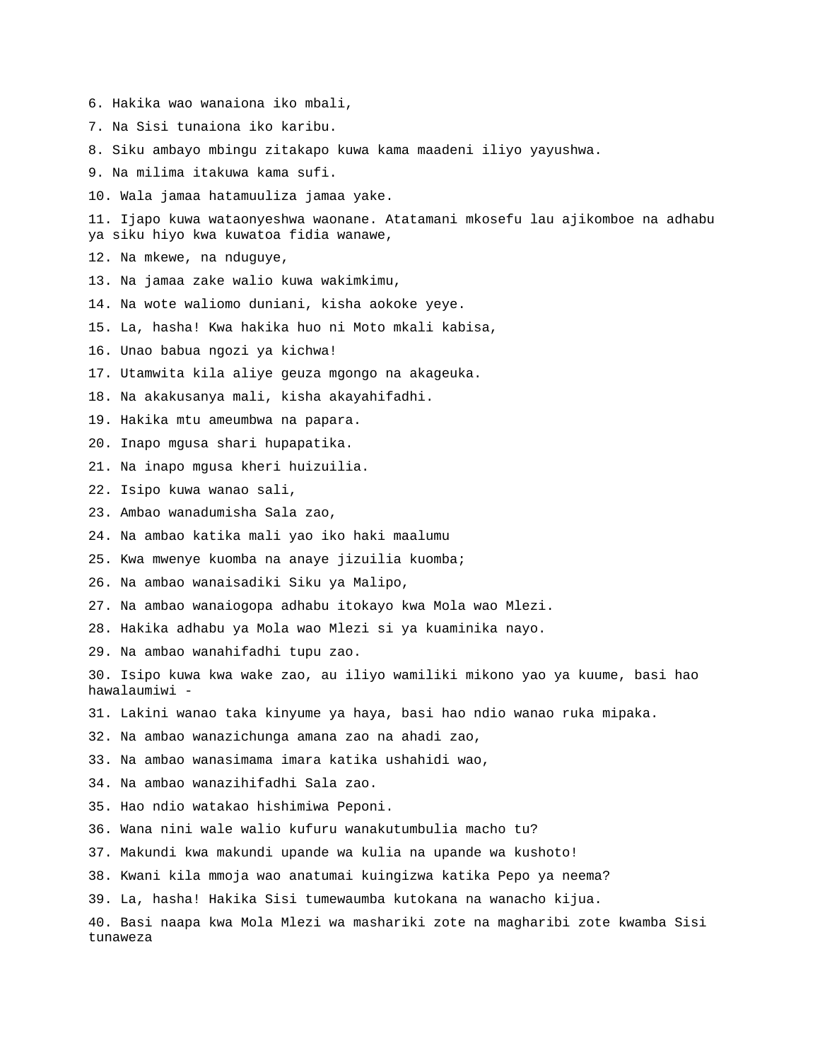6. Hakika wao wanaiona iko mbali,

7. Na Sisi tunaiona iko karibu.

8. Siku ambayo mbingu zitakapo kuwa kama maadeni iliyo yayushwa.

9. Na milima itakuwa kama sufi.

10. Wala jamaa hatamuuliza jamaa yake.

11. Ijapo kuwa wataonyeshwa waonane. Atatamani mkosefu lau ajikomboe na adhabu ya siku hiyo kwa kuwatoa fidia wanawe,

12. Na mkewe, na nduguye,

13. Na jamaa zake walio kuwa wakimkimu,

14. Na wote waliomo duniani, kisha aokoke yeye.

15. La, hasha! Kwa hakika huo ni Moto mkali kabisa,

16. Unao babua ngozi ya kichwa!

17. Utamwita kila aliye geuza mgongo na akageuka.

18. Na akakusanya mali, kisha akayahifadhi.

19. Hakika mtu ameumbwa na papara.

20. Inapo mgusa shari hupapatika.

21. Na inapo mgusa kheri huizuilia.

22. Isipo kuwa wanao sali,

23. Ambao wanadumisha Sala zao,

24. Na ambao katika mali yao iko haki maalumu

25. Kwa mwenye kuomba na anaye jizuilia kuomba;

26. Na ambao wanaisadiki Siku ya Malipo,

27. Na ambao wanaiogopa adhabu itokayo kwa Mola wao Mlezi.

28. Hakika adhabu ya Mola wao Mlezi si ya kuaminika nayo.

29. Na ambao wanahifadhi tupu zao.

30. Isipo kuwa kwa wake zao, au iliyo wamiliki mikono yao ya kuume, basi hao hawalaumiwi -

31. Lakini wanao taka kinyume ya haya, basi hao ndio wanao ruka mipaka.

32. Na ambao wanazichunga amana zao na ahadi zao,

33. Na ambao wanasimama imara katika ushahidi wao,

34. Na ambao wanazihifadhi Sala zao.

35. Hao ndio watakao hishimiwa Peponi.

36. Wana nini wale walio kufuru wanakutumbulia macho tu?

37. Makundi kwa makundi upande wa kulia na upande wa kushoto!

38. Kwani kila mmoja wao anatumai kuingizwa katika Pepo ya neema?

39. La, hasha! Hakika Sisi tumewaumba kutokana na wanacho kijua.

40. Basi naapa kwa Mola Mlezi wa mashariki zote na magharibi zote kwamba Sisi tunaweza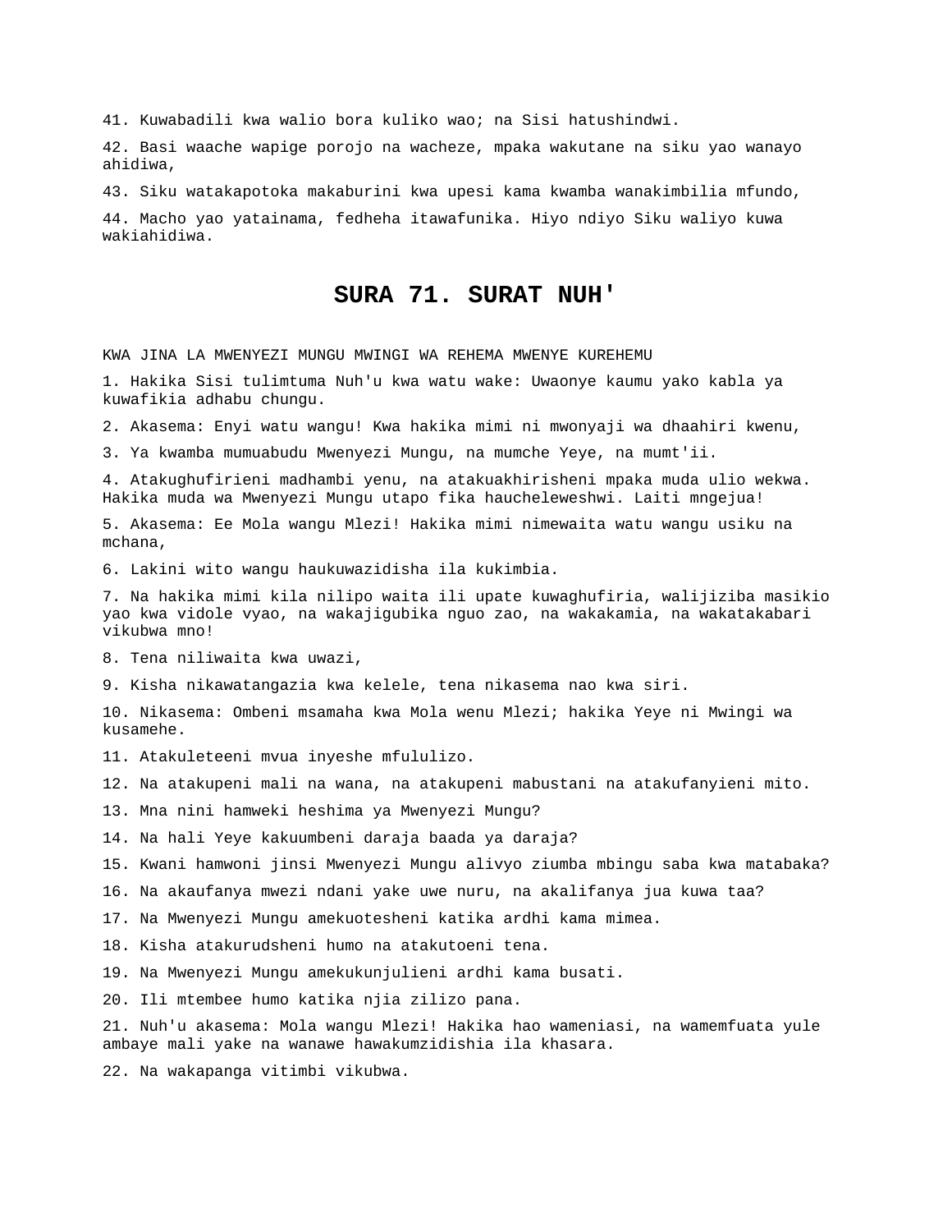41. Kuwabadili kwa walio bora kuliko wao; na Sisi hatushindwi.

42. Basi waache wapige porojo na wacheze, mpaka wakutane na siku yao wanayo ahidiwa,

43. Siku watakapotoka makaburini kwa upesi kama kwamba wanakimbilia mfundo,

44. Macho yao yatainama, fedheha itawafunika. Hiyo ndiyo Siku waliyo kuwa wakiahidiwa.

## SURA 71. SURAT NUH'

KWA JINA LA MWENYEZI MUNGU MWINGI WA REHEMA MWENYE KUREHEMU

1. Hakika Sisi tulimtuma Nuh'u kwa watu wake: Uwaonye kaumu yako kabla ya kuwafikia adhabu chungu.

2. Akasema: Enyi watu wangu! Kwa hakika mimi ni mwonyaji wa dhaahiri kwenu,

3. Ya kwamba mumuabudu Mwenyezi Mungu, na mumche Yeye, na mumt'ii.

4. Atakughufirieni madhambi yenu, na atakuakhirisheni mpaka muda ulio wekwa. Hakika muda wa Mwenyezi Mungu utapo fika haucheleweshwi. Laiti mngejua!

5. Akasema: Ee Mola wangu Mlezi! Hakika mimi nimewaita watu wangu usiku na mchana,

6. Lakini wito wangu haukuwazidisha ila kukimbia.

7. Na hakika mimi kila nilipo waita ili upate kuwaghufiria, walijiziba masikio yao kwa vidole vyao, na wakajigubika nguo zao, na wakakamia, na wakatakabari vikubwa mno!

8. Tena niliwaita kwa uwazi,

9. Kisha nikawatangazia kwa kelele, tena nikasema nao kwa siri.

10. Nikasema: Ombeni msamaha kwa Mola wenu Mlezi; hakika Yeye ni Mwingi wa kusamehe.

11. Atakuleteeni mvua inyeshe mfululizo.

12. Na atakupeni mali na wana, na atakupeni mabustani na atakufanyieni mito.

13. Mna nini hamweki heshima ya Mwenyezi Mungu?

14. Na hali Yeye kakuumbeni daraja baada ya daraja?

15. Kwani hamwoni jinsi Mwenyezi Mungu alivyo ziumba mbingu saba kwa matabaka?

16. Na akaufanya mwezi ndani yake uwe nuru, na akalifanya jua kuwa taa?

17. Na Mwenyezi Mungu amekuotesheni katika ardhi kama mimea.

18. Kisha atakurudsheni humo na atakutoeni tena.

19. Na Mwenyezi Mungu amekukunjulieni ardhi kama busati.

20. Ili mtembee humo katika njia zilizo pana.

21. Nuh'u akasema: Mola wangu Mlezi! Hakika hao wameniasi, na wamemfuata yule ambaye mali yake na wanawe hawakumzidishia ila khasara.

22. Na wakapanga vitimbi vikubwa.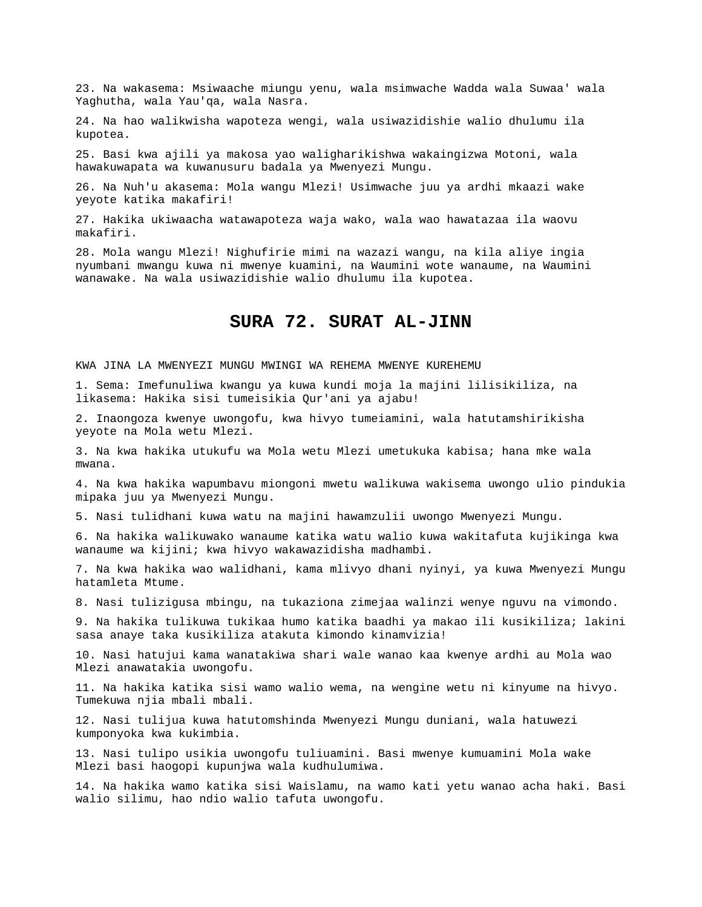23. Na wakasema: Msiwaache miungu yenu, wala msimwache Wadda wala Suwaa' wala Yaghutha, wala Yau'qa, wala Nasra.

24. Na hao walikwisha wapoteza wengi, wala usiwazidishie walio dhulumu ila kupotea.

25. Basi kwa ajili ya makosa yao waligharikishwa wakaingizwa Motoni, wala hawakuwapata wa kuwanusuru badala ya Mwenyezi Mungu.

26. Na Nuh'u akasema: Mola wangu Mlezi! Usimwache juu ya ardhi mkaazi wake yeyote katika makafiri!

27. Hakika ukiwaacha watawapoteza waja wako, wala wao hawatazaa ila waovu makafiri.

28. Mola wangu Mlezi! Nighufirie mimi na wazazi wangu, na kila aliye ingia nyumbani mwangu kuwa ni mwenye kuamini, na Waumini wote wanaume, na Waumini wanawake. Na wala usiwazidishie walio dhulumu ila kupotea.

# SURA 72. SURAT AL-JINN

KWA JINA LA MWENYEZI MUNGU MWINGI WA REHEMA MWENYE KUREHEMU

1. Sema: Imefunuliwa kwangu ya kuwa kundi moja la majini lilisikiliza, na likasema: Hakika sisi tumeisikia Qur'ani ya ajabu!

2. Inaongoza kwenye uwongofu, kwa hivyo tumeiamini, wala hatutamshirikisha yeyote na Mola wetu Mlezi.

3. Na kwa hakika utukufu wa Mola wetu Mlezi umetukuka kabisa; hana mke wala mwana.

4. Na kwa hakika wapumbavu miongoni mwetu walikuwa wakisema uwongo ulio pindukia mipaka juu ya Mwenyezi Mungu.

5. Nasi tulidhani kuwa watu na majini hawamzulii uwongo Mwenyezi Mungu.

6. Na hakika walikuwako wanaume katika watu walio kuwa wakitafuta kujikinga kwa wanaume wa kijini; kwa hivyo wakawazidisha madhambi.

7. Na kwa hakika wao walidhani, kama mlivyo dhani nyinyi, ya kuwa Mwenyezi Mungu hatamleta Mtume.

8. Nasi tuliziqusa mbingu, na tukaziona zimejaa walinzi wenye nguvu na vimondo.

9. Na hakika tulikuwa tukikaa humo katika baadhi ya makao ili kusikiliza; lakini sasa anaye taka kusikiliza atakuta kimondo kinamvizia!

10. Nasi hatujui kama wanatakiwa shari wale wanao kaa kwenye ardhi au Mola wao Mlezi anawatakia uwongofu.

11. Na hakika katika sisi wamo walio wema, na wengine wetu ni kinyume na hivyo. Tumekuwa njia mbali mbali.

12. Nasi tulijua kuwa hatutomshinda Mwenyezi Mungu duniani, wala hatuwezi kumponyoka kwa kukimbia.

13. Nasi tulipo usikia uwongofu tuliuamini. Basi mwenye kumuamini Mola wake Mlezi basi haogopi kupunjwa wala kudhulumiwa.

14. Na hakika wamo katika sisi Waislamu, na wamo kati yetu wanao acha haki. Basi walio silimu, hao ndio walio tafuta uwongofu.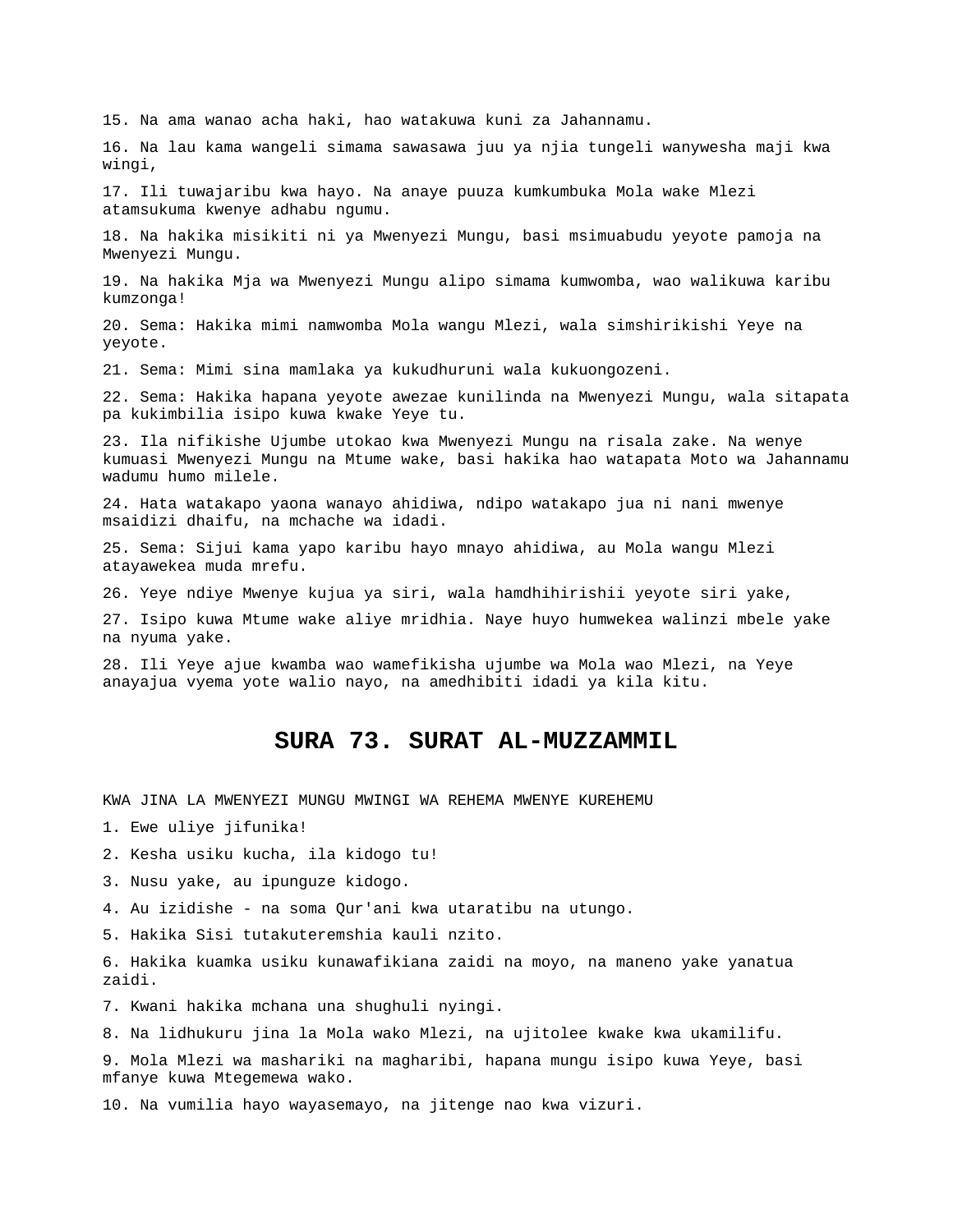15. Na ama wanao acha haki, hao watakuwa kuni za Jahannamu.

16. Na lau kama wangeli simama sawasawa juu ya njia tungeli wanywesha maji kwa wingi,

17. Ili tuwajaribu kwa hayo. Na anaye puuza kumkumbuka Mola wake Mlezi atamsukuma kwenye adhabu ngumu.

18. Na hakika misikiti ni ya Mwenyezi Mungu, basi msimuabudu yeyote pamoja na Mwenyezi Mungu.

19. Na hakika Mja wa Mwenyezi Mungu alipo simama kumwomba, wao walikuwa karibu kumzonga!

20. Sema: Hakika mimi namwomba Mola wangu Mlezi, wala simshirikishi Yeye na yeyote.

21. Sema: Mimi sina mamlaka ya kukudhuruni wala kukuongozeni.

22. Sema: Hakika hapana yeyote awezae kunilinda na Mwenyezi Mungu, wala sitapata pa kukimbilia isipo kuwa kwake Yeye tu.

23. Ila nifikishe Ujumbe utokao kwa Mwenyezi Mungu na risala zake. Na wenye kumuasi Mwenyezi Mungu na Mtume wake, basi hakika hao watapata Moto wa Jahannamu wadumu humo milele.

24. Hata watakapo yaona wanayo ahidiwa, ndipo watakapo jua ni nani mwenye msaidizi dhaifu, na mchache wa idadi.

25. Sema: Sijui kama yapo karibu hayo mnayo ahidiwa, au Mola wangu Mlezi atayawekea muda mrefu.

26. Yeye ndiye Mwenye kujua ya siri, wala hamdhihirishii yeyote siri yake,

27. Isipo kuwa Mtume wake aliye mridhia. Naye huyo humwekea walinzi mbele yake na nyuma yake.

28. Ili Yeye ajue kwamba wao wamefikisha ujumbe wa Mola wao Mlezi, na Yeye anayajua vyema yote walio nayo, na amedhibiti idadi ya kila kitu.

## SURA 73. SURAT AL-MUZZAMMIL

KWA JINA LA MWENYEZI MUNGU MWINGI WA REHEMA MWENYE KUREHEMU

1. Ewe uliye jifunika!

2. Kesha usiku kucha, ila kidogo tu!

3. Nusu yake, au ipunguze kidogo.

4. Au izidishe - na soma Qur'ani kwa utaratibu na utungo.

5. Hakika Sisi tutakuteremshia kauli nzito.

6. Hakika kuamka usiku kunawafikiana zaidi na moyo, na maneno yake yanatua zaidi.

7. Kwani hakika mchana una shughuli nyingi.

8. Na lidhukuru jina la Mola wako Mlezi, na ujitolee kwake kwa ukamilifu.

9. Mola Mlezi wa mashariki na magharibi, hapana mungu isipo kuwa Yeye, basi mfanye kuwa Mtegemewa wako.

10. Na vumilia hayo wayasemayo, na jitenge nao kwa vizuri.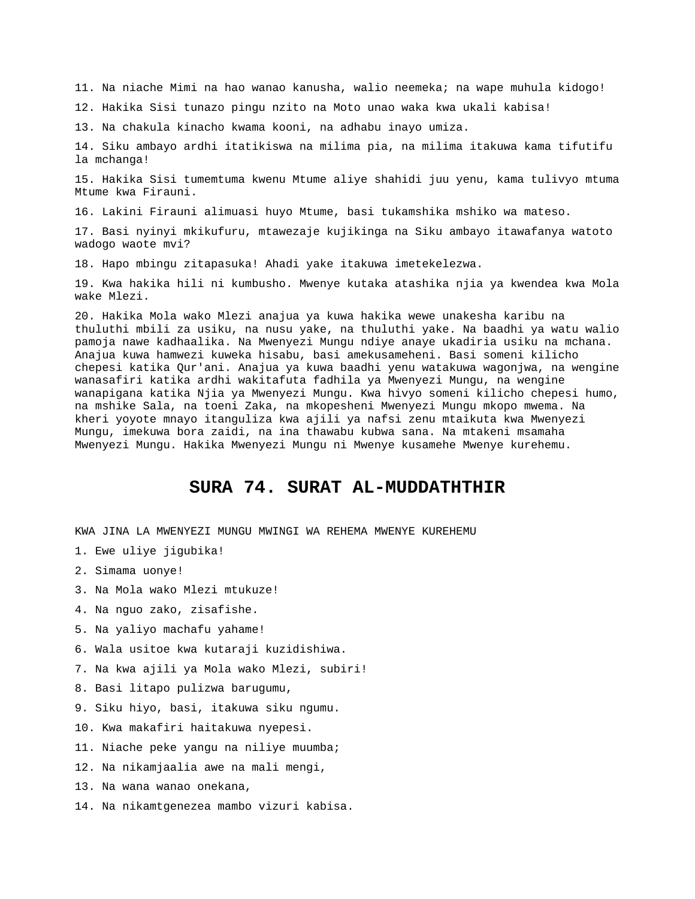11. Na niache Mimi na hao wanao kanusha, walio neemeka; na wape muhula kidogo!

12. Hakika Sisi tunazo pingu nzito na Moto unao waka kwa ukali kabisa!

13. Na chakula kinacho kwama kooni, na adhabu inayo umiza.

14. Siku ambayo ardhi itatikiswa na milima pia, na milima itakuwa kama tifutifu la mchanga!

15. Hakika Sisi tumemtuma kwenu Mtume aliye shahidi juu yenu, kama tulivyo mtuma Mtume kwa Firauni.

16. Lakini Firauni alimuasi huyo Mtume, basi tukamshika mshiko wa mateso.

17. Basi nyinyi mkikufuru, mtawezaje kujikinga na Siku ambayo itawafanya watoto wadogo waote mvi?

18. Hapo mbingu zitapasuka! Ahadi yake itakuwa imetekelezwa.

19. Kwa hakika hili ni kumbusho. Mwenye kutaka atashika njia ya kwendea kwa Mola wake Mlezi.

20. Hakika Mola wako Mlezi anajua ya kuwa hakika wewe unakesha karibu na thuluthi mbili za usiku, na nusu yake, na thuluthi yake. Na baadhi ya watu walio pamoja nawe kadhaalika. Na Mwenyezi Mungu ndiye anaye ukadiria usiku na mchana. Anajua kuwa hamwezi kuweka hisabu, basi amekusameheni. Basi someni kilicho chepesi katika Qur'ani. Anajua ya kuwa baadhi yenu watakuwa wagonjwa, na wengine wanasafiri katika ardhi wakitafuta fadhila ya Mwenyezi Mungu, na wengine wanapigana katika Njia ya Mwenyezi Mungu. Kwa hivyo someni kilicho chepesi humo, na mshike Sala, na toeni Zaka, na mkopesheni Mwenyezi Mungu mkopo mwema. Na kheri yoyote mnayo itanguliza kwa ajili ya nafsi zenu mtaikuta kwa Mwenyezi Mungu, imekuwa bora zaidi, na ina thawabu kubwa sana. Na mtakeni msamaha Mwenyezi Mungu. Hakika Mwenyezi Mungu ni Mwenye kusamehe Mwenye kurehemu.

## SURA 74. SURAT AL-MUDDATHTHIR

KWA JINA LA MWENYEZI MUNGU MWINGI WA REHEMA MWENYE KUREHEMU

1. Ewe uliye jigubika!

2. Simama uonye!

3. Na Mola wako Mlezi mtukuze!

4. Na nguo zako, zisafishe.

5. Na yaliyo machafu yahame!

6. Wala usitoe kwa kutaraji kuzidishiwa.

7. Na kwa ajili ya Mola wako Mlezi, subiri!

8. Basi litapo pulizwa barugumu,

9. Siku hiyo, basi, itakuwa siku ngumu.

10. Kwa makafiri haitakuwa nyepesi.

11. Niache peke yangu na niliye muumba;

12. Na nikamjaalia awe na mali mengi,

13. Na wana wanao onekana,

14. Na nikamtgenezea mambo vizuri kabisa.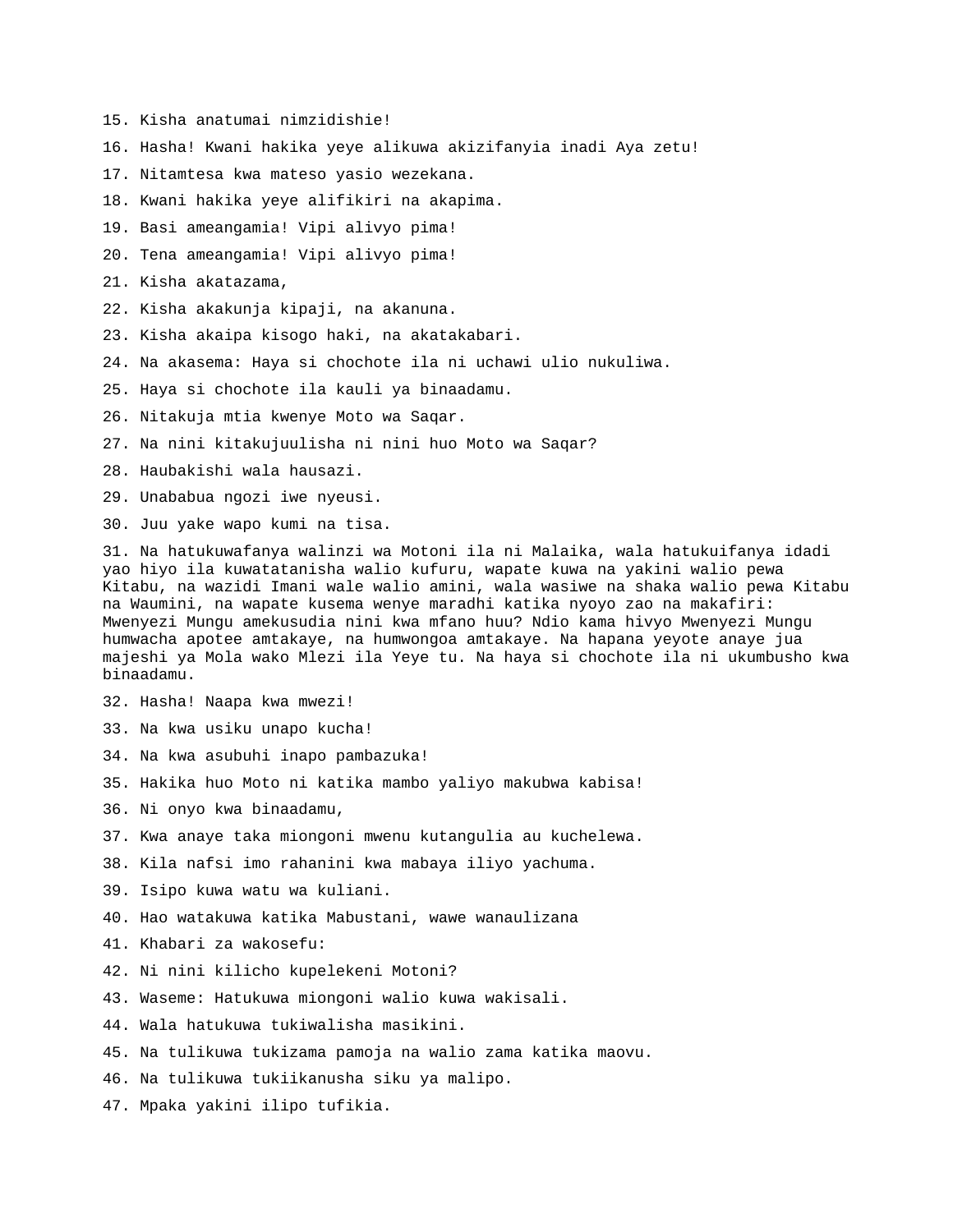15. Kisha anatumai nimzidishie!

16. Hasha! Kwani hakika yeye alikuwa akizifanyia inadi Aya zetu!

17. Nitamtesa kwa mateso yasio wezekana.

18. Kwani hakika yeye alifikiri na akapima.

19. Basi ameangamia! Vipi alivyo pima!

20. Tena ameangamia! Vipi alivyo pima!

21. Kisha akatazama,

22. Kisha akakunja kipaji, na akanuna.

23. Kisha akaipa kisogo haki, na akatakabari.

24. Na akasema: Haya si chochote ila ni uchawi ulio nukuliwa.

25. Haya si chochote ila kauli ya binaadamu.

26. Nitakuja mtia kwenye Moto wa Saqar.

27. Na nini kitakujuulisha ni nini huo Moto wa Saqar?

28. Haubakishi wala hausazi.

29. Unababua ngozi iwe nyeusi.

30. Juu yake wapo kumi na tisa.

31. Na hatukuwafanya walinzi wa Motoni ila ni Malaika, wala hatukuifanya idadi yao hiyo ila kuwatatanisha walio kufuru, wapate kuwa na yakini walio pewa Kitabu, na wazidi Imani wale walio amini, wala wasiwe na shaka walio pewa Kitabu na Waumini, na wapate kusema wenye maradhi katika nyoyo zao na makafiri: Mwenyezi Mungu amekusudia nini kwa mfano huu? Ndio kama hivyo Mwenyezi Mungu humwacha apotee amtakaye, na humwongoa amtakaye. Na hapana yeyote anaye jua majeshi ya Mola wako Mlezi ila Yeye tu. Na haya si chochote ila ni ukumbusho kwa binaadamu.

32. Hasha! Naapa kwa mwezi!

33. Na kwa usiku unapo kucha!

34. Na kwa asubuhi inapo pambazuka!

35. Hakika huo Moto ni katika mambo yaliyo makubwa kabisa!

36. Ni onyo kwa binaadamu,

37. Kwa anaye taka miongoni mwenu kutangulia au kuchelewa.

38. Kila nafsi imo rahanini kwa mabaya iliyo yachuma.

39. Isipo kuwa watu wa kuliani.

40. Hao watakuwa katika Mabustani, wawe wanaulizana

41. Khabari za wakosefu:

42. Ni nini kilicho kupelekeni Motoni?

43. Waseme: Hatukuwa miongoni walio kuwa wakisali.

44. Wala hatukuwa tukiwalisha masikini.

45. Na tulikuwa tukizama pamoja na walio zama katika maovu.

46. Na tulikuwa tukiikanusha siku ya malipo.

47. Mpaka yakini ilipo tufikia.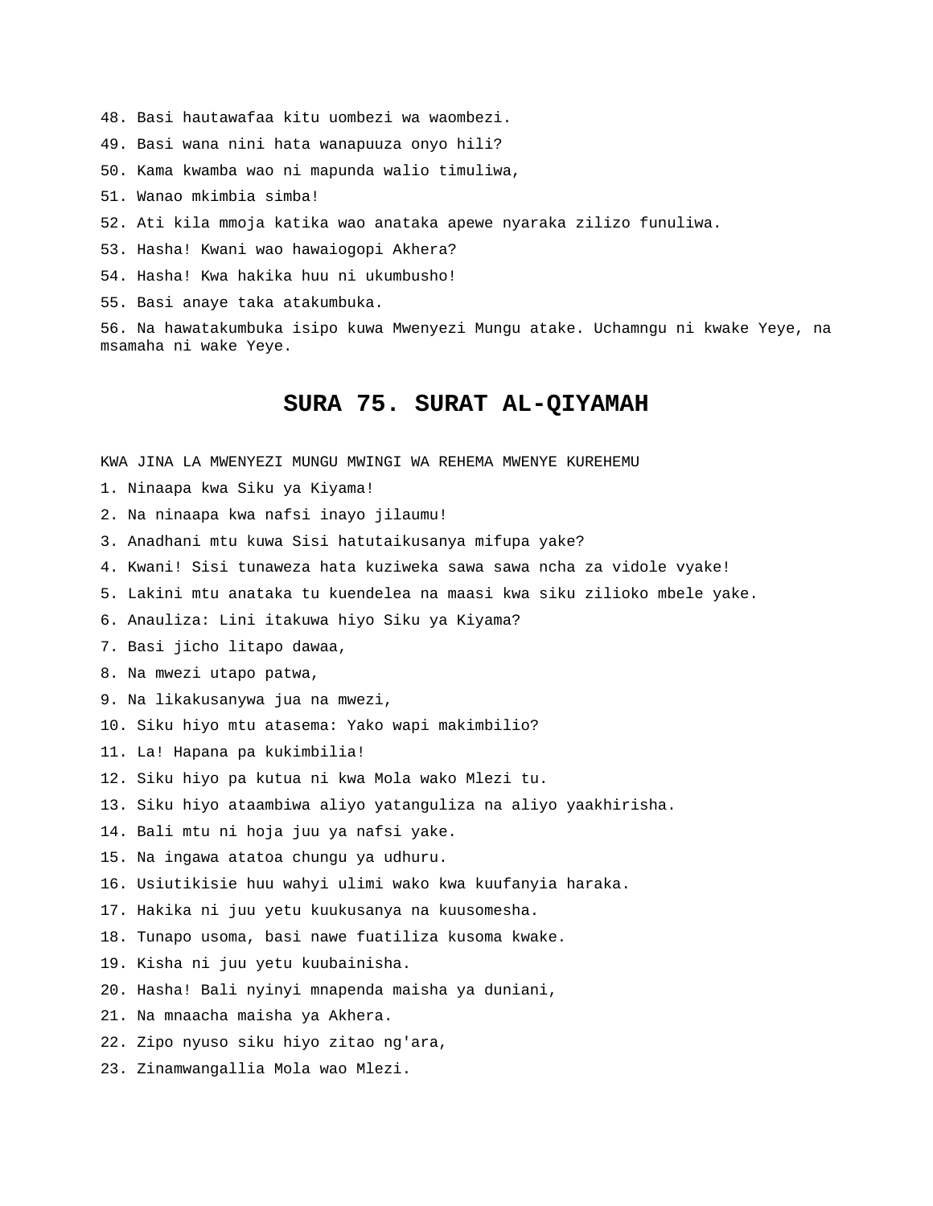48. Basi hautawafaa kitu uombezi wa waombezi.

49. Basi wana nini hata wanapuuza onyo hili?

50. Kama kwamba wao ni mapunda walio timuliwa,

51. Wanao mkimbia simba!

52. Ati kila mmoja katika wao anataka apewe nyaraka zilizo funuliwa.

53. Hasha! Kwani wao hawaiogopi Akhera?

54. Hasha! Kwa hakika huu ni ukumbusho!

55. Basi anaye taka atakumbuka.

56. Na hawatakumbuka isipo kuwa Mwenyezi Mungu atake. Uchamngu ni kwake Yeye, na msamaha ni wake Yeye.

# SURA 75. SURAT AL-QIYAMAH

KWA JINA LA MWENYEZI MUNGU MWINGI WA REHEMA MWENYE KUREHEMU

1. Ninaapa kwa Siku ya Kiyama!

2. Na ninaapa kwa nafsi inayo jilaumu!

3. Anadhani mtu kuwa Sisi hatutaikusanya mifupa yake?

4. Kwani! Sisi tunaweza hata kuziweka sawa sawa ncha za vidole vyake!

5. Lakini mtu anataka tu kuendelea na maasi kwa siku zilioko mbele yake.

6. Anauliza: Lini itakuwa hiyo Siku ya Kiyama?

7. Basi jicho litapo dawaa,

8. Na mwezi utapo patwa,

9. Na likakusanywa jua na mwezi,

10. Siku hiyo mtu atasema: Yako wapi makimbilio?

11. La! Hapana pa kukimbilia!

12. Siku hiyo pa kutua ni kwa Mola wako Mlezi tu.

13. Siku hiyo ataambiwa aliyo yatanguliza na aliyo yaakhirisha.

14. Bali mtu ni hoja juu ya nafsi yake.

15. Na ingawa atatoa chungu ya udhuru.

16. Usiutikisie huu wahyi ulimi wako kwa kuufanyia haraka.

17. Hakika ni juu yetu kuukusanya na kuusomesha.

18. Tunapo usoma, basi nawe fuatiliza kusoma kwake.

19. Kisha ni juu yetu kuubainisha.

20. Hasha! Bali nyinyi mnapenda maisha ya duniani,

21. Na mnaacha maisha ya Akhera.

22. Zipo nyuso siku hiyo zitao ng'ara,

23. Zinamwangallia Mola wao Mlezi.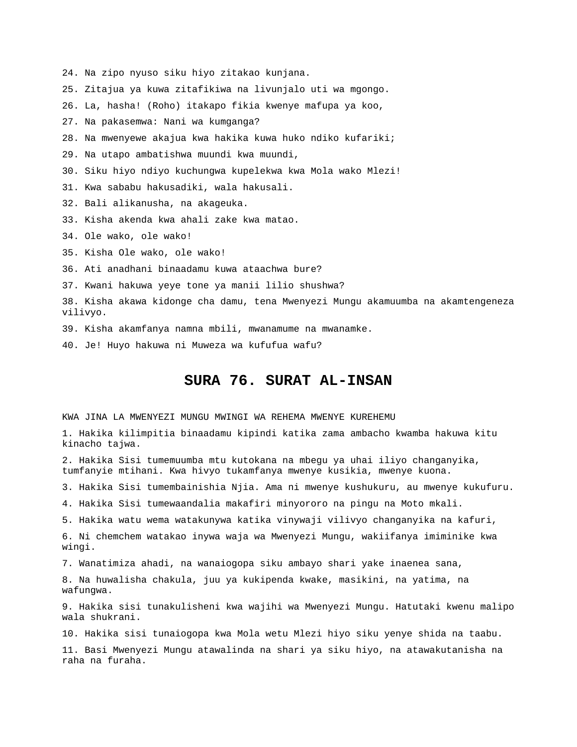24. Na zipo nyuso siku hiyo zitakao kunjana.

25. Zitajua ya kuwa zitafikiwa na livunjalo uti wa mgongo.

26. La, hasha! (Roho) itakapo fikia kwenye mafupa ya koo,

27. Na pakasemwa: Nani wa kumganga?

28. Na mwenyewe akajua kwa hakika kuwa huko ndiko kufariki;

29. Na utapo ambatishwa muundi kwa muundi,

30. Siku hiyo ndiyo kuchungwa kupelekwa kwa Mola wako Mlezi!

31. Kwa sababu hakusadiki, wala hakusali.

32. Bali alikanusha, na akageuka.

33. Kisha akenda kwa ahali zake kwa matao.

34. Ole wako, ole wako!

35. Kisha Ole wako, ole wako!

36. Ati anadhani binaadamu kuwa ataachwa bure?

37. Kwani hakuwa yeye tone ya manii lilio shushwa?

38. Kisha akawa kidonge cha damu, tena Mwenyezi Mungu akamuumba na akamtengeneza vilivyo.

39. Kisha akamfanya namna mbili, mwanamume na mwanamke.

40. Je! Huyo hakuwa ni Muweza wa kufufua wafu?

# SURA 76. SURAT AL-INSAN

KWA JINA LA MWENYEZI MUNGU MWINGI WA REHEMA MWENYE KUREHEMU

1. Hakika kilimpitia binaadamu kipindi katika zama ambacho kwamba hakuwa kitu kinacho tajwa.

2. Hakika Sisi tumemuumba mtu kutokana na mbegu ya uhai iliyo changanyika, tumfanyie mtihani. Kwa hivyo tukamfanya mwenye kusikia, mwenye kuona.

3. Hakika Sisi tumembainishia Njia. Ama ni mwenye kushukuru, au mwenye kukufuru.

4. Hakika Sisi tumewaandalia makafiri minyororo na pingu na Moto mkali.

5. Hakika watu wema watakunywa katika vinywaji vilivyo changanyika na kafuri,

6. Ni chemchem watakao inywa waja wa Mwenyezi Mungu, wakiifanya imiminike kwa wingi.

7. Wanatimiza ahadi, na wanaiogopa siku ambayo shari yake inaenea sana,

8. Na huwalisha chakula, juu ya kukipenda kwake, masikini, na yatima, na wafungwa.

9. Hakika sisi tunakulisheni kwa wajihi wa Mwenyezi Mungu. Hatutaki kwenu malipo wala shukrani.

10. Hakika sisi tunaiogopa kwa Mola wetu Mlezi hiyo siku yenye shida na taabu.

11. Basi Mwenyezi Mungu atawalinda na shari ya siku hiyo, na atawakutanisha na raha na furaha.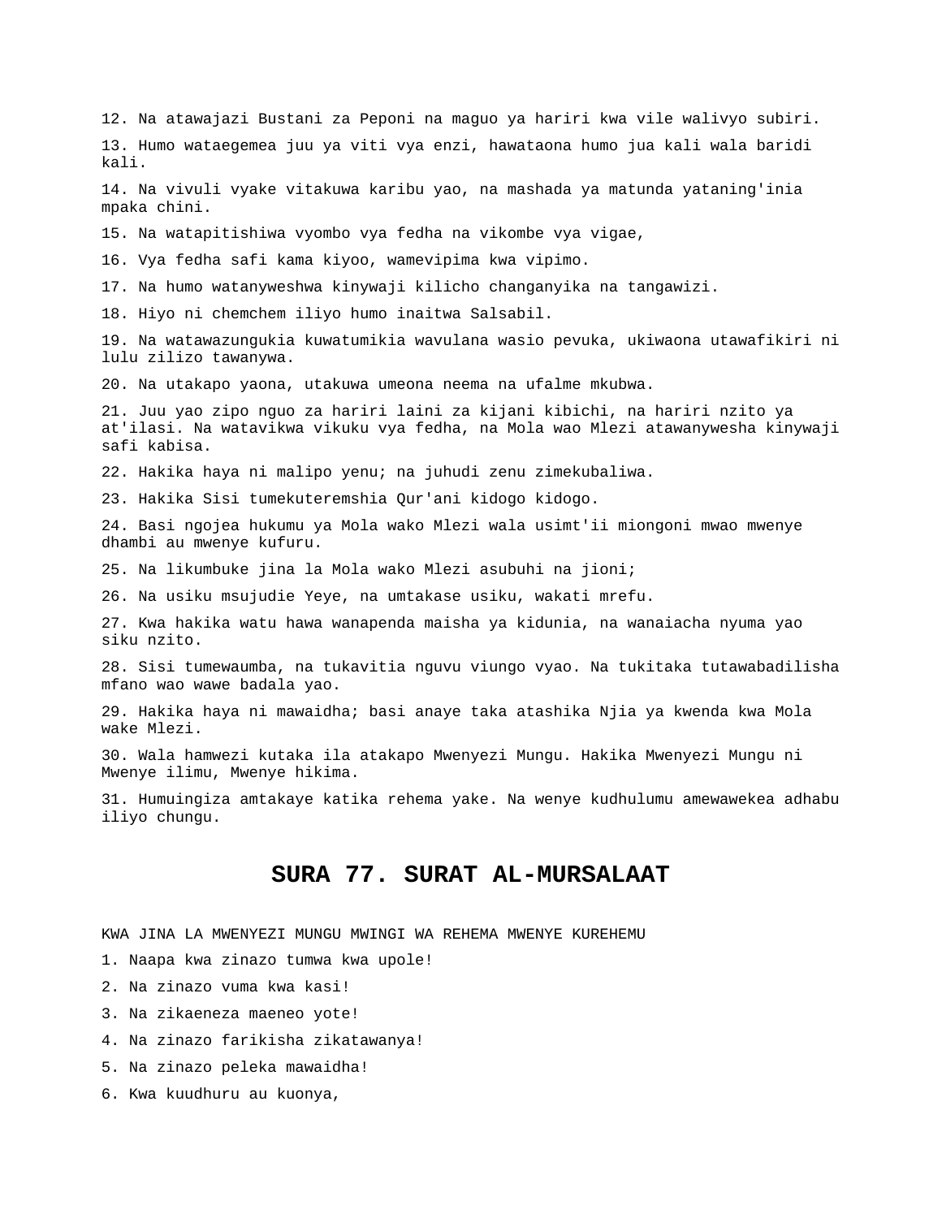12. Na atawajazi Bustani za Peponi na maguo ya hariri kwa vile walivyo subiri.

13. Humo wataegemea juu ya viti vya enzi, hawataona humo jua kali wala baridi kali.

14. Na vivuli vyake vitakuwa karibu yao, na mashada ya matunda yataning'inia mpaka chini.

15. Na watapitishiwa vyombo vya fedha na vikombe vya vigae,

16. Vya fedha safi kama kiyoo, wamevipima kwa vipimo.

17. Na humo watanyweshwa kinywaji kilicho changanyika na tangawizi.

18. Hiyo ni chemchem iliyo humo inaitwa Salsabil.

19. Na watawazungukia kuwatumikia wavulana wasio pevuka, ukiwaona utawafikiri ni lulu zilizo tawanywa.

20. Na utakapo yaona, utakuwa umeona neema na ufalme mkubwa.

21. Juu yao zipo nguo za hariri laini za kijani kibichi, na hariri nzito ya at'ilasi. Na watavikwa vikuku vya fedha, na Mola wao Mlezi atawanywesha kinywaji safi kabisa.

22. Hakika haya ni malipo yenu; na juhudi zenu zimekubaliwa.

23. Hakika Sisi tumekuteremshia Qur'ani kidogo kidogo.

24. Basi ngojea hukumu ya Mola wako Mlezi wala usimt'ii miongoni mwao mwenye dhambi au mwenye kufuru.

25. Na likumbuke jina la Mola wako Mlezi asubuhi na jioni;

26. Na usiku msujudie Yeye, na umtakase usiku, wakati mrefu.

27. Kwa hakika watu hawa wanapenda maisha ya kidunia, na wanaiacha nyuma yao siku nzito.

28. Sisi tumewaumba, na tukavitia nguvu viungo vyao. Na tukitaka tutawabadilisha mfano wao wawe badala yao.

29. Hakika haya ni mawaidha; basi anaye taka atashika Njia ya kwenda kwa Mola wake Mlezi.

30. Wala hamwezi kutaka ila atakapo Mwenyezi Mungu. Hakika Mwenyezi Mungu ni Mwenye ilimu, Mwenye hikima.

31. Humuingiza amtakaye katika rehema yake. Na wenye kudhulumu amewawekea adhabu iliyo chungu.

## SURA 77. SURAT AL-MURSALAAT

KWA JINA LA MWENYEZI MUNGU MWINGI WA REHEMA MWENYE KUREHEMU

1. Naapa kwa zinazo tumwa kwa upole!

2. Na zinazo vuma kwa kasi!

3. Na zikaeneza maeneo yote!

4. Na zinazo farikisha zikatawanya!

5. Na zinazo peleka mawaidha!

6. Kwa kuudhuru au kuonya,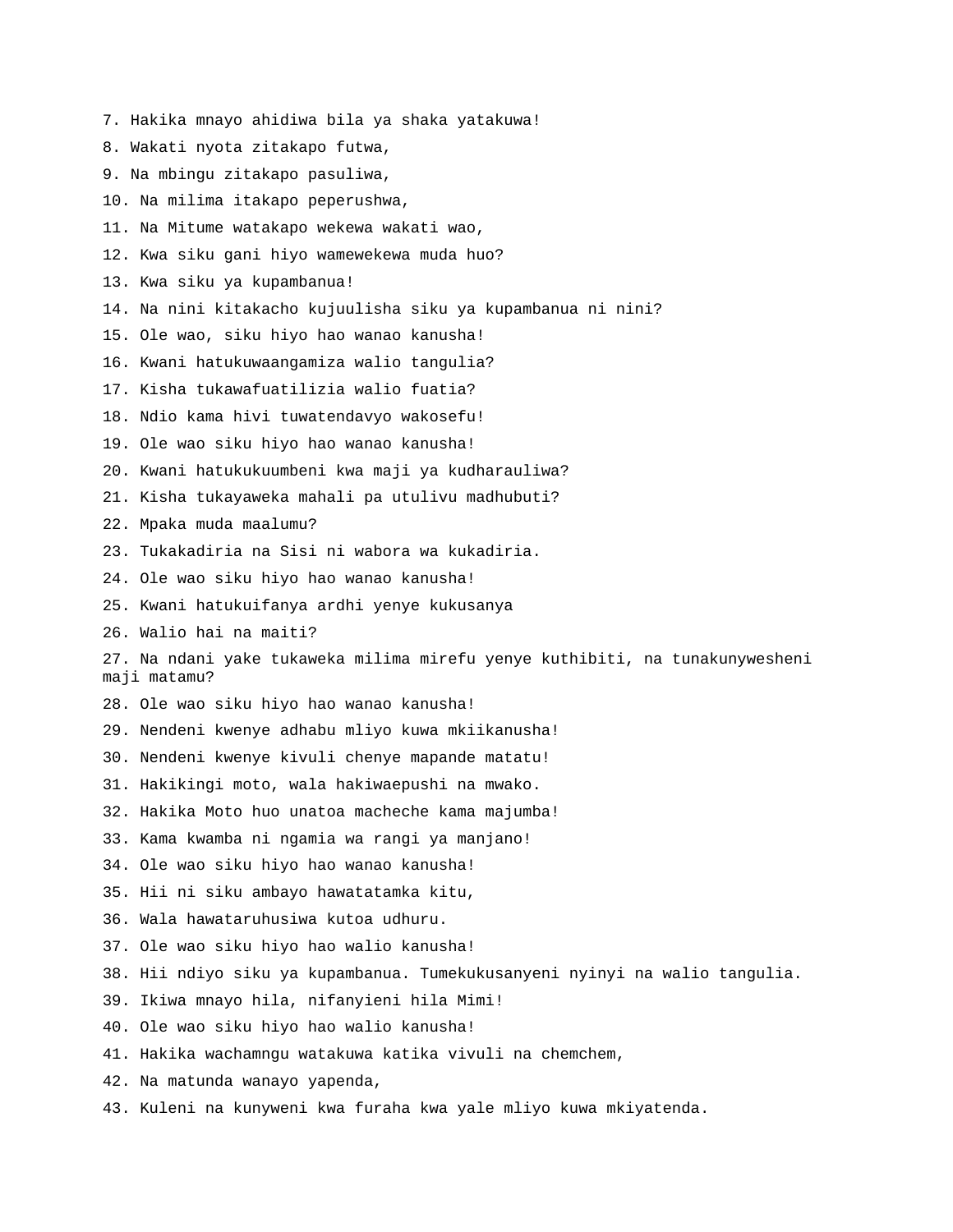7. Hakika mnayo ahidiwa bila ya shaka yatakuwa!

8. Wakati nyota zitakapo futwa,

9. Na mbingu zitakapo pasuliwa,

10. Na milima itakapo peperushwa,

11. Na Mitume watakapo wekewa wakati wao,

12. Kwa siku gani hiyo wamewekewa muda huo?

13. Kwa siku ya kupambanua!

14. Na nini kitakacho kujuulisha siku ya kupambanua ni nini?

15. Ole wao, siku hiyo hao wanao kanusha!

16. Kwani hatukuwaangamiza walio tangulia?

17. Kisha tukawafuatilizia walio fuatia?

18. Ndio kama hivi tuwatendavyo wakosefu!

19. Ole wao siku hiyo hao wanao kanusha!

20. Kwani hatukukuumbeni kwa maji ya kudharauliwa?

21. Kisha tukayaweka mahali pa utulivu madhubuti?

22. Mpaka muda maalumu?

23. Tukakadiria na Sisi ni wabora wa kukadiria.

24. Ole wao siku hiyo hao wanao kanusha!

25. Kwani hatukuifanya ardhi yenye kukusanya

26. Walio hai na maiti?

27. Na ndani yake tukaweka milima mirefu yenye kuthibiti, na tunakunywesheni maji matamu?

28. Ole wao siku hiyo hao wanao kanusha!

29. Nendeni kwenye adhabu mliyo kuwa mkiikanusha!

30. Nendeni kwenye kivuli chenye mapande matatu!

31. Hakikingi moto, wala hakiwaepushi na mwako.

32. Hakika Moto huo unatoa macheche kama majumba!

33. Kama kwamba ni ngamia wa rangi ya manjano!

34. Ole wao siku hiyo hao wanao kanusha!

35. Hii ni siku ambayo hawatatamka kitu,

36. Wala hawataruhusiwa kutoa udhuru.

37. Ole wao siku hiyo hao walio kanusha!

38. Hii ndiyo siku ya kupambanua. Tumekukusanyeni nyinyi na walio tangulia.

39. Ikiwa mnayo hila, nifanyieni hila Mimi!

40. Ole wao siku hiyo hao walio kanusha!

41. Hakika wachamngu watakuwa katika vivuli na chemchem,

42. Na matunda wanayo yapenda,

43. Kuleni na kunyweni kwa furaha kwa yale mliyo kuwa mkiyatenda.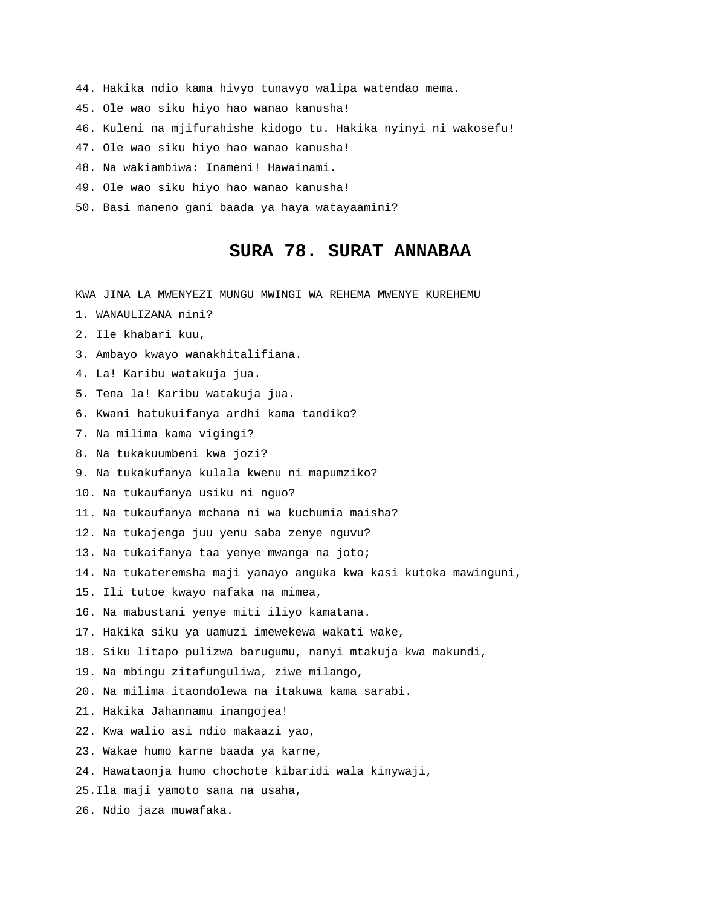44. Hakika ndio kama hivyo tunavyo walipa watendao mema.

45. Ole wao siku hiyo hao wanao kanusha!

46. Kuleni na mjifurahishe kidogo tu. Hakika nyinyi ni wakosefu!

47. Ole wao siku hiyo hao wanao kanusha!

48. Na wakiambiwa: Inameni! Hawainami.

49. Ole wao siku hiyo hao wanao kanusha!

50. Basi maneno gani baada ya haya watayaamini?

# SURA 78. SURAT ANNABAA

KWA JINA LA MWENYEZI MUNGU MWINGI WA REHEMA MWENYE KUREHEMU

1. WANAULIZANA nini?

2. Ile khabari kuu,

3. Ambayo kwayo wanakhitalifiana.

4. La! Karibu watakuja jua.

5. Tena la! Karibu watakuja jua.

6. Kwani hatukuifanya ardhi kama tandiko?

7. Na milima kama vigingi?

8. Na tukakuumbeni kwa jozi?

9. Na tukakufanya kulala kwenu ni mapumziko?

10. Na tukaufanya usiku ni nguo?

11. Na tukaufanya mchana ni wa kuchumia maisha?

12. Na tukajenga juu yenu saba zenye nguvu?

13. Na tukaifanya taa yenye mwanga na joto;

14. Na tukateremsha maji yanayo anguka kwa kasi kutoka mawinguni,

15. Ili tutoe kwayo nafaka na mimea,

16. Na mabustani yenye miti iliyo kamatana.

17. Hakika siku ya uamuzi imewekewa wakati wake,

18. Siku litapo pulizwa barugumu, nanyi mtakuja kwa makundi,

19. Na mbingu zitafunguliwa, ziwe milango,

20. Na milima itaondolewa na itakuwa kama sarabi.

21. Hakika Jahannamu inangojea!

22. Kwa walio asi ndio makaazi yao,

23. Wakae humo karne baada ya karne,

24. Hawataonja humo chochote kibaridi wala kinywaji,

25.Ila maji yamoto sana na usaha,

26. Ndio jaza muwafaka.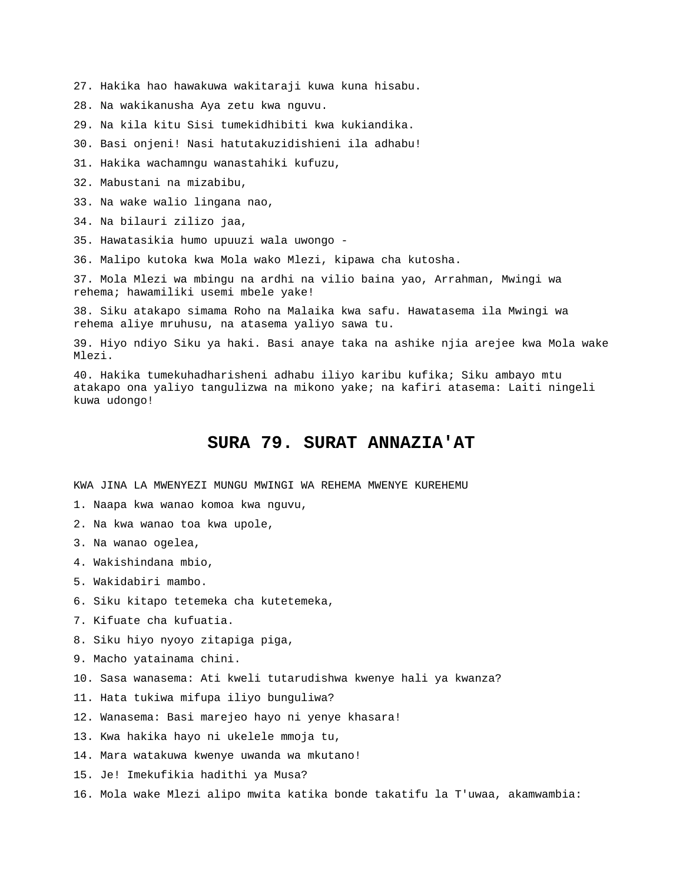27. Hakika hao hawakuwa wakitaraji kuwa kuna hisabu.

28. Na wakikanusha Aya zetu kwa nguvu.

29. Na kila kitu Sisi tumekidhibiti kwa kukiandika.

30. Basi onjeni! Nasi hatutakuzidishieni ila adhabu!

31. Hakika wachamngu wanastahiki kufuzu,

32. Mabustani na mizabibu,

33. Na wake walio lingana nao,

34. Na bilauri zilizo jaa,

35. Hawatasikia humo upuuzi wala uwongo -

36. Malipo kutoka kwa Mola wako Mlezi, kipawa cha kutosha.

37. Mola Mlezi wa mbingu na ardhi na vilio baina yao, Arrahman, Mwingi wa rehema; hawamiliki usemi mbele yake!

38. Siku atakapo simama Roho na Malaika kwa safu. Hawatasema ila Mwingi wa rehema aliye mruhusu, na atasema yaliyo sawa tu.

39. Hiyo ndiyo Siku ya haki. Basi anaye taka na ashike njia arejee kwa Mola wake Mlezi.

40. Hakika tumekuhadharisheni adhabu iliyo karibu kufika; Siku ambayo mtu atakapo ona yaliyo tangulizwa na mikono yake; na kafiri atasema: Laiti ningeli kuwa udongo!

## SURA 79. SURAT ANNAZIA'AT

KWA JINA LA MWENYEZI MUNGU MWINGI WA REHEMA MWENYE KUREHEMU

1. Naapa kwa wanao komoa kwa nguvu,

2. Na kwa wanao toa kwa upole,

3. Na wanao ogelea,

4. Wakishindana mbio,

5. Wakidabiri mambo.

6. Siku kitapo tetemeka cha kutetemeka,

7. Kifuate cha kufuatia.

8. Siku hiyo nyoyo zitapiga piga,

9. Macho yatainama chini.

10. Sasa wanasema: Ati kweli tutarudishwa kwenye hali ya kwanza?

11. Hata tukiwa mifupa iliyo bunguliwa?

12. Wanasema: Basi marejeo hayo ni yenye khasara!

13. Kwa hakika hayo ni ukelele mmoja tu,

14. Mara watakuwa kwenye uwanda wa mkutano!

15. Je! Imekufikia hadithi ya Musa?

16. Mola wake Mlezi alipo mwita katika bonde takatifu la T'uwaa, akamwambia: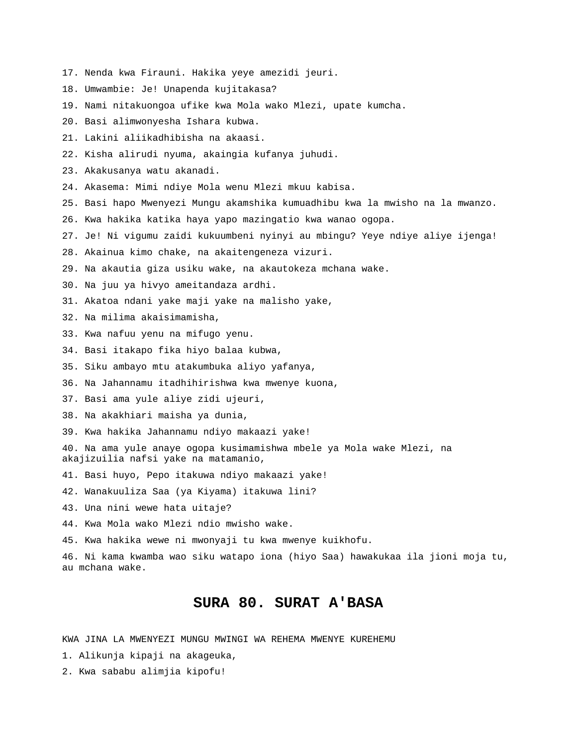17. Nenda kwa Firauni. Hakika yeye amezidi jeuri.

18. Umwambie: Je! Unapenda kujitakasa?

19. Nami nitakuongoa ufike kwa Mola wako Mlezi, upate kumcha.

20. Basi alimwonyesha Ishara kubwa.

21. Lakini aliikadhibisha na akaasi.

22. Kisha alirudi nyuma, akaingia kufanya juhudi.

23. Akakusanya watu akanadi.

24. Akasema: Mimi ndiye Mola wenu Mlezi mkuu kabisa.

25. Basi hapo Mwenyezi Mungu akamshika kumuadhibu kwa la mwisho na la mwanzo.

26. Kwa hakika katika haya yapo mazingatio kwa wanao ogopa.

27. Je! Ni vigumu zaidi kukuumbeni nyinyi au mbingu? Yeye ndiye aliye ijenga!

28. Akainua kimo chake, na akaitengeneza vizuri.

29. Na akautia giza usiku wake, na akautokeza mchana wake.

30. Na juu ya hivyo ameitandaza ardhi.

31. Akatoa ndani yake maji yake na malisho yake,

32. Na milima akaisimamisha,

33. Kwa nafuu yenu na mifugo yenu.

34. Basi itakapo fika hiyo balaa kubwa,

35. Siku ambayo mtu atakumbuka aliyo yafanya,

36. Na Jahannamu itadhihirishwa kwa mwenye kuona,

37. Basi ama yule aliye zidi ujeuri,

38. Na akakhiari maisha ya dunia,

39. Kwa hakika Jahannamu ndiyo makaazi yake!

40. Na ama yule anaye ogopa kusimamishwa mbele ya Mola wake Mlezi, na akajizuilia nafsi yake na matamanio,

41. Basi huyo, Pepo itakuwa ndiyo makaazi yake!

42. Wanakuuliza Saa (ya Kiyama) itakuwa lini?

43. Una nini wewe hata uitaje?

44. Kwa Mola wako Mlezi ndio mwisho wake.

45. Kwa hakika wewe ni mwonyaji tu kwa mwenye kuikhofu.

46. Ni kama kwamba wao siku watapo iona (hiyo Saa) hawakukaa ila jioni moja tu, au mchana wake.

## SURA 80. SURAT A'BASA

KWA JINA LA MWENYEZI MUNGU MWINGI WA REHEMA MWENYE KUREHEMU

1. Alikunja kipaji na akageuka,

2. Kwa sababu alimjia kipofu!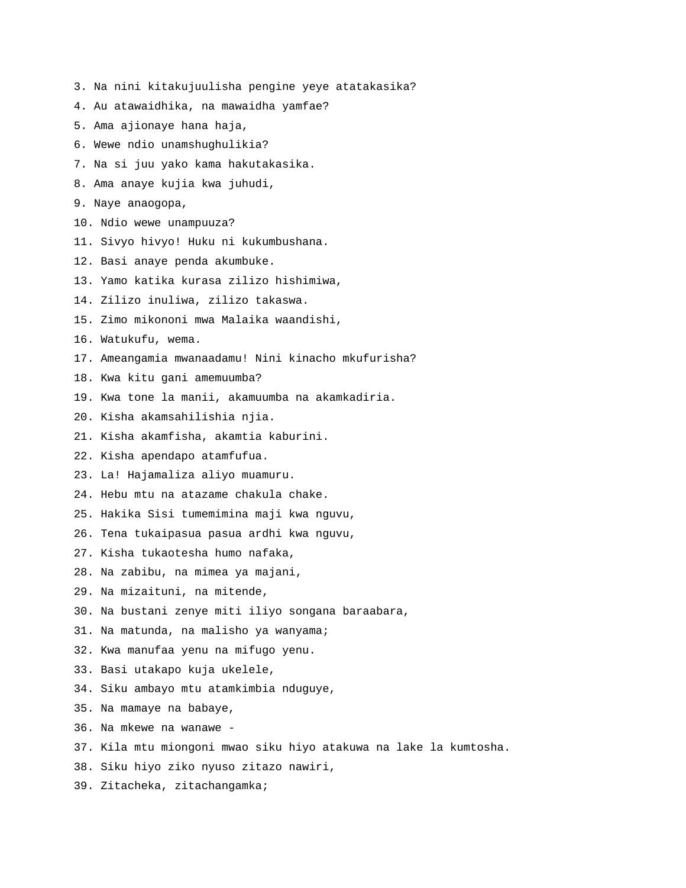3. Na nini kitakujuulisha pengine yeye atatakasika?
4. Au atawaidhika, na mawaidha yamfae?
5. Ama ajionaye hana haja,
6. Wewe ndio unamshughulikia?
7. Na si juu yako kama hakutakasika.
8. Ama anaye kujia kwa juhudi,
9. Naye anaogopa,
10. Ndio wewe unampuuza?
11. Sivyo hivyo! Huku ni kukumbushana.
12. Basi anaye penda akumbuke.
13. Yamo katika kurasa zilizo hishimiwa,
14. Zilizo inuliwa, zilizo takaswa.
15. Zimo mikononi mwa Malaika waandishi,
16. Watukufu, wema.
17. Ameangamia mwanaadamu! Nini kinacho mkufurisha?
18. Kwa kitu gani amemuumba?
19. Kwa tone la manii, akamuumba na akamkadiria.
20. Kisha akamsahilishia njia.
21. Kisha akamfisha, akamtia kaburini.
22. Kisha apendapo atamfufua.
23. La! Hajamaliza aliyo muamuru.
24. Hebu mtu na atazame chakula chake.
25. Hakika Sisi tumemimina maji kwa nguvu,
26. Tena tukaipasua pasua ardhi kwa nguvu,
27. Kisha tukaotesha humo nafaka,
28. Na zabibu, na mimea ya majani,
29. Na mizaituni, na mitende,
30. Na bustani zenye miti iliyo songana baraabara,
31. Na matunda, na malisho ya wanyama;
32. Kwa manufaa yenu na mifugo yenu.
33. Basi utakapo kuja ukelele,
34. Siku ambayo mtu atamkimbia nduguye,
35. Na mamaye na babaye,
36. Na mkewe na wanawe -
37. Kila mtu miongoni mwao siku hiyo atakuwa na lake la kumtosha.
38. Siku hiyo ziko nyuso zitazo nawiri,
39. Zitacheka, zitachangamka;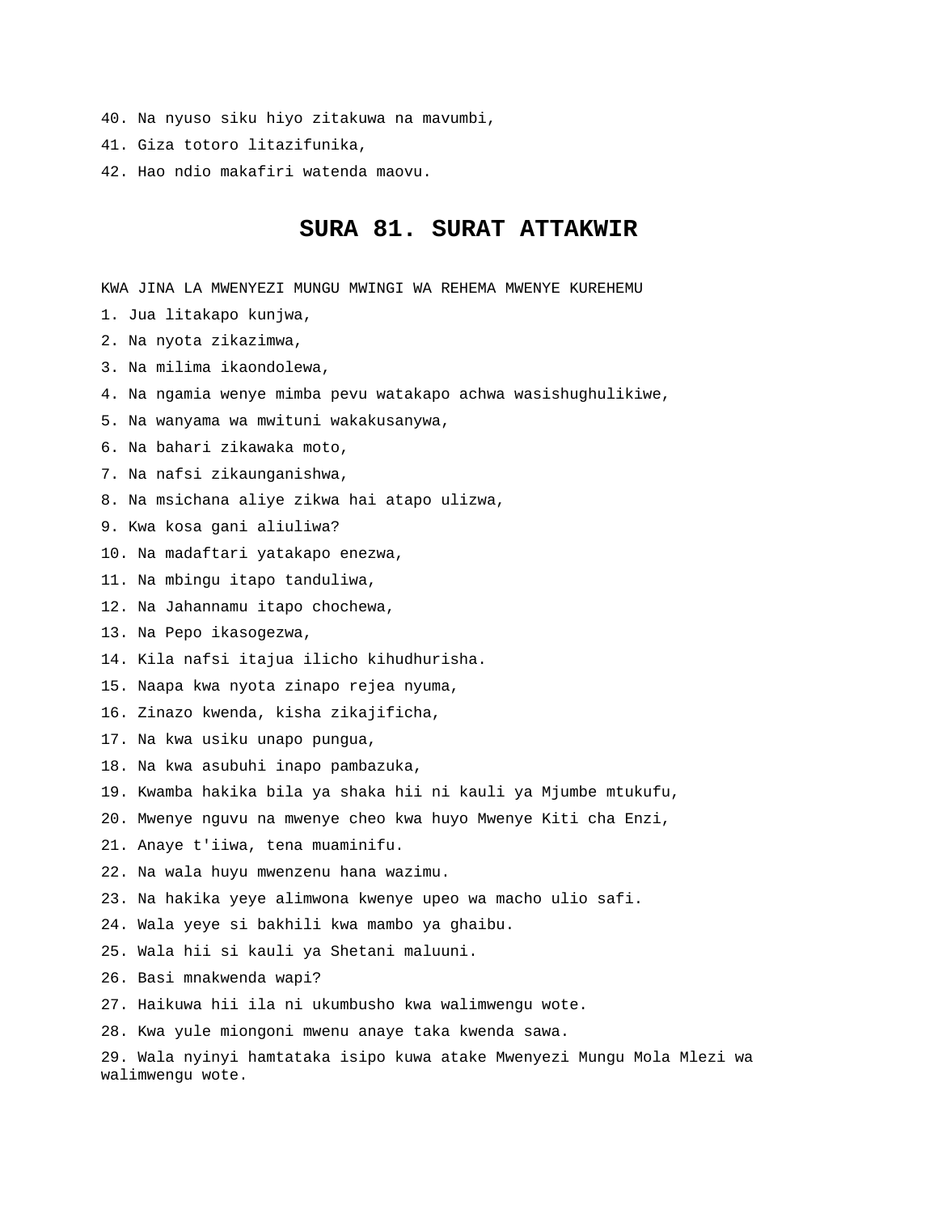40. Na nyuso siku hiyo zitakuwa na mavumbi,

41. Giza totoro litazifunika,

42. Hao ndio makafiri watenda maovu.

# SURA 81. SURAT ATTAKWIR

KWA JINA LA MWENYEZI MUNGU MWINGI WA REHEMA MWENYE KUREHEMU

1. Jua litakapo kunjwa,

2. Na nyota zikazimwa,

3. Na milima ikaondolewa,

4. Na ngamia wenye mimba pevu watakapo achwa wasishughulikiwe,

5. Na wanyama wa mwituni wakakusanywa,

6. Na bahari zikawaka moto,

7. Na nafsi zikaunganishwa,

8. Na msichana aliye zikwa hai atapo ulizwa,

9. Kwa kosa gani aliuliwa?

10. Na madaftari yatakapo enezwa,

11. Na mbingu itapo tanduliwa,

12. Na Jahannamu itapo chochewa,

13. Na Pepo ikasogezwa,

14. Kila nafsi itajua ilicho kihudhurisha.

15. Naapa kwa nyota zinapo rejea nyuma,

16. Zinazo kwenda, kisha zikajificha,

17. Na kwa usiku unapo pungua,

18. Na kwa asubuhi inapo pambazuka,

19. Kwamba hakika bila ya shaka hii ni kauli ya Mjumbe mtukufu,

20. Mwenye nguvu na mwenye cheo kwa huyo Mwenye Kiti cha Enzi,

21. Anaye t'iiwa, tena muaminifu.

22. Na wala huyu mwenzenu hana wazimu.

23. Na hakika yeye alimwona kwenye upeo wa macho ulio safi.

24. Wala yeye si bakhili kwa mambo ya ghaibu.

25. Wala hii si kauli ya Shetani maluuni.

26. Basi mnakwenda wapi?

27. Haikuwa hii ila ni ukumbusho kwa walimwengu wote.

28. Kwa yule miongoni mwenu anaye taka kwenda sawa.

29. Wala nyinyi hamtataka isipo kuwa atake Mwenyezi Mungu Mola Mlezi wa walimwengu wote.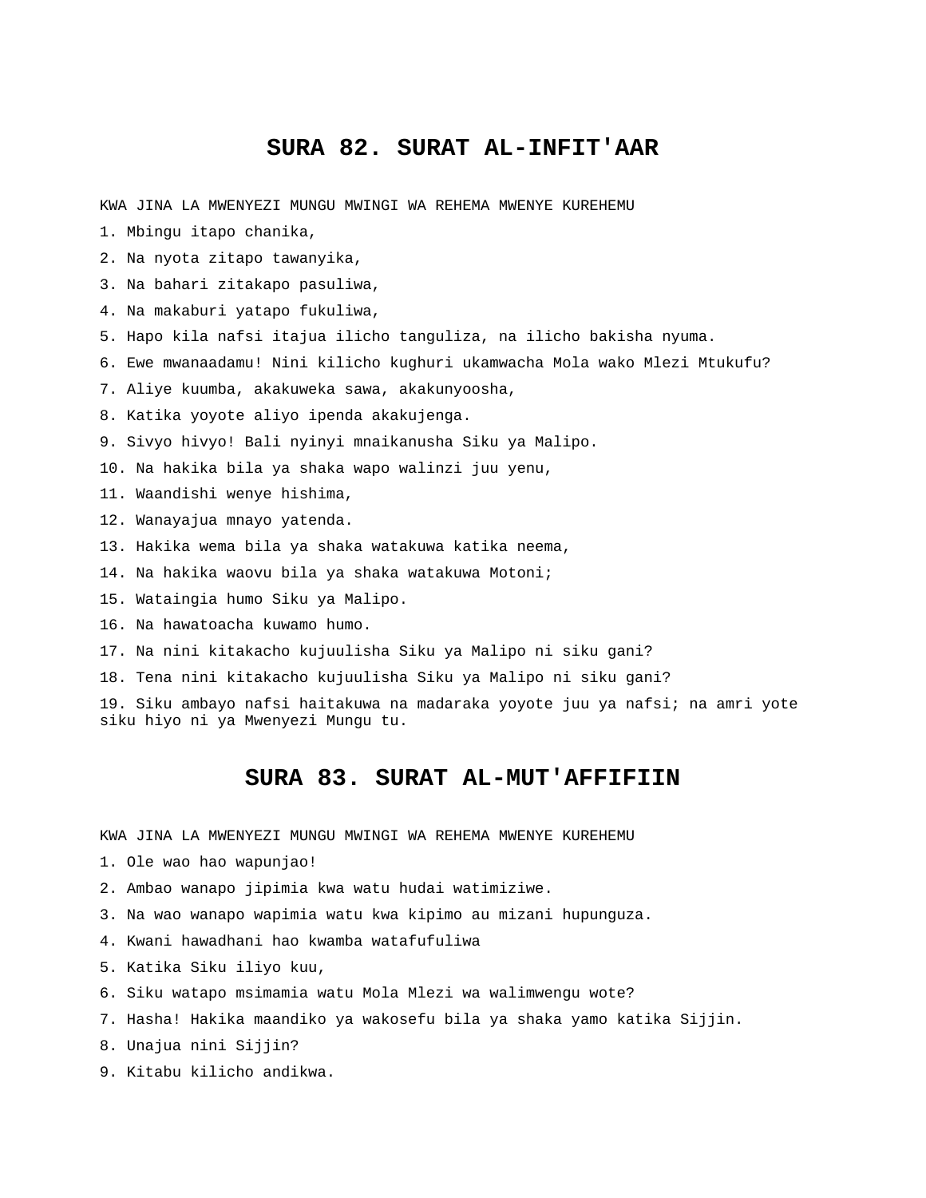# SURA 82. SURAT AL-INFIT'AAR

KWA JINA LA MWENYEZI MUNGU MWINGI WA REHEMA MWENYE KUREHEMU

1. Mbingu itapo chanika,
2. Na nyota zitapo tawanyika,
3. Na bahari zitakapo pasuliwa,
4. Na makaburi yatapo fukuliwa,
5. Hapo kila nafsi itajua ilicho tanguliza, na ilicho bakisha nyuma.
6. Ewe mwanaadamu! Nini kilicho kughuri ukamwacha Mola wako Mlezi Mtukufu?
7. Aliye kuumba, akakuweka sawa, akakunyoosha,
8. Katika yoyote aliyo ipenda akakujenga.
9. Sivyo hivyo! Bali nyinyi mnaikanusha Siku ya Malipo.
10. Na hakika bila ya shaka wapo walinzi juu yenu,
11. Waandishi wenye hishima,
12. Wanayajua mnayo yatenda.
13. Hakika wema bila ya shaka watakuwa katika neema,
14. Na hakika waovu bila ya shaka watakuwa Motoni;
15. Wataingia humo Siku ya Malipo.
16. Na hawatoacha kuwamo humo.
17. Na nini kitakacho kujuulisha Siku ya Malipo ni siku gani?
18. Tena nini kitakacho kujuulisha Siku ya Malipo ni siku gani?
19. Siku ambayo nafsi haitakuwa na madaraka yoyote juu ya nafsi; na amri yote siku hiyo ni ya Mwenyezi Mungu tu.

# SURA 83. SURAT AL-MUT'AFFIFIIN

KWA JINA LA MWENYEZI MUNGU MWINGI WA REHEMA MWENYE KUREHEMU

1. Ole wao hao wapunjao!
2. Ambao wanapo jipimia kwa watu hudai watimiziwe.
3. Na wao wanapo wapimia watu kwa kipimo au mizani hupunguza.
4. Kwani hawadhani hao kwamba watafufuliwa
5. Katika Siku iliyo kuu,
6. Siku watapo msimamia watu Mola Mlezi wa walimwengu wote?
7. Hasha! Hakika maandiko ya wakosefu bila ya shaka yamo katika Sijjin.
8. Unajua nini Sijjin?
9. Kitabu kilicho andikwa.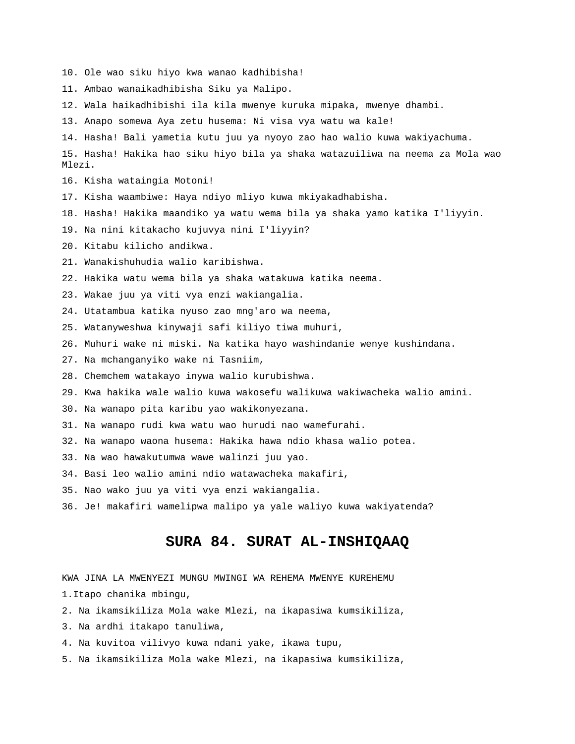10. Ole wao siku hiyo kwa wanao kadhibisha!

11. Ambao wanaikadhibisha Siku ya Malipo.

12. Wala haikadhibishi ila kila mwenye kuruka mipaka, mwenye dhambi.

13. Anapo somewa Aya zetu husema: Ni visa vya watu wa kale!

14. Hasha! Bali yametia kutu juu ya nyoyo zao hao walio kuwa wakiyachuma.

15. Hasha! Hakika hao siku hiyo bila ya shaka watazuiliwa na neema za Mola wao Mlezi.

16. Kisha wataingia Motoni!

17. Kisha waambiwe: Haya ndiyo mliyo kuwa mkiyakadhabisha.

18. Hasha! Hakika maandiko ya watu wema bila ya shaka yamo katika I'liyyin.

19. Na nini kitakacho kujuvya nini I'liyyin?

20. Kitabu kilicho andikwa.

21. Wanakishuhudia walio karibishwa.

22. Hakika watu wema bila ya shaka watakuwa katika neema.

23. Wakae juu ya viti vya enzi wakiangalia.

24. Utatambua katika nyuso zao mng'aro wa neema,

25. Watanyweshwa kinywaji safi kiliyo tiwa muhuri,

26. Muhuri wake ni miski. Na katika hayo washindanie wenye kushindana.

27. Na mchanganyiko wake ni Tasniim,

28. Chemchem watakayo inywa walio kurubishwa.

29. Kwa hakika wale walio kuwa wakosefu walikuwa wakiwacheka walio amini.

30. Na wanapo pita karibu yao wakikonyezana.

31. Na wanapo rudi kwa watu wao hurudi nao wamefurahi.

32. Na wanapo waona husema: Hakika hawa ndio khasa walio potea.

33. Na wao hawakutumwa wawe walinzi juu yao.

34. Basi leo walio amini ndio watawacheka makafiri,

35. Nao wako juu ya viti vya enzi wakiangalia.

36. Je! makafiri wamelipwa malipo ya yale waliyo kuwa wakiyatenda?

# SURA 84. SURAT AL-INSHIQAAQ

KWA JINA LA MWENYEZI MUNGU MWINGI WA REHEMA MWENYE KUREHEMU

1.Itapo chanika mbingu,

2. Na ikamsikiliza Mola wake Mlezi, na ikapasiwa kumsikiliza,

3. Na ardhi itakapo tanuliwa,

4. Na kuvitoa vilivyo kuwa ndani yake, ikawa tupu,

5. Na ikamsikiliza Mola wake Mlezi, na ikapasiwa kumsikiliza,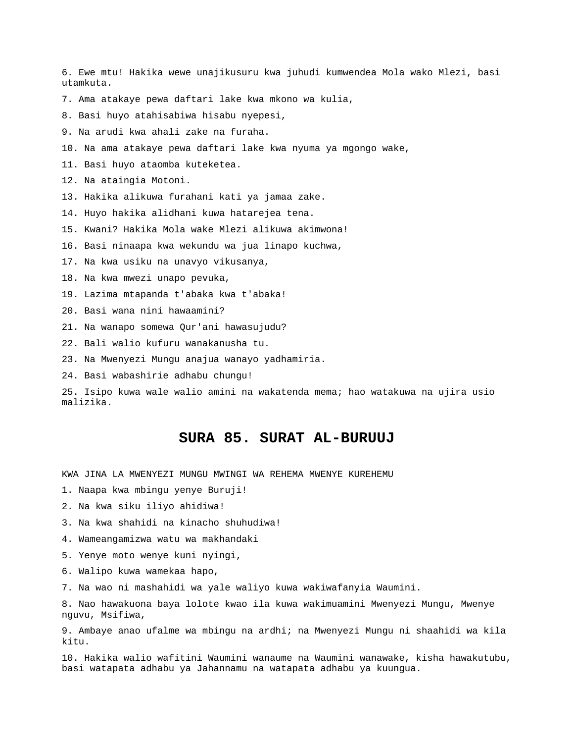6. Ewe mtu! Hakika wewe unajikusuru kwa juhudi kumwendea Mola wako Mlezi, basi utamkuta.

7. Ama atakaye pewa daftari lake kwa mkono wa kulia,

8. Basi huyo atahisabiwa hisabu nyepesi,

9. Na arudi kwa ahali zake na furaha.

10. Na ama atakaye pewa daftari lake kwa nyuma ya mgongo wake,

11. Basi huyo ataomba kuteketea.

12. Na ataingia Motoni.

13. Hakika alikuwa furahani kati ya jamaa zake.

14. Huyo hakika alidhani kuwa hatarejea tena.

15. Kwani? Hakika Mola wake Mlezi alikuwa akimwona!

16. Basi ninaapa kwa wekundu wa jua linapo kuchwa,

17. Na kwa usiku na unavyo vikusanya,

18. Na kwa mwezi unapo pevuka,

19. Lazima mtapanda t'abaka kwa t'abaka!

20. Basi wana nini hawaamini?

21. Na wanapo somewa Qur'ani hawasujudu?

22. Bali walio kufuru wanakanusha tu.

23. Na Mwenyezi Mungu anajua wanayo yadhamiria.

24. Basi wabashirie adhabu chungu!

25. Isipo kuwa wale walio amini na wakatenda mema; hao watakuwa na ujira usio malizika.

# SURA 85. SURAT AL-BURUUJ

KWA JINA LA MWENYEZI MUNGU MWINGI WA REHEMA MWENYE KUREHEMU

1. Naapa kwa mbingu yenye Buruji!

2. Na kwa siku iliyo ahidiwa!

3. Na kwa shahidi na kinacho shuhudiwa!

4. Wameangamizwa watu wa makhandaki

5. Yenye moto wenye kuni nyingi,

6. Walipo kuwa wamekaa hapo,

7. Na wao ni mashahidi wa yale waliyo kuwa wakiwafanyia Waumini.

8. Nao hawakuona baya lolote kwao ila kuwa wakimuamini Mwenyezi Mungu, Mwenye nguvu, Msifiwa,

9. Ambaye anao ufalme wa mbingu na ardhi; na Mwenyezi Mungu ni shaahidi wa kila kitu.

10. Hakika walio wafitini Waumini wanaume na Waumini wanawake, kisha hawakutubu, basi watapata adhabu ya Jahannamu na watapata adhabu ya kuungua.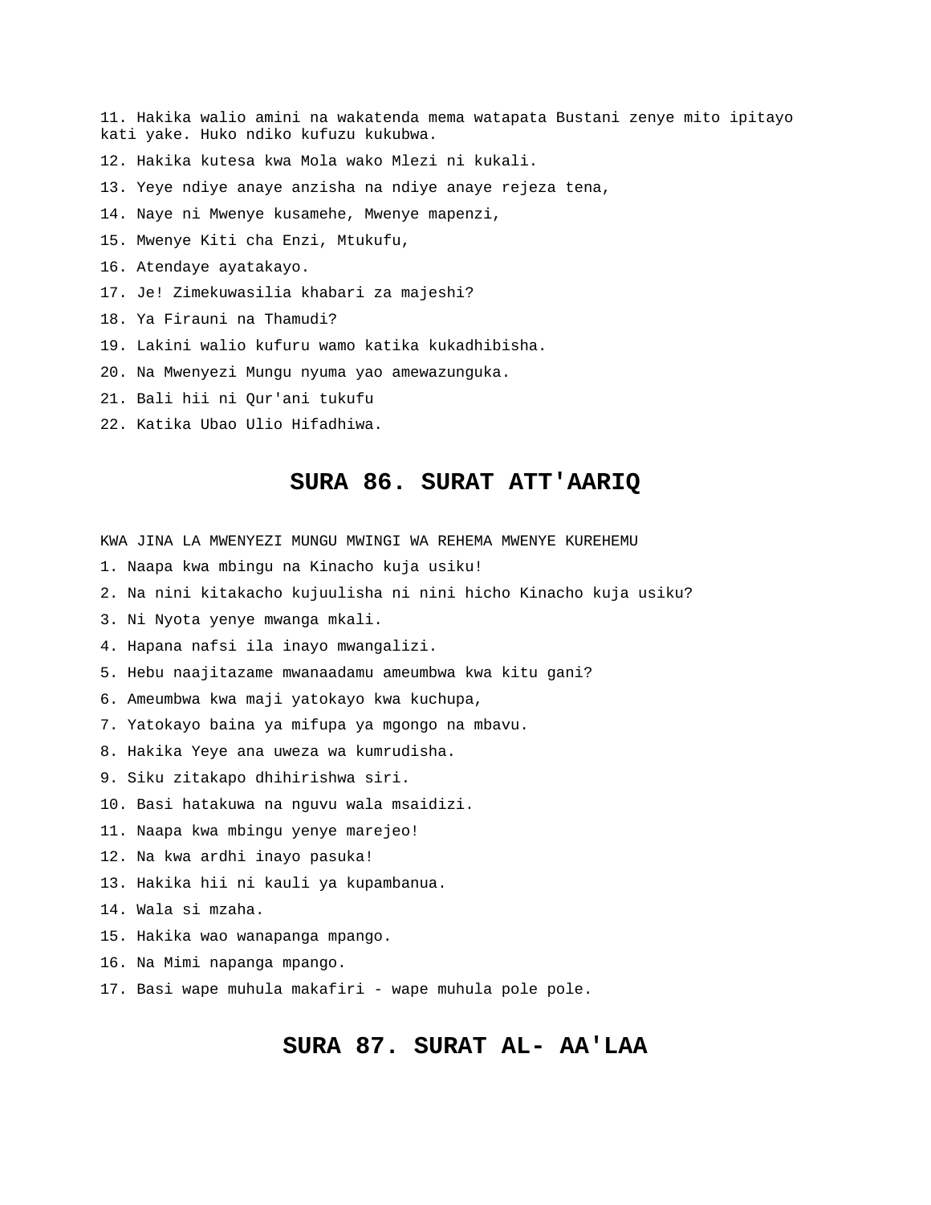11. Hakika walio amini na wakatenda mema watapata Bustani zenye mito ipitayo kati yake. Huko ndiko kufuzu kukubwa.

12. Hakika kutesa kwa Mola wako Mlezi ni kukali.

13. Yeye ndiye anaye anzisha na ndiye anaye rejeza tena,

14. Naye ni Mwenye kusamehe, Mwenye mapenzi,

15. Mwenye Kiti cha Enzi, Mtukufu,

16. Atendaye ayatakayo.

17. Je! Zimekuwasilia khabari za majeshi?

18. Ya Firauni na Thamudi?

19. Lakini walio kufuru wamo katika kukadhibisha.

20. Na Mwenyezi Mungu nyuma yao amewazunguka.

21. Bali hii ni Qur'ani tukufu

22. Katika Ubao Ulio Hifadhiwa.

## SURA 86. SURAT ATT'AARIQ

KWA JINA LA MWENYEZI MUNGU MWINGI WA REHEMA MWENYE KUREHEMU

1. Naapa kwa mbingu na Kinacho kuja usiku!

2. Na nini kitakacho kujuulisha ni nini hicho Kinacho kuja usiku?

3. Ni Nyota yenye mwanga mkali.

4. Hapana nafsi ila inayo mwangalizi.

5. Hebu naajitazame mwanaadamu ameumbwa kwa kitu gani?

6. Ameumbwa kwa maji yatokayo kwa kuchupa,

7. Yatokayo baina ya mifupa ya mgongo na mbavu.

8. Hakika Yeye ana uweza wa kumrudisha.

9. Siku zitakapo dhihirishwa siri.

10. Basi hatakuwa na nguvu wala msaidizi.

11. Naapa kwa mbingu yenye marejeo!

12. Na kwa ardhi inayo pasuka!

13. Hakika hii ni kauli ya kupambanua.

14. Wala si mzaha.

15. Hakika wao wanapanga mpango.

16. Na Mimi napanga mpango.

17. Basi wape muhula makafiri - wape muhula pole pole.

## SURA 87. SURAT AL- AA'LAA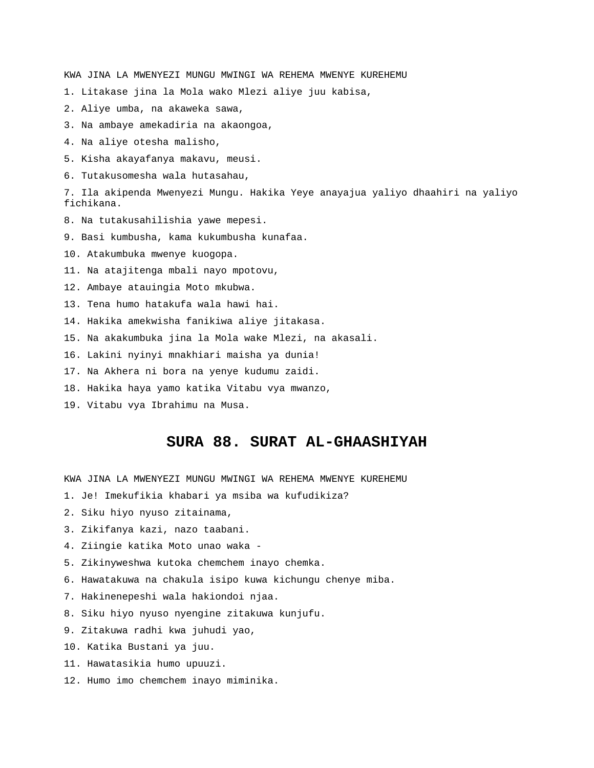KWA JINA LA MWENYEZI MUNGU MWINGI WA REHEMA MWENYE KUREHEMU

1. Litakase jina la Mola wako Mlezi aliye juu kabisa,

2. Aliye umba, na akaweka sawa,

3. Na ambaye amekadiria na akaongoa,

4. Na aliye otesha malisho,

5. Kisha akayafanya makavu, meusi.

6. Tutakusomesha wala hutasahau,

7. Ila akipenda Mwenyezi Mungu. Hakika Yeye anayajua yaliyo dhaahiri na yaliyo fichikana.

8. Na tutakusahilishia yawe mepesi.

9. Basi kumbusha, kama kukumbusha kunafaa.

10. Atakumbuka mwenye kuogopa.

11. Na atajitenga mbali nayo mpotovu,

12. Ambaye atauingia Moto mkubwa.

13. Tena humo hatakufa wala hawi hai.

14. Hakika amekwisha fanikiwa aliye jitakasa.

15. Na akakumbuka jina la Mola wake Mlezi, na akasali.

16. Lakini nyinyi mnakhiari maisha ya dunia!

17. Na Akhera ni bora na yenye kudumu zaidi.

18. Hakika haya yamo katika Vitabu vya mwanzo,

19. Vitabu vya Ibrahimu na Musa.

# SURA 88. SURAT AL-GHAASHIYAH

KWA JINA LA MWENYEZI MUNGU MWINGI WA REHEMA MWENYE KUREHEMU

1. Je! Imekufikia khabari ya msiba wa kufudikiza?

2. Siku hiyo nyuso zitainama,

3. Zikifanya kazi, nazo taabani.

4. Ziingie katika Moto unao waka -

5. Zikinyweshwa kutoka chemchem inayo chemka.

6. Hawatakuwa na chakula isipo kuwa kichungu chenye miba.

7. Hakinenepeshi wala hakiondoi njaa.

8. Siku hiyo nyuso nyengine zitakuwa kunjufu.

9. Zitakuwa radhi kwa juhudi yao,

10. Katika Bustani ya juu.

11. Hawatasikia humo upuuzi.

12. Humo imo chemchem inayo miminika.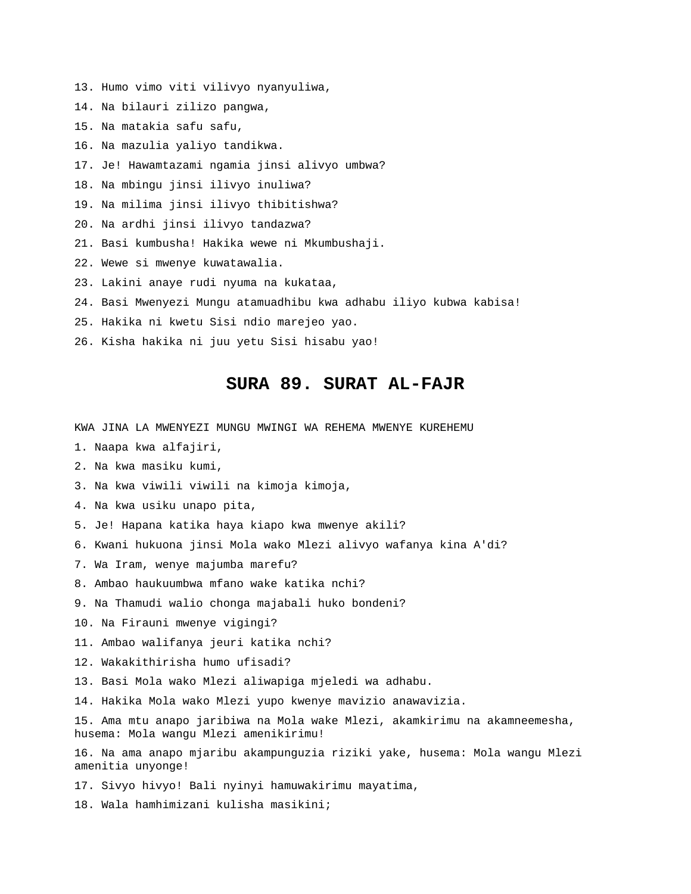13. Humo vimo viti vilivyo nyanyuliwa,

14. Na bilauri zilizo pangwa,

15. Na matakia safu safu,

16. Na mazulia yaliyo tandikwa.

17. Je! Hawamtazami ngamia jinsi alivyo umbwa?

18. Na mbingu jinsi ilivyo inuliwa?

19. Na milima jinsi ilivyo thibitishwa?

20. Na ardhi jinsi ilivyo tandazwa?

21. Basi kumbusha! Hakika wewe ni Mkumbushaji.

22. Wewe si mwenye kuwatawalia.

23. Lakini anaye rudi nyuma na kukataa,

24. Basi Mwenyezi Mungu atamuadhibu kwa adhabu iliyo kubwa kabisa!

25. Hakika ni kwetu Sisi ndio marejeo yao.

26. Kisha hakika ni juu yetu Sisi hisabu yao!

# SURA 89. SURAT AL-FAJR

KWA JINA LA MWENYEZI MUNGU MWINGI WA REHEMA MWENYE KUREHEMU

1. Naapa kwa alfajiri,

2. Na kwa masiku kumi,

3. Na kwa viwili viwili na kimoja kimoja,

4. Na kwa usiku unapo pita,

5. Je! Hapana katika haya kiapo kwa mwenye akili?

6. Kwani hukuona jinsi Mola wako Mlezi alivyo wafanya kina A'di?

7. Wa Iram, wenye majumba marefu?

8. Ambao haukuumbwa mfano wake katika nchi?

9. Na Thamudi walio chonga majabali huko bondeni?

10. Na Firauni mwenye vigingi?

11. Ambao walifanya jeuri katika nchi?

12. Wakakithirisha humo ufisadi?

13. Basi Mola wako Mlezi aliwapiga mjeledi wa adhabu.

14. Hakika Mola wako Mlezi yupo kwenye mavizio anawavizia.

15. Ama mtu anapo jaribiwa na Mola wake Mlezi, akamkirimu na akamneemesha, husema: Mola wangu Mlezi amenikirimu!

16. Na ama anapo mjaribu akampunguzia riziki yake, husema: Mola wangu Mlezi amenitia unyonge!

17. Sivyo hivyo! Bali nyinyi hamuwakirimu mayatima,

18. Wala hamhimizani kulisha masikini;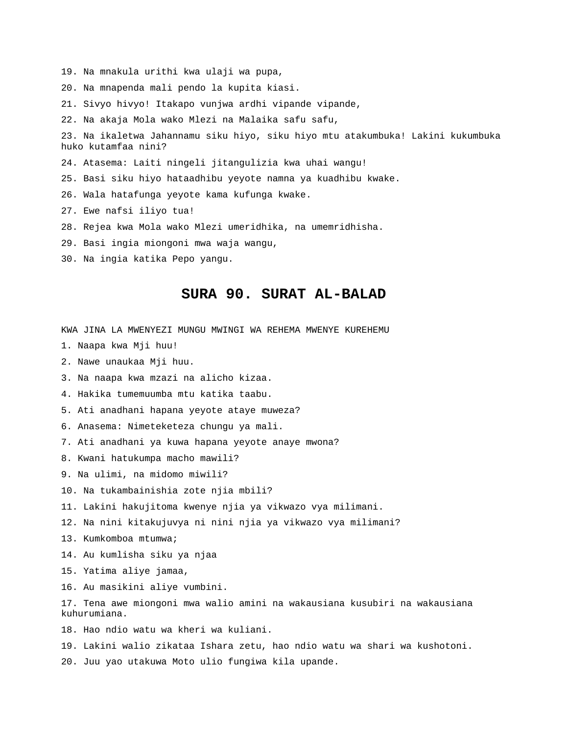19. Na mnakula urithi kwa ulaji wa pupa,

20. Na mnapenda mali pendo la kupita kiasi.

21. Sivyo hivyo! Itakapo vunjwa ardhi vipande vipande,

22. Na akaja Mola wako Mlezi na Malaika safu safu,

23. Na ikaletwa Jahannamu siku hiyo, siku hiyo mtu atakumbuka! Lakini kukumbuka huko kutamfaa nini?

24. Atasema: Laiti ningeli jitangulizia kwa uhai wangu!

25. Basi siku hiyo hataadhibu yeyote namna ya kuadhibu kwake.

26. Wala hatafunga yeyote kama kufunga kwake.

27. Ewe nafsi iliyo tua!

28. Rejea kwa Mola wako Mlezi umeridhika, na umemridhisha.

29. Basi ingia miongoni mwa waja wangu,

30. Na ingia katika Pepo yangu.

# SURA 90. SURAT AL-BALAD

KWA JINA LA MWENYEZI MUNGU MWINGI WA REHEMA MWENYE KUREHEMU

1. Naapa kwa Mji huu!

2. Nawe unaukaa Mji huu.

3. Na naapa kwa mzazi na alicho kizaa.

4. Hakika tumemuumba mtu katika taabu.

5. Ati anadhani hapana yeyote ataye muweza?

6. Anasema: Nimeteketeza chungu ya mali.

7. Ati anadhani ya kuwa hapana yeyote anaye mwona?

8. Kwani hatukumpa macho mawili?

9. Na ulimi, na midomo miwili?

10. Na tukambainishia zote njia mbili?

11. Lakini hakujitoma kwenye njia ya vikwazo vya milimani.

12. Na nini kitakujuvya ni nini njia ya vikwazo vya milimani?

13. Kumkomboa mtumwa;

14. Au kumlisha siku ya njaa

15. Yatima aliye jamaa,

16. Au masikini aliye vumbini.

17. Tena awe miongoni mwa walio amini na wakausiana kusubiri na wakausiana kuhurumiana.

18. Hao ndio watu wa kheri wa kuliani.

19. Lakini walio zikataa Ishara zetu, hao ndio watu wa shari wa kushotoni.

20. Juu yao utakuwa Moto ulio fungiwa kila upande.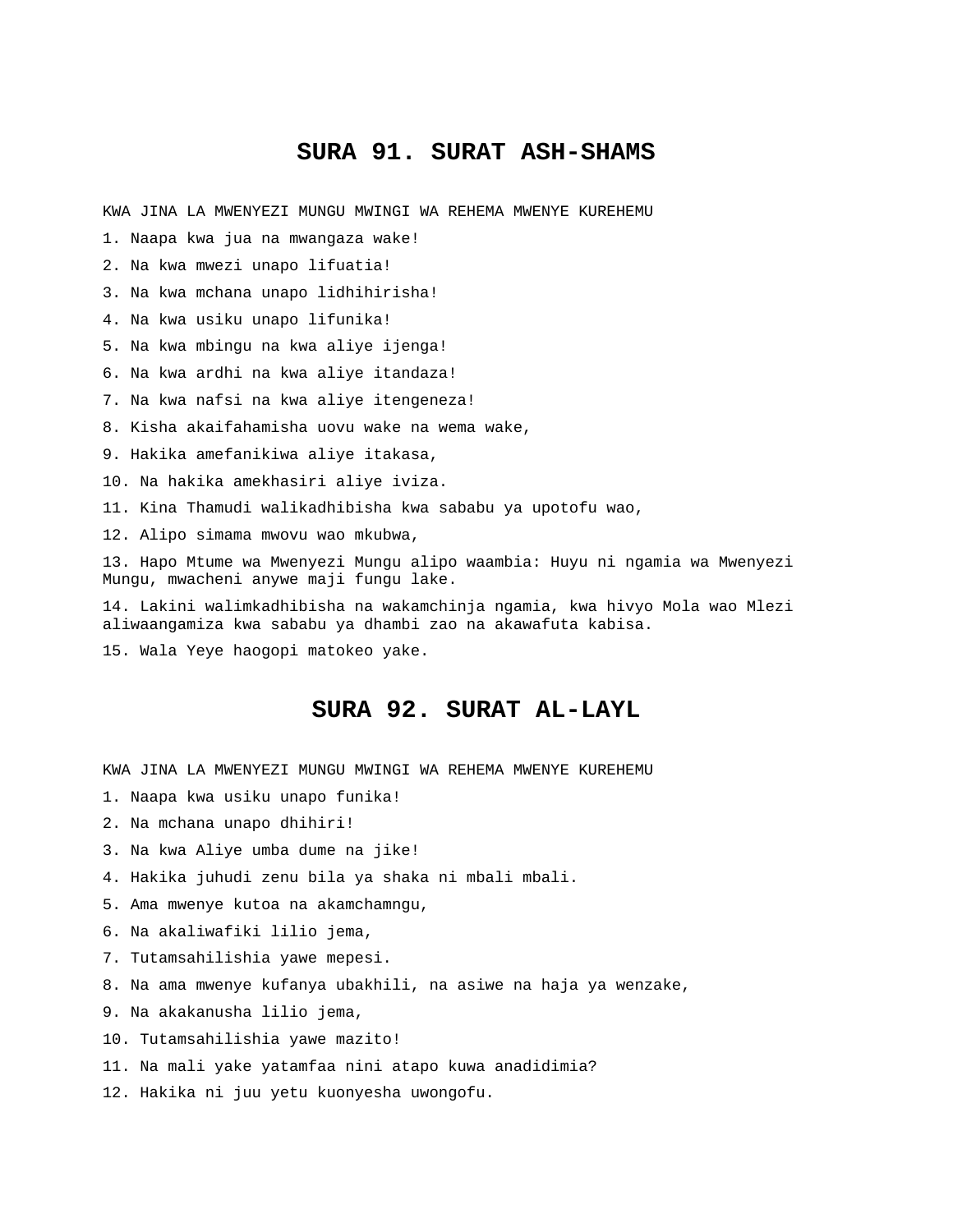# SURA 91. SURAT ASH-SHAMS

KWA JINA LA MWENYEZI MUNGU MWINGI WA REHEMA MWENYE KUREHEMU

1. Naapa kwa jua na mwangaza wake!

2. Na kwa mwezi unapo lifuatia!

3. Na kwa mchana unapo lidhihirisha!

4. Na kwa usiku unapo lifunika!

5. Na kwa mbingu na kwa aliye ijenga!

6. Na kwa ardhi na kwa aliye itandaza!

7. Na kwa nafsi na kwa aliye itengeneza!

8. Kisha akaifahamisha uovu wake na wema wake,

9. Hakika amefanikiwa aliye itakasa,

10. Na hakika amekhasiri aliye iviza.

11. Kina Thamudi walikadhibisha kwa sababu ya upotofu wao,

12. Alipo simama mwovu wao mkubwa,

13. Hapo Mtume wa Mwenyezi Mungu alipo waambia: Huyu ni ngamia wa Mwenyezi Mungu, mwacheni anywe maji fungu lake.

14. Lakini walimkadhibisha na wakamchinja ngamia, kwa hivyo Mola wao Mlezi aliwaangamiza kwa sababu ya dhambi zao na akawafuta kabisa.

15. Wala Yeye haogopi matokeo yake.

# SURA 92. SURAT AL-LAYL

KWA JINA LA MWENYEZI MUNGU MWINGI WA REHEMA MWENYE KUREHEMU

1. Naapa kwa usiku unapo funika!

2. Na mchana unapo dhihiri!

3. Na kwa Aliye umba dume na jike!

4. Hakika juhudi zenu bila ya shaka ni mbali mbali.

5. Ama mwenye kutoa na akamchamngu,

6. Na akaliwafiki lilio jema,

7. Tutamsahilishia yawe mepesi.

8. Na ama mwenye kufanya ubakhili, na asiwe na haja ya wenzake,

9. Na akakanusha lilio jema,

10. Tutamsahilishia yawe mazito!

11. Na mali yake yatamfaa nini atapo kuwa anadidimia?

12. Hakika ni juu yetu kuonyesha uwongofu.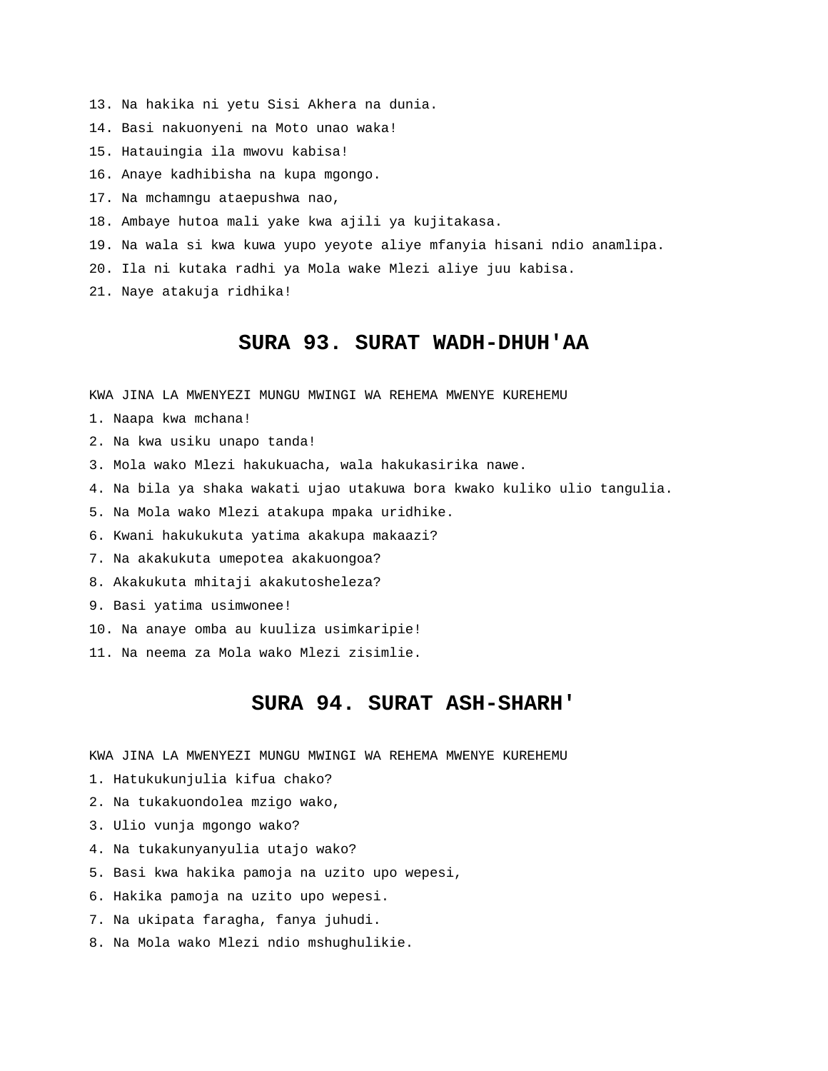13. Na hakika ni yetu Sisi Akhera na dunia.
14. Basi nakuonyeni na Moto unao waka!
15. Hatauingia ila mwovu kabisa!
16. Anaye kadhibisha na kupa mgongo.
17. Na mchamngu ataepushwa nao,
18. Ambaye hutoa mali yake kwa ajili ya kujitakasa.
19. Na wala si kwa kuwa yupo yeyote aliye mfanyia hisani ndio anamlipa.
20. Ila ni kutaka radhi ya Mola wake Mlezi aliye juu kabisa.
21. Naye atakuja ridhika!

## SURA 93. SURAT WADH-DHUH'AA

KWA JINA LA MWENYEZI MUNGU MWINGI WA REHEMA MWENYE KUREHEMU

1. Naapa kwa mchana!
2. Na kwa usiku unapo tanda!
3. Mola wako Mlezi hakukuacha, wala hakukasirika nawe.
4. Na bila ya shaka wakati ujao utakuwa bora kwako kuliko ulio tangulia.
5. Na Mola wako Mlezi atakupa mpaka uridhike.
6. Kwani hakukukuta yatima akakupa makaazi?
7. Na akakukuta umepotea akakuongoa?
8. Akakukuta mhitaji akakutosheleza?
9. Basi yatima usimwonee!
10. Na anaye omba au kuuliza usimkaripie!
11. Na neema za Mola wako Mlezi zisimlie.

## SURA 94. SURAT ASH-SHARH'

KWA JINA LA MWENYEZI MUNGU MWINGI WA REHEMA MWENYE KUREHEMU

1. Hatukukunjulia kifua chako?
2. Na tukakuondolea mzigo wako,
3. Ulio vunja mgongo wako?
4. Na tukakunyanyulia utajo wako?
5. Basi kwa hakika pamoja na uzito upo wepesi,
6. Hakika pamoja na uzito upo wepesi.
7. Na ukipata faragha, fanya juhudi.
8. Na Mola wako Mlezi ndio mshughulikie.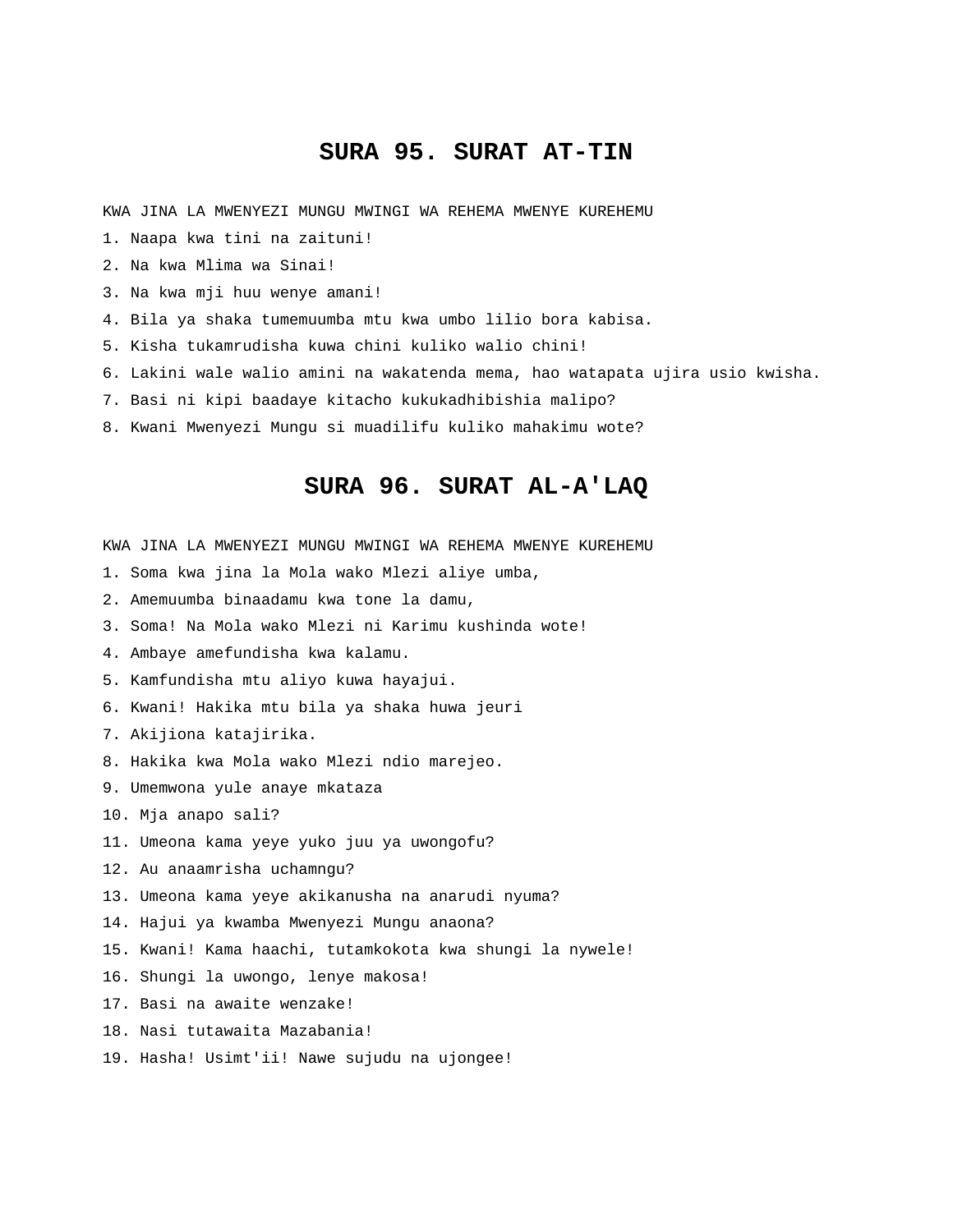# SURA 95. SURAT AT-TIN

KWA JINA LA MWENYEZI MUNGU MWINGI WA REHEMA MWENYE KUREHEMU

1. Naapa kwa tini na zaituni!
2. Na kwa Mlima wa Sinai!
3. Na kwa mji huu wenye amani!
4. Bila ya shaka tumemuumba mtu kwa umbo lilio bora kabisa.
5. Kisha tukamrudisha kuwa chini kuliko walio chini!
6. Lakini wale walio amini na wakatenda mema, hao watapata ujira usio kwisha.
7. Basi ni kipi baadaye kitacho kukukadhibishia malipo?
8. Kwani Mwenyezi Mungu si muadilifu kuliko mahakimu wote?

# SURA 96. SURAT AL-A'LAQ

KWA JINA LA MWENYEZI MUNGU MWINGI WA REHEMA MWENYE KUREHEMU

1. Soma kwa jina la Mola wako Mlezi aliye umba,
2. Amemuumba binaadamu kwa tone la damu,
3. Soma! Na Mola wako Mlezi ni Karimu kushinda wote!
4. Ambaye amefundisha kwa kalamu.
5. Kamfundisha mtu aliyo kuwa hayajui.
6. Kwani! Hakika mtu bila ya shaka huwa jeuri
7. Akijiona katajirika.
8. Hakika kwa Mola wako Mlezi ndio marejeo.
9. Umemwona yule anaye mkataza
10. Mja anapo sali?
11. Umeona kama yeye yuko juu ya uwongofu?
12. Au anaamrisha uchamngu?
13. Umeona kama yeye akikanusha na anarudi nyuma?
14. Hajui ya kwamba Mwenyezi Mungu anaona?
15. Kwani! Kama haachi, tutamkokota kwa shungi la nywele!
16. Shungi la uwongo, lenye makosa!
17. Basi na awaite wenzake!
18. Nasi tutawaita Mazabania!
19. Hasha! Usimt'ii! Nawe sujudu na ujongee!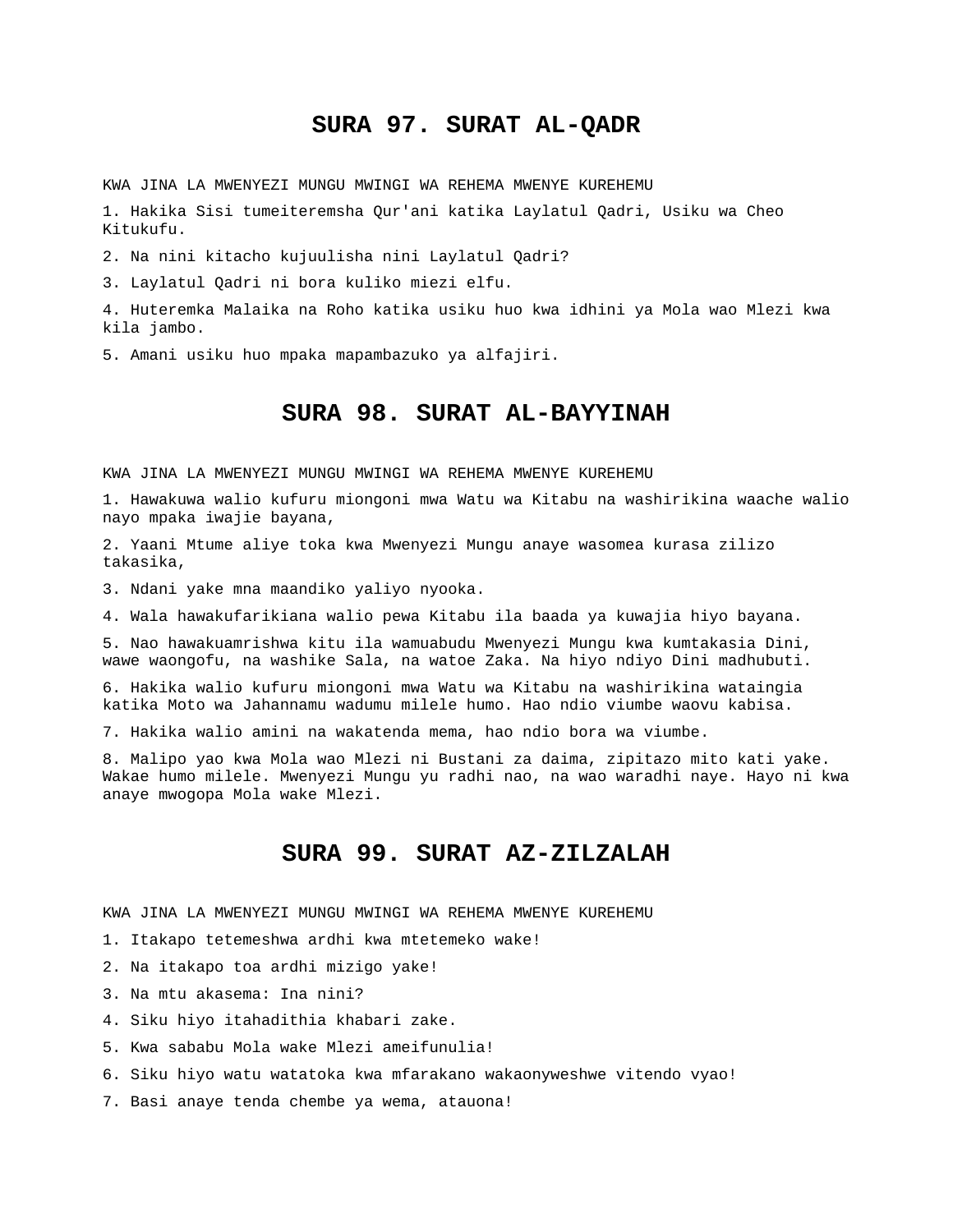# SURA 97. SURAT AL-QADR

KWA JINA LA MWENYEZI MUNGU MWINGI WA REHEMA MWENYE KUREHEMU

1. Hakika Sisi tumeiteremsha Qur'ani katika Laylatul Qadri, Usiku wa Cheo Kitukufu.

2. Na nini kitacho kujuulisha nini Laylatul Qadri?

3. Laylatul Qadri ni bora kuliko miezi elfu.

4. Huteremka Malaika na Roho katika usiku huo kwa idhini ya Mola wao Mlezi kwa kila jambo.

5. Amani usiku huo mpaka mapambazuko ya alfajiri.

# SURA 98. SURAT AL-BAYYINAH

KWA JINA LA MWENYEZI MUNGU MWINGI WA REHEMA MWENYE KUREHEMU

1. Hawakuwa walio kufuru miongoni mwa Watu wa Kitabu na washirikina waache walio nayo mpaka iwajie bayana,

2. Yaani Mtume aliye toka kwa Mwenyezi Mungu anaye wasomea kurasa zilizo takasika,

3. Ndani yake mna maandiko yaliyo nyooka.

4. Wala hawakufarikiana walio pewa Kitabu ila baada ya kuwajia hiyo bayana.

5. Nao hawakuamrishwa kitu ila wamuabudu Mwenyezi Mungu kwa kumtakasia Dini, wawe waongofu, na washike Sala, na watoe Zaka. Na hiyo ndiyo Dini madhubuti.

6. Hakika walio kufuru miongoni mwa Watu wa Kitabu na washirikina wataingia katika Moto wa Jahannamu wadumu milele humo. Hao ndio viumbe waovu kabisa.

7. Hakika walio amini na wakatenda mema, hao ndio bora wa viumbe.

8. Malipo yao kwa Mola wao Mlezi ni Bustani za daima, zipitazo mito kati yake. Wakae humo milele. Mwenyezi Mungu yu radhi nao, na wao waradhi naye. Hayo ni kwa anaye mwogopa Mola wake Mlezi.

# SURA 99. SURAT AZ-ZILZALAH

KWA JINA LA MWENYEZI MUNGU MWINGI WA REHEMA MWENYE KUREHEMU

1. Itakapo tetemeshwa ardhi kwa mtetemeko wake!

2. Na itakapo toa ardhi mizigo yake!

3. Na mtu akasema: Ina nini?

4. Siku hiyo itahadithia khabari zake.

5. Kwa sababu Mola wake Mlezi ameifunulia!

6. Siku hiyo watu watatoka kwa mfarakano wakaonyweshwe vitendo vyao!

7. Basi anaye tenda chembe ya wema, atauona!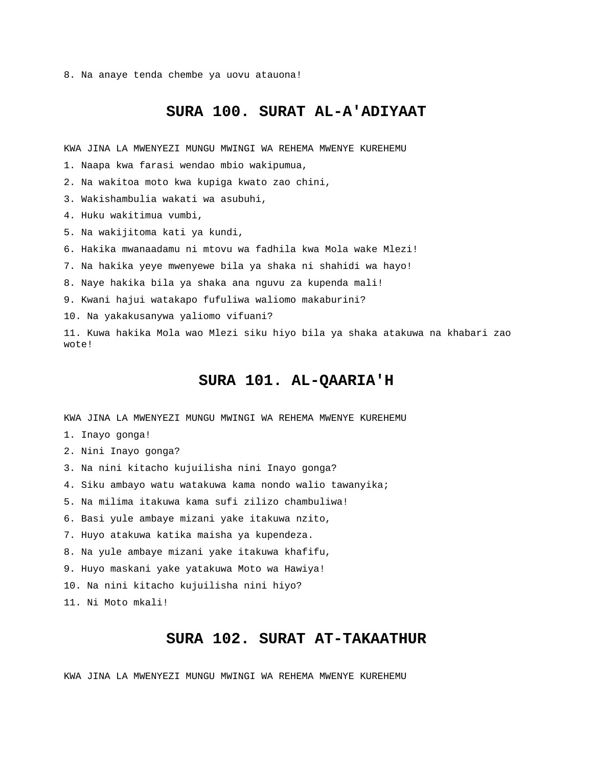8. Na anaye tenda chembe ya uovu atauona!

## SURA 100. SURAT AL-A'ADIYAAT

KWA JINA LA MWENYEZI MUNGU MWINGI WA REHEMA MWENYE KUREHEMU

1. Naapa kwa farasi wendao mbio wakipumua,

2. Na wakitoa moto kwa kupiga kwato zao chini,

3. Wakishambulia wakati wa asubuhi,

4. Huku wakitimua vumbi,

5. Na wakijitoma kati ya kundi,

6. Hakika mwanaadamu ni mtovu wa fadhila kwa Mola wake Mlezi!

7. Na hakika yeye mwenyewe bila ya shaka ni shahidi wa hayo!

8. Naye hakika bila ya shaka ana nguvu za kupenda mali!

9. Kwani hajui watakapo fufuliwa waliomo makaburini?

10. Na yakakusanywa yaliomo vifuani?

11. Kuwa hakika Mola wao Mlezi siku hiyo bila ya shaka atakuwa na khabari zao wote!

## SURA 101. AL-QAARIA'H

KWA JINA LA MWENYEZI MUNGU MWINGI WA REHEMA MWENYE KUREHEMU

1. Inayo gonga!

2. Nini Inayo gonga?

3. Na nini kitacho kujuilisha nini Inayo gonga?

4. Siku ambayo watu watakuwa kama nondo walio tawanyika;

5. Na milima itakuwa kama sufi zilizo chambuliwa!

6. Basi yule ambaye mizani yake itakuwa nzito,

7. Huyo atakuwa katika maisha ya kupendeza.

8. Na yule ambaye mizani yake itakuwa khafifu,

9. Huyo maskani yake yatakuwa Moto wa Hawiya!

10. Na nini kitacho kujuilisha nini hiyo?

11. Ni Moto mkali!

## SURA 102. SURAT AT-TAKAATHUR

KWA JINA LA MWENYEZI MUNGU MWINGI WA REHEMA MWENYE KUREHEMU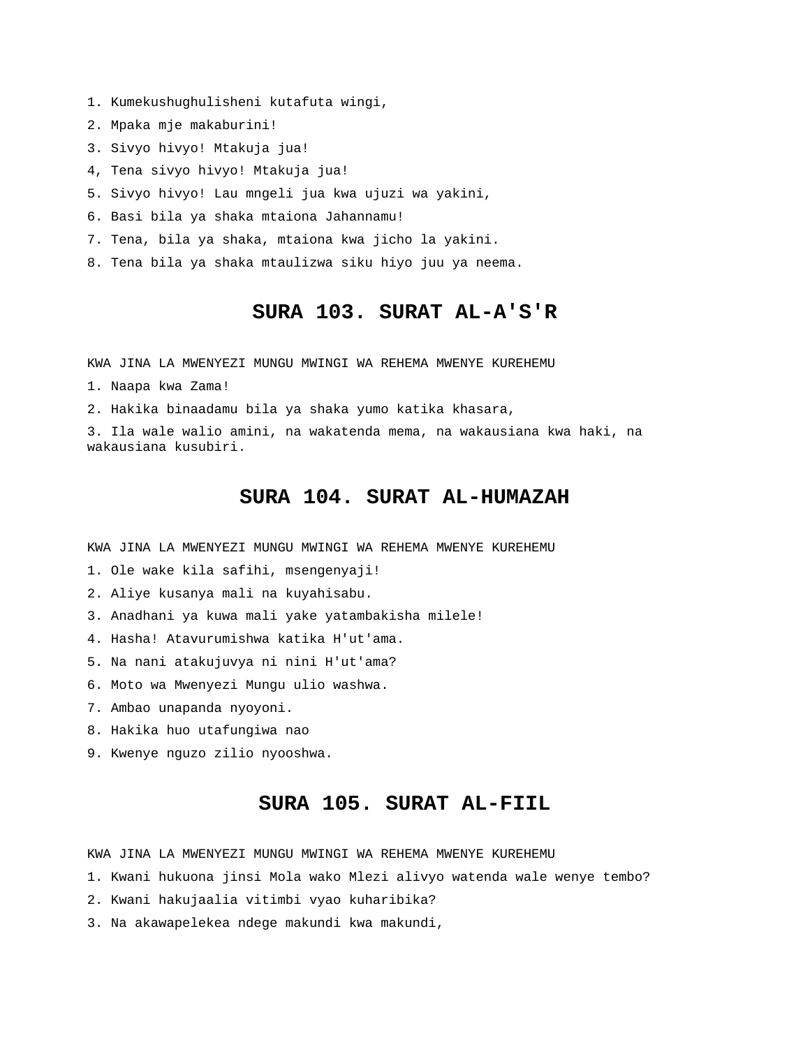1. Kumekushughulisheni kutafuta wingi,

2. Mpaka mje makaburini!

3. Sivyo hivyo! Mtakuja jua!

4, Tena sivyo hivyo! Mtakuja jua!

5. Sivyo hivyo! Lau mngeli jua kwa ujuzi wa yakini,

6. Basi bila ya shaka mtaiona Jahannamu!

7. Tena, bila ya shaka, mtaiona kwa jicho la yakini.

8. Tena bila ya shaka mtaulizwa siku hiyo juu ya neema.

## SURA 103. SURAT AL-A'S'R

KWA JINA LA MWENYEZI MUNGU MWINGI WA REHEMA MWENYE KUREHEMU

1. Naapa kwa Zama!

2. Hakika binaadamu bila ya shaka yumo katika khasara,

3. Ila wale walio amini, na wakatenda mema, na wakausiana kwa haki, na wakausiana kusubiri.

## SURA 104. SURAT AL-HUMAZAH

KWA JINA LA MWENYEZI MUNGU MWINGI WA REHEMA MWENYE KUREHEMU

1. Ole wake kila safihi, msengenyaji!

2. Aliye kusanya mali na kuyahisabu.

3. Anadhani ya kuwa mali yake yatambakisha milele!

4. Hasha! Atavurumishwa katika H'ut'ama.

5. Na nani atakujuvya ni nini H'ut'ama?

6. Moto wa Mwenyezi Mungu ulio washwa.

7. Ambao unapanda nyoyoni.

8. Hakika huo utafungiwa nao

9. Kwenye nguzo zilio nyooshwa.

## SURA 105. SURAT AL-FIIL

KWA JINA LA MWENYEZI MUNGU MWINGI WA REHEMA MWENYE KUREHEMU

1. Kwani hukuona jinsi Mola wako Mlezi alivyo watenda wale wenye tembo?

2. Kwani hakujaalia vitimbi vyao kuharibika?

3. Na akawapelekea ndege makundi kwa makundi,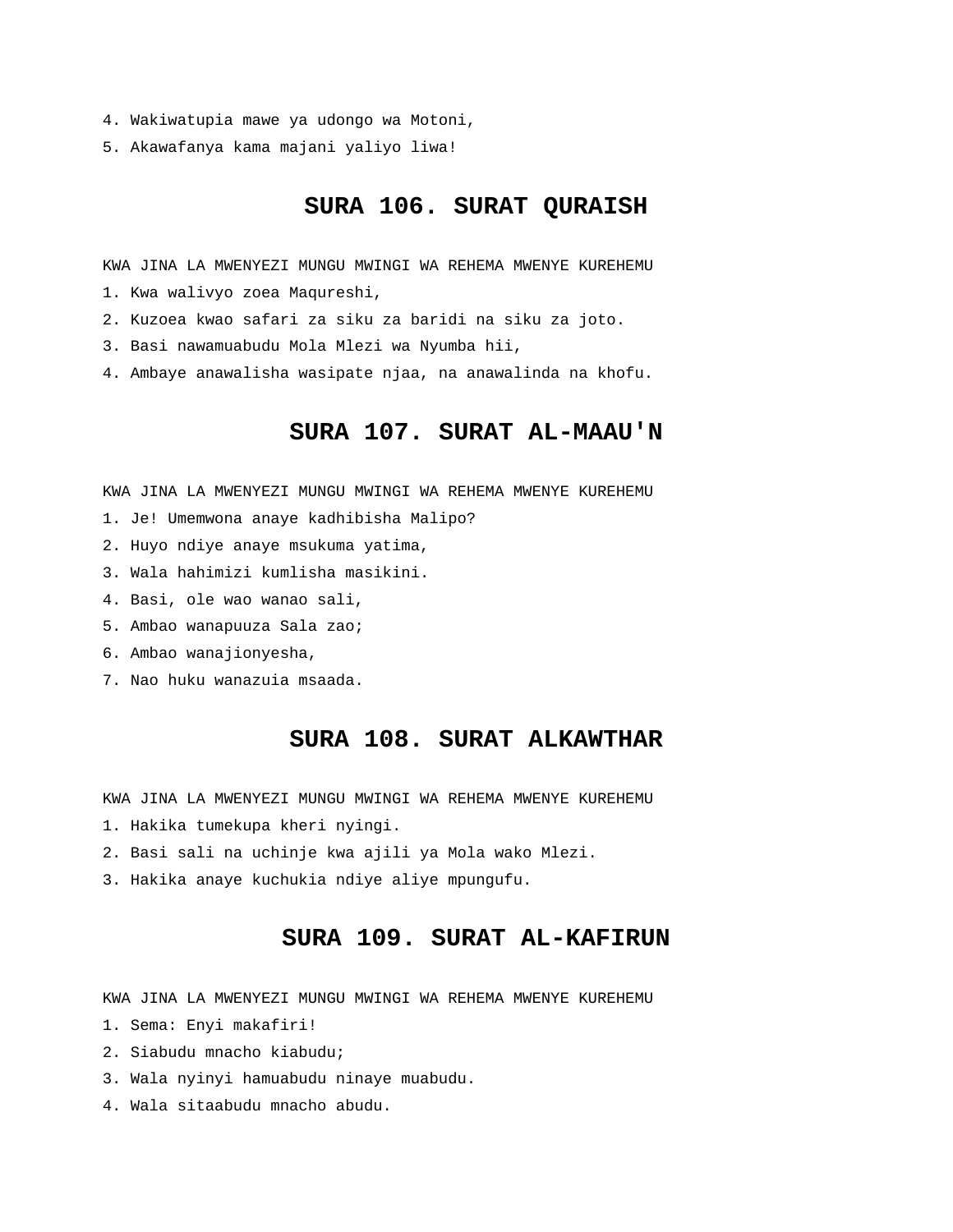4. Wakiwatupia mawe ya udongo wa Motoni,
5. Akawafanya kama majani yaliyo liwa!

## SURA 106. SURAT QURAISH

KWA JINA LA MWENYEZI MUNGU MWINGI WA REHEMA MWENYE KUREHEMU

1. Kwa walivyo zoea Maqureshi,
2. Kuzoea kwao safari za siku za baridi na siku za joto.
3. Basi nawamuabudu Mola Mlezi wa Nyumba hii,
4. Ambaye anawalisha wasipate njaa, na anawalinda na khofu.

## SURA 107. SURAT AL-MAAU'N

KWA JINA LA MWENYEZI MUNGU MWINGI WA REHEMA MWENYE KUREHEMU

1. Je! Umemwona anaye kadhibisha Malipo?
2. Huyo ndiye anaye msukuma yatima,
3. Wala hahimizi kumlisha masikini.
4. Basi, ole wao wanao sali,
5. Ambao wanapuuza Sala zao;
6. Ambao wanajionyesha,
7. Nao huku wanazuia msaada.

## SURA 108. SURAT ALKAWTHAR

KWA JINA LA MWENYEZI MUNGU MWINGI WA REHEMA MWENYE KUREHEMU

1. Hakika tumekupa kheri nyingi.
2. Basi sali na uchinje kwa ajili ya Mola wako Mlezi.
3. Hakika anaye kuchukia ndiye aliye mpungufu.

## SURA 109. SURAT AL-KAFIRUN

KWA JINA LA MWENYEZI MUNGU MWINGI WA REHEMA MWENYE KUREHEMU

1. Sema: Enyi makafiri!
2. Siabudu mnacho kiabudu;
3. Wala nyinyi hamuabudu ninaye muabudu.
4. Wala sitaabudu mnacho abudu.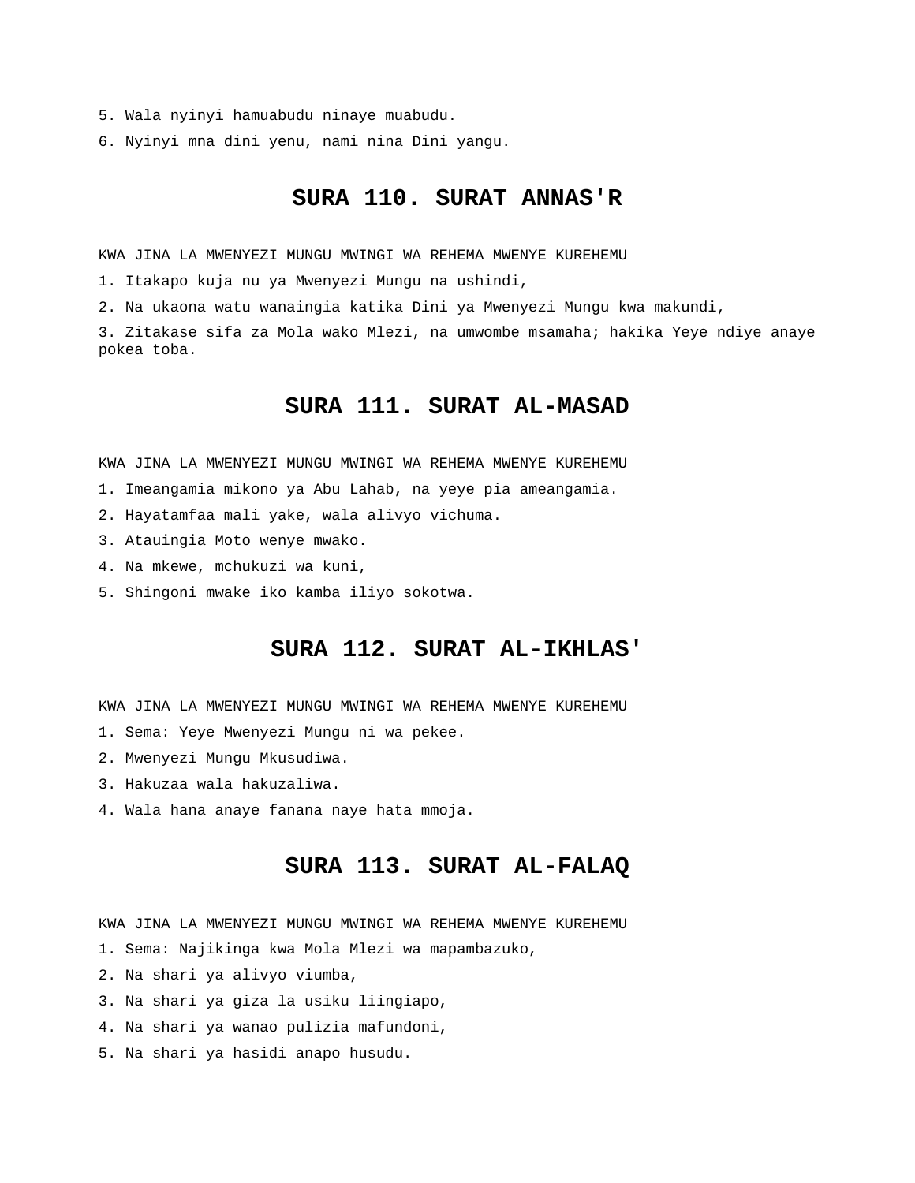5. Wala nyinyi hamuabudu ninaye muabudu.

6. Nyinyi mna dini yenu, nami nina Dini yangu.

## SURA 110. SURAT ANNAS'R

KWA JINA LA MWENYEZI MUNGU MWINGI WA REHEMA MWENYE KUREHEMU

1. Itakapo kuja nu ya Mwenyezi Mungu na ushindi,

2. Na ukaona watu wanaingia katika Dini ya Mwenyezi Mungu kwa makundi,

3. Zitakase sifa za Mola wako Mlezi, na umwombe msamaha; hakika Yeye ndiye anaye pokea toba.

## SURA 111. SURAT AL-MASAD

KWA JINA LA MWENYEZI MUNGU MWINGI WA REHEMA MWENYE KUREHEMU

1. Imeangamia mikono ya Abu Lahab, na yeye pia ameangamia.

2. Hayatamfaa mali yake, wala alivyo vichuma.

3. Atauingia Moto wenye mwako.

4. Na mkewe, mchukuzi wa kuni,

5. Shingoni mwake iko kamba iliyo sokotwa.

## SURA 112. SURAT AL-IKHLAS'

KWA JINA LA MWENYEZI MUNGU MWINGI WA REHEMA MWENYE KUREHEMU

1. Sema: Yeye Mwenyezi Mungu ni wa pekee.

2. Mwenyezi Mungu Mkusudiwa.

3. Hakuzaa wala hakuzaliwa.

4. Wala hana anaye fanana naye hata mmoja.

## SURA 113. SURAT AL-FALAQ

KWA JINA LA MWENYEZI MUNGU MWINGI WA REHEMA MWENYE KUREHEMU

1. Sema: Najikinga kwa Mola Mlezi wa mapambazuko,

2. Na shari ya alivyo viumba,

3. Na shari ya giza la usiku liingiapo,

4. Na shari ya wanao pulizia mafundoni,

5. Na shari ya hasidi anapo husudu.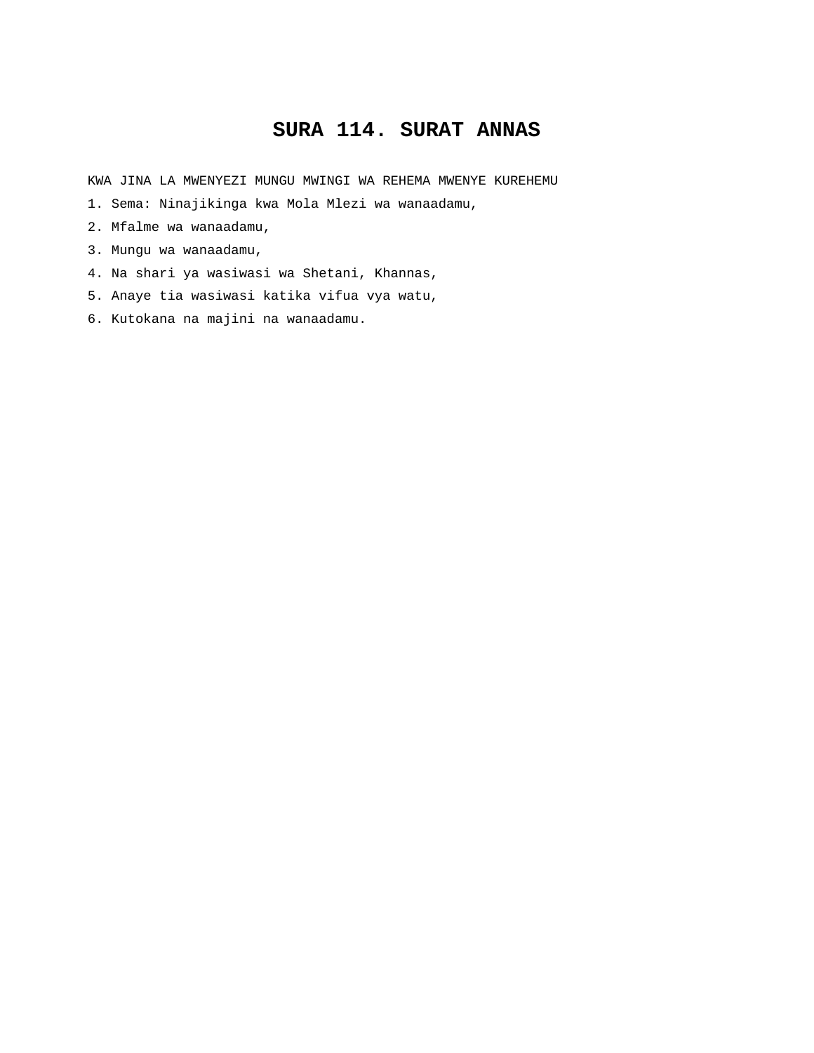# SURA 114. SURAT ANNAS

KWA JINA LA MWENYEZI MUNGU MWINGI WA REHEMA MWENYE KUREHEMU

1. Sema: Ninajikinga kwa Mola Mlezi wa wanaadamu,
2. Mfalme wa wanaadamu,
3. Mungu wa wanaadamu,
4. Na shari ya wasiwasi wa Shetani, Khannas,
5. Anaye tia wasiwasi katika vifua vya watu,
6. Kutokana na majini na wanaadamu.